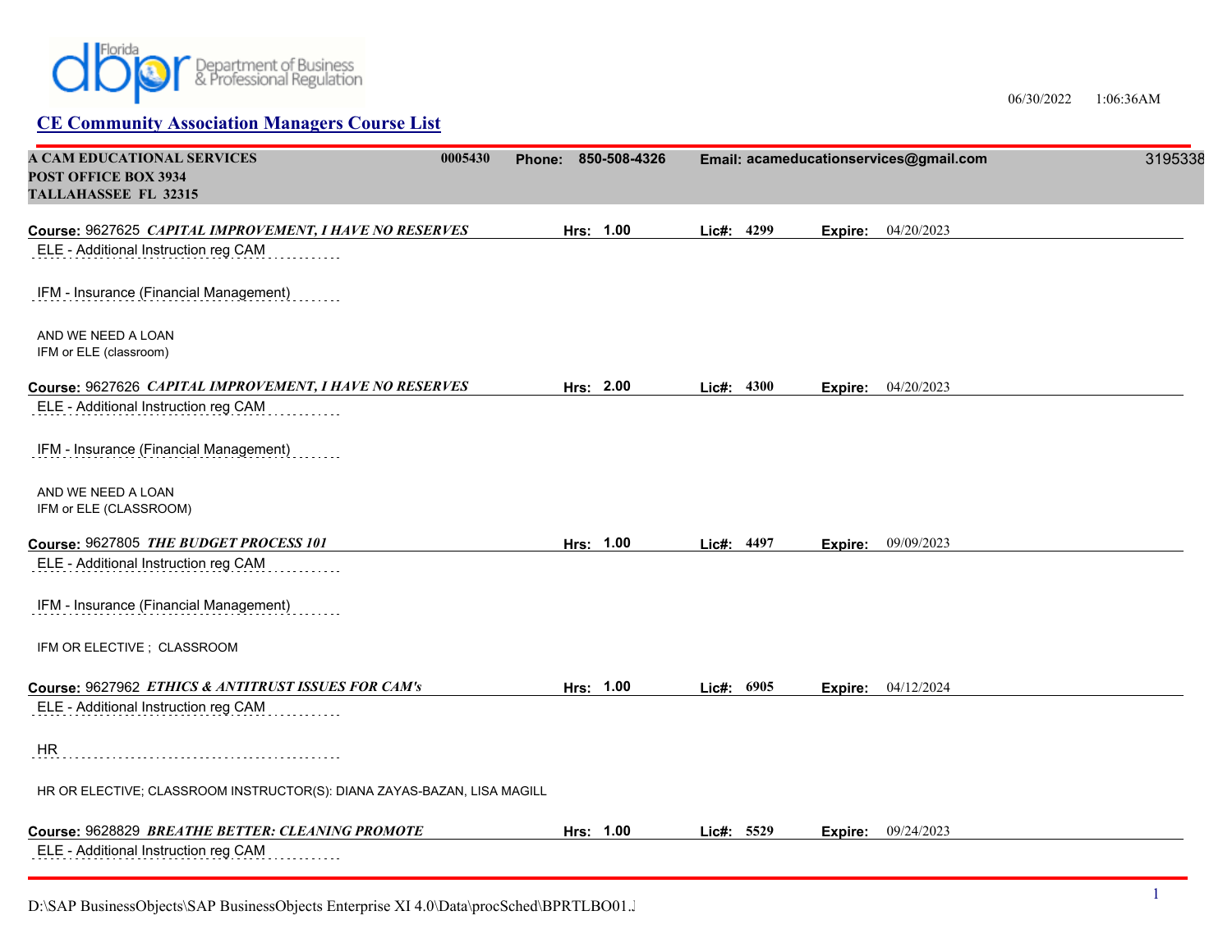Florida dbpr Department of Business & Professional Regulation

06/30/2022 1:06:36AM

## CE Community Association Managers Course List

**A CAM EDUCATIONAL SERVICES** **0005430** **Phone: 850-508-4326** **Email: acameducationservices@gmail.com** 3195338
**POST OFFICE BOX 3934**
**TALLAHASSEE FL 32315**

**Course:** 9627625 ***CAPITAL IMPROVEMENT, I HAVE NO RESERVES*** **Hrs: 1.00** **Lic#: 4299** **Expire:** 04/20/2023

ELE - Additional Instruction reg CAM

IFM - Insurance (Financial Management)

AND WE NEED A LOAN
IFM or ELE (classroom)

**Course:** 9627626 ***CAPITAL IMPROVEMENT, I HAVE NO RESERVES*** **Hrs: 2.00** **Lic#: 4300** **Expire:** 04/20/2023

ELE - Additional Instruction reg CAM

IFM - Insurance (Financial Management)

AND WE NEED A LOAN
IFM or ELE (CLASSROOM)

**Course:** 9627805 ***THE BUDGET PROCESS 101*** **Hrs: 1.00** **Lic#: 4497** **Expire:** 09/09/2023

ELE - Additional Instruction reg CAM

IFM - Insurance (Financial Management)

IFM OR ELECTIVE ; CLASSROOM

**Course:** 9627962 ***ETHICS & ANTITRUST ISSUES FOR CAM's*** **Hrs: 1.00** **Lic#: 6905** **Expire:** 04/12/2024

ELE - Additional Instruction reg CAM

HR

HR OR ELECTIVE; CLASSROOM INSTRUCTOR(S): DIANA ZAYAS-BAZAN, LISA MAGILL

**Course:** 9628829 ***BREATHE BETTER: CLEANING PROMOTE*** **Hrs: 1.00** **Lic#: 5529** **Expire:** 09/24/2023

ELE - Additional Instruction reg CAM

D:\SAP BusinessObjects\SAP BusinessObjects Enterprise XI 4.0\Data\procSched\BPRTLBO01.J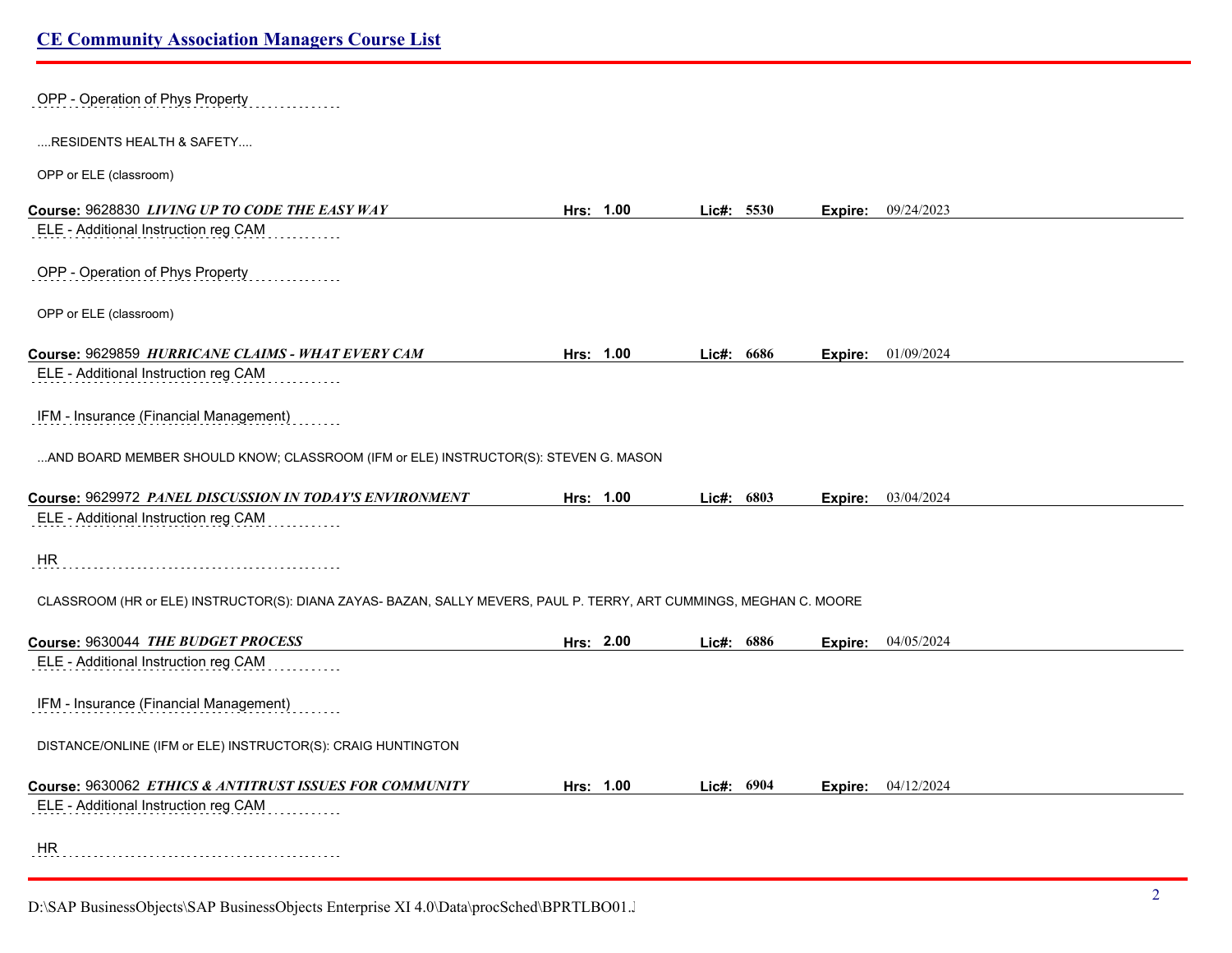## CE Community Association Managers Course List

OPP - Operation of Phys Property

....RESIDENTS HEALTH & SAFETY....

OPP or ELE (classroom)

**Course:** 9628830 ***LIVING UP TO CODE THE EASY WAY*** **Hrs: 1.00** **Lic#: 5530** **Expire:** 09/24/2023

ELE - Additional Instruction reg CAM

OPP - Operation of Phys Property

OPP or ELE (classroom)

**Course:** 9629859 ***HURRICANE CLAIMS - WHAT EVERY CAM*** **Hrs: 1.00** **Lic#: 6686** **Expire:** 01/09/2024

ELE - Additional Instruction reg CAM

IFM - Insurance (Financial Management)

...AND BOARD MEMBER SHOULD KNOW; CLASSROOM (IFM or ELE) INSTRUCTOR(S): STEVEN G. MASON

**Course:** 9629972 ***PANEL DISCUSSION IN TODAY'S ENVIRONMENT*** **Hrs: 1.00** **Lic#: 6803** **Expire:** 03/04/2024

ELE - Additional Instruction reg CAM

HR

CLASSROOM (HR or ELE) INSTRUCTOR(S): DIANA ZAYAS- BAZAN, SALLY MEVERS, PAUL P. TERRY, ART CUMMINGS, MEGHAN C. MOORE

**Course:** 9630044 ***THE BUDGET PROCESS*** **Hrs: 2.00** **Lic#: 6886** **Expire:** 04/05/2024

ELE - Additional Instruction reg CAM

IFM - Insurance (Financial Management)

DISTANCE/ONLINE (IFM or ELE) INSTRUCTOR(S): CRAIG HUNTINGTON

**Course:** 9630062 ***ETHICS & ANTITRUST ISSUES FOR COMMUNITY*** **Hrs: 1.00** **Lic#: 6904** **Expire:** 04/12/2024

ELE - Additional Instruction reg CAM

HR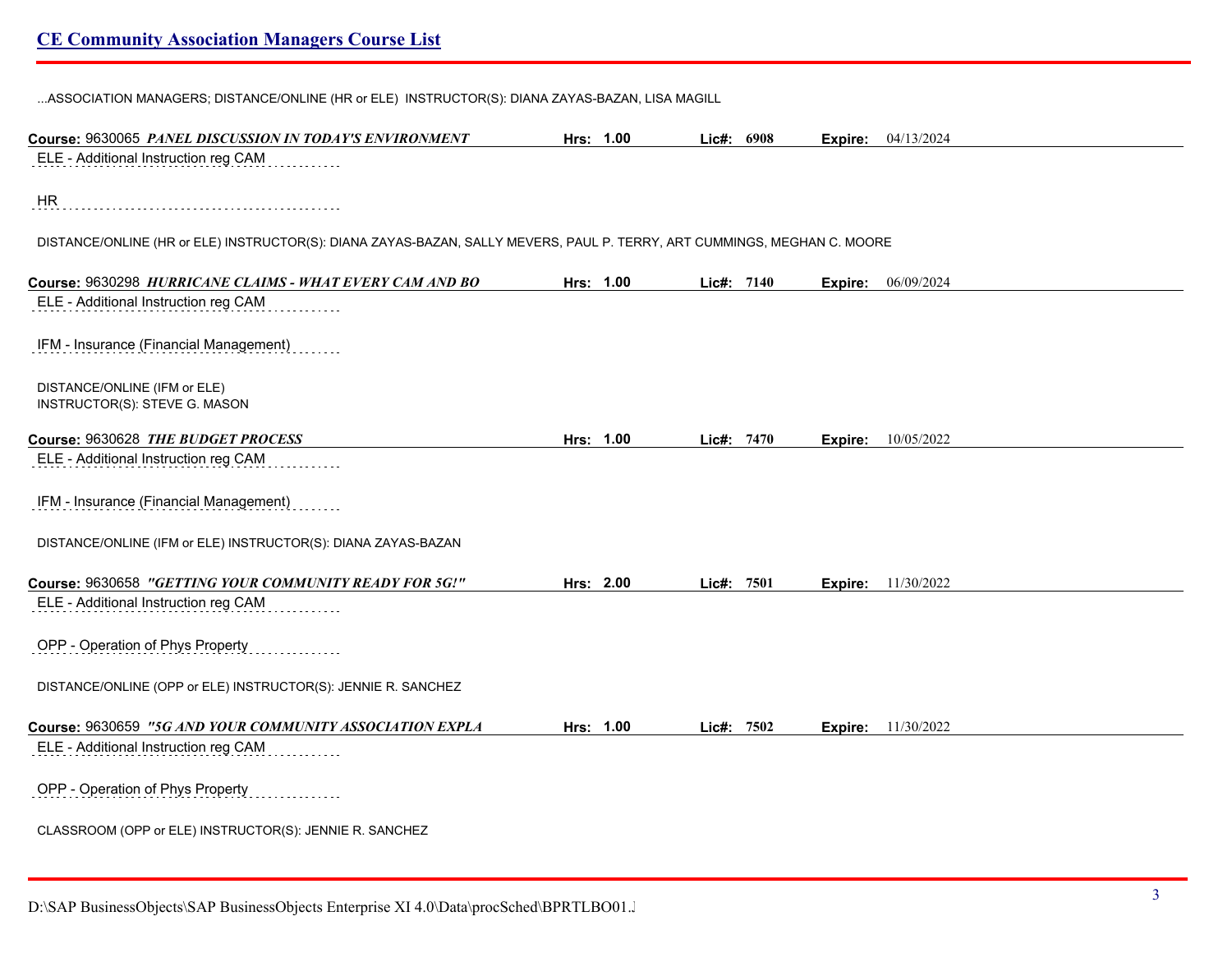...ASSOCIATION MANAGERS; DISTANCE/ONLINE (HR or ELE) INSTRUCTOR(S): DIANA ZAYAS-BAZAN, LISA MAGILL

**Course:** 9630065 ***PANEL DISCUSSION IN TODAY'S ENVIRONMENT*** **Hrs: 1.00** **Lic#: 6908** **Expire:** 04/13/2024

ELE - Additional Instruction reg CAM

HR

DISTANCE/ONLINE (HR or ELE) INSTRUCTOR(S): DIANA ZAYAS-BAZAN, SALLY MEVERS, PAUL P. TERRY, ART CUMMINGS, MEGHAN C. MOORE

**Course:** 9630298 ***HURRICANE CLAIMS - WHAT EVERY CAM AND BO*** **Hrs: 1.00** **Lic#: 7140** **Expire:** 06/09/2024

ELE - Additional Instruction reg CAM

IFM - Insurance (Financial Management)

DISTANCE/ONLINE (IFM or ELE)
INSTRUCTOR(S): STEVE G. MASON

**Course:** 9630628 ***THE BUDGET PROCESS*** **Hrs: 1.00** **Lic#: 7470** **Expire:** 10/05/2022

ELE - Additional Instruction reg CAM

IFM - Insurance (Financial Management)

DISTANCE/ONLINE (IFM or ELE) INSTRUCTOR(S): DIANA ZAYAS-BAZAN

**Course:** 9630658 ***"GETTING YOUR COMMUNITY READY FOR 5G!"*** **Hrs: 2.00** **Lic#: 7501** **Expire:** 11/30/2022

ELE - Additional Instruction reg CAM

OPP - Operation of Phys Property

DISTANCE/ONLINE (OPP or ELE) INSTRUCTOR(S): JENNIE R. SANCHEZ

**Course:** 9630659 ***"5G AND YOUR COMMUNITY ASSOCIATION EXPLA*** **Hrs: 1.00** **Lic#: 7502** **Expire:** 11/30/2022

ELE - Additional Instruction reg CAM

OPP - Operation of Phys Property

CLASSROOM (OPP or ELE) INSTRUCTOR(S): JENNIE R. SANCHEZ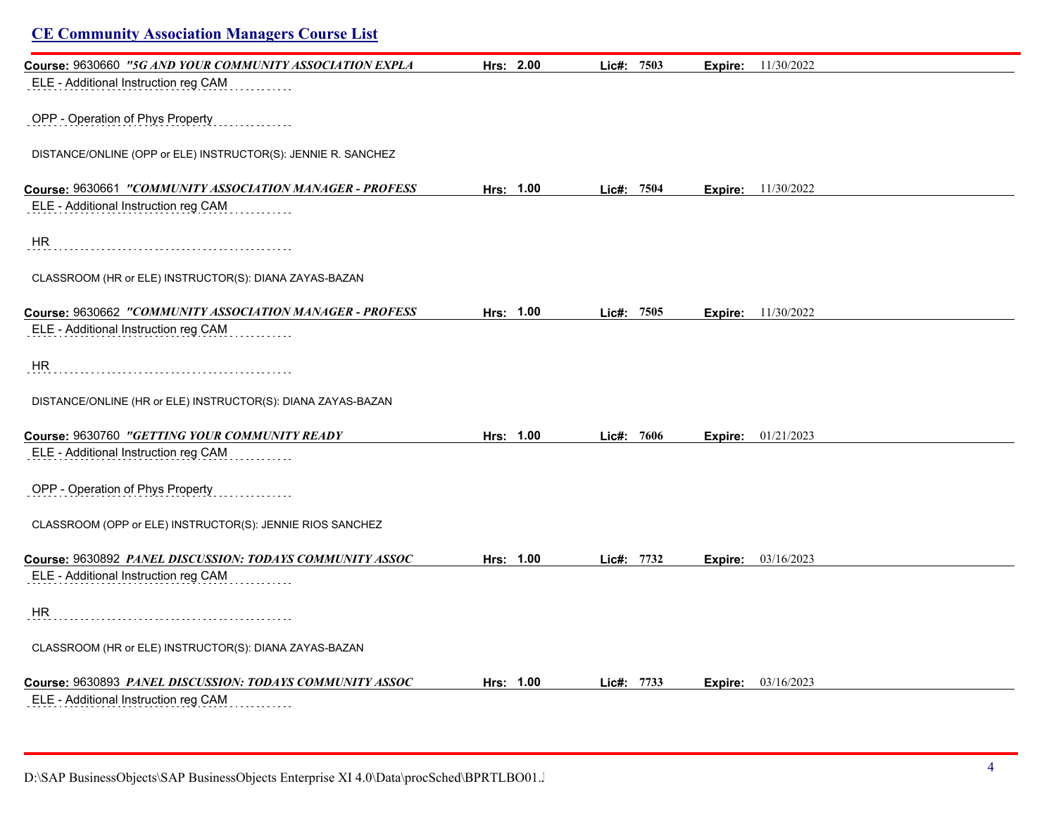## CE Community Association Managers Course List

**Course:** 9630660 ***"5G AND YOUR COMMUNITY ASSOCIATION EXPLA*** **Hrs: 2.00** **Lic#: 7503** **Expire:** 11/30/2022

ELE - Additional Instruction reg CAM

OPP - Operation of Phys Property

DISTANCE/ONLINE (OPP or ELE) INSTRUCTOR(S): JENNIE R. SANCHEZ

**Course:** 9630661 ***"COMMUNITY ASSOCIATION MANAGER - PROFESS*** **Hrs: 1.00** **Lic#: 7504** **Expire:** 11/30/2022

ELE - Additional Instruction reg CAM

HR

CLASSROOM (HR or ELE) INSTRUCTOR(S): DIANA ZAYAS-BAZAN

**Course:** 9630662 ***"COMMUNITY ASSOCIATION MANAGER - PROFESS*** **Hrs: 1.00** **Lic#: 7505** **Expire:** 11/30/2022

ELE - Additional Instruction reg CAM

HR

DISTANCE/ONLINE (HR or ELE) INSTRUCTOR(S): DIANA ZAYAS-BAZAN

**Course:** 9630760 ***"GETTING YOUR COMMUNITY READY*** **Hrs: 1.00** **Lic#: 7606** **Expire:** 01/21/2023

ELE - Additional Instruction reg CAM

OPP - Operation of Phys Property

CLASSROOM (OPP or ELE) INSTRUCTOR(S): JENNIE RIOS SANCHEZ

**Course:** 9630892 ***PANEL DISCUSSION: TODAYS COMMUNITY ASSOC*** **Hrs: 1.00** **Lic#: 7732** **Expire:** 03/16/2023

ELE - Additional Instruction reg CAM

HR

CLASSROOM (HR or ELE) INSTRUCTOR(S): DIANA ZAYAS-BAZAN

**Course:** 9630893 ***PANEL DISCUSSION: TODAYS COMMUNITY ASSOC*** **Hrs: 1.00** **Lic#: 7733** **Expire:** 03/16/2023

ELE - Additional Instruction reg CAM

D:\SAP BusinessObjects\SAP BusinessObjects Enterprise XI 4.0\Data\procSched\BPRTLBO01.J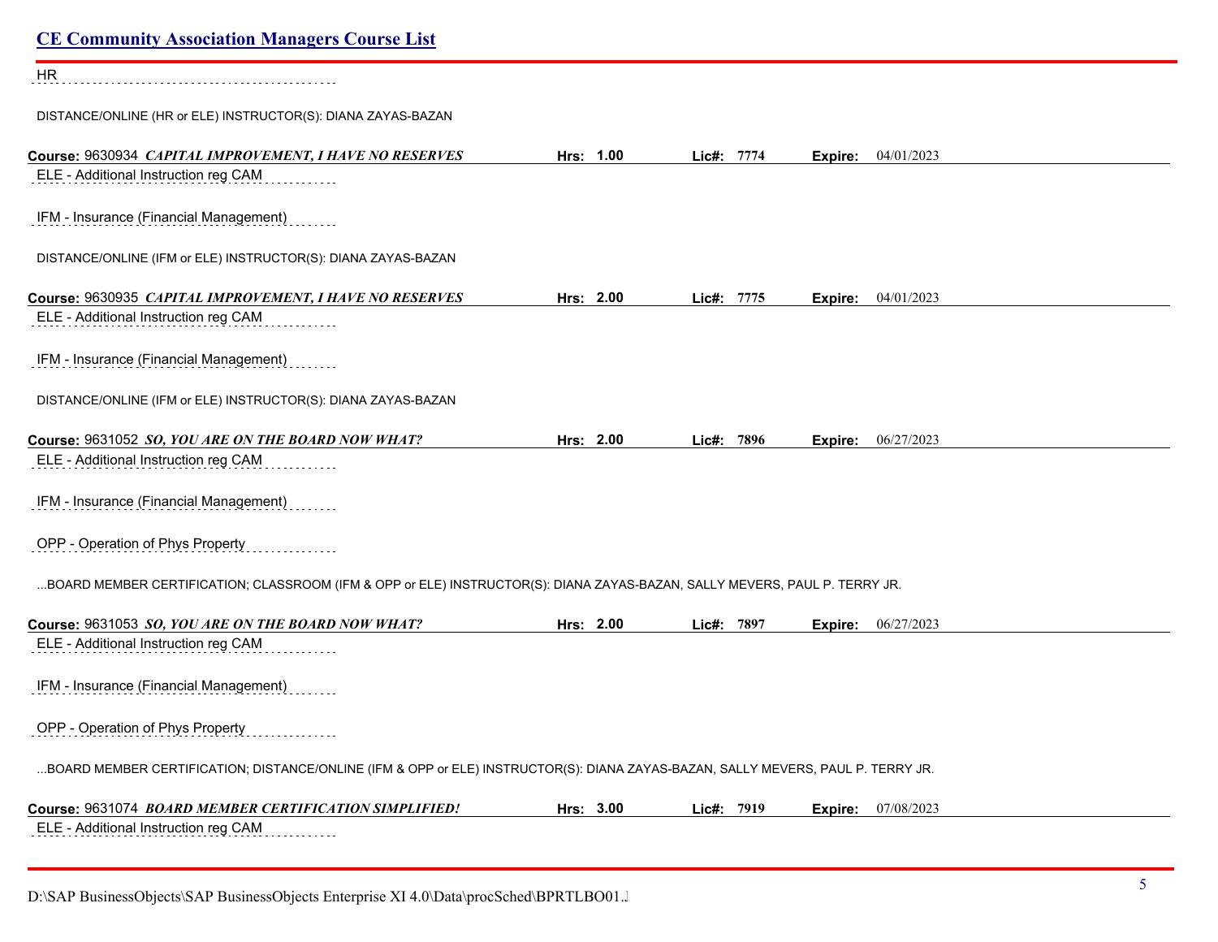## CE Community Association Managers Course List

HR

DISTANCE/ONLINE (HR or ELE) INSTRUCTOR(S): DIANA ZAYAS-BAZAN

**Course:** 9630934 ***CAPITAL IMPROVEMENT, I HAVE NO RESERVES*** **Hrs:** 1.00 **Lic#:** 7774 **Expire:** 04/01/2023

ELE - Additional Instruction reg CAM

IFM - Insurance (Financial Management)

DISTANCE/ONLINE (IFM or ELE) INSTRUCTOR(S): DIANA ZAYAS-BAZAN

**Course:** 9630935 ***CAPITAL IMPROVEMENT, I HAVE NO RESERVES*** **Hrs:** 2.00 **Lic#:** 7775 **Expire:** 04/01/2023

ELE - Additional Instruction reg CAM

IFM - Insurance (Financial Management)

DISTANCE/ONLINE (IFM or ELE) INSTRUCTOR(S): DIANA ZAYAS-BAZAN

**Course:** 9631052 ***SO, YOU ARE ON THE BOARD NOW WHAT?*** **Hrs:** 2.00 **Lic#:** 7896 **Expire:** 06/27/2023

ELE - Additional Instruction reg CAM

IFM - Insurance (Financial Management)

OPP - Operation of Phys Property

...BOARD MEMBER CERTIFICATION; CLASSROOM (IFM & OPP or ELE) INSTRUCTOR(S): DIANA ZAYAS-BAZAN, SALLY MEVERS, PAUL P. TERRY JR.

**Course:** 9631053 ***SO, YOU ARE ON THE BOARD NOW WHAT?*** **Hrs:** 2.00 **Lic#:** 7897 **Expire:** 06/27/2023

ELE - Additional Instruction reg CAM

IFM - Insurance (Financial Management)

OPP - Operation of Phys Property

...BOARD MEMBER CERTIFICATION; DISTANCE/ONLINE (IFM & OPP or ELE) INSTRUCTOR(S): DIANA ZAYAS-BAZAN, SALLY MEVERS, PAUL P. TERRY JR.

**Course:** 9631074 ***BOARD MEMBER CERTIFICATION SIMPLIFIED!*** **Hrs:** 3.00 **Lic#:** 7919 **Expire:** 07/08/2023

ELE - Additional Instruction reg CAM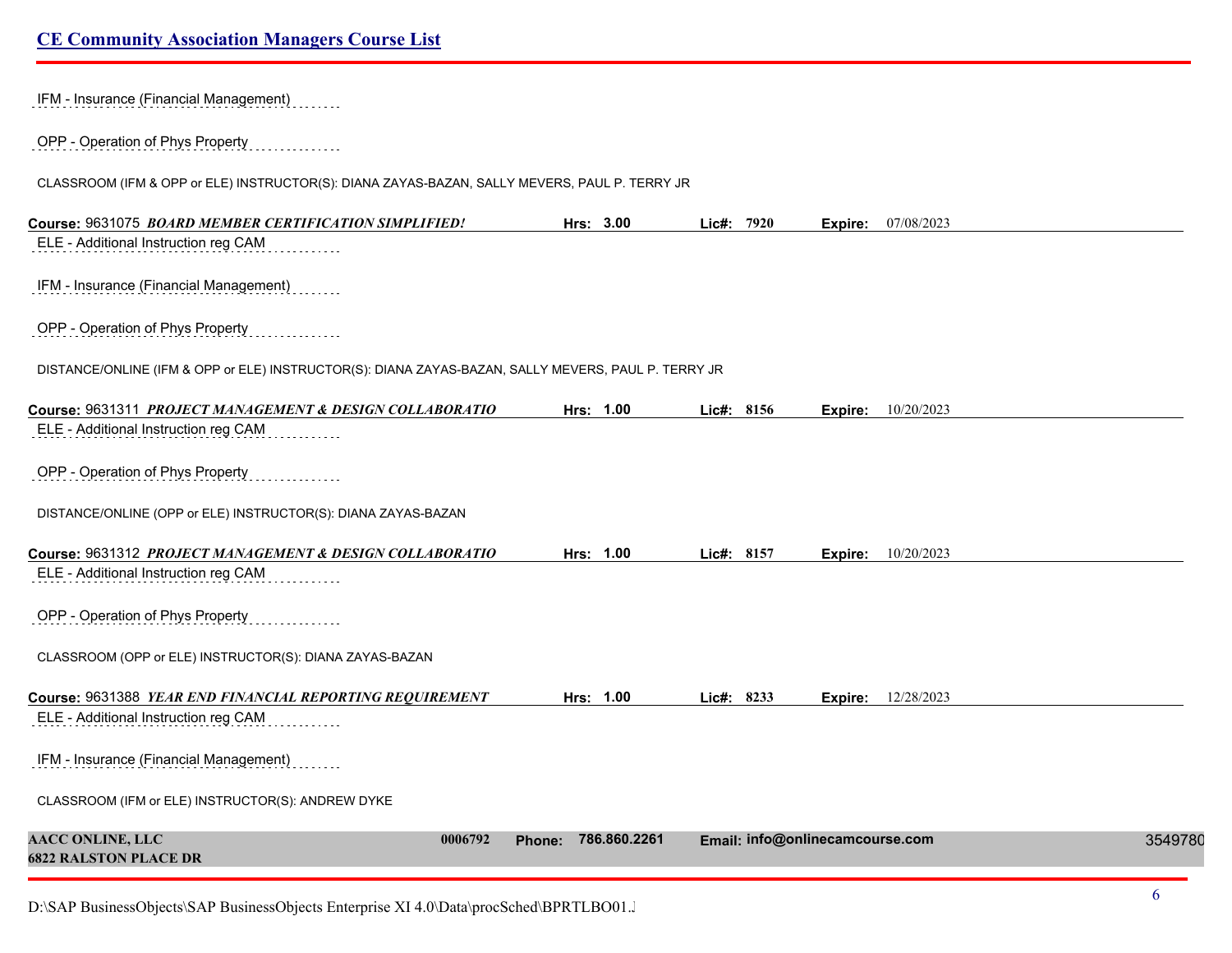IFM - Insurance (Financial Management)

OPP - Operation of Phys Property

CLASSROOM (IFM & OPP or ELE) INSTRUCTOR(S): DIANA ZAYAS-BAZAN, SALLY MEVERS, PAUL P. TERRY JR

**Course:** 9631075 ***BOARD MEMBER CERTIFICATION SIMPLIFIED!*** **Hrs:** 3.00 **Lic#:** 7920 **Expire:** 07/08/2023

ELE - Additional Instruction reg CAM

IFM - Insurance (Financial Management)

OPP - Operation of Phys Property

DISTANCE/ONLINE (IFM & OPP or ELE) INSTRUCTOR(S): DIANA ZAYAS-BAZAN, SALLY MEVERS, PAUL P. TERRY JR

**Course:** 9631311 ***PROJECT MANAGEMENT & DESIGN COLLABORATIO*** **Hrs:** 1.00 **Lic#:** 8156 **Expire:** 10/20/2023

ELE - Additional Instruction reg CAM

OPP - Operation of Phys Property

DISTANCE/ONLINE (OPP or ELE) INSTRUCTOR(S): DIANA ZAYAS-BAZAN

**Course:** 9631312 ***PROJECT MANAGEMENT & DESIGN COLLABORATIO*** **Hrs:** 1.00 **Lic#:** 8157 **Expire:** 10/20/2023

ELE - Additional Instruction reg CAM

OPP - Operation of Phys Property

CLASSROOM (OPP or ELE) INSTRUCTOR(S): DIANA ZAYAS-BAZAN

**Course:** 9631388 ***YEAR END FINANCIAL REPORTING REQUIREMENT*** **Hrs:** 1.00 **Lic#:** 8233 **Expire:** 12/28/2023

ELE - Additional Instruction reg CAM

IFM - Insurance (Financial Management)

CLASSROOM (IFM or ELE) INSTRUCTOR(S): ANDREW DYKE

**AACC ONLINE, LLC** **0006792** **Phone:** 786.860.2261 **Email:** info@onlinecamcourse.com 3549780
**6822 RALSTON PLACE DR**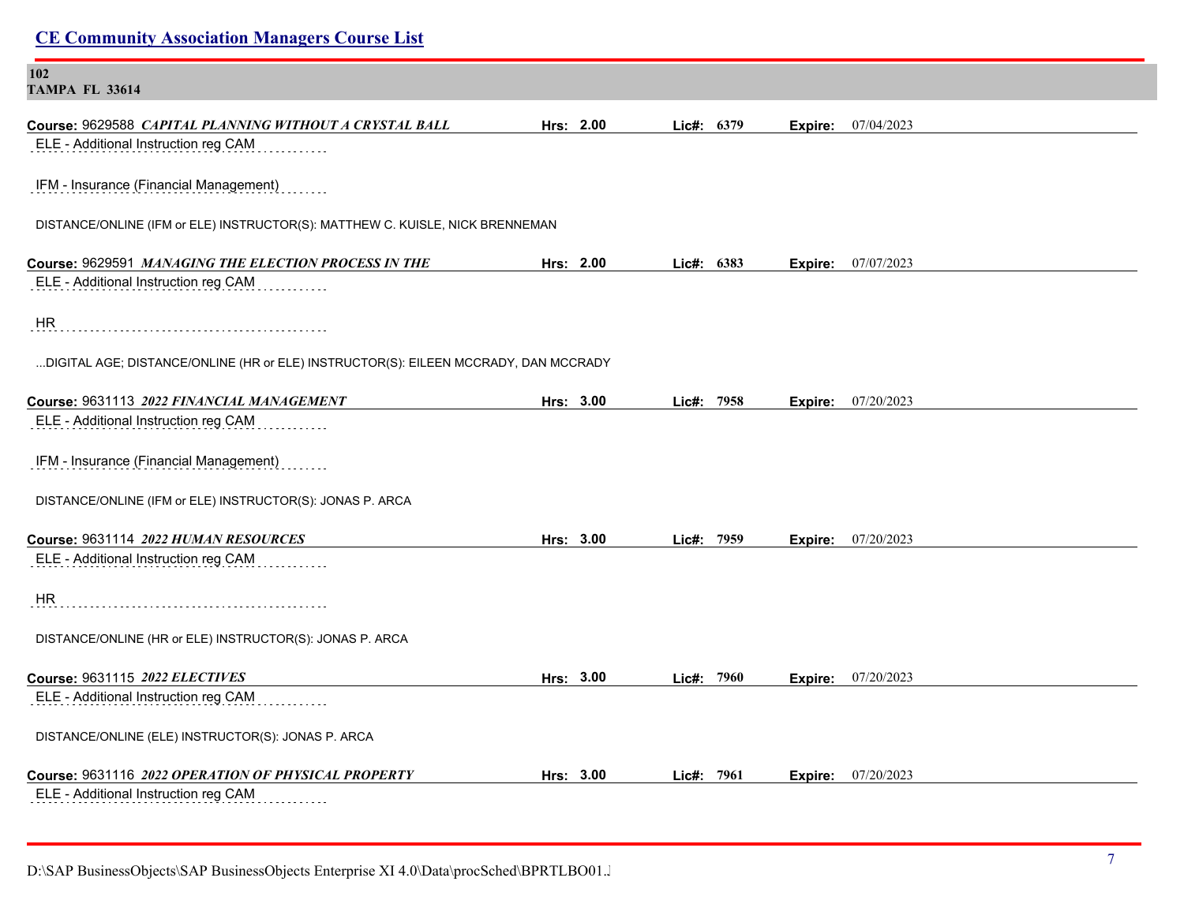**102**
**TAMPA FL 33614**

**Course:** 9629588 ***CAPITAL PLANNING WITHOUT A CRYSTAL BALL*** **Hrs: 2.00** **Lic#: 6379** **Expire:** 07/04/2023

ELE - Additional Instruction reg CAM

IFM - Insurance (Financial Management)

DISTANCE/ONLINE (IFM or ELE) INSTRUCTOR(S): MATTHEW C. KUISLE, NICK BRENNEMAN

**Course:** 9629591 ***MANAGING THE ELECTION PROCESS IN THE*** **Hrs: 2.00** **Lic#: 6383** **Expire:** 07/07/2023

ELE - Additional Instruction reg CAM

HR

...DIGITAL AGE; DISTANCE/ONLINE (HR or ELE) INSTRUCTOR(S): EILEEN MCCRADY, DAN MCCRADY

**Course:** 9631113 ***2022 FINANCIAL MANAGEMENT*** **Hrs: 3.00** **Lic#: 7958** **Expire:** 07/20/2023

ELE - Additional Instruction reg CAM

IFM - Insurance (Financial Management)

DISTANCE/ONLINE (IFM or ELE) INSTRUCTOR(S): JONAS P. ARCA

**Course:** 9631114 ***2022 HUMAN RESOURCES*** **Hrs: 3.00** **Lic#: 7959** **Expire:** 07/20/2023

ELE - Additional Instruction reg CAM

HR

DISTANCE/ONLINE (HR or ELE) INSTRUCTOR(S): JONAS P. ARCA

**Course:** 9631115 ***2022 ELECTIVES*** **Hrs: 3.00** **Lic#: 7960** **Expire:** 07/20/2023

ELE - Additional Instruction reg CAM

DISTANCE/ONLINE (ELE) INSTRUCTOR(S): JONAS P. ARCA

**Course:** 9631116 ***2022 OPERATION OF PHYSICAL PROPERTY*** **Hrs: 3.00** **Lic#: 7961** **Expire:** 07/20/2023

ELE - Additional Instruction reg CAM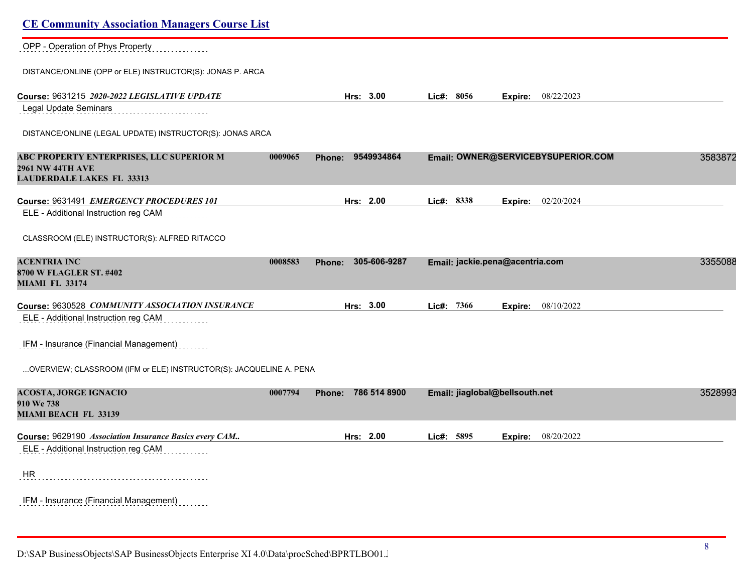OPP - Operation of Phys Property

DISTANCE/ONLINE (OPP or ELE) INSTRUCTOR(S): JONAS P. ARCA

**Course:** 9631215 ***2020-2022 LEGISLATIVE UPDATE*** **Hrs:** 3.00 **Lic#:** 8056 **Expire:** 08/22/2023

Legal Update Seminars

DISTANCE/ONLINE (LEGAL UPDATE) INSTRUCTOR(S): JONAS ARCA

**ABC PROPERTY ENTERPRISES, LLC SUPERIOR M** 0009065 **Phone:** 9549934864 **Email:** OWNER@SERVICEBYSUPERIOR.COM 3583872
**2961 NW 44TH AVE**
**LAUDERDALE LAKES FL 33313**

**Course:** 9631491 ***EMERGENCY PROCEDURES 101*** **Hrs:** 2.00 **Lic#:** 8338 **Expire:** 02/20/2024

ELE - Additional Instruction reg CAM

CLASSROOM (ELE) INSTRUCTOR(S): ALFRED RITACCO

**ACENTRIA INC** 0008583 **Phone:** 305-606-9287 **Email:** jackie.pena@acentria.com 3355088
**8700 W FLAGLER ST. #402**
**MIAMI FL 33174**

**Course:** 9630528 ***COMMUNITY ASSOCIATION INSURANCE*** **Hrs:** 3.00 **Lic#:** 7366 **Expire:** 08/10/2022

ELE - Additional Instruction reg CAM

IFM - Insurance (Financial Management)

...OVERVIEW; CLASSROOM (IFM or ELE) INSTRUCTOR(S): JACQUELINE A. PENA

**ACOSTA, JORGE IGNACIO** 0007794 **Phone:** 786 514 8900 **Email:** jiaglobal@bellsouth.net 3528993
**910 We 738**
**MIAMI BEACH FL 33139**

**Course:** 9629190 ***Association Insurance Basics every CAM..*** **Hrs:** 2.00 **Lic#:** 5895 **Expire:** 08/20/2022

ELE - Additional Instruction reg CAM

HR

IFM - Insurance (Financial Management)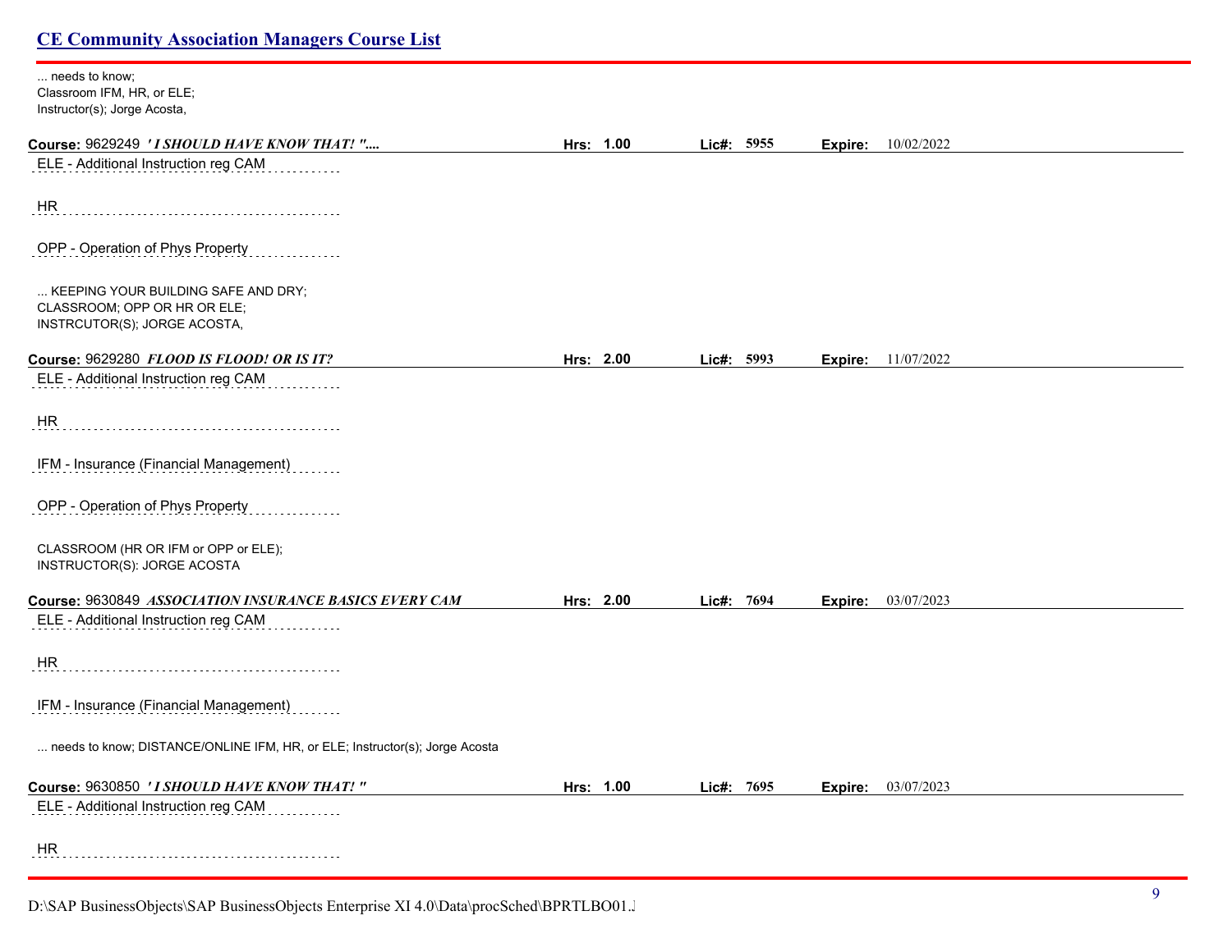... needs to know;
Classroom IFM, HR, or ELE;
Instructor(s); Jorge Acosta,

**Course:** 9629249 ***' I SHOULD HAVE KNOW THAT! "....*** **Hrs: 1.00** **Lic#: 5955** **Expire:** 10/02/2022

ELE - Additional Instruction reg CAM

HR

OPP - Operation of Phys Property

... KEEPING YOUR BUILDING SAFE AND DRY;
CLASSROOM; OPP OR HR OR ELE;
INSTRCUTOR(S); JORGE ACOSTA,

**Course:** 9629280 ***FLOOD IS FLOOD! OR IS IT?*** **Hrs: 2.00** **Lic#: 5993** **Expire:** 11/07/2022

ELE - Additional Instruction reg CAM

HR

IFM - Insurance (Financial Management)

OPP - Operation of Phys Property

CLASSROOM (HR OR IFM or OPP or ELE);
INSTRUCTOR(S): JORGE ACOSTA

**Course:** 9630849 ***ASSOCIATION INSURANCE BASICS EVERY CAM*** **Hrs: 2.00** **Lic#: 7694** **Expire:** 03/07/2023

ELE - Additional Instruction reg CAM

HR

IFM - Insurance (Financial Management)

... needs to know; DISTANCE/ONLINE IFM, HR, or ELE; Instructor(s); Jorge Acosta

**Course:** 9630850 ***' I SHOULD HAVE KNOW THAT! "*** **Hrs: 1.00** **Lic#: 7695** **Expire:** 03/07/2023

ELE - Additional Instruction reg CAM

HR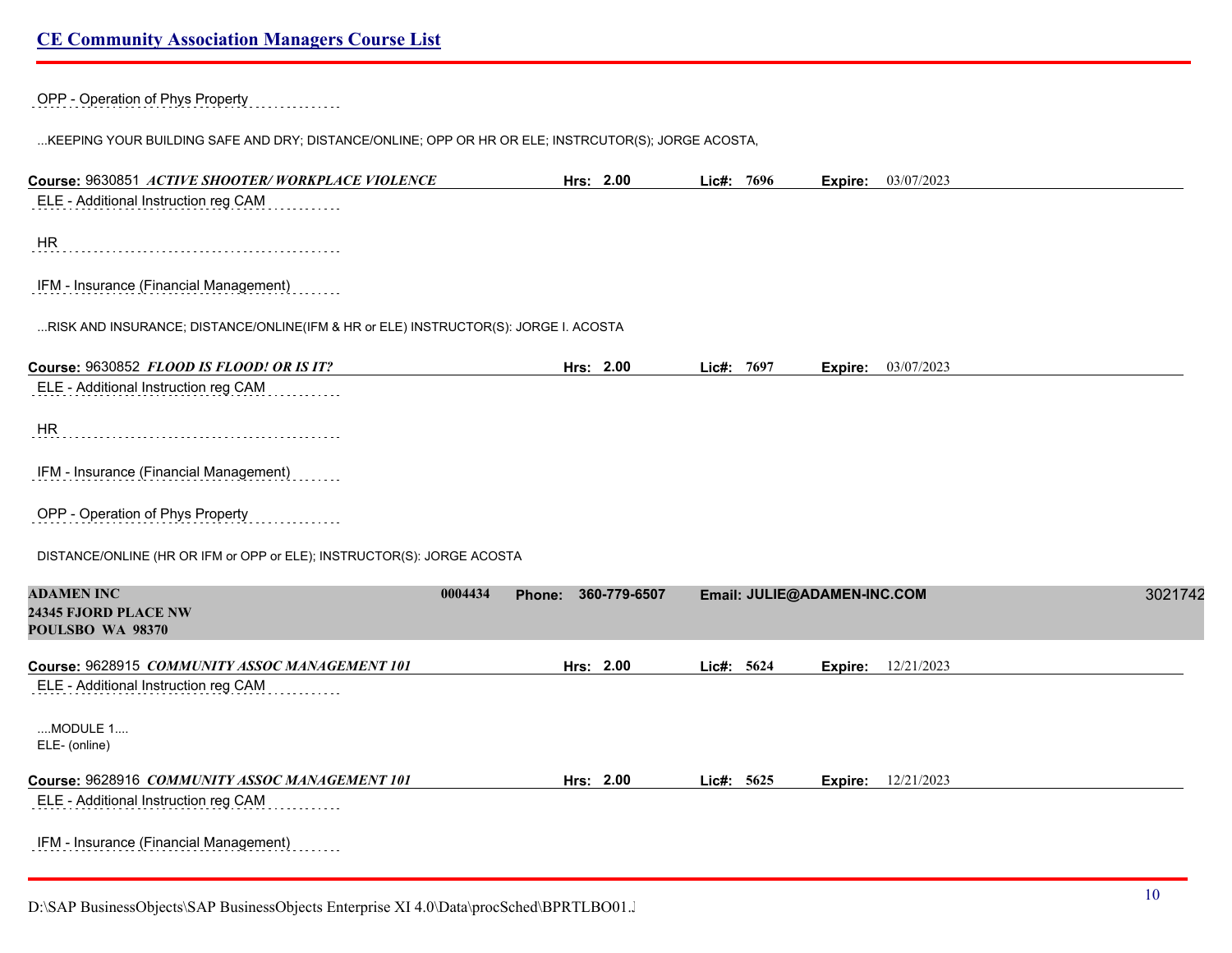OPP - Operation of Phys Property

...KEEPING YOUR BUILDING SAFE AND DRY; DISTANCE/ONLINE; OPP OR HR OR ELE; INSTRCUTOR(S); JORGE ACOSTA,

**Course:** 9630851 ***ACTIVE SHOOTER/ WORKPLACE VIOLENCE*** **Hrs:** 2.00 **Lic#:** 7696 **Expire:** 03/07/2023

ELE - Additional Instruction reg CAM

HR

IFM - Insurance (Financial Management)

...RISK AND INSURANCE; DISTANCE/ONLINE(IFM & HR or ELE) INSTRUCTOR(S): JORGE I. ACOSTA

**Course:** 9630852 ***FLOOD IS FLOOD! OR IS IT?*** **Hrs:** 2.00 **Lic#:** 7697 **Expire:** 03/07/2023

ELE - Additional Instruction reg CAM

HR

IFM - Insurance (Financial Management)

OPP - Operation of Phys Property

DISTANCE/ONLINE (HR OR IFM or OPP or ELE); INSTRUCTOR(S): JORGE ACOSTA

**ADAMEN INC** **0004434** **Phone:** 360-779-6507 **Email:** JULIE@ADAMEN-INC.COM 3021742
**24345 FJORD PLACE NW**
**POULSBO WA 98370**

**Course:** 9628915 ***COMMUNITY ASSOC MANAGEMENT 101*** **Hrs:** 2.00 **Lic#:** 5624 **Expire:** 12/21/2023

ELE - Additional Instruction reg CAM

....MODULE 1....
ELE- (online)

**Course:** 9628916 ***COMMUNITY ASSOC MANAGEMENT 101*** **Hrs:** 2.00 **Lic#:** 5625 **Expire:** 12/21/2023

ELE - Additional Instruction reg CAM

IFM - Insurance (Financial Management)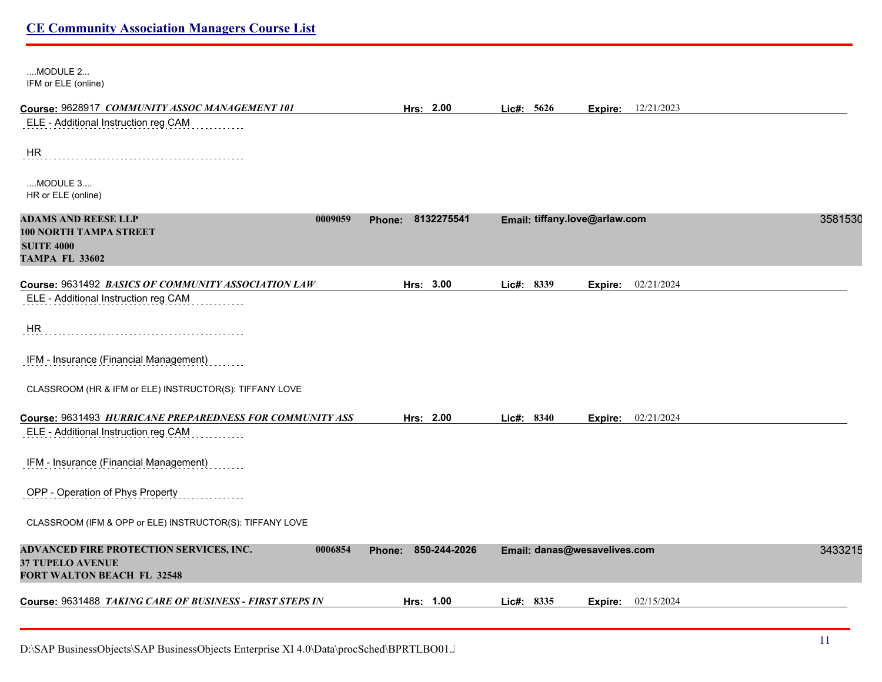....MODULE 2...
IFM or ELE (online)

**Course:** 9628917 ***COMMUNITY ASSOC MANAGEMENT 101*** **Hrs:** 2.00 **Lic#:** 5626 **Expire:** 12/21/2023

ELE - Additional Instruction reg CAM

HR

....MODULE 3....
HR or ELE (online)

**ADAMS AND REESE LLP** 0009059 **Phone:** 8132275541 **Email:** tiffany.love@arlaw.com 3581530
**100 NORTH TAMPA STREET**
**SUITE 4000**
**TAMPA FL 33602**

**Course:** 9631492 ***BASICS OF COMMUNITY ASSOCIATION LAW*** **Hrs:** 3.00 **Lic#:** 8339 **Expire:** 02/21/2024

ELE - Additional Instruction reg CAM

HR

IFM - Insurance (Financial Management)

CLASSROOM (HR & IFM or ELE) INSTRUCTOR(S): TIFFANY LOVE

**Course:** 9631493 ***HURRICANE PREPAREDNESS FOR COMMUNITY ASS*** **Hrs:** 2.00 **Lic#:** 8340 **Expire:** 02/21/2024

ELE - Additional Instruction reg CAM

IFM - Insurance (Financial Management)

OPP - Operation of Phys Property

CLASSROOM (IFM & OPP or ELE) INSTRUCTOR(S): TIFFANY LOVE

**ADVANCED FIRE PROTECTION SERVICES, INC.** 0006854 **Phone:** 850-244-2026 **Email:** danas@wesavelives.com 3433215
**37 TUPELO AVENUE**
**FORT WALTON BEACH FL 32548**

**Course:** 9631488 ***TAKING CARE OF BUSINESS - FIRST STEPS IN*** **Hrs:** 1.00 **Lic#:** 8335 **Expire:** 02/15/2024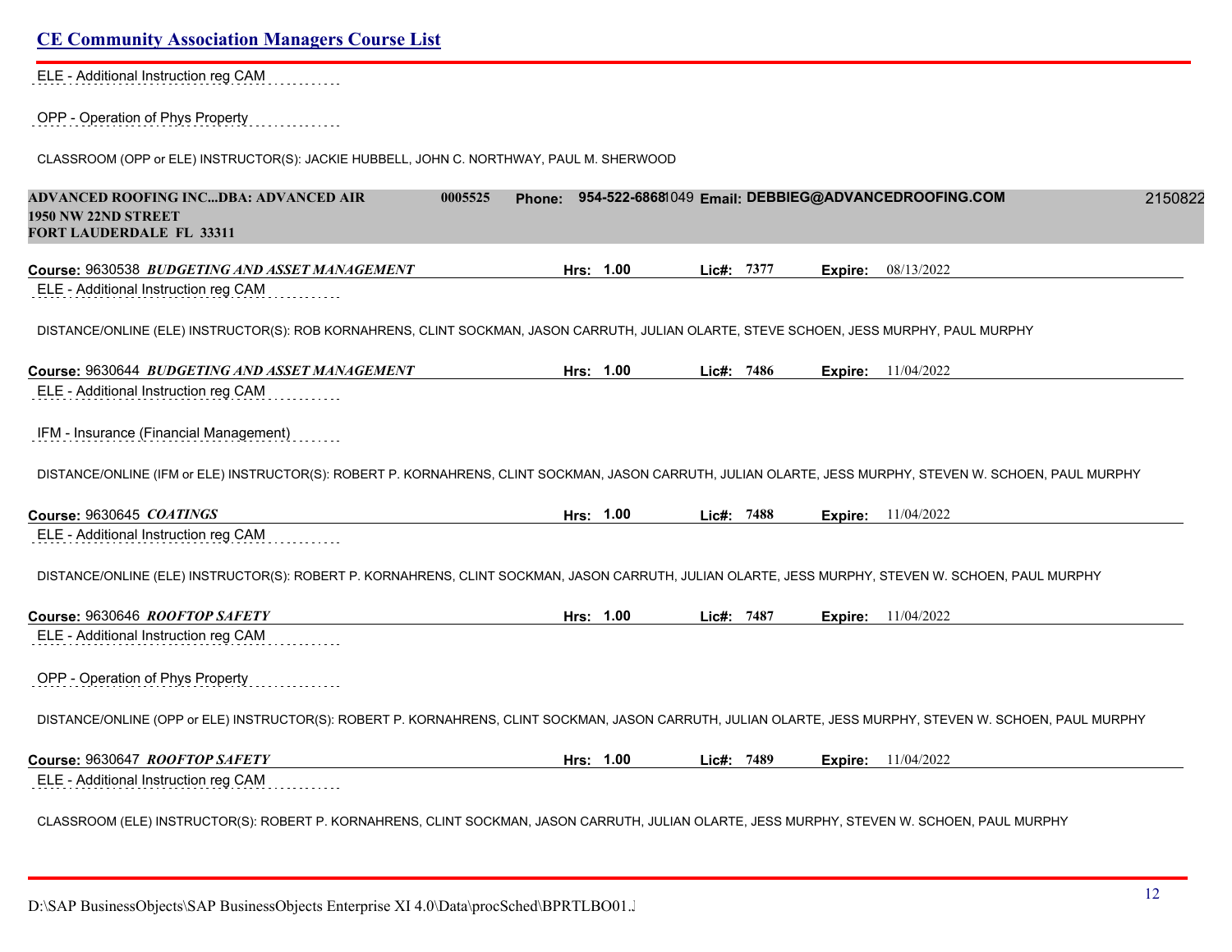ELE - Additional Instruction reg CAM

OPP - Operation of Phys Property

CLASSROOM (OPP or ELE) INSTRUCTOR(S): JACKIE HUBBELL, JOHN C. NORTHWAY, PAUL M. SHERWOOD

**ADVANCED ROOFING INC...DBA: ADVANCED AIR** **0005525** **Phone: 954-522-6868**1049 **Email: DEBBIEG@ADVANCEDROOFING.COM** 2150822
**1950 NW 22ND STREET**
**FORT LAUDERDALE FL 33311**

**Course:** 9630538 ***BUDGETING AND ASSET MANAGEMENT*** **Hrs: 1.00** **Lic#: 7377** **Expire:** 08/13/2022

ELE - Additional Instruction reg CAM

DISTANCE/ONLINE (ELE) INSTRUCTOR(S): ROB KORNAHRENS, CLINT SOCKMAN, JASON CARRUTH, JULIAN OLARTE, STEVE SCHOEN, JESS MURPHY, PAUL MURPHY

**Course:** 9630644 ***BUDGETING AND ASSET MANAGEMENT*** **Hrs: 1.00** **Lic#: 7486** **Expire:** 11/04/2022

ELE - Additional Instruction reg CAM

IFM - Insurance (Financial Management)

DISTANCE/ONLINE (IFM or ELE) INSTRUCTOR(S): ROBERT P. KORNAHRENS, CLINT SOCKMAN, JASON CARRUTH, JULIAN OLARTE, JESS MURPHY, STEVEN W. SCHOEN, PAUL MURPHY

**Course:** 9630645 ***COATINGS*** **Hrs: 1.00** **Lic#: 7488** **Expire:** 11/04/2022

ELE - Additional Instruction reg CAM

DISTANCE/ONLINE (ELE) INSTRUCTOR(S): ROBERT P. KORNAHRENS, CLINT SOCKMAN, JASON CARRUTH, JULIAN OLARTE, JESS MURPHY, STEVEN W. SCHOEN, PAUL MURPHY

**Course:** 9630646 ***ROOFTOP SAFETY*** **Hrs: 1.00** **Lic#: 7487** **Expire:** 11/04/2022

ELE - Additional Instruction reg CAM

OPP - Operation of Phys Property

DISTANCE/ONLINE (OPP or ELE) INSTRUCTOR(S): ROBERT P. KORNAHRENS, CLINT SOCKMAN, JASON CARRUTH, JULIAN OLARTE, JESS MURPHY, STEVEN W. SCHOEN, PAUL MURPHY

**Course:** 9630647 ***ROOFTOP SAFETY*** **Hrs: 1.00** **Lic#: 7489** **Expire:** 11/04/2022

ELE - Additional Instruction reg CAM

CLASSROOM (ELE) INSTRUCTOR(S): ROBERT P. KORNAHRENS, CLINT SOCKMAN, JASON CARRUTH, JULIAN OLARTE, JESS MURPHY, STEVEN W. SCHOEN, PAUL MURPHY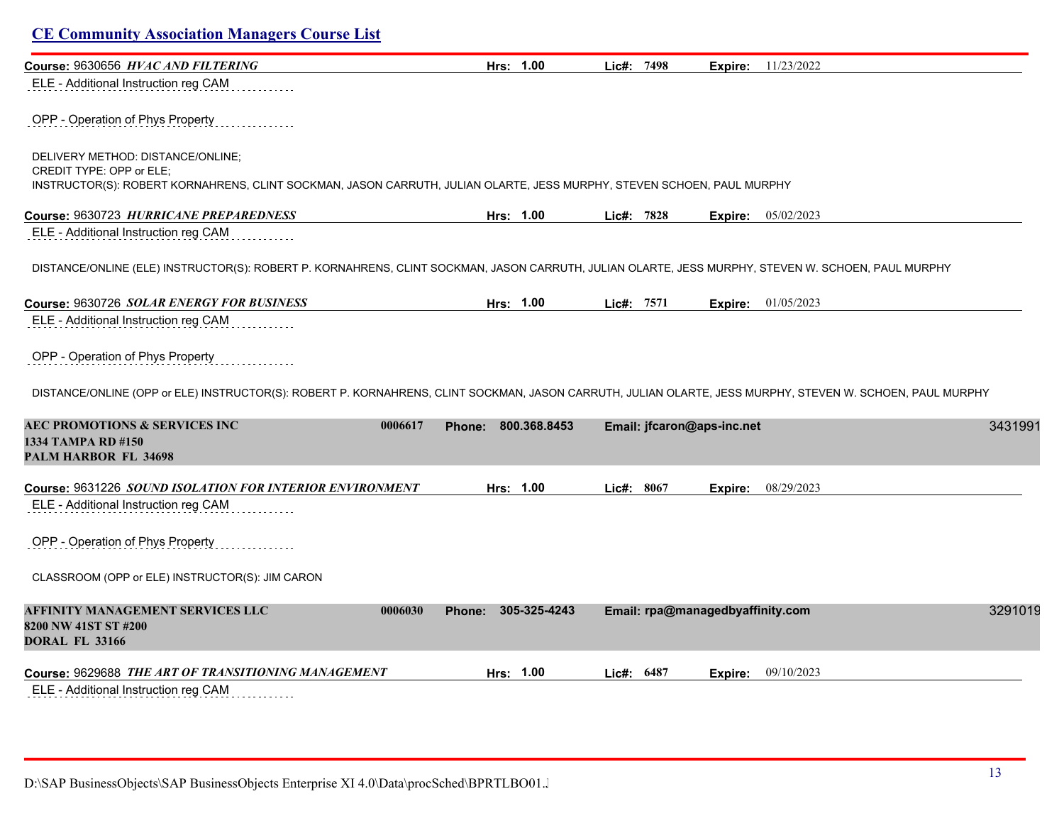## CE Community Association Managers Course List

**Course:** 9630656 ***HVAC AND FILTERING*** **Hrs: 1.00** **Lic#: 7498** **Expire:** 11/23/2022

ELE - Additional Instruction reg CAM

OPP - Operation of Phys Property

DELIVERY METHOD: DISTANCE/ONLINE;
CREDIT TYPE: OPP or ELE;
INSTRUCTOR(S): ROBERT KORNAHRENS, CLINT SOCKMAN, JASON CARRUTH, JULIAN OLARTE, JESS MURPHY, STEVEN SCHOEN, PAUL MURPHY

**Course:** 9630723 ***HURRICANE PREPAREDNESS*** **Hrs: 1.00** **Lic#: 7828** **Expire:** 05/02/2023

ELE - Additional Instruction reg CAM

DISTANCE/ONLINE (ELE) INSTRUCTOR(S): ROBERT P. KORNAHRENS, CLINT SOCKMAN, JASON CARRUTH, JULIAN OLARTE, JESS MURPHY, STEVEN W. SCHOEN, PAUL MURPHY

**Course:** 9630726 ***SOLAR ENERGY FOR BUSINESS*** **Hrs: 1.00** **Lic#: 7571** **Expire:** 01/05/2023

ELE - Additional Instruction reg CAM

OPP - Operation of Phys Property

DISTANCE/ONLINE (OPP or ELE) INSTRUCTOR(S): ROBERT P. KORNAHRENS, CLINT SOCKMAN, JASON CARRUTH, JULIAN OLARTE, JESS MURPHY, STEVEN W. SCHOEN, PAUL MURPHY

**AEC PROMOTIONS & SERVICES INC** **0006617** **Phone: 800.368.8453** **Email: jfcaron@aps-inc.net** 3431991
**1334 TAMPA RD #150**
**PALM HARBOR FL 34698**

**Course:** 9631226 ***SOUND ISOLATION FOR INTERIOR ENVIRONMENT*** **Hrs: 1.00** **Lic#: 8067** **Expire:** 08/29/2023

ELE - Additional Instruction reg CAM

OPP - Operation of Phys Property

CLASSROOM (OPP or ELE) INSTRUCTOR(S): JIM CARON

**AFFINITY MANAGEMENT SERVICES LLC** **0006030** **Phone: 305-325-4243** **Email: rpa@managedbyaffinity.com** 3291019
**8200 NW 41ST ST #200**
**DORAL FL 33166**

**Course:** 9629688 ***THE ART OF TRANSITIONING MANAGEMENT*** **Hrs: 1.00** **Lic#: 6487** **Expire:** 09/10/2023

ELE - Additional Instruction reg CAM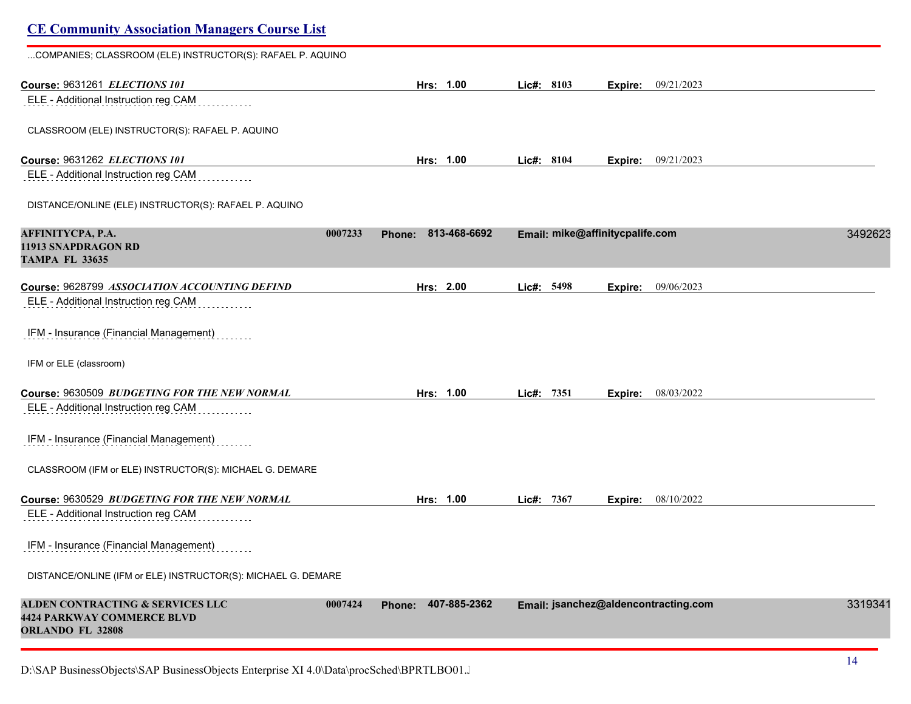...COMPANIES; CLASSROOM (ELE) INSTRUCTOR(S): RAFAEL P. AQUINO

**Course:** 9631261 ***ELECTIONS 101*** **Hrs: 1.00** **Lic#: 8103** **Expire:** 09/21/2023

ELE - Additional Instruction reg CAM

CLASSROOM (ELE) INSTRUCTOR(S): RAFAEL P. AQUINO

**Course:** 9631262 ***ELECTIONS 101*** **Hrs: 1.00** **Lic#: 8104** **Expire:** 09/21/2023

ELE - Additional Instruction reg CAM

DISTANCE/ONLINE (ELE) INSTRUCTOR(S): RAFAEL P. AQUINO

**AFFINITYCPA, P.A.** **0007233** **Phone: 813-468-6692** **Email: mike@affinitycpalife.com** 3492623
**11913 SNAPDRAGON RD**
**TAMPA FL 33635**

**Course:** 9628799 ***ASSOCIATION ACCOUNTING DEFIND*** **Hrs: 2.00** **Lic#: 5498** **Expire:** 09/06/2023

ELE - Additional Instruction reg CAM

IFM - Insurance (Financial Management)

IFM or ELE (classroom)

**Course:** 9630509 ***BUDGETING FOR THE NEW NORMAL*** **Hrs: 1.00** **Lic#: 7351** **Expire:** 08/03/2022

ELE - Additional Instruction reg CAM

IFM - Insurance (Financial Management)

CLASSROOM (IFM or ELE) INSTRUCTOR(S): MICHAEL G. DEMARE

**Course:** 9630529 ***BUDGETING FOR THE NEW NORMAL*** **Hrs: 1.00** **Lic#: 7367** **Expire:** 08/10/2022

ELE - Additional Instruction reg CAM

IFM - Insurance (Financial Management)

DISTANCE/ONLINE (IFM or ELE) INSTRUCTOR(S): MICHAEL G. DEMARE

**ALDEN CONTRACTING & SERVICES LLC** **0007424** **Phone: 407-885-2362** **Email: jsanchez@aldencontracting.com** 3319341
**4424 PARKWAY COMMERCE BLVD**
**ORLANDO FL 32808**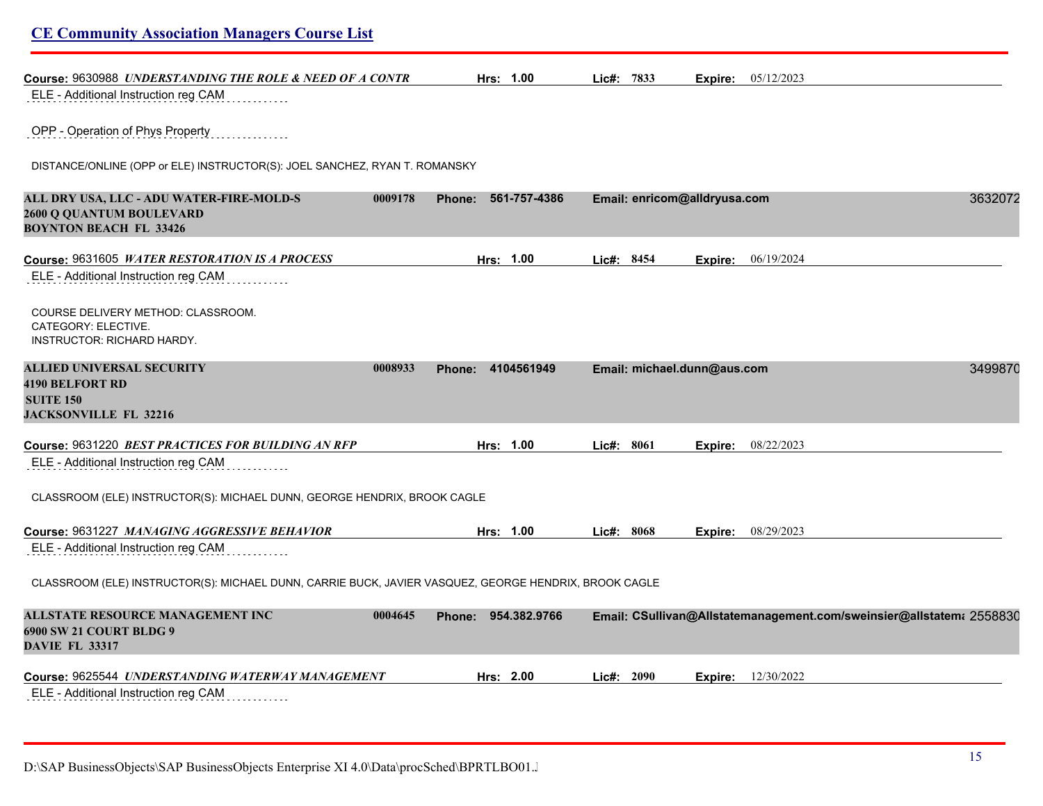**Course:** 9630988 ***UNDERSTANDING THE ROLE & NEED OF A CONTR*** **Hrs: 1.00** **Lic#: 7833** **Expire:** 05/12/2023

ELE - Additional Instruction reg CAM

OPP - Operation of Phys Property

DISTANCE/ONLINE (OPP or ELE) INSTRUCTOR(S): JOEL SANCHEZ, RYAN T. ROMANSKY

**ALL DRY USA, LLC - ADU WATER-FIRE-MOLD-S** **0009178** **Phone: 561-757-4386** **Email: enricom@alldryusa.com** 3632072
**2600 Q QUANTUM BOULEVARD**
**BOYNTON BEACH FL 33426**

**Course:** 9631605 ***WATER RESTORATION IS A PROCESS*** **Hrs: 1.00** **Lic#: 8454** **Expire:** 06/19/2024

ELE - Additional Instruction reg CAM

COURSE DELIVERY METHOD: CLASSROOM.
CATEGORY: ELECTIVE.
INSTRUCTOR: RICHARD HARDY.

**ALLIED UNIVERSAL SECURITY** **0008933** **Phone: 4104561949** **Email: michael.dunn@aus.com** 3499870
**4190 BELFORT RD**
**SUITE 150**
**JACKSONVILLE FL 32216**

**Course:** 9631220 ***BEST PRACTICES FOR BUILDING AN RFP*** **Hrs: 1.00** **Lic#: 8061** **Expire:** 08/22/2023

ELE - Additional Instruction reg CAM

CLASSROOM (ELE) INSTRUCTOR(S): MICHAEL DUNN, GEORGE HENDRIX, BROOK CAGLE

**Course:** 9631227 ***MANAGING AGGRESSIVE BEHAVIOR*** **Hrs: 1.00** **Lic#: 8068** **Expire:** 08/29/2023

ELE - Additional Instruction reg CAM

CLASSROOM (ELE) INSTRUCTOR(S): MICHAEL DUNN, CARRIE BUCK, JAVIER VASQUEZ, GEORGE HENDRIX, BROOK CAGLE

**ALLSTATE RESOURCE MANAGEMENT INC** **0004645** **Phone: 954.382.9766** **Email: CSullivan@Allstatemanagement.com/sweinsier@allstatema** 2558830
**6900 SW 21 COURT BLDG 9**
**DAVIE FL 33317**

**Course:** 9625544 ***UNDERSTANDING WATERWAY MANAGEMENT*** **Hrs: 2.00** **Lic#: 2090** **Expire:** 12/30/2022

ELE - Additional Instruction reg CAM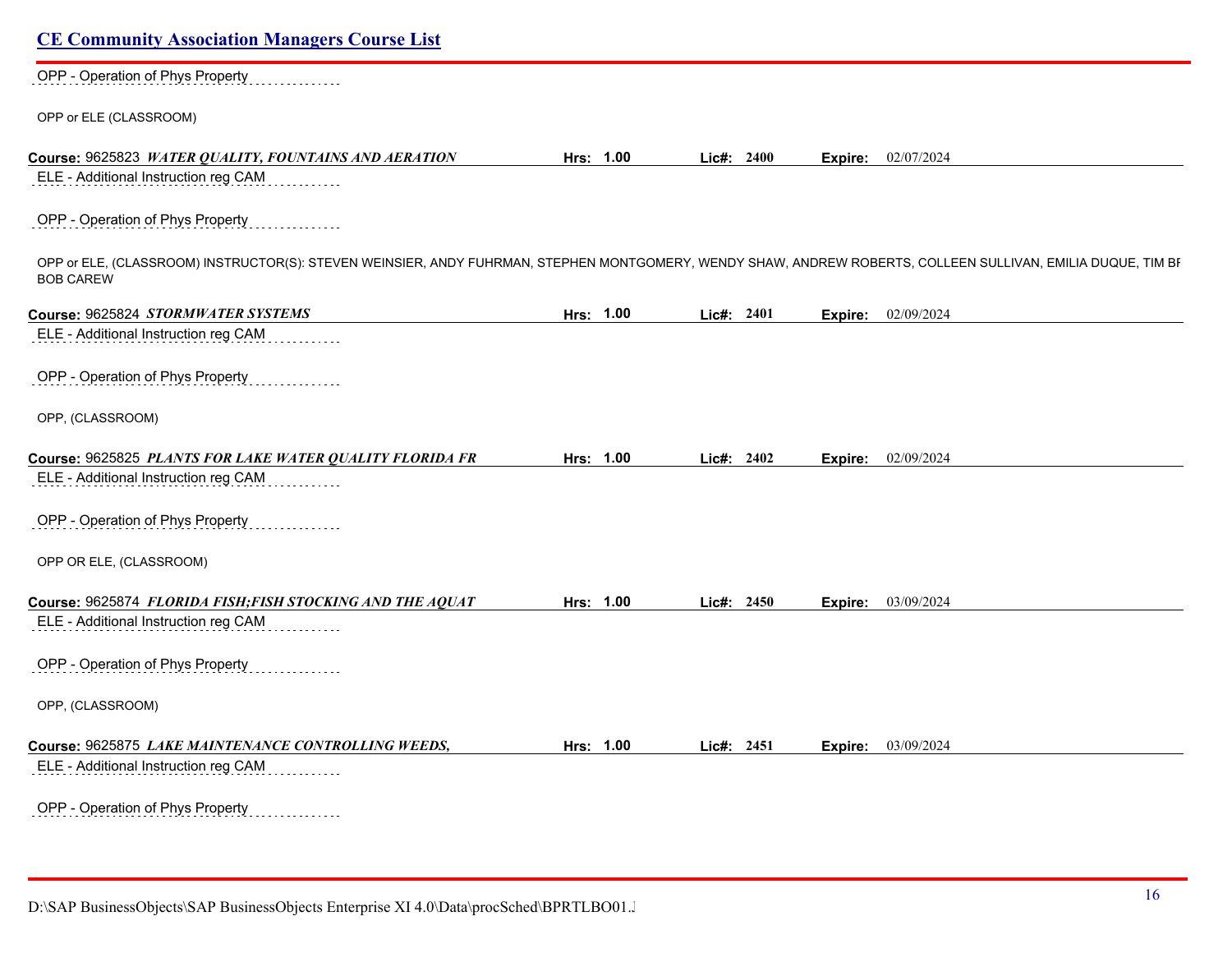OPP - Operation of Phys Property

OPP or ELE (CLASSROOM)

**Course:** 9625823 ***WATER QUALITY, FOUNTAINS AND AERATION*** **Hrs: 1.00** **Lic#: 2400** **Expire:** 02/07/2024

ELE - Additional Instruction reg CAM

OPP - Operation of Phys Property

OPP or ELE, (CLASSROOM) INSTRUCTOR(S): STEVEN WEINSIER, ANDY FUHRMAN, STEPHEN MONTGOMERY, WENDY SHAW, ANDREW ROBERTS, COLLEEN SULLIVAN, EMILIA DUQUE, TIM BI BOB CAREW

**Course:** 9625824 ***STORMWATER SYSTEMS*** **Hrs: 1.00** **Lic#: 2401** **Expire:** 02/09/2024

ELE - Additional Instruction reg CAM

OPP - Operation of Phys Property

OPP, (CLASSROOM)

**Course:** 9625825 ***PLANTS FOR LAKE WATER QUALITY FLORIDA FR*** **Hrs: 1.00** **Lic#: 2402** **Expire:** 02/09/2024

ELE - Additional Instruction reg CAM

OPP - Operation of Phys Property

OPP OR ELE, (CLASSROOM)

**Course:** 9625874 ***FLORIDA FISH;FISH STOCKING AND THE AQUAT*** **Hrs: 1.00** **Lic#: 2450** **Expire:** 03/09/2024

ELE - Additional Instruction reg CAM

OPP - Operation of Phys Property

OPP, (CLASSROOM)

**Course:** 9625875 ***LAKE MAINTENANCE CONTROLLING WEEDS,*** **Hrs: 1.00** **Lic#: 2451** **Expire:** 03/09/2024

ELE - Additional Instruction reg CAM

OPP - Operation of Phys Property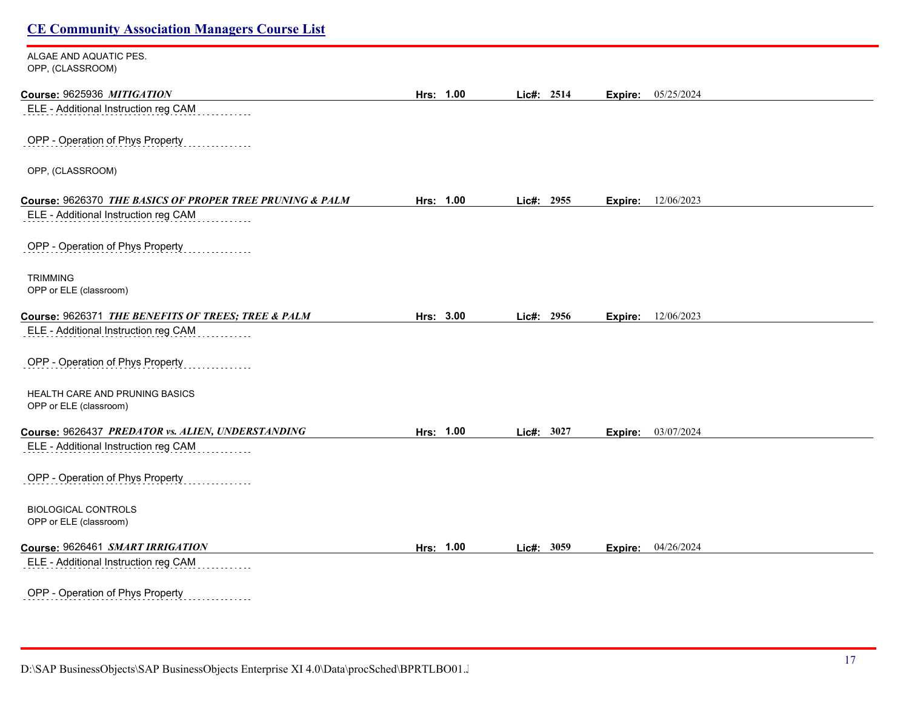ALGAE AND AQUATIC PES.
OPP, (CLASSROOM)

**Course:** 9625936 ***MITIGATION*** **Hrs: 1.00** **Lic#: 2514** **Expire:** 05/25/2024

ELE - Additional Instruction reg CAM

OPP - Operation of Phys Property

OPP, (CLASSROOM)

**Course:** 9626370 ***THE BASICS OF PROPER TREE PRUNING & PALM*** **Hrs: 1.00** **Lic#: 2955** **Expire:** 12/06/2023

ELE - Additional Instruction reg CAM

OPP - Operation of Phys Property

TRIMMING
OPP or ELE (classroom)

**Course:** 9626371 ***THE BENEFITS OF TREES; TREE & PALM*** **Hrs: 3.00** **Lic#: 2956** **Expire:** 12/06/2023

ELE - Additional Instruction reg CAM

OPP - Operation of Phys Property

HEALTH CARE AND PRUNING BASICS
OPP or ELE (classroom)

**Course:** 9626437 ***PREDATOR vs. ALIEN, UNDERSTANDING*** **Hrs: 1.00** **Lic#: 3027** **Expire:** 03/07/2024

ELE - Additional Instruction reg CAM

OPP - Operation of Phys Property

BIOLOGICAL CONTROLS
OPP or ELE (classroom)

**Course:** 9626461 ***SMART IRRIGATION*** **Hrs: 1.00** **Lic#: 3059** **Expire:** 04/26/2024

ELE - Additional Instruction reg CAM

OPP - Operation of Phys Property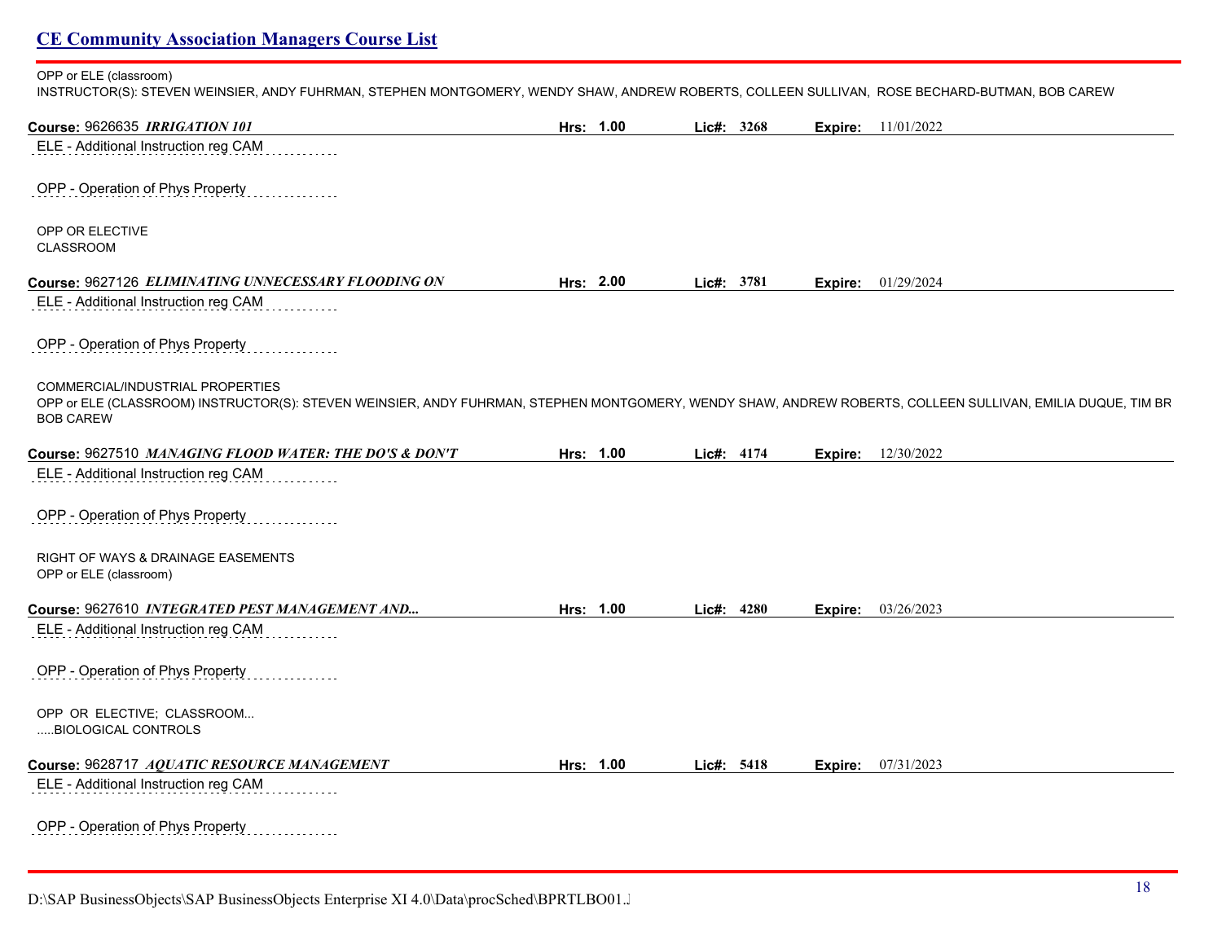OPP or ELE (classroom)
INSTRUCTOR(S): STEVEN WEINSIER, ANDY FUHRMAN, STEPHEN MONTGOMERY, WENDY SHAW, ANDREW ROBERTS, COLLEEN SULLIVAN, ROSE BECHARD-BUTMAN, BOB CAREW

**Course:** 9626635 ***IRRIGATION 101*** **Hrs: 1.00** **Lic#: 3268** **Expire:** 11/01/2022

ELE - Additional Instruction reg CAM

OPP - Operation of Phys Property

OPP OR ELECTIVE
CLASSROOM

**Course:** 9627126 ***ELIMINATING UNNECESSARY FLOODING ON*** **Hrs: 2.00** **Lic#: 3781** **Expire:** 01/29/2024

ELE - Additional Instruction reg CAM

OPP - Operation of Phys Property

COMMERCIAL/INDUSTRIAL PROPERTIES
OPP or ELE (CLASSROOM) INSTRUCTOR(S): STEVEN WEINSIER, ANDY FUHRMAN, STEPHEN MONTGOMERY, WENDY SHAW, ANDREW ROBERTS, COLLEEN SULLIVAN, EMILIA DUQUE, TIM BR
BOB CAREW

**Course:** 9627510 ***MANAGING FLOOD WATER: THE DO'S & DON'T*** **Hrs: 1.00** **Lic#: 4174** **Expire:** 12/30/2022

ELE - Additional Instruction reg CAM

OPP - Operation of Phys Property

RIGHT OF WAYS & DRAINAGE EASEMENTS
OPP or ELE (classroom)

**Course:** 9627610 ***INTEGRATED PEST MANAGEMENT AND...*** **Hrs: 1.00** **Lic#: 4280** **Expire:** 03/26/2023

ELE - Additional Instruction reg CAM

OPP - Operation of Phys Property

OPP OR ELECTIVE; CLASSROOM...
.....BIOLOGICAL CONTROLS

**Course:** 9628717 ***AQUATIC RESOURCE MANAGEMENT*** **Hrs: 1.00** **Lic#: 5418** **Expire:** 07/31/2023

ELE - Additional Instruction reg CAM

OPP - Operation of Phys Property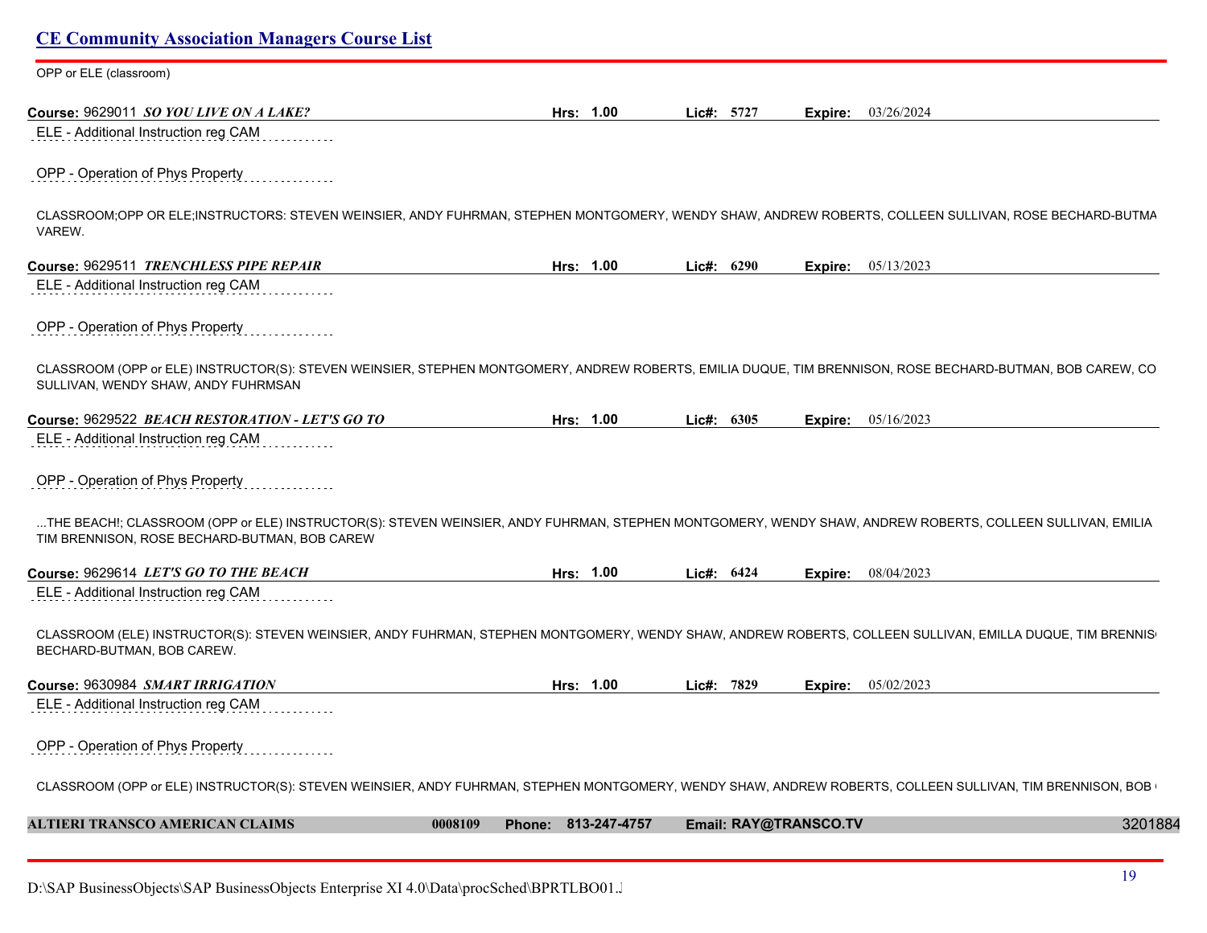OPP or ELE (classroom)

**Course:** 9629011 ***SO YOU LIVE ON A LAKE?*** **Hrs: 1.00** **Lic#: 5727** **Expire:** 03/26/2024

ELE - Additional Instruction reg CAM

OPP - Operation of Phys Property

CLASSROOM;OPP OR ELE;INSTRUCTORS: STEVEN WEINSIER, ANDY FUHRMAN, STEPHEN MONTGOMERY, WENDY SHAW, ANDREW ROBERTS, COLLEEN SULLIVAN, ROSE BECHARD-BUTMA VAREW.

**Course:** 9629511 ***TRENCHLESS PIPE REPAIR*** **Hrs: 1.00** **Lic#: 6290** **Expire:** 05/13/2023

ELE - Additional Instruction reg CAM

OPP - Operation of Phys Property

CLASSROOM (OPP or ELE) INSTRUCTOR(S): STEVEN WEINSIER, STEPHEN MONTGOMERY, ANDREW ROBERTS, EMILIA DUQUE, TIM BRENNISON, ROSE BECHARD-BUTMAN, BOB CAREW, CO SULLIVAN, WENDY SHAW, ANDY FUHRMSAN

**Course:** 9629522 ***BEACH RESTORATION - LET'S GO TO*** **Hrs: 1.00** **Lic#: 6305** **Expire:** 05/16/2023

ELE - Additional Instruction reg CAM

OPP - Operation of Phys Property

...THE BEACH!; CLASSROOM (OPP or ELE) INSTRUCTOR(S): STEVEN WEINSIER, ANDY FUHRMAN, STEPHEN MONTGOMERY, WENDY SHAW, ANDREW ROBERTS, COLLEEN SULLIVAN, EMILIA TIM BRENNISON, ROSE BECHARD-BUTMAN, BOB CAREW

**Course:** 9629614 ***LET'S GO TO THE BEACH*** **Hrs: 1.00** **Lic#: 6424** **Expire:** 08/04/2023

ELE - Additional Instruction reg CAM

CLASSROOM (ELE) INSTRUCTOR(S): STEVEN WEINSIER, ANDY FUHRMAN, STEPHEN MONTGOMERY, WENDY SHAW, ANDREW ROBERTS, COLLEEN SULLIVAN, EMILLA DUQUE, TIM BRENNIS BECHARD-BUTMAN, BOB CAREW.

**Course:** 9630984 ***SMART IRRIGATION*** **Hrs: 1.00** **Lic#: 7829** **Expire:** 05/02/2023

ELE - Additional Instruction reg CAM

OPP - Operation of Phys Property

CLASSROOM (OPP or ELE) INSTRUCTOR(S): STEVEN WEINSIER, ANDY FUHRMAN, STEPHEN MONTGOMERY, WENDY SHAW, ANDREW ROBERTS, COLLEEN SULLIVAN, TIM BRENNISON, BOB

**ALTIERI TRANSCO AMERICAN CLAIMS** **0008109** **Phone: 813-247-4757** **Email: RAY@TRANSCO.TV** 3201884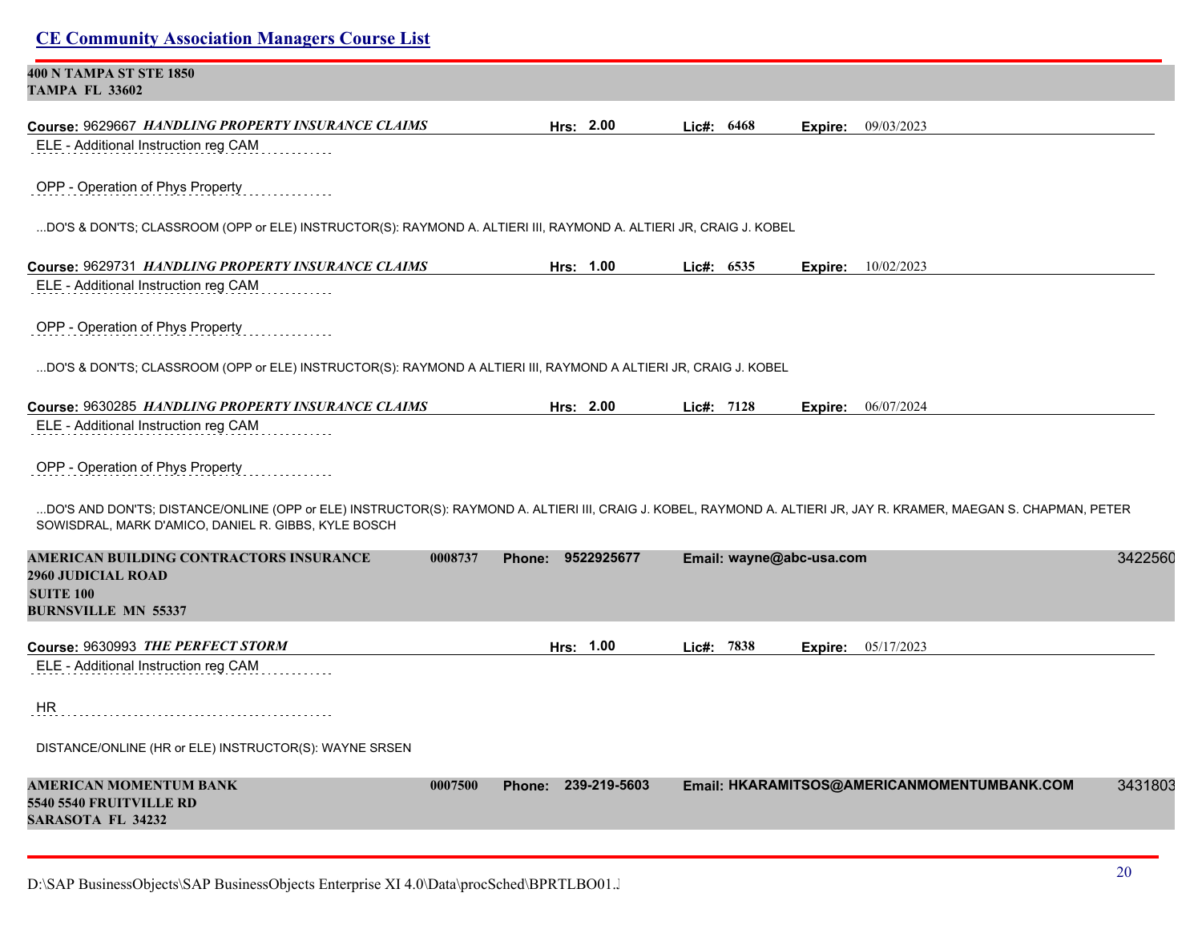**400 N TAMPA ST STE 1850**
**TAMPA FL 33602**

**Course:** 9629667 ***HANDLING PROPERTY INSURANCE CLAIMS*** **Hrs:** 2.00 **Lic#:** 6468 **Expire:** 09/03/2023

ELE - Additional Instruction reg CAM

OPP - Operation of Phys Property

...DO'S & DON'TS; CLASSROOM (OPP or ELE) INSTRUCTOR(S): RAYMOND A. ALTIERI III, RAYMOND A. ALTIERI JR, CRAIG J. KOBEL

**Course:** 9629731 ***HANDLING PROPERTY INSURANCE CLAIMS*** **Hrs:** 1.00 **Lic#:** 6535 **Expire:** 10/02/2023

ELE - Additional Instruction reg CAM

OPP - Operation of Phys Property

...DO'S & DON'TS; CLASSROOM (OPP or ELE) INSTRUCTOR(S): RAYMOND A ALTIERI III, RAYMOND A ALTIERI JR, CRAIG J. KOBEL

**Course:** 9630285 ***HANDLING PROPERTY INSURANCE CLAIMS*** **Hrs:** 2.00 **Lic#:** 7128 **Expire:** 06/07/2024

ELE - Additional Instruction reg CAM

OPP - Operation of Phys Property

...DO'S AND DON'TS; DISTANCE/ONLINE (OPP or ELE) INSTRUCTOR(S): RAYMOND A. ALTIERI III, CRAIG J. KOBEL, RAYMOND A. ALTIERI JR, JAY R. KRAMER, MAEGAN S. CHAPMAN, PETER SOWISDRAL, MARK D'AMICO, DANIEL R. GIBBS, KYLE BOSCH

**AMERICAN BUILDING CONTRACTORS INSURANCE** 0008737 **Phone:** 9522925677 **Email:** wayne@abc-usa.com 3422560
**2960 JUDICIAL ROAD**
**SUITE 100**
**BURNSVILLE MN 55337**

**Course:** 9630993 ***THE PERFECT STORM*** **Hrs:** 1.00 **Lic#:** 7838 **Expire:** 05/17/2023

ELE - Additional Instruction reg CAM

HR

DISTANCE/ONLINE (HR or ELE) INSTRUCTOR(S): WAYNE SRSEN

**AMERICAN MOMENTUM BANK** 0007500 **Phone:** 239-219-5603 **Email:** HKARAMITSOS@AMERICANMOMENTUMBANK.COM 3431803
**5540 5540 FRUITVILLE RD**
**SARASOTA FL 34232**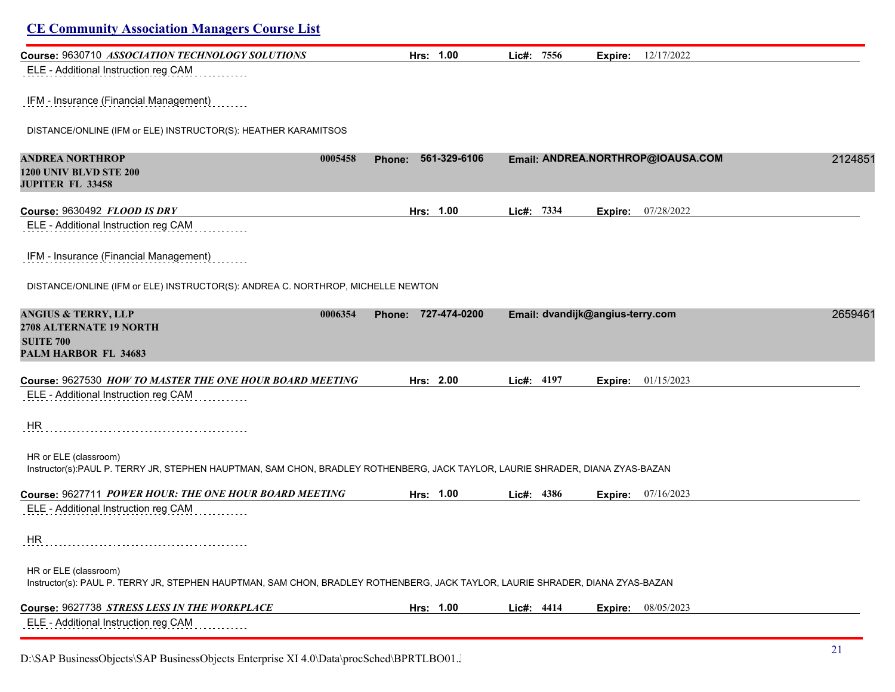**Course:** 9630710 ***ASSOCIATION TECHNOLOGY SOLUTIONS*** **Hrs: 1.00** **Lic#: 7556** **Expire:** 12/17/2022

ELE - Additional Instruction reg CAM

IFM - Insurance (Financial Management)

DISTANCE/ONLINE (IFM or ELE) INSTRUCTOR(S): HEATHER KARAMITSOS

**ANDREA NORTHROP** **0005458** **Phone: 561-329-6106** **Email: ANDREA.NORTHROP@IOAUSA.COM** 2124851
**1200 UNIV BLVD STE 200**
**JUPITER FL 33458**

**Course:** 9630492 ***FLOOD IS DRY*** **Hrs: 1.00** **Lic#: 7334** **Expire:** 07/28/2022

ELE - Additional Instruction reg CAM

IFM - Insurance (Financial Management)

DISTANCE/ONLINE (IFM or ELE) INSTRUCTOR(S): ANDREA C. NORTHROP, MICHELLE NEWTON

**ANGIUS & TERRY, LLP** **0006354** **Phone: 727-474-0200** **Email: dvandijk@angius-terry.com** 2659461
**2708 ALTERNATE 19 NORTH**
**SUITE 700**
**PALM HARBOR FL 34683**

**Course:** 9627530 ***HOW TO MASTER THE ONE HOUR BOARD MEETING*** **Hrs: 2.00** **Lic#: 4197** **Expire:** 01/15/2023

ELE - Additional Instruction reg CAM

HR

HR or ELE (classroom)
Instructor(s):PAUL P. TERRY JR, STEPHEN HAUPTMAN, SAM CHON, BRADLEY ROTHENBERG, JACK TAYLOR, LAURIE SHRADER, DIANA ZYAS-BAZAN

**Course:** 9627711 ***POWER HOUR: THE ONE HOUR BOARD MEETING*** **Hrs: 1.00** **Lic#: 4386** **Expire:** 07/16/2023

ELE - Additional Instruction reg CAM

HR

HR or ELE (classroom)
Instructor(s): PAUL P. TERRY JR, STEPHEN HAUPTMAN, SAM CHON, BRADLEY ROTHENBERG, JACK TAYLOR, LAURIE SHRADER, DIANA ZYAS-BAZAN

**Course:** 9627738 ***STRESS LESS IN THE WORKPLACE*** **Hrs: 1.00** **Lic#: 4414** **Expire:** 08/05/2023

ELE - Additional Instruction reg CAM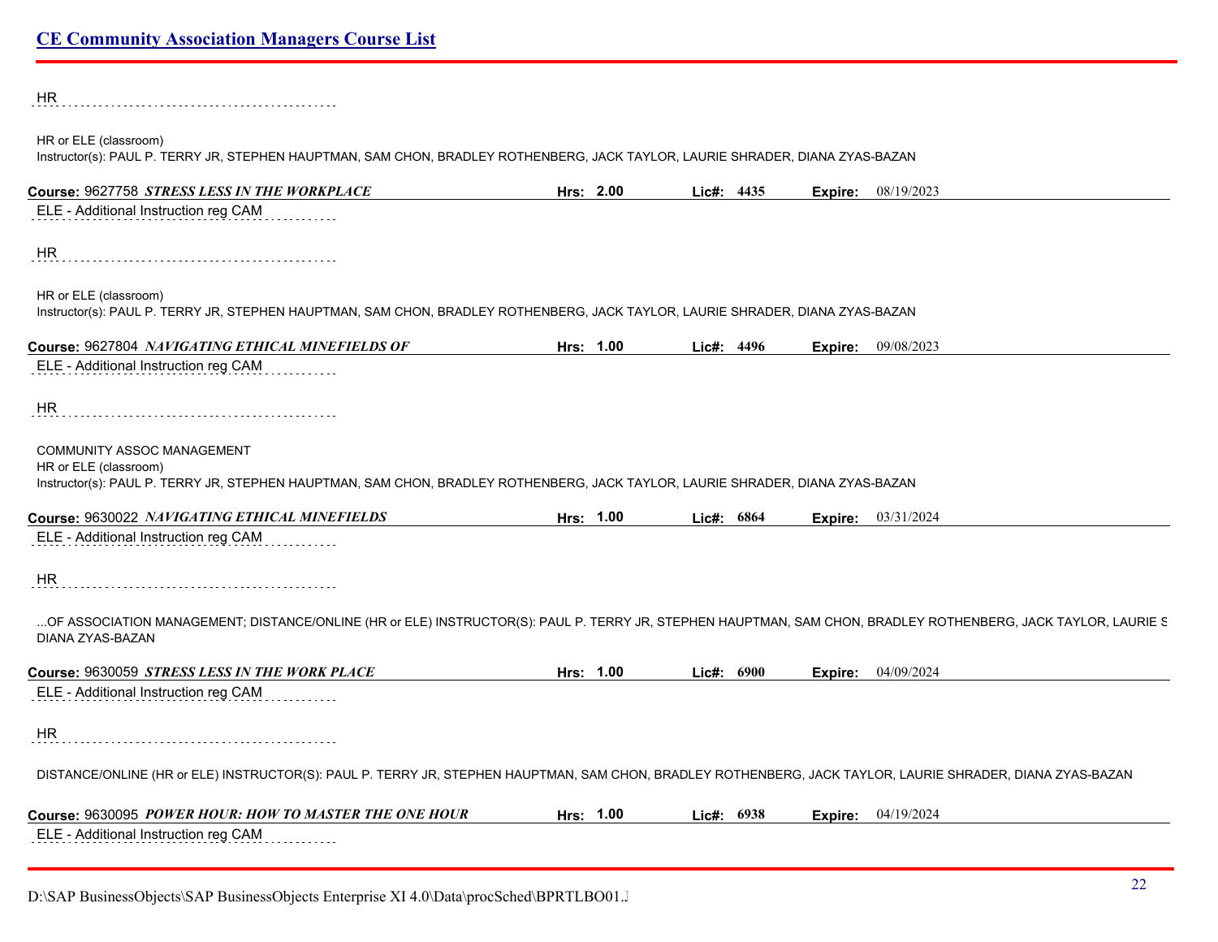HR

HR or ELE (classroom)
Instructor(s): PAUL P. TERRY JR, STEPHEN HAUPTMAN, SAM CHON, BRADLEY ROTHENBERG, JACK TAYLOR, LAURIE SHRADER, DIANA ZYAS-BAZAN

**Course:** 9627758 ***STRESS LESS IN THE WORKPLACE*** **Hrs:** **2.00** **Lic#:** **4435** **Expire:** 08/19/2023

ELE - Additional Instruction reg CAM

HR

HR or ELE (classroom)
Instructor(s): PAUL P. TERRY JR, STEPHEN HAUPTMAN, SAM CHON, BRADLEY ROTHENBERG, JACK TAYLOR, LAURIE SHRADER, DIANA ZYAS-BAZAN

**Course:** 9627804 ***NAVIGATING ETHICAL MINEFIELDS OF*** **Hrs:** **1.00** **Lic#:** **4496** **Expire:** 09/08/2023

ELE - Additional Instruction reg CAM

HR

COMMUNITY ASSOC MANAGEMENT
HR or ELE (classroom)
Instructor(s): PAUL P. TERRY JR, STEPHEN HAUPTMAN, SAM CHON, BRADLEY ROTHENBERG, JACK TAYLOR, LAURIE SHRADER, DIANA ZYAS-BAZAN

**Course:** 9630022 ***NAVIGATING ETHICAL MINEFIELDS*** **Hrs:** **1.00** **Lic#:** **6864** **Expire:** 03/31/2024

ELE - Additional Instruction reg CAM

HR

...OF ASSOCIATION MANAGEMENT; DISTANCE/ONLINE (HR or ELE) INSTRUCTOR(S): PAUL P. TERRY JR, STEPHEN HAUPTMAN, SAM CHON, BRADLEY ROTHENBERG, JACK TAYLOR, LAURIE S
DIANA ZYAS-BAZAN

**Course:** 9630059 ***STRESS LESS IN THE WORK PLACE*** **Hrs:** **1.00** **Lic#:** **6900** **Expire:** 04/09/2024

ELE - Additional Instruction reg CAM

HR

DISTANCE/ONLINE (HR or ELE) INSTRUCTOR(S): PAUL P. TERRY JR, STEPHEN HAUPTMAN, SAM CHON, BRADLEY ROTHENBERG, JACK TAYLOR, LAURIE SHRADER, DIANA ZYAS-BAZAN

**Course:** 9630095 ***POWER HOUR: HOW TO MASTER THE ONE HOUR*** **Hrs:** **1.00** **Lic#:** **6938** **Expire:** 04/19/2024

ELE - Additional Instruction reg CAM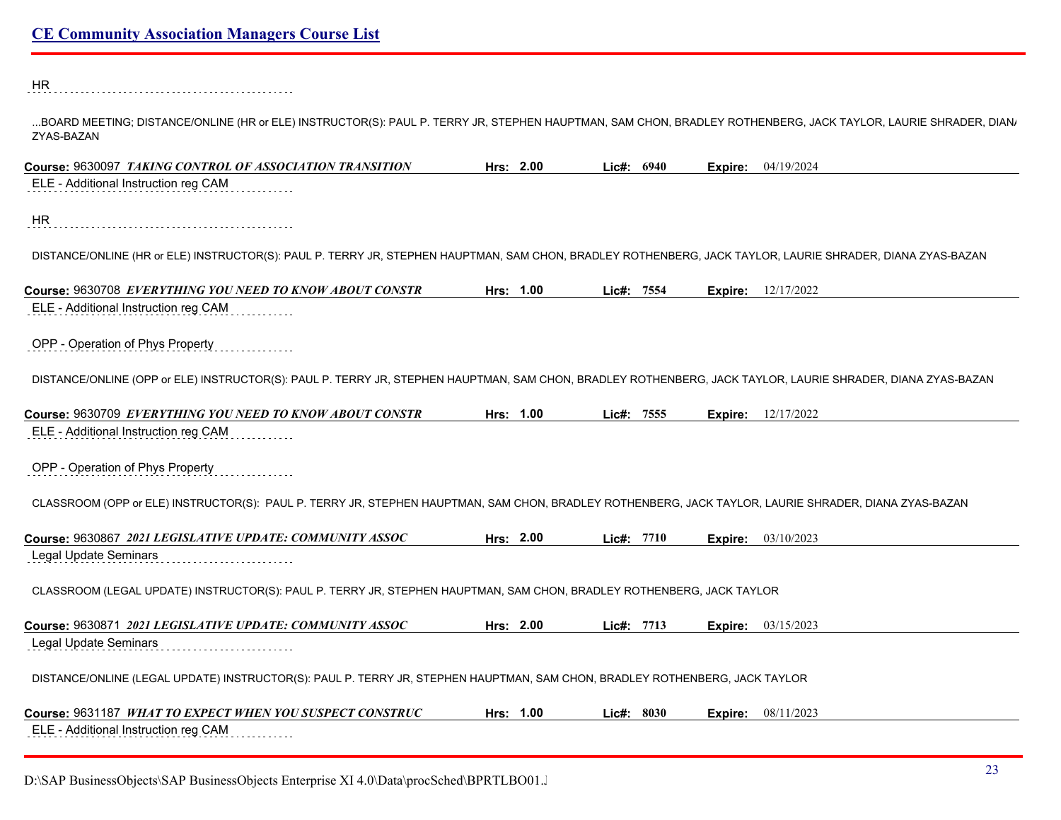HR

...BOARD MEETING; DISTANCE/ONLINE (HR or ELE) INSTRUCTOR(S): PAUL P. TERRY JR, STEPHEN HAUPTMAN, SAM CHON, BRADLEY ROTHENBERG, JACK TAYLOR, LAURIE SHRADER, DIANA ZYAS-BAZAN

**Course:** 9630097 ***TAKING CONTROL OF ASSOCIATION TRANSITION*** **Hrs: 2.00** **Lic#: 6940** **Expire:** 04/19/2024

ELE - Additional Instruction reg CAM

HR

DISTANCE/ONLINE (HR or ELE) INSTRUCTOR(S): PAUL P. TERRY JR, STEPHEN HAUPTMAN, SAM CHON, BRADLEY ROTHENBERG, JACK TAYLOR, LAURIE SHRADER, DIANA ZYAS-BAZAN

**Course:** 9630708 ***EVERYTHING YOU NEED TO KNOW ABOUT CONSTR*** **Hrs: 1.00** **Lic#: 7554** **Expire:** 12/17/2022

ELE - Additional Instruction reg CAM

OPP - Operation of Phys Property

DISTANCE/ONLINE (OPP or ELE) INSTRUCTOR(S): PAUL P. TERRY JR, STEPHEN HAUPTMAN, SAM CHON, BRADLEY ROTHENBERG, JACK TAYLOR, LAURIE SHRADER, DIANA ZYAS-BAZAN

**Course:** 9630709 ***EVERYTHING YOU NEED TO KNOW ABOUT CONSTR*** **Hrs: 1.00** **Lic#: 7555** **Expire:** 12/17/2022

ELE - Additional Instruction reg CAM

OPP - Operation of Phys Property

CLASSROOM (OPP or ELE) INSTRUCTOR(S): PAUL P. TERRY JR, STEPHEN HAUPTMAN, SAM CHON, BRADLEY ROTHENBERG, JACK TAYLOR, LAURIE SHRADER, DIANA ZYAS-BAZAN

**Course:** 9630867 ***2021 LEGISLATIVE UPDATE: COMMUNITY ASSOC*** **Hrs: 2.00** **Lic#: 7710** **Expire:** 03/10/2023

Legal Update Seminars

CLASSROOM (LEGAL UPDATE) INSTRUCTOR(S): PAUL P. TERRY JR, STEPHEN HAUPTMAN, SAM CHON, BRADLEY ROTHENBERG, JACK TAYLOR

**Course:** 9630871 ***2021 LEGISLATIVE UPDATE: COMMUNITY ASSOC*** **Hrs: 2.00** **Lic#: 7713** **Expire:** 03/15/2023

Legal Update Seminars

DISTANCE/ONLINE (LEGAL UPDATE) INSTRUCTOR(S): PAUL P. TERRY JR, STEPHEN HAUPTMAN, SAM CHON, BRADLEY ROTHENBERG, JACK TAYLOR

**Course:** 9631187 ***WHAT TO EXPECT WHEN YOU SUSPECT CONSTRUC*** **Hrs: 1.00** **Lic#: 8030** **Expire:** 08/11/2023

ELE - Additional Instruction reg CAM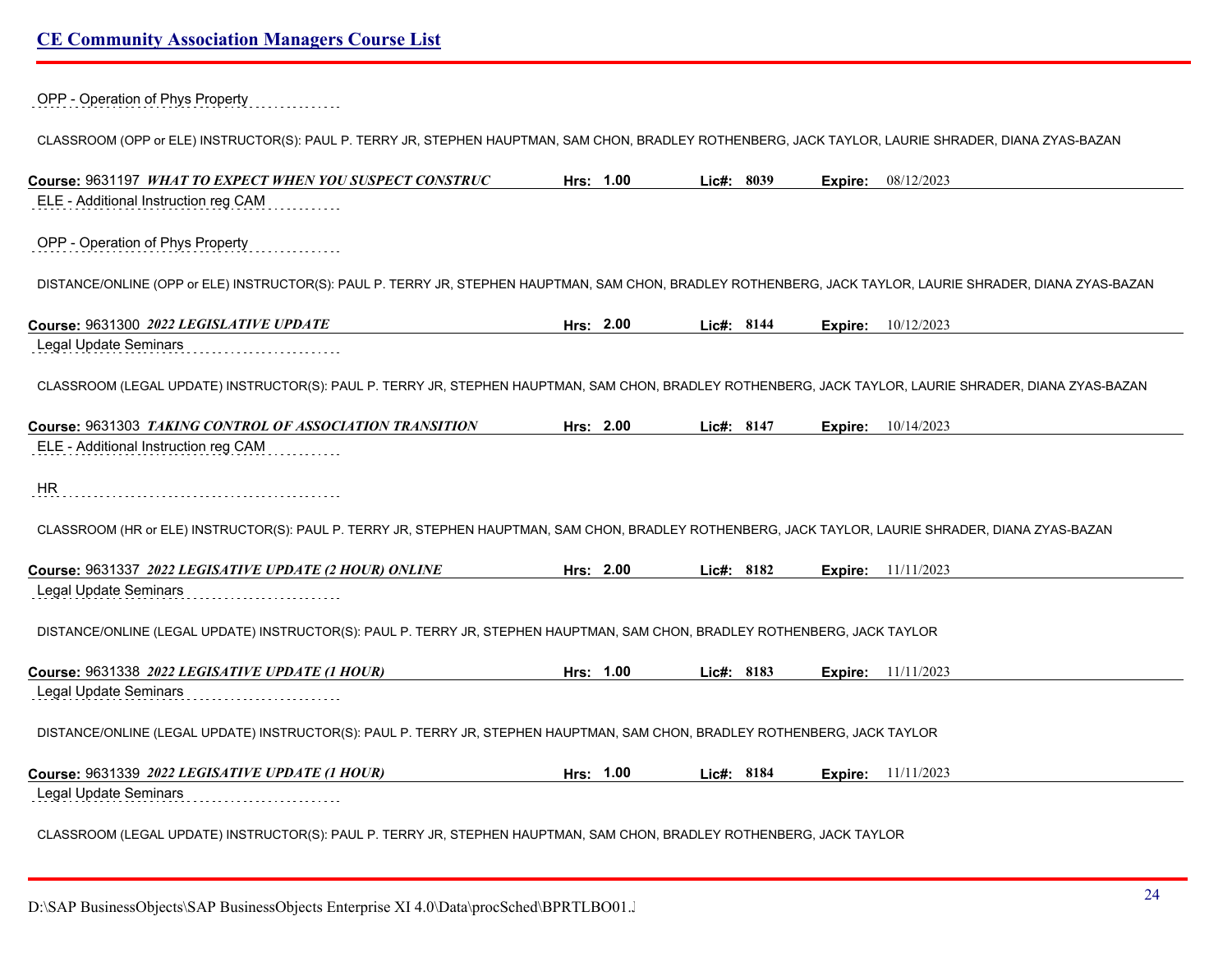OPP - Operation of Phys Property

CLASSROOM (OPP or ELE) INSTRUCTOR(S): PAUL P. TERRY JR, STEPHEN HAUPTMAN, SAM CHON, BRADLEY ROTHENBERG, JACK TAYLOR, LAURIE SHRADER, DIANA ZYAS-BAZAN

**Course:** 9631197 ***WHAT TO EXPECT WHEN YOU SUSPECT CONSTRUC*** **Hrs:** **1.00** **Lic#:** **8039** **Expire:** 08/12/2023

ELE - Additional Instruction reg CAM

OPP - Operation of Phys Property

DISTANCE/ONLINE (OPP or ELE) INSTRUCTOR(S): PAUL P. TERRY JR, STEPHEN HAUPTMAN, SAM CHON, BRADLEY ROTHENBERG, JACK TAYLOR, LAURIE SHRADER, DIANA ZYAS-BAZAN

**Course:** 9631300 ***2022 LEGISLATIVE UPDATE*** **Hrs:** **2.00** **Lic#:** **8144** **Expire:** 10/12/2023

Legal Update Seminars

CLASSROOM (LEGAL UPDATE) INSTRUCTOR(S): PAUL P. TERRY JR, STEPHEN HAUPTMAN, SAM CHON, BRADLEY ROTHENBERG, JACK TAYLOR, LAURIE SHRADER, DIANA ZYAS-BAZAN

**Course:** 9631303 ***TAKING CONTROL OF ASSOCIATION TRANSITION*** **Hrs:** **2.00** **Lic#:** **8147** **Expire:** 10/14/2023

ELE - Additional Instruction reg CAM

HR

CLASSROOM (HR or ELE) INSTRUCTOR(S): PAUL P. TERRY JR, STEPHEN HAUPTMAN, SAM CHON, BRADLEY ROTHENBERG, JACK TAYLOR, LAURIE SHRADER, DIANA ZYAS-BAZAN

**Course:** 9631337 ***2022 LEGISATIVE UPDATE (2 HOUR) ONLINE*** **Hrs:** **2.00** **Lic#:** **8182** **Expire:** 11/11/2023

Legal Update Seminars

DISTANCE/ONLINE (LEGAL UPDATE) INSTRUCTOR(S): PAUL P. TERRY JR, STEPHEN HAUPTMAN, SAM CHON, BRADLEY ROTHENBERG, JACK TAYLOR

**Course:** 9631338 ***2022 LEGISATIVE UPDATE (1 HOUR)*** **Hrs:** **1.00** **Lic#:** **8183** **Expire:** 11/11/2023

Legal Update Seminars

DISTANCE/ONLINE (LEGAL UPDATE) INSTRUCTOR(S): PAUL P. TERRY JR, STEPHEN HAUPTMAN, SAM CHON, BRADLEY ROTHENBERG, JACK TAYLOR

**Course:** 9631339 ***2022 LEGISATIVE UPDATE (1 HOUR)*** **Hrs:** **1.00** **Lic#:** **8184** **Expire:** 11/11/2023

Legal Update Seminars

CLASSROOM (LEGAL UPDATE) INSTRUCTOR(S): PAUL P. TERRY JR, STEPHEN HAUPTMAN, SAM CHON, BRADLEY ROTHENBERG, JACK TAYLOR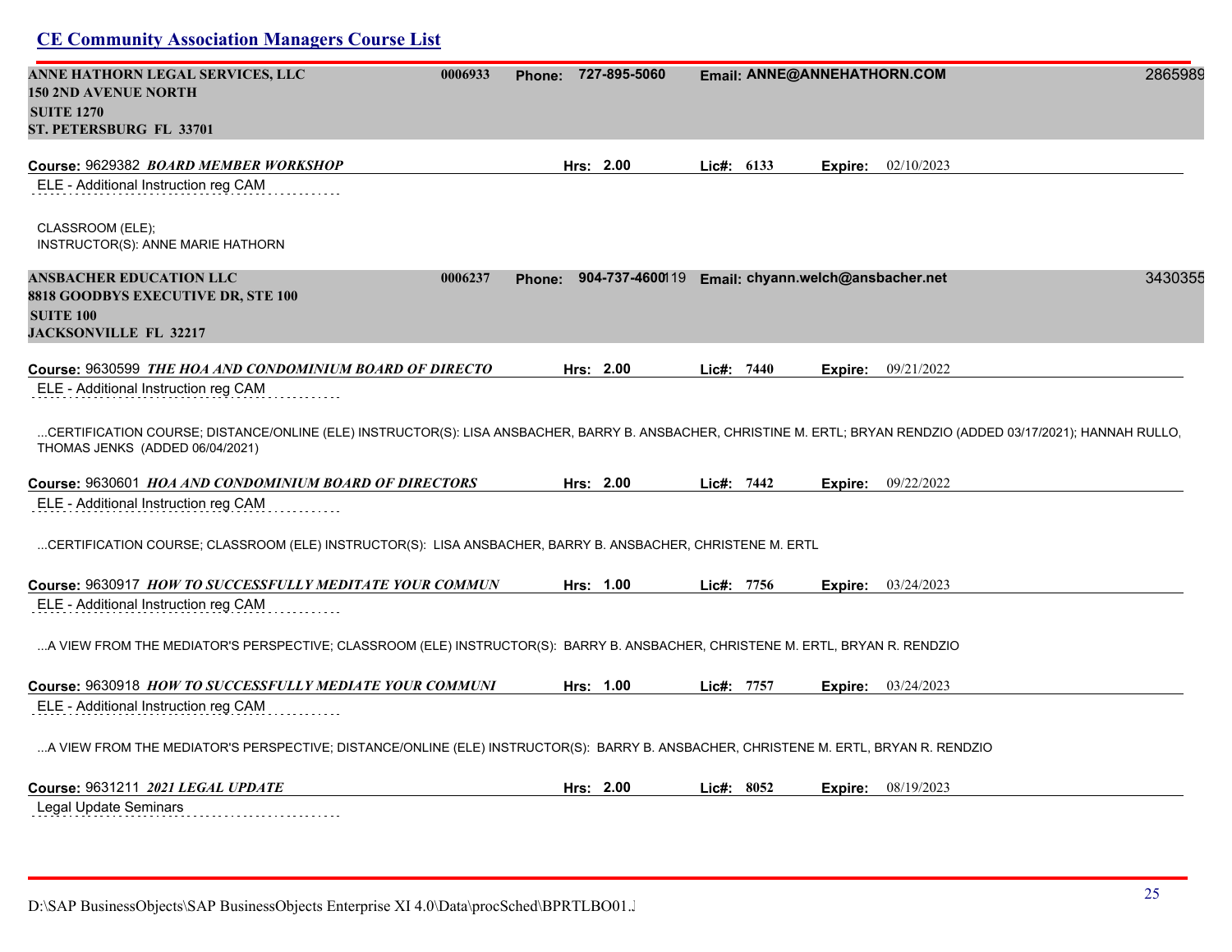## CE Community Association Managers Course List

**ANNE HATHORN LEGAL SERVICES, LLC** 0006933 **Phone:** 727-895-5060 **Email:** ANNE@ANNEHATHORN.COM 2865989
**150 2ND AVENUE NORTH**
**SUITE 1270**
**ST. PETERSBURG FL 33701**

**Course:** 9629382 ***BOARD MEMBER WORKSHOP*** **Hrs:** 2.00 **Lic#:** 6133 **Expire:** 02/10/2023
ELE - Additional Instruction reg CAM

CLASSROOM (ELE);
INSTRUCTOR(S): ANNE MARIE HATHORN

**ANSBACHER EDUCATION LLC** 0006237 **Phone:** 904-737-4600119 **Email:** chyann.welch@ansbacher.net 3430355
**8818 GOODBYS EXECUTIVE DR, STE 100**
**SUITE 100**
**JACKSONVILLE FL 32217**

**Course:** 9630599 ***THE HOA AND CONDOMINIUM BOARD OF DIRECTO*** **Hrs:** 2.00 **Lic#:** 7440 **Expire:** 09/21/2022
ELE - Additional Instruction reg CAM

...CERTIFICATION COURSE; DISTANCE/ONLINE (ELE) INSTRUCTOR(S): LISA ANSBACHER, BARRY B. ANSBACHER, CHRISTINE M. ERTL; BRYAN RENDZIO (ADDED 03/17/2021); HANNAH RULLO, THOMAS JENKS (ADDED 06/04/2021)

**Course:** 9630601 ***HOA AND CONDOMINIUM BOARD OF DIRECTORS*** **Hrs:** 2.00 **Lic#:** 7442 **Expire:** 09/22/2022
ELE - Additional Instruction reg CAM

...CERTIFICATION COURSE; CLASSROOM (ELE) INSTRUCTOR(S): LISA ANSBACHER, BARRY B. ANSBACHER, CHRISTENE M. ERTL

**Course:** 9630917 ***HOW TO SUCCESSFULLY MEDITATE YOUR COMMUN*** **Hrs:** 1.00 **Lic#:** 7756 **Expire:** 03/24/2023
ELE - Additional Instruction reg CAM

...A VIEW FROM THE MEDIATOR'S PERSPECTIVE; CLASSROOM (ELE) INSTRUCTOR(S): BARRY B. ANSBACHER, CHRISTENE M. ERTL, BRYAN R. RENDZIO

**Course:** 9630918 ***HOW TO SUCCESSFULLY MEDIATE YOUR COMMUNI*** **Hrs:** 1.00 **Lic#:** 7757 **Expire:** 03/24/2023
ELE - Additional Instruction reg CAM

...A VIEW FROM THE MEDIATOR'S PERSPECTIVE; DISTANCE/ONLINE (ELE) INSTRUCTOR(S): BARRY B. ANSBACHER, CHRISTENE M. ERTL, BRYAN R. RENDZIO

**Course:** 9631211 ***2021 LEGAL UPDATE*** **Hrs:** 2.00 **Lic#:** 8052 **Expire:** 08/19/2023
Legal Update Seminars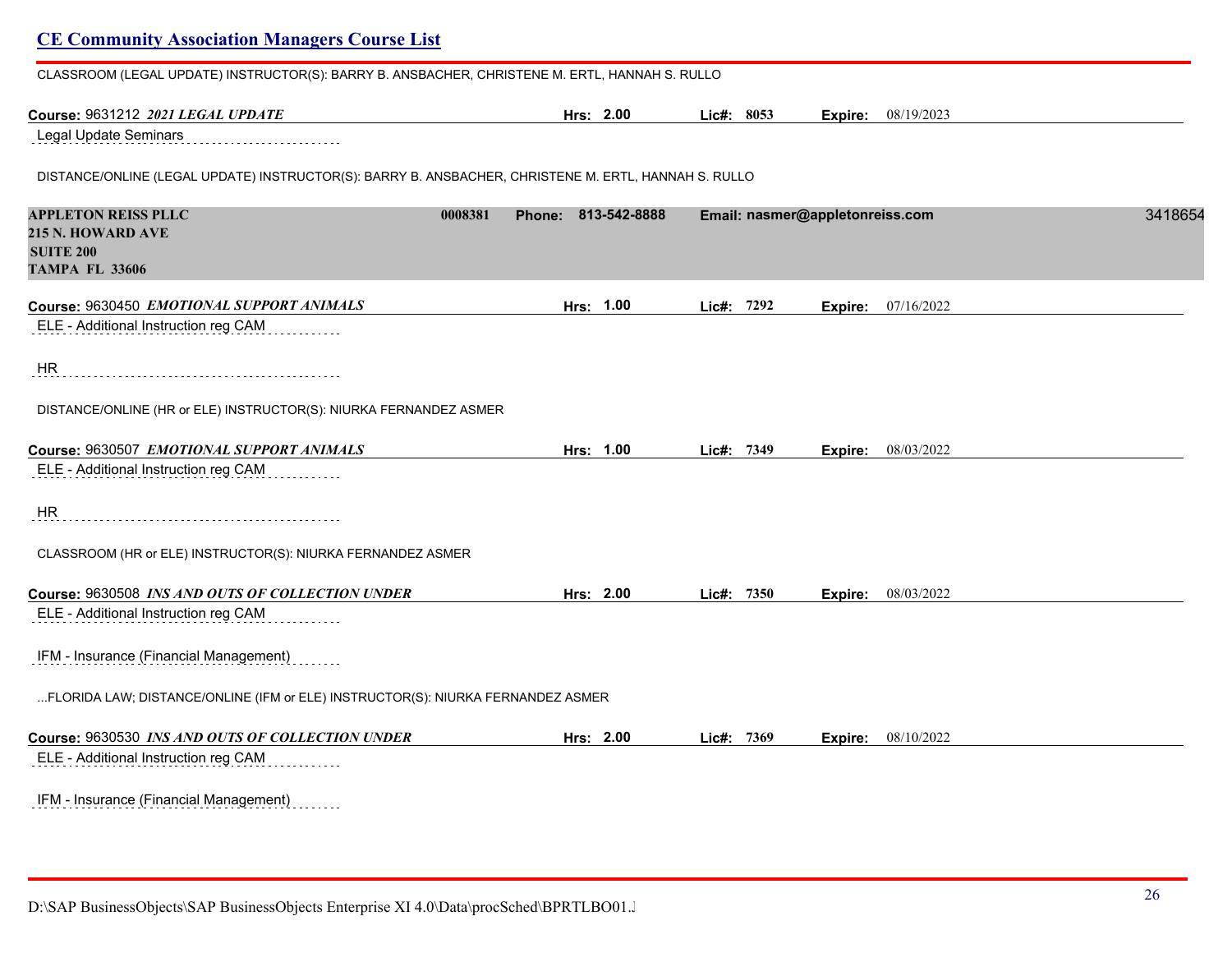CLASSROOM (LEGAL UPDATE) INSTRUCTOR(S): BARRY B. ANSBACHER, CHRISTENE M. ERTL, HANNAH S. RULLO

**Course:** 9631212 ***2021 LEGAL UPDATE*** **Hrs:** 2.00 **Lic#:** 8053 **Expire:** 08/19/2023

Legal Update Seminars

DISTANCE/ONLINE (LEGAL UPDATE) INSTRUCTOR(S): BARRY B. ANSBACHER, CHRISTENE M. ERTL, HANNAH S. RULLO

**APPLETON REISS PLLC** 0008381 **Phone:** 813-542-8888 **Email:** nasmer@appletonreiss.com 3418654
**215 N. HOWARD AVE**
**SUITE 200**
**TAMPA FL 33606**

**Course:** 9630450 ***EMOTIONAL SUPPORT ANIMALS*** **Hrs:** 1.00 **Lic#:** 7292 **Expire:** 07/16/2022

ELE - Additional Instruction reg CAM

HR

DISTANCE/ONLINE (HR or ELE) INSTRUCTOR(S): NIURKA FERNANDEZ ASMER

**Course:** 9630507 ***EMOTIONAL SUPPORT ANIMALS*** **Hrs:** 1.00 **Lic#:** 7349 **Expire:** 08/03/2022

ELE - Additional Instruction reg CAM

HR

CLASSROOM (HR or ELE) INSTRUCTOR(S): NIURKA FERNANDEZ ASMER

**Course:** 9630508 ***INS AND OUTS OF COLLECTION UNDER*** **Hrs:** 2.00 **Lic#:** 7350 **Expire:** 08/03/2022

ELE - Additional Instruction reg CAM

IFM - Insurance (Financial Management)

...FLORIDA LAW; DISTANCE/ONLINE (IFM or ELE) INSTRUCTOR(S): NIURKA FERNANDEZ ASMER

**Course:** 9630530 ***INS AND OUTS OF COLLECTION UNDER*** **Hrs:** 2.00 **Lic#:** 7369 **Expire:** 08/10/2022

ELE - Additional Instruction reg CAM

IFM - Insurance (Financial Management)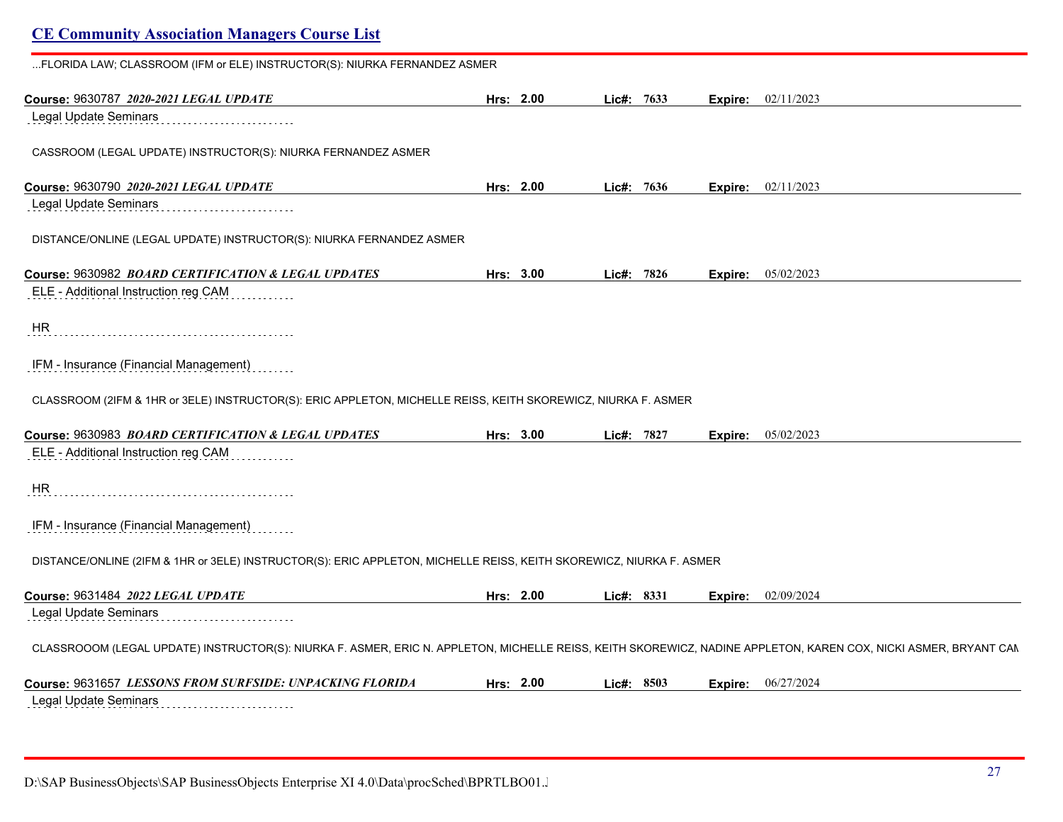...FLORIDA LAW; CLASSROOM (IFM or ELE) INSTRUCTOR(S): NIURKA FERNANDEZ ASMER

**Course:** 9630787 ***2020-2021 LEGAL UPDATE*** **Hrs:** 2.00 **Lic#:** 7633 **Expire:** 02/11/2023

Legal Update Seminars

CASSROOM (LEGAL UPDATE) INSTRUCTOR(S): NIURKA FERNANDEZ ASMER

**Course:** 9630790 ***2020-2021 LEGAL UPDATE*** **Hrs:** 2.00 **Lic#:** 7636 **Expire:** 02/11/2023

Legal Update Seminars

DISTANCE/ONLINE (LEGAL UPDATE) INSTRUCTOR(S): NIURKA FERNANDEZ ASMER

**Course:** 9630982 ***BOARD CERTIFICATION & LEGAL UPDATES*** **Hrs:** 3.00 **Lic#:** 7826 **Expire:** 05/02/2023

ELE - Additional Instruction reg CAM

HR

IFM - Insurance (Financial Management)

CLASSROOM (2IFM & 1HR or 3ELE) INSTRUCTOR(S): ERIC APPLETON, MICHELLE REISS, KEITH SKOREWICZ, NIURKA F. ASMER

**Course:** 9630983 ***BOARD CERTIFICATION & LEGAL UPDATES*** **Hrs:** 3.00 **Lic#:** 7827 **Expire:** 05/02/2023

ELE - Additional Instruction reg CAM

HR

IFM - Insurance (Financial Management)

DISTANCE/ONLINE (2IFM & 1HR or 3ELE) INSTRUCTOR(S): ERIC APPLETON, MICHELLE REISS, KEITH SKOREWICZ, NIURKA F. ASMER

**Course:** 9631484 ***2022 LEGAL UPDATE*** **Hrs:** 2.00 **Lic#:** 8331 **Expire:** 02/09/2024

Legal Update Seminars

CLASSROOOM (LEGAL UPDATE) INSTRUCTOR(S): NIURKA F. ASMER, ERIC N. APPLETON, MICHELLE REISS, KEITH SKOREWICZ, NADINE APPLETON, KAREN COX, NICKI ASMER, BRYANT CAM

**Course:** 9631657 ***LESSONS FROM SURFSIDE: UNPACKING FLORIDA*** **Hrs:** 2.00 **Lic#:** 8503 **Expire:** 06/27/2024

Legal Update Seminars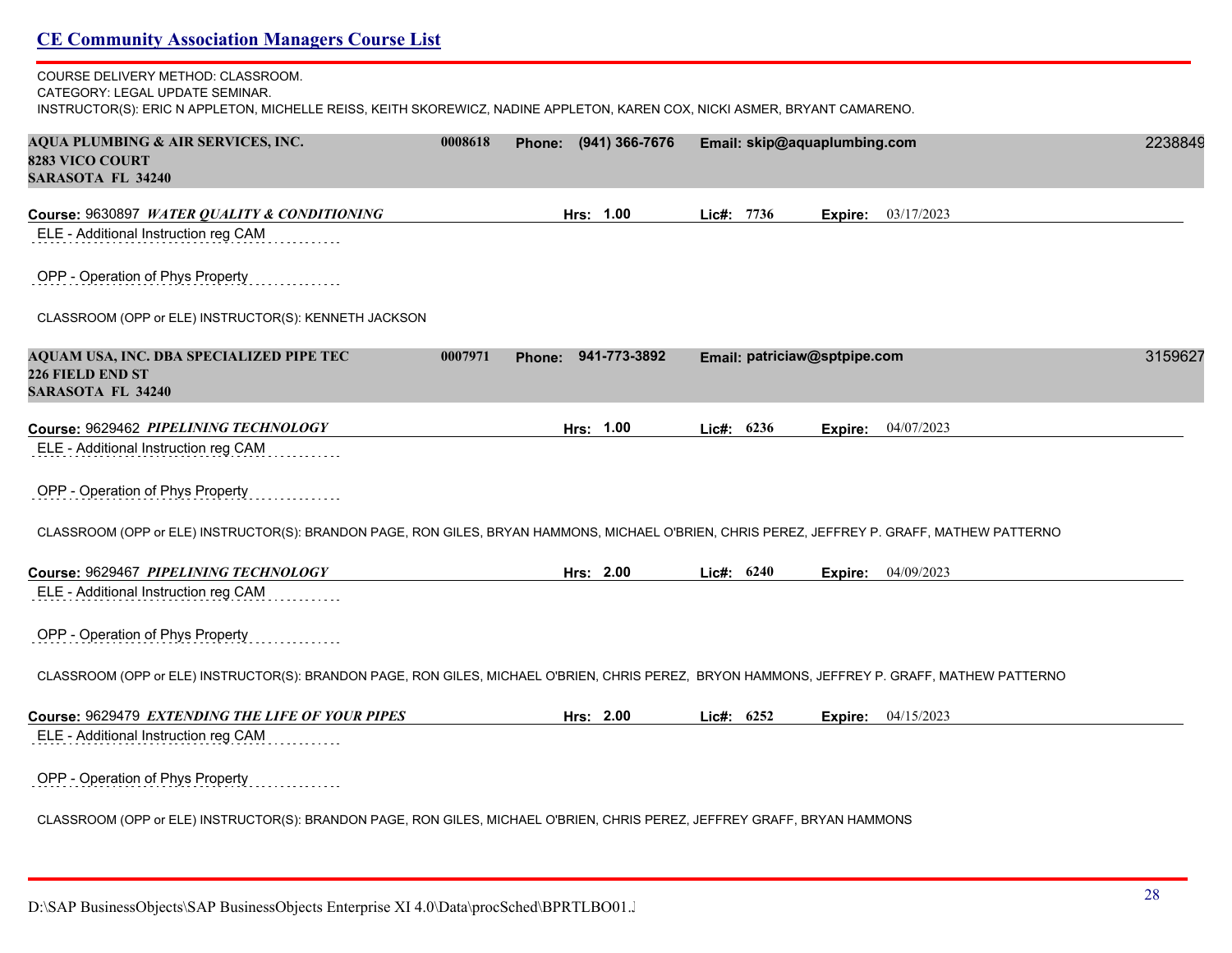COURSE DELIVERY METHOD: CLASSROOM.
CATEGORY: LEGAL UPDATE SEMINAR.
INSTRUCTOR(S): ERIC N APPLETON, MICHELLE REISS, KEITH SKOREWICZ, NADINE APPLETON, KAREN COX, NICKI ASMER, BRYANT CAMARENO.

**AQUA PLUMBING & AIR SERVICES, INC.** 0008618 **Phone:** (941) 366-7676 **Email:** skip@aquaplumbing.com 2238849
**8283 VICO COURT**
**SARASOTA FL 34240**

**Course:** 9630897 ***WATER QUALITY & CONDITIONING*** **Hrs:** 1.00 **Lic#:** 7736 **Expire:** 03/17/2023

ELE - Additional Instruction reg CAM

OPP - Operation of Phys Property

CLASSROOM (OPP or ELE) INSTRUCTOR(S): KENNETH JACKSON

**AQUAM USA, INC. DBA SPECIALIZED PIPE TEC** 0007971 **Phone:** 941-773-3892 **Email:** patriciaw@sptpipe.com 3159627
**226 FIELD END ST**
**SARASOTA FL 34240**

**Course:** 9629462 ***PIPELINING TECHNOLOGY*** **Hrs:** 1.00 **Lic#:** 6236 **Expire:** 04/07/2023

ELE - Additional Instruction reg CAM

OPP - Operation of Phys Property

CLASSROOM (OPP or ELE) INSTRUCTOR(S): BRANDON PAGE, RON GILES, BRYAN HAMMONS, MICHAEL O'BRIEN, CHRIS PEREZ, JEFFREY P. GRAFF, MATHEW PATTERNO

**Course:** 9629467 ***PIPELINING TECHNOLOGY*** **Hrs:** 2.00 **Lic#:** 6240 **Expire:** 04/09/2023

ELE - Additional Instruction reg CAM

OPP - Operation of Phys Property

CLASSROOM (OPP or ELE) INSTRUCTOR(S): BRANDON PAGE, RON GILES, MICHAEL O'BRIEN, CHRIS PEREZ, BRYON HAMMONS, JEFFREY P. GRAFF, MATHEW PATTERNO

**Course:** 9629479 ***EXTENDING THE LIFE OF YOUR PIPES*** **Hrs:** 2.00 **Lic#:** 6252 **Expire:** 04/15/2023

ELE - Additional Instruction reg CAM

OPP - Operation of Phys Property

CLASSROOM (OPP or ELE) INSTRUCTOR(S): BRANDON PAGE, RON GILES, MICHAEL O'BRIEN, CHRIS PEREZ, JEFFREY GRAFF, BRYAN HAMMONS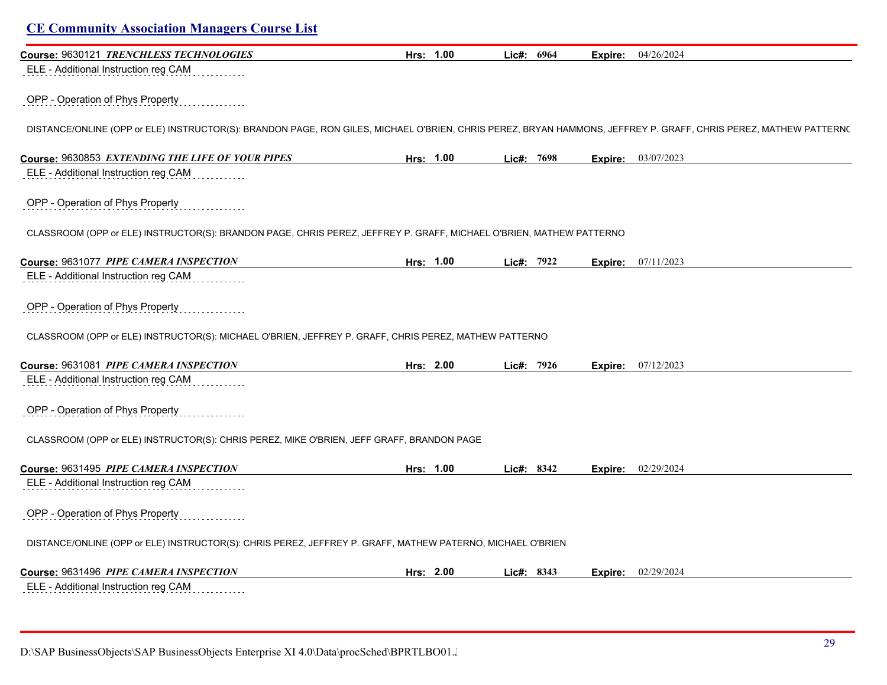## CE Community Association Managers Course List

**Course:** 9630121 ***TRENCHLESS TECHNOLOGIES*** **Hrs:** 1.00 **Lic#:** 6964 **Expire:** 04/26/2024

ELE - Additional Instruction reg CAM

OPP - Operation of Phys Property

DISTANCE/ONLINE (OPP or ELE) INSTRUCTOR(S): BRANDON PAGE, RON GILES, MICHAEL O'BRIEN, CHRIS PEREZ, BRYAN HAMMONS, JEFFREY P. GRAFF, CHRIS PEREZ, MATHEW PATTERNC

**Course:** 9630853 ***EXTENDING THE LIFE OF YOUR PIPES*** **Hrs:** 1.00 **Lic#:** 7698 **Expire:** 03/07/2023

ELE - Additional Instruction reg CAM

OPP - Operation of Phys Property

CLASSROOM (OPP or ELE) INSTRUCTOR(S): BRANDON PAGE, CHRIS PEREZ, JEFFREY P. GRAFF, MICHAEL O'BRIEN, MATHEW PATTERNO

**Course:** 9631077 ***PIPE CAMERA INSPECTION*** **Hrs:** 1.00 **Lic#:** 7922 **Expire:** 07/11/2023

ELE - Additional Instruction reg CAM

OPP - Operation of Phys Property

CLASSROOM (OPP or ELE) INSTRUCTOR(S): MICHAEL O'BRIEN, JEFFREY P. GRAFF, CHRIS PEREZ, MATHEW PATTERNO

**Course:** 9631081 ***PIPE CAMERA INSPECTION*** **Hrs:** 2.00 **Lic#:** 7926 **Expire:** 07/12/2023

ELE - Additional Instruction reg CAM

OPP - Operation of Phys Property

CLASSROOM (OPP or ELE) INSTRUCTOR(S): CHRIS PEREZ, MIKE O'BRIEN, JEFF GRAFF, BRANDON PAGE

**Course:** 9631495 ***PIPE CAMERA INSPECTION*** **Hrs:** 1.00 **Lic#:** 8342 **Expire:** 02/29/2024

ELE - Additional Instruction reg CAM

OPP - Operation of Phys Property

DISTANCE/ONLINE (OPP or ELE) INSTRUCTOR(S): CHRIS PEREZ, JEFFREY P. GRAFF, MATHEW PATERNO, MICHAEL O'BRIEN

**Course:** 9631496 ***PIPE CAMERA INSPECTION*** **Hrs:** 2.00 **Lic#:** 8343 **Expire:** 02/29/2024

ELE - Additional Instruction reg CAM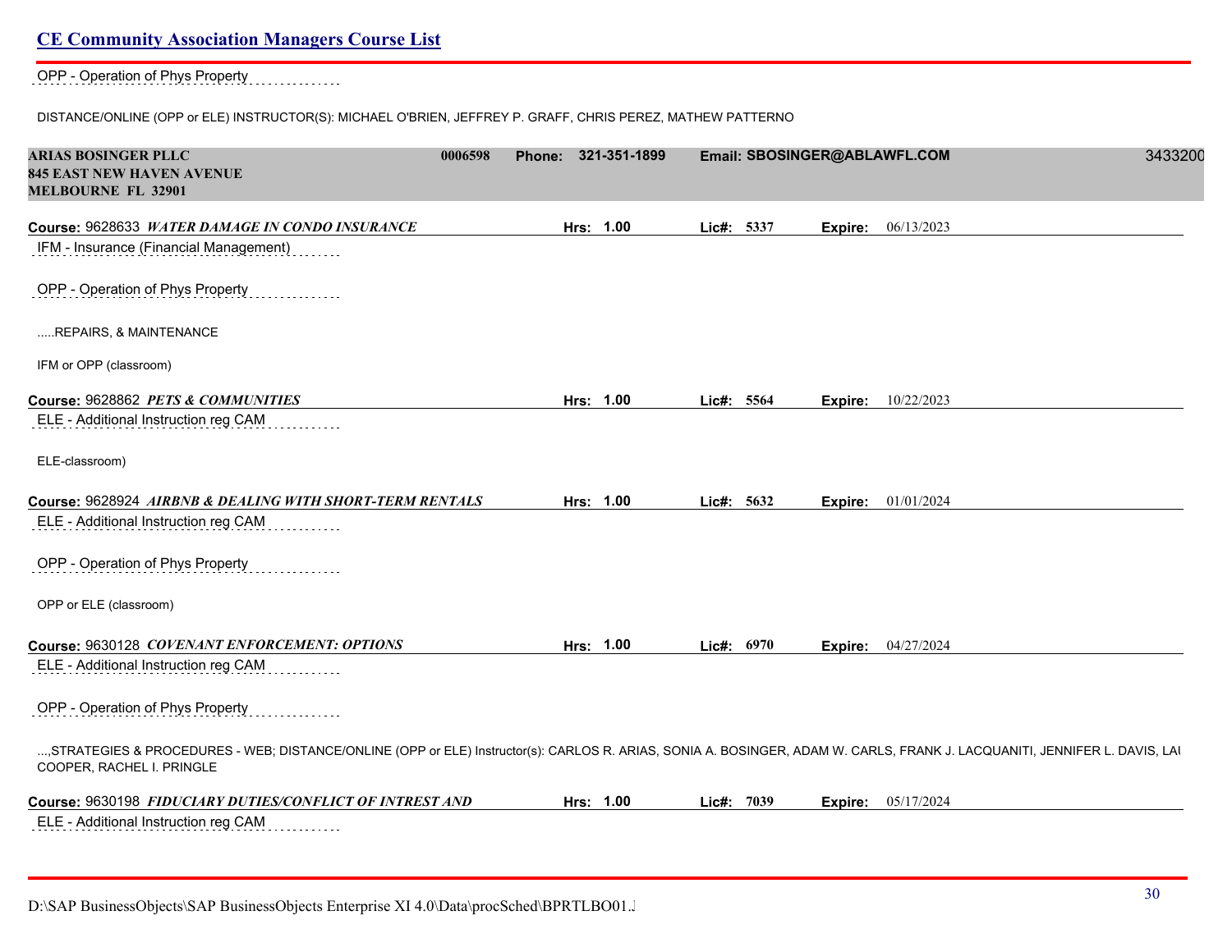OPP - Operation of Phys Property

DISTANCE/ONLINE (OPP or ELE) INSTRUCTOR(S): MICHAEL O'BRIEN, JEFFREY P. GRAFF, CHRIS PEREZ, MATHEW PATTERNO

**ARIAS BOSINGER PLLC** 0006598 **Phone: 321-351-1899** **Email: SBOSINGER@ABLAWFL.COM** 3433200
**845 EAST NEW HAVEN AVENUE**
**MELBOURNE FL 32901**

**Course:** 9628633 ***WATER DAMAGE IN CONDO INSURANCE*** **Hrs: 1.00** **Lic#: 5337** **Expire:** 06/13/2023

IFM - Insurance (Financial Management)

OPP - Operation of Phys Property

.....REPAIRS, & MAINTENANCE

IFM or OPP (classroom)

**Course:** 9628862 ***PETS & COMMUNITIES*** **Hrs: 1.00** **Lic#: 5564** **Expire:** 10/22/2023

ELE - Additional Instruction reg CAM

ELE-classroom)

**Course:** 9628924 ***AIRBNB & DEALING WITH SHORT-TERM RENTALS*** **Hrs: 1.00** **Lic#: 5632** **Expire:** 01/01/2024

ELE - Additional Instruction reg CAM

OPP - Operation of Phys Property

OPP or ELE (classroom)

**Course:** 9630128 ***COVENANT ENFORCEMENT: OPTIONS*** **Hrs: 1.00** **Lic#: 6970** **Expire:** 04/27/2024

ELE - Additional Instruction reg CAM

OPP - Operation of Phys Property

...,STRATEGIES & PROCEDURES - WEB; DISTANCE/ONLINE (OPP or ELE) Instructor(s): CARLOS R. ARIAS, SONIA A. BOSINGER, ADAM W. CARLS, FRANK J. LACQUANITI, JENNIFER L. DAVIS, LAU COOPER, RACHEL I. PRINGLE

**Course:** 9630198 ***FIDUCIARY DUTIES/CONFLICT OF INTREST AND*** **Hrs: 1.00** **Lic#: 7039** **Expire:** 05/17/2024

ELE - Additional Instruction reg CAM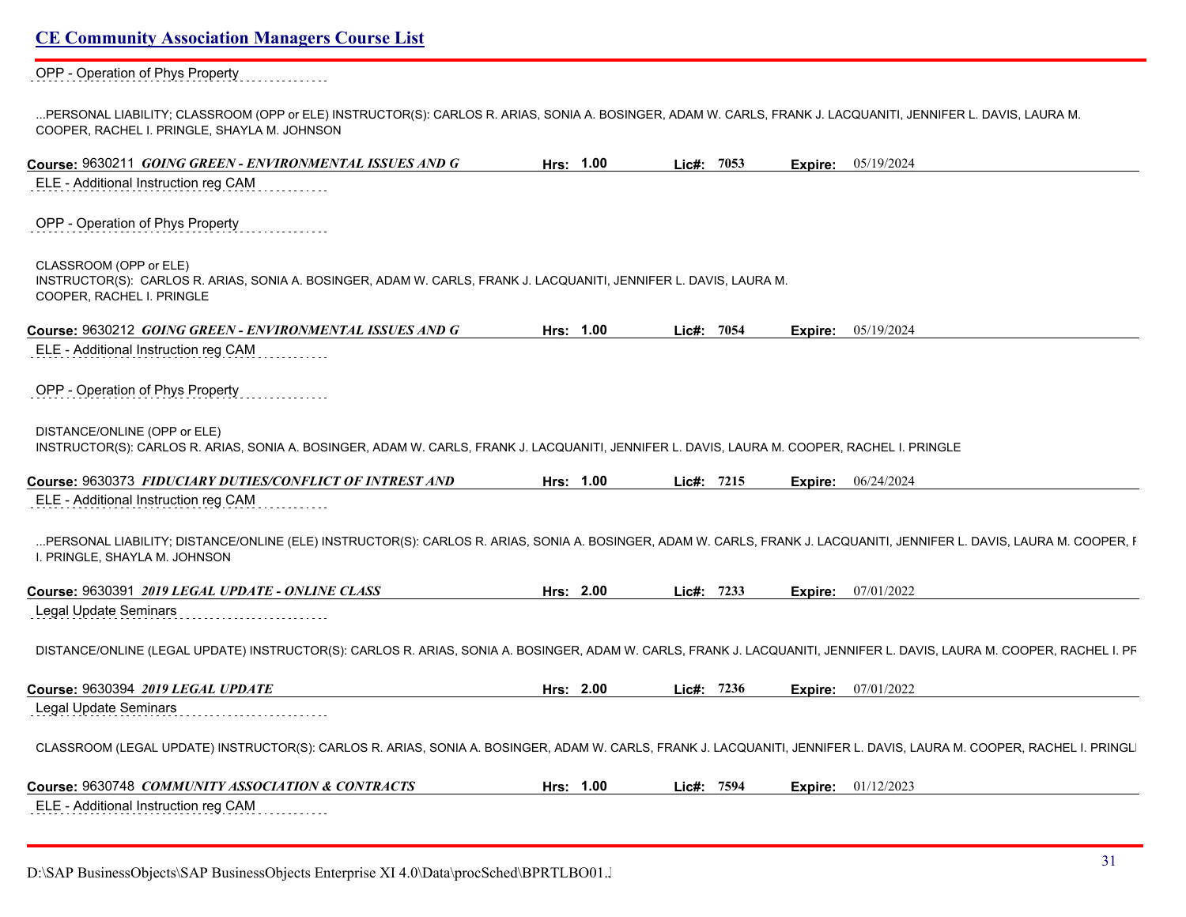OPP - Operation of Phys Property

...PERSONAL LIABILITY; CLASSROOM (OPP or ELE) INSTRUCTOR(S): CARLOS R. ARIAS, SONIA A. BOSINGER, ADAM W. CARLS, FRANK J. LACQUANITI, JENNIFER L. DAVIS, LAURA M. COOPER, RACHEL I. PRINGLE, SHAYLA M. JOHNSON

**Course:** 9630211 ***GOING GREEN - ENVIRONMENTAL ISSUES AND G*** **Hrs: 1.00** **Lic#: 7053** **Expire:** 05/19/2024

ELE - Additional Instruction reg CAM

OPP - Operation of Phys Property

CLASSROOM (OPP or ELE)
INSTRUCTOR(S): CARLOS R. ARIAS, SONIA A. BOSINGER, ADAM W. CARLS, FRANK J. LACQUANITI, JENNIFER L. DAVIS, LAURA M. COOPER, RACHEL I. PRINGLE

**Course:** 9630212 ***GOING GREEN - ENVIRONMENTAL ISSUES AND G*** **Hrs: 1.00** **Lic#: 7054** **Expire:** 05/19/2024

ELE - Additional Instruction reg CAM

OPP - Operation of Phys Property

DISTANCE/ONLINE (OPP or ELE)
INSTRUCTOR(S): CARLOS R. ARIAS, SONIA A. BOSINGER, ADAM W. CARLS, FRANK J. LACQUANITI, JENNIFER L. DAVIS, LAURA M. COOPER, RACHEL I. PRINGLE

**Course:** 9630373 ***FIDUCIARY DUTIES/CONFLICT OF INTREST AND*** **Hrs: 1.00** **Lic#: 7215** **Expire:** 06/24/2024

ELE - Additional Instruction reg CAM

...PERSONAL LIABILITY; DISTANCE/ONLINE (ELE) INSTRUCTOR(S): CARLOS R. ARIAS, SONIA A. BOSINGER, ADAM W. CARLS, FRANK J. LACQUANITI, JENNIFER L. DAVIS, LAURA M. COOPER, I. PRINGLE, SHAYLA M. JOHNSON

**Course:** 9630391 ***2019 LEGAL UPDATE - ONLINE CLASS*** **Hrs: 2.00** **Lic#: 7233** **Expire:** 07/01/2022

Legal Update Seminars

DISTANCE/ONLINE (LEGAL UPDATE) INSTRUCTOR(S): CARLOS R. ARIAS, SONIA A. BOSINGER, ADAM W. CARLS, FRANK J. LACQUANITI, JENNIFER L. DAVIS, LAURA M. COOPER, RACHEL I. PR

**Course:** 9630394 ***2019 LEGAL UPDATE*** **Hrs: 2.00** **Lic#: 7236** **Expire:** 07/01/2022

Legal Update Seminars

CLASSROOM (LEGAL UPDATE) INSTRUCTOR(S): CARLOS R. ARIAS, SONIA A. BOSINGER, ADAM W. CARLS, FRANK J. LACQUANITI, JENNIFER L. DAVIS, LAURA M. COOPER, RACHEL I. PRINGL

**Course:** 9630748 ***COMMUNITY ASSOCIATION & CONTRACTS*** **Hrs: 1.00** **Lic#: 7594** **Expire:** 01/12/2023

ELE - Additional Instruction reg CAM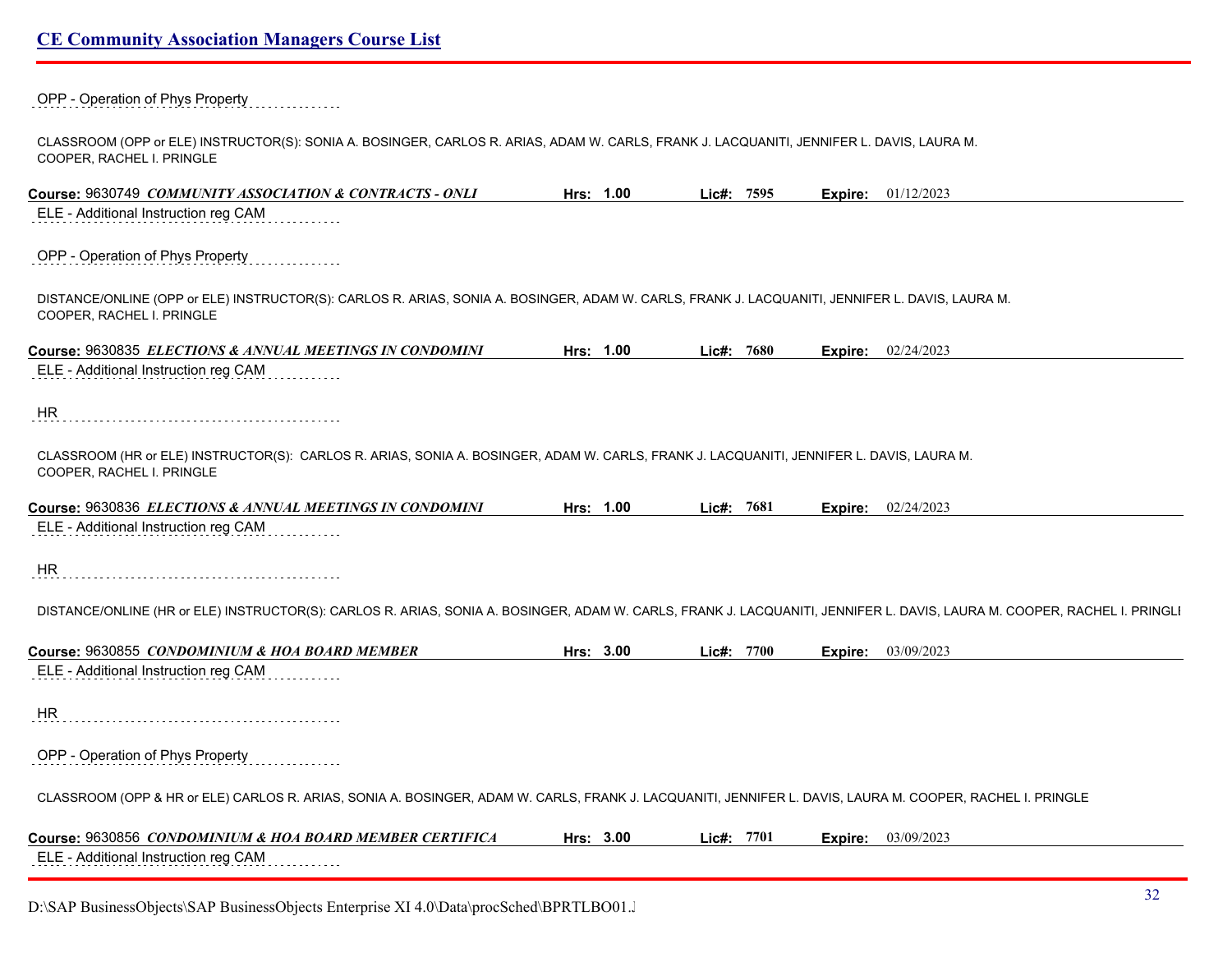OPP - Operation of Phys Property

CLASSROOM (OPP or ELE) INSTRUCTOR(S): SONIA A. BOSINGER, CARLOS R. ARIAS, ADAM W. CARLS, FRANK J. LACQUANITI, JENNIFER L. DAVIS, LAURA M. COOPER, RACHEL I. PRINGLE

**Course:** 9630749 ***COMMUNITY ASSOCIATION & CONTRACTS - ONLI*** **Hrs:** **1.00** **Lic#:** **7595** **Expire:** 01/12/2023

ELE - Additional Instruction reg CAM

OPP - Operation of Phys Property

DISTANCE/ONLINE (OPP or ELE) INSTRUCTOR(S): CARLOS R. ARIAS, SONIA A. BOSINGER, ADAM W. CARLS, FRANK J. LACQUANITI, JENNIFER L. DAVIS, LAURA M. COOPER, RACHEL I. PRINGLE

**Course:** 9630835 ***ELECTIONS & ANNUAL MEETINGS IN CONDOMINI*** **Hrs:** **1.00** **Lic#:** **7680** **Expire:** 02/24/2023

ELE - Additional Instruction reg CAM

HR

CLASSROOM (HR or ELE) INSTRUCTOR(S): CARLOS R. ARIAS, SONIA A. BOSINGER, ADAM W. CARLS, FRANK J. LACQUANITI, JENNIFER L. DAVIS, LAURA M. COOPER, RACHEL I. PRINGLE

**Course:** 9630836 ***ELECTIONS & ANNUAL MEETINGS IN CONDOMINI*** **Hrs:** **1.00** **Lic#:** **7681** **Expire:** 02/24/2023

ELE - Additional Instruction reg CAM

HR

DISTANCE/ONLINE (HR or ELE) INSTRUCTOR(S): CARLOS R. ARIAS, SONIA A. BOSINGER, ADAM W. CARLS, FRANK J. LACQUANITI, JENNIFER L. DAVIS, LAURA M. COOPER, RACHEL I. PRINGLI

**Course:** 9630855 ***CONDOMINIUM & HOA BOARD MEMBER*** **Hrs:** **3.00** **Lic#:** **7700** **Expire:** 03/09/2023

ELE - Additional Instruction reg CAM

HR

OPP - Operation of Phys Property

CLASSROOM (OPP & HR or ELE) CARLOS R. ARIAS, SONIA A. BOSINGER, ADAM W. CARLS, FRANK J. LACQUANITI, JENNIFER L. DAVIS, LAURA M. COOPER, RACHEL I. PRINGLE

**Course:** 9630856 ***CONDOMINIUM & HOA BOARD MEMBER CERTIFICA*** **Hrs:** **3.00** **Lic#:** **7701** **Expire:** 03/09/2023

ELE - Additional Instruction reg CAM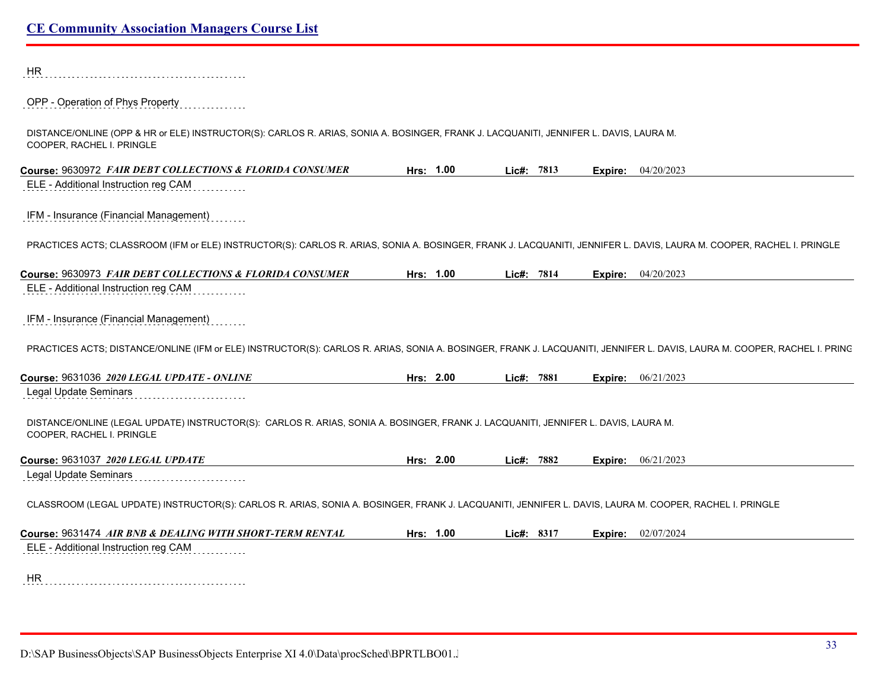HR

OPP - Operation of Phys Property

DISTANCE/ONLINE (OPP & HR or ELE) INSTRUCTOR(S): CARLOS R. ARIAS, SONIA A. BOSINGER, FRANK J. LACQUANITI, JENNIFER L. DAVIS, LAURA M. COOPER, RACHEL I. PRINGLE

**Course:** 9630972 ***FAIR DEBT COLLECTIONS & FLORIDA CONSUMER*** **Hrs: 1.00** **Lic#: 7813** **Expire:** 04/20/2023

ELE - Additional Instruction reg CAM

IFM - Insurance (Financial Management)

PRACTICES ACTS; CLASSROOM (IFM or ELE) INSTRUCTOR(S): CARLOS R. ARIAS, SONIA A. BOSINGER, FRANK J. LACQUANITI, JENNIFER L. DAVIS, LAURA M. COOPER, RACHEL I. PRINGLE

**Course:** 9630973 ***FAIR DEBT COLLECTIONS & FLORIDA CONSUMER*** **Hrs: 1.00** **Lic#: 7814** **Expire:** 04/20/2023

ELE - Additional Instruction reg CAM

IFM - Insurance (Financial Management)

PRACTICES ACTS; DISTANCE/ONLINE (IFM or ELE) INSTRUCTOR(S): CARLOS R. ARIAS, SONIA A. BOSINGER, FRANK J. LACQUANITI, JENNIFER L. DAVIS, LAURA M. COOPER, RACHEL I. PRING

**Course:** 9631036 ***2020 LEGAL UPDATE - ONLINE*** **Hrs: 2.00** **Lic#: 7881** **Expire:** 06/21/2023

Legal Update Seminars

DISTANCE/ONLINE (LEGAL UPDATE) INSTRUCTOR(S): CARLOS R. ARIAS, SONIA A. BOSINGER, FRANK J. LACQUANITI, JENNIFER L. DAVIS, LAURA M. COOPER, RACHEL I. PRINGLE

**Course:** 9631037 ***2020 LEGAL UPDATE*** **Hrs: 2.00** **Lic#: 7882** **Expire:** 06/21/2023

Legal Update Seminars

CLASSROOM (LEGAL UPDATE) INSTRUCTOR(S): CARLOS R. ARIAS, SONIA A. BOSINGER, FRANK J. LACQUANITI, JENNIFER L. DAVIS, LAURA M. COOPER, RACHEL I. PRINGLE

**Course:** 9631474 ***AIR BNB & DEALING WITH SHORT-TERM RENTAL*** **Hrs: 1.00** **Lic#: 8317** **Expire:** 02/07/2024

ELE - Additional Instruction reg CAM

HR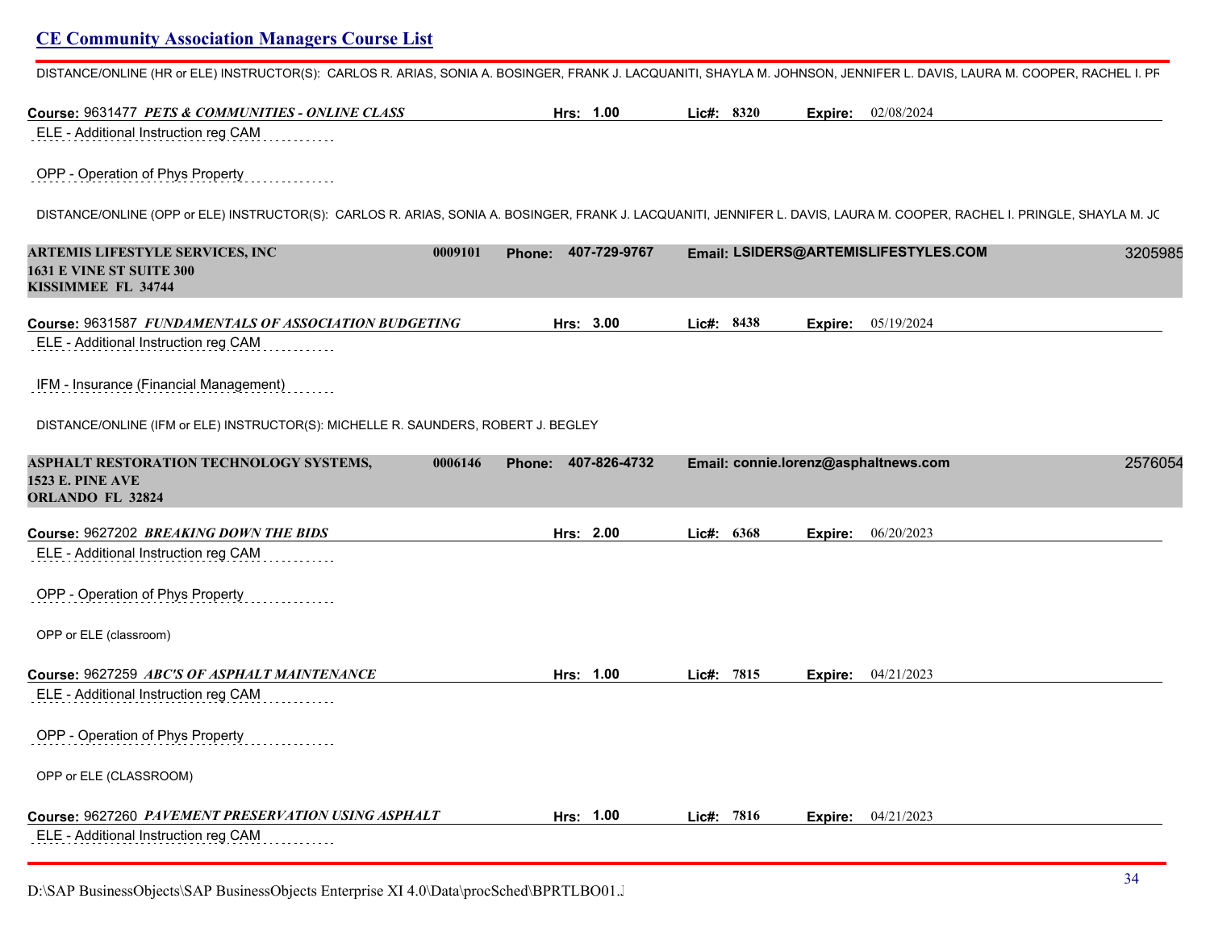DISTANCE/ONLINE (HR or ELE) INSTRUCTOR(S): CARLOS R. ARIAS, SONIA A. BOSINGER, FRANK J. LACQUANITI, SHAYLA M. JOHNSON, JENNIFER L. DAVIS, LAURA M. COOPER, RACHEL I. PR

**Course:** 9631477 ***PETS & COMMUNITIES - ONLINE CLASS*** **Hrs:** 1.00 **Lic#:** 8320 **Expire:** 02/08/2024

ELE - Additional Instruction reg CAM

OPP - Operation of Phys Property

DISTANCE/ONLINE (OPP or ELE) INSTRUCTOR(S): CARLOS R. ARIAS, SONIA A. BOSINGER, FRANK J. LACQUANITI, JENNIFER L. DAVIS, LAURA M. COOPER, RACHEL I. PRINGLE, SHAYLA M. JC

**ARTEMIS LIFESTYLE SERVICES, INC** 0009101 **Phone:** 407-729-9767 **Email:** LSIDERS@ARTEMISLIFESTYLES.COM 3205985
**1631 E VINE ST SUITE 300**
**KISSIMMEE FL 34744**

**Course:** 9631587 ***FUNDAMENTALS OF ASSOCIATION BUDGETING*** **Hrs:** 3.00 **Lic#:** 8438 **Expire:** 05/19/2024

ELE - Additional Instruction reg CAM

IFM - Insurance (Financial Management)

DISTANCE/ONLINE (IFM or ELE) INSTRUCTOR(S): MICHELLE R. SAUNDERS, ROBERT J. BEGLEY

**ASPHALT RESTORATION TECHNOLOGY SYSTEMS,** 0006146 **Phone:** 407-826-4732 **Email:** connie.lorenz@asphaltnews.com 2576054
**1523 E. PINE AVE**
**ORLANDO FL 32824**

**Course:** 9627202 ***BREAKING DOWN THE BIDS*** **Hrs:** 2.00 **Lic#:** 6368 **Expire:** 06/20/2023

ELE - Additional Instruction reg CAM

OPP - Operation of Phys Property

OPP or ELE (classroom)

**Course:** 9627259 ***ABC'S OF ASPHALT MAINTENANCE*** **Hrs:** 1.00 **Lic#:** 7815 **Expire:** 04/21/2023

ELE - Additional Instruction reg CAM

OPP - Operation of Phys Property

OPP or ELE (CLASSROOM)

**Course:** 9627260 ***PAVEMENT PRESERVATION USING ASPHALT*** **Hrs:** 1.00 **Lic#:** 7816 **Expire:** 04/21/2023

ELE - Additional Instruction reg CAM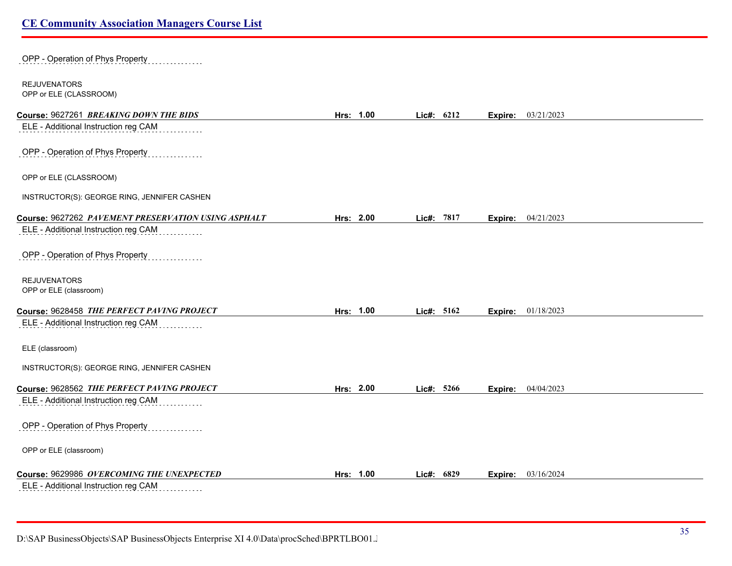OPP - Operation of Phys Property

REJUVENATORS
OPP or ELE (CLASSROOM)

**Course:** 9627261 ***BREAKING DOWN THE BIDS*** **Hrs:** **1.00** **Lic#:** **6212** **Expire:** 03/21/2023

ELE - Additional Instruction reg CAM

OPP - Operation of Phys Property

OPP or ELE (CLASSROOM)

INSTRUCTOR(S): GEORGE RING, JENNIFER CASHEN

**Course:** 9627262 ***PAVEMENT PRESERVATION USING ASPHALT*** **Hrs:** **2.00** **Lic#:** **7817** **Expire:** 04/21/2023

ELE - Additional Instruction reg CAM

OPP - Operation of Phys Property

REJUVENATORS
OPP or ELE (classroom)

**Course:** 9628458 ***THE PERFECT PAVING PROJECT*** **Hrs:** **1.00** **Lic#:** **5162** **Expire:** 01/18/2023

ELE - Additional Instruction reg CAM

ELE (classroom)

INSTRUCTOR(S): GEORGE RING, JENNIFER CASHEN

**Course:** 9628562 ***THE PERFECT PAVING PROJECT*** **Hrs:** **2.00** **Lic#:** **5266** **Expire:** 04/04/2023

ELE - Additional Instruction reg CAM

OPP - Operation of Phys Property

OPP or ELE (classroom)

**Course:** 9629986 ***OVERCOMING THE UNEXPECTED*** **Hrs:** **1.00** **Lic#:** **6829** **Expire:** 03/16/2024

ELE - Additional Instruction reg CAM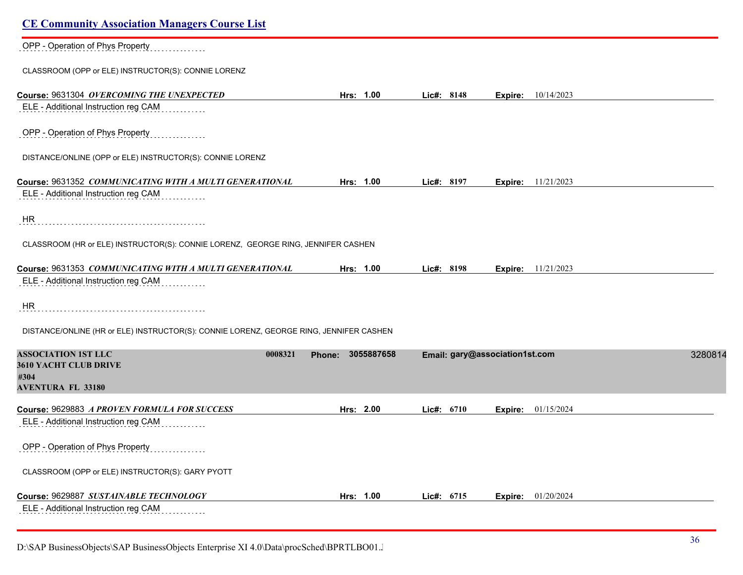OPP - Operation of Phys Property

CLASSROOM (OPP or ELE) INSTRUCTOR(S): CONNIE LORENZ

**Course:** 9631304 ***OVERCOMING THE UNEXPECTED*** **Hrs:** **1.00** **Lic#:** **8148** **Expire:** 10/14/2023

ELE - Additional Instruction reg CAM

OPP - Operation of Phys Property

DISTANCE/ONLINE (OPP or ELE) INSTRUCTOR(S): CONNIE LORENZ

**Course:** 9631352 ***COMMUNICATING WITH A MULTI GENERATIONAL*** **Hrs:** **1.00** **Lic#:** **8197** **Expire:** 11/21/2023

ELE - Additional Instruction reg CAM

HR

CLASSROOM (HR or ELE) INSTRUCTOR(S): CONNIE LORENZ, GEORGE RING, JENNIFER CASHEN

**Course:** 9631353 ***COMMUNICATING WITH A MULTI GENERATIONAL*** **Hrs:** **1.00** **Lic#:** **8198** **Expire:** 11/21/2023

ELE - Additional Instruction reg CAM

HR

DISTANCE/ONLINE (HR or ELE) INSTRUCTOR(S): CONNIE LORENZ, GEORGE RING, JENNIFER CASHEN

**ASSOCIATION 1ST LLC** **0008321** **Phone: 3055887658** **Email: gary@association1st.com** 3280814
**3610 YACHT CLUB DRIVE**
**#304**
**AVENTURA FL 33180**

**Course:** 9629883 ***A PROVEN FORMULA FOR SUCCESS*** **Hrs:** **2.00** **Lic#:** **6710** **Expire:** 01/15/2024

ELE - Additional Instruction reg CAM

OPP - Operation of Phys Property

CLASSROOM (OPP or ELE) INSTRUCTOR(S): GARY PYOTT

**Course:** 9629887 ***SUSTAINABLE TECHNOLOGY*** **Hrs:** **1.00** **Lic#:** **6715** **Expire:** 01/20/2024

ELE - Additional Instruction reg CAM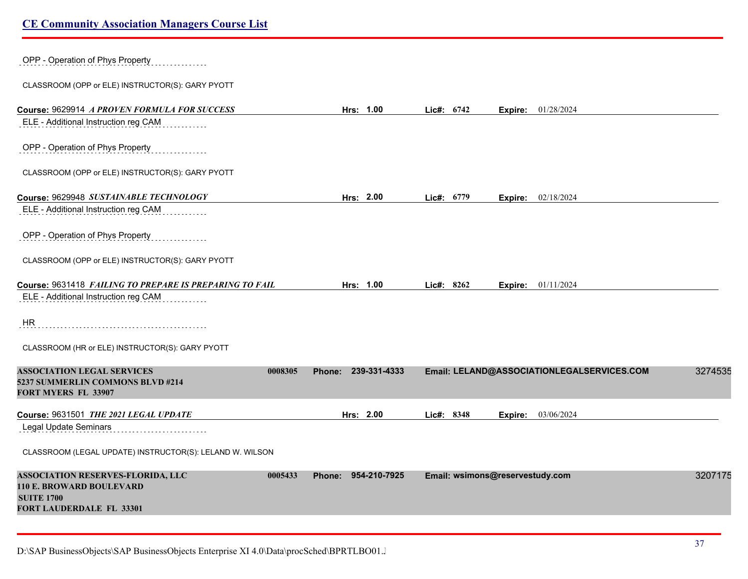OPP - Operation of Phys Property

CLASSROOM (OPP or ELE) INSTRUCTOR(S): GARY PYOTT

**Course:** 9629914 ***A PROVEN FORMULA FOR SUCCESS*** **Hrs: 1.00** **Lic#: 6742** **Expire:** 01/28/2024

ELE - Additional Instruction reg CAM

OPP - Operation of Phys Property

CLASSROOM (OPP or ELE) INSTRUCTOR(S): GARY PYOTT

**Course:** 9629948 ***SUSTAINABLE TECHNOLOGY*** **Hrs: 2.00** **Lic#: 6779** **Expire:** 02/18/2024

ELE - Additional Instruction reg CAM

OPP - Operation of Phys Property

CLASSROOM (OPP or ELE) INSTRUCTOR(S): GARY PYOTT

**Course:** 9631418 ***FAILING TO PREPARE IS PREPARING TO FAIL*** **Hrs: 1.00** **Lic#: 8262** **Expire:** 01/11/2024

ELE - Additional Instruction reg CAM

HR

CLASSROOM (HR or ELE) INSTRUCTOR(S): GARY PYOTT

**ASSOCIATION LEGAL SERVICES** **0008305** **Phone: 239-331-4333** **Email: LELAND@ASSOCIATIONLEGALSERVICES.COM** 3274535
**5237 SUMMERLIN COMMONS BLVD #214**
**FORT MYERS FL 33907**

**Course:** 9631501 ***THE 2021 LEGAL UPDATE*** **Hrs: 2.00** **Lic#: 8348** **Expire:** 03/06/2024

Legal Update Seminars

CLASSROOM (LEGAL UPDATE) INSTRUCTOR(S): LELAND W. WILSON

**ASSOCIATION RESERVES-FLORIDA, LLC** **0005433** **Phone: 954-210-7925** **Email: wsimons@reservestudy.com** 3207175
**110 E. BROWARD BOULEVARD**
**SUITE 1700**
**FORT LAUDERDALE FL 33301**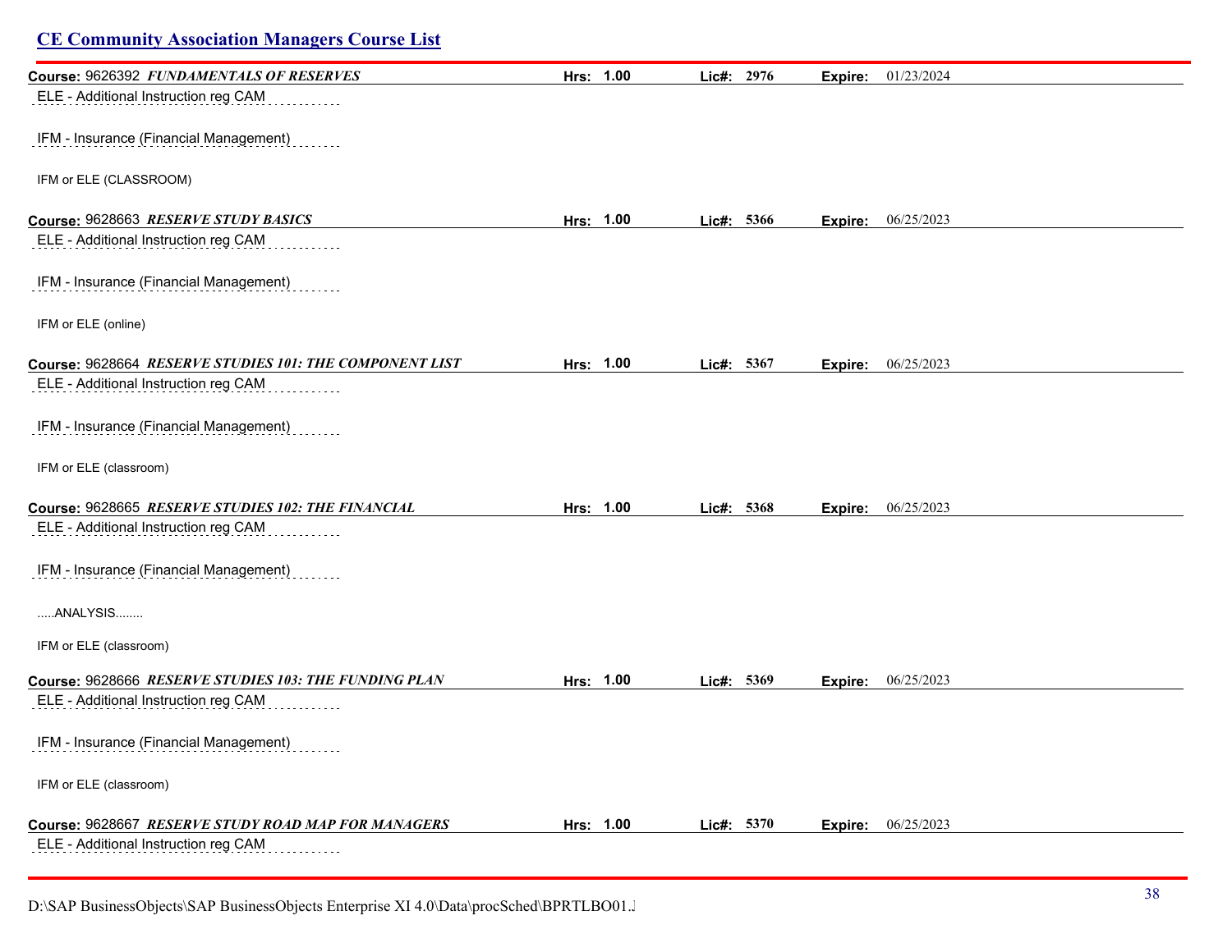## CE Community Association Managers Course List

**Course:** 9626392 ***FUNDAMENTALS OF RESERVES*** **Hrs: 1.00** **Lic#: 2976** **Expire:** 01/23/2024

ELE - Additional Instruction reg CAM

IFM - Insurance (Financial Management)

IFM or ELE (CLASSROOM)

**Course:** 9628663 ***RESERVE STUDY BASICS*** **Hrs: 1.00** **Lic#: 5366** **Expire:** 06/25/2023

ELE - Additional Instruction reg CAM

IFM - Insurance (Financial Management)

IFM or ELE (online)

**Course:** 9628664 ***RESERVE STUDIES 101: THE COMPONENT LIST*** **Hrs: 1.00** **Lic#: 5367** **Expire:** 06/25/2023

ELE - Additional Instruction reg CAM

IFM - Insurance (Financial Management)

IFM or ELE (classroom)

**Course:** 9628665 ***RESERVE STUDIES 102: THE FINANCIAL*** **Hrs: 1.00** **Lic#: 5368** **Expire:** 06/25/2023

ELE - Additional Instruction reg CAM

IFM - Insurance (Financial Management)

.....ANALYSIS........

IFM or ELE (classroom)

**Course:** 9628666 ***RESERVE STUDIES 103: THE FUNDING PLAN*** **Hrs: 1.00** **Lic#: 5369** **Expire:** 06/25/2023

ELE - Additional Instruction reg CAM

IFM - Insurance (Financial Management)

IFM or ELE (classroom)

**Course:** 9628667 ***RESERVE STUDY ROAD MAP FOR MANAGERS*** **Hrs: 1.00** **Lic#: 5370** **Expire:** 06/25/2023

ELE - Additional Instruction reg CAM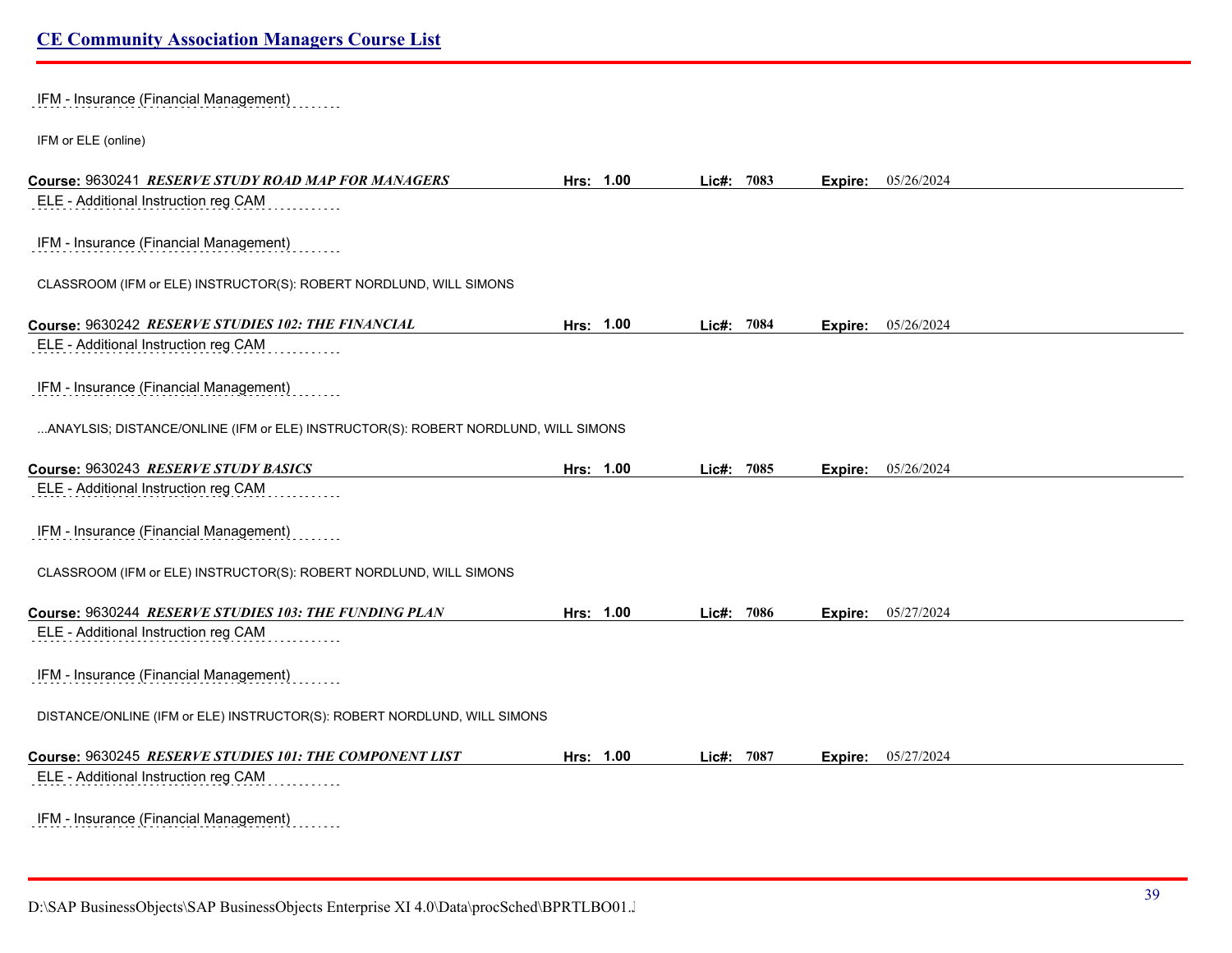IFM - Insurance (Financial Management)

IFM or ELE (online)

**Course:** 9630241 ***RESERVE STUDY ROAD MAP FOR MANAGERS*** **Hrs: 1.00** **Lic#: 7083** **Expire:** 05/26/2024

ELE - Additional Instruction reg CAM

IFM - Insurance (Financial Management)

CLASSROOM (IFM or ELE) INSTRUCTOR(S): ROBERT NORDLUND, WILL SIMONS

**Course:** 9630242 ***RESERVE STUDIES 102: THE FINANCIAL*** **Hrs: 1.00** **Lic#: 7084** **Expire:** 05/26/2024

ELE - Additional Instruction reg CAM

IFM - Insurance (Financial Management)

...ANAYLSIS; DISTANCE/ONLINE (IFM or ELE) INSTRUCTOR(S): ROBERT NORDLUND, WILL SIMONS

**Course:** 9630243 ***RESERVE STUDY BASICS*** **Hrs: 1.00** **Lic#: 7085** **Expire:** 05/26/2024

ELE - Additional Instruction reg CAM

IFM - Insurance (Financial Management)

CLASSROOM (IFM or ELE) INSTRUCTOR(S): ROBERT NORDLUND, WILL SIMONS

**Course:** 9630244 ***RESERVE STUDIES 103: THE FUNDING PLAN*** **Hrs: 1.00** **Lic#: 7086** **Expire:** 05/27/2024

ELE - Additional Instruction reg CAM

IFM - Insurance (Financial Management)

DISTANCE/ONLINE (IFM or ELE) INSTRUCTOR(S): ROBERT NORDLUND, WILL SIMONS

**Course:** 9630245 ***RESERVE STUDIES 101: THE COMPONENT LIST*** **Hrs: 1.00** **Lic#: 7087** **Expire:** 05/27/2024

ELE - Additional Instruction reg CAM

IFM - Insurance (Financial Management)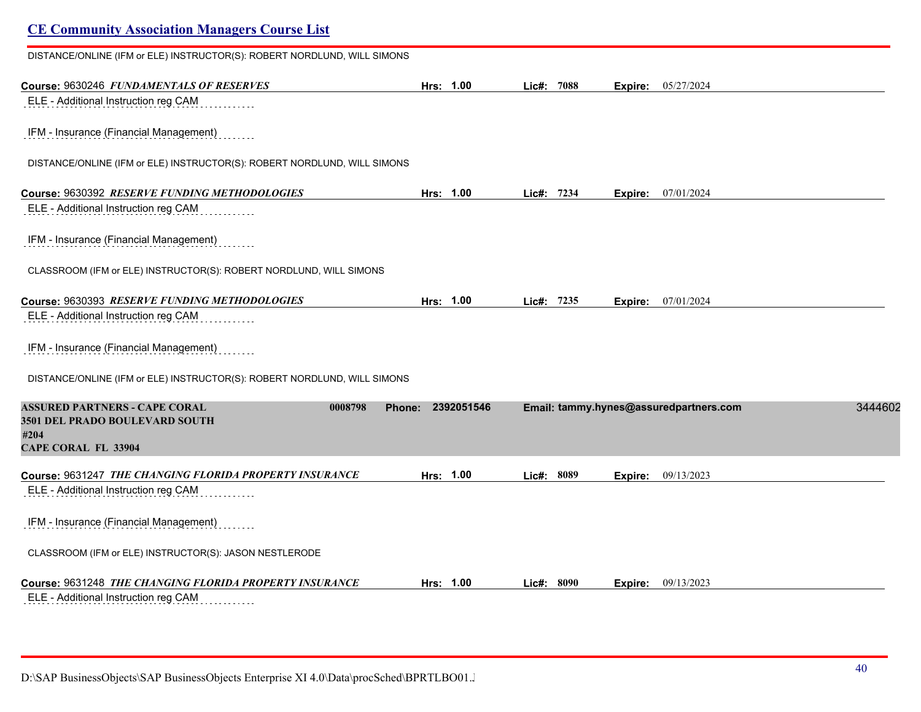DISTANCE/ONLINE (IFM or ELE) INSTRUCTOR(S): ROBERT NORDLUND, WILL SIMONS

**Course:** 9630246 ***FUNDAMENTALS OF RESERVES*** **Hrs: 1.00** **Lic#: 7088** **Expire:** 05/27/2024

ELE - Additional Instruction reg CAM

IFM - Insurance (Financial Management)

DISTANCE/ONLINE (IFM or ELE) INSTRUCTOR(S): ROBERT NORDLUND, WILL SIMONS

**Course:** 9630392 ***RESERVE FUNDING METHODOLOGIES*** **Hrs: 1.00** **Lic#: 7234** **Expire:** 07/01/2024

ELE - Additional Instruction reg CAM

IFM - Insurance (Financial Management)

CLASSROOM (IFM or ELE) INSTRUCTOR(S): ROBERT NORDLUND, WILL SIMONS

**Course:** 9630393 ***RESERVE FUNDING METHODOLOGIES*** **Hrs: 1.00** **Lic#: 7235** **Expire:** 07/01/2024

ELE - Additional Instruction reg CAM

IFM - Insurance (Financial Management)

DISTANCE/ONLINE (IFM or ELE) INSTRUCTOR(S): ROBERT NORDLUND, WILL SIMONS

**ASSURED PARTNERS - CAPE CORAL** **0008798** **Phone: 2392051546** **Email: tammy.hynes@assuredpartners.com** 3444602
**3501 DEL PRADO BOULEVARD SOUTH**
**#204**
**CAPE CORAL FL 33904**

**Course:** 9631247 ***THE CHANGING FLORIDA PROPERTY INSURANCE*** **Hrs: 1.00** **Lic#: 8089** **Expire:** 09/13/2023

ELE - Additional Instruction reg CAM

IFM - Insurance (Financial Management)

CLASSROOM (IFM or ELE) INSTRUCTOR(S): JASON NESTLERODE

**Course:** 9631248 ***THE CHANGING FLORIDA PROPERTY INSURANCE*** **Hrs: 1.00** **Lic#: 8090** **Expire:** 09/13/2023

ELE - Additional Instruction reg CAM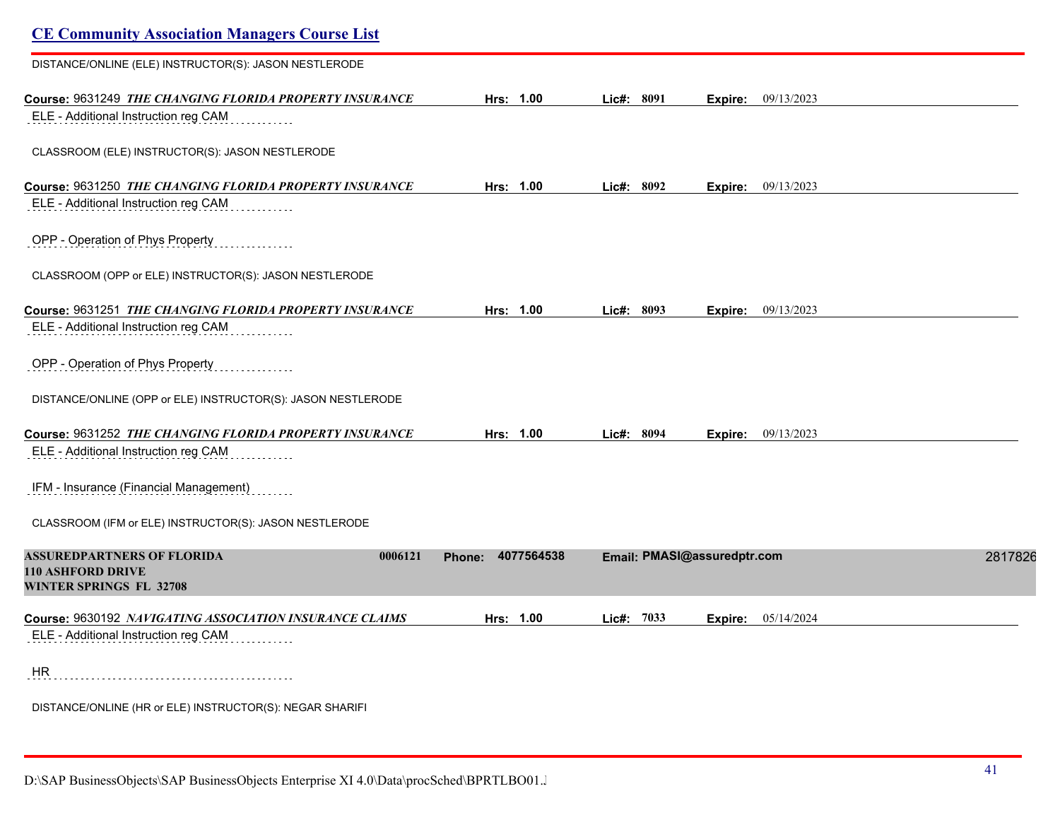DISTANCE/ONLINE (ELE) INSTRUCTOR(S): JASON NESTLERODE

**Course:** 9631249 ***THE CHANGING FLORIDA PROPERTY INSURANCE*** **Hrs:** 1.00 **Lic#:** 8091 **Expire:** 09/13/2023

ELE - Additional Instruction reg CAM

CLASSROOM (ELE) INSTRUCTOR(S): JASON NESTLERODE

**Course:** 9631250 ***THE CHANGING FLORIDA PROPERTY INSURANCE*** **Hrs:** 1.00 **Lic#:** 8092 **Expire:** 09/13/2023

ELE - Additional Instruction reg CAM

OPP - Operation of Phys Property

CLASSROOM (OPP or ELE) INSTRUCTOR(S): JASON NESTLERODE

**Course:** 9631251 ***THE CHANGING FLORIDA PROPERTY INSURANCE*** **Hrs:** 1.00 **Lic#:** 8093 **Expire:** 09/13/2023

ELE - Additional Instruction reg CAM

OPP - Operation of Phys Property

DISTANCE/ONLINE (OPP or ELE) INSTRUCTOR(S): JASON NESTLERODE

**Course:** 9631252 ***THE CHANGING FLORIDA PROPERTY INSURANCE*** **Hrs:** 1.00 **Lic#:** 8094 **Expire:** 09/13/2023

ELE - Additional Instruction reg CAM

IFM - Insurance (Financial Management)

CLASSROOM (IFM or ELE) INSTRUCTOR(S): JASON NESTLERODE

**ASSUREDPARTNERS OF FLORIDA** 0006121 **Phone:** 4077564538 **Email:** PMASI@assuredptr.com 2817826
**110 ASHFORD DRIVE**
**WINTER SPRINGS FL 32708**

**Course:** 9630192 ***NAVIGATING ASSOCIATION INSURANCE CLAIMS*** **Hrs:** 1.00 **Lic#:** 7033 **Expire:** 05/14/2024

ELE - Additional Instruction reg CAM

HR

DISTANCE/ONLINE (HR or ELE) INSTRUCTOR(S): NEGAR SHARIFI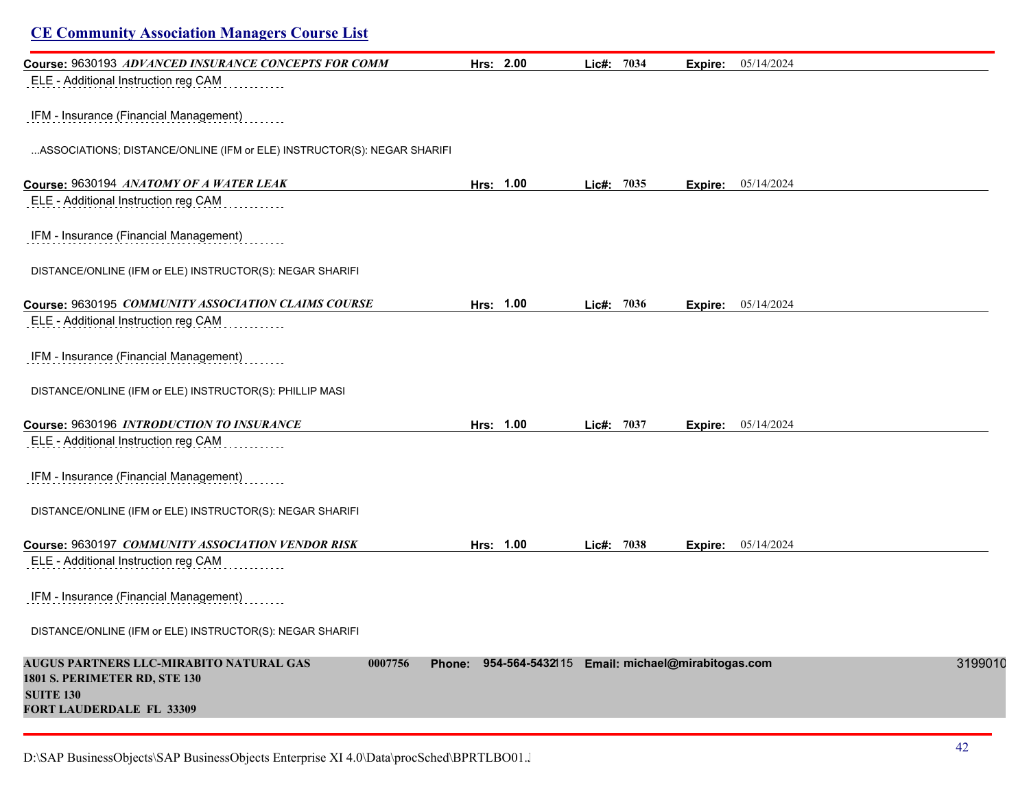## CE Community Association Managers Course List

**Course:** 9630193 ***ADVANCED INSURANCE CONCEPTS FOR COMM*** **Hrs: 2.00** **Lic#: 7034** **Expire:** 05/14/2024

ELE - Additional Instruction reg CAM

IFM - Insurance (Financial Management)

...ASSOCIATIONS; DISTANCE/ONLINE (IFM or ELE) INSTRUCTOR(S): NEGAR SHARIFI

**Course:** 9630194 ***ANATOMY OF A WATER LEAK*** **Hrs: 1.00** **Lic#: 7035** **Expire:** 05/14/2024

ELE - Additional Instruction reg CAM

IFM - Insurance (Financial Management)

DISTANCE/ONLINE (IFM or ELE) INSTRUCTOR(S): NEGAR SHARIFI

**Course:** 9630195 ***COMMUNITY ASSOCIATION CLAIMS COURSE*** **Hrs: 1.00** **Lic#: 7036** **Expire:** 05/14/2024

ELE - Additional Instruction reg CAM

IFM - Insurance (Financial Management)

DISTANCE/ONLINE (IFM or ELE) INSTRUCTOR(S): PHILLIP MASI

**Course:** 9630196 ***INTRODUCTION TO INSURANCE*** **Hrs: 1.00** **Lic#: 7037** **Expire:** 05/14/2024

ELE - Additional Instruction reg CAM

IFM - Insurance (Financial Management)

DISTANCE/ONLINE (IFM or ELE) INSTRUCTOR(S): NEGAR SHARIFI

**Course:** 9630197 ***COMMUNITY ASSOCIATION VENDOR RISK*** **Hrs: 1.00** **Lic#: 7038** **Expire:** 05/14/2024

ELE - Additional Instruction reg CAM

IFM - Insurance (Financial Management)

DISTANCE/ONLINE (IFM or ELE) INSTRUCTOR(S): NEGAR SHARIFI

**AUGUS PARTNERS LLC-MIRABITO NATURAL GAS** **0007756** **Phone: 954-564-5432**115 **Email: michael@mirabitogas.com** 3199010
**1801 S. PERIMETER RD, STE 130**
**SUITE 130**
**FORT LAUDERDALE FL 33309**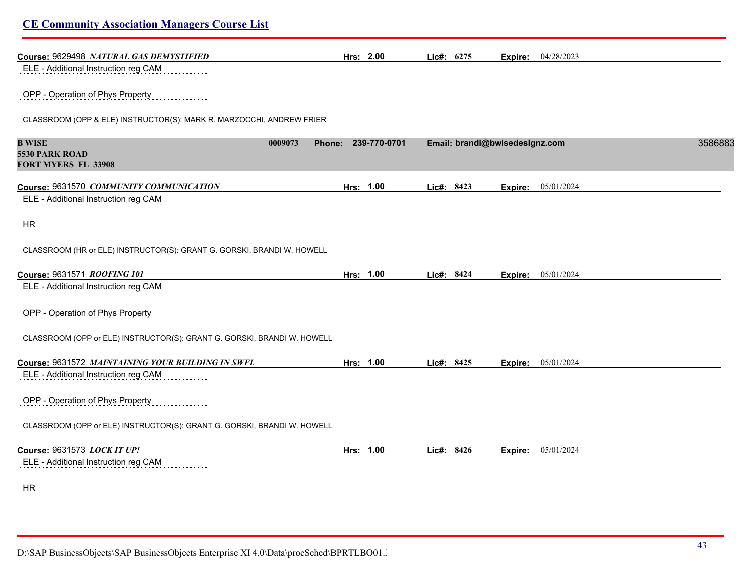**Course:** 9629498 ***NATURAL GAS DEMYSTIFIED*** **Hrs: 2.00** **Lic#: 6275** **Expire:** 04/28/2023

ELE - Additional Instruction reg CAM

OPP - Operation of Phys Property

CLASSROOM (OPP & ELE) INSTRUCTOR(S): MARK R. MARZOCCHI, ANDREW FRIER

**B WISE** **0009073** **Phone: 239-770-0701** **Email: brandi@bwisedesignz.com** 3586883
**5530 PARK ROAD**
**FORT MYERS FL 33908**

**Course:** 9631570 ***COMMUNITY COMMUNICATION*** **Hrs: 1.00** **Lic#: 8423** **Expire:** 05/01/2024

ELE - Additional Instruction reg CAM

HR

CLASSROOM (HR or ELE) INSTRUCTOR(S): GRANT G. GORSKI, BRANDI W. HOWELL

**Course:** 9631571 ***ROOFING 101*** **Hrs: 1.00** **Lic#: 8424** **Expire:** 05/01/2024

ELE - Additional Instruction reg CAM

OPP - Operation of Phys Property

CLASSROOM (OPP or ELE) INSTRUCTOR(S): GRANT G. GORSKI, BRANDI W. HOWELL

**Course:** 9631572 ***MAINTAINING YOUR BUILDING IN SWFL*** **Hrs: 1.00** **Lic#: 8425** **Expire:** 05/01/2024

ELE - Additional Instruction reg CAM

OPP - Operation of Phys Property

CLASSROOM (OPP or ELE) INSTRUCTOR(S): GRANT G. GORSKI, BRANDI W. HOWELL

**Course:** 9631573 ***LOCK IT UP!*** **Hrs: 1.00** **Lic#: 8426** **Expire:** 05/01/2024

ELE - Additional Instruction reg CAM

HR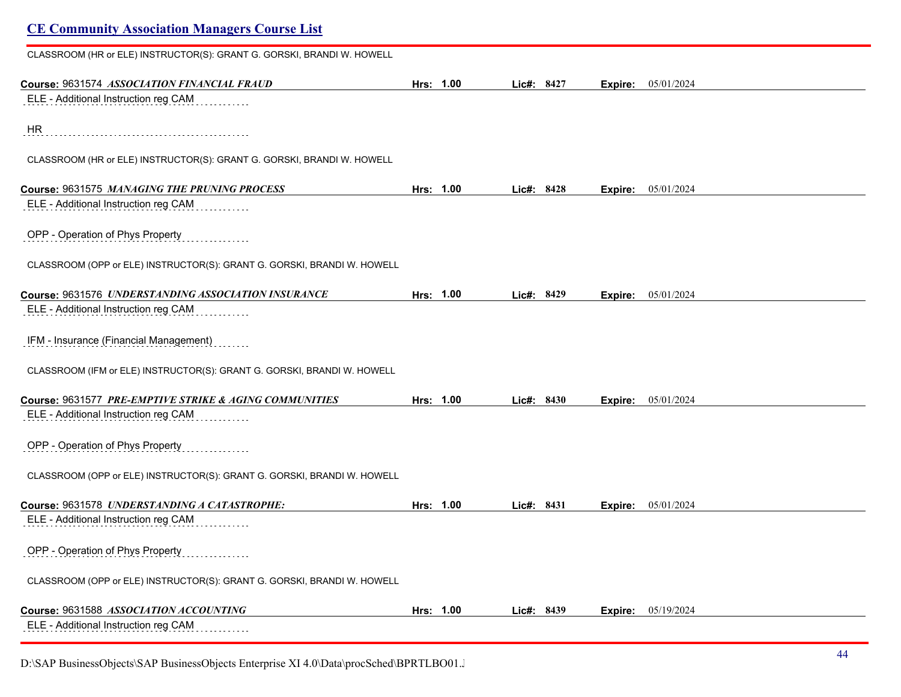CLASSROOM (HR or ELE) INSTRUCTOR(S): GRANT G. GORSKI, BRANDI W. HOWELL

**Course:** 9631574 ***ASSOCIATION FINANCIAL FRAUD*** **Hrs: 1.00** **Lic#: 8427** **Expire:** 05/01/2024

ELE - Additional Instruction reg CAM

HR

CLASSROOM (HR or ELE) INSTRUCTOR(S): GRANT G. GORSKI, BRANDI W. HOWELL

**Course:** 9631575 ***MANAGING THE PRUNING PROCESS*** **Hrs: 1.00** **Lic#: 8428** **Expire:** 05/01/2024

ELE - Additional Instruction reg CAM

OPP - Operation of Phys Property

CLASSROOM (OPP or ELE) INSTRUCTOR(S): GRANT G. GORSKI, BRANDI W. HOWELL

**Course:** 9631576 ***UNDERSTANDING ASSOCIATION INSURANCE*** **Hrs: 1.00** **Lic#: 8429** **Expire:** 05/01/2024

ELE - Additional Instruction reg CAM

IFM - Insurance (Financial Management)

CLASSROOM (IFM or ELE) INSTRUCTOR(S): GRANT G. GORSKI, BRANDI W. HOWELL

**Course:** 9631577 ***PRE-EMPTIVE STRIKE & AGING COMMUNITIES*** **Hrs: 1.00** **Lic#: 8430** **Expire:** 05/01/2024

ELE - Additional Instruction reg CAM

OPP - Operation of Phys Property

CLASSROOM (OPP or ELE) INSTRUCTOR(S): GRANT G. GORSKI, BRANDI W. HOWELL

**Course:** 9631578 ***UNDERSTANDING A CATASTROPHE:*** **Hrs: 1.00** **Lic#: 8431** **Expire:** 05/01/2024

ELE - Additional Instruction reg CAM

OPP - Operation of Phys Property

CLASSROOM (OPP or ELE) INSTRUCTOR(S): GRANT G. GORSKI, BRANDI W. HOWELL

**Course:** 9631588 ***ASSOCIATION ACCOUNTING*** **Hrs: 1.00** **Lic#: 8439** **Expire:** 05/19/2024

ELE - Additional Instruction reg CAM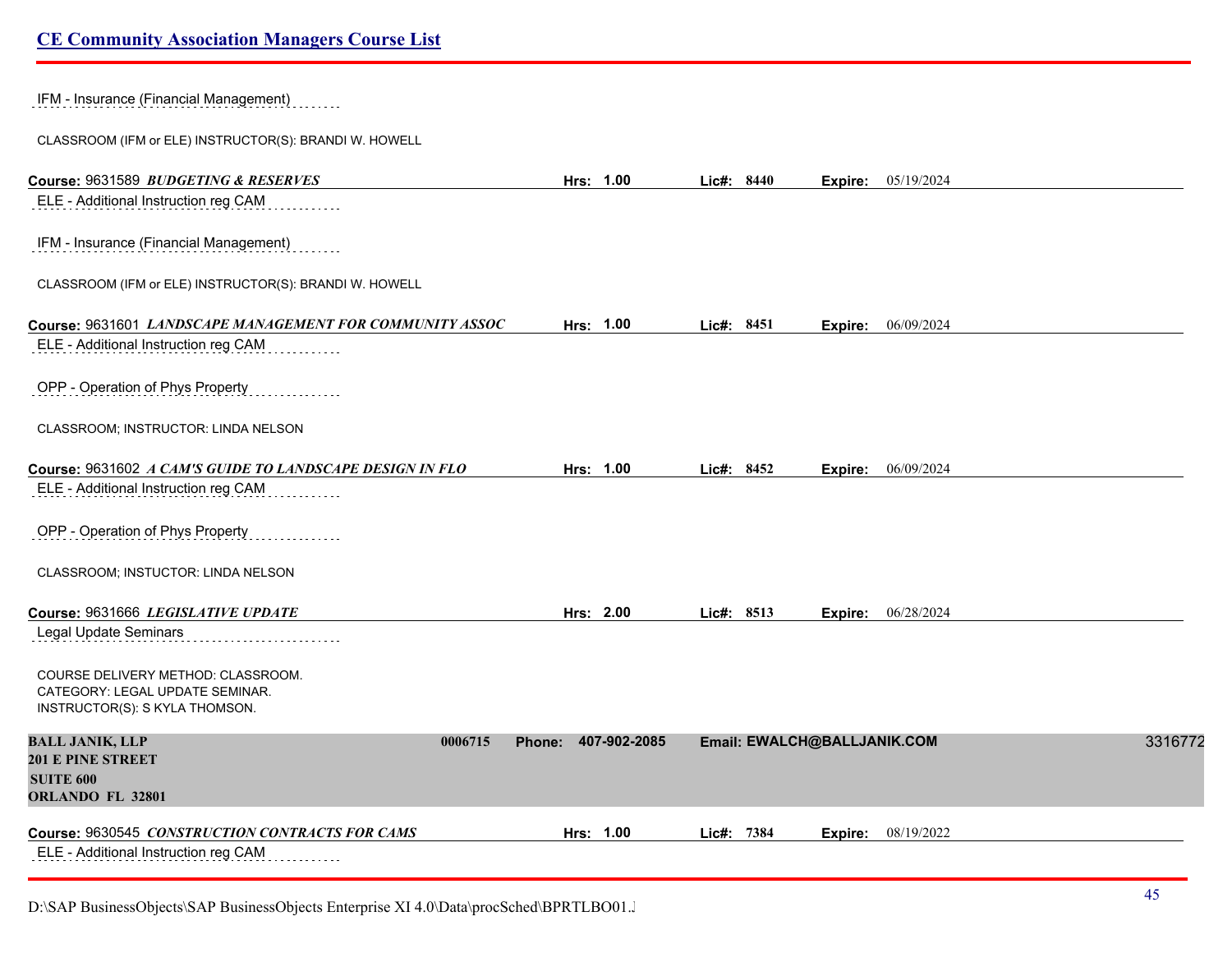IFM - Insurance (Financial Management)

CLASSROOM (IFM or ELE) INSTRUCTOR(S): BRANDI W. HOWELL

**Course:** 9631589 ***BUDGETING & RESERVES*** **Hrs:** 1.00 **Lic#:** 8440 **Expire:** 05/19/2024

ELE - Additional Instruction reg CAM

IFM - Insurance (Financial Management)

CLASSROOM (IFM or ELE) INSTRUCTOR(S): BRANDI W. HOWELL

**Course:** 9631601 ***LANDSCAPE MANAGEMENT FOR COMMUNITY ASSOC*** **Hrs:** 1.00 **Lic#:** 8451 **Expire:** 06/09/2024

ELE - Additional Instruction reg CAM

OPP - Operation of Phys Property

CLASSROOM; INSTRUCTOR: LINDA NELSON

**Course:** 9631602 ***A CAM'S GUIDE TO LANDSCAPE DESIGN IN FLO*** **Hrs:** 1.00 **Lic#:** 8452 **Expire:** 06/09/2024

ELE - Additional Instruction reg CAM

OPP - Operation of Phys Property

CLASSROOM; INSTUCTOR: LINDA NELSON

**Course:** 9631666 ***LEGISLATIVE UPDATE*** **Hrs:** 2.00 **Lic#:** 8513 **Expire:** 06/28/2024

Legal Update Seminars

COURSE DELIVERY METHOD: CLASSROOM.
CATEGORY: LEGAL UPDATE SEMINAR.
INSTRUCTOR(S): S KYLA THOMSON.

**BALL JANIK, LLP** **0006715** **Phone: 407-902-2085** **Email: EWALCH@BALLJANIK.COM** 3316772
**201 E PINE STREET**
**SUITE 600**
**ORLANDO FL 32801**

**Course:** 9630545 ***CONSTRUCTION CONTRACTS FOR CAMS*** **Hrs:** 1.00 **Lic#:** 7384 **Expire:** 08/19/2022

ELE - Additional Instruction reg CAM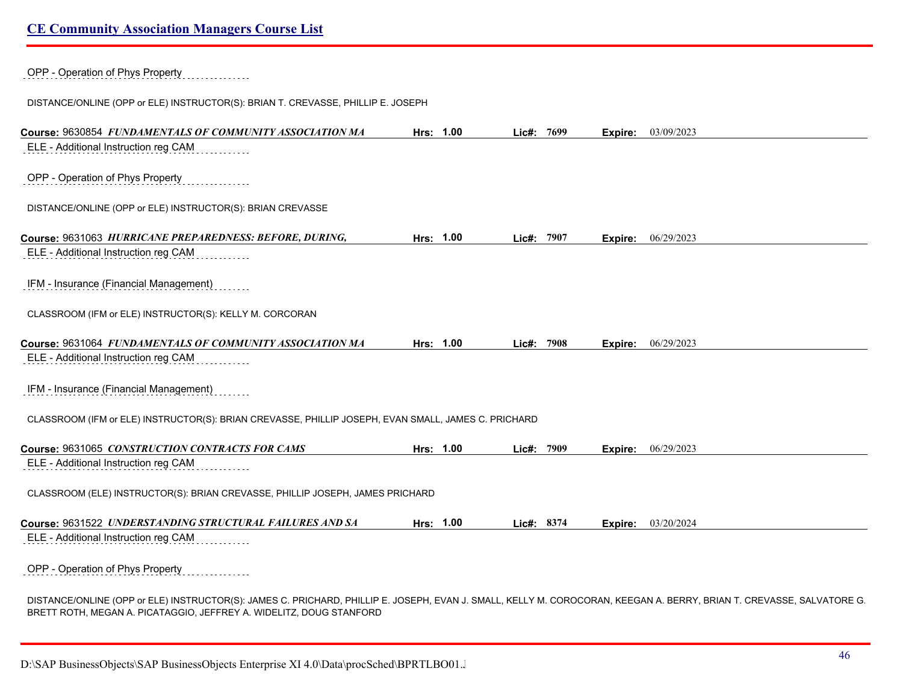OPP - Operation of Phys Property

DISTANCE/ONLINE (OPP or ELE) INSTRUCTOR(S): BRIAN T. CREVASSE, PHILLIP E. JOSEPH

**Course:** 9630854 ***FUNDAMENTALS OF COMMUNITY ASSOCIATION MA*** **Hrs:** **1.00** **Lic#:** **7699** **Expire:** 03/09/2023

ELE - Additional Instruction reg CAM

OPP - Operation of Phys Property

DISTANCE/ONLINE (OPP or ELE) INSTRUCTOR(S): BRIAN CREVASSE

**Course:** 9631063 ***HURRICANE PREPAREDNESS: BEFORE, DURING,*** **Hrs:** **1.00** **Lic#:** **7907** **Expire:** 06/29/2023

ELE - Additional Instruction reg CAM

IFM - Insurance (Financial Management)

CLASSROOM (IFM or ELE) INSTRUCTOR(S): KELLY M. CORCORAN

**Course:** 9631064 ***FUNDAMENTALS OF COMMUNITY ASSOCIATION MA*** **Hrs:** **1.00** **Lic#:** **7908** **Expire:** 06/29/2023

ELE - Additional Instruction reg CAM

IFM - Insurance (Financial Management)

CLASSROOM (IFM or ELE) INSTRUCTOR(S): BRIAN CREVASSE, PHILLIP JOSEPH, EVAN SMALL, JAMES C. PRICHARD

**Course:** 9631065 ***CONSTRUCTION CONTRACTS FOR CAMS*** **Hrs:** **1.00** **Lic#:** **7909** **Expire:** 06/29/2023

ELE - Additional Instruction reg CAM

CLASSROOM (ELE) INSTRUCTOR(S): BRIAN CREVASSE, PHILLIP JOSEPH, JAMES PRICHARD

**Course:** 9631522 ***UNDERSTANDING STRUCTURAL FAILURES AND SA*** **Hrs:** **1.00** **Lic#:** **8374** **Expire:** 03/20/2024

ELE - Additional Instruction reg CAM

OPP - Operation of Phys Property

DISTANCE/ONLINE (OPP or ELE) INSTRUCTOR(S): JAMES C. PRICHARD, PHILLIP E. JOSEPH, EVAN J. SMALL, KELLY M. COROCORAN, KEEGAN A. BERRY, BRIAN T. CREVASSE, SALVATORE G. BRETT ROTH, MEGAN A. PICATAGGIO, JEFFREY A. WIDELITZ, DOUG STANFORD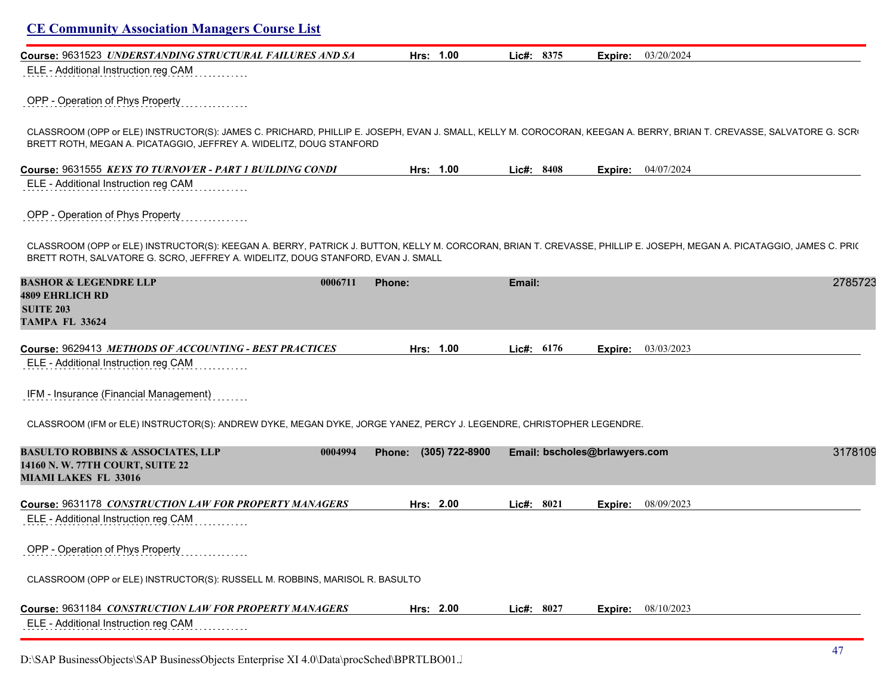**Course:** 9631523 ***UNDERSTANDING STRUCTURAL FAILURES AND SA*** **Hrs: 1.00** **Lic#: 8375** **Expire:** 03/20/2024

ELE - Additional Instruction reg CAM

OPP - Operation of Phys Property

CLASSROOM (OPP or ELE) INSTRUCTOR(S): JAMES C. PRICHARD, PHILLIP E. JOSEPH, EVAN J. SMALL, KELLY M. COROCORAN, KEEGAN A. BERRY, BRIAN T. CREVASSE, SALVATORE G. SCR( BRETT ROTH, MEGAN A. PICATAGGIO, JEFFREY A. WIDELITZ, DOUG STANFORD

**Course:** 9631555 ***KEYS TO TURNOVER - PART 1 BUILDING CONDI*** **Hrs: 1.00** **Lic#: 8408** **Expire:** 04/07/2024

ELE - Additional Instruction reg CAM

OPP - Operation of Phys Property

CLASSROOM (OPP or ELE) INSTRUCTOR(S): KEEGAN A. BERRY, PATRICK J. BUTTON, KELLY M. CORCORAN, BRIAN T. CREVASSE, PHILLIP E. JOSEPH, MEGAN A. PICATAGGIO, JAMES C. PRI( BRETT ROTH, SALVATORE G. SCRO, JEFFREY A. WIDELITZ, DOUG STANFORD, EVAN J. SMALL

**BASHOR & LEGENDRE LLP** 0006711 **Phone:** **Email:** 2785723
**4809 EHRLICH RD**
**SUITE 203**
**TAMPA FL 33624**

**Course:** 9629413 ***METHODS OF ACCOUNTING - BEST PRACTICES*** **Hrs: 1.00** **Lic#: 6176** **Expire:** 03/03/2023

ELE - Additional Instruction reg CAM

IFM - Insurance (Financial Management)

CLASSROOM (IFM or ELE) INSTRUCTOR(S): ANDREW DYKE, MEGAN DYKE, JORGE YANEZ, PERCY J. LEGENDRE, CHRISTOPHER LEGENDRE.

**BASULTO ROBBINS & ASSOCIATES, LLP** 0004994 **Phone:** (305) 722-8900 **Email:** bscholes@brlawyers.com 3178109
**14160 N. W. 77TH COURT, SUITE 22**
**MIAMI LAKES FL 33016**

**Course:** 9631178 ***CONSTRUCTION LAW FOR PROPERTY MANAGERS*** **Hrs: 2.00** **Lic#: 8021** **Expire:** 08/09/2023

ELE - Additional Instruction reg CAM

OPP - Operation of Phys Property

CLASSROOM (OPP or ELE) INSTRUCTOR(S): RUSSELL M. ROBBINS, MARISOL R. BASULTO

**Course:** 9631184 ***CONSTRUCTION LAW FOR PROPERTY MANAGERS*** **Hrs: 2.00** **Lic#: 8027** **Expire:** 08/10/2023

ELE - Additional Instruction reg CAM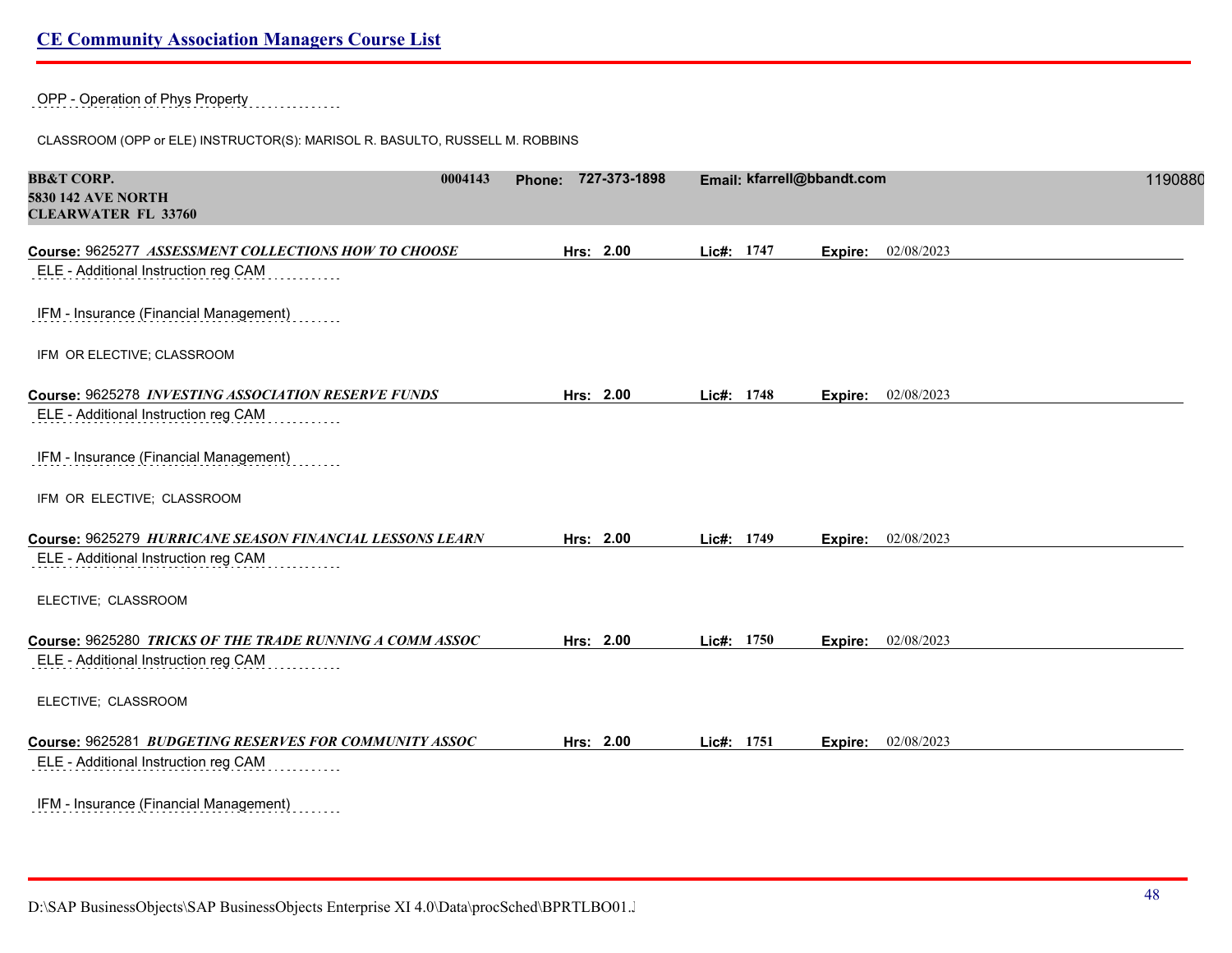OPP - Operation of Phys Property

CLASSROOM (OPP or ELE) INSTRUCTOR(S): MARISOL R. BASULTO, RUSSELL M. ROBBINS

**BB&T CORP.** **0004143** **Phone: 727-373-1898** **Email: kfarrell@bbandt.com** 1190880
**5830 142 AVE NORTH**
**CLEARWATER FL 33760**

**Course:** 9625277 ***ASSESSMENT COLLECTIONS HOW TO CHOOSE*** **Hrs: 2.00** **Lic#: 1747** **Expire:** 02/08/2023

ELE - Additional Instruction reg CAM

IFM - Insurance (Financial Management)

IFM OR ELECTIVE; CLASSROOM

**Course:** 9625278 ***INVESTING ASSOCIATION RESERVE FUNDS*** **Hrs: 2.00** **Lic#: 1748** **Expire:** 02/08/2023

ELE - Additional Instruction reg CAM

IFM - Insurance (Financial Management)

IFM OR ELECTIVE; CLASSROOM

**Course:** 9625279 ***HURRICANE SEASON FINANCIAL LESSONS LEARN*** **Hrs: 2.00** **Lic#: 1749** **Expire:** 02/08/2023

ELE - Additional Instruction reg CAM

ELECTIVE; CLASSROOM

**Course:** 9625280 ***TRICKS OF THE TRADE RUNNING A COMM ASSOC*** **Hrs: 2.00** **Lic#: 1750** **Expire:** 02/08/2023

ELE - Additional Instruction reg CAM

ELECTIVE; CLASSROOM

**Course:** 9625281 ***BUDGETING RESERVES FOR COMMUNITY ASSOC*** **Hrs: 2.00** **Lic#: 1751** **Expire:** 02/08/2023

ELE - Additional Instruction reg CAM

IFM - Insurance (Financial Management)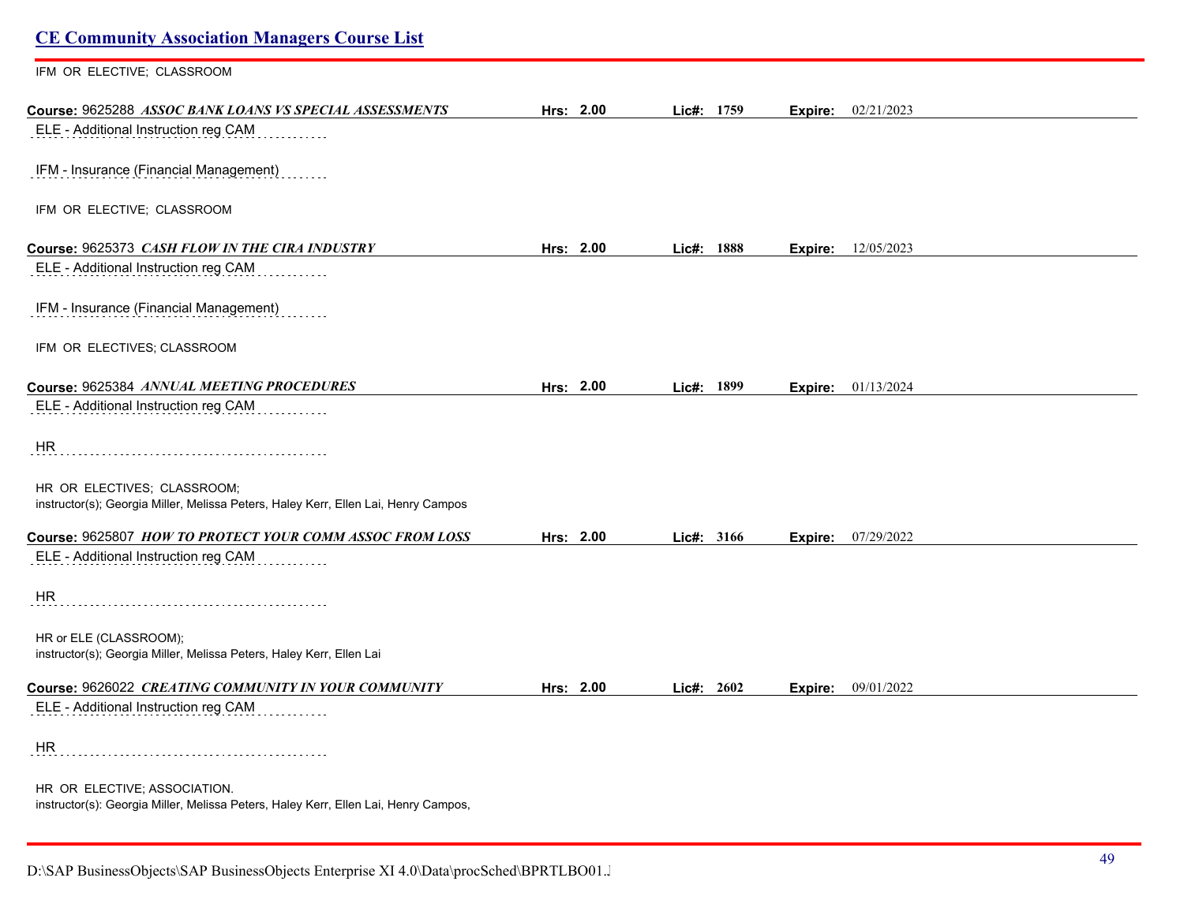IFM OR ELECTIVE; CLASSROOM

**Course:** 9625288 ***ASSOC BANK LOANS VS SPECIAL ASSESSMENTS*** **Hrs: 2.00** **Lic#: 1759** **Expire:** 02/21/2023

ELE - Additional Instruction reg CAM

IFM - Insurance (Financial Management)

IFM OR ELECTIVE; CLASSROOM

**Course:** 9625373 ***CASH FLOW IN THE CIRA INDUSTRY*** **Hrs: 2.00** **Lic#: 1888** **Expire:** 12/05/2023

ELE - Additional Instruction reg CAM

IFM - Insurance (Financial Management)

IFM OR ELECTIVES; CLASSROOM

**Course:** 9625384 ***ANNUAL MEETING PROCEDURES*** **Hrs: 2.00** **Lic#: 1899** **Expire:** 01/13/2024

ELE - Additional Instruction reg CAM

HR

HR OR ELECTIVES; CLASSROOM;
instructor(s); Georgia Miller, Melissa Peters, Haley Kerr, Ellen Lai, Henry Campos

**Course:** 9625807 ***HOW TO PROTECT YOUR COMM ASSOC FROM LOSS*** **Hrs: 2.00** **Lic#: 3166** **Expire:** 07/29/2022

ELE - Additional Instruction reg CAM

HR

HR or ELE (CLASSROOM);
instructor(s); Georgia Miller, Melissa Peters, Haley Kerr, Ellen Lai

**Course:** 9626022 ***CREATING COMMUNITY IN YOUR COMMUNITY*** **Hrs: 2.00** **Lic#: 2602** **Expire:** 09/01/2022

ELE - Additional Instruction reg CAM

HR

HR OR ELECTIVE; ASSOCIATION.
instructor(s): Georgia Miller, Melissa Peters, Haley Kerr, Ellen Lai, Henry Campos,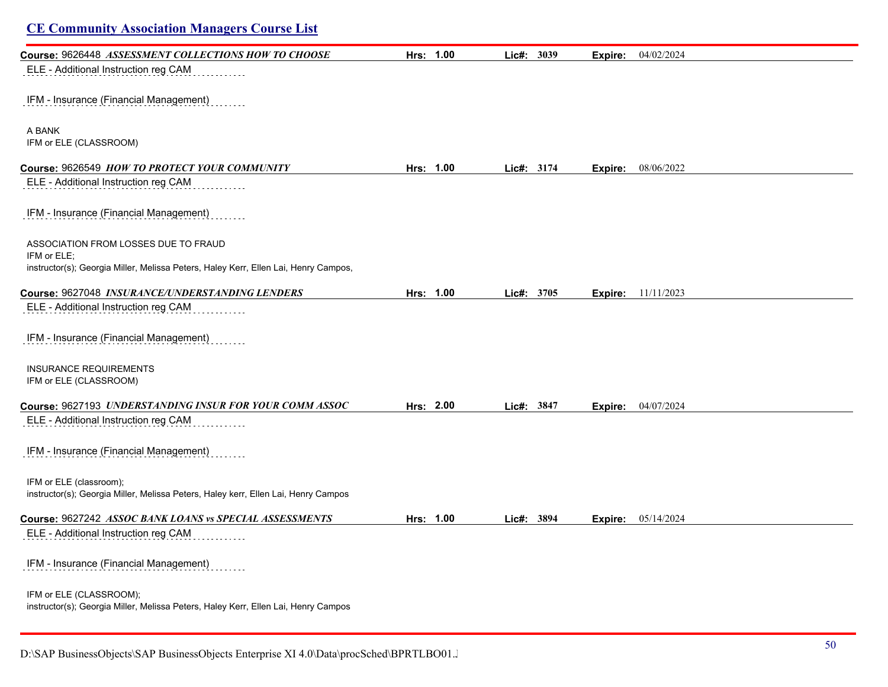## CE Community Association Managers Course List

**Course:** 9626448 ***ASSESSMENT COLLECTIONS HOW TO CHOOSE*** **Hrs: 1.00** **Lic#: 3039** **Expire:** 04/02/2024

ELE - Additional Instruction reg CAM

IFM - Insurance (Financial Management)

A BANK
IFM or ELE (CLASSROOM)

**Course:** 9626549 ***HOW TO PROTECT YOUR COMMUNITY*** **Hrs: 1.00** **Lic#: 3174** **Expire:** 08/06/2022

ELE - Additional Instruction reg CAM

IFM - Insurance (Financial Management)

ASSOCIATION FROM LOSSES DUE TO FRAUD
IFM or ELE;
instructor(s); Georgia Miller, Melissa Peters, Haley Kerr, Ellen Lai, Henry Campos,

**Course:** 9627048 ***INSURANCE/UNDERSTANDING LENDERS*** **Hrs: 1.00** **Lic#: 3705** **Expire:** 11/11/2023

ELE - Additional Instruction reg CAM

IFM - Insurance (Financial Management)

INSURANCE REQUIREMENTS
IFM or ELE (CLASSROOM)

**Course:** 9627193 ***UNDERSTANDING INSUR FOR YOUR COMM ASSOC*** **Hrs: 2.00** **Lic#: 3847** **Expire:** 04/07/2024

ELE - Additional Instruction reg CAM

IFM - Insurance (Financial Management)

IFM or ELE (classroom);
instructor(s); Georgia Miller, Melissa Peters, Haley kerr, Ellen Lai, Henry Campos

**Course:** 9627242 ***ASSOC BANK LOANS vs SPECIAL ASSESSMENTS*** **Hrs: 1.00** **Lic#: 3894** **Expire:** 05/14/2024

ELE - Additional Instruction reg CAM

IFM - Insurance (Financial Management)

IFM or ELE (CLASSROOM);
instructor(s); Georgia Miller, Melissa Peters, Haley Kerr, Ellen Lai, Henry Campos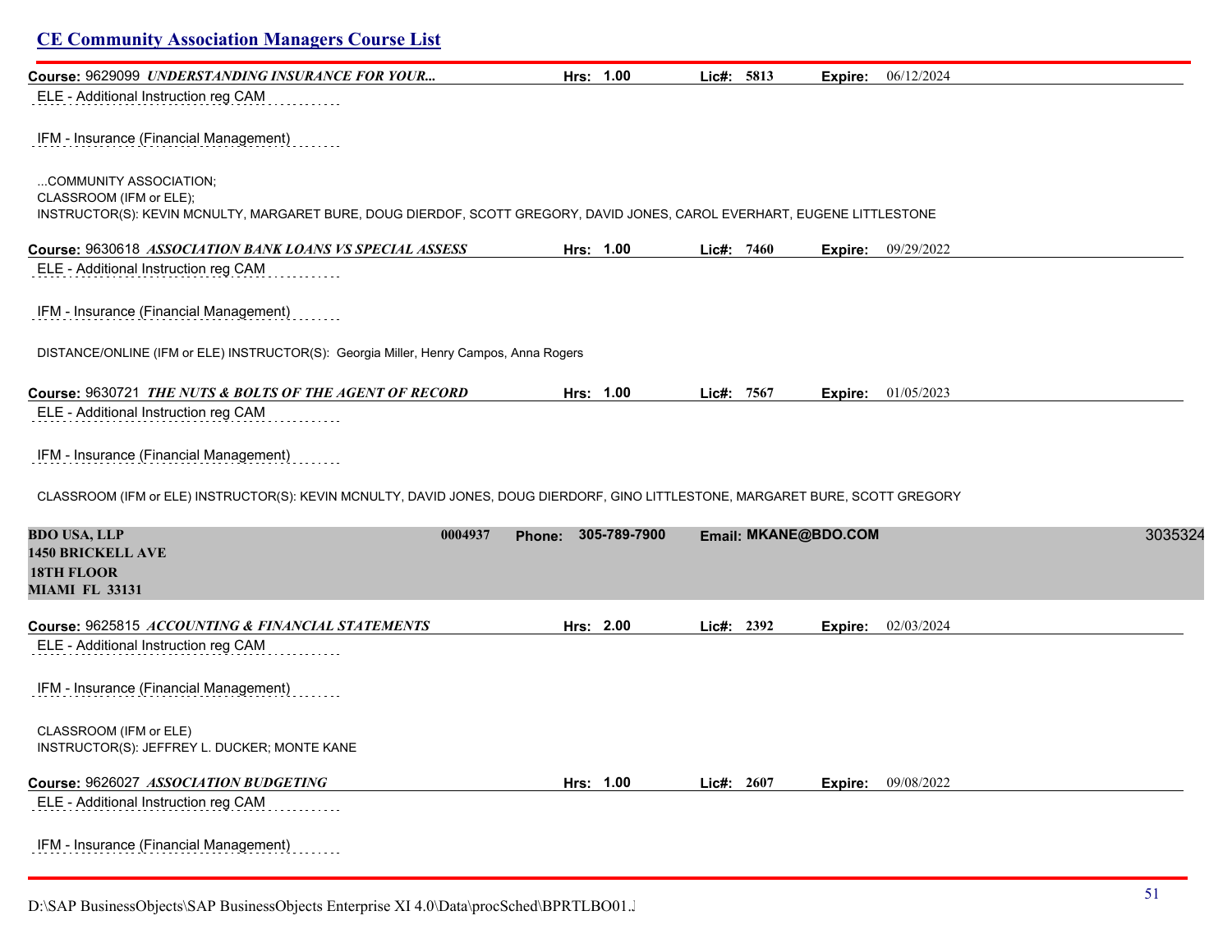## CE Community Association Managers Course List

**Course:** 9629099 ***UNDERSTANDING INSURANCE FOR YOUR...*** **Hrs:** 1.00 **Lic#:** 5813 **Expire:** 06/12/2024

ELE - Additional Instruction reg CAM

IFM - Insurance (Financial Management)

...COMMUNITY ASSOCIATION;
CLASSROOM (IFM or ELE);
INSTRUCTOR(S): KEVIN MCNULTY, MARGARET BURE, DOUG DIERDOF, SCOTT GREGORY, DAVID JONES, CAROL EVERHART, EUGENE LITTLESTONE

**Course:** 9630618 ***ASSOCIATION BANK LOANS VS SPECIAL ASSESS*** **Hrs:** 1.00 **Lic#:** 7460 **Expire:** 09/29/2022

ELE - Additional Instruction reg CAM

IFM - Insurance (Financial Management)

DISTANCE/ONLINE (IFM or ELE) INSTRUCTOR(S): Georgia Miller, Henry Campos, Anna Rogers

**Course:** 9630721 ***THE NUTS & BOLTS OF THE AGENT OF RECORD*** **Hrs:** 1.00 **Lic#:** 7567 **Expire:** 01/05/2023

ELE - Additional Instruction reg CAM

IFM - Insurance (Financial Management)

CLASSROOM (IFM or ELE) INSTRUCTOR(S): KEVIN MCNULTY, DAVID JONES, DOUG DIERDORF, GINO LITTLESTONE, MARGARET BURE, SCOTT GREGORY

**BDO USA, LLP** **0004937** **Phone: 305-789-7900** **Email: MKANE@BDO.COM** 3035324
**1450 BRICKELL AVE**
**18TH FLOOR**
**MIAMI FL 33131**

**Course:** 9625815 ***ACCOUNTING & FINANCIAL STATEMENTS*** **Hrs:** 2.00 **Lic#:** 2392 **Expire:** 02/03/2024

ELE - Additional Instruction reg CAM

IFM - Insurance (Financial Management)

CLASSROOM (IFM or ELE)
INSTRUCTOR(S): JEFFREY L. DUCKER; MONTE KANE

**Course:** 9626027 ***ASSOCIATION BUDGETING*** **Hrs:** 1.00 **Lic#:** 2607 **Expire:** 09/08/2022

ELE - Additional Instruction reg CAM

IFM - Insurance (Financial Management)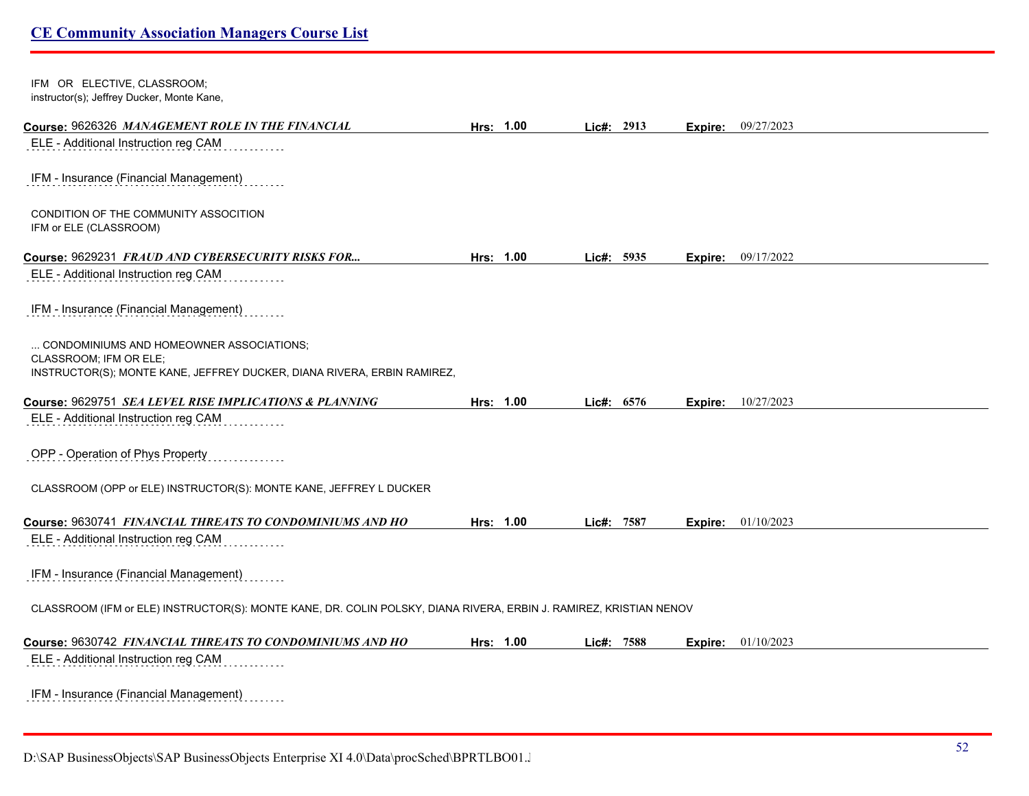IFM OR ELECTIVE, CLASSROOM;
instructor(s); Jeffrey Ducker, Monte Kane,

**Course:** 9626326 ***MANAGEMENT ROLE IN THE FINANCIAL*** **Hrs:** **1.00** **Lic#:** **2913** **Expire:** 09/27/2023

ELE - Additional Instruction reg CAM

IFM - Insurance (Financial Management)

CONDITION OF THE COMMUNITY ASSOCIATION
IFM or ELE (CLASSROOM)

**Course:** 9629231 ***FRAUD AND CYBERSECURITY RISKS FOR...*** **Hrs:** **1.00** **Lic#:** **5935** **Expire:** 09/17/2022

ELE - Additional Instruction reg CAM

IFM - Insurance (Financial Management)

... CONDOMINIUMS AND HOMEOWNER ASSOCIATIONS;
CLASSROOM; IFM OR ELE;
INSTRUCTOR(S); MONTE KANE, JEFFREY DUCKER, DIANA RIVERA, ERBIN RAMIREZ,

**Course:** 9629751 ***SEA LEVEL RISE IMPLICATIONS & PLANNING*** **Hrs:** **1.00** **Lic#:** **6576** **Expire:** 10/27/2023

ELE - Additional Instruction reg CAM

OPP - Operation of Phys Property

CLASSROOM (OPP or ELE) INSTRUCTOR(S): MONTE KANE, JEFFREY L DUCKER

**Course:** 9630741 ***FINANCIAL THREATS TO CONDOMINIUMS AND HO*** **Hrs:** **1.00** **Lic#:** **7587** **Expire:** 01/10/2023

ELE - Additional Instruction reg CAM

IFM - Insurance (Financial Management)

CLASSROOM (IFM or ELE) INSTRUCTOR(S): MONTE KANE, DR. COLIN POLSKY, DIANA RIVERA, ERBIN J. RAMIREZ, KRISTIAN NENOV

**Course:** 9630742 ***FINANCIAL THREATS TO CONDOMINIUMS AND HO*** **Hrs:** **1.00** **Lic#:** **7588** **Expire:** 01/10/2023

ELE - Additional Instruction reg CAM

IFM - Insurance (Financial Management)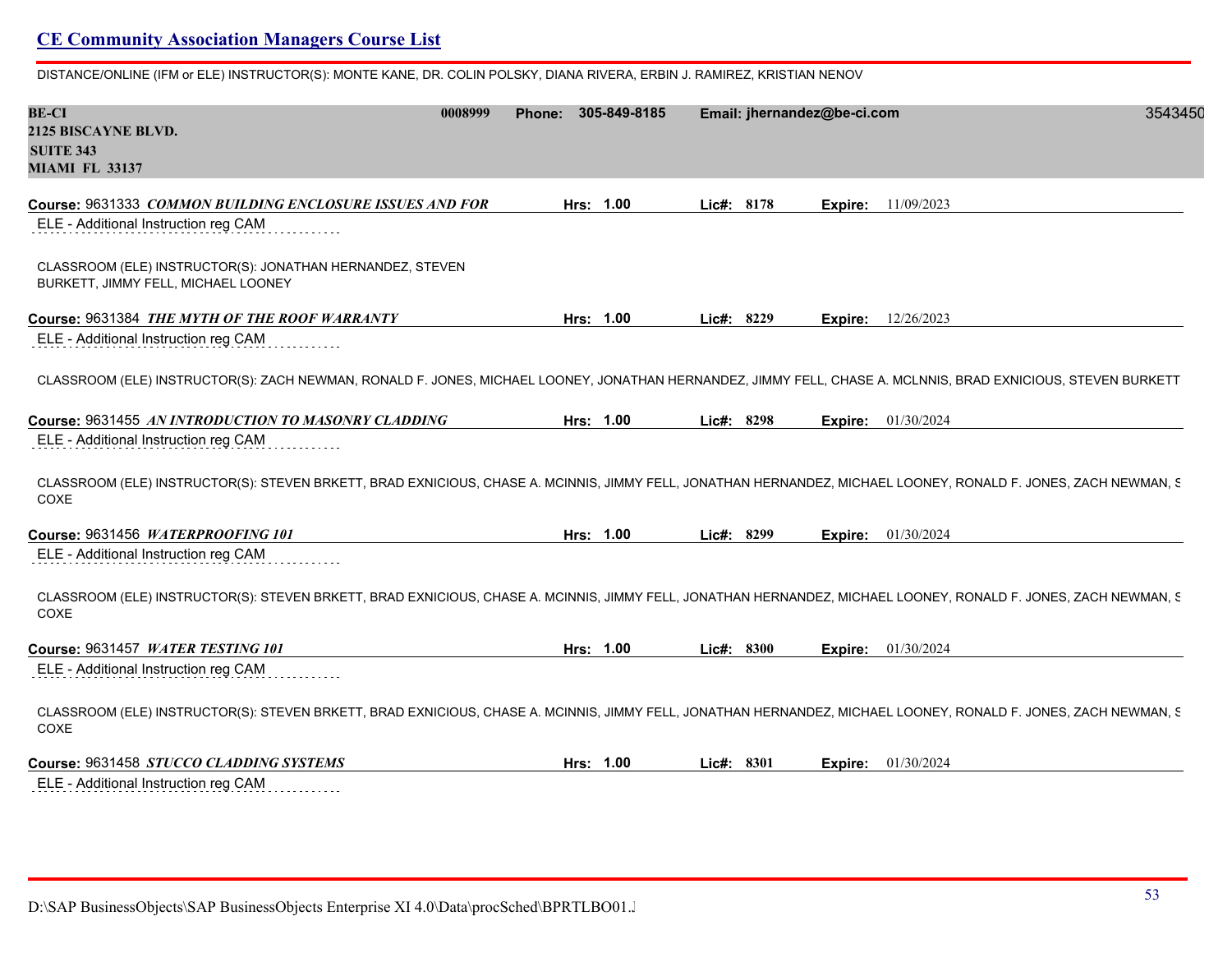## CE Community Association Managers Course List

DISTANCE/ONLINE (IFM or ELE) INSTRUCTOR(S): MONTE KANE, DR. COLIN POLSKY, DIANA RIVERA, ERBIN J. RAMIREZ, KRISTIAN NENOV

**BE-CI** 0008999 **Phone:** 305-849-8185 **Email:** jhernandez@be-ci.com 3543450
**2125 BISCAYNE BLVD.**
**SUITE 343**
**MIAMI FL 33137**

**Course:** 9631333 ***COMMON BUILDING ENCLOSURE ISSUES AND FOR*** **Hrs:** 1.00 **Lic#:** 8178 **Expire:** 11/09/2023

ELE - Additional Instruction reg CAM

CLASSROOM (ELE) INSTRUCTOR(S): JONATHAN HERNANDEZ, STEVEN BURKETT, JIMMY FELL, MICHAEL LOONEY

**Course:** 9631384 ***THE MYTH OF THE ROOF WARRANTY*** **Hrs:** 1.00 **Lic#:** 8229 **Expire:** 12/26/2023

ELE - Additional Instruction reg CAM

CLASSROOM (ELE) INSTRUCTOR(S): ZACH NEWMAN, RONALD F. JONES, MICHAEL LOONEY, JONATHAN HERNANDEZ, JIMMY FELL, CHASE A. MCLNNIS, BRAD EXNICIOUS, STEVEN BURKETT

**Course:** 9631455 ***AN INTRODUCTION TO MASONRY CLADDING*** **Hrs:** 1.00 **Lic#:** 8298 **Expire:** 01/30/2024

ELE - Additional Instruction reg CAM

CLASSROOM (ELE) INSTRUCTOR(S): STEVEN BRKETT, BRAD EXNICIOUS, CHASE A. MCINNIS, JIMMY FELL, JONATHAN HERNANDEZ, MICHAEL LOONEY, RONALD F. JONES, ZACH NEWMAN, S COXE

**Course:** 9631456 ***WATERPROOFING 101*** **Hrs:** 1.00 **Lic#:** 8299 **Expire:** 01/30/2024

ELE - Additional Instruction reg CAM

CLASSROOM (ELE) INSTRUCTOR(S): STEVEN BRKETT, BRAD EXNICIOUS, CHASE A. MCINNIS, JIMMY FELL, JONATHAN HERNANDEZ, MICHAEL LOONEY, RONALD F. JONES, ZACH NEWMAN, S COXE

**Course:** 9631457 ***WATER TESTING 101*** **Hrs:** 1.00 **Lic#:** 8300 **Expire:** 01/30/2024

ELE - Additional Instruction reg CAM

CLASSROOM (ELE) INSTRUCTOR(S): STEVEN BRKETT, BRAD EXNICIOUS, CHASE A. MCINNIS, JIMMY FELL, JONATHAN HERNANDEZ, MICHAEL LOONEY, RONALD F. JONES, ZACH NEWMAN, S COXE

**Course:** 9631458 ***STUCCO CLADDING SYSTEMS*** **Hrs:** 1.00 **Lic#:** 8301 **Expire:** 01/30/2024

ELE - Additional Instruction reg CAM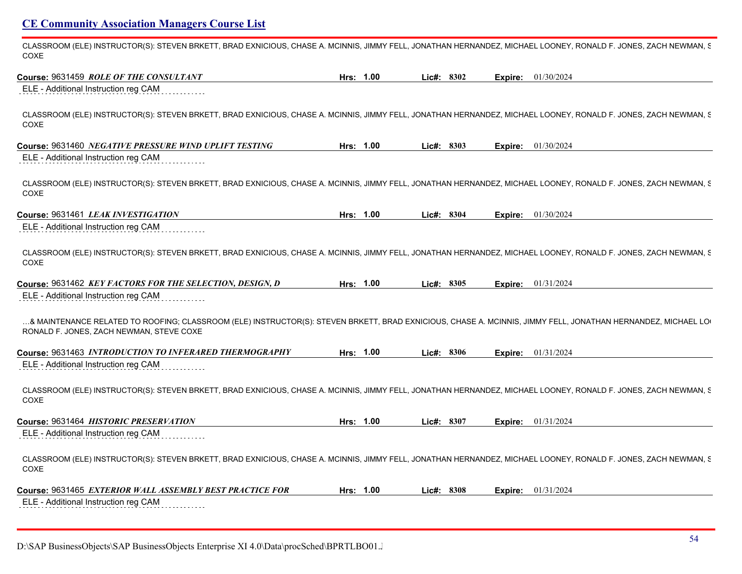## CE Community Association Managers Course List

CLASSROOM (ELE) INSTRUCTOR(S): STEVEN BRKETT, BRAD EXNICIOUS, CHASE A. MCINNIS, JIMMY FELL, JONATHAN HERNANDEZ, MICHAEL LOONEY, RONALD F. JONES, ZACH NEWMAN, S COXE

**Course:** 9631459 ***ROLE OF THE CONSULTANT*** **Hrs: 1.00** **Lic#: 8302** **Expire:** 01/30/2024

ELE - Additional Instruction reg CAM

CLASSROOM (ELE) INSTRUCTOR(S): STEVEN BRKETT, BRAD EXNICIOUS, CHASE A. MCINNIS, JIMMY FELL, JONATHAN HERNANDEZ, MICHAEL LOONEY, RONALD F. JONES, ZACH NEWMAN, S COXE

**Course:** 9631460 ***NEGATIVE PRESSURE WIND UPLIFT TESTING*** **Hrs: 1.00** **Lic#: 8303** **Expire:** 01/30/2024

ELE - Additional Instruction reg CAM

CLASSROOM (ELE) INSTRUCTOR(S): STEVEN BRKETT, BRAD EXNICIOUS, CHASE A. MCINNIS, JIMMY FELL, JONATHAN HERNANDEZ, MICHAEL LOONEY, RONALD F. JONES, ZACH NEWMAN, S COXE

**Course:** 9631461 ***LEAK INVESTIGATION*** **Hrs: 1.00** **Lic#: 8304** **Expire:** 01/30/2024

ELE - Additional Instruction reg CAM

CLASSROOM (ELE) INSTRUCTOR(S): STEVEN BRKETT, BRAD EXNICIOUS, CHASE A. MCINNIS, JIMMY FELL, JONATHAN HERNANDEZ, MICHAEL LOONEY, RONALD F. JONES, ZACH NEWMAN, S COXE

**Course:** 9631462 ***KEY FACTORS FOR THE SELECTION, DESIGN, D*** **Hrs: 1.00** **Lic#: 8305** **Expire:** 01/31/2024

ELE - Additional Instruction reg CAM

…& MAINTENANCE RELATED TO ROOFING; CLASSROOM (ELE) INSTRUCTOR(S): STEVEN BRKETT, BRAD EXNICIOUS, CHASE A. MCINNIS, JIMMY FELL, JONATHAN HERNANDEZ, MICHAEL LO RONALD F. JONES, ZACH NEWMAN, STEVE COXE

**Course:** 9631463 ***INTRODUCTION TO INFERARED THERMOGRAPHY*** **Hrs: 1.00** **Lic#: 8306** **Expire:** 01/31/2024

ELE - Additional Instruction reg CAM

CLASSROOM (ELE) INSTRUCTOR(S): STEVEN BRKETT, BRAD EXNICIOUS, CHASE A. MCINNIS, JIMMY FELL, JONATHAN HERNANDEZ, MICHAEL LOONEY, RONALD F. JONES, ZACH NEWMAN, S COXE

**Course:** 9631464 ***HISTORIC PRESERVATION*** **Hrs: 1.00** **Lic#: 8307** **Expire:** 01/31/2024

ELE - Additional Instruction reg CAM

CLASSROOM (ELE) INSTRUCTOR(S): STEVEN BRKETT, BRAD EXNICIOUS, CHASE A. MCINNIS, JIMMY FELL, JONATHAN HERNANDEZ, MICHAEL LOONEY, RONALD F. JONES, ZACH NEWMAN, S COXE

**Course:** 9631465 ***EXTERIOR WALL ASSEMBLY BEST PRACTICE FOR*** **Hrs: 1.00** **Lic#: 8308** **Expire:** 01/31/2024

ELE - Additional Instruction reg CAM

D:\SAP BusinessObjects\SAP BusinessObjects Enterprise XI 4.0\Data\procSched\BPRTLBO01.J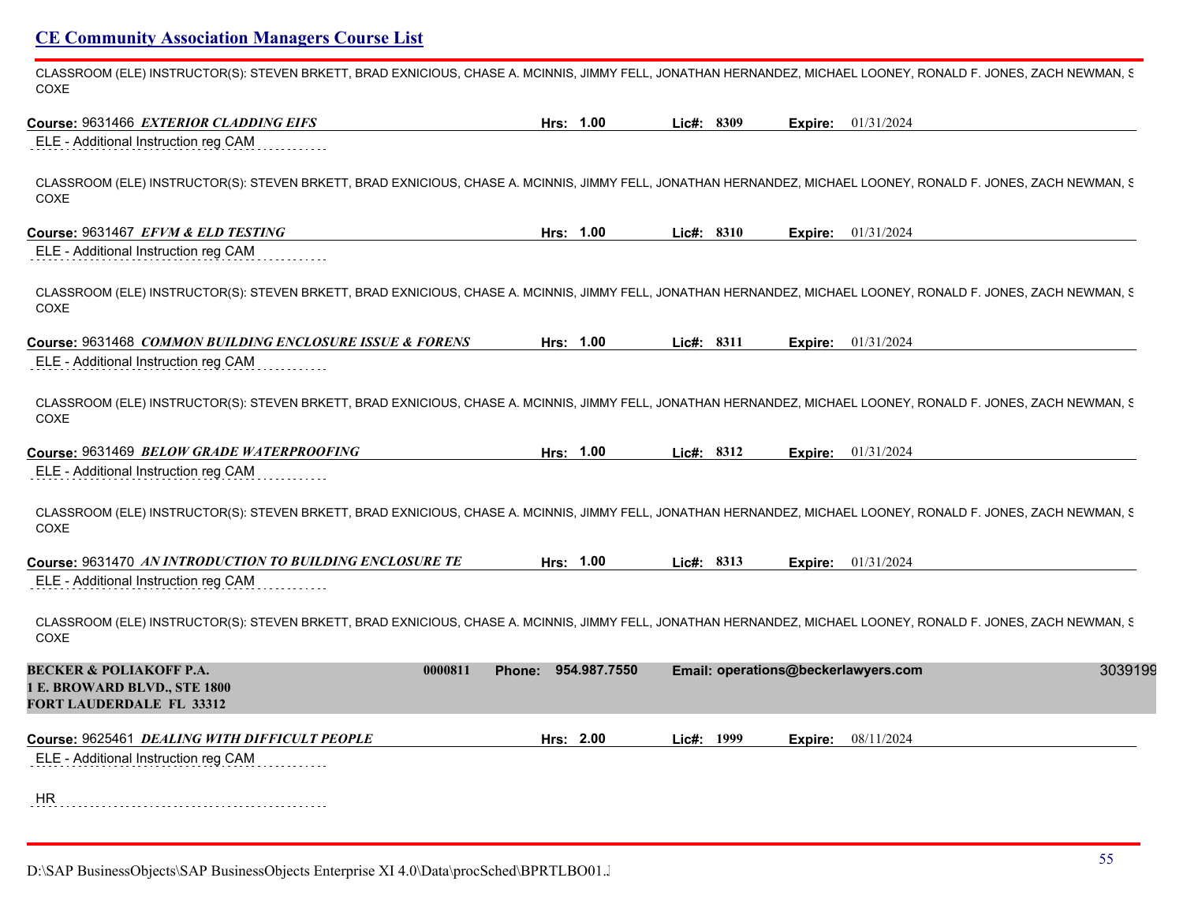CLASSROOM (ELE) INSTRUCTOR(S): STEVEN BRKETT, BRAD EXNICIOUS, CHASE A. MCINNIS, JIMMY FELL, JONATHAN HERNANDEZ, MICHAEL LOONEY, RONALD F. JONES, ZACH NEWMAN, S COXE

**Course:** 9631466 ***EXTERIOR CLADDING EIFS*** **Hrs: 1.00** **Lic#: 8309** **Expire:** 01/31/2024

ELE - Additional Instruction reg CAM

CLASSROOM (ELE) INSTRUCTOR(S): STEVEN BRKETT, BRAD EXNICIOUS, CHASE A. MCINNIS, JIMMY FELL, JONATHAN HERNANDEZ, MICHAEL LOONEY, RONALD F. JONES, ZACH NEWMAN, S COXE

**Course:** 9631467 ***EFVM & ELD TESTING*** **Hrs: 1.00** **Lic#: 8310** **Expire:** 01/31/2024

ELE - Additional Instruction reg CAM

CLASSROOM (ELE) INSTRUCTOR(S): STEVEN BRKETT, BRAD EXNICIOUS, CHASE A. MCINNIS, JIMMY FELL, JONATHAN HERNANDEZ, MICHAEL LOONEY, RONALD F. JONES, ZACH NEWMAN, S COXE

**Course:** 9631468 ***COMMON BUILDING ENCLOSURE ISSUE & FORENS*** **Hrs: 1.00** **Lic#: 8311** **Expire:** 01/31/2024

ELE - Additional Instruction reg CAM

CLASSROOM (ELE) INSTRUCTOR(S): STEVEN BRKETT, BRAD EXNICIOUS, CHASE A. MCINNIS, JIMMY FELL, JONATHAN HERNANDEZ, MICHAEL LOONEY, RONALD F. JONES, ZACH NEWMAN, S COXE

**Course:** 9631469 ***BELOW GRADE WATERPROOFING*** **Hrs: 1.00** **Lic#: 8312** **Expire:** 01/31/2024

ELE - Additional Instruction reg CAM

CLASSROOM (ELE) INSTRUCTOR(S): STEVEN BRKETT, BRAD EXNICIOUS, CHASE A. MCINNIS, JIMMY FELL, JONATHAN HERNANDEZ, MICHAEL LOONEY, RONALD F. JONES, ZACH NEWMAN, S COXE

**Course:** 9631470 ***AN INTRODUCTION TO BUILDING ENCLOSURE TE*** **Hrs: 1.00** **Lic#: 8313** **Expire:** 01/31/2024

ELE - Additional Instruction reg CAM

CLASSROOM (ELE) INSTRUCTOR(S): STEVEN BRKETT, BRAD EXNICIOUS, CHASE A. MCINNIS, JIMMY FELL, JONATHAN HERNANDEZ, MICHAEL LOONEY, RONALD F. JONES, ZACH NEWMAN, S COXE

**BECKER & POLIAKOFF P.A.** **0000811** **Phone: 954.987.7550** **Email: operations@beckerlawyers.com** 3039199
**1 E. BROWARD BLVD., STE 1800**
**FORT LAUDERDALE FL 33312**

**Course:** 9625461 ***DEALING WITH DIFFICULT PEOPLE*** **Hrs: 2.00** **Lic#: 1999** **Expire:** 08/11/2024

ELE - Additional Instruction reg CAM

HR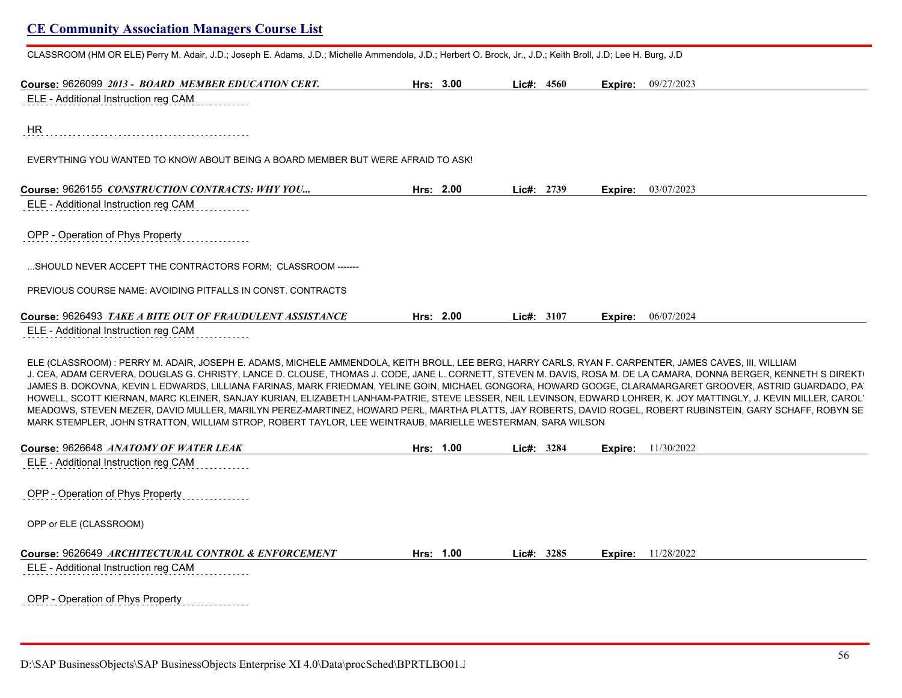CLASSROOM (HM OR ELE) Perry M. Adair, J.D.; Joseph E. Adams, J.D.; Michelle Ammendola, J.D.; Herbert O. Brock, Jr., J.D.; Keith Broll, J.D; Lee H. Burg, J.D

**Course:** 9626099 ***2013 - BOARD MEMBER EDUCATION CERT.*** **Hrs:** 3.00 **Lic#:** 4560 **Expire:** 09/27/2023

ELE - Additional Instruction reg CAM

HR

EVERYTHING YOU WANTED TO KNOW ABOUT BEING A BOARD MEMBER BUT WERE AFRAID TO ASK!

**Course:** 9626155 ***CONSTRUCTION CONTRACTS: WHY YOU...*** **Hrs:** 2.00 **Lic#:** 2739 **Expire:** 03/07/2023

ELE - Additional Instruction reg CAM

OPP - Operation of Phys Property

...SHOULD NEVER ACCEPT THE CONTRACTORS FORM; CLASSROOM -------

PREVIOUS COURSE NAME: AVOIDING PITFALLS IN CONST. CONTRACTS

**Course:** 9626493 ***TAKE A BITE OUT OF FRAUDULENT ASSISTANCE*** **Hrs:** 2.00 **Lic#:** 3107 **Expire:** 06/07/2024

ELE - Additional Instruction reg CAM

ELE (CLASSROOM) : PERRY M. ADAIR, JOSEPH E. ADAMS, MICHELE AMMENDOLA, KEITH BROLL, LEE BERG, HARRY CARLS, RYAN F. CARPENTER, JAMES CAVES, III, WILLIAM J. CEA, ADAM CERVERA, DOUGLAS G. CHRISTY, LANCE D. CLOUSE, THOMAS J. CODE, JANE L. CORNETT, STEVEN M. DAVIS, ROSA M. DE LA CAMARA, DONNA BERGER, KENNETH S DIREKT JAMES B. DOKOVNA, KEVIN L EDWARDS, LILLIANA FARINAS, MARK FRIEDMAN, YELINE GOIN, MICHAEL GONGORA, HOWARD GOOGE, CLARAMARGARET GROOVER, ASTRID GUARDADO, PA HOWELL, SCOTT KIERNAN, MARC KLEINER, SANJAY KURIAN, ELIZABETH LANHAM-PATRIE, STEVE LESSER, NEIL LEVINSON, EDWARD LOHRER, K. JOY MATTINGLY, J. KEVIN MILLER, CAROL MEADOWS, STEVEN MEZER, DAVID MULLER, MARILYN PEREZ-MARTINEZ, HOWARD PERL, MARTHA PLATTS, JAY ROBERTS, DAVID ROGEL, ROBERT RUBINSTEIN, GARY SCHAFF, ROBYN SE MARK STEMPLER, JOHN STRATTON, WILLIAM STROP, ROBERT TAYLOR, LEE WEINTRAUB, MARIELLE WESTERMAN, SARA WILSON

**Course:** 9626648 ***ANATOMY OF WATER LEAK*** **Hrs:** 1.00 **Lic#:** 3284 **Expire:** 11/30/2022

ELE - Additional Instruction reg CAM

OPP - Operation of Phys Property

OPP or ELE (CLASSROOM)

**Course:** 9626649 ***ARCHITECTURAL CONTROL & ENFORCEMENT*** **Hrs:** 1.00 **Lic#:** 3285 **Expire:** 11/28/2022

ELE - Additional Instruction reg CAM

OPP - Operation of Phys Property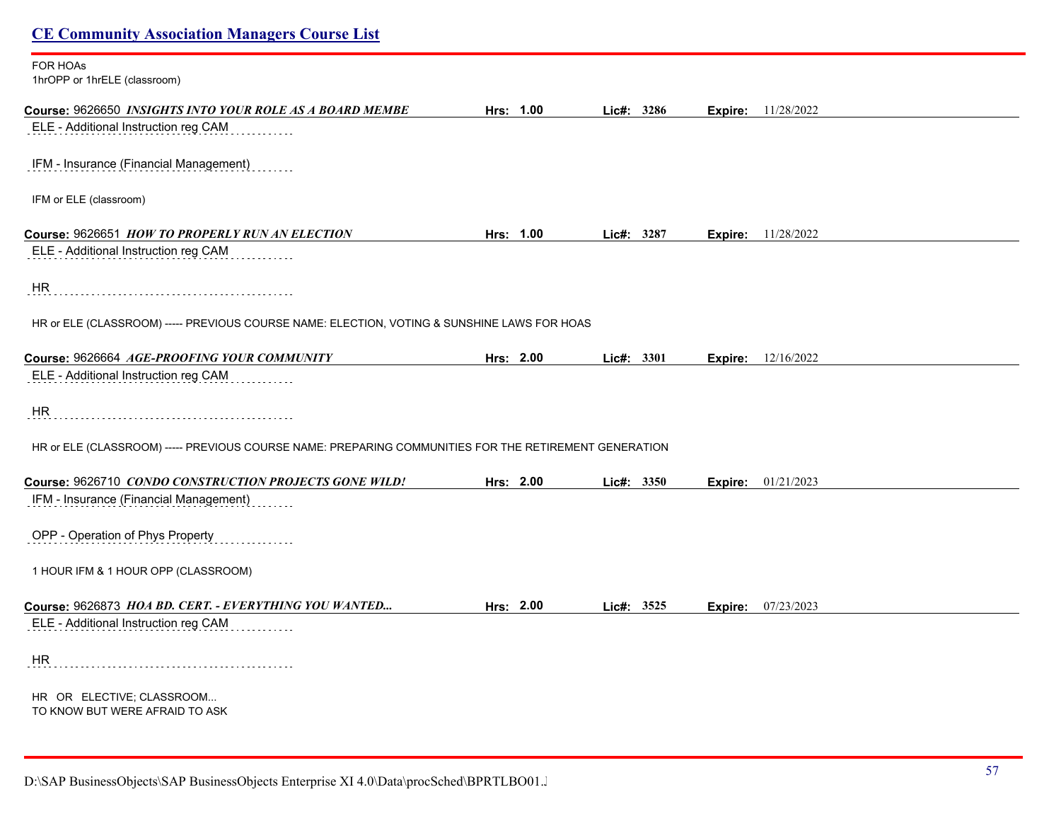FOR HOAs
1hrOPP or 1hrELE (classroom)

**Course:** 9626650 ***INSIGHTS INTO YOUR ROLE AS A BOARD MEMBE*** **Hrs:** **1.00** **Lic#:** **3286** **Expire:** 11/28/2022

ELE - Additional Instruction reg CAM

IFM - Insurance (Financial Management)

IFM or ELE (classroom)

**Course:** 9626651 ***HOW TO PROPERLY RUN AN ELECTION*** **Hrs:** **1.00** **Lic#:** **3287** **Expire:** 11/28/2022

ELE - Additional Instruction reg CAM

HR

HR or ELE (CLASSROOM) ----- PREVIOUS COURSE NAME: ELECTION, VOTING & SUNSHINE LAWS FOR HOAS

**Course:** 9626664 ***AGE-PROOFING YOUR COMMUNITY*** **Hrs:** **2.00** **Lic#:** **3301** **Expire:** 12/16/2022

ELE - Additional Instruction reg CAM

HR

HR or ELE (CLASSROOM) ----- PREVIOUS COURSE NAME: PREPARING COMMUNITIES FOR THE RETIREMENT GENERATION

**Course:** 9626710 ***CONDO CONSTRUCTION PROJECTS GONE WILD!*** **Hrs:** **2.00** **Lic#:** **3350** **Expire:** 01/21/2023

IFM - Insurance (Financial Management)

OPP - Operation of Phys Property

1 HOUR IFM & 1 HOUR OPP (CLASSROOM)

**Course:** 9626873 ***HOA BD. CERT. - EVERYTHING YOU WANTED...*** **Hrs:** **2.00** **Lic#:** **3525** **Expire:** 07/23/2023

ELE - Additional Instruction reg CAM

HR

HR OR ELECTIVE; CLASSROOM...
TO KNOW BUT WERE AFRAID TO ASK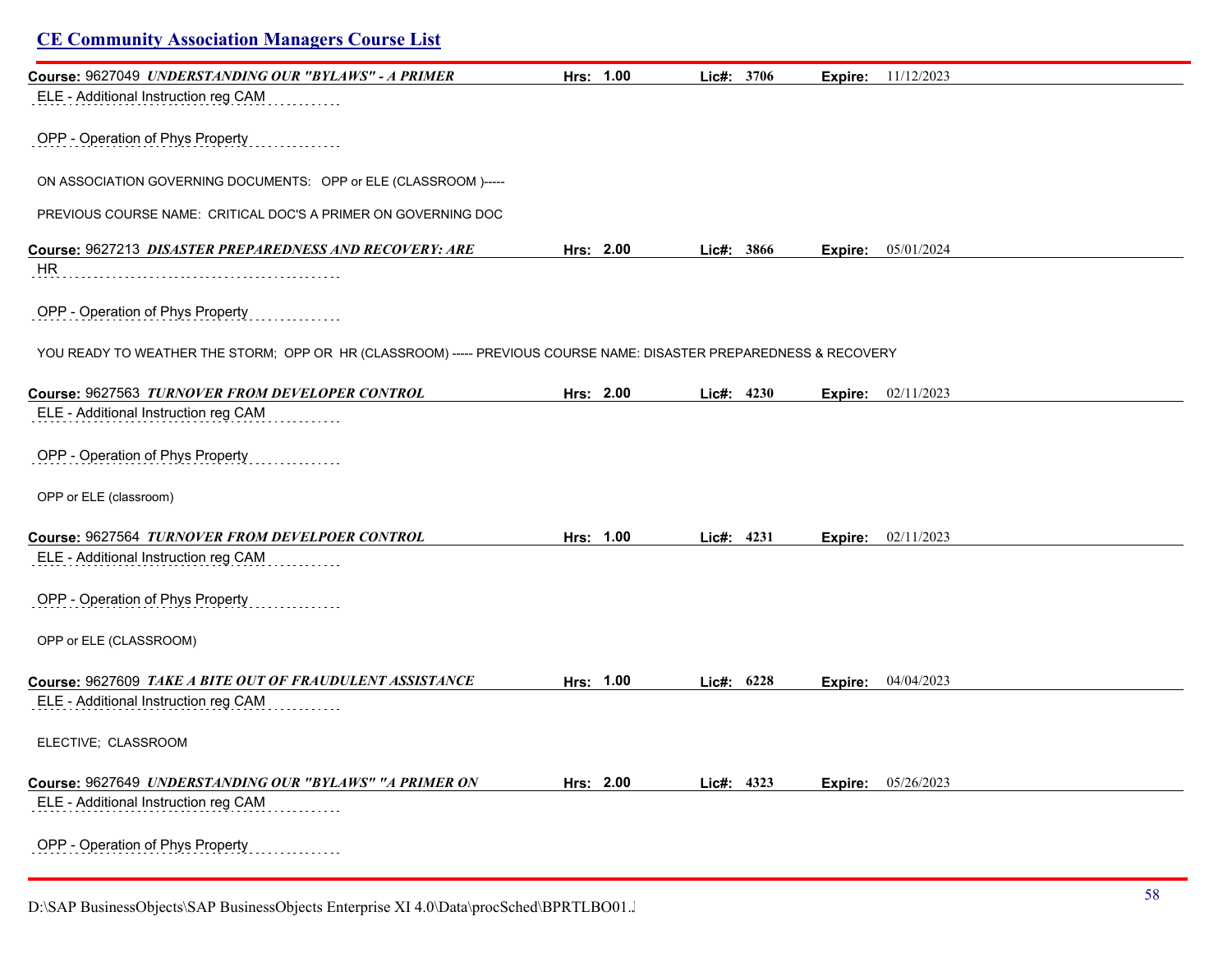## CE Community Association Managers Course List

**Course:** 9627049 ***UNDERSTANDING OUR "BYLAWS" - A PRIMER*** **Hrs:** **1.00** **Lic#:** **3706** **Expire:** 11/12/2023

ELE - Additional Instruction reg CAM

OPP - Operation of Phys Property

ON ASSOCIATION GOVERNING DOCUMENTS: OPP or ELE (CLASSROOM )-----

PREVIOUS COURSE NAME: CRITICAL DOC'S A PRIMER ON GOVERNING DOC

**Course:** 9627213 ***DISASTER PREPAREDNESS AND RECOVERY: ARE*** **Hrs:** **2.00** **Lic#:** **3866** **Expire:** 05/01/2024

HR

OPP - Operation of Phys Property

YOU READY TO WEATHER THE STORM; OPP OR HR (CLASSROOM) ----- PREVIOUS COURSE NAME: DISASTER PREPAREDNESS & RECOVERY

**Course:** 9627563 ***TURNOVER FROM DEVELOPER CONTROL*** **Hrs:** **2.00** **Lic#:** **4230** **Expire:** 02/11/2023

ELE - Additional Instruction reg CAM

OPP - Operation of Phys Property

OPP or ELE (classroom)

**Course:** 9627564 ***TURNOVER FROM DEVELPOER CONTROL*** **Hrs:** **1.00** **Lic#:** **4231** **Expire:** 02/11/2023

ELE - Additional Instruction reg CAM

OPP - Operation of Phys Property

OPP or ELE (CLASSROOM)

**Course:** 9627609 ***TAKE A BITE OUT OF FRAUDULENT ASSISTANCE*** **Hrs:** **1.00** **Lic#:** **6228** **Expire:** 04/04/2023

ELE - Additional Instruction reg CAM

ELECTIVE; CLASSROOM

**Course:** 9627649 ***UNDERSTANDING OUR "BYLAWS" "A PRIMER ON*** **Hrs:** **2.00** **Lic#:** **4323** **Expire:** 05/26/2023

ELE - Additional Instruction reg CAM

OPP - Operation of Phys Property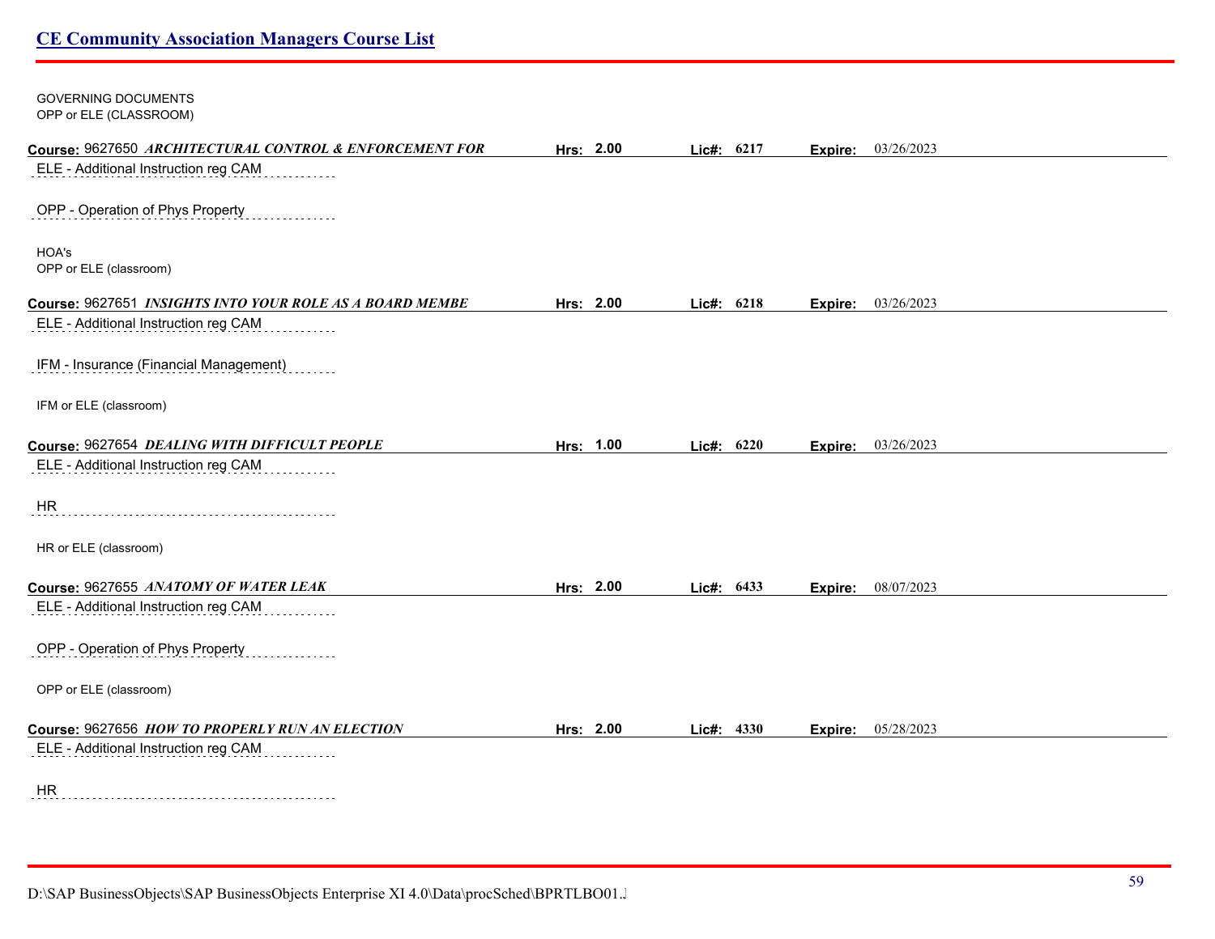GOVERNING DOCUMENTS
OPP or ELE (CLASSROOM)

**Course:** 9627650 ***ARCHITECTURAL CONTROL & ENFORCEMENT FOR*** **Hrs: 2.00** **Lic#: 6217** **Expire:** 03/26/2023

ELE - Additional Instruction reg CAM

OPP - Operation of Phys Property

HOA's
OPP or ELE (classroom)

**Course:** 9627651 ***INSIGHTS INTO YOUR ROLE AS A BOARD MEMBE*** **Hrs: 2.00** **Lic#: 6218** **Expire:** 03/26/2023

ELE - Additional Instruction reg CAM

IFM - Insurance (Financial Management)

IFM or ELE (classroom)

**Course:** 9627654 ***DEALING WITH DIFFICULT PEOPLE*** **Hrs: 1.00** **Lic#: 6220** **Expire:** 03/26/2023

ELE - Additional Instruction reg CAM

HR

HR or ELE (classroom)

**Course:** 9627655 ***ANATOMY OF WATER LEAK*** **Hrs: 2.00** **Lic#: 6433** **Expire:** 08/07/2023

ELE - Additional Instruction reg CAM

OPP - Operation of Phys Property

OPP or ELE (classroom)

**Course:** 9627656 ***HOW TO PROPERLY RUN AN ELECTION*** **Hrs: 2.00** **Lic#: 4330** **Expire:** 05/28/2023

ELE - Additional Instruction reg CAM

HR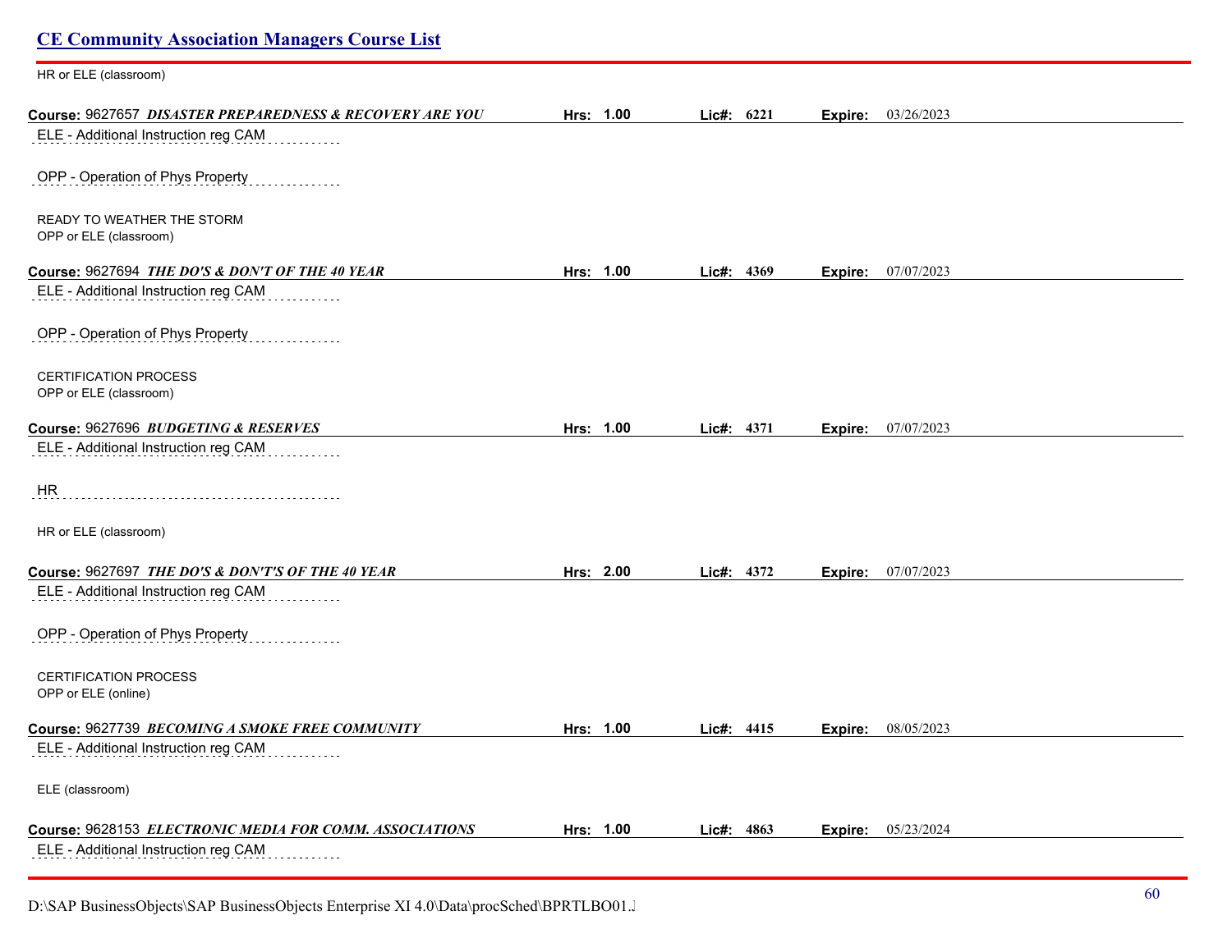## CE Community Association Managers Course List

HR or ELE (classroom)

**Course:** 9627657 ***DISASTER PREPAREDNESS & RECOVERY ARE YOU*** **Hrs: 1.00** **Lic#: 6221** **Expire:** 03/26/2023

ELE - Additional Instruction reg CAM

OPP - Operation of Phys Property

READY TO WEATHER THE STORM
OPP or ELE (classroom)

**Course:** 9627694 ***THE DO'S & DON'T OF THE 40 YEAR*** **Hrs: 1.00** **Lic#: 4369** **Expire:** 07/07/2023

ELE - Additional Instruction reg CAM

OPP - Operation of Phys Property

CERTIFICATION PROCESS
OPP or ELE (classroom)

**Course:** 9627696 ***BUDGETING & RESERVES*** **Hrs: 1.00** **Lic#: 4371** **Expire:** 07/07/2023

ELE - Additional Instruction reg CAM

HR

HR or ELE (classroom)

**Course:** 9627697 ***THE DO'S & DON'T'S OF THE 40 YEAR*** **Hrs: 2.00** **Lic#: 4372** **Expire:** 07/07/2023

ELE - Additional Instruction reg CAM

OPP - Operation of Phys Property

CERTIFICATION PROCESS
OPP or ELE (online)

**Course:** 9627739 ***BECOMING A SMOKE FREE COMMUNITY*** **Hrs: 1.00** **Lic#: 4415** **Expire:** 08/05/2023

ELE - Additional Instruction reg CAM

ELE (classroom)

**Course:** 9628153 ***ELECTRONIC MEDIA FOR COMM. ASSOCIATIONS*** **Hrs: 1.00** **Lic#: 4863** **Expire:** 05/23/2024

ELE - Additional Instruction reg CAM

D:\SAP BusinessObjects\SAP BusinessObjects Enterprise XI 4.0\Data\procSched\BPRTLBO01.J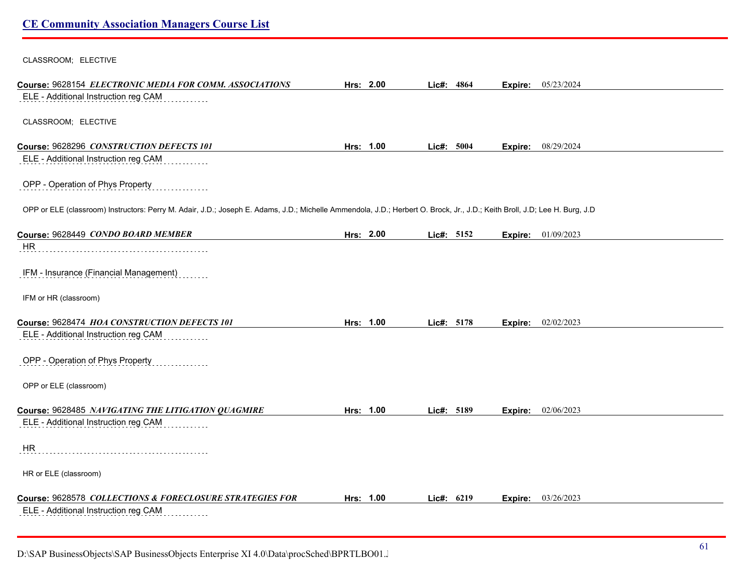CLASSROOM; ELECTIVE

**Course:** 9628154 ***ELECTRONIC MEDIA FOR COMM. ASSOCIATIONS*** **Hrs:** **2.00** **Lic#:** **4864** **Expire:** 05/23/2024

ELE - Additional Instruction reg CAM

CLASSROOM; ELECTIVE

**Course:** 9628296 ***CONSTRUCTION DEFECTS 101*** **Hrs:** **1.00** **Lic#:** **5004** **Expire:** 08/29/2024

ELE - Additional Instruction reg CAM

OPP - Operation of Phys Property

OPP or ELE (classroom) Instructors: Perry M. Adair, J.D.; Joseph E. Adams, J.D.; Michelle Ammendola, J.D.; Herbert O. Brock, Jr., J.D.; Keith Broll, J.D; Lee H. Burg, J.D

**Course:** 9628449 ***CONDO BOARD MEMBER*** **Hrs:** **2.00** **Lic#:** **5152** **Expire:** 01/09/2023

HR

IFM - Insurance (Financial Management)

IFM or HR (classroom)

**Course:** 9628474 ***HOA CONSTRUCTION DEFECTS 101*** **Hrs:** **1.00** **Lic#:** **5178** **Expire:** 02/02/2023

ELE - Additional Instruction reg CAM

OPP - Operation of Phys Property

OPP or ELE (classroom)

**Course:** 9628485 ***NAVIGATING THE LITIGATION QUAGMIRE*** **Hrs:** **1.00** **Lic#:** **5189** **Expire:** 02/06/2023

ELE - Additional Instruction reg CAM

HR

HR or ELE (classroom)

**Course:** 9628578 ***COLLECTIONS & FORECLOSURE STRATEGIES FOR*** **Hrs:** **1.00** **Lic#:** **6219** **Expire:** 03/26/2023

ELE - Additional Instruction reg CAM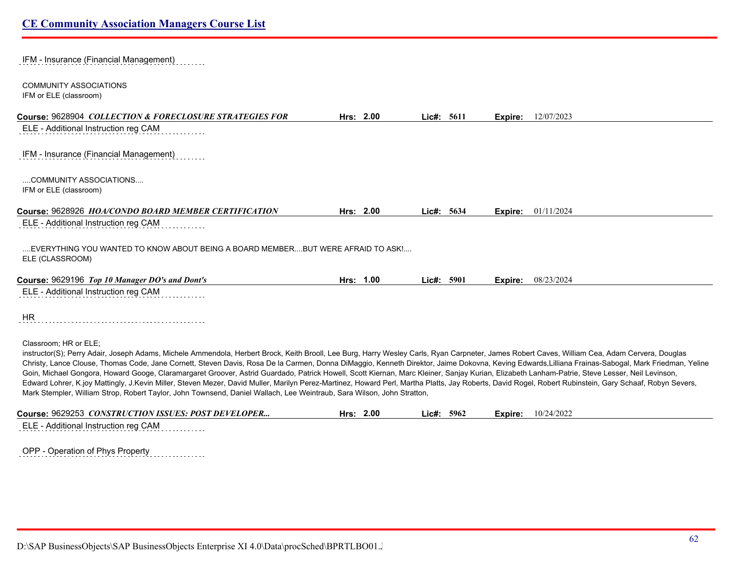IFM - Insurance (Financial Management)

COMMUNITY ASSOCIATIONS
IFM or ELE (classroom)

**Course:** 9628904 ***COLLECTION & FORECLOSURE STRATEGIES FOR*** **Hrs: 2.00** **Lic#: 5611** **Expire:** 12/07/2023

ELE - Additional Instruction reg CAM

IFM - Insurance (Financial Management)

....COMMUNITY ASSOCIATIONS....
IFM or ELE (classroom)

**Course:** 9628926 ***HOA/CONDO BOARD MEMBER CERTIFICATION*** **Hrs: 2.00** **Lic#: 5634** **Expire:** 01/11/2024

ELE - Additional Instruction reg CAM

....EVERYTHING YOU WANTED TO KNOW ABOUT BEING A BOARD MEMBER....BUT WERE AFRAID TO ASK!....
ELE (CLASSROOM)

**Course:** 9629196 ***Top 10 Manager DO's and Dont's*** **Hrs: 1.00** **Lic#: 5901** **Expire:** 08/23/2024

ELE - Additional Instruction reg CAM

HR

Classroom; HR or ELE;
instructor(S); Perry Adair, Joseph Adams, Michele Ammendola, Herbert Brock, Keith Brooll, Lee Burg, Harry Wesley Carls, Ryan Carpneter, James Robert Caves, William Cea, Adam Cervera, Douglas Christy, Lance Clouse, Thomas Code, Jane Cornett, Steven Davis, Rosa De la Carmen, Donna DiMaggio, Kenneth Direktor, Jaime Dokovna, Keving Edwards,Lilliana Frainas-Sabogal, Mark Friedman, Yeline Goin, Michael Gongora, Howard Googe, Claramargaret Groover, Astrid Guardado, Patrick Howell, Scott Kiernan, Marc Kleiner, Sanjay Kurian, Elizabeth Lanham-Patrie, Steve Lesser, Neil Levinson, Edward Lohrer, K.joy Mattingly, J.Kevin Miller, Steven Mezer, David Muller, Marilyn Perez-Martinez, Howard Perl, Martha Platts, Jay Roberts, David Rogel, Robert Rubinstein, Gary Schaaf, Robyn Severs, Mark Stempler, William Strop, Robert Taylor, John Townsend, Daniel Wallach, Lee Weintraub, Sara Wilson, John Stratton,

**Course:** 9629253 ***CONSTRUCTION ISSUES: POST DEVELOPER...*** **Hrs: 2.00** **Lic#: 5962** **Expire:** 10/24/2022

ELE - Additional Instruction reg CAM

OPP - Operation of Phys Property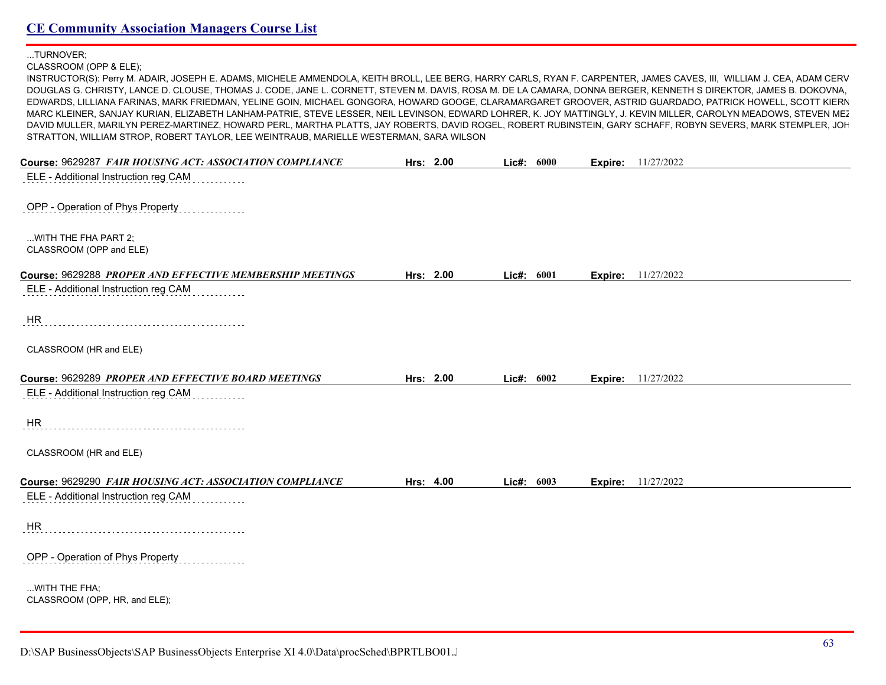...TURNOVER;
CLASSROOM (OPP & ELE);
INSTRUCTOR(S): Perry M. ADAIR, JOSEPH E. ADAMS, MICHELE AMMENDOLA, KEITH BROLL, LEE BERG, HARRY CARLS, RYAN F. CARPENTER, JAMES CAVES, III, WILLIAM J. CEA, ADAM CERV DOUGLAS G. CHRISTY, LANCE D. CLOUSE, THOMAS J. CODE, JANE L. CORNETT, STEVEN M. DAVIS, ROSA M. DE LA CAMARA, DONNA BERGER, KENNETH S DIREKTOR, JAMES B. DOKOVNA, EDWARDS, LILLIANA FARINAS, MARK FRIEDMAN, YELINE GOIN, MICHAEL GONGORA, HOWARD GOOGE, CLARAMARGARET GROOVER, ASTRID GUARDADO, PATRICK HOWELL, SCOTT KIERN MARC KLEINER, SANJAY KURIAN, ELIZABETH LANHAM-PATRIE, STEVE LESSER, NEIL LEVINSON, EDWARD LOHRER, K. JOY MATTINGLY, J. KEVIN MILLER, CAROLYN MEADOWS, STEVEN MEZ DAVID MULLER, MARILYN PEREZ-MARTINEZ, HOWARD PERL, MARTHA PLATTS, JAY ROBERTS, DAVID ROGEL, ROBERT RUBINSTEIN, GARY SCHAFF, ROBYN SEVERS, MARK STEMPLER, JOH STRATTON, WILLIAM STROP, ROBERT TAYLOR, LEE WEINTRAUB, MARIELLE WESTERMAN, SARA WILSON

**Course:** 9629287 ***FAIR HOUSING ACT: ASSOCIATION COMPLIANCE*** **Hrs:** 2.00 **Lic#:** 6000 **Expire:** 11/27/2022

ELE - Additional Instruction reg CAM

OPP - Operation of Phys Property

...WITH THE FHA PART 2;
CLASSROOM (OPP and ELE)

**Course:** 9629288 ***PROPER AND EFFECTIVE MEMBERSHIP MEETINGS*** **Hrs:** 2.00 **Lic#:** 6001 **Expire:** 11/27/2022

ELE - Additional Instruction reg CAM

HR

CLASSROOM (HR and ELE)

**Course:** 9629289 ***PROPER AND EFFECTIVE BOARD MEETINGS*** **Hrs:** 2.00 **Lic#:** 6002 **Expire:** 11/27/2022

ELE - Additional Instruction reg CAM

HR

CLASSROOM (HR and ELE)

**Course:** 9629290 ***FAIR HOUSING ACT: ASSOCIATION COMPLIANCE*** **Hrs:** 4.00 **Lic#:** 6003 **Expire:** 11/27/2022

ELE - Additional Instruction reg CAM

HR

OPP - Operation of Phys Property

...WITH THE FHA;
CLASSROOM (OPP, HR, and ELE);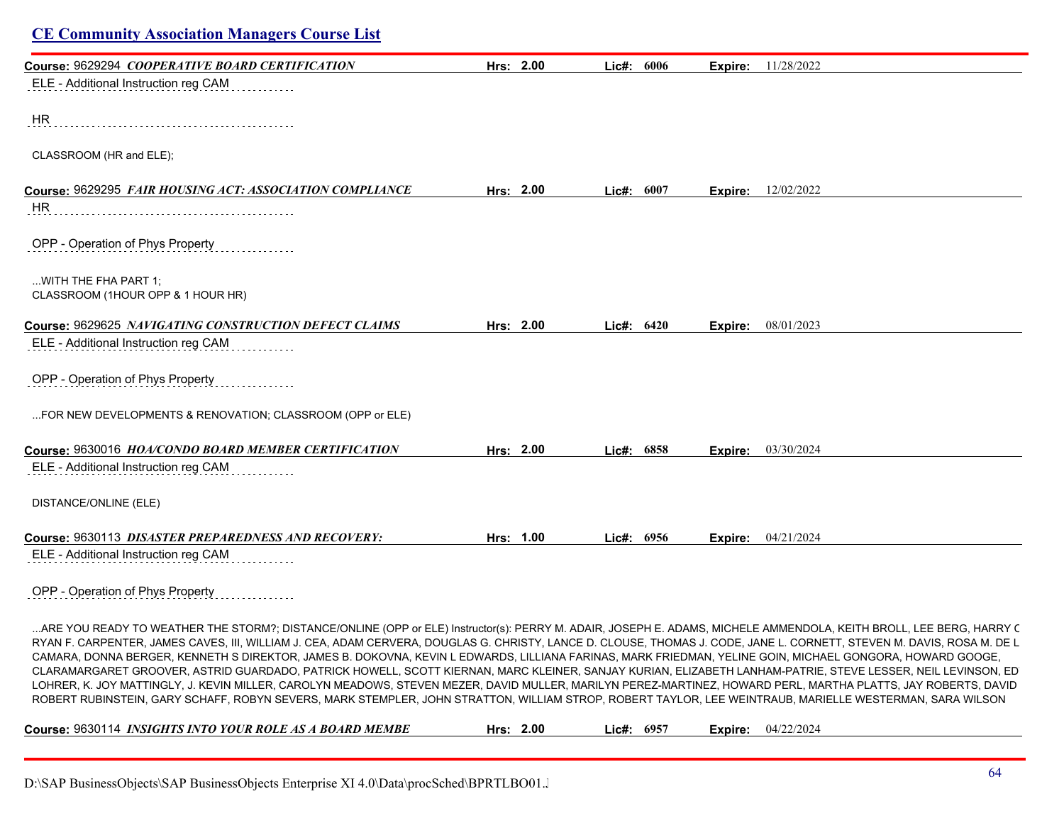## CE Community Association Managers Course List

**Course:** 9629294 ***COOPERATIVE BOARD CERTIFICATION*** **Hrs: 2.00** **Lic#: 6006** **Expire:** 11/28/2022

ELE - Additional Instruction reg CAM

HR

CLASSROOM (HR and ELE);

**Course:** 9629295 ***FAIR HOUSING ACT: ASSOCIATION COMPLIANCE*** **Hrs: 2.00** **Lic#: 6007** **Expire:** 12/02/2022

HR

OPP - Operation of Phys Property

...WITH THE FHA PART 1;
CLASSROOM (1HOUR OPP & 1 HOUR HR)

**Course:** 9629625 ***NAVIGATING CONSTRUCTION DEFECT CLAIMS*** **Hrs: 2.00** **Lic#: 6420** **Expire:** 08/01/2023

ELE - Additional Instruction reg CAM

OPP - Operation of Phys Property

...FOR NEW DEVELOPMENTS & RENOVATION; CLASSROOM (OPP or ELE)

**Course:** 9630016 ***HOA/CONDO BOARD MEMBER CERTIFICATION*** **Hrs: 2.00** **Lic#: 6858** **Expire:** 03/30/2024

ELE - Additional Instruction reg CAM

DISTANCE/ONLINE (ELE)

**Course:** 9630113 ***DISASTER PREPAREDNESS AND RECOVERY:*** **Hrs: 1.00** **Lic#: 6956** **Expire:** 04/21/2024

ELE - Additional Instruction reg CAM

OPP - Operation of Phys Property

...ARE YOU READY TO WEATHER THE STORM?; DISTANCE/ONLINE (OPP or ELE) Instructor(s): PERRY M. ADAIR, JOSEPH E. ADAMS, MICHELE AMMENDOLA, KEITH BROLL, LEE BERG, HARRY C RYAN F. CARPENTER, JAMES CAVES, III, WILLIAM J. CEA, ADAM CERVERA, DOUGLAS G. CHRISTY, LANCE D. CLOUSE, THOMAS J. CODE, JANE L. CORNETT, STEVEN M. DAVIS, ROSA M. DE L CAMARA, DONNA BERGER, KENNETH S DIREKTOR, JAMES B. DOKOVNA, KEVIN L EDWARDS, LILLIANA FARINAS, MARK FRIEDMAN, YELINE GOIN, MICHAEL GONGORA, HOWARD GOOGE, CLARAMARGARET GROOVER, ASTRID GUARDADO, PATRICK HOWELL, SCOTT KIERNAN, MARC KLEINER, SANJAY KURIAN, ELIZABETH LANHAM-PATRIE, STEVE LESSER, NEIL LEVINSON, ED LOHRER, K. JOY MATTINGLY, J. KEVIN MILLER, CAROLYN MEADOWS, STEVEN MEZER, DAVID MULLER, MARILYN PEREZ-MARTINEZ, HOWARD PERL, MARTHA PLATTS, JAY ROBERTS, DAVID ROBERT RUBINSTEIN, GARY SCHAFF, ROBYN SEVERS, MARK STEMPLER, JOHN STRATTON, WILLIAM STROP, ROBERT TAYLOR, LEE WEINTRAUB, MARIELLE WESTERMAN, SARA WILSON

**Course:** 9630114 ***INSIGHTS INTO YOUR ROLE AS A BOARD MEMBE*** **Hrs: 2.00** **Lic#: 6957** **Expire:** 04/22/2024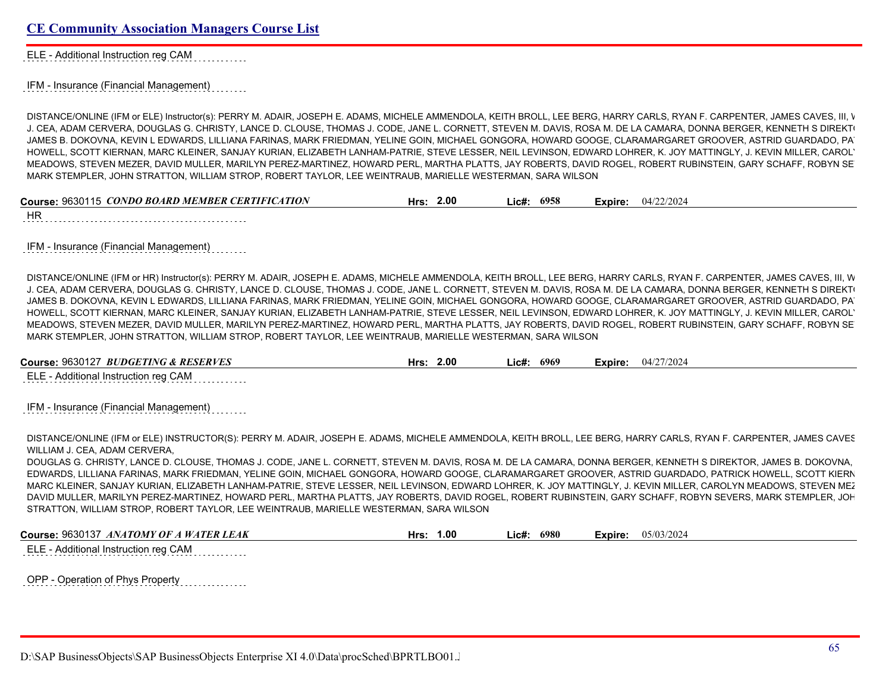## CE Community Association Managers Course List

ELE - Additional Instruction reg CAM

IFM - Insurance (Financial Management)

DISTANCE/ONLINE (IFM or ELE) Instructor(s): PERRY M. ADAIR, JOSEPH E. ADAMS, MICHELE AMMENDOLA, KEITH BROLL, LEE BERG, HARRY CARLS, RYAN F. CARPENTER, JAMES CAVES, III, V J. CEA, ADAM CERVERA, DOUGLAS G. CHRISTY, LANCE D. CLOUSE, THOMAS J. CODE, JANE L. CORNETT, STEVEN M. DAVIS, ROSA M. DE LA CAMARA, DONNA BERGER, KENNETH S DIREKT( JAMES B. DOKOVNA, KEVIN L EDWARDS, LILLIANA FARINAS, MARK FRIEDMAN, YELINE GOIN, MICHAEL GONGORA, HOWARD GOOGE, CLARAMARGARET GROOVER, ASTRID GUARDADO, PA HOWELL, SCOTT KIERNAN, MARC KLEINER, SANJAY KURIAN, ELIZABETH LANHAM-PATRIE, STEVE LESSER, NEIL LEVINSON, EDWARD LOHRER, K. JOY MATTINGLY, J. KEVIN MILLER, CAROL MEADOWS, STEVEN MEZER, DAVID MULLER, MARILYN PEREZ-MARTINEZ, HOWARD PERL, MARTHA PLATTS, JAY ROBERTS, DAVID ROGEL, ROBERT RUBINSTEIN, GARY SCHAFF, ROBYN SE MARK STEMPLER, JOHN STRATTON, WILLIAM STROP, ROBERT TAYLOR, LEE WEINTRAUB, MARIELLE WESTERMAN, SARA WILSON

**Course:** 9630115 ***CONDO BOARD MEMBER CERTIFICATION*** **Hrs:** 2.00 **Lic#:** 6958 **Expire:** 04/22/2024

HR

IFM - Insurance (Financial Management)

DISTANCE/ONLINE (IFM or HR) Instructor(s): PERRY M. ADAIR, JOSEPH E. ADAMS, MICHELE AMMENDOLA, KEITH BROLL, LEE BERG, HARRY CARLS, RYAN F. CARPENTER, JAMES CAVES, III, W J. CEA, ADAM CERVERA, DOUGLAS G. CHRISTY, LANCE D. CLOUSE, THOMAS J. CODE, JANE L. CORNETT, STEVEN M. DAVIS, ROSA M. DE LA CAMARA, DONNA BERGER, KENNETH S DIREKT( JAMES B. DOKOVNA, KEVIN L EDWARDS, LILLIANA FARINAS, MARK FRIEDMAN, YELINE GOIN, MICHAEL GONGORA, HOWARD GOOGE, CLARAMARGARET GROOVER, ASTRID GUARDADO, PA HOWELL, SCOTT KIERNAN, MARC KLEINER, SANJAY KURIAN, ELIZABETH LANHAM-PATRIE, STEVE LESSER, NEIL LEVINSON, EDWARD LOHRER, K. JOY MATTINGLY, J. KEVIN MILLER, CAROL MEADOWS, STEVEN MEZER, DAVID MULLER, MARILYN PEREZ-MARTINEZ, HOWARD PERL, MARTHA PLATTS, JAY ROBERTS, DAVID ROGEL, ROBERT RUBINSTEIN, GARY SCHAFF, ROBYN SE MARK STEMPLER, JOHN STRATTON, WILLIAM STROP, ROBERT TAYLOR, LEE WEINTRAUB, MARIELLE WESTERMAN, SARA WILSON

**Course:** 9630127 ***BUDGETING & RESERVES*** **Hrs:** 2.00 **Lic#:** 6969 **Expire:** 04/27/2024

ELE - Additional Instruction reg CAM

IFM - Insurance (Financial Management)

DISTANCE/ONLINE (IFM or ELE) INSTRUCTOR(S): PERRY M. ADAIR, JOSEPH E. ADAMS, MICHELE AMMENDOLA, KEITH BROLL, LEE BERG, HARRY CARLS, RYAN F. CARPENTER, JAMES CAVES WILLIAM J. CEA, ADAM CERVERA,
DOUGLAS G. CHRISTY, LANCE D. CLOUSE, THOMAS J. CODE, JANE L. CORNETT, STEVEN M. DAVIS, ROSA M. DE LA CAMARA, DONNA BERGER, KENNETH S DIREKTOR, JAMES B. DOKOVNA, EDWARDS, LILLIANA FARINAS, MARK FRIEDMAN, YELINE GOIN, MICHAEL GONGORA, HOWARD GOOGE, CLARAMARGARET GROOVER, ASTRID GUARDADO, PATRICK HOWELL, SCOTT KIERN MARC KLEINER, SANJAY KURIAN, ELIZABETH LANHAM-PATRIE, STEVE LESSER, NEIL LEVINSON, EDWARD LOHRER, K. JOY MATTINGLY, J. KEVIN MILLER, CAROLYN MEADOWS, STEVEN ME DAVID MULLER, MARILYN PEREZ-MARTINEZ, HOWARD PERL, MARTHA PLATTS, JAY ROBERTS, DAVID ROGEL, ROBERT RUBINSTEIN, GARY SCHAFF, ROBYN SEVERS, MARK STEMPLER, JOH STRATTON, WILLIAM STROP, ROBERT TAYLOR, LEE WEINTRAUB, MARIELLE WESTERMAN, SARA WILSON

**Course:** 9630137 ***ANATOMY OF A WATER LEAK*** **Hrs:** 1.00 **Lic#:** 6980 **Expire:** 05/03/2024

ELE - Additional Instruction reg CAM

OPP - Operation of Phys Property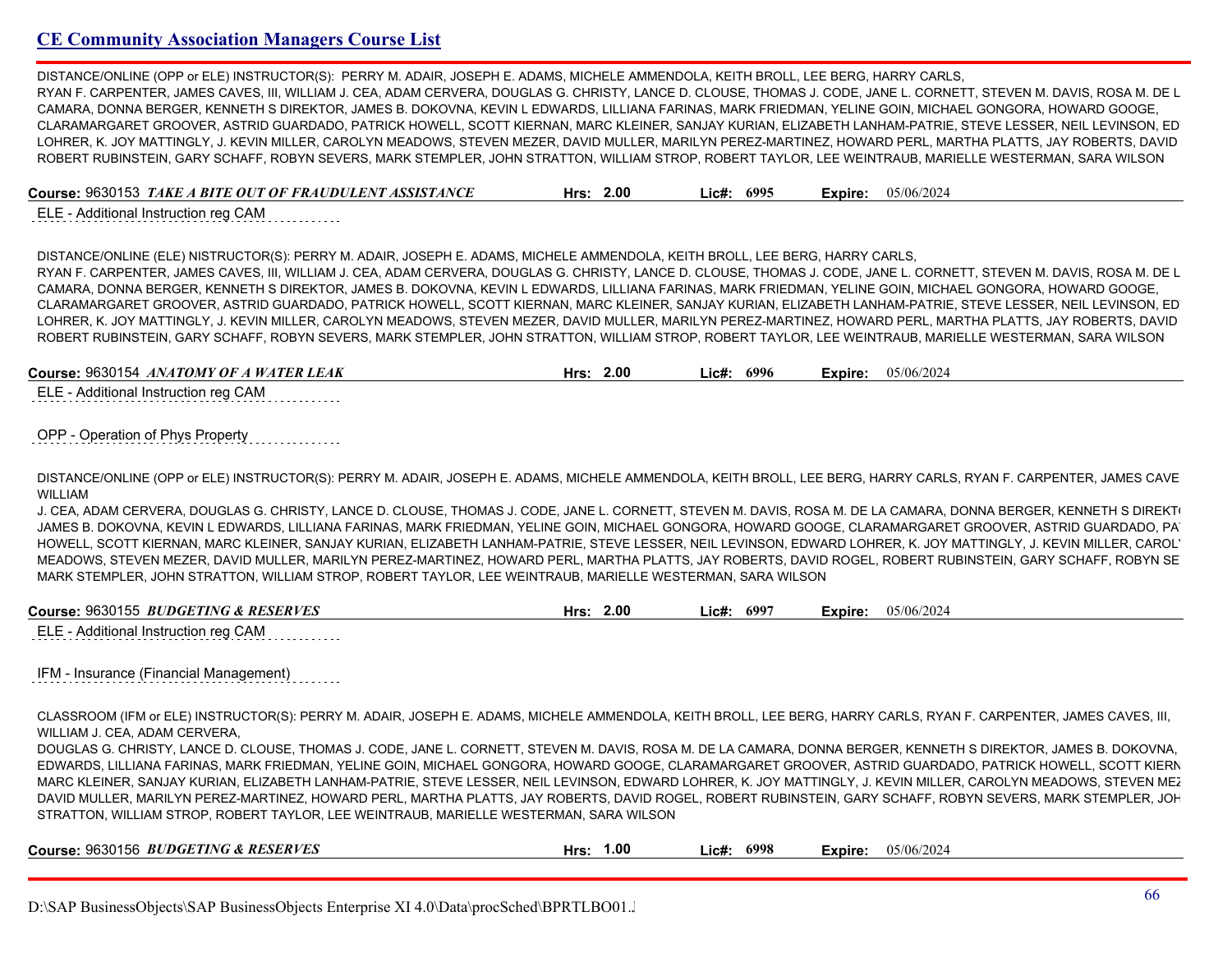DISTANCE/ONLINE (OPP or ELE) INSTRUCTOR(S): PERRY M. ADAIR, JOSEPH E. ADAMS, MICHELE AMMENDOLA, KEITH BROLL, LEE BERG, HARRY CARLS, RYAN F. CARPENTER, JAMES CAVES, III, WILLIAM J. CEA, ADAM CERVERA, DOUGLAS G. CHRISTY, LANCE D. CLOUSE, THOMAS J. CODE, JANE L. CORNETT, STEVEN M. DAVIS, ROSA M. DE L CAMARA, DONNA BERGER, KENNETH S DIREKTOR, JAMES B. DOKOVNA, KEVIN L EDWARDS, LILLIANA FARINAS, MARK FRIEDMAN, YELINE GOIN, MICHAEL GONGORA, HOWARD GOOGE, CLARAMARGARET GROOVER, ASTRID GUARDADO, PATRICK HOWELL, SCOTT KIERNAN, MARC KLEINER, SANJAY KURIAN, ELIZABETH LANHAM-PATRIE, STEVE LESSER, NEIL LEVINSON, ED LOHRER, K. JOY MATTINGLY, J. KEVIN MILLER, CAROLYN MEADOWS, STEVEN MEZER, DAVID MULLER, MARILYN PEREZ-MARTINEZ, HOWARD PERL, MARTHA PLATTS, JAY ROBERTS, DAVID ROBERT RUBINSTEIN, GARY SCHAFF, ROBYN SEVERS, MARK STEMPLER, JOHN STRATTON, WILLIAM STROP, ROBERT TAYLOR, LEE WEINTRAUB, MARIELLE WESTERMAN, SARA WILSON

**Course:** 9630153 ***TAKE A BITE OUT OF FRAUDULENT ASSISTANCE*** **Hrs:** 2.00 **Lic#:** 6995 **Expire:** 05/06/2024

ELE - Additional Instruction reg CAM

DISTANCE/ONLINE (ELE) NISTRUCTOR(S): PERRY M. ADAIR, JOSEPH E. ADAMS, MICHELE AMMENDOLA, KEITH BROLL, LEE BERG, HARRY CARLS, RYAN F. CARPENTER, JAMES CAVES, III, WILLIAM J. CEA, ADAM CERVERA, DOUGLAS G. CHRISTY, LANCE D. CLOUSE, THOMAS J. CODE, JANE L. CORNETT, STEVEN M. DAVIS, ROSA M. DE L CAMARA, DONNA BERGER, KENNETH S DIREKTOR, JAMES B. DOKOVNA, KEVIN L EDWARDS, LILLIANA FARINAS, MARK FRIEDMAN, YELINE GOIN, MICHAEL GONGORA, HOWARD GOOGE, CLARAMARGARET GROOVER, ASTRID GUARDADO, PATRICK HOWELL, SCOTT KIERNAN, MARC KLEINER, SANJAY KURIAN, ELIZABETH LANHAM-PATRIE, STEVE LESSER, NEIL LEVINSON, ED LOHRER, K. JOY MATTINGLY, J. KEVIN MILLER, CAROLYN MEADOWS, STEVEN MEZER, DAVID MULLER, MARILYN PEREZ-MARTINEZ, HOWARD PERL, MARTHA PLATTS, JAY ROBERTS, DAVID ROBERT RUBINSTEIN, GARY SCHAFF, ROBYN SEVERS, MARK STEMPLER, JOHN STRATTON, WILLIAM STROP, ROBERT TAYLOR, LEE WEINTRAUB, MARIELLE WESTERMAN, SARA WILSON

**Course:** 9630154 ***ANATOMY OF A WATER LEAK*** **Hrs:** 2.00 **Lic#:** 6996 **Expire:** 05/06/2024

ELE - Additional Instruction reg CAM

OPP - Operation of Phys Property

DISTANCE/ONLINE (OPP or ELE) INSTRUCTOR(S): PERRY M. ADAIR, JOSEPH E. ADAMS, MICHELE AMMENDOLA, KEITH BROLL, LEE BERG, HARRY CARLS, RYAN F. CARPENTER, JAMES CAVE WILLIAM J. CEA, ADAM CERVERA, DOUGLAS G. CHRISTY, LANCE D. CLOUSE, THOMAS J. CODE, JANE L. CORNETT, STEVEN M. DAVIS, ROSA M. DE LA CAMARA, DONNA BERGER, KENNETH S DIREKT JAMES B. DOKOVNA, KEVIN L EDWARDS, LILLIANA FARINAS, MARK FRIEDMAN, YELINE GOIN, MICHAEL GONGORA, HOWARD GOOGE, CLARAMARGARET GROOVER, ASTRID GUARDADO, PA HOWELL, SCOTT KIERNAN, MARC KLEINER, SANJAY KURIAN, ELIZABETH LANHAM-PATRIE, STEVE LESSER, NEIL LEVINSON, EDWARD LOHRER, K. JOY MATTINGLY, J. KEVIN MILLER, CAROL MEADOWS, STEVEN MEZER, DAVID MULLER, MARILYN PEREZ-MARTINEZ, HOWARD PERL, MARTHA PLATTS, JAY ROBERTS, DAVID ROGEL, ROBERT RUBINSTEIN, GARY SCHAFF, ROBYN SE MARK STEMPLER, JOHN STRATTON, WILLIAM STROP, ROBERT TAYLOR, LEE WEINTRAUB, MARIELLE WESTERMAN, SARA WILSON

**Course:** 9630155 ***BUDGETING & RESERVES*** **Hrs:** 2.00 **Lic#:** 6997 **Expire:** 05/06/2024

ELE - Additional Instruction reg CAM

IFM - Insurance (Financial Management)

CLASSROOM (IFM or ELE) INSTRUCTOR(S): PERRY M. ADAIR, JOSEPH E. ADAMS, MICHELE AMMENDOLA, KEITH BROLL, LEE BERG, HARRY CARLS, RYAN F. CARPENTER, JAMES CAVES, III, WILLIAM J. CEA, ADAM CERVERA, DOUGLAS G. CHRISTY, LANCE D. CLOUSE, THOMAS J. CODE, JANE L. CORNETT, STEVEN M. DAVIS, ROSA M. DE LA CAMARA, DONNA BERGER, KENNETH S DIREKTOR, JAMES B. DOKOVNA, EDWARDS, LILLIANA FARINAS, MARK FRIEDMAN, YELINE GOIN, MICHAEL GONGORA, HOWARD GOOGE, CLARAMARGARET GROOVER, ASTRID GUARDADO, PATRICK HOWELL, SCOTT KIERN MARC KLEINER, SANJAY KURIAN, ELIZABETH LANHAM-PATRIE, STEVE LESSER, NEIL LEVINSON, EDWARD LOHRER, K. JOY MATTINGLY, J. KEVIN MILLER, CAROLYN MEADOWS, STEVEN MEZ DAVID MULLER, MARILYN PEREZ-MARTINEZ, HOWARD PERL, MARTHA PLATTS, JAY ROBERTS, DAVID ROGEL, ROBERT RUBINSTEIN, GARY SCHAFF, ROBYN SEVERS, MARK STEMPLER, JOH STRATTON, WILLIAM STROP, ROBERT TAYLOR, LEE WEINTRAUB, MARIELLE WESTERMAN, SARA WILSON

**Course:** 9630156 ***BUDGETING & RESERVES*** **Hrs:** 1.00 **Lic#:** 6998 **Expire:** 05/06/2024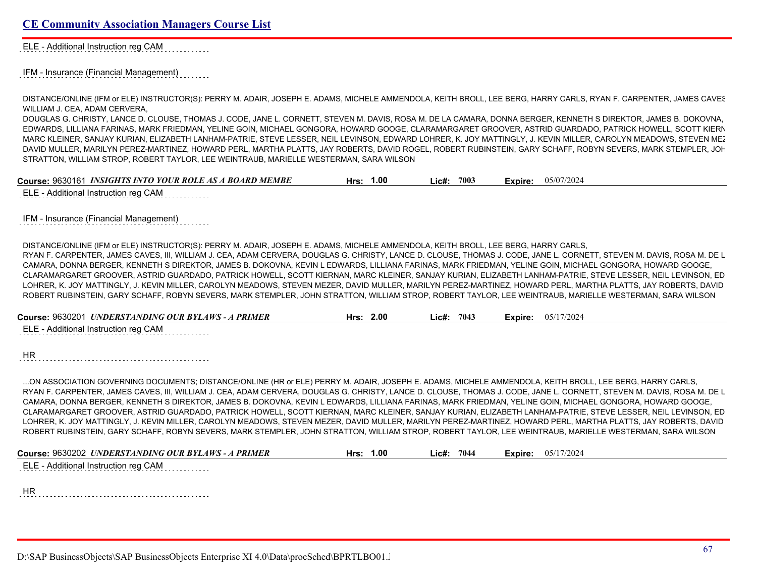ELE - Additional Instruction reg CAM

IFM - Insurance (Financial Management)

DISTANCE/ONLINE (IFM or ELE) INSTRUCTOR(S): PERRY M. ADAIR, JOSEPH E. ADAMS, MICHELE AMMENDOLA, KEITH BROLL, LEE BERG, HARRY CARLS, RYAN F. CARPENTER, JAMES CAVES WILLIAM J. CEA, ADAM CERVERA,
DOUGLAS G. CHRISTY, LANCE D. CLOUSE, THOMAS J. CODE, JANE L. CORNETT, STEVEN M. DAVIS, ROSA M. DE LA CAMARA, DONNA BERGER, KENNETH S DIREKTOR, JAMES B. DOKOVNA, EDWARDS, LILLIANA FARINAS, MARK FRIEDMAN, YELINE GOIN, MICHAEL GONGORA, HOWARD GOOGE, CLARAMARGARET GROOVER, ASTRID GUARDADO, PATRICK HOWELL, SCOTT KIERN MARC KLEINER, SANJAY KURIAN, ELIZABETH LANHAM-PATRIE, STEVE LESSER, NEIL LEVINSON, EDWARD LOHRER, K. JOY MATTINGLY, J. KEVIN MILLER, CAROLYN MEADOWS, STEVEN MEZ DAVID MULLER, MARILYN PEREZ-MARTINEZ, HOWARD PERL, MARTHA PLATTS, JAY ROBERTS, DAVID ROGEL, ROBERT RUBINSTEIN, GARY SCHAFF, ROBYN SEVERS, MARK STEMPLER, JOH STRATTON, WILLIAM STROP, ROBERT TAYLOR, LEE WEINTRAUB, MARIELLE WESTERMAN, SARA WILSON

**Course:** 9630161 ***INSIGHTS INTO YOUR ROLE AS A BOARD MEMBE*** **Hrs:** 1.00 **Lic#:** 7003 **Expire:** 05/07/2024

ELE - Additional Instruction reg CAM

IFM - Insurance (Financial Management)

DISTANCE/ONLINE (IFM or ELE) INSTRUCTOR(S): PERRY M. ADAIR, JOSEPH E. ADAMS, MICHELE AMMENDOLA, KEITH BROLL, LEE BERG, HARRY CARLS,
RYAN F. CARPENTER, JAMES CAVES, III, WILLIAM J. CEA, ADAM CERVERA, DOUGLAS G. CHRISTY, LANCE D. CLOUSE, THOMAS J. CODE, JANE L. CORNETT, STEVEN M. DAVIS, ROSA M. DE L CAMARA, DONNA BERGER, KENNETH S DIREKTOR, JAMES B. DOKOVNA, KEVIN L EDWARDS, LILLIANA FARINAS, MARK FRIEDMAN, YELINE GOIN, MICHAEL GONGORA, HOWARD GOOGE, CLARAMARGARET GROOVER, ASTRID GUARDADO, PATRICK HOWELL, SCOTT KIERNAN, MARC KLEINER, SANJAY KURIAN, ELIZABETH LANHAM-PATRIE, STEVE LESSER, NEIL LEVINSON, ED LOHRER, K. JOY MATTINGLY, J. KEVIN MILLER, CAROLYN MEADOWS, STEVEN MEZER, DAVID MULLER, MARILYN PEREZ-MARTINEZ, HOWARD PERL, MARTHA PLATTS, JAY ROBERTS, DAVID ROBERT RUBINSTEIN, GARY SCHAFF, ROBYN SEVERS, MARK STEMPLER, JOHN STRATTON, WILLIAM STROP, ROBERT TAYLOR, LEE WEINTRAUB, MARIELLE WESTERMAN, SARA WILSON

**Course:** 9630201 ***UNDERSTANDING OUR BYLAWS - A PRIMER*** **Hrs:** 2.00 **Lic#:** 7043 **Expire:** 05/17/2024

ELE - Additional Instruction reg CAM

HR

...ON ASSOCIATION GOVERNING DOCUMENTS; DISTANCE/ONLINE (HR or ELE) PERRY M. ADAIR, JOSEPH E. ADAMS, MICHELE AMMENDOLA, KEITH BROLL, LEE BERG, HARRY CARLS,
RYAN F. CARPENTER, JAMES CAVES, III, WILLIAM J. CEA, ADAM CERVERA, DOUGLAS G. CHRISTY, LANCE D. CLOUSE, THOMAS J. CODE, JANE L. CORNETT, STEVEN M. DAVIS, ROSA M. DE L CAMARA, DONNA BERGER, KENNETH S DIREKTOR, JAMES B. DOKOVNA, KEVIN L EDWARDS, LILLIANA FARINAS, MARK FRIEDMAN, YELINE GOIN, MICHAEL GONGORA, HOWARD GOOGE, CLARAMARGARET GROOVER, ASTRID GUARDADO, PATRICK HOWELL, SCOTT KIERNAN, MARC KLEINER, SANJAY KURIAN, ELIZABETH LANHAM-PATRIE, STEVE LESSER, NEIL LEVINSON, ED LOHRER, K. JOY MATTINGLY, J. KEVIN MILLER, CAROLYN MEADOWS, STEVEN MEZER, DAVID MULLER, MARILYN PEREZ-MARTINEZ, HOWARD PERL, MARTHA PLATTS, JAY ROBERTS, DAVID ROBERT RUBINSTEIN, GARY SCHAFF, ROBYN SEVERS, MARK STEMPLER, JOHN STRATTON, WILLIAM STROP, ROBERT TAYLOR, LEE WEINTRAUB, MARIELLE WESTERMAN, SARA WILSON

**Course:** 9630202 ***UNDERSTANDING OUR BYLAWS - A PRIMER*** **Hrs:** 1.00 **Lic#:** 7044 **Expire:** 05/17/2024

ELE - Additional Instruction reg CAM

HR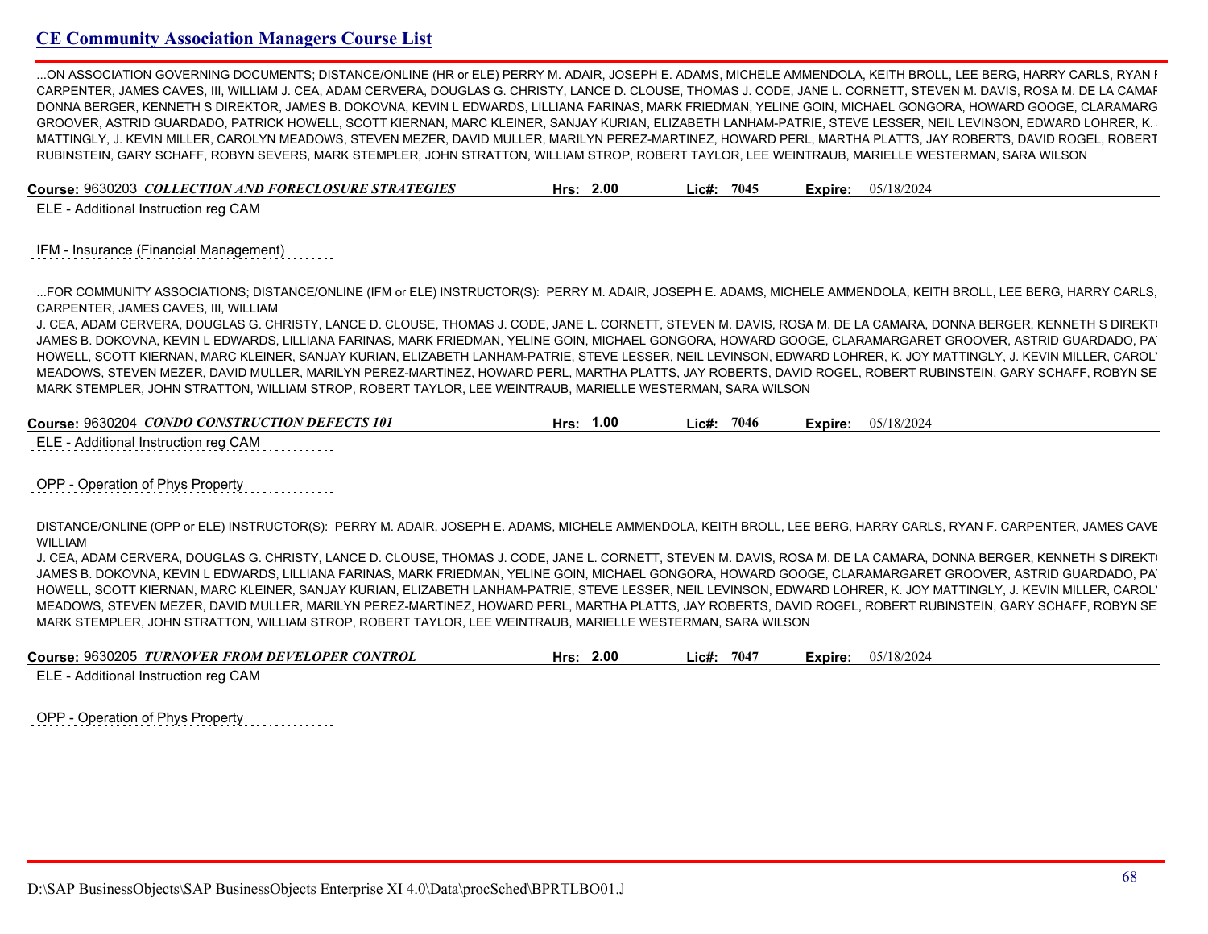## CE Community Association Managers Course List

...ON ASSOCIATION GOVERNING DOCUMENTS; DISTANCE/ONLINE (HR or ELE) PERRY M. ADAIR, JOSEPH E. ADAMS, MICHELE AMMENDOLA, KEITH BROLL, LEE BERG, HARRY CARLS, RYAN F CARPENTER, JAMES CAVES, III, WILLIAM J. CEA, ADAM CERVERA, DOUGLAS G. CHRISTY, LANCE D. CLOUSE, THOMAS J. CODE, JANE L. CORNETT, STEVEN M. DAVIS, ROSA M. DE LA CAMAR DONNA BERGER, KENNETH S DIREKTOR, JAMES B. DOKOVNA, KEVIN L EDWARDS, LILLIANA FARINAS, MARK FRIEDMAN, YELINE GOIN, MICHAEL GONGORA, HOWARD GOOGE, CLARAMARG GROOVER, ASTRID GUARDADO, PATRICK HOWELL, SCOTT KIERNAN, MARC KLEINER, SANJAY KURIAN, ELIZABETH LANHAM-PATRIE, STEVE LESSER, NEIL LEVINSON, EDWARD LOHRER, K. MATTINGLY, J. KEVIN MILLER, CAROLYN MEADOWS, STEVEN MEZER, DAVID MULLER, MARILYN PEREZ-MARTINEZ, HOWARD PERL, MARTHA PLATTS, JAY ROBERTS, DAVID ROGEL, ROBERT RUBINSTEIN, GARY SCHAFF, ROBYN SEVERS, MARK STEMPLER, JOHN STRATTON, WILLIAM STROP, ROBERT TAYLOR, LEE WEINTRAUB, MARIELLE WESTERMAN, SARA WILSON

**Course:** 9630203 ***COLLECTION AND FORECLOSURE STRATEGIES*** **Hrs:** 2.00 **Lic#:** 7045 **Expire:** 05/18/2024

ELE - Additional Instruction reg CAM

IFM - Insurance (Financial Management)

...FOR COMMUNITY ASSOCIATIONS; DISTANCE/ONLINE (IFM or ELE) INSTRUCTOR(S): PERRY M. ADAIR, JOSEPH E. ADAMS, MICHELE AMMENDOLA, KEITH BROLL, LEE BERG, HARRY CARLS, CARPENTER, JAMES CAVES, III, WILLIAM
J. CEA, ADAM CERVERA, DOUGLAS G. CHRISTY, LANCE D. CLOUSE, THOMAS J. CODE, JANE L. CORNETT, STEVEN M. DAVIS, ROSA M. DE LA CAMARA, DONNA BERGER, KENNETH S DIREKT JAMES B. DOKOVNA, KEVIN L EDWARDS, LILLIANA FARINAS, MARK FRIEDMAN, YELINE GOIN, MICHAEL GONGORA, HOWARD GOOGE, CLARAMARGARET GROOVER, ASTRID GUARDADO, PA HOWELL, SCOTT KIERNAN, MARC KLEINER, SANJAY KURIAN, ELIZABETH LANHAM-PATRIE, STEVE LESSER, NEIL LEVINSON, EDWARD LOHRER, K. JOY MATTINGLY, J. KEVIN MILLER, CAROL MEADOWS, STEVEN MEZER, DAVID MULLER, MARILYN PEREZ-MARTINEZ, HOWARD PERL, MARTHA PLATTS, JAY ROBERTS, DAVID ROGEL, ROBERT RUBINSTEIN, GARY SCHAFF, ROBYN SE MARK STEMPLER, JOHN STRATTON, WILLIAM STROP, ROBERT TAYLOR, LEE WEINTRAUB, MARIELLE WESTERMAN, SARA WILSON

**Course:** 9630204 ***CONDO CONSTRUCTION DEFECTS 101*** **Hrs:** 1.00 **Lic#:** 7046 **Expire:** 05/18/2024

ELE - Additional Instruction reg CAM

OPP - Operation of Phys Property

DISTANCE/ONLINE (OPP or ELE) INSTRUCTOR(S): PERRY M. ADAIR, JOSEPH E. ADAMS, MICHELE AMMENDOLA, KEITH BROLL, LEE BERG, HARRY CARLS, RYAN F. CARPENTER, JAMES CAVE WILLIAM
J. CEA, ADAM CERVERA, DOUGLAS G. CHRISTY, LANCE D. CLOUSE, THOMAS J. CODE, JANE L. CORNETT, STEVEN M. DAVIS, ROSA M. DE LA CAMARA, DONNA BERGER, KENNETH S DIREKT JAMES B. DOKOVNA, KEVIN L EDWARDS, LILLIANA FARINAS, MARK FRIEDMAN, YELINE GOIN, MICHAEL GONGORA, HOWARD GOOGE, CLARAMARGARET GROOVER, ASTRID GUARDADO, PA HOWELL, SCOTT KIERNAN, MARC KLEINER, SANJAY KURIAN, ELIZABETH LANHAM-PATRIE, STEVE LESSER, NEIL LEVINSON, EDWARD LOHRER, K. JOY MATTINGLY, J. KEVIN MILLER, CAROL MEADOWS, STEVEN MEZER, DAVID MULLER, MARILYN PEREZ-MARTINEZ, HOWARD PERL, MARTHA PLATTS, JAY ROBERTS, DAVID ROGEL, ROBERT RUBINSTEIN, GARY SCHAFF, ROBYN SE MARK STEMPLER, JOHN STRATTON, WILLIAM STROP, ROBERT TAYLOR, LEE WEINTRAUB, MARIELLE WESTERMAN, SARA WILSON

**Course:** 9630205 ***TURNOVER FROM DEVELOPER CONTROL*** **Hrs:** 2.00 **Lic#:** 7047 **Expire:** 05/18/2024

ELE - Additional Instruction reg CAM

OPP - Operation of Phys Property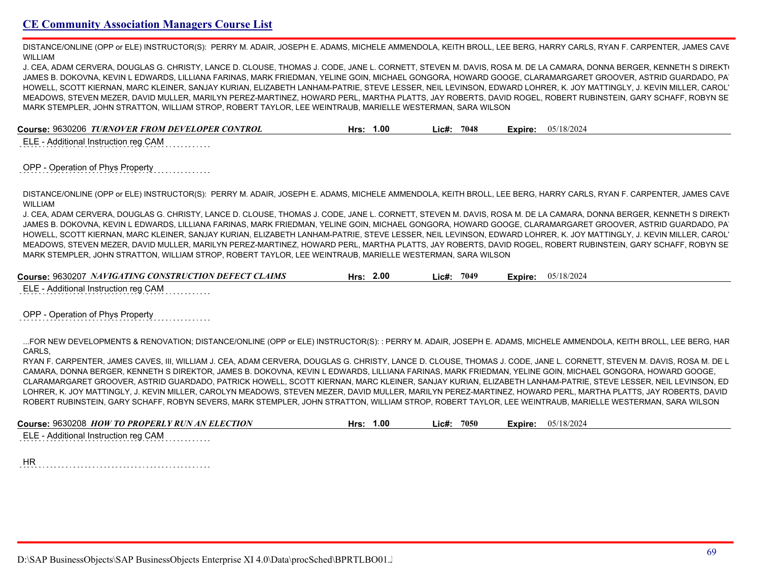DISTANCE/ONLINE (OPP or ELE) INSTRUCTOR(S): PERRY M. ADAIR, JOSEPH E. ADAMS, MICHELE AMMENDOLA, KEITH BROLL, LEE BERG, HARRY CARLS, RYAN F. CARPENTER, JAMES CAVE WILLIAM
J. CEA, ADAM CERVERA, DOUGLAS G. CHRISTY, LANCE D. CLOUSE, THOMAS J. CODE, JANE L. CORNETT, STEVEN M. DAVIS, ROSA M. DE LA CAMARA, DONNA BERGER, KENNETH S DIREKT( JAMES B. DOKOVNA, KEVIN L EDWARDS, LILLIANA FARINAS, MARK FRIEDMAN, YELINE GOIN, MICHAEL GONGORA, HOWARD GOOGE, CLARAMARGARET GROOVER, ASTRID GUARDADO, PA HOWELL, SCOTT KIERNAN, MARC KLEINER, SANJAY KURIAN, ELIZABETH LANHAM-PATRIE, STEVE LESSER, NEIL LEVINSON, EDWARD LOHRER, K. JOY MATTINGLY, J. KEVIN MILLER, CAROL MEADOWS, STEVEN MEZER, DAVID MULLER, MARILYN PEREZ-MARTINEZ, HOWARD PERL, MARTHA PLATTS, JAY ROBERTS, DAVID ROGEL, ROBERT RUBINSTEIN, GARY SCHAFF, ROBYN SE MARK STEMPLER, JOHN STRATTON, WILLIAM STROP, ROBERT TAYLOR, LEE WEINTRAUB, MARIELLE WESTERMAN, SARA WILSON

**Course:** 9630206 ***TURNOVER FROM DEVELOPER CONTROL*** **Hrs:** 1.00 **Lic#:** 7048 **Expire:** 05/18/2024

ELE - Additional Instruction reg CAM

OPP - Operation of Phys Property

DISTANCE/ONLINE (OPP or ELE) INSTRUCTOR(S): PERRY M. ADAIR, JOSEPH E. ADAMS, MICHELE AMMENDOLA, KEITH BROLL, LEE BERG, HARRY CARLS, RYAN F. CARPENTER, JAMES CAVE WILLIAM
J. CEA, ADAM CERVERA, DOUGLAS G. CHRISTY, LANCE D. CLOUSE, THOMAS J. CODE, JANE L. CORNETT, STEVEN M. DAVIS, ROSA M. DE LA CAMARA, DONNA BERGER, KENNETH S DIREKT( JAMES B. DOKOVNA, KEVIN L EDWARDS, LILLIANA FARINAS, MARK FRIEDMAN, YELINE GOIN, MICHAEL GONGORA, HOWARD GOOGE, CLARAMARGARET GROOVER, ASTRID GUARDADO, PA HOWELL, SCOTT KIERNAN, MARC KLEINER, SANJAY KURIAN, ELIZABETH LANHAM-PATRIE, STEVE LESSER, NEIL LEVINSON, EDWARD LOHRER, K. JOY MATTINGLY, J. KEVIN MILLER, CAROL MEADOWS, STEVEN MEZER, DAVID MULLER, MARILYN PEREZ-MARTINEZ, HOWARD PERL, MARTHA PLATTS, JAY ROBERTS, DAVID ROGEL, ROBERT RUBINSTEIN, GARY SCHAFF, ROBYN SE MARK STEMPLER, JOHN STRATTON, WILLIAM STROP, ROBERT TAYLOR, LEE WEINTRAUB, MARIELLE WESTERMAN, SARA WILSON

**Course:** 9630207 ***NAVIGATING CONSTRUCTION DEFECT CLAIMS*** **Hrs:** 2.00 **Lic#:** 7049 **Expire:** 05/18/2024

ELE - Additional Instruction reg CAM

OPP - Operation of Phys Property

...FOR NEW DEVELOPMENTS & RENOVATION; DISTANCE/ONLINE (OPP or ELE) INSTRUCTOR(S): : PERRY M. ADAIR, JOSEPH E. ADAMS, MICHELE AMMENDOLA, KEITH BROLL, LEE BERG, HAR CARLS,
RYAN F. CARPENTER, JAMES CAVES, III, WILLIAM J. CEA, ADAM CERVERA, DOUGLAS G. CHRISTY, LANCE D. CLOUSE, THOMAS J. CODE, JANE L. CORNETT, STEVEN M. DAVIS, ROSA M. DE L CAMARA, DONNA BERGER, KENNETH S DIREKTOR, JAMES B. DOKOVNA, KEVIN L EDWARDS, LILLIANA FARINAS, MARK FRIEDMAN, YELINE GOIN, MICHAEL GONGORA, HOWARD GOOGE, CLARAMARGARET GROOVER, ASTRID GUARDADO, PATRICK HOWELL, SCOTT KIERNAN, MARC KLEINER, SANJAY KURIAN, ELIZABETH LANHAM-PATRIE, STEVE LESSER, NEIL LEVINSON, ED LOHRER, K. JOY MATTINGLY, J. KEVIN MILLER, CAROLYN MEADOWS, STEVEN MEZER, DAVID MULLER, MARILYN PEREZ-MARTINEZ, HOWARD PERL, MARTHA PLATTS, JAY ROBERTS, DAVID ROBERT RUBINSTEIN, GARY SCHAFF, ROBYN SEVERS, MARK STEMPLER, JOHN STRATTON, WILLIAM STROP, ROBERT TAYLOR, LEE WEINTRAUB, MARIELLE WESTERMAN, SARA WILSON

**Course:** 9630208 ***HOW TO PROPERLY RUN AN ELECTION*** **Hrs:** 1.00 **Lic#:** 7050 **Expire:** 05/18/2024

ELE - Additional Instruction reg CAM

HR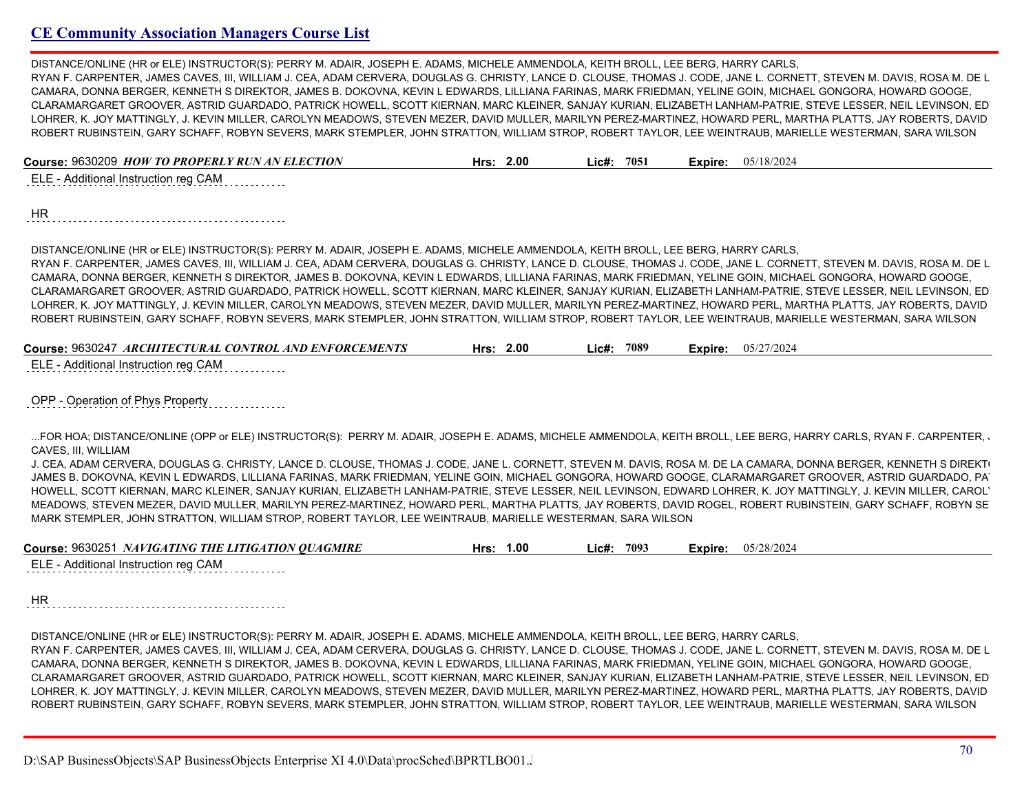## CE Community Association Managers Course List

DISTANCE/ONLINE (HR or ELE) INSTRUCTOR(S): PERRY M. ADAIR, JOSEPH E. ADAMS, MICHELE AMMENDOLA, KEITH BROLL, LEE BERG, HARRY CARLS, RYAN F. CARPENTER, JAMES CAVES, III, WILLIAM J. CEA, ADAM CERVERA, DOUGLAS G. CHRISTY, LANCE D. CLOUSE, THOMAS J. CODE, JANE L. CORNETT, STEVEN M. DAVIS, ROSA M. DE L CAMARA, DONNA BERGER, KENNETH S DIREKTOR, JAMES B. DOKOVNA, KEVIN L EDWARDS, LILLIANA FARINAS, MARK FRIEDMAN, YELINE GOIN, MICHAEL GONGORA, HOWARD GOOGE, CLARAMARGARET GROOVER, ASTRID GUARDADO, PATRICK HOWELL, SCOTT KIERNAN, MARC KLEINER, SANJAY KURIAN, ELIZABETH LANHAM-PATRIE, STEVE LESSER, NEIL LEVINSON, ED LOHRER, K. JOY MATTINGLY, J. KEVIN MILLER, CAROLYN MEADOWS, STEVEN MEZER, DAVID MULLER, MARILYN PEREZ-MARTINEZ, HOWARD PERL, MARTHA PLATTS, JAY ROBERTS, DAVID ROBERT RUBINSTEIN, GARY SCHAFF, ROBYN SEVERS, MARK STEMPLER, JOHN STRATTON, WILLIAM STROP, ROBERT TAYLOR, LEE WEINTRAUB, MARIELLE WESTERMAN, SARA WILSON

**Course:** 9630209 ***HOW TO PROPERLY RUN AN ELECTION*** **Hrs:** **2.00** **Lic#:** **7051** **Expire:** 05/18/2024

ELE - Additional Instruction reg CAM

HR

DISTANCE/ONLINE (HR or ELE) INSTRUCTOR(S): PERRY M. ADAIR, JOSEPH E. ADAMS, MICHELE AMMENDOLA, KEITH BROLL, LEE BERG, HARRY CARLS, RYAN F. CARPENTER, JAMES CAVES, III, WILLIAM J. CEA, ADAM CERVERA, DOUGLAS G. CHRISTY, LANCE D. CLOUSE, THOMAS J. CODE, JANE L. CORNETT, STEVEN M. DAVIS, ROSA M. DE L CAMARA, DONNA BERGER, KENNETH S DIREKTOR, JAMES B. DOKOVNA, KEVIN L EDWARDS, LILLIANA FARINAS, MARK FRIEDMAN, YELINE GOIN, MICHAEL GONGORA, HOWARD GOOGE, CLARAMARGARET GROOVER, ASTRID GUARDADO, PATRICK HOWELL, SCOTT KIERNAN, MARC KLEINER, SANJAY KURIAN, ELIZABETH LANHAM-PATRIE, STEVE LESSER, NEIL LEVINSON, ED LOHRER, K. JOY MATTINGLY, J. KEVIN MILLER, CAROLYN MEADOWS, STEVEN MEZER, DAVID MULLER, MARILYN PEREZ-MARTINEZ, HOWARD PERL, MARTHA PLATTS, JAY ROBERTS, DAVID ROBERT RUBINSTEIN, GARY SCHAFF, ROBYN SEVERS, MARK STEMPLER, JOHN STRATTON, WILLIAM STROP, ROBERT TAYLOR, LEE WEINTRAUB, MARIELLE WESTERMAN, SARA WILSON

**Course:** 9630247 ***ARCHITECTURAL CONTROL AND ENFORCEMENTS*** **Hrs:** **2.00** **Lic#:** **7089** **Expire:** 05/27/2024

ELE - Additional Instruction reg CAM

OPP - Operation of Phys Property

...FOR HOA; DISTANCE/ONLINE (OPP or ELE) INSTRUCTOR(S): PERRY M. ADAIR, JOSEPH E. ADAMS, MICHELE AMMENDOLA, KEITH BROLL, LEE BERG, HARRY CARLS, RYAN F. CARPENTER, CAVES, III, WILLIAM J. CEA, ADAM CERVERA, DOUGLAS G. CHRISTY, LANCE D. CLOUSE, THOMAS J. CODE, JANE L. CORNETT, STEVEN M. DAVIS, ROSA M. DE LA CAMARA, DONNA BERGER, KENNETH S DIREKT JAMES B. DOKOVNA, KEVIN L EDWARDS, LILLIANA FARINAS, MARK FRIEDMAN, YELINE GOIN, MICHAEL GONGORA, HOWARD GOOGE, CLARAMARGARET GROOVER, ASTRID GUARDADO, PA HOWELL, SCOTT KIERNAN, MARC KLEINER, SANJAY KURIAN, ELIZABETH LANHAM-PATRIE, STEVE LESSER, NEIL LEVINSON, EDWARD LOHRER, K. JOY MATTINGLY, J. KEVIN MILLER, CAROL MEADOWS, STEVEN MEZER, DAVID MULLER, MARILYN PEREZ-MARTINEZ, HOWARD PERL, MARTHA PLATTS, JAY ROBERTS, DAVID ROGEL, ROBERT RUBINSTEIN, GARY SCHAFF, ROBYN SE MARK STEMPLER, JOHN STRATTON, WILLIAM STROP, ROBERT TAYLOR, LEE WEINTRAUB, MARIELLE WESTERMAN, SARA WILSON

**Course:** 9630251 ***NAVIGATING THE LITIGATION QUAGMIRE*** **Hrs:** **1.00** **Lic#:** **7093** **Expire:** 05/28/2024

ELE - Additional Instruction reg CAM

HR

DISTANCE/ONLINE (HR or ELE) INSTRUCTOR(S): PERRY M. ADAIR, JOSEPH E. ADAMS, MICHELE AMMENDOLA, KEITH BROLL, LEE BERG, HARRY CARLS, RYAN F. CARPENTER, JAMES CAVES, III, WILLIAM J. CEA, ADAM CERVERA, DOUGLAS G. CHRISTY, LANCE D. CLOUSE, THOMAS J. CODE, JANE L. CORNETT, STEVEN M. DAVIS, ROSA M. DE L CAMARA, DONNA BERGER, KENNETH S DIREKTOR, JAMES B. DOKOVNA, KEVIN L EDWARDS, LILLIANA FARINAS, MARK FRIEDMAN, YELINE GOIN, MICHAEL GONGORA, HOWARD GOOGE, CLARAMARGARET GROOVER, ASTRID GUARDADO, PATRICK HOWELL, SCOTT KIERNAN, MARC KLEINER, SANJAY KURIAN, ELIZABETH LANHAM-PATRIE, STEVE LESSER, NEIL LEVINSON, ED LOHRER, K. JOY MATTINGLY, J. KEVIN MILLER, CAROLYN MEADOWS, STEVEN MEZER, DAVID MULLER, MARILYN PEREZ-MARTINEZ, HOWARD PERL, MARTHA PLATTS, JAY ROBERTS, DAVID ROBERT RUBINSTEIN, GARY SCHAFF, ROBYN SEVERS, MARK STEMPLER, JOHN STRATTON, WILLIAM STROP, ROBERT TAYLOR, LEE WEINTRAUB, MARIELLE WESTERMAN, SARA WILSON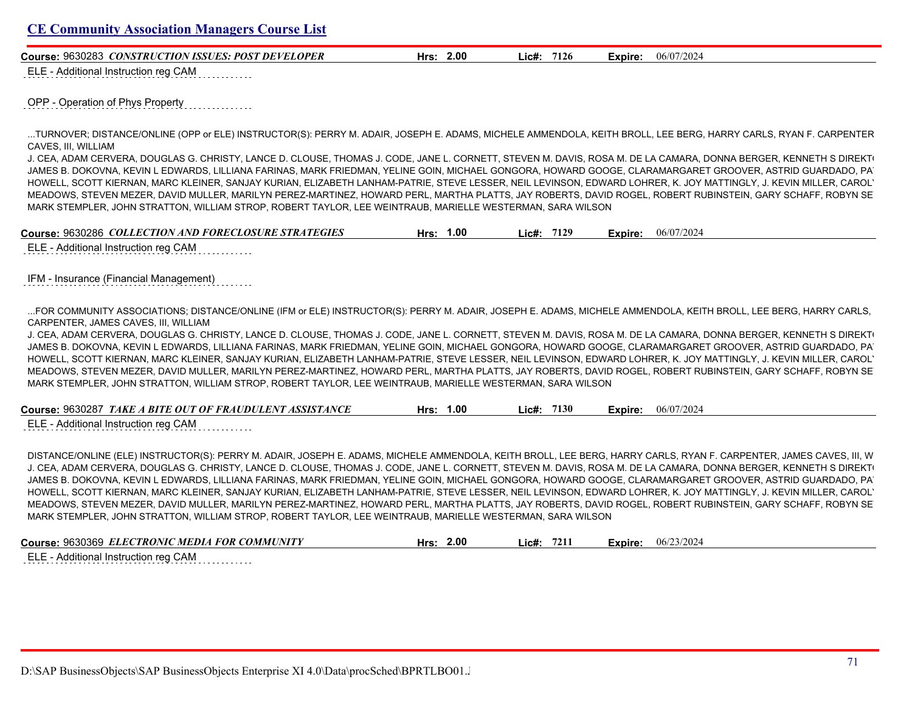# CE Community Association Managers Course List

**Course:** 9630283 ***CONSTRUCTION ISSUES: POST DEVELOPER*** **Hrs: 2.00** **Lic#: 7126** **Expire:** 06/07/2024

ELE - Additional Instruction reg CAM

OPP - Operation of Phys Property

...TURNOVER; DISTANCE/ONLINE (OPP or ELE) INSTRUCTOR(S): PERRY M. ADAIR, JOSEPH E. ADAMS, MICHELE AMMENDOLA, KEITH BROLL, LEE BERG, HARRY CARLS, RYAN F. CARPENTER CAVES, III, WILLIAM J. CEA, ADAM CERVERA, DOUGLAS G. CHRISTY, LANCE D. CLOUSE, THOMAS J. CODE, JANE L. CORNETT, STEVEN M. DAVIS, ROSA M. DE LA CAMARA, DONNA BERGER, KENNETH S DIREKT( JAMES B. DOKOVNA, KEVIN L EDWARDS, LILLIANA FARINAS, MARK FRIEDMAN, YELINE GOIN, MICHAEL GONGORA, HOWARD GOOGE, CLARAMARGARET GROOVER, ASTRID GUARDADO, PA HOWELL, SCOTT KIERNAN, MARC KLEINER, SANJAY KURIAN, ELIZABETH LANHAM-PATRIE, STEVE LESSER, NEIL LEVINSON, EDWARD LOHRER, K. JOY MATTINGLY, J. KEVIN MILLER, CAROL MEADOWS, STEVEN MEZER, DAVID MULLER, MARILYN PEREZ-MARTINEZ, HOWARD PERL, MARTHA PLATTS, JAY ROBERTS, DAVID ROGEL, ROBERT RUBINSTEIN, GARY SCHAFF, ROBYN SE MARK STEMPLER, JOHN STRATTON, WILLIAM STROP, ROBERT TAYLOR, LEE WEINTRAUB, MARIELLE WESTERMAN, SARA WILSON

**Course:** 9630286 ***COLLECTION AND FORECLOSURE STRATEGIES*** **Hrs: 1.00** **Lic#: 7129** **Expire:** 06/07/2024

ELE - Additional Instruction reg CAM

IFM - Insurance (Financial Management)

...FOR COMMUNITY ASSOCIATIONS; DISTANCE/ONLINE (IFM or ELE) INSTRUCTOR(S): PERRY M. ADAIR, JOSEPH E. ADAMS, MICHELE AMMENDOLA, KEITH BROLL, LEE BERG, HARRY CARLS, CARPENTER, JAMES CAVES, III, WILLIAM J. CEA, ADAM CERVERA, DOUGLAS G. CHRISTY, LANCE D. CLOUSE, THOMAS J. CODE, JANE L. CORNETT, STEVEN M. DAVIS, ROSA M. DE LA CAMARA, DONNA BERGER, KENNETH S DIREKT( JAMES B. DOKOVNA, KEVIN L EDWARDS, LILLIANA FARINAS, MARK FRIEDMAN, YELINE GOIN, MICHAEL GONGORA, HOWARD GOOGE, CLARAMARGARET GROOVER, ASTRID GUARDADO, PA HOWELL, SCOTT KIERNAN, MARC KLEINER, SANJAY KURIAN, ELIZABETH LANHAM-PATRIE, STEVE LESSER, NEIL LEVINSON, EDWARD LOHRER, K. JOY MATTINGLY, J. KEVIN MILLER, CAROL MEADOWS, STEVEN MEZER, DAVID MULLER, MARILYN PEREZ-MARTINEZ, HOWARD PERL, MARTHA PLATTS, JAY ROBERTS, DAVID ROGEL, ROBERT RUBINSTEIN, GARY SCHAFF, ROBYN SE MARK STEMPLER, JOHN STRATTON, WILLIAM STROP, ROBERT TAYLOR, LEE WEINTRAUB, MARIELLE WESTERMAN, SARA WILSON

**Course:** 9630287 ***TAKE A BITE OUT OF FRAUDULENT ASSISTANCE*** **Hrs: 1.00** **Lic#: 7130** **Expire:** 06/07/2024

ELE - Additional Instruction reg CAM

DISTANCE/ONLINE (ELE) INSTRUCTOR(S): PERRY M. ADAIR, JOSEPH E. ADAMS, MICHELE AMMENDOLA, KEITH BROLL, LEE BERG, HARRY CARLS, RYAN F. CARPENTER, JAMES CAVES, III, W J. CEA, ADAM CERVERA, DOUGLAS G. CHRISTY, LANCE D. CLOUSE, THOMAS J. CODE, JANE L. CORNETT, STEVEN M. DAVIS, ROSA M. DE LA CAMARA, DONNA BERGER, KENNETH S DIREKT( JAMES B. DOKOVNA, KEVIN L EDWARDS, LILLIANA FARINAS, MARK FRIEDMAN, YELINE GOIN, MICHAEL GONGORA, HOWARD GOOGE, CLARAMARGARET GROOVER, ASTRID GUARDADO, PA HOWELL, SCOTT KIERNAN, MARC KLEINER, SANJAY KURIAN, ELIZABETH LANHAM-PATRIE, STEVE LESSER, NEIL LEVINSON, EDWARD LOHRER, K. JOY MATTINGLY, J. KEVIN MILLER, CAROL MEADOWS, STEVEN MEZER, DAVID MULLER, MARILYN PEREZ-MARTINEZ, HOWARD PERL, MARTHA PLATTS, JAY ROBERTS, DAVID ROGEL, ROBERT RUBINSTEIN, GARY SCHAFF, ROBYN SE MARK STEMPLER, JOHN STRATTON, WILLIAM STROP, ROBERT TAYLOR, LEE WEINTRAUB, MARIELLE WESTERMAN, SARA WILSON

**Course:** 9630369 ***ELECTRONIC MEDIA FOR COMMUNITY*** **Hrs: 2.00** **Lic#: 7211** **Expire:** 06/23/2024

ELE - Additional Instruction reg CAM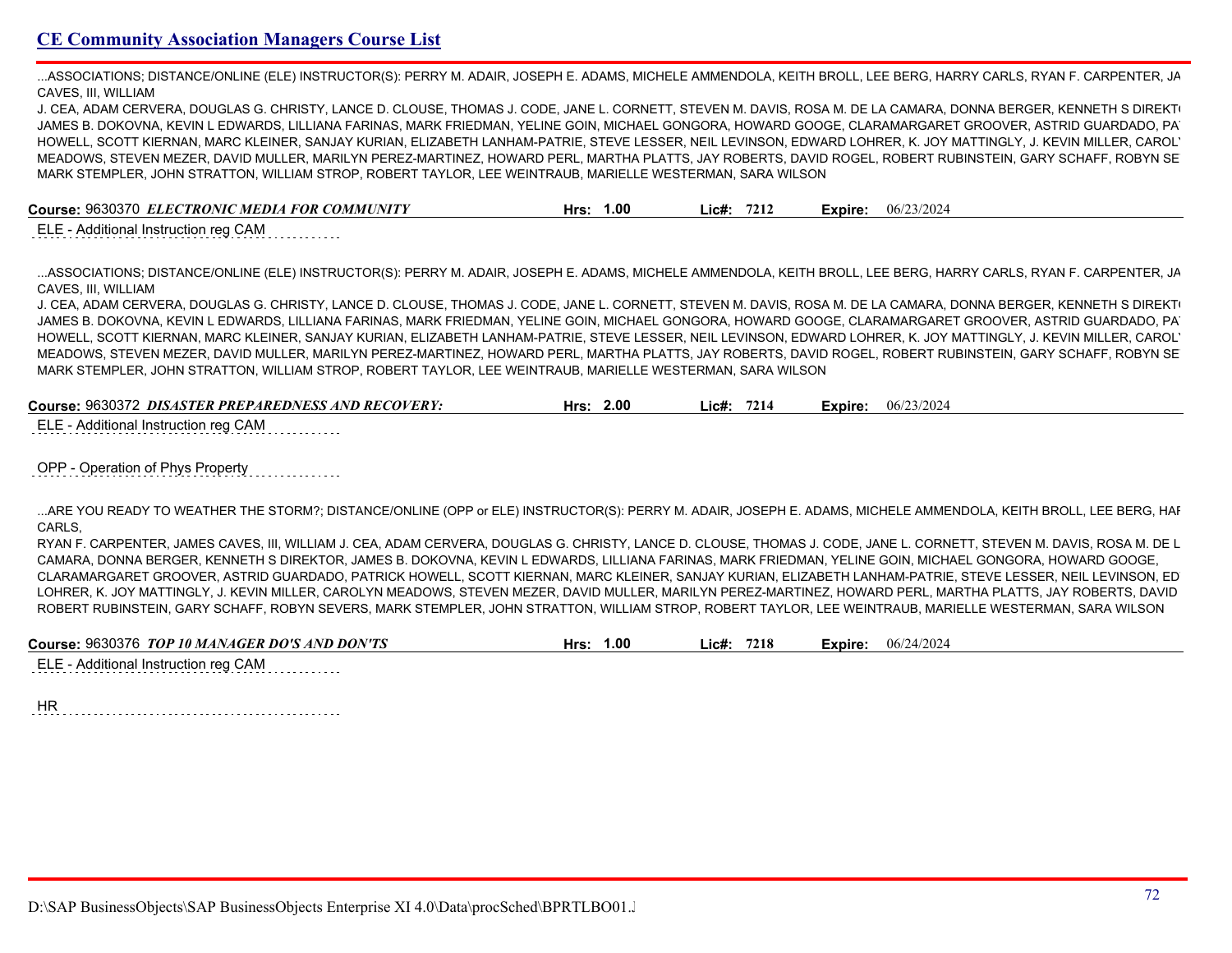...ASSOCIATIONS; DISTANCE/ONLINE (ELE) INSTRUCTOR(S): PERRY M. ADAIR, JOSEPH E. ADAMS, MICHELE AMMENDOLA, KEITH BROLL, LEE BERG, HARRY CARLS, RYAN F. CARPENTER, JA CAVES, III, WILLIAM
J. CEA, ADAM CERVERA, DOUGLAS G. CHRISTY, LANCE D. CLOUSE, THOMAS J. CODE, JANE L. CORNETT, STEVEN M. DAVIS, ROSA M. DE LA CAMARA, DONNA BERGER, KENNETH S DIREKT JAMES B. DOKOVNA, KEVIN L EDWARDS, LILLIANA FARINAS, MARK FRIEDMAN, YELINE GOIN, MICHAEL GONGORA, HOWARD GOOGE, CLARAMARGARET GROOVER, ASTRID GUARDADO, PA HOWELL, SCOTT KIERNAN, MARC KLEINER, SANJAY KURIAN, ELIZABETH LANHAM-PATRIE, STEVE LESSER, NEIL LEVINSON, EDWARD LOHRER, K. JOY MATTINGLY, J. KEVIN MILLER, CAROL MEADOWS, STEVEN MEZER, DAVID MULLER, MARILYN PEREZ-MARTINEZ, HOWARD PERL, MARTHA PLATTS, JAY ROBERTS, DAVID ROGEL, ROBERT RUBINSTEIN, GARY SCHAFF, ROBYN SE MARK STEMPLER, JOHN STRATTON, WILLIAM STROP, ROBERT TAYLOR, LEE WEINTRAUB, MARIELLE WESTERMAN, SARA WILSON

**Course:** 9630370 ***ELECTRONIC MEDIA FOR COMMUNITY*** **Hrs:** 1.00 **Lic#:** 7212 **Expire:** 06/23/2024

ELE - Additional Instruction reg CAM

...ASSOCIATIONS; DISTANCE/ONLINE (ELE) INSTRUCTOR(S): PERRY M. ADAIR, JOSEPH E. ADAMS, MICHELE AMMENDOLA, KEITH BROLL, LEE BERG, HARRY CARLS, RYAN F. CARPENTER, JA CAVES, III, WILLIAM
J. CEA, ADAM CERVERA, DOUGLAS G. CHRISTY, LANCE D. CLOUSE, THOMAS J. CODE, JANE L. CORNETT, STEVEN M. DAVIS, ROSA M. DE LA CAMARA, DONNA BERGER, KENNETH S DIREKT JAMES B. DOKOVNA, KEVIN L EDWARDS, LILLIANA FARINAS, MARK FRIEDMAN, YELINE GOIN, MICHAEL GONGORA, HOWARD GOOGE, CLARAMARGARET GROOVER, ASTRID GUARDADO, PA HOWELL, SCOTT KIERNAN, MARC KLEINER, SANJAY KURIAN, ELIZABETH LANHAM-PATRIE, STEVE LESSER, NEIL LEVINSON, EDWARD LOHRER, K. JOY MATTINGLY, J. KEVIN MILLER, CAROL MEADOWS, STEVEN MEZER, DAVID MULLER, MARILYN PEREZ-MARTINEZ, HOWARD PERL, MARTHA PLATTS, JAY ROBERTS, DAVID ROGEL, ROBERT RUBINSTEIN, GARY SCHAFF, ROBYN SE MARK STEMPLER, JOHN STRATTON, WILLIAM STROP, ROBERT TAYLOR, LEE WEINTRAUB, MARIELLE WESTERMAN, SARA WILSON

**Course:** 9630372 ***DISASTER PREPAREDNESS AND RECOVERY:*** **Hrs:** 2.00 **Lic#:** 7214 **Expire:** 06/23/2024

ELE - Additional Instruction reg CAM

OPP - Operation of Phys Property

...ARE YOU READY TO WEATHER THE STORM?; DISTANCE/ONLINE (OPP or ELE) INSTRUCTOR(S): PERRY M. ADAIR, JOSEPH E. ADAMS, MICHELE AMMENDOLA, KEITH BROLL, LEE BERG, HA CARLS,
RYAN F. CARPENTER, JAMES CAVES, III, WILLIAM J. CEA, ADAM CERVERA, DOUGLAS G. CHRISTY, LANCE D. CLOUSE, THOMAS J. CODE, JANE L. CORNETT, STEVEN M. DAVIS, ROSA M. DE L CAMARA, DONNA BERGER, KENNETH S DIREKTOR, JAMES B. DOKOVNA, KEVIN L EDWARDS, LILLIANA FARINAS, MARK FRIEDMAN, YELINE GOIN, MICHAEL GONGORA, HOWARD GOOGE, CLARAMARGARET GROOVER, ASTRID GUARDADO, PATRICK HOWELL, SCOTT KIERNAN, MARC KLEINER, SANJAY KURIAN, ELIZABETH LANHAM-PATRIE, STEVE LESSER, NEIL LEVINSON, ED LOHRER, K. JOY MATTINGLY, J. KEVIN MILLER, CAROLYN MEADOWS, STEVEN MEZER, DAVID MULLER, MARILYN PEREZ-MARTINEZ, HOWARD PERL, MARTHA PLATTS, JAY ROBERTS, DAVID ROBERT RUBINSTEIN, GARY SCHAFF, ROBYN SEVERS, MARK STEMPLER, JOHN STRATTON, WILLIAM STROP, ROBERT TAYLOR, LEE WEINTRAUB, MARIELLE WESTERMAN, SARA WILSON

**Course:** 9630376 ***TOP 10 MANAGER DO'S AND DON'TS*** **Hrs:** 1.00 **Lic#:** 7218 **Expire:** 06/24/2024

ELE - Additional Instruction reg CAM

HR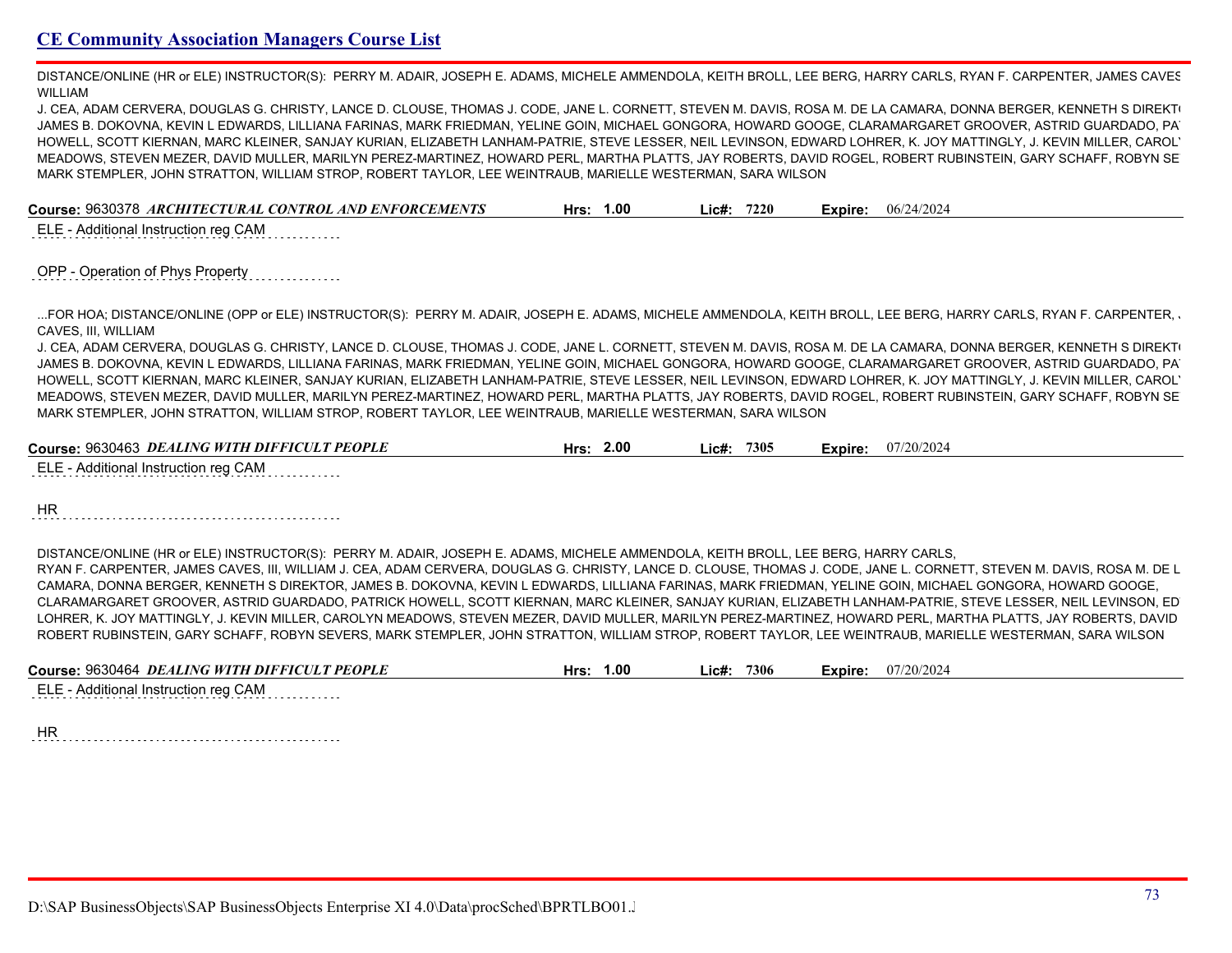## CE Community Association Managers Course List

DISTANCE/ONLINE (HR or ELE) INSTRUCTOR(S): PERRY M. ADAIR, JOSEPH E. ADAMS, MICHELE AMMENDOLA, KEITH BROLL, LEE BERG, HARRY CARLS, RYAN F. CARPENTER, JAMES CAVES WILLIAM
J. CEA, ADAM CERVERA, DOUGLAS G. CHRISTY, LANCE D. CLOUSE, THOMAS J. CODE, JANE L. CORNETT, STEVEN M. DAVIS, ROSA M. DE LA CAMARA, DONNA BERGER, KENNETH S DIREKTO JAMES B. DOKOVNA, KEVIN L EDWARDS, LILLIANA FARINAS, MARK FRIEDMAN, YELINE GOIN, MICHAEL GONGORA, HOWARD GOOGE, CLARAMARGARET GROOVER, ASTRID GUARDADO, PAT HOWELL, SCOTT KIERNAN, MARC KLEINER, SANJAY KURIAN, ELIZABETH LANHAM-PATRIE, STEVE LESSER, NEIL LEVINSON, EDWARD LOHRER, K. JOY MATTINGLY, J. KEVIN MILLER, CAROLY MEADOWS, STEVEN MEZER, DAVID MULLER, MARILYN PEREZ-MARTINEZ, HOWARD PERL, MARTHA PLATTS, JAY ROBERTS, DAVID ROGEL, ROBERT RUBINSTEIN, GARY SCHAFF, ROBYN SE MARK STEMPLER, JOHN STRATTON, WILLIAM STROP, ROBERT TAYLOR, LEE WEINTRAUB, MARIELLE WESTERMAN, SARA WILSON

**Course:** 9630378 ***ARCHITECTURAL CONTROL AND ENFORCEMENTS*** **Hrs:** 1.00 **Lic#:** 7220 **Expire:** 06/24/2024

ELE - Additional Instruction reg CAM

OPP - Operation of Phys Property

...FOR HOA; DISTANCE/ONLINE (OPP or ELE) INSTRUCTOR(S): PERRY M. ADAIR, JOSEPH E. ADAMS, MICHELE AMMENDOLA, KEITH BROLL, LEE BERG, HARRY CARLS, RYAN F. CARPENTER, CAVES, III, WILLIAM
J. CEA, ADAM CERVERA, DOUGLAS G. CHRISTY, LANCE D. CLOUSE, THOMAS J. CODE, JANE L. CORNETT, STEVEN M. DAVIS, ROSA M. DE LA CAMARA, DONNA BERGER, KENNETH S DIREKTO JAMES B. DOKOVNA, KEVIN L EDWARDS, LILLIANA FARINAS, MARK FRIEDMAN, YELINE GOIN, MICHAEL GONGORA, HOWARD GOOGE, CLARAMARGARET GROOVER, ASTRID GUARDADO, PAT HOWELL, SCOTT KIERNAN, MARC KLEINER, SANJAY KURIAN, ELIZABETH LANHAM-PATRIE, STEVE LESSER, NEIL LEVINSON, EDWARD LOHRER, K. JOY MATTINGLY, J. KEVIN MILLER, CAROLY MEADOWS, STEVEN MEZER, DAVID MULLER, MARILYN PEREZ-MARTINEZ, HOWARD PERL, MARTHA PLATTS, JAY ROBERTS, DAVID ROGEL, ROBERT RUBINSTEIN, GARY SCHAFF, ROBYN SE MARK STEMPLER, JOHN STRATTON, WILLIAM STROP, ROBERT TAYLOR, LEE WEINTRAUB, MARIELLE WESTERMAN, SARA WILSON

**Course:** 9630463 ***DEALING WITH DIFFICULT PEOPLE*** **Hrs:** 2.00 **Lic#:** 7305 **Expire:** 07/20/2024

ELE - Additional Instruction reg CAM

HR

DISTANCE/ONLINE (HR or ELE) INSTRUCTOR(S): PERRY M. ADAIR, JOSEPH E. ADAMS, MICHELE AMMENDOLA, KEITH BROLL, LEE BERG, HARRY CARLS,
RYAN F. CARPENTER, JAMES CAVES, III, WILLIAM J. CEA, ADAM CERVERA, DOUGLAS G. CHRISTY, LANCE D. CLOUSE, THOMAS J. CODE, JANE L. CORNETT, STEVEN M. DAVIS, ROSA M. DE L CAMARA, DONNA BERGER, KENNETH S DIREKTOR, JAMES B. DOKOVNA, KEVIN L EDWARDS, LILLIANA FARINAS, MARK FRIEDMAN, YELINE GOIN, MICHAEL GONGORA, HOWARD GOOGE, CLARAMARGARET GROOVER, ASTRID GUARDADO, PATRICK HOWELL, SCOTT KIERNAN, MARC KLEINER, SANJAY KURIAN, ELIZABETH LANHAM-PATRIE, STEVE LESSER, NEIL LEVINSON, ED LOHRER, K. JOY MATTINGLY, J. KEVIN MILLER, CAROLYN MEADOWS, STEVEN MEZER, DAVID MULLER, MARILYN PEREZ-MARTINEZ, HOWARD PERL, MARTHA PLATTS, JAY ROBERTS, DAVID ROBERT RUBINSTEIN, GARY SCHAFF, ROBYN SEVERS, MARK STEMPLER, JOHN STRATTON, WILLIAM STROP, ROBERT TAYLOR, LEE WEINTRAUB, MARIELLE WESTERMAN, SARA WILSON

**Course:** 9630464 ***DEALING WITH DIFFICULT PEOPLE*** **Hrs:** 1.00 **Lic#:** 7306 **Expire:** 07/20/2024

ELE - Additional Instruction reg CAM

HR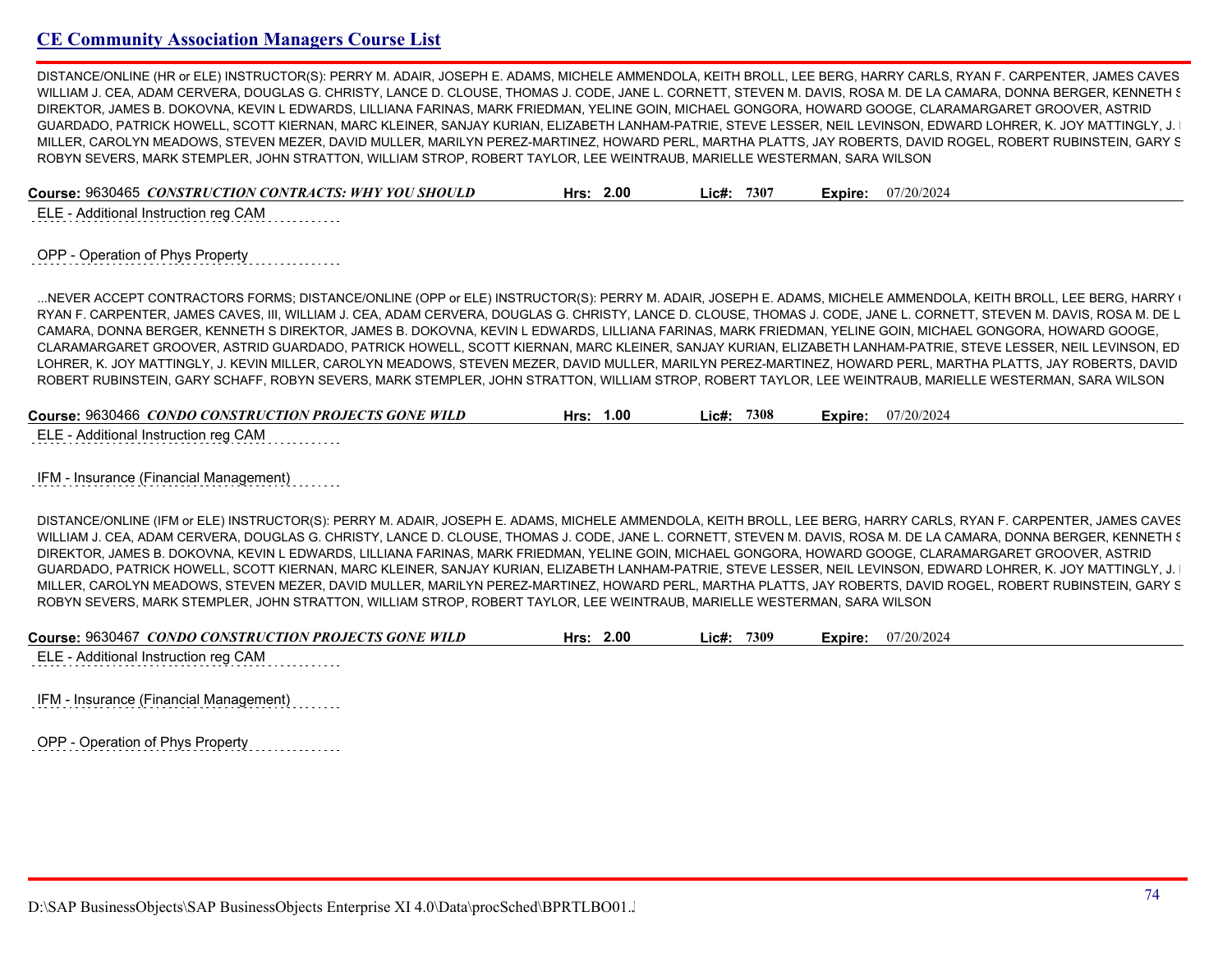## CE Community Association Managers Course List

DISTANCE/ONLINE (HR or ELE) INSTRUCTOR(S): PERRY M. ADAIR, JOSEPH E. ADAMS, MICHELE AMMENDOLA, KEITH BROLL, LEE BERG, HARRY CARLS, RYAN F. CARPENTER, JAMES CAVES WILLIAM J. CEA, ADAM CERVERA, DOUGLAS G. CHRISTY, LANCE D. CLOUSE, THOMAS J. CODE, JANE L. CORNETT, STEVEN M. DAVIS, ROSA M. DE LA CAMARA, DONNA BERGER, KENNETH S DIREKTOR, JAMES B. DOKOVNA, KEVIN L EDWARDS, LILLIANA FARINAS, MARK FRIEDMAN, YELINE GOIN, MICHAEL GONGORA, HOWARD GOOGE, CLARAMARGARET GROOVER, ASTRID GUARDADO, PATRICK HOWELL, SCOTT KIERNAN, MARC KLEINER, SANJAY KURIAN, ELIZABETH LANHAM-PATRIE, STEVE LESSER, NEIL LEVINSON, EDWARD LOHRER, K. JOY MATTINGLY, J. MILLER, CAROLYN MEADOWS, STEVEN MEZER, DAVID MULLER, MARILYN PEREZ-MARTINEZ, HOWARD PERL, MARTHA PLATTS, JAY ROBERTS, DAVID ROGEL, ROBERT RUBINSTEIN, GARY S ROBYN SEVERS, MARK STEMPLER, JOHN STRATTON, WILLIAM STROP, ROBERT TAYLOR, LEE WEINTRAUB, MARIELLE WESTERMAN, SARA WILSON

**Course:** 9630465 ***CONSTRUCTION CONTRACTS: WHY YOU SHOULD*** **Hrs:** 2.00 **Lic#:** 7307 **Expire:** 07/20/2024

ELE - Additional Instruction reg CAM

OPP - Operation of Phys Property

...NEVER ACCEPT CONTRACTORS FORMS; DISTANCE/ONLINE (OPP or ELE) INSTRUCTOR(S): PERRY M. ADAIR, JOSEPH E. ADAMS, MICHELE AMMENDOLA, KEITH BROLL, LEE BERG, HARRY RYAN F. CARPENTER, JAMES CAVES, III, WILLIAM J. CEA, ADAM CERVERA, DOUGLAS G. CHRISTY, LANCE D. CLOUSE, THOMAS J. CODE, JANE L. CORNETT, STEVEN M. DAVIS, ROSA M. DE L CAMARA, DONNA BERGER, KENNETH S DIREKTOR, JAMES B. DOKOVNA, KEVIN L EDWARDS, LILLIANA FARINAS, MARK FRIEDMAN, YELINE GOIN, MICHAEL GONGORA, HOWARD GOOGE, CLARAMARGARET GROOVER, ASTRID GUARDADO, PATRICK HOWELL, SCOTT KIERNAN, MARC KLEINER, SANJAY KURIAN, ELIZABETH LANHAM-PATRIE, STEVE LESSER, NEIL LEVINSON, ED LOHRER, K. JOY MATTINGLY, J. KEVIN MILLER, CAROLYN MEADOWS, STEVEN MEZER, DAVID MULLER, MARILYN PEREZ-MARTINEZ, HOWARD PERL, MARTHA PLATTS, JAY ROBERTS, DAVID ROBERT RUBINSTEIN, GARY SCHAFF, ROBYN SEVERS, MARK STEMPLER, JOHN STRATTON, WILLIAM STROP, ROBERT TAYLOR, LEE WEINTRAUB, MARIELLE WESTERMAN, SARA WILSON

**Course:** 9630466 ***CONDO CONSTRUCTION PROJECTS GONE WILD*** **Hrs:** 1.00 **Lic#:** 7308 **Expire:** 07/20/2024

ELE - Additional Instruction reg CAM

IFM - Insurance (Financial Management)

DISTANCE/ONLINE (IFM or ELE) INSTRUCTOR(S): PERRY M. ADAIR, JOSEPH E. ADAMS, MICHELE AMMENDOLA, KEITH BROLL, LEE BERG, HARRY CARLS, RYAN F. CARPENTER, JAMES CAVES WILLIAM J. CEA, ADAM CERVERA, DOUGLAS G. CHRISTY, LANCE D. CLOUSE, THOMAS J. CODE, JANE L. CORNETT, STEVEN M. DAVIS, ROSA M. DE LA CAMARA, DONNA BERGER, KENNETH S DIREKTOR, JAMES B. DOKOVNA, KEVIN L EDWARDS, LILLIANA FARINAS, MARK FRIEDMAN, YELINE GOIN, MICHAEL GONGORA, HOWARD GOOGE, CLARAMARGARET GROOVER, ASTRID GUARDADO, PATRICK HOWELL, SCOTT KIERNAN, MARC KLEINER, SANJAY KURIAN, ELIZABETH LANHAM-PATRIE, STEVE LESSER, NEIL LEVINSON, EDWARD LOHRER, K. JOY MATTINGLY, J. MILLER, CAROLYN MEADOWS, STEVEN MEZER, DAVID MULLER, MARILYN PEREZ-MARTINEZ, HOWARD PERL, MARTHA PLATTS, JAY ROBERTS, DAVID ROGEL, ROBERT RUBINSTEIN, GARY S ROBYN SEVERS, MARK STEMPLER, JOHN STRATTON, WILLIAM STROP, ROBERT TAYLOR, LEE WEINTRAUB, MARIELLE WESTERMAN, SARA WILSON

**Course:** 9630467 ***CONDO CONSTRUCTION PROJECTS GONE WILD*** **Hrs:** 2.00 **Lic#:** 7309 **Expire:** 07/20/2024

ELE - Additional Instruction reg CAM

IFM - Insurance (Financial Management)

OPP - Operation of Phys Property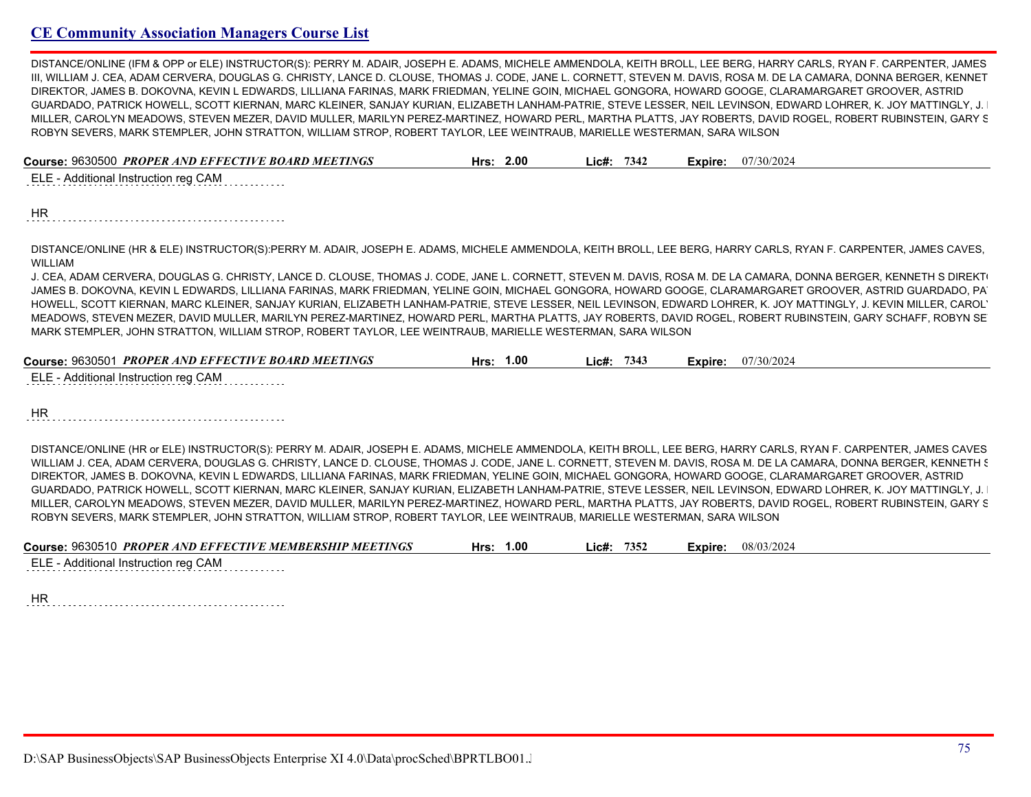## CE Community Association Managers Course List

DISTANCE/ONLINE (IFM & OPP or ELE) INSTRUCTOR(S): PERRY M. ADAIR, JOSEPH E. ADAMS, MICHELE AMMENDOLA, KEITH BROLL, LEE BERG, HARRY CARLS, RYAN F. CARPENTER, JAMES III, WILLIAM J. CEA, ADAM CERVERA, DOUGLAS G. CHRISTY, LANCE D. CLOUSE, THOMAS J. CODE, JANE L. CORNETT, STEVEN M. DAVIS, ROSA M. DE LA CAMARA, DONNA BERGER, KENNET DIREKTOR, JAMES B. DOKOVNA, KEVIN L EDWARDS, LILLIANA FARINAS, MARK FRIEDMAN, YELINE GOIN, MICHAEL GONGORA, HOWARD GOOGE, CLARAMARGARET GROOVER, ASTRID GUARDADO, PATRICK HOWELL, SCOTT KIERNAN, MARC KLEINER, SANJAY KURIAN, ELIZABETH LANHAM-PATRIE, STEVE LESSER, NEIL LEVINSON, EDWARD LOHRER, K. JOY MATTINGLY, J. MILLER, CAROLYN MEADOWS, STEVEN MEZER, DAVID MULLER, MARILYN PEREZ-MARTINEZ, HOWARD PERL, MARTHA PLATTS, JAY ROBERTS, DAVID ROGEL, ROBERT RUBINSTEIN, GARY S ROBYN SEVERS, MARK STEMPLER, JOHN STRATTON, WILLIAM STROP, ROBERT TAYLOR, LEE WEINTRAUB, MARIELLE WESTERMAN, SARA WILSON

**Course:** 9630500 ***PROPER AND EFFECTIVE BOARD MEETINGS*** **Hrs:** **2.00** **Lic#:** **7342** **Expire:** 07/30/2024

ELE - Additional Instruction reg CAM

HR

DISTANCE/ONLINE (HR & ELE) INSTRUCTOR(S):PERRY M. ADAIR, JOSEPH E. ADAMS, MICHELE AMMENDOLA, KEITH BROLL, LEE BERG, HARRY CARLS, RYAN F. CARPENTER, JAMES CAVES, WILLIAM J. CEA, ADAM CERVERA, DOUGLAS G. CHRISTY, LANCE D. CLOUSE, THOMAS J. CODE, JANE L. CORNETT, STEVEN M. DAVIS, ROSA M. DE LA CAMARA, DONNA BERGER, KENNETH S DIREKT JAMES B. DOKOVNA, KEVIN L EDWARDS, LILLIANA FARINAS, MARK FRIEDMAN, YELINE GOIN, MICHAEL GONGORA, HOWARD GOOGE, CLARAMARGARET GROOVER, ASTRID GUARDADO, PA HOWELL, SCOTT KIERNAN, MARC KLEINER, SANJAY KURIAN, ELIZABETH LANHAM-PATRIE, STEVE LESSER, NEIL LEVINSON, EDWARD LOHRER, K. JOY MATTINGLY, J. KEVIN MILLER, CAROL MEADOWS, STEVEN MEZER, DAVID MULLER, MARILYN PEREZ-MARTINEZ, HOWARD PERL, MARTHA PLATTS, JAY ROBERTS, DAVID ROGEL, ROBERT RUBINSTEIN, GARY SCHAFF, ROBYN SE MARK STEMPLER, JOHN STRATTON, WILLIAM STROP, ROBERT TAYLOR, LEE WEINTRAUB, MARIELLE WESTERMAN, SARA WILSON

**Course:** 9630501 ***PROPER AND EFFECTIVE BOARD MEETINGS*** **Hrs:** **1.00** **Lic#:** **7343** **Expire:** 07/30/2024

ELE - Additional Instruction reg CAM

HR

DISTANCE/ONLINE (HR or ELE) INSTRUCTOR(S): PERRY M. ADAIR, JOSEPH E. ADAMS, MICHELE AMMENDOLA, KEITH BROLL, LEE BERG, HARRY CARLS, RYAN F. CARPENTER, JAMES CAVES WILLIAM J. CEA, ADAM CERVERA, DOUGLAS G. CHRISTY, LANCE D. CLOUSE, THOMAS J. CODE, JANE L. CORNETT, STEVEN M. DAVIS, ROSA M. DE LA CAMARA, DONNA BERGER, KENNETH S DIREKTOR, JAMES B. DOKOVNA, KEVIN L EDWARDS, LILLIANA FARINAS, MARK FRIEDMAN, YELINE GOIN, MICHAEL GONGORA, HOWARD GOOGE, CLARAMARGARET GROOVER, ASTRID GUARDADO, PATRICK HOWELL, SCOTT KIERNAN, MARC KLEINER, SANJAY KURIAN, ELIZABETH LANHAM-PATRIE, STEVE LESSER, NEIL LEVINSON, EDWARD LOHRER, K. JOY MATTINGLY, J. MILLER, CAROLYN MEADOWS, STEVEN MEZER, DAVID MULLER, MARILYN PEREZ-MARTINEZ, HOWARD PERL, MARTHA PLATTS, JAY ROBERTS, DAVID ROGEL, ROBERT RUBINSTEIN, GARY S ROBYN SEVERS, MARK STEMPLER, JOHN STRATTON, WILLIAM STROP, ROBERT TAYLOR, LEE WEINTRAUB, MARIELLE WESTERMAN, SARA WILSON

**Course:** 9630510 ***PROPER AND EFFECTIVE MEMBERSHIP MEETINGS*** **Hrs:** **1.00** **Lic#:** **7352** **Expire:** 08/03/2024

ELE - Additional Instruction reg CAM

HR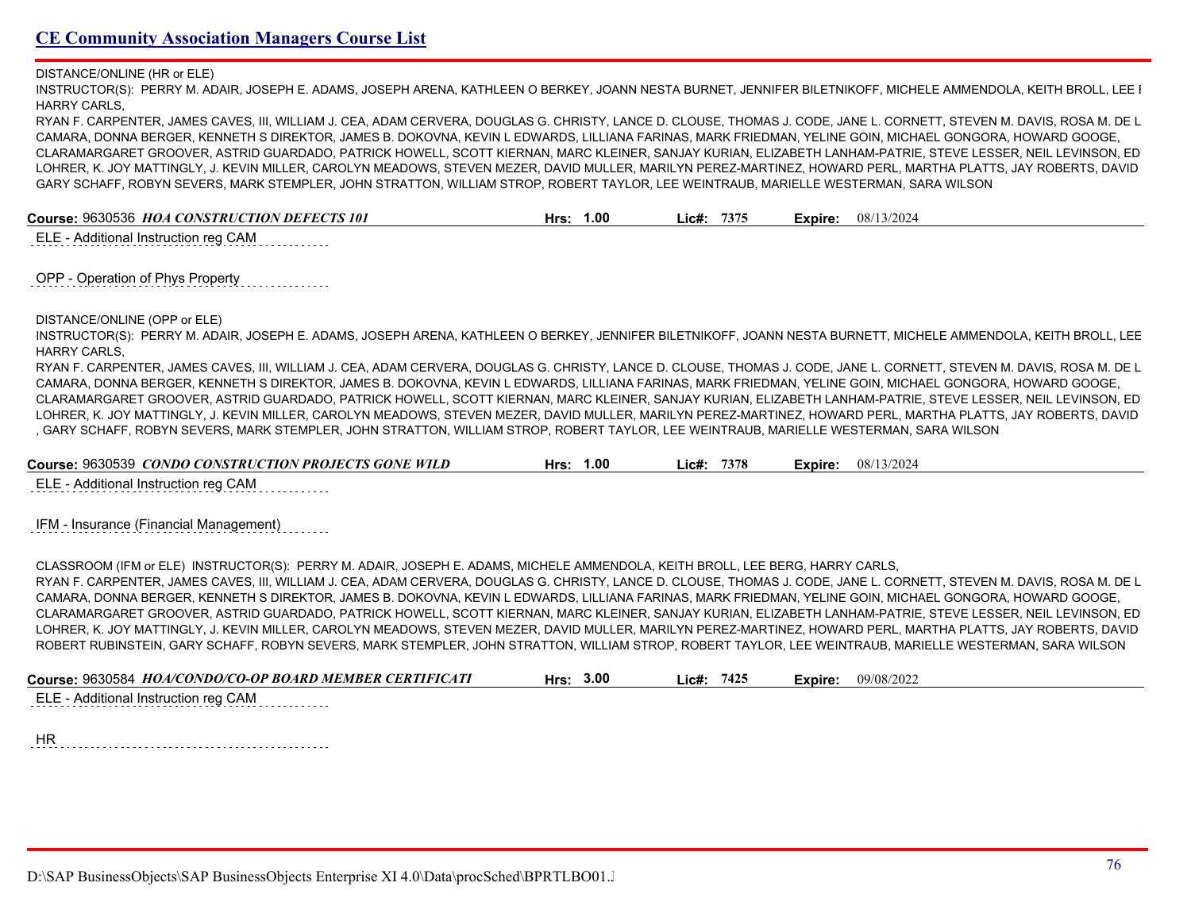DISTANCE/ONLINE (HR or ELE)

INSTRUCTOR(S): PERRY M. ADAIR, JOSEPH E. ADAMS, JOSEPH ARENA, KATHLEEN O BERKEY, JOANN NESTA BURNET, JENNIFER BILETNIKOFF, MICHELE AMMENDOLA, KEITH BROLL, LEE I HARRY CARLS,
RYAN F. CARPENTER, JAMES CAVES, III, WILLIAM J. CEA, ADAM CERVERA, DOUGLAS G. CHRISTY, LANCE D. CLOUSE, THOMAS J. CODE, JANE L. CORNETT, STEVEN M. DAVIS, ROSA M. DE L CAMARA, DONNA BERGER, KENNETH S DIREKTOR, JAMES B. DOKOVNA, KEVIN L EDWARDS, LILLIANA FARINAS, MARK FRIEDMAN, YELINE GOIN, MICHAEL GONGORA, HOWARD GOOGE, CLARAMARGARET GROOVER, ASTRID GUARDADO, PATRICK HOWELL, SCOTT KIERNAN, MARC KLEINER, SANJAY KURIAN, ELIZABETH LANHAM-PATRIE, STEVE LESSER, NEIL LEVINSON, ED LOHRER, K. JOY MATTINGLY, J. KEVIN MILLER, CAROLYN MEADOWS, STEVEN MEZER, DAVID MULLER, MARILYN PEREZ-MARTINEZ, HOWARD PERL, MARTHA PLATTS, JAY ROBERTS, DAVID GARY SCHAFF, ROBYN SEVERS, MARK STEMPLER, JOHN STRATTON, WILLIAM STROP, ROBERT TAYLOR, LEE WEINTRAUB, MARIELLE WESTERMAN, SARA WILSON

**Course:** 9630536 ***HOA CONSTRUCTION DEFECTS 101*** **Hrs:** 1.00 **Lic#:** 7375 **Expire:** 08/13/2024

ELE - Additional Instruction reg CAM

OPP - Operation of Phys Property

DISTANCE/ONLINE (OPP or ELE)

INSTRUCTOR(S): PERRY M. ADAIR, JOSEPH E. ADAMS, JOSEPH ARENA, KATHLEEN O BERKEY, JENNIFER BILETNIKOFF, JOANN NESTA BURNETT, MICHELE AMMENDOLA, KEITH BROLL, LEE HARRY CARLS,
RYAN F. CARPENTER, JAMES CAVES, III, WILLIAM J. CEA, ADAM CERVERA, DOUGLAS G. CHRISTY, LANCE D. CLOUSE, THOMAS J. CODE, JANE L. CORNETT, STEVEN M. DAVIS, ROSA M. DE L CAMARA, DONNA BERGER, KENNETH S DIREKTOR, JAMES B. DOKOVNA, KEVIN L EDWARDS, LILLIANA FARINAS, MARK FRIEDMAN, YELINE GOIN, MICHAEL GONGORA, HOWARD GOOGE, CLARAMARGARET GROOVER, ASTRID GUARDADO, PATRICK HOWELL, SCOTT KIERNAN, MARC KLEINER, SANJAY KURIAN, ELIZABETH LANHAM-PATRIE, STEVE LESSER, NEIL LEVINSON, ED LOHRER, K. JOY MATTINGLY, J. KEVIN MILLER, CAROLYN MEADOWS, STEVEN MEZER, DAVID MULLER, MARILYN PEREZ-MARTINEZ, HOWARD PERL, MARTHA PLATTS, JAY ROBERTS, DAVID , GARY SCHAFF, ROBYN SEVERS, MARK STEMPLER, JOHN STRATTON, WILLIAM STROP, ROBERT TAYLOR, LEE WEINTRAUB, MARIELLE WESTERMAN, SARA WILSON

**Course:** 9630539 ***CONDO CONSTRUCTION PROJECTS GONE WILD*** **Hrs:** 1.00 **Lic#:** 7378 **Expire:** 08/13/2024

ELE - Additional Instruction reg CAM

IFM - Insurance (Financial Management)

CLASSROOM (IFM or ELE) INSTRUCTOR(S): PERRY M. ADAIR, JOSEPH E. ADAMS, MICHELE AMMENDOLA, KEITH BROLL, LEE BERG, HARRY CARLS,
RYAN F. CARPENTER, JAMES CAVES, III, WILLIAM J. CEA, ADAM CERVERA, DOUGLAS G. CHRISTY, LANCE D. CLOUSE, THOMAS J. CODE, JANE L. CORNETT, STEVEN M. DAVIS, ROSA M. DE L CAMARA, DONNA BERGER, KENNETH S DIREKTOR, JAMES B. DOKOVNA, KEVIN L EDWARDS, LILLIANA FARINAS, MARK FRIEDMAN, YELINE GOIN, MICHAEL GONGORA, HOWARD GOOGE, CLARAMARGARET GROOVER, ASTRID GUARDADO, PATRICK HOWELL, SCOTT KIERNAN, MARC KLEINER, SANJAY KURIAN, ELIZABETH LANHAM-PATRIE, STEVE LESSER, NEIL LEVINSON, ED LOHRER, K. JOY MATTINGLY, J. KEVIN MILLER, CAROLYN MEADOWS, STEVEN MEZER, DAVID MULLER, MARILYN PEREZ-MARTINEZ, HOWARD PERL, MARTHA PLATTS, JAY ROBERTS, DAVID ROBERT RUBINSTEIN, GARY SCHAFF, ROBYN SEVERS, MARK STEMPLER, JOHN STRATTON, WILLIAM STROP, ROBERT TAYLOR, LEE WEINTRAUB, MARIELLE WESTERMAN, SARA WILSON

**Course:** 9630584 ***HOA/CONDO/CO-OP BOARD MEMBER CERTIFICATI*** **Hrs:** 3.00 **Lic#:** 7425 **Expire:** 09/08/2022

ELE - Additional Instruction reg CAM

HR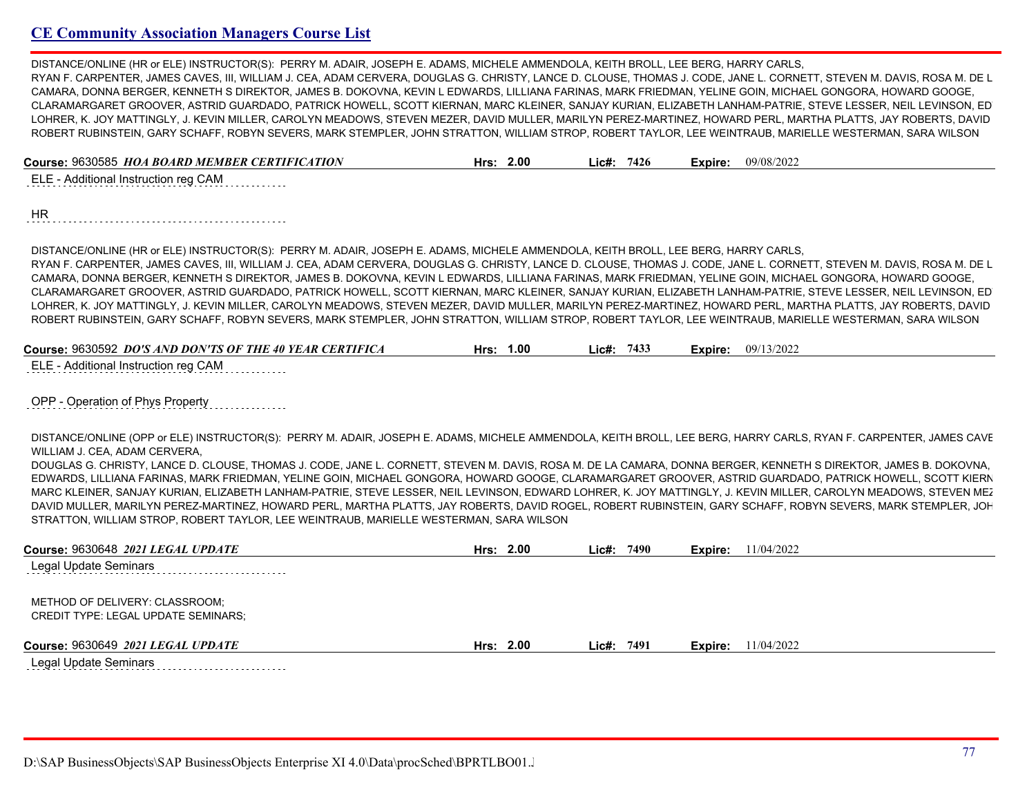DISTANCE/ONLINE (HR or ELE) INSTRUCTOR(S): PERRY M. ADAIR, JOSEPH E. ADAMS, MICHELE AMMENDOLA, KEITH BROLL, LEE BERG, HARRY CARLS, RYAN F. CARPENTER, JAMES CAVES, III, WILLIAM J. CEA, ADAM CERVERA, DOUGLAS G. CHRISTY, LANCE D. CLOUSE, THOMAS J. CODE, JANE L. CORNETT, STEVEN M. DAVIS, ROSA M. DE L CAMARA, DONNA BERGER, KENNETH S DIREKTOR, JAMES B. DOKOVNA, KEVIN L EDWARDS, LILLIANA FARINAS, MARK FRIEDMAN, YELINE GOIN, MICHAEL GONGORA, HOWARD GOOGE, CLARAMARGARET GROOVER, ASTRID GUARDADO, PATRICK HOWELL, SCOTT KIERNAN, MARC KLEINER, SANJAY KURIAN, ELIZABETH LANHAM-PATRIE, STEVE LESSER, NEIL LEVINSON, ED LOHRER, K. JOY MATTINGLY, J. KEVIN MILLER, CAROLYN MEADOWS, STEVEN MEZER, DAVID MULLER, MARILYN PEREZ-MARTINEZ, HOWARD PERL, MARTHA PLATTS, JAY ROBERTS, DAVID ROBERT RUBINSTEIN, GARY SCHAFF, ROBYN SEVERS, MARK STEMPLER, JOHN STRATTON, WILLIAM STROP, ROBERT TAYLOR, LEE WEINTRAUB, MARIELLE WESTERMAN, SARA WILSON

**Course:** 9630585 ***HOA BOARD MEMBER CERTIFICATION*** **Hrs:** 2.00 **Lic#:** 7426 **Expire:** 09/08/2022

ELE - Additional Instruction reg CAM

HR

DISTANCE/ONLINE (HR or ELE) INSTRUCTOR(S): PERRY M. ADAIR, JOSEPH E. ADAMS, MICHELE AMMENDOLA, KEITH BROLL, LEE BERG, HARRY CARLS, RYAN F. CARPENTER, JAMES CAVES, III, WILLIAM J. CEA, ADAM CERVERA, DOUGLAS G. CHRISTY, LANCE D. CLOUSE, THOMAS J. CODE, JANE L. CORNETT, STEVEN M. DAVIS, ROSA M. DE L CAMARA, DONNA BERGER, KENNETH S DIREKTOR, JAMES B. DOKOVNA, KEVIN L EDWARDS, LILLIANA FARINAS, MARK FRIEDMAN, YELINE GOIN, MICHAEL GONGORA, HOWARD GOOGE, CLARAMARGARET GROOVER, ASTRID GUARDADO, PATRICK HOWELL, SCOTT KIERNAN, MARC KLEINER, SANJAY KURIAN, ELIZABETH LANHAM-PATRIE, STEVE LESSER, NEIL LEVINSON, ED LOHRER, K. JOY MATTINGLY, J. KEVIN MILLER, CAROLYN MEADOWS, STEVEN MEZER, DAVID MULLER, MARILYN PEREZ-MARTINEZ, HOWARD PERL, MARTHA PLATTS, JAY ROBERTS, DAVID ROBERT RUBINSTEIN, GARY SCHAFF, ROBYN SEVERS, MARK STEMPLER, JOHN STRATTON, WILLIAM STROP, ROBERT TAYLOR, LEE WEINTRAUB, MARIELLE WESTERMAN, SARA WILSON

**Course:** 9630592 ***DO'S AND DON'TS OF THE 40 YEAR CERTIFICA*** **Hrs:** 1.00 **Lic#:** 7433 **Expire:** 09/13/2022

ELE - Additional Instruction reg CAM

OPP - Operation of Phys Property

DISTANCE/ONLINE (OPP or ELE) INSTRUCTOR(S): PERRY M. ADAIR, JOSEPH E. ADAMS, MICHELE AMMENDOLA, KEITH BROLL, LEE BERG, HARRY CARLS, RYAN F. CARPENTER, JAMES CAVE WILLIAM J. CEA, ADAM CERVERA,
DOUGLAS G. CHRISTY, LANCE D. CLOUSE, THOMAS J. CODE, JANE L. CORNETT, STEVEN M. DAVIS, ROSA M. DE LA CAMARA, DONNA BERGER, KENNETH S DIREKTOR, JAMES B. DOKOVNA, EDWARDS, LILLIANA FARINAS, MARK FRIEDMAN, YELINE GOIN, MICHAEL GONGORA, HOWARD GOOGE, CLARAMARGARET GROOVER, ASTRID GUARDADO, PATRICK HOWELL, SCOTT KIERN MARC KLEINER, SANJAY KURIAN, ELIZABETH LANHAM-PATRIE, STEVE LESSER, NEIL LEVINSON, EDWARD LOHRER, K. JOY MATTINGLY, J. KEVIN MILLER, CAROLYN MEADOWS, STEVEN MEZ DAVID MULLER, MARILYN PEREZ-MARTINEZ, HOWARD PERL, MARTHA PLATTS, JAY ROBERTS, DAVID ROGEL, ROBERT RUBINSTEIN, GARY SCHAFF, ROBYN SEVERS, MARK STEMPLER, JOH STRATTON, WILLIAM STROP, ROBERT TAYLOR, LEE WEINTRAUB, MARIELLE WESTERMAN, SARA WILSON

**Course:** 9630648 ***2021 LEGAL UPDATE*** **Hrs:** 2.00 **Lic#:** 7490 **Expire:** 11/04/2022

Legal Update Seminars

METHOD OF DELIVERY: CLASSROOM;
CREDIT TYPE: LEGAL UPDATE SEMINARS;

**Course:** 9630649 ***2021 LEGAL UPDATE*** **Hrs:** 2.00 **Lic#:** 7491 **Expire:** 11/04/2022

Legal Update Seminars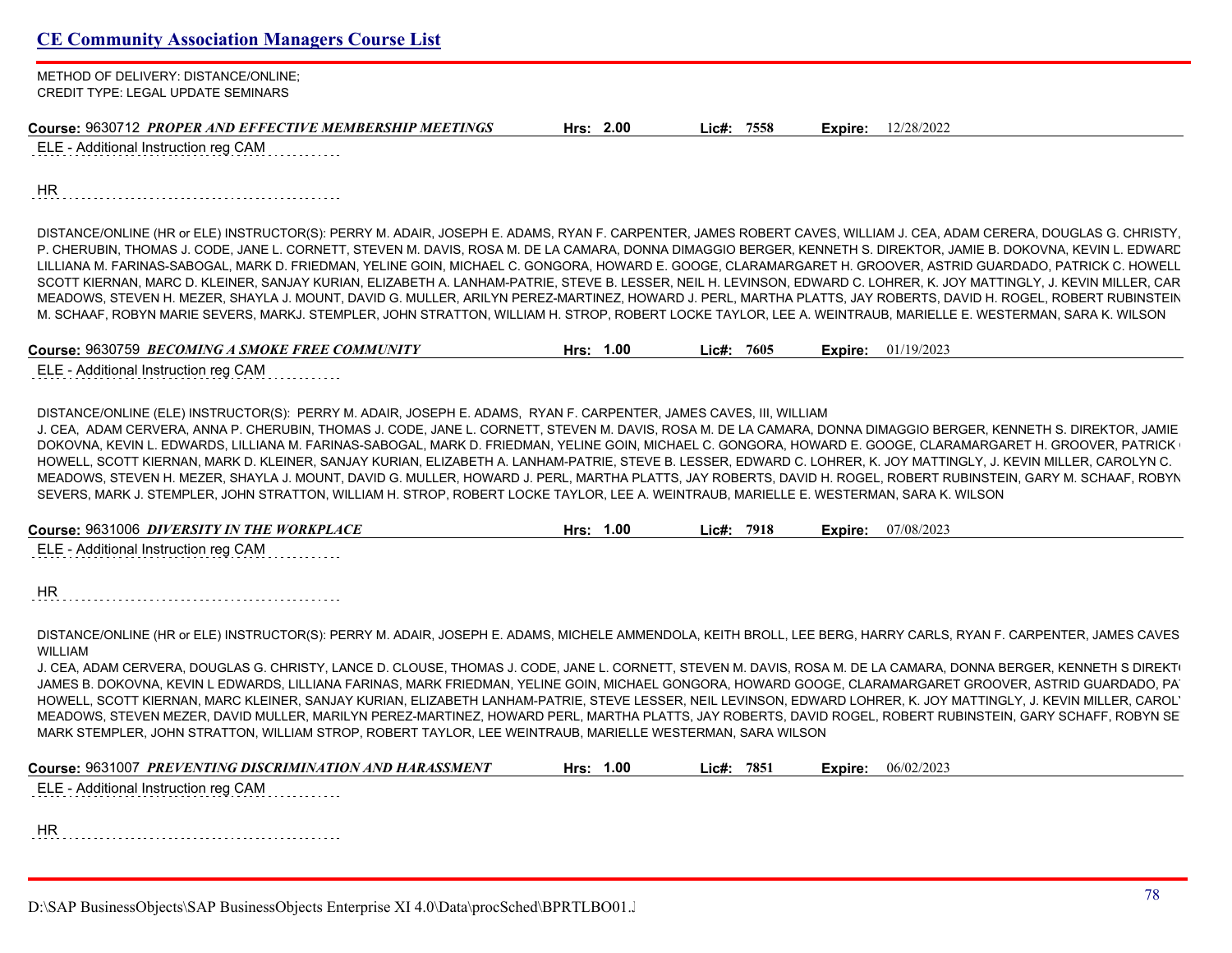# CE Community Association Managers Course List

METHOD OF DELIVERY: DISTANCE/ONLINE;
CREDIT TYPE: LEGAL UPDATE SEMINARS

**Course:** 9630712 ***PROPER AND EFFECTIVE MEMBERSHIP MEETINGS*** **Hrs: 2.00** **Lic#: 7558** **Expire:** 12/28/2022

ELE - Additional Instruction reg CAM

HR

DISTANCE/ONLINE (HR or ELE) INSTRUCTOR(S): PERRY M. ADAIR, JOSEPH E. ADAMS, RYAN F. CARPENTER, JAMES ROBERT CAVES, WILLIAM J. CEA, ADAM CERERA, DOUGLAS G. CHRISTY, P. CHERUBIN, THOMAS J. CODE, JANE L. CORNETT, STEVEN M. DAVIS, ROSA M. DE LA CAMARA, DONNA DIMAGGIO BERGER, KENNETH S. DIREKTOR, JAMIE B. DOKOVNA, KEVIN L. EDWARD LILLIANA M. FARINAS-SABOGAL, MARK D. FRIEDMAN, YELINE GOIN, MICHAEL C. GONGORA, HOWARD E. GOOGE, CLARAMARGARET H. GROOVER, ASTRID GUARDADO, PATRICK C. HOWELL SCOTT KIERNAN, MARC D. KLEINER, SANJAY KURIAN, ELIZABETH A. LANHAM-PATRIE, STEVE B. LESSER, NEIL H. LEVINSON, EDWARD C. LOHRER, K. JOY MATTINGLY, J. KEVIN MILLER, CAR MEADOWS, STEVEN H. MEZER, SHAYLA J. MOUNT, DAVID G. MULLER, ARILYN PEREZ-MARTINEZ, HOWARD J. PERL, MARTHA PLATTS, JAY ROBERTS, DAVID H. ROGEL, ROBERT RUBINSTEIN M. SCHAAF, ROBYN MARIE SEVERS, MARKJ. STEMPLER, JOHN STRATTON, WILLIAM H. STROP, ROBERT LOCKE TAYLOR, LEE A. WEINTRAUB, MARIELLE E. WESTERMAN, SARA K. WILSON

**Course:** 9630759 ***BECOMING A SMOKE FREE COMMUNITY*** **Hrs: 1.00** **Lic#: 7605** **Expire:** 01/19/2023

ELE - Additional Instruction reg CAM

DISTANCE/ONLINE (ELE) INSTRUCTOR(S): PERRY M. ADAIR, JOSEPH E. ADAMS, RYAN F. CARPENTER, JAMES CAVES, III, WILLIAM J. CEA, ADAM CERVERA, ANNA P. CHERUBIN, THOMAS J. CODE, JANE L. CORNETT, STEVEN M. DAVIS, ROSA M. DE LA CAMARA, DONNA DIMAGGIO BERGER, KENNETH S. DIREKTOR, JAMIE DOKOVNA, KEVIN L. EDWARDS, LILLIANA M. FARINAS-SABOGAL, MARK D. FRIEDMAN, YELINE GOIN, MICHAEL C. GONGORA, HOWARD E. GOOGE, CLARAMARGARET H. GROOVER, PATRICK HOWELL, SCOTT KIERNAN, MARK D. KLEINER, SANJAY KURIAN, ELIZABETH A. LANHAM-PATRIE, STEVE B. LESSER, EDWARD C. LOHRER, K. JOY MATTINGLY, J. KEVIN MILLER, CAROLYN C. MEADOWS, STEVEN H. MEZER, SHAYLA J. MOUNT, DAVID G. MULLER, HOWARD J. PERL, MARTHA PLATTS, JAY ROBERTS, DAVID H. ROGEL, ROBERT RUBINSTEIN, GARY M. SCHAAF, ROBYN SEVERS, MARK J. STEMPLER, JOHN STRATTON, WILLIAM H. STROP, ROBERT LOCKE TAYLOR, LEE A. WEINTRAUB, MARIELLE E. WESTERMAN, SARA K. WILSON

**Course:** 9631006 ***DIVERSITY IN THE WORKPLACE*** **Hrs: 1.00** **Lic#: 7918** **Expire:** 07/08/2023

ELE - Additional Instruction reg CAM

HR

DISTANCE/ONLINE (HR or ELE) INSTRUCTOR(S): PERRY M. ADAIR, JOSEPH E. ADAMS, MICHELE AMMENDOLA, KEITH BROLL, LEE BERG, HARRY CARLS, RYAN F. CARPENTER, JAMES CAVES WILLIAM J. CEA, ADAM CERVERA, DOUGLAS G. CHRISTY, LANCE D. CLOUSE, THOMAS J. CODE, JANE L. CORNETT, STEVEN M. DAVIS, ROSA M. DE LA CAMARA, DONNA BERGER, KENNETH S DIREKT JAMES B. DOKOVNA, KEVIN L EDWARDS, LILLIANA FARINAS, MARK FRIEDMAN, YELINE GOIN, MICHAEL GONGORA, HOWARD GOOGE, CLARAMARGARET GROOVER, ASTRID GUARDADO, PA HOWELL, SCOTT KIERNAN, MARC KLEINER, SANJAY KURIAN, ELIZABETH LANHAM-PATRIE, STEVE LESSER, NEIL LEVINSON, EDWARD LOHRER, K. JOY MATTINGLY, J. KEVIN MILLER, CAROL MEADOWS, STEVEN MEZER, DAVID MULLER, MARILYN PEREZ-MARTINEZ, HOWARD PERL, MARTHA PLATTS, JAY ROBERTS, DAVID ROGEL, ROBERT RUBINSTEIN, GARY SCHAFF, ROBYN SE MARK STEMPLER, JOHN STRATTON, WILLIAM STROP, ROBERT TAYLOR, LEE WEINTRAUB, MARIELLE WESTERMAN, SARA WILSON

**Course:** 9631007 ***PREVENTING DISCRIMINATION AND HARASSMENT*** **Hrs: 1.00** **Lic#: 7851** **Expire:** 06/02/2023

ELE - Additional Instruction reg CAM

HR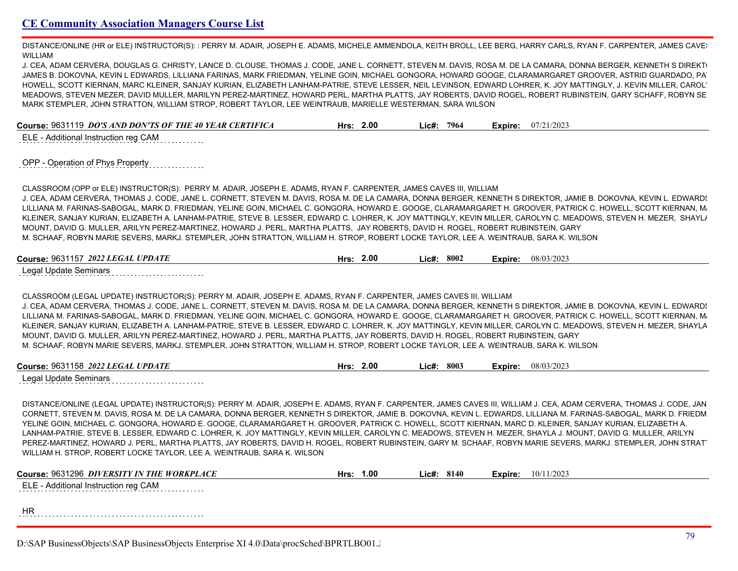# CE Community Association Managers Course List

DISTANCE/ONLINE (HR or ELE) INSTRUCTOR(S): : PERRY M. ADAIR, JOSEPH E. ADAMS, MICHELE AMMENDOLA, KEITH BROLL, LEE BERG, HARRY CARLS, RYAN F. CARPENTER, JAMES CAVES WILLIAM J. CEA, ADAM CERVERA, DOUGLAS G. CHRISTY, LANCE D. CLOUSE, THOMAS J. CODE, JANE L. CORNETT, STEVEN M. DAVIS, ROSA M. DE LA CAMARA, DONNA BERGER, KENNETH S DIREKTOR, JAMES B. DOKOVNA, KEVIN L EDWARDS, LILLIANA FARINAS, MARK FRIEDMAN, YELINE GOIN, MICHAEL GONGORA, HOWARD GOOGE, CLARAMARGARET GROOVER, ASTRID GUARDADO, PAT HOWELL, SCOTT KIERNAN, MARC KLEINER, SANJAY KURIAN, ELIZABETH LANHAM-PATRIE, STEVE LESSER, NEIL LEVINSON, EDWARD LOHRER, K. JOY MATTINGLY, J. KEVIN MILLER, CAROLYN MEADOWS, STEVEN MEZER, DAVID MULLER, MARILYN PEREZ-MARTINEZ, HOWARD PERL, MARTHA PLATTS, JAY ROBERTS, DAVID ROGEL, ROBERT RUBINSTEIN, GARY SCHAFF, ROBYN SEVERS, MARK STEMPLER, JOHN STRATTON, WILLIAM STROP, ROBERT TAYLOR, LEE WEINTRAUB, MARIELLE WESTERMAN, SARA WILSON

**Course:** 9631119 ***DO'S AND DON'TS OF THE 40 YEAR CERTIFICA*** **Hrs:** 2.00 **Lic#:** 7964 **Expire:** 07/21/2023

ELE - Additional Instruction reg CAM

OPP - Operation of Phys Property

CLASSROOM (OPP or ELE) INSTRUCTOR(S): PERRY M. ADAIR, JOSEPH E. ADAMS, RYAN F. CARPENTER, JAMES CAVES III, WILLIAM J. CEA, ADAM CERVERA, THOMAS J. CODE, JANE L. CORNETT, STEVEN M. DAVIS, ROSA M. DE LA CAMARA, DONNA BERGER, KENNETH S DIREKTOR, JAMIE B. DOKOVNA, KEVIN L. EDWARDS, LILLIANA M. FARINAS-SABOGAL, MARK D. FRIEDMAN, YELINE GOIN, MICHAEL C. GONGORA, HOWARD E. GOOGE, CLARAMARGARET H. GROOVER, PATRICK C. HOWELL, SCOTT KIERNAN, MARC KLEINER, SANJAY KURIAN, ELIZABETH A. LANHAM-PATRIE, STEVE B. LESSER, EDWARD C. LOHRER, K. JOY MATTINGLY, KEVIN MILLER, CAROLYN C. MEADOWS, STEVEN H. MEZER, SHAYLA MOUNT, DAVID G. MULLER, ARILYN PEREZ-MARTINEZ, HOWARD J. PERL, MARTHA PLATTS, JAY ROBERTS, DAVID H. ROGEL, ROBERT RUBINSTEIN, GARY M. SCHAAF, ROBYN MARIE SEVERS, MARKJ. STEMPLER, JOHN STRATTON, WILLIAM H. STROP, ROBERT LOCKE TAYLOR, LEE A. WEINTRAUB, SARA K. WILSON

**Course:** 9631157 ***2022 LEGAL UPDATE*** **Hrs:** 2.00 **Lic#:** 8002 **Expire:** 08/03/2023

Legal Update Seminars

CLASSROOM (LEGAL UPDATE) INSTRUCTOR(S): PERRY M. ADAIR, JOSEPH E. ADAMS, RYAN F. CARPENTER, JAMES CAVES III, WILLIAM J. CEA, ADAM CERVERA, THOMAS J. CODE, JANE L. CORNETT, STEVEN M. DAVIS, ROSA M. DE LA CAMARA, DONNA BERGER, KENNETH S DIREKTOR, JAMIE B. DOKOVNA, KEVIN L. EDWARDS, LILLIANA M. FARINAS-SABOGAL, MARK D. FRIEDMAN, YELINE GOIN, MICHAEL C. GONGORA, HOWARD E. GOOGE, CLARAMARGARET H. GROOVER, PATRICK C. HOWELL, SCOTT KIERNAN, MARC KLEINER, SANJAY KURIAN, ELIZABETH A. LANHAM-PATRIE, STEVE B. LESSER, EDWARD C. LOHRER, K. JOY MATTINGLY, KEVIN MILLER, CAROLYN C. MEADOWS, STEVEN H. MEZER, SHAYLA MOUNT, DAVID G. MULLER, ARILYN PEREZ-MARTINEZ, HOWARD J. PERL, MARTHA PLATTS, JAY ROBERTS, DAVID H. ROGEL, ROBERT RUBINSTEIN, GARY M. SCHAAF, ROBYN MARIE SEVERS, MARKJ. STEMPLER, JOHN STRATTON, WILLIAM H. STROP, ROBERT LOCKE TAYLOR, LEE A. WEINTRAUB, SARA K. WILSON

**Course:** 9631158 ***2022 LEGAL UPDATE*** **Hrs:** 2.00 **Lic#:** 8003 **Expire:** 08/03/2023

Legal Update Seminars

DISTANCE/ONLINE (LEGAL UPDATE) INSTRUCTOR(S): PERRY M. ADAIR, JOSEPH E. ADAMS, RYAN F. CARPENTER, JAMES CAVES III, WILLIAM J. CEA, ADAM CERVERA, THOMAS J. CODE, JANE L. CORNETT, STEVEN M. DAVIS, ROSA M. DE LA CAMARA, DONNA BERGER, KENNETH S DIREKTOR, JAMIE B. DOKOVNA, KEVIN L. EDWARDS, LILLIANA M. FARINAS-SABOGAL, MARK D. FRIEDMAN, YELINE GOIN, MICHAEL C. GONGORA, HOWARD E. GOOGE, CLARAMARGARET H. GROOVER, PATRICK C. HOWELL, SCOTT KIERNAN, MARC D. KLEINER, SANJAY KURIAN, ELIZABETH A. LANHAM-PATRIE, STEVE B. LESSER, EDWARD C. LOHRER, K. JOY MATTINGLY, KEVIN MILLER, CAROLYN C. MEADOWS, STEVEN H. MEZER, SHAYLA J. MOUNT, DAVID G. MULLER, ARILYN PEREZ-MARTINEZ, HOWARD J. PERL, MARTHA PLATTS, JAY ROBERTS, DAVID H. ROGEL, ROBERT RUBINSTEIN, GARY M. SCHAAF, ROBYN MARIE SEVERS, MARKJ. STEMPLER, JOHN STRATTON, WILLIAM H. STROP, ROBERT LOCKE TAYLOR, LEE A. WEINTRAUB, SARA K. WILSON

**Course:** 9631296 ***DIVERSITY IN THE WORKPLACE*** **Hrs:** 1.00 **Lic#:** 8140 **Expire:** 10/11/2023

ELE - Additional Instruction reg CAM

HR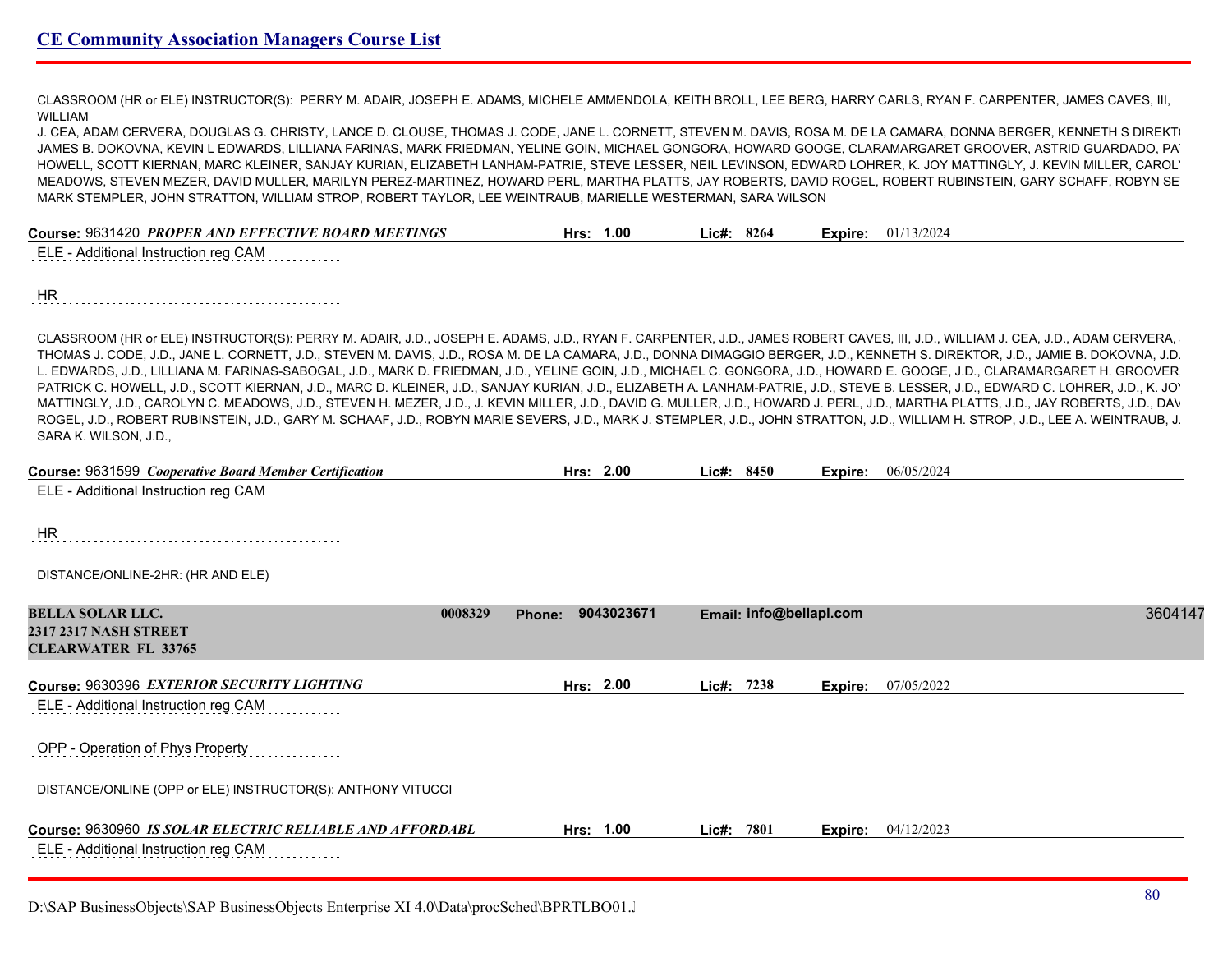CLASSROOM (HR or ELE) INSTRUCTOR(S): PERRY M. ADAIR, JOSEPH E. ADAMS, MICHELE AMMENDOLA, KEITH BROLL, LEE BERG, HARRY CARLS, RYAN F. CARPENTER, JAMES CAVES, III, WILLIAM J. CEA, ADAM CERVERA, DOUGLAS G. CHRISTY, LANCE D. CLOUSE, THOMAS J. CODE, JANE L. CORNETT, STEVEN M. DAVIS, ROSA M. DE LA CAMARA, DONNA BERGER, KENNETH S DIREKT( JAMES B. DOKOVNA, KEVIN L EDWARDS, LILLIANA FARINAS, MARK FRIEDMAN, YELINE GOIN, MICHAEL GONGORA, HOWARD GOOGE, CLARAMARGARET GROOVER, ASTRID GUARDADO, PA HOWELL, SCOTT KIERNAN, MARC KLEINER, SANJAY KURIAN, ELIZABETH LANHAM-PATRIE, STEVE LESSER, NEIL LEVINSON, EDWARD LOHRER, K. JOY MATTINGLY, J. KEVIN MILLER, CAROL MEADOWS, STEVEN MEZER, DAVID MULLER, MARILYN PEREZ-MARTINEZ, HOWARD PERL, MARTHA PLATTS, JAY ROBERTS, DAVID ROGEL, ROBERT RUBINSTEIN, GARY SCHAFF, ROBYN SE MARK STEMPLER, JOHN STRATTON, WILLIAM STROP, ROBERT TAYLOR, LEE WEINTRAUB, MARIELLE WESTERMAN, SARA WILSON

**Course:** 9631420 ***PROPER AND EFFECTIVE BOARD MEETINGS*** **Hrs:** 1.00 **Lic#:** 8264 **Expire:** 01/13/2024

ELE - Additional Instruction reg CAM

HR

CLASSROOM (HR or ELE) INSTRUCTOR(S): PERRY M. ADAIR, J.D., JOSEPH E. ADAMS, J.D., RYAN F. CARPENTER, J.D., JAMES ROBERT CAVES, III, J.D., WILLIAM J. CEA, J.D., ADAM CERVERA, THOMAS J. CODE, J.D., JANE L. CORNETT, J.D., STEVEN M. DAVIS, J.D., ROSA M. DE LA CAMARA, J.D., DONNA DIMAGGIO BERGER, J.D., KENNETH S. DIREKTOR, J.D., JAMIE B. DOKOVNA, J.D. L. EDWARDS, J.D., LILLIANA M. FARINAS-SABOGAL, J.D., MARK D. FRIEDMAN, J.D., YELINE GOIN, J.D., MICHAEL C. GONGORA, J.D., HOWARD E. GOOGE, J.D., CLARAMARGARET H. GROOVER PATRICK C. HOWELL, J.D., SCOTT KIERNAN, J.D., MARC D. KLEINER, J.D., SANJAY KURIAN, J.D., ELIZABETH A. LANHAM-PATRIE, J.D., STEVE B. LESSER, J.D., EDWARD C. LOHRER, J.D., K. JO MATTINGLY, J.D., CAROLYN C. MEADOWS, J.D., STEVEN H. MEZER, J.D., J. KEVIN MILLER, J.D., DAVID G. MULLER, J.D., HOWARD J. PERL, J.D., MARTHA PLATTS, J.D., JAY ROBERTS, J.D., DAV ROGEL, J.D., ROBERT RUBINSTEIN, J.D., GARY M. SCHAAF, J.D., ROBYN MARIE SEVERS, J.D., MARK J. STEMPLER, J.D., JOHN STRATTON, J.D., WILLIAM H. STROP, J.D., LEE A. WEINTRAUB, J. SARA K. WILSON, J.D.,

**Course:** 9631599 ***Cooperative Board Member Certification*** **Hrs:** 2.00 **Lic#:** 8450 **Expire:** 06/05/2024

ELE - Additional Instruction reg CAM

HR

DISTANCE/ONLINE-2HR: (HR AND ELE)

**BELLA SOLAR LLC.** 0008329 **Phone:** 9043023671 **Email:** info@bellapl.com 3604147
**2317 2317 NASH STREET**
**CLEARWATER FL 33765**

**Course:** 9630396 ***EXTERIOR SECURITY LIGHTING*** **Hrs:** 2.00 **Lic#:** 7238 **Expire:** 07/05/2022

ELE - Additional Instruction reg CAM

OPP - Operation of Phys Property

DISTANCE/ONLINE (OPP or ELE) INSTRUCTOR(S): ANTHONY VITUCCI

**Course:** 9630960 ***IS SOLAR ELECTRIC RELIABLE AND AFFORDABL*** **Hrs:** 1.00 **Lic#:** 7801 **Expire:** 04/12/2023

ELE - Additional Instruction reg CAM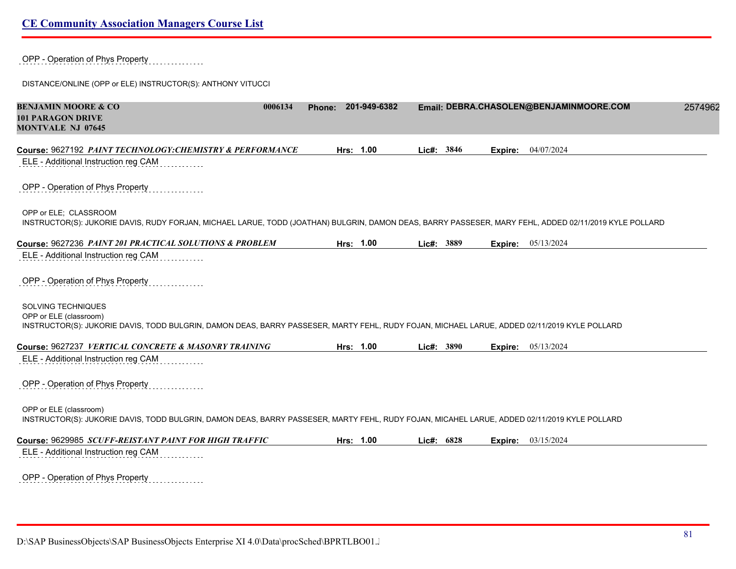OPP - Operation of Phys Property

DISTANCE/ONLINE (OPP or ELE) INSTRUCTOR(S): ANTHONY VITUCCI

**BENJAMIN MOORE & CO** **0006134** Phone: **201-949-6382** Email: **DEBRA.CHASOLEN@BENJAMINMOORE.COM** 2574962
**101 PARAGON DRIVE**
**MONTVALE NJ 07645**

**Course:** 9627192 ***PAINT TECHNOLOGY:CHEMISTRY & PERFORMANCE*** **Hrs: 1.00** **Lic#: 3846** **Expire:** 04/07/2024

ELE - Additional Instruction reg CAM

OPP - Operation of Phys Property

OPP or ELE; CLASSROOM
INSTRUCTOR(S): JUKORIE DAVIS, RUDY FORJAN, MICHAEL LARUE, TODD (JOATHAN) BULGRIN, DAMON DEAS, BARRY PASSESER, MARY FEHL, ADDED 02/11/2019 KYLE POLLARD

**Course:** 9627236 ***PAINT 201 PRACTICAL SOLUTIONS & PROBLEM*** **Hrs: 1.00** **Lic#: 3889** **Expire:** 05/13/2024

ELE - Additional Instruction reg CAM

OPP - Operation of Phys Property

SOLVING TECHNIQUES
OPP or ELE (classroom)
INSTRUCTOR(S): JUKORIE DAVIS, TODD BULGRIN, DAMON DEAS, BARRY PASSESER, MARTY FEHL, RUDY FOJAN, MICHAEL LARUE, ADDED 02/11/2019 KYLE POLLARD

**Course:** 9627237 ***VERTICAL CONCRETE & MASONRY TRAINING*** **Hrs: 1.00** **Lic#: 3890** **Expire:** 05/13/2024

ELE - Additional Instruction reg CAM

OPP - Operation of Phys Property

OPP or ELE (classroom)
INSTRUCTOR(S): JUKORIE DAVIS, TODD BULGRIN, DAMON DEAS, BARRY PASSESER, MARTY FEHL, RUDY FOJAN, MICAHEL LARUE, ADDED 02/11/2019 KYLE POLLARD

**Course:** 9629985 ***SCUFF-REISTANT PAINT FOR HIGH TRAFFIC*** **Hrs: 1.00** **Lic#: 6828** **Expire:** 03/15/2024

ELE - Additional Instruction reg CAM

OPP - Operation of Phys Property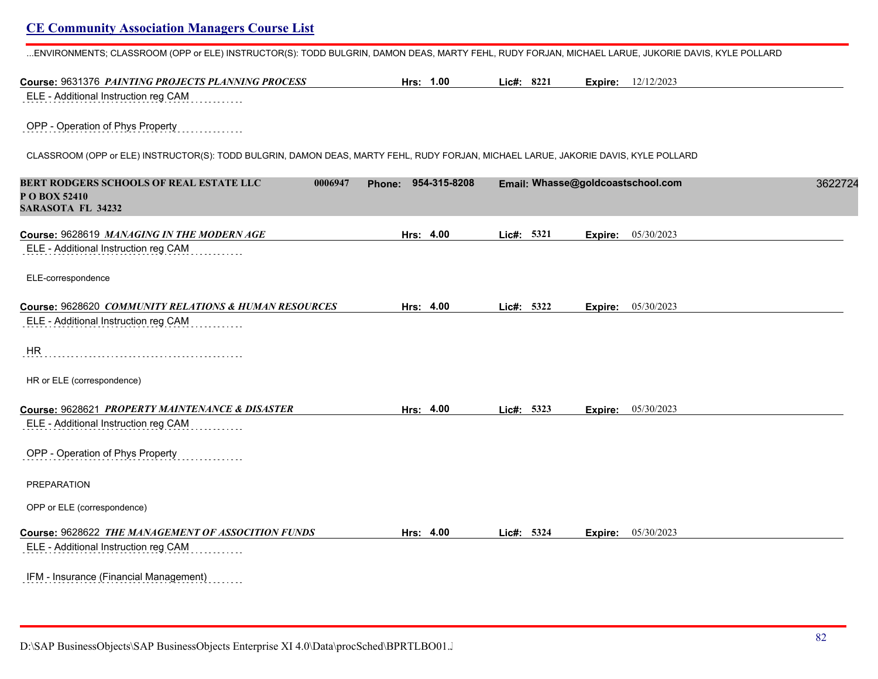...ENVIRONMENTS; CLASSROOM (OPP or ELE) INSTRUCTOR(S): TODD BULGRIN, DAMON DEAS, MARTY FEHL, RUDY FORJAN, MICHAEL LARUE, JUKORIE DAVIS, KYLE POLLARD

**Course:** 9631376 ***PAINTING PROJECTS PLANNING PROCESS*** **Hrs:** 1.00 **Lic#:** 8221 **Expire:** 12/12/2023

ELE - Additional Instruction reg CAM

OPP - Operation of Phys Property

CLASSROOM (OPP or ELE) INSTRUCTOR(S): TODD BULGRIN, DAMON DEAS, MARTY FEHL, RUDY FORJAN, MICHAEL LARUE, JAKORIE DAVIS, KYLE POLLARD

**BERT RODGERS SCHOOLS OF REAL ESTATE LLC** 0006947 **Phone:** 954-315-8208 **Email:** Whasse@goldcoastschool.com 3622724
**P O BOX 52410**
**SARASOTA FL 34232**

**Course:** 9628619 ***MANAGING IN THE MODERN AGE*** **Hrs:** 4.00 **Lic#:** 5321 **Expire:** 05/30/2023

ELE - Additional Instruction reg CAM

ELE-correspondence

**Course:** 9628620 ***COMMUNITY RELATIONS & HUMAN RESOURCES*** **Hrs:** 4.00 **Lic#:** 5322 **Expire:** 05/30/2023

ELE - Additional Instruction reg CAM

HR

HR or ELE (correspondence)

**Course:** 9628621 ***PROPERTY MAINTENANCE & DISASTER*** **Hrs:** 4.00 **Lic#:** 5323 **Expire:** 05/30/2023

ELE - Additional Instruction reg CAM

OPP - Operation of Phys Property

PREPARATION

OPP or ELE (correspondence)

**Course:** 9628622 ***THE MANAGEMENT OF ASSOCITION FUNDS*** **Hrs:** 4.00 **Lic#:** 5324 **Expire:** 05/30/2023

ELE - Additional Instruction reg CAM

IFM - Insurance (Financial Management)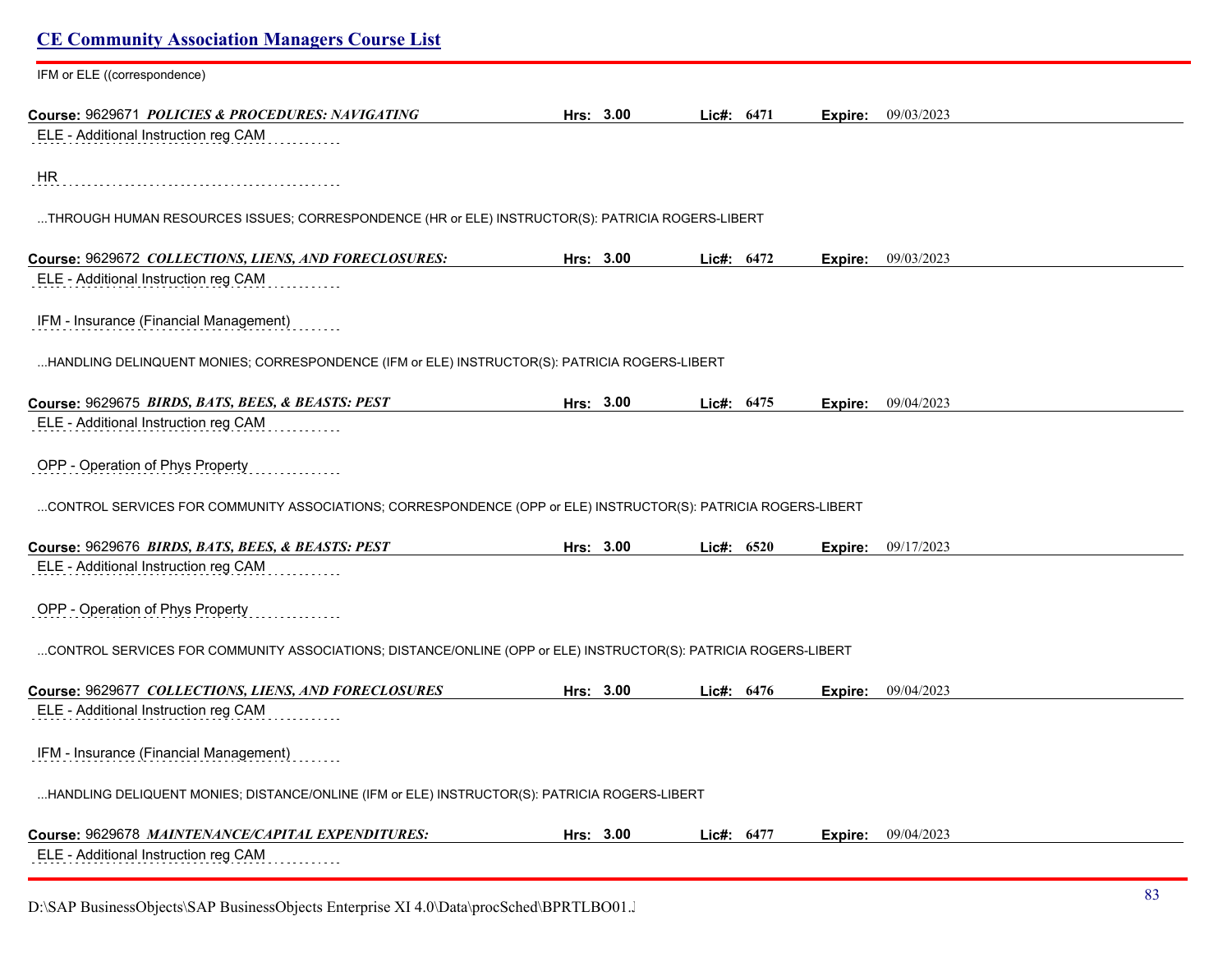IFM or ELE ((correspondence)

**Course:** 9629671 ***POLICIES & PROCEDURES: NAVIGATING*** **Hrs:** 3.00 **Lic#:** 6471 **Expire:** 09/03/2023

ELE - Additional Instruction reg CAM

HR

...THROUGH HUMAN RESOURCES ISSUES; CORRESPONDENCE (HR or ELE) INSTRUCTOR(S): PATRICIA ROGERS-LIBERT

**Course:** 9629672 ***COLLECTIONS, LIENS, AND FORECLOSURES:*** **Hrs:** 3.00 **Lic#:** 6472 **Expire:** 09/03/2023

ELE - Additional Instruction reg CAM

IFM - Insurance (Financial Management)

...HANDLING DELINQUENT MONIES; CORRESPONDENCE (IFM or ELE) INSTRUCTOR(S): PATRICIA ROGERS-LIBERT

**Course:** 9629675 ***BIRDS, BATS, BEES, & BEASTS: PEST*** **Hrs:** 3.00 **Lic#:** 6475 **Expire:** 09/04/2023

ELE - Additional Instruction reg CAM

OPP - Operation of Phys Property

...CONTROL SERVICES FOR COMMUNITY ASSOCIATIONS; CORRESPONDENCE (OPP or ELE) INSTRUCTOR(S): PATRICIA ROGERS-LIBERT

**Course:** 9629676 ***BIRDS, BATS, BEES, & BEASTS: PEST*** **Hrs:** 3.00 **Lic#:** 6520 **Expire:** 09/17/2023

ELE - Additional Instruction reg CAM

OPP - Operation of Phys Property

...CONTROL SERVICES FOR COMMUNITY ASSOCIATIONS; DISTANCE/ONLINE (OPP or ELE) INSTRUCTOR(S): PATRICIA ROGERS-LIBERT

**Course:** 9629677 ***COLLECTIONS, LIENS, AND FORECLOSURES*** **Hrs:** 3.00 **Lic#:** 6476 **Expire:** 09/04/2023

ELE - Additional Instruction reg CAM

IFM - Insurance (Financial Management)

...HANDLING DELIQUENT MONIES; DISTANCE/ONLINE (IFM or ELE) INSTRUCTOR(S): PATRICIA ROGERS-LIBERT

**Course:** 9629678 ***MAINTENANCE/CAPITAL EXPENDITURES:*** **Hrs:** 3.00 **Lic#:** 6477 **Expire:** 09/04/2023

ELE - Additional Instruction reg CAM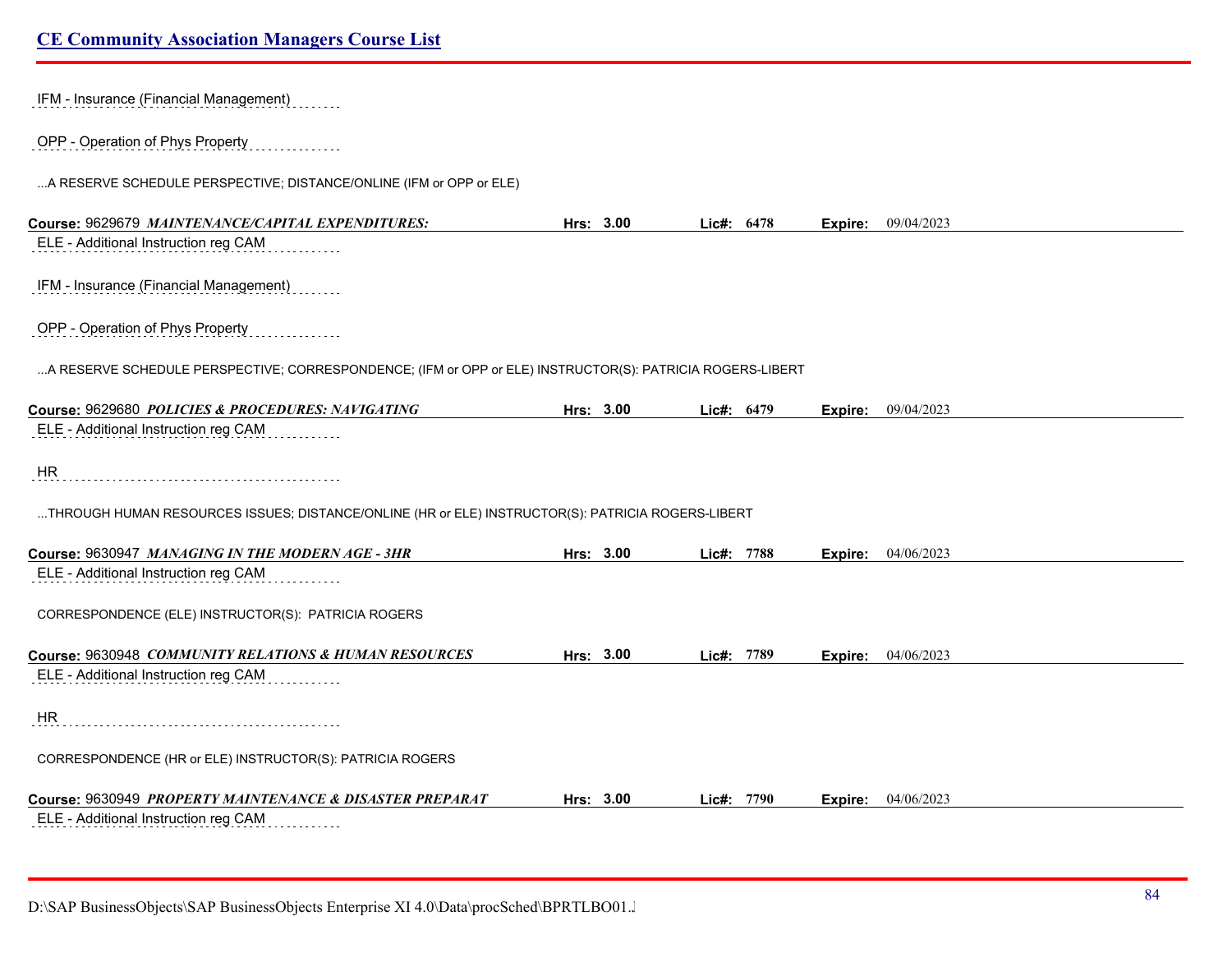IFM - Insurance (Financial Management)

OPP - Operation of Phys Property

...A RESERVE SCHEDULE PERSPECTIVE; DISTANCE/ONLINE (IFM or OPP or ELE)

**Course:** 9629679 ***MAINTENANCE/CAPITAL EXPENDITURES:*** **Hrs:** 3.00 **Lic#:** 6478 **Expire:** 09/04/2023

ELE - Additional Instruction reg CAM

IFM - Insurance (Financial Management)

OPP - Operation of Phys Property

...A RESERVE SCHEDULE PERSPECTIVE; CORRESPONDENCE; (IFM or OPP or ELE) INSTRUCTOR(S): PATRICIA ROGERS-LIBERT

**Course:** 9629680 ***POLICIES & PROCEDURES: NAVIGATING*** **Hrs:** 3.00 **Lic#:** 6479 **Expire:** 09/04/2023

ELE - Additional Instruction reg CAM

HR

...THROUGH HUMAN RESOURCES ISSUES; DISTANCE/ONLINE (HR or ELE) INSTRUCTOR(S): PATRICIA ROGERS-LIBERT

**Course:** 9630947 ***MANAGING IN THE MODERN AGE - 3HR*** **Hrs:** 3.00 **Lic#:** 7788 **Expire:** 04/06/2023

ELE - Additional Instruction reg CAM

CORRESPONDENCE (ELE) INSTRUCTOR(S): PATRICIA ROGERS

**Course:** 9630948 ***COMMUNITY RELATIONS & HUMAN RESOURCES*** **Hrs:** 3.00 **Lic#:** 7789 **Expire:** 04/06/2023

ELE - Additional Instruction reg CAM

HR

CORRESPONDENCE (HR or ELE) INSTRUCTOR(S): PATRICIA ROGERS

**Course:** 9630949 ***PROPERTY MAINTENANCE & DISASTER PREPARAT*** **Hrs:** 3.00 **Lic#:** 7790 **Expire:** 04/06/2023

ELE - Additional Instruction reg CAM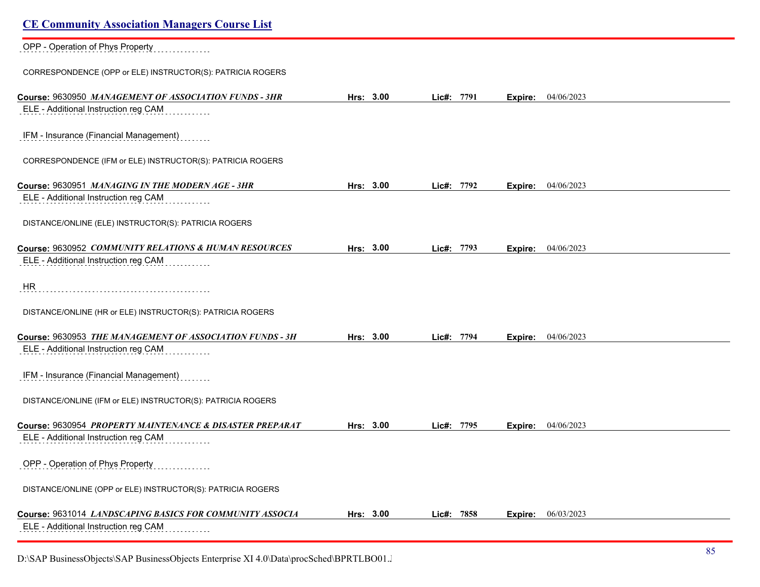OPP - Operation of Phys Property

CORRESPONDENCE (OPP or ELE) INSTRUCTOR(S): PATRICIA ROGERS

**Course:** 9630950 ***MANAGEMENT OF ASSOCIATION FUNDS - 3HR*** **Hrs:** 3.00 **Lic#:** 7791 **Expire:** 04/06/2023

ELE - Additional Instruction reg CAM

IFM - Insurance (Financial Management)

CORRESPONDENCE (IFM or ELE) INSTRUCTOR(S): PATRICIA ROGERS

**Course:** 9630951 ***MANAGING IN THE MODERN AGE - 3HR*** **Hrs:** 3.00 **Lic#:** 7792 **Expire:** 04/06/2023

ELE - Additional Instruction reg CAM

DISTANCE/ONLINE (ELE) INSTRUCTOR(S): PATRICIA ROGERS

**Course:** 9630952 ***COMMUNITY RELATIONS & HUMAN RESOURCES*** **Hrs:** 3.00 **Lic#:** 7793 **Expire:** 04/06/2023

ELE - Additional Instruction reg CAM

HR

DISTANCE/ONLINE (HR or ELE) INSTRUCTOR(S): PATRICIA ROGERS

**Course:** 9630953 ***THE MANAGEMENT OF ASSOCIATION FUNDS - 3H*** **Hrs:** 3.00 **Lic#:** 7794 **Expire:** 04/06/2023

ELE - Additional Instruction reg CAM

IFM - Insurance (Financial Management)

DISTANCE/ONLINE (IFM or ELE) INSTRUCTOR(S): PATRICIA ROGERS

**Course:** 9630954 ***PROPERTY MAINTENANCE & DISASTER PREPARAT*** **Hrs:** 3.00 **Lic#:** 7795 **Expire:** 04/06/2023

ELE - Additional Instruction reg CAM

OPP - Operation of Phys Property

DISTANCE/ONLINE (OPP or ELE) INSTRUCTOR(S): PATRICIA ROGERS

**Course:** 9631014 ***LANDSCAPING BASICS FOR COMMUNITY ASSOCIA*** **Hrs:** 3.00 **Lic#:** 7858 **Expire:** 06/03/2023

ELE - Additional Instruction reg CAM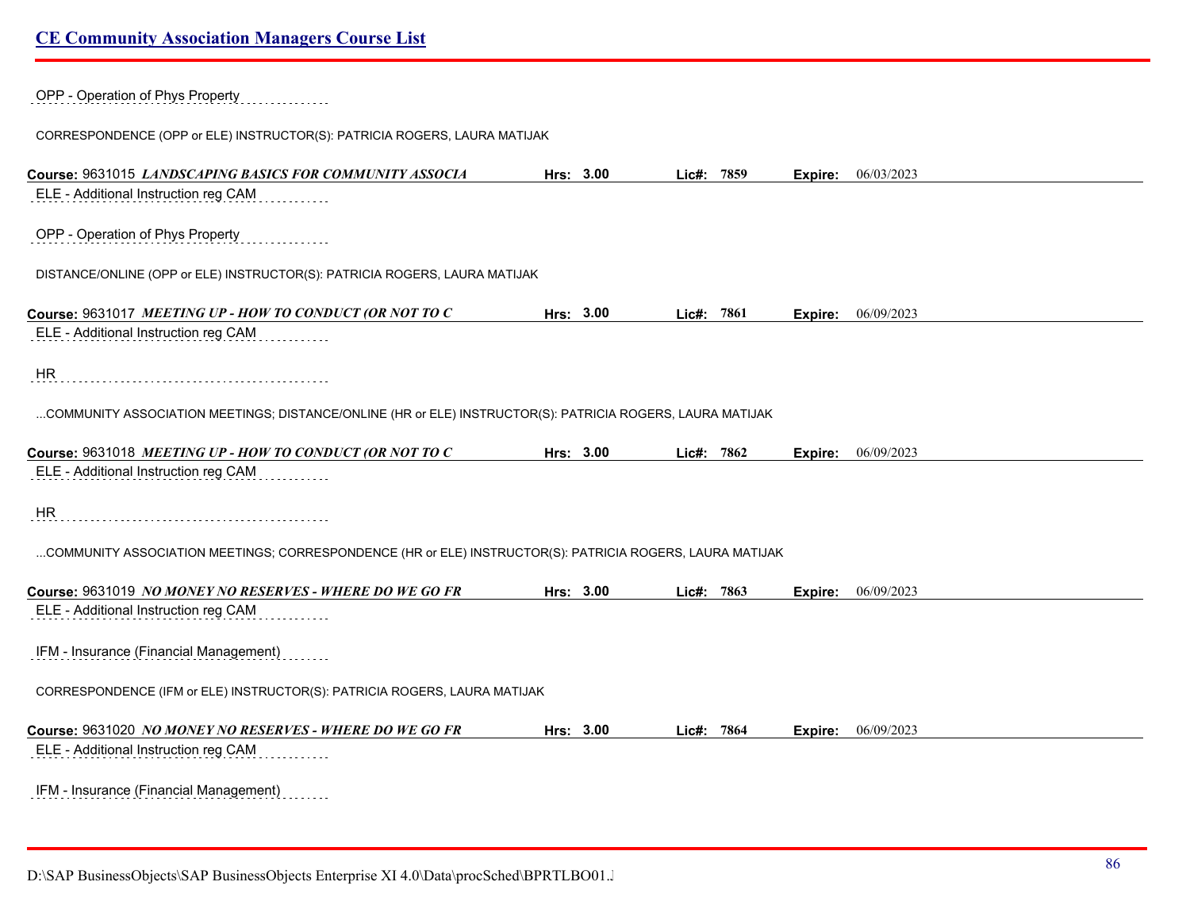OPP - Operation of Phys Property

CORRESPONDENCE (OPP or ELE) INSTRUCTOR(S): PATRICIA ROGERS, LAURA MATIJAK

**Course:** 9631015 ***LANDSCAPING BASICS FOR COMMUNITY ASSOCIA*** **Hrs:** 3.00 **Lic#:** 7859 **Expire:** 06/03/2023

ELE - Additional Instruction reg CAM

OPP - Operation of Phys Property

DISTANCE/ONLINE (OPP or ELE) INSTRUCTOR(S): PATRICIA ROGERS, LAURA MATIJAK

**Course:** 9631017 ***MEETING UP - HOW TO CONDUCT (OR NOT TO C*** **Hrs:** 3.00 **Lic#:** 7861 **Expire:** 06/09/2023

ELE - Additional Instruction reg CAM

HR

...COMMUNITY ASSOCIATION MEETINGS; DISTANCE/ONLINE (HR or ELE) INSTRUCTOR(S): PATRICIA ROGERS, LAURA MATIJAK

**Course:** 9631018 ***MEETING UP - HOW TO CONDUCT (OR NOT TO C*** **Hrs:** 3.00 **Lic#:** 7862 **Expire:** 06/09/2023

ELE - Additional Instruction reg CAM

HR

...COMMUNITY ASSOCIATION MEETINGS; CORRESPONDENCE (HR or ELE) INSTRUCTOR(S): PATRICIA ROGERS, LAURA MATIJAK

**Course:** 9631019 ***NO MONEY NO RESERVES - WHERE DO WE GO FR*** **Hrs:** 3.00 **Lic#:** 7863 **Expire:** 06/09/2023

ELE - Additional Instruction reg CAM

IFM - Insurance (Financial Management)

CORRESPONDENCE (IFM or ELE) INSTRUCTOR(S): PATRICIA ROGERS, LAURA MATIJAK

**Course:** 9631020 ***NO MONEY NO RESERVES - WHERE DO WE GO FR*** **Hrs:** 3.00 **Lic#:** 7864 **Expire:** 06/09/2023

ELE - Additional Instruction reg CAM

IFM - Insurance (Financial Management)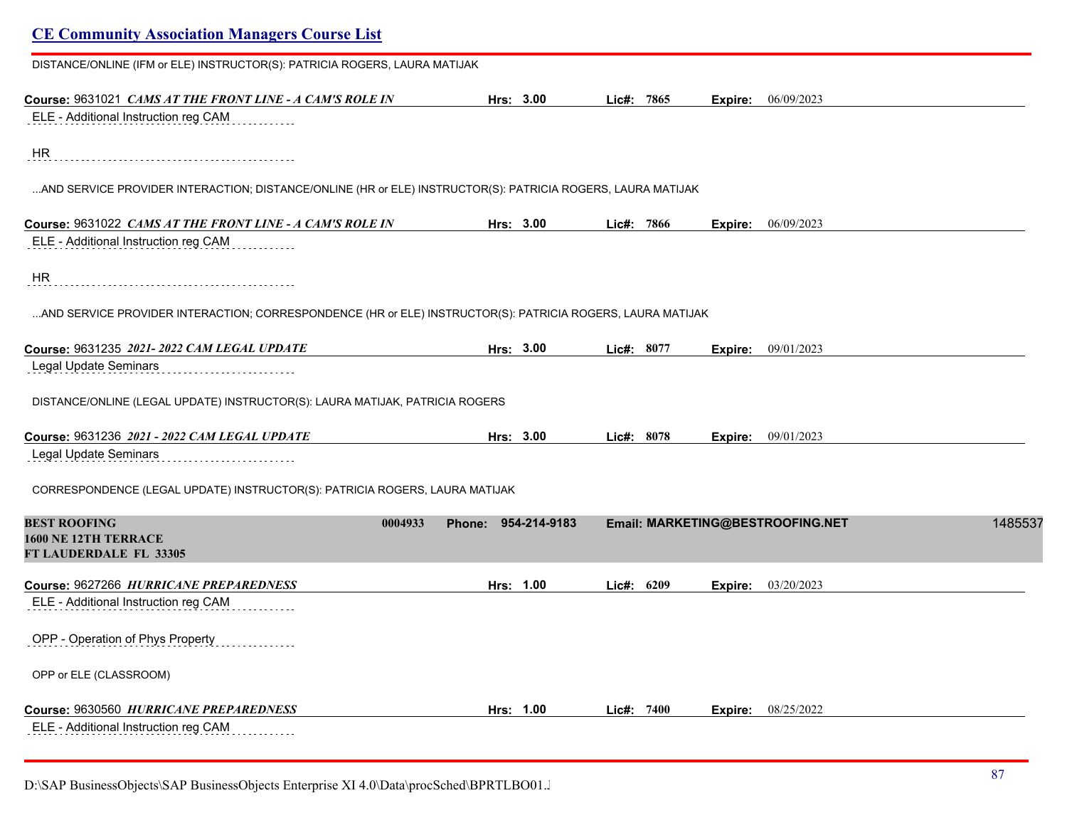DISTANCE/ONLINE (IFM or ELE) INSTRUCTOR(S): PATRICIA ROGERS, LAURA MATIJAK

**Course:** 9631021 ***CAMS AT THE FRONT LINE - A CAM'S ROLE IN*** **Hrs:** 3.00 **Lic#:** 7865 **Expire:** 06/09/2023

ELE - Additional Instruction reg CAM

HR

...AND SERVICE PROVIDER INTERACTION; DISTANCE/ONLINE (HR or ELE) INSTRUCTOR(S): PATRICIA ROGERS, LAURA MATIJAK

**Course:** 9631022 ***CAMS AT THE FRONT LINE - A CAM'S ROLE IN*** **Hrs:** 3.00 **Lic#:** 7866 **Expire:** 06/09/2023

ELE - Additional Instruction reg CAM

HR

...AND SERVICE PROVIDER INTERACTION; CORRESPONDENCE (HR or ELE) INSTRUCTOR(S): PATRICIA ROGERS, LAURA MATIJAK

**Course:** 9631235 ***2021- 2022 CAM LEGAL UPDATE*** **Hrs:** 3.00 **Lic#:** 8077 **Expire:** 09/01/2023

Legal Update Seminars

DISTANCE/ONLINE (LEGAL UPDATE) INSTRUCTOR(S): LAURA MATIJAK, PATRICIA ROGERS

**Course:** 9631236 ***2021 - 2022 CAM LEGAL UPDATE*** **Hrs:** 3.00 **Lic#:** 8078 **Expire:** 09/01/2023

Legal Update Seminars

CORRESPONDENCE (LEGAL UPDATE) INSTRUCTOR(S): PATRICIA ROGERS, LAURA MATIJAK

**BEST ROOFING** **0004933** **Phone: 954-214-9183** **Email: MARKETING@BESTROOFING.NET** 1485537
**1600 NE 12TH TERRACE**
**FT LAUDERDALE FL 33305**

**Course:** 9627266 ***HURRICANE PREPAREDNESS*** **Hrs:** 1.00 **Lic#:** 6209 **Expire:** 03/20/2023

ELE - Additional Instruction reg CAM

OPP - Operation of Phys Property

OPP or ELE (CLASSROOM)

**Course:** 9630560 ***HURRICANE PREPAREDNESS*** **Hrs:** 1.00 **Lic#:** 7400 **Expire:** 08/25/2022

ELE - Additional Instruction reg CAM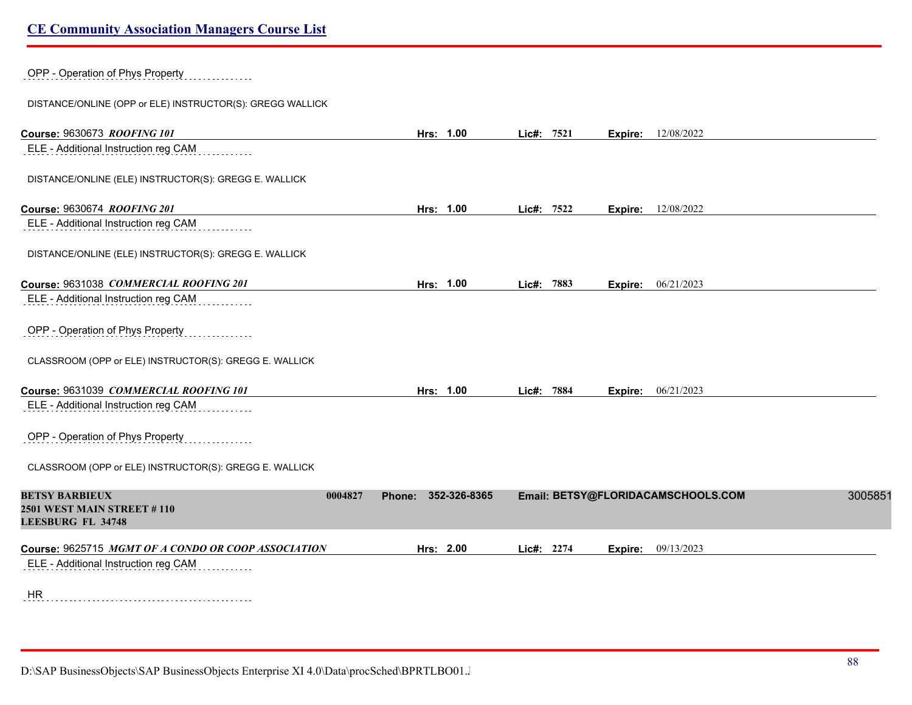OPP - Operation of Phys Property

DISTANCE/ONLINE (OPP or ELE) INSTRUCTOR(S): GREGG WALLICK

**Course:** 9630673 ***ROOFING 101*** **Hrs:** **1.00** **Lic#:** **7521** **Expire:** 12/08/2022

ELE - Additional Instruction reg CAM

DISTANCE/ONLINE (ELE) INSTRUCTOR(S): GREGG E. WALLICK

**Course:** 9630674 ***ROOFING 201*** **Hrs:** **1.00** **Lic#:** **7522** **Expire:** 12/08/2022

ELE - Additional Instruction reg CAM

DISTANCE/ONLINE (ELE) INSTRUCTOR(S): GREGG E. WALLICK

**Course:** 9631038 ***COMMERCIAL ROOFING 201*** **Hrs:** **1.00** **Lic#:** **7883** **Expire:** 06/21/2023

ELE - Additional Instruction reg CAM

OPP - Operation of Phys Property

CLASSROOM (OPP or ELE) INSTRUCTOR(S): GREGG E. WALLICK

**Course:** 9631039 ***COMMERCIAL ROOFING 101*** **Hrs:** **1.00** **Lic#:** **7884** **Expire:** 06/21/2023

ELE - Additional Instruction reg CAM

OPP - Operation of Phys Property

CLASSROOM (OPP or ELE) INSTRUCTOR(S): GREGG E. WALLICK

**BETSY BARBIEUX** **0004827** **Phone:** **352-326-8365** **Email: BETSY@FLORIDACAMSCHOOLS.COM** 3005851
**2501 WEST MAIN STREET # 110**
**LEESBURG FL 34748**

**Course:** 9625715 ***MGMT OF A CONDO OR COOP ASSOCIATION*** **Hrs:** **2.00** **Lic#:** **2274** **Expire:** 09/13/2023

ELE - Additional Instruction reg CAM

HR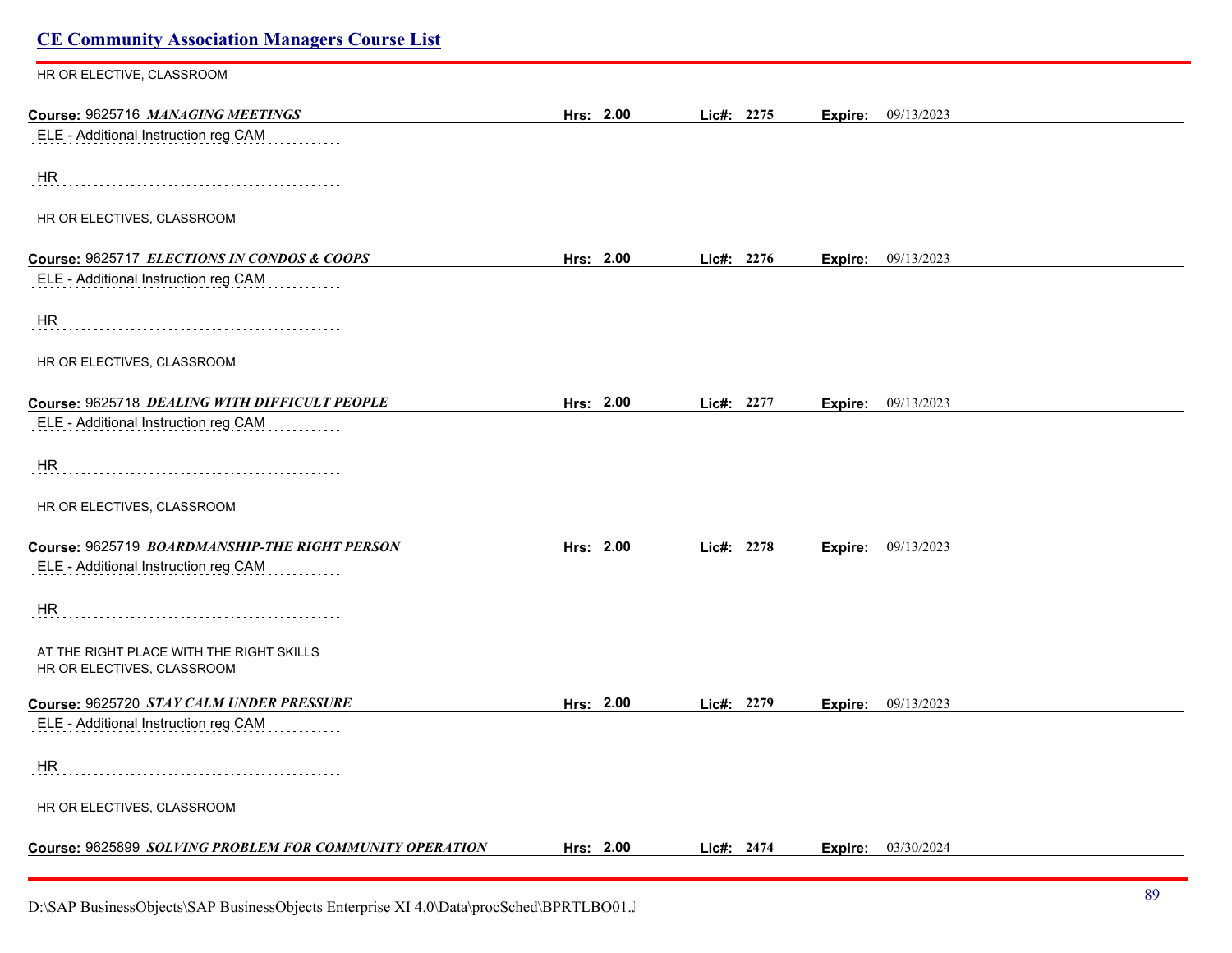HR OR ELECTIVE, CLASSROOM

**Course:** 9625716 ***MANAGING MEETINGS*** **Hrs: 2.00** **Lic#: 2275** **Expire:** 09/13/2023

ELE - Additional Instruction reg CAM

HR

HR OR ELECTIVES, CLASSROOM

**Course:** 9625717 ***ELECTIONS IN CONDOS & COOPS*** **Hrs: 2.00** **Lic#: 2276** **Expire:** 09/13/2023

ELE - Additional Instruction reg CAM

HR

HR OR ELECTIVES, CLASSROOM

**Course:** 9625718 ***DEALING WITH DIFFICULT PEOPLE*** **Hrs: 2.00** **Lic#: 2277** **Expire:** 09/13/2023

ELE - Additional Instruction reg CAM

HR

HR OR ELECTIVES, CLASSROOM

**Course:** 9625719 ***BOARDMANSHIP-THE RIGHT PERSON*** **Hrs: 2.00** **Lic#: 2278** **Expire:** 09/13/2023

ELE - Additional Instruction reg CAM

HR

AT THE RIGHT PLACE WITH THE RIGHT SKILLS
HR OR ELECTIVES, CLASSROOM

**Course:** 9625720 ***STAY CALM UNDER PRESSURE*** **Hrs: 2.00** **Lic#: 2279** **Expire:** 09/13/2023

ELE - Additional Instruction reg CAM

HR

HR OR ELECTIVES, CLASSROOM

**Course:** 9625899 ***SOLVING PROBLEM FOR COMMUNITY OPERATION*** **Hrs: 2.00** **Lic#: 2474** **Expire:** 03/30/2024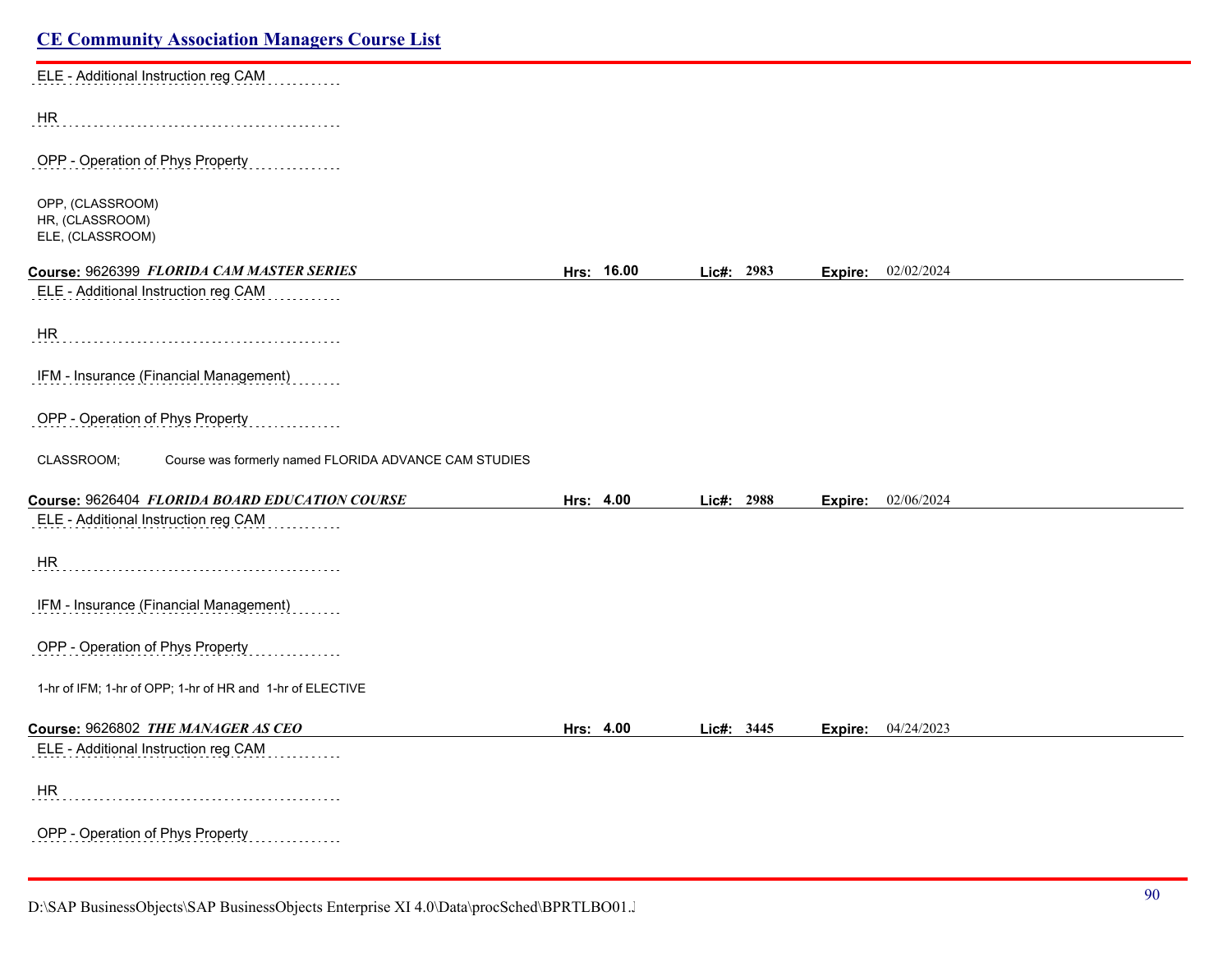ELE - Additional Instruction reg CAM

HR

OPP - Operation of Phys Property

OPP, (CLASSROOM)
HR, (CLASSROOM)
ELE, (CLASSROOM)

**Course:** 9626399 ***FLORIDA CAM MASTER SERIES*** **Hrs: 16.00** **Lic#: 2983** **Expire:** 02/02/2024

ELE - Additional Instruction reg CAM

HR

IFM - Insurance (Financial Management)

OPP - Operation of Phys Property

CLASSROOM; Course was formerly named FLORIDA ADVANCE CAM STUDIES

**Course:** 9626404 ***FLORIDA BOARD EDUCATION COURSE*** **Hrs: 4.00** **Lic#: 2988** **Expire:** 02/06/2024

ELE - Additional Instruction reg CAM

HR

IFM - Insurance (Financial Management)

OPP - Operation of Phys Property

1-hr of IFM; 1-hr of OPP; 1-hr of HR and 1-hr of ELECTIVE

**Course:** 9626802 ***THE MANAGER AS CEO*** **Hrs: 4.00** **Lic#: 3445** **Expire:** 04/24/2023

ELE - Additional Instruction reg CAM

HR

OPP - Operation of Phys Property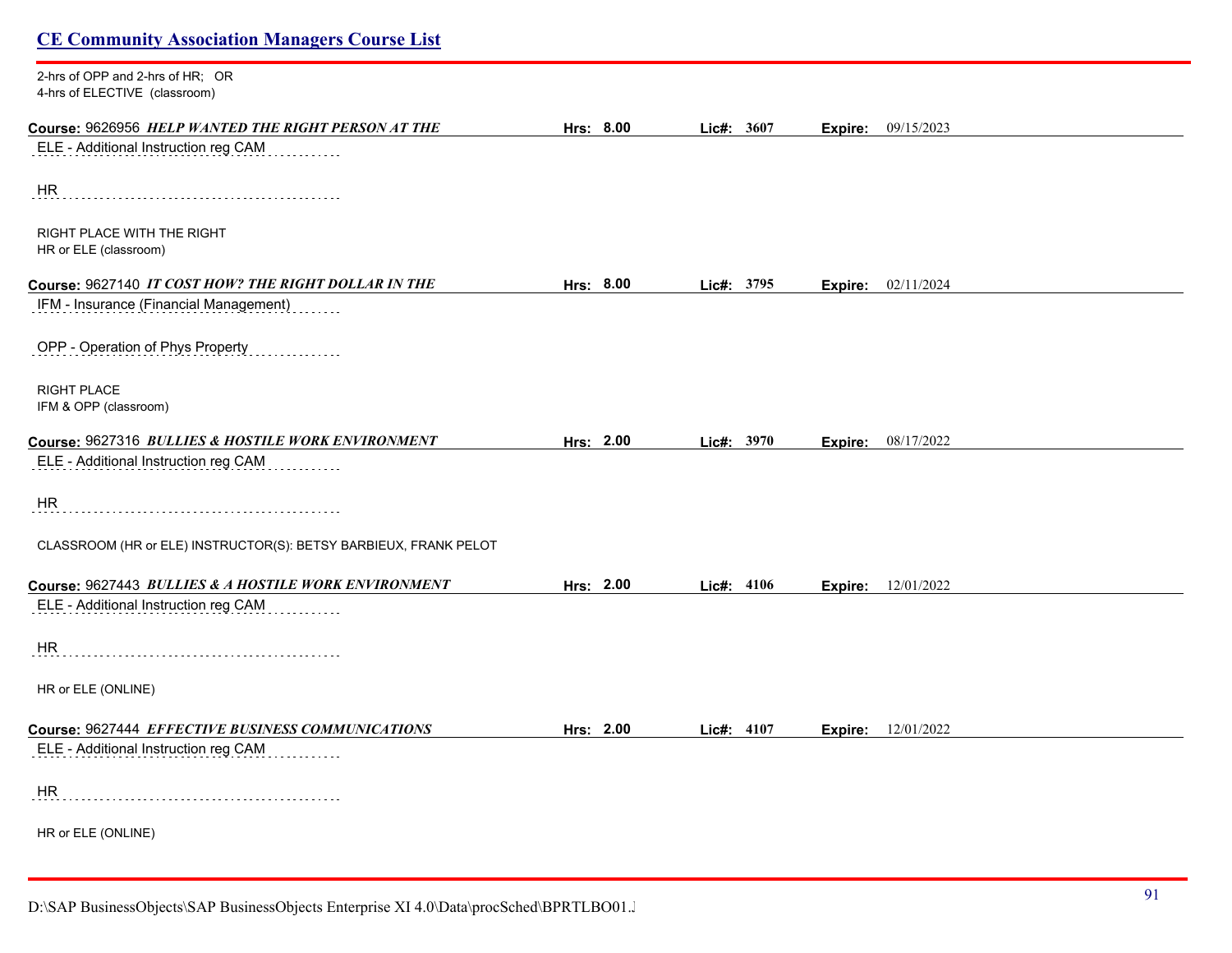2-hrs of OPP and 2-hrs of HR; OR
4-hrs of ELECTIVE (classroom)

**Course:** 9626956 ***HELP WANTED THE RIGHT PERSON AT THE*** **Hrs: 8.00** **Lic#: 3607** **Expire:** 09/15/2023

ELE - Additional Instruction reg CAM

HR

RIGHT PLACE WITH THE RIGHT
HR or ELE (classroom)

**Course:** 9627140 ***IT COST HOW? THE RIGHT DOLLAR IN THE*** **Hrs: 8.00** **Lic#: 3795** **Expire:** 02/11/2024

IFM - Insurance (Financial Management)

OPP - Operation of Phys Property

RIGHT PLACE
IFM & OPP (classroom)

**Course:** 9627316 ***BULLIES & HOSTILE WORK ENVIRONMENT*** **Hrs: 2.00** **Lic#: 3970** **Expire:** 08/17/2022

ELE - Additional Instruction reg CAM

HR

CLASSROOM (HR or ELE) INSTRUCTOR(S): BETSY BARBIEUX, FRANK PELOT

**Course:** 9627443 ***BULLIES & A HOSTILE WORK ENVIRONMENT*** **Hrs: 2.00** **Lic#: 4106** **Expire:** 12/01/2022

ELE - Additional Instruction reg CAM

HR

HR or ELE (ONLINE)

**Course:** 9627444 ***EFFECTIVE BUSINESS COMMUNICATIONS*** **Hrs: 2.00** **Lic#: 4107** **Expire:** 12/01/2022

ELE - Additional Instruction reg CAM

HR

HR or ELE (ONLINE)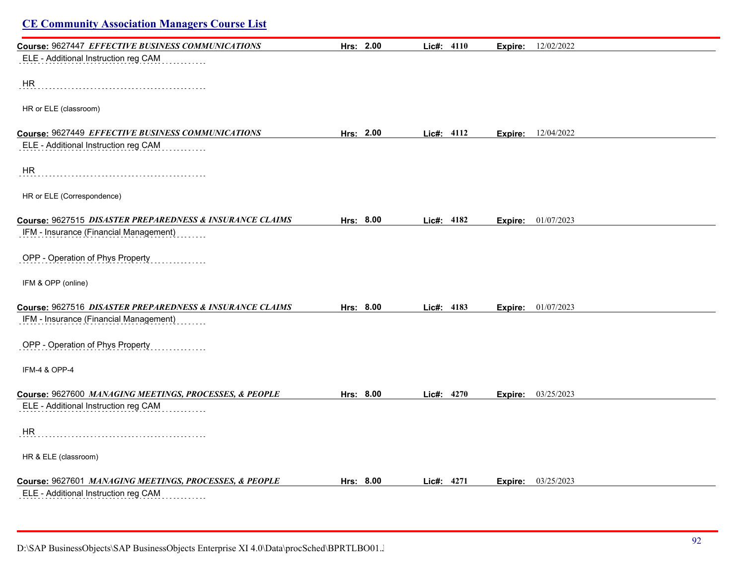## CE Community Association Managers Course List

**Course:** 9627447 ***EFFECTIVE BUSINESS COMMUNICATIONS*** **Hrs: 2.00** **Lic#: 4110** **Expire:** 12/02/2022

ELE - Additional Instruction reg CAM

HR

HR or ELE (classroom)

**Course:** 9627449 ***EFFECTIVE BUSINESS COMMUNICATIONS*** **Hrs: 2.00** **Lic#: 4112** **Expire:** 12/04/2022

ELE - Additional Instruction reg CAM

HR

HR or ELE (Correspondence)

**Course:** 9627515 ***DISASTER PREPAREDNESS & INSURANCE CLAIMS*** **Hrs: 8.00** **Lic#: 4182** **Expire:** 01/07/2023

IFM - Insurance (Financial Management)

OPP - Operation of Phys Property

IFM & OPP (online)

**Course:** 9627516 ***DISASTER PREPAREDNESS & INSURANCE CLAIMS*** **Hrs: 8.00** **Lic#: 4183** **Expire:** 01/07/2023

IFM - Insurance (Financial Management)

OPP - Operation of Phys Property

IFM-4 & OPP-4

**Course:** 9627600 ***MANAGING MEETINGS, PROCESSES, & PEOPLE*** **Hrs: 8.00** **Lic#: 4270** **Expire:** 03/25/2023

ELE - Additional Instruction reg CAM

HR

HR & ELE (classroom)

**Course:** 9627601 ***MANAGING MEETINGS, PROCESSES, & PEOPLE*** **Hrs: 8.00** **Lic#: 4271** **Expire:** 03/25/2023

ELE - Additional Instruction reg CAM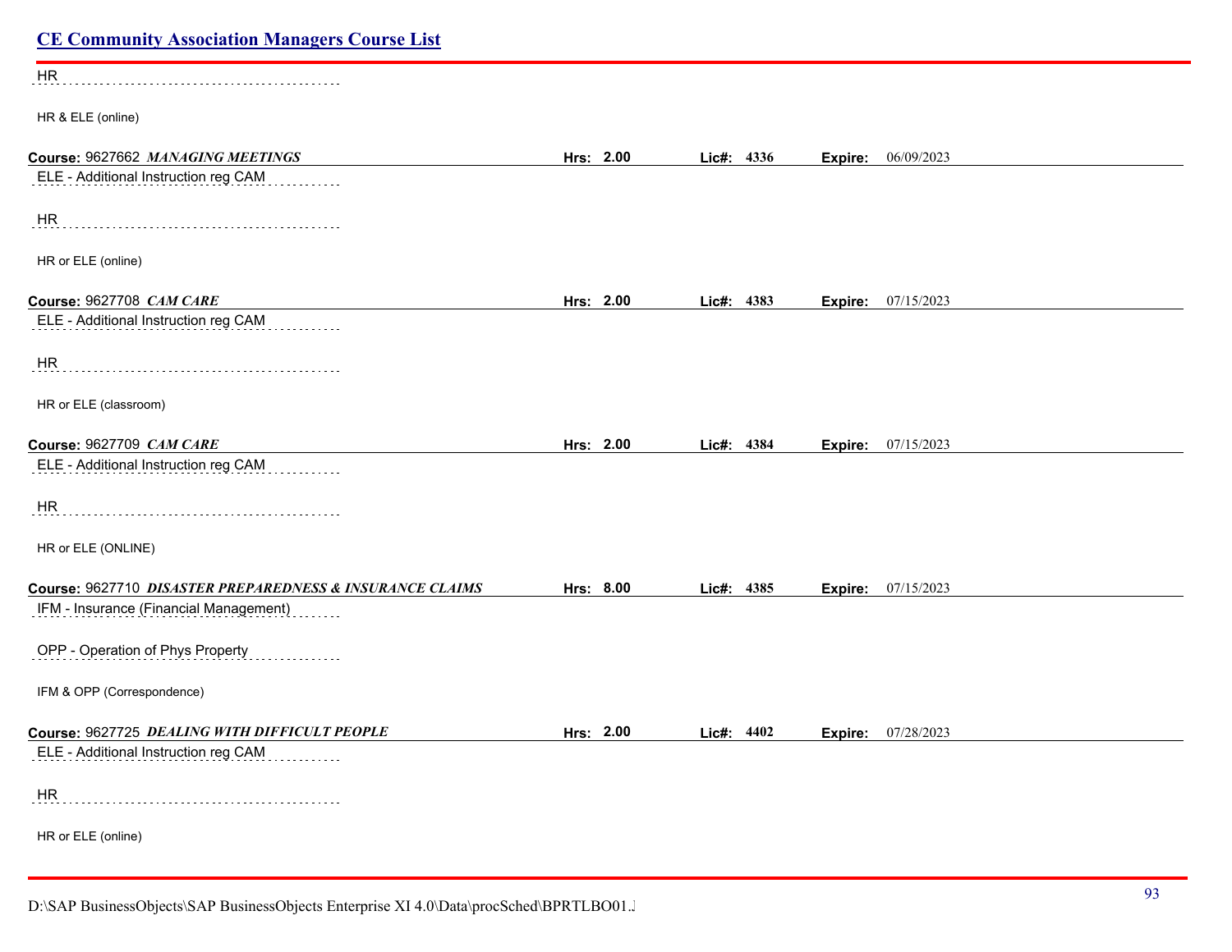HR

HR & ELE (online)

**Course:** 9627662 ***MANAGING MEETINGS*** **Hrs: 2.00** **Lic#: 4336** **Expire:** 06/09/2023

ELE - Additional Instruction reg CAM

HR

HR or ELE (online)

**Course:** 9627708 ***CAM CARE*** **Hrs: 2.00** **Lic#: 4383** **Expire:** 07/15/2023

ELE - Additional Instruction reg CAM

HR

HR or ELE (classroom)

**Course:** 9627709 ***CAM CARE*** **Hrs: 2.00** **Lic#: 4384** **Expire:** 07/15/2023

ELE - Additional Instruction reg CAM

HR

HR or ELE (ONLINE)

**Course:** 9627710 ***DISASTER PREPAREDNESS & INSURANCE CLAIMS*** **Hrs: 8.00** **Lic#: 4385** **Expire:** 07/15/2023

IFM - Insurance (Financial Management)

OPP - Operation of Phys Property

IFM & OPP (Correspondence)

**Course:** 9627725 ***DEALING WITH DIFFICULT PEOPLE*** **Hrs: 2.00** **Lic#: 4402** **Expire:** 07/28/2023

ELE - Additional Instruction reg CAM

HR

HR or ELE (online)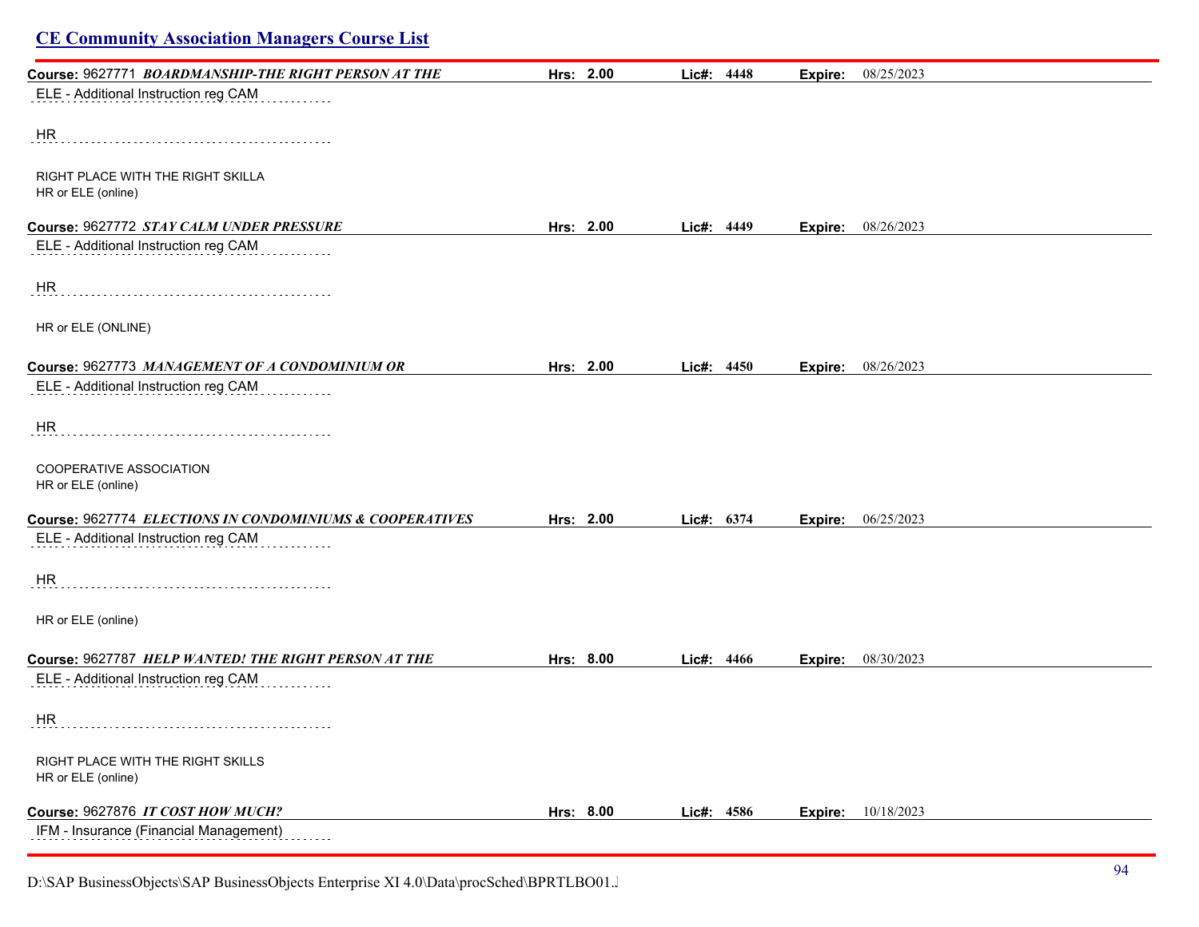## CE Community Association Managers Course List

**Course:** 9627771 ***BOARDMANSHIP-THE RIGHT PERSON AT THE*** **Hrs: 2.00** **Lic#: 4448** **Expire:** 08/25/2023

ELE - Additional Instruction reg CAM

HR

RIGHT PLACE WITH THE RIGHT SKILLA
HR or ELE (online)

**Course:** 9627772 ***STAY CALM UNDER PRESSURE*** **Hrs: 2.00** **Lic#: 4449** **Expire:** 08/26/2023

ELE - Additional Instruction reg CAM

HR

HR or ELE (ONLINE)

**Course:** 9627773 ***MANAGEMENT OF A CONDOMINIUM OR*** **Hrs: 2.00** **Lic#: 4450** **Expire:** 08/26/2023

ELE - Additional Instruction reg CAM

HR

COOPERATIVE ASSOCIATION
HR or ELE (online)

**Course:** 9627774 ***ELECTIONS IN CONDOMINIUMS & COOPERATIVES*** **Hrs: 2.00** **Lic#: 6374** **Expire:** 06/25/2023

ELE - Additional Instruction reg CAM

HR

HR or ELE (online)

**Course:** 9627787 ***HELP WANTED! THE RIGHT PERSON AT THE*** **Hrs: 8.00** **Lic#: 4466** **Expire:** 08/30/2023

ELE - Additional Instruction reg CAM

HR

RIGHT PLACE WITH THE RIGHT SKILLS
HR or ELE (online)

**Course:** 9627876 ***IT COST HOW MUCH?*** **Hrs: 8.00** **Lic#: 4586** **Expire:** 10/18/2023

IFM - Insurance (Financial Management)

D:\SAP BusinessObjects\SAP BusinessObjects Enterprise XI 4.0\Data\procSched\BPRTLBO01.J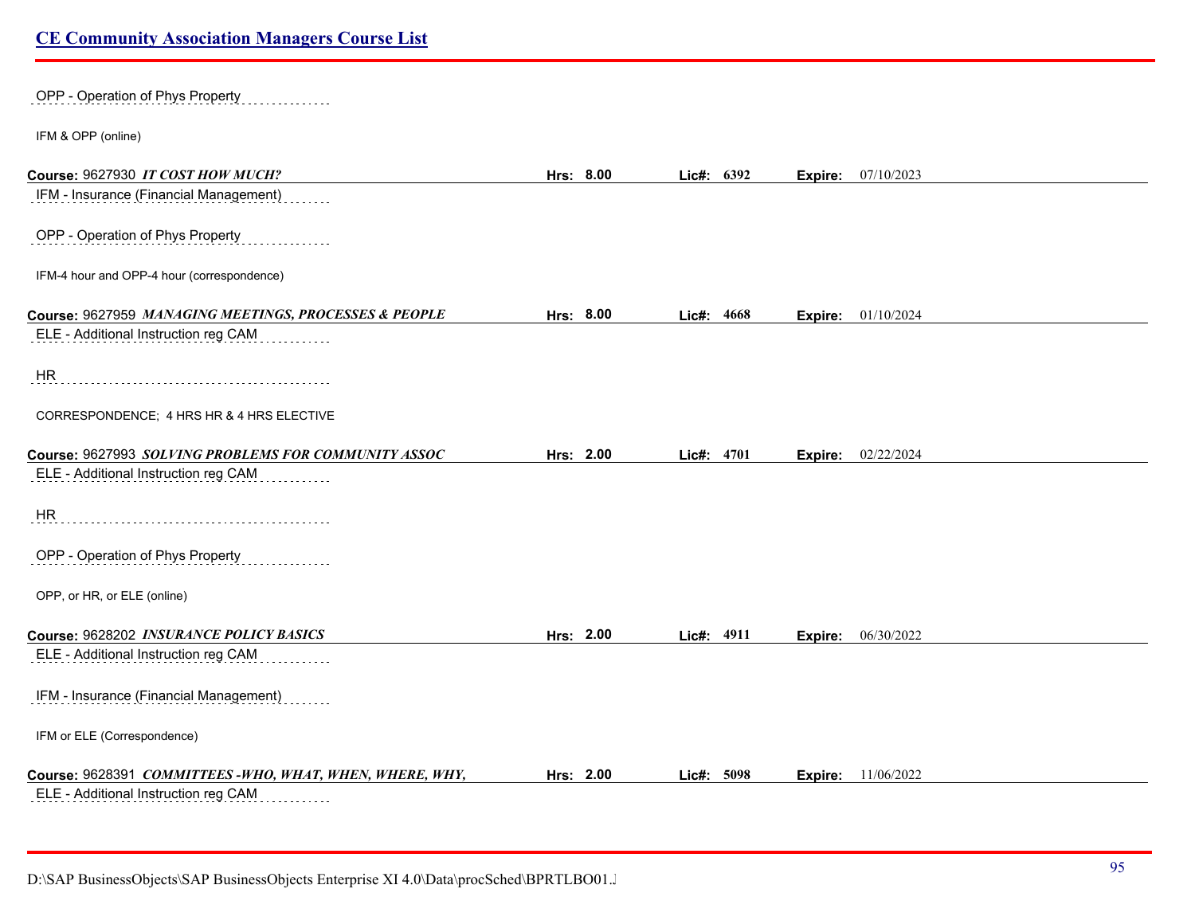OPP - Operation of Phys Property

IFM & OPP (online)

**Course:** 9627930 ***IT COST HOW MUCH?*** **Hrs:** **8.00** **Lic#:** **6392** **Expire:** 07/10/2023

IFM - Insurance (Financial Management)

OPP - Operation of Phys Property

IFM-4 hour and OPP-4 hour (correspondence)

**Course:** 9627959 ***MANAGING MEETINGS, PROCESSES & PEOPLE*** **Hrs:** **8.00** **Lic#:** **4668** **Expire:** 01/10/2024

ELE - Additional Instruction reg CAM

HR

CORRESPONDENCE; 4 HRS HR & 4 HRS ELECTIVE

**Course:** 9627993 ***SOLVING PROBLEMS FOR COMMUNITY ASSOC*** **Hrs:** **2.00** **Lic#:** **4701** **Expire:** 02/22/2024

ELE - Additional Instruction reg CAM

HR

OPP - Operation of Phys Property

OPP, or HR, or ELE (online)

**Course:** 9628202 ***INSURANCE POLICY BASICS*** **Hrs:** **2.00** **Lic#:** **4911** **Expire:** 06/30/2022

ELE - Additional Instruction reg CAM

IFM - Insurance (Financial Management)

IFM or ELE (Correspondence)

**Course:** 9628391 ***COMMITTEES -WHO, WHAT, WHEN, WHERE, WHY,*** **Hrs:** **2.00** **Lic#:** **5098** **Expire:** 11/06/2022

ELE - Additional Instruction reg CAM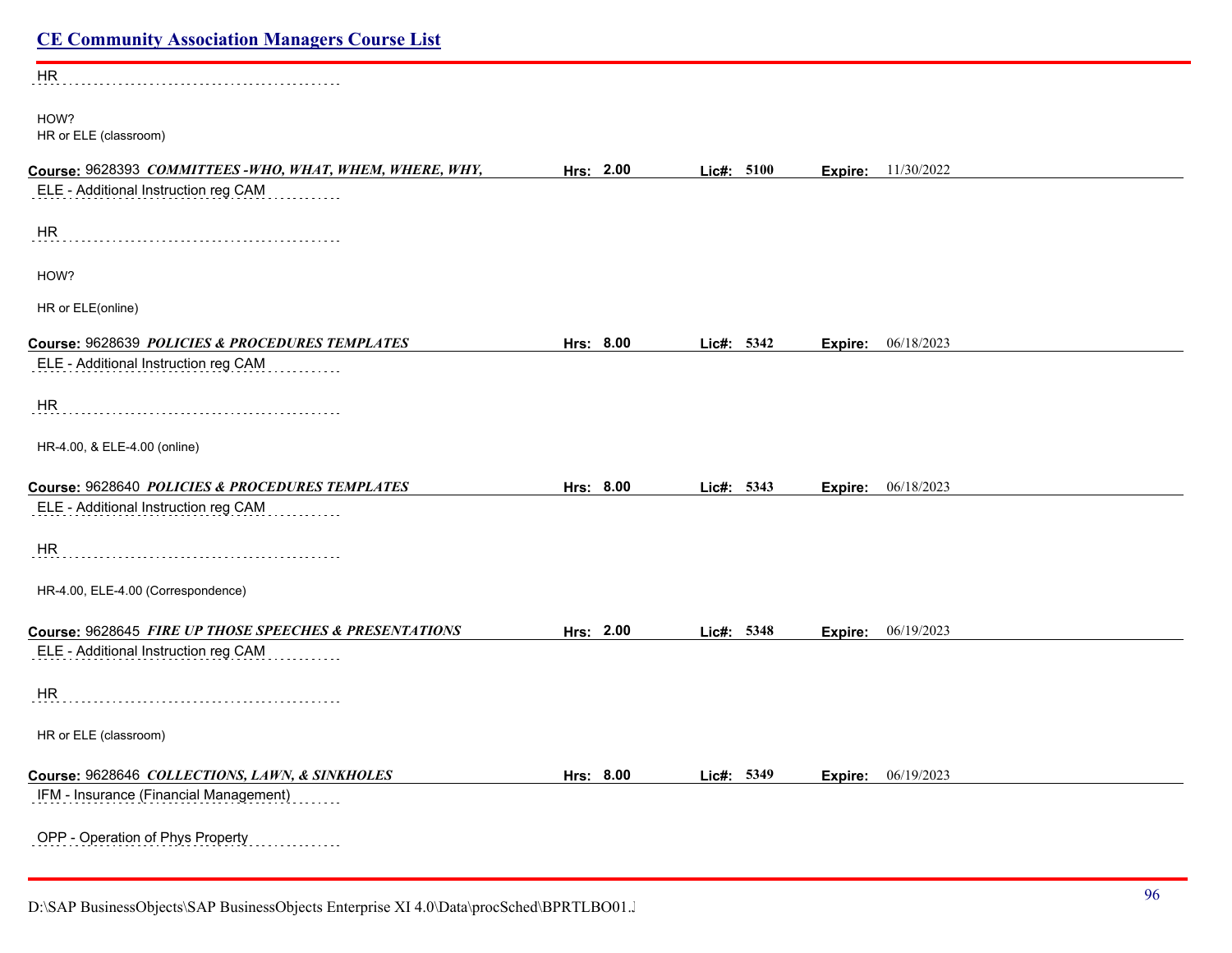HR

HOW?
HR or ELE (classroom)

**Course:** 9628393 ***COMMITTEES -WHO, WHAT, WHEM, WHERE, WHY,*** **Hrs:** 2.00 **Lic#:** 5100 **Expire:** 11/30/2022

ELE - Additional Instruction reg CAM

HR

HOW?

HR or ELE(online)

**Course:** 9628639 ***POLICIES & PROCEDURES TEMPLATES*** **Hrs:** 8.00 **Lic#:** 5342 **Expire:** 06/18/2023

ELE - Additional Instruction reg CAM

HR

HR-4.00, & ELE-4.00 (online)

**Course:** 9628640 ***POLICIES & PROCEDURES TEMPLATES*** **Hrs:** 8.00 **Lic#:** 5343 **Expire:** 06/18/2023

ELE - Additional Instruction reg CAM

HR

HR-4.00, ELE-4.00 (Correspondence)

**Course:** 9628645 ***FIRE UP THOSE SPEECHES & PRESENTATIONS*** **Hrs:** 2.00 **Lic#:** 5348 **Expire:** 06/19/2023

ELE - Additional Instruction reg CAM

HR

HR or ELE (classroom)

**Course:** 9628646 ***COLLECTIONS, LAWN, & SINKHOLES*** **Hrs:** 8.00 **Lic#:** 5349 **Expire:** 06/19/2023

IFM - Insurance (Financial Management)

OPP - Operation of Phys Property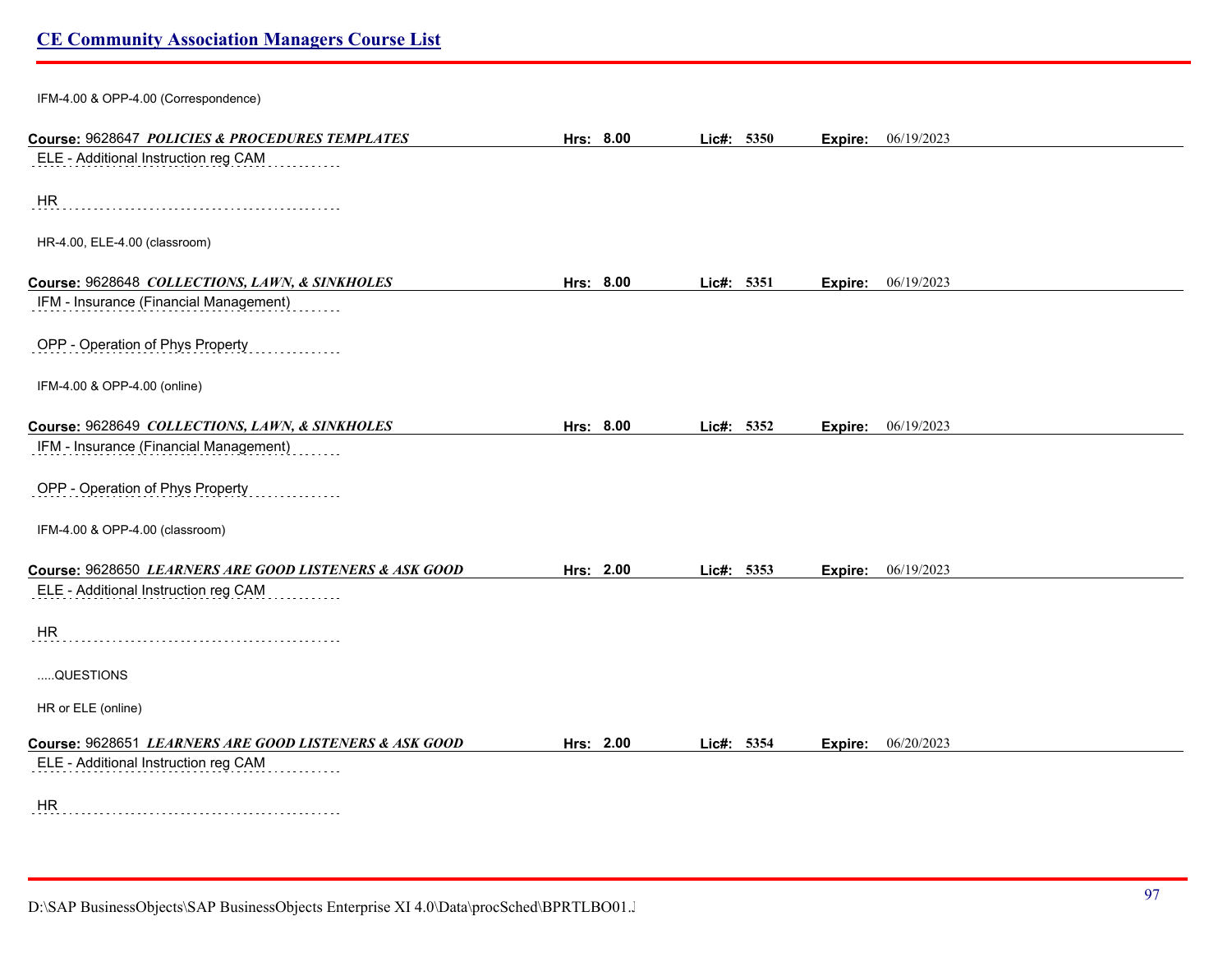IFM-4.00 & OPP-4.00 (Correspondence)

**Course:** 9628647 ***POLICIES & PROCEDURES TEMPLATES*** **Hrs:** **8.00** **Lic#:** **5350** **Expire:** 06/19/2023

ELE - Additional Instruction reg CAM

HR

HR-4.00, ELE-4.00 (classroom)

**Course:** 9628648 ***COLLECTIONS, LAWN, & SINKHOLES*** **Hrs:** **8.00** **Lic#:** **5351** **Expire:** 06/19/2023

IFM - Insurance (Financial Management)

OPP - Operation of Phys Property

IFM-4.00 & OPP-4.00 (online)

**Course:** 9628649 ***COLLECTIONS, LAWN, & SINKHOLES*** **Hrs:** **8.00** **Lic#:** **5352** **Expire:** 06/19/2023

IFM - Insurance (Financial Management)

OPP - Operation of Phys Property

IFM-4.00 & OPP-4.00 (classroom)

**Course:** 9628650 ***LEARNERS ARE GOOD LISTENERS & ASK GOOD*** **Hrs:** **2.00** **Lic#:** **5353** **Expire:** 06/19/2023

ELE - Additional Instruction reg CAM

HR

.....QUESTIONS

HR or ELE (online)

**Course:** 9628651 ***LEARNERS ARE GOOD LISTENERS & ASK GOOD*** **Hrs:** **2.00** **Lic#:** **5354** **Expire:** 06/20/2023

ELE - Additional Instruction reg CAM

HR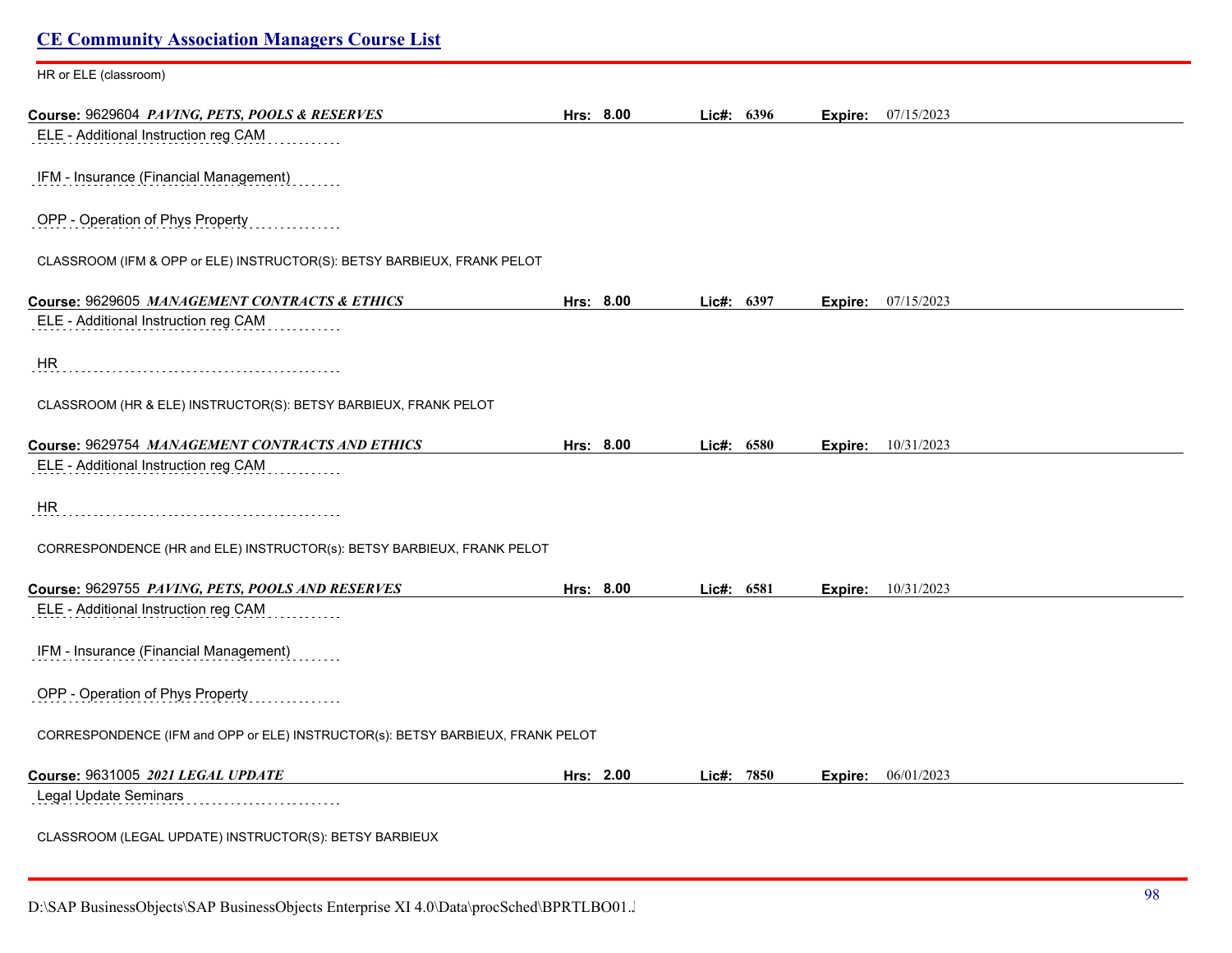HR or ELE (classroom)

**Course:** 9629604 ***PAVING, PETS, POOLS & RESERVES*** **Hrs:** **8.00** **Lic#:** **6396** **Expire:** 07/15/2023

ELE - Additional Instruction reg CAM

IFM - Insurance (Financial Management)

OPP - Operation of Phys Property

CLASSROOM (IFM & OPP or ELE) INSTRUCTOR(S): BETSY BARBIEUX, FRANK PELOT

**Course:** 9629605 ***MANAGEMENT CONTRACTS & ETHICS*** **Hrs:** **8.00** **Lic#:** **6397** **Expire:** 07/15/2023

ELE - Additional Instruction reg CAM

HR

CLASSROOM (HR & ELE) INSTRUCTOR(S): BETSY BARBIEUX, FRANK PELOT

**Course:** 9629754 ***MANAGEMENT CONTRACTS AND ETHICS*** **Hrs:** **8.00** **Lic#:** **6580** **Expire:** 10/31/2023

ELE - Additional Instruction reg CAM

HR

CORRESPONDENCE (HR and ELE) INSTRUCTOR(s): BETSY BARBIEUX, FRANK PELOT

**Course:** 9629755 ***PAVING, PETS, POOLS AND RESERVES*** **Hrs:** **8.00** **Lic#:** **6581** **Expire:** 10/31/2023

ELE - Additional Instruction reg CAM

IFM - Insurance (Financial Management)

OPP - Operation of Phys Property

CORRESPONDENCE (IFM and OPP or ELE) INSTRUCTOR(s): BETSY BARBIEUX, FRANK PELOT

**Course:** 9631005 ***2021 LEGAL UPDATE*** **Hrs:** **2.00** **Lic#:** **7850** **Expire:** 06/01/2023

Legal Update Seminars

CLASSROOM (LEGAL UPDATE) INSTRUCTOR(S): BETSY BARBIEUX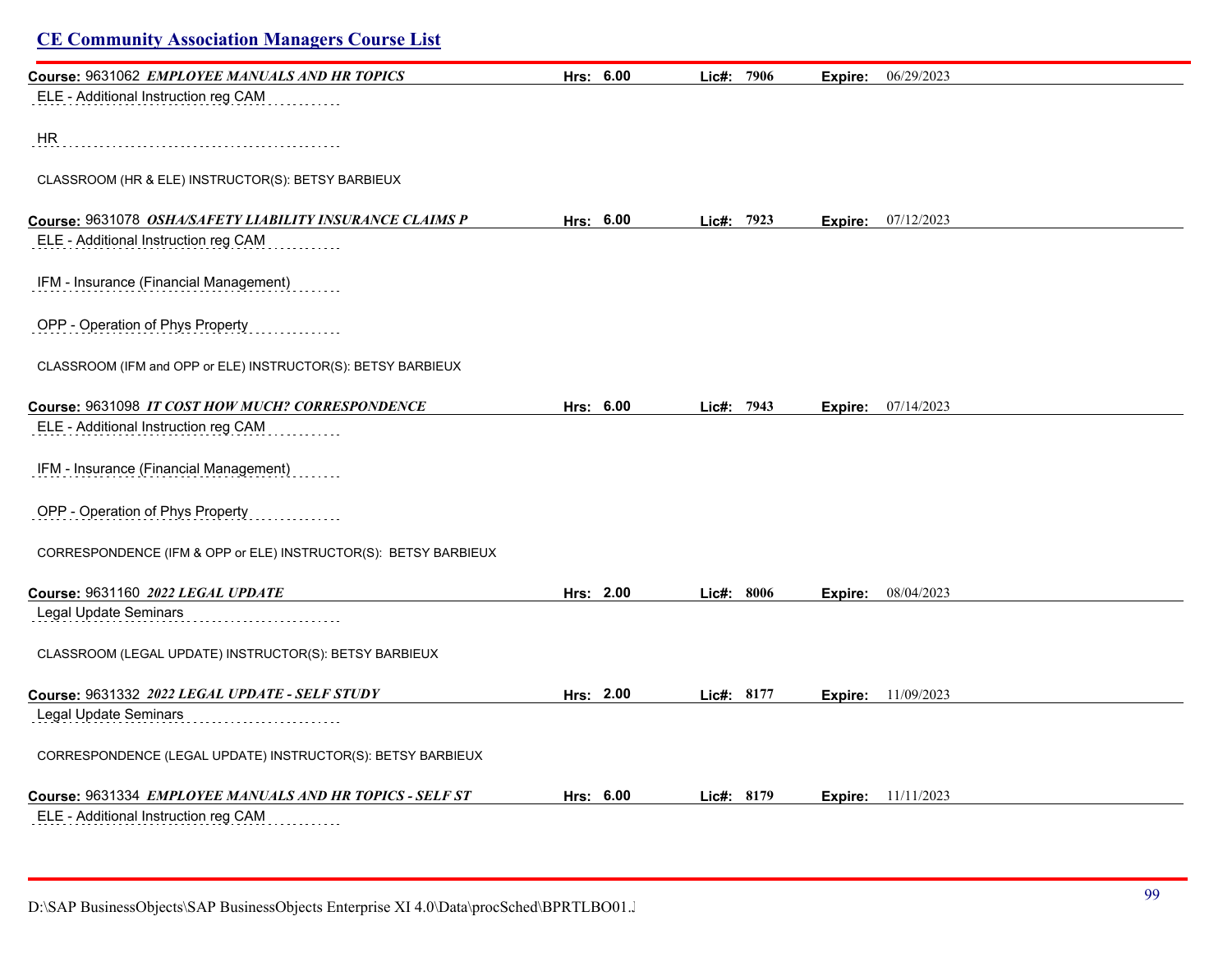**Course:** 9631062 ***EMPLOYEE MANUALS AND HR TOPICS*** **Hrs: 6.00** **Lic#: 7906** **Expire:** 06/29/2023

ELE - Additional Instruction reg CAM

HR

CLASSROOM (HR & ELE) INSTRUCTOR(S): BETSY BARBIEUX

**Course:** 9631078 ***OSHA/SAFETY LIABILITY INSURANCE CLAIMS P*** **Hrs: 6.00** **Lic#: 7923** **Expire:** 07/12/2023

ELE - Additional Instruction reg CAM

IFM - Insurance (Financial Management)

OPP - Operation of Phys Property

CLASSROOM (IFM and OPP or ELE) INSTRUCTOR(S): BETSY BARBIEUX

**Course:** 9631098 ***IT COST HOW MUCH? CORRESPONDENCE*** **Hrs: 6.00** **Lic#: 7943** **Expire:** 07/14/2023

ELE - Additional Instruction reg CAM

IFM - Insurance (Financial Management)

OPP - Operation of Phys Property

CORRESPONDENCE (IFM & OPP or ELE) INSTRUCTOR(S): BETSY BARBIEUX

**Course:** 9631160 ***2022 LEGAL UPDATE*** **Hrs: 2.00** **Lic#: 8006** **Expire:** 08/04/2023

Legal Update Seminars

CLASSROOM (LEGAL UPDATE) INSTRUCTOR(S): BETSY BARBIEUX

**Course:** 9631332 ***2022 LEGAL UPDATE - SELF STUDY*** **Hrs: 2.00** **Lic#: 8177** **Expire:** 11/09/2023

Legal Update Seminars

CORRESPONDENCE (LEGAL UPDATE) INSTRUCTOR(S): BETSY BARBIEUX

**Course:** 9631334 ***EMPLOYEE MANUALS AND HR TOPICS - SELF ST*** **Hrs: 6.00** **Lic#: 8179** **Expire:** 11/11/2023

ELE - Additional Instruction reg CAM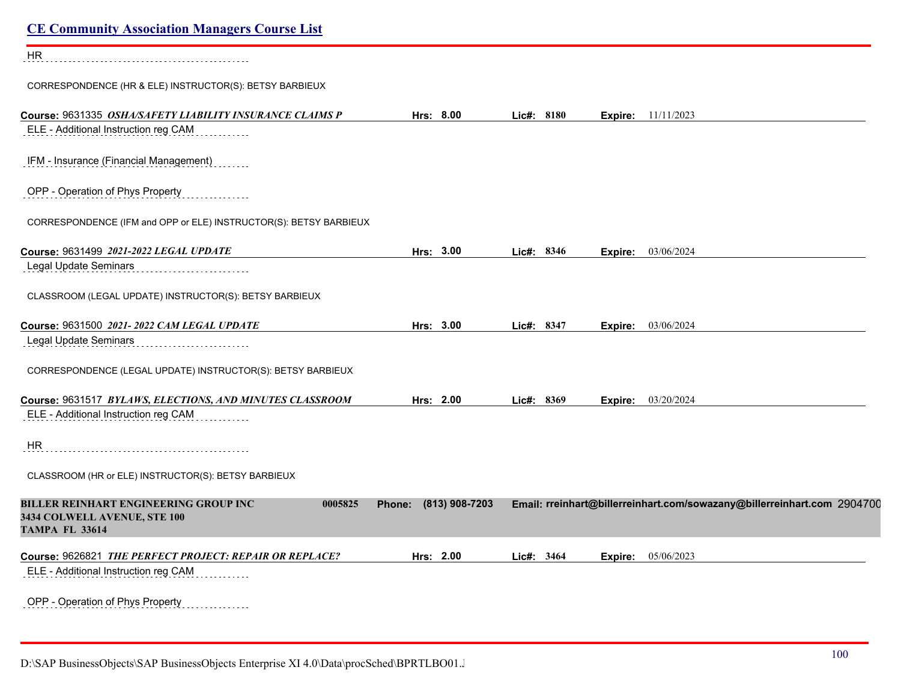HR

CORRESPONDENCE (HR & ELE) INSTRUCTOR(S): BETSY BARBIEUX

**Course:** 9631335 ***OSHA/SAFETY LIABILITY INSURANCE CLAIMS P*** **Hrs: 8.00** **Lic#: 8180** **Expire:** 11/11/2023

ELE - Additional Instruction reg CAM

IFM - Insurance (Financial Management)

OPP - Operation of Phys Property

CORRESPONDENCE (IFM and OPP or ELE) INSTRUCTOR(S): BETSY BARBIEUX

**Course:** 9631499 ***2021-2022 LEGAL UPDATE*** **Hrs: 3.00** **Lic#: 8346** **Expire:** 03/06/2024

Legal Update Seminars

CLASSROOM (LEGAL UPDATE) INSTRUCTOR(S): BETSY BARBIEUX

**Course:** 9631500 ***2021- 2022 CAM LEGAL UPDATE*** **Hrs: 3.00** **Lic#: 8347** **Expire:** 03/06/2024

Legal Update Seminars

CORRESPONDENCE (LEGAL UPDATE) INSTRUCTOR(S): BETSY BARBIEUX

**Course:** 9631517 ***BYLAWS, ELECTIONS, AND MINUTES CLASSROOM*** **Hrs: 2.00** **Lic#: 8369** **Expire:** 03/20/2024

ELE - Additional Instruction reg CAM

HR

CLASSROOM (HR or ELE) INSTRUCTOR(S): BETSY BARBIEUX

**BILLER REINHART ENGINEERING GROUP INC** **0005825** **Phone: (813) 908-7203** **Email: rreinhart@billerreinhart.com/sowazany@billerreinhart.com** 2904700
**3434 COLWELL AVENUE, STE 100**
**TAMPA FL 33614**

**Course:** 9626821 ***THE PERFECT PROJECT: REPAIR OR REPLACE?*** **Hrs: 2.00** **Lic#: 3464** **Expire:** 05/06/2023

ELE - Additional Instruction reg CAM

OPP - Operation of Phys Property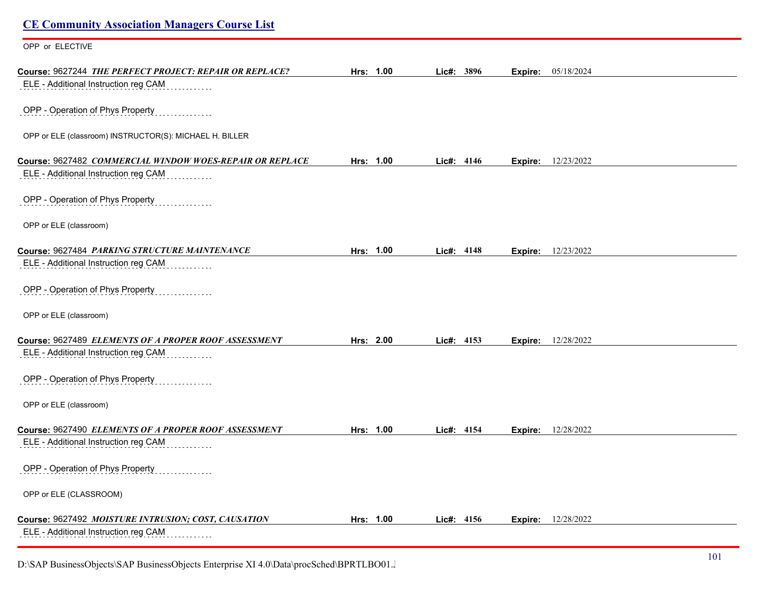## CE Community Association Managers Course List

OPP or ELECTIVE

**Course:** 9627244 ***THE PERFECT PROJECT: REPAIR OR REPLACE?*** **Hrs:** 1.00 **Lic#:** 3896 **Expire:** 05/18/2024

ELE - Additional Instruction reg CAM

OPP - Operation of Phys Property

OPP or ELE (classroom) INSTRUCTOR(S): MICHAEL H. BILLER

**Course:** 9627482 ***COMMERCIAL WINDOW WOES-REPAIR OR REPLACE*** **Hrs:** 1.00 **Lic#:** 4146 **Expire:** 12/23/2022

ELE - Additional Instruction reg CAM

OPP - Operation of Phys Property

OPP or ELE (classroom)

**Course:** 9627484 ***PARKING STRUCTURE MAINTENANCE*** **Hrs:** 1.00 **Lic#:** 4148 **Expire:** 12/23/2022

ELE - Additional Instruction reg CAM

OPP - Operation of Phys Property

OPP or ELE (classroom)

**Course:** 9627489 ***ELEMENTS OF A PROPER ROOF ASSESSMENT*** **Hrs:** 2.00 **Lic#:** 4153 **Expire:** 12/28/2022

ELE - Additional Instruction reg CAM

OPP - Operation of Phys Property

OPP or ELE (classroom)

**Course:** 9627490 ***ELEMENTS OF A PROPER ROOF ASSESSMENT*** **Hrs:** 1.00 **Lic#:** 4154 **Expire:** 12/28/2022

ELE - Additional Instruction reg CAM

OPP - Operation of Phys Property

OPP or ELE (CLASSROOM)

**Course:** 9627492 ***MOISTURE INTRUSION; COST, CAUSATION*** **Hrs:** 1.00 **Lic#:** 4156 **Expire:** 12/28/2022

ELE - Additional Instruction reg CAM

D:\SAP BusinessObjects\SAP BusinessObjects Enterprise XI 4.0\Data\procSched\BPRTLBO01.J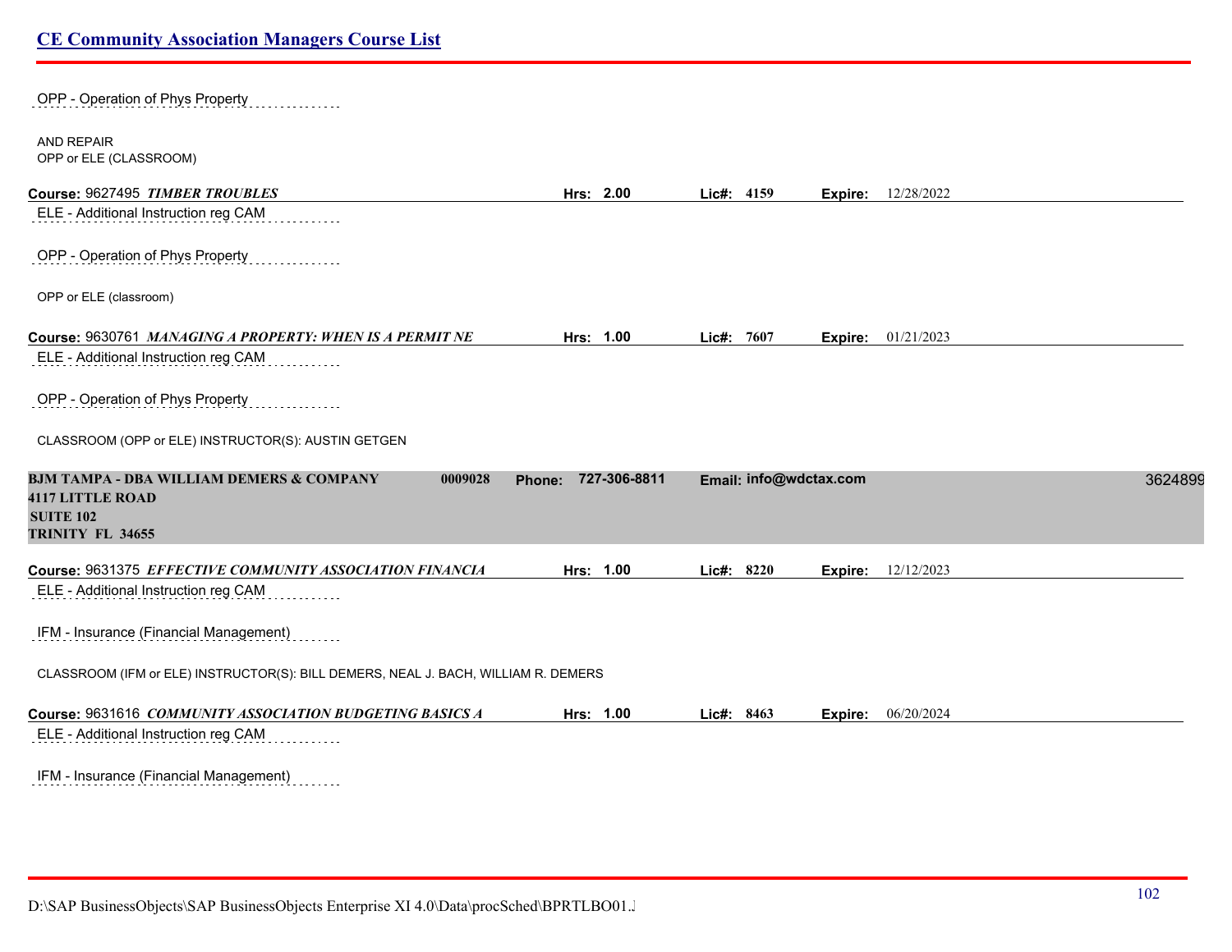OPP - Operation of Phys Property

AND REPAIR
OPP or ELE (CLASSROOM)

**Course:** 9627495 ***TIMBER TROUBLES*** **Hrs: 2.00** **Lic#: 4159** **Expire:** 12/28/2022

ELE - Additional Instruction reg CAM

OPP - Operation of Phys Property

OPP or ELE (classroom)

**Course:** 9630761 ***MANAGING A PROPERTY: WHEN IS A PERMIT NE*** **Hrs: 1.00** **Lic#: 7607** **Expire:** 01/21/2023

ELE - Additional Instruction reg CAM

OPP - Operation of Phys Property

CLASSROOM (OPP or ELE) INSTRUCTOR(S): AUSTIN GETGEN

**BJM TAMPA - DBA WILLIAM DEMERS & COMPANY** **0009028** **Phone: 727-306-8811** **Email: info@wdctax.com** 3624899
**4117 LITTLE ROAD**
**SUITE 102**
**TRINITY FL 34655**

**Course:** 9631375 ***EFFECTIVE COMMUNITY ASSOCIATION FINANCIA*** **Hrs: 1.00** **Lic#: 8220** **Expire:** 12/12/2023

ELE - Additional Instruction reg CAM

IFM - Insurance (Financial Management)

CLASSROOM (IFM or ELE) INSTRUCTOR(S): BILL DEMERS, NEAL J. BACH, WILLIAM R. DEMERS

**Course:** 9631616 ***COMMUNITY ASSOCIATION BUDGETING BASICS A*** **Hrs: 1.00** **Lic#: 8463** **Expire:** 06/20/2024

ELE - Additional Instruction reg CAM

IFM - Insurance (Financial Management)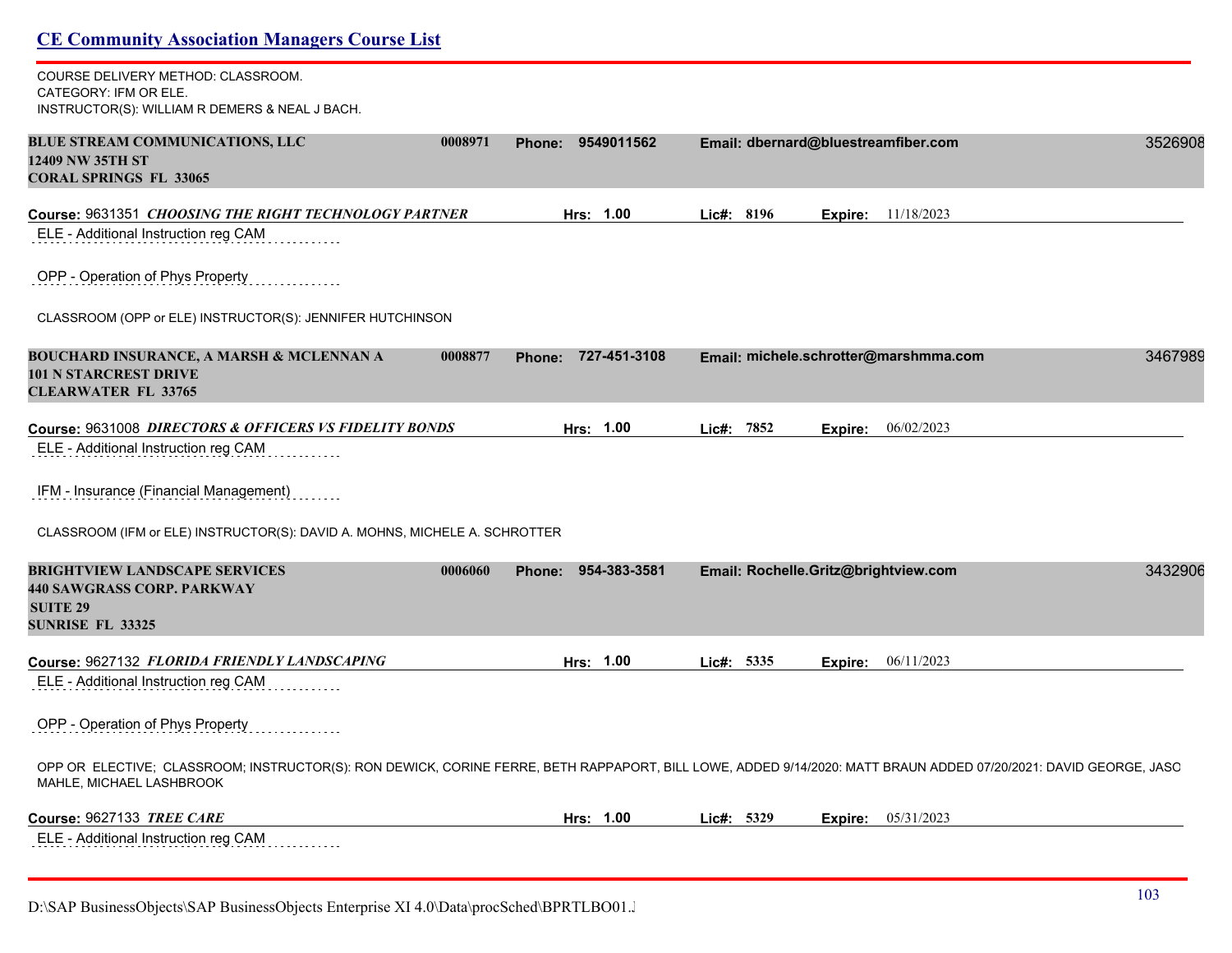COURSE DELIVERY METHOD: CLASSROOM.
CATEGORY: IFM OR ELE.
INSTRUCTOR(S): WILLIAM R DEMERS & NEAL J BACH.

**BLUE STREAM COMMUNICATIONS, LLC** 0008971 **Phone:** 9549011562 **Email:** dbernard@bluestreamfiber.com 3526908
**12409 NW 35TH ST**
**CORAL SPRINGS FL 33065**

**Course:** 9631351 ***CHOOSING THE RIGHT TECHNOLOGY PARTNER*** **Hrs:** 1.00 **Lic#:** 8196 **Expire:** 11/18/2023

ELE - Additional Instruction reg CAM

OPP - Operation of Phys Property

CLASSROOM (OPP or ELE) INSTRUCTOR(S): JENNIFER HUTCHINSON

**BOUCHARD INSURANCE, A MARSH & MCLENNAN A** 0008877 **Phone:** 727-451-3108 **Email:** michele.schrotter@marshmma.com 3467989
**101 N STARCREST DRIVE**
**CLEARWATER FL 33765**

**Course:** 9631008 ***DIRECTORS & OFFICERS VS FIDELITY BONDS*** **Hrs:** 1.00 **Lic#:** 7852 **Expire:** 06/02/2023

ELE - Additional Instruction reg CAM

IFM - Insurance (Financial Management)

CLASSROOM (IFM or ELE) INSTRUCTOR(S): DAVID A. MOHNS, MICHELE A. SCHROTTER

**BRIGHTVIEW LANDSCAPE SERVICES** 0006060 **Phone:** 954-383-3581 **Email:** Rochelle.Gritz@brightview.com 3432906
**440 SAWGRASS CORP. PARKWAY**
**SUITE 29**
**SUNRISE FL 33325**

**Course:** 9627132 ***FLORIDA FRIENDLY LANDSCAPING*** **Hrs:** 1.00 **Lic#:** 5335 **Expire:** 06/11/2023

ELE - Additional Instruction reg CAM

OPP - Operation of Phys Property

OPP OR ELECTIVE; CLASSROOM; INSTRUCTOR(S): RON DEWICK, CORINE FERRE, BETH RAPPAPORT, BILL LOWE, ADDED 9/14/2020: MATT BRAUN ADDED 07/20/2021: DAVID GEORGE, JASO MAHLE, MICHAEL LASHBROOK

**Course:** 9627133 ***TREE CARE*** **Hrs:** 1.00 **Lic#:** 5329 **Expire:** 05/31/2023

ELE - Additional Instruction reg CAM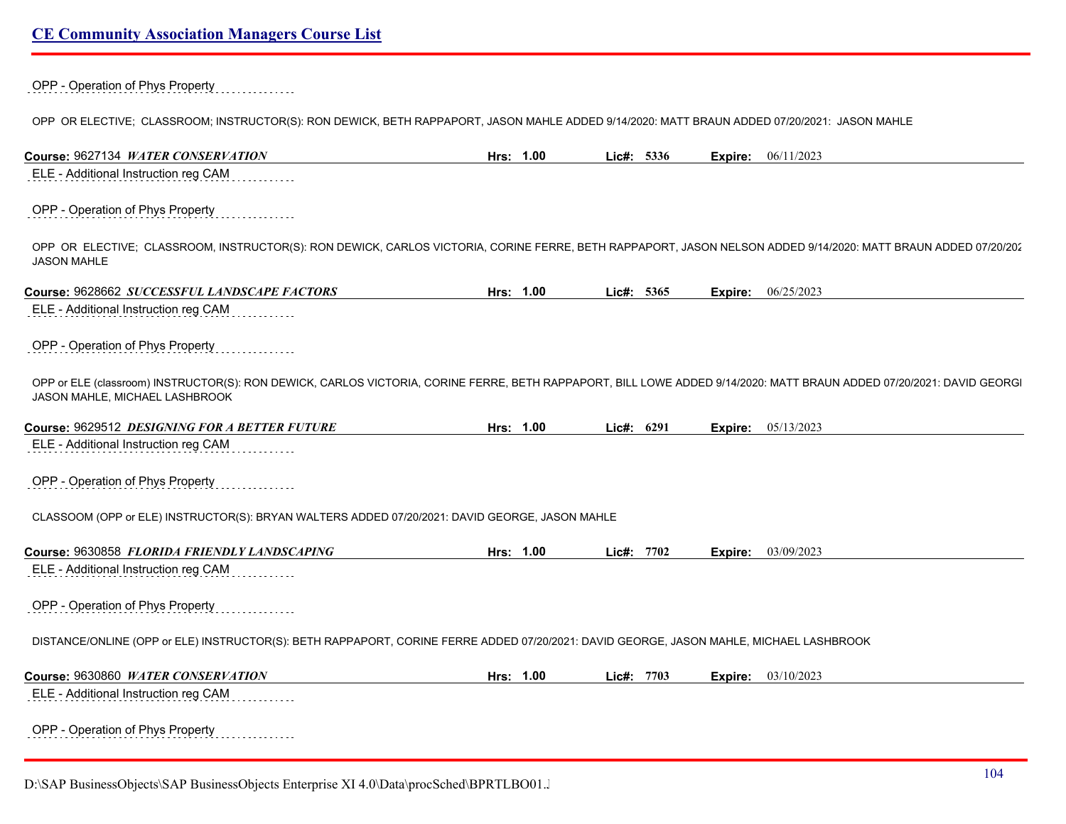OPP - Operation of Phys Property

OPP OR ELECTIVE; CLASSROOM; INSTRUCTOR(S): RON DEWICK, BETH RAPPAPORT, JASON MAHLE ADDED 9/14/2020: MATT BRAUN ADDED 07/20/2021: JASON MAHLE

**Course:** 9627134 ***WATER CONSERVATION*** **Hrs:** **1.00** **Lic#:** **5336** **Expire:** 06/11/2023

ELE - Additional Instruction reg CAM

OPP - Operation of Phys Property

OPP OR ELECTIVE; CLASSROOM, INSTRUCTOR(S): RON DEWICK, CARLOS VICTORIA, CORINE FERRE, BETH RAPPAPORT, JASON NELSON ADDED 9/14/2020: MATT BRAUN ADDED 07/20/202 JASON MAHLE

**Course:** 9628662 ***SUCCESSFUL LANDSCAPE FACTORS*** **Hrs:** **1.00** **Lic#:** **5365** **Expire:** 06/25/2023

ELE - Additional Instruction reg CAM

OPP - Operation of Phys Property

OPP or ELE (classroom) INSTRUCTOR(S): RON DEWICK, CARLOS VICTORIA, CORINE FERRE, BETH RAPPAPORT, BILL LOWE ADDED 9/14/2020: MATT BRAUN ADDED 07/20/2021: DAVID GEORGI JASON MAHLE, MICHAEL LASHBROOK

**Course:** 9629512 ***DESIGNING FOR A BETTER FUTURE*** **Hrs:** **1.00** **Lic#:** **6291** **Expire:** 05/13/2023

ELE - Additional Instruction reg CAM

OPP - Operation of Phys Property

CLASSOOM (OPP or ELE) INSTRUCTOR(S): BRYAN WALTERS ADDED 07/20/2021: DAVID GEORGE, JASON MAHLE

**Course:** 9630858 ***FLORIDA FRIENDLY LANDSCAPING*** **Hrs:** **1.00** **Lic#:** **7702** **Expire:** 03/09/2023

ELE - Additional Instruction reg CAM

OPP - Operation of Phys Property

DISTANCE/ONLINE (OPP or ELE) INSTRUCTOR(S): BETH RAPPAPORT, CORINE FERRE ADDED 07/20/2021: DAVID GEORGE, JASON MAHLE, MICHAEL LASHBROOK

**Course:** 9630860 ***WATER CONSERVATION*** **Hrs:** **1.00** **Lic#:** **7703** **Expire:** 03/10/2023

ELE - Additional Instruction reg CAM

OPP - Operation of Phys Property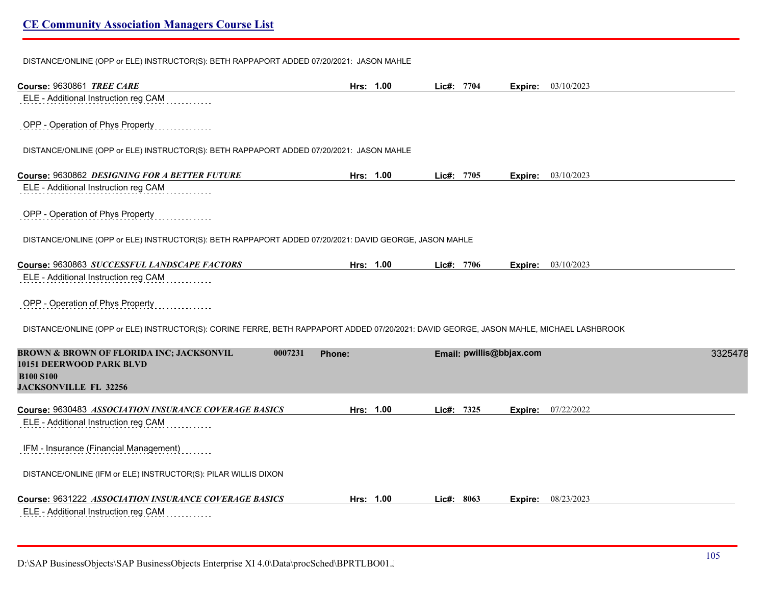DISTANCE/ONLINE (OPP or ELE) INSTRUCTOR(S): BETH RAPPAPORT ADDED 07/20/2021: JASON MAHLE

**Course:** 9630861 ***TREE CARE*** **Hrs:** 1.00 **Lic#:** 7704 **Expire:** 03/10/2023

ELE - Additional Instruction reg CAM

OPP - Operation of Phys Property

DISTANCE/ONLINE (OPP or ELE) INSTRUCTOR(S): BETH RAPPAPORT ADDED 07/20/2021: JASON MAHLE

**Course:** 9630862 ***DESIGNING FOR A BETTER FUTURE*** **Hrs:** 1.00 **Lic#:** 7705 **Expire:** 03/10/2023

ELE - Additional Instruction reg CAM

OPP - Operation of Phys Property

DISTANCE/ONLINE (OPP or ELE) INSTRUCTOR(S): BETH RAPPAPORT ADDED 07/20/2021: DAVID GEORGE, JASON MAHLE

**Course:** 9630863 ***SUCCESSFUL LANDSCAPE FACTORS*** **Hrs:** 1.00 **Lic#:** 7706 **Expire:** 03/10/2023

ELE - Additional Instruction reg CAM

OPP - Operation of Phys Property

DISTANCE/ONLINE (OPP or ELE) INSTRUCTOR(S): CORINE FERRE, BETH RAPPAPORT ADDED 07/20/2021: DAVID GEORGE, JASON MAHLE, MICHAEL LASHBROOK

**BROWN & BROWN OF FLORIDA INC; JACKSONVIL** **0007231** **Phone:** **Email: pwillis@bbjax.com** 3325478
**10151 DEERWOOD PARK BLVD**
**B100 S100**
**JACKSONVILLE FL 32256**

**Course:** 9630483 ***ASSOCIATION INSURANCE COVERAGE BASICS*** **Hrs:** 1.00 **Lic#:** 7325 **Expire:** 07/22/2022

ELE - Additional Instruction reg CAM

IFM - Insurance (Financial Management)

DISTANCE/ONLINE (IFM or ELE) INSTRUCTOR(S): PILAR WILLIS DIXON

**Course:** 9631222 ***ASSOCIATION INSURANCE COVERAGE BASICS*** **Hrs:** 1.00 **Lic#:** 8063 **Expire:** 08/23/2023

ELE - Additional Instruction reg CAM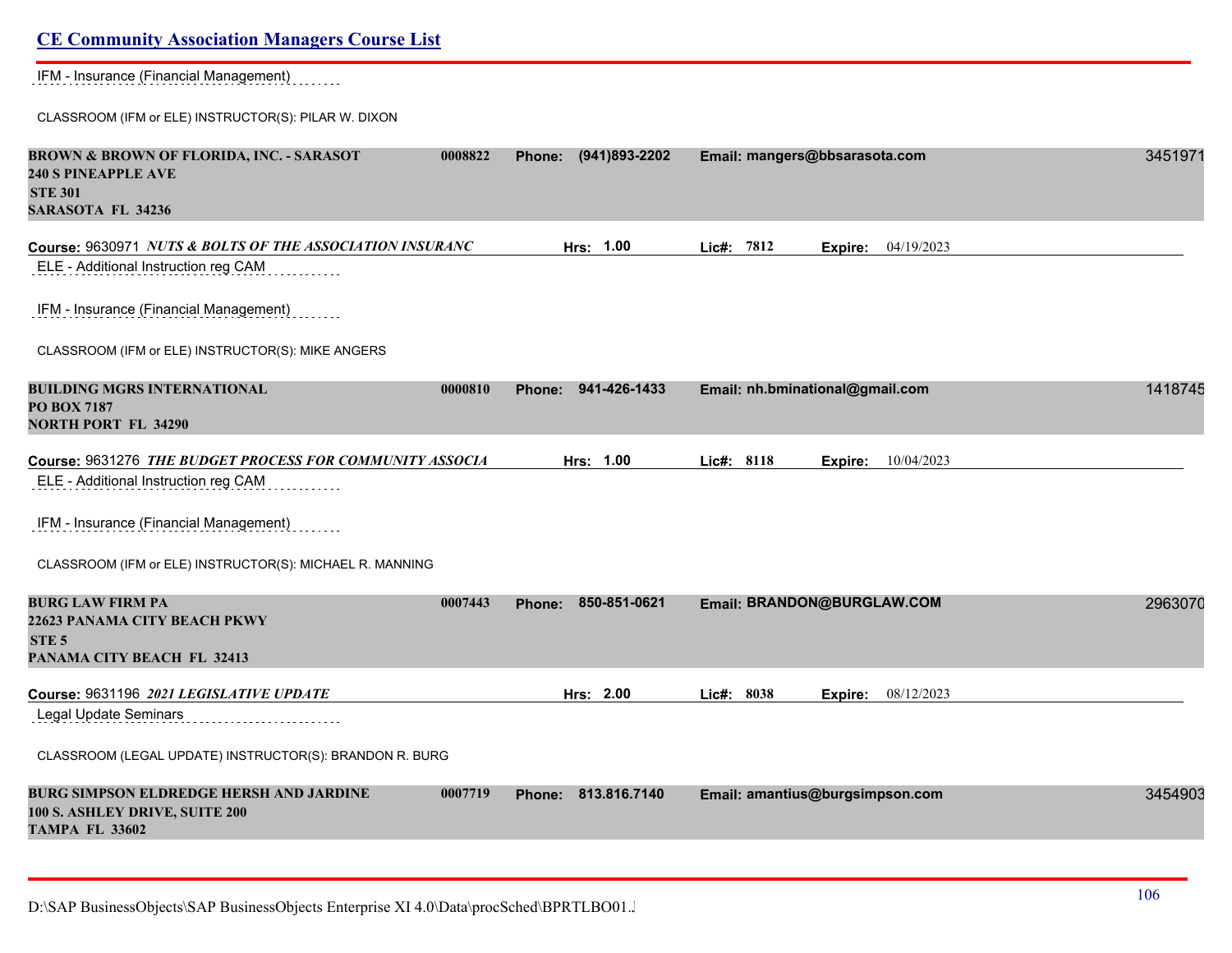IFM - Insurance (Financial Management)

CLASSROOM (IFM or ELE) INSTRUCTOR(S): PILAR W. DIXON

**BROWN & BROWN OF FLORIDA, INC. - SARASOT** **0008822** **Phone: (941)893-2202** **Email: mangers@bbsarasota.com** 3451971
**240 S PINEAPPLE AVE**
**STE 301**
**SARASOTA FL 34236**

**Course:** 9630971 ***NUTS & BOLTS OF THE ASSOCIATION INSURANC*** **Hrs: 1.00** **Lic#: 7812** **Expire:** 04/19/2023

ELE - Additional Instruction reg CAM

IFM - Insurance (Financial Management)

CLASSROOM (IFM or ELE) INSTRUCTOR(S): MIKE ANGERS

**BUILDING MGRS INTERNATIONAL** **0000810** **Phone: 941-426-1433** **Email: nh.bminational@gmail.com** 1418745
**PO BOX 7187**
**NORTH PORT FL 34290**

**Course:** 9631276 ***THE BUDGET PROCESS FOR COMMUNITY ASSOCIA*** **Hrs: 1.00** **Lic#: 8118** **Expire:** 10/04/2023

ELE - Additional Instruction reg CAM

IFM - Insurance (Financial Management)

CLASSROOM (IFM or ELE) INSTRUCTOR(S): MICHAEL R. MANNING

**BURG LAW FIRM PA** **0007443** **Phone: 850-851-0621** **Email: BRANDON@BURGLAW.COM** 2963070
**22623 PANAMA CITY BEACH PKWY**
**STE 5**
**PANAMA CITY BEACH FL 32413**

**Course:** 9631196 ***2021 LEGISLATIVE UPDATE*** **Hrs: 2.00** **Lic#: 8038** **Expire:** 08/12/2023

Legal Update Seminars

CLASSROOM (LEGAL UPDATE) INSTRUCTOR(S): BRANDON R. BURG

**BURG SIMPSON ELDREDGE HERSH AND JARDINE** **0007719** **Phone: 813.816.7140** **Email: amantius@burgsimpson.com** 3454903
**100 S. ASHLEY DRIVE, SUITE 200**
**TAMPA FL 33602**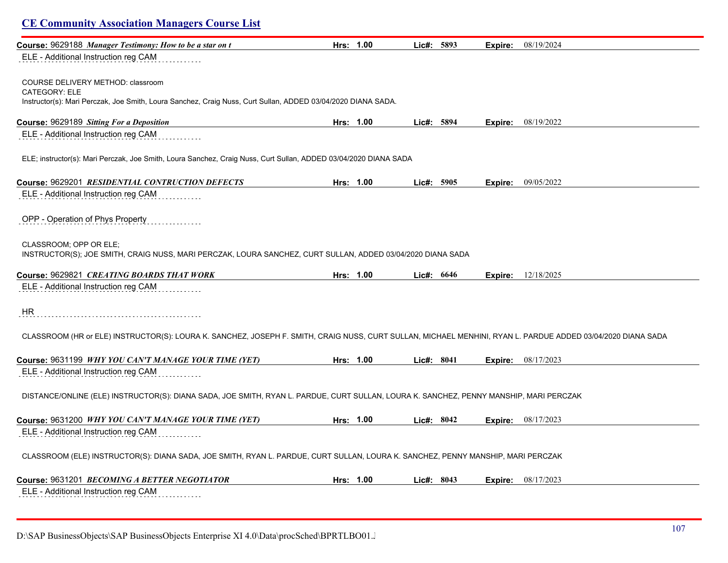## CE Community Association Managers Course List

**Course:** 9629188 ***Manager Testimony: How to be a star on t*** **Hrs: 1.00** **Lic#: 5893** **Expire:** 08/19/2024

ELE - Additional Instruction reg CAM

COURSE DELIVERY METHOD: classroom
CATEGORY: ELE
Instructor(s): Mari Perczak, Joe Smith, Loura Sanchez, Craig Nuss, Curt Sullan, ADDED 03/04/2020 DIANA SADA.

**Course:** 9629189 ***Sitting For a Deposition*** **Hrs: 1.00** **Lic#: 5894** **Expire:** 08/19/2022

ELE - Additional Instruction reg CAM

ELE; instructor(s): Mari Perczak, Joe Smith, Loura Sanchez, Craig Nuss, Curt Sullan, ADDED 03/04/2020 DIANA SADA

**Course:** 9629201 ***RESIDENTIAL CONTRUCTION DEFECTS*** **Hrs: 1.00** **Lic#: 5905** **Expire:** 09/05/2022

ELE - Additional Instruction reg CAM

OPP - Operation of Phys Property

CLASSROOM; OPP OR ELE;
INSTRUCTOR(S); JOE SMITH, CRAIG NUSS, MARI PERCZAK, LOURA SANCHEZ, CURT SULLAN, ADDED 03/04/2020 DIANA SADA

**Course:** 9629821 ***CREATING BOARDS THAT WORK*** **Hrs: 1.00** **Lic#: 6646** **Expire:** 12/18/2025

ELE - Additional Instruction reg CAM

HR

CLASSROOM (HR or ELE) INSTRUCTOR(S): LOURA K. SANCHEZ, JOSEPH F. SMITH, CRAIG NUSS, CURT SULLAN, MICHAEL MENHINI, RYAN L. PARDUE ADDED 03/04/2020 DIANA SADA

**Course:** 9631199 ***WHY YOU CAN'T MANAGE YOUR TIME (YET)*** **Hrs: 1.00** **Lic#: 8041** **Expire:** 08/17/2023

ELE - Additional Instruction reg CAM

DISTANCE/ONLINE (ELE) INSTRUCTOR(S): DIANA SADA, JOE SMITH, RYAN L. PARDUE, CURT SULLAN, LOURA K. SANCHEZ, PENNY MANSHIP, MARI PERCZAK

**Course:** 9631200 ***WHY YOU CAN'T MANAGE YOUR TIME (YET)*** **Hrs: 1.00** **Lic#: 8042** **Expire:** 08/17/2023

ELE - Additional Instruction reg CAM

CLASSROOM (ELE) INSTRUCTOR(S): DIANA SADA, JOE SMITH, RYAN L. PARDUE, CURT SULLAN, LOURA K. SANCHEZ, PENNY MANSHIP, MARI PERCZAK

**Course:** 9631201 ***BECOMING A BETTER NEGOTIATOR*** **Hrs: 1.00** **Lic#: 8043** **Expire:** 08/17/2023

ELE - Additional Instruction reg CAM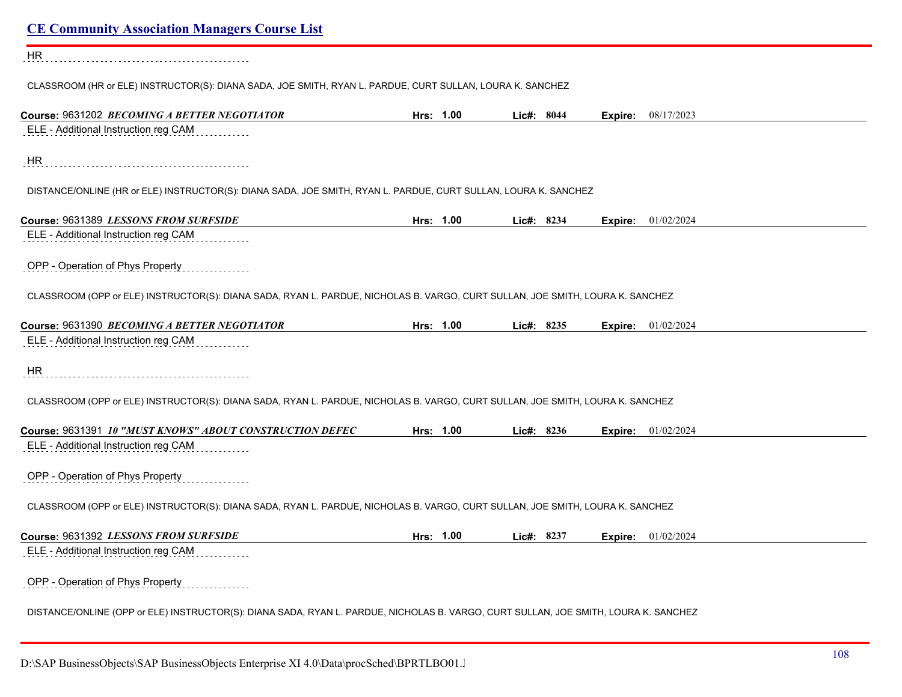HR

CLASSROOM (HR or ELE) INSTRUCTOR(S): DIANA SADA, JOE SMITH, RYAN L. PARDUE, CURT SULLAN, LOURA K. SANCHEZ

**Course:** 9631202 ***BECOMING A BETTER NEGOTIATOR*** **Hrs:** 1.00 **Lic#:** 8044 **Expire:** 08/17/2023

ELE - Additional Instruction reg CAM

HR

DISTANCE/ONLINE (HR or ELE) INSTRUCTOR(S): DIANA SADA, JOE SMITH, RYAN L. PARDUE, CURT SULLAN, LOURA K. SANCHEZ

**Course:** 9631389 ***LESSONS FROM SURFSIDE*** **Hrs:** 1.00 **Lic#:** 8234 **Expire:** 01/02/2024

ELE - Additional Instruction reg CAM

OPP - Operation of Phys Property

CLASSROOM (OPP or ELE) INSTRUCTOR(S): DIANA SADA, RYAN L. PARDUE, NICHOLAS B. VARGO, CURT SULLAN, JOE SMITH, LOURA K. SANCHEZ

**Course:** 9631390 ***BECOMING A BETTER NEGOTIATOR*** **Hrs:** 1.00 **Lic#:** 8235 **Expire:** 01/02/2024

ELE - Additional Instruction reg CAM

HR

CLASSROOM (OPP or ELE) INSTRUCTOR(S): DIANA SADA, RYAN L. PARDUE, NICHOLAS B. VARGO, CURT SULLAN, JOE SMITH, LOURA K. SANCHEZ

**Course:** 9631391 ***10 "MUST KNOWS" ABOUT CONSTRUCTION DEFEC*** **Hrs:** 1.00 **Lic#:** 8236 **Expire:** 01/02/2024

ELE - Additional Instruction reg CAM

OPP - Operation of Phys Property

CLASSROOM (OPP or ELE) INSTRUCTOR(S): DIANA SADA, RYAN L. PARDUE, NICHOLAS B. VARGO, CURT SULLAN, JOE SMITH, LOURA K. SANCHEZ

**Course:** 9631392 ***LESSONS FROM SURFSIDE*** **Hrs:** 1.00 **Lic#:** 8237 **Expire:** 01/02/2024

ELE - Additional Instruction reg CAM

OPP - Operation of Phys Property

DISTANCE/ONLINE (OPP or ELE) INSTRUCTOR(S): DIANA SADA, RYAN L. PARDUE, NICHOLAS B. VARGO, CURT SULLAN, JOE SMITH, LOURA K. SANCHEZ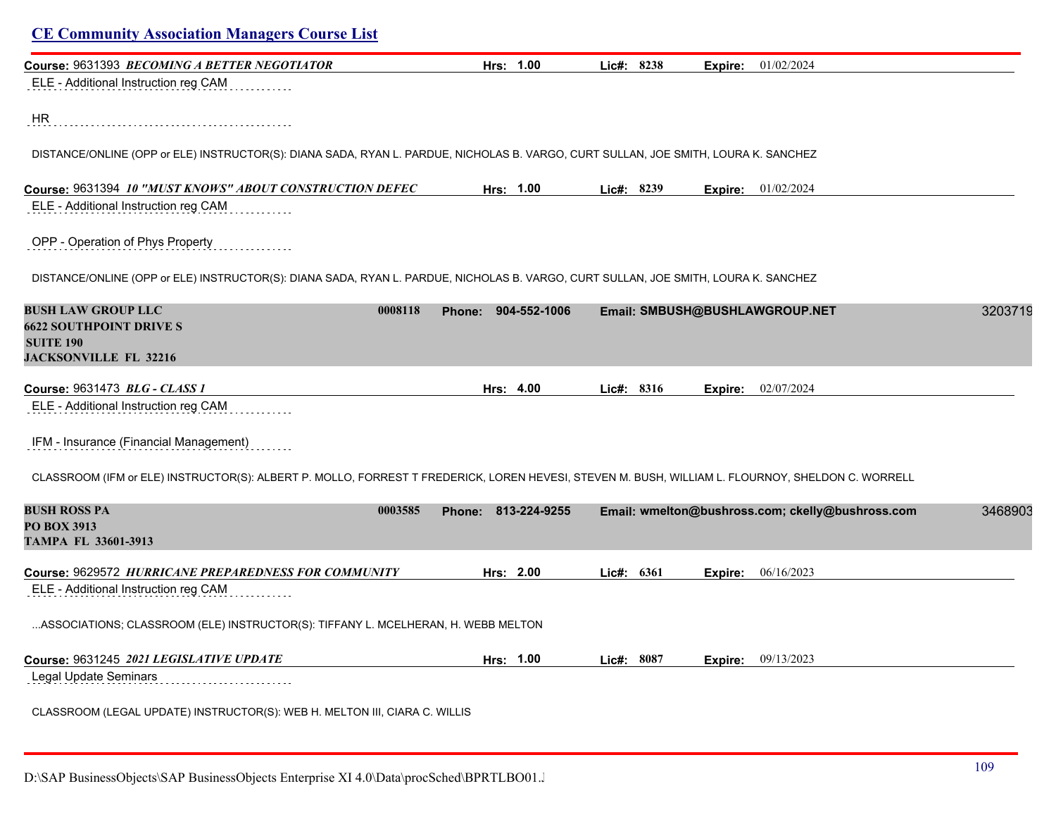## CE Community Association Managers Course List

**Course:** 9631393 ***BECOMING A BETTER NEGOTIATOR*** **Hrs: 1.00** **Lic#: 8238** **Expire:** 01/02/2024

ELE - Additional Instruction reg CAM

HR

DISTANCE/ONLINE (OPP or ELE) INSTRUCTOR(S): DIANA SADA, RYAN L. PARDUE, NICHOLAS B. VARGO, CURT SULLAN, JOE SMITH, LOURA K. SANCHEZ

**Course:** 9631394 ***10 "MUST KNOWS" ABOUT CONSTRUCTION DEFEC*** **Hrs: 1.00** **Lic#: 8239** **Expire:** 01/02/2024

ELE - Additional Instruction reg CAM

OPP - Operation of Phys Property

DISTANCE/ONLINE (OPP or ELE) INSTRUCTOR(S): DIANA SADA, RYAN L. PARDUE, NICHOLAS B. VARGO, CURT SULLAN, JOE SMITH, LOURA K. SANCHEZ

**BUSH LAW GROUP LLC** **0008118** **Phone: 904-552-1006** **Email: SMBUSH@BUSHLAWGROUP.NET** 3203719
**6622 SOUTHPOINT DRIVE S**
**SUITE 190**
**JACKSONVILLE FL 32216**

**Course:** 9631473 ***BLG - CLASS 1*** **Hrs: 4.00** **Lic#: 8316** **Expire:** 02/07/2024

ELE - Additional Instruction reg CAM

IFM - Insurance (Financial Management)

CLASSROOM (IFM or ELE) INSTRUCTOR(S): ALBERT P. MOLLO, FORREST T FREDERICK, LOREN HEVESI, STEVEN M. BUSH, WILLIAM L. FLOURNOY, SHELDON C. WORRELL

**BUSH ROSS PA** **0003585** **Phone: 813-224-9255** **Email: wmelton@bushross.com; ckelly@bushross.com** 3468903
**PO BOX 3913**
**TAMPA FL 33601-3913**

**Course:** 9629572 ***HURRICANE PREPAREDNESS FOR COMMUNITY*** **Hrs: 2.00** **Lic#: 6361** **Expire:** 06/16/2023

ELE - Additional Instruction reg CAM

...ASSOCIATIONS; CLASSROOM (ELE) INSTRUCTOR(S): TIFFANY L. MCELHERAN, H. WEBB MELTON

**Course:** 9631245 ***2021 LEGISLATIVE UPDATE*** **Hrs: 1.00** **Lic#: 8087** **Expire:** 09/13/2023

Legal Update Seminars

CLASSROOM (LEGAL UPDATE) INSTRUCTOR(S): WEB H. MELTON III, CIARA C. WILLIS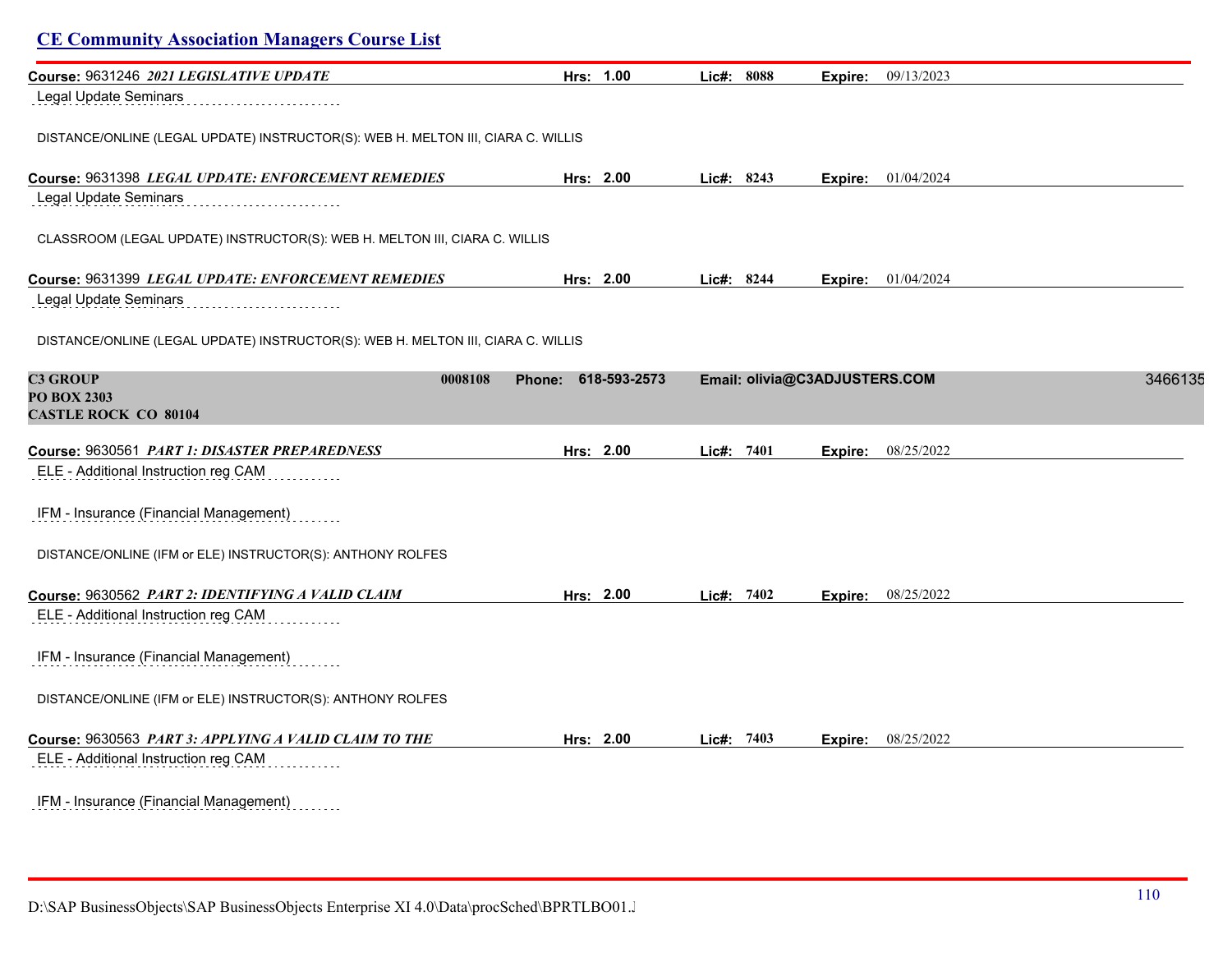Course: 9631246 ***2021 LEGISLATIVE UPDATE*** Hrs: 1.00 Lic#: 8088 Expire: 09/13/2023

Legal Update Seminars

DISTANCE/ONLINE (LEGAL UPDATE) INSTRUCTOR(S): WEB H. MELTON III, CIARA C. WILLIS

Course: 9631398 ***LEGAL UPDATE: ENFORCEMENT REMEDIES*** Hrs: 2.00 Lic#: 8243 Expire: 01/04/2024

Legal Update Seminars

CLASSROOM (LEGAL UPDATE) INSTRUCTOR(S): WEB H. MELTON III, CIARA C. WILLIS

Course: 9631399 ***LEGAL UPDATE: ENFORCEMENT REMEDIES*** Hrs: 2.00 Lic#: 8244 Expire: 01/04/2024

Legal Update Seminars

DISTANCE/ONLINE (LEGAL UPDATE) INSTRUCTOR(S): WEB H. MELTON III, CIARA C. WILLIS

**C3 GROUP** 0008108 Phone: 618-593-2573 Email: olivia@C3ADJUSTERS.COM 3466135
**PO BOX 2303**
**CASTLE ROCK CO 80104**

Course: 9630561 ***PART 1: DISASTER PREPAREDNESS*** Hrs: 2.00 Lic#: 7401 Expire: 08/25/2022

ELE - Additional Instruction reg CAM

IFM - Insurance (Financial Management)

DISTANCE/ONLINE (IFM or ELE) INSTRUCTOR(S): ANTHONY ROLFES

Course: 9630562 ***PART 2: IDENTIFYING A VALID CLAIM*** Hrs: 2.00 Lic#: 7402 Expire: 08/25/2022

ELE - Additional Instruction reg CAM

IFM - Insurance (Financial Management)

DISTANCE/ONLINE (IFM or ELE) INSTRUCTOR(S): ANTHONY ROLFES

Course: 9630563 ***PART 3: APPLYING A VALID CLAIM TO THE*** Hrs: 2.00 Lic#: 7403 Expire: 08/25/2022

ELE - Additional Instruction reg CAM

IFM - Insurance (Financial Management)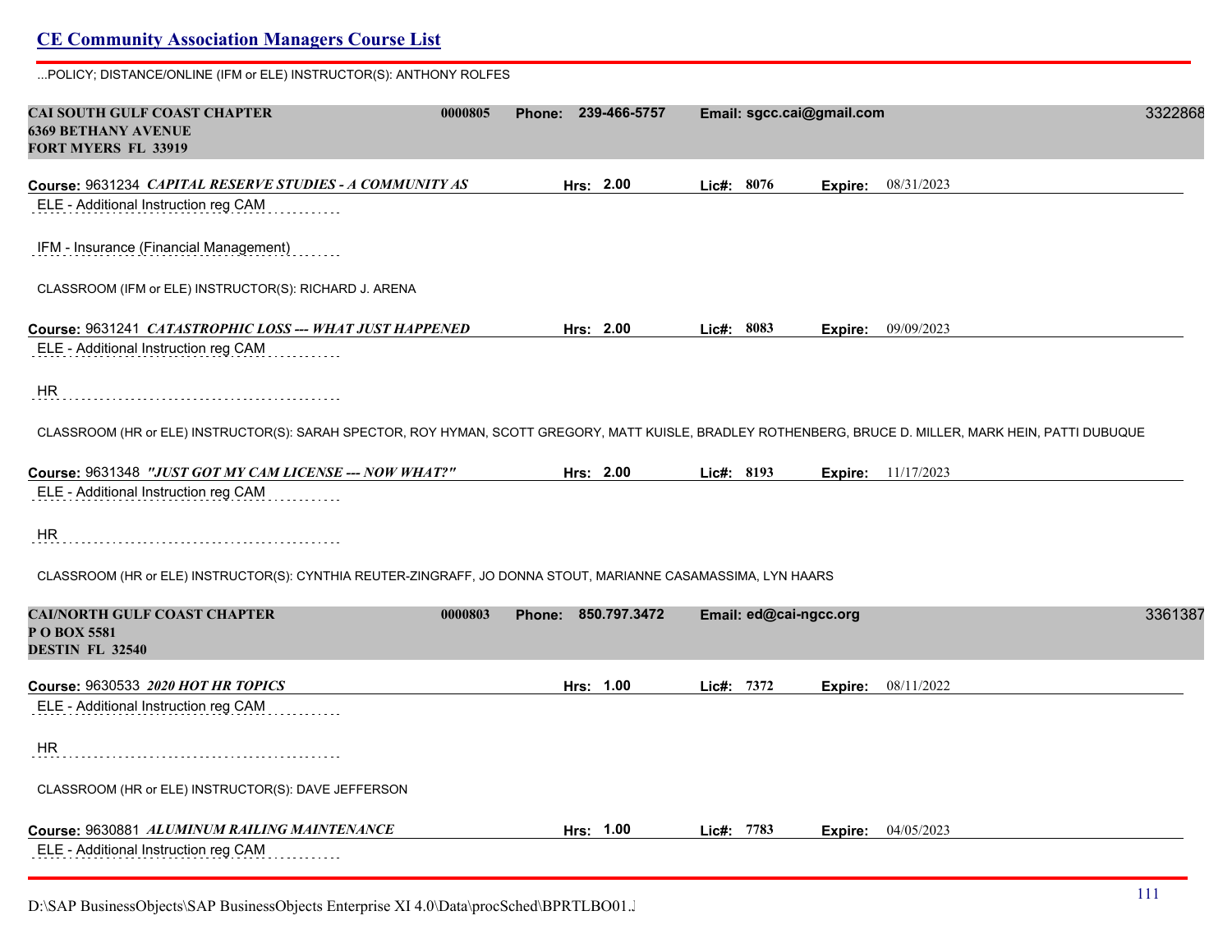...POLICY; DISTANCE/ONLINE (IFM or ELE) INSTRUCTOR(S): ANTHONY ROLFES

**CAI SOUTH GULF COAST CHAPTER** 0000805 Phone: 239-466-5757 Email: sgcc.cai@gmail.com 3322868
**6369 BETHANY AVENUE**
**FORT MYERS FL 33919**

**Course:** 9631234 ***CAPITAL RESERVE STUDIES - A COMMUNITY AS*** **Hrs:** 2.00 **Lic#:** 8076 **Expire:** 08/31/2023

ELE - Additional Instruction reg CAM

IFM - Insurance (Financial Management)

CLASSROOM (IFM or ELE) INSTRUCTOR(S): RICHARD J. ARENA

**Course:** 9631241 ***CATASTROPHIC LOSS --- WHAT JUST HAPPENED*** **Hrs:** 2.00 **Lic#:** 8083 **Expire:** 09/09/2023

ELE - Additional Instruction reg CAM

HR

CLASSROOM (HR or ELE) INSTRUCTOR(S): SARAH SPECTOR, ROY HYMAN, SCOTT GREGORY, MATT KUISLE, BRADLEY ROTHENBERG, BRUCE D. MILLER, MARK HEIN, PATTI DUBUQUE

**Course:** 9631348 ***"JUST GOT MY CAM LICENSE --- NOW WHAT?"*** **Hrs:** 2.00 **Lic#:** 8193 **Expire:** 11/17/2023

ELE - Additional Instruction reg CAM

HR

CLASSROOM (HR or ELE) INSTRUCTOR(S): CYNTHIA REUTER-ZINGRAFF, JO DONNA STOUT, MARIANNE CASAMASSIMA, LYN HAARS

**CAI/NORTH GULF COAST CHAPTER** 0000803 Phone: 850.797.3472 Email: ed@cai-ngcc.org 3361387
**P O BOX 5581**
**DESTIN FL 32540**

**Course:** 9630533 ***2020 HOT HR TOPICS*** **Hrs:** 1.00 **Lic#:** 7372 **Expire:** 08/11/2022

ELE - Additional Instruction reg CAM

HR

CLASSROOM (HR or ELE) INSTRUCTOR(S): DAVE JEFFERSON

**Course:** 9630881 ***ALUMINUM RAILING MAINTENANCE*** **Hrs:** 1.00 **Lic#:** 7783 **Expire:** 04/05/2023

ELE - Additional Instruction reg CAM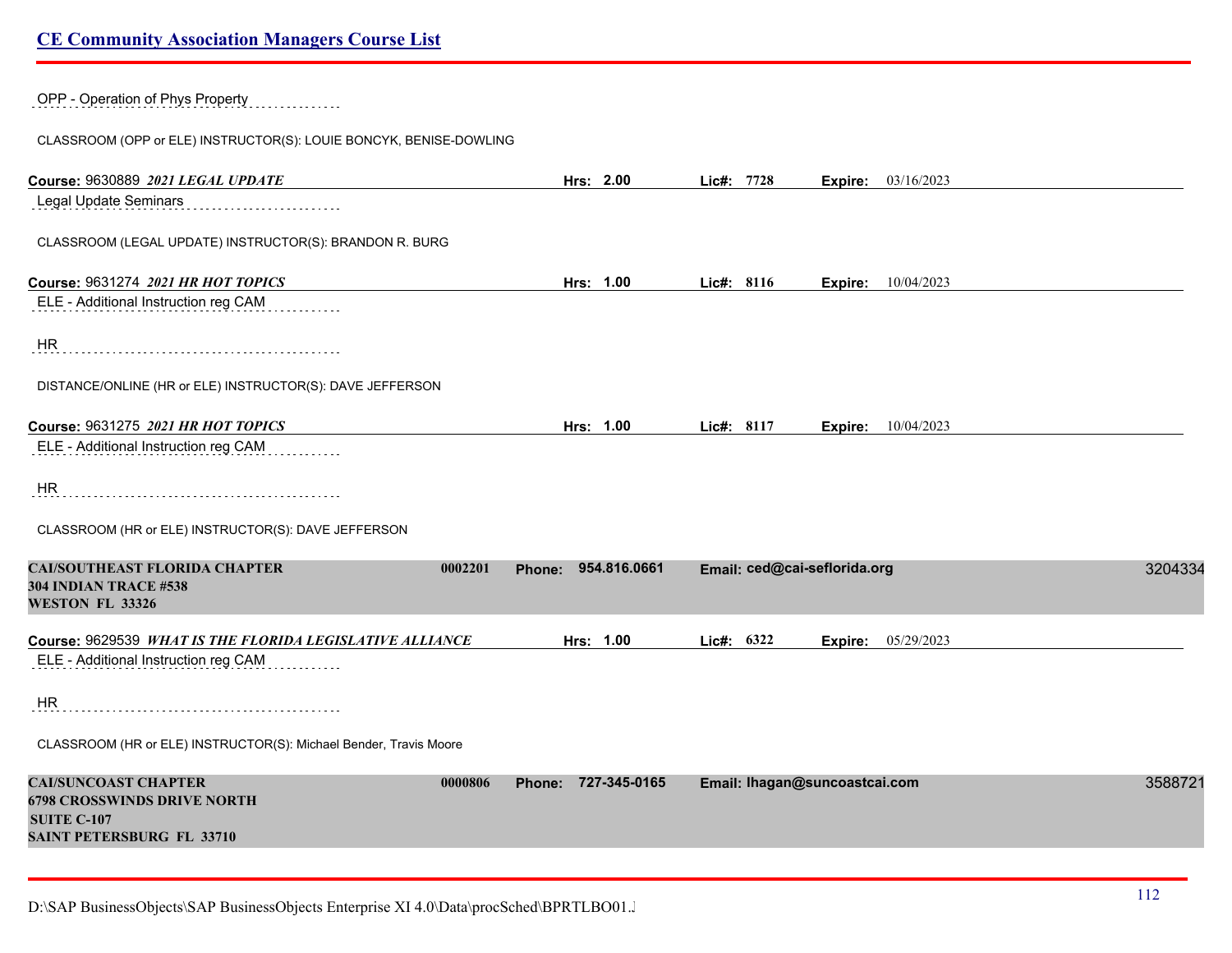OPP - Operation of Phys Property

CLASSROOM (OPP or ELE) INSTRUCTOR(S): LOUIE BONCYK, BENISE-DOWLING

**Course:** 9630889 ***2021 LEGAL UPDATE*** **Hrs:** 2.00 **Lic#:** 7728 **Expire:** 03/16/2023

Legal Update Seminars

CLASSROOM (LEGAL UPDATE) INSTRUCTOR(S): BRANDON R. BURG

**Course:** 9631274 ***2021 HR HOT TOPICS*** **Hrs:** 1.00 **Lic#:** 8116 **Expire:** 10/04/2023

ELE - Additional Instruction reg CAM

HR

DISTANCE/ONLINE (HR or ELE) INSTRUCTOR(S): DAVE JEFFERSON

**Course:** 9631275 ***2021 HR HOT TOPICS*** **Hrs:** 1.00 **Lic#:** 8117 **Expire:** 10/04/2023

ELE - Additional Instruction reg CAM

HR

CLASSROOM (HR or ELE) INSTRUCTOR(S): DAVE JEFFERSON

**CAI/SOUTHEAST FLORIDA CHAPTER** **0002201** **Phone:** 954.816.0661 **Email:** ced@cai-seflorida.org 3204334
**304 INDIAN TRACE #538**
**WESTON FL 33326**

**Course:** 9629539 ***WHAT IS THE FLORIDA LEGISLATIVE ALLIANCE*** **Hrs:** 1.00 **Lic#:** 6322 **Expire:** 05/29/2023

ELE - Additional Instruction reg CAM

HR

CLASSROOM (HR or ELE) INSTRUCTOR(S): Michael Bender, Travis Moore

**CAI/SUNCOAST CHAPTER** **0000806** **Phone:** 727-345-0165 **Email:** lhagan@suncoastcai.com 3588721
**6798 CROSSWINDS DRIVE NORTH**
**SUITE C-107**
**SAINT PETERSBURG FL 33710**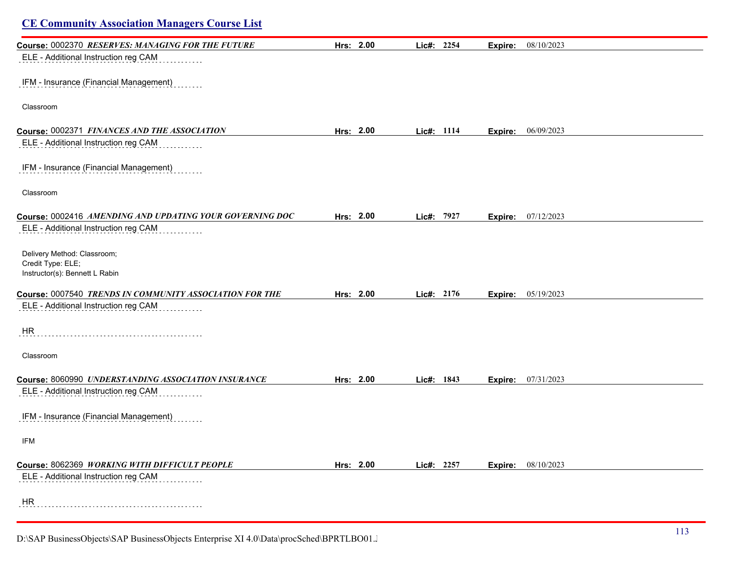## CE Community Association Managers Course List

**Course:** 0002370 ***RESERVES: MANAGING FOR THE FUTURE*** **Hrs:** **2.00** **Lic#:** **2254** **Expire:** 08/10/2023

ELE - Additional Instruction reg CAM

IFM - Insurance (Financial Management)

Classroom

**Course:** 0002371 ***FINANCES AND THE ASSOCIATION*** **Hrs:** **2.00** **Lic#:** **1114** **Expire:** 06/09/2023

ELE - Additional Instruction reg CAM

IFM - Insurance (Financial Management)

Classroom

**Course:** 0002416 ***AMENDING AND UPDATING YOUR GOVERNING DOC*** **Hrs:** **2.00** **Lic#:** **7927** **Expire:** 07/12/2023

ELE - Additional Instruction reg CAM

Delivery Method: Classroom;
Credit Type: ELE;
Instructor(s): Bennett L Rabin

**Course:** 0007540 ***TRENDS IN COMMUNITY ASSOCIATION FOR THE*** **Hrs:** **2.00** **Lic#:** **2176** **Expire:** 05/19/2023

ELE - Additional Instruction reg CAM

HR

Classroom

**Course:** 8060990 ***UNDERSTANDING ASSOCIATION INSURANCE*** **Hrs:** **2.00** **Lic#:** **1843** **Expire:** 07/31/2023

ELE - Additional Instruction reg CAM

IFM - Insurance (Financial Management)

IFM

**Course:** 8062369 ***WORKING WITH DIFFICULT PEOPLE*** **Hrs:** **2.00** **Lic#:** **2257** **Expire:** 08/10/2023

ELE - Additional Instruction reg CAM

HR

D:\SAP BusinessObjects\SAP BusinessObjects Enterprise XI 4.0\Data\procSched\BPRTLBO01.J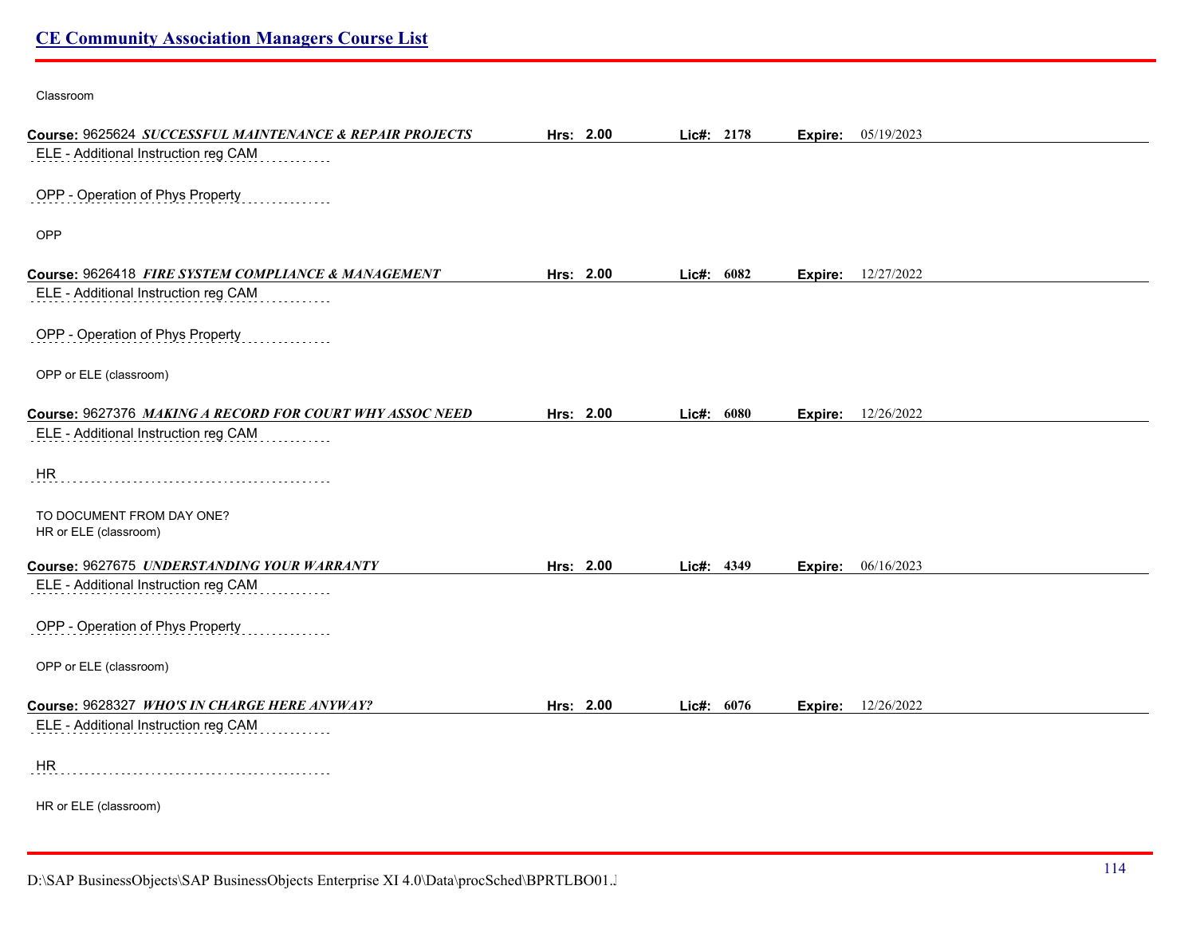Classroom

**Course:** 9625624 ***SUCCESSFUL MAINTENANCE & REPAIR PROJECTS*** **Hrs: 2.00** **Lic#: 2178** **Expire:** 05/19/2023

ELE - Additional Instruction reg CAM

OPP - Operation of Phys Property

OPP

**Course:** 9626418 ***FIRE SYSTEM COMPLIANCE & MANAGEMENT*** **Hrs: 2.00** **Lic#: 6082** **Expire:** 12/27/2022

ELE - Additional Instruction reg CAM

OPP - Operation of Phys Property

OPP or ELE (classroom)

**Course:** 9627376 ***MAKING A RECORD FOR COURT WHY ASSOC NEED*** **Hrs: 2.00** **Lic#: 6080** **Expire:** 12/26/2022

ELE - Additional Instruction reg CAM

HR

TO DOCUMENT FROM DAY ONE?
HR or ELE (classroom)

**Course:** 9627675 ***UNDERSTANDING YOUR WARRANTY*** **Hrs: 2.00** **Lic#: 4349** **Expire:** 06/16/2023

ELE - Additional Instruction reg CAM

OPP - Operation of Phys Property

OPP or ELE (classroom)

**Course:** 9628327 ***WHO'S IN CHARGE HERE ANYWAY?*** **Hrs: 2.00** **Lic#: 6076** **Expire:** 12/26/2022

ELE - Additional Instruction reg CAM

HR

HR or ELE (classroom)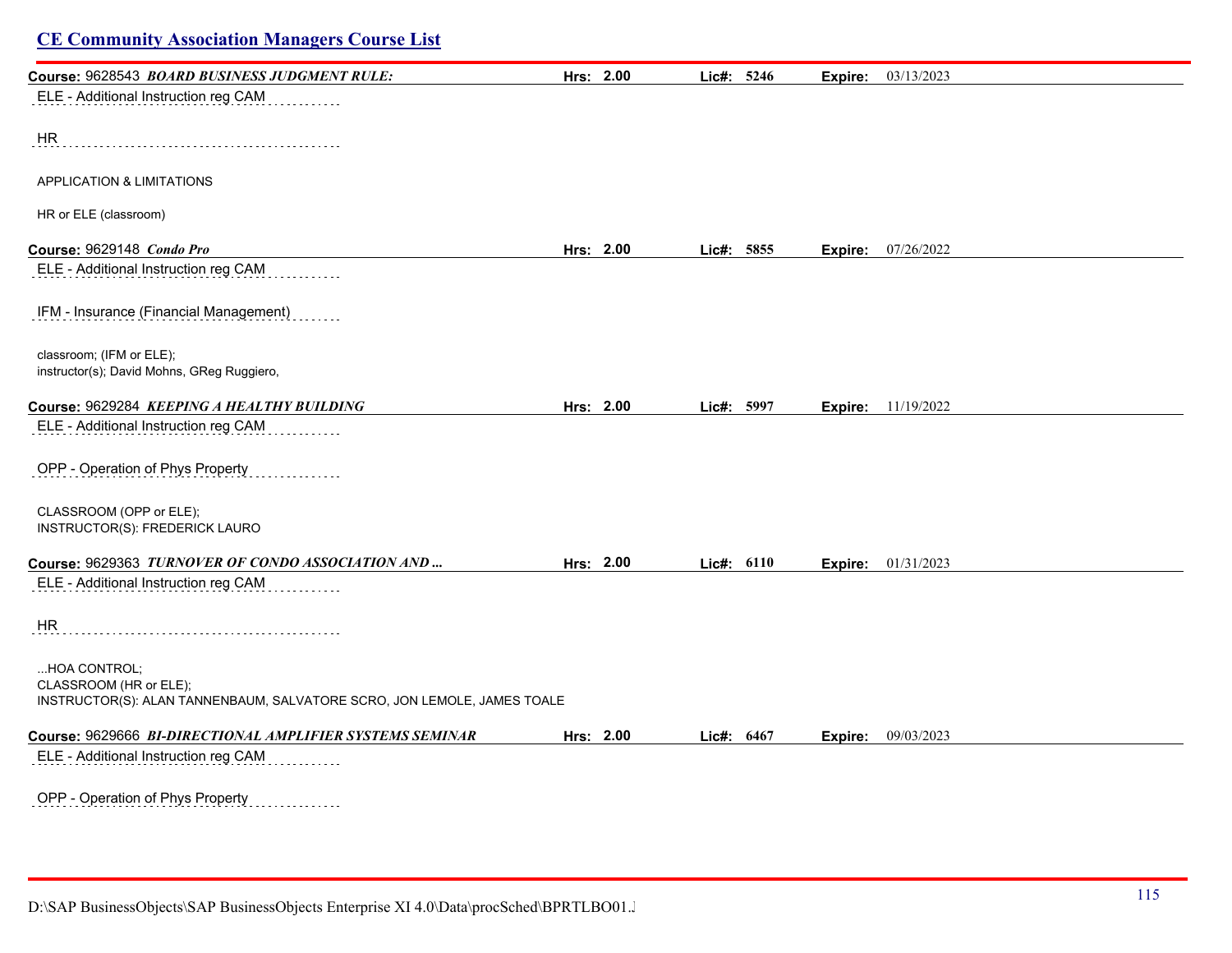## CE Community Association Managers Course List

**Course:** 9628543 ***BOARD BUSINESS JUDGMENT RULE:*** **Hrs: 2.00** **Lic#: 5246** **Expire:** 03/13/2023

ELE - Additional Instruction reg CAM

HR

APPLICATION & LIMITATIONS

HR or ELE (classroom)

**Course:** 9629148 ***Condo Pro*** **Hrs: 2.00** **Lic#: 5855** **Expire:** 07/26/2022

ELE - Additional Instruction reg CAM

IFM - Insurance (Financial Management)

classroom; (IFM or ELE);
instructor(s); David Mohns, GReg Ruggiero,

**Course:** 9629284 ***KEEPING A HEALTHY BUILDING*** **Hrs: 2.00** **Lic#: 5997** **Expire:** 11/19/2022

ELE - Additional Instruction reg CAM

OPP - Operation of Phys Property

CLASSROOM (OPP or ELE);
INSTRUCTOR(S): FREDERICK LAURO

**Course:** 9629363 ***TURNOVER OF CONDO ASSOCIATION AND ...*** **Hrs: 2.00** **Lic#: 6110** **Expire:** 01/31/2023

ELE - Additional Instruction reg CAM

HR

...HOA CONTROL;
CLASSROOM (HR or ELE);
INSTRUCTOR(S): ALAN TANNENBAUM, SALVATORE SCRO, JON LEMOLE, JAMES TOALE

**Course:** 9629666 ***BI-DIRECTIONAL AMPLIFIER SYSTEMS SEMINAR*** **Hrs: 2.00** **Lic#: 6467** **Expire:** 09/03/2023

ELE - Additional Instruction reg CAM

OPP - Operation of Phys Property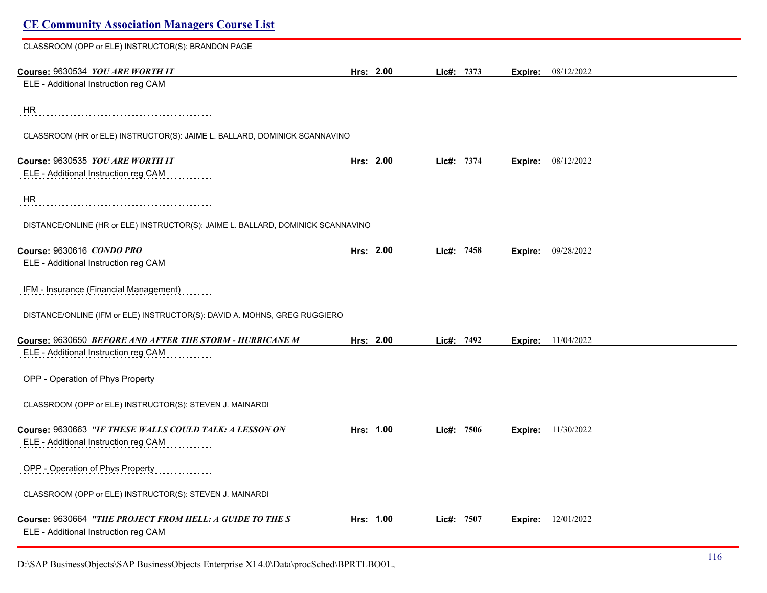# CE Community Association Managers Course List

CLASSROOM (OPP or ELE) INSTRUCTOR(S): BRANDON PAGE

**Course:** 9630534 ***YOU ARE WORTH IT*** **Hrs: 2.00** **Lic#: 7373** **Expire:** 08/12/2022

ELE - Additional Instruction reg CAM

HR

CLASSROOM (HR or ELE) INSTRUCTOR(S): JAIME L. BALLARD, DOMINICK SCANNAVINO

**Course:** 9630535 ***YOU ARE WORTH IT*** **Hrs: 2.00** **Lic#: 7374** **Expire:** 08/12/2022

ELE - Additional Instruction reg CAM

HR

DISTANCE/ONLINE (HR or ELE) INSTRUCTOR(S): JAIME L. BALLARD, DOMINICK SCANNAVINO

**Course:** 9630616 ***CONDO PRO*** **Hrs: 2.00** **Lic#: 7458** **Expire:** 09/28/2022

ELE - Additional Instruction reg CAM

IFM - Insurance (Financial Management)

DISTANCE/ONLINE (IFM or ELE) INSTRUCTOR(S): DAVID A. MOHNS, GREG RUGGIERO

**Course:** 9630650 ***BEFORE AND AFTER THE STORM - HURRICANE M*** **Hrs: 2.00** **Lic#: 7492** **Expire:** 11/04/2022

ELE - Additional Instruction reg CAM

OPP - Operation of Phys Property

CLASSROOM (OPP or ELE) INSTRUCTOR(S): STEVEN J. MAINARDI

**Course:** 9630663 ***"IF THESE WALLS COULD TALK: A LESSON ON*** **Hrs: 1.00** **Lic#: 7506** **Expire:** 11/30/2022

ELE - Additional Instruction reg CAM

OPP - Operation of Phys Property

CLASSROOM (OPP or ELE) INSTRUCTOR(S): STEVEN J. MAINARDI

**Course:** 9630664 ***"THE PROJECT FROM HELL: A GUIDE TO THE S*** **Hrs: 1.00** **Lic#: 7507** **Expire:** 12/01/2022

ELE - Additional Instruction reg CAM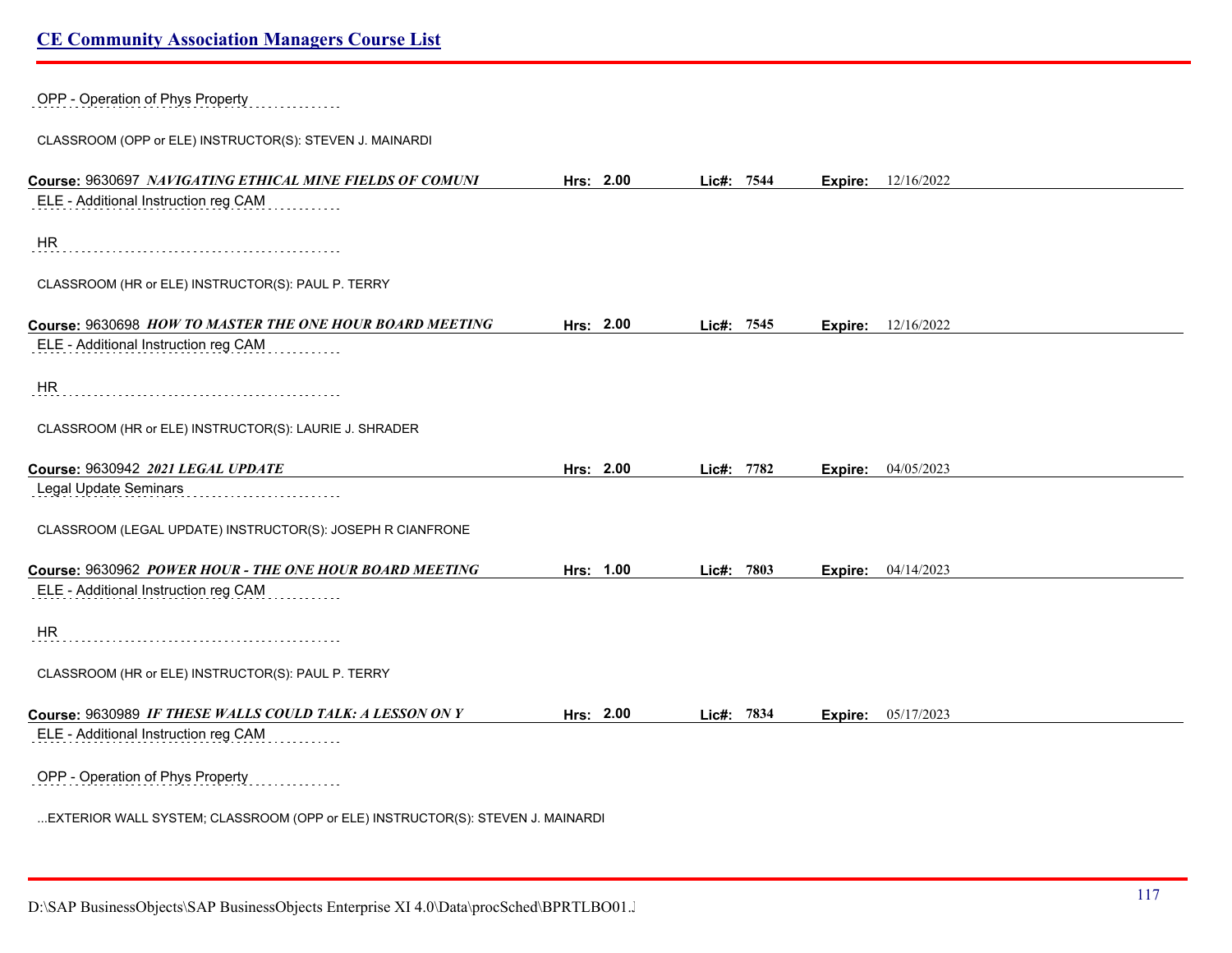OPP - Operation of Phys Property

CLASSROOM (OPP or ELE) INSTRUCTOR(S): STEVEN J. MAINARDI

**Course:** 9630697 ***NAVIGATING ETHICAL MINE FIELDS OF COMUNI*** **Hrs:** **2.00** **Lic#:** **7544** **Expire:** 12/16/2022

ELE - Additional Instruction reg CAM

HR

CLASSROOM (HR or ELE) INSTRUCTOR(S): PAUL P. TERRY

**Course:** 9630698 ***HOW TO MASTER THE ONE HOUR BOARD MEETING*** **Hrs:** **2.00** **Lic#:** **7545** **Expire:** 12/16/2022

ELE - Additional Instruction reg CAM

HR

CLASSROOM (HR or ELE) INSTRUCTOR(S): LAURIE J. SHRADER

**Course:** 9630942 ***2021 LEGAL UPDATE*** **Hrs:** **2.00** **Lic#:** **7782** **Expire:** 04/05/2023

Legal Update Seminars

CLASSROOM (LEGAL UPDATE) INSTRUCTOR(S): JOSEPH R CIANFRONE

**Course:** 9630962 ***POWER HOUR - THE ONE HOUR BOARD MEETING*** **Hrs:** **1.00** **Lic#:** **7803** **Expire:** 04/14/2023

ELE - Additional Instruction reg CAM

HR

CLASSROOM (HR or ELE) INSTRUCTOR(S): PAUL P. TERRY

**Course:** 9630989 ***IF THESE WALLS COULD TALK: A LESSON ON Y*** **Hrs:** **2.00** **Lic#:** **7834** **Expire:** 05/17/2023

ELE - Additional Instruction reg CAM

OPP - Operation of Phys Property

...EXTERIOR WALL SYSTEM; CLASSROOM (OPP or ELE) INSTRUCTOR(S): STEVEN J. MAINARDI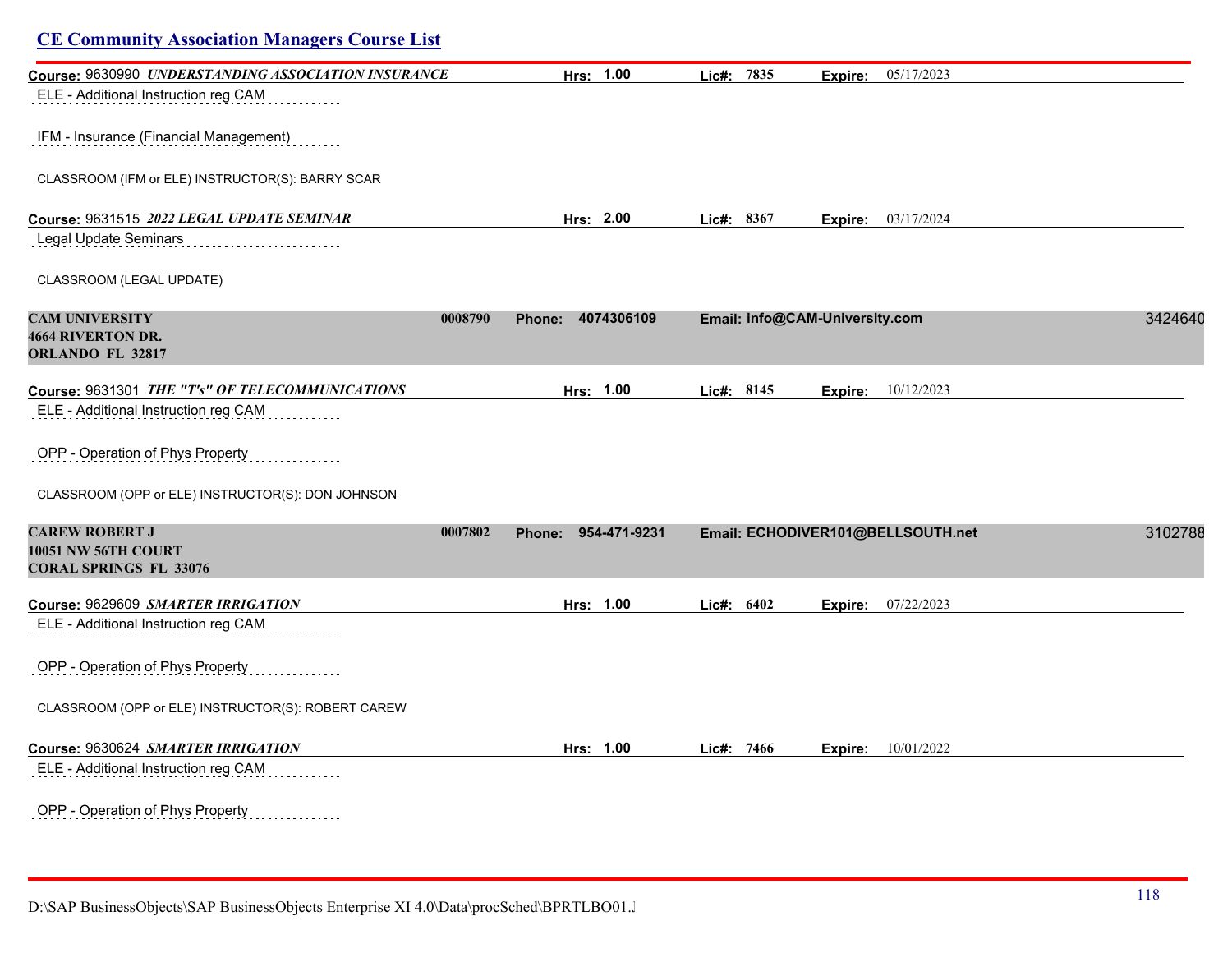## CE Community Association Managers Course List

**Course:** 9630990 ***UNDERSTANDING ASSOCIATION INSURANCE*** **Hrs:** 1.00 **Lic#:** 7835 **Expire:** 05/17/2023

ELE - Additional Instruction reg CAM

IFM - Insurance (Financial Management)

CLASSROOM (IFM or ELE) INSTRUCTOR(S): BARRY SCAR

**Course:** 9631515 ***2022 LEGAL UPDATE SEMINAR*** **Hrs:** 2.00 **Lic#:** 8367 **Expire:** 03/17/2024

Legal Update Seminars

CLASSROOM (LEGAL UPDATE)

**CAM UNIVERSITY** **0008790** **Phone:** 4074306109 **Email:** info@CAM-University.com 3424640
**4664 RIVERTON DR.**
**ORLANDO FL 32817**

**Course:** 9631301 ***THE "T's" OF TELECOMMUNICATIONS*** **Hrs:** 1.00 **Lic#:** 8145 **Expire:** 10/12/2023

ELE - Additional Instruction reg CAM

OPP - Operation of Phys Property

CLASSROOM (OPP or ELE) INSTRUCTOR(S): DON JOHNSON

**CAREW ROBERT J** **0007802** **Phone:** 954-471-9231 **Email:** ECHODIVER101@BELLSOUTH.net 3102788
**10051 NW 56TH COURT**
**CORAL SPRINGS FL 33076**

**Course:** 9629609 ***SMARTER IRRIGATION*** **Hrs:** 1.00 **Lic#:** 6402 **Expire:** 07/22/2023

ELE - Additional Instruction reg CAM

OPP - Operation of Phys Property

CLASSROOM (OPP or ELE) INSTRUCTOR(S): ROBERT CAREW

**Course:** 9630624 ***SMARTER IRRIGATION*** **Hrs:** 1.00 **Lic#:** 7466 **Expire:** 10/01/2022

ELE - Additional Instruction reg CAM

OPP - Operation of Phys Property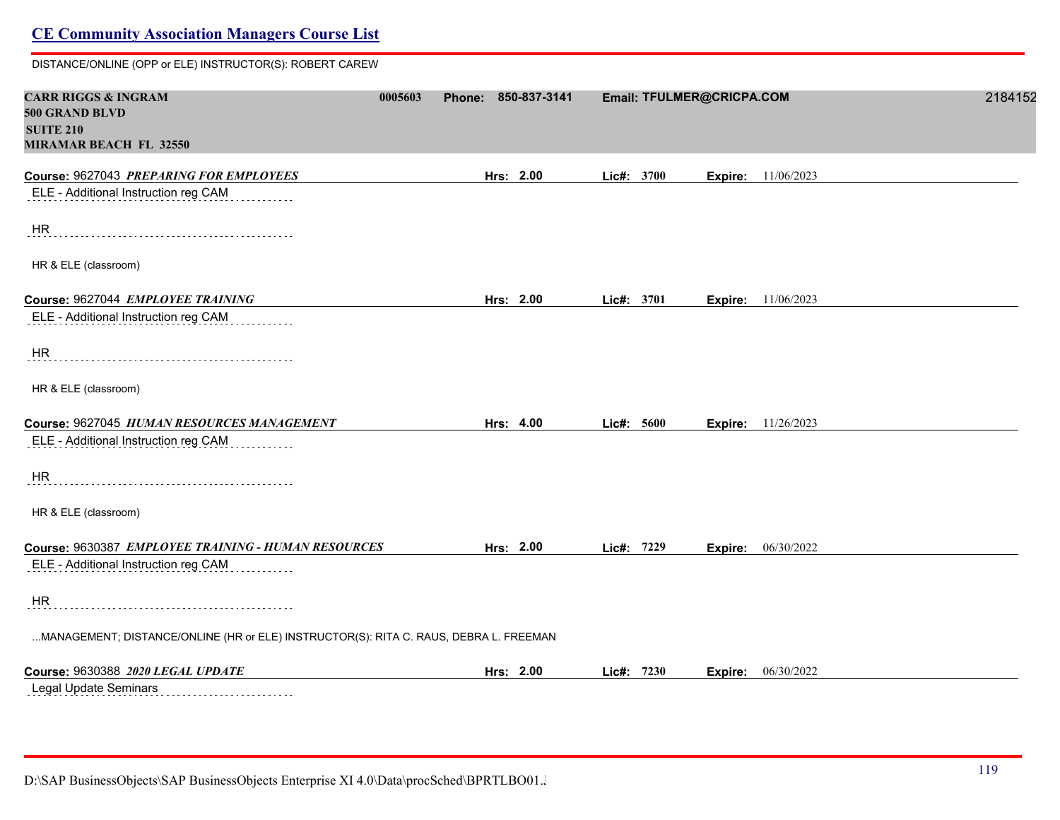DISTANCE/ONLINE (OPP or ELE) INSTRUCTOR(S): ROBERT CAREW

**CARR RIGGS & INGRAM** 0005603 **Phone:** 850-837-3141 **Email:** TFULMER@CRICPA.COM 2184152
**500 GRAND BLVD**
**SUITE 210**
**MIRAMAR BEACH FL 32550**

**Course:** 9627043 ***PREPARING FOR EMPLOYEES*** **Hrs:** 2.00 **Lic#:** 3700 **Expire:** 11/06/2023

ELE - Additional Instruction reg CAM

HR

HR & ELE (classroom)

**Course:** 9627044 ***EMPLOYEE TRAINING*** **Hrs:** 2.00 **Lic#:** 3701 **Expire:** 11/06/2023

ELE - Additional Instruction reg CAM

HR

HR & ELE (classroom)

**Course:** 9627045 ***HUMAN RESOURCES MANAGEMENT*** **Hrs:** 4.00 **Lic#:** 5600 **Expire:** 11/26/2023

ELE - Additional Instruction reg CAM

HR

HR & ELE (classroom)

**Course:** 9630387 ***EMPLOYEE TRAINING - HUMAN RESOURCES*** **Hrs:** 2.00 **Lic#:** 7229 **Expire:** 06/30/2022

ELE - Additional Instruction reg CAM

HR

...MANAGEMENT; DISTANCE/ONLINE (HR or ELE) INSTRUCTOR(S): RITA C. RAUS, DEBRA L. FREEMAN

**Course:** 9630388 ***2020 LEGAL UPDATE*** **Hrs:** 2.00 **Lic#:** 7230 **Expire:** 06/30/2022

Legal Update Seminars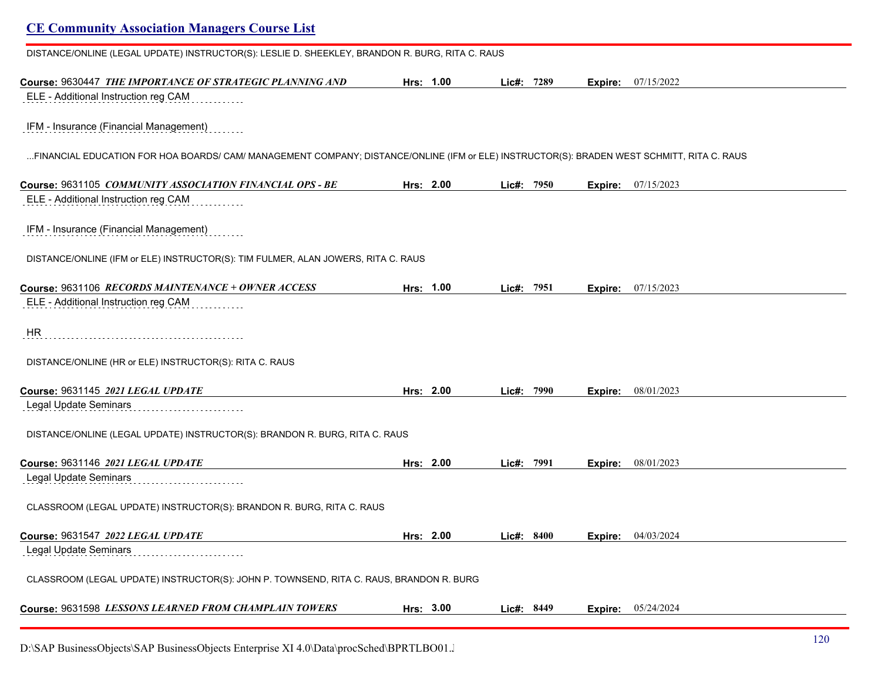DISTANCE/ONLINE (LEGAL UPDATE) INSTRUCTOR(S): LESLIE D. SHEEKLEY, BRANDON R. BURG, RITA C. RAUS

**Course:** 9630447 ***THE IMPORTANCE OF STRATEGIC PLANNING AND*** **Hrs: 1.00** **Lic#: 7289** **Expire:** 07/15/2022

ELE - Additional Instruction reg CAM

IFM - Insurance (Financial Management)

...FINANCIAL EDUCATION FOR HOA BOARDS/ CAM/ MANAGEMENT COMPANY; DISTANCE/ONLINE (IFM or ELE) INSTRUCTOR(S): BRADEN WEST SCHMITT, RITA C. RAUS

**Course:** 9631105 ***COMMUNITY ASSOCIATION FINANCIAL OPS - BE*** **Hrs: 2.00** **Lic#: 7950** **Expire:** 07/15/2023

ELE - Additional Instruction reg CAM

IFM - Insurance (Financial Management)

DISTANCE/ONLINE (IFM or ELE) INSTRUCTOR(S): TIM FULMER, ALAN JOWERS, RITA C. RAUS

**Course:** 9631106 ***RECORDS MAINTENANCE + OWNER ACCESS*** **Hrs: 1.00** **Lic#: 7951** **Expire:** 07/15/2023

ELE - Additional Instruction reg CAM

HR

DISTANCE/ONLINE (HR or ELE) INSTRUCTOR(S): RITA C. RAUS

**Course:** 9631145 ***2021 LEGAL UPDATE*** **Hrs: 2.00** **Lic#: 7990** **Expire:** 08/01/2023

Legal Update Seminars

DISTANCE/ONLINE (LEGAL UPDATE) INSTRUCTOR(S): BRANDON R. BURG, RITA C. RAUS

**Course:** 9631146 ***2021 LEGAL UPDATE*** **Hrs: 2.00** **Lic#: 7991** **Expire:** 08/01/2023

Legal Update Seminars

CLASSROOM (LEGAL UPDATE) INSTRUCTOR(S): BRANDON R. BURG, RITA C. RAUS

**Course:** 9631547 ***2022 LEGAL UPDATE*** **Hrs: 2.00** **Lic#: 8400** **Expire:** 04/03/2024

Legal Update Seminars

CLASSROOM (LEGAL UPDATE) INSTRUCTOR(S): JOHN P. TOWNSEND, RITA C. RAUS, BRANDON R. BURG

**Course:** 9631598 ***LESSONS LEARNED FROM CHAMPLAIN TOWERS*** **Hrs: 3.00** **Lic#: 8449** **Expire:** 05/24/2024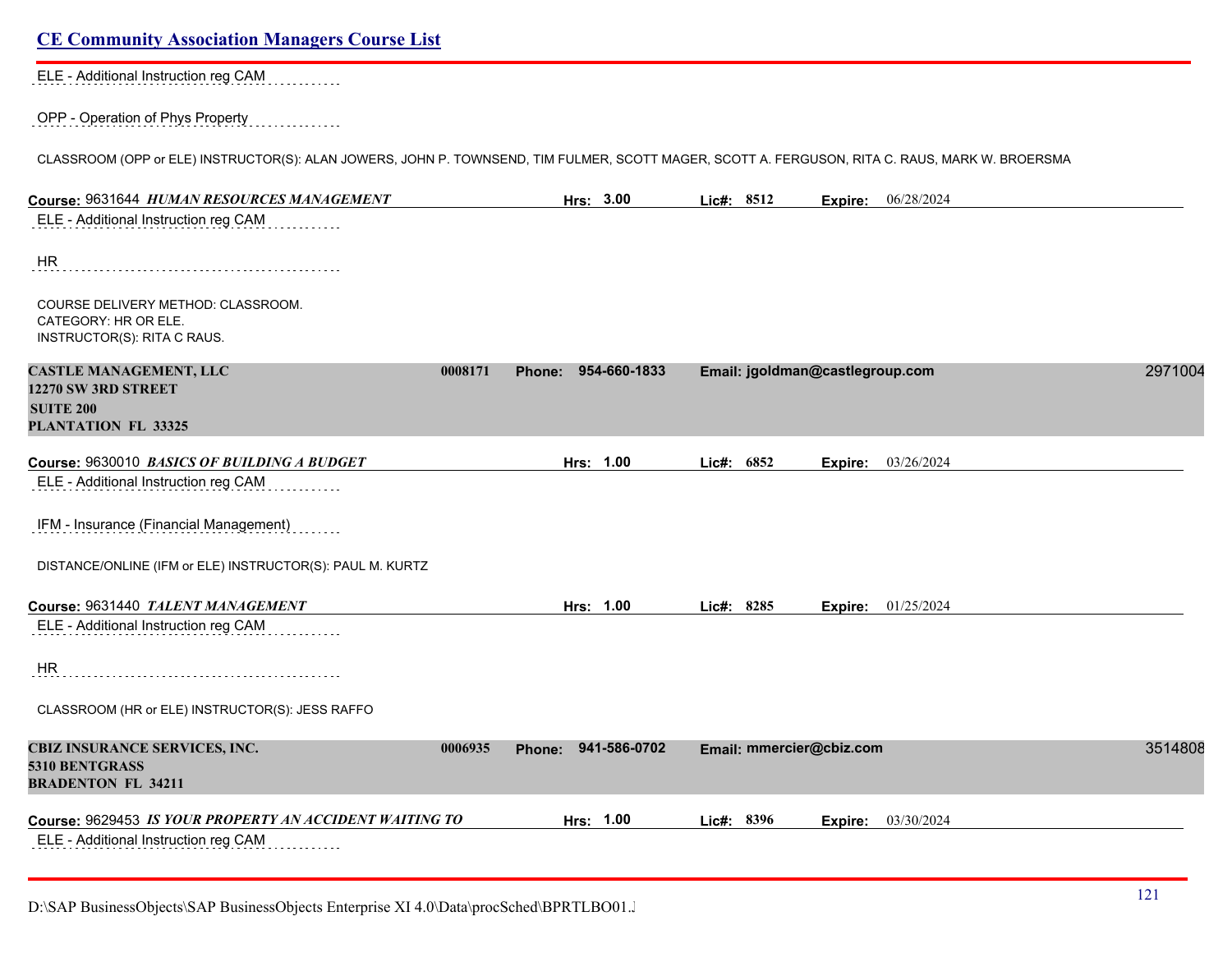ELE - Additional Instruction reg CAM

OPP - Operation of Phys Property

CLASSROOM (OPP or ELE) INSTRUCTOR(S): ALAN JOWERS, JOHN P. TOWNSEND, TIM FULMER, SCOTT MAGER, SCOTT A. FERGUSON, RITA C. RAUS, MARK W. BROERSMA

**Course:** 9631644 ***HUMAN RESOURCES MANAGEMENT*** **Hrs:** 3.00 **Lic#:** 8512 **Expire:** 06/28/2024

ELE - Additional Instruction reg CAM

HR

COURSE DELIVERY METHOD: CLASSROOM.
CATEGORY: HR OR ELE.
INSTRUCTOR(S): RITA C RAUS.

**CASTLE MANAGEMENT, LLC** 0008171 **Phone:** 954-660-1833 **Email:** jgoldman@castlegroup.com 2971004
**12270 SW 3RD STREET**
**SUITE 200**
**PLANTATION FL 33325**

**Course:** 9630010 ***BASICS OF BUILDING A BUDGET*** **Hrs:** 1.00 **Lic#:** 6852 **Expire:** 03/26/2024

ELE - Additional Instruction reg CAM

IFM - Insurance (Financial Management)

DISTANCE/ONLINE (IFM or ELE) INSTRUCTOR(S): PAUL M. KURTZ

**Course:** 9631440 ***TALENT MANAGEMENT*** **Hrs:** 1.00 **Lic#:** 8285 **Expire:** 01/25/2024

ELE - Additional Instruction reg CAM

HR

CLASSROOM (HR or ELE) INSTRUCTOR(S): JESS RAFFO

**CBIZ INSURANCE SERVICES, INC.** 0006935 **Phone:** 941-586-0702 **Email:** mmercier@cbiz.com 3514808
**5310 BENTGRASS**
**BRADENTON FL 34211**

**Course:** 9629453 ***IS YOUR PROPERTY AN ACCIDENT WAITING TO*** **Hrs:** 1.00 **Lic#:** 8396 **Expire:** 03/30/2024

ELE - Additional Instruction reg CAM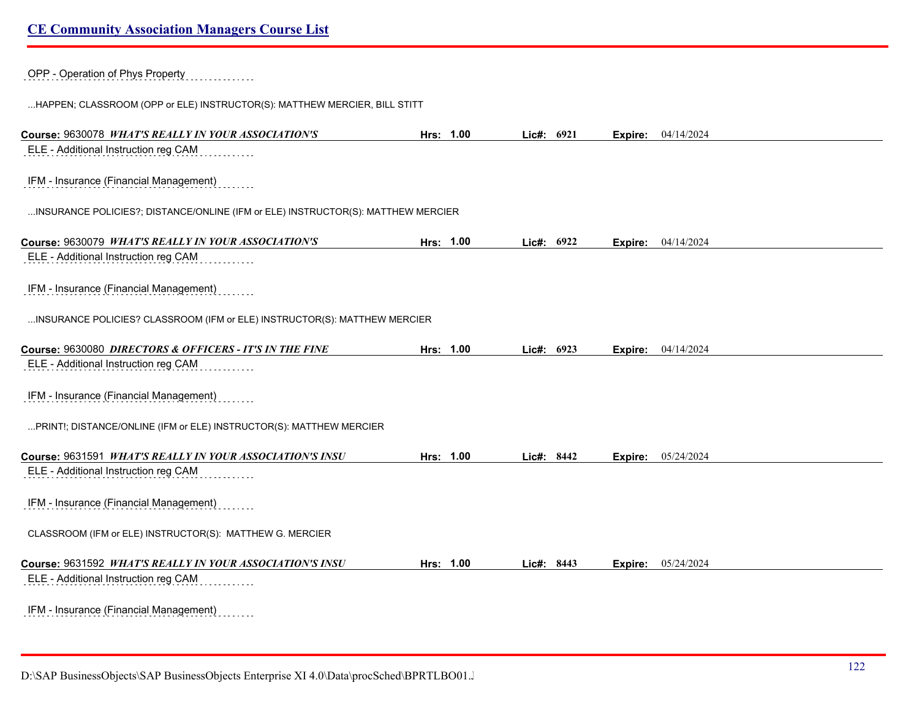OPP - Operation of Phys Property

...HAPPEN; CLASSROOM (OPP or ELE) INSTRUCTOR(S): MATTHEW MERCIER, BILL STITT

**Course:** 9630078 ***WHAT'S REALLY IN YOUR ASSOCIATION'S*** **Hrs: 1.00** **Lic#: 6921** **Expire:** 04/14/2024

ELE - Additional Instruction reg CAM

IFM - Insurance (Financial Management)

...INSURANCE POLICIES?; DISTANCE/ONLINE (IFM or ELE) INSTRUCTOR(S): MATTHEW MERCIER

**Course:** 9630079 ***WHAT'S REALLY IN YOUR ASSOCIATION'S*** **Hrs: 1.00** **Lic#: 6922** **Expire:** 04/14/2024

ELE - Additional Instruction reg CAM

IFM - Insurance (Financial Management)

...INSURANCE POLICIES? CLASSROOM (IFM or ELE) INSTRUCTOR(S): MATTHEW MERCIER

**Course:** 9630080 ***DIRECTORS & OFFICERS - IT'S IN THE FINE*** **Hrs: 1.00** **Lic#: 6923** **Expire:** 04/14/2024

ELE - Additional Instruction reg CAM

IFM - Insurance (Financial Management)

...PRINT!; DISTANCE/ONLINE (IFM or ELE) INSTRUCTOR(S): MATTHEW MERCIER

**Course:** 9631591 ***WHAT'S REALLY IN YOUR ASSOCIATION'S INSU*** **Hrs: 1.00** **Lic#: 8442** **Expire:** 05/24/2024

ELE - Additional Instruction reg CAM

IFM - Insurance (Financial Management)

CLASSROOM (IFM or ELE) INSTRUCTOR(S): MATTHEW G. MERCIER

**Course:** 9631592 ***WHAT'S REALLY IN YOUR ASSOCIATION'S INSU*** **Hrs: 1.00** **Lic#: 8443** **Expire:** 05/24/2024

ELE - Additional Instruction reg CAM

IFM - Insurance (Financial Management)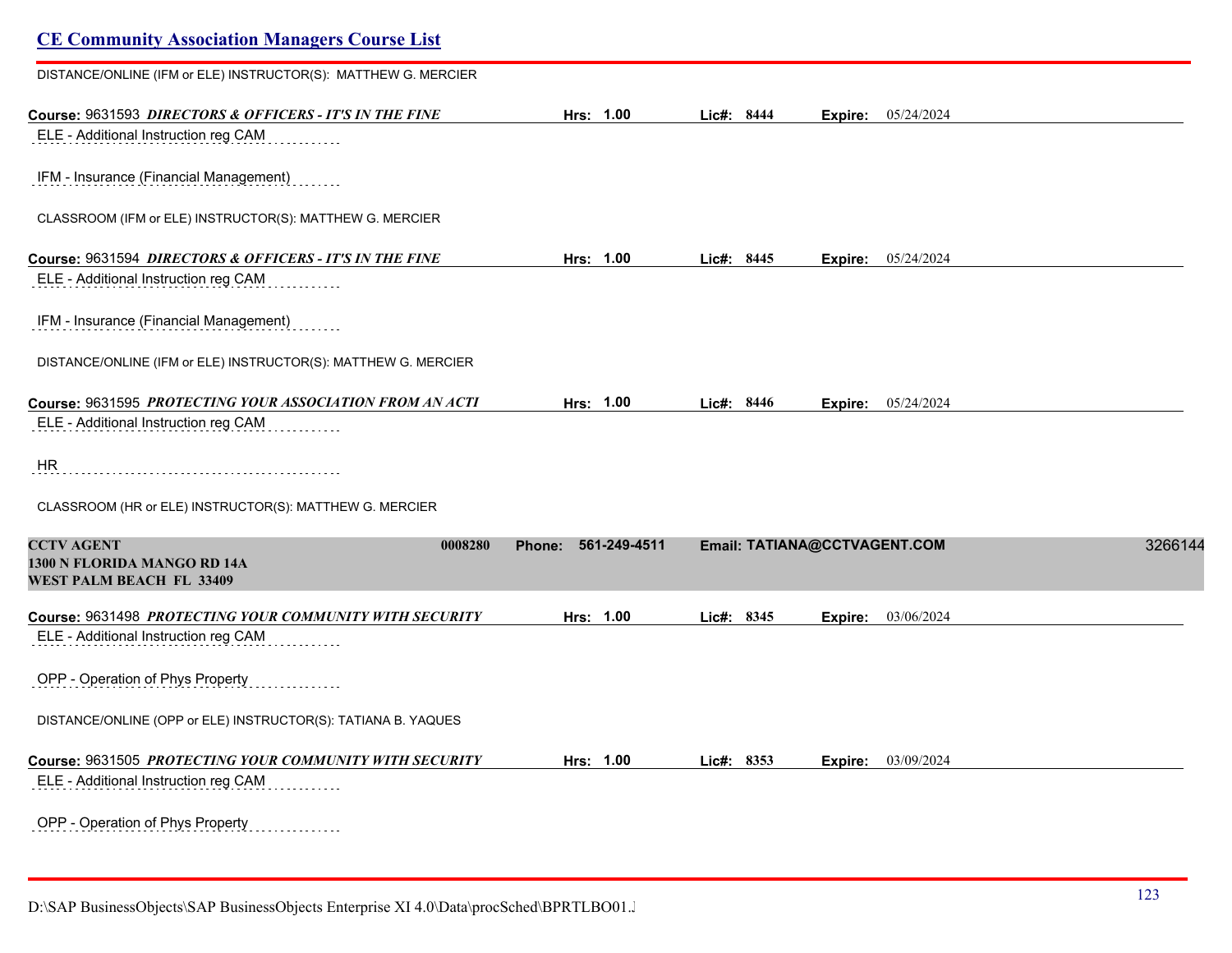DISTANCE/ONLINE (IFM or ELE) INSTRUCTOR(S): MATTHEW G. MERCIER

**Course:** 9631593 ***DIRECTORS & OFFICERS - IT'S IN THE FINE*** **Hrs:** 1.00 **Lic#:** 8444 **Expire:** 05/24/2024

ELE - Additional Instruction reg CAM

IFM - Insurance (Financial Management)

CLASSROOM (IFM or ELE) INSTRUCTOR(S): MATTHEW G. MERCIER

**Course:** 9631594 ***DIRECTORS & OFFICERS - IT'S IN THE FINE*** **Hrs:** 1.00 **Lic#:** 8445 **Expire:** 05/24/2024

ELE - Additional Instruction reg CAM

IFM - Insurance (Financial Management)

DISTANCE/ONLINE (IFM or ELE) INSTRUCTOR(S): MATTHEW G. MERCIER

**Course:** 9631595 ***PROTECTING YOUR ASSOCIATION FROM AN ACTI*** **Hrs:** 1.00 **Lic#:** 8446 **Expire:** 05/24/2024

ELE - Additional Instruction reg CAM

HR

CLASSROOM (HR or ELE) INSTRUCTOR(S): MATTHEW G. MERCIER

**CCTV AGENT** 0008280 **Phone:** 561-249-4511 **Email:** TATIANA@CCTVAGENT.COM 3266144
**1300 N FLORIDA MANGO RD 14A**
**WEST PALM BEACH FL 33409**

**Course:** 9631498 ***PROTECTING YOUR COMMUNITY WITH SECURITY*** **Hrs:** 1.00 **Lic#:** 8345 **Expire:** 03/06/2024

ELE - Additional Instruction reg CAM

OPP - Operation of Phys Property

DISTANCE/ONLINE (OPP or ELE) INSTRUCTOR(S): TATIANA B. YAQUES

**Course:** 9631505 ***PROTECTING YOUR COMMUNITY WITH SECURITY*** **Hrs:** 1.00 **Lic#:** 8353 **Expire:** 03/09/2024

ELE - Additional Instruction reg CAM

OPP - Operation of Phys Property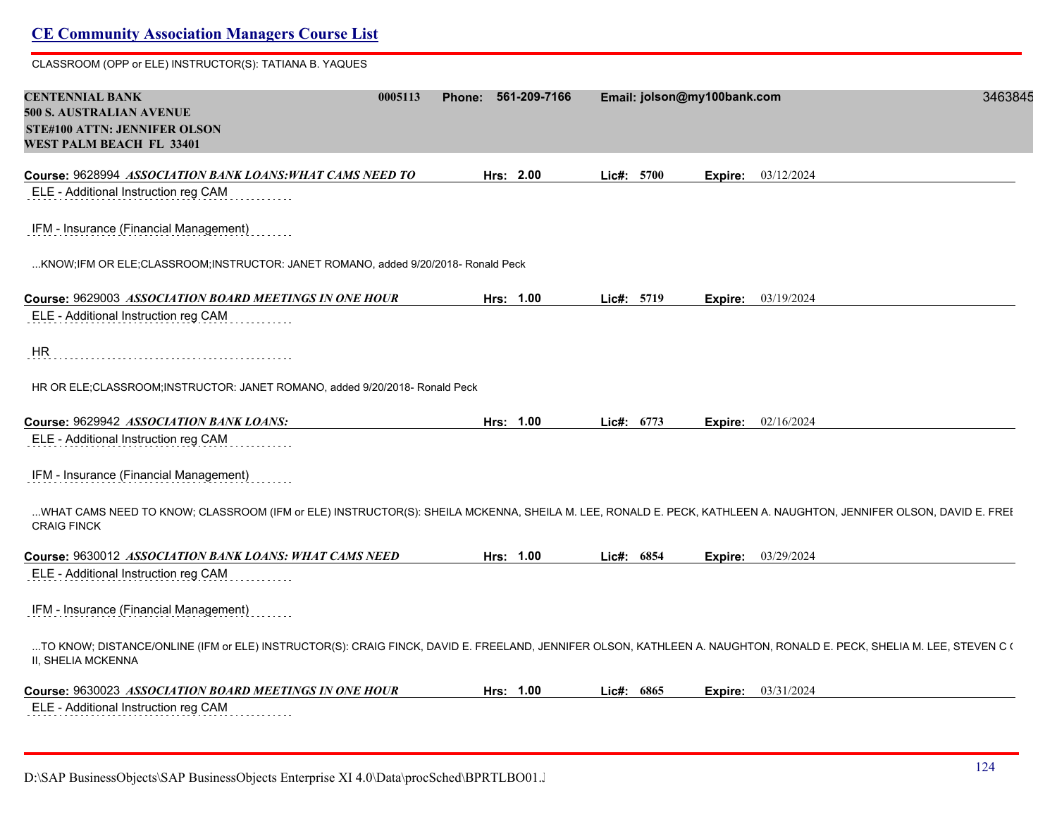CLASSROOM (OPP or ELE) INSTRUCTOR(S): TATIANA B. YAQUES

**CENTENNIAL BANK** 0005113 Phone: 561-209-7166 Email: jolson@my100bank.com 3463845
**500 S. AUSTRALIAN AVENUE**
**STE#100 ATTN: JENNIFER OLSON**
**WEST PALM BEACH FL 33401**

**Course:** 9628994 ***ASSOCIATION BANK LOANS:WHAT CAMS NEED TO*** **Hrs:** 2.00 **Lic#:** 5700 **Expire:** 03/12/2024

ELE - Additional Instruction reg CAM

IFM - Insurance (Financial Management)

...KNOW;IFM OR ELE;CLASSROOM;INSTRUCTOR: JANET ROMANO, added 9/20/2018- Ronald Peck

**Course:** 9629003 ***ASSOCIATION BOARD MEETINGS IN ONE HOUR*** **Hrs:** 1.00 **Lic#:** 5719 **Expire:** 03/19/2024

ELE - Additional Instruction reg CAM

HR

HR OR ELE;CLASSROOM;INSTRUCTOR: JANET ROMANO, added 9/20/2018- Ronald Peck

**Course:** 9629942 ***ASSOCIATION BANK LOANS:*** **Hrs:** 1.00 **Lic#:** 6773 **Expire:** 02/16/2024

ELE - Additional Instruction reg CAM

IFM - Insurance (Financial Management)

...WHAT CAMS NEED TO KNOW; CLASSROOM (IFM or ELE) INSTRUCTOR(S): SHEILA MCKENNA, SHEILA M. LEE, RONALD E. PECK, KATHLEEN A. NAUGHTON, JENNIFER OLSON, DAVID E. FREE CRAIG FINCK

**Course:** 9630012 ***ASSOCIATION BANK LOANS: WHAT CAMS NEED*** **Hrs:** 1.00 **Lic#:** 6854 **Expire:** 03/29/2024

ELE - Additional Instruction reg CAM

IFM - Insurance (Financial Management)

...TO KNOW; DISTANCE/ONLINE (IFM or ELE) INSTRUCTOR(S): CRAIG FINCK, DAVID E. FREELAND, JENNIFER OLSON, KATHLEEN A. NAUGHTON, RONALD E. PECK, SHELIA M. LEE, STEVEN C C II, SHELIA MCKENNA

**Course:** 9630023 ***ASSOCIATION BOARD MEETINGS IN ONE HOUR*** **Hrs:** 1.00 **Lic#:** 6865 **Expire:** 03/31/2024

ELE - Additional Instruction reg CAM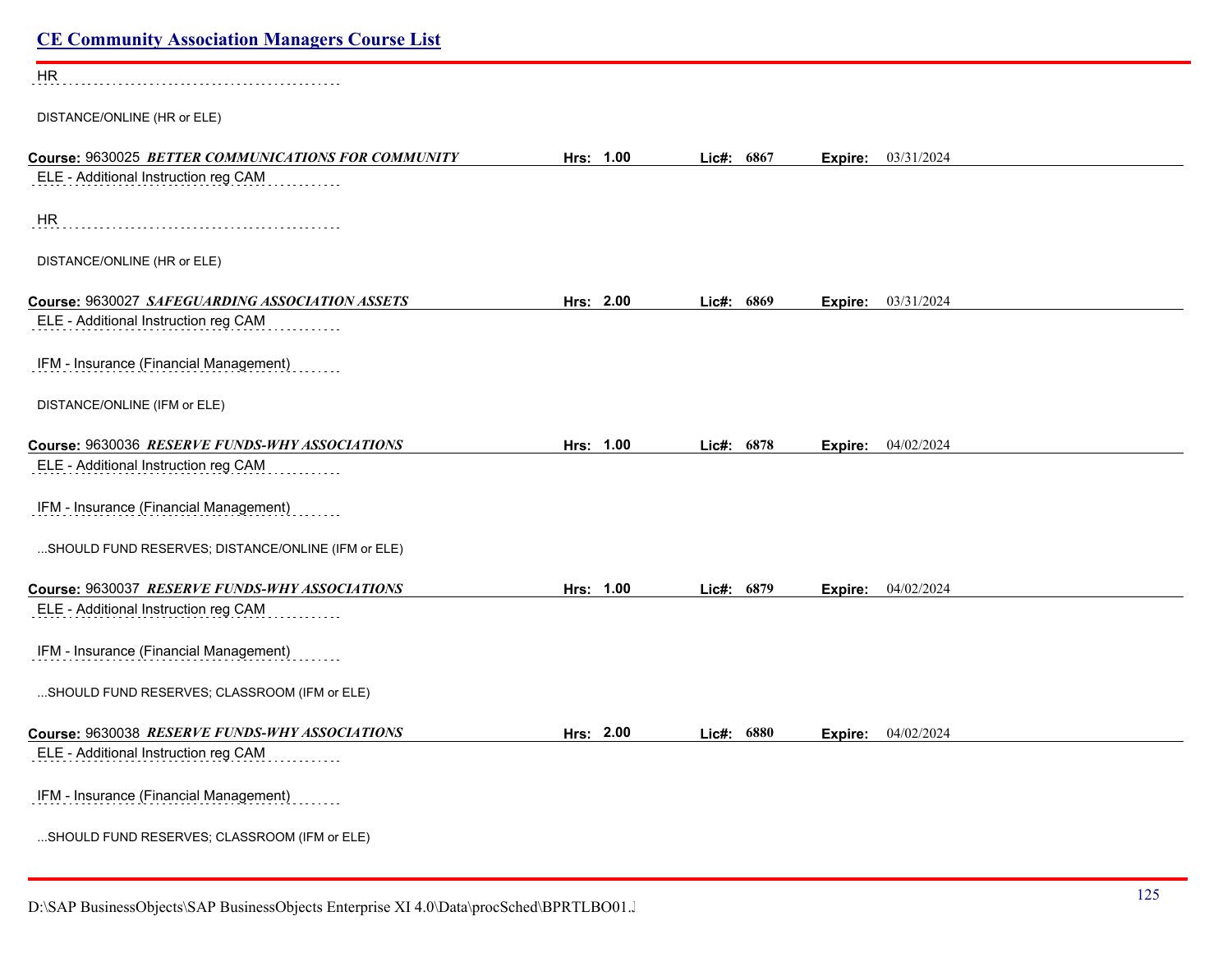HR

DISTANCE/ONLINE (HR or ELE)

**Course:** 9630025 ***BETTER COMMUNICATIONS FOR COMMUNITY*** **Hrs: 1.00** **Lic#: 6867** **Expire:** 03/31/2024

ELE - Additional Instruction reg CAM

HR

DISTANCE/ONLINE (HR or ELE)

**Course:** 9630027 ***SAFEGUARDING ASSOCIATION ASSETS*** **Hrs: 2.00** **Lic#: 6869** **Expire:** 03/31/2024

ELE - Additional Instruction reg CAM

IFM - Insurance (Financial Management)

DISTANCE/ONLINE (IFM or ELE)

**Course:** 9630036 ***RESERVE FUNDS-WHY ASSOCIATIONS*** **Hrs: 1.00** **Lic#: 6878** **Expire:** 04/02/2024

ELE - Additional Instruction reg CAM

IFM - Insurance (Financial Management)

...SHOULD FUND RESERVES; DISTANCE/ONLINE (IFM or ELE)

**Course:** 9630037 ***RESERVE FUNDS-WHY ASSOCIATIONS*** **Hrs: 1.00** **Lic#: 6879** **Expire:** 04/02/2024

ELE - Additional Instruction reg CAM

IFM - Insurance (Financial Management)

...SHOULD FUND RESERVES; CLASSROOM (IFM or ELE)

**Course:** 9630038 ***RESERVE FUNDS-WHY ASSOCIATIONS*** **Hrs: 2.00** **Lic#: 6880** **Expire:** 04/02/2024

ELE - Additional Instruction reg CAM

IFM - Insurance (Financial Management)

...SHOULD FUND RESERVES; CLASSROOM (IFM or ELE)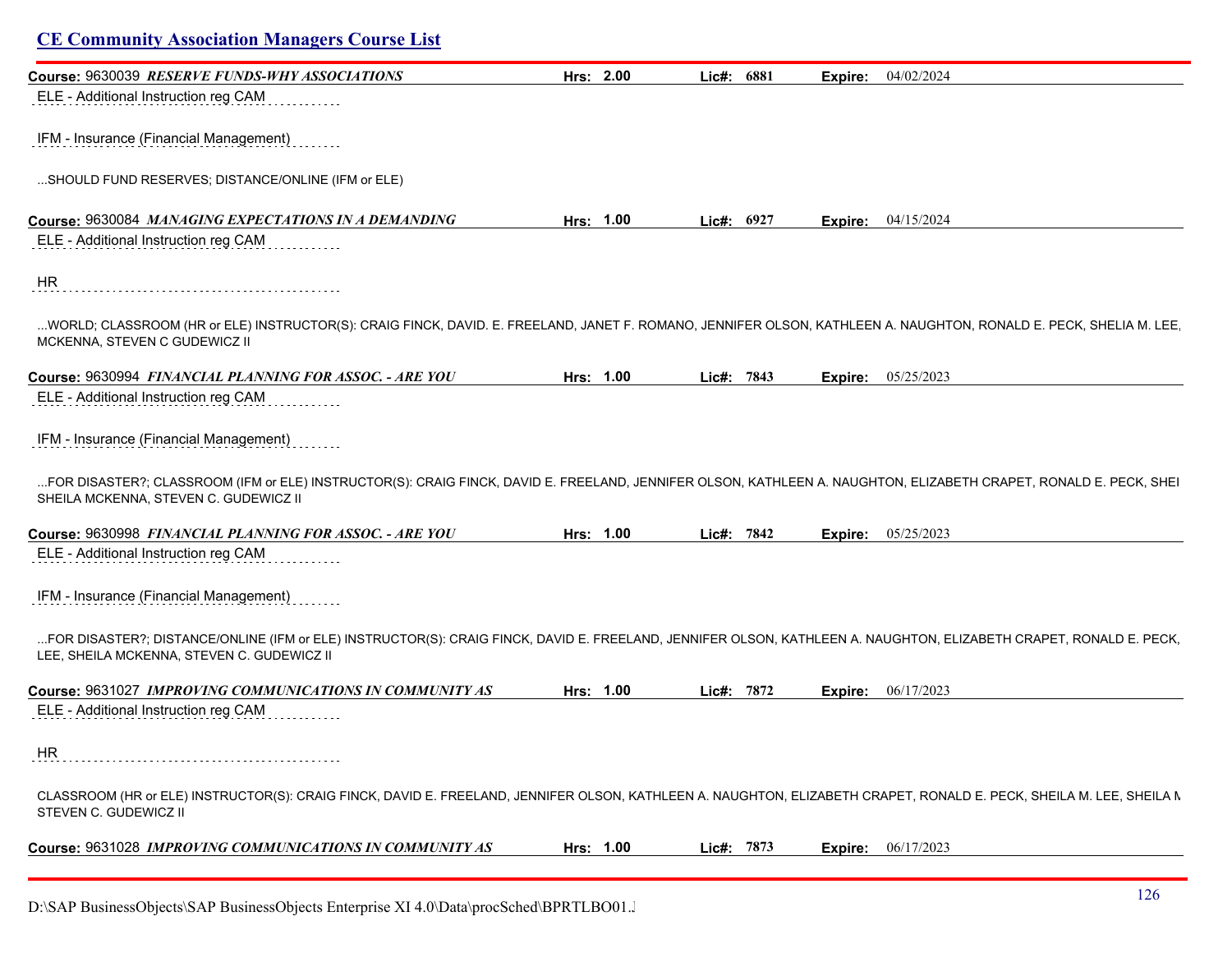## CE Community Association Managers Course List

**Course:** 9630039 ***RESERVE FUNDS-WHY ASSOCIATIONS*** **Hrs: 2.00** **Lic#: 6881** **Expire:** 04/02/2024

ELE - Additional Instruction reg CAM

IFM - Insurance (Financial Management)

...SHOULD FUND RESERVES; DISTANCE/ONLINE (IFM or ELE)

**Course:** 9630084 ***MANAGING EXPECTATIONS IN A DEMANDING*** **Hrs: 1.00** **Lic#: 6927** **Expire:** 04/15/2024

ELE - Additional Instruction reg CAM

HR

...WORLD; CLASSROOM (HR or ELE) INSTRUCTOR(S): CRAIG FINCK, DAVID. E. FREELAND, JANET F. ROMANO, JENNIFER OLSON, KATHLEEN A. NAUGHTON, RONALD E. PECK, SHELIA M. LEE, MCKENNA, STEVEN C GUDEWICZ II

**Course:** 9630994 ***FINANCIAL PLANNING FOR ASSOC. - ARE YOU*** **Hrs: 1.00** **Lic#: 7843** **Expire:** 05/25/2023

ELE - Additional Instruction reg CAM

IFM - Insurance (Financial Management)

...FOR DISASTER?; CLASSROOM (IFM or ELE) INSTRUCTOR(S): CRAIG FINCK, DAVID E. FREELAND, JENNIFER OLSON, KATHLEEN A. NAUGHTON, ELIZABETH CRAPET, RONALD E. PECK, SHEI SHEILA MCKENNA, STEVEN C. GUDEWICZ II

**Course:** 9630998 ***FINANCIAL PLANNING FOR ASSOC. - ARE YOU*** **Hrs: 1.00** **Lic#: 7842** **Expire:** 05/25/2023

ELE - Additional Instruction reg CAM

IFM - Insurance (Financial Management)

...FOR DISASTER?; DISTANCE/ONLINE (IFM or ELE) INSTRUCTOR(S): CRAIG FINCK, DAVID E. FREELAND, JENNIFER OLSON, KATHLEEN A. NAUGHTON, ELIZABETH CRAPET, RONALD E. PECK, LEE, SHEILA MCKENNA, STEVEN C. GUDEWICZ II

**Course:** 9631027 ***IMPROVING COMMUNICATIONS IN COMMUNITY AS*** **Hrs: 1.00** **Lic#: 7872** **Expire:** 06/17/2023

ELE - Additional Instruction reg CAM

HR

CLASSROOM (HR or ELE) INSTRUCTOR(S): CRAIG FINCK, DAVID E. FREELAND, JENNIFER OLSON, KATHLEEN A. NAUGHTON, ELIZABETH CRAPET, RONALD E. PECK, SHEILA M. LEE, SHEILA M STEVEN C. GUDEWICZ II

**Course:** 9631028 ***IMPROVING COMMUNICATIONS IN COMMUNITY AS*** **Hrs: 1.00** **Lic#: 7873** **Expire:** 06/17/2023

D:\SAP BusinessObjects\SAP BusinessObjects Enterprise XI 4.0\Data\procSched\BPRTLBO01.J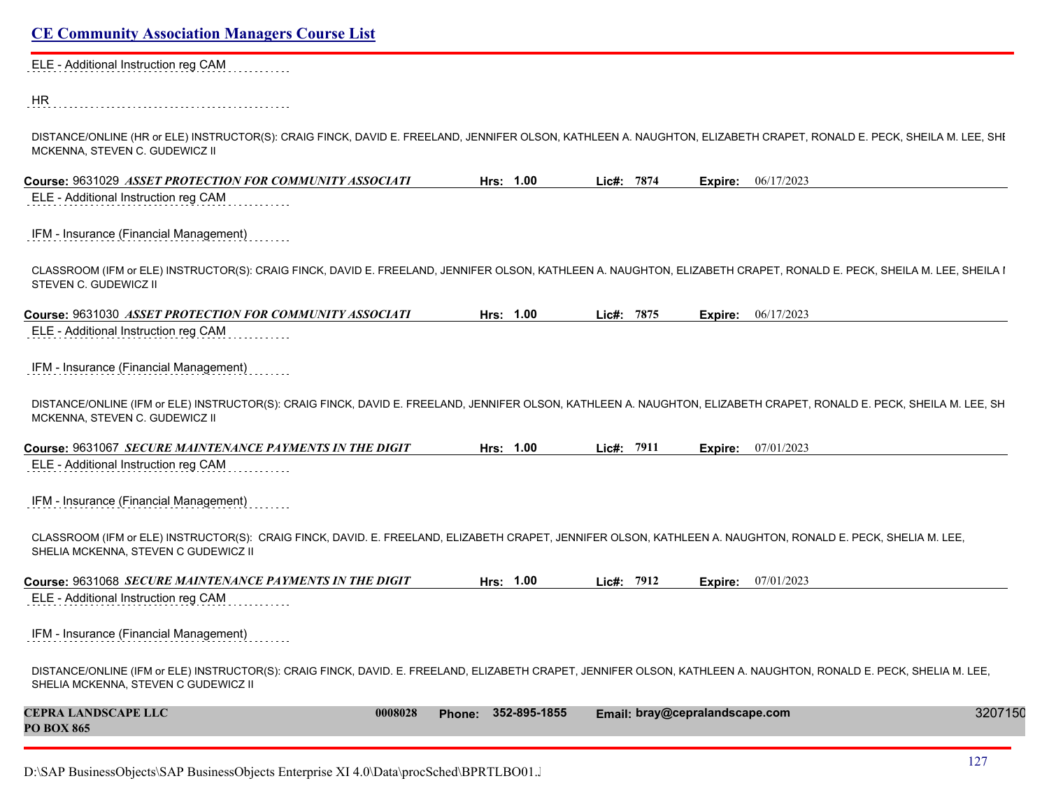ELE - Additional Instruction reg CAM

HR

DISTANCE/ONLINE (HR or ELE) INSTRUCTOR(S): CRAIG FINCK, DAVID E. FREELAND, JENNIFER OLSON, KATHLEEN A. NAUGHTON, ELIZABETH CRAPET, RONALD E. PECK, SHEILA M. LEE, SHE MCKENNA, STEVEN C. GUDEWICZ II

**Course:** 9631029 ***ASSET PROTECTION FOR COMMUNITY ASSOCIATI*** **Hrs: 1.00** **Lic#: 7874** **Expire:** 06/17/2023

ELE - Additional Instruction reg CAM

IFM - Insurance (Financial Management)

CLASSROOM (IFM or ELE) INSTRUCTOR(S): CRAIG FINCK, DAVID E. FREELAND, JENNIFER OLSON, KATHLEEN A. NAUGHTON, ELIZABETH CRAPET, RONALD E. PECK, SHEILA M. LEE, SHEILA I STEVEN C. GUDEWICZ II

**Course:** 9631030 ***ASSET PROTECTION FOR COMMUNITY ASSOCIATI*** **Hrs: 1.00** **Lic#: 7875** **Expire:** 06/17/2023

ELE - Additional Instruction reg CAM

IFM - Insurance (Financial Management)

DISTANCE/ONLINE (IFM or ELE) INSTRUCTOR(S): CRAIG FINCK, DAVID E. FREELAND, JENNIFER OLSON, KATHLEEN A. NAUGHTON, ELIZABETH CRAPET, RONALD E. PECK, SHEILA M. LEE, SH MCKENNA, STEVEN C. GUDEWICZ II

**Course:** 9631067 ***SECURE MAINTENANCE PAYMENTS IN THE DIGIT*** **Hrs: 1.00** **Lic#: 7911** **Expire:** 07/01/2023

ELE - Additional Instruction reg CAM

IFM - Insurance (Financial Management)

CLASSROOM (IFM or ELE) INSTRUCTOR(S): CRAIG FINCK, DAVID. E. FREELAND, ELIZABETH CRAPET, JENNIFER OLSON, KATHLEEN A. NAUGHTON, RONALD E. PECK, SHELIA M. LEE, SHELIA MCKENNA, STEVEN C GUDEWICZ II

**Course:** 9631068 ***SECURE MAINTENANCE PAYMENTS IN THE DIGIT*** **Hrs: 1.00** **Lic#: 7912** **Expire:** 07/01/2023

ELE - Additional Instruction reg CAM

IFM - Insurance (Financial Management)

DISTANCE/ONLINE (IFM or ELE) INSTRUCTOR(S): CRAIG FINCK, DAVID. E. FREELAND, ELIZABETH CRAPET, JENNIFER OLSON, KATHLEEN A. NAUGHTON, RONALD E. PECK, SHELIA M. LEE, SHELIA MCKENNA, STEVEN C GUDEWICZ II

**CEPRA LANDSCAPE LLC** **0008028** **Phone: 352-895-1855** **Email: bray@cepralandscape.com** 3207150
**PO BOX 865**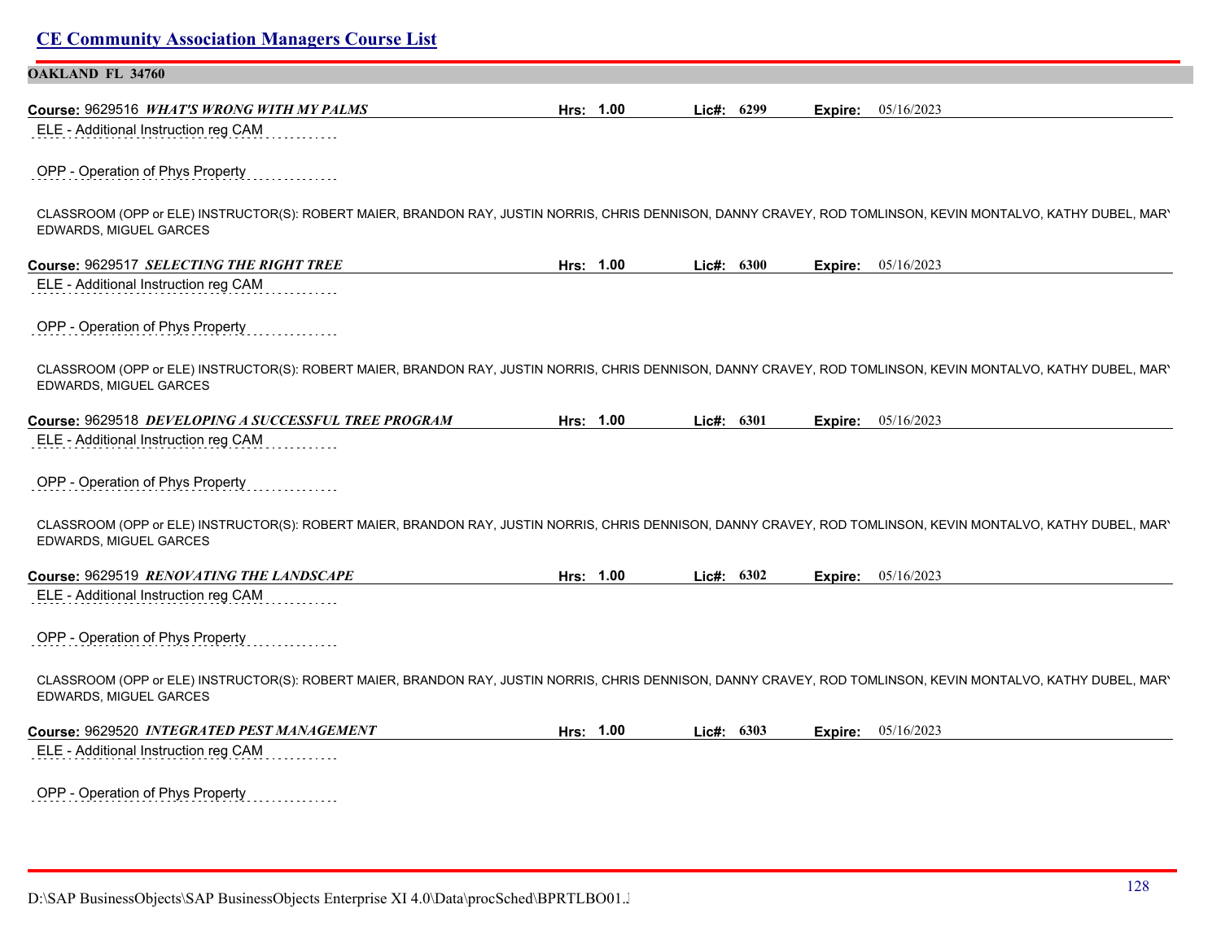## CE Community Association Managers Course List

**OAKLAND FL 34760**

**Course:** 9629516 ***WHAT'S WRONG WITH MY PALMS*** **Hrs:** 1.00 **Lic#:** 6299 **Expire:** 05/16/2023

ELE - Additional Instruction reg CAM

OPP - Operation of Phys Property

CLASSROOM (OPP or ELE) INSTRUCTOR(S): ROBERT MAIER, BRANDON RAY, JUSTIN NORRIS, CHRIS DENNISON, DANNY CRAVEY, ROD TOMLINSON, KEVIN MONTALVO, KATHY DUBEL, MARY EDWARDS, MIGUEL GARCES

**Course:** 9629517 ***SELECTING THE RIGHT TREE*** **Hrs:** 1.00 **Lic#:** 6300 **Expire:** 05/16/2023

ELE - Additional Instruction reg CAM

OPP - Operation of Phys Property

CLASSROOM (OPP or ELE) INSTRUCTOR(S): ROBERT MAIER, BRANDON RAY, JUSTIN NORRIS, CHRIS DENNISON, DANNY CRAVEY, ROD TOMLINSON, KEVIN MONTALVO, KATHY DUBEL, MARY EDWARDS, MIGUEL GARCES

**Course:** 9629518 ***DEVELOPING A SUCCESSFUL TREE PROGRAM*** **Hrs:** 1.00 **Lic#:** 6301 **Expire:** 05/16/2023

ELE - Additional Instruction reg CAM

OPP - Operation of Phys Property

CLASSROOM (OPP or ELE) INSTRUCTOR(S): ROBERT MAIER, BRANDON RAY, JUSTIN NORRIS, CHRIS DENNISON, DANNY CRAVEY, ROD TOMLINSON, KEVIN MONTALVO, KATHY DUBEL, MARY EDWARDS, MIGUEL GARCES

**Course:** 9629519 ***RENOVATING THE LANDSCAPE*** **Hrs:** 1.00 **Lic#:** 6302 **Expire:** 05/16/2023

ELE - Additional Instruction reg CAM

OPP - Operation of Phys Property

CLASSROOM (OPP or ELE) INSTRUCTOR(S): ROBERT MAIER, BRANDON RAY, JUSTIN NORRIS, CHRIS DENNISON, DANNY CRAVEY, ROD TOMLINSON, KEVIN MONTALVO, KATHY DUBEL, MARY EDWARDS, MIGUEL GARCES

**Course:** 9629520 ***INTEGRATED PEST MANAGEMENT*** **Hrs:** 1.00 **Lic#:** 6303 **Expire:** 05/16/2023

ELE - Additional Instruction reg CAM

OPP - Operation of Phys Property

D:\SAP BusinessObjects\SAP BusinessObjects Enterprise XI 4.0\Data\procSched\BPRTLBO01.J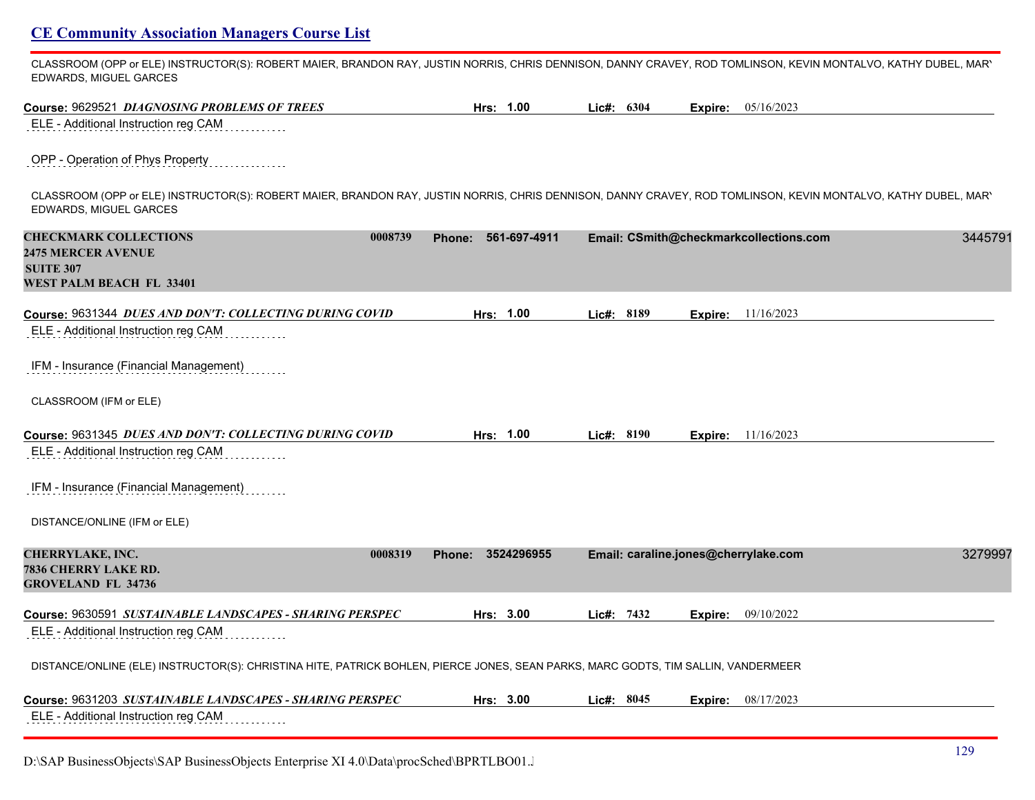CLASSROOM (OPP or ELE) INSTRUCTOR(S): ROBERT MAIER, BRANDON RAY, JUSTIN NORRIS, CHRIS DENNISON, DANNY CRAVEY, ROD TOMLINSON, KEVIN MONTALVO, KATHY DUBEL, MARY EDWARDS, MIGUEL GARCES

**Course:** 9629521 ***DIAGNOSING PROBLEMS OF TREES*** **Hrs:** 1.00 **Lic#:** 6304 **Expire:** 05/16/2023

ELE - Additional Instruction reg CAM

OPP - Operation of Phys Property

CLASSROOM (OPP or ELE) INSTRUCTOR(S): ROBERT MAIER, BRANDON RAY, JUSTIN NORRIS, CHRIS DENNISON, DANNY CRAVEY, ROD TOMLINSON, KEVIN MONTALVO, KATHY DUBEL, MARY EDWARDS, MIGUEL GARCES

**CHECKMARK COLLECTIONS** 0008739 **Phone:** 561-697-4911 **Email:** CSmith@checkmarkcollections.com 3445791
**2475 MERCER AVENUE**
**SUITE 307**
**WEST PALM BEACH FL 33401**

**Course:** 9631344 ***DUES AND DON'T: COLLECTING DURING COVID*** **Hrs:** 1.00 **Lic#:** 8189 **Expire:** 11/16/2023

ELE - Additional Instruction reg CAM

IFM - Insurance (Financial Management)

CLASSROOM (IFM or ELE)

**Course:** 9631345 ***DUES AND DON'T: COLLECTING DURING COVID*** **Hrs:** 1.00 **Lic#:** 8190 **Expire:** 11/16/2023

ELE - Additional Instruction reg CAM

IFM - Insurance (Financial Management)

DISTANCE/ONLINE (IFM or ELE)

**CHERRYLAKE, INC.** 0008319 **Phone:** 3524296955 **Email:** caraline.jones@cherrylake.com 3279997
**7836 CHERRY LAKE RD.**
**GROVELAND FL 34736**

**Course:** 9630591 ***SUSTAINABLE LANDSCAPES - SHARING PERSPEC*** **Hrs:** 3.00 **Lic#:** 7432 **Expire:** 09/10/2022

ELE - Additional Instruction reg CAM

DISTANCE/ONLINE (ELE) INSTRUCTOR(S): CHRISTINA HITE, PATRICK BOHLEN, PIERCE JONES, SEAN PARKS, MARC GODTS, TIM SALLIN, VANDERMEER

**Course:** 9631203 ***SUSTAINABLE LANDSCAPES - SHARING PERSPEC*** **Hrs:** 3.00 **Lic#:** 8045 **Expire:** 08/17/2023

ELE - Additional Instruction reg CAM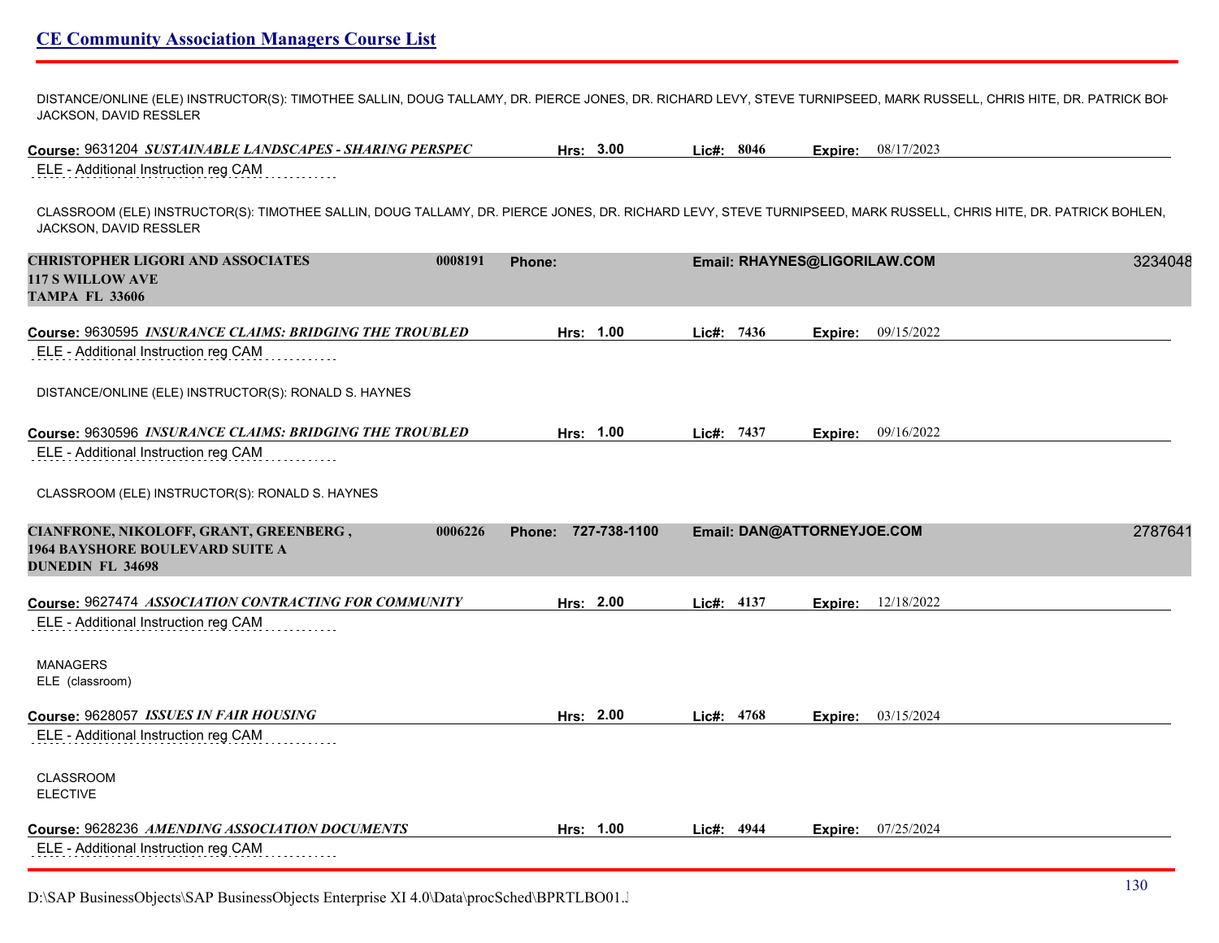DISTANCE/ONLINE (ELE) INSTRUCTOR(S): TIMOTHEE SALLIN, DOUG TALLAMY, DR. PIERCE JONES, DR. RICHARD LEVY, STEVE TURNIPSEED, MARK RUSSELL, CHRIS HITE, DR. PATRICK BOH JACKSON, DAVID RESSLER

**Course:** 9631204 ***SUSTAINABLE LANDSCAPES - SHARING PERSPEC*** **Hrs:** 3.00 **Lic#:** 8046 **Expire:** 08/17/2023

ELE - Additional Instruction reg CAM

CLASSROOM (ELE) INSTRUCTOR(S): TIMOTHEE SALLIN, DOUG TALLAMY, DR. PIERCE JONES, DR. RICHARD LEVY, STEVE TURNIPSEED, MARK RUSSELL, CHRIS HITE, DR. PATRICK BOHLEN, JACKSON, DAVID RESSLER

**CHRISTOPHER LIGORI AND ASSOCIATES** **0008191** **Phone:** **Email: RHAYNES@LIGORILAW.COM** 3234048
**117 S WILLOW AVE**
**TAMPA FL 33606**

**Course:** 9630595 ***INSURANCE CLAIMS: BRIDGING THE TROUBLED*** **Hrs:** 1.00 **Lic#:** 7436 **Expire:** 09/15/2022

ELE - Additional Instruction reg CAM

DISTANCE/ONLINE (ELE) INSTRUCTOR(S): RONALD S. HAYNES

**Course:** 9630596 ***INSURANCE CLAIMS: BRIDGING THE TROUBLED*** **Hrs:** 1.00 **Lic#:** 7437 **Expire:** 09/16/2022

ELE - Additional Instruction reg CAM

CLASSROOM (ELE) INSTRUCTOR(S): RONALD S. HAYNES

**CIANFRONE, NIKOLOFF, GRANT, GREENBERG ,** **0006226** **Phone: 727-738-1100** **Email: DAN@ATTORNEYJOE.COM** 2787641
**1964 BAYSHORE BOULEVARD SUITE A**
**DUNEDIN FL 34698**

**Course:** 9627474 ***ASSOCIATION CONTRACTING FOR COMMUNITY*** **Hrs:** 2.00 **Lic#:** 4137 **Expire:** 12/18/2022

ELE - Additional Instruction reg CAM

MANAGERS
ELE (classroom)

**Course:** 9628057 ***ISSUES IN FAIR HOUSING*** **Hrs:** 2.00 **Lic#:** 4768 **Expire:** 03/15/2024

ELE - Additional Instruction reg CAM

CLASSROOM
ELECTIVE

**Course:** 9628236 ***AMENDING ASSOCIATION DOCUMENTS*** **Hrs:** 1.00 **Lic#:** 4944 **Expire:** 07/25/2024

ELE - Additional Instruction reg CAM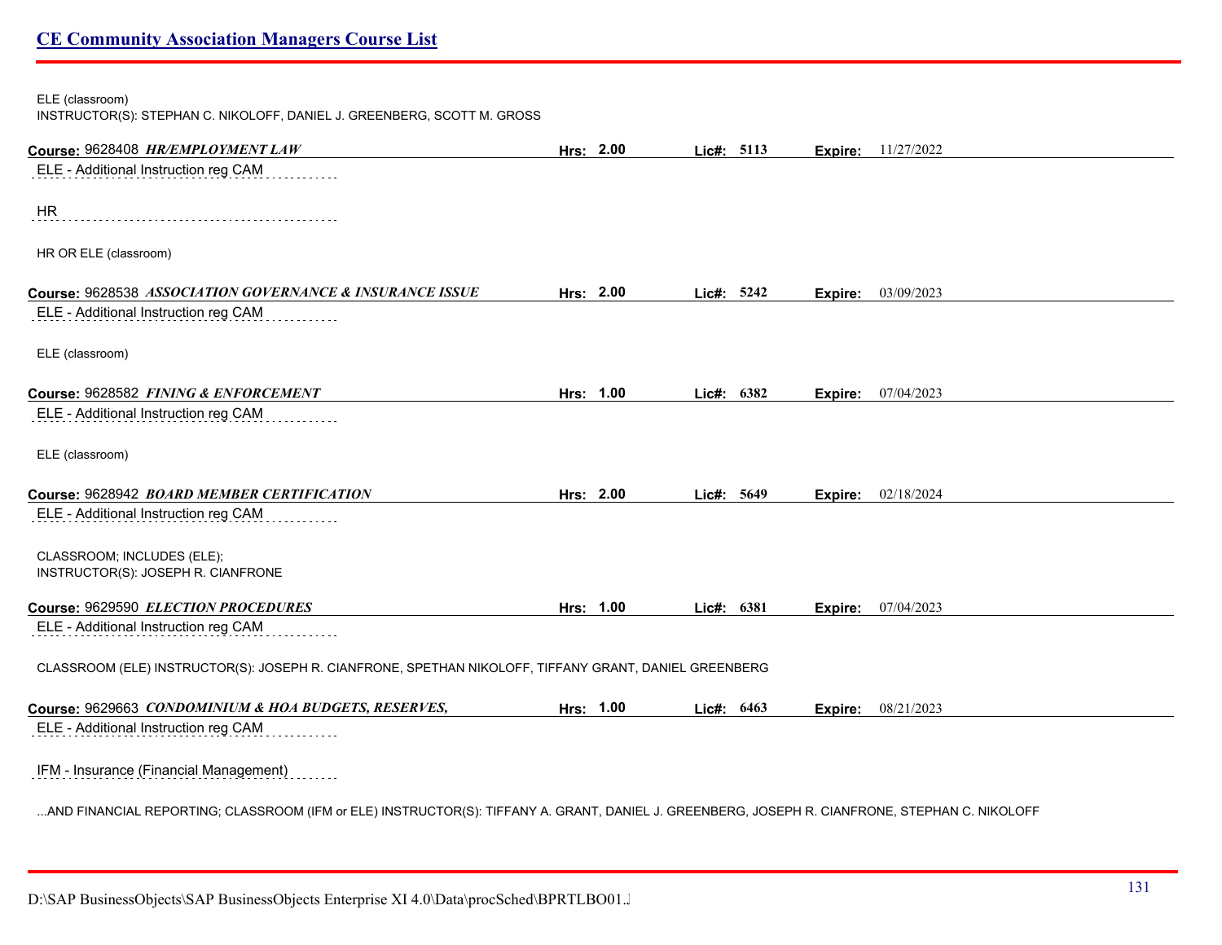ELE (classroom)
INSTRUCTOR(S): STEPHAN C. NIKOLOFF, DANIEL J. GREENBERG, SCOTT M. GROSS

**Course:** 9628408 ***HR/EMPLOYMENT LAW*** **Hrs:** **2.00** **Lic#:** **5113** **Expire:** 11/27/2022

ELE - Additional Instruction reg CAM

HR

HR OR ELE (classroom)

**Course:** 9628538 ***ASSOCIATION GOVERNANCE & INSURANCE ISSUE*** **Hrs:** **2.00** **Lic#:** **5242** **Expire:** 03/09/2023

ELE - Additional Instruction reg CAM

ELE (classroom)

**Course:** 9628582 ***FINING & ENFORCEMENT*** **Hrs:** **1.00** **Lic#:** **6382** **Expire:** 07/04/2023

ELE - Additional Instruction reg CAM

ELE (classroom)

**Course:** 9628942 ***BOARD MEMBER CERTIFICATION*** **Hrs:** **2.00** **Lic#:** **5649** **Expire:** 02/18/2024

ELE - Additional Instruction reg CAM

CLASSROOM; INCLUDES (ELE);
INSTRUCTOR(S): JOSEPH R. CIANFRONE

**Course:** 9629590 ***ELECTION PROCEDURES*** **Hrs:** **1.00** **Lic#:** **6381** **Expire:** 07/04/2023

ELE - Additional Instruction reg CAM

CLASSROOM (ELE) INSTRUCTOR(S): JOSEPH R. CIANFRONE, SPETHAN NIKOLOFF, TIFFANY GRANT, DANIEL GREENBERG

**Course:** 9629663 ***CONDOMINIUM & HOA BUDGETS, RESERVES,*** **Hrs:** **1.00** **Lic#:** **6463** **Expire:** 08/21/2023

ELE - Additional Instruction reg CAM

IFM - Insurance (Financial Management)

...AND FINANCIAL REPORTING; CLASSROOM (IFM or ELE) INSTRUCTOR(S): TIFFANY A. GRANT, DANIEL J. GREENBERG, JOSEPH R. CIANFRONE, STEPHAN C. NIKOLOFF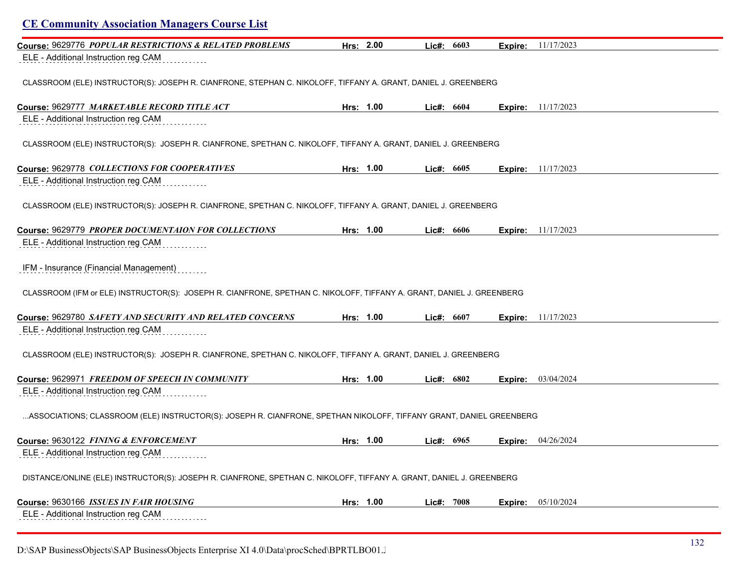## CE Community Association Managers Course List

**Course:** 9629776 ***POPULAR RESTRICTIONS & RELATED PROBLEMS*** **Hrs:** 2.00 **Lic#:** 6603 **Expire:** 11/17/2023

ELE - Additional Instruction reg CAM

CLASSROOM (ELE) INSTRUCTOR(S): JOSEPH R. CIANFRONE, STEPHAN C. NIKOLOFF, TIFFANY A. GRANT, DANIEL J. GREENBERG

**Course:** 9629777 ***MARKETABLE RECORD TITLE ACT*** **Hrs:** 1.00 **Lic#:** 6604 **Expire:** 11/17/2023

ELE - Additional Instruction reg CAM

CLASSROOM (ELE) INSTRUCTOR(S): JOSEPH R. CIANFRONE, SPETHAN C. NIKOLOFF, TIFFANY A. GRANT, DANIEL J. GREENBERG

**Course:** 9629778 ***COLLECTIONS FOR COOPERATIVES*** **Hrs:** 1.00 **Lic#:** 6605 **Expire:** 11/17/2023

ELE - Additional Instruction reg CAM

CLASSROOM (ELE) INSTRUCTOR(S): JOSEPH R. CIANFRONE, SPETHAN C. NIKOLOFF, TIFFANY A. GRANT, DANIEL J. GREENBERG

**Course:** 9629779 ***PROPER DOCUMENTAION FOR COLLECTIONS*** **Hrs:** 1.00 **Lic#:** 6606 **Expire:** 11/17/2023

ELE - Additional Instruction reg CAM

IFM - Insurance (Financial Management)

CLASSROOM (IFM or ELE) INSTRUCTOR(S): JOSEPH R. CIANFRONE, SPETHAN C. NIKOLOFF, TIFFANY A. GRANT, DANIEL J. GREENBERG

**Course:** 9629780 ***SAFETY AND SECURITY AND RELATED CONCERNS*** **Hrs:** 1.00 **Lic#:** 6607 **Expire:** 11/17/2023

ELE - Additional Instruction reg CAM

CLASSROOM (ELE) INSTRUCTOR(S): JOSEPH R. CIANFRONE, SPETHAN C. NIKOLOFF, TIFFANY A. GRANT, DANIEL J. GREENBERG

**Course:** 9629971 ***FREEDOM OF SPEECH IN COMMUNITY*** **Hrs:** 1.00 **Lic#:** 6802 **Expire:** 03/04/2024

ELE - Additional Instruction reg CAM

...ASSOCIATIONS; CLASSROOM (ELE) INSTRUCTOR(S): JOSEPH R. CIANFRONE, SPETHAN NIKOLOFF, TIFFANY GRANT, DANIEL GREENBERG

**Course:** 9630122 ***FINING & ENFORCEMENT*** **Hrs:** 1.00 **Lic#:** 6965 **Expire:** 04/26/2024

ELE - Additional Instruction reg CAM

DISTANCE/ONLINE (ELE) INSTRUCTOR(S): JOSEPH R. CIANFRONE, SPETHAN C. NIKOLOFF, TIFFANY A. GRANT, DANIEL J. GREENBERG

**Course:** 9630166 ***ISSUES IN FAIR HOUSING*** **Hrs:** 1.00 **Lic#:** 7008 **Expire:** 05/10/2024

ELE - Additional Instruction reg CAM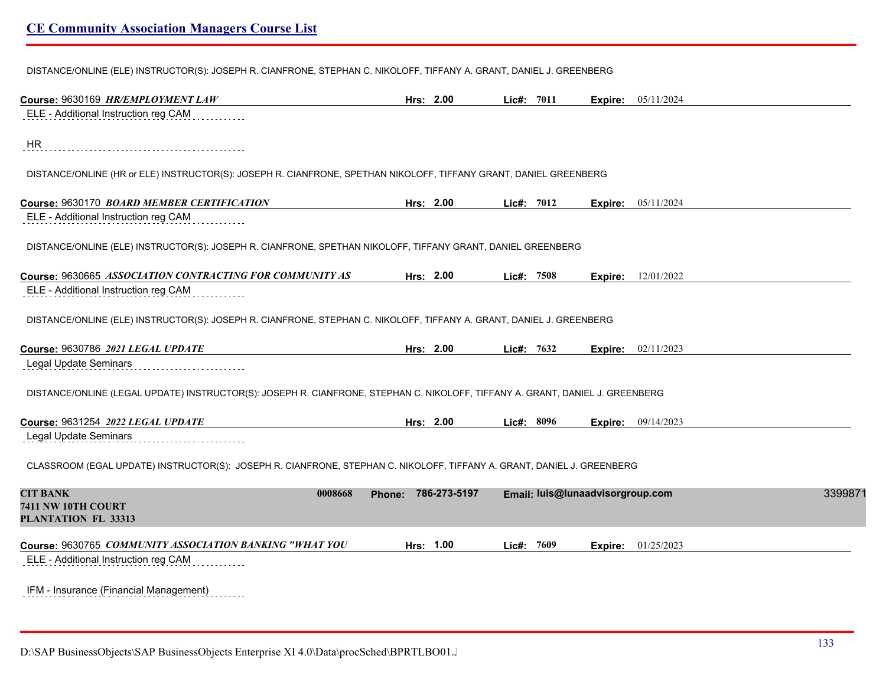DISTANCE/ONLINE (ELE) INSTRUCTOR(S): JOSEPH R. CIANFRONE, STEPHAN C. NIKOLOFF, TIFFANY A. GRANT, DANIEL J. GREENBERG

**Course:** 9630169 ***HR/EMPLOYMENT LAW*** **Hrs:** 2.00 **Lic#:** 7011 **Expire:** 05/11/2024

ELE - Additional Instruction reg CAM

HR

DISTANCE/ONLINE (HR or ELE) INSTRUCTOR(S): JOSEPH R. CIANFRONE, SPETHAN NIKOLOFF, TIFFANY GRANT, DANIEL GREENBERG

**Course:** 9630170 ***BOARD MEMBER CERTIFICATION*** **Hrs:** 2.00 **Lic#:** 7012 **Expire:** 05/11/2024

ELE - Additional Instruction reg CAM

DISTANCE/ONLINE (ELE) INSTRUCTOR(S): JOSEPH R. CIANFRONE, SPETHAN NIKOLOFF, TIFFANY GRANT, DANIEL GREENBERG

**Course:** 9630665 ***ASSOCIATION CONTRACTING FOR COMMUNITY AS*** **Hrs:** 2.00 **Lic#:** 7508 **Expire:** 12/01/2022

ELE - Additional Instruction reg CAM

DISTANCE/ONLINE (ELE) INSTRUCTOR(S): JOSEPH R. CIANFRONE, STEPHAN C. NIKOLOFF, TIFFANY A. GRANT, DANIEL J. GREENBERG

**Course:** 9630786 ***2021 LEGAL UPDATE*** **Hrs:** 2.00 **Lic#:** 7632 **Expire:** 02/11/2023

Legal Update Seminars

DISTANCE/ONLINE (LEGAL UPDATE) INSTRUCTOR(S): JOSEPH R. CIANFRONE, STEPHAN C. NIKOLOFF, TIFFANY A. GRANT, DANIEL J. GREENBERG

**Course:** 9631254 ***2022 LEGAL UPDATE*** **Hrs:** 2.00 **Lic#:** 8096 **Expire:** 09/14/2023

Legal Update Seminars

CLASSROOM (EGAL UPDATE) INSTRUCTOR(S): JOSEPH R. CIANFRONE, STEPHAN C. NIKOLOFF, TIFFANY A. GRANT, DANIEL J. GREENBERG

**CIT BANK** **0008668** **Phone:** 786-273-5197 **Email:** luis@lunaadvisorgroup.com 3399871
**7411 NW 10TH COURT**
**PLANTATION FL 33313**

**Course:** 9630765 ***COMMUNITY ASSOCIATION BANKING "WHAT YOU*** **Hrs:** 1.00 **Lic#:** 7609 **Expire:** 01/25/2023

ELE - Additional Instruction reg CAM

IFM - Insurance (Financial Management)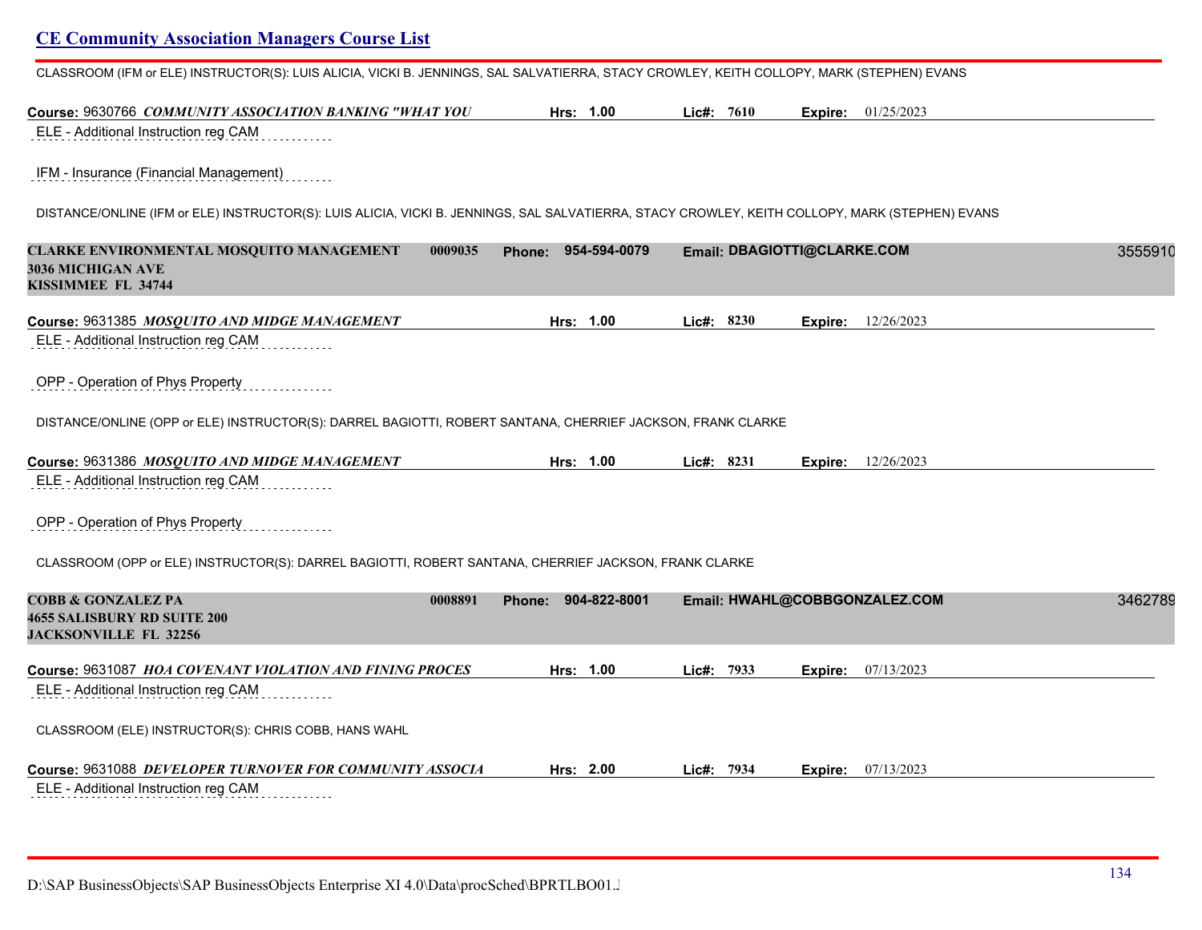CLASSROOM (IFM or ELE) INSTRUCTOR(S): LUIS ALICIA, VICKI B. JENNINGS, SAL SALVATIERRA, STACY CROWLEY, KEITH COLLOPY, MARK (STEPHEN) EVANS

**Course:** 9630766 ***COMMUNITY ASSOCIATION BANKING "WHAT YOU*** **Hrs:** 1.00 **Lic#:** 7610 **Expire:** 01/25/2023

ELE - Additional Instruction reg CAM

IFM - Insurance (Financial Management)

DISTANCE/ONLINE (IFM or ELE) INSTRUCTOR(S): LUIS ALICIA, VICKI B. JENNINGS, SAL SALVATIERRA, STACY CROWLEY, KEITH COLLOPY, MARK (STEPHEN) EVANS

**CLARKE ENVIRONMENTAL MOSQUITO MANAGEMENT** 0009035 **Phone:** 954-594-0079 **Email:** DBAGIOTTI@CLARKE.COM 3555910
**3036 MICHIGAN AVE**
**KISSIMMEE FL 34744**

**Course:** 9631385 ***MOSQUITO AND MIDGE MANAGEMENT*** **Hrs:** 1.00 **Lic#:** 8230 **Expire:** 12/26/2023

ELE - Additional Instruction reg CAM

OPP - Operation of Phys Property

DISTANCE/ONLINE (OPP or ELE) INSTRUCTOR(S): DARREL BAGIOTTI, ROBERT SANTANA, CHERRIEF JACKSON, FRANK CLARKE

**Course:** 9631386 ***MOSQUITO AND MIDGE MANAGEMENT*** **Hrs:** 1.00 **Lic#:** 8231 **Expire:** 12/26/2023

ELE - Additional Instruction reg CAM

OPP - Operation of Phys Property

CLASSROOM (OPP or ELE) INSTRUCTOR(S): DARREL BAGIOTTI, ROBERT SANTANA, CHERRIEF JACKSON, FRANK CLARKE

**COBB & GONZALEZ PA** 0008891 **Phone:** 904-822-8001 **Email:** HWAHL@COBBGONZALEZ.COM 3462789
**4655 SALISBURY RD SUITE 200**
**JACKSONVILLE FL 32256**

**Course:** 9631087 ***HOA COVENANT VIOLATION AND FINING PROCES*** **Hrs:** 1.00 **Lic#:** 7933 **Expire:** 07/13/2023

ELE - Additional Instruction reg CAM

CLASSROOM (ELE) INSTRUCTOR(S): CHRIS COBB, HANS WAHL

**Course:** 9631088 ***DEVELOPER TURNOVER FOR COMMUNITY ASSOCIA*** **Hrs:** 2.00 **Lic#:** 7934 **Expire:** 07/13/2023

ELE - Additional Instruction reg CAM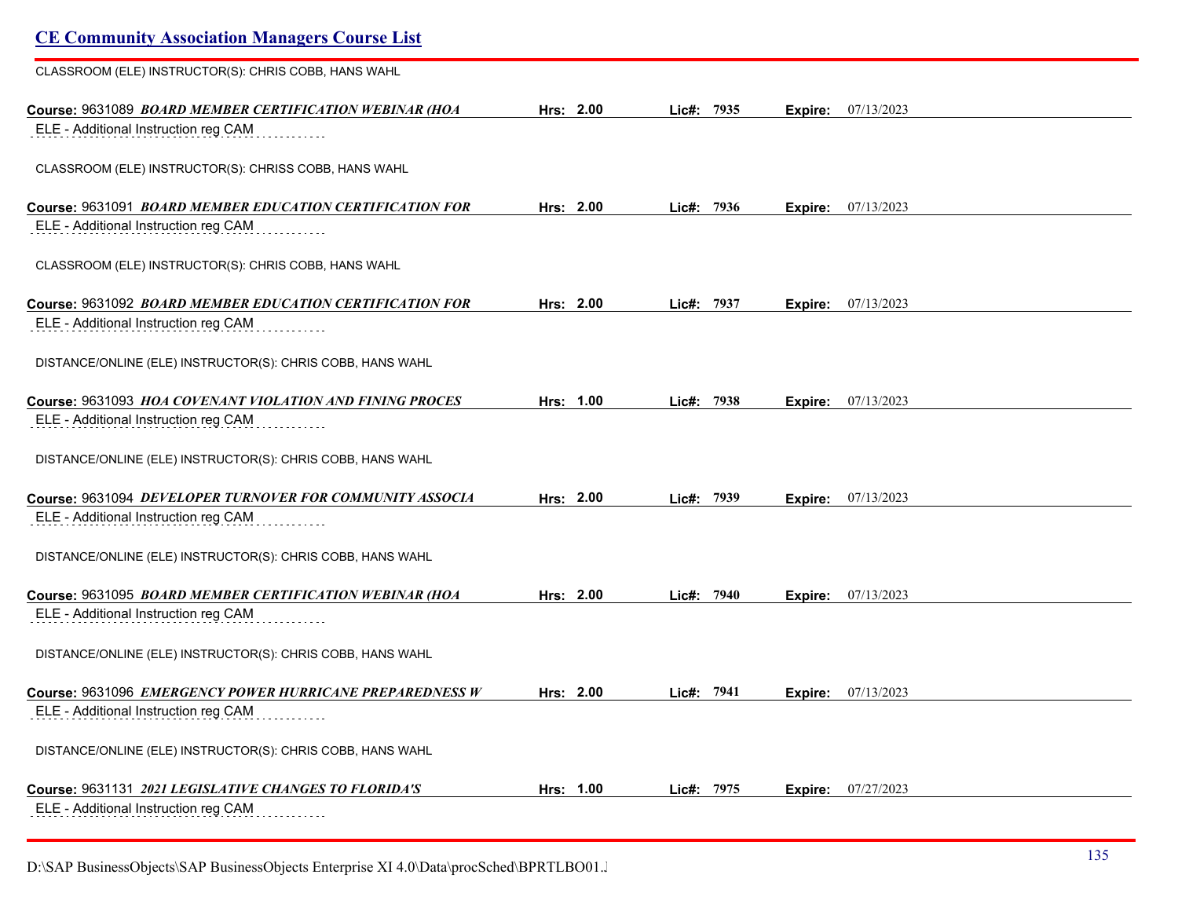CLASSROOM (ELE) INSTRUCTOR(S): CHRIS COBB, HANS WAHL

**Course:** 9631089 ***BOARD MEMBER CERTIFICATION WEBINAR (HOA*** **Hrs:** **2.00** **Lic#:** **7935** **Expire:** 07/13/2023

ELE - Additional Instruction reg CAM

CLASSROOM (ELE) INSTRUCTOR(S): CHRISS COBB, HANS WAHL

**Course:** 9631091 ***BOARD MEMBER EDUCATION CERTIFICATION FOR*** **Hrs:** **2.00** **Lic#:** **7936** **Expire:** 07/13/2023

ELE - Additional Instruction reg CAM

CLASSROOM (ELE) INSTRUCTOR(S): CHRIS COBB, HANS WAHL

**Course:** 9631092 ***BOARD MEMBER EDUCATION CERTIFICATION FOR*** **Hrs:** **2.00** **Lic#:** **7937** **Expire:** 07/13/2023

ELE - Additional Instruction reg CAM

DISTANCE/ONLINE (ELE) INSTRUCTOR(S): CHRIS COBB, HANS WAHL

**Course:** 9631093 ***HOA COVENANT VIOLATION AND FINING PROCES*** **Hrs:** **1.00** **Lic#:** **7938** **Expire:** 07/13/2023

ELE - Additional Instruction reg CAM

DISTANCE/ONLINE (ELE) INSTRUCTOR(S): CHRIS COBB, HANS WAHL

**Course:** 9631094 ***DEVELOPER TURNOVER FOR COMMUNITY ASSOCIA*** **Hrs:** **2.00** **Lic#:** **7939** **Expire:** 07/13/2023

ELE - Additional Instruction reg CAM

DISTANCE/ONLINE (ELE) INSTRUCTOR(S): CHRIS COBB, HANS WAHL

**Course:** 9631095 ***BOARD MEMBER CERTIFICATION WEBINAR (HOA*** **Hrs:** **2.00** **Lic#:** **7940** **Expire:** 07/13/2023

ELE - Additional Instruction reg CAM

DISTANCE/ONLINE (ELE) INSTRUCTOR(S): CHRIS COBB, HANS WAHL

**Course:** 9631096 ***EMERGENCY POWER HURRICANE PREPAREDNESS W*** **Hrs:** **2.00** **Lic#:** **7941** **Expire:** 07/13/2023

ELE - Additional Instruction reg CAM

DISTANCE/ONLINE (ELE) INSTRUCTOR(S): CHRIS COBB, HANS WAHL

**Course:** 9631131 ***2021 LEGISLATIVE CHANGES TO FLORIDA'S*** **Hrs:** **1.00** **Lic#:** **7975** **Expire:** 07/27/2023

ELE - Additional Instruction reg CAM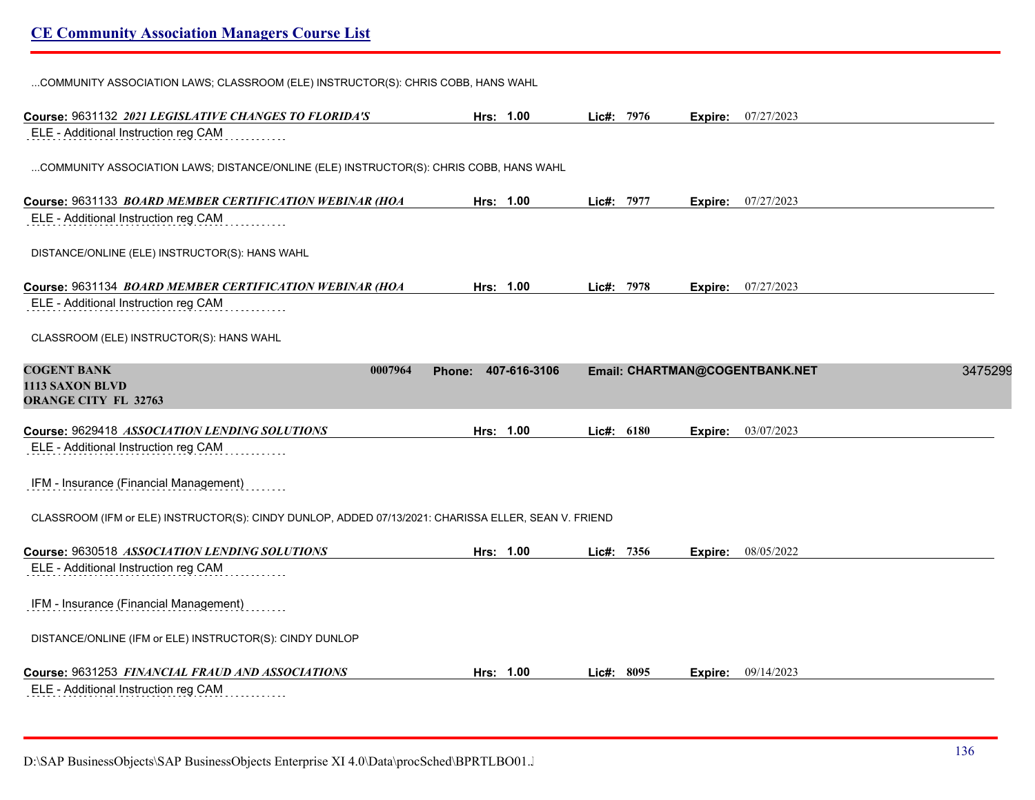...COMMUNITY ASSOCIATION LAWS; CLASSROOM (ELE) INSTRUCTOR(S): CHRIS COBB, HANS WAHL

**Course:** 9631132 ***2021 LEGISLATIVE CHANGES TO FLORIDA'S*** **Hrs: 1.00** **Lic#: 7976** **Expire:** 07/27/2023

ELE - Additional Instruction reg CAM

...COMMUNITY ASSOCIATION LAWS; DISTANCE/ONLINE (ELE) INSTRUCTOR(S): CHRIS COBB, HANS WAHL

**Course:** 9631133 ***BOARD MEMBER CERTIFICATION WEBINAR (HOA*** **Hrs: 1.00** **Lic#: 7977** **Expire:** 07/27/2023

ELE - Additional Instruction reg CAM

DISTANCE/ONLINE (ELE) INSTRUCTOR(S): HANS WAHL

**Course:** 9631134 ***BOARD MEMBER CERTIFICATION WEBINAR (HOA*** **Hrs: 1.00** **Lic#: 7978** **Expire:** 07/27/2023

ELE - Additional Instruction reg CAM

CLASSROOM (ELE) INSTRUCTOR(S): HANS WAHL

**COGENT BANK** **0007964** **Phone: 407-616-3106** **Email: CHARTMAN@COGENTBANK.NET** 3475299
**1113 SAXON BLVD**
**ORANGE CITY FL 32763**

**Course:** 9629418 ***ASSOCIATION LENDING SOLUTIONS*** **Hrs: 1.00** **Lic#: 6180** **Expire:** 03/07/2023

ELE - Additional Instruction reg CAM

IFM - Insurance (Financial Management)

CLASSROOM (IFM or ELE) INSTRUCTOR(S): CINDY DUNLOP, ADDED 07/13/2021: CHARISSA ELLER, SEAN V. FRIEND

**Course:** 9630518 ***ASSOCIATION LENDING SOLUTIONS*** **Hrs: 1.00** **Lic#: 7356** **Expire:** 08/05/2022

ELE - Additional Instruction reg CAM

IFM - Insurance (Financial Management)

DISTANCE/ONLINE (IFM or ELE) INSTRUCTOR(S): CINDY DUNLOP

**Course:** 9631253 ***FINANCIAL FRAUD AND ASSOCIATIONS*** **Hrs: 1.00** **Lic#: 8095** **Expire:** 09/14/2023

ELE - Additional Instruction reg CAM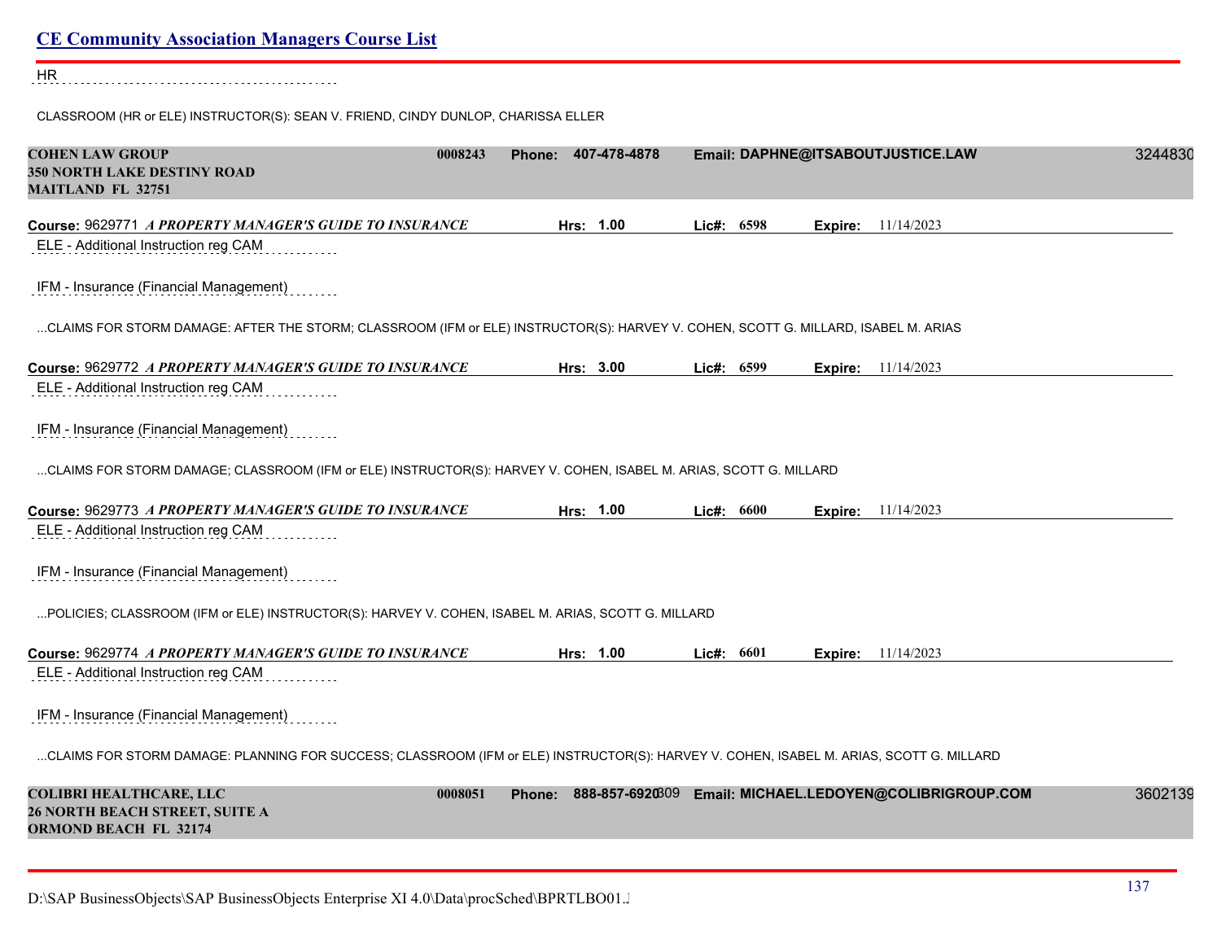HR

CLASSROOM (HR or ELE) INSTRUCTOR(S): SEAN V. FRIEND, CINDY DUNLOP, CHARISSA ELLER

**COHEN LAW GROUP** 0008243 **Phone: 407-478-4878** **Email: DAPHNE@ITSABOUTJUSTICE.LAW** 3244830
**350 NORTH LAKE DESTINY ROAD**
**MAITLAND FL 32751**

**Course:** 9629771 ***A PROPERTY MANAGER'S GUIDE TO INSURANCE*** **Hrs: 1.00** **Lic#: 6598** **Expire:** 11/14/2023

ELE - Additional Instruction reg CAM

IFM - Insurance (Financial Management)

...CLAIMS FOR STORM DAMAGE: AFTER THE STORM; CLASSROOM (IFM or ELE) INSTRUCTOR(S): HARVEY V. COHEN, SCOTT G. MILLARD, ISABEL M. ARIAS

**Course:** 9629772 ***A PROPERTY MANAGER'S GUIDE TO INSURANCE*** **Hrs: 3.00** **Lic#: 6599** **Expire:** 11/14/2023

ELE - Additional Instruction reg CAM

IFM - Insurance (Financial Management)

...CLAIMS FOR STORM DAMAGE; CLASSROOM (IFM or ELE) INSTRUCTOR(S): HARVEY V. COHEN, ISABEL M. ARIAS, SCOTT G. MILLARD

**Course:** 9629773 ***A PROPERTY MANAGER'S GUIDE TO INSURANCE*** **Hrs: 1.00** **Lic#: 6600** **Expire:** 11/14/2023

ELE - Additional Instruction reg CAM

IFM - Insurance (Financial Management)

...POLICIES; CLASSROOM (IFM or ELE) INSTRUCTOR(S): HARVEY V. COHEN, ISABEL M. ARIAS, SCOTT G. MILLARD

**Course:** 9629774 ***A PROPERTY MANAGER'S GUIDE TO INSURANCE*** **Hrs: 1.00** **Lic#: 6601** **Expire:** 11/14/2023

ELE - Additional Instruction reg CAM

IFM - Insurance (Financial Management)

...CLAIMS FOR STORM DAMAGE: PLANNING FOR SUCCESS; CLASSROOM (IFM or ELE) INSTRUCTOR(S): HARVEY V. COHEN, ISABEL M. ARIAS, SCOTT G. MILLARD

**COLIBRI HEALTHCARE, LLC** 0008051 **Phone: 888-857-6920** 309 **Email: MICHAEL.LEDOYEN@COLIBRIGROUP.COM** 3602139
**26 NORTH BEACH STREET, SUITE A**
**ORMOND BEACH FL 32174**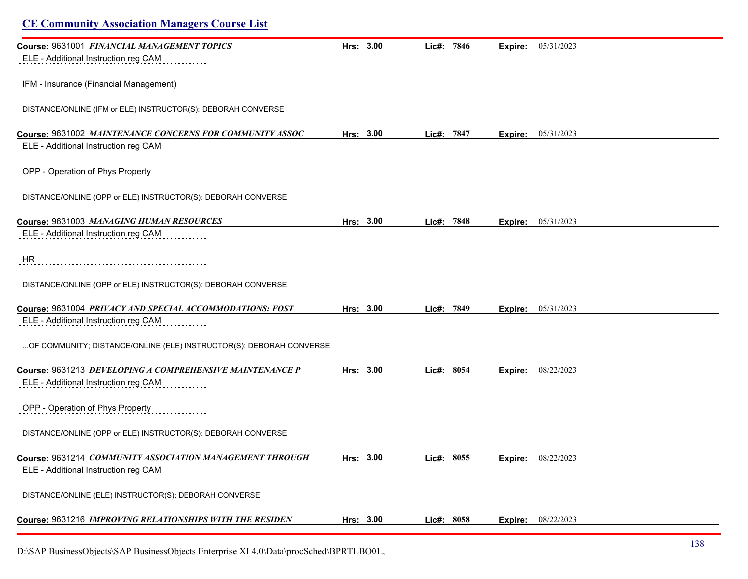## CE Community Association Managers Course List

**Course:** 9631001 ***FINANCIAL MANAGEMENT TOPICS*** **Hrs: 3.00** **Lic#: 7846** **Expire:** 05/31/2023

ELE - Additional Instruction reg CAM

IFM - Insurance (Financial Management)

DISTANCE/ONLINE (IFM or ELE) INSTRUCTOR(S): DEBORAH CONVERSE

**Course:** 9631002 ***MAINTENANCE CONCERNS FOR COMMUNITY ASSOC*** **Hrs: 3.00** **Lic#: 7847** **Expire:** 05/31/2023

ELE - Additional Instruction reg CAM

OPP - Operation of Phys Property

DISTANCE/ONLINE (OPP or ELE) INSTRUCTOR(S): DEBORAH CONVERSE

**Course:** 9631003 ***MANAGING HUMAN RESOURCES*** **Hrs: 3.00** **Lic#: 7848** **Expire:** 05/31/2023

ELE - Additional Instruction reg CAM

HR

DISTANCE/ONLINE (OPP or ELE) INSTRUCTOR(S): DEBORAH CONVERSE

**Course:** 9631004 ***PRIVACY AND SPECIAL ACCOMMODATIONS: FOST*** **Hrs: 3.00** **Lic#: 7849** **Expire:** 05/31/2023

ELE - Additional Instruction reg CAM

...OF COMMUNITY; DISTANCE/ONLINE (ELE) INSTRUCTOR(S): DEBORAH CONVERSE

**Course:** 9631213 ***DEVELOPING A COMPREHENSIVE MAINTENANCE P*** **Hrs: 3.00** **Lic#: 8054** **Expire:** 08/22/2023

ELE - Additional Instruction reg CAM

OPP - Operation of Phys Property

DISTANCE/ONLINE (OPP or ELE) INSTRUCTOR(S): DEBORAH CONVERSE

**Course:** 9631214 ***COMMUNITY ASSOCIATION MANAGEMENT THROUGH*** **Hrs: 3.00** **Lic#: 8055** **Expire:** 08/22/2023

ELE - Additional Instruction reg CAM

DISTANCE/ONLINE (ELE) INSTRUCTOR(S): DEBORAH CONVERSE

**Course:** 9631216 ***IMPROVING RELATIONSHIPS WITH THE RESIDEN*** **Hrs: 3.00** **Lic#: 8058** **Expire:** 08/22/2023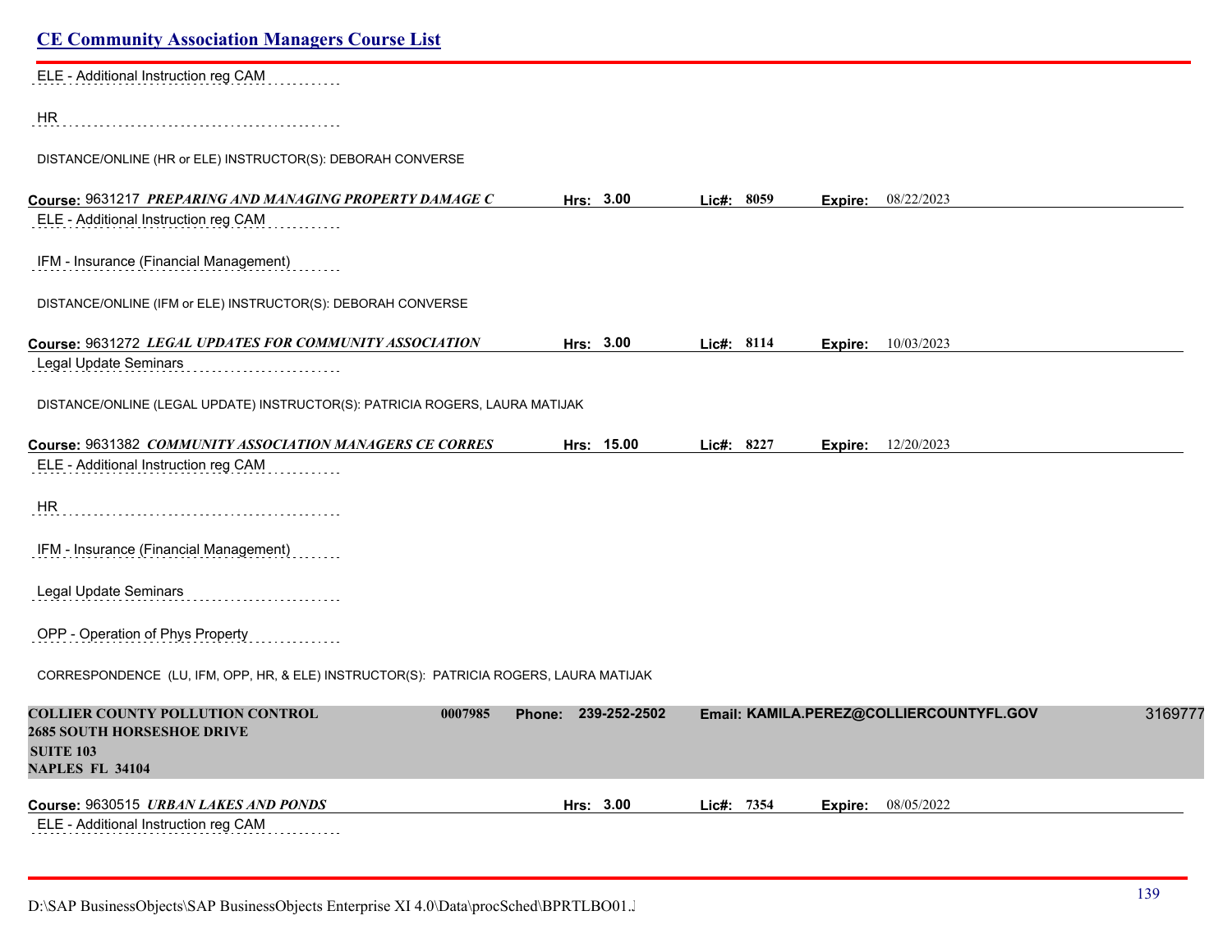ELE - Additional Instruction reg CAM

HR

DISTANCE/ONLINE (HR or ELE) INSTRUCTOR(S): DEBORAH CONVERSE

**Course:** 9631217 ***PREPARING AND MANAGING PROPERTY DAMAGE C*** **Hrs:** 3.00 **Lic#:** 8059 **Expire:** 08/22/2023

ELE - Additional Instruction reg CAM

IFM - Insurance (Financial Management)

DISTANCE/ONLINE (IFM or ELE) INSTRUCTOR(S): DEBORAH CONVERSE

**Course:** 9631272 ***LEGAL UPDATES FOR COMMUNITY ASSOCIATION*** **Hrs:** 3.00 **Lic#:** 8114 **Expire:** 10/03/2023

Legal Update Seminars

DISTANCE/ONLINE (LEGAL UPDATE) INSTRUCTOR(S): PATRICIA ROGERS, LAURA MATIJAK

**Course:** 9631382 ***COMMUNITY ASSOCIATION MANAGERS CE CORRES*** **Hrs:** 15.00 **Lic#:** 8227 **Expire:** 12/20/2023

ELE - Additional Instruction reg CAM

HR

IFM - Insurance (Financial Management)

Legal Update Seminars

OPP - Operation of Phys Property

CORRESPONDENCE (LU, IFM, OPP, HR, & ELE) INSTRUCTOR(S): PATRICIA ROGERS, LAURA MATIJAK

**COLLIER COUNTY POLLUTION CONTROL** 0007985 **Phone:** 239-252-2502 **Email:** KAMILA.PEREZ@COLLIERCOUNTYFL.GOV 3169777
**2685 SOUTH HORSESHOE DRIVE**
**SUITE 103**
**NAPLES FL 34104**

**Course:** 9630515 ***URBAN LAKES AND PONDS*** **Hrs:** 3.00 **Lic#:** 7354 **Expire:** 08/05/2022

ELE - Additional Instruction reg CAM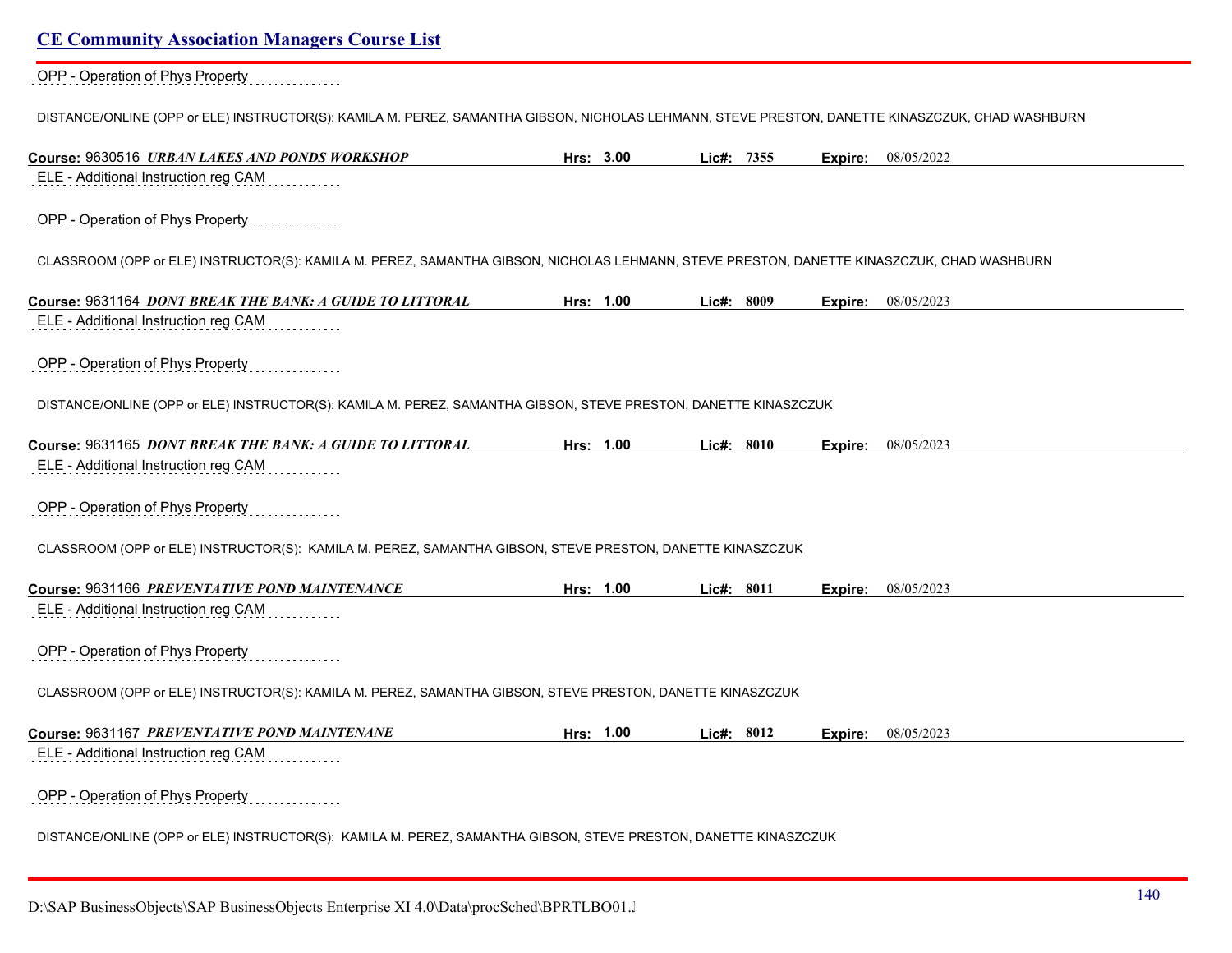OPP - Operation of Phys Property

DISTANCE/ONLINE (OPP or ELE) INSTRUCTOR(S): KAMILA M. PEREZ, SAMANTHA GIBSON, NICHOLAS LEHMANN, STEVE PRESTON, DANETTE KINASZCZUK, CHAD WASHBURN

**Course:** 9630516 ***URBAN LAKES AND PONDS WORKSHOP*** **Hrs:** 3.00 **Lic#:** 7355 **Expire:** 08/05/2022

ELE - Additional Instruction reg CAM

OPP - Operation of Phys Property

CLASSROOM (OPP or ELE) INSTRUCTOR(S): KAMILA M. PEREZ, SAMANTHA GIBSON, NICHOLAS LEHMANN, STEVE PRESTON, DANETTE KINASZCZUK, CHAD WASHBURN

**Course:** 9631164 ***DONT BREAK THE BANK: A GUIDE TO LITTORAL*** **Hrs:** 1.00 **Lic#:** 8009 **Expire:** 08/05/2023

ELE - Additional Instruction reg CAM

OPP - Operation of Phys Property

DISTANCE/ONLINE (OPP or ELE) INSTRUCTOR(S): KAMILA M. PEREZ, SAMANTHA GIBSON, STEVE PRESTON, DANETTE KINASZCZUK

**Course:** 9631165 ***DONT BREAK THE BANK: A GUIDE TO LITTORAL*** **Hrs:** 1.00 **Lic#:** 8010 **Expire:** 08/05/2023

ELE - Additional Instruction reg CAM

OPP - Operation of Phys Property

CLASSROOM (OPP or ELE) INSTRUCTOR(S): KAMILA M. PEREZ, SAMANTHA GIBSON, STEVE PRESTON, DANETTE KINASZCZUK

**Course:** 9631166 ***PREVENTATIVE POND MAINTENANCE*** **Hrs:** 1.00 **Lic#:** 8011 **Expire:** 08/05/2023

ELE - Additional Instruction reg CAM

OPP - Operation of Phys Property

CLASSROOM (OPP or ELE) INSTRUCTOR(S): KAMILA M. PEREZ, SAMANTHA GIBSON, STEVE PRESTON, DANETTE KINASZCZUK

**Course:** 9631167 ***PREVENTATIVE POND MAINTENANE*** **Hrs:** 1.00 **Lic#:** 8012 **Expire:** 08/05/2023

ELE - Additional Instruction reg CAM

OPP - Operation of Phys Property

DISTANCE/ONLINE (OPP or ELE) INSTRUCTOR(S): KAMILA M. PEREZ, SAMANTHA GIBSON, STEVE PRESTON, DANETTE KINASZCZUK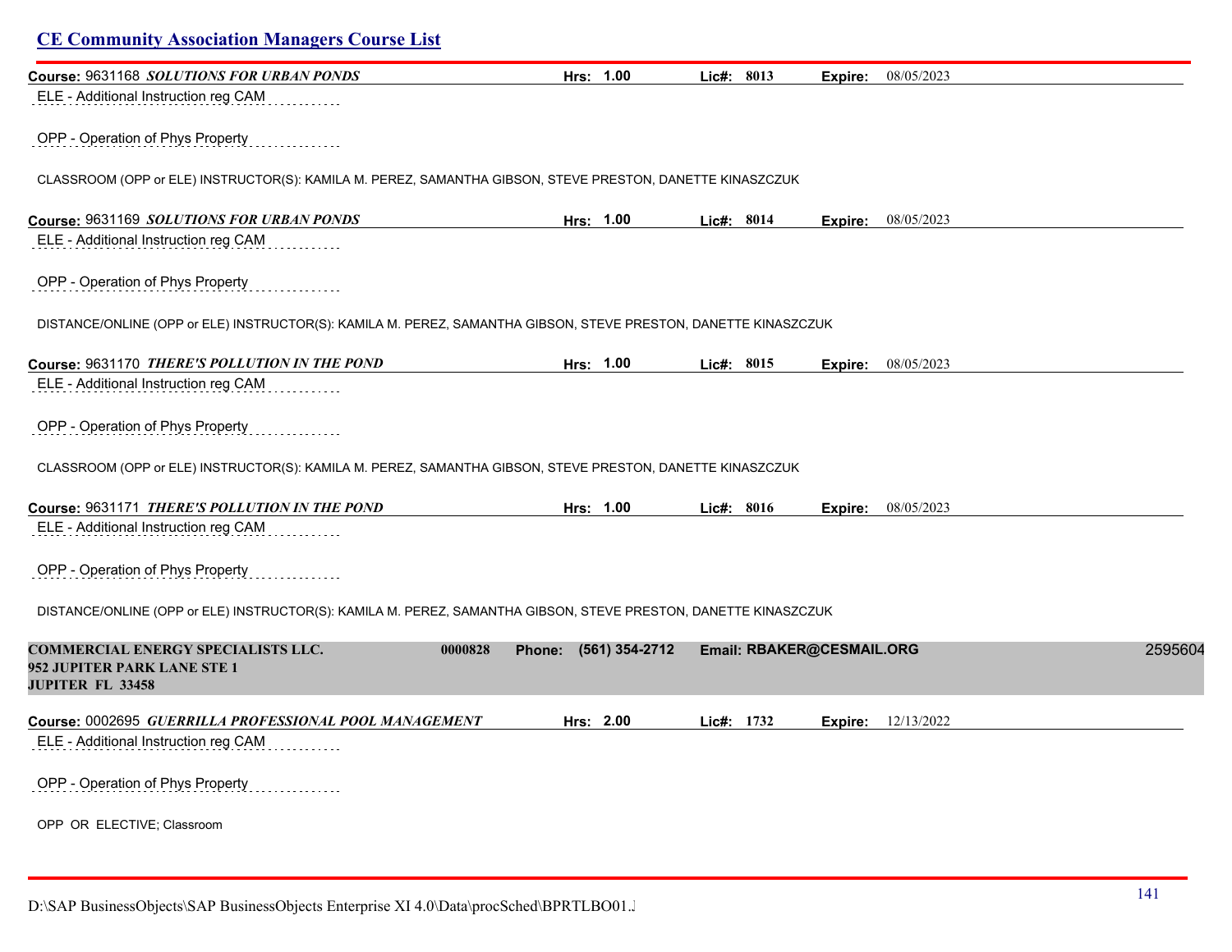## CE Community Association Managers Course List

**Course:** 9631168 ***SOLUTIONS FOR URBAN PONDS*** **Hrs:** 1.00 **Lic#:** 8013 **Expire:** 08/05/2023

ELE - Additional Instruction reg CAM

OPP - Operation of Phys Property

CLASSROOM (OPP or ELE) INSTRUCTOR(S): KAMILA M. PEREZ, SAMANTHA GIBSON, STEVE PRESTON, DANETTE KINASZCZUK

**Course:** 9631169 ***SOLUTIONS FOR URBAN PONDS*** **Hrs:** 1.00 **Lic#:** 8014 **Expire:** 08/05/2023

ELE - Additional Instruction reg CAM

OPP - Operation of Phys Property

DISTANCE/ONLINE (OPP or ELE) INSTRUCTOR(S): KAMILA M. PEREZ, SAMANTHA GIBSON, STEVE PRESTON, DANETTE KINASZCZUK

**Course:** 9631170 ***THERE'S POLLUTION IN THE POND*** **Hrs:** 1.00 **Lic#:** 8015 **Expire:** 08/05/2023

ELE - Additional Instruction reg CAM

OPP - Operation of Phys Property

CLASSROOM (OPP or ELE) INSTRUCTOR(S): KAMILA M. PEREZ, SAMANTHA GIBSON, STEVE PRESTON, DANETTE KINASZCZUK

**Course:** 9631171 ***THERE'S POLLUTION IN THE POND*** **Hrs:** 1.00 **Lic#:** 8016 **Expire:** 08/05/2023

ELE - Additional Instruction reg CAM

OPP - Operation of Phys Property

DISTANCE/ONLINE (OPP or ELE) INSTRUCTOR(S): KAMILA M. PEREZ, SAMANTHA GIBSON, STEVE PRESTON, DANETTE KINASZCZUK

**COMMERCIAL ENERGY SPECIALISTS LLC.** **0000828** **Phone: (561) 354-2712** **Email: RBAKER@CESMAIL.ORG** 2595604
**952 JUPITER PARK LANE STE 1**
**JUPITER FL 33458**

**Course:** 0002695 ***GUERRILLA PROFESSIONAL POOL MANAGEMENT*** **Hrs:** 2.00 **Lic#:** 1732 **Expire:** 12/13/2022

ELE - Additional Instruction reg CAM

OPP - Operation of Phys Property

OPP OR ELECTIVE; Classroom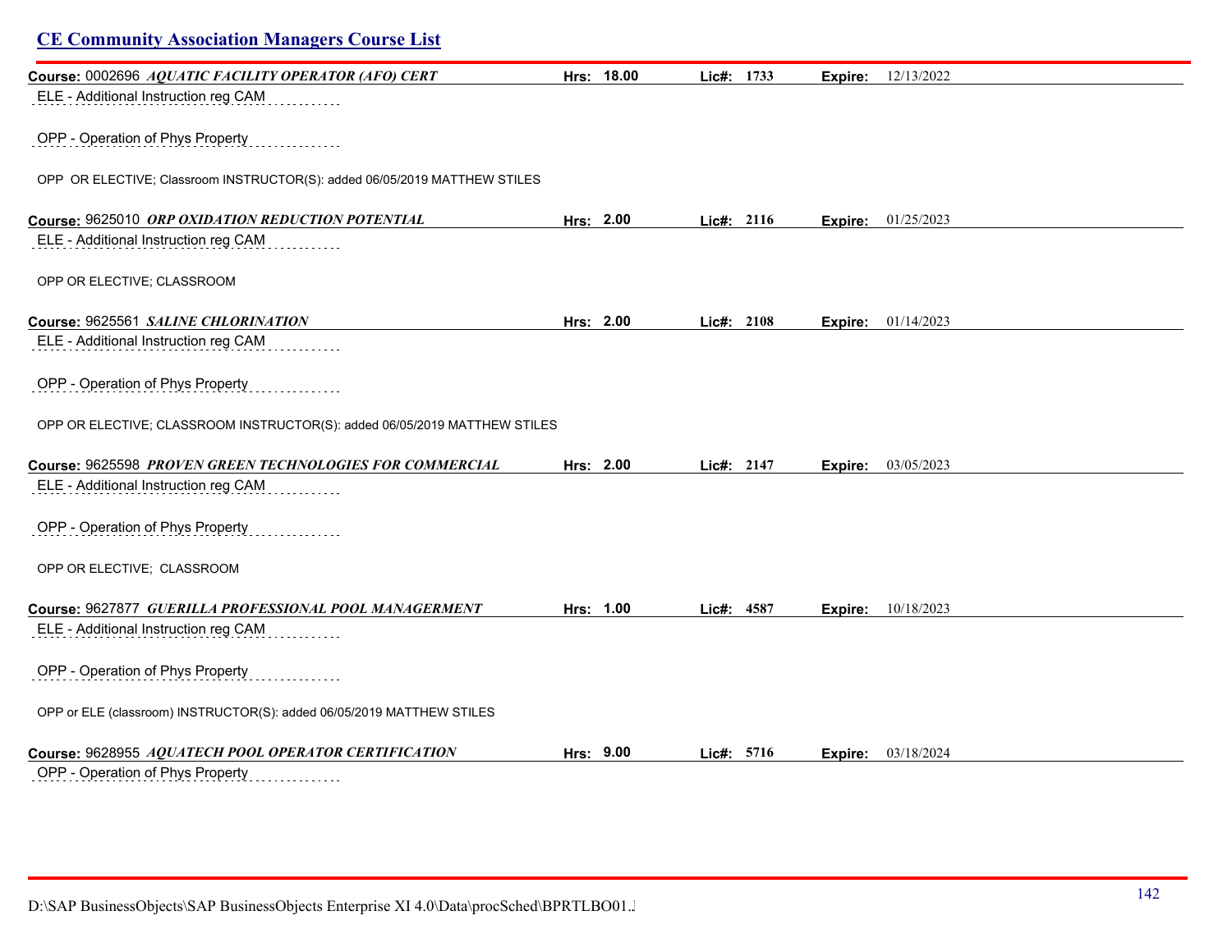## CE Community Association Managers Course List

**Course:** 0002696 ***AQUATIC FACILITY OPERATOR (AFO) CERT*** **Hrs: 18.00** **Lic#: 1733** **Expire:** 12/13/2022

ELE - Additional Instruction reg CAM

OPP - Operation of Phys Property

OPP OR ELECTIVE; Classroom INSTRUCTOR(S): added 06/05/2019 MATTHEW STILES

**Course:** 9625010 ***ORP OXIDATION REDUCTION POTENTIAL*** **Hrs: 2.00** **Lic#: 2116** **Expire:** 01/25/2023

ELE - Additional Instruction reg CAM

OPP OR ELECTIVE; CLASSROOM

**Course:** 9625561 ***SALINE CHLORINATION*** **Hrs: 2.00** **Lic#: 2108** **Expire:** 01/14/2023

ELE - Additional Instruction reg CAM

OPP - Operation of Phys Property

OPP OR ELECTIVE; CLASSROOM INSTRUCTOR(S): added 06/05/2019 MATTHEW STILES

**Course:** 9625598 ***PROVEN GREEN TECHNOLOGIES FOR COMMERCIAL*** **Hrs: 2.00** **Lic#: 2147** **Expire:** 03/05/2023

ELE - Additional Instruction reg CAM

OPP - Operation of Phys Property

OPP OR ELECTIVE; CLASSROOM

**Course:** 9627877 ***GUERILLA PROFESSIONAL POOL MANAGERMENT*** **Hrs: 1.00** **Lic#: 4587** **Expire:** 10/18/2023

ELE - Additional Instruction reg CAM

OPP - Operation of Phys Property

OPP or ELE (classroom) INSTRUCTOR(S): added 06/05/2019 MATTHEW STILES

**Course:** 9628955 ***AQUATECH POOL OPERATOR CERTIFICATION*** **Hrs: 9.00** **Lic#: 5716** **Expire:** 03/18/2024

OPP - Operation of Phys Property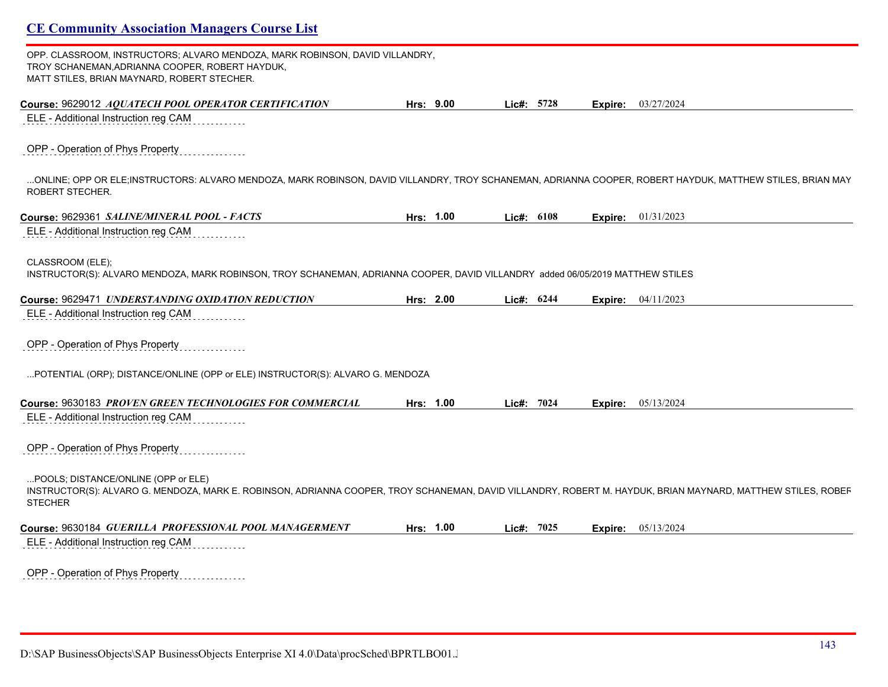OPP. CLASSROOM, INSTRUCTORS; ALVARO MENDOZA, MARK ROBINSON, DAVID VILLANDRY, TROY SCHANEMAN,ADRIANNA COOPER, ROBERT HAYDUK, MATT STILES, BRIAN MAYNARD, ROBERT STECHER.

**Course:** 9629012 ***AQUATECH POOL OPERATOR CERTIFICATION*** **Hrs:** 9.00 **Lic#:** 5728 **Expire:** 03/27/2024

ELE - Additional Instruction reg CAM

OPP - Operation of Phys Property

...ONLINE; OPP OR ELE;INSTRUCTORS: ALVARO MENDOZA, MARK ROBINSON, DAVID VILLANDRY, TROY SCHANEMAN, ADRIANNA COOPER, ROBERT HAYDUK, MATTHEW STILES, BRIAN MAY ROBERT STECHER.

**Course:** 9629361 ***SALINE/MINERAL POOL - FACTS*** **Hrs:** 1.00 **Lic#:** 6108 **Expire:** 01/31/2023

ELE - Additional Instruction reg CAM

CLASSROOM (ELE);
INSTRUCTOR(S): ALVARO MENDOZA, MARK ROBINSON, TROY SCHANEMAN, ADRIANNA COOPER, DAVID VILLANDRY added 06/05/2019 MATTHEW STILES

**Course:** 9629471 ***UNDERSTANDING OXIDATION REDUCTION*** **Hrs:** 2.00 **Lic#:** 6244 **Expire:** 04/11/2023

ELE - Additional Instruction reg CAM

OPP - Operation of Phys Property

...POTENTIAL (ORP); DISTANCE/ONLINE (OPP or ELE) INSTRUCTOR(S): ALVARO G. MENDOZA

**Course:** 9630183 ***PROVEN GREEN TECHNOLOGIES FOR COMMERCIAL*** **Hrs:** 1.00 **Lic#:** 7024 **Expire:** 05/13/2024

ELE - Additional Instruction reg CAM

OPP - Operation of Phys Property

...POOLS; DISTANCE/ONLINE (OPP or ELE)
INSTRUCTOR(S): ALVARO G. MENDOZA, MARK E. ROBINSON, ADRIANNA COOPER, TROY SCHANEMAN, DAVID VILLANDRY, ROBERT M. HAYDUK, BRIAN MAYNARD, MATTHEW STILES, ROBER STECHER

**Course:** 9630184 ***GUERILLA PROFESSIONAL POOL MANAGERMENT*** **Hrs:** 1.00 **Lic#:** 7025 **Expire:** 05/13/2024

ELE - Additional Instruction reg CAM

OPP - Operation of Phys Property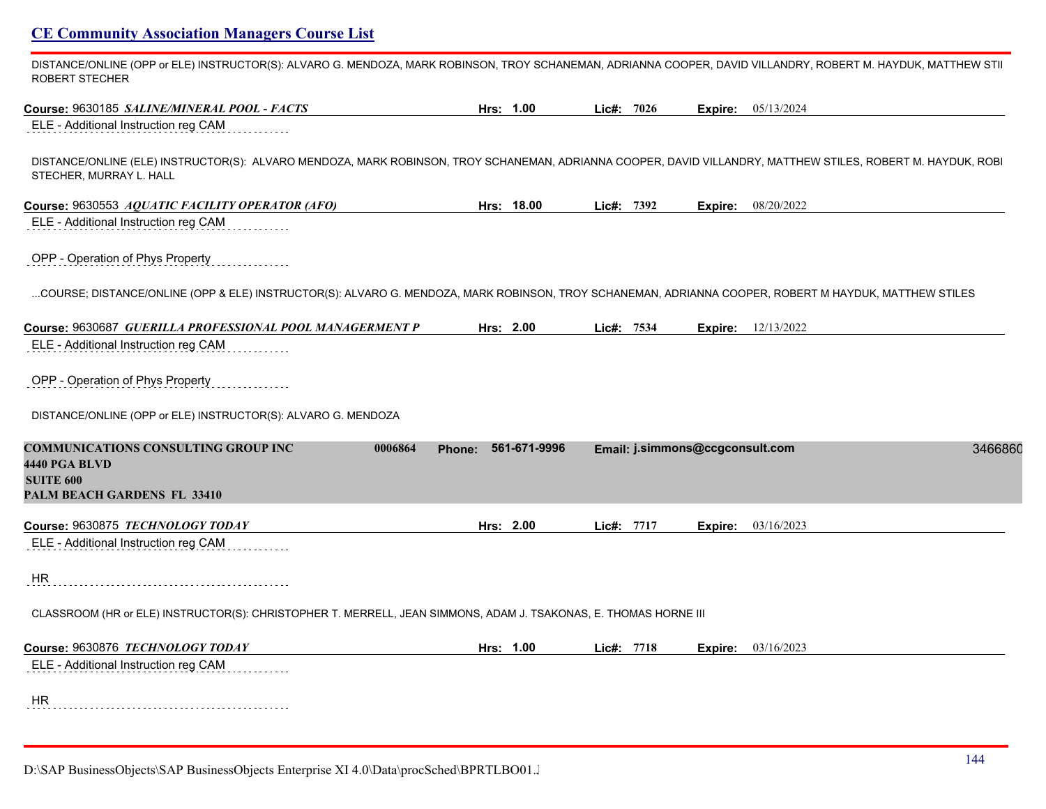DISTANCE/ONLINE (OPP or ELE) INSTRUCTOR(S): ALVARO G. MENDOZA, MARK ROBINSON, TROY SCHANEMAN, ADRIANNA COOPER, DAVID VILLANDRY, ROBERT M. HAYDUK, MATTHEW STII ROBERT STECHER

**Course:** 9630185 ***SALINE/MINERAL POOL - FACTS*** **Hrs:** 1.00 **Lic#:** 7026 **Expire:** 05/13/2024

ELE - Additional Instruction reg CAM

DISTANCE/ONLINE (ELE) INSTRUCTOR(S): ALVARO MENDOZA, MARK ROBINSON, TROY SCHANEMAN, ADRIANNA COOPER, DAVID VILLANDRY, MATTHEW STILES, ROBERT M. HAYDUK, ROBI STECHER, MURRAY L. HALL

**Course:** 9630553 ***AQUATIC FACILITY OPERATOR (AFO)*** **Hrs:** 18.00 **Lic#:** 7392 **Expire:** 08/20/2022

ELE - Additional Instruction reg CAM

OPP - Operation of Phys Property

...COURSE; DISTANCE/ONLINE (OPP & ELE) INSTRUCTOR(S): ALVARO G. MENDOZA, MARK ROBINSON, TROY SCHANEMAN, ADRIANNA COOPER, ROBERT M HAYDUK, MATTHEW STILES

**Course:** 9630687 ***GUERILLA PROFESSIONAL POOL MANAGERMENT P*** **Hrs:** 2.00 **Lic#:** 7534 **Expire:** 12/13/2022

ELE - Additional Instruction reg CAM

OPP - Operation of Phys Property

DISTANCE/ONLINE (OPP or ELE) INSTRUCTOR(S): ALVARO G. MENDOZA

**COMMUNICATIONS CONSULTING GROUP INC** **0006864** **Phone:** 561-671-9996 **Email:** j.simmons@ccgconsult.com 3466860
**4440 PGA BLVD**
**SUITE 600**
**PALM BEACH GARDENS FL 33410**

**Course:** 9630875 ***TECHNOLOGY TODAY*** **Hrs:** 2.00 **Lic#:** 7717 **Expire:** 03/16/2023

ELE - Additional Instruction reg CAM

HR

CLASSROOM (HR or ELE) INSTRUCTOR(S): CHRISTOPHER T. MERRELL, JEAN SIMMONS, ADAM J. TSAKONAS, E. THOMAS HORNE III

**Course:** 9630876 ***TECHNOLOGY TODAY*** **Hrs:** 1.00 **Lic#:** 7718 **Expire:** 03/16/2023

ELE - Additional Instruction reg CAM

HR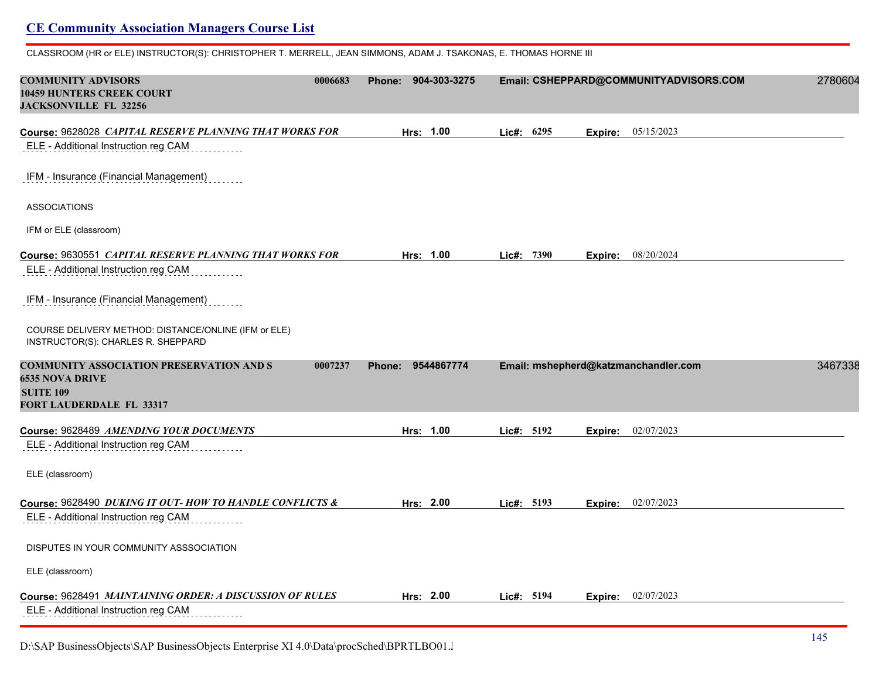## CE Community Association Managers Course List

CLASSROOM (HR or ELE) INSTRUCTOR(S): CHRISTOPHER T. MERRELL, JEAN SIMMONS, ADAM J. TSAKONAS, E. THOMAS HORNE III

**COMMUNITY ADVISORS** 0006683 **Phone:** 904-303-3275 **Email:** CSHEPPARD@COMMUNITYADVISORS.COM 2780604
**10459 HUNTERS CREEK COURT**
**JACKSONVILLE FL 32256**

**Course:** 9628028 ***CAPITAL RESERVE PLANNING THAT WORKS FOR*** **Hrs:** 1.00 **Lic#:** 6295 **Expire:** 05/15/2023

ELE - Additional Instruction reg CAM

IFM - Insurance (Financial Management)

ASSOCIATIONS

IFM or ELE (classroom)

**Course:** 9630551 ***CAPITAL RESERVE PLANNING THAT WORKS FOR*** **Hrs:** 1.00 **Lic#:** 7390 **Expire:** 08/20/2024

ELE - Additional Instruction reg CAM

IFM - Insurance (Financial Management)

COURSE DELIVERY METHOD: DISTANCE/ONLINE (IFM or ELE)
INSTRUCTOR(S): CHARLES R. SHEPPARD

**COMMUNITY ASSOCIATION PRESERVATION AND S** 0007237 **Phone:** 9544867774 **Email:** mshepherd@katzmanchandler.com 3467338
**6535 NOVA DRIVE**
**SUITE 109**
**FORT LAUDERDALE FL 33317**

**Course:** 9628489 ***AMENDING YOUR DOCUMENTS*** **Hrs:** 1.00 **Lic#:** 5192 **Expire:** 02/07/2023

ELE - Additional Instruction reg CAM

ELE (classroom)

**Course:** 9628490 ***DUKING IT OUT- HOW TO HANDLE CONFLICTS &*** **Hrs:** 2.00 **Lic#:** 5193 **Expire:** 02/07/2023

ELE - Additional Instruction reg CAM

DISPUTES IN YOUR COMMUNITY ASSSOCIATION

ELE (classroom)

**Course:** 9628491 ***MAINTAINING ORDER: A DISCUSSION OF RULES*** **Hrs:** 2.00 **Lic#:** 5194 **Expire:** 02/07/2023

ELE - Additional Instruction reg CAM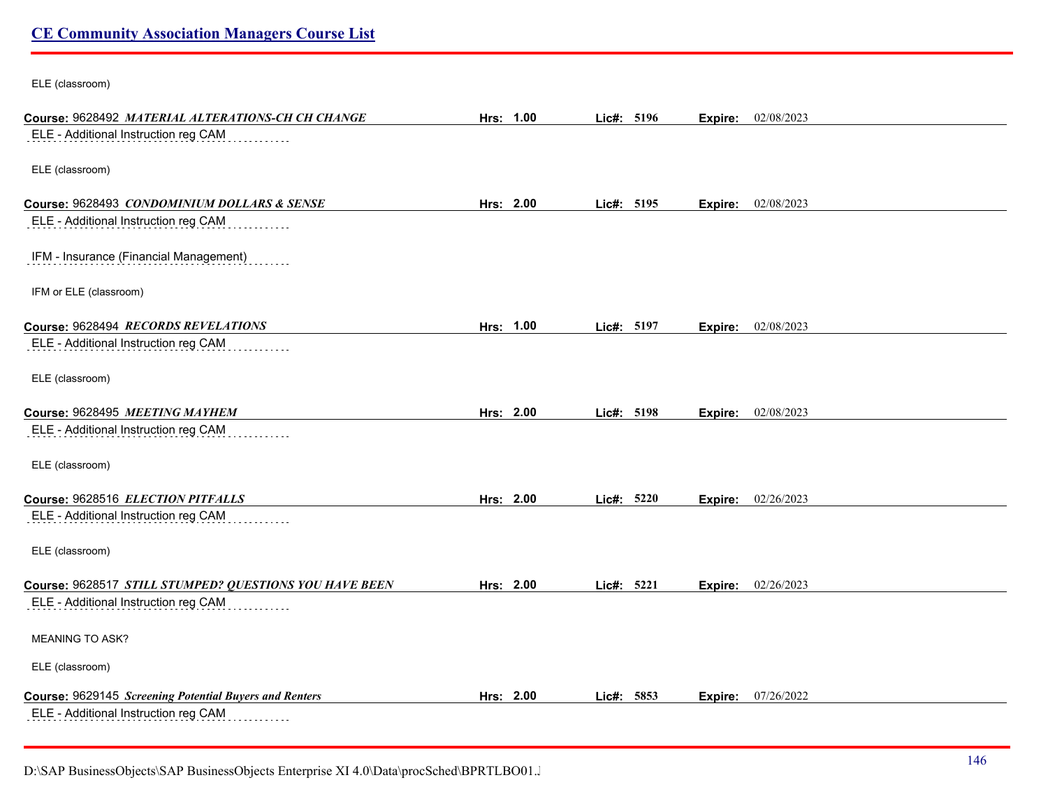ELE (classroom)

**Course:** 9628492 ***MATERIAL ALTERATIONS-CH CH CHANGE*** **Hrs:** **1.00** **Lic#:** **5196** **Expire:** 02/08/2023

ELE - Additional Instruction reg CAM

ELE (classroom)

**Course:** 9628493 ***CONDOMINIUM DOLLARS & SENSE*** **Hrs:** **2.00** **Lic#:** **5195** **Expire:** 02/08/2023

ELE - Additional Instruction reg CAM

IFM - Insurance (Financial Management)

IFM or ELE (classroom)

**Course:** 9628494 ***RECORDS REVELATIONS*** **Hrs:** **1.00** **Lic#:** **5197** **Expire:** 02/08/2023

ELE - Additional Instruction reg CAM

ELE (classroom)

**Course:** 9628495 ***MEETING MAYHEM*** **Hrs:** **2.00** **Lic#:** **5198** **Expire:** 02/08/2023

ELE - Additional Instruction reg CAM

ELE (classroom)

**Course:** 9628516 ***ELECTION PITFALLS*** **Hrs:** **2.00** **Lic#:** **5220** **Expire:** 02/26/2023

ELE - Additional Instruction reg CAM

ELE (classroom)

**Course:** 9628517 ***STILL STUMPED? QUESTIONS YOU HAVE BEEN*** **Hrs:** **2.00** **Lic#:** **5221** **Expire:** 02/26/2023

ELE - Additional Instruction reg CAM

MEANING TO ASK?

ELE (classroom)

**Course:** 9629145 ***Screening Potential Buyers and Renters*** **Hrs:** **2.00** **Lic#:** **5853** **Expire:** 07/26/2022

ELE - Additional Instruction reg CAM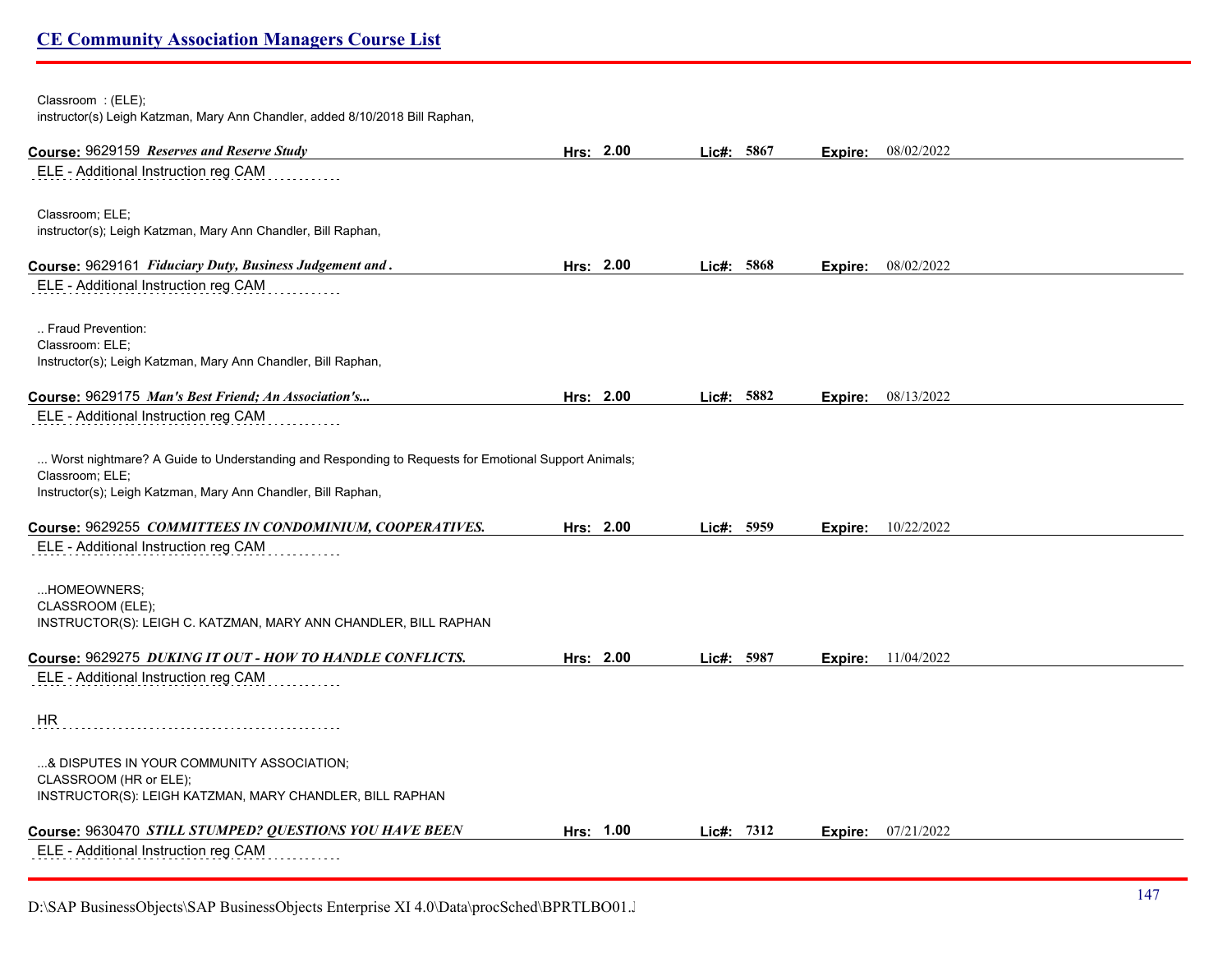Classroom : (ELE);
instructor(s) Leigh Katzman, Mary Ann Chandler, added 8/10/2018 Bill Raphan,

**Course:** 9629159 ***Reserves and Reserve Study*** **Hrs:** 2.00 **Lic#:** 5867 **Expire:** 08/02/2022

ELE - Additional Instruction reg CAM

Classroom; ELE;
instructor(s); Leigh Katzman, Mary Ann Chandler, Bill Raphan,

**Course:** 9629161 ***Fiduciary Duty, Business Judgement and .*** **Hrs:** 2.00 **Lic#:** 5868 **Expire:** 08/02/2022

ELE - Additional Instruction reg CAM

.. Fraud Prevention:
Classroom: ELE;
Instructor(s); Leigh Katzman, Mary Ann Chandler, Bill Raphan,

**Course:** 9629175 ***Man's Best Friend; An Association's...*** **Hrs:** 2.00 **Lic#:** 5882 **Expire:** 08/13/2022

ELE - Additional Instruction reg CAM

... Worst nightmare? A Guide to Understanding and Responding to Requests for Emotional Support Animals;
Classroom; ELE;
Instructor(s); Leigh Katzman, Mary Ann Chandler, Bill Raphan,

**Course:** 9629255 ***COMMITTEES IN CONDOMINIUM, COOPERATIVES.*** **Hrs:** 2.00 **Lic#:** 5959 **Expire:** 10/22/2022

ELE - Additional Instruction reg CAM

...HOMEOWNERS;
CLASSROOM (ELE);
INSTRUCTOR(S): LEIGH C. KATZMAN, MARY ANN CHANDLER, BILL RAPHAN

**Course:** 9629275 ***DUKING IT OUT - HOW TO HANDLE CONFLICTS.*** **Hrs:** 2.00 **Lic#:** 5987 **Expire:** 11/04/2022

ELE - Additional Instruction reg CAM

HR

...& DISPUTES IN YOUR COMMUNITY ASSOCIATION;
CLASSROOM (HR or ELE);
INSTRUCTOR(S): LEIGH KATZMAN, MARY CHANDLER, BILL RAPHAN

**Course:** 9630470 ***STILL STUMPED? QUESTIONS YOU HAVE BEEN*** **Hrs:** 1.00 **Lic#:** 7312 **Expire:** 07/21/2022

ELE - Additional Instruction reg CAM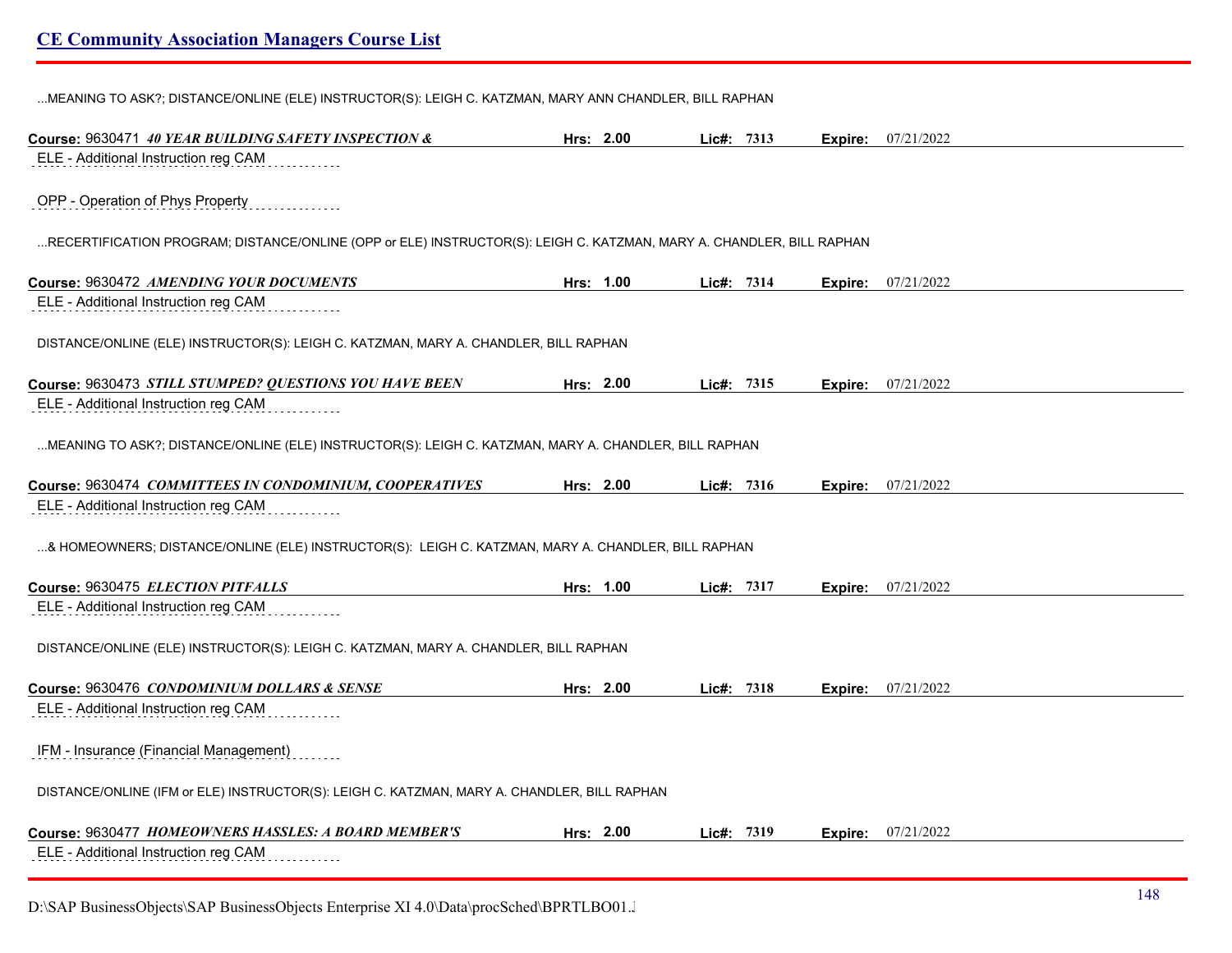...MEANING TO ASK?; DISTANCE/ONLINE (ELE) INSTRUCTOR(S): LEIGH C. KATZMAN, MARY ANN CHANDLER, BILL RAPHAN

**Course:** 9630471 ***40 YEAR BUILDING SAFETY INSPECTION &*** **Hrs: 2.00** **Lic#: 7313** **Expire:** 07/21/2022

ELE - Additional Instruction reg CAM

OPP - Operation of Phys Property

...RECERTIFICATION PROGRAM; DISTANCE/ONLINE (OPP or ELE) INSTRUCTOR(S): LEIGH C. KATZMAN, MARY A. CHANDLER, BILL RAPHAN

**Course:** 9630472 ***AMENDING YOUR DOCUMENTS*** **Hrs: 1.00** **Lic#: 7314** **Expire:** 07/21/2022

ELE - Additional Instruction reg CAM

DISTANCE/ONLINE (ELE) INSTRUCTOR(S): LEIGH C. KATZMAN, MARY A. CHANDLER, BILL RAPHAN

**Course:** 9630473 ***STILL STUMPED? QUESTIONS YOU HAVE BEEN*** **Hrs: 2.00** **Lic#: 7315** **Expire:** 07/21/2022

ELE - Additional Instruction reg CAM

...MEANING TO ASK?; DISTANCE/ONLINE (ELE) INSTRUCTOR(S): LEIGH C. KATZMAN, MARY A. CHANDLER, BILL RAPHAN

**Course:** 9630474 ***COMMITTEES IN CONDOMINIUM, COOPERATIVES*** **Hrs: 2.00** **Lic#: 7316** **Expire:** 07/21/2022

ELE - Additional Instruction reg CAM

...& HOMEOWNERS; DISTANCE/ONLINE (ELE) INSTRUCTOR(S): LEIGH C. KATZMAN, MARY A. CHANDLER, BILL RAPHAN

**Course:** 9630475 ***ELECTION PITFALLS*** **Hrs: 1.00** **Lic#: 7317** **Expire:** 07/21/2022

ELE - Additional Instruction reg CAM

DISTANCE/ONLINE (ELE) INSTRUCTOR(S): LEIGH C. KATZMAN, MARY A. CHANDLER, BILL RAPHAN

**Course:** 9630476 ***CONDOMINIUM DOLLARS & SENSE*** **Hrs: 2.00** **Lic#: 7318** **Expire:** 07/21/2022

ELE - Additional Instruction reg CAM

IFM - Insurance (Financial Management)

DISTANCE/ONLINE (IFM or ELE) INSTRUCTOR(S): LEIGH C. KATZMAN, MARY A. CHANDLER, BILL RAPHAN

**Course:** 9630477 ***HOMEOWNERS HASSLES: A BOARD MEMBER'S*** **Hrs: 2.00** **Lic#: 7319** **Expire:** 07/21/2022

ELE - Additional Instruction reg CAM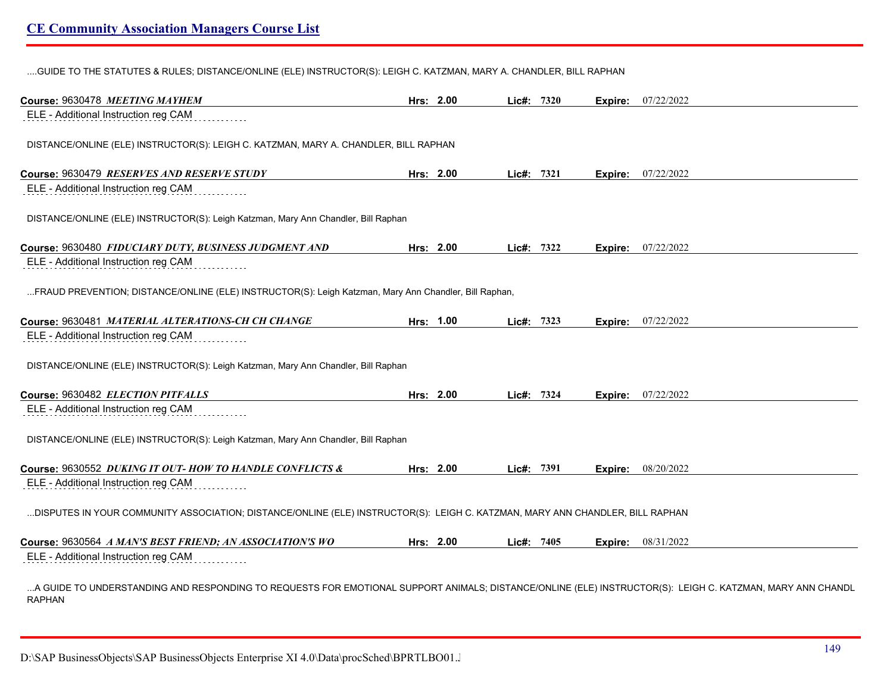....GUIDE TO THE STATUTES & RULES; DISTANCE/ONLINE (ELE) INSTRUCTOR(S): LEIGH C. KATZMAN, MARY A. CHANDLER, BILL RAPHAN

**Course:** 9630478 ***MEETING MAYHEM*** **Hrs: 2.00** **Lic#: 7320** **Expire:** 07/22/2022

ELE - Additional Instruction reg CAM

DISTANCE/ONLINE (ELE) INSTRUCTOR(S): LEIGH C. KATZMAN, MARY A. CHANDLER, BILL RAPHAN

**Course:** 9630479 ***RESERVES AND RESERVE STUDY*** **Hrs: 2.00** **Lic#: 7321** **Expire:** 07/22/2022

ELE - Additional Instruction reg CAM

DISTANCE/ONLINE (ELE) INSTRUCTOR(S): Leigh Katzman, Mary Ann Chandler, Bill Raphan

**Course:** 9630480 ***FIDUCIARY DUTY, BUSINESS JUDGMENT AND*** **Hrs: 2.00** **Lic#: 7322** **Expire:** 07/22/2022

ELE - Additional Instruction reg CAM

...FRAUD PREVENTION; DISTANCE/ONLINE (ELE) INSTRUCTOR(S): Leigh Katzman, Mary Ann Chandler, Bill Raphan,

**Course:** 9630481 ***MATERIAL ALTERATIONS-CH CH CHANGE*** **Hrs: 1.00** **Lic#: 7323** **Expire:** 07/22/2022

ELE - Additional Instruction reg CAM

DISTANCE/ONLINE (ELE) INSTRUCTOR(S): Leigh Katzman, Mary Ann Chandler, Bill Raphan

**Course:** 9630482 ***ELECTION PITFALLS*** **Hrs: 2.00** **Lic#: 7324** **Expire:** 07/22/2022

ELE - Additional Instruction reg CAM

DISTANCE/ONLINE (ELE) INSTRUCTOR(S): Leigh Katzman, Mary Ann Chandler, Bill Raphan

**Course:** 9630552 ***DUKING IT OUT- HOW TO HANDLE CONFLICTS &*** **Hrs: 2.00** **Lic#: 7391** **Expire:** 08/20/2022

ELE - Additional Instruction reg CAM

...DISPUTES IN YOUR COMMUNITY ASSOCIATION; DISTANCE/ONLINE (ELE) INSTRUCTOR(S): LEIGH C. KATZMAN, MARY ANN CHANDLER, BILL RAPHAN

**Course:** 9630564 ***A MAN'S BEST FRIEND; AN ASSOCIATION'S WO*** **Hrs: 2.00** **Lic#: 7405** **Expire:** 08/31/2022

ELE - Additional Instruction reg CAM

...A GUIDE TO UNDERSTANDING AND RESPONDING TO REQUESTS FOR EMOTIONAL SUPPORT ANIMALS; DISTANCE/ONLINE (ELE) INSTRUCTOR(S): LEIGH C. KATZMAN, MARY ANN CHANDL RAPHAN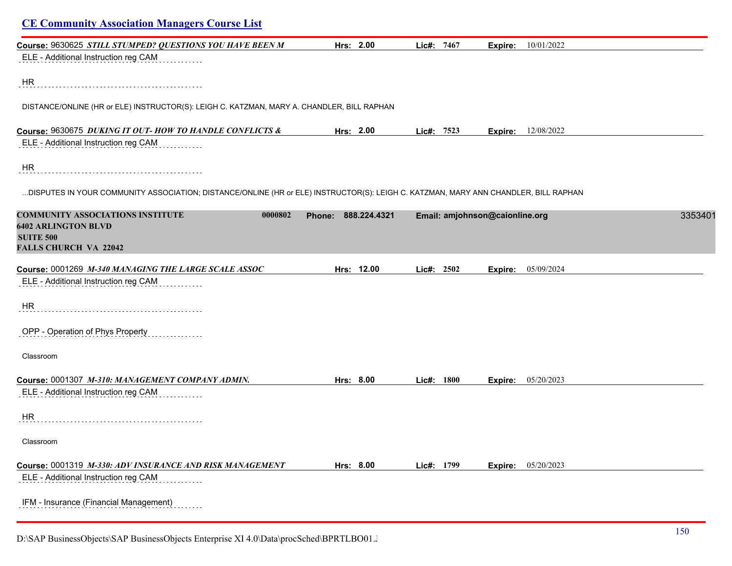**Course:** 9630625 ***STILL STUMPED? QUESTIONS YOU HAVE BEEN M*** **Hrs:** 2.00 **Lic#:** 7467 **Expire:** 10/01/2022

ELE - Additional Instruction reg CAM

HR

DISTANCE/ONLINE (HR or ELE) INSTRUCTOR(S): LEIGH C. KATZMAN, MARY A. CHANDLER, BILL RAPHAN

**Course:** 9630675 ***DUKING IT OUT- HOW TO HANDLE CONFLICTS &*** **Hrs:** 2.00 **Lic#:** 7523 **Expire:** 12/08/2022

ELE - Additional Instruction reg CAM

HR

...DISPUTES IN YOUR COMMUNITY ASSOCIATION; DISTANCE/ONLINE (HR or ELE) INSTRUCTOR(S): LEIGH C. KATZMAN, MARY ANN CHANDLER, BILL RAPHAN

**COMMUNITY ASSOCIATIONS INSTITUTE** 0000802 **Phone:** 888.224.4321 **Email:** amjohnson@caionline.org 3353401
**6402 ARLINGTON BLVD**
**SUITE 500**
**FALLS CHURCH VA 22042**

**Course:** 0001269 ***M-340 MANAGING THE LARGE SCALE ASSOC*** **Hrs:** 12.00 **Lic#:** 2502 **Expire:** 05/09/2024

ELE - Additional Instruction reg CAM

HR

OPP - Operation of Phys Property

Classroom

**Course:** 0001307 ***M-310: MANAGEMENT COMPANY ADMIN.*** **Hrs:** 8.00 **Lic#:** 1800 **Expire:** 05/20/2023

ELE - Additional Instruction reg CAM

HR

Classroom

**Course:** 0001319 ***M-330: ADV INSURANCE AND RISK MANAGEMENT*** **Hrs:** 8.00 **Lic#:** 1799 **Expire:** 05/20/2023

ELE - Additional Instruction reg CAM

IFM - Insurance (Financial Management)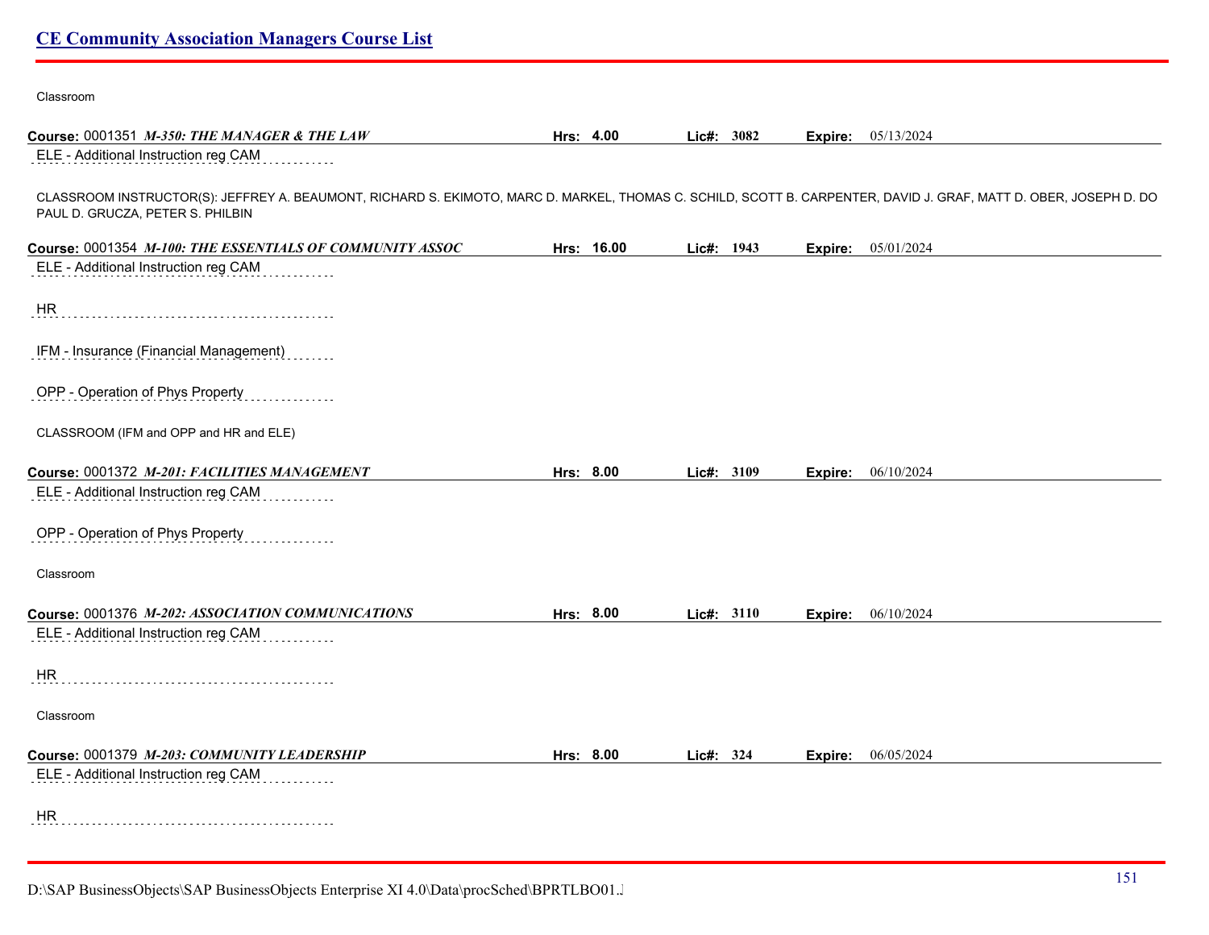Classroom

**Course:** 0001351 ***M-350: THE MANAGER & THE LAW*** **Hrs:** 4.00 **Lic#:** 3082 **Expire:** 05/13/2024

ELE - Additional Instruction reg CAM

CLASSROOM INSTRUCTOR(S): JEFFREY A. BEAUMONT, RICHARD S. EKIMOTO, MARC D. MARKEL, THOMAS C. SCHILD, SCOTT B. CARPENTER, DAVID J. GRAF, MATT D. OBER, JOSEPH D. DO PAUL D. GRUCZA, PETER S. PHILBIN

**Course:** 0001354 ***M-100: THE ESSENTIALS OF COMMUNITY ASSOC*** **Hrs:** 16.00 **Lic#:** 1943 **Expire:** 05/01/2024

ELE - Additional Instruction reg CAM

HR

IFM - Insurance (Financial Management)

OPP - Operation of Phys Property

CLASSROOM (IFM and OPP and HR and ELE)

**Course:** 0001372 ***M-201: FACILITIES MANAGEMENT*** **Hrs:** 8.00 **Lic#:** 3109 **Expire:** 06/10/2024

ELE - Additional Instruction reg CAM

OPP - Operation of Phys Property

Classroom

**Course:** 0001376 ***M-202: ASSOCIATION COMMUNICATIONS*** **Hrs:** 8.00 **Lic#:** 3110 **Expire:** 06/10/2024

ELE - Additional Instruction reg CAM

HR

Classroom

**Course:** 0001379 ***M-203: COMMUNITY LEADERSHIP*** **Hrs:** 8.00 **Lic#:** 324 **Expire:** 06/05/2024

ELE - Additional Instruction reg CAM

HR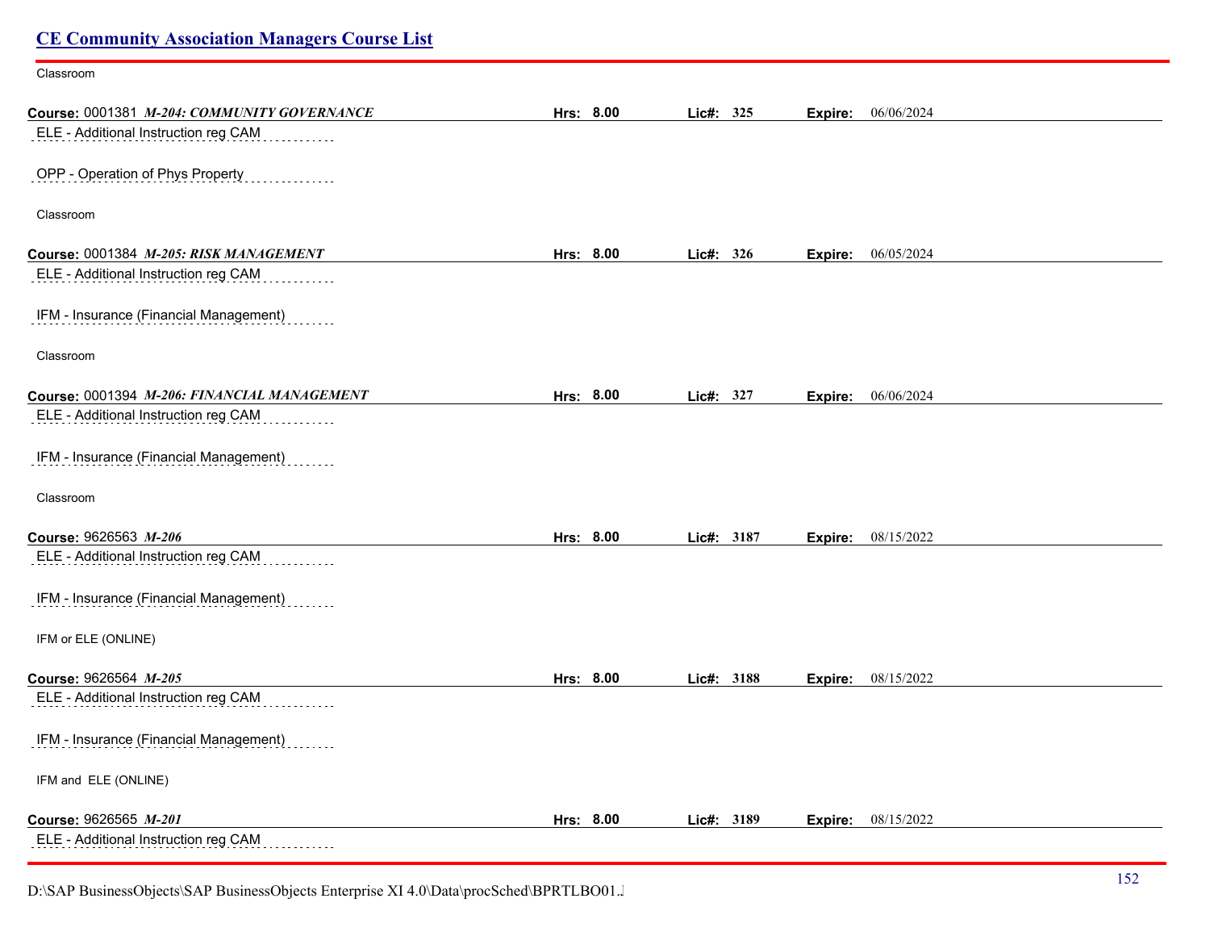Classroom

**Course:** 0001381 ***M-204: COMMUNITY GOVERNANCE*** **Hrs: 8.00** **Lic#: 325** **Expire:** 06/06/2024

ELE - Additional Instruction reg CAM

OPP - Operation of Phys Property

Classroom

**Course:** 0001384 ***M-205: RISK MANAGEMENT*** **Hrs: 8.00** **Lic#: 326** **Expire:** 06/05/2024

ELE - Additional Instruction reg CAM

IFM - Insurance (Financial Management)

Classroom

**Course:** 0001394 ***M-206: FINANCIAL MANAGEMENT*** **Hrs: 8.00** **Lic#: 327** **Expire:** 06/06/2024

ELE - Additional Instruction reg CAM

IFM - Insurance (Financial Management)

Classroom

**Course:** 9626563 ***M-206*** **Hrs: 8.00** **Lic#: 3187** **Expire:** 08/15/2022

ELE - Additional Instruction reg CAM

IFM - Insurance (Financial Management)

IFM or ELE (ONLINE)

**Course:** 9626564 ***M-205*** **Hrs: 8.00** **Lic#: 3188** **Expire:** 08/15/2022

ELE - Additional Instruction reg CAM

IFM - Insurance (Financial Management)

IFM and ELE (ONLINE)

**Course:** 9626565 ***M-201*** **Hrs: 8.00** **Lic#: 3189** **Expire:** 08/15/2022

ELE - Additional Instruction reg CAM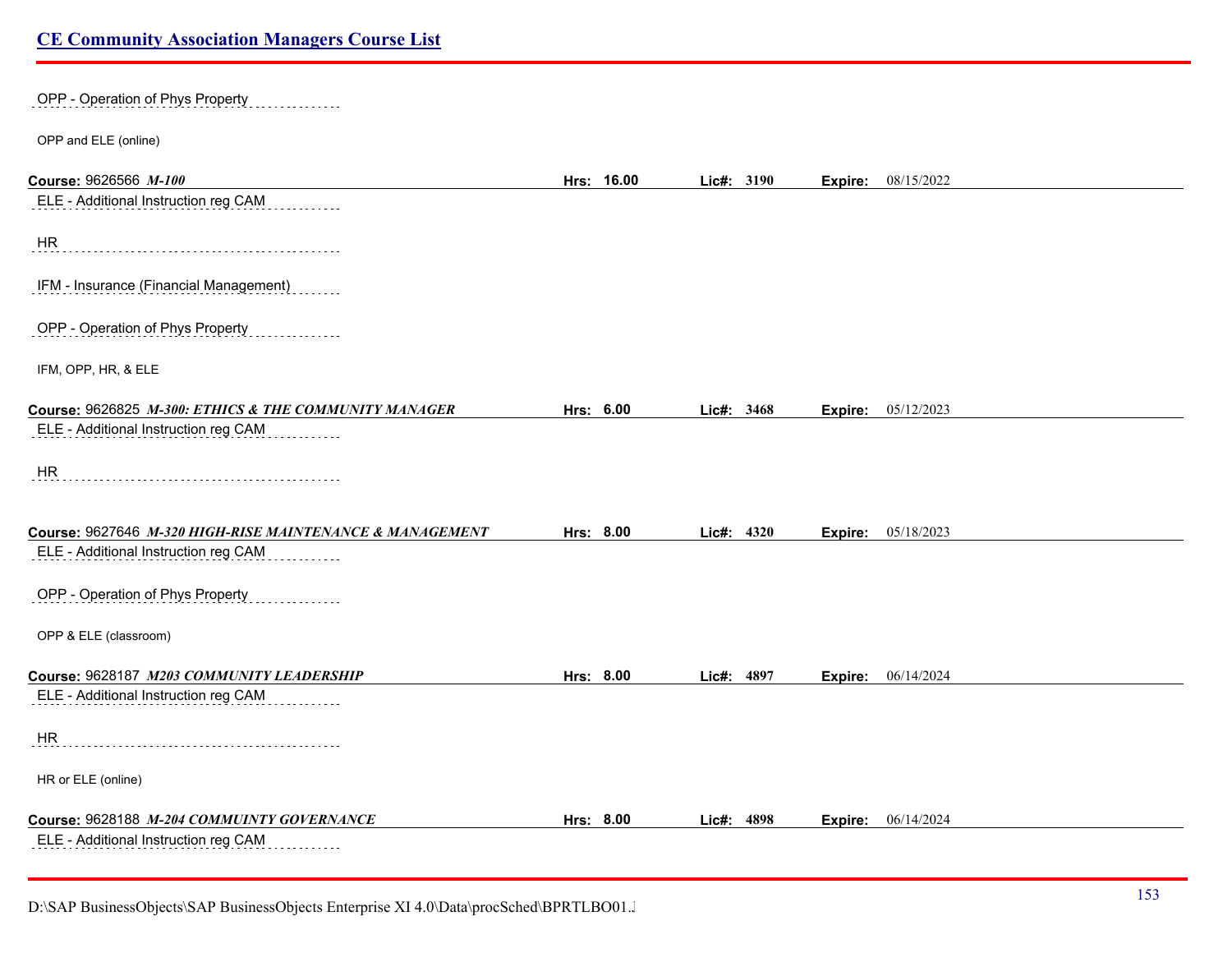OPP - Operation of Phys Property

OPP and ELE (online)

**Course:** 9626566 ***M-100*** **Hrs:** **16.00** **Lic#:** **3190** **Expire:** 08/15/2022

ELE - Additional Instruction reg CAM

HR

IFM - Insurance (Financial Management)

OPP - Operation of Phys Property

IFM, OPP, HR, & ELE

**Course:** 9626825 ***M-300: ETHICS & THE COMMUNITY MANAGER*** **Hrs:** **6.00** **Lic#:** **3468** **Expire:** 05/12/2023

ELE - Additional Instruction reg CAM

HR

**Course:** 9627646 ***M-320 HIGH-RISE MAINTENANCE & MANAGEMENT*** **Hrs:** **8.00** **Lic#:** **4320** **Expire:** 05/18/2023

ELE - Additional Instruction reg CAM

OPP - Operation of Phys Property

OPP & ELE (classroom)

**Course:** 9628187 ***M203 COMMUNITY LEADERSHIP*** **Hrs:** **8.00** **Lic#:** **4897** **Expire:** 06/14/2024

ELE - Additional Instruction reg CAM

HR

HR or ELE (online)

**Course:** 9628188 ***M-204 COMMUINTY GOVERNANCE*** **Hrs:** **8.00** **Lic#:** **4898** **Expire:** 06/14/2024

ELE - Additional Instruction reg CAM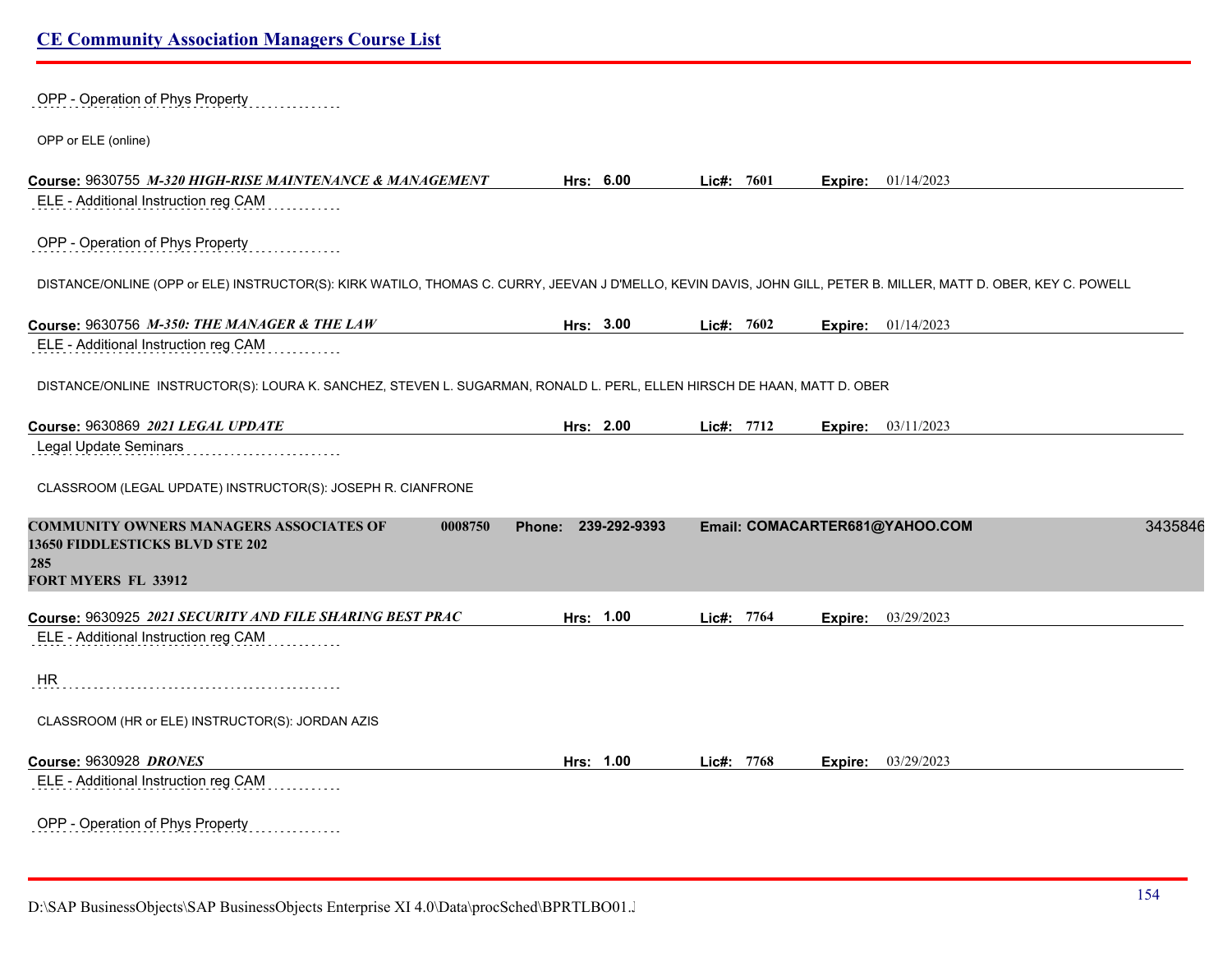OPP - Operation of Phys Property

OPP or ELE (online)

**Course:** 9630755 ***M-320 HIGH-RISE MAINTENANCE & MANAGEMENT*** **Hrs:** 6.00 **Lic#:** 7601 **Expire:** 01/14/2023

ELE - Additional Instruction reg CAM

OPP - Operation of Phys Property

DISTANCE/ONLINE (OPP or ELE) INSTRUCTOR(S): KIRK WATILO, THOMAS C. CURRY, JEEVAN J D'MELLO, KEVIN DAVIS, JOHN GILL, PETER B. MILLER, MATT D. OBER, KEY C. POWELL

**Course:** 9630756 ***M-350: THE MANAGER & THE LAW*** **Hrs:** 3.00 **Lic#:** 7602 **Expire:** 01/14/2023

ELE - Additional Instruction reg CAM

DISTANCE/ONLINE INSTRUCTOR(S): LOURA K. SANCHEZ, STEVEN L. SUGARMAN, RONALD L. PERL, ELLEN HIRSCH DE HAAN, MATT D. OBER

**Course:** 9630869 ***2021 LEGAL UPDATE*** **Hrs:** 2.00 **Lic#:** 7712 **Expire:** 03/11/2023

Legal Update Seminars

CLASSROOM (LEGAL UPDATE) INSTRUCTOR(S): JOSEPH R. CIANFRONE

**COMMUNITY OWNERS MANAGERS ASSOCIATES OF** 0008750 **Phone:** 239-292-9393 **Email:** COMACARTER681@YAHOO.COM 3435846
**13650 FIDDLESTICKS BLVD STE 202**
**285**
**FORT MYERS FL 33912**

**Course:** 9630925 ***2021 SECURITY AND FILE SHARING BEST PRAC*** **Hrs:** 1.00 **Lic#:** 7764 **Expire:** 03/29/2023

ELE - Additional Instruction reg CAM

HR

CLASSROOM (HR or ELE) INSTRUCTOR(S): JORDAN AZIS

**Course:** 9630928 ***DRONES*** **Hrs:** 1.00 **Lic#:** 7768 **Expire:** 03/29/2023

ELE - Additional Instruction reg CAM

OPP - Operation of Phys Property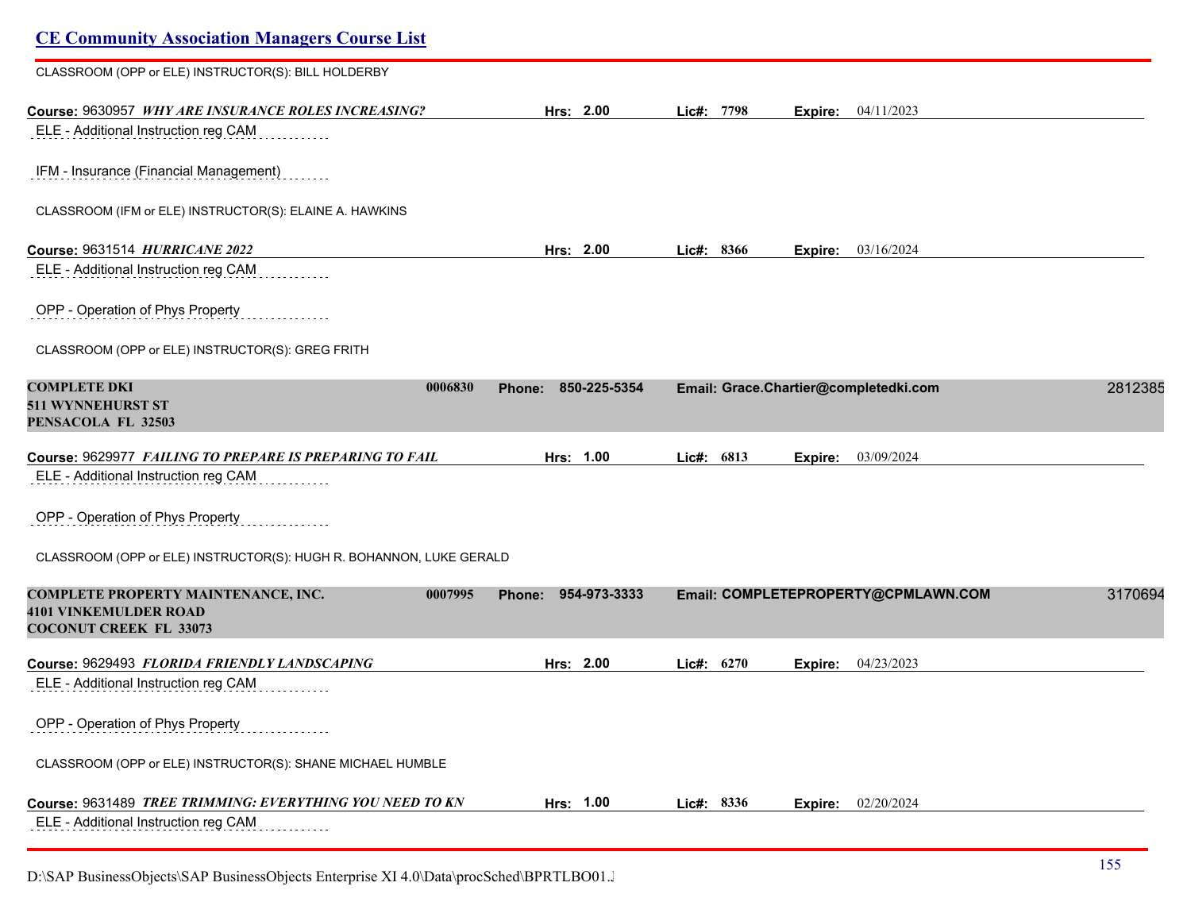CLASSROOM (OPP or ELE) INSTRUCTOR(S): BILL HOLDERBY

**Course:** 9630957 ***WHY ARE INSURANCE ROLES INCREASING?*** **Hrs:** 2.00 **Lic#:** 7798 **Expire:** 04/11/2023

ELE - Additional Instruction reg CAM

IFM - Insurance (Financial Management)

CLASSROOM (IFM or ELE) INSTRUCTOR(S): ELAINE A. HAWKINS

**Course:** 9631514 ***HURRICANE 2022*** **Hrs:** 2.00 **Lic#:** 8366 **Expire:** 03/16/2024

ELE - Additional Instruction reg CAM

OPP - Operation of Phys Property

CLASSROOM (OPP or ELE) INSTRUCTOR(S): GREG FRITH

**COMPLETE DKI** **0006830** **Phone: 850-225-5354** **Email: Grace.Chartier@completedki.com** 2812385
**511 WYNNEHURST ST**
**PENSACOLA FL 32503**

**Course:** 9629977 ***FAILING TO PREPARE IS PREPARING TO FAIL*** **Hrs:** 1.00 **Lic#:** 6813 **Expire:** 03/09/2024

ELE - Additional Instruction reg CAM

OPP - Operation of Phys Property

CLASSROOM (OPP or ELE) INSTRUCTOR(S): HUGH R. BOHANNON, LUKE GERALD

**COMPLETE PROPERTY MAINTENANCE, INC.** **0007995** **Phone: 954-973-3333** **Email: COMPLETEPROPERTY@CPMLAWN.COM** 3170694
**4101 VINKEMULDER ROAD**
**COCONUT CREEK FL 33073**

**Course:** 9629493 ***FLORIDA FRIENDLY LANDSCAPING*** **Hrs:** 2.00 **Lic#:** 6270 **Expire:** 04/23/2023

ELE - Additional Instruction reg CAM

OPP - Operation of Phys Property

CLASSROOM (OPP or ELE) INSTRUCTOR(S): SHANE MICHAEL HUMBLE

**Course:** 9631489 ***TREE TRIMMING: EVERYTHING YOU NEED TO KN*** **Hrs:** 1.00 **Lic#:** 8336 **Expire:** 02/20/2024

ELE - Additional Instruction reg CAM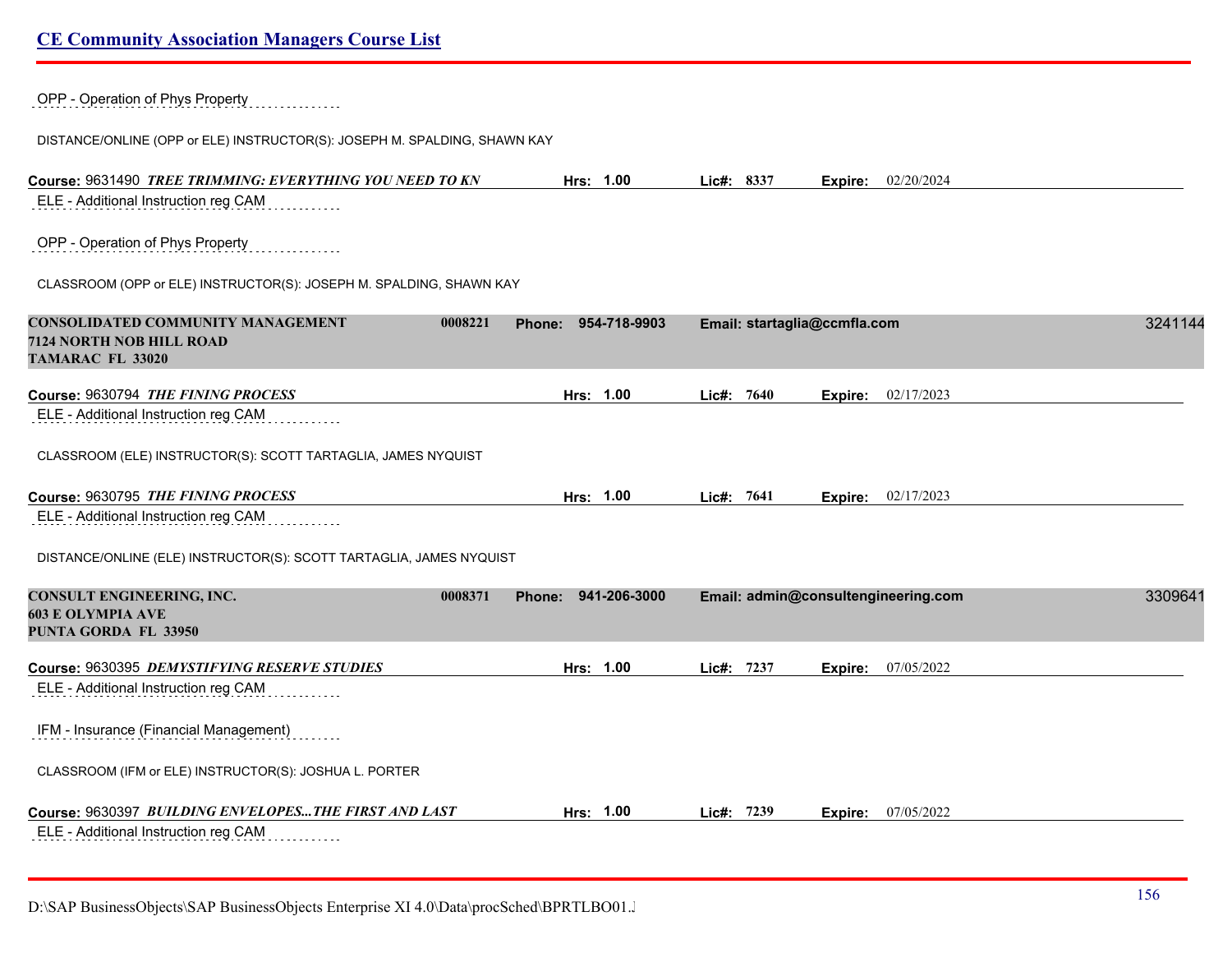OPP - Operation of Phys Property

DISTANCE/ONLINE (OPP or ELE) INSTRUCTOR(S): JOSEPH M. SPALDING, SHAWN KAY

**Course:** 9631490 ***TREE TRIMMING: EVERYTHING YOU NEED TO KN*** **Hrs: 1.00** **Lic#: 8337** **Expire:** 02/20/2024

ELE - Additional Instruction reg CAM

OPP - Operation of Phys Property

CLASSROOM (OPP or ELE) INSTRUCTOR(S): JOSEPH M. SPALDING, SHAWN KAY

**CONSOLIDATED COMMUNITY MANAGEMENT** **0008221** **Phone: 954-718-9903** **Email: startaglia@ccmfla.com** 3241144
**7124 NORTH NOB HILL ROAD**
**TAMARAC FL 33020**

**Course:** 9630794 ***THE FINING PROCESS*** **Hrs: 1.00** **Lic#: 7640** **Expire:** 02/17/2023

ELE - Additional Instruction reg CAM

CLASSROOM (ELE) INSTRUCTOR(S): SCOTT TARTAGLIA, JAMES NYQUIST

**Course:** 9630795 ***THE FINING PROCESS*** **Hrs: 1.00** **Lic#: 7641** **Expire:** 02/17/2023

ELE - Additional Instruction reg CAM

DISTANCE/ONLINE (ELE) INSTRUCTOR(S): SCOTT TARTAGLIA, JAMES NYQUIST

**CONSULT ENGINEERING, INC.** **0008371** **Phone: 941-206-3000** **Email: admin@consultengineering.com** 3309641
**603 E OLYMPIA AVE**
**PUNTA GORDA FL 33950**

**Course:** 9630395 ***DEMYSTIFYING RESERVE STUDIES*** **Hrs: 1.00** **Lic#: 7237** **Expire:** 07/05/2022

ELE - Additional Instruction reg CAM

IFM - Insurance (Financial Management)

CLASSROOM (IFM or ELE) INSTRUCTOR(S): JOSHUA L. PORTER

**Course:** 9630397 ***BUILDING ENVELOPES...THE FIRST AND LAST*** **Hrs: 1.00** **Lic#: 7239** **Expire:** 07/05/2022

ELE - Additional Instruction reg CAM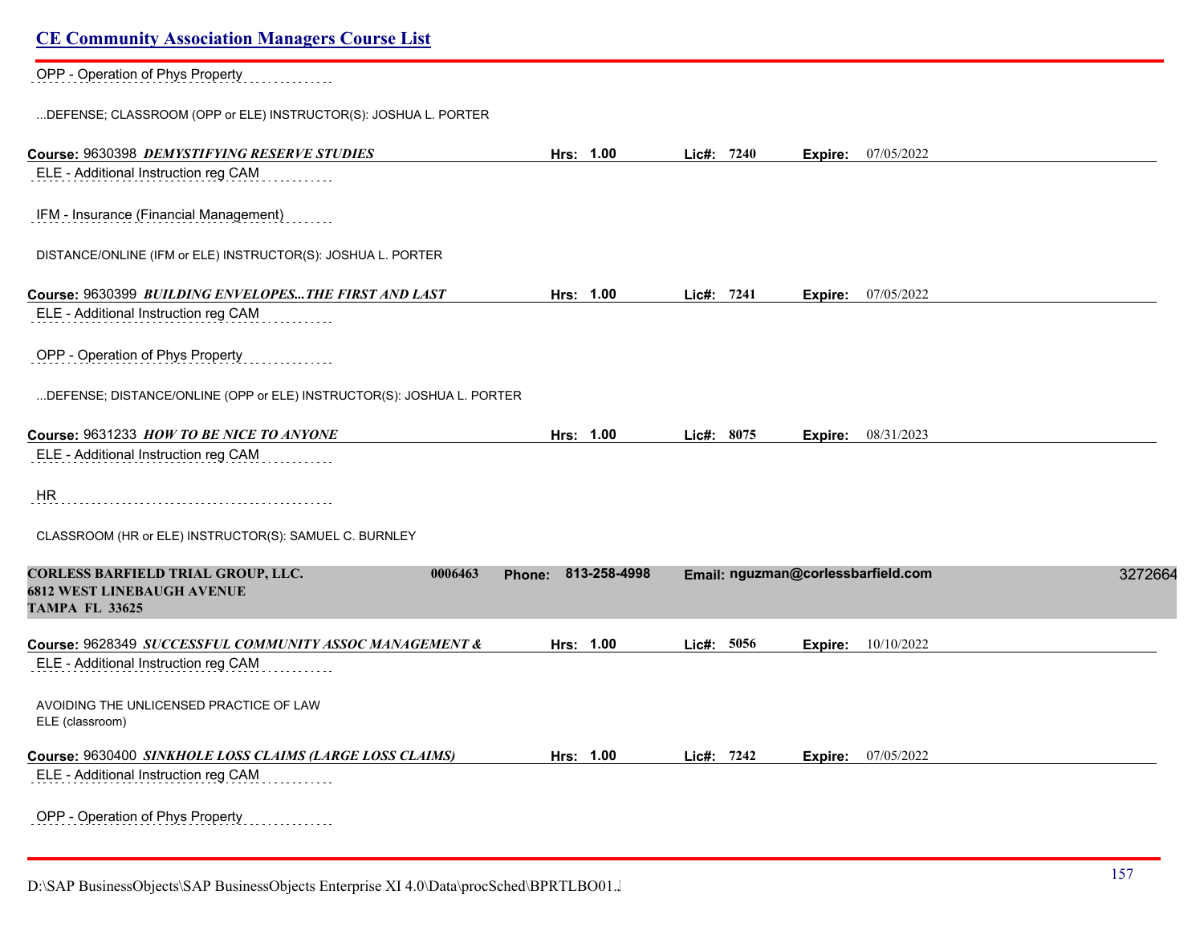OPP - Operation of Phys Property

...DEFENSE; CLASSROOM (OPP or ELE) INSTRUCTOR(S): JOSHUA L. PORTER

**Course:** 9630398 ***DEMYSTIFYING RESERVE STUDIES*** **Hrs:** 1.00 **Lic#:** 7240 **Expire:** 07/05/2022

ELE - Additional Instruction reg CAM

IFM - Insurance (Financial Management)

DISTANCE/ONLINE (IFM or ELE) INSTRUCTOR(S): JOSHUA L. PORTER

**Course:** 9630399 ***BUILDING ENVELOPES...THE FIRST AND LAST*** **Hrs:** 1.00 **Lic#:** 7241 **Expire:** 07/05/2022

ELE - Additional Instruction reg CAM

OPP - Operation of Phys Property

...DEFENSE; DISTANCE/ONLINE (OPP or ELE) INSTRUCTOR(S): JOSHUA L. PORTER

**Course:** 9631233 ***HOW TO BE NICE TO ANYONE*** **Hrs:** 1.00 **Lic#:** 8075 **Expire:** 08/31/2023

ELE - Additional Instruction reg CAM

HR

CLASSROOM (HR or ELE) INSTRUCTOR(S): SAMUEL C. BURNLEY

**CORLESS BARFIELD TRIAL GROUP, LLC.** **0006463** **Phone: 813-258-4998** **Email: nguzman@corlessbarfield.com** 3272664
**6812 WEST LINEBAUGH AVENUE**
**TAMPA FL 33625**

**Course:** 9628349 ***SUCCESSFUL COMMUNITY ASSOC MANAGEMENT &*** **Hrs:** 1.00 **Lic#:** 5056 **Expire:** 10/10/2022

ELE - Additional Instruction reg CAM

AVOIDING THE UNLICENSED PRACTICE OF LAW
ELE (classroom)

**Course:** 9630400 ***SINKHOLE LOSS CLAIMS (LARGE LOSS CLAIMS)*** **Hrs:** 1.00 **Lic#:** 7242 **Expire:** 07/05/2022

ELE - Additional Instruction reg CAM

OPP - Operation of Phys Property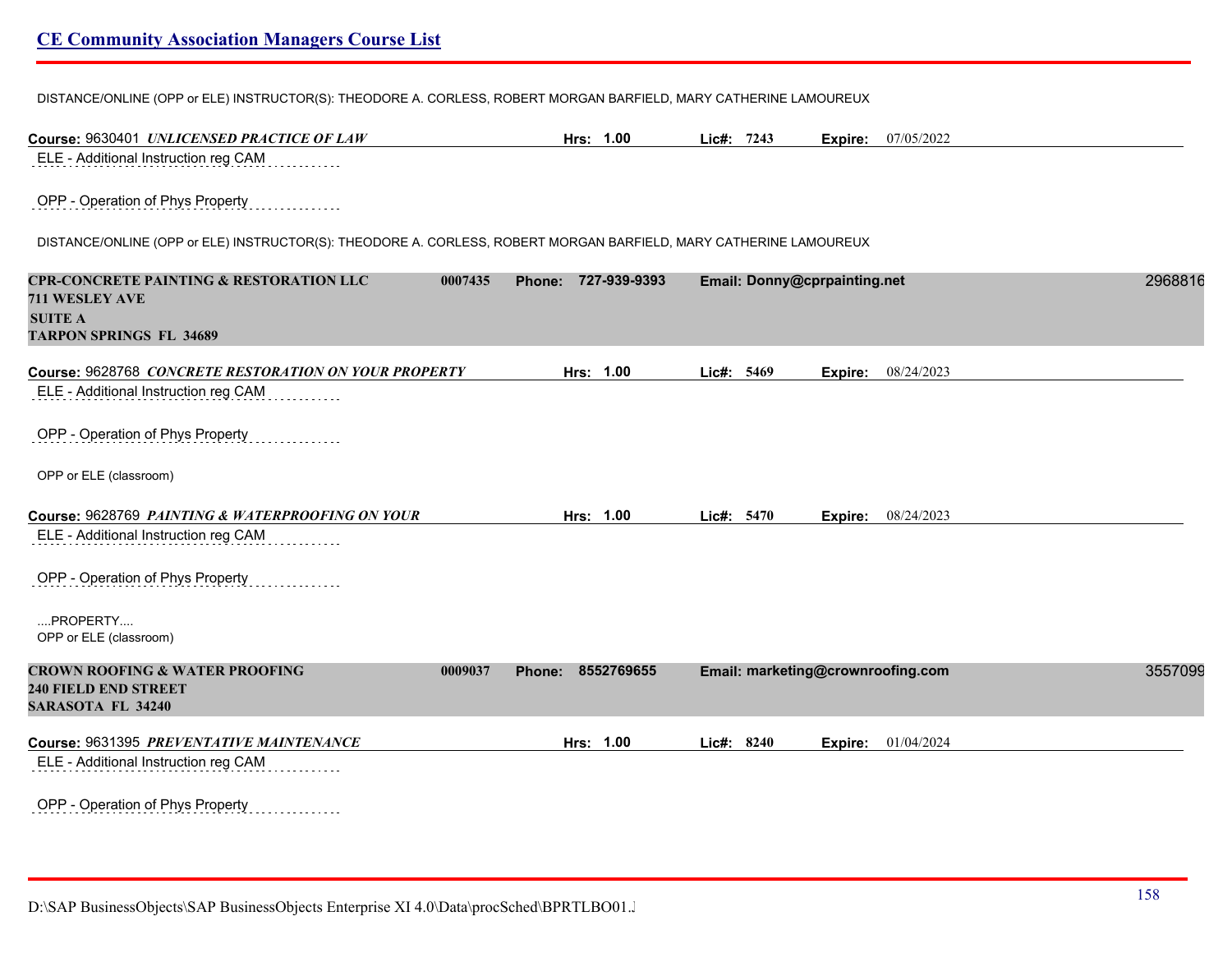DISTANCE/ONLINE (OPP or ELE) INSTRUCTOR(S): THEODORE A. CORLESS, ROBERT MORGAN BARFIELD, MARY CATHERINE LAMOUREUX

**Course:** 9630401 ***UNLICENSED PRACTICE OF LAW*** **Hrs: 1.00** **Lic#: 7243** **Expire:** 07/05/2022

ELE - Additional Instruction reg CAM

OPP - Operation of Phys Property

DISTANCE/ONLINE (OPP or ELE) INSTRUCTOR(S): THEODORE A. CORLESS, ROBERT MORGAN BARFIELD, MARY CATHERINE LAMOUREUX

**CPR-CONCRETE PAINTING & RESTORATION LLC** **0007435** **Phone: 727-939-9393** **Email: Donny@cprpainting.net** 2968816
**711 WESLEY AVE**
**SUITE A**
**TARPON SPRINGS FL 34689**

**Course:** 9628768 ***CONCRETE RESTORATION ON YOUR PROPERTY*** **Hrs: 1.00** **Lic#: 5469** **Expire:** 08/24/2023

ELE - Additional Instruction reg CAM

OPP - Operation of Phys Property

OPP or ELE (classroom)

**Course:** 9628769 ***PAINTING & WATERPROOFING ON YOUR*** **Hrs: 1.00** **Lic#: 5470** **Expire:** 08/24/2023

ELE - Additional Instruction reg CAM

OPP - Operation of Phys Property

....PROPERTY....
OPP or ELE (classroom)

**CROWN ROOFING & WATER PROOFING** **0009037** **Phone: 8552769655** **Email: marketing@crownroofing.com** 3557099
**240 FIELD END STREET**
**SARASOTA FL 34240**

**Course:** 9631395 ***PREVENTATIVE MAINTENANCE*** **Hrs: 1.00** **Lic#: 8240** **Expire:** 01/04/2024

ELE - Additional Instruction reg CAM

OPP - Operation of Phys Property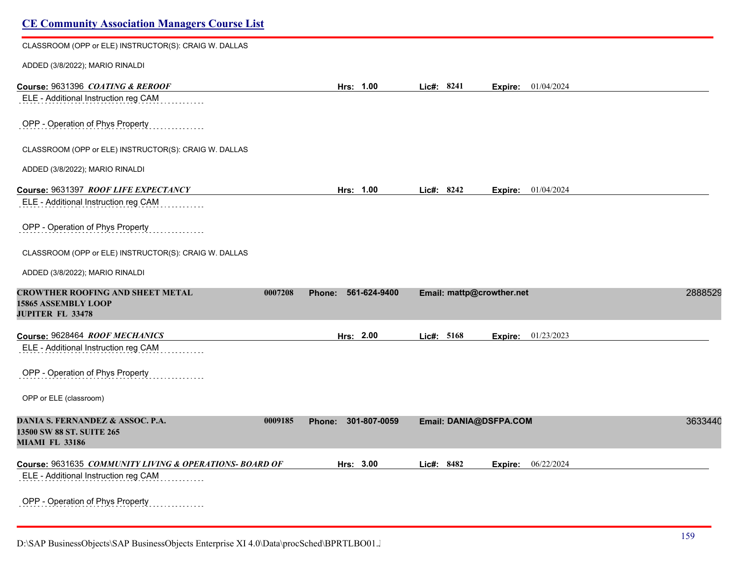CLASSROOM (OPP or ELE) INSTRUCTOR(S): CRAIG W. DALLAS

ADDED (3/8/2022); MARIO RINALDI

**Course:** 9631396 ***COATING & REROOF*** **Hrs: 1.00** **Lic#: 8241** **Expire:** 01/04/2024

ELE - Additional Instruction reg CAM

OPP - Operation of Phys Property

CLASSROOM (OPP or ELE) INSTRUCTOR(S): CRAIG W. DALLAS

ADDED (3/8/2022); MARIO RINALDI

**Course:** 9631397 ***ROOF LIFE EXPECTANCY*** **Hrs: 1.00** **Lic#: 8242** **Expire:** 01/04/2024

ELE - Additional Instruction reg CAM

OPP - Operation of Phys Property

CLASSROOM (OPP or ELE) INSTRUCTOR(S): CRAIG W. DALLAS

ADDED (3/8/2022); MARIO RINALDI

**CROWTHER ROOFING AND SHEET METAL** **0007208** **Phone: 561-624-9400** **Email: mattp@crowther.net** 2888529
**15865 ASSEMBLY LOOP**
**JUPITER FL 33478**

**Course:** 9628464 ***ROOF MECHANICS*** **Hrs: 2.00** **Lic#: 5168** **Expire:** 01/23/2023

ELE - Additional Instruction reg CAM

OPP - Operation of Phys Property

OPP or ELE (classroom)

**DANIA S. FERNANDEZ & ASSOC. P.A.** **0009185** **Phone: 301-807-0059** **Email: DANIA@DSFPA.COM** 3633440
**13500 SW 88 ST. SUITE 265**
**MIAMI FL 33186**

**Course:** 9631635 ***COMMUNITY LIVING & OPERATIONS- BOARD OF*** **Hrs: 3.00** **Lic#: 8482** **Expire:** 06/22/2024

ELE - Additional Instruction reg CAM

OPP - Operation of Phys Property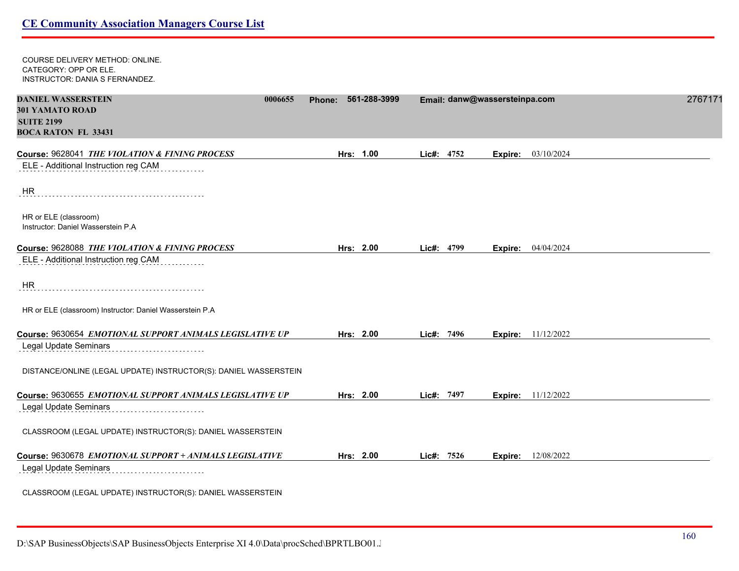COURSE DELIVERY METHOD: ONLINE.
CATEGORY: OPP OR ELE.
INSTRUCTOR: DANIA S FERNANDEZ.

**DANIEL WASSERSTEIN** **0006655** **Phone: 561-288-3999** **Email: danw@wassersteinpa.com** 2767171
**301 YAMATO ROAD**
**SUITE 2199**
**BOCA RATON FL 33431**

**Course:** 9628041 ***THE VIOLATION & FINING PROCESS*** **Hrs: 1.00** **Lic#: 4752** **Expire:** 03/10/2024

ELE - Additional Instruction reg CAM

HR

HR or ELE (classroom)
Instructor: Daniel Wasserstein P.A

**Course:** 9628088 ***THE VIOLATION & FINING PROCESS*** **Hrs: 2.00** **Lic#: 4799** **Expire:** 04/04/2024

ELE - Additional Instruction reg CAM

HR

HR or ELE (classroom) Instructor: Daniel Wasserstein P.A

**Course:** 9630654 ***EMOTIONAL SUPPORT ANIMALS LEGISLATIVE UP*** **Hrs: 2.00** **Lic#: 7496** **Expire:** 11/12/2022

Legal Update Seminars

DISTANCE/ONLINE (LEGAL UPDATE) INSTRUCTOR(S): DANIEL WASSERSTEIN

**Course:** 9630655 ***EMOTIONAL SUPPORT ANIMALS LEGISLATIVE UP*** **Hrs: 2.00** **Lic#: 7497** **Expire:** 11/12/2022

Legal Update Seminars

CLASSROOM (LEGAL UPDATE) INSTRUCTOR(S): DANIEL WASSERSTEIN

**Course:** 9630678 ***EMOTIONAL SUPPORT + ANIMALS LEGISLATIVE*** **Hrs: 2.00** **Lic#: 7526** **Expire:** 12/08/2022

Legal Update Seminars

CLASSROOM (LEGAL UPDATE) INSTRUCTOR(S): DANIEL WASSERSTEIN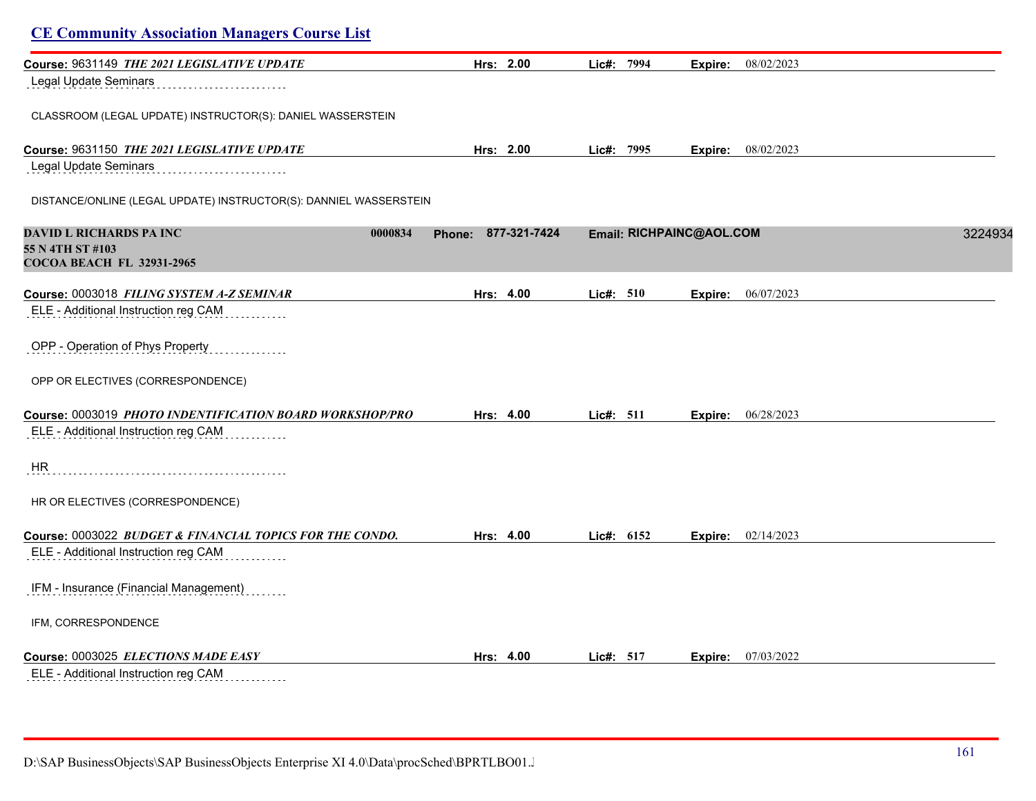## CE Community Association Managers Course List

**Course:** 9631149 ***THE 2021 LEGISLATIVE UPDATE*** **Hrs:** 2.00 **Lic#:** 7994 **Expire:** 08/02/2023

Legal Update Seminars

CLASSROOM (LEGAL UPDATE) INSTRUCTOR(S): DANIEL WASSERSTEIN

**Course:** 9631150 ***THE 2021 LEGISLATIVE UPDATE*** **Hrs:** 2.00 **Lic#:** 7995 **Expire:** 08/02/2023

Legal Update Seminars

DISTANCE/ONLINE (LEGAL UPDATE) INSTRUCTOR(S): DANNIEL WASSERSTEIN

**DAVID L RICHARDS PA INC** 0000834 **Phone:** 877-321-7424 **Email:** RICHPAINC@AOL.COM 3224934
**55 N 4TH ST #103**
**COCOA BEACH FL 32931-2965**

**Course:** 0003018 ***FILING SYSTEM A-Z SEMINAR*** **Hrs:** 4.00 **Lic#:** 510 **Expire:** 06/07/2023

ELE - Additional Instruction reg CAM

OPP - Operation of Phys Property

OPP OR ELECTIVES (CORRESPONDENCE)

**Course:** 0003019 ***PHOTO INDENTIFICATION BOARD WORKSHOP/PRO*** **Hrs:** 4.00 **Lic#:** 511 **Expire:** 06/28/2023

ELE - Additional Instruction reg CAM

HR

HR OR ELECTIVES (CORRESPONDENCE)

**Course:** 0003022 ***BUDGET & FINANCIAL TOPICS FOR THE CONDO.*** **Hrs:** 4.00 **Lic#:** 6152 **Expire:** 02/14/2023

ELE - Additional Instruction reg CAM

IFM - Insurance (Financial Management)

IFM, CORRESPONDENCE

**Course:** 0003025 ***ELECTIONS MADE EASY*** **Hrs:** 4.00 **Lic#:** 517 **Expire:** 07/03/2022

ELE - Additional Instruction reg CAM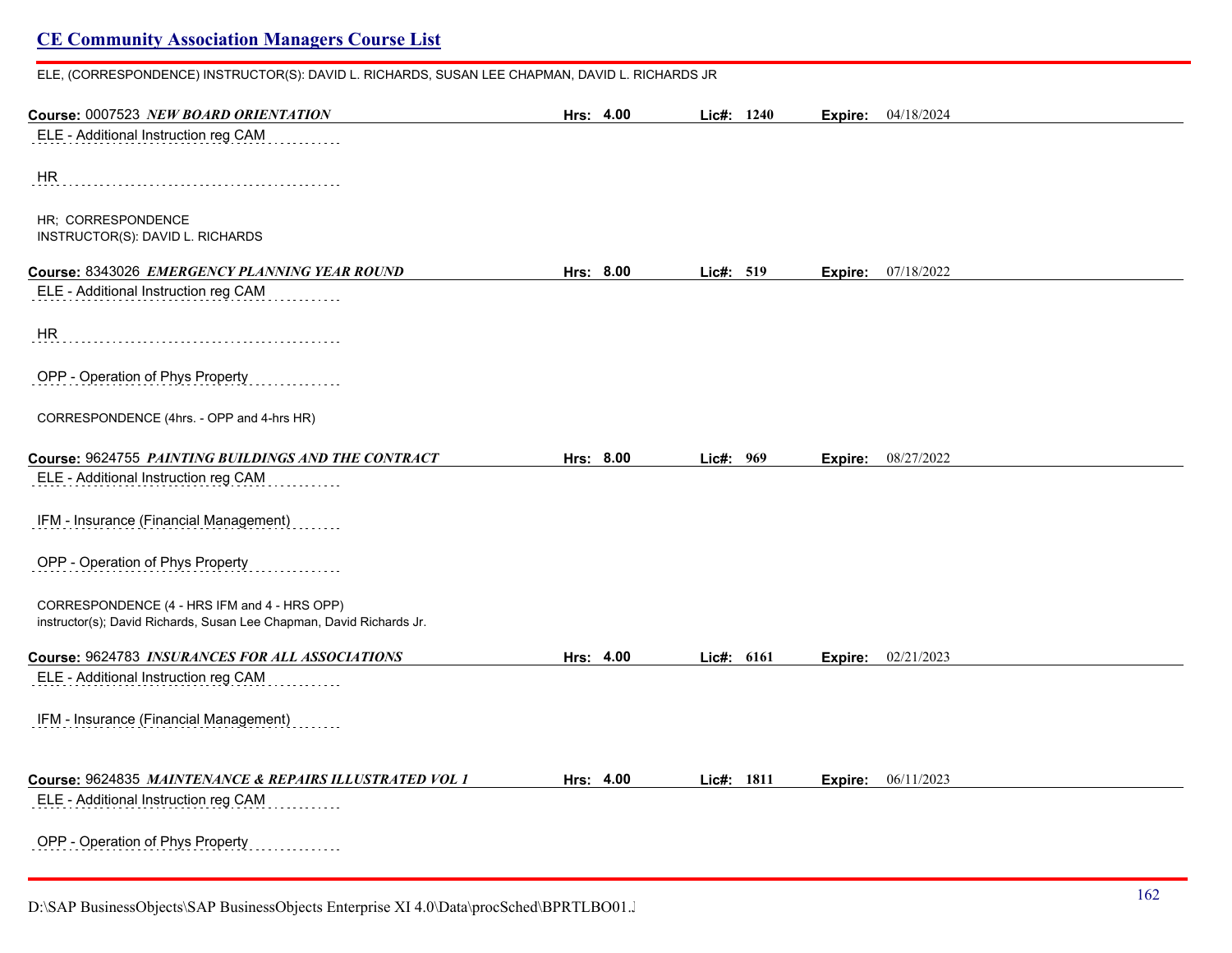ELE, (CORRESPONDENCE) INSTRUCTOR(S): DAVID L. RICHARDS, SUSAN LEE CHAPMAN, DAVID L. RICHARDS JR

**Course:** 0007523 ***NEW BOARD ORIENTATION*** **Hrs:** 4.00 **Lic#:** 1240 **Expire:** 04/18/2024

ELE - Additional Instruction reg CAM

HR

HR; CORRESPONDENCE
INSTRUCTOR(S): DAVID L. RICHARDS

**Course:** 8343026 ***EMERGENCY PLANNING YEAR ROUND*** **Hrs:** 8.00 **Lic#:** 519 **Expire:** 07/18/2022

ELE - Additional Instruction reg CAM

HR

OPP - Operation of Phys Property

CORRESPONDENCE (4hrs. - OPP and 4-hrs HR)

**Course:** 9624755 ***PAINTING BUILDINGS AND THE CONTRACT*** **Hrs:** 8.00 **Lic#:** 969 **Expire:** 08/27/2022

ELE - Additional Instruction reg CAM

IFM - Insurance (Financial Management)

OPP - Operation of Phys Property

CORRESPONDENCE (4 - HRS IFM and 4 - HRS OPP)
instructor(s); David Richards, Susan Lee Chapman, David Richards Jr.

**Course:** 9624783 ***INSURANCES FOR ALL ASSOCIATIONS*** **Hrs:** 4.00 **Lic#:** 6161 **Expire:** 02/21/2023

ELE - Additional Instruction reg CAM

IFM - Insurance (Financial Management)

**Course:** 9624835 ***MAINTENANCE & REPAIRS ILLUSTRATED VOL 1*** **Hrs:** 4.00 **Lic#:** 1811 **Expire:** 06/11/2023

ELE - Additional Instruction reg CAM

OPP - Operation of Phys Property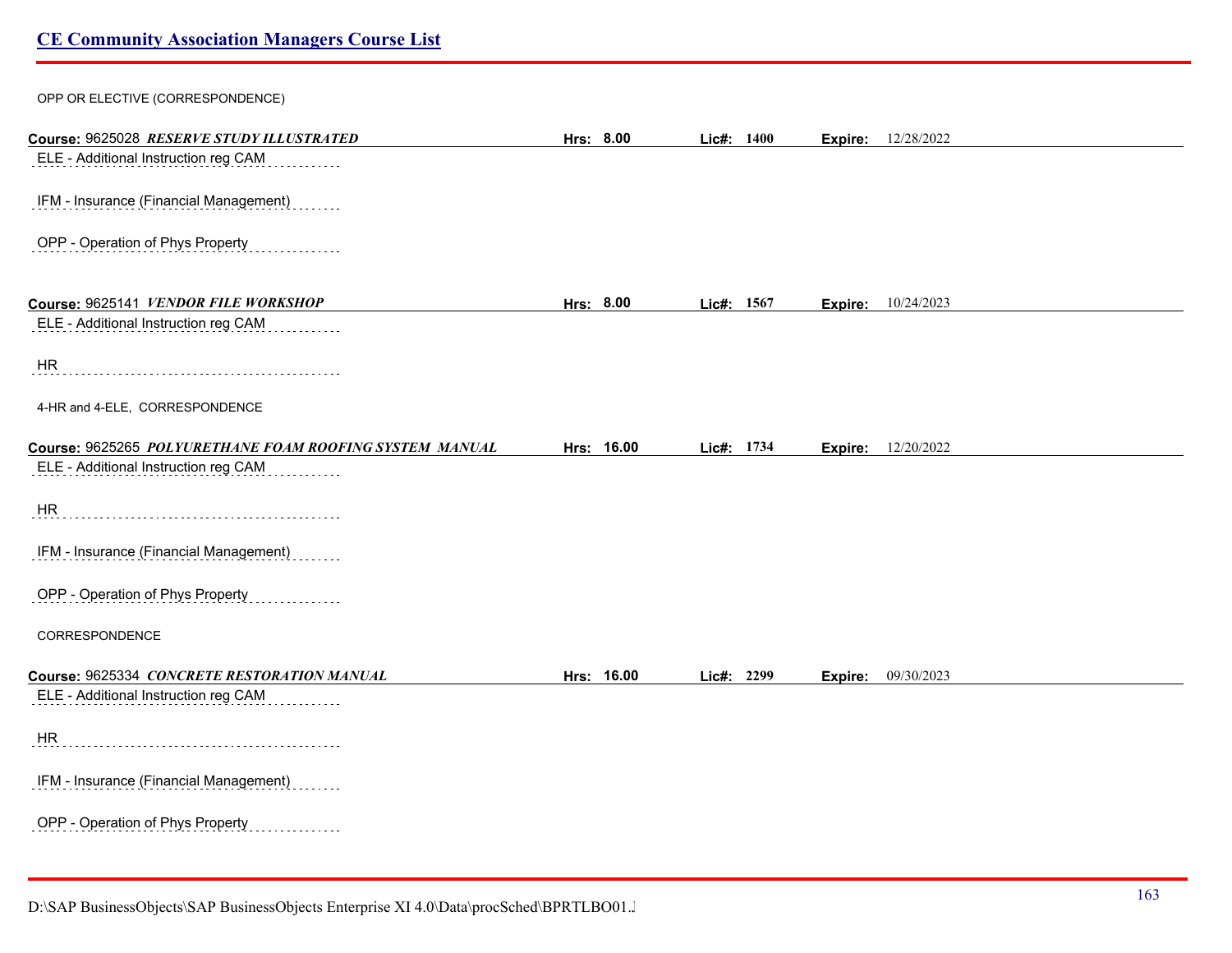OPP OR ELECTIVE (CORRESPONDENCE)

**Course:** 9625028 ***RESERVE STUDY ILLUSTRATED*** **Hrs:** **8.00** **Lic#:** **1400** **Expire:** 12/28/2022

ELE - Additional Instruction reg CAM

IFM - Insurance (Financial Management)

OPP - Operation of Phys Property

**Course:** 9625141 ***VENDOR FILE WORKSHOP*** **Hrs:** **8.00** **Lic#:** **1567** **Expire:** 10/24/2023

ELE - Additional Instruction reg CAM

HR

4-HR and 4-ELE, CORRESPONDENCE

**Course:** 9625265 ***POLYURETHANE FOAM ROOFING SYSTEM MANUAL*** **Hrs:** **16.00** **Lic#:** **1734** **Expire:** 12/20/2022

ELE - Additional Instruction reg CAM

HR

IFM - Insurance (Financial Management)

OPP - Operation of Phys Property

CORRESPONDENCE

**Course:** 9625334 ***CONCRETE RESTORATION MANUAL*** **Hrs:** **16.00** **Lic#:** **2299** **Expire:** 09/30/2023

ELE - Additional Instruction reg CAM

HR

IFM - Insurance (Financial Management)

OPP - Operation of Phys Property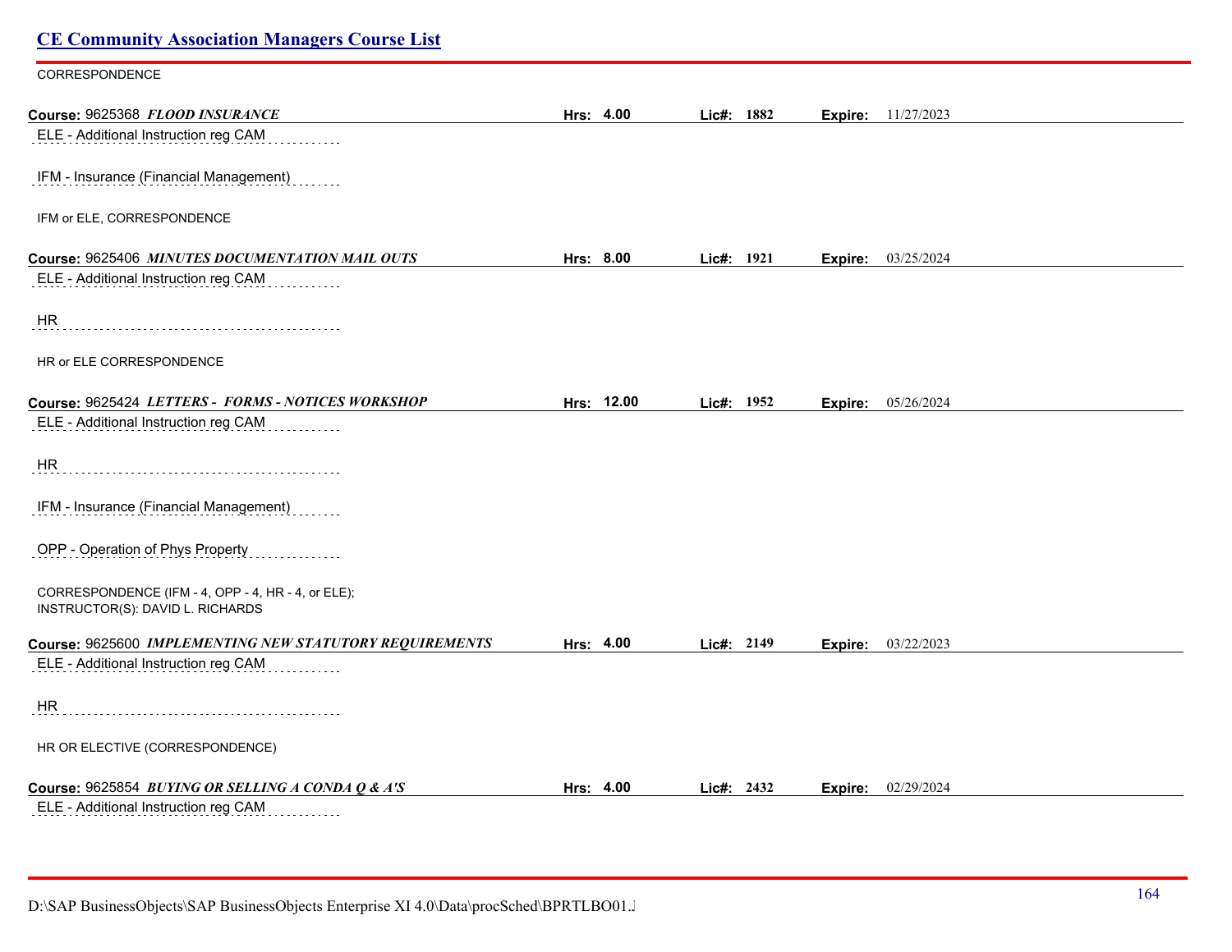## CE Community Association Managers Course List

CORRESPONDENCE

**Course:** 9625368 ***FLOOD INSURANCE*** **Hrs:** 4.00 **Lic#:** 1882 **Expire:** 11/27/2023

ELE - Additional Instruction reg CAM

IFM - Insurance (Financial Management)

IFM or ELE, CORRESPONDENCE

**Course:** 9625406 ***MINUTES DOCUMENTATION MAIL OUTS*** **Hrs:** 8.00 **Lic#:** 1921 **Expire:** 03/25/2024

ELE - Additional Instruction reg CAM

HR

HR or ELE CORRESPONDENCE

**Course:** 9625424 ***LETTERS - FORMS - NOTICES WORKSHOP*** **Hrs:** 12.00 **Lic#:** 1952 **Expire:** 05/26/2024

ELE - Additional Instruction reg CAM

HR

IFM - Insurance (Financial Management)

OPP - Operation of Phys Property

CORRESPONDENCE (IFM - 4, OPP - 4, HR - 4, or ELE);
INSTRUCTOR(S): DAVID L. RICHARDS

**Course:** 9625600 ***IMPLEMENTING NEW STATUTORY REQUIREMENTS*** **Hrs:** 4.00 **Lic#:** 2149 **Expire:** 03/22/2023

ELE - Additional Instruction reg CAM

HR

HR OR ELECTIVE (CORRESPONDENCE)

**Course:** 9625854 ***BUYING OR SELLING A CONDA Q & A'S*** **Hrs:** 4.00 **Lic#:** 2432 **Expire:** 02/29/2024

ELE - Additional Instruction reg CAM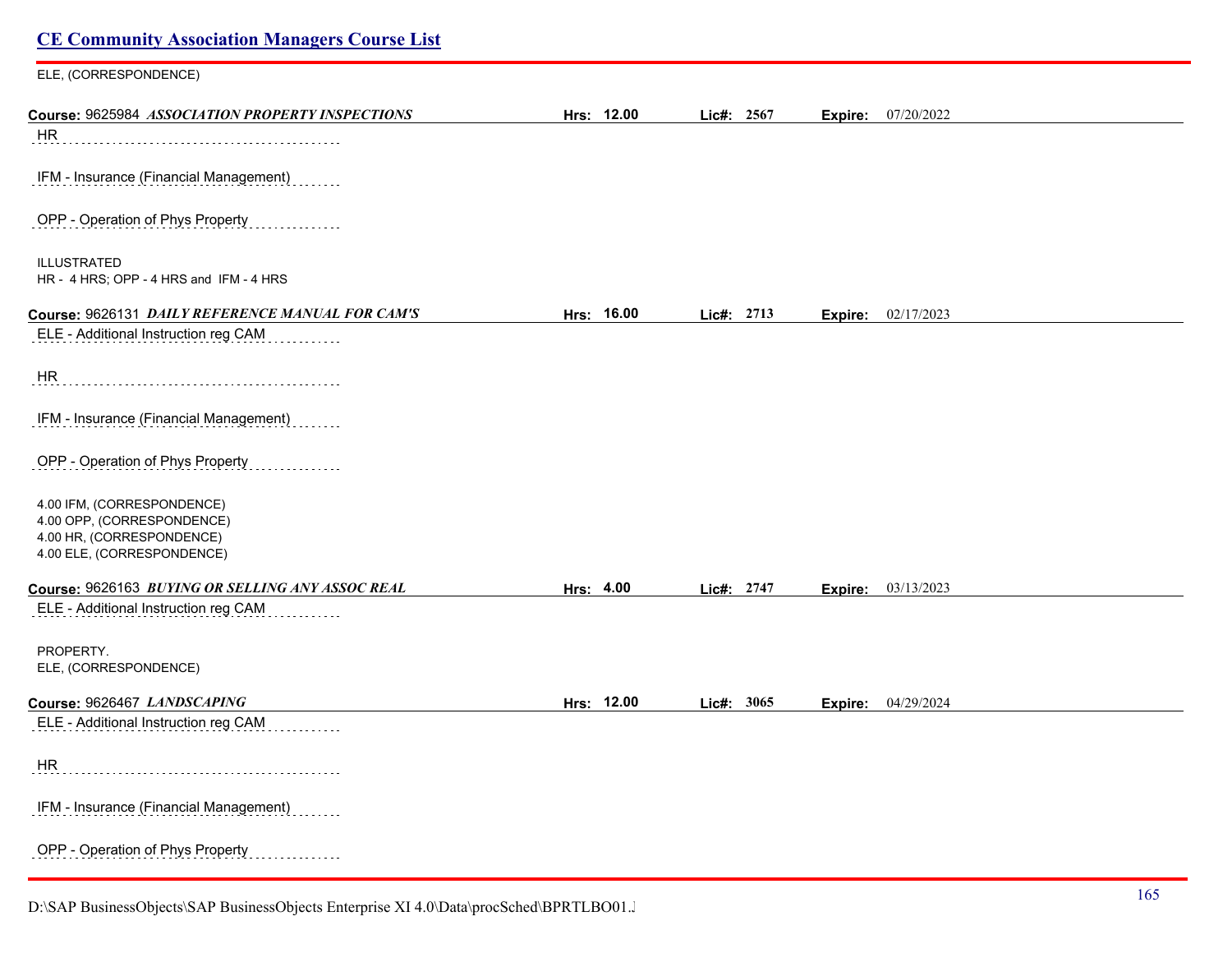ELE, (CORRESPONDENCE)

**Course:** 9625984 ***ASSOCIATION PROPERTY INSPECTIONS*** **Hrs:** **12.00** **Lic#:** **2567** **Expire:** 07/20/2022

HR

IFM - Insurance (Financial Management)

OPP - Operation of Phys Property

ILLUSTRATED
HR - 4 HRS; OPP - 4 HRS and IFM - 4 HRS

**Course:** 9626131 ***DAILY REFERENCE MANUAL FOR CAM'S*** **Hrs:** **16.00** **Lic#:** **2713** **Expire:** 02/17/2023

ELE - Additional Instruction reg CAM

HR

IFM - Insurance (Financial Management)

OPP - Operation of Phys Property

4.00 IFM, (CORRESPONDENCE)
4.00 OPP, (CORRESPONDENCE)
4.00 HR, (CORRESPONDENCE)
4.00 ELE, (CORRESPONDENCE)

**Course:** 9626163 ***BUYING OR SELLING ANY ASSOC REAL*** **Hrs:** **4.00** **Lic#:** **2747** **Expire:** 03/13/2023

ELE - Additional Instruction reg CAM

PROPERTY.
ELE, (CORRESPONDENCE)

**Course:** 9626467 ***LANDSCAPING*** **Hrs:** **12.00** **Lic#:** **3065** **Expire:** 04/29/2024

ELE - Additional Instruction reg CAM

HR

IFM - Insurance (Financial Management)

OPP - Operation of Phys Property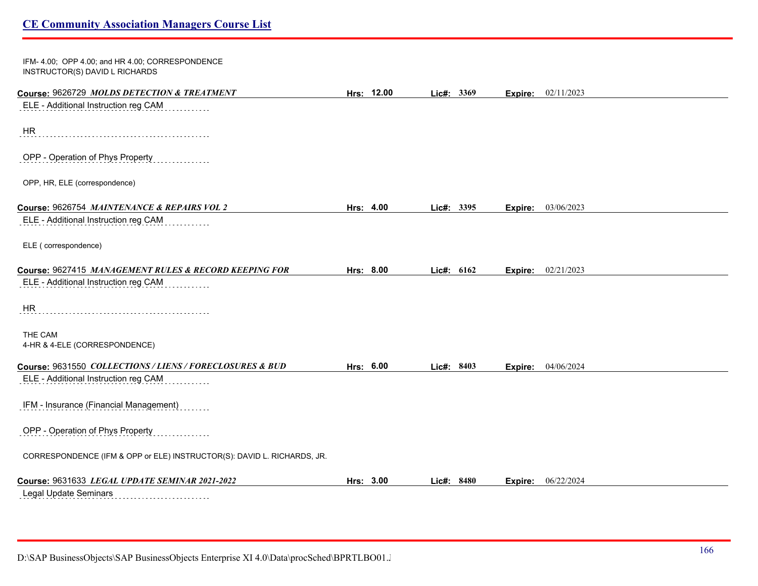IFM- 4.00; OPP 4.00; and HR 4.00; CORRESPONDENCE
INSTRUCTOR(S) DAVID L RICHARDS

**Course:** 9626729 ***MOLDS DETECTION & TREATMENT*** **Hrs:** **12.00** **Lic#:** **3369** **Expire:** 02/11/2023

ELE - Additional Instruction reg CAM

HR

OPP - Operation of Phys Property

OPP, HR, ELE (correspondence)

**Course:** 9626754 ***MAINTENANCE & REPAIRS VOL 2*** **Hrs:** **4.00** **Lic#:** **3395** **Expire:** 03/06/2023

ELE - Additional Instruction reg CAM

ELE ( correspondence)

**Course:** 9627415 ***MANAGEMENT RULES & RECORD KEEPING FOR*** **Hrs:** **8.00** **Lic#:** **6162** **Expire:** 02/21/2023

ELE - Additional Instruction reg CAM

HR

THE CAM
4-HR & 4-ELE (CORRESPONDENCE)

**Course:** 9631550 ***COLLECTIONS / LIENS / FORECLOSURES & BUD*** **Hrs:** **6.00** **Lic#:** **8403** **Expire:** 04/06/2024

ELE - Additional Instruction reg CAM

IFM - Insurance (Financial Management)

OPP - Operation of Phys Property

CORRESPONDENCE (IFM & OPP or ELE) INSTRUCTOR(S): DAVID L. RICHARDS, JR.

**Course:** 9631633 ***LEGAL UPDATE SEMINAR 2021-2022*** **Hrs:** **3.00** **Lic#:** **8480** **Expire:** 06/22/2024

Legal Update Seminars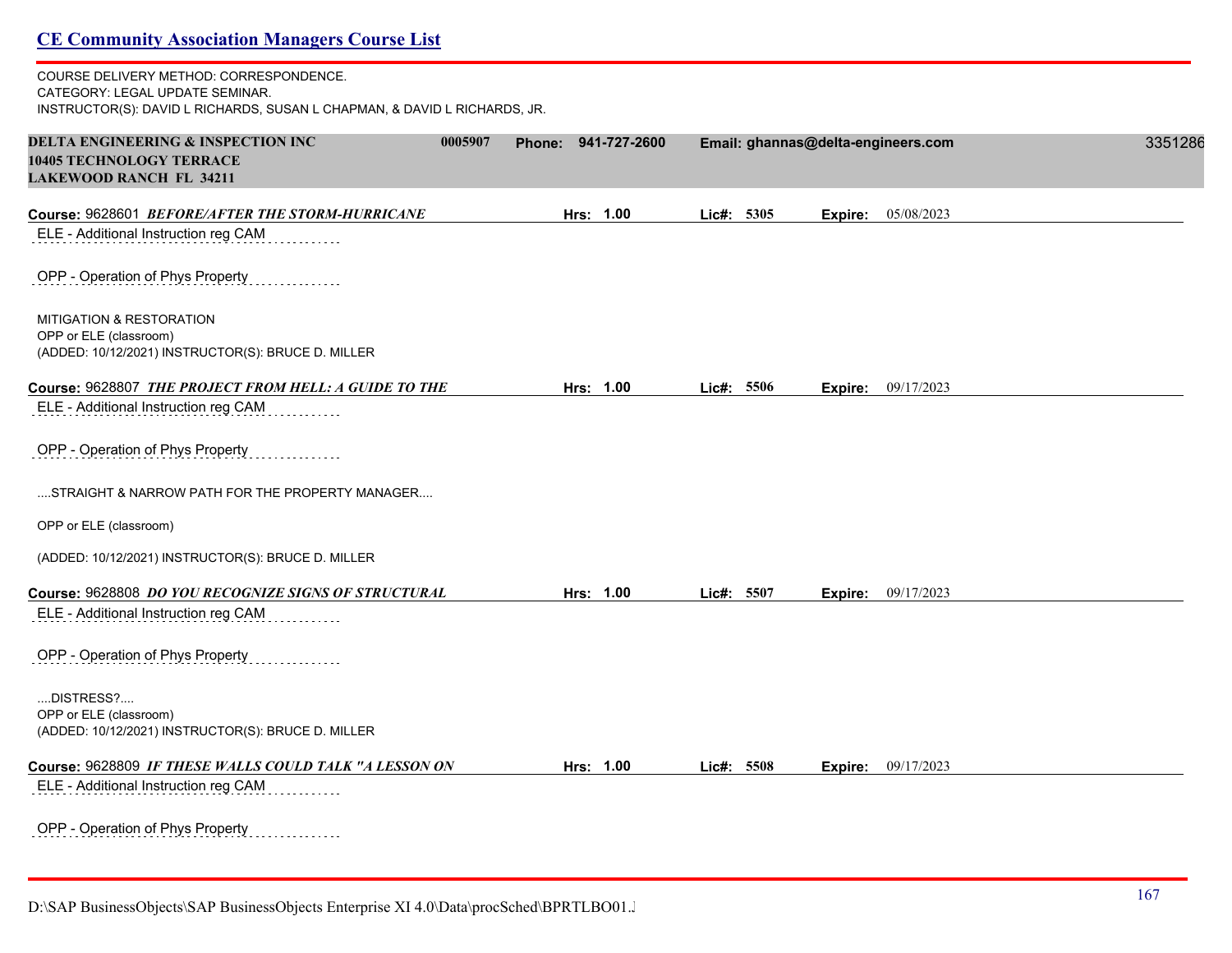COURSE DELIVERY METHOD: CORRESPONDENCE.
CATEGORY: LEGAL UPDATE SEMINAR.
INSTRUCTOR(S): DAVID L RICHARDS, SUSAN L CHAPMAN, & DAVID L RICHARDS, JR.

**DELTA ENGINEERING & INSPECTION INC** **0005907** **Phone: 941-727-2600** **Email: ghannas@delta-engineers.com** 3351286
**10405 TECHNOLOGY TERRACE**
**LAKEWOOD RANCH FL 34211**

**Course:** 9628601 ***BEFORE/AFTER THE STORM-HURRICANE*** **Hrs: 1.00** **Lic#: 5305** **Expire:** 05/08/2023

ELE - Additional Instruction reg CAM

OPP - Operation of Phys Property

MITIGATION & RESTORATION
OPP or ELE (classroom)
(ADDED: 10/12/2021) INSTRUCTOR(S): BRUCE D. MILLER

**Course:** 9628807 ***THE PROJECT FROM HELL: A GUIDE TO THE*** **Hrs: 1.00** **Lic#: 5506** **Expire:** 09/17/2023

ELE - Additional Instruction reg CAM

OPP - Operation of Phys Property

....STRAIGHT & NARROW PATH FOR THE PROPERTY MANAGER....

OPP or ELE (classroom)

(ADDED: 10/12/2021) INSTRUCTOR(S): BRUCE D. MILLER

**Course:** 9628808 ***DO YOU RECOGNIZE SIGNS OF STRUCTURAL*** **Hrs: 1.00** **Lic#: 5507** **Expire:** 09/17/2023

ELE - Additional Instruction reg CAM

OPP - Operation of Phys Property

....DISTRESS?....
OPP or ELE (classroom)
(ADDED: 10/12/2021) INSTRUCTOR(S): BRUCE D. MILLER

**Course:** 9628809 ***IF THESE WALLS COULD TALK "A LESSON ON*** **Hrs: 1.00** **Lic#: 5508** **Expire:** 09/17/2023

ELE - Additional Instruction reg CAM

OPP - Operation of Phys Property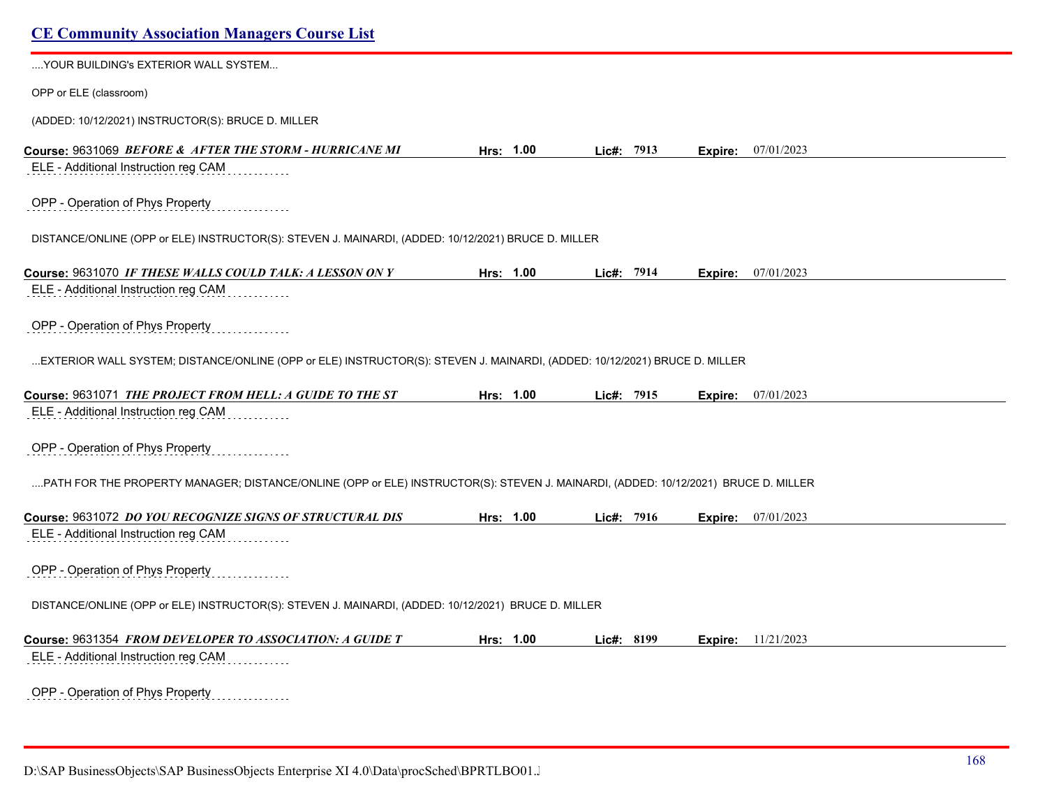....YOUR BUILDING's EXTERIOR WALL SYSTEM...

OPP or ELE (classroom)

(ADDED: 10/12/2021) INSTRUCTOR(S): BRUCE D. MILLER

**Course:** 9631069 ***BEFORE & AFTER THE STORM - HURRICANE MI*** **Hrs:** 1.00 **Lic#:** 7913 **Expire:** 07/01/2023

ELE - Additional Instruction reg CAM

OPP - Operation of Phys Property

DISTANCE/ONLINE (OPP or ELE) INSTRUCTOR(S): STEVEN J. MAINARDI, (ADDED: 10/12/2021) BRUCE D. MILLER

**Course:** 9631070 ***IF THESE WALLS COULD TALK: A LESSON ON Y*** **Hrs:** 1.00 **Lic#:** 7914 **Expire:** 07/01/2023

ELE - Additional Instruction reg CAM

OPP - Operation of Phys Property

...EXTERIOR WALL SYSTEM; DISTANCE/ONLINE (OPP or ELE) INSTRUCTOR(S): STEVEN J. MAINARDI, (ADDED: 10/12/2021) BRUCE D. MILLER

**Course:** 9631071 ***THE PROJECT FROM HELL: A GUIDE TO THE ST*** **Hrs:** 1.00 **Lic#:** 7915 **Expire:** 07/01/2023

ELE - Additional Instruction reg CAM

OPP - Operation of Phys Property

....PATH FOR THE PROPERTY MANAGER; DISTANCE/ONLINE (OPP or ELE) INSTRUCTOR(S): STEVEN J. MAINARDI, (ADDED: 10/12/2021) BRUCE D. MILLER

**Course:** 9631072 ***DO YOU RECOGNIZE SIGNS OF STRUCTURAL DIS*** **Hrs:** 1.00 **Lic#:** 7916 **Expire:** 07/01/2023

ELE - Additional Instruction reg CAM

OPP - Operation of Phys Property

DISTANCE/ONLINE (OPP or ELE) INSTRUCTOR(S): STEVEN J. MAINARDI, (ADDED: 10/12/2021) BRUCE D. MILLER

**Course:** 9631354 ***FROM DEVELOPER TO ASSOCIATION: A GUIDE T*** **Hrs:** 1.00 **Lic#:** 8199 **Expire:** 11/21/2023

ELE - Additional Instruction reg CAM

OPP - Operation of Phys Property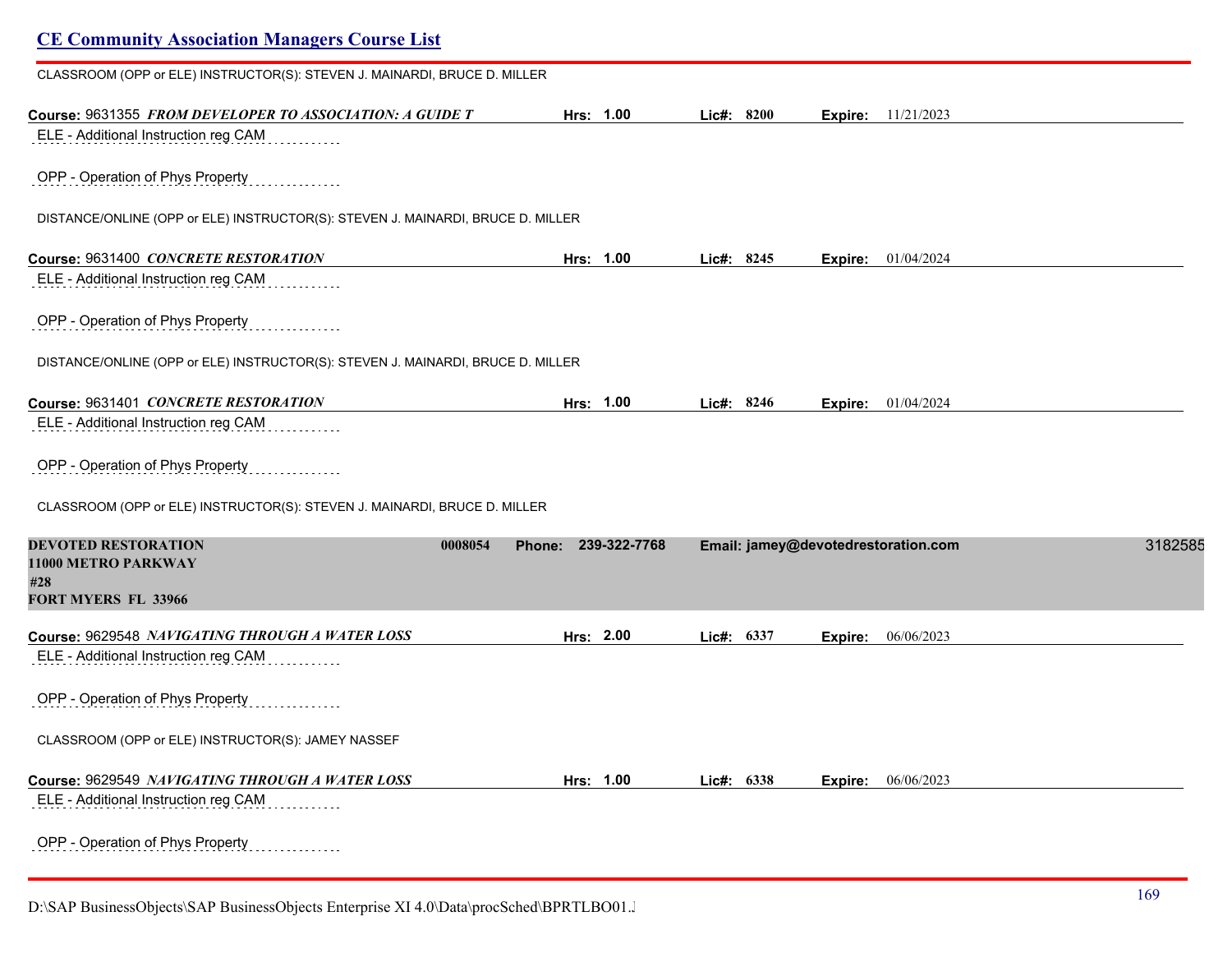CLASSROOM (OPP or ELE) INSTRUCTOR(S): STEVEN J. MAINARDI, BRUCE D. MILLER

**Course:** 9631355 ***FROM DEVELOPER TO ASSOCIATION: A GUIDE T*** **Hrs: 1.00** **Lic#: 8200** **Expire:** 11/21/2023

ELE - Additional Instruction reg CAM

OPP - Operation of Phys Property

DISTANCE/ONLINE (OPP or ELE) INSTRUCTOR(S): STEVEN J. MAINARDI, BRUCE D. MILLER

**Course:** 9631400 ***CONCRETE RESTORATION*** **Hrs: 1.00** **Lic#: 8245** **Expire:** 01/04/2024

ELE - Additional Instruction reg CAM

OPP - Operation of Phys Property

DISTANCE/ONLINE (OPP or ELE) INSTRUCTOR(S): STEVEN J. MAINARDI, BRUCE D. MILLER

**Course:** 9631401 ***CONCRETE RESTORATION*** **Hrs: 1.00** **Lic#: 8246** **Expire:** 01/04/2024

ELE - Additional Instruction reg CAM

OPP - Operation of Phys Property

CLASSROOM (OPP or ELE) INSTRUCTOR(S): STEVEN J. MAINARDI, BRUCE D. MILLER

**DEVOTED RESTORATION** **0008054** **Phone: 239-322-7768** **Email: jamey@devotedrestoration.com** 3182585
**11000 METRO PARKWAY**
**#28**
**FORT MYERS FL 33966**

**Course:** 9629548 ***NAVIGATING THROUGH A WATER LOSS*** **Hrs: 2.00** **Lic#: 6337** **Expire:** 06/06/2023

ELE - Additional Instruction reg CAM

OPP - Operation of Phys Property

CLASSROOM (OPP or ELE) INSTRUCTOR(S): JAMEY NASSEF

**Course:** 9629549 ***NAVIGATING THROUGH A WATER LOSS*** **Hrs: 1.00** **Lic#: 6338** **Expire:** 06/06/2023

ELE - Additional Instruction reg CAM

OPP - Operation of Phys Property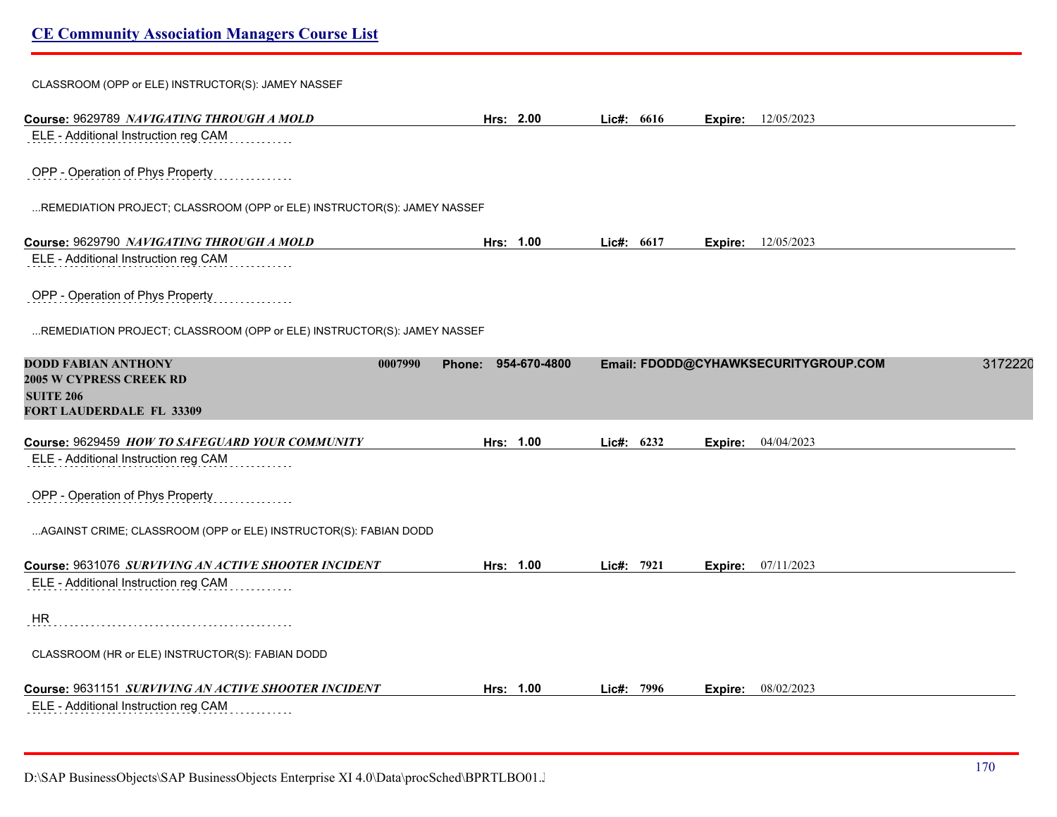CLASSROOM (OPP or ELE) INSTRUCTOR(S): JAMEY NASSEF

**Course:** 9629789 ***NAVIGATING THROUGH A MOLD*** **Hrs: 2.00** **Lic#: 6616** **Expire:** 12/05/2023

ELE - Additional Instruction reg CAM

OPP - Operation of Phys Property

...REMEDIATION PROJECT; CLASSROOM (OPP or ELE) INSTRUCTOR(S): JAMEY NASSEF

**Course:** 9629790 ***NAVIGATING THROUGH A MOLD*** **Hrs: 1.00** **Lic#: 6617** **Expire:** 12/05/2023

ELE - Additional Instruction reg CAM

OPP - Operation of Phys Property

...REMEDIATION PROJECT; CLASSROOM (OPP or ELE) INSTRUCTOR(S): JAMEY NASSEF

**DODD FABIAN ANTHONY** **0007990** **Phone: 954-670-4800** **Email: FDODD@CYHAWKSECURITYGROUP.COM** 3172220
**2005 W CYPRESS CREEK RD**
**SUITE 206**
**FORT LAUDERDALE FL 33309**

**Course:** 9629459 ***HOW TO SAFEGUARD YOUR COMMUNITY*** **Hrs: 1.00** **Lic#: 6232** **Expire:** 04/04/2023

ELE - Additional Instruction reg CAM

OPP - Operation of Phys Property

...AGAINST CRIME; CLASSROOM (OPP or ELE) INSTRUCTOR(S): FABIAN DODD

**Course:** 9631076 ***SURVIVING AN ACTIVE SHOOTER INCIDENT*** **Hrs: 1.00** **Lic#: 7921** **Expire:** 07/11/2023

ELE - Additional Instruction reg CAM

HR

CLASSROOM (HR or ELE) INSTRUCTOR(S): FABIAN DODD

**Course:** 9631151 ***SURVIVING AN ACTIVE SHOOTER INCIDENT*** **Hrs: 1.00** **Lic#: 7996** **Expire:** 08/02/2023

ELE - Additional Instruction reg CAM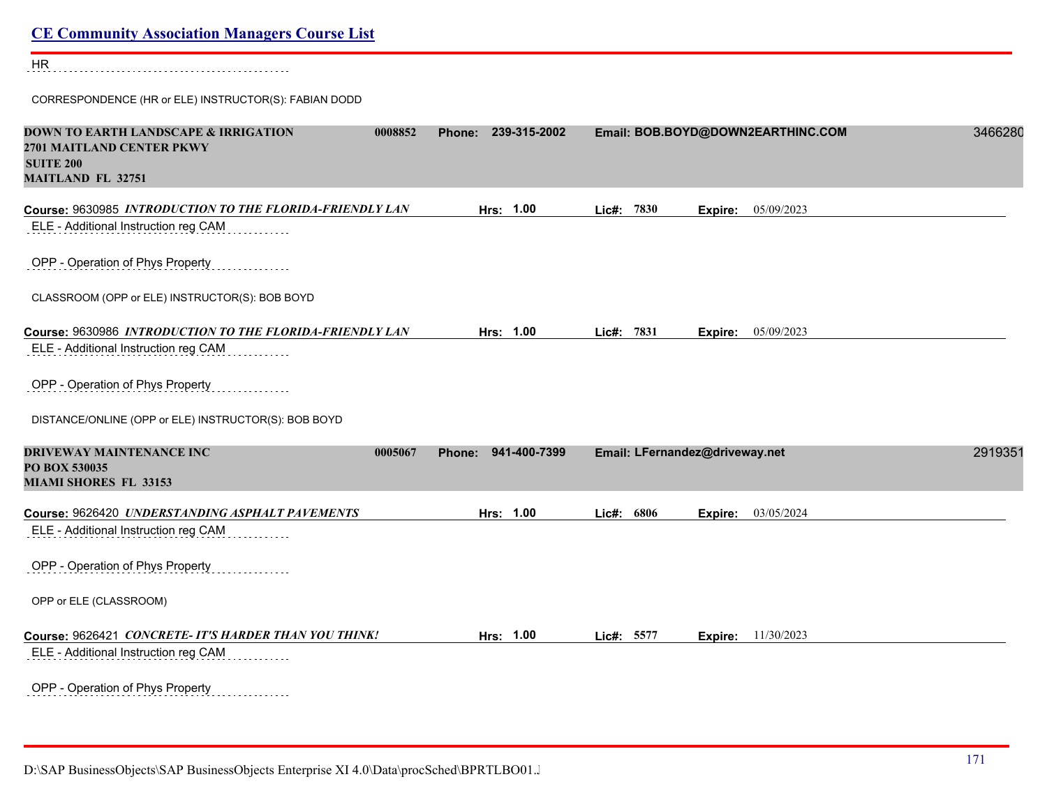HR

CORRESPONDENCE (HR or ELE) INSTRUCTOR(S): FABIAN DODD

**DOWN TO EARTH LANDSCAPE & IRRIGATION** 0008852 **Phone: 239-315-2002** **Email: BOB.BOYD@DOWN2EARTHINC.COM** 3466280
**2701 MAITLAND CENTER PKWY**
**SUITE 200**
**MAITLAND FL 32751**

**Course:** 9630985 ***INTRODUCTION TO THE FLORIDA-FRIENDLY LAN*** **Hrs: 1.00** **Lic#: 7830** **Expire:** 05/09/2023

ELE - Additional Instruction reg CAM

OPP - Operation of Phys Property

CLASSROOM (OPP or ELE) INSTRUCTOR(S): BOB BOYD

**Course:** 9630986 ***INTRODUCTION TO THE FLORIDA-FRIENDLY LAN*** **Hrs: 1.00** **Lic#: 7831** **Expire:** 05/09/2023

ELE - Additional Instruction reg CAM

OPP - Operation of Phys Property

DISTANCE/ONLINE (OPP or ELE) INSTRUCTOR(S): BOB BOYD

**DRIVEWAY MAINTENANCE INC** 0005067 **Phone: 941-400-7399** **Email: LFernandez@driveway.net** 2919351
**PO BOX 530035**
**MIAMI SHORES FL 33153**

**Course:** 9626420 ***UNDERSTANDING ASPHALT PAVEMENTS*** **Hrs: 1.00** **Lic#: 6806** **Expire:** 03/05/2024

ELE - Additional Instruction reg CAM

OPP - Operation of Phys Property

OPP or ELE (CLASSROOM)

**Course:** 9626421 ***CONCRETE- IT'S HARDER THAN YOU THINK!*** **Hrs: 1.00** **Lic#: 5577** **Expire:** 11/30/2023

ELE - Additional Instruction reg CAM

OPP - Operation of Phys Property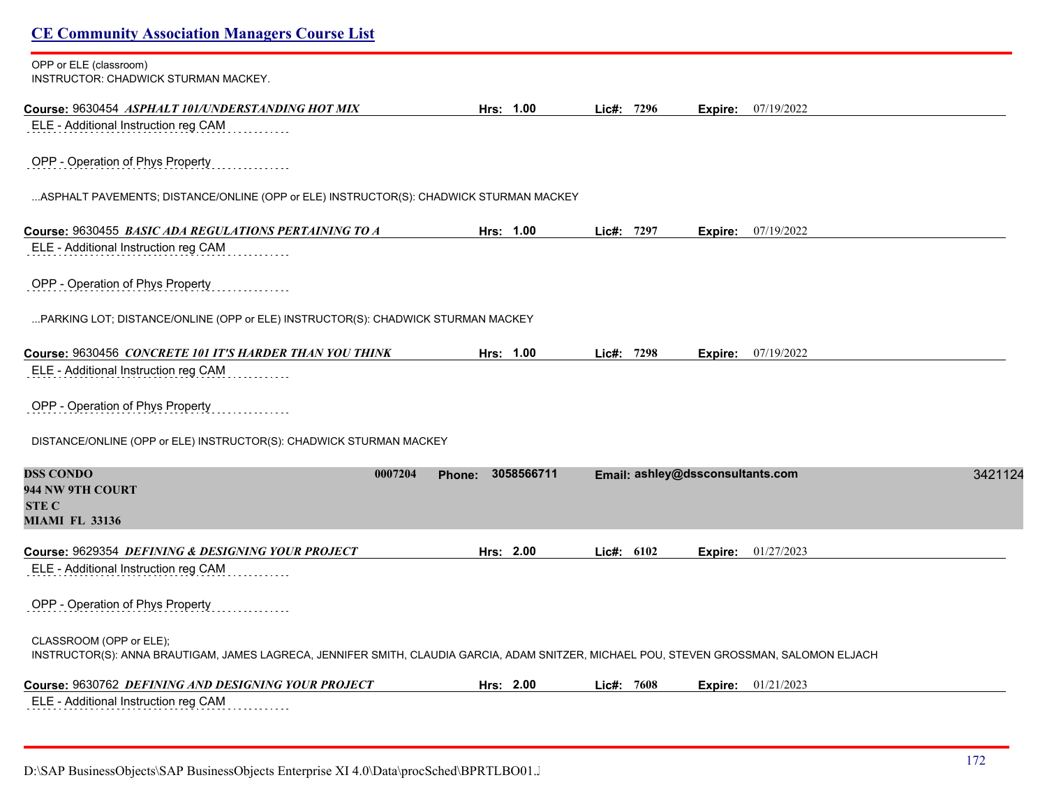OPP or ELE (classroom)
INSTRUCTOR: CHADWICK STURMAN MACKEY.

**Course:** 9630454 ***ASPHALT 101/UNDERSTANDING HOT MIX*** **Hrs:** 1.00 **Lic#:** 7296 **Expire:** 07/19/2022

ELE - Additional Instruction reg CAM

OPP - Operation of Phys Property

...ASPHALT PAVEMENTS; DISTANCE/ONLINE (OPP or ELE) INSTRUCTOR(S): CHADWICK STURMAN MACKEY

**Course:** 9630455 ***BASIC ADA REGULATIONS PERTAINING TO A*** **Hrs:** 1.00 **Lic#:** 7297 **Expire:** 07/19/2022

ELE - Additional Instruction reg CAM

OPP - Operation of Phys Property

...PARKING LOT; DISTANCE/ONLINE (OPP or ELE) INSTRUCTOR(S): CHADWICK STURMAN MACKEY

**Course:** 9630456 ***CONCRETE 101 IT'S HARDER THAN YOU THINK*** **Hrs:** 1.00 **Lic#:** 7298 **Expire:** 07/19/2022

ELE - Additional Instruction reg CAM

OPP - Operation of Phys Property

DISTANCE/ONLINE (OPP or ELE) INSTRUCTOR(S): CHADWICK STURMAN MACKEY

**DSS CONDO** **0007204** **Phone:** 3058566711 **Email:** ashley@dssconsultants.com 3421124
**944 NW 9TH COURT**
**STE C**
**MIAMI FL 33136**

**Course:** 9629354 ***DEFINING & DESIGNING YOUR PROJECT*** **Hrs:** 2.00 **Lic#:** 6102 **Expire:** 01/27/2023

ELE - Additional Instruction reg CAM

OPP - Operation of Phys Property

CLASSROOM (OPP or ELE);
INSTRUCTOR(S): ANNA BRAUTIGAM, JAMES LAGRECA, JENNIFER SMITH, CLAUDIA GARCIA, ADAM SNITZER, MICHAEL POU, STEVEN GROSSMAN, SALOMON ELJACH

**Course:** 9630762 ***DEFINING AND DESIGNING YOUR PROJECT*** **Hrs:** 2.00 **Lic#:** 7608 **Expire:** 01/21/2023

ELE - Additional Instruction reg CAM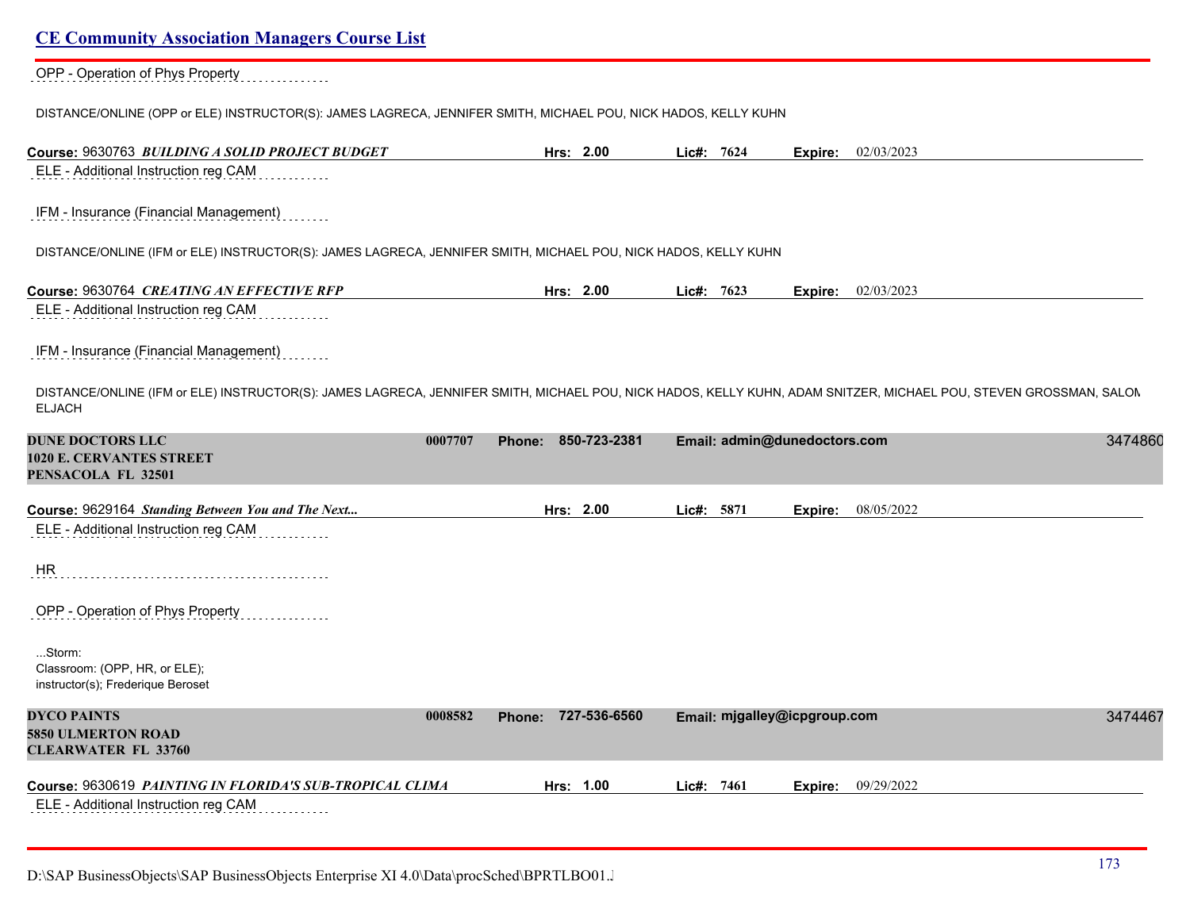OPP - Operation of Phys Property

DISTANCE/ONLINE (OPP or ELE) INSTRUCTOR(S): JAMES LAGRECA, JENNIFER SMITH, MICHAEL POU, NICK HADOS, KELLY KUHN

**Course:** 9630763 ***BUILDING A SOLID PROJECT BUDGET*** **Hrs:** 2.00 **Lic#:** 7624 **Expire:** 02/03/2023

ELE - Additional Instruction reg CAM

IFM - Insurance (Financial Management)

DISTANCE/ONLINE (IFM or ELE) INSTRUCTOR(S): JAMES LAGRECA, JENNIFER SMITH, MICHAEL POU, NICK HADOS, KELLY KUHN

**Course:** 9630764 ***CREATING AN EFFECTIVE RFP*** **Hrs:** 2.00 **Lic#:** 7623 **Expire:** 02/03/2023

ELE - Additional Instruction reg CAM

IFM - Insurance (Financial Management)

DISTANCE/ONLINE (IFM or ELE) INSTRUCTOR(S): JAMES LAGRECA, JENNIFER SMITH, MICHAEL POU, NICK HADOS, KELLY KUHN, ADAM SNITZER, MICHAEL POU, STEVEN GROSSMAN, SALOM ELJACH

**DUNE DOCTORS LLC** **0007707** **Phone: 850-723-2381** **Email: admin@dunedoctors.com** 3474860
**1020 E. CERVANTES STREET**
**PENSACOLA FL 32501**

**Course:** 9629164 ***Standing Between You and The Next...*** **Hrs:** 2.00 **Lic#:** 5871 **Expire:** 08/05/2022

ELE - Additional Instruction reg CAM

HR

OPP - Operation of Phys Property

...Storm:
Classroom: (OPP, HR, or ELE);
instructor(s); Frederique Beroset

**DYCO PAINTS** **0008582** **Phone: 727-536-6560** **Email: mjgalley@icpgroup.com** 3474467
**5850 ULMERTON ROAD**
**CLEARWATER FL 33760**

**Course:** 9630619 ***PAINTING IN FLORIDA'S SUB-TROPICAL CLIMA*** **Hrs:** 1.00 **Lic#:** 7461 **Expire:** 09/29/2022

ELE - Additional Instruction reg CAM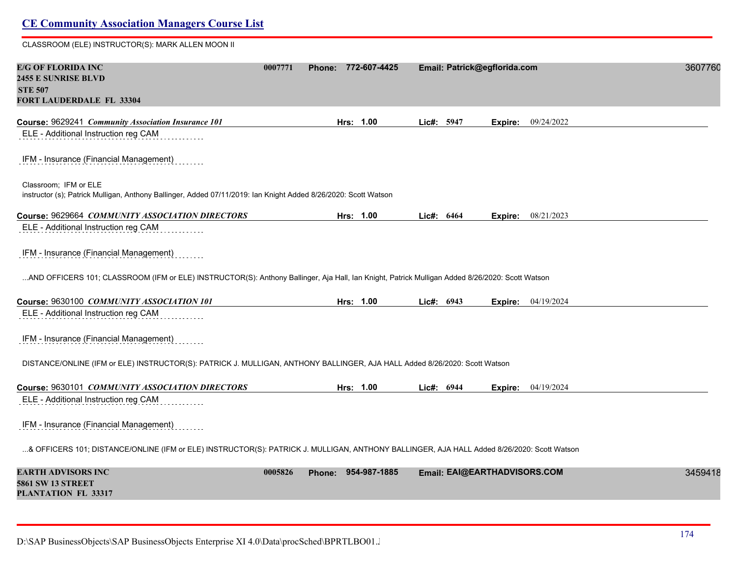CLASSROOM (ELE) INSTRUCTOR(S): MARK ALLEN MOON II

**E/G OF FLORIDA INC** 0007771 **Phone:** 772-607-4425 **Email:** Patrick@egflorida.com 3607760
**2455 E SUNRISE BLVD**
**STE 507**
**FORT LAUDERDALE FL 33304**

**Course:** 9629241 ***Community Association Insurance 101*** **Hrs:** 1.00 **Lic#:** 5947 **Expire:** 09/24/2022

ELE - Additional Instruction reg CAM

IFM - Insurance (Financial Management)

Classroom; IFM or ELE
instructor (s); Patrick Mulligan, Anthony Ballinger, Added 07/11/2019: Ian Knight Added 8/26/2020: Scott Watson

**Course:** 9629664 ***COMMUNITY ASSOCIATION DIRECTORS*** **Hrs:** 1.00 **Lic#:** 6464 **Expire:** 08/21/2023

ELE - Additional Instruction reg CAM

IFM - Insurance (Financial Management)

...AND OFFICERS 101; CLASSROOM (IFM or ELE) INSTRUCTOR(S): Anthony Ballinger, Aja Hall, Ian Knight, Patrick Mulligan Added 8/26/2020: Scott Watson

**Course:** 9630100 ***COMMUNITY ASSOCIATION 101*** **Hrs:** 1.00 **Lic#:** 6943 **Expire:** 04/19/2024

ELE - Additional Instruction reg CAM

IFM - Insurance (Financial Management)

DISTANCE/ONLINE (IFM or ELE) INSTRUCTOR(S): PATRICK J. MULLIGAN, ANTHONY BALLINGER, AJA HALL Added 8/26/2020: Scott Watson

**Course:** 9630101 ***COMMUNITY ASSOCIATION DIRECTORS*** **Hrs:** 1.00 **Lic#:** 6944 **Expire:** 04/19/2024

ELE - Additional Instruction reg CAM

IFM - Insurance (Financial Management)

...& OFFICERS 101; DISTANCE/ONLINE (IFM or ELE) INSTRUCTOR(S): PATRICK J. MULLIGAN, ANTHONY BALLINGER, AJA HALL Added 8/26/2020: Scott Watson

**EARTH ADVISORS INC** 0005826 **Phone:** 954-987-1885 **Email:** EAI@EARTHADVISORS.COM 3459418
**5861 SW 13 STREET**
**PLANTATION FL 33317**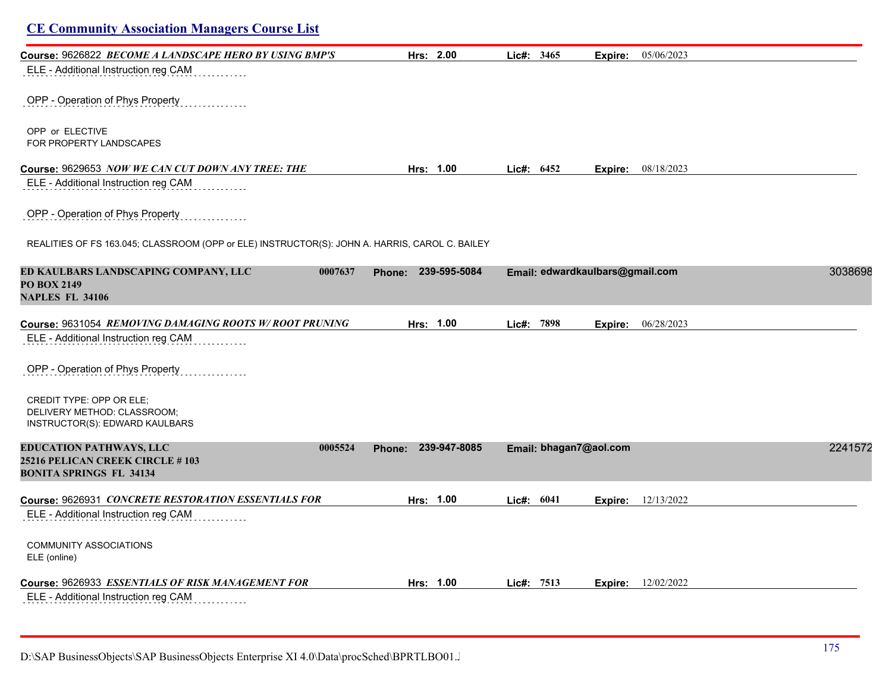**Course:** 9626822 ***BECOME A LANDSCAPE HERO BY USING BMP'S*** **Hrs: 2.00** **Lic#: 3465** **Expire:** 05/06/2023

ELE - Additional Instruction reg CAM

OPP - Operation of Phys Property

OPP or ELECTIVE
FOR PROPERTY LANDSCAPES

**Course:** 9629653 ***NOW WE CAN CUT DOWN ANY TREE: THE*** **Hrs: 1.00** **Lic#: 6452** **Expire:** 08/18/2023

ELE - Additional Instruction reg CAM

OPP - Operation of Phys Property

REALITIES OF FS 163.045; CLASSROOM (OPP or ELE) INSTRUCTOR(S): JOHN A. HARRIS, CAROL C. BAILEY

**ED KAULBARS LANDSCAPING COMPANY, LLC** **0007637** **Phone: 239-595-5084** **Email: edwardkaulbars@gmail.com** 3038698
**PO BOX 2149**
**NAPLES FL 34106**

**Course:** 9631054 ***REMOVING DAMAGING ROOTS W/ ROOT PRUNING*** **Hrs: 1.00** **Lic#: 7898** **Expire:** 06/28/2023

ELE - Additional Instruction reg CAM

OPP - Operation of Phys Property

CREDIT TYPE: OPP OR ELE;
DELIVERY METHOD: CLASSROOM;
INSTRUCTOR(S): EDWARD KAULBARS

**EDUCATION PATHWAYS, LLC** **0005524** **Phone: 239-947-8085** **Email: bhagan7@aol.com** 2241572
**25216 PELICAN CREEK CIRCLE # 103**
**BONITA SPRINGS FL 34134**

**Course:** 9626931 ***CONCRETE RESTORATION ESSENTIALS FOR*** **Hrs: 1.00** **Lic#: 6041** **Expire:** 12/13/2022

ELE - Additional Instruction reg CAM

COMMUNITY ASSOCIATIONS
ELE (online)

**Course:** 9626933 ***ESSENTIALS OF RISK MANAGEMENT FOR*** **Hrs: 1.00** **Lic#: 7513** **Expire:** 12/02/2022

ELE - Additional Instruction reg CAM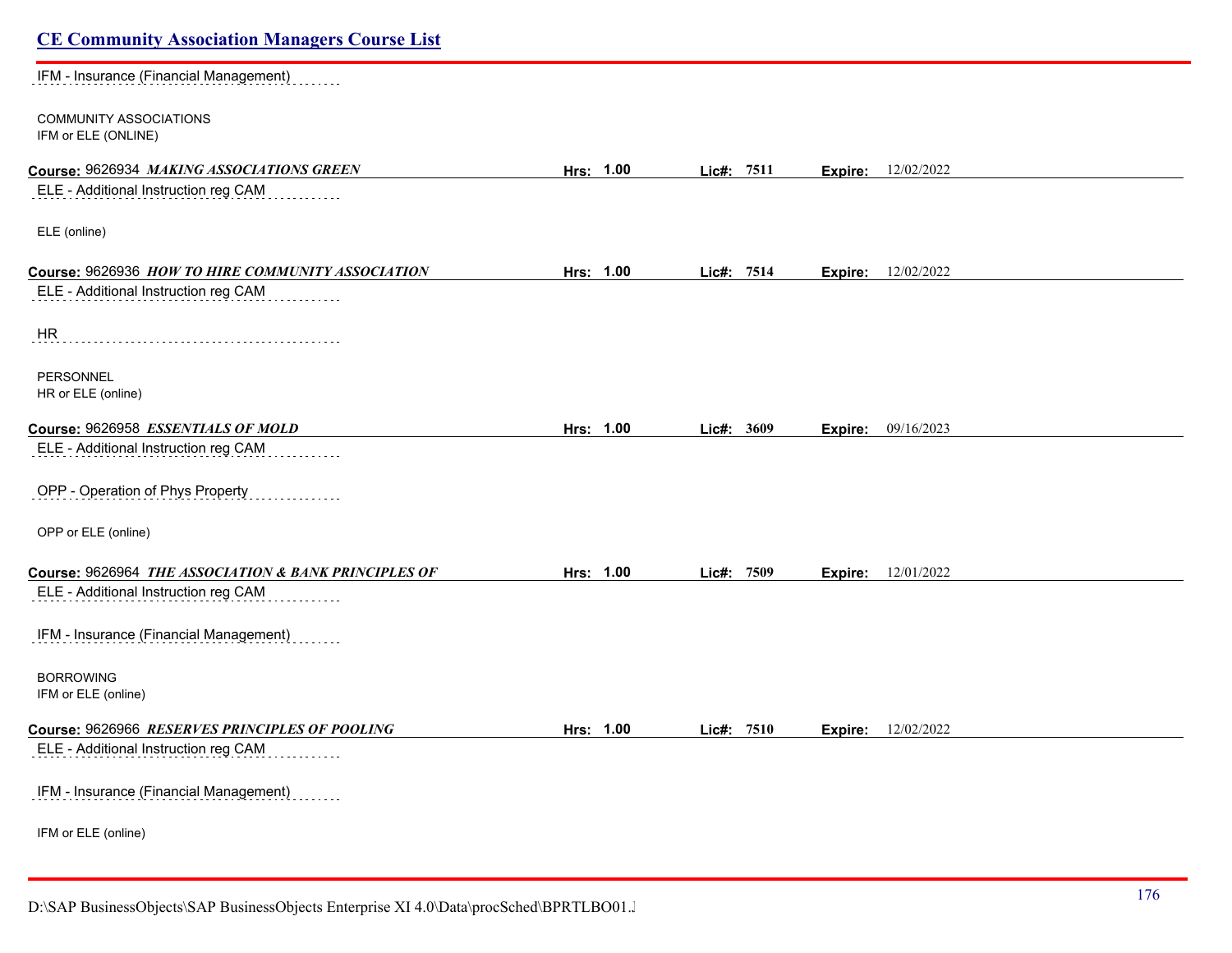IFM - Insurance (Financial Management)

COMMUNITY ASSOCIATIONS
IFM or ELE (ONLINE)

**Course:** 9626934 ***MAKING ASSOCIATIONS GREEN*** **Hrs:** 1.00 **Lic#:** 7511 **Expire:** 12/02/2022

ELE - Additional Instruction reg CAM

ELE (online)

**Course:** 9626936 ***HOW TO HIRE COMMUNITY ASSOCIATION*** **Hrs:** 1.00 **Lic#:** 7514 **Expire:** 12/02/2022

ELE - Additional Instruction reg CAM

HR

PERSONNEL
HR or ELE (online)

**Course:** 9626958 ***ESSENTIALS OF MOLD*** **Hrs:** 1.00 **Lic#:** 3609 **Expire:** 09/16/2023

ELE - Additional Instruction reg CAM

OPP - Operation of Phys Property

OPP or ELE (online)

**Course:** 9626964 ***THE ASSOCIATION & BANK PRINCIPLES OF*** **Hrs:** 1.00 **Lic#:** 7509 **Expire:** 12/01/2022

ELE - Additional Instruction reg CAM

IFM - Insurance (Financial Management)

BORROWING
IFM or ELE (online)

**Course:** 9626966 ***RESERVES PRINCIPLES OF POOLING*** **Hrs:** 1.00 **Lic#:** 7510 **Expire:** 12/02/2022

ELE - Additional Instruction reg CAM

IFM - Insurance (Financial Management)

IFM or ELE (online)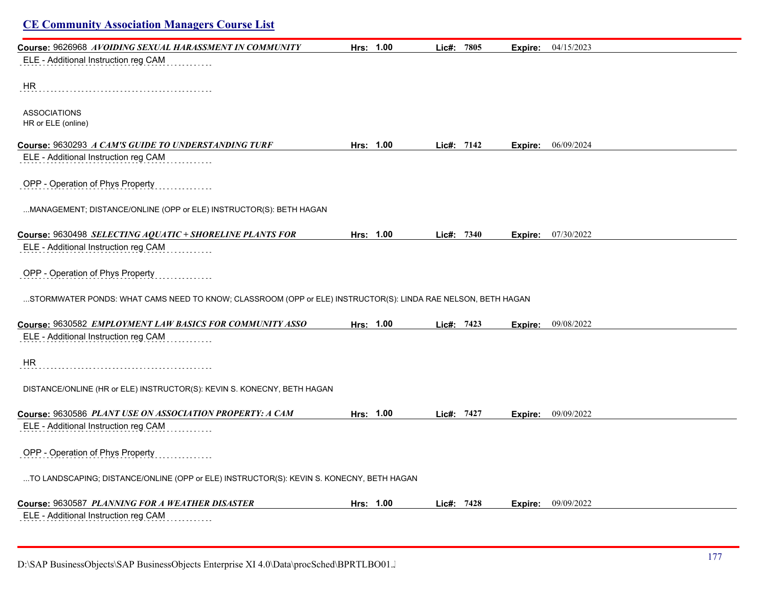## CE Community Association Managers Course List

**Course:** 9626968 ***AVOIDING SEXUAL HARASSMENT IN COMMUNITY*** **Hrs:** **1.00** **Lic#:** **7805** **Expire:** 04/15/2023

ELE - Additional Instruction reg CAM

HR

ASSOCIATIONS
HR or ELE (online)

**Course:** 9630293 ***A CAM'S GUIDE TO UNDERSTANDING TURF*** **Hrs:** **1.00** **Lic#:** **7142** **Expire:** 06/09/2024

ELE - Additional Instruction reg CAM

OPP - Operation of Phys Property

...MANAGEMENT; DISTANCE/ONLINE (OPP or ELE) INSTRUCTOR(S): BETH HAGAN

**Course:** 9630498 ***SELECTING AQUATIC + SHORELINE PLANTS FOR*** **Hrs:** **1.00** **Lic#:** **7340** **Expire:** 07/30/2022

ELE - Additional Instruction reg CAM

OPP - Operation of Phys Property

...STORMWATER PONDS: WHAT CAMS NEED TO KNOW; CLASSROOM (OPP or ELE) INSTRUCTOR(S): LINDA RAE NELSON, BETH HAGAN

**Course:** 9630582 ***EMPLOYMENT LAW BASICS FOR COMMUNITY ASSO*** **Hrs:** **1.00** **Lic#:** **7423** **Expire:** 09/08/2022

ELE - Additional Instruction reg CAM

HR

DISTANCE/ONLINE (HR or ELE) INSTRUCTOR(S): KEVIN S. KONECNY, BETH HAGAN

**Course:** 9630586 ***PLANT USE ON ASSOCIATION PROPERTY: A CAM*** **Hrs:** **1.00** **Lic#:** **7427** **Expire:** 09/09/2022

ELE - Additional Instruction reg CAM

OPP - Operation of Phys Property

...TO LANDSCAPING; DISTANCE/ONLINE (OPP or ELE) INSTRUCTOR(S): KEVIN S. KONECNY, BETH HAGAN

**Course:** 9630587 ***PLANNING FOR A WEATHER DISASTER*** **Hrs:** **1.00** **Lic#:** **7428** **Expire:** 09/09/2022

ELE - Additional Instruction reg CAM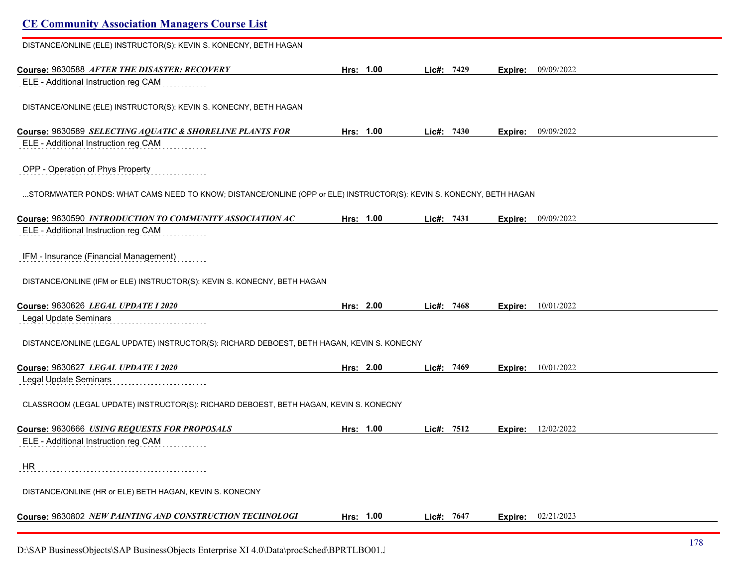DISTANCE/ONLINE (ELE) INSTRUCTOR(S): KEVIN S. KONECNY, BETH HAGAN

**Course:** 9630588 ***AFTER THE DISASTER: RECOVERY*** **Hrs: 1.00** **Lic#: 7429** **Expire:** 09/09/2022

ELE - Additional Instruction reg CAM

DISTANCE/ONLINE (ELE) INSTRUCTOR(S): KEVIN S. KONECNY, BETH HAGAN

**Course:** 9630589 ***SELECTING AQUATIC & SHORELINE PLANTS FOR*** **Hrs: 1.00** **Lic#: 7430** **Expire:** 09/09/2022

ELE - Additional Instruction reg CAM

OPP - Operation of Phys Property

...STORMWATER PONDS: WHAT CAMS NEED TO KNOW; DISTANCE/ONLINE (OPP or ELE) INSTRUCTOR(S): KEVIN S. KONECNY, BETH HAGAN

**Course:** 9630590 ***INTRODUCTION TO COMMUNITY ASSOCIATION AC*** **Hrs: 1.00** **Lic#: 7431** **Expire:** 09/09/2022

ELE - Additional Instruction reg CAM

IFM - Insurance (Financial Management)

DISTANCE/ONLINE (IFM or ELE) INSTRUCTOR(S): KEVIN S. KONECNY, BETH HAGAN

**Course:** 9630626 ***LEGAL UPDATE I 2020*** **Hrs: 2.00** **Lic#: 7468** **Expire:** 10/01/2022

Legal Update Seminars

DISTANCE/ONLINE (LEGAL UPDATE) INSTRUCTOR(S): RICHARD DEBOEST, BETH HAGAN, KEVIN S. KONECNY

**Course:** 9630627 ***LEGAL UPDATE I 2020*** **Hrs: 2.00** **Lic#: 7469** **Expire:** 10/01/2022

Legal Update Seminars

CLASSROOM (LEGAL UPDATE) INSTRUCTOR(S): RICHARD DEBOEST, BETH HAGAN, KEVIN S. KONECNY

**Course:** 9630666 ***USING REQUESTS FOR PROPOSALS*** **Hrs: 1.00** **Lic#: 7512** **Expire:** 12/02/2022

ELE - Additional Instruction reg CAM

HR

DISTANCE/ONLINE (HR or ELE) BETH HAGAN, KEVIN S. KONECNY

**Course:** 9630802 ***NEW PAINTING AND CONSTRUCTION TECHNOLOGI*** **Hrs: 1.00** **Lic#: 7647** **Expire:** 02/21/2023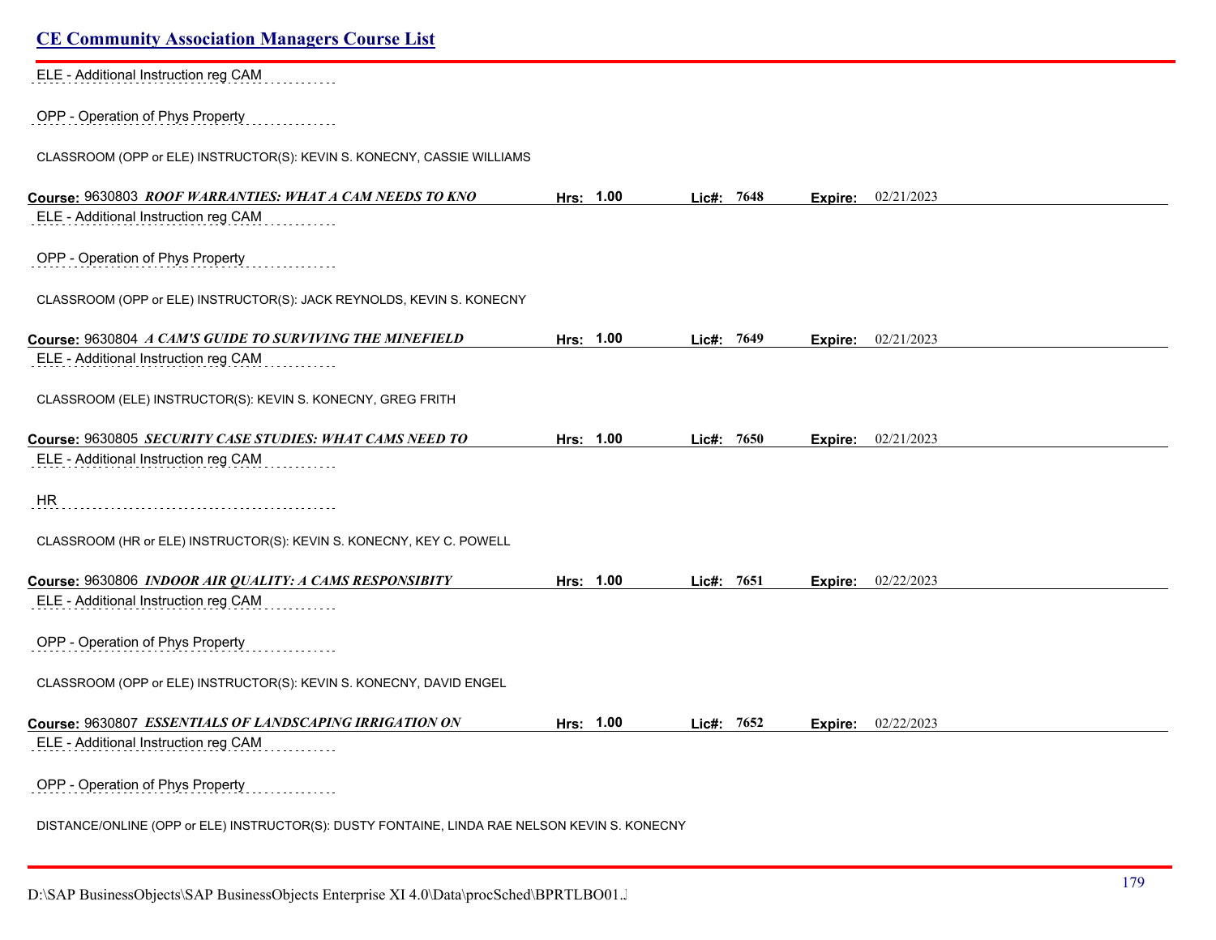ELE - Additional Instruction reg CAM

OPP - Operation of Phys Property

CLASSROOM (OPP or ELE) INSTRUCTOR(S): KEVIN S. KONECNY, CASSIE WILLIAMS

**Course:** 9630803 ***ROOF WARRANTIES: WHAT A CAM NEEDS TO KNO*** **Hrs:** 1.00 **Lic#:** 7648 **Expire:** 02/21/2023

ELE - Additional Instruction reg CAM

OPP - Operation of Phys Property

CLASSROOM (OPP or ELE) INSTRUCTOR(S): JACK REYNOLDS, KEVIN S. KONECNY

**Course:** 9630804 ***A CAM'S GUIDE TO SURVIVING THE MINEFIELD*** **Hrs:** 1.00 **Lic#:** 7649 **Expire:** 02/21/2023

ELE - Additional Instruction reg CAM

CLASSROOM (ELE) INSTRUCTOR(S): KEVIN S. KONECNY, GREG FRITH

**Course:** 9630805 ***SECURITY CASE STUDIES: WHAT CAMS NEED TO*** **Hrs:** 1.00 **Lic#:** 7650 **Expire:** 02/21/2023

ELE - Additional Instruction reg CAM

HR

CLASSROOM (HR or ELE) INSTRUCTOR(S): KEVIN S. KONECNY, KEY C. POWELL

**Course:** 9630806 ***INDOOR AIR QUALITY: A CAMS RESPONSIBITY*** **Hrs:** 1.00 **Lic#:** 7651 **Expire:** 02/22/2023

ELE - Additional Instruction reg CAM

OPP - Operation of Phys Property

CLASSROOM (OPP or ELE) INSTRUCTOR(S): KEVIN S. KONECNY, DAVID ENGEL

**Course:** 9630807 ***ESSENTIALS OF LANDSCAPING IRRIGATION ON*** **Hrs:** 1.00 **Lic#:** 7652 **Expire:** 02/22/2023

ELE - Additional Instruction reg CAM

OPP - Operation of Phys Property

DISTANCE/ONLINE (OPP or ELE) INSTRUCTOR(S): DUSTY FONTAINE, LINDA RAE NELSON KEVIN S. KONECNY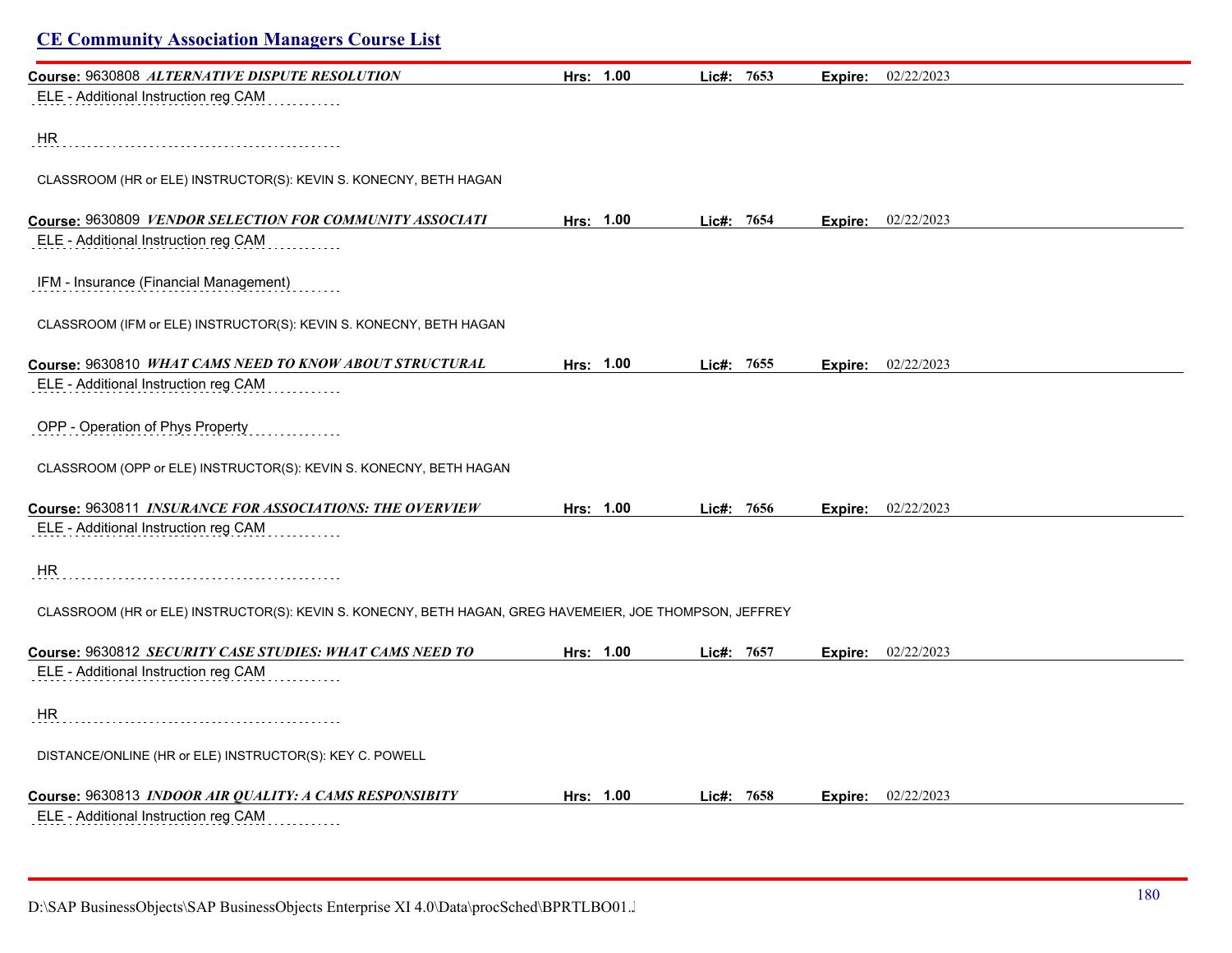## CE Community Association Managers Course List

**Course:** 9630808 ***ALTERNATIVE DISPUTE RESOLUTION*** **Hrs:** **1.00** **Lic#:** **7653** **Expire:** 02/22/2023

ELE - Additional Instruction reg CAM

HR

CLASSROOM (HR or ELE) INSTRUCTOR(S): KEVIN S. KONECNY, BETH HAGAN

**Course:** 9630809 ***VENDOR SELECTION FOR COMMUNITY ASSOCIATI*** **Hrs:** **1.00** **Lic#:** **7654** **Expire:** 02/22/2023

ELE - Additional Instruction reg CAM

IFM - Insurance (Financial Management)

CLASSROOM (IFM or ELE) INSTRUCTOR(S): KEVIN S. KONECNY, BETH HAGAN

**Course:** 9630810 ***WHAT CAMS NEED TO KNOW ABOUT STRUCTURAL*** **Hrs:** **1.00** **Lic#:** **7655** **Expire:** 02/22/2023

ELE - Additional Instruction reg CAM

OPP - Operation of Phys Property

CLASSROOM (OPP or ELE) INSTRUCTOR(S): KEVIN S. KONECNY, BETH HAGAN

**Course:** 9630811 ***INSURANCE FOR ASSOCIATIONS: THE OVERVIEW*** **Hrs:** **1.00** **Lic#:** **7656** **Expire:** 02/22/2023

ELE - Additional Instruction reg CAM

HR

CLASSROOM (HR or ELE) INSTRUCTOR(S): KEVIN S. KONECNY, BETH HAGAN, GREG HAVEMEIER, JOE THOMPSON, JEFFREY

**Course:** 9630812 ***SECURITY CASE STUDIES: WHAT CAMS NEED TO*** **Hrs:** **1.00** **Lic#:** **7657** **Expire:** 02/22/2023

ELE - Additional Instruction reg CAM

HR

DISTANCE/ONLINE (HR or ELE) INSTRUCTOR(S): KEY C. POWELL

**Course:** 9630813 ***INDOOR AIR QUALITY: A CAMS RESPONSIBITY*** **Hrs:** **1.00** **Lic#:** **7658** **Expire:** 02/22/2023

ELE - Additional Instruction reg CAM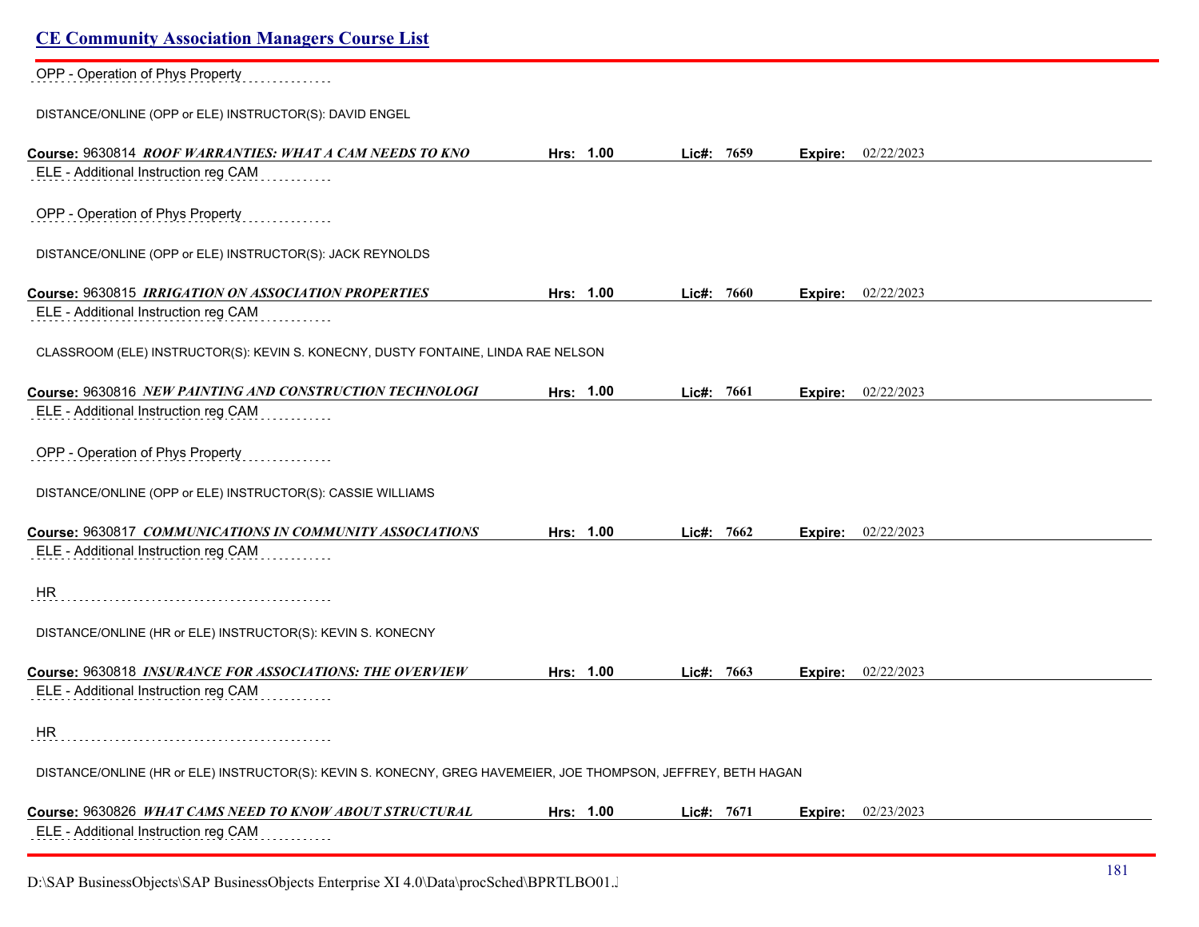OPP - Operation of Phys Property

DISTANCE/ONLINE (OPP or ELE) INSTRUCTOR(S): DAVID ENGEL

**Course:** 9630814 ***ROOF WARRANTIES: WHAT A CAM NEEDS TO KNO*** **Hrs:** **1.00** **Lic#:** **7659** **Expire:** 02/22/2023

ELE - Additional Instruction reg CAM

OPP - Operation of Phys Property

DISTANCE/ONLINE (OPP or ELE) INSTRUCTOR(S): JACK REYNOLDS

**Course:** 9630815 ***IRRIGATION ON ASSOCIATION PROPERTIES*** **Hrs:** **1.00** **Lic#:** **7660** **Expire:** 02/22/2023

ELE - Additional Instruction reg CAM

CLASSROOM (ELE) INSTRUCTOR(S): KEVIN S. KONECNY, DUSTY FONTAINE, LINDA RAE NELSON

**Course:** 9630816 ***NEW PAINTING AND CONSTRUCTION TECHNOLOGI*** **Hrs:** **1.00** **Lic#:** **7661** **Expire:** 02/22/2023

ELE - Additional Instruction reg CAM

OPP - Operation of Phys Property

DISTANCE/ONLINE (OPP or ELE) INSTRUCTOR(S): CASSIE WILLIAMS

**Course:** 9630817 ***COMMUNICATIONS IN COMMUNITY ASSOCIATIONS*** **Hrs:** **1.00** **Lic#:** **7662** **Expire:** 02/22/2023

ELE - Additional Instruction reg CAM

HR

DISTANCE/ONLINE (HR or ELE) INSTRUCTOR(S): KEVIN S. KONECNY

**Course:** 9630818 ***INSURANCE FOR ASSOCIATIONS: THE OVERVIEW*** **Hrs:** **1.00** **Lic#:** **7663** **Expire:** 02/22/2023

ELE - Additional Instruction reg CAM

HR

DISTANCE/ONLINE (HR or ELE) INSTRUCTOR(S): KEVIN S. KONECNY, GREG HAVEMEIER, JOE THOMPSON, JEFFREY, BETH HAGAN

**Course:** 9630826 ***WHAT CAMS NEED TO KNOW ABOUT STRUCTURAL*** **Hrs:** **1.00** **Lic#:** **7671** **Expire:** 02/23/2023

ELE - Additional Instruction reg CAM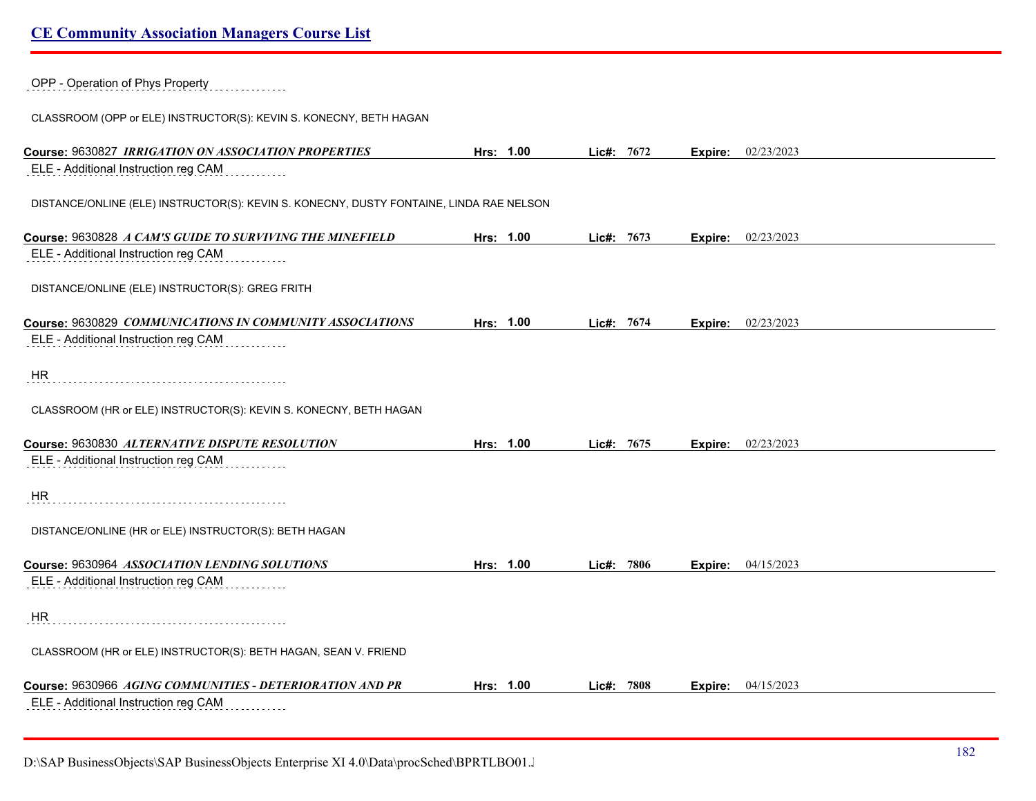OPP - Operation of Phys Property

CLASSROOM (OPP or ELE) INSTRUCTOR(S): KEVIN S. KONECNY, BETH HAGAN

**Course:** 9630827 ***IRRIGATION ON ASSOCIATION PROPERTIES*** **Hrs:** 1.00 **Lic#:** 7672 **Expire:** 02/23/2023

ELE - Additional Instruction reg CAM

DISTANCE/ONLINE (ELE) INSTRUCTOR(S): KEVIN S. KONECNY, DUSTY FONTAINE, LINDA RAE NELSON

**Course:** 9630828 ***A CAM'S GUIDE TO SURVIVING THE MINEFIELD*** **Hrs:** 1.00 **Lic#:** 7673 **Expire:** 02/23/2023

ELE - Additional Instruction reg CAM

DISTANCE/ONLINE (ELE) INSTRUCTOR(S): GREG FRITH

**Course:** 9630829 ***COMMUNICATIONS IN COMMUNITY ASSOCIATIONS*** **Hrs:** 1.00 **Lic#:** 7674 **Expire:** 02/23/2023

ELE - Additional Instruction reg CAM

HR

CLASSROOM (HR or ELE) INSTRUCTOR(S): KEVIN S. KONECNY, BETH HAGAN

**Course:** 9630830 ***ALTERNATIVE DISPUTE RESOLUTION*** **Hrs:** 1.00 **Lic#:** 7675 **Expire:** 02/23/2023

ELE - Additional Instruction reg CAM

HR

DISTANCE/ONLINE (HR or ELE) INSTRUCTOR(S): BETH HAGAN

**Course:** 9630964 ***ASSOCIATION LENDING SOLUTIONS*** **Hrs:** 1.00 **Lic#:** 7806 **Expire:** 04/15/2023

ELE - Additional Instruction reg CAM

HR

CLASSROOM (HR or ELE) INSTRUCTOR(S): BETH HAGAN, SEAN V. FRIEND

**Course:** 9630966 ***AGING COMMUNITIES - DETERIORATION AND PR*** **Hrs:** 1.00 **Lic#:** 7808 **Expire:** 04/15/2023

ELE - Additional Instruction reg CAM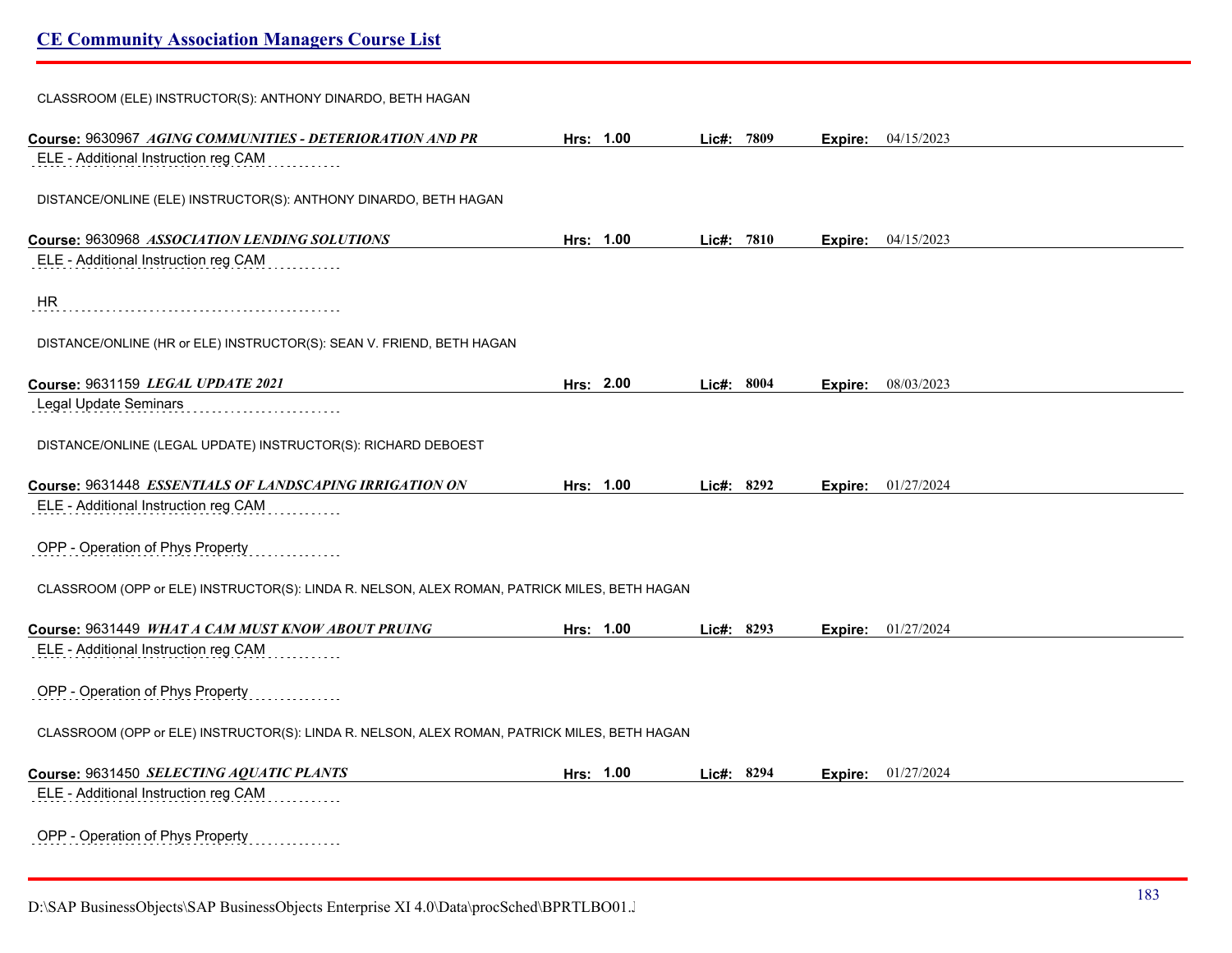CLASSROOM (ELE) INSTRUCTOR(S): ANTHONY DINARDO, BETH HAGAN

**Course:** 9630967 ***AGING COMMUNITIES - DETERIORATION AND PR*** **Hrs:** 1.00 **Lic#:** 7809 **Expire:** 04/15/2023

ELE - Additional Instruction reg CAM

DISTANCE/ONLINE (ELE) INSTRUCTOR(S): ANTHONY DINARDO, BETH HAGAN

**Course:** 9630968 ***ASSOCIATION LENDING SOLUTIONS*** **Hrs:** 1.00 **Lic#:** 7810 **Expire:** 04/15/2023

ELE - Additional Instruction reg CAM

HR

DISTANCE/ONLINE (HR or ELE) INSTRUCTOR(S): SEAN V. FRIEND, BETH HAGAN

**Course:** 9631159 ***LEGAL UPDATE 2021*** **Hrs:** 2.00 **Lic#:** 8004 **Expire:** 08/03/2023

Legal Update Seminars

DISTANCE/ONLINE (LEGAL UPDATE) INSTRUCTOR(S): RICHARD DEBOEST

**Course:** 9631448 ***ESSENTIALS OF LANDSCAPING IRRIGATION ON*** **Hrs:** 1.00 **Lic#:** 8292 **Expire:** 01/27/2024

ELE - Additional Instruction reg CAM

OPP - Operation of Phys Property

CLASSROOM (OPP or ELE) INSTRUCTOR(S): LINDA R. NELSON, ALEX ROMAN, PATRICK MILES, BETH HAGAN

**Course:** 9631449 ***WHAT A CAM MUST KNOW ABOUT PRUING*** **Hrs:** 1.00 **Lic#:** 8293 **Expire:** 01/27/2024

ELE - Additional Instruction reg CAM

OPP - Operation of Phys Property

CLASSROOM (OPP or ELE) INSTRUCTOR(S): LINDA R. NELSON, ALEX ROMAN, PATRICK MILES, BETH HAGAN

**Course:** 9631450 ***SELECTING AQUATIC PLANTS*** **Hrs:** 1.00 **Lic#:** 8294 **Expire:** 01/27/2024

ELE - Additional Instruction reg CAM

OPP - Operation of Phys Property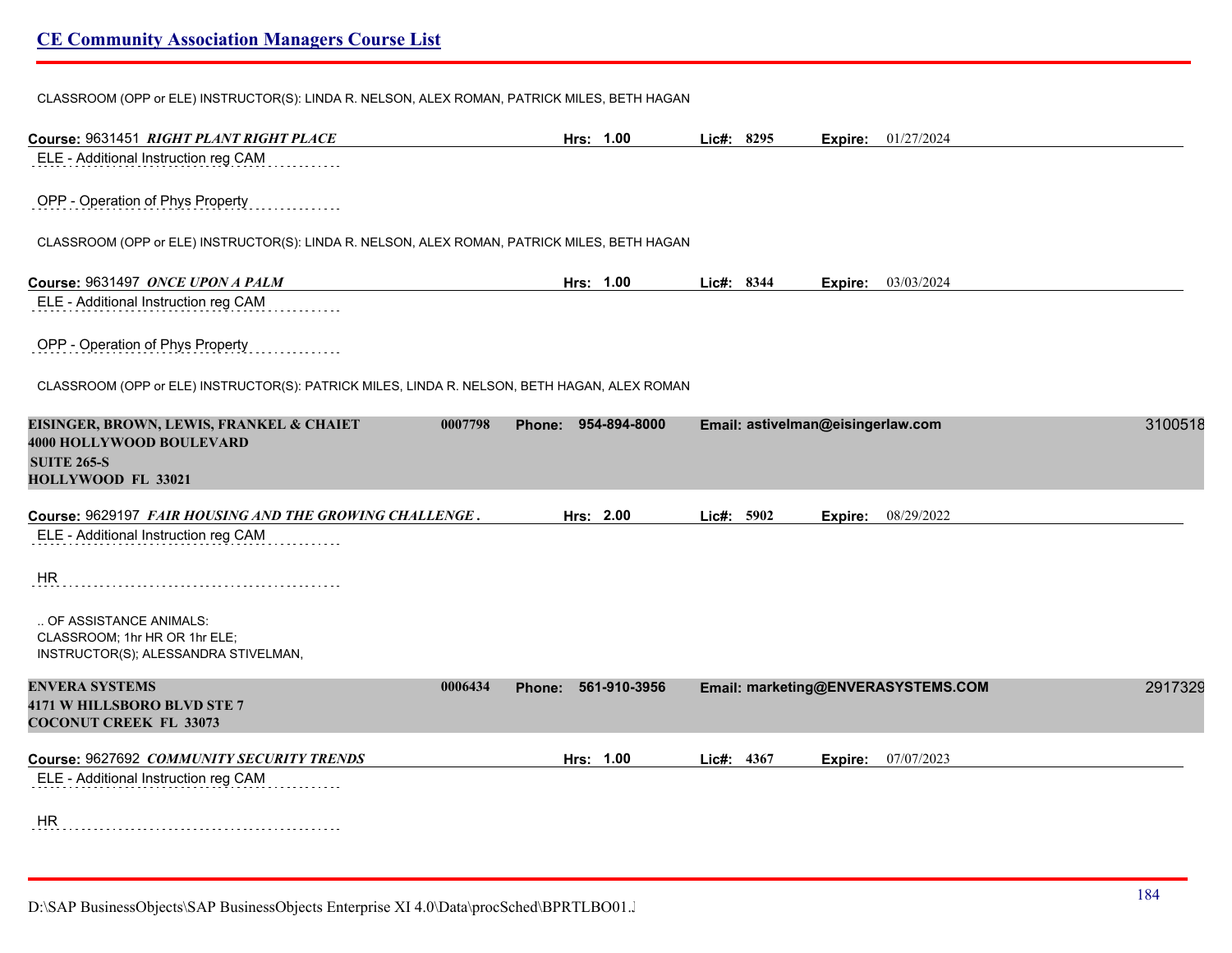CLASSROOM (OPP or ELE) INSTRUCTOR(S): LINDA R. NELSON, ALEX ROMAN, PATRICK MILES, BETH HAGAN

**Course:** 9631451 ***RIGHT PLANT RIGHT PLACE*** **Hrs:** **1.00** **Lic#:** **8295** **Expire:** 01/27/2024

ELE - Additional Instruction reg CAM

OPP - Operation of Phys Property

CLASSROOM (OPP or ELE) INSTRUCTOR(S): LINDA R. NELSON, ALEX ROMAN, PATRICK MILES, BETH HAGAN

**Course:** 9631497 ***ONCE UPON A PALM*** **Hrs:** **1.00** **Lic#:** **8344** **Expire:** 03/03/2024

ELE - Additional Instruction reg CAM

OPP - Operation of Phys Property

CLASSROOM (OPP or ELE) INSTRUCTOR(S): PATRICK MILES, LINDA R. NELSON, BETH HAGAN, ALEX ROMAN

**EISINGER, BROWN, LEWIS, FRANKEL & CHAIET** **0007798** **Phone: 954-894-8000** **Email: astivelman@eisingerlaw.com** 3100518
**4000 HOLLYWOOD BOULEVARD**
**SUITE 265-S**
**HOLLYWOOD FL 33021**

**Course:** 9629197 ***FAIR HOUSING AND THE GROWING CHALLENGE .*** **Hrs:** **2.00** **Lic#:** **5902** **Expire:** 08/29/2022

ELE - Additional Instruction reg CAM

HR

.. OF ASSISTANCE ANIMALS:
CLASSROOM; 1hr HR OR 1hr ELE;
INSTRUCTOR(S); ALESSANDRA STIVELMAN,

**ENVERA SYSTEMS** **0006434** **Phone: 561-910-3956** **Email: marketing@ENVERASYSTEMS.COM** 2917329
**4171 W HILLSBORO BLVD STE 7**
**COCONUT CREEK FL 33073**

**Course:** 9627692 ***COMMUNITY SECURITY TRENDS*** **Hrs:** **1.00** **Lic#:** **4367** **Expire:** 07/07/2023

ELE - Additional Instruction reg CAM

HR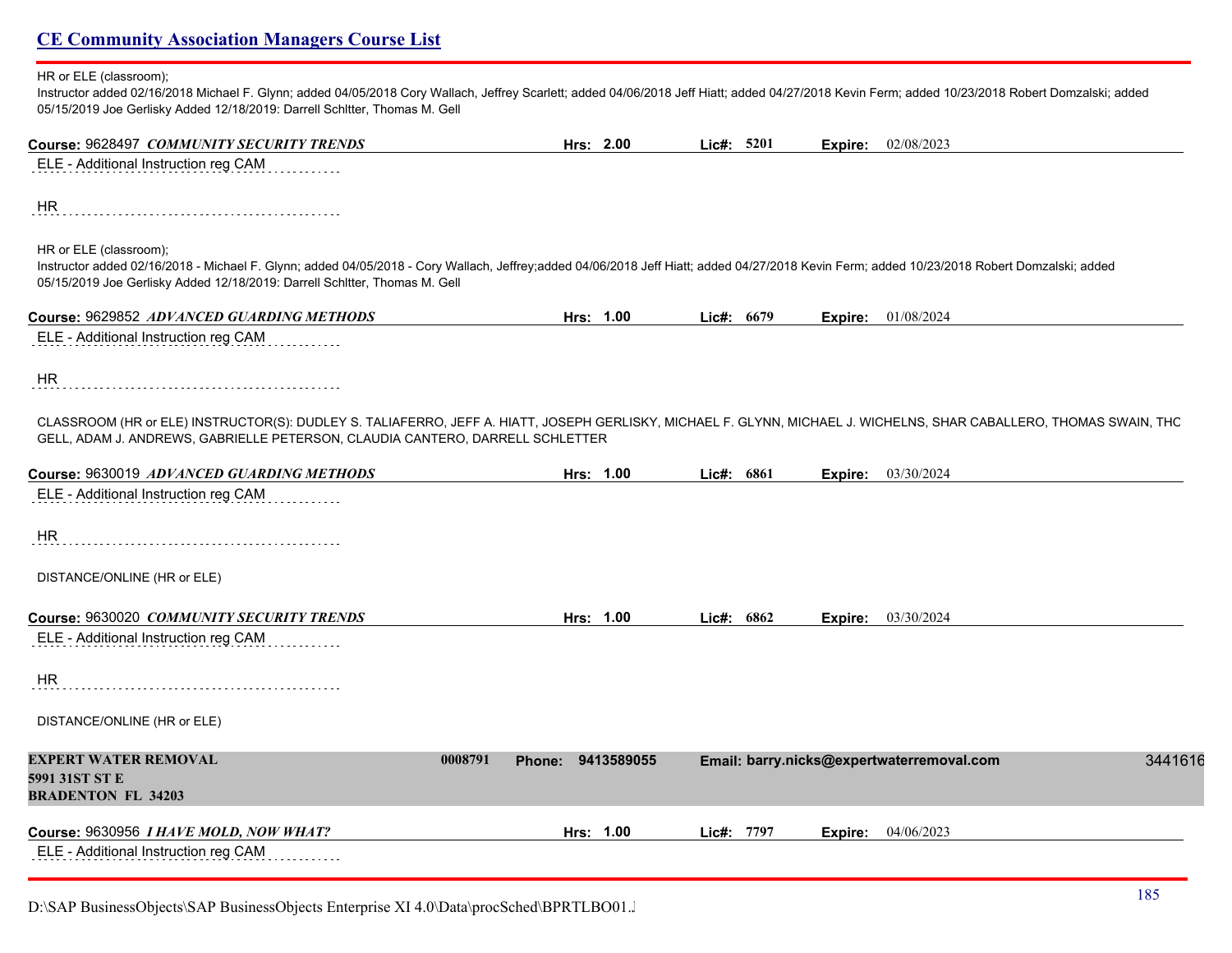HR or ELE (classroom);
Instructor added 02/16/2018 Michael F. Glynn; added 04/05/2018 Cory Wallach, Jeffrey Scarlett; added 04/06/2018 Jeff Hiatt; added 04/27/2018 Kevin Ferm; added 10/23/2018 Robert Domzalski; added 05/15/2019 Joe Gerlisky Added 12/18/2019: Darrell Schltter, Thomas M. Gell

**Course:** 9628497 ***COMMUNITY SECURITY TRENDS*** **Hrs:** 2.00 **Lic#:** 5201 **Expire:** 02/08/2023

ELE - Additional Instruction reg CAM

HR

HR or ELE (classroom);
Instructor added 02/16/2018 - Michael F. Glynn; added 04/05/2018 - Cory Wallach, Jeffrey;added 04/06/2018 Jeff Hiatt; added 04/27/2018 Kevin Ferm; added 10/23/2018 Robert Domzalski; added 05/15/2019 Joe Gerlisky Added 12/18/2019: Darrell Schltter, Thomas M. Gell

**Course:** 9629852 ***ADVANCED GUARDING METHODS*** **Hrs:** 1.00 **Lic#:** 6679 **Expire:** 01/08/2024

ELE - Additional Instruction reg CAM

HR

CLASSROOM (HR or ELE) INSTRUCTOR(S): DUDLEY S. TALIAFERRO, JEFF A. HIATT, JOSEPH GERLISKY, MICHAEL F. GLYNN, MICHAEL J. WICHELNS, SHAR CABALLERO, THOMAS SWAIN, THC GELL, ADAM J. ANDREWS, GABRIELLE PETERSON, CLAUDIA CANTERO, DARRELL SCHLETTER

**Course:** 9630019 ***ADVANCED GUARDING METHODS*** **Hrs:** 1.00 **Lic#:** 6861 **Expire:** 03/30/2024

ELE - Additional Instruction reg CAM

HR

DISTANCE/ONLINE (HR or ELE)

**Course:** 9630020 ***COMMUNITY SECURITY TRENDS*** **Hrs:** 1.00 **Lic#:** 6862 **Expire:** 03/30/2024

ELE - Additional Instruction reg CAM

HR

DISTANCE/ONLINE (HR or ELE)

**EXPERT WATER REMOVAL** 0008791 **Phone:** 9413589055 **Email: barry.nicks@expertwaterremoval.com** 3441616
**5991 31ST ST E**
**BRADENTON FL 34203**

**Course:** 9630956 ***I HAVE MOLD, NOW WHAT?*** **Hrs:** 1.00 **Lic#:** 7797 **Expire:** 04/06/2023

ELE - Additional Instruction reg CAM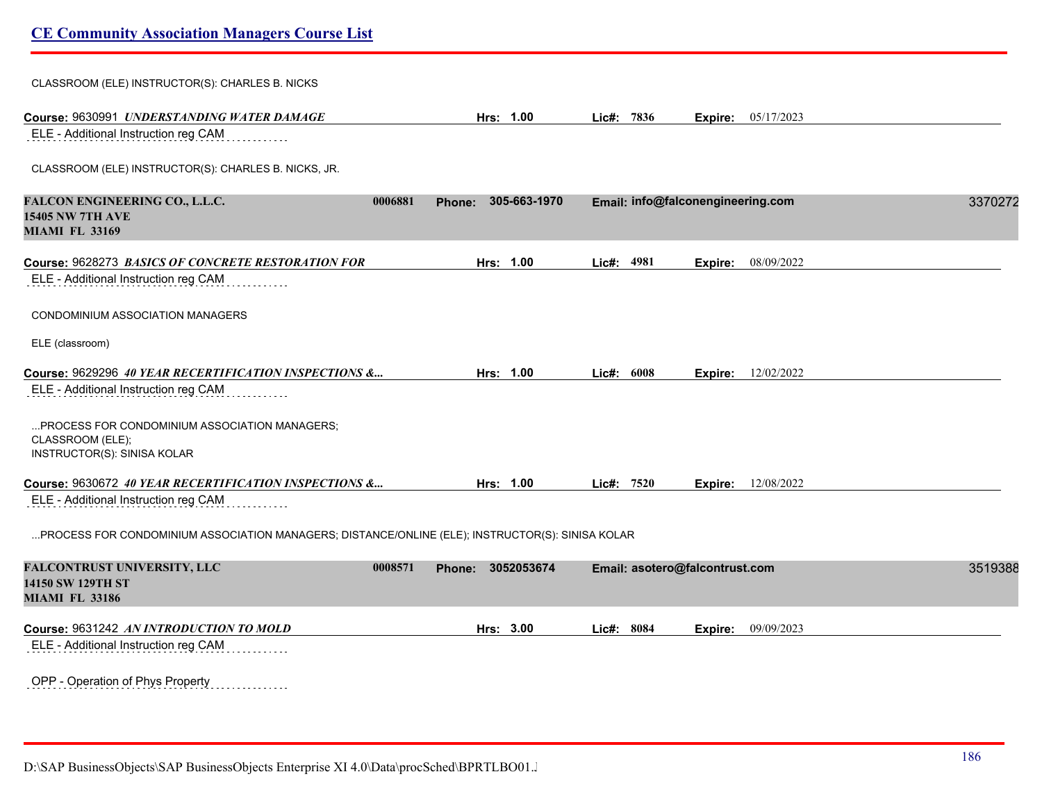CLASSROOM (ELE) INSTRUCTOR(S): CHARLES B. NICKS

**Course:** 9630991 ***UNDERSTANDING WATER DAMAGE*** **Hrs:** **1.00** **Lic#:** **7836** **Expire:** 05/17/2023

ELE - Additional Instruction reg CAM

CLASSROOM (ELE) INSTRUCTOR(S): CHARLES B. NICKS, JR.

**FALCON ENGINEERING CO., L.L.C.** **0006881** **Phone: 305-663-1970** **Email: info@falconengineering.com** 3370272
**15405 NW 7TH AVE**
**MIAMI FL 33169**

**Course:** 9628273 ***BASICS OF CONCRETE RESTORATION FOR*** **Hrs:** **1.00** **Lic#:** **4981** **Expire:** 08/09/2022

ELE - Additional Instruction reg CAM

CONDOMINIUM ASSOCIATION MANAGERS

ELE (classroom)

**Course:** 9629296 ***40 YEAR RECERTIFICATION INSPECTIONS &...*** **Hrs:** **1.00** **Lic#:** **6008** **Expire:** 12/02/2022

ELE - Additional Instruction reg CAM

...PROCESS FOR CONDOMINIUM ASSOCIATION MANAGERS;
CLASSROOM (ELE);
INSTRUCTOR(S): SINISA KOLAR

**Course:** 9630672 ***40 YEAR RECERTIFICATION INSPECTIONS &...*** **Hrs:** **1.00** **Lic#:** **7520** **Expire:** 12/08/2022

ELE - Additional Instruction reg CAM

...PROCESS FOR CONDOMINIUM ASSOCIATION MANAGERS; DISTANCE/ONLINE (ELE); INSTRUCTOR(S): SINISA KOLAR

**FALCONTRUST UNIVERSITY, LLC** **0008571** **Phone: 3052053674** **Email: asotero@falcontrust.com** 3519388
**14150 SW 129TH ST**
**MIAMI FL 33186**

**Course:** 9631242 ***AN INTRODUCTION TO MOLD*** **Hrs:** **3.00** **Lic#:** **8084** **Expire:** 09/09/2023

ELE - Additional Instruction reg CAM

OPP - Operation of Phys Property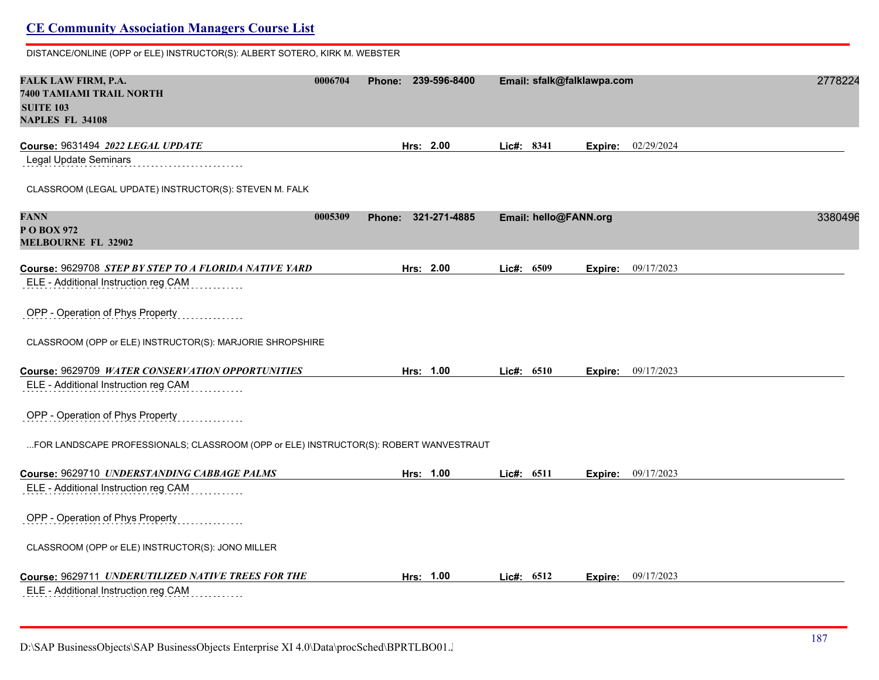DISTANCE/ONLINE (OPP or ELE) INSTRUCTOR(S): ALBERT SOTERO, KIRK M. WEBSTER

**FALK LAW FIRM, P.A.** | **0006704** | **Phone: 239-596-8400** | **Email: sfalk@falklawpa.com** | 2778224
**7400 TAMIAMI TRAIL NORTH**
**SUITE 103**
**NAPLES FL 34108**

**Course:** 9631494 ***2022 LEGAL UPDATE*** | **Hrs: 2.00** | **Lic#: 8341** | **Expire:** 02/29/2024

Legal Update Seminars

CLASSROOM (LEGAL UPDATE) INSTRUCTOR(S): STEVEN M. FALK

**FANN** | **0005309** | **Phone: 321-271-4885** | **Email: hello@FANN.org** | 3380496
**P O BOX 972**
**MELBOURNE FL 32902**

**Course:** 9629708 ***STEP BY STEP TO A FLORIDA NATIVE YARD*** | **Hrs: 2.00** | **Lic#: 6509** | **Expire:** 09/17/2023

ELE - Additional Instruction reg CAM

OPP - Operation of Phys Property

CLASSROOM (OPP or ELE) INSTRUCTOR(S): MARJORIE SHROPSHIRE

**Course:** 9629709 ***WATER CONSERVATION OPPORTUNITIES*** | **Hrs: 1.00** | **Lic#: 6510** | **Expire:** 09/17/2023

ELE - Additional Instruction reg CAM

OPP - Operation of Phys Property

...FOR LANDSCAPE PROFESSIONALS; CLASSROOM (OPP or ELE) INSTRUCTOR(S): ROBERT WANVESTRAUT

**Course:** 9629710 ***UNDERSTANDING CABBAGE PALMS*** | **Hrs: 1.00** | **Lic#: 6511** | **Expire:** 09/17/2023

ELE - Additional Instruction reg CAM

OPP - Operation of Phys Property

CLASSROOM (OPP or ELE) INSTRUCTOR(S): JONO MILLER

**Course:** 9629711 ***UNDERUTILIZED NATIVE TREES FOR THE*** | **Hrs: 1.00** | **Lic#: 6512** | **Expire:** 09/17/2023

ELE - Additional Instruction reg CAM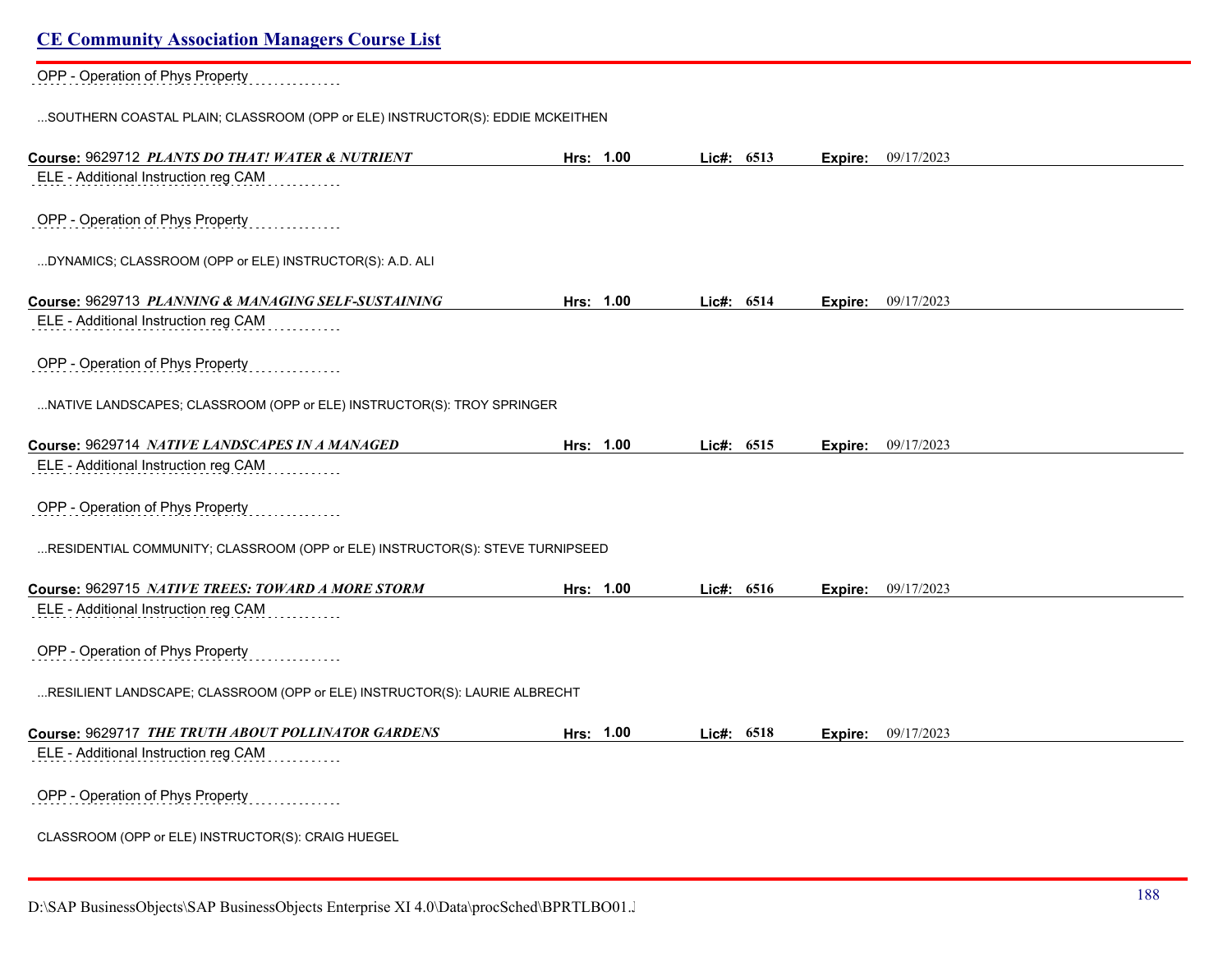OPP - Operation of Phys Property

...SOUTHERN COASTAL PLAIN; CLASSROOM (OPP or ELE) INSTRUCTOR(S): EDDIE MCKEITHEN

**Course:** 9629712 ***PLANTS DO THAT! WATER & NUTRIENT*** **Hrs: 1.00** **Lic#: 6513** **Expire:** 09/17/2023

ELE - Additional Instruction reg CAM

OPP - Operation of Phys Property

...DYNAMICS; CLASSROOM (OPP or ELE) INSTRUCTOR(S): A.D. ALI

**Course:** 9629713 ***PLANNING & MANAGING SELF-SUSTAINING*** **Hrs: 1.00** **Lic#: 6514** **Expire:** 09/17/2023

ELE - Additional Instruction reg CAM

OPP - Operation of Phys Property

...NATIVE LANDSCAPES; CLASSROOM (OPP or ELE) INSTRUCTOR(S): TROY SPRINGER

**Course:** 9629714 ***NATIVE LANDSCAPES IN A MANAGED*** **Hrs: 1.00** **Lic#: 6515** **Expire:** 09/17/2023

ELE - Additional Instruction reg CAM

OPP - Operation of Phys Property

...RESIDENTIAL COMMUNITY; CLASSROOM (OPP or ELE) INSTRUCTOR(S): STEVE TURNIPSEED

**Course:** 9629715 ***NATIVE TREES: TOWARD A MORE STORM*** **Hrs: 1.00** **Lic#: 6516** **Expire:** 09/17/2023

ELE - Additional Instruction reg CAM

OPP - Operation of Phys Property

...RESILIENT LANDSCAPE; CLASSROOM (OPP or ELE) INSTRUCTOR(S): LAURIE ALBRECHT

**Course:** 9629717 ***THE TRUTH ABOUT POLLINATOR GARDENS*** **Hrs: 1.00** **Lic#: 6518** **Expire:** 09/17/2023

ELE - Additional Instruction reg CAM

OPP - Operation of Phys Property

CLASSROOM (OPP or ELE) INSTRUCTOR(S): CRAIG HUEGEL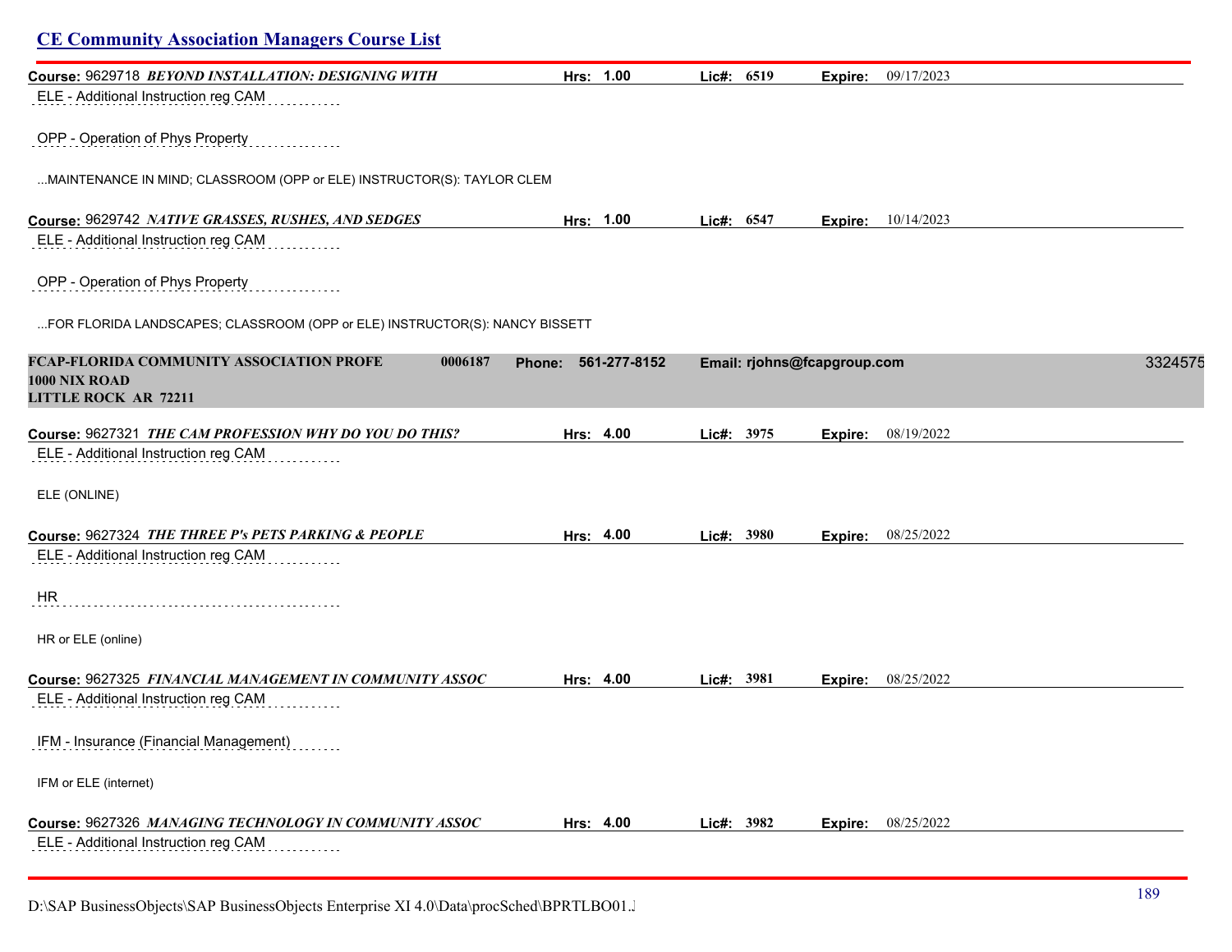## CE Community Association Managers Course List

**Course:** 9629718 ***BEYOND INSTALLATION: DESIGNING WITH*** **Hrs: 1.00** **Lic#: 6519** **Expire:** 09/17/2023

ELE - Additional Instruction reg CAM

OPP - Operation of Phys Property

...MAINTENANCE IN MIND; CLASSROOM (OPP or ELE) INSTRUCTOR(S): TAYLOR CLEM

**Course:** 9629742 ***NATIVE GRASSES, RUSHES, AND SEDGES*** **Hrs: 1.00** **Lic#: 6547** **Expire:** 10/14/2023

ELE - Additional Instruction reg CAM

OPP - Operation of Phys Property

...FOR FLORIDA LANDSCAPES; CLASSROOM (OPP or ELE) INSTRUCTOR(S): NANCY BISSETT

**FCAP-FLORIDA COMMUNITY ASSOCIATION PROFE** **0006187** **Phone: 561-277-8152** **Email: rjohns@fcapgroup.com** 3324575
**1000 NIX ROAD**
**LITTLE ROCK AR 72211**

**Course:** 9627321 ***THE CAM PROFESSION WHY DO YOU DO THIS?*** **Hrs: 4.00** **Lic#: 3975** **Expire:** 08/19/2022

ELE - Additional Instruction reg CAM

ELE (ONLINE)

**Course:** 9627324 ***THE THREE P's PETS PARKING & PEOPLE*** **Hrs: 4.00** **Lic#: 3980** **Expire:** 08/25/2022

ELE - Additional Instruction reg CAM

HR

HR or ELE (online)

**Course:** 9627325 ***FINANCIAL MANAGEMENT IN COMMUNITY ASSOC*** **Hrs: 4.00** **Lic#: 3981** **Expire:** 08/25/2022

ELE - Additional Instruction reg CAM

IFM - Insurance (Financial Management)

IFM or ELE (internet)

**Course:** 9627326 ***MANAGING TECHNOLOGY IN COMMUNITY ASSOC*** **Hrs: 4.00** **Lic#: 3982** **Expire:** 08/25/2022

ELE - Additional Instruction reg CAM

D:\SAP BusinessObjects\SAP BusinessObjects Enterprise XI 4.0\Data\procSched\BPRTLBO01.J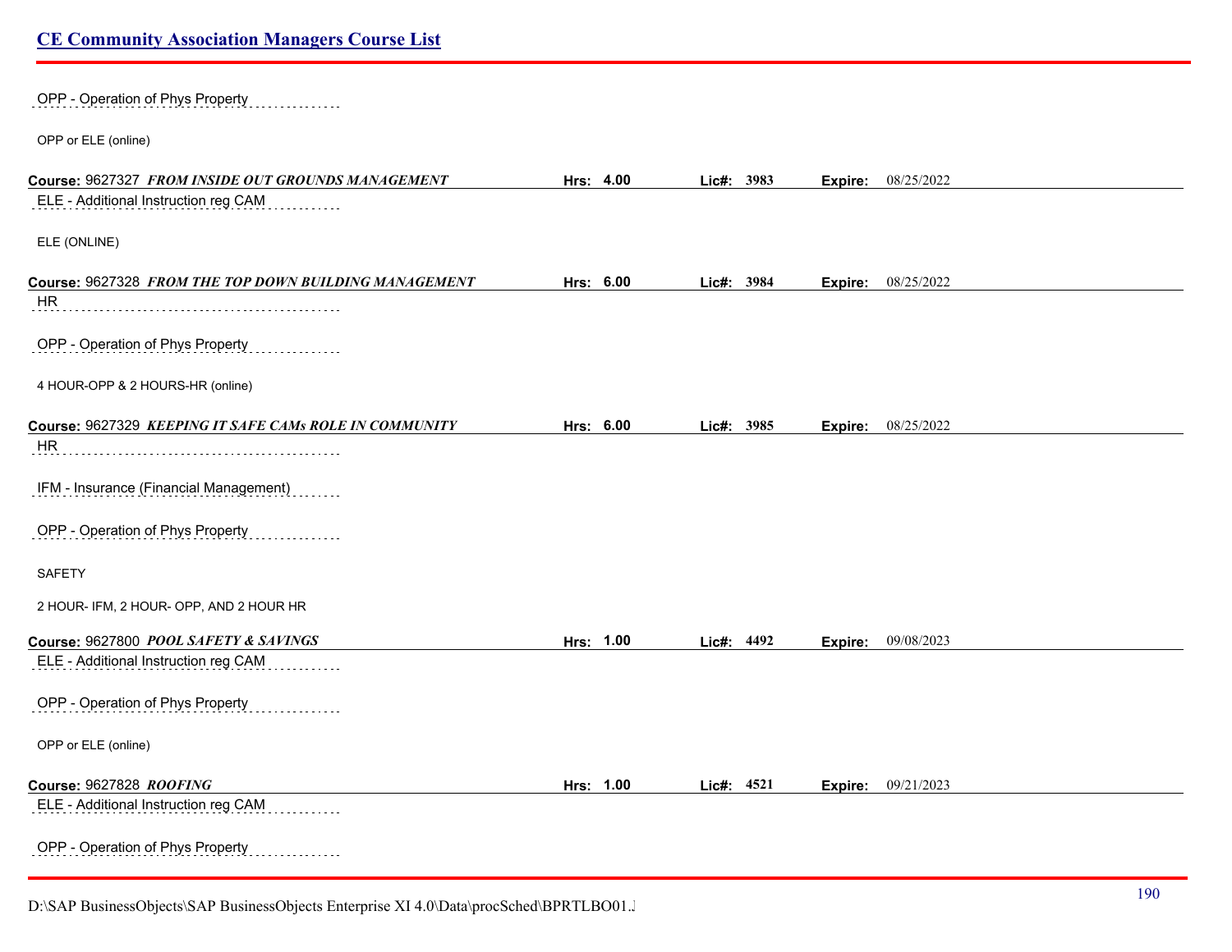OPP - Operation of Phys Property

OPP or ELE (online)

**Course:** 9627327 ***FROM INSIDE OUT GROUNDS MANAGEMENT*** **Hrs: 4.00** **Lic#: 3983** **Expire:** 08/25/2022

ELE - Additional Instruction reg CAM

ELE (ONLINE)

**Course:** 9627328 ***FROM THE TOP DOWN BUILDING MANAGEMENT*** **Hrs: 6.00** **Lic#: 3984** **Expire:** 08/25/2022

HR

OPP - Operation of Phys Property

4 HOUR-OPP & 2 HOURS-HR (online)

**Course:** 9627329 ***KEEPING IT SAFE CAMs ROLE IN COMMUNITY*** **Hrs: 6.00** **Lic#: 3985** **Expire:** 08/25/2022

HR

IFM - Insurance (Financial Management)

OPP - Operation of Phys Property

SAFETY

2 HOUR- IFM, 2 HOUR- OPP, AND 2 HOUR HR

**Course:** 9627800 ***POOL SAFETY & SAVINGS*** **Hrs: 1.00** **Lic#: 4492** **Expire:** 09/08/2023

ELE - Additional Instruction reg CAM

OPP - Operation of Phys Property

OPP or ELE (online)

**Course:** 9627828 ***ROOFING*** **Hrs: 1.00** **Lic#: 4521** **Expire:** 09/21/2023

ELE - Additional Instruction reg CAM

OPP - Operation of Phys Property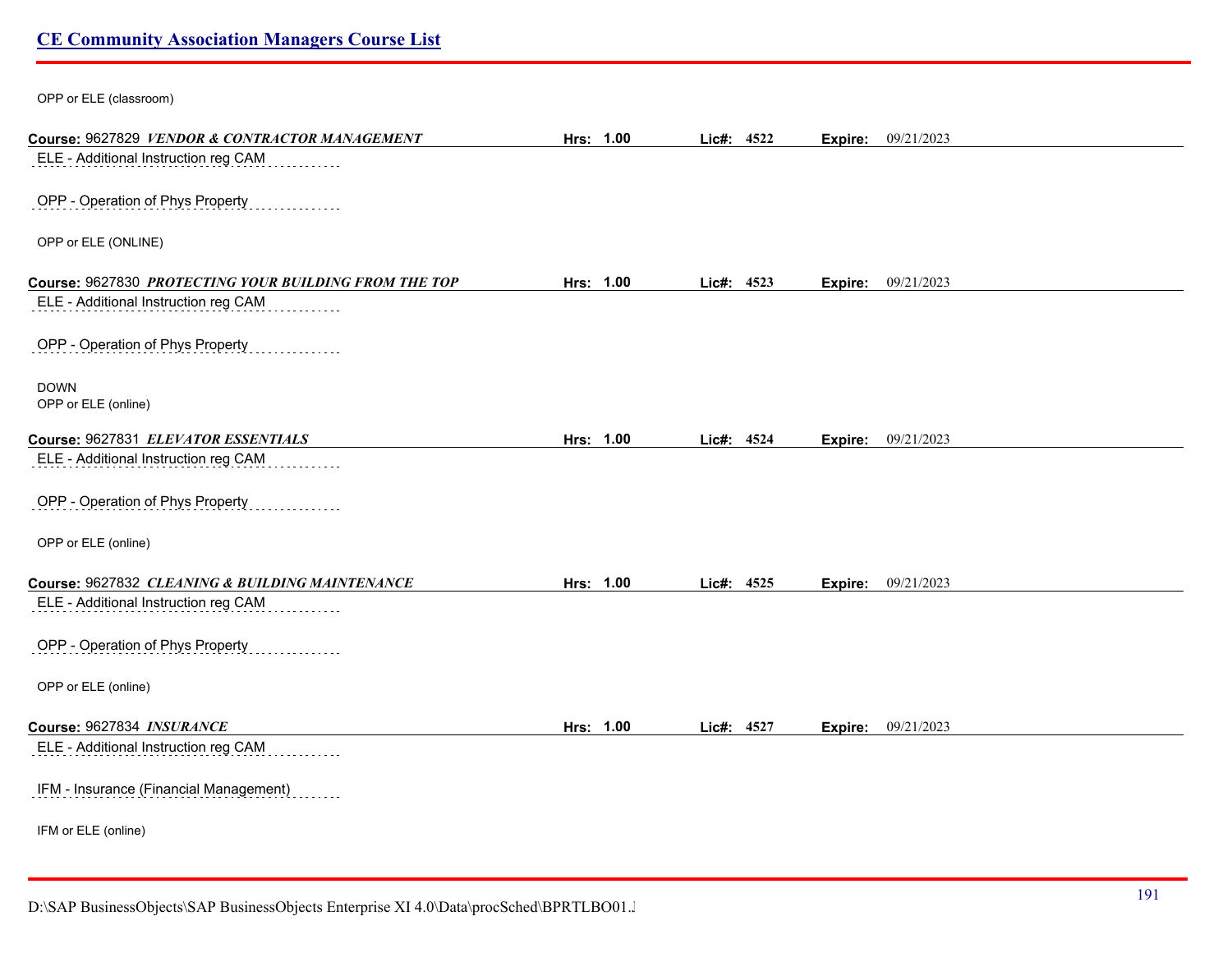OPP or ELE (classroom)

**Course:** 9627829 ***VENDOR & CONTRACTOR MANAGEMENT*** **Hrs: 1.00** **Lic#: 4522** **Expire:** 09/21/2023

ELE - Additional Instruction reg CAM

OPP - Operation of Phys Property

OPP or ELE (ONLINE)

**Course:** 9627830 ***PROTECTING YOUR BUILDING FROM THE TOP*** **Hrs: 1.00** **Lic#: 4523** **Expire:** 09/21/2023

ELE - Additional Instruction reg CAM

OPP - Operation of Phys Property

DOWN
OPP or ELE (online)

**Course:** 9627831 ***ELEVATOR ESSENTIALS*** **Hrs: 1.00** **Lic#: 4524** **Expire:** 09/21/2023

ELE - Additional Instruction reg CAM

OPP - Operation of Phys Property

OPP or ELE (online)

**Course:** 9627832 ***CLEANING & BUILDING MAINTENANCE*** **Hrs: 1.00** **Lic#: 4525** **Expire:** 09/21/2023

ELE - Additional Instruction reg CAM

OPP - Operation of Phys Property

OPP or ELE (online)

**Course:** 9627834 ***INSURANCE*** **Hrs: 1.00** **Lic#: 4527** **Expire:** 09/21/2023

ELE - Additional Instruction reg CAM

IFM - Insurance (Financial Management)

IFM or ELE (online)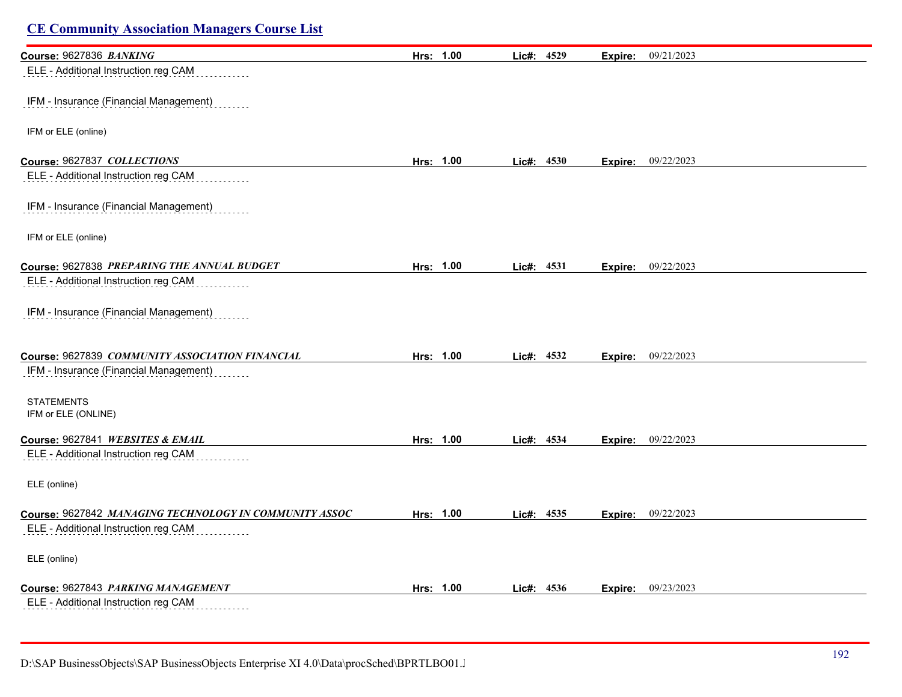## CE Community Association Managers Course List

**Course:** 9627836 ***BANKING*** **Hrs: 1.00** **Lic#: 4529** **Expire:** 09/21/2023

ELE - Additional Instruction reg CAM

IFM - Insurance (Financial Management)

IFM or ELE (online)

**Course:** 9627837 ***COLLECTIONS*** **Hrs: 1.00** **Lic#: 4530** **Expire:** 09/22/2023

ELE - Additional Instruction reg CAM

IFM - Insurance (Financial Management)

IFM or ELE (online)

**Course:** 9627838 ***PREPARING THE ANNUAL BUDGET*** **Hrs: 1.00** **Lic#: 4531** **Expire:** 09/22/2023

ELE - Additional Instruction reg CAM

IFM - Insurance (Financial Management)

**Course:** 9627839 ***COMMUNITY ASSOCIATION FINANCIAL*** **Hrs: 1.00** **Lic#: 4532** **Expire:** 09/22/2023

IFM - Insurance (Financial Management)

STATEMENTS
IFM or ELE (ONLINE)

**Course:** 9627841 ***WEBSITES & EMAIL*** **Hrs: 1.00** **Lic#: 4534** **Expire:** 09/22/2023

ELE - Additional Instruction reg CAM

ELE (online)

**Course:** 9627842 ***MANAGING TECHNOLOGY IN COMMUNITY ASSOC*** **Hrs: 1.00** **Lic#: 4535** **Expire:** 09/22/2023

ELE - Additional Instruction reg CAM

ELE (online)

**Course:** 9627843 ***PARKING MANAGEMENT*** **Hrs: 1.00** **Lic#: 4536** **Expire:** 09/23/2023

ELE - Additional Instruction reg CAM

D:\SAP BusinessObjects\SAP BusinessObjects Enterprise XI 4.0\Data\procSched\BPRTLBO01.J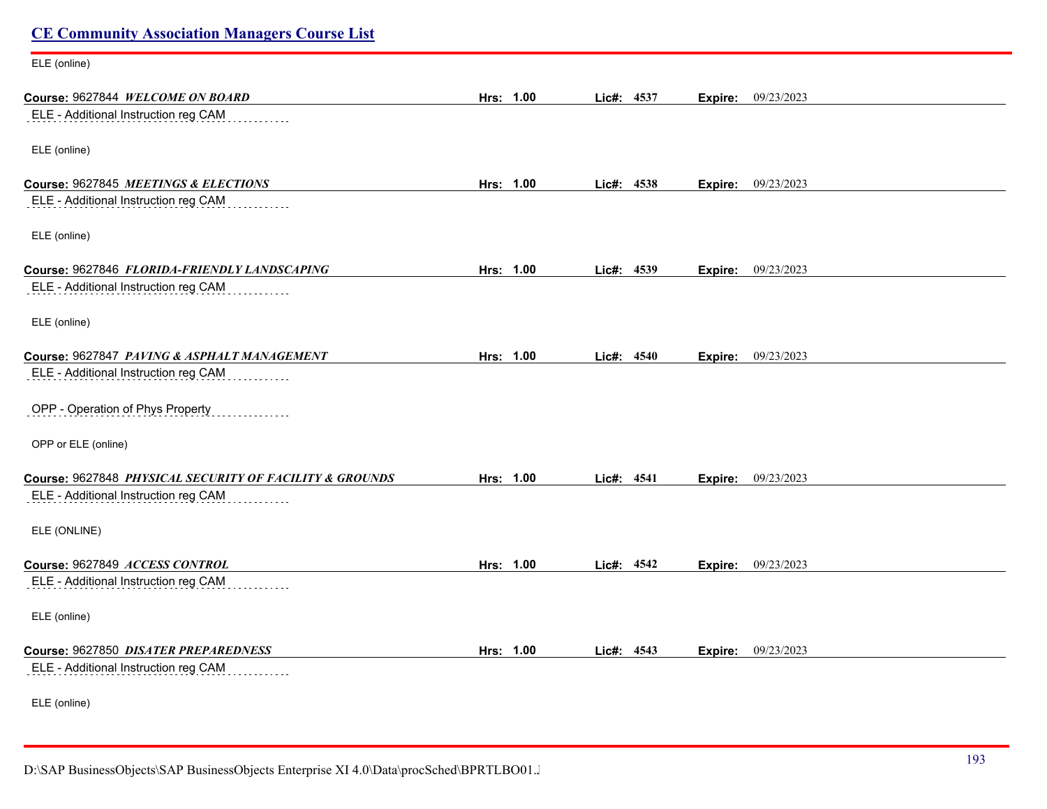ELE (online)

**Course:** 9627844 ***WELCOME ON BOARD*** **Hrs: 1.00** **Lic#: 4537** **Expire:** 09/23/2023

ELE - Additional Instruction reg CAM

ELE (online)

**Course:** 9627845 ***MEETINGS & ELECTIONS*** **Hrs: 1.00** **Lic#: 4538** **Expire:** 09/23/2023

ELE - Additional Instruction reg CAM

ELE (online)

**Course:** 9627846 ***FLORIDA-FRIENDLY LANDSCAPING*** **Hrs: 1.00** **Lic#: 4539** **Expire:** 09/23/2023

ELE - Additional Instruction reg CAM

ELE (online)

**Course:** 9627847 ***PAVING & ASPHALT MANAGEMENT*** **Hrs: 1.00** **Lic#: 4540** **Expire:** 09/23/2023

ELE - Additional Instruction reg CAM

OPP - Operation of Phys Property

OPP or ELE (online)

**Course:** 9627848 ***PHYSICAL SECURITY OF FACILITY & GROUNDS*** **Hrs: 1.00** **Lic#: 4541** **Expire:** 09/23/2023

ELE - Additional Instruction reg CAM

ELE (ONLINE)

**Course:** 9627849 ***ACCESS CONTROL*** **Hrs: 1.00** **Lic#: 4542** **Expire:** 09/23/2023

ELE - Additional Instruction reg CAM

ELE (online)

**Course:** 9627850 ***DISATER PREPAREDNESS*** **Hrs: 1.00** **Lic#: 4543** **Expire:** 09/23/2023

ELE - Additional Instruction reg CAM

ELE (online)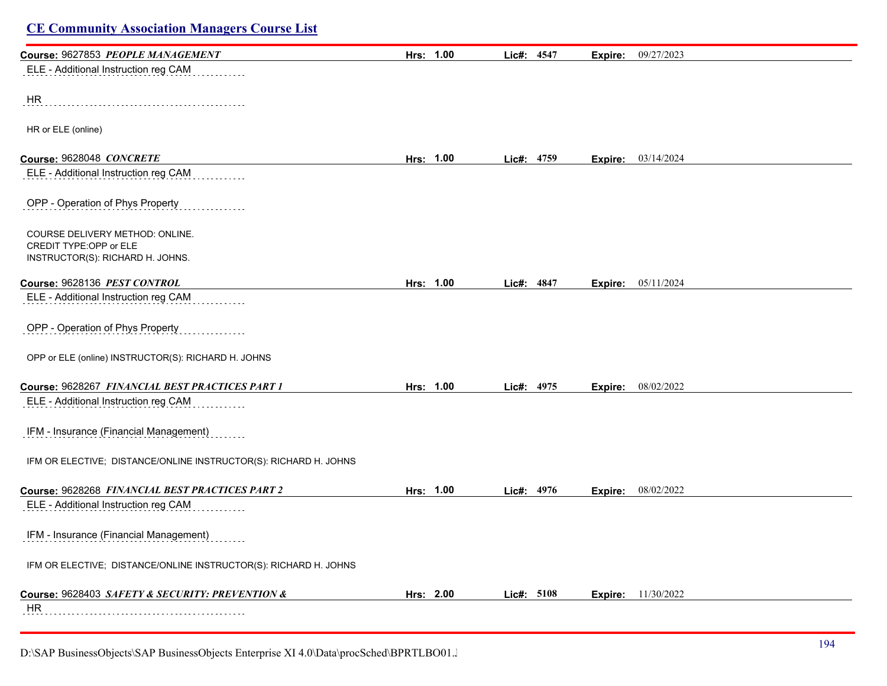## CE Community Association Managers Course List

**Course:** 9627853 ***PEOPLE MANAGEMENT*** **Hrs:** 1.00 **Lic#:** 4547 **Expire:** 09/27/2023

ELE - Additional Instruction reg CAM

HR

HR or ELE (online)

**Course:** 9628048 ***CONCRETE*** **Hrs:** 1.00 **Lic#:** 4759 **Expire:** 03/14/2024

ELE - Additional Instruction reg CAM

OPP - Operation of Phys Property

COURSE DELIVERY METHOD: ONLINE.
CREDIT TYPE:OPP or ELE
INSTRUCTOR(S): RICHARD H. JOHNS.

**Course:** 9628136 ***PEST CONTROL*** **Hrs:** 1.00 **Lic#:** 4847 **Expire:** 05/11/2024

ELE - Additional Instruction reg CAM

OPP - Operation of Phys Property

OPP or ELE (online) INSTRUCTOR(S): RICHARD H. JOHNS

**Course:** 9628267 ***FINANCIAL BEST PRACTICES PART 1*** **Hrs:** 1.00 **Lic#:** 4975 **Expire:** 08/02/2022

ELE - Additional Instruction reg CAM

IFM - Insurance (Financial Management)

IFM OR ELECTIVE; DISTANCE/ONLINE INSTRUCTOR(S): RICHARD H. JOHNS

**Course:** 9628268 ***FINANCIAL BEST PRACTICES PART 2*** **Hrs:** 1.00 **Lic#:** 4976 **Expire:** 08/02/2022

ELE - Additional Instruction reg CAM

IFM - Insurance (Financial Management)

IFM OR ELECTIVE; DISTANCE/ONLINE INSTRUCTOR(S): RICHARD H. JOHNS

**Course:** 9628403 ***SAFETY & SECURITY: PREVENTION &*** **Hrs:** 2.00 **Lic#:** 5108 **Expire:** 11/30/2022

HR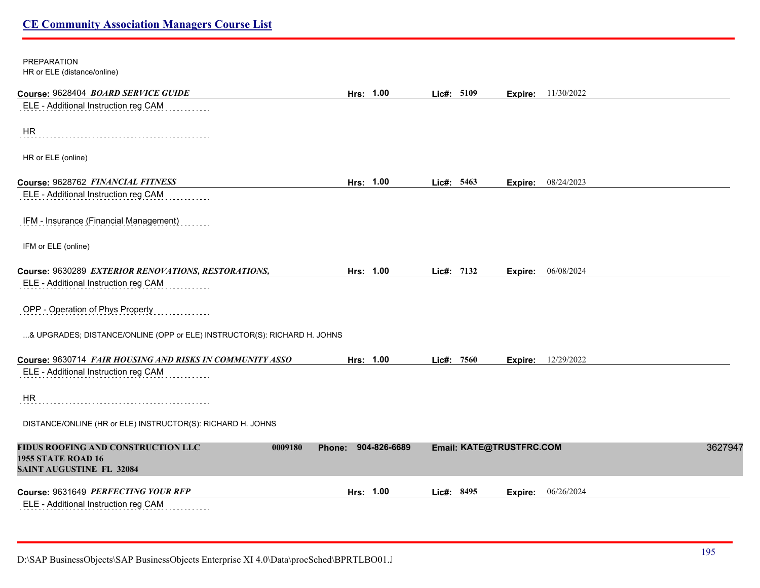PREPARATION
HR or ELE (distance/online)

**Course:** 9628404 ***BOARD SERVICE GUIDE*** **Hrs: 1.00** **Lic#: 5109** **Expire:** 11/30/2022

ELE - Additional Instruction reg CAM

HR

HR or ELE (online)

**Course:** 9628762 ***FINANCIAL FITNESS*** **Hrs: 1.00** **Lic#: 5463** **Expire:** 08/24/2023

ELE - Additional Instruction reg CAM

IFM - Insurance (Financial Management)

IFM or ELE (online)

**Course:** 9630289 ***EXTERIOR RENOVATIONS, RESTORATIONS,*** **Hrs: 1.00** **Lic#: 7132** **Expire:** 06/08/2024

ELE - Additional Instruction reg CAM

OPP - Operation of Phys Property

...& UPGRADES; DISTANCE/ONLINE (OPP or ELE) INSTRUCTOR(S): RICHARD H. JOHNS

**Course:** 9630714 ***FAIR HOUSING AND RISKS IN COMMUNITY ASSO*** **Hrs: 1.00** **Lic#: 7560** **Expire:** 12/29/2022

ELE - Additional Instruction reg CAM

HR

DISTANCE/ONLINE (HR or ELE) INSTRUCTOR(S): RICHARD H. JOHNS

**FIDUS ROOFING AND CONSTRUCTION LLC** **0009180** **Phone: 904-826-6689** **Email: KATE@TRUSTFRC.COM** 3627947
**1955 STATE ROAD 16**
**SAINT AUGUSTINE FL 32084**

**Course:** 9631649 ***PERFECTING YOUR RFP*** **Hrs: 1.00** **Lic#: 8495** **Expire:** 06/26/2024

ELE - Additional Instruction reg CAM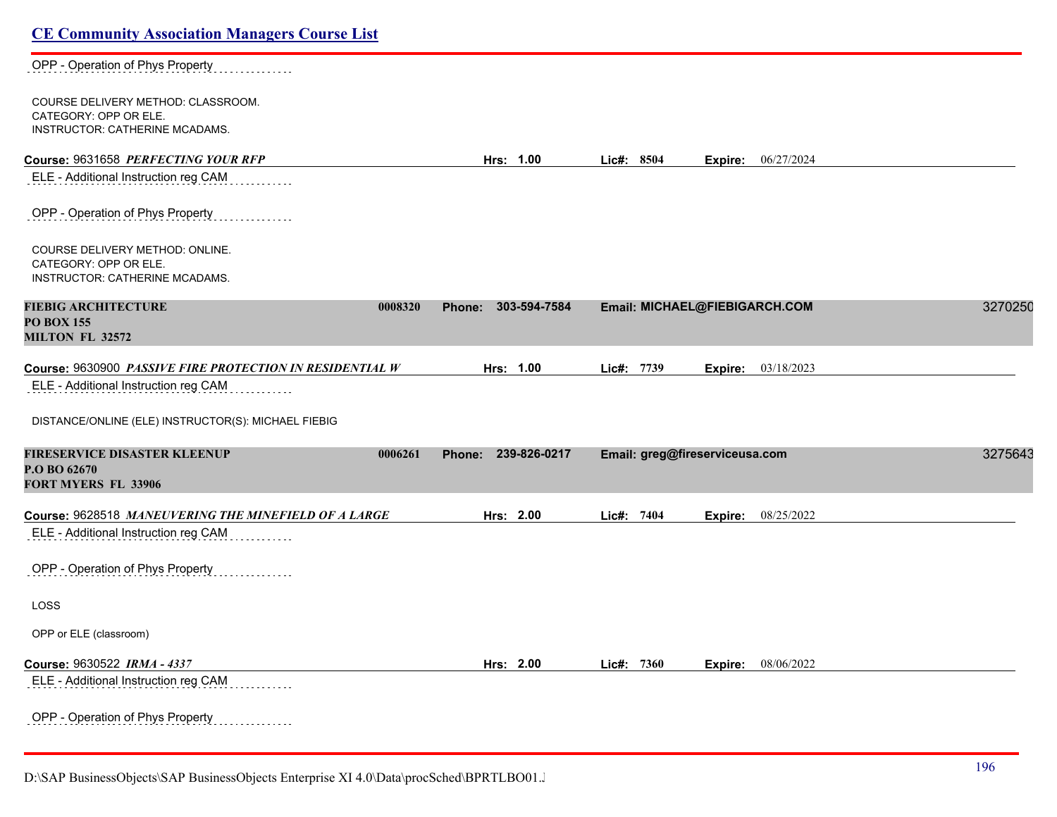OPP - Operation of Phys Property

COURSE DELIVERY METHOD: CLASSROOM.
CATEGORY: OPP OR ELE.
INSTRUCTOR: CATHERINE MCADAMS.

**Course:** 9631658 ***PERFECTING YOUR RFP*** **Hrs:** 1.00 **Lic#:** 8504 **Expire:** 06/27/2024

ELE - Additional Instruction reg CAM

OPP - Operation of Phys Property

COURSE DELIVERY METHOD: ONLINE.
CATEGORY: OPP OR ELE.
INSTRUCTOR: CATHERINE MCADAMS.

**FIEBIG ARCHITECTURE** 0008320 **Phone:** 303-594-7584 **Email:** MICHAEL@FIEBIGARCH.COM 3270250
**PO BOX 155**
**MILTON FL 32572**

**Course:** 9630900 ***PASSIVE FIRE PROTECTION IN RESIDENTIAL W*** **Hrs:** 1.00 **Lic#:** 7739 **Expire:** 03/18/2023

ELE - Additional Instruction reg CAM

DISTANCE/ONLINE (ELE) INSTRUCTOR(S): MICHAEL FIEBIG

**FIRESERVICE DISASTER KLEENUP** 0006261 **Phone:** 239-826-0217 **Email:** greg@fireserviceusa.com 3275643
**P.O BO 62670**
**FORT MYERS FL 33906**

**Course:** 9628518 ***MANEUVERING THE MINEFIELD OF A LARGE*** **Hrs:** 2.00 **Lic#:** 7404 **Expire:** 08/25/2022

ELE - Additional Instruction reg CAM

OPP - Operation of Phys Property

LOSS

OPP or ELE (classroom)

**Course:** 9630522 ***IRMA - 4337*** **Hrs:** 2.00 **Lic#:** 7360 **Expire:** 08/06/2022

ELE - Additional Instruction reg CAM

OPP - Operation of Phys Property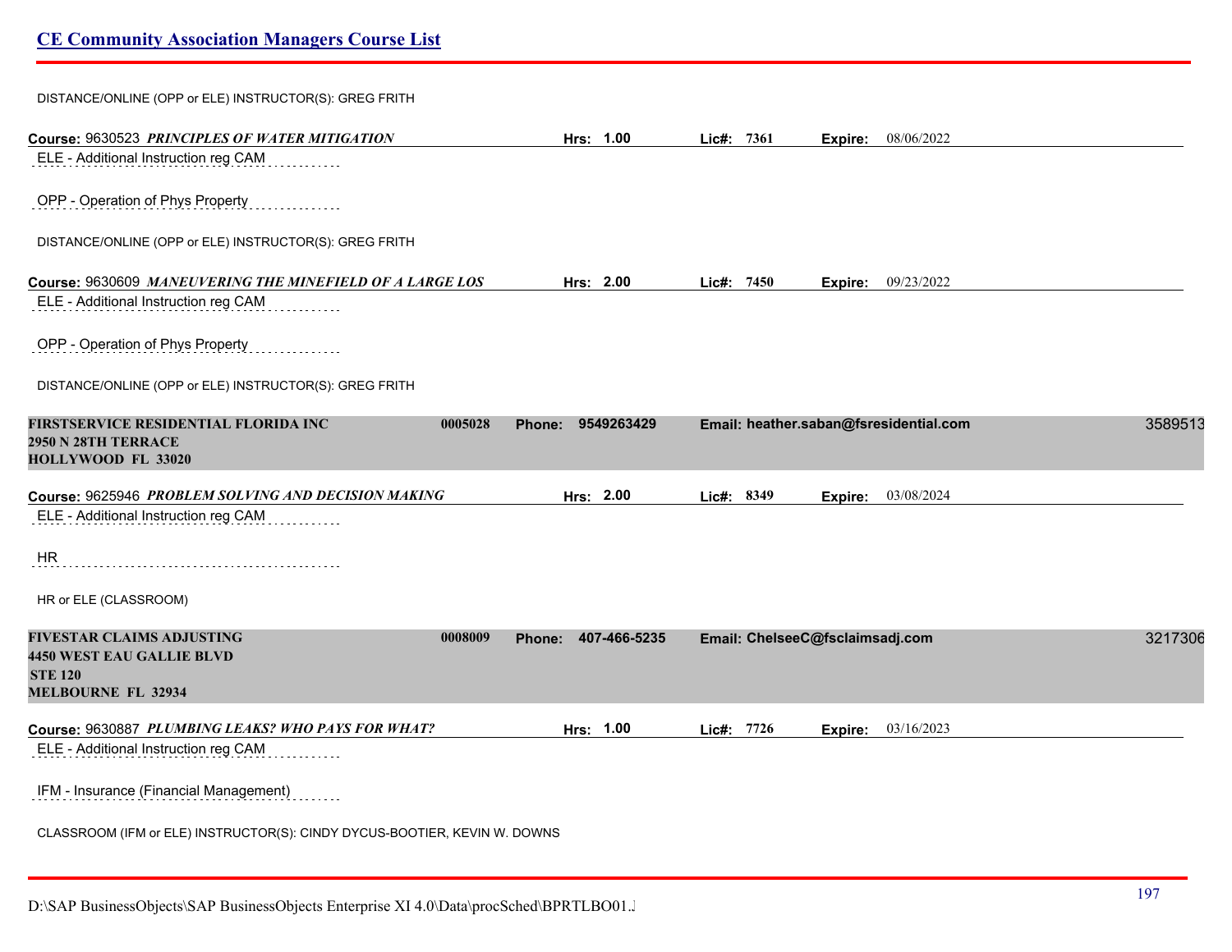DISTANCE/ONLINE (OPP or ELE) INSTRUCTOR(S): GREG FRITH

**Course:** 9630523 ***PRINCIPLES OF WATER MITIGATION*** **Hrs:** **1.00** **Lic#:** **7361** **Expire:** 08/06/2022

ELE - Additional Instruction reg CAM

OPP - Operation of Phys Property

DISTANCE/ONLINE (OPP or ELE) INSTRUCTOR(S): GREG FRITH

**Course:** 9630609 ***MANEUVERING THE MINEFIELD OF A LARGE LOS*** **Hrs:** **2.00** **Lic#:** **7450** **Expire:** 09/23/2022

ELE - Additional Instruction reg CAM

OPP - Operation of Phys Property

DISTANCE/ONLINE (OPP or ELE) INSTRUCTOR(S): GREG FRITH

**FIRSTSERVICE RESIDENTIAL FLORIDA INC** **0005028** **Phone: 9549263429** **Email: heather.saban@fsresidential.com** 3589513
**2950 N 28TH TERRACE**
**HOLLYWOOD FL 33020**

**Course:** 9625946 ***PROBLEM SOLVING AND DECISION MAKING*** **Hrs:** **2.00** **Lic#:** **8349** **Expire:** 03/08/2024

ELE - Additional Instruction reg CAM

HR

HR or ELE (CLASSROOM)

**FIVESTAR CLAIMS ADJUSTING** **0008009** **Phone: 407-466-5235** **Email: ChelseeC@fsclaimsadj.com** 3217306
**4450 WEST EAU GALLIE BLVD**
**STE 120**
**MELBOURNE FL 32934**

**Course:** 9630887 ***PLUMBING LEAKS? WHO PAYS FOR WHAT?*** **Hrs:** **1.00** **Lic#:** **7726** **Expire:** 03/16/2023

ELE - Additional Instruction reg CAM

IFM - Insurance (Financial Management)

CLASSROOM (IFM or ELE) INSTRUCTOR(S): CINDY DYCUS-BOOTIER, KEVIN W. DOWNS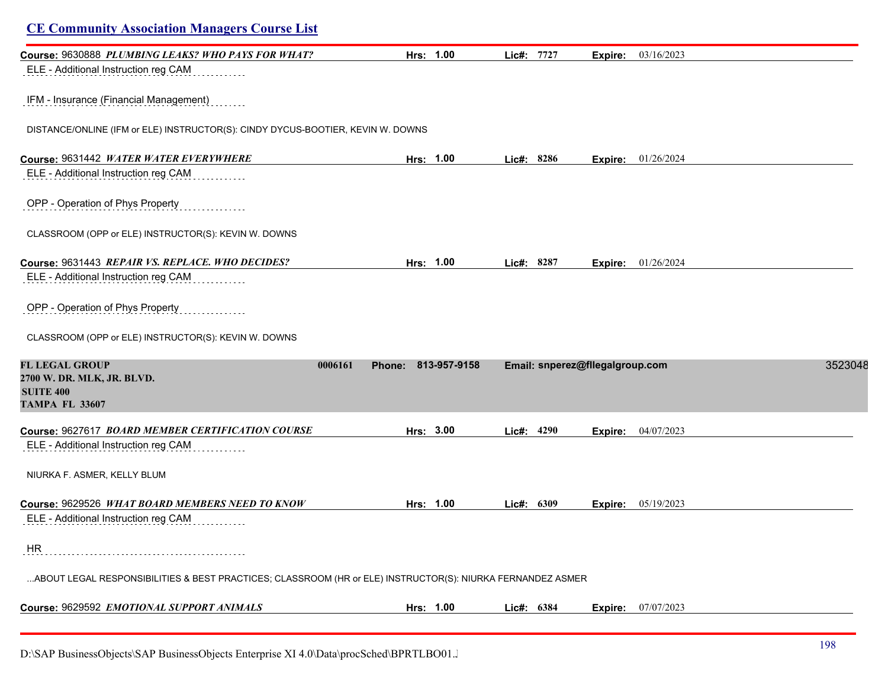**Course:** 9630888 ***PLUMBING LEAKS? WHO PAYS FOR WHAT?*** **Hrs: 1.00** **Lic#: 7727** **Expire:** 03/16/2023

ELE - Additional Instruction reg CAM

IFM - Insurance (Financial Management)

DISTANCE/ONLINE (IFM or ELE) INSTRUCTOR(S): CINDY DYCUS-BOOTIER, KEVIN W. DOWNS

**Course:** 9631442 ***WATER WATER EVERYWHERE*** **Hrs: 1.00** **Lic#: 8286** **Expire:** 01/26/2024

ELE - Additional Instruction reg CAM

OPP - Operation of Phys Property

CLASSROOM (OPP or ELE) INSTRUCTOR(S): KEVIN W. DOWNS

**Course:** 9631443 ***REPAIR VS. REPLACE. WHO DECIDES?*** **Hrs: 1.00** **Lic#: 8287** **Expire:** 01/26/2024

ELE - Additional Instruction reg CAM

OPP - Operation of Phys Property

CLASSROOM (OPP or ELE) INSTRUCTOR(S): KEVIN W. DOWNS

**FL LEGAL GROUP** **0006161** **Phone: 813-957-9158** **Email: snperez@fllegalgroup.com** 3523048
**2700 W. DR. MLK, JR. BLVD.**
**SUITE 400**
**TAMPA FL 33607**

**Course:** 9627617 ***BOARD MEMBER CERTIFICATION COURSE*** **Hrs: 3.00** **Lic#: 4290** **Expire:** 04/07/2023

ELE - Additional Instruction reg CAM

NIURKA F. ASMER, KELLY BLUM

**Course:** 9629526 ***WHAT BOARD MEMBERS NEED TO KNOW*** **Hrs: 1.00** **Lic#: 6309** **Expire:** 05/19/2023

ELE - Additional Instruction reg CAM

HR

...ABOUT LEGAL RESPONSIBILITIES & BEST PRACTICES; CLASSROOM (HR or ELE) INSTRUCTOR(S): NIURKA FERNANDEZ ASMER

**Course:** 9629592 ***EMOTIONAL SUPPORT ANIMALS*** **Hrs: 1.00** **Lic#: 6384** **Expire:** 07/07/2023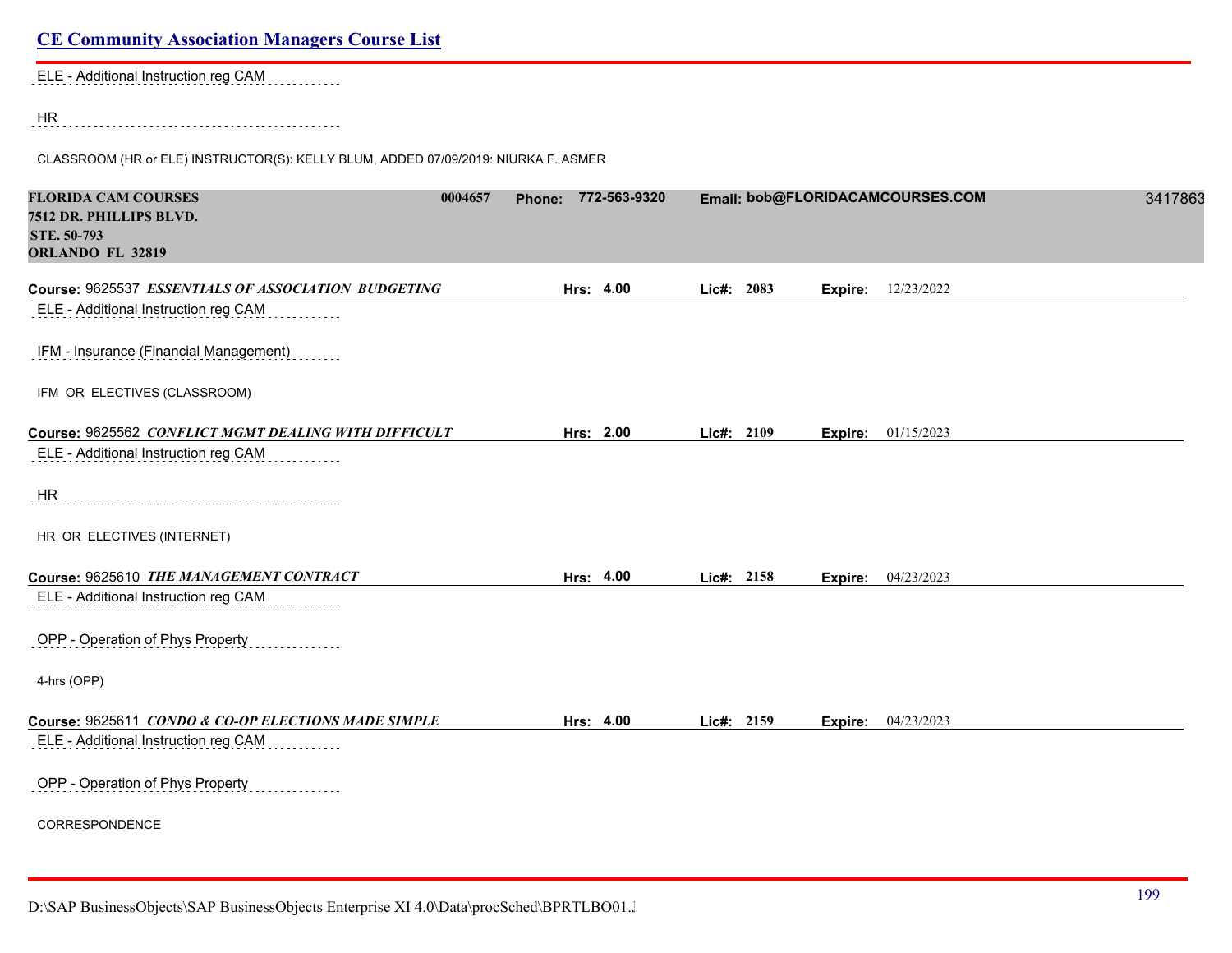ELE - Additional Instruction reg CAM

HR

CLASSROOM (HR or ELE) INSTRUCTOR(S): KELLY BLUM, ADDED 07/09/2019: NIURKA F. ASMER

**FLORIDA CAM COURSES** **0004657** **Phone: 772-563-9320** **Email: bob@FLORIDACAMCOURSES.COM** 3417863
**7512 DR. PHILLIPS BLVD.**
**STE. 50-793**
**ORLANDO FL 32819**

**Course:** 9625537 ***ESSENTIALS OF ASSOCIATION BUDGETING*** **Hrs: 4.00** **Lic#: 2083** **Expire:** 12/23/2022

ELE - Additional Instruction reg CAM

IFM - Insurance (Financial Management)

IFM OR ELECTIVES (CLASSROOM)

**Course:** 9625562 ***CONFLICT MGMT DEALING WITH DIFFICULT*** **Hrs: 2.00** **Lic#: 2109** **Expire:** 01/15/2023

ELE - Additional Instruction reg CAM

HR

HR OR ELECTIVES (INTERNET)

**Course:** 9625610 ***THE MANAGEMENT CONTRACT*** **Hrs: 4.00** **Lic#: 2158** **Expire:** 04/23/2023

ELE - Additional Instruction reg CAM

OPP - Operation of Phys Property

4-hrs (OPP)

**Course:** 9625611 ***CONDO & CO-OP ELECTIONS MADE SIMPLE*** **Hrs: 4.00** **Lic#: 2159** **Expire:** 04/23/2023

ELE - Additional Instruction reg CAM

OPP - Operation of Phys Property

CORRESPONDENCE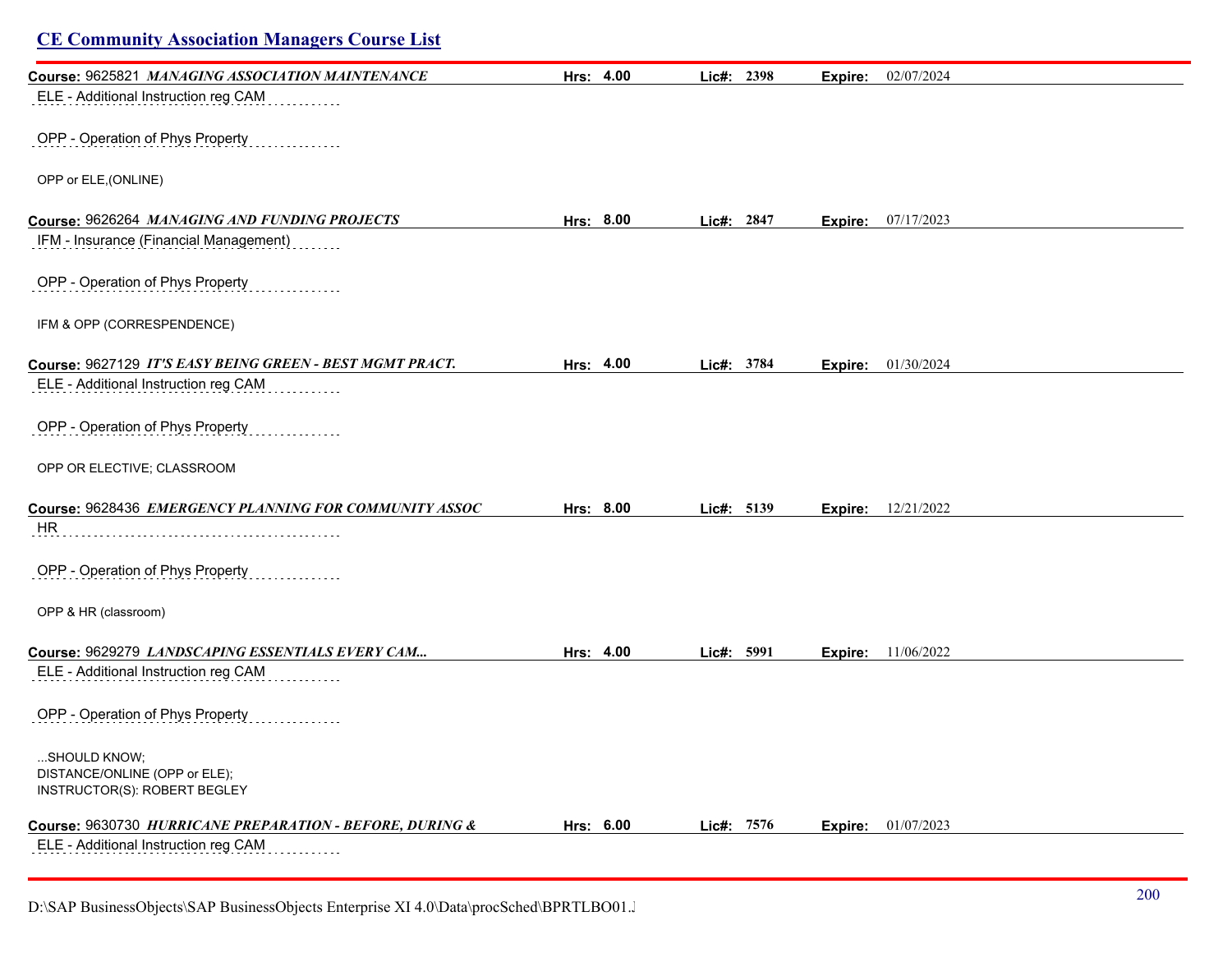## CE Community Association Managers Course List

**Course:** 9625821 ***MANAGING ASSOCIATION MAINTENANCE*** **Hrs:** **4.00** **Lic#:** **2398** **Expire:** 02/07/2024

ELE - Additional Instruction reg CAM

OPP - Operation of Phys Property

OPP or ELE,(ONLINE)

**Course:** 9626264 ***MANAGING AND FUNDING PROJECTS*** **Hrs:** **8.00** **Lic#:** **2847** **Expire:** 07/17/2023

IFM - Insurance (Financial Management)

OPP - Operation of Phys Property

IFM & OPP (CORRESPENDENCE)

**Course:** 9627129 ***IT'S EASY BEING GREEN - BEST MGMT PRACT.*** **Hrs:** **4.00** **Lic#:** **3784** **Expire:** 01/30/2024

ELE - Additional Instruction reg CAM

OPP - Operation of Phys Property

OPP OR ELECTIVE; CLASSROOM

**Course:** 9628436 ***EMERGENCY PLANNING FOR COMMUNITY ASSOC*** **Hrs:** **8.00** **Lic#:** **5139** **Expire:** 12/21/2022

HR

OPP - Operation of Phys Property

OPP & HR (classroom)

**Course:** 9629279 ***LANDSCAPING ESSENTIALS EVERY CAM...*** **Hrs:** **4.00** **Lic#:** **5991** **Expire:** 11/06/2022

ELE - Additional Instruction reg CAM

OPP - Operation of Phys Property

...SHOULD KNOW;
DISTANCE/ONLINE (OPP or ELE);
INSTRUCTOR(S): ROBERT BEGLEY

**Course:** 9630730 ***HURRICANE PREPARATION - BEFORE, DURING &*** **Hrs:** **6.00** **Lic#:** **7576** **Expire:** 01/07/2023

ELE - Additional Instruction reg CAM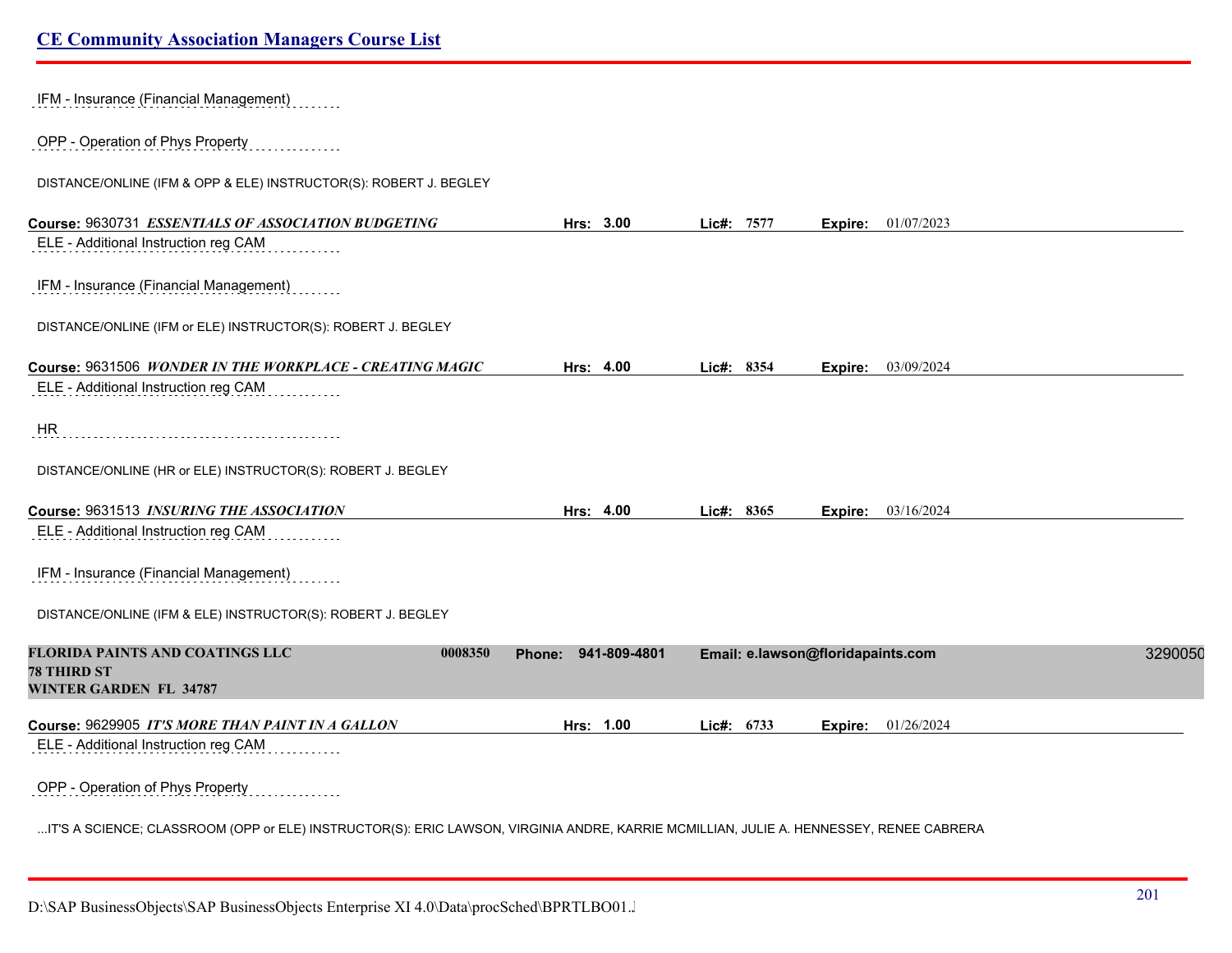IFM - Insurance (Financial Management)

OPP - Operation of Phys Property

DISTANCE/ONLINE (IFM & OPP & ELE) INSTRUCTOR(S): ROBERT J. BEGLEY

**Course:** 9630731 ***ESSENTIALS OF ASSOCIATION BUDGETING*** **Hrs: 3.00** **Lic#: 7577** **Expire:** 01/07/2023

ELE - Additional Instruction reg CAM

IFM - Insurance (Financial Management)

DISTANCE/ONLINE (IFM or ELE) INSTRUCTOR(S): ROBERT J. BEGLEY

**Course:** 9631506 ***WONDER IN THE WORKPLACE - CREATING MAGIC*** **Hrs: 4.00** **Lic#: 8354** **Expire:** 03/09/2024

ELE - Additional Instruction reg CAM

HR

DISTANCE/ONLINE (HR or ELE) INSTRUCTOR(S): ROBERT J. BEGLEY

**Course:** 9631513 ***INSURING THE ASSOCIATION*** **Hrs: 4.00** **Lic#: 8365** **Expire:** 03/16/2024

ELE - Additional Instruction reg CAM

IFM - Insurance (Financial Management)

DISTANCE/ONLINE (IFM & ELE) INSTRUCTOR(S): ROBERT J. BEGLEY

**FLORIDA PAINTS AND COATINGS LLC** **0008350** **Phone: 941-809-4801** **Email: e.lawson@floridapaints.com** 3290050
**78 THIRD ST**
**WINTER GARDEN FL 34787**

**Course:** 9629905 ***IT'S MORE THAN PAINT IN A GALLON*** **Hrs: 1.00** **Lic#: 6733** **Expire:** 01/26/2024

ELE - Additional Instruction reg CAM

OPP - Operation of Phys Property

...IT'S A SCIENCE; CLASSROOM (OPP or ELE) INSTRUCTOR(S): ERIC LAWSON, VIRGINIA ANDRE, KARRIE MCMILLIAN, JULIE A. HENNESSEY, RENEE CABRERA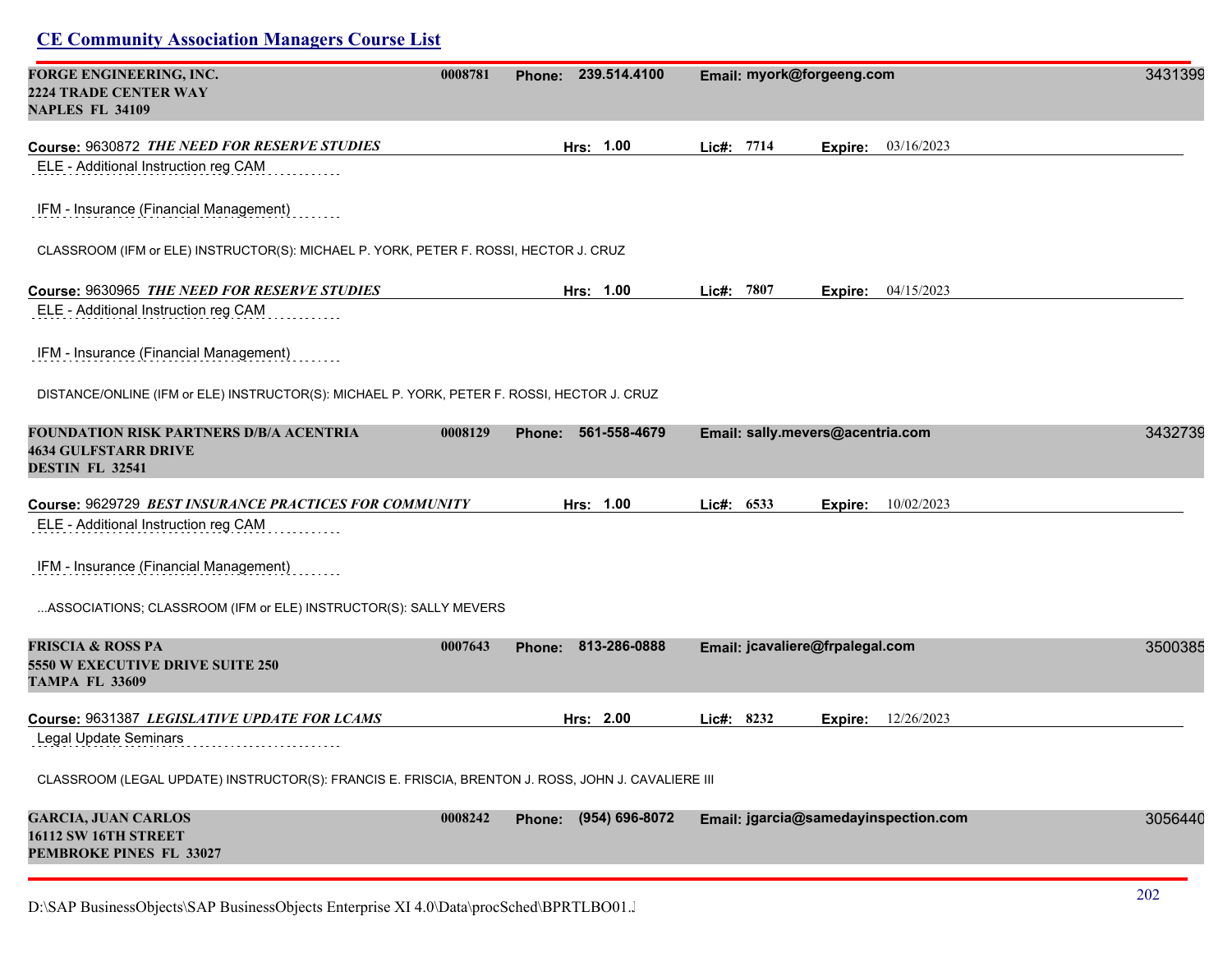## CE Community Association Managers Course List

**FORGE ENGINEERING, INC.** | 0008781 | Phone: 239.514.4100 | Email: myork@forgeeng.com | 3431399
**2224 TRADE CENTER WAY**
**NAPLES FL 34109**

**Course:** 9630872 ***THE NEED FOR RESERVE STUDIES*** | **Hrs:** 1.00 | **Lic#:** 7714 | **Expire:** 03/16/2023

ELE - Additional Instruction reg CAM

IFM - Insurance (Financial Management)

CLASSROOM (IFM or ELE) INSTRUCTOR(S): MICHAEL P. YORK, PETER F. ROSSI, HECTOR J. CRUZ

**Course:** 9630965 ***THE NEED FOR RESERVE STUDIES*** | **Hrs:** 1.00 | **Lic#:** 7807 | **Expire:** 04/15/2023

ELE - Additional Instruction reg CAM

IFM - Insurance (Financial Management)

DISTANCE/ONLINE (IFM or ELE) INSTRUCTOR(S): MICHAEL P. YORK, PETER F. ROSSI, HECTOR J. CRUZ

**FOUNDATION RISK PARTNERS D/B/A ACENTRIA** | 0008129 | Phone: 561-558-4679 | Email: sally.mevers@acentria.com | 3432739
**4634 GULFSTARR DRIVE**
**DESTIN FL 32541**

**Course:** 9629729 ***BEST INSURANCE PRACTICES FOR COMMUNITY*** | **Hrs:** 1.00 | **Lic#:** 6533 | **Expire:** 10/02/2023

ELE - Additional Instruction reg CAM

IFM - Insurance (Financial Management)

...ASSOCIATIONS; CLASSROOM (IFM or ELE) INSTRUCTOR(S): SALLY MEVERS

**FRISCIA & ROSS PA** | 0007643 | Phone: 813-286-0888 | Email: jcavaliere@frpalegal.com | 3500385
**5550 W EXECUTIVE DRIVE SUITE 250**
**TAMPA FL 33609**

**Course:** 9631387 ***LEGISLATIVE UPDATE FOR LCAMS*** | **Hrs:** 2.00 | **Lic#:** 8232 | **Expire:** 12/26/2023

Legal Update Seminars

CLASSROOM (LEGAL UPDATE) INSTRUCTOR(S): FRANCIS E. FRISCIA, BRENTON J. ROSS, JOHN J. CAVALIERE III

**GARCIA, JUAN CARLOS** | 0008242 | Phone: (954) 696-8072 | Email: jgarcia@samedayinspection.com | 3056440
**16112 SW 16TH STREET**
**PEMBROKE PINES FL 33027**

D:\SAP BusinessObjects\SAP BusinessObjects Enterprise XI 4.0\Data\procSched\BPRTLBO01.J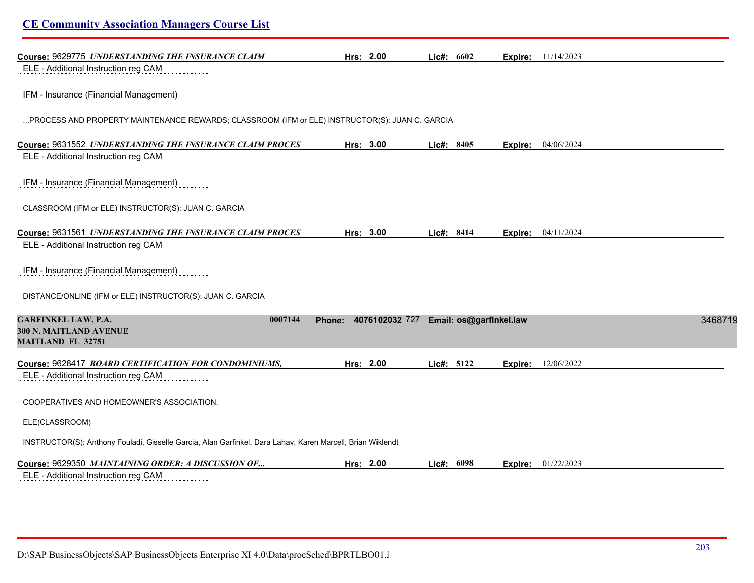**Course:** 9629775 ***UNDERSTANDING THE INSURANCE CLAIM*** **Hrs:** 2.00 **Lic#:** 6602 **Expire:** 11/14/2023

ELE - Additional Instruction reg CAM

IFM - Insurance (Financial Management)

...PROCESS AND PROPERTY MAINTENANCE REWARDS; CLASSROOM (IFM or ELE) INSTRUCTOR(S): JUAN C. GARCIA

**Course:** 9631552 ***UNDERSTANDING THE INSURANCE CLAIM PROCES*** **Hrs:** 3.00 **Lic#:** 8405 **Expire:** 04/06/2024

ELE - Additional Instruction reg CAM

IFM - Insurance (Financial Management)

CLASSROOM (IFM or ELE) INSTRUCTOR(S): JUAN C. GARCIA

**Course:** 9631561 ***UNDERSTANDING THE INSURANCE CLAIM PROCES*** **Hrs:** 3.00 **Lic#:** 8414 **Expire:** 04/11/2024

ELE - Additional Instruction reg CAM

IFM - Insurance (Financial Management)

DISTANCE/ONLINE (IFM or ELE) INSTRUCTOR(S): JUAN C. GARCIA

**GARFINKEL LAW, P.A.** 0007144 **Phone:** 4076102032 727 **Email: os@garfinkel.law** 3468719
**300 N. MAITLAND AVENUE**
**MAITLAND FL 32751**

**Course:** 9628417 ***BOARD CERTIFICATION FOR CONDOMINIUMS,*** **Hrs:** 2.00 **Lic#:** 5122 **Expire:** 12/06/2022

ELE - Additional Instruction reg CAM

COOPERATIVES AND HOMEOWNER'S ASSOCIATION.

ELE(CLASSROOM)

INSTRUCTOR(S): Anthony Fouladi, Gisselle Garcia, Alan Garfinkel, Dara Lahav, Karen Marcell, Brian Wiklendt

**Course:** 9629350 ***MAINTAINING ORDER: A DISCUSSION OF...*** **Hrs:** 2.00 **Lic#:** 6098 **Expire:** 01/22/2023

ELE - Additional Instruction reg CAM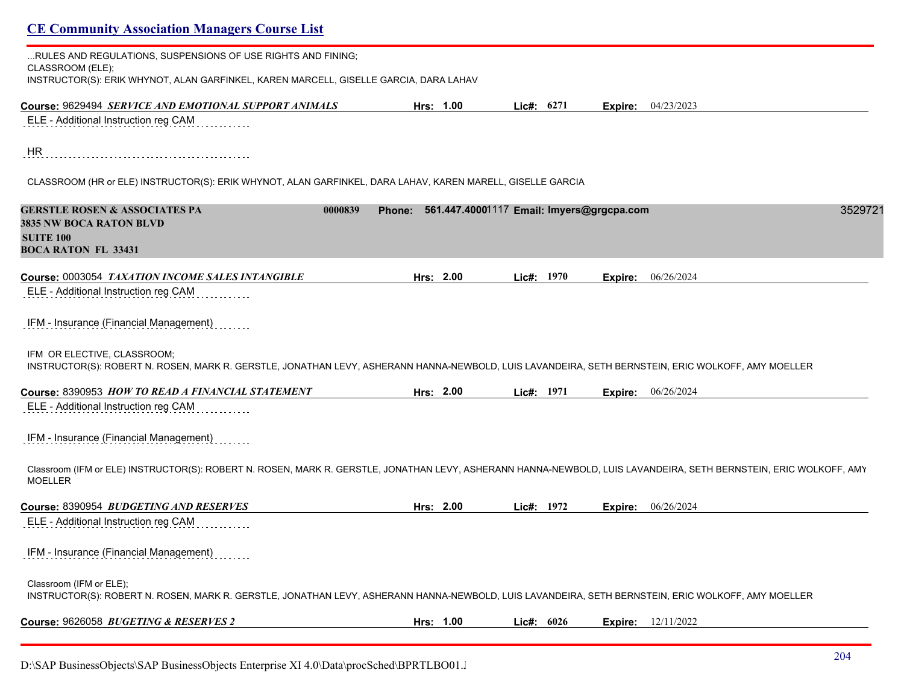...RULES AND REGULATIONS, SUSPENSIONS OF USE RIGHTS AND FINING;
CLASSROOM (ELE);
INSTRUCTOR(S): ERIK WHYNOT, ALAN GARFINKEL, KAREN MARCELL, GISELLE GARCIA, DARA LAHAV

**Course:** 9629494 ***SERVICE AND EMOTIONAL SUPPORT ANIMALS*** **Hrs:** 1.00 **Lic#:** 6271 **Expire:** 04/23/2023

ELE - Additional Instruction reg CAM

HR

CLASSROOM (HR or ELE) INSTRUCTOR(S): ERIK WHYNOT, ALAN GARFINKEL, DARA LAHAV, KAREN MARELL, GISELLE GARCIA

**GERSTLE ROSEN & ASSOCIATES PA** 0000839 **Phone:** 561.447.40001117 **Email:** lmyers@grgcpa.com 3529721
**3835 NW BOCA RATON BLVD**
**SUITE 100**
**BOCA RATON FL 33431**

**Course:** 0003054 ***TAXATION INCOME SALES INTANGIBLE*** **Hrs:** 2.00 **Lic#:** 1970 **Expire:** 06/26/2024

ELE - Additional Instruction reg CAM

IFM - Insurance (Financial Management)

IFM OR ELECTIVE, CLASSROOM;
INSTRUCTOR(S): ROBERT N. ROSEN, MARK R. GERSTLE, JONATHAN LEVY, ASHERANN HANNA-NEWBOLD, LUIS LAVANDEIRA, SETH BERNSTEIN, ERIC WOLKOFF, AMY MOELLER

**Course:** 8390953 ***HOW TO READ A FINANCIAL STATEMENT*** **Hrs:** 2.00 **Lic#:** 1971 **Expire:** 06/26/2024

ELE - Additional Instruction reg CAM

IFM - Insurance (Financial Management)

Classroom (IFM or ELE) INSTRUCTOR(S): ROBERT N. ROSEN, MARK R. GERSTLE, JONATHAN LEVY, ASHERANN HANNA-NEWBOLD, LUIS LAVANDEIRA, SETH BERNSTEIN, ERIC WOLKOFF, AMY MOELLER

**Course:** 8390954 ***BUDGETING AND RESERVES*** **Hrs:** 2.00 **Lic#:** 1972 **Expire:** 06/26/2024

ELE - Additional Instruction reg CAM

IFM - Insurance (Financial Management)

Classroom (IFM or ELE);
INSTRUCTOR(S): ROBERT N. ROSEN, MARK R. GERSTLE, JONATHAN LEVY, ASHERANN HANNA-NEWBOLD, LUIS LAVANDEIRA, SETH BERNSTEIN, ERIC WOLKOFF, AMY MOELLER

**Course:** 9626058 ***BUGETING & RESERVES 2*** **Hrs:** 1.00 **Lic#:** 6026 **Expire:** 12/11/2022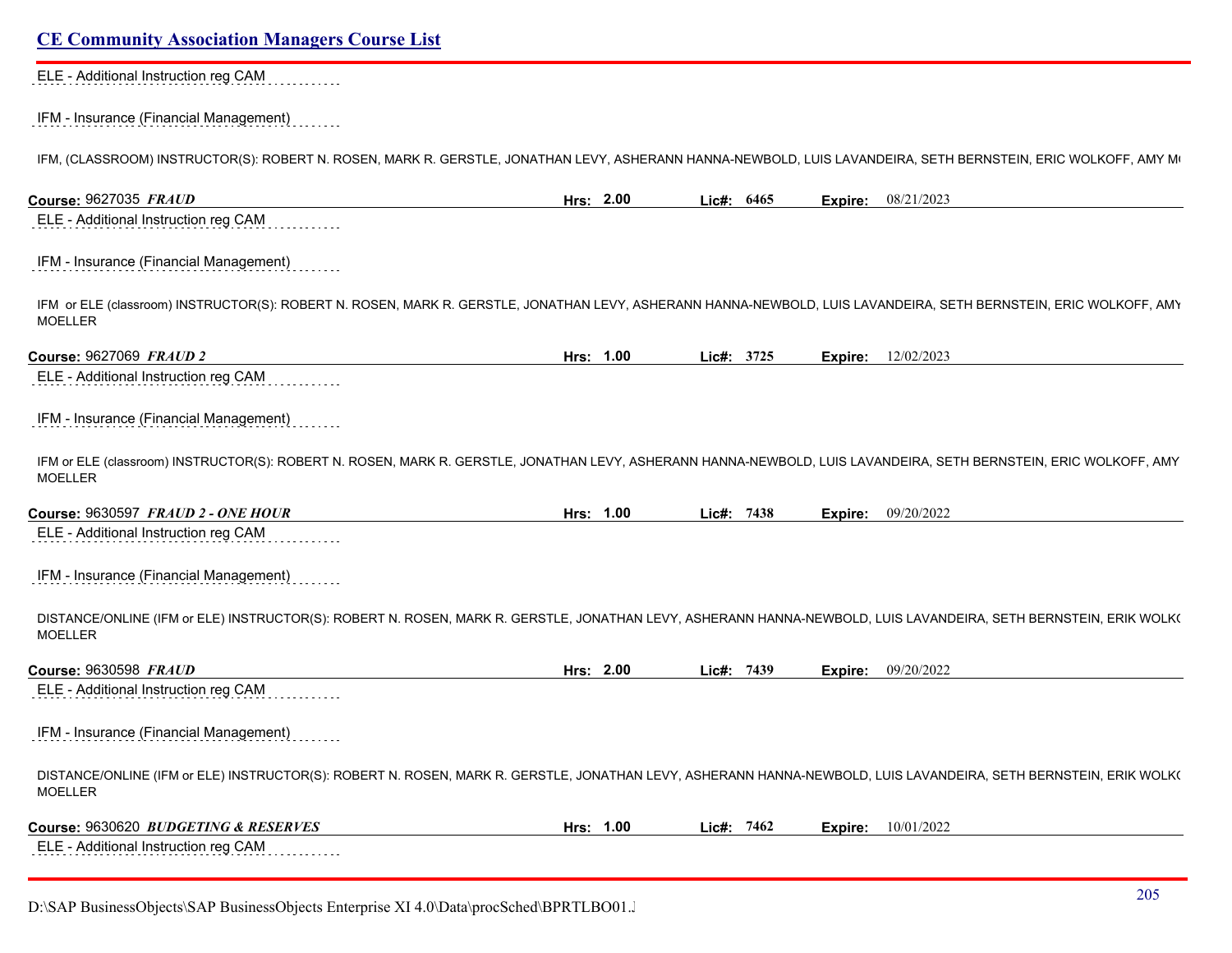## CE Community Association Managers Course List

ELE - Additional Instruction reg CAM

IFM - Insurance (Financial Management)

IFM, (CLASSROOM) INSTRUCTOR(S): ROBERT N. ROSEN, MARK R. GERSTLE, JONATHAN LEVY, ASHERANN HANNA-NEWBOLD, LUIS LAVANDEIRA, SETH BERNSTEIN, ERIC WOLKOFF, AMY M(

**Course:** 9627035 ***FRAUD*** **Hrs:** 2.00 **Lic#:** 6465 **Expire:** 08/21/2023

ELE - Additional Instruction reg CAM

IFM - Insurance (Financial Management)

IFM or ELE (classroom) INSTRUCTOR(S): ROBERT N. ROSEN, MARK R. GERSTLE, JONATHAN LEVY, ASHERANN HANNA-NEWBOLD, LUIS LAVANDEIRA, SETH BERNSTEIN, ERIC WOLKOFF, AMY MOELLER

**Course:** 9627069 ***FRAUD 2*** **Hrs:** 1.00 **Lic#:** 3725 **Expire:** 12/02/2023

ELE - Additional Instruction reg CAM

IFM - Insurance (Financial Management)

IFM or ELE (classroom) INSTRUCTOR(S): ROBERT N. ROSEN, MARK R. GERSTLE, JONATHAN LEVY, ASHERANN HANNA-NEWBOLD, LUIS LAVANDEIRA, SETH BERNSTEIN, ERIC WOLKOFF, AMY MOELLER

**Course:** 9630597 ***FRAUD 2 - ONE HOUR*** **Hrs:** 1.00 **Lic#:** 7438 **Expire:** 09/20/2022

ELE - Additional Instruction reg CAM

IFM - Insurance (Financial Management)

DISTANCE/ONLINE (IFM or ELE) INSTRUCTOR(S): ROBERT N. ROSEN, MARK R. GERSTLE, JONATHAN LEVY, ASHERANN HANNA-NEWBOLD, LUIS LAVANDEIRA, SETH BERNSTEIN, ERIK WOLK( MOELLER

**Course:** 9630598 ***FRAUD*** **Hrs:** 2.00 **Lic#:** 7439 **Expire:** 09/20/2022

ELE - Additional Instruction reg CAM

IFM - Insurance (Financial Management)

DISTANCE/ONLINE (IFM or ELE) INSTRUCTOR(S): ROBERT N. ROSEN, MARK R. GERSTLE, JONATHAN LEVY, ASHERANN HANNA-NEWBOLD, LUIS LAVANDEIRA, SETH BERNSTEIN, ERIK WOLK( MOELLER

**Course:** 9630620 ***BUDGETING & RESERVES*** **Hrs:** 1.00 **Lic#:** 7462 **Expire:** 10/01/2022

ELE - Additional Instruction reg CAM

D:\SAP BusinessObjects\SAP BusinessObjects Enterprise XI 4.0\Data\procSched\BPRTLBO01.J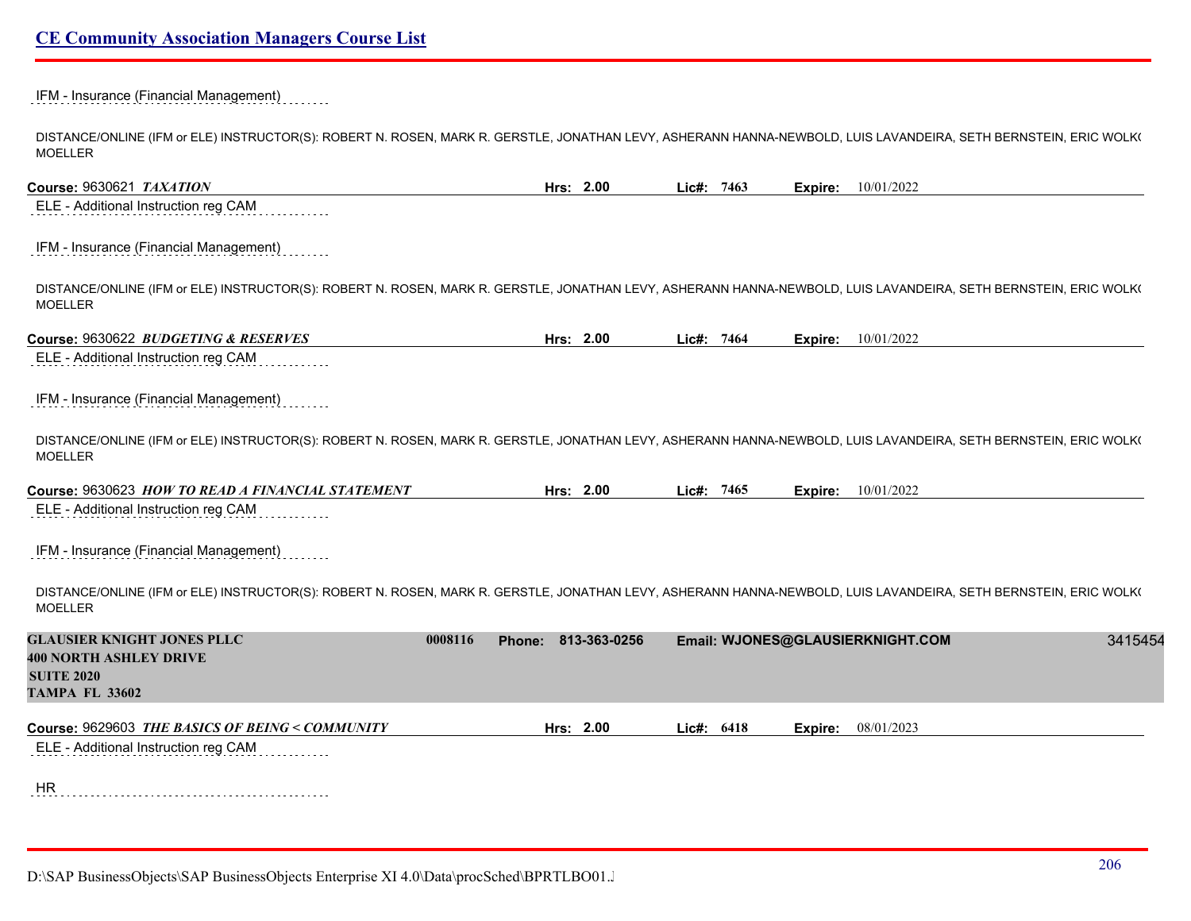IFM - Insurance (Financial Management)

DISTANCE/ONLINE (IFM or ELE) INSTRUCTOR(S): ROBERT N. ROSEN, MARK R. GERSTLE, JONATHAN LEVY, ASHERANN HANNA-NEWBOLD, LUIS LAVANDEIRA, SETH BERNSTEIN, ERIC WOLK( MOELLER

**Course:** 9630621 ***TAXATION*** **Hrs:** **2.00** **Lic#:** **7463** **Expire:** 10/01/2022

ELE - Additional Instruction reg CAM

IFM - Insurance (Financial Management)

DISTANCE/ONLINE (IFM or ELE) INSTRUCTOR(S): ROBERT N. ROSEN, MARK R. GERSTLE, JONATHAN LEVY, ASHERANN HANNA-NEWBOLD, LUIS LAVANDEIRA, SETH BERNSTEIN, ERIC WOLK( MOELLER

**Course:** 9630622 ***BUDGETING & RESERVES*** **Hrs:** **2.00** **Lic#:** **7464** **Expire:** 10/01/2022

ELE - Additional Instruction reg CAM

IFM - Insurance (Financial Management)

DISTANCE/ONLINE (IFM or ELE) INSTRUCTOR(S): ROBERT N. ROSEN, MARK R. GERSTLE, JONATHAN LEVY, ASHERANN HANNA-NEWBOLD, LUIS LAVANDEIRA, SETH BERNSTEIN, ERIC WOLK( MOELLER

**Course:** 9630623 ***HOW TO READ A FINANCIAL STATEMENT*** **Hrs:** **2.00** **Lic#:** **7465** **Expire:** 10/01/2022

ELE - Additional Instruction reg CAM

IFM - Insurance (Financial Management)

DISTANCE/ONLINE (IFM or ELE) INSTRUCTOR(S): ROBERT N. ROSEN, MARK R. GERSTLE, JONATHAN LEVY, ASHERANN HANNA-NEWBOLD, LUIS LAVANDEIRA, SETH BERNSTEIN, ERIC WOLK( MOELLER

**GLAUSIER KNIGHT JONES PLLC** **0008116** **Phone: 813-363-0256** **Email: WJONES@GLAUSIERKNIGHT.COM** 3415454
**400 NORTH ASHLEY DRIVE**
**SUITE 2020**
**TAMPA FL 33602**

**Course:** 9629603 ***THE BASICS OF BEING < COMMUNITY*** **Hrs:** **2.00** **Lic#:** **6418** **Expire:** 08/01/2023

ELE - Additional Instruction reg CAM

HR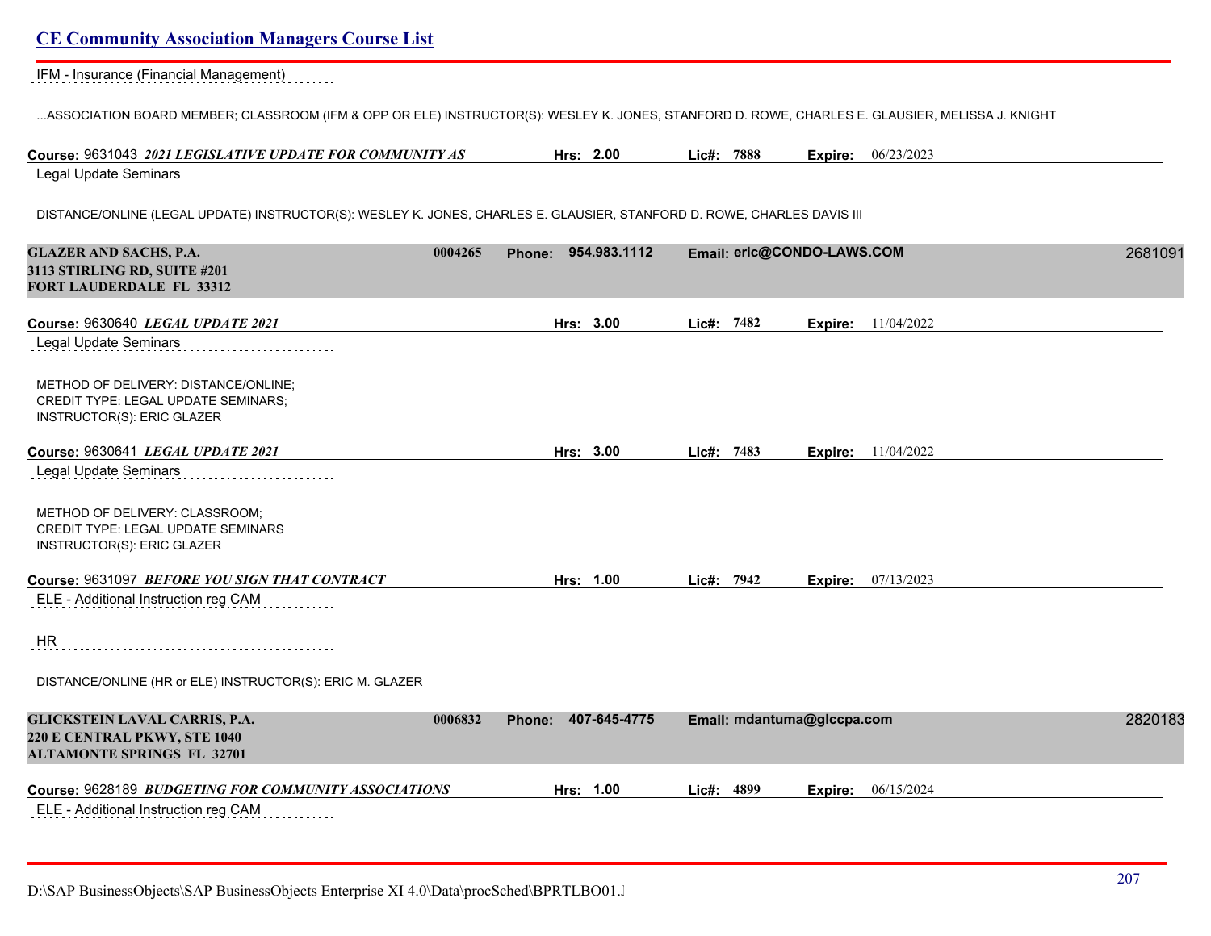## CE Community Association Managers Course List

IFM - Insurance (Financial Management)

...ASSOCIATION BOARD MEMBER; CLASSROOM (IFM & OPP OR ELE) INSTRUCTOR(S): WESLEY K. JONES, STANFORD D. ROWE, CHARLES E. GLAUSIER, MELISSA J. KNIGHT

**Course:** 9631043 ***2021 LEGISLATIVE UPDATE FOR COMMUNITY AS*** **Hrs:** **2.00** **Lic#:** **7888** **Expire:** 06/23/2023

Legal Update Seminars

DISTANCE/ONLINE (LEGAL UPDATE) INSTRUCTOR(S): WESLEY K. JONES, CHARLES E. GLAUSIER, STANFORD D. ROWE, CHARLES DAVIS III

**GLAZER AND SACHS, P.A.** **0004265** **Phone: 954.983.1112** **Email: eric@CONDO-LAWS.COM** 2681091
**3113 STIRLING RD, SUITE #201**
**FORT LAUDERDALE FL 33312**

**Course:** 9630640 ***LEGAL UPDATE 2021*** **Hrs:** **3.00** **Lic#:** **7482** **Expire:** 11/04/2022

Legal Update Seminars

METHOD OF DELIVERY: DISTANCE/ONLINE;
CREDIT TYPE: LEGAL UPDATE SEMINARS;
INSTRUCTOR(S): ERIC GLAZER

**Course:** 9630641 ***LEGAL UPDATE 2021*** **Hrs:** **3.00** **Lic#:** **7483** **Expire:** 11/04/2022

Legal Update Seminars

METHOD OF DELIVERY: CLASSROOM;
CREDIT TYPE: LEGAL UPDATE SEMINARS
INSTRUCTOR(S): ERIC GLAZER

**Course:** 9631097 ***BEFORE YOU SIGN THAT CONTRACT*** **Hrs:** **1.00** **Lic#:** **7942** **Expire:** 07/13/2023

ELE - Additional Instruction reg CAM

HR

DISTANCE/ONLINE (HR or ELE) INSTRUCTOR(S): ERIC M. GLAZER

**GLICKSTEIN LAVAL CARRIS, P.A.** **0006832** **Phone: 407-645-4775** **Email: mdantuma@glccpa.com** 2820183
**220 E CENTRAL PKWY, STE 1040**
**ALTAMONTE SPRINGS FL 32701**

**Course:** 9628189 ***BUDGETING FOR COMMUNITY ASSOCIATIONS*** **Hrs:** **1.00** **Lic#:** **4899** **Expire:** 06/15/2024

ELE - Additional Instruction reg CAM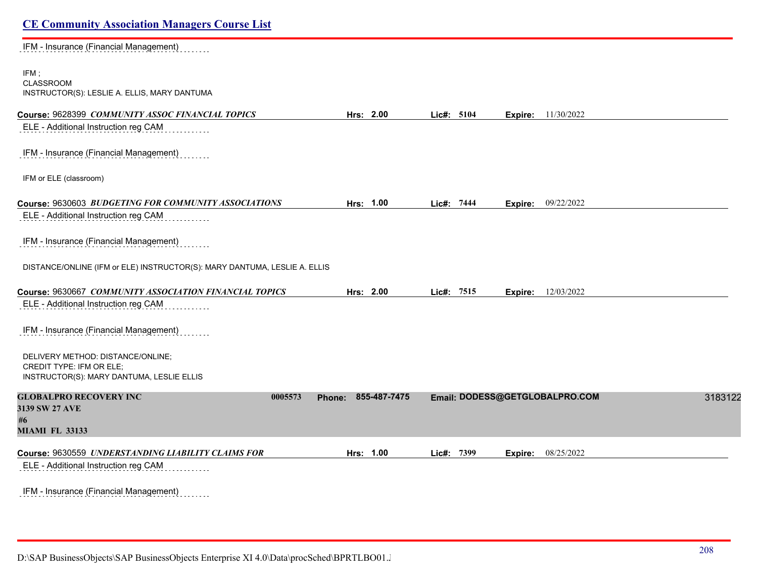IFM - Insurance (Financial Management)

IFM ;
CLASSROOM
INSTRUCTOR(S): LESLIE A. ELLIS, MARY DANTUMA

**Course:** 9628399 ***COMMUNITY ASSOC FINANCIAL TOPICS*** **Hrs:** **2.00** **Lic#:** **5104** **Expire:** 11/30/2022

ELE - Additional Instruction reg CAM

IFM - Insurance (Financial Management)

IFM or ELE (classroom)

**Course:** 9630603 ***BUDGETING FOR COMMUNITY ASSOCIATIONS*** **Hrs:** **1.00** **Lic#:** **7444** **Expire:** 09/22/2022

ELE - Additional Instruction reg CAM

IFM - Insurance (Financial Management)

DISTANCE/ONLINE (IFM or ELE) INSTRUCTOR(S): MARY DANTUMA, LESLIE A. ELLIS

**Course:** 9630667 ***COMMUNITY ASSOCIATION FINANCIAL TOPICS*** **Hrs:** **2.00** **Lic#:** **7515** **Expire:** 12/03/2022

ELE - Additional Instruction reg CAM

IFM - Insurance (Financial Management)

DELIVERY METHOD: DISTANCE/ONLINE;
CREDIT TYPE: IFM OR ELE;
INSTRUCTOR(S): MARY DANTUMA, LESLIE ELLIS

**GLOBALPRO RECOVERY INC** **0005573** **Phone: 855-487-7475** **Email: DODESS@GETGLOBALPRO.COM** 3183122
**3139 SW 27 AVE**
**#6**
**MIAMI FL 33133**

**Course:** 9630559 ***UNDERSTANDING LIABILITY CLAIMS FOR*** **Hrs:** **1.00** **Lic#:** **7399** **Expire:** 08/25/2022

ELE - Additional Instruction reg CAM

IFM - Insurance (Financial Management)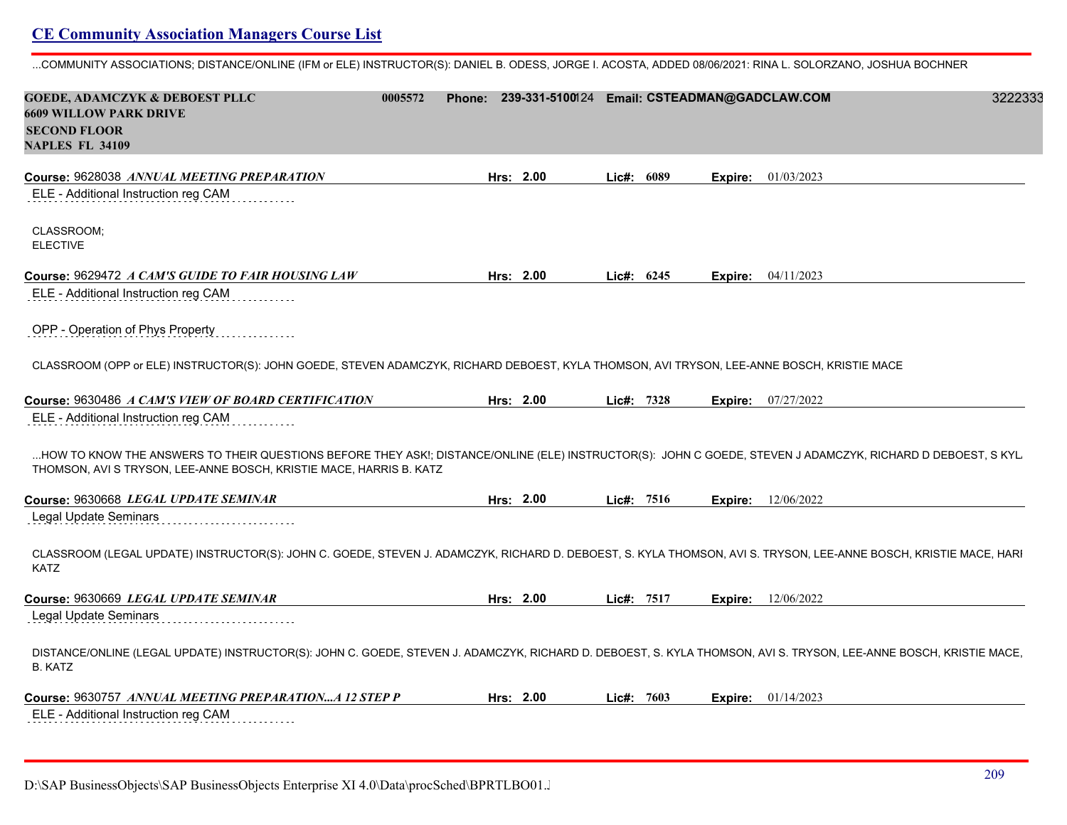...COMMUNITY ASSOCIATIONS; DISTANCE/ONLINE (IFM or ELE) INSTRUCTOR(S): DANIEL B. ODESS, JORGE I. ACOSTA, ADDED 08/06/2021: RINA L. SOLORZANO, JOSHUA BOCHNER

**GOEDE, ADAMCZYK & DEBOEST PLLC** 0005572 **Phone: 239-331-5100**124 **Email: CSTEADMAN@GADCLAW.COM** 3222333
**6609 WILLOW PARK DRIVE**
**SECOND FLOOR**
**NAPLES FL 34109**

**Course:** 9628038 ***ANNUAL MEETING PREPARATION*** **Hrs: 2.00** **Lic#: 6089** **Expire:** 01/03/2023

ELE - Additional Instruction reg CAM

CLASSROOM;
ELECTIVE

**Course:** 9629472 ***A CAM'S GUIDE TO FAIR HOUSING LAW*** **Hrs: 2.00** **Lic#: 6245** **Expire:** 04/11/2023

ELE - Additional Instruction reg CAM

OPP - Operation of Phys Property

CLASSROOM (OPP or ELE) INSTRUCTOR(S): JOHN GOEDE, STEVEN ADAMCZYK, RICHARD DEBOEST, KYLA THOMSON, AVI TRYSON, LEE-ANNE BOSCH, KRISTIE MACE

**Course:** 9630486 ***A CAM'S VIEW OF BOARD CERTIFICATION*** **Hrs: 2.00** **Lic#: 7328** **Expire:** 07/27/2022

ELE - Additional Instruction reg CAM

...HOW TO KNOW THE ANSWERS TO THEIR QUESTIONS BEFORE THEY ASK!; DISTANCE/ONLINE (ELE) INSTRUCTOR(S): JOHN C GOEDE, STEVEN J ADAMCZYK, RICHARD D DEBOEST, S KYL THOMSON, AVI S TRYSON, LEE-ANNE BOSCH, KRISTIE MACE, HARRIS B. KATZ

**Course:** 9630668 ***LEGAL UPDATE SEMINAR*** **Hrs: 2.00** **Lic#: 7516** **Expire:** 12/06/2022

Legal Update Seminars

CLASSROOM (LEGAL UPDATE) INSTRUCTOR(S): JOHN C. GOEDE, STEVEN J. ADAMCZYK, RICHARD D. DEBOEST, S. KYLA THOMSON, AVI S. TRYSON, LEE-ANNE BOSCH, KRISTIE MACE, HARI KATZ

**Course:** 9630669 ***LEGAL UPDATE SEMINAR*** **Hrs: 2.00** **Lic#: 7517** **Expire:** 12/06/2022

Legal Update Seminars

DISTANCE/ONLINE (LEGAL UPDATE) INSTRUCTOR(S): JOHN C. GOEDE, STEVEN J. ADAMCZYK, RICHARD D. DEBOEST, S. KYLA THOMSON, AVI S. TRYSON, LEE-ANNE BOSCH, KRISTIE MACE, B. KATZ

**Course:** 9630757 ***ANNUAL MEETING PREPARATION...A 12 STEP P*** **Hrs: 2.00** **Lic#: 7603** **Expire:** 01/14/2023

ELE - Additional Instruction reg CAM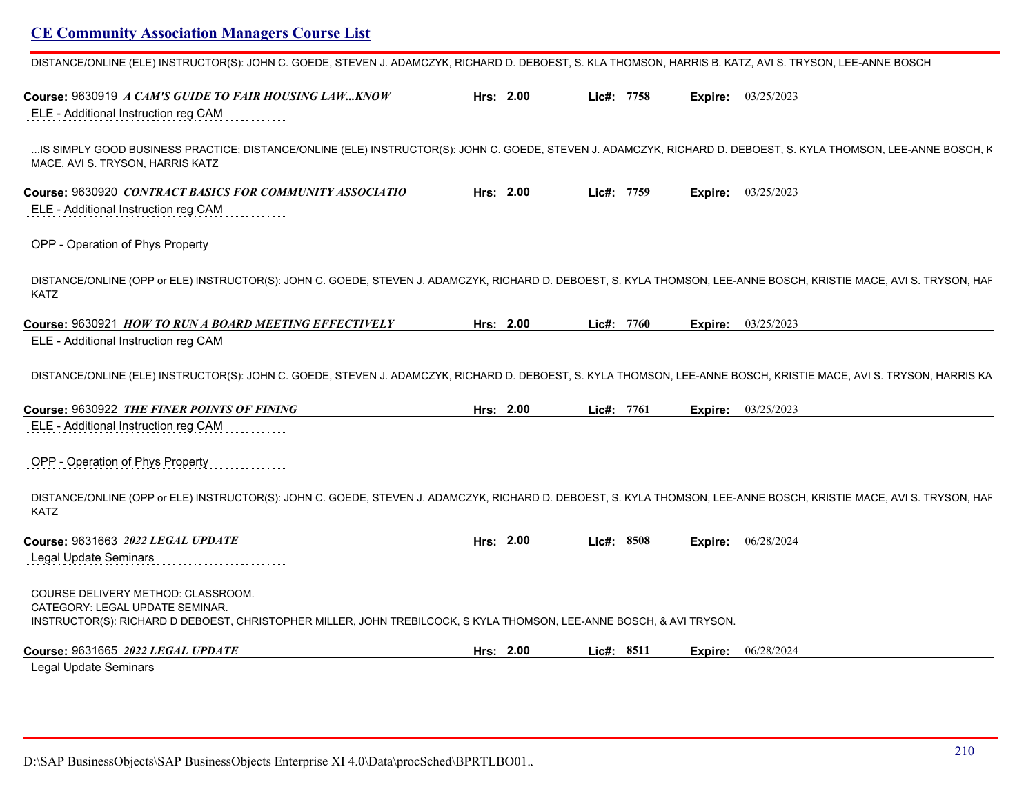DISTANCE/ONLINE (ELE) INSTRUCTOR(S): JOHN C. GOEDE, STEVEN J. ADAMCZYK, RICHARD D. DEBOEST, S. KLA THOMSON, HARRIS B. KATZ, AVI S. TRYSON, LEE-ANNE BOSCH

**Course:** 9630919 ***A CAM'S GUIDE TO FAIR HOUSING LAW...KNOW*** **Hrs:** 2.00 **Lic#:** 7758 **Expire:** 03/25/2023

ELE - Additional Instruction reg CAM

...IS SIMPLY GOOD BUSINESS PRACTICE; DISTANCE/ONLINE (ELE) INSTRUCTOR(S): JOHN C. GOEDE, STEVEN J. ADAMCZYK, RICHARD D. DEBOEST, S. KYLA THOMSON, LEE-ANNE BOSCH, K MACE, AVI S. TRYSON, HARRIS KATZ

**Course:** 9630920 ***CONTRACT BASICS FOR COMMUNITY ASSOCIATIO*** **Hrs:** 2.00 **Lic#:** 7759 **Expire:** 03/25/2023

ELE - Additional Instruction reg CAM

OPP - Operation of Phys Property

DISTANCE/ONLINE (OPP or ELE) INSTRUCTOR(S): JOHN C. GOEDE, STEVEN J. ADAMCZYK, RICHARD D. DEBOEST, S. KYLA THOMSON, LEE-ANNE BOSCH, KRISTIE MACE, AVI S. TRYSON, HAF KATZ

**Course:** 9630921 ***HOW TO RUN A BOARD MEETING EFFECTIVELY*** **Hrs:** 2.00 **Lic#:** 7760 **Expire:** 03/25/2023

ELE - Additional Instruction reg CAM

DISTANCE/ONLINE (ELE) INSTRUCTOR(S): JOHN C. GOEDE, STEVEN J. ADAMCZYK, RICHARD D. DEBOEST, S. KYLA THOMSON, LEE-ANNE BOSCH, KRISTIE MACE, AVI S. TRYSON, HARRIS KA

**Course:** 9630922 ***THE FINER POINTS OF FINING*** **Hrs:** 2.00 **Lic#:** 7761 **Expire:** 03/25/2023

ELE - Additional Instruction reg CAM

OPP - Operation of Phys Property

DISTANCE/ONLINE (OPP or ELE) INSTRUCTOR(S): JOHN C. GOEDE, STEVEN J. ADAMCZYK, RICHARD D. DEBOEST, S. KYLA THOMSON, LEE-ANNE BOSCH, KRISTIE MACE, AVI S. TRYSON, HAF KATZ

**Course:** 9631663 ***2022 LEGAL UPDATE*** **Hrs:** 2.00 **Lic#:** 8508 **Expire:** 06/28/2024

Legal Update Seminars

COURSE DELIVERY METHOD: CLASSROOM.
CATEGORY: LEGAL UPDATE SEMINAR.
INSTRUCTOR(S): RICHARD D DEBOEST, CHRISTOPHER MILLER, JOHN TREBILCOCK, S KYLA THOMSON, LEE-ANNE BOSCH, & AVI TRYSON.

**Course:** 9631665 ***2022 LEGAL UPDATE*** **Hrs:** 2.00 **Lic#:** 8511 **Expire:** 06/28/2024

Legal Update Seminars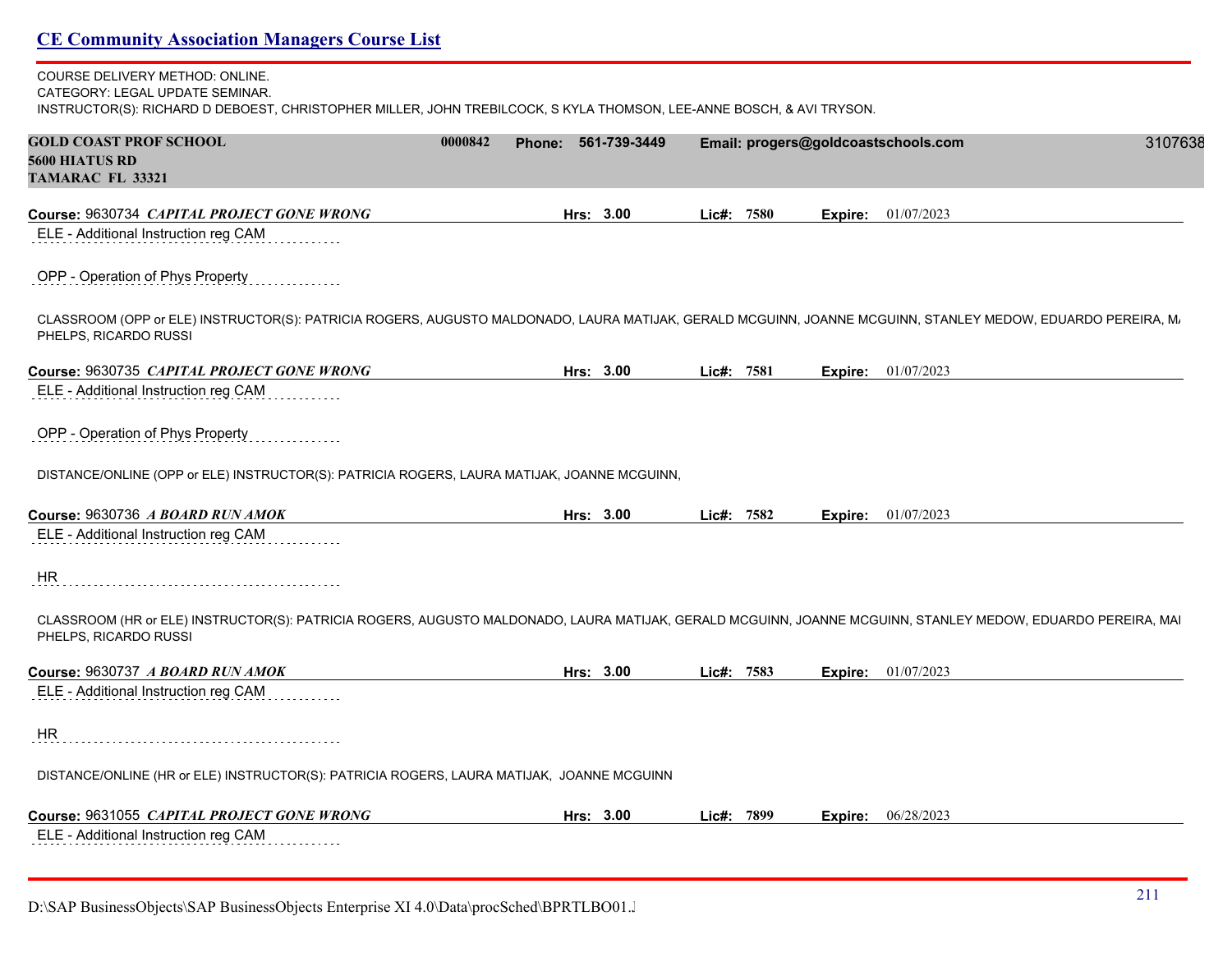COURSE DELIVERY METHOD: ONLINE.
CATEGORY: LEGAL UPDATE SEMINAR.
INSTRUCTOR(S): RICHARD D DEBOEST, CHRISTOPHER MILLER, JOHN TREBILCOCK, S KYLA THOMSON, LEE-ANNE BOSCH, & AVI TRYSON.

**GOLD COAST PROF SCHOOL** 0000842 **Phone: 561-739-3449** **Email: progers@goldcoastschools.com** 3107638
**5600 HIATUS RD**
**TAMARAC FL 33321**

**Course:** 9630734 ***CAPITAL PROJECT GONE WRONG*** **Hrs: 3.00** **Lic#: 7580** **Expire:** 01/07/2023

ELE - Additional Instruction reg CAM

OPP - Operation of Phys Property

CLASSROOM (OPP or ELE) INSTRUCTOR(S): PATRICIA ROGERS, AUGUSTO MALDONADO, LAURA MATIJAK, GERALD MCGUINN, JOANNE MCGUINN, STANLEY MEDOW, EDUARDO PEREIRA, M PHELPS, RICARDO RUSSI

**Course:** 9630735 ***CAPITAL PROJECT GONE WRONG*** **Hrs: 3.00** **Lic#: 7581** **Expire:** 01/07/2023

ELE - Additional Instruction reg CAM

OPP - Operation of Phys Property

DISTANCE/ONLINE (OPP or ELE) INSTRUCTOR(S): PATRICIA ROGERS, LAURA MATIJAK, JOANNE MCGUINN,

**Course:** 9630736 ***A BOARD RUN AMOK*** **Hrs: 3.00** **Lic#: 7582** **Expire:** 01/07/2023

ELE - Additional Instruction reg CAM

HR

CLASSROOM (HR or ELE) INSTRUCTOR(S): PATRICIA ROGERS, AUGUSTO MALDONADO, LAURA MATIJAK, GERALD MCGUINN, JOANNE MCGUINN, STANLEY MEDOW, EDUARDO PEREIRA, MAI PHELPS, RICARDO RUSSI

**Course:** 9630737 ***A BOARD RUN AMOK*** **Hrs: 3.00** **Lic#: 7583** **Expire:** 01/07/2023

ELE - Additional Instruction reg CAM

HR

DISTANCE/ONLINE (HR or ELE) INSTRUCTOR(S): PATRICIA ROGERS, LAURA MATIJAK, JOANNE MCGUINN

**Course:** 9631055 ***CAPITAL PROJECT GONE WRONG*** **Hrs: 3.00** **Lic#: 7899** **Expire:** 06/28/2023

ELE - Additional Instruction reg CAM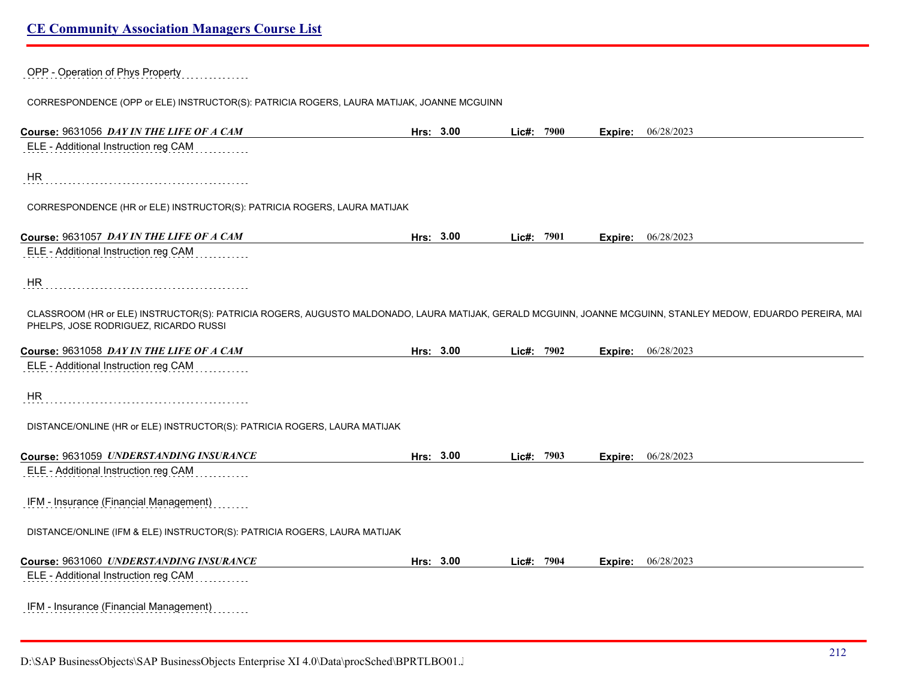OPP - Operation of Phys Property

CORRESPONDENCE (OPP or ELE) INSTRUCTOR(S): PATRICIA ROGERS, LAURA MATIJAK, JOANNE MCGUINN

**Course:** 9631056 ***DAY IN THE LIFE OF A CAM*** **Hrs:** 3.00 **Lic#:** 7900 **Expire:** 06/28/2023

ELE - Additional Instruction reg CAM

HR

CORRESPONDENCE (HR or ELE) INSTRUCTOR(S): PATRICIA ROGERS, LAURA MATIJAK

**Course:** 9631057 ***DAY IN THE LIFE OF A CAM*** **Hrs:** 3.00 **Lic#:** 7901 **Expire:** 06/28/2023

ELE - Additional Instruction reg CAM

HR

CLASSROOM (HR or ELE) INSTRUCTOR(S): PATRICIA ROGERS, AUGUSTO MALDONADO, LAURA MATIJAK, GERALD MCGUINN, JOANNE MCGUINN, STANLEY MEDOW, EDUARDO PEREIRA, MAI PHELPS, JOSE RODRIGUEZ, RICARDO RUSSI

**Course:** 9631058 ***DAY IN THE LIFE OF A CAM*** **Hrs:** 3.00 **Lic#:** 7902 **Expire:** 06/28/2023

ELE - Additional Instruction reg CAM

HR

DISTANCE/ONLINE (HR or ELE) INSTRUCTOR(S): PATRICIA ROGERS, LAURA MATIJAK

**Course:** 9631059 ***UNDERSTANDING INSURANCE*** **Hrs:** 3.00 **Lic#:** 7903 **Expire:** 06/28/2023

ELE - Additional Instruction reg CAM

IFM - Insurance (Financial Management)

DISTANCE/ONLINE (IFM & ELE) INSTRUCTOR(S): PATRICIA ROGERS, LAURA MATIJAK

**Course:** 9631060 ***UNDERSTANDING INSURANCE*** **Hrs:** 3.00 **Lic#:** 7904 **Expire:** 06/28/2023

ELE - Additional Instruction reg CAM

IFM - Insurance (Financial Management)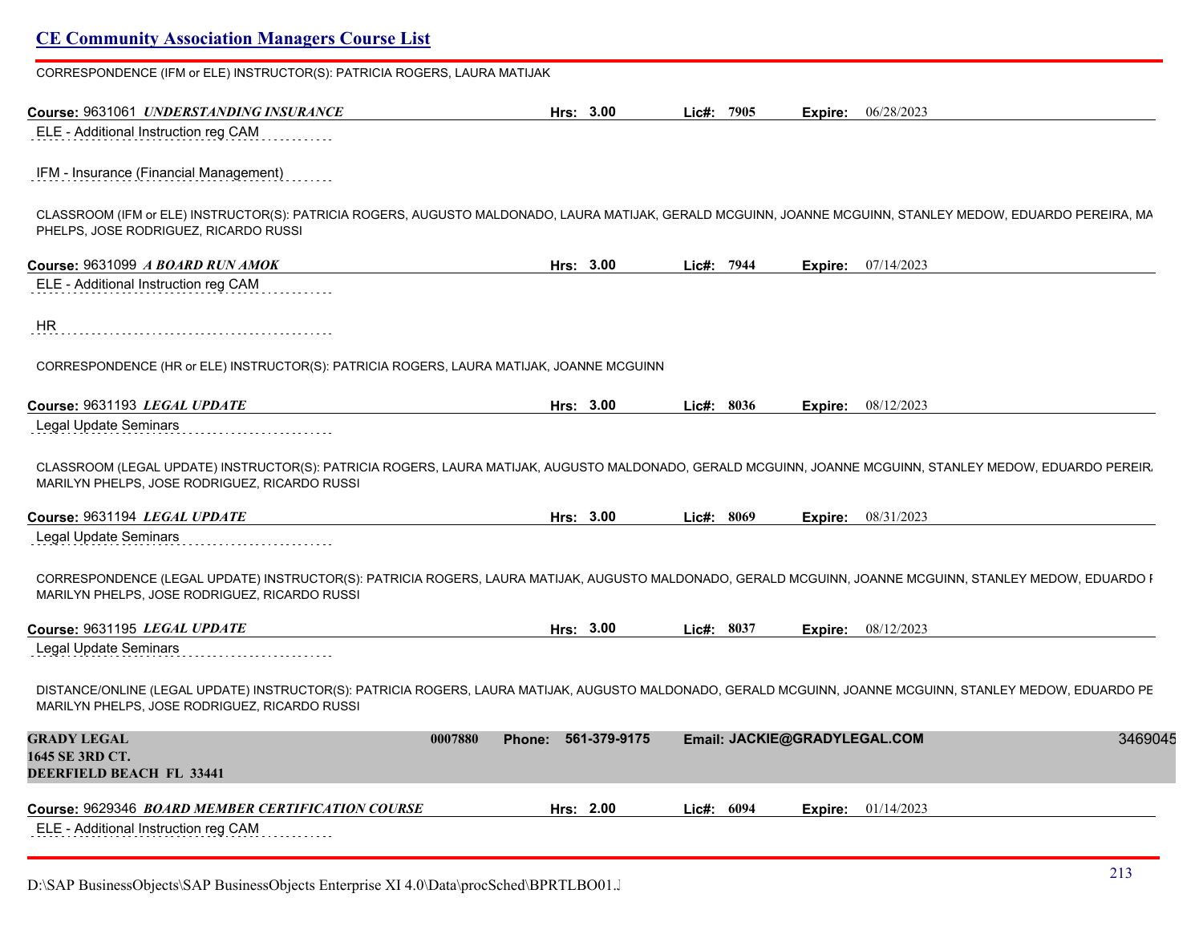CORRESPONDENCE (IFM or ELE) INSTRUCTOR(S): PATRICIA ROGERS, LAURA MATIJAK

**Course:** 9631061 ***UNDERSTANDING INSURANCE*** **Hrs:** 3.00 **Lic#:** 7905 **Expire:** 06/28/2023

ELE - Additional Instruction reg CAM

IFM - Insurance (Financial Management)

CLASSROOM (IFM or ELE) INSTRUCTOR(S): PATRICIA ROGERS, AUGUSTO MALDONADO, LAURA MATIJAK, GERALD MCGUINN, JOANNE MCGUINN, STANLEY MEDOW, EDUARDO PEREIRA, MA PHELPS, JOSE RODRIGUEZ, RICARDO RUSSI

**Course:** 9631099 ***A BOARD RUN AMOK*** **Hrs:** 3.00 **Lic#:** 7944 **Expire:** 07/14/2023

ELE - Additional Instruction reg CAM

HR

CORRESPONDENCE (HR or ELE) INSTRUCTOR(S): PATRICIA ROGERS, LAURA MATIJAK, JOANNE MCGUINN

**Course:** 9631193 ***LEGAL UPDATE*** **Hrs:** 3.00 **Lic#:** 8036 **Expire:** 08/12/2023

Legal Update Seminars

CLASSROOM (LEGAL UPDATE) INSTRUCTOR(S): PATRICIA ROGERS, LAURA MATIJAK, AUGUSTO MALDONADO, GERALD MCGUINN, JOANNE MCGUINN, STANLEY MEDOW, EDUARDO PEREIR, MARILYN PHELPS, JOSE RODRIGUEZ, RICARDO RUSSI

**Course:** 9631194 ***LEGAL UPDATE*** **Hrs:** 3.00 **Lic#:** 8069 **Expire:** 08/31/2023

Legal Update Seminars

CORRESPONDENCE (LEGAL UPDATE) INSTRUCTOR(S): PATRICIA ROGERS, LAURA MATIJAK, AUGUSTO MALDONADO, GERALD MCGUINN, JOANNE MCGUINN, STANLEY MEDOW, EDUARDO I MARILYN PHELPS, JOSE RODRIGUEZ, RICARDO RUSSI

**Course:** 9631195 ***LEGAL UPDATE*** **Hrs:** 3.00 **Lic#:** 8037 **Expire:** 08/12/2023

Legal Update Seminars

DISTANCE/ONLINE (LEGAL UPDATE) INSTRUCTOR(S): PATRICIA ROGERS, LAURA MATIJAK, AUGUSTO MALDONADO, GERALD MCGUINN, JOANNE MCGUINN, STANLEY MEDOW, EDUARDO PE MARILYN PHELPS, JOSE RODRIGUEZ, RICARDO RUSSI

**GRADY LEGAL** 0007880 **Phone:** 561-379-9175 **Email:** JACKIE@GRADYLEGAL.COM 3469045
**1645 SE 3RD CT.**
**DEERFIELD BEACH FL 33441**

**Course:** 9629346 ***BOARD MEMBER CERTIFICATION COURSE*** **Hrs:** 2.00 **Lic#:** 6094 **Expire:** 01/14/2023

ELE - Additional Instruction reg CAM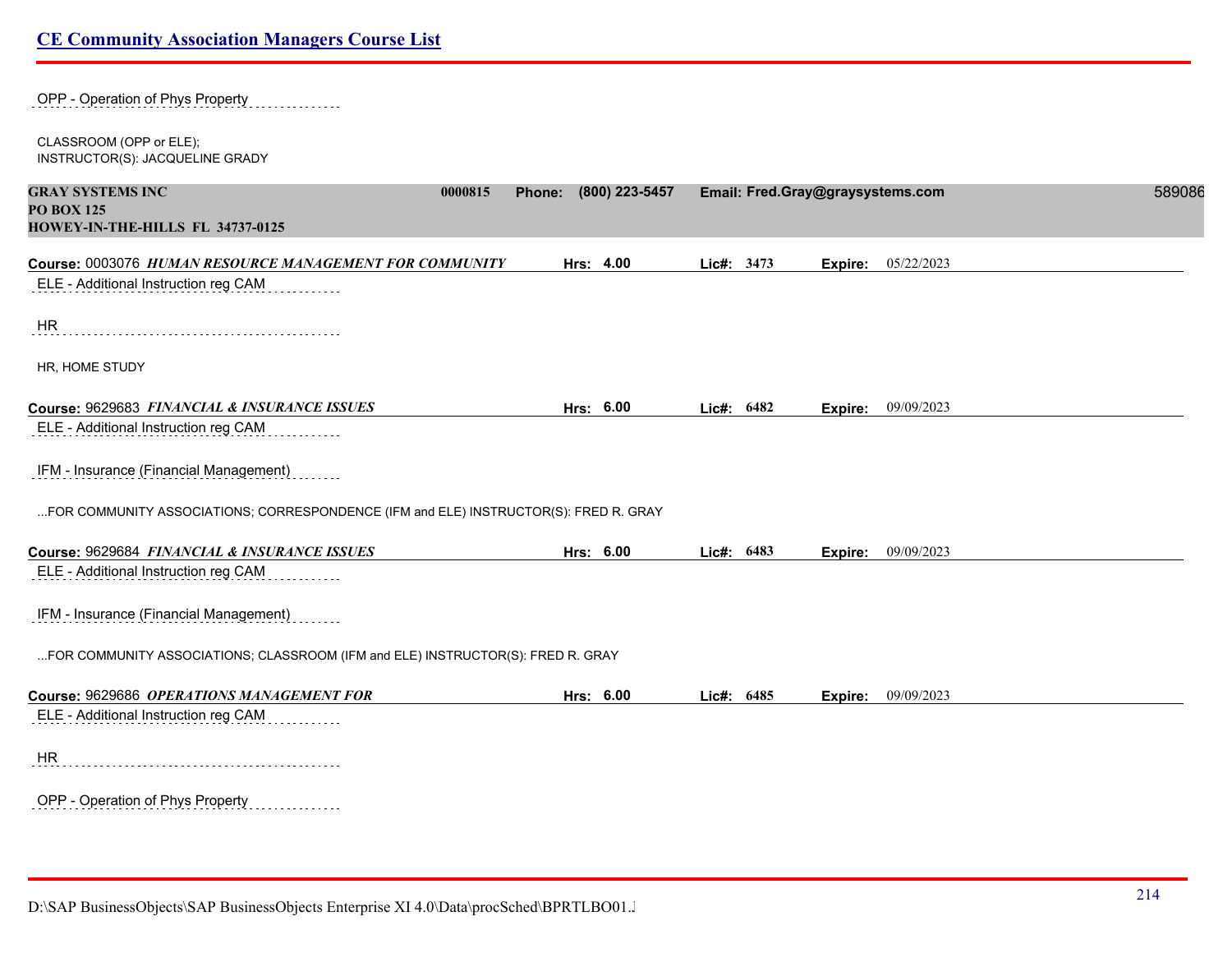OPP - Operation of Phys Property

CLASSROOM (OPP or ELE);
INSTRUCTOR(S): JACQUELINE GRADY

**GRAY SYSTEMS INC** **0000815** **Phone: (800) 223-5457** **Email: Fred.Gray@graysystems.com** 589086
**PO BOX 125**
**HOWEY-IN-THE-HILLS FL 34737-0125**

**Course:** 0003076 ***HUMAN RESOURCE MANAGEMENT FOR COMMUNITY*** **Hrs: 4.00** **Lic#: 3473** **Expire:** 05/22/2023

ELE - Additional Instruction reg CAM

HR

HR, HOME STUDY

**Course:** 9629683 ***FINANCIAL & INSURANCE ISSUES*** **Hrs: 6.00** **Lic#: 6482** **Expire:** 09/09/2023

ELE - Additional Instruction reg CAM

IFM - Insurance (Financial Management)

...FOR COMMUNITY ASSOCIATIONS; CORRESPONDENCE (IFM and ELE) INSTRUCTOR(S): FRED R. GRAY

**Course:** 9629684 ***FINANCIAL & INSURANCE ISSUES*** **Hrs: 6.00** **Lic#: 6483** **Expire:** 09/09/2023

ELE - Additional Instruction reg CAM

IFM - Insurance (Financial Management)

...FOR COMMUNITY ASSOCIATIONS; CLASSROOM (IFM and ELE) INSTRUCTOR(S): FRED R. GRAY

**Course:** 9629686 ***OPERATIONS MANAGEMENT FOR*** **Hrs: 6.00** **Lic#: 6485** **Expire:** 09/09/2023

ELE - Additional Instruction reg CAM

HR

OPP - Operation of Phys Property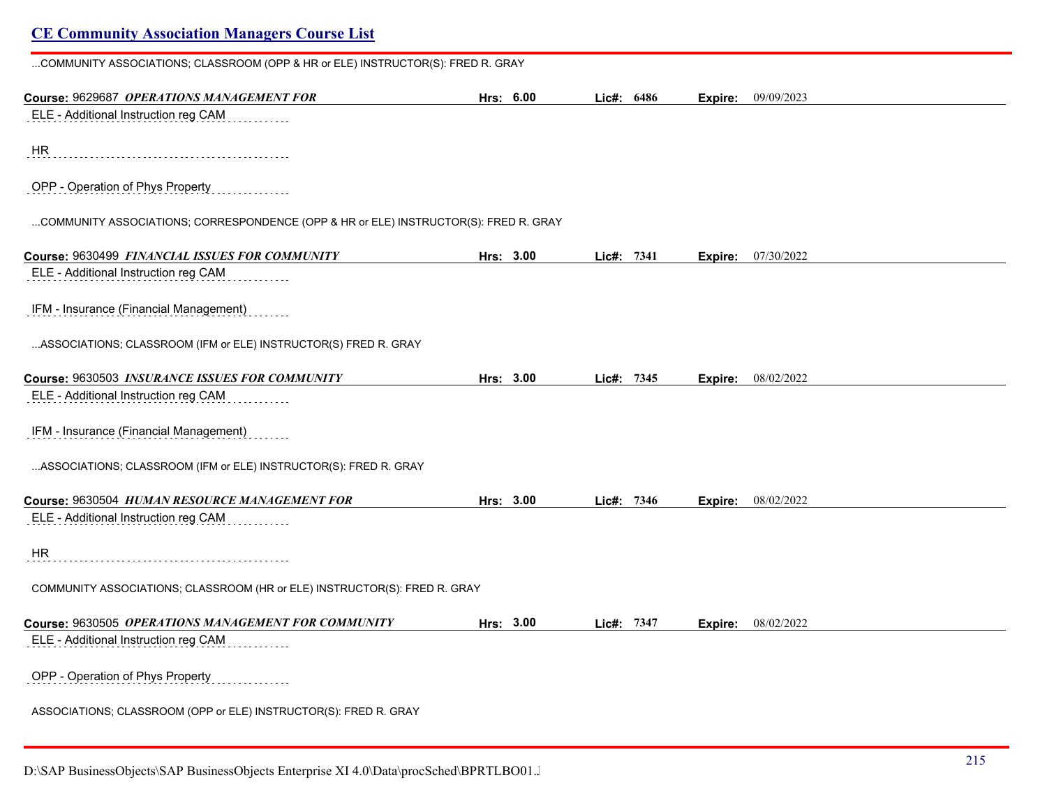...COMMUNITY ASSOCIATIONS; CLASSROOM (OPP & HR or ELE) INSTRUCTOR(S): FRED R. GRAY

**Course:** 9629687 ***OPERATIONS MANAGEMENT FOR*** **Hrs: 6.00** **Lic#: 6486** **Expire:** 09/09/2023

ELE - Additional Instruction reg CAM

HR

OPP - Operation of Phys Property

...COMMUNITY ASSOCIATIONS; CORRESPONDENCE (OPP & HR or ELE) INSTRUCTOR(S): FRED R. GRAY

**Course:** 9630499 ***FINANCIAL ISSUES FOR COMMUNITY*** **Hrs: 3.00** **Lic#: 7341** **Expire:** 07/30/2022

ELE - Additional Instruction reg CAM

IFM - Insurance (Financial Management)

...ASSOCIATIONS; CLASSROOM (IFM or ELE) INSTRUCTOR(S) FRED R. GRAY

**Course:** 9630503 ***INSURANCE ISSUES FOR COMMUNITY*** **Hrs: 3.00** **Lic#: 7345** **Expire:** 08/02/2022

ELE - Additional Instruction reg CAM

IFM - Insurance (Financial Management)

...ASSOCIATIONS; CLASSROOM (IFM or ELE) INSTRUCTOR(S): FRED R. GRAY

**Course:** 9630504 ***HUMAN RESOURCE MANAGEMENT FOR*** **Hrs: 3.00** **Lic#: 7346** **Expire:** 08/02/2022

ELE - Additional Instruction reg CAM

HR

COMMUNITY ASSOCIATIONS; CLASSROOM (HR or ELE) INSTRUCTOR(S): FRED R. GRAY

**Course:** 9630505 ***OPERATIONS MANAGEMENT FOR COMMUNITY*** **Hrs: 3.00** **Lic#: 7347** **Expire:** 08/02/2022

ELE - Additional Instruction reg CAM

OPP - Operation of Phys Property

ASSOCIATIONS; CLASSROOM (OPP or ELE) INSTRUCTOR(S): FRED R. GRAY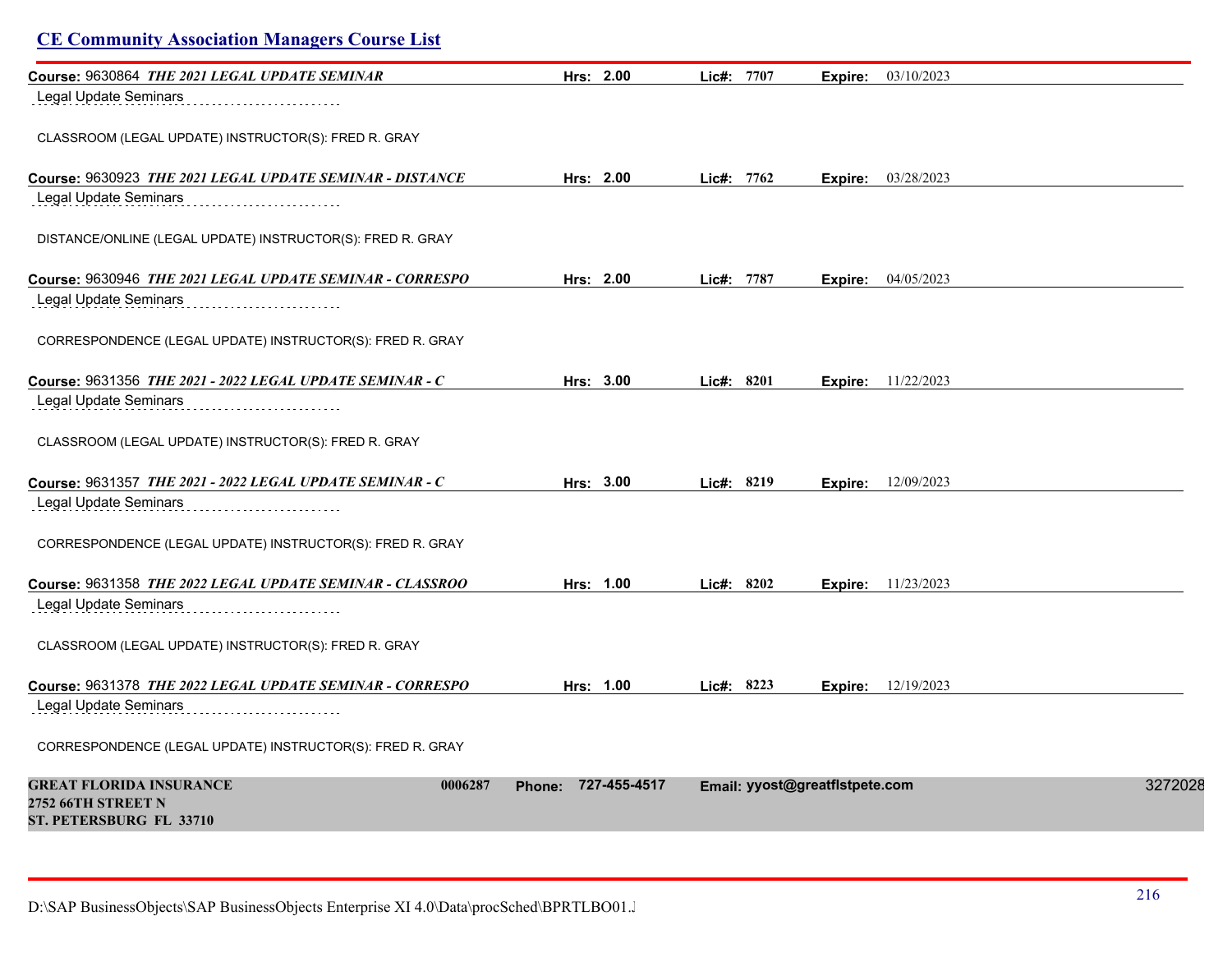## CE Community Association Managers Course List

**Course:** 9630864 ***THE 2021 LEGAL UPDATE SEMINAR*** **Hrs:** 2.00 **Lic#:** 7707 **Expire:** 03/10/2023

Legal Update Seminars

CLASSROOM (LEGAL UPDATE) INSTRUCTOR(S): FRED R. GRAY

**Course:** 9630923 ***THE 2021 LEGAL UPDATE SEMINAR - DISTANCE*** **Hrs:** 2.00 **Lic#:** 7762 **Expire:** 03/28/2023

Legal Update Seminars

DISTANCE/ONLINE (LEGAL UPDATE) INSTRUCTOR(S): FRED R. GRAY

**Course:** 9630946 ***THE 2021 LEGAL UPDATE SEMINAR - CORRESPO*** **Hrs:** 2.00 **Lic#:** 7787 **Expire:** 04/05/2023

Legal Update Seminars

CORRESPONDENCE (LEGAL UPDATE) INSTRUCTOR(S): FRED R. GRAY

**Course:** 9631356 ***THE 2021 - 2022 LEGAL UPDATE SEMINAR - C*** **Hrs:** 3.00 **Lic#:** 8201 **Expire:** 11/22/2023

Legal Update Seminars

CLASSROOM (LEGAL UPDATE) INSTRUCTOR(S): FRED R. GRAY

**Course:** 9631357 ***THE 2021 - 2022 LEGAL UPDATE SEMINAR - C*** **Hrs:** 3.00 **Lic#:** 8219 **Expire:** 12/09/2023

Legal Update Seminars

CORRESPONDENCE (LEGAL UPDATE) INSTRUCTOR(S): FRED R. GRAY

**Course:** 9631358 ***THE 2022 LEGAL UPDATE SEMINAR - CLASSROO*** **Hrs:** 1.00 **Lic#:** 8202 **Expire:** 11/23/2023

Legal Update Seminars

CLASSROOM (LEGAL UPDATE) INSTRUCTOR(S): FRED R. GRAY

**Course:** 9631378 ***THE 2022 LEGAL UPDATE SEMINAR - CORRESPO*** **Hrs:** 1.00 **Lic#:** 8223 **Expire:** 12/19/2023

Legal Update Seminars

CORRESPONDENCE (LEGAL UPDATE) INSTRUCTOR(S): FRED R. GRAY

**GREAT FLORIDA INSURANCE** **0006287** **Phone:** 727-455-4517 **Email:** yyost@greatflstpete.com 3272028
**2752 66TH STREET N**
**ST. PETERSBURG FL 33710**

D:\SAP BusinessObjects\SAP BusinessObjects Enterprise XI 4.0\Data\procSched\BPRTLBO01.J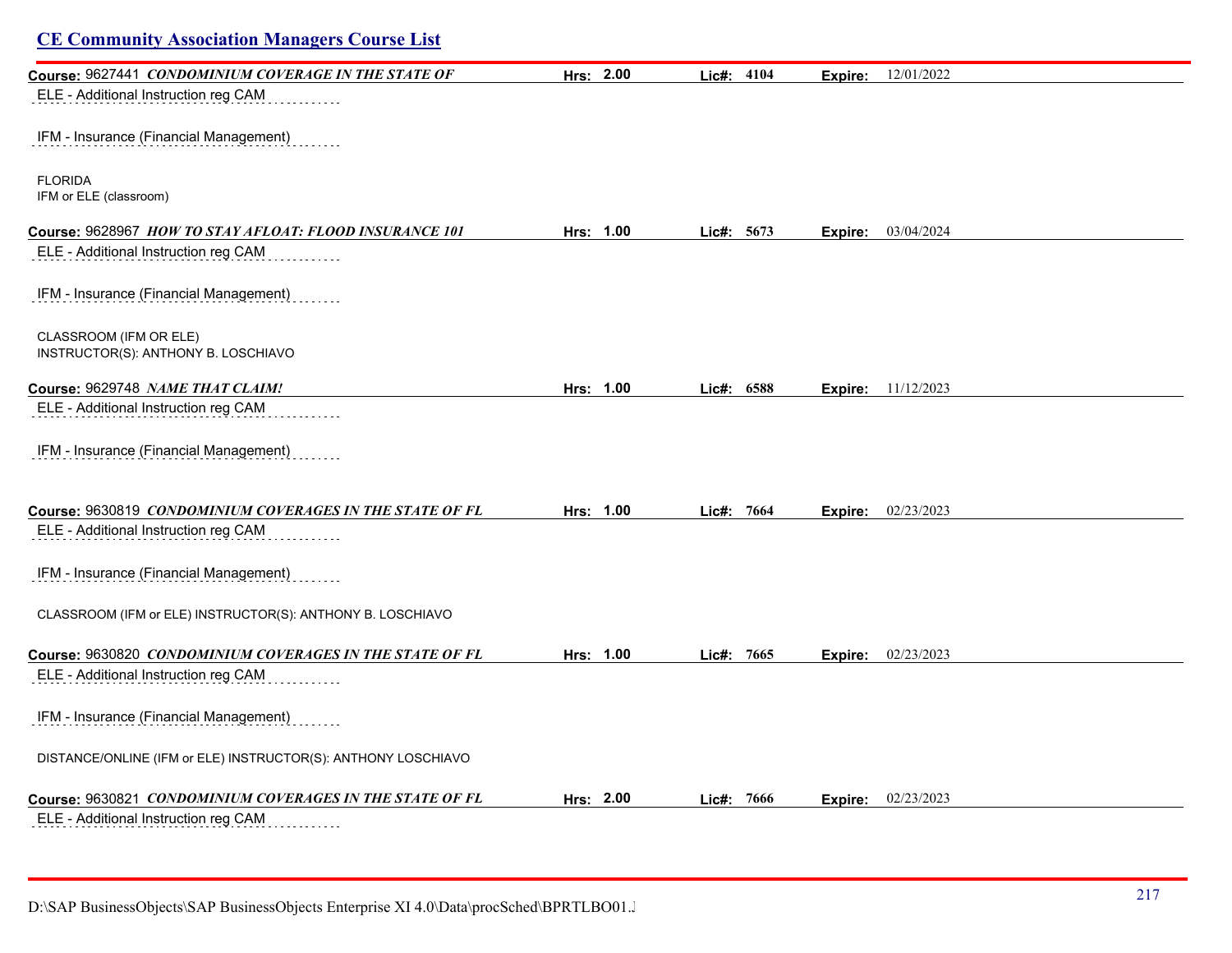## CE Community Association Managers Course List

**Course:** 9627441 ***CONDOMINIUM COVERAGE IN THE STATE OF*** **Hrs: 2.00** **Lic#: 4104** **Expire:** 12/01/2022

ELE - Additional Instruction reg CAM

IFM - Insurance (Financial Management)

FLORIDA
IFM or ELE (classroom)

**Course:** 9628967 ***HOW TO STAY AFLOAT: FLOOD INSURANCE 101*** **Hrs: 1.00** **Lic#: 5673** **Expire:** 03/04/2024

ELE - Additional Instruction reg CAM

IFM - Insurance (Financial Management)

CLASSROOM (IFM OR ELE)
INSTRUCTOR(S): ANTHONY B. LOSCHIAVO

**Course:** 9629748 ***NAME THAT CLAIM!*** **Hrs: 1.00** **Lic#: 6588** **Expire:** 11/12/2023

ELE - Additional Instruction reg CAM

IFM - Insurance (Financial Management)

**Course:** 9630819 ***CONDOMINIUM COVERAGES IN THE STATE OF FL*** **Hrs: 1.00** **Lic#: 7664** **Expire:** 02/23/2023

ELE - Additional Instruction reg CAM

IFM - Insurance (Financial Management)

CLASSROOM (IFM or ELE) INSTRUCTOR(S): ANTHONY B. LOSCHIAVO

**Course:** 9630820 ***CONDOMINIUM COVERAGES IN THE STATE OF FL*** **Hrs: 1.00** **Lic#: 7665** **Expire:** 02/23/2023

ELE - Additional Instruction reg CAM

IFM - Insurance (Financial Management)

DISTANCE/ONLINE (IFM or ELE) INSTRUCTOR(S): ANTHONY LOSCHIAVO

**Course:** 9630821 ***CONDOMINIUM COVERAGES IN THE STATE OF FL*** **Hrs: 2.00** **Lic#: 7666** **Expire:** 02/23/2023

ELE - Additional Instruction reg CAM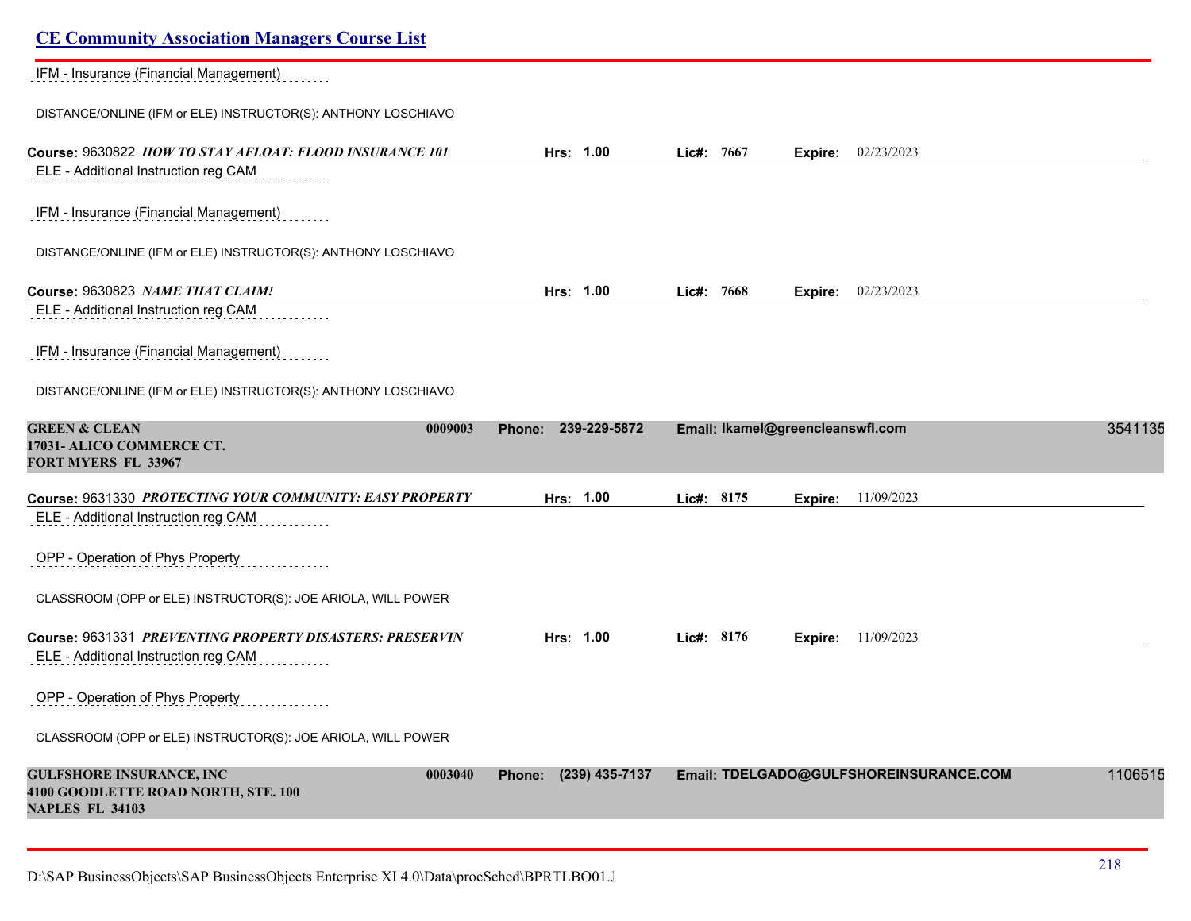IFM - Insurance (Financial Management)

DISTANCE/ONLINE (IFM or ELE) INSTRUCTOR(S): ANTHONY LOSCHIAVO

**Course:** 9630822 ***HOW TO STAY AFLOAT: FLOOD INSURANCE 101*** **Hrs:** 1.00 **Lic#:** 7667 **Expire:** 02/23/2023

ELE - Additional Instruction reg CAM

IFM - Insurance (Financial Management)

DISTANCE/ONLINE (IFM or ELE) INSTRUCTOR(S): ANTHONY LOSCHIAVO

**Course:** 9630823 ***NAME THAT CLAIM!*** **Hrs:** 1.00 **Lic#:** 7668 **Expire:** 02/23/2023

ELE - Additional Instruction reg CAM

IFM - Insurance (Financial Management)

DISTANCE/ONLINE (IFM or ELE) INSTRUCTOR(S): ANTHONY LOSCHIAVO

**GREEN & CLEAN** 0009003 **Phone:** 239-229-5872 **Email:** lkamel@greencleanswfl.com 3541135
**17031- ALICO COMMERCE CT.**
**FORT MYERS FL 33967**

**Course:** 9631330 ***PROTECTING YOUR COMMUNITY: EASY PROPERTY*** **Hrs:** 1.00 **Lic#:** 8175 **Expire:** 11/09/2023

ELE - Additional Instruction reg CAM

OPP - Operation of Phys Property

CLASSROOM (OPP or ELE) INSTRUCTOR(S): JOE ARIOLA, WILL POWER

**Course:** 9631331 ***PREVENTING PROPERTY DISASTERS: PRESERVIN*** **Hrs:** 1.00 **Lic#:** 8176 **Expire:** 11/09/2023

ELE - Additional Instruction reg CAM

OPP - Operation of Phys Property

CLASSROOM (OPP or ELE) INSTRUCTOR(S): JOE ARIOLA, WILL POWER

**GULFSHORE INSURANCE, INC** 0003040 **Phone:** (239) 435-7137 **Email:** TDELGADO@GULFSHOREINSURANCE.COM 1106515
**4100 GOODLETTE ROAD NORTH, STE. 100**
**NAPLES FL 34103**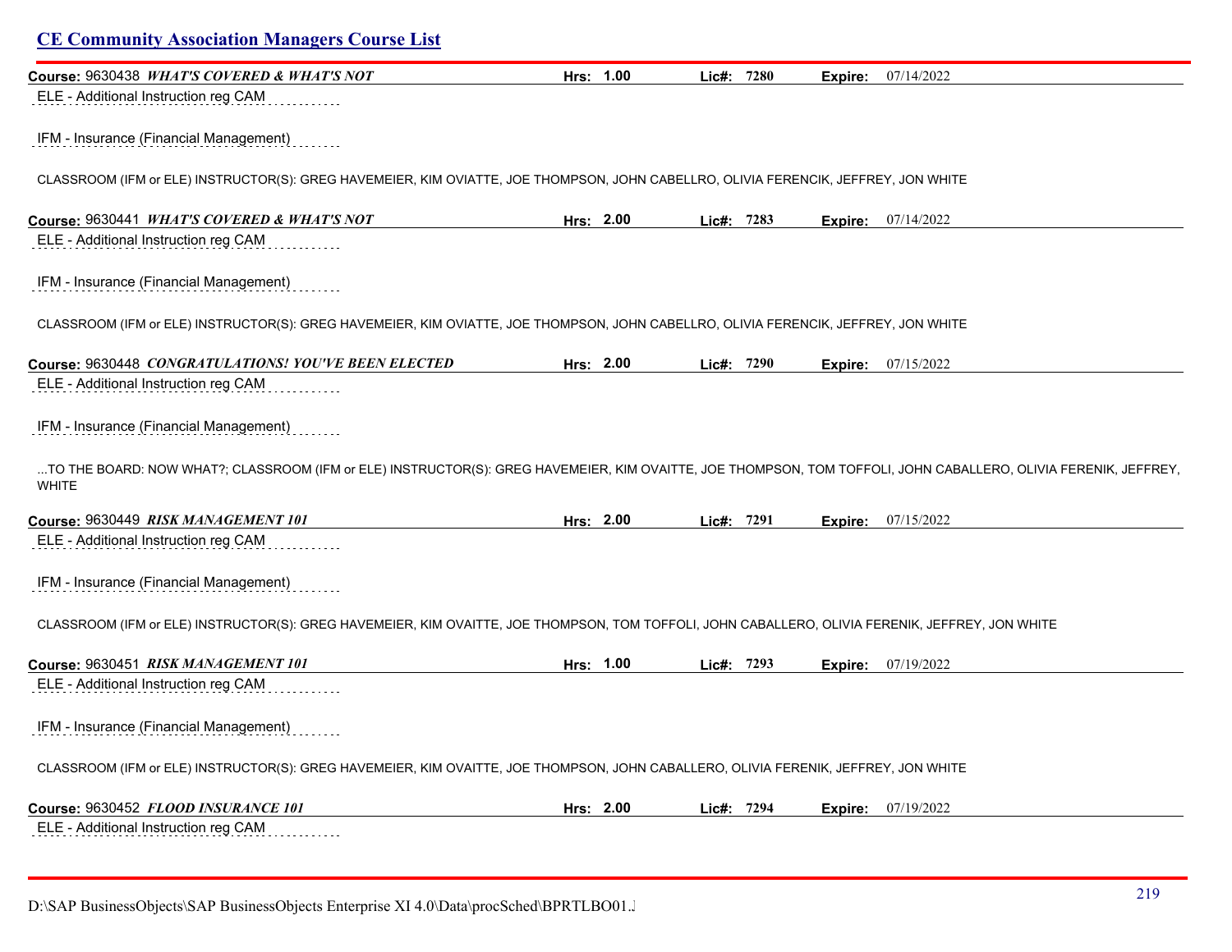**Course:** 9630438 ***WHAT'S COVERED & WHAT'S NOT*** **Hrs: 1.00** **Lic#: 7280** **Expire:** 07/14/2022

ELE - Additional Instruction reg CAM

IFM - Insurance (Financial Management)

CLASSROOM (IFM or ELE) INSTRUCTOR(S): GREG HAVEMEIER, KIM OVIATTE, JOE THOMPSON, JOHN CABELLRO, OLIVIA FERENCIK, JEFFREY, JON WHITE

**Course:** 9630441 ***WHAT'S COVERED & WHAT'S NOT*** **Hrs: 2.00** **Lic#: 7283** **Expire:** 07/14/2022

ELE - Additional Instruction reg CAM

IFM - Insurance (Financial Management)

CLASSROOM (IFM or ELE) INSTRUCTOR(S): GREG HAVEMEIER, KIM OVIATTE, JOE THOMPSON, JOHN CABELLRO, OLIVIA FERENCIK, JEFFREY, JON WHITE

**Course:** 9630448 ***CONGRATULATIONS! YOU'VE BEEN ELECTED*** **Hrs: 2.00** **Lic#: 7290** **Expire:** 07/15/2022

ELE - Additional Instruction reg CAM

IFM - Insurance (Financial Management)

...TO THE BOARD: NOW WHAT?; CLASSROOM (IFM or ELE) INSTRUCTOR(S): GREG HAVEMEIER, KIM OVAITTE, JOE THOMPSON, TOM TOFFOLI, JOHN CABALLERO, OLIVIA FERENIK, JEFFREY, WHITE

**Course:** 9630449 ***RISK MANAGEMENT 101*** **Hrs: 2.00** **Lic#: 7291** **Expire:** 07/15/2022

ELE - Additional Instruction reg CAM

IFM - Insurance (Financial Management)

CLASSROOM (IFM or ELE) INSTRUCTOR(S): GREG HAVEMEIER, KIM OVAITTE, JOE THOMPSON, TOM TOFFOLI, JOHN CABALLERO, OLIVIA FERENIK, JEFFREY, JON WHITE

**Course:** 9630451 ***RISK MANAGEMENT 101*** **Hrs: 1.00** **Lic#: 7293** **Expire:** 07/19/2022

ELE - Additional Instruction reg CAM

IFM - Insurance (Financial Management)

CLASSROOM (IFM or ELE) INSTRUCTOR(S): GREG HAVEMEIER, KIM OVAITTE, JOE THOMPSON, JOHN CABALLERO, OLIVIA FERENIK, JEFFREY, JON WHITE

**Course:** 9630452 ***FLOOD INSURANCE 101*** **Hrs: 2.00** **Lic#: 7294** **Expire:** 07/19/2022

ELE - Additional Instruction reg CAM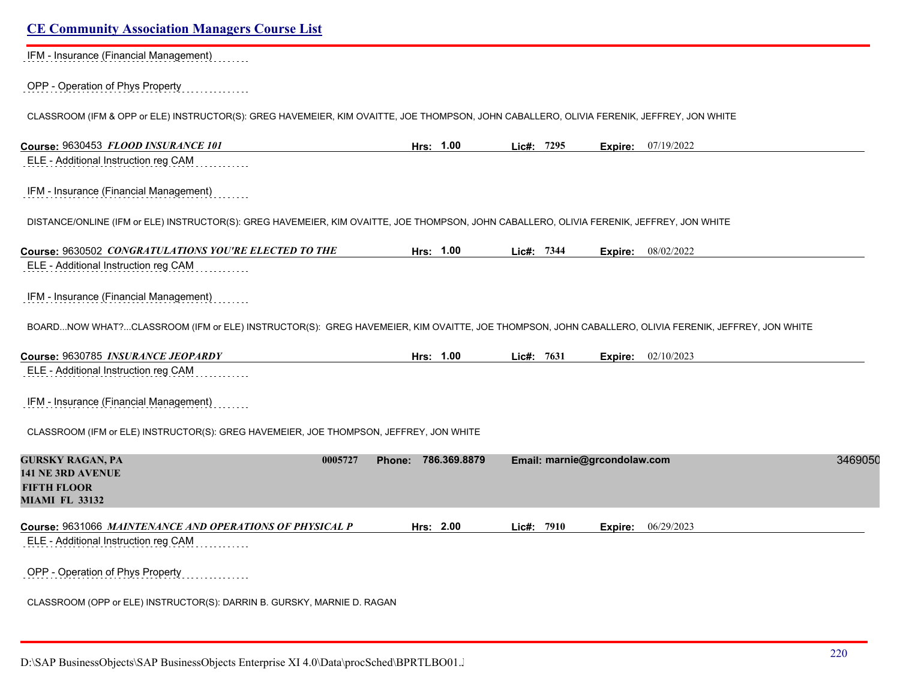IFM - Insurance (Financial Management)

OPP - Operation of Phys Property

CLASSROOM (IFM & OPP or ELE) INSTRUCTOR(S): GREG HAVEMEIER, KIM OVAITTE, JOE THOMPSON, JOHN CABALLERO, OLIVIA FERENIK, JEFFREY, JON WHITE

**Course:** 9630453 ***FLOOD INSURANCE 101*** **Hrs:** 1.00 **Lic#:** 7295 **Expire:** 07/19/2022

ELE - Additional Instruction reg CAM

IFM - Insurance (Financial Management)

DISTANCE/ONLINE (IFM or ELE) INSTRUCTOR(S): GREG HAVEMEIER, KIM OVAITTE, JOE THOMPSON, JOHN CABALLERO, OLIVIA FERENIK, JEFFREY, JON WHITE

**Course:** 9630502 ***CONGRATULATIONS YOU'RE ELECTED TO THE*** **Hrs:** 1.00 **Lic#:** 7344 **Expire:** 08/02/2022

ELE - Additional Instruction reg CAM

IFM - Insurance (Financial Management)

BOARD...NOW WHAT?...CLASSROOM (IFM or ELE) INSTRUCTOR(S): GREG HAVEMEIER, KIM OVAITTE, JOE THOMPSON, JOHN CABALLERO, OLIVIA FERENIK, JEFFREY, JON WHITE

**Course:** 9630785 ***INSURANCE JEOPARDY*** **Hrs:** 1.00 **Lic#:** 7631 **Expire:** 02/10/2023

ELE - Additional Instruction reg CAM

IFM - Insurance (Financial Management)

CLASSROOM (IFM or ELE) INSTRUCTOR(S): GREG HAVEMEIER, JOE THOMPSON, JEFFREY, JON WHITE

**GURSKY RAGAN, PA** **0005727** **Phone: 786.369.8879** **Email: marnie@grcondolaw.com** 3469050
**141 NE 3RD AVENUE**
**FIFTH FLOOR**
**MIAMI FL 33132**

**Course:** 9631066 ***MAINTENANCE AND OPERATIONS OF PHYSICAL P*** **Hrs:** 2.00 **Lic#:** 7910 **Expire:** 06/29/2023

ELE - Additional Instruction reg CAM

OPP - Operation of Phys Property

CLASSROOM (OPP or ELE) INSTRUCTOR(S): DARRIN B. GURSKY, MARNIE D. RAGAN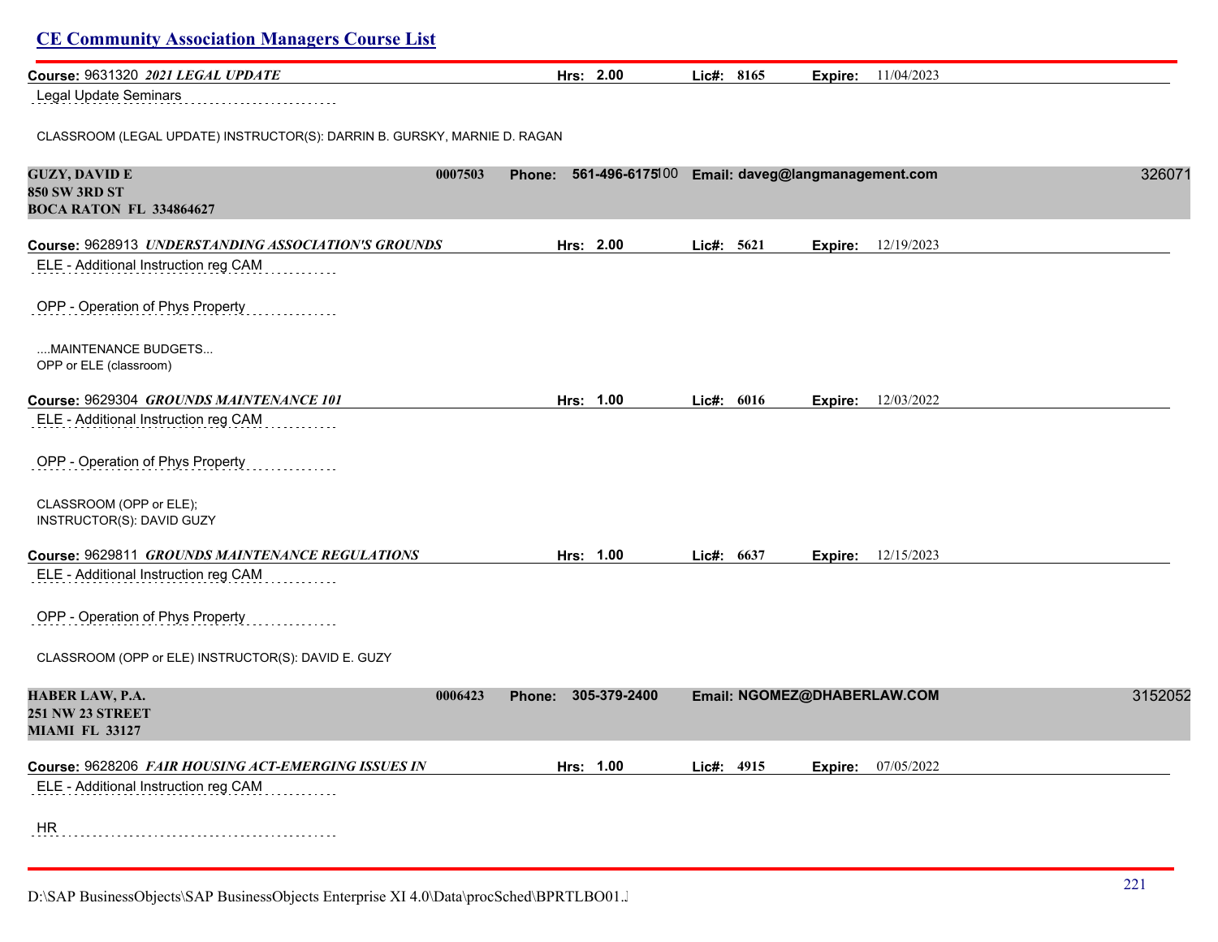## CE Community Association Managers Course List

**Course:** 9631320 ***2021 LEGAL UPDATE*** **Hrs: 2.00** **Lic#: 8165** **Expire:** 11/04/2023

Legal Update Seminars

CLASSROOM (LEGAL UPDATE) INSTRUCTOR(S): DARRIN B. GURSKY, MARNIE D. RAGAN

**GUZY, DAVID E** **0007503** **Phone: 561-496-6175100** **Email: daveg@langmanagement.com** 326071
**850 SW 3RD ST**
**BOCA RATON FL 334864627**

**Course:** 9628913 ***UNDERSTANDING ASSOCIATION'S GROUNDS*** **Hrs: 2.00** **Lic#: 5621** **Expire:** 12/19/2023

ELE - Additional Instruction reg CAM

OPP - Operation of Phys Property

....MAINTENANCE BUDGETS...
OPP or ELE (classroom)

**Course:** 9629304 ***GROUNDS MAINTENANCE 101*** **Hrs: 1.00** **Lic#: 6016** **Expire:** 12/03/2022

ELE - Additional Instruction reg CAM

OPP - Operation of Phys Property

CLASSROOM (OPP or ELE);
INSTRUCTOR(S): DAVID GUZY

**Course:** 9629811 ***GROUNDS MAINTENANCE REGULATIONS*** **Hrs: 1.00** **Lic#: 6637** **Expire:** 12/15/2023

ELE - Additional Instruction reg CAM

OPP - Operation of Phys Property

CLASSROOM (OPP or ELE) INSTRUCTOR(S): DAVID E. GUZY

**HABER LAW, P.A.** **0006423** **Phone: 305-379-2400** **Email: NGOMEZ@DHABERLAW.COM** 3152052
**251 NW 23 STREET**
**MIAMI FL 33127**

**Course:** 9628206 ***FAIR HOUSING ACT-EMERGING ISSUES IN*** **Hrs: 1.00** **Lic#: 4915** **Expire:** 07/05/2022

ELE - Additional Instruction reg CAM

HR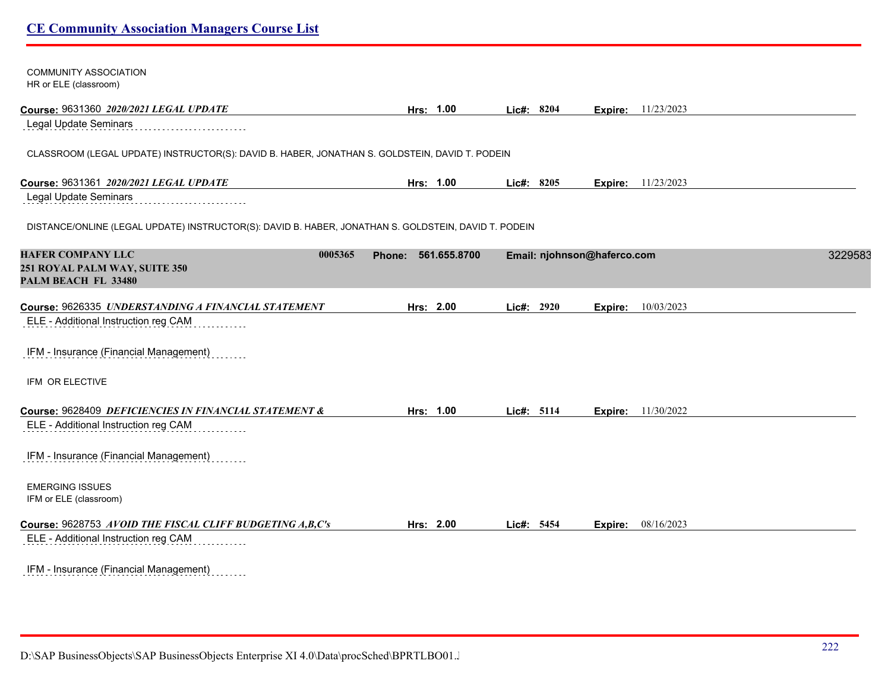COMMUNITY ASSOCIATION
HR or ELE (classroom)

**Course:** 9631360 ***2020/2021 LEGAL UPDATE*** **Hrs:** 1.00 **Lic#:** 8204 **Expire:** 11/23/2023

Legal Update Seminars

CLASSROOM (LEGAL UPDATE) INSTRUCTOR(S): DAVID B. HABER, JONATHAN S. GOLDSTEIN, DAVID T. PODEIN

**Course:** 9631361 ***2020/2021 LEGAL UPDATE*** **Hrs:** 1.00 **Lic#:** 8205 **Expire:** 11/23/2023

Legal Update Seminars

DISTANCE/ONLINE (LEGAL UPDATE) INSTRUCTOR(S): DAVID B. HABER, JONATHAN S. GOLDSTEIN, DAVID T. PODEIN

## HAFER COMPANY LLC 0005365

**Phone:** 561.655.8700 **Email:** njohnson@haferco.com 3229583

**251 ROYAL PALM WAY, SUITE 350**
**PALM BEACH FL 33480**

**Course:** 9626335 ***UNDERSTANDING A FINANCIAL STATEMENT*** **Hrs:** 2.00 **Lic#:** 2920 **Expire:** 10/03/2023

ELE - Additional Instruction reg CAM

IFM - Insurance (Financial Management)

IFM OR ELECTIVE

**Course:** 9628409 ***DEFICIENCIES IN FINANCIAL STATEMENT &*** **Hrs:** 1.00 **Lic#:** 5114 **Expire:** 11/30/2022

ELE - Additional Instruction reg CAM

IFM - Insurance (Financial Management)

EMERGING ISSUES
IFM or ELE (classroom)

**Course:** 9628753 ***AVOID THE FISCAL CLIFF BUDGETING A,B,C's*** **Hrs:** 2.00 **Lic#:** 5454 **Expire:** 08/16/2023

ELE - Additional Instruction reg CAM

IFM - Insurance (Financial Management)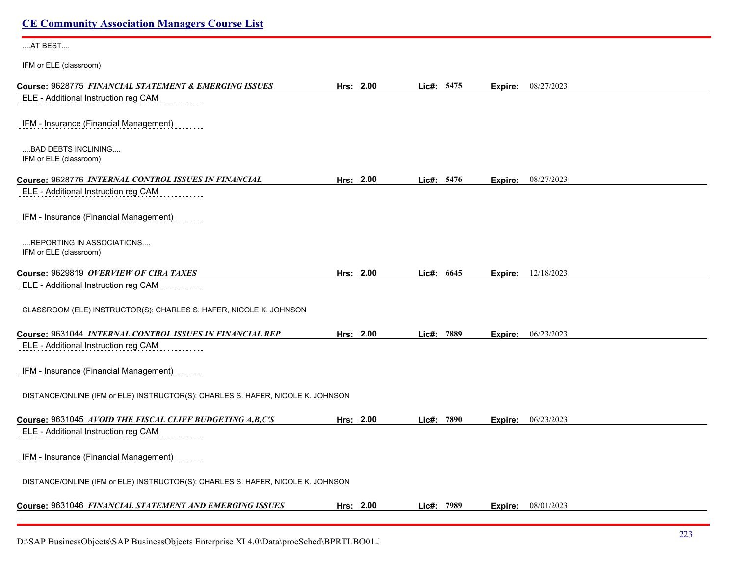....AT BEST....

IFM or ELE (classroom)

**Course:** 9628775 ***FINANCIAL STATEMENT & EMERGING ISSUES*** **Hrs:** **2.00** **Lic#:** **5475** **Expire:** 08/27/2023

ELE - Additional Instruction reg CAM

IFM - Insurance (Financial Management)

....BAD DEBTS INCLINING....
IFM or ELE (classroom)

**Course:** 9628776 ***INTERNAL CONTROL ISSUES IN FINANCIAL*** **Hrs:** **2.00** **Lic#:** **5476** **Expire:** 08/27/2023

ELE - Additional Instruction reg CAM

IFM - Insurance (Financial Management)

....REPORTING IN ASSOCIATIONS....
IFM or ELE (classroom)

**Course:** 9629819 ***OVERVIEW OF CIRA TAXES*** **Hrs:** **2.00** **Lic#:** **6645** **Expire:** 12/18/2023

ELE - Additional Instruction reg CAM

CLASSROOM (ELE) INSTRUCTOR(S): CHARLES S. HAFER, NICOLE K. JOHNSON

**Course:** 9631044 ***INTERNAL CONTROL ISSUES IN FINANCIAL REP*** **Hrs:** **2.00** **Lic#:** **7889** **Expire:** 06/23/2023

ELE - Additional Instruction reg CAM

IFM - Insurance (Financial Management)

DISTANCE/ONLINE (IFM or ELE) INSTRUCTOR(S): CHARLES S. HAFER, NICOLE K. JOHNSON

**Course:** 9631045 ***AVOID THE FISCAL CLIFF BUDGETING A,B,C'S*** **Hrs:** **2.00** **Lic#:** **7890** **Expire:** 06/23/2023

ELE - Additional Instruction reg CAM

IFM - Insurance (Financial Management)

DISTANCE/ONLINE (IFM or ELE) INSTRUCTOR(S): CHARLES S. HAFER, NICOLE K. JOHNSON

**Course:** 9631046 ***FINANCIAL STATEMENT AND EMERGING ISSUES*** **Hrs:** **2.00** **Lic#:** **7989** **Expire:** 08/01/2023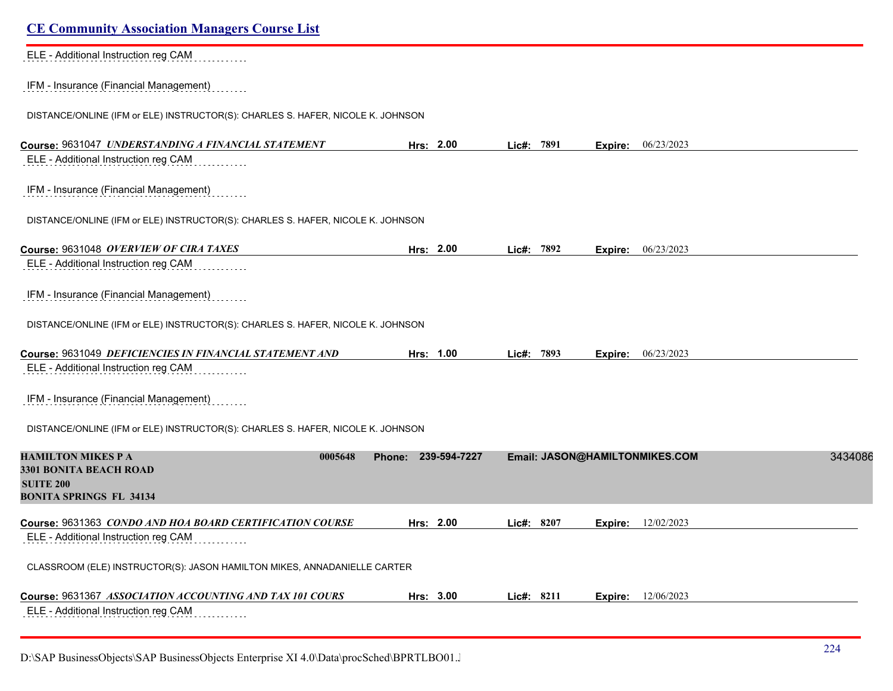ELE - Additional Instruction reg CAM

IFM - Insurance (Financial Management)

DISTANCE/ONLINE (IFM or ELE) INSTRUCTOR(S): CHARLES S. HAFER, NICOLE K. JOHNSON

**Course:** 9631047 ***UNDERSTANDING A FINANCIAL STATEMENT*** **Hrs: 2.00** **Lic#: 7891** **Expire:** 06/23/2023

ELE - Additional Instruction reg CAM

IFM - Insurance (Financial Management)

DISTANCE/ONLINE (IFM or ELE) INSTRUCTOR(S): CHARLES S. HAFER, NICOLE K. JOHNSON

**Course:** 9631048 ***OVERVIEW OF CIRA TAXES*** **Hrs: 2.00** **Lic#: 7892** **Expire:** 06/23/2023

ELE - Additional Instruction reg CAM

IFM - Insurance (Financial Management)

DISTANCE/ONLINE (IFM or ELE) INSTRUCTOR(S): CHARLES S. HAFER, NICOLE K. JOHNSON

**Course:** 9631049 ***DEFICIENCIES IN FINANCIAL STATEMENT AND*** **Hrs: 1.00** **Lic#: 7893** **Expire:** 06/23/2023

ELE - Additional Instruction reg CAM

IFM - Insurance (Financial Management)

DISTANCE/ONLINE (IFM or ELE) INSTRUCTOR(S): CHARLES S. HAFER, NICOLE K. JOHNSON

**HAMILTON MIKES P A** **0005648** **Phone: 239-594-7227** **Email: JASON@HAMILTONMIKES.COM** 3434086
**3301 BONITA BEACH ROAD**
**SUITE 200**
**BONITA SPRINGS FL 34134**

**Course:** 9631363 ***CONDO AND HOA BOARD CERTIFICATION COURSE*** **Hrs: 2.00** **Lic#: 8207** **Expire:** 12/02/2023

ELE - Additional Instruction reg CAM

CLASSROOM (ELE) INSTRUCTOR(S): JASON HAMILTON MIKES, ANNADANIELLE CARTER

**Course:** 9631367 ***ASSOCIATION ACCOUNTING AND TAX 101 COURS*** **Hrs: 3.00** **Lic#: 8211** **Expire:** 12/06/2023

ELE - Additional Instruction reg CAM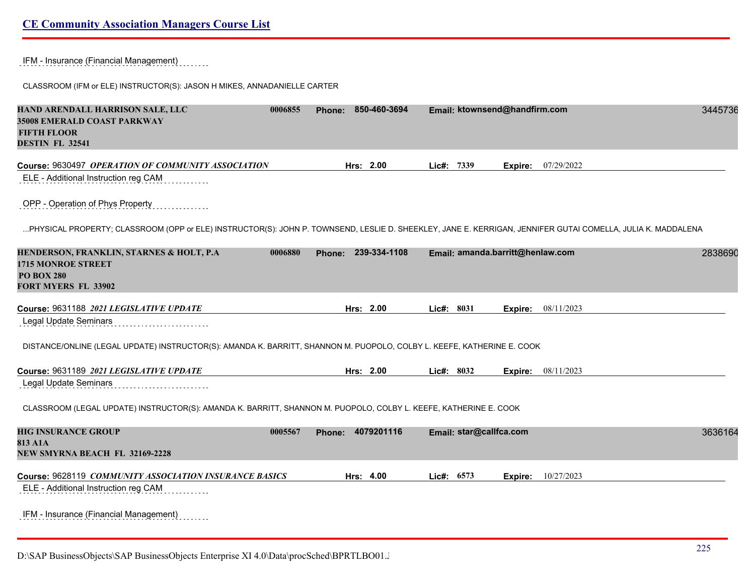IFM - Insurance (Financial Management)

CLASSROOM (IFM or ELE) INSTRUCTOR(S): JASON H MIKES, ANNADANIELLE CARTER

**HAND ARENDALL HARRISON SALE, LLC** 0006855 **Phone:** 850-460-3694 **Email:** ktownsend@handfirm.com 3445736
**35008 EMERALD COAST PARKWAY**
**FIFTH FLOOR**
**DESTIN FL 32541**

**Course:** 9630497 ***OPERATION OF COMMUNITY ASSOCIATION*** **Hrs:** 2.00 **Lic#:** 7339 **Expire:** 07/29/2022

ELE - Additional Instruction reg CAM

OPP - Operation of Phys Property

...PHYSICAL PROPERTY; CLASSROOM (OPP or ELE) INSTRUCTOR(S): JOHN P. TOWNSEND, LESLIE D. SHEEKLEY, JANE E. KERRIGAN, JENNIFER GUTAI COMELLA, JULIA K. MADDALENA

**HENDERSON, FRANKLIN, STARNES & HOLT, P.A** 0006880 **Phone:** 239-334-1108 **Email:** amanda.barritt@henlaw.com 2838690
**1715 MONROE STREET**
**PO BOX 280**
**FORT MYERS FL 33902**

**Course:** 9631188 ***2021 LEGISLATIVE UPDATE*** **Hrs:** 2.00 **Lic#:** 8031 **Expire:** 08/11/2023

Legal Update Seminars

DISTANCE/ONLINE (LEGAL UPDATE) INSTRUCTOR(S): AMANDA K. BARRITT, SHANNON M. PUOPOLO, COLBY L. KEEFE, KATHERINE E. COOK

**Course:** 9631189 ***2021 LEGISLATIVE UPDATE*** **Hrs:** 2.00 **Lic#:** 8032 **Expire:** 08/11/2023

Legal Update Seminars

CLASSROOM (LEGAL UPDATE) INSTRUCTOR(S): AMANDA K. BARRITT, SHANNON M. PUOPOLO, COLBY L. KEEFE, KATHERINE E. COOK

**HIG INSURANCE GROUP** 0005567 **Phone:** 4079201116 **Email:** star@callfca.com 3636164
**813 A1A**
**NEW SMYRNA BEACH FL 32169-2228**

**Course:** 9628119 ***COMMUNITY ASSOCIATION INSURANCE BASICS*** **Hrs:** 4.00 **Lic#:** 6573 **Expire:** 10/27/2023

ELE - Additional Instruction reg CAM

IFM - Insurance (Financial Management)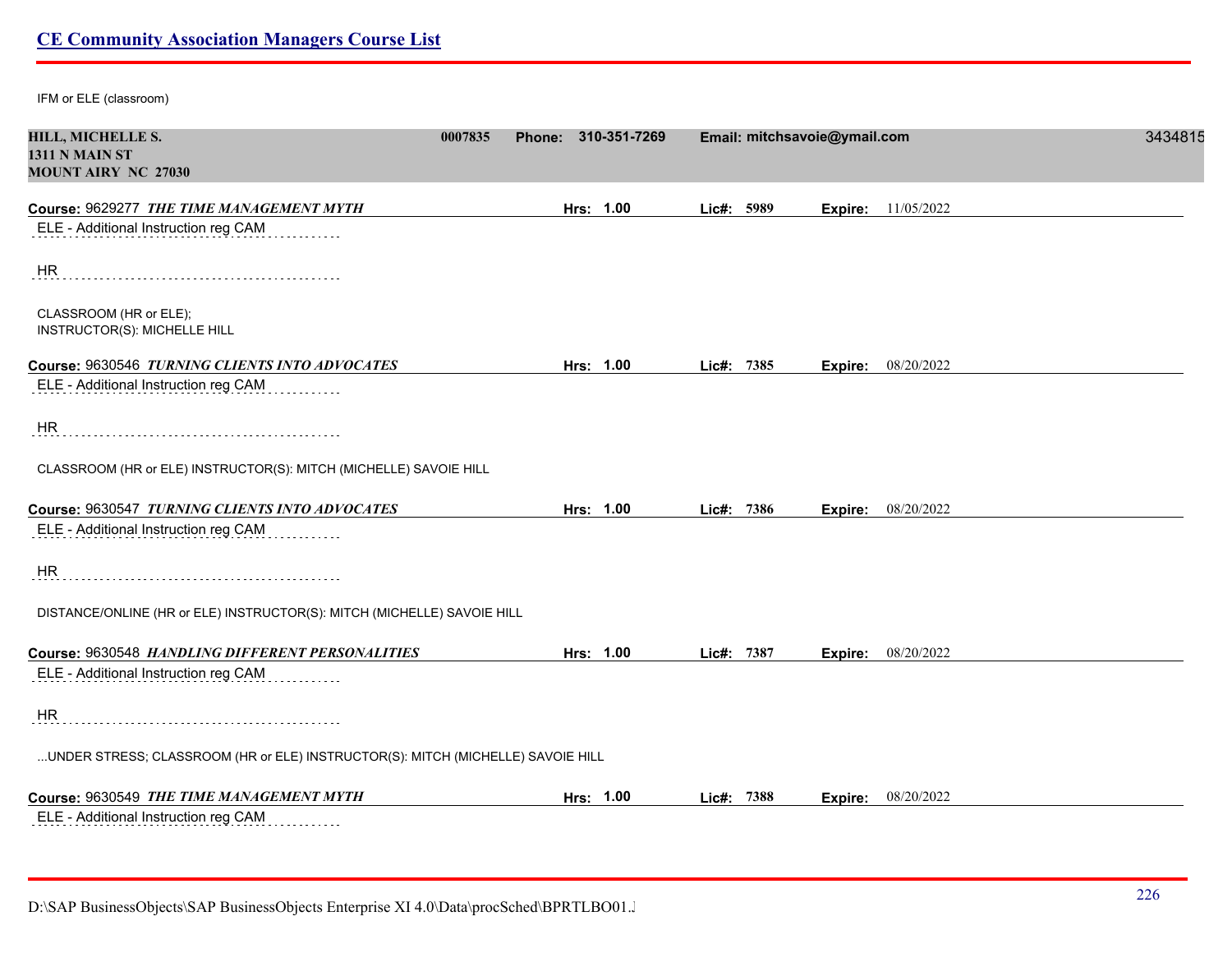## CE Community Association Managers Course List

IFM or ELE (classroom)

**HILL, MICHELLE S.** 0007835 **Phone: 310-351-7269** **Email: mitchsavoie@ymail.com** 3434815
**1311 N MAIN ST**
**MOUNT AIRY NC 27030**

**Course:** 9629277 ***THE TIME MANAGEMENT MYTH*** **Hrs: 1.00** **Lic#: 5989** **Expire:** 11/05/2022

ELE - Additional Instruction reg CAM

HR

CLASSROOM (HR or ELE);
INSTRUCTOR(S): MICHELLE HILL

**Course:** 9630546 ***TURNING CLIENTS INTO ADVOCATES*** **Hrs: 1.00** **Lic#: 7385** **Expire:** 08/20/2022

ELE - Additional Instruction reg CAM

HR

CLASSROOM (HR or ELE) INSTRUCTOR(S): MITCH (MICHELLE) SAVOIE HILL

**Course:** 9630547 ***TURNING CLIENTS INTO ADVOCATES*** **Hrs: 1.00** **Lic#: 7386** **Expire:** 08/20/2022

ELE - Additional Instruction reg CAM

HR

DISTANCE/ONLINE (HR or ELE) INSTRUCTOR(S): MITCH (MICHELLE) SAVOIE HILL

**Course:** 9630548 ***HANDLING DIFFERENT PERSONALITIES*** **Hrs: 1.00** **Lic#: 7387** **Expire:** 08/20/2022

ELE - Additional Instruction reg CAM

HR

...UNDER STRESS; CLASSROOM (HR or ELE) INSTRUCTOR(S): MITCH (MICHELLE) SAVOIE HILL

**Course:** 9630549 ***THE TIME MANAGEMENT MYTH*** **Hrs: 1.00** **Lic#: 7388** **Expire:** 08/20/2022

ELE - Additional Instruction reg CAM

D:\SAP BusinessObjects\SAP BusinessObjects Enterprise XI 4.0\Data\procSched\BPRTLBO01.J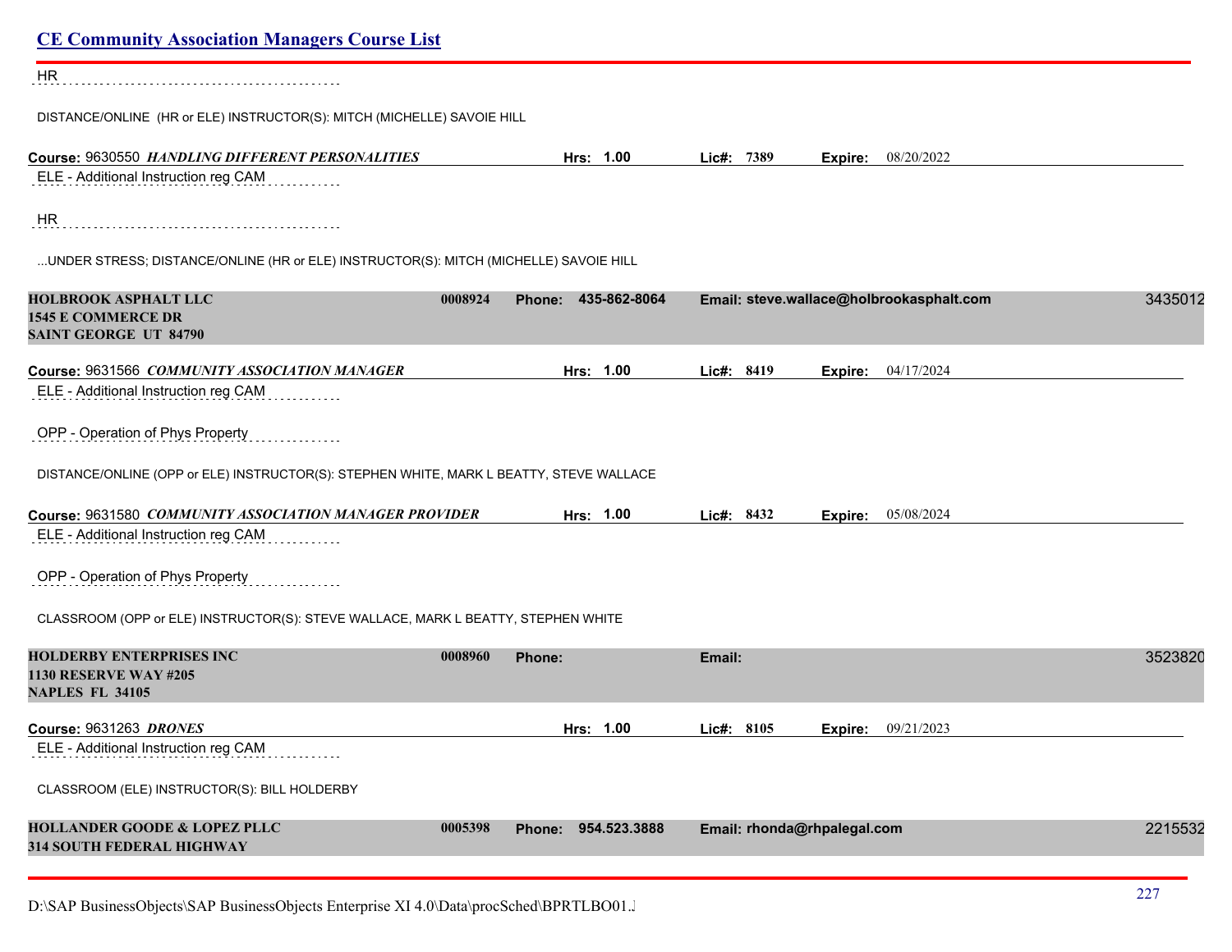HR

DISTANCE/ONLINE (HR or ELE) INSTRUCTOR(S): MITCH (MICHELLE) SAVOIE HILL

**Course:** 9630550 ***HANDLING DIFFERENT PERSONALITIES*** **Hrs:** 1.00 **Lic#:** 7389 **Expire:** 08/20/2022

ELE - Additional Instruction reg CAM

HR

...UNDER STRESS; DISTANCE/ONLINE (HR or ELE) INSTRUCTOR(S): MITCH (MICHELLE) SAVOIE HILL

**HOLBROOK ASPHALT LLC** 0008924 **Phone:** 435-862-8064 **Email:** steve.wallace@holbrookasphalt.com 3435012
**1545 E COMMERCE DR**
**SAINT GEORGE UT 84790**

**Course:** 9631566 ***COMMUNITY ASSOCIATION MANAGER*** **Hrs:** 1.00 **Lic#:** 8419 **Expire:** 04/17/2024

ELE - Additional Instruction reg CAM

OPP - Operation of Phys Property

DISTANCE/ONLINE (OPP or ELE) INSTRUCTOR(S): STEPHEN WHITE, MARK L BEATTY, STEVE WALLACE

**Course:** 9631580 ***COMMUNITY ASSOCIATION MANAGER PROVIDER*** **Hrs:** 1.00 **Lic#:** 8432 **Expire:** 05/08/2024

ELE - Additional Instruction reg CAM

OPP - Operation of Phys Property

CLASSROOM (OPP or ELE) INSTRUCTOR(S): STEVE WALLACE, MARK L BEATTY, STEPHEN WHITE

**HOLDERBY ENTERPRISES INC** 0008960 **Phone:** **Email:** 3523820
**1130 RESERVE WAY #205**
**NAPLES FL 34105**

**Course:** 9631263 ***DRONES*** **Hrs:** 1.00 **Lic#:** 8105 **Expire:** 09/21/2023

ELE - Additional Instruction reg CAM

CLASSROOM (ELE) INSTRUCTOR(S): BILL HOLDERBY

**HOLLANDER GOODE & LOPEZ PLLC** 0005398 **Phone:** 954.523.3888 **Email:** rhonda@rhpalegal.com 2215532
**314 SOUTH FEDERAL HIGHWAY**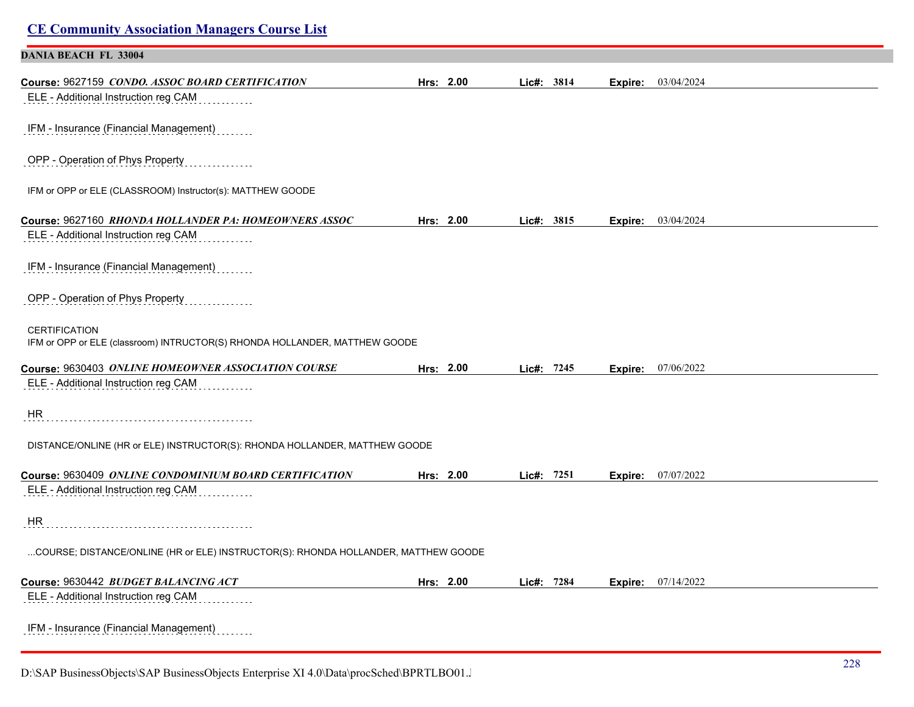## CE Community Association Managers Course List

### DANIA BEACH FL 33004

**Course:** 9627159 ***CONDO. ASSOC BOARD CERTIFICATION*** **Hrs:** 2.00 **Lic#:** 3814 **Expire:** 03/04/2024

ELE - Additional Instruction reg CAM

IFM - Insurance (Financial Management)

OPP - Operation of Phys Property

IFM or OPP or ELE (CLASSROOM) Instructor(s): MATTHEW GOODE

**Course:** 9627160 ***RHONDA HOLLANDER PA: HOMEOWNERS ASSOC*** **Hrs:** 2.00 **Lic#:** 3815 **Expire:** 03/04/2024

ELE - Additional Instruction reg CAM

IFM - Insurance (Financial Management)

OPP - Operation of Phys Property

CERTIFICATION
IFM or OPP or ELE (classroom) INTRUCTOR(S) RHONDA HOLLANDER, MATTHEW GOODE

**Course:** 9630403 ***ONLINE HOMEOWNER ASSOCIATION COURSE*** **Hrs:** 2.00 **Lic#:** 7245 **Expire:** 07/06/2022

ELE - Additional Instruction reg CAM

HR

DISTANCE/ONLINE (HR or ELE) INSTRUCTOR(S): RHONDA HOLLANDER, MATTHEW GOODE

**Course:** 9630409 ***ONLINE CONDOMINIUM BOARD CERTIFICATION*** **Hrs:** 2.00 **Lic#:** 7251 **Expire:** 07/07/2022

ELE - Additional Instruction reg CAM

HR

...COURSE; DISTANCE/ONLINE (HR or ELE) INSTRUCTOR(S): RHONDA HOLLANDER, MATTHEW GOODE

**Course:** 9630442 ***BUDGET BALANCING ACT*** **Hrs:** 2.00 **Lic#:** 7284 **Expire:** 07/14/2022

ELE - Additional Instruction reg CAM

IFM - Insurance (Financial Management)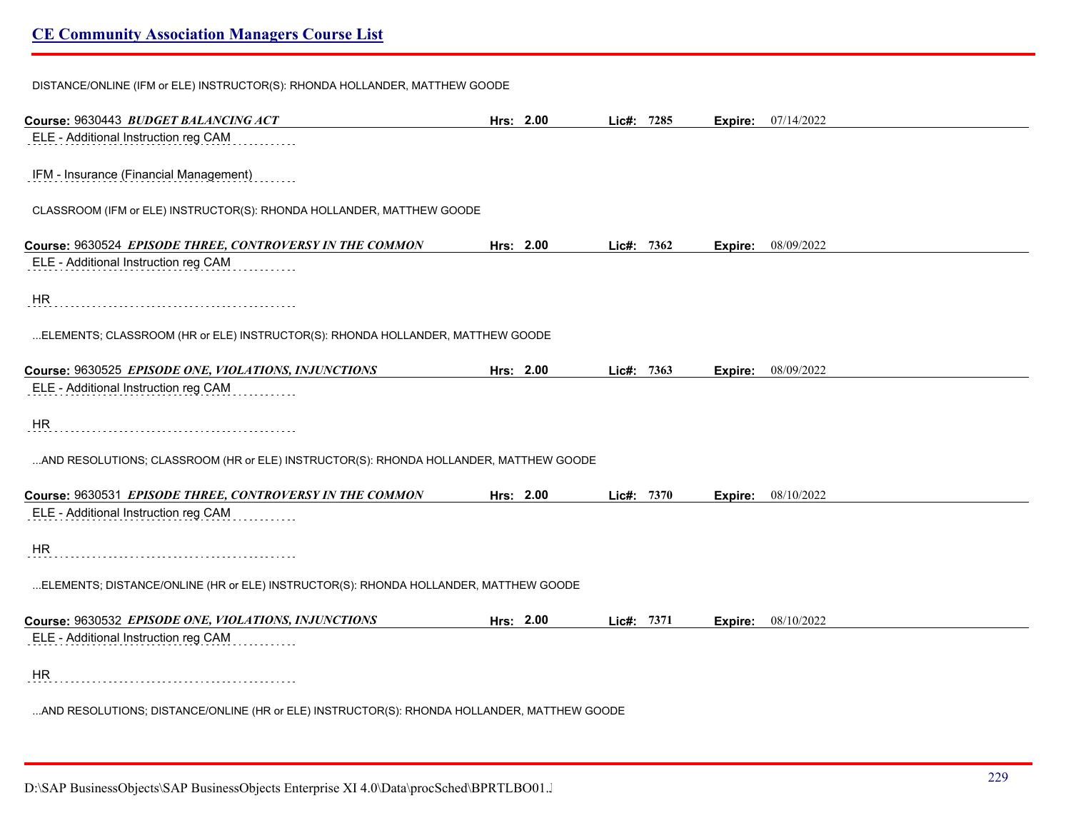DISTANCE/ONLINE (IFM or ELE) INSTRUCTOR(S): RHONDA HOLLANDER, MATTHEW GOODE

**Course:** 9630443 ***BUDGET BALANCING ACT*** **Hrs:** 2.00 **Lic#:** 7285 **Expire:** 07/14/2022

ELE - Additional Instruction reg CAM

IFM - Insurance (Financial Management)

CLASSROOM (IFM or ELE) INSTRUCTOR(S): RHONDA HOLLANDER, MATTHEW GOODE

**Course:** 9630524 ***EPISODE THREE, CONTROVERSY IN THE COMMON*** **Hrs:** 2.00 **Lic#:** 7362 **Expire:** 08/09/2022

ELE - Additional Instruction reg CAM

HR

...ELEMENTS; CLASSROOM (HR or ELE) INSTRUCTOR(S): RHONDA HOLLANDER, MATTHEW GOODE

**Course:** 9630525 ***EPISODE ONE, VIOLATIONS, INJUNCTIONS*** **Hrs:** 2.00 **Lic#:** 7363 **Expire:** 08/09/2022

ELE - Additional Instruction reg CAM

HR

...AND RESOLUTIONS; CLASSROOM (HR or ELE) INSTRUCTOR(S): RHONDA HOLLANDER, MATTHEW GOODE

**Course:** 9630531 ***EPISODE THREE, CONTROVERSY IN THE COMMON*** **Hrs:** 2.00 **Lic#:** 7370 **Expire:** 08/10/2022

ELE - Additional Instruction reg CAM

HR

...ELEMENTS; DISTANCE/ONLINE (HR or ELE) INSTRUCTOR(S): RHONDA HOLLANDER, MATTHEW GOODE

**Course:** 9630532 ***EPISODE ONE, VIOLATIONS, INJUNCTIONS*** **Hrs:** 2.00 **Lic#:** 7371 **Expire:** 08/10/2022

ELE - Additional Instruction reg CAM

HR

...AND RESOLUTIONS; DISTANCE/ONLINE (HR or ELE) INSTRUCTOR(S): RHONDA HOLLANDER, MATTHEW GOODE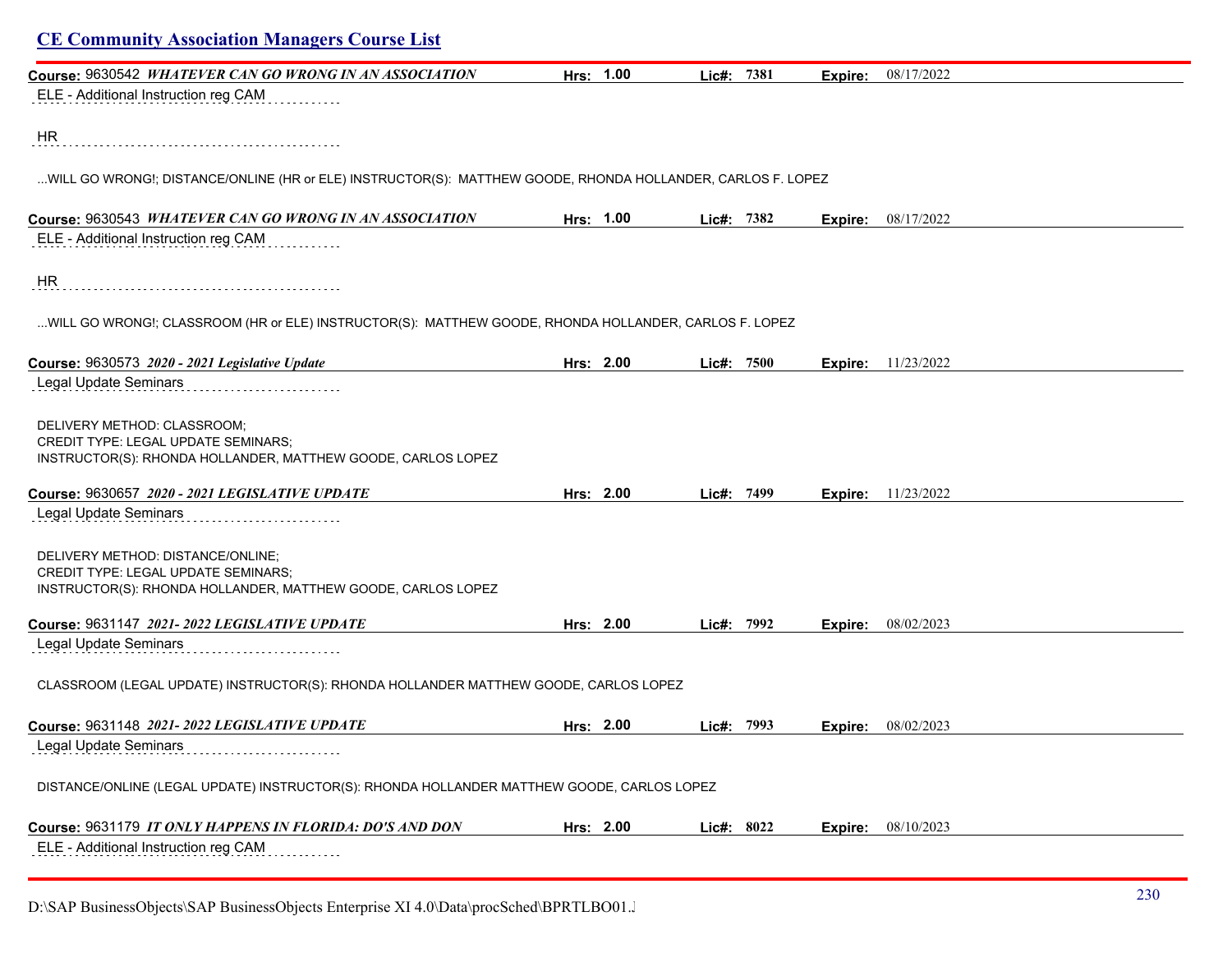## CE Community Association Managers Course List

**Course:** 9630542 ***WHATEVER CAN GO WRONG IN AN ASSOCIATION*** **Hrs: 1.00** **Lic#: 7381** **Expire:** 08/17/2022

ELE - Additional Instruction reg CAM

HR

...WILL GO WRONG!; DISTANCE/ONLINE (HR or ELE) INSTRUCTOR(S): MATTHEW GOODE, RHONDA HOLLANDER, CARLOS F. LOPEZ

**Course:** 9630543 ***WHATEVER CAN GO WRONG IN AN ASSOCIATION*** **Hrs: 1.00** **Lic#: 7382** **Expire:** 08/17/2022

ELE - Additional Instruction reg CAM

HR

...WILL GO WRONG!; CLASSROOM (HR or ELE) INSTRUCTOR(S): MATTHEW GOODE, RHONDA HOLLANDER, CARLOS F. LOPEZ

**Course:** 9630573 ***2020 - 2021 Legislative Update*** **Hrs: 2.00** **Lic#: 7500** **Expire:** 11/23/2022

Legal Update Seminars

DELIVERY METHOD: CLASSROOM;
CREDIT TYPE: LEGAL UPDATE SEMINARS;
INSTRUCTOR(S): RHONDA HOLLANDER, MATTHEW GOODE, CARLOS LOPEZ

**Course:** 9630657 ***2020 - 2021 LEGISLATIVE UPDATE*** **Hrs: 2.00** **Lic#: 7499** **Expire:** 11/23/2022

Legal Update Seminars

DELIVERY METHOD: DISTANCE/ONLINE;
CREDIT TYPE: LEGAL UPDATE SEMINARS;
INSTRUCTOR(S): RHONDA HOLLANDER, MATTHEW GOODE, CARLOS LOPEZ

**Course:** 9631147 ***2021- 2022 LEGISLATIVE UPDATE*** **Hrs: 2.00** **Lic#: 7992** **Expire:** 08/02/2023

Legal Update Seminars

CLASSROOM (LEGAL UPDATE) INSTRUCTOR(S): RHONDA HOLLANDER MATTHEW GOODE, CARLOS LOPEZ

**Course:** 9631148 ***2021- 2022 LEGISLATIVE UPDATE*** **Hrs: 2.00** **Lic#: 7993** **Expire:** 08/02/2023

Legal Update Seminars

DISTANCE/ONLINE (LEGAL UPDATE) INSTRUCTOR(S): RHONDA HOLLANDER MATTHEW GOODE, CARLOS LOPEZ

**Course:** 9631179 ***IT ONLY HAPPENS IN FLORIDA: DO'S AND DON*** **Hrs: 2.00** **Lic#: 8022** **Expire:** 08/10/2023

ELE - Additional Instruction reg CAM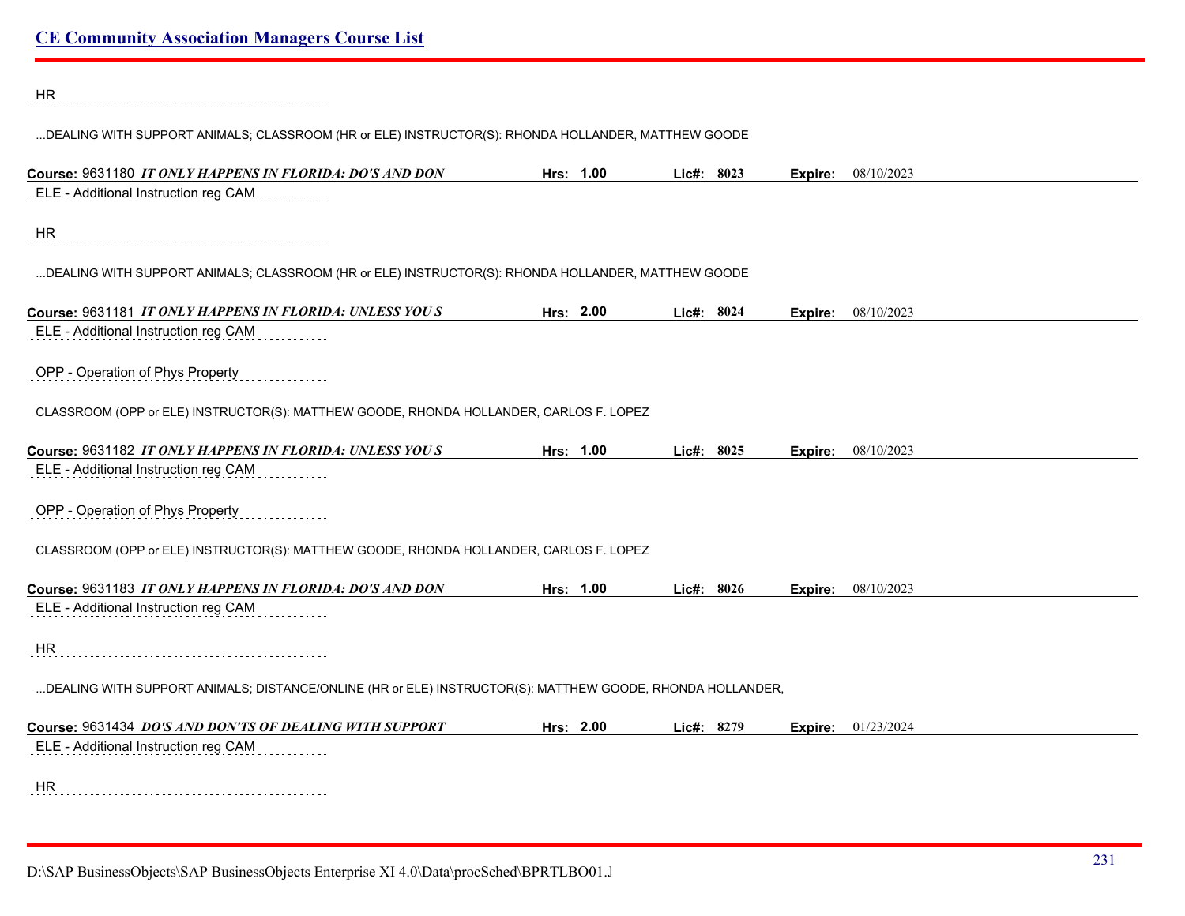HR

...DEALING WITH SUPPORT ANIMALS; CLASSROOM (HR or ELE) INSTRUCTOR(S): RHONDA HOLLANDER, MATTHEW GOODE

**Course:** 9631180 ***IT ONLY HAPPENS IN FLORIDA: DO'S AND DON*** **Hrs: 1.00** **Lic#: 8023** **Expire:** 08/10/2023

ELE - Additional Instruction reg CAM

HR

...DEALING WITH SUPPORT ANIMALS; CLASSROOM (HR or ELE) INSTRUCTOR(S): RHONDA HOLLANDER, MATTHEW GOODE

**Course:** 9631181 ***IT ONLY HAPPENS IN FLORIDA: UNLESS YOU S*** **Hrs: 2.00** **Lic#: 8024** **Expire:** 08/10/2023

ELE - Additional Instruction reg CAM

OPP - Operation of Phys Property

CLASSROOM (OPP or ELE) INSTRUCTOR(S): MATTHEW GOODE, RHONDA HOLLANDER, CARLOS F. LOPEZ

**Course:** 9631182 ***IT ONLY HAPPENS IN FLORIDA: UNLESS YOU S*** **Hrs: 1.00** **Lic#: 8025** **Expire:** 08/10/2023

ELE - Additional Instruction reg CAM

OPP - Operation of Phys Property

CLASSROOM (OPP or ELE) INSTRUCTOR(S): MATTHEW GOODE, RHONDA HOLLANDER, CARLOS F. LOPEZ

**Course:** 9631183 ***IT ONLY HAPPENS IN FLORIDA: DO'S AND DON*** **Hrs: 1.00** **Lic#: 8026** **Expire:** 08/10/2023

ELE - Additional Instruction reg CAM

HR

...DEALING WITH SUPPORT ANIMALS; DISTANCE/ONLINE (HR or ELE) INSTRUCTOR(S): MATTHEW GOODE, RHONDA HOLLANDER,

**Course:** 9631434 ***DO'S AND DON'TS OF DEALING WITH SUPPORT*** **Hrs: 2.00** **Lic#: 8279** **Expire:** 01/23/2024

ELE - Additional Instruction reg CAM

HR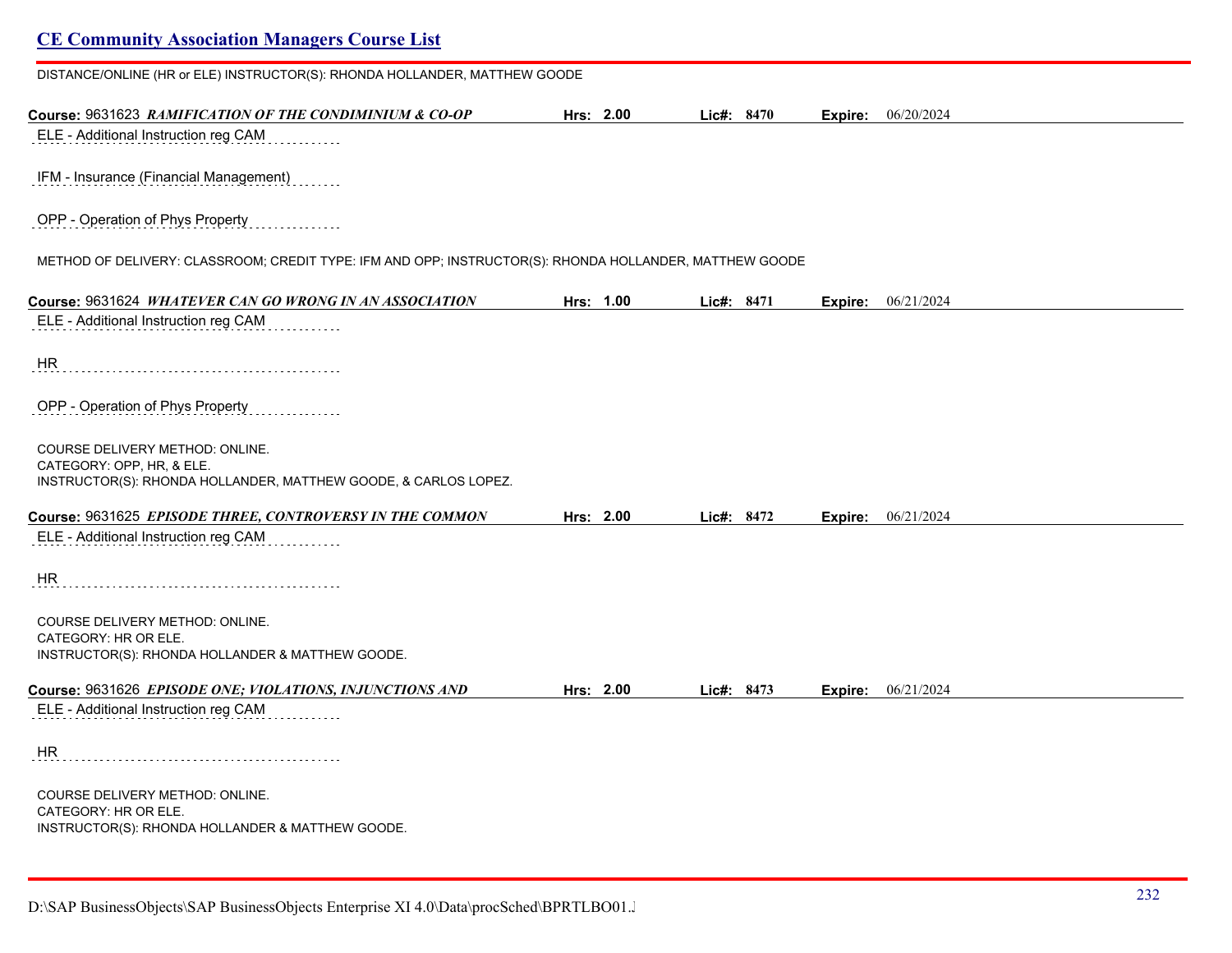DISTANCE/ONLINE (HR or ELE) INSTRUCTOR(S): RHONDA HOLLANDER, MATTHEW GOODE

**Course:** 9631623 ***RAMIFICATION OF THE CONDIMINIUM & CO-OP*** **Hrs:** 2.00 **Lic#:** 8470 **Expire:** 06/20/2024

ELE - Additional Instruction reg CAM

IFM - Insurance (Financial Management)

OPP - Operation of Phys Property

METHOD OF DELIVERY: CLASSROOM; CREDIT TYPE: IFM AND OPP; INSTRUCTOR(S): RHONDA HOLLANDER, MATTHEW GOODE

**Course:** 9631624 ***WHATEVER CAN GO WRONG IN AN ASSOCIATION*** **Hrs:** 1.00 **Lic#:** 8471 **Expire:** 06/21/2024

ELE - Additional Instruction reg CAM

HR

OPP - Operation of Phys Property

COURSE DELIVERY METHOD: ONLINE.
CATEGORY: OPP, HR, & ELE.
INSTRUCTOR(S): RHONDA HOLLANDER, MATTHEW GOODE, & CARLOS LOPEZ.

**Course:** 9631625 ***EPISODE THREE, CONTROVERSY IN THE COMMON*** **Hrs:** 2.00 **Lic#:** 8472 **Expire:** 06/21/2024

ELE - Additional Instruction reg CAM

HR

COURSE DELIVERY METHOD: ONLINE.
CATEGORY: HR OR ELE.
INSTRUCTOR(S): RHONDA HOLLANDER & MATTHEW GOODE.

**Course:** 9631626 ***EPISODE ONE; VIOLATIONS, INJUNCTIONS AND*** **Hrs:** 2.00 **Lic#:** 8473 **Expire:** 06/21/2024

ELE - Additional Instruction reg CAM

HR

COURSE DELIVERY METHOD: ONLINE.
CATEGORY: HR OR ELE.
INSTRUCTOR(S): RHONDA HOLLANDER & MATTHEW GOODE.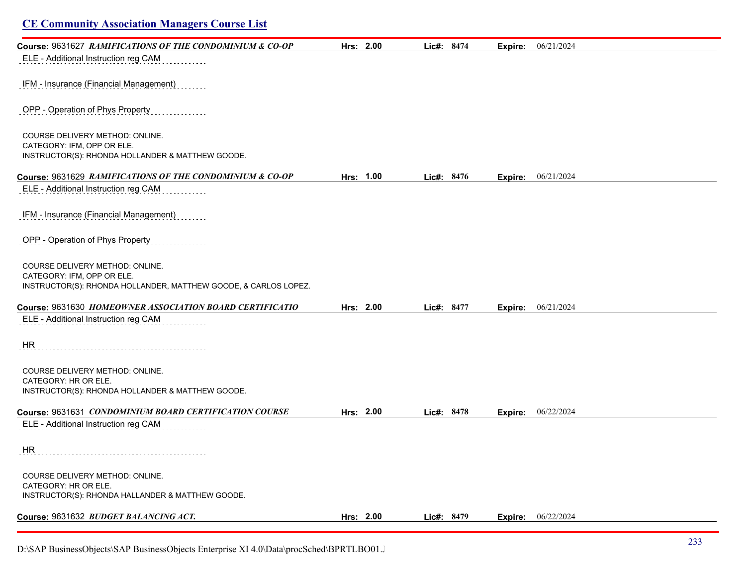## CE Community Association Managers Course List

**Course:** 9631627 ***RAMIFICATIONS OF THE CONDOMINIUM & CO-OP*** **Hrs:** 2.00 **Lic#:** 8474 **Expire:** 06/21/2024

ELE - Additional Instruction reg CAM

IFM - Insurance (Financial Management)

OPP - Operation of Phys Property

COURSE DELIVERY METHOD: ONLINE.
CATEGORY: IFM, OPP OR ELE.
INSTRUCTOR(S): RHONDA HOLLANDER & MATTHEW GOODE.

**Course:** 9631629 ***RAMIFICATIONS OF THE CONDOMINIUM & CO-OP*** **Hrs:** 1.00 **Lic#:** 8476 **Expire:** 06/21/2024

ELE - Additional Instruction reg CAM

IFM - Insurance (Financial Management)

OPP - Operation of Phys Property

COURSE DELIVERY METHOD: ONLINE.
CATEGORY: IFM, OPP OR ELE.
INSTRUCTOR(S): RHONDA HOLLANDER, MATTHEW GOODE, & CARLOS LOPEZ.

**Course:** 9631630 ***HOMEOWNER ASSOCIATION BOARD CERTIFICATIO*** **Hrs:** 2.00 **Lic#:** 8477 **Expire:** 06/21/2024

ELE - Additional Instruction reg CAM

HR

COURSE DELIVERY METHOD: ONLINE.
CATEGORY: HR OR ELE.
INSTRUCTOR(S): RHONDA HOLLANDER & MATTHEW GOODE.

**Course:** 9631631 ***CONDOMINIUM BOARD CERTIFICATION COURSE*** **Hrs:** 2.00 **Lic#:** 8478 **Expire:** 06/22/2024

ELE - Additional Instruction reg CAM

HR

COURSE DELIVERY METHOD: ONLINE.
CATEGORY: HR OR ELE.
INSTRUCTOR(S): RHONDA HALLANDER & MATTHEW GOODE.

**Course:** 9631632 ***BUDGET BALANCING ACT.*** **Hrs:** 2.00 **Lic#:** 8479 **Expire:** 06/22/2024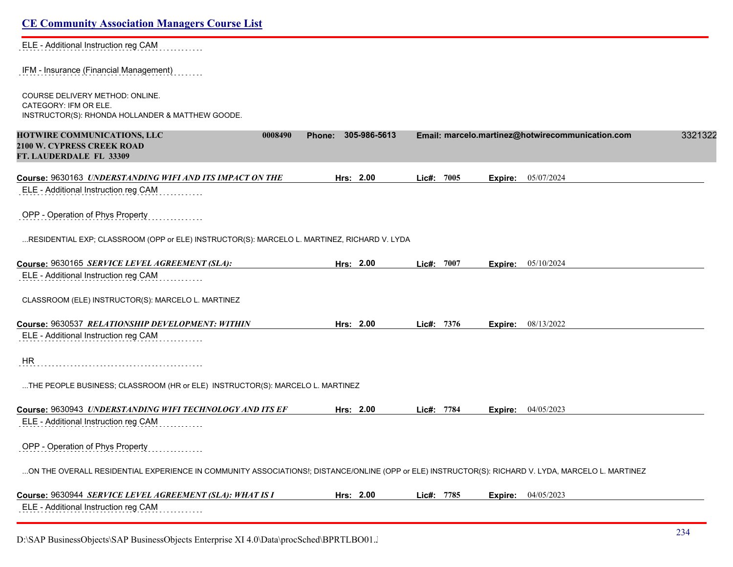ELE - Additional Instruction reg CAM

IFM - Insurance (Financial Management)

COURSE DELIVERY METHOD: ONLINE.
CATEGORY: IFM OR ELE.
INSTRUCTOR(S): RHONDA HOLLANDER & MATTHEW GOODE.

**HOTWIRE COMMUNICATIONS, LLC** 0008490 **Phone:** 305-986-5613 **Email:** marcelo.martinez@hotwirecommunication.com 3321322
**2100 W. CYPRESS CREEK ROAD**
**FT. LAUDERDALE FL 33309**

**Course:** 9630163 ***UNDERSTANDING WIFI AND ITS IMPACT ON THE*** **Hrs:** 2.00 **Lic#:** 7005 **Expire:** 05/07/2024

ELE - Additional Instruction reg CAM

OPP - Operation of Phys Property

...RESIDENTIAL EXP; CLASSROOM (OPP or ELE) INSTRUCTOR(S): MARCELO L. MARTINEZ, RICHARD V. LYDA

**Course:** 9630165 ***SERVICE LEVEL AGREEMENT (SLA):*** **Hrs:** 2.00 **Lic#:** 7007 **Expire:** 05/10/2024

ELE - Additional Instruction reg CAM

CLASSROOM (ELE) INSTRUCTOR(S): MARCELO L. MARTINEZ

**Course:** 9630537 ***RELATIONSHIP DEVELOPMENT: WITHIN*** **Hrs:** 2.00 **Lic#:** 7376 **Expire:** 08/13/2022

ELE - Additional Instruction reg CAM

HR

...THE PEOPLE BUSINESS; CLASSROOM (HR or ELE) INSTRUCTOR(S): MARCELO L. MARTINEZ

**Course:** 9630943 ***UNDERSTANDING WIFI TECHNOLOGY AND ITS EF*** **Hrs:** 2.00 **Lic#:** 7784 **Expire:** 04/05/2023

ELE - Additional Instruction reg CAM

OPP - Operation of Phys Property

...ON THE OVERALL RESIDENTIAL EXPERIENCE IN COMMUNITY ASSOCIATIONS!; DISTANCE/ONLINE (OPP or ELE) INSTRUCTOR(S): RICHARD V. LYDA, MARCELO L. MARTINEZ

**Course:** 9630944 ***SERVICE LEVEL AGREEMENT (SLA): WHAT IS I*** **Hrs:** 2.00 **Lic#:** 7785 **Expire:** 04/05/2023

ELE - Additional Instruction reg CAM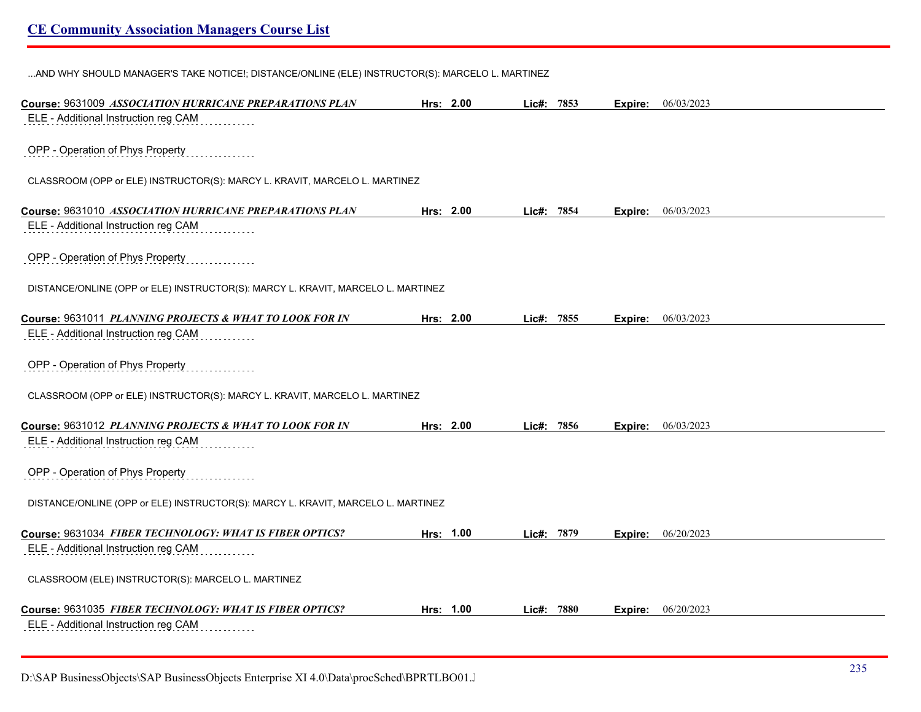...AND WHY SHOULD MANAGER'S TAKE NOTICE!; DISTANCE/ONLINE (ELE) INSTRUCTOR(S): MARCELO L. MARTINEZ

**Course:** 9631009 ***ASSOCIATION HURRICANE PREPARATIONS PLAN*** **Hrs:** **2.00** **Lic#:** **7853** **Expire:** 06/03/2023

ELE - Additional Instruction reg CAM

OPP - Operation of Phys Property

CLASSROOM (OPP or ELE) INSTRUCTOR(S): MARCY L. KRAVIT, MARCELO L. MARTINEZ

**Course:** 9631010 ***ASSOCIATION HURRICANE PREPARATIONS PLAN*** **Hrs:** **2.00** **Lic#:** **7854** **Expire:** 06/03/2023

ELE - Additional Instruction reg CAM

OPP - Operation of Phys Property

DISTANCE/ONLINE (OPP or ELE) INSTRUCTOR(S): MARCY L. KRAVIT, MARCELO L. MARTINEZ

**Course:** 9631011 ***PLANNING PROJECTS & WHAT TO LOOK FOR IN*** **Hrs:** **2.00** **Lic#:** **7855** **Expire:** 06/03/2023

ELE - Additional Instruction reg CAM

OPP - Operation of Phys Property

CLASSROOM (OPP or ELE) INSTRUCTOR(S): MARCY L. KRAVIT, MARCELO L. MARTINEZ

**Course:** 9631012 ***PLANNING PROJECTS & WHAT TO LOOK FOR IN*** **Hrs:** **2.00** **Lic#:** **7856** **Expire:** 06/03/2023

ELE - Additional Instruction reg CAM

OPP - Operation of Phys Property

DISTANCE/ONLINE (OPP or ELE) INSTRUCTOR(S): MARCY L. KRAVIT, MARCELO L. MARTINEZ

**Course:** 9631034 ***FIBER TECHNOLOGY: WHAT IS FIBER OPTICS?*** **Hrs:** **1.00** **Lic#:** **7879** **Expire:** 06/20/2023

ELE - Additional Instruction reg CAM

CLASSROOM (ELE) INSTRUCTOR(S): MARCELO L. MARTINEZ

**Course:** 9631035 ***FIBER TECHNOLOGY: WHAT IS FIBER OPTICS?*** **Hrs:** **1.00** **Lic#:** **7880** **Expire:** 06/20/2023

ELE - Additional Instruction reg CAM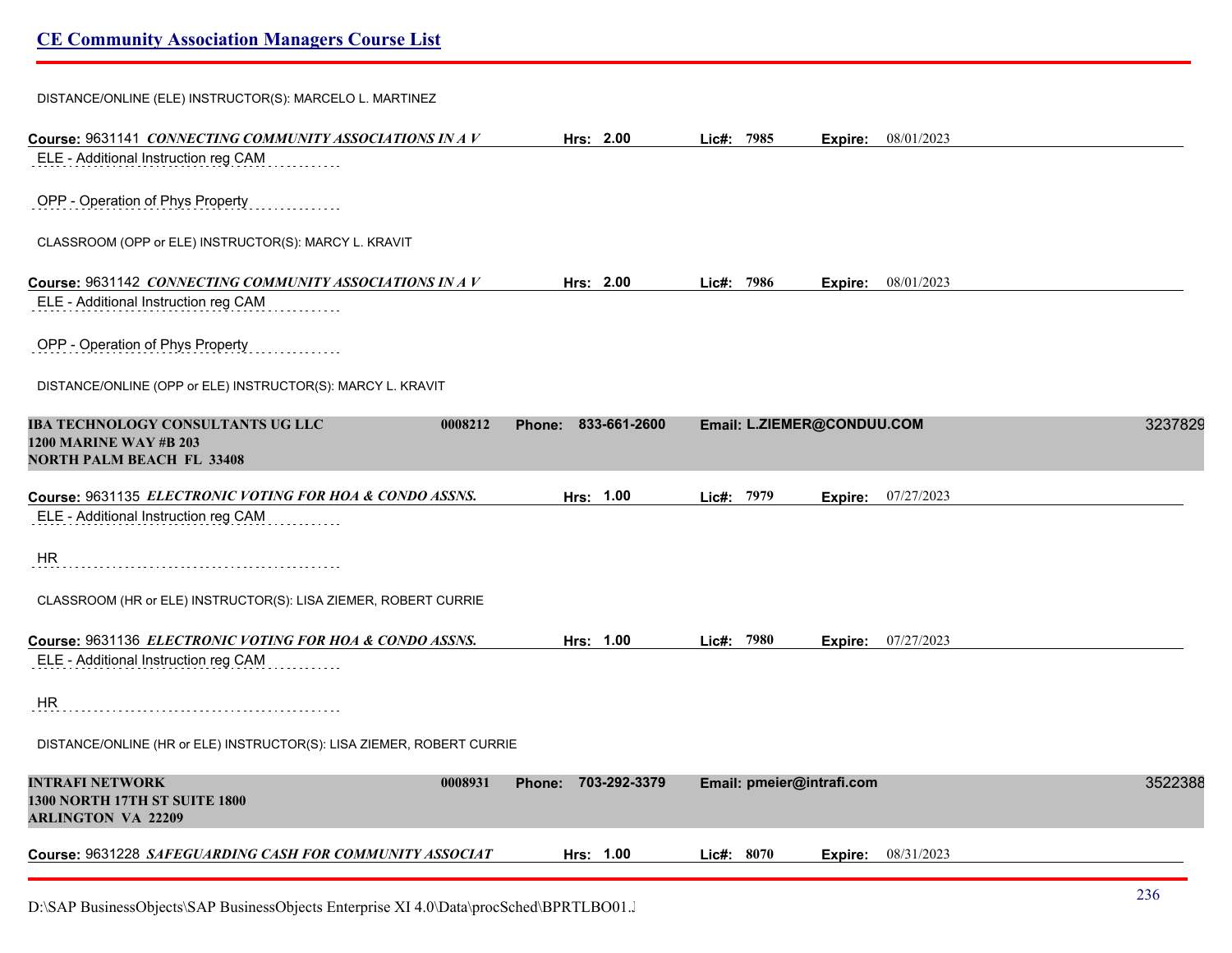DISTANCE/ONLINE (ELE) INSTRUCTOR(S): MARCELO L. MARTINEZ

**Course:** 9631141 ***CONNECTING COMMUNITY ASSOCIATIONS IN A V*** **Hrs: 2.00** **Lic#: 7985** **Expire:** 08/01/2023

ELE - Additional Instruction reg CAM

OPP - Operation of Phys Property

CLASSROOM (OPP or ELE) INSTRUCTOR(S): MARCY L. KRAVIT

**Course:** 9631142 ***CONNECTING COMMUNITY ASSOCIATIONS IN A V*** **Hrs: 2.00** **Lic#: 7986** **Expire:** 08/01/2023

ELE - Additional Instruction reg CAM

OPP - Operation of Phys Property

DISTANCE/ONLINE (OPP or ELE) INSTRUCTOR(S): MARCY L. KRAVIT

**IBA TECHNOLOGY CONSULTANTS UG LLC** **0008212** **Phone: 833-661-2600** **Email: L.ZIEMER@CONDUU.COM** 3237829
**1200 MARINE WAY #B 203**
**NORTH PALM BEACH FL 33408**

**Course:** 9631135 ***ELECTRONIC VOTING FOR HOA & CONDO ASSNS.*** **Hrs: 1.00** **Lic#: 7979** **Expire:** 07/27/2023

ELE - Additional Instruction reg CAM

HR

CLASSROOM (HR or ELE) INSTRUCTOR(S): LISA ZIEMER, ROBERT CURRIE

**Course:** 9631136 ***ELECTRONIC VOTING FOR HOA & CONDO ASSNS.*** **Hrs: 1.00** **Lic#: 7980** **Expire:** 07/27/2023

ELE - Additional Instruction reg CAM

HR

DISTANCE/ONLINE (HR or ELE) INSTRUCTOR(S): LISA ZIEMER, ROBERT CURRIE

**INTRAFI NETWORK** **0008931** **Phone: 703-292-3379** **Email: pmeier@intrafi.com** 3522388
**1300 NORTH 17TH ST SUITE 1800**
**ARLINGTON VA 22209**

**Course:** 9631228 ***SAFEGUARDING CASH FOR COMMUNITY ASSOCIAT*** **Hrs: 1.00** **Lic#: 8070** **Expire:** 08/31/2023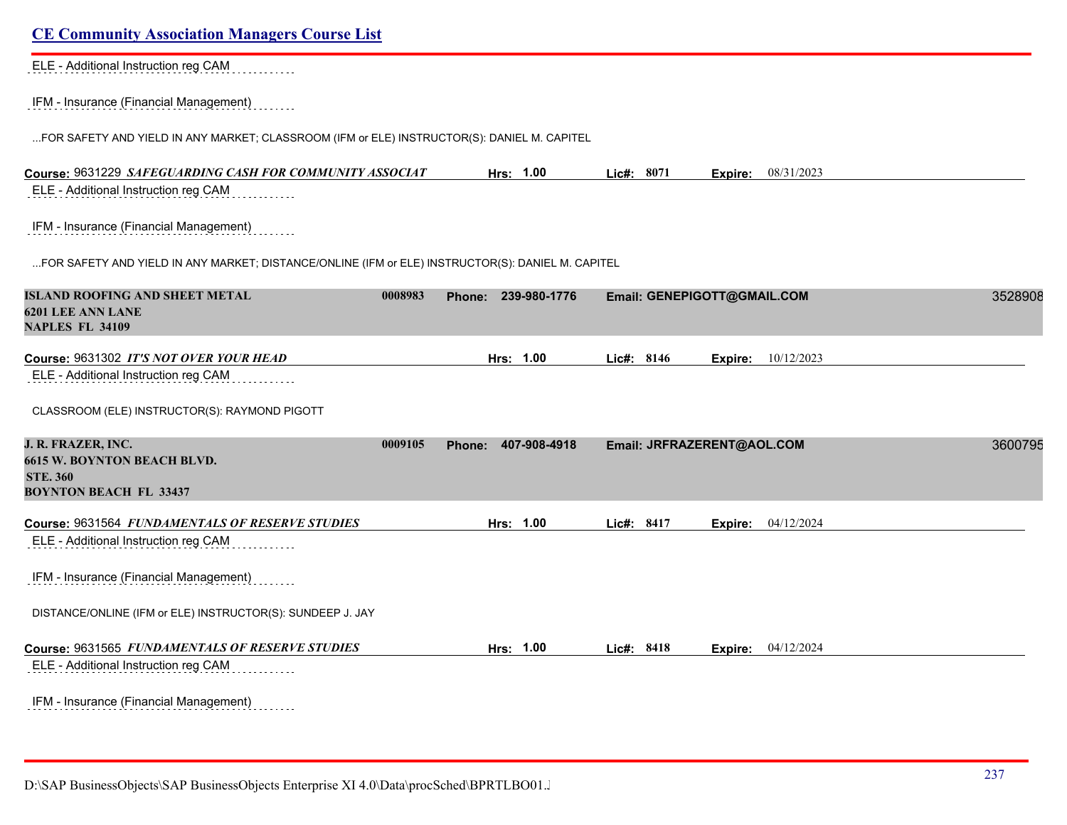ELE - Additional Instruction reg CAM

IFM - Insurance (Financial Management)

...FOR SAFETY AND YIELD IN ANY MARKET; CLASSROOM (IFM or ELE) INSTRUCTOR(S): DANIEL M. CAPITEL

**Course:** 9631229 ***SAFEGUARDING CASH FOR COMMUNITY ASSOCIAT*** **Hrs:** 1.00 **Lic#:** 8071 **Expire:** 08/31/2023

ELE - Additional Instruction reg CAM

IFM - Insurance (Financial Management)

...FOR SAFETY AND YIELD IN ANY MARKET; DISTANCE/ONLINE (IFM or ELE) INSTRUCTOR(S): DANIEL M. CAPITEL

**ISLAND ROOFING AND SHEET METAL** 0008983 **Phone:** 239-980-1776 **Email:** GENEPIGOTT@GMAIL.COM 3528908
**6201 LEE ANN LANE**
**NAPLES FL 34109**

**Course:** 9631302 ***IT'S NOT OVER YOUR HEAD*** **Hrs:** 1.00 **Lic#:** 8146 **Expire:** 10/12/2023

ELE - Additional Instruction reg CAM

CLASSROOM (ELE) INSTRUCTOR(S): RAYMOND PIGOTT

**J. R. FRAZER, INC.** 0009105 **Phone:** 407-908-4918 **Email:** JRFRAZERENT@AOL.COM 3600795
**6615 W. BOYNTON BEACH BLVD.**
**STE. 360**
**BOYNTON BEACH FL 33437**

**Course:** 9631564 ***FUNDAMENTALS OF RESERVE STUDIES*** **Hrs:** 1.00 **Lic#:** 8417 **Expire:** 04/12/2024

ELE - Additional Instruction reg CAM

IFM - Insurance (Financial Management)

DISTANCE/ONLINE (IFM or ELE) INSTRUCTOR(S): SUNDEEP J. JAY

**Course:** 9631565 ***FUNDAMENTALS OF RESERVE STUDIES*** **Hrs:** 1.00 **Lic#:** 8418 **Expire:** 04/12/2024

ELE - Additional Instruction reg CAM

IFM - Insurance (Financial Management)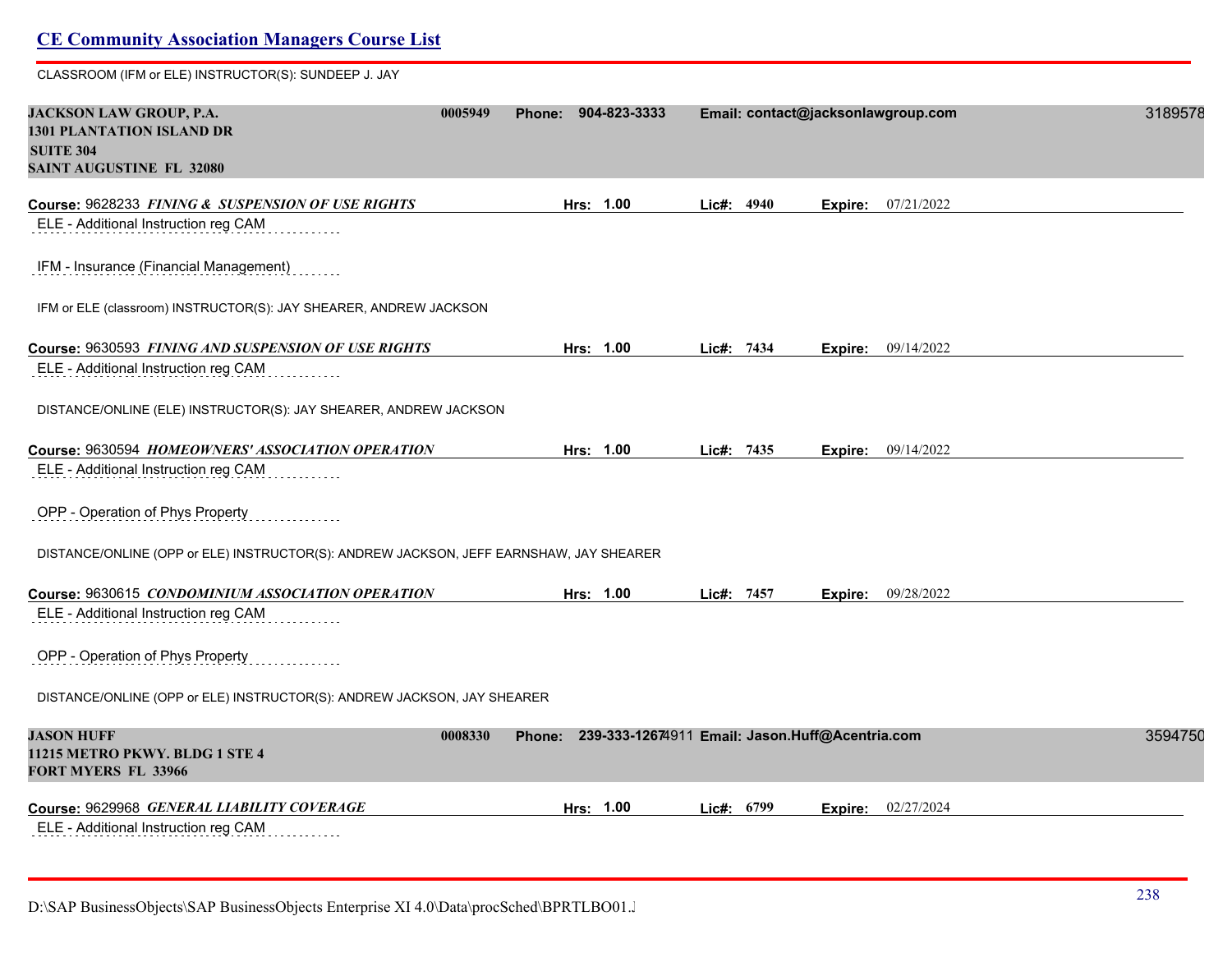# CE Community Association Managers Course List

CLASSROOM (IFM or ELE) INSTRUCTOR(S): SUNDEEP J. JAY

**JACKSON LAW GROUP, P.A.** 0005949 **Phone: 904-823-3333** **Email: contact@jacksonlawgroup.com** 3189578
**1301 PLANTATION ISLAND DR**
**SUITE 304**
**SAINT AUGUSTINE FL 32080**

**Course:** 9628233 ***FINING & SUSPENSION OF USE RIGHTS*** **Hrs: 1.00** **Lic#: 4940** **Expire:** 07/21/2022

ELE - Additional Instruction reg CAM

IFM - Insurance (Financial Management)

IFM or ELE (classroom) INSTRUCTOR(S): JAY SHEARER, ANDREW JACKSON

**Course:** 9630593 ***FINING AND SUSPENSION OF USE RIGHTS*** **Hrs: 1.00** **Lic#: 7434** **Expire:** 09/14/2022

ELE - Additional Instruction reg CAM

DISTANCE/ONLINE (ELE) INSTRUCTOR(S): JAY SHEARER, ANDREW JACKSON

**Course:** 9630594 ***HOMEOWNERS' ASSOCIATION OPERATION*** **Hrs: 1.00** **Lic#: 7435** **Expire:** 09/14/2022

ELE - Additional Instruction reg CAM

OPP - Operation of Phys Property

DISTANCE/ONLINE (OPP or ELE) INSTRUCTOR(S): ANDREW JACKSON, JEFF EARNSHAW, JAY SHEARER

**Course:** 9630615 ***CONDOMINIUM ASSOCIATION OPERATION*** **Hrs: 1.00** **Lic#: 7457** **Expire:** 09/28/2022

ELE - Additional Instruction reg CAM

OPP - Operation of Phys Property

DISTANCE/ONLINE (OPP or ELE) INSTRUCTOR(S): ANDREW JACKSON, JAY SHEARER

**JASON HUFF** 0008330 **Phone: 239-333-1267**4911 **Email: Jason.Huff@Acentria.com** 3594750
**11215 METRO PKWY. BLDG 1 STE 4**
**FORT MYERS FL 33966**

**Course:** 9629968 ***GENERAL LIABILITY COVERAGE*** **Hrs: 1.00** **Lic#: 6799** **Expire:** 02/27/2024

ELE - Additional Instruction reg CAM

D:\SAP BusinessObjects\SAP BusinessObjects Enterprise XI 4.0\Data\procSched\BPRTLBO01.J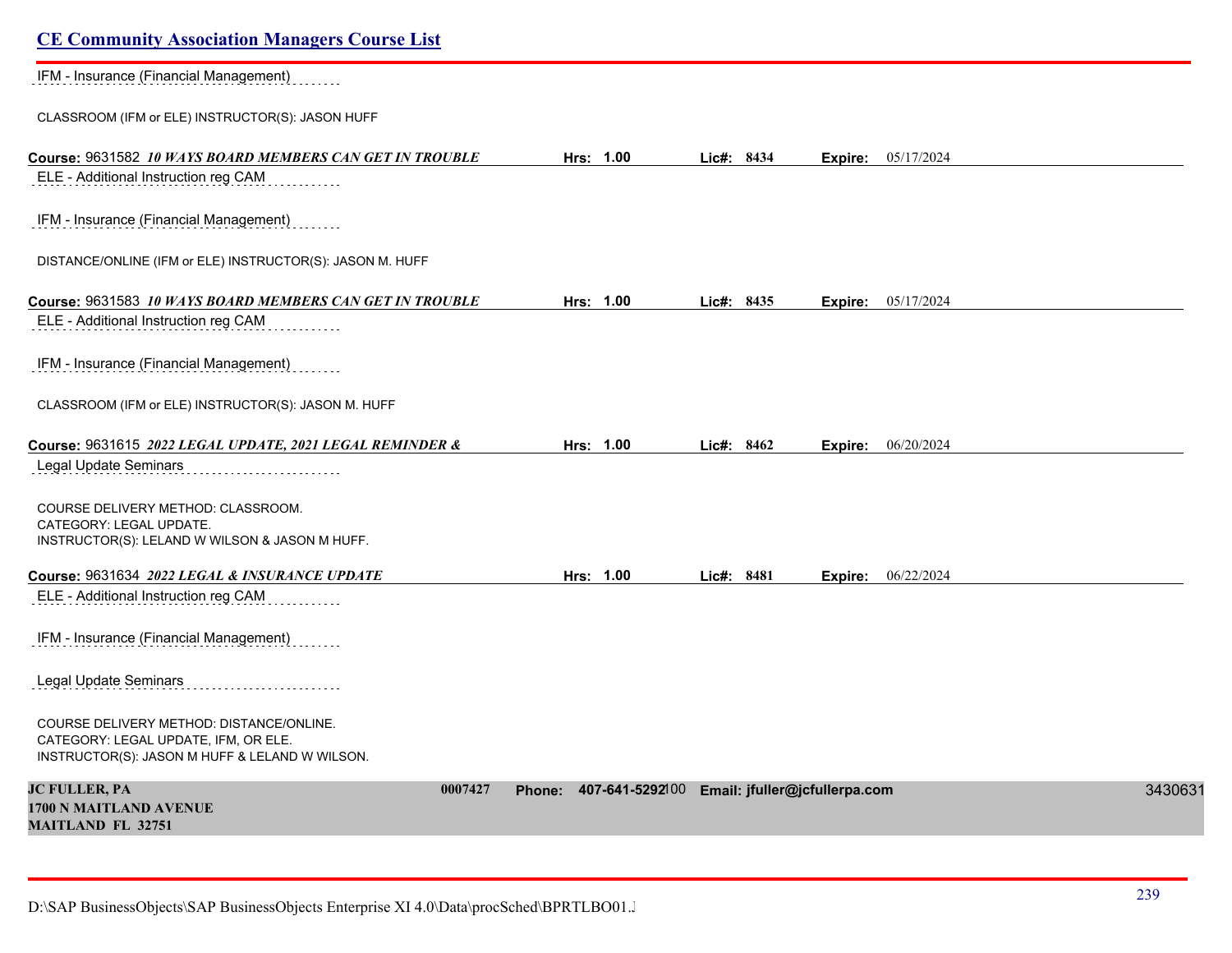IFM - Insurance (Financial Management)

CLASSROOM (IFM or ELE) INSTRUCTOR(S): JASON HUFF

**Course:** 9631582 ***10 WAYS BOARD MEMBERS CAN GET IN TROUBLE*** **Hrs: 1.00** **Lic#: 8434** **Expire:** 05/17/2024

ELE - Additional Instruction reg CAM

IFM - Insurance (Financial Management)

DISTANCE/ONLINE (IFM or ELE) INSTRUCTOR(S): JASON M. HUFF

**Course:** 9631583 ***10 WAYS BOARD MEMBERS CAN GET IN TROUBLE*** **Hrs: 1.00** **Lic#: 8435** **Expire:** 05/17/2024

ELE - Additional Instruction reg CAM

IFM - Insurance (Financial Management)

CLASSROOM (IFM or ELE) INSTRUCTOR(S): JASON M. HUFF

**Course:** 9631615 ***2022 LEGAL UPDATE, 2021 LEGAL REMINDER &*** **Hrs: 1.00** **Lic#: 8462** **Expire:** 06/20/2024

Legal Update Seminars

COURSE DELIVERY METHOD: CLASSROOM.
CATEGORY: LEGAL UPDATE.
INSTRUCTOR(S): LELAND W WILSON & JASON M HUFF.

**Course:** 9631634 ***2022 LEGAL & INSURANCE UPDATE*** **Hrs: 1.00** **Lic#: 8481** **Expire:** 06/22/2024

ELE - Additional Instruction reg CAM

IFM - Insurance (Financial Management)

Legal Update Seminars

COURSE DELIVERY METHOD: DISTANCE/ONLINE.
CATEGORY: LEGAL UPDATE, IFM, OR ELE.
INSTRUCTOR(S): JASON M HUFF & LELAND W WILSON.

**JC FULLER, PA** **0007427** **Phone: 407-641-5292100** **Email: jfuller@jcfullerpa.com** 3430631
**1700 N MAITLAND AVENUE**
**MAITLAND FL 32751**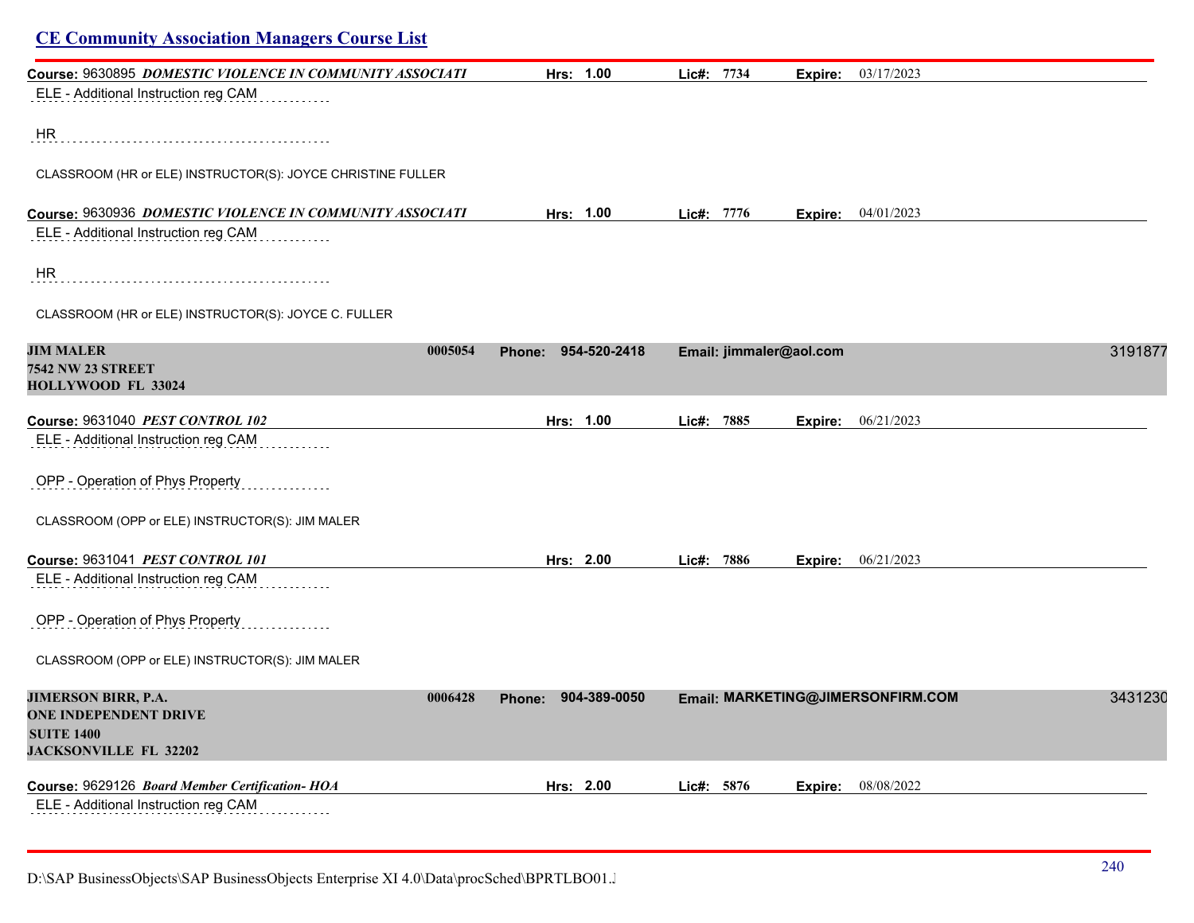## CE Community Association Managers Course List

**Course:** 9630895 ***DOMESTIC VIOLENCE IN COMMUNITY ASSOCIATI*** **Hrs: 1.00** **Lic#: 7734** **Expire:** 03/17/2023

ELE - Additional Instruction reg CAM

HR

CLASSROOM (HR or ELE) INSTRUCTOR(S): JOYCE CHRISTINE FULLER

**Course:** 9630936 ***DOMESTIC VIOLENCE IN COMMUNITY ASSOCIATI*** **Hrs: 1.00** **Lic#: 7776** **Expire:** 04/01/2023

ELE - Additional Instruction reg CAM

HR

CLASSROOM (HR or ELE) INSTRUCTOR(S): JOYCE C. FULLER

**JIM MALER** **0005054** **Phone: 954-520-2418** **Email: jimmaler@aol.com** 3191877
**7542 NW 23 STREET**
**HOLLYWOOD FL 33024**

**Course:** 9631040 ***PEST CONTROL 102*** **Hrs: 1.00** **Lic#: 7885** **Expire:** 06/21/2023

ELE - Additional Instruction reg CAM

OPP - Operation of Phys Property

CLASSROOM (OPP or ELE) INSTRUCTOR(S): JIM MALER

**Course:** 9631041 ***PEST CONTROL 101*** **Hrs: 2.00** **Lic#: 7886** **Expire:** 06/21/2023

ELE - Additional Instruction reg CAM

OPP - Operation of Phys Property

CLASSROOM (OPP or ELE) INSTRUCTOR(S): JIM MALER

**JIMERSON BIRR, P.A.** **0006428** **Phone: 904-389-0050** **Email: MARKETING@JIMERSONFIRM.COM** 3431230
**ONE INDEPENDENT DRIVE**
**SUITE 1400**
**JACKSONVILLE FL 32202**

**Course:** 9629126 ***Board Member Certification- HOA*** **Hrs: 2.00** **Lic#: 5876** **Expire:** 08/08/2022

ELE - Additional Instruction reg CAM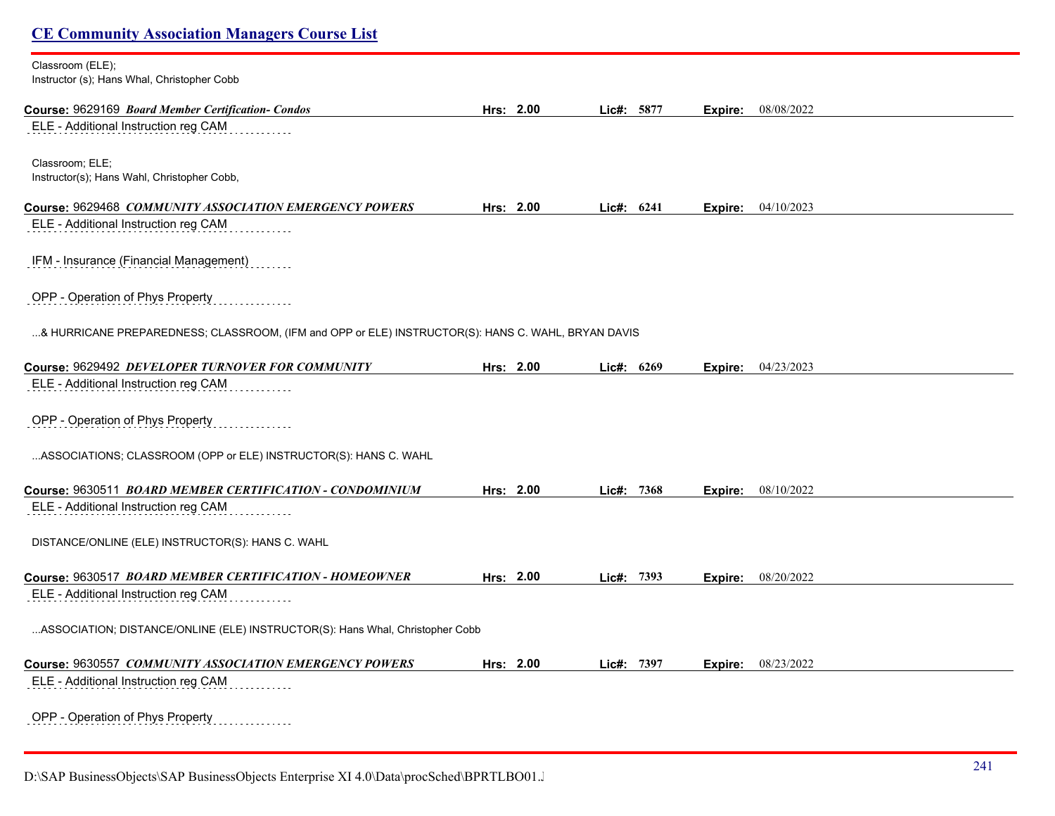Classroom (ELE);
Instructor (s); Hans Whal, Christopher Cobb

**Course:** 9629169 ***Board Member Certification- Condos*** **Hrs:** 2.00 **Lic#:** 5877 **Expire:** 08/08/2022

ELE - Additional Instruction reg CAM

Classroom; ELE;
Instructor(s); Hans Wahl, Christopher Cobb,

**Course:** 9629468 ***COMMUNITY ASSOCIATION EMERGENCY POWERS*** **Hrs:** 2.00 **Lic#:** 6241 **Expire:** 04/10/2023

ELE - Additional Instruction reg CAM

IFM - Insurance (Financial Management)

OPP - Operation of Phys Property

...& HURRICANE PREPAREDNESS; CLASSROOM, (IFM and OPP or ELE) INSTRUCTOR(S): HANS C. WAHL, BRYAN DAVIS

**Course:** 9629492 ***DEVELOPER TURNOVER FOR COMMUNITY*** **Hrs:** 2.00 **Lic#:** 6269 **Expire:** 04/23/2023

ELE - Additional Instruction reg CAM

OPP - Operation of Phys Property

...ASSOCIATIONS; CLASSROOM (OPP or ELE) INSTRUCTOR(S): HANS C. WAHL

**Course:** 9630511 ***BOARD MEMBER CERTIFICATION - CONDOMINIUM*** **Hrs:** 2.00 **Lic#:** 7368 **Expire:** 08/10/2022

ELE - Additional Instruction reg CAM

DISTANCE/ONLINE (ELE) INSTRUCTOR(S): HANS C. WAHL

**Course:** 9630517 ***BOARD MEMBER CERTIFICATION - HOMEOWNER*** **Hrs:** 2.00 **Lic#:** 7393 **Expire:** 08/20/2022

ELE - Additional Instruction reg CAM

...ASSOCIATION; DISTANCE/ONLINE (ELE) INSTRUCTOR(S): Hans Whal, Christopher Cobb

**Course:** 9630557 ***COMMUNITY ASSOCIATION EMERGENCY POWERS*** **Hrs:** 2.00 **Lic#:** 7397 **Expire:** 08/23/2022

ELE - Additional Instruction reg CAM

OPP - Operation of Phys Property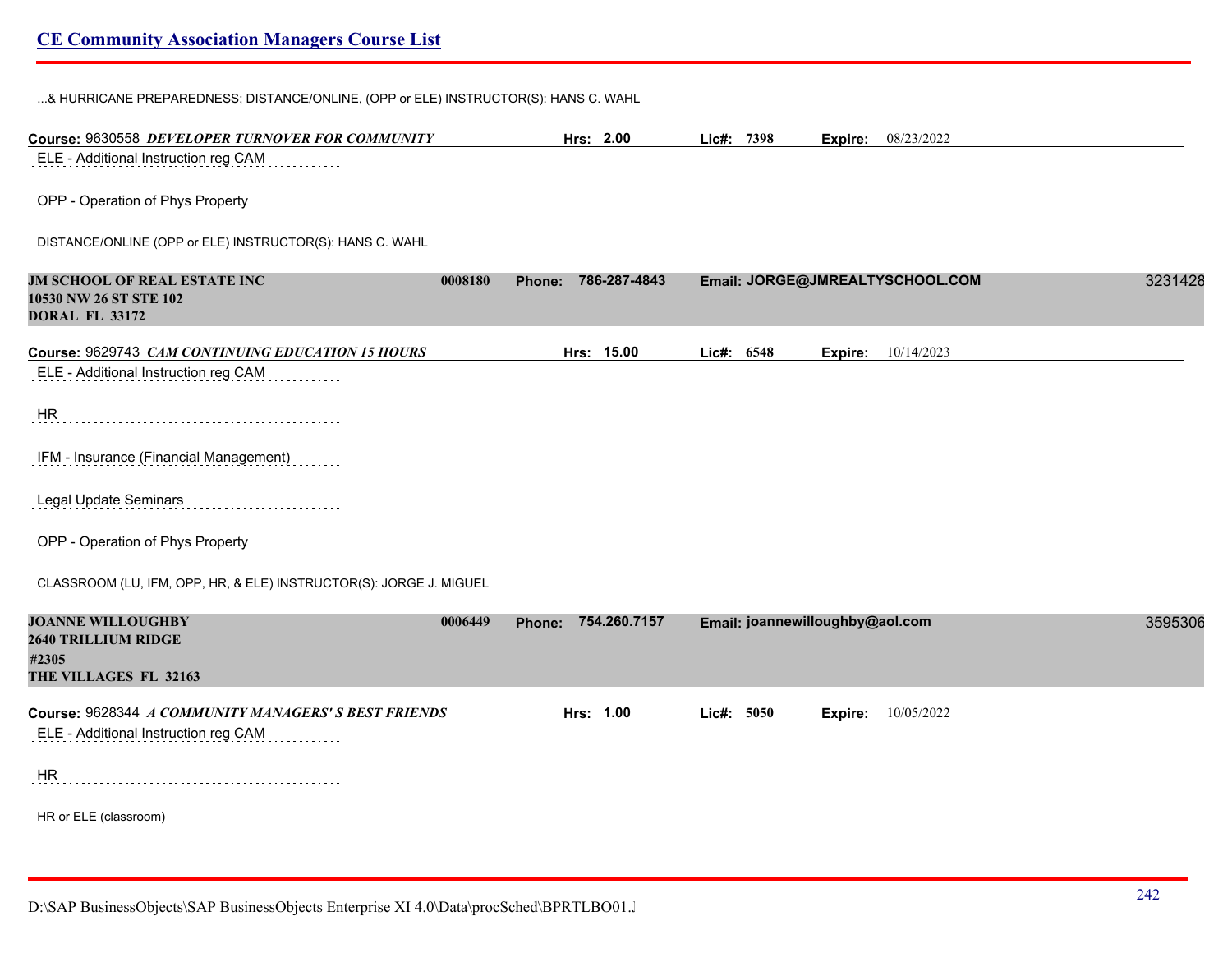...& HURRICANE PREPAREDNESS; DISTANCE/ONLINE, (OPP or ELE) INSTRUCTOR(S): HANS C. WAHL

**Course:** 9630558 ***DEVELOPER TURNOVER FOR COMMUNITY*** **Hrs:** 2.00 **Lic#:** 7398 **Expire:** 08/23/2022

ELE - Additional Instruction reg CAM

OPP - Operation of Phys Property

DISTANCE/ONLINE (OPP or ELE) INSTRUCTOR(S): HANS C. WAHL

**JM SCHOOL OF REAL ESTATE INC** 0008180 **Phone:** 786-287-4843 **Email:** JORGE@JMREALTYSCHOOL.COM 3231428
**10530 NW 26 ST STE 102**
**DORAL FL 33172**

**Course:** 9629743 ***CAM CONTINUING EDUCATION 15 HOURS*** **Hrs:** 15.00 **Lic#:** 6548 **Expire:** 10/14/2023

ELE - Additional Instruction reg CAM

HR

IFM - Insurance (Financial Management)

Legal Update Seminars

OPP - Operation of Phys Property

CLASSROOM (LU, IFM, OPP, HR, & ELE) INSTRUCTOR(S): JORGE J. MIGUEL

**JOANNE WILLOUGHBY** 0006449 **Phone:** 754.260.7157 **Email:** joannewilloughby@aol.com 3595306
**2640 TRILLIUM RIDGE**
**#2305**
**THE VILLAGES FL 32163**

**Course:** 9628344 ***A COMMUNITY MANAGERS' S BEST FRIENDS*** **Hrs:** 1.00 **Lic#:** 5050 **Expire:** 10/05/2022

ELE - Additional Instruction reg CAM

HR

HR or ELE (classroom)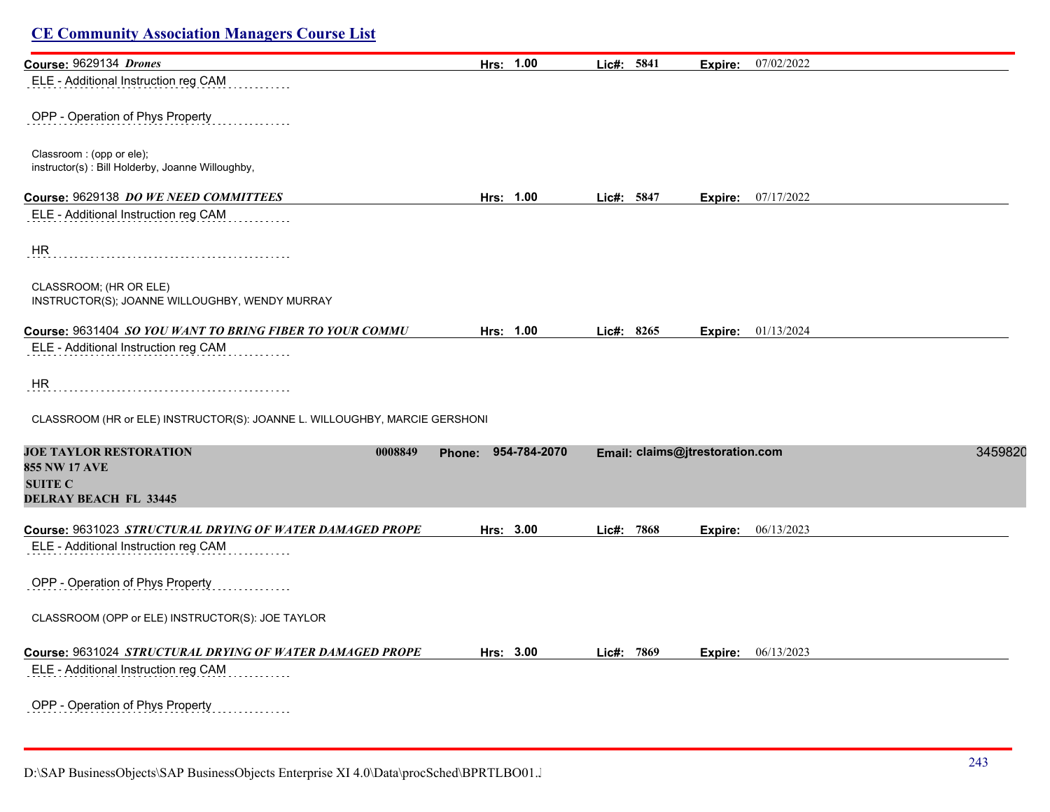## CE Community Association Managers Course List

**Course:** 9629134 ***Drones*** **Hrs:** 1.00 **Lic#:** 5841 **Expire:** 07/02/2022

ELE - Additional Instruction reg CAM

OPP - Operation of Phys Property

Classroom : (opp or ele);
instructor(s) : Bill Holderby, Joanne Willoughby,

**Course:** 9629138 ***DO WE NEED COMMITTEES*** **Hrs:** 1.00 **Lic#:** 5847 **Expire:** 07/17/2022

ELE - Additional Instruction reg CAM

HR

CLASSROOM; (HR OR ELE)
INSTRUCTOR(S); JOANNE WILLOUGHBY, WENDY MURRAY

**Course:** 9631404 ***SO YOU WANT TO BRING FIBER TO YOUR COMMU*** **Hrs:** 1.00 **Lic#:** 8265 **Expire:** 01/13/2024

ELE - Additional Instruction reg CAM

HR

CLASSROOM (HR or ELE) INSTRUCTOR(S): JOANNE L. WILLOUGHBY, MARCIE GERSHONI

**JOE TAYLOR RESTORATION** 0008849 **Phone:** 954-784-2070 **Email:** claims@jtrestoration.com 3459820
**855 NW 17 AVE**
**SUITE C**
**DELRAY BEACH FL 33445**

**Course:** 9631023 ***STRUCTURAL DRYING OF WATER DAMAGED PROPE*** **Hrs:** 3.00 **Lic#:** 7868 **Expire:** 06/13/2023

ELE - Additional Instruction reg CAM

OPP - Operation of Phys Property

CLASSROOM (OPP or ELE) INSTRUCTOR(S): JOE TAYLOR

**Course:** 9631024 ***STRUCTURAL DRYING OF WATER DAMAGED PROPE*** **Hrs:** 3.00 **Lic#:** 7869 **Expire:** 06/13/2023

ELE - Additional Instruction reg CAM

OPP - Operation of Phys Property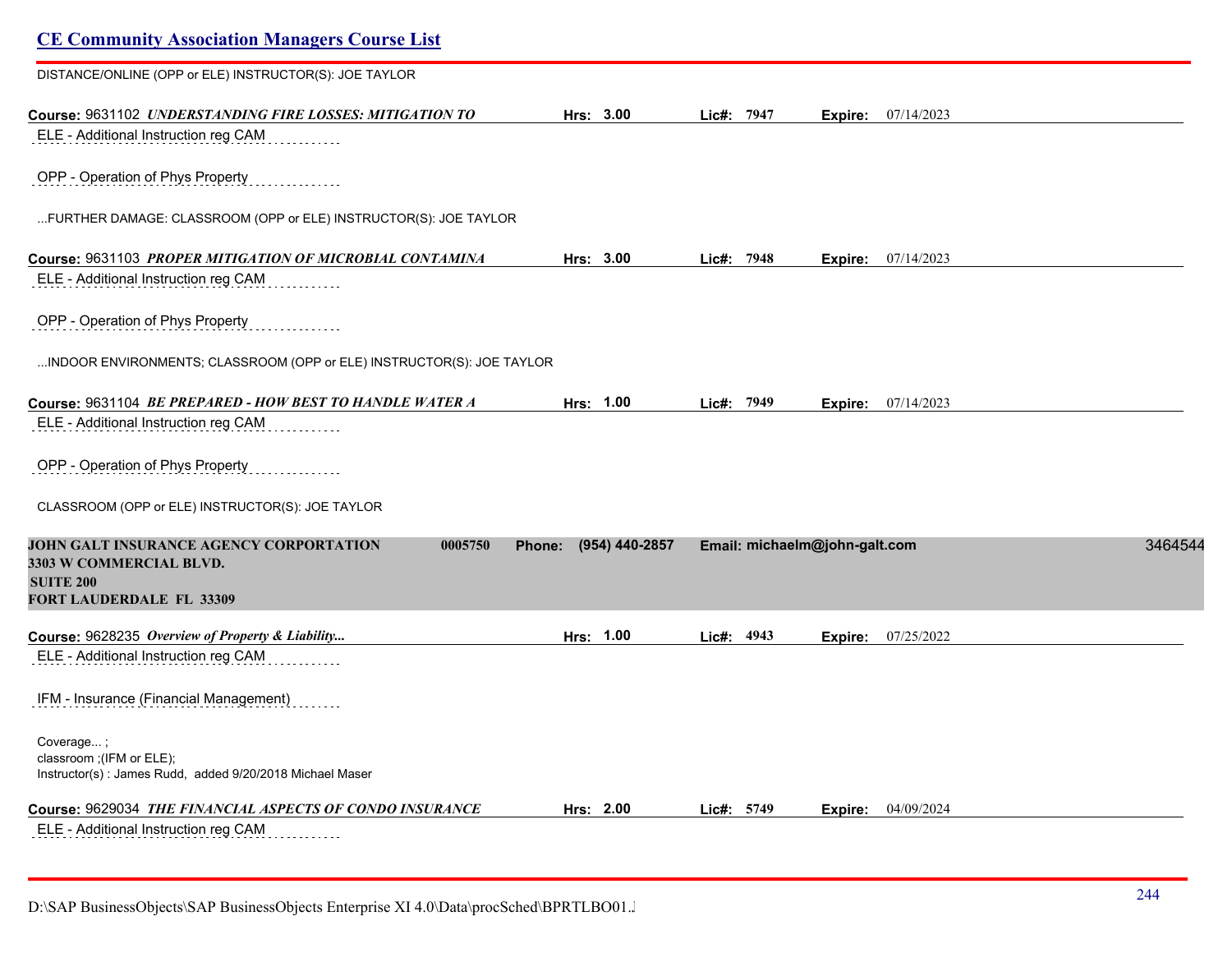DISTANCE/ONLINE (OPP or ELE) INSTRUCTOR(S): JOE TAYLOR

**Course:** 9631102 ***UNDERSTANDING FIRE LOSSES: MITIGATION TO*** **Hrs:** 3.00 **Lic#:** 7947 **Expire:** 07/14/2023

ELE - Additional Instruction reg CAM

OPP - Operation of Phys Property

...FURTHER DAMAGE: CLASSROOM (OPP or ELE) INSTRUCTOR(S): JOE TAYLOR

**Course:** 9631103 ***PROPER MITIGATION OF MICROBIAL CONTAMINA*** **Hrs:** 3.00 **Lic#:** 7948 **Expire:** 07/14/2023

ELE - Additional Instruction reg CAM

OPP - Operation of Phys Property

...INDOOR ENVIRONMENTS; CLASSROOM (OPP or ELE) INSTRUCTOR(S): JOE TAYLOR

**Course:** 9631104 ***BE PREPARED - HOW BEST TO HANDLE WATER A*** **Hrs:** 1.00 **Lic#:** 7949 **Expire:** 07/14/2023

ELE - Additional Instruction reg CAM

OPP - Operation of Phys Property

CLASSROOM (OPP or ELE) INSTRUCTOR(S): JOE TAYLOR

**JOHN GALT INSURANCE AGENCY CORPORATION** 0005750 **Phone:** (954) 440-2857 **Email:** michaelm@john-galt.com 3464544
**3303 W COMMERCIAL BLVD.**
**SUITE 200**
**FORT LAUDERDALE FL 33309**

**Course:** 9628235 ***Overview of Property & Liability...*** **Hrs:** 1.00 **Lic#:** 4943 **Expire:** 07/25/2022

ELE - Additional Instruction reg CAM

IFM - Insurance (Financial Management)

Coverage... ;
classroom ;(IFM or ELE);
Instructor(s) : James Rudd, added 9/20/2018 Michael Maser

**Course:** 9629034 ***THE FINANCIAL ASPECTS OF CONDO INSURANCE*** **Hrs:** 2.00 **Lic#:** 5749 **Expire:** 04/09/2024

ELE - Additional Instruction reg CAM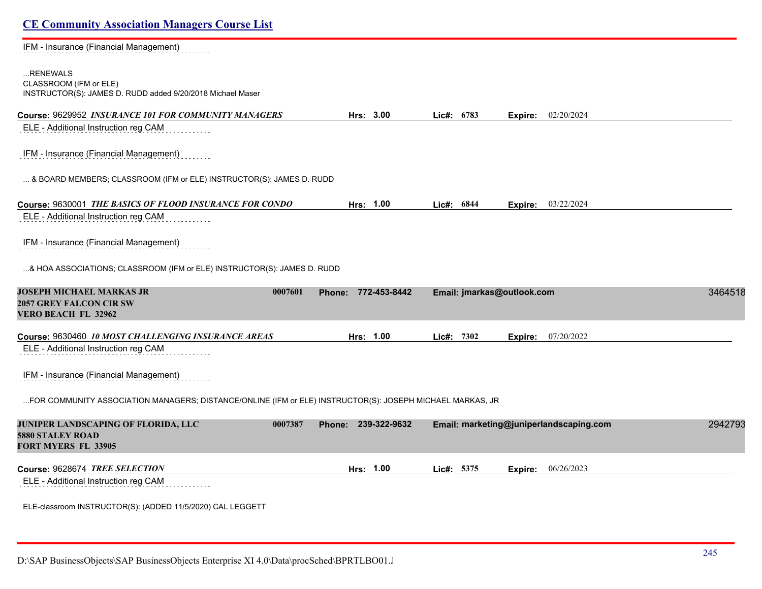IFM - Insurance (Financial Management)

...RENEWALS
CLASSROOM (IFM or ELE)
INSTRUCTOR(S): JAMES D. RUDD added 9/20/2018 Michael Maser

**Course:** 9629952 ***INSURANCE 101 FOR COMMUNITY MANAGERS*** **Hrs:** 3.00 **Lic#:** 6783 **Expire:** 02/20/2024

ELE - Additional Instruction reg CAM

IFM - Insurance (Financial Management)

... & BOARD MEMBERS; CLASSROOM (IFM or ELE) INSTRUCTOR(S): JAMES D. RUDD

**Course:** 9630001 ***THE BASICS OF FLOOD INSURANCE FOR CONDO*** **Hrs:** 1.00 **Lic#:** 6844 **Expire:** 03/22/2024

ELE - Additional Instruction reg CAM

IFM - Insurance (Financial Management)

...& HOA ASSOCIATIONS; CLASSROOM (IFM or ELE) INSTRUCTOR(S): JAMES D. RUDD

**JOSEPH MICHAEL MARKAS JR** **0007601** **Phone: 772-453-8442** **Email: jmarkas@outlook.com** 3464518
**2057 GREY FALCON CIR SW**
**VERO BEACH FL 32962**

**Course:** 9630460 ***10 MOST CHALLENGING INSURANCE AREAS*** **Hrs:** 1.00 **Lic#:** 7302 **Expire:** 07/20/2022

ELE - Additional Instruction reg CAM

IFM - Insurance (Financial Management)

...FOR COMMUNITY ASSOCIATION MANAGERS; DISTANCE/ONLINE (IFM or ELE) INSTRUCTOR(S): JOSEPH MICHAEL MARKAS, JR

**JUNIPER LANDSCAPING OF FLORIDA, LLC** **0007387** **Phone: 239-322-9632** **Email: marketing@juniperlandscaping.com** 2942793
**5880 STALEY ROAD**
**FORT MYERS FL 33905**

**Course:** 9628674 ***TREE SELECTION*** **Hrs:** 1.00 **Lic#:** 5375 **Expire:** 06/26/2023

ELE - Additional Instruction reg CAM

ELE-classroom INSTRUCTOR(S): (ADDED 11/5/2020) CAL LEGGETT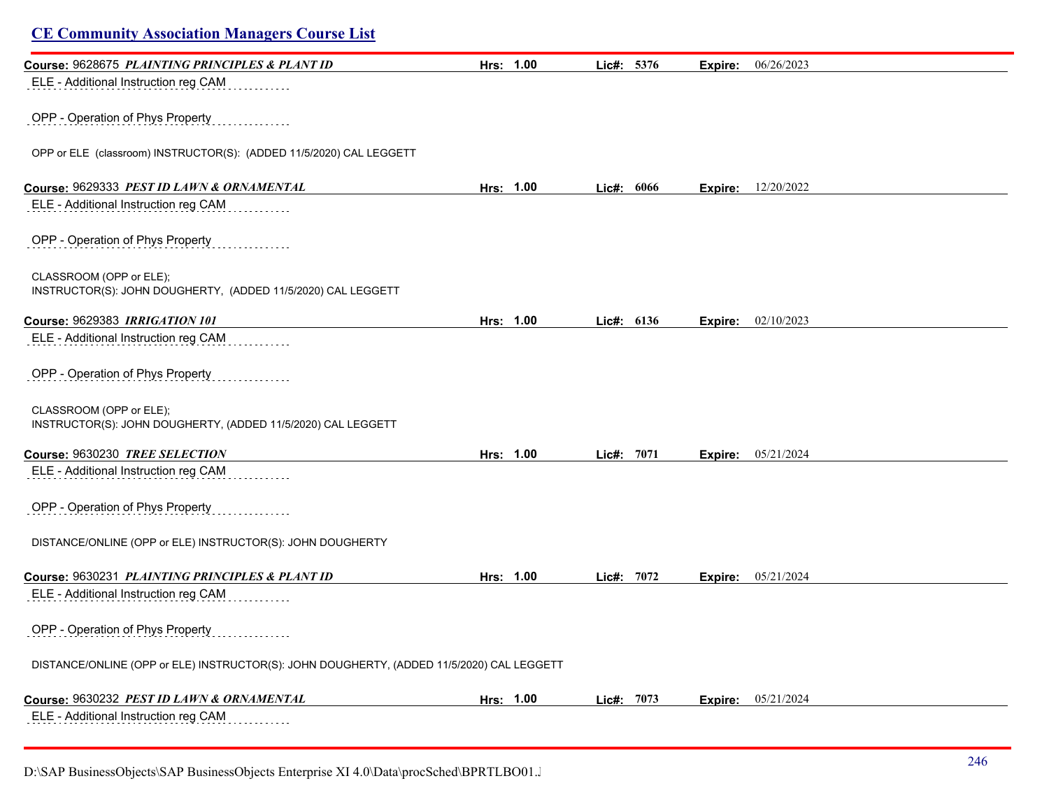## CE Community Association Managers Course List

**Course:** 9628675 ***PLAINTING PRINCIPLES & PLANT ID*** **Hrs:** **1.00** **Lic#:** **5376** **Expire:** 06/26/2023

ELE - Additional Instruction reg CAM

OPP - Operation of Phys Property

OPP or ELE (classroom) INSTRUCTOR(S): (ADDED 11/5/2020) CAL LEGGETT

**Course:** 9629333 ***PEST ID LAWN & ORNAMENTAL*** **Hrs:** **1.00** **Lic#:** **6066** **Expire:** 12/20/2022

ELE - Additional Instruction reg CAM

OPP - Operation of Phys Property

CLASSROOM (OPP or ELE);
INSTRUCTOR(S): JOHN DOUGHERTY, (ADDED 11/5/2020) CAL LEGGETT

**Course:** 9629383 ***IRRIGATION 101*** **Hrs:** **1.00** **Lic#:** **6136** **Expire:** 02/10/2023

ELE - Additional Instruction reg CAM

OPP - Operation of Phys Property

CLASSROOM (OPP or ELE);
INSTRUCTOR(S): JOHN DOUGHERTY, (ADDED 11/5/2020) CAL LEGGETT

**Course:** 9630230 ***TREE SELECTION*** **Hrs:** **1.00** **Lic#:** **7071** **Expire:** 05/21/2024

ELE - Additional Instruction reg CAM

OPP - Operation of Phys Property

DISTANCE/ONLINE (OPP or ELE) INSTRUCTOR(S): JOHN DOUGHERTY

**Course:** 9630231 ***PLAINTING PRINCIPLES & PLANT ID*** **Hrs:** **1.00** **Lic#:** **7072** **Expire:** 05/21/2024

ELE - Additional Instruction reg CAM

OPP - Operation of Phys Property

DISTANCE/ONLINE (OPP or ELE) INSTRUCTOR(S): JOHN DOUGHERTY, (ADDED 11/5/2020) CAL LEGGETT

**Course:** 9630232 ***PEST ID LAWN & ORNAMENTAL*** **Hrs:** **1.00** **Lic#:** **7073** **Expire:** 05/21/2024

ELE - Additional Instruction reg CAM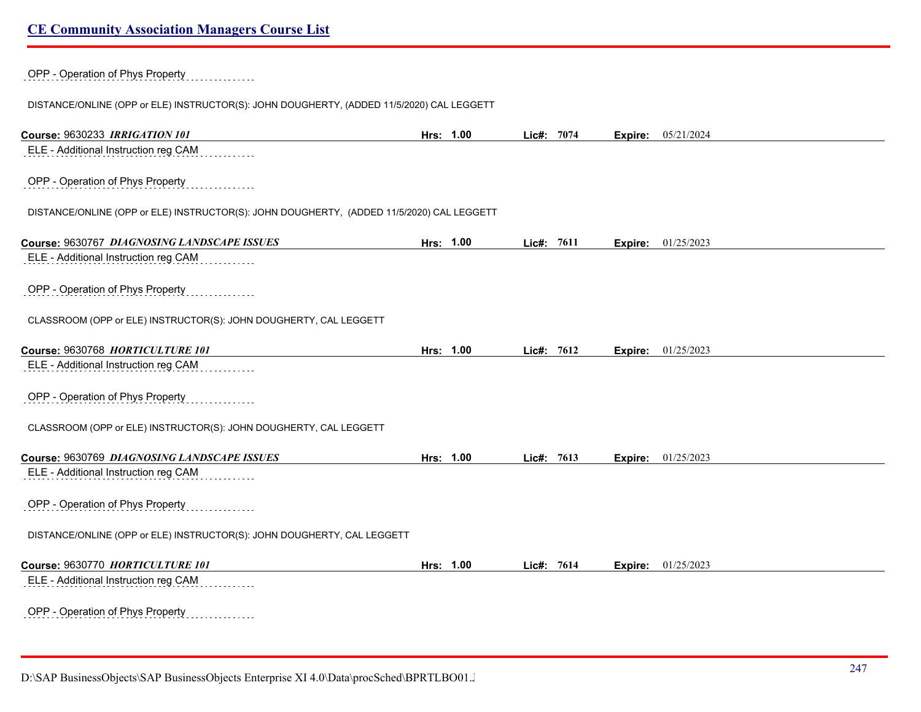OPP - Operation of Phys Property

DISTANCE/ONLINE (OPP or ELE) INSTRUCTOR(S): JOHN DOUGHERTY, (ADDED 11/5/2020) CAL LEGGETT

**Course:** 9630233 ***IRRIGATION 101*** **Hrs:** **1.00** **Lic#:** **7074** **Expire:** 05/21/2024

ELE - Additional Instruction reg CAM

OPP - Operation of Phys Property

DISTANCE/ONLINE (OPP or ELE) INSTRUCTOR(S): JOHN DOUGHERTY, (ADDED 11/5/2020) CAL LEGGETT

**Course:** 9630767 ***DIAGNOSING LANDSCAPE ISSUES*** **Hrs:** **1.00** **Lic#:** **7611** **Expire:** 01/25/2023

ELE - Additional Instruction reg CAM

OPP - Operation of Phys Property

CLASSROOM (OPP or ELE) INSTRUCTOR(S): JOHN DOUGHERTY, CAL LEGGETT

**Course:** 9630768 ***HORTICULTURE 101*** **Hrs:** **1.00** **Lic#:** **7612** **Expire:** 01/25/2023

ELE - Additional Instruction reg CAM

OPP - Operation of Phys Property

CLASSROOM (OPP or ELE) INSTRUCTOR(S): JOHN DOUGHERTY, CAL LEGGETT

**Course:** 9630769 ***DIAGNOSING LANDSCAPE ISSUES*** **Hrs:** **1.00** **Lic#:** **7613** **Expire:** 01/25/2023

ELE - Additional Instruction reg CAM

OPP - Operation of Phys Property

DISTANCE/ONLINE (OPP or ELE) INSTRUCTOR(S): JOHN DOUGHERTY, CAL LEGGETT

**Course:** 9630770 ***HORTICULTURE 101*** **Hrs:** **1.00** **Lic#:** **7614** **Expire:** 01/25/2023

ELE - Additional Instruction reg CAM

OPP - Operation of Phys Property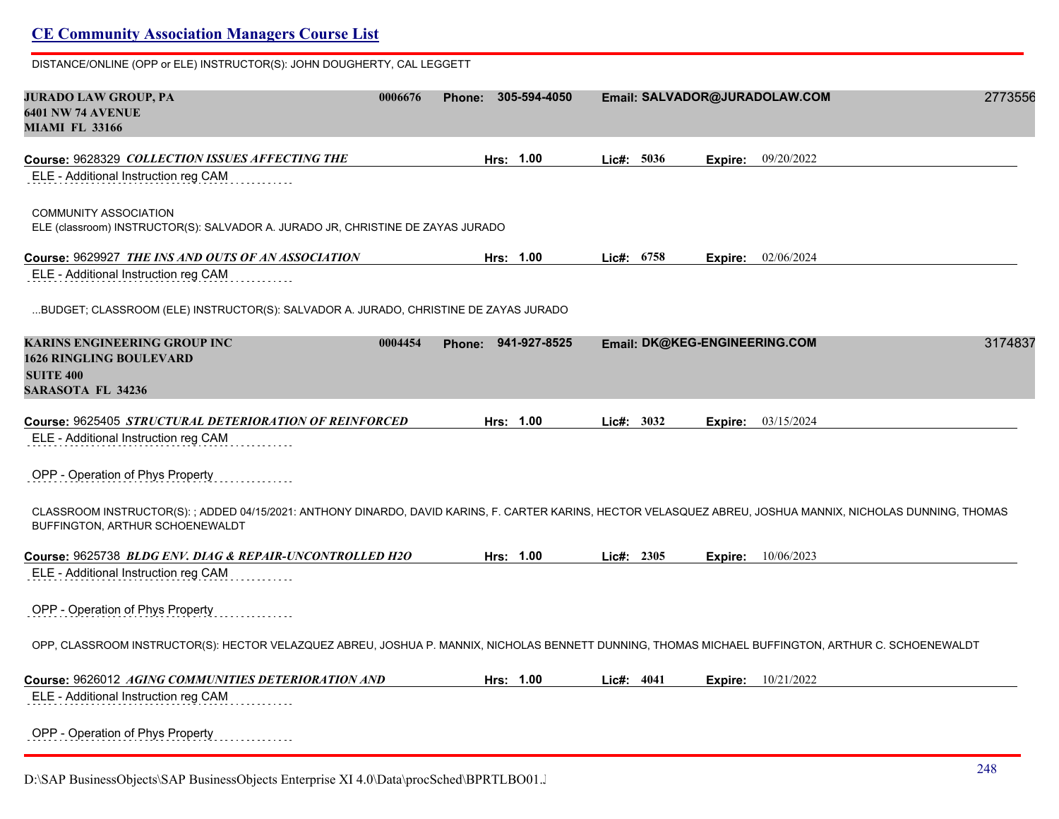DISTANCE/ONLINE (OPP or ELE) INSTRUCTOR(S): JOHN DOUGHERTY, CAL LEGGETT

**JURADO LAW GROUP, PA** 0006676 **Phone:** 305-594-4050 **Email:** SALVADOR@JURADOLAW.COM 2773556
**6401 NW 74 AVENUE**
**MIAMI FL 33166**

**Course:** 9628329 ***COLLECTION ISSUES AFFECTING THE*** **Hrs:** 1.00 **Lic#:** 5036 **Expire:** 09/20/2022

ELE - Additional Instruction reg CAM

COMMUNITY ASSOCIATION
ELE (classroom) INSTRUCTOR(S): SALVADOR A. JURADO JR, CHRISTINE DE ZAYAS JURADO

**Course:** 9629927 ***THE INS AND OUTS OF AN ASSOCIATION*** **Hrs:** 1.00 **Lic#:** 6758 **Expire:** 02/06/2024

ELE - Additional Instruction reg CAM

...BUDGET; CLASSROOM (ELE) INSTRUCTOR(S): SALVADOR A. JURADO, CHRISTINE DE ZAYAS JURADO

**KARINS ENGINEERING GROUP INC** 0004454 **Phone:** 941-927-8525 **Email:** DK@KEG-ENGINEERING.COM 3174837
**1626 RINGLING BOULEVARD**
**SUITE 400**
**SARASOTA FL 34236**

**Course:** 9625405 ***STRUCTURAL DETERIORATION OF REINFORCED*** **Hrs:** 1.00 **Lic#:** 3032 **Expire:** 03/15/2024

ELE - Additional Instruction reg CAM

OPP - Operation of Phys Property

CLASSROOM INSTRUCTOR(S): ; ADDED 04/15/2021: ANTHONY DINARDO, DAVID KARINS, F. CARTER KARINS, HECTOR VELASQUEZ ABREU, JOSHUA MANNIX, NICHOLAS DUNNING, THOMAS BUFFINGTON, ARTHUR SCHOENEWALDT

**Course:** 9625738 ***BLDG ENV. DIAG & REPAIR-UNCONTROLLED H2O*** **Hrs:** 1.00 **Lic#:** 2305 **Expire:** 10/06/2023

ELE - Additional Instruction reg CAM

OPP - Operation of Phys Property

OPP, CLASSROOM INSTRUCTOR(S): HECTOR VELAZQUEZ ABREU, JOSHUA P. MANNIX, NICHOLAS BENNETT DUNNING, THOMAS MICHAEL BUFFINGTON, ARTHUR C. SCHOENEWALDT

**Course:** 9626012 ***AGING COMMUNITIES DETERIORATION AND*** **Hrs:** 1.00 **Lic#:** 4041 **Expire:** 10/21/2022

ELE - Additional Instruction reg CAM

OPP - Operation of Phys Property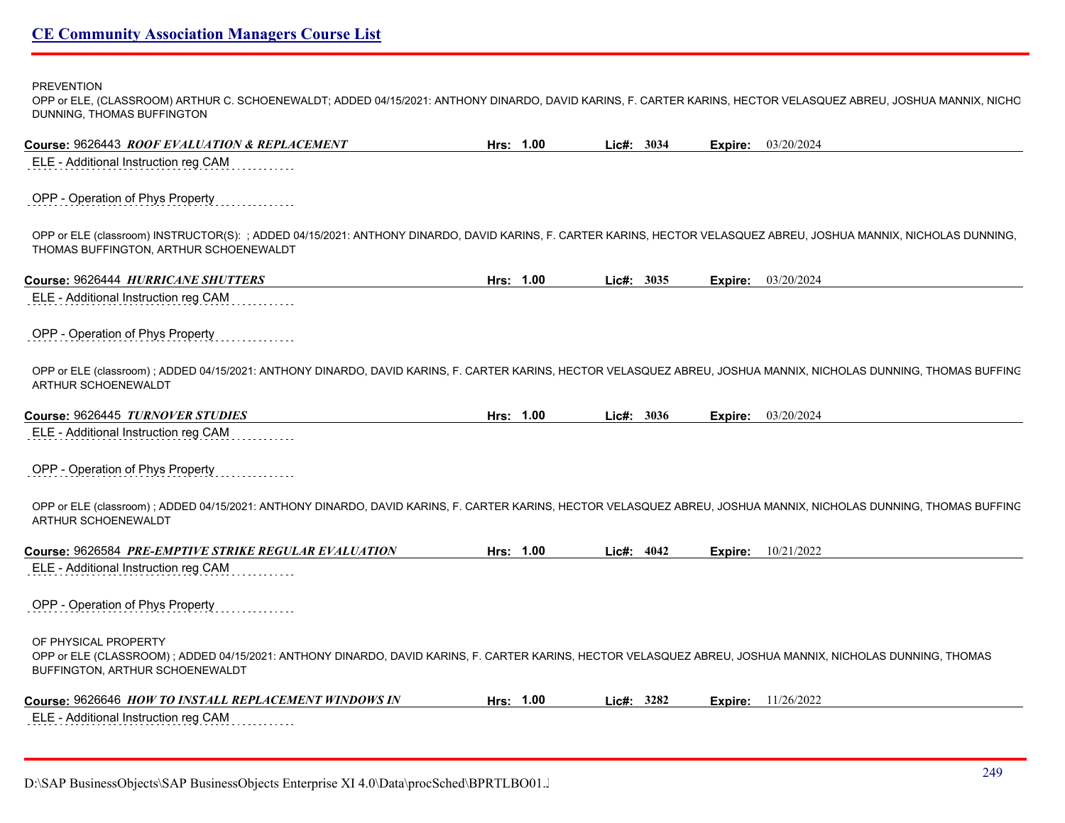PREVENTION
OPP or ELE, (CLASSROOM) ARTHUR C. SCHOENEWALDT; ADDED 04/15/2021: ANTHONY DINARDO, DAVID KARINS, F. CARTER KARINS, HECTOR VELASQUEZ ABREU, JOSHUA MANNIX, NICHO DUNNING, THOMAS BUFFINGTON

**Course:** 9626443 ***ROOF EVALUATION & REPLACEMENT*** **Hrs:** 1.00 **Lic#:** 3034 **Expire:** 03/20/2024

ELE - Additional Instruction reg CAM

OPP - Operation of Phys Property

OPP or ELE (classroom) INSTRUCTOR(S): ; ADDED 04/15/2021: ANTHONY DINARDO, DAVID KARINS, F. CARTER KARINS, HECTOR VELASQUEZ ABREU, JOSHUA MANNIX, NICHOLAS DUNNING, THOMAS BUFFINGTON, ARTHUR SCHOENEWALDT

**Course:** 9626444 ***HURRICANE SHUTTERS*** **Hrs:** 1.00 **Lic#:** 3035 **Expire:** 03/20/2024

ELE - Additional Instruction reg CAM

OPP - Operation of Phys Property

OPP or ELE (classroom) ; ADDED 04/15/2021: ANTHONY DINARDO, DAVID KARINS, F. CARTER KARINS, HECTOR VELASQUEZ ABREU, JOSHUA MANNIX, NICHOLAS DUNNING, THOMAS BUFFING ARTHUR SCHOENEWALDT

**Course:** 9626445 ***TURNOVER STUDIES*** **Hrs:** 1.00 **Lic#:** 3036 **Expire:** 03/20/2024

ELE - Additional Instruction reg CAM

OPP - Operation of Phys Property

OPP or ELE (classroom) ; ADDED 04/15/2021: ANTHONY DINARDO, DAVID KARINS, F. CARTER KARINS, HECTOR VELASQUEZ ABREU, JOSHUA MANNIX, NICHOLAS DUNNING, THOMAS BUFFING ARTHUR SCHOENEWALDT

**Course:** 9626584 ***PRE-EMPTIVE STRIKE REGULAR EVALUATION*** **Hrs:** 1.00 **Lic#:** 4042 **Expire:** 10/21/2022

ELE - Additional Instruction reg CAM

OPP - Operation of Phys Property

OF PHYSICAL PROPERTY
OPP or ELE (CLASSROOM) ; ADDED 04/15/2021: ANTHONY DINARDO, DAVID KARINS, F. CARTER KARINS, HECTOR VELASQUEZ ABREU, JOSHUA MANNIX, NICHOLAS DUNNING, THOMAS BUFFINGTON, ARTHUR SCHOENEWALDT

**Course:** 9626646 ***HOW TO INSTALL REPLACEMENT WINDOWS IN*** **Hrs:** 1.00 **Lic#:** 3282 **Expire:** 11/26/2022

ELE - Additional Instruction reg CAM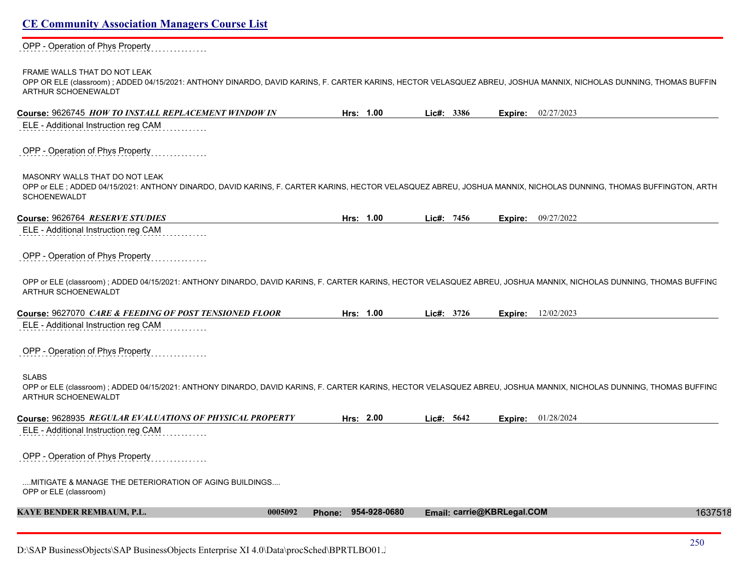OPP - Operation of Phys Property

FRAME WALLS THAT DO NOT LEAK
OPP OR ELE (classroom) ; ADDED 04/15/2021: ANTHONY DINARDO, DAVID KARINS, F. CARTER KARINS, HECTOR VELASQUEZ ABREU, JOSHUA MANNIX, NICHOLAS DUNNING, THOMAS BUFFIN ARTHUR SCHOENEWALDT

**Course:** 9626745 ***HOW TO INSTALL REPLACEMENT WINDOW IN*** **Hrs: 1.00** **Lic#: 3386** **Expire:** 02/27/2023

ELE - Additional Instruction reg CAM

OPP - Operation of Phys Property

MASONRY WALLS THAT DO NOT LEAK
OPP or ELE ; ADDED 04/15/2021: ANTHONY DINARDO, DAVID KARINS, F. CARTER KARINS, HECTOR VELASQUEZ ABREU, JOSHUA MANNIX, NICHOLAS DUNNING, THOMAS BUFFINGTON, ARTH SCHOENEWALDT

**Course:** 9626764 ***RESERVE STUDIES*** **Hrs: 1.00** **Lic#: 7456** **Expire:** 09/27/2022

ELE - Additional Instruction reg CAM

OPP - Operation of Phys Property

OPP or ELE (classroom) ; ADDED 04/15/2021: ANTHONY DINARDO, DAVID KARINS, F. CARTER KARINS, HECTOR VELASQUEZ ABREU, JOSHUA MANNIX, NICHOLAS DUNNING, THOMAS BUFFING ARTHUR SCHOENEWALDT

**Course:** 9627070 ***CARE & FEEDING OF POST TENSIONED FLOOR*** **Hrs: 1.00** **Lic#: 3726** **Expire:** 12/02/2023

ELE - Additional Instruction reg CAM

OPP - Operation of Phys Property

SLABS
OPP or ELE (classroom) ; ADDED 04/15/2021: ANTHONY DINARDO, DAVID KARINS, F. CARTER KARINS, HECTOR VELASQUEZ ABREU, JOSHUA MANNIX, NICHOLAS DUNNING, THOMAS BUFFING ARTHUR SCHOENEWALDT

**Course:** 9628935 ***REGULAR EVALUATIONS OF PHYSICAL PROPERTY*** **Hrs: 2.00** **Lic#: 5642** **Expire:** 01/28/2024

ELE - Additional Instruction reg CAM

OPP - Operation of Phys Property

....MITIGATE & MANAGE THE DETERIORATION OF AGING BUILDINGS....
OPP or ELE (classroom)

**KAYE BENDER REMBAUM, P.L.** **0005092** **Phone: 954-928-0680** **Email: carrie@KBRLegal.COM** 1637518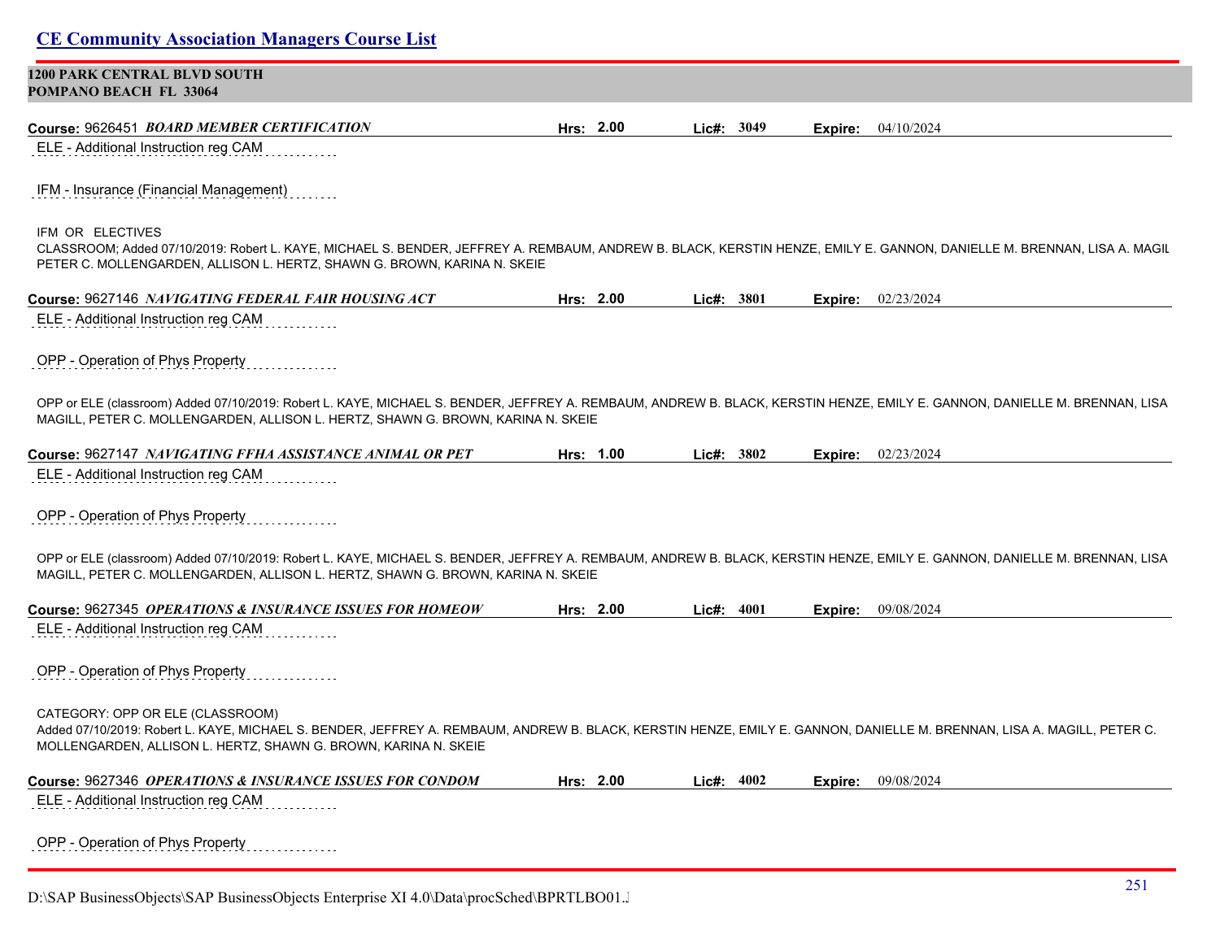**1200 PARK CENTRAL BLVD SOUTH**
**POMPANO BEACH FL 33064**

**Course:** 9626451 ***BOARD MEMBER CERTIFICATION*** **Hrs:** **2.00** **Lic#:** **3049** **Expire:** 04/10/2024

ELE - Additional Instruction reg CAM

IFM - Insurance (Financial Management)

IFM OR ELECTIVES
CLASSROOM; Added 07/10/2019: Robert L. KAYE, MICHAEL S. BENDER, JEFFREY A. REMBAUM, ANDREW B. BLACK, KERSTIN HENZE, EMILY E. GANNON, DANIELLE M. BRENNAN, LISA A. MAGIL PETER C. MOLLENGARDEN, ALLISON L. HERTZ, SHAWN G. BROWN, KARINA N. SKEIE

**Course:** 9627146 ***NAVIGATING FEDERAL FAIR HOUSING ACT*** **Hrs:** **2.00** **Lic#:** **3801** **Expire:** 02/23/2024

ELE - Additional Instruction reg CAM

OPP - Operation of Phys Property

OPP or ELE (classroom) Added 07/10/2019: Robert L. KAYE, MICHAEL S. BENDER, JEFFREY A. REMBAUM, ANDREW B. BLACK, KERSTIN HENZE, EMILY E. GANNON, DANIELLE M. BRENNAN, LISA MAGILL, PETER C. MOLLENGARDEN, ALLISON L. HERTZ, SHAWN G. BROWN, KARINA N. SKEIE

**Course:** 9627147 ***NAVIGATING FFHA ASSISTANCE ANIMAL OR PET*** **Hrs:** **1.00** **Lic#:** **3802** **Expire:** 02/23/2024

ELE - Additional Instruction reg CAM

OPP - Operation of Phys Property

OPP or ELE (classroom) Added 07/10/2019: Robert L. KAYE, MICHAEL S. BENDER, JEFFREY A. REMBAUM, ANDREW B. BLACK, KERSTIN HENZE, EMILY E. GANNON, DANIELLE M. BRENNAN, LISA MAGILL, PETER C. MOLLENGARDEN, ALLISON L. HERTZ, SHAWN G. BROWN, KARINA N. SKEIE

**Course:** 9627345 ***OPERATIONS & INSURANCE ISSUES FOR HOMEOW*** **Hrs:** **2.00** **Lic#:** **4001** **Expire:** 09/08/2024

ELE - Additional Instruction reg CAM

OPP - Operation of Phys Property

CATEGORY: OPP OR ELE (CLASSROOM)
Added 07/10/2019: Robert L. KAYE, MICHAEL S. BENDER, JEFFREY A. REMBAUM, ANDREW B. BLACK, KERSTIN HENZE, EMILY E. GANNON, DANIELLE M. BRENNAN, LISA A. MAGILL, PETER C. MOLLENGARDEN, ALLISON L. HERTZ, SHAWN G. BROWN, KARINA N. SKEIE

**Course:** 9627346 ***OPERATIONS & INSURANCE ISSUES FOR CONDOM*** **Hrs:** **2.00** **Lic#:** **4002** **Expire:** 09/08/2024

ELE - Additional Instruction reg CAM

OPP - Operation of Phys Property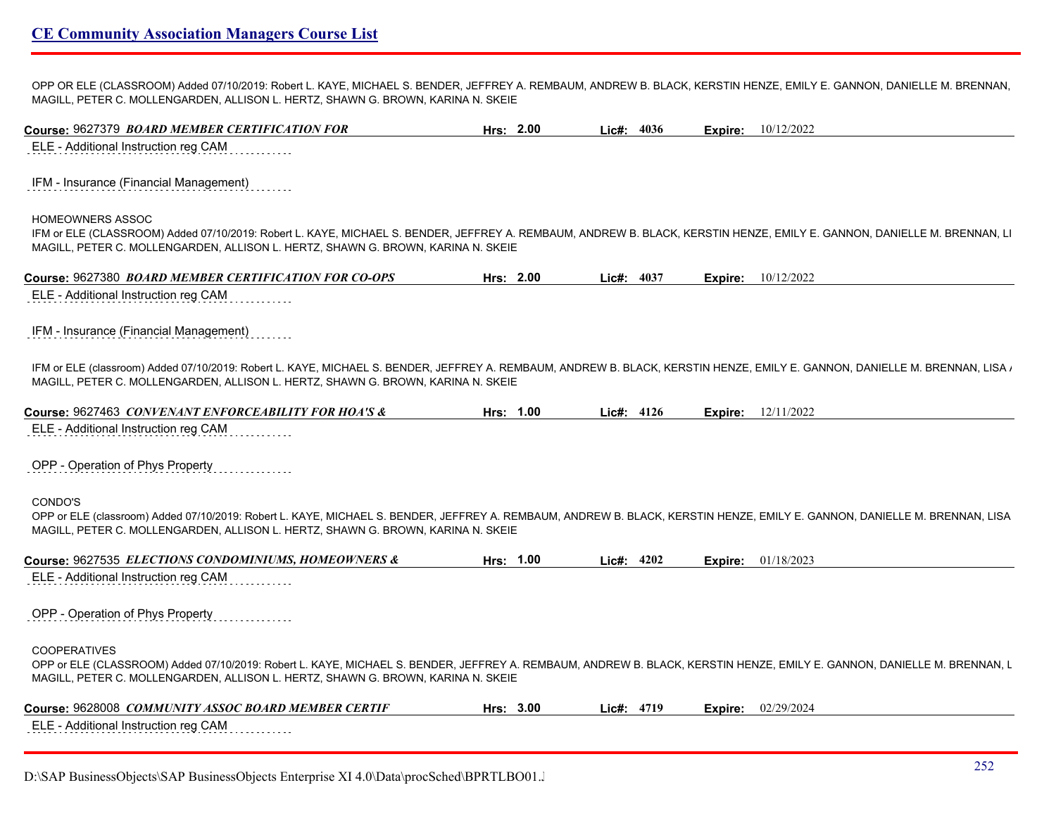OPP OR ELE (CLASSROOM) Added 07/10/2019: Robert L. KAYE, MICHAEL S. BENDER, JEFFREY A. REMBAUM, ANDREW B. BLACK, KERSTIN HENZE, EMILY E. GANNON, DANIELLE M. BRENNAN, MAGILL, PETER C. MOLLENGARDEN, ALLISON L. HERTZ, SHAWN G. BROWN, KARINA N. SKEIE

**Course:** 9627379 ***BOARD MEMBER CERTIFICATION FOR*** **Hrs:** 2.00 **Lic#:** 4036 **Expire:** 10/12/2022

ELE - Additional Instruction reg CAM

IFM - Insurance (Financial Management)

HOMEOWNERS ASSOC
IFM or ELE (CLASSROOM) Added 07/10/2019: Robert L. KAYE, MICHAEL S. BENDER, JEFFREY A. REMBAUM, ANDREW B. BLACK, KERSTIN HENZE, EMILY E. GANNON, DANIELLE M. BRENNAN, LI MAGILL, PETER C. MOLLENGARDEN, ALLISON L. HERTZ, SHAWN G. BROWN, KARINA N. SKEIE

**Course:** 9627380 ***BOARD MEMBER CERTIFICATION FOR CO-OPS*** **Hrs:** 2.00 **Lic#:** 4037 **Expire:** 10/12/2022

ELE - Additional Instruction reg CAM

IFM - Insurance (Financial Management)

IFM or ELE (classroom) Added 07/10/2019: Robert L. KAYE, MICHAEL S. BENDER, JEFFREY A. REMBAUM, ANDREW B. BLACK, KERSTIN HENZE, EMILY E. GANNON, DANIELLE M. BRENNAN, LISA MAGILL, PETER C. MOLLENGARDEN, ALLISON L. HERTZ, SHAWN G. BROWN, KARINA N. SKEIE

**Course:** 9627463 ***CONVENANT ENFORCEABILITY FOR HOA'S &*** **Hrs:** 1.00 **Lic#:** 4126 **Expire:** 12/11/2022

ELE - Additional Instruction reg CAM

OPP - Operation of Phys Property

CONDO'S
OPP or ELE (classroom) Added 07/10/2019: Robert L. KAYE, MICHAEL S. BENDER, JEFFREY A. REMBAUM, ANDREW B. BLACK, KERSTIN HENZE, EMILY E. GANNON, DANIELLE M. BRENNAN, LISA MAGILL, PETER C. MOLLENGARDEN, ALLISON L. HERTZ, SHAWN G. BROWN, KARINA N. SKEIE

**Course:** 9627535 ***ELECTIONS CONDOMINIUMS, HOMEOWNERS &*** **Hrs:** 1.00 **Lic#:** 4202 **Expire:** 01/18/2023

ELE - Additional Instruction reg CAM

OPP - Operation of Phys Property

COOPERATIVES
OPP or ELE (CLASSROOM) Added 07/10/2019: Robert L. KAYE, MICHAEL S. BENDER, JEFFREY A. REMBAUM, ANDREW B. BLACK, KERSTIN HENZE, EMILY E. GANNON, DANIELLE M. BRENNAN, L MAGILL, PETER C. MOLLENGARDEN, ALLISON L. HERTZ, SHAWN G. BROWN, KARINA N. SKEIE

**Course:** 9628008 ***COMMUNITY ASSOC BOARD MEMBER CERTIF*** **Hrs:** 3.00 **Lic#:** 4719 **Expire:** 02/29/2024

ELE - Additional Instruction reg CAM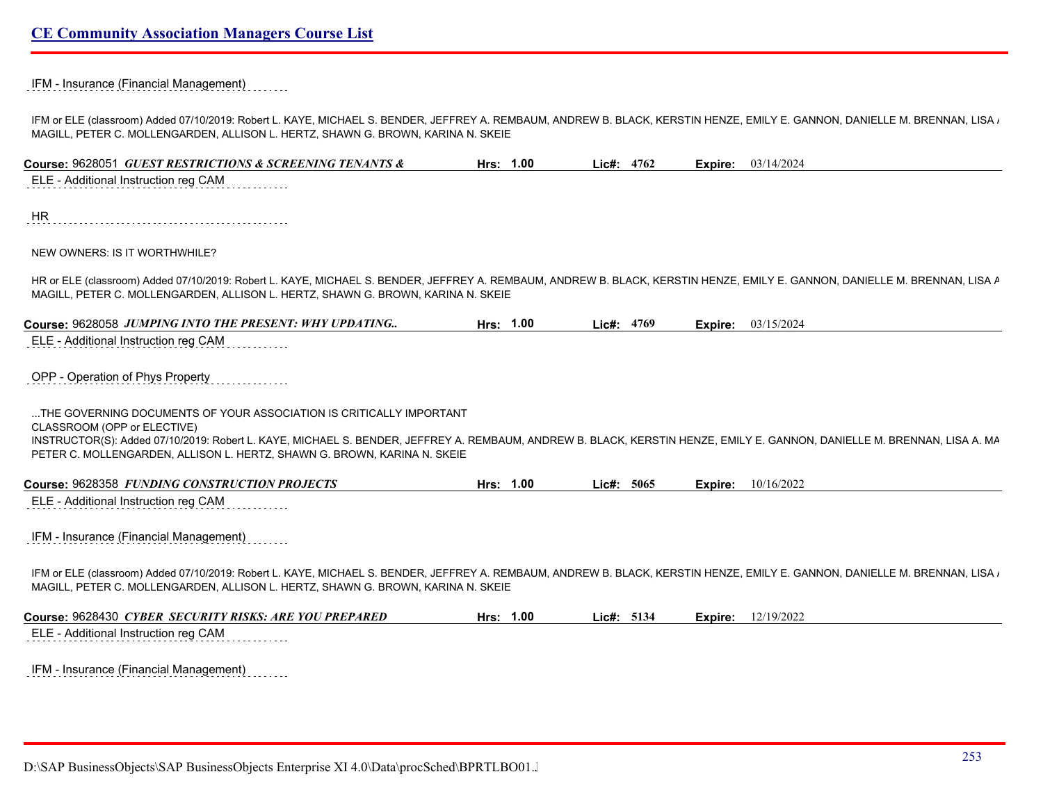IFM - Insurance (Financial Management)

IFM or ELE (classroom) Added 07/10/2019: Robert L. KAYE, MICHAEL S. BENDER, JEFFREY A. REMBAUM, ANDREW B. BLACK, KERSTIN HENZE, EMILY E. GANNON, DANIELLE M. BRENNAN, LISA A MAGILL, PETER C. MOLLENGARDEN, ALLISON L. HERTZ, SHAWN G. BROWN, KARINA N. SKEIE

**Course:** 9628051 ***GUEST RESTRICTIONS & SCREENING TENANTS &*** **Hrs: 1.00** **Lic#: 4762** **Expire:** 03/14/2024

ELE - Additional Instruction reg CAM

HR

NEW OWNERS: IS IT WORTHWHILE?

HR or ELE (classroom) Added 07/10/2019: Robert L. KAYE, MICHAEL S. BENDER, JEFFREY A. REMBAUM, ANDREW B. BLACK, KERSTIN HENZE, EMILY E. GANNON, DANIELLE M. BRENNAN, LISA A MAGILL, PETER C. MOLLENGARDEN, ALLISON L. HERTZ, SHAWN G. BROWN, KARINA N. SKEIE

**Course:** 9628058 ***JUMPING INTO THE PRESENT: WHY UPDATING..*** **Hrs: 1.00** **Lic#: 4769** **Expire:** 03/15/2024

ELE - Additional Instruction reg CAM

OPP - Operation of Phys Property

...THE GOVERNING DOCUMENTS OF YOUR ASSOCIATION IS CRITICALLY IMPORTANT
CLASSROOM (OPP or ELECTIVE)
INSTRUCTOR(S): Added 07/10/2019: Robert L. KAYE, MICHAEL S. BENDER, JEFFREY A. REMBAUM, ANDREW B. BLACK, KERSTIN HENZE, EMILY E. GANNON, DANIELLE M. BRENNAN, LISA A. MA PETER C. MOLLENGARDEN, ALLISON L. HERTZ, SHAWN G. BROWN, KARINA N. SKEIE

**Course:** 9628358 ***FUNDING CONSTRUCTION PROJECTS*** **Hrs: 1.00** **Lic#: 5065** **Expire:** 10/16/2022

ELE - Additional Instruction reg CAM

IFM - Insurance (Financial Management)

IFM or ELE (classroom) Added 07/10/2019: Robert L. KAYE, MICHAEL S. BENDER, JEFFREY A. REMBAUM, ANDREW B. BLACK, KERSTIN HENZE, EMILY E. GANNON, DANIELLE M. BRENNAN, LISA A MAGILL, PETER C. MOLLENGARDEN, ALLISON L. HERTZ, SHAWN G. BROWN, KARINA N. SKEIE

**Course:** 9628430 ***CYBER SECURITY RISKS: ARE YOU PREPARED*** **Hrs: 1.00** **Lic#: 5134** **Expire:** 12/19/2022

ELE - Additional Instruction reg CAM

IFM - Insurance (Financial Management)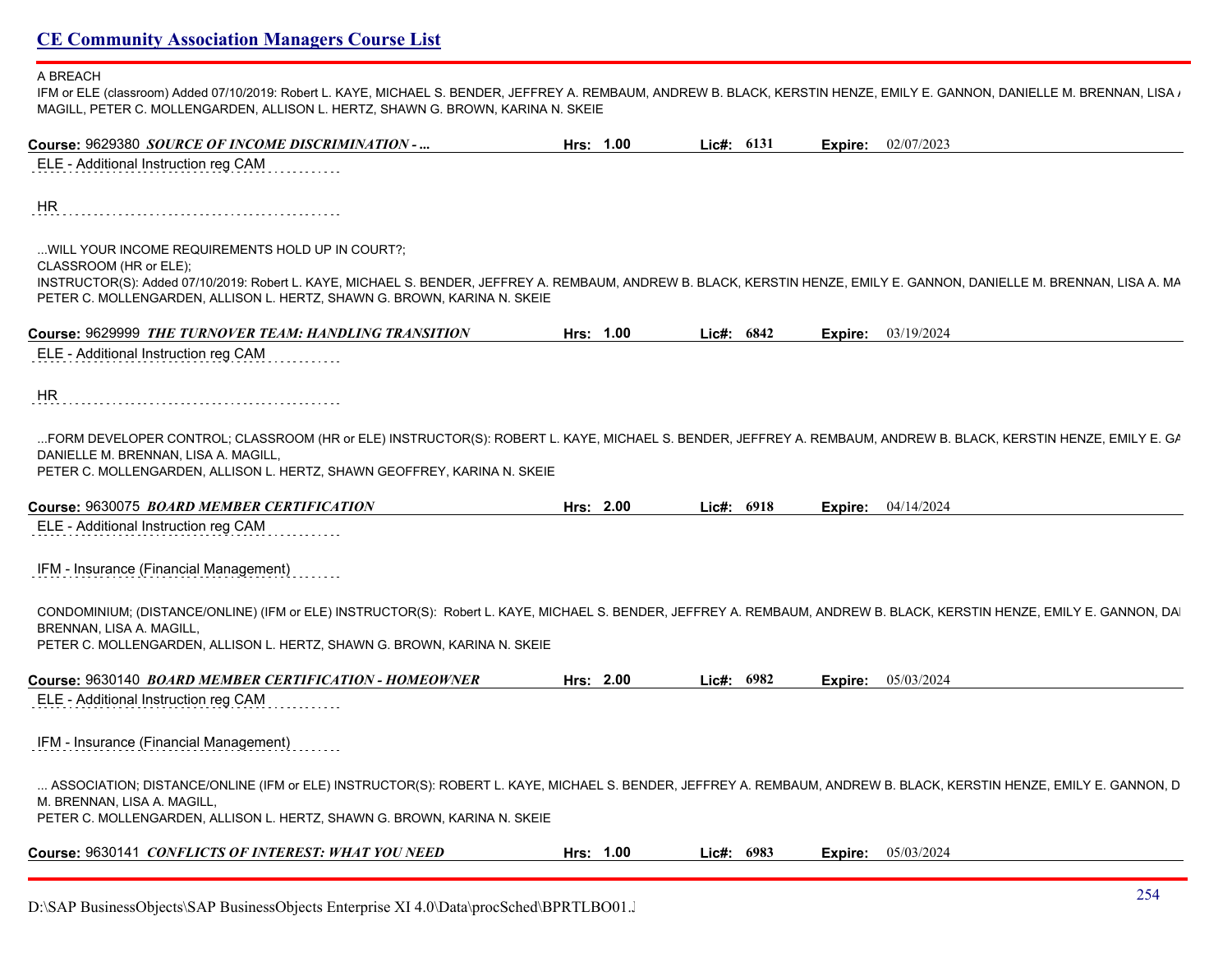A BREACH
IFM or ELE (classroom) Added 07/10/2019: Robert L. KAYE, MICHAEL S. BENDER, JEFFREY A. REMBAUM, ANDREW B. BLACK, KERSTIN HENZE, EMILY E. GANNON, DANIELLE M. BRENNAN, LISA A MAGILL, PETER C. MOLLENGARDEN, ALLISON L. HERTZ, SHAWN G. BROWN, KARINA N. SKEIE

**Course:** 9629380 ***SOURCE OF INCOME DISCRIMINATION - ...*** **Hrs:** 1.00 **Lic#:** 6131 **Expire:** 02/07/2023

ELE - Additional Instruction reg CAM

HR

...WILL YOUR INCOME REQUIREMENTS HOLD UP IN COURT?;
CLASSROOM (HR or ELE);
INSTRUCTOR(S): Added 07/10/2019: Robert L. KAYE, MICHAEL S. BENDER, JEFFREY A. REMBAUM, ANDREW B. BLACK, KERSTIN HENZE, EMILY E. GANNON, DANIELLE M. BRENNAN, LISA A. MA PETER C. MOLLENGARDEN, ALLISON L. HERTZ, SHAWN G. BROWN, KARINA N. SKEIE

**Course:** 9629999 ***THE TURNOVER TEAM: HANDLING TRANSITION*** **Hrs:** 1.00 **Lic#:** 6842 **Expire:** 03/19/2024

ELE - Additional Instruction reg CAM

HR

...FORM DEVELOPER CONTROL; CLASSROOM (HR or ELE) INSTRUCTOR(S): ROBERT L. KAYE, MICHAEL S. BENDER, JEFFREY A. REMBAUM, ANDREW B. BLACK, KERSTIN HENZE, EMILY E. GA DANIELLE M. BRENNAN, LISA A. MAGILL,
PETER C. MOLLENGARDEN, ALLISON L. HERTZ, SHAWN GEOFFREY, KARINA N. SKEIE

**Course:** 9630075 ***BOARD MEMBER CERTIFICATION*** **Hrs:** 2.00 **Lic#:** 6918 **Expire:** 04/14/2024

ELE - Additional Instruction reg CAM

IFM - Insurance (Financial Management)

CONDOMINIUM; (DISTANCE/ONLINE) (IFM or ELE) INSTRUCTOR(S): Robert L. KAYE, MICHAEL S. BENDER, JEFFREY A. REMBAUM, ANDREW B. BLACK, KERSTIN HENZE, EMILY E. GANNON, DA BRENNAN, LISA A. MAGILL,
PETER C. MOLLENGARDEN, ALLISON L. HERTZ, SHAWN G. BROWN, KARINA N. SKEIE

**Course:** 9630140 ***BOARD MEMBER CERTIFICATION - HOMEOWNER*** **Hrs:** 2.00 **Lic#:** 6982 **Expire:** 05/03/2024

ELE - Additional Instruction reg CAM

IFM - Insurance (Financial Management)

... ASSOCIATION; DISTANCE/ONLINE (IFM or ELE) INSTRUCTOR(S): ROBERT L. KAYE, MICHAEL S. BENDER, JEFFREY A. REMBAUM, ANDREW B. BLACK, KERSTIN HENZE, EMILY E. GANNON, D M. BRENNAN, LISA A. MAGILL,
PETER C. MOLLENGARDEN, ALLISON L. HERTZ, SHAWN G. BROWN, KARINA N. SKEIE

**Course:** 9630141 ***CONFLICTS OF INTEREST: WHAT YOU NEED*** **Hrs:** 1.00 **Lic#:** 6983 **Expire:** 05/03/2024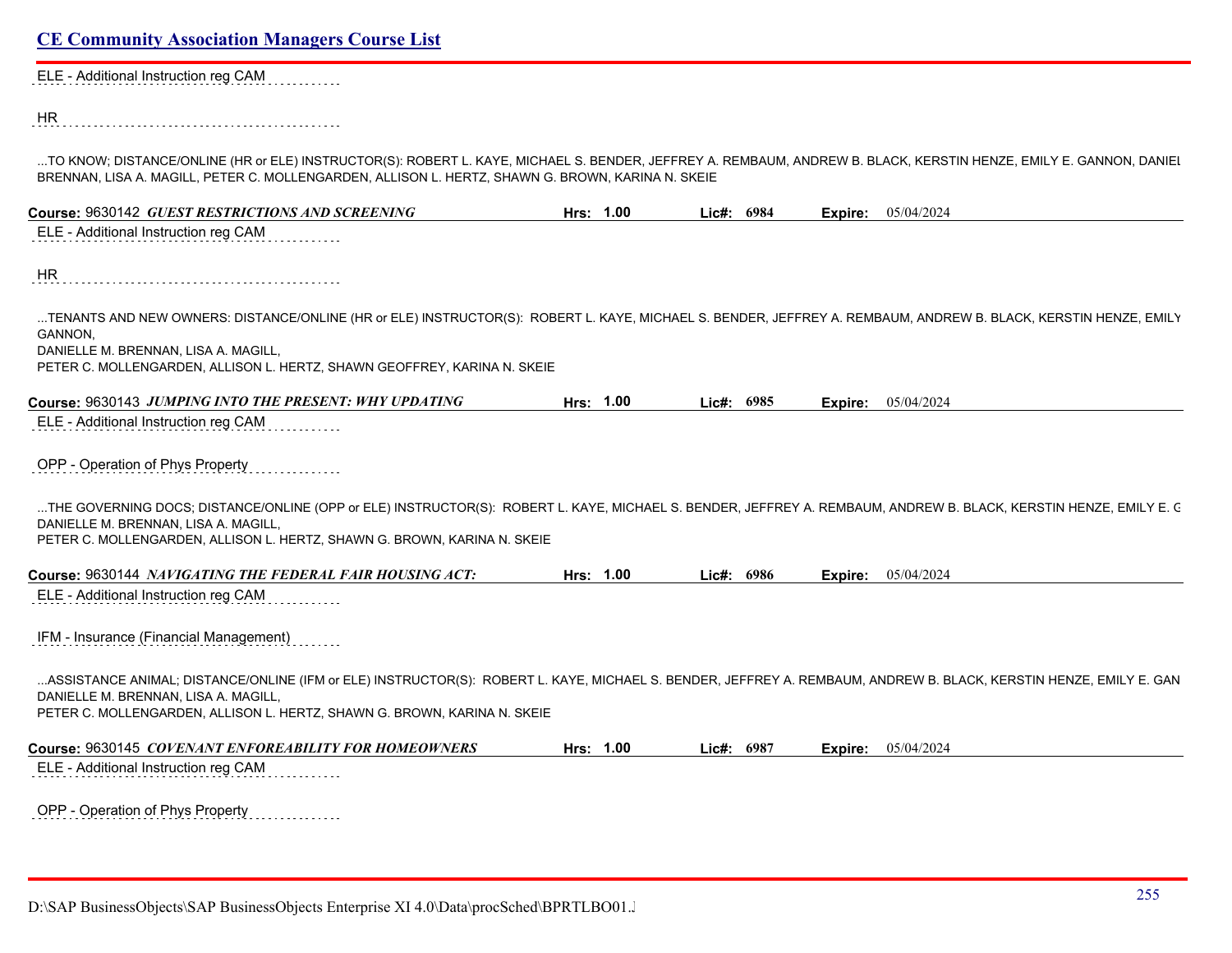ELE - Additional Instruction reg CAM

HR

...TO KNOW; DISTANCE/ONLINE (HR or ELE) INSTRUCTOR(S): ROBERT L. KAYE, MICHAEL S. BENDER, JEFFREY A. REMBAUM, ANDREW B. BLACK, KERSTIN HENZE, EMILY E. GANNON, DANIEL BRENNAN, LISA A. MAGILL, PETER C. MOLLENGARDEN, ALLISON L. HERTZ, SHAWN G. BROWN, KARINA N. SKEIE

**Course:** 9630142 ***GUEST RESTRICTIONS AND SCREENING*** **Hrs:** 1.00 **Lic#:** 6984 **Expire:** 05/04/2024

ELE - Additional Instruction reg CAM

HR

...TENANTS AND NEW OWNERS: DISTANCE/ONLINE (HR or ELE) INSTRUCTOR(S): ROBERT L. KAYE, MICHAEL S. BENDER, JEFFREY A. REMBAUM, ANDREW B. BLACK, KERSTIN HENZE, EMILY GANNON,
DANIELLE M. BRENNAN, LISA A. MAGILL,
PETER C. MOLLENGARDEN, ALLISON L. HERTZ, SHAWN GEOFFREY, KARINA N. SKEIE

**Course:** 9630143 ***JUMPING INTO THE PRESENT: WHY UPDATING*** **Hrs:** 1.00 **Lic#:** 6985 **Expire:** 05/04/2024

ELE - Additional Instruction reg CAM

OPP - Operation of Phys Property

...THE GOVERNING DOCS; DISTANCE/ONLINE (OPP or ELE) INSTRUCTOR(S): ROBERT L. KAYE, MICHAEL S. BENDER, JEFFREY A. REMBAUM, ANDREW B. BLACK, KERSTIN HENZE, EMILY E. G
DANIELLE M. BRENNAN, LISA A. MAGILL,
PETER C. MOLLENGARDEN, ALLISON L. HERTZ, SHAWN G. BROWN, KARINA N. SKEIE

**Course:** 9630144 ***NAVIGATING THE FEDERAL FAIR HOUSING ACT:*** **Hrs:** 1.00 **Lic#:** 6986 **Expire:** 05/04/2024

ELE - Additional Instruction reg CAM

IFM - Insurance (Financial Management)

...ASSISTANCE ANIMAL; DISTANCE/ONLINE (IFM or ELE) INSTRUCTOR(S): ROBERT L. KAYE, MICHAEL S. BENDER, JEFFREY A. REMBAUM, ANDREW B. BLACK, KERSTIN HENZE, EMILY E. GAN
DANIELLE M. BRENNAN, LISA A. MAGILL,
PETER C. MOLLENGARDEN, ALLISON L. HERTZ, SHAWN G. BROWN, KARINA N. SKEIE

**Course:** 9630145 ***COVENANT ENFOREABILITY FOR HOMEOWNERS*** **Hrs:** 1.00 **Lic#:** 6987 **Expire:** 05/04/2024

ELE - Additional Instruction reg CAM

OPP - Operation of Phys Property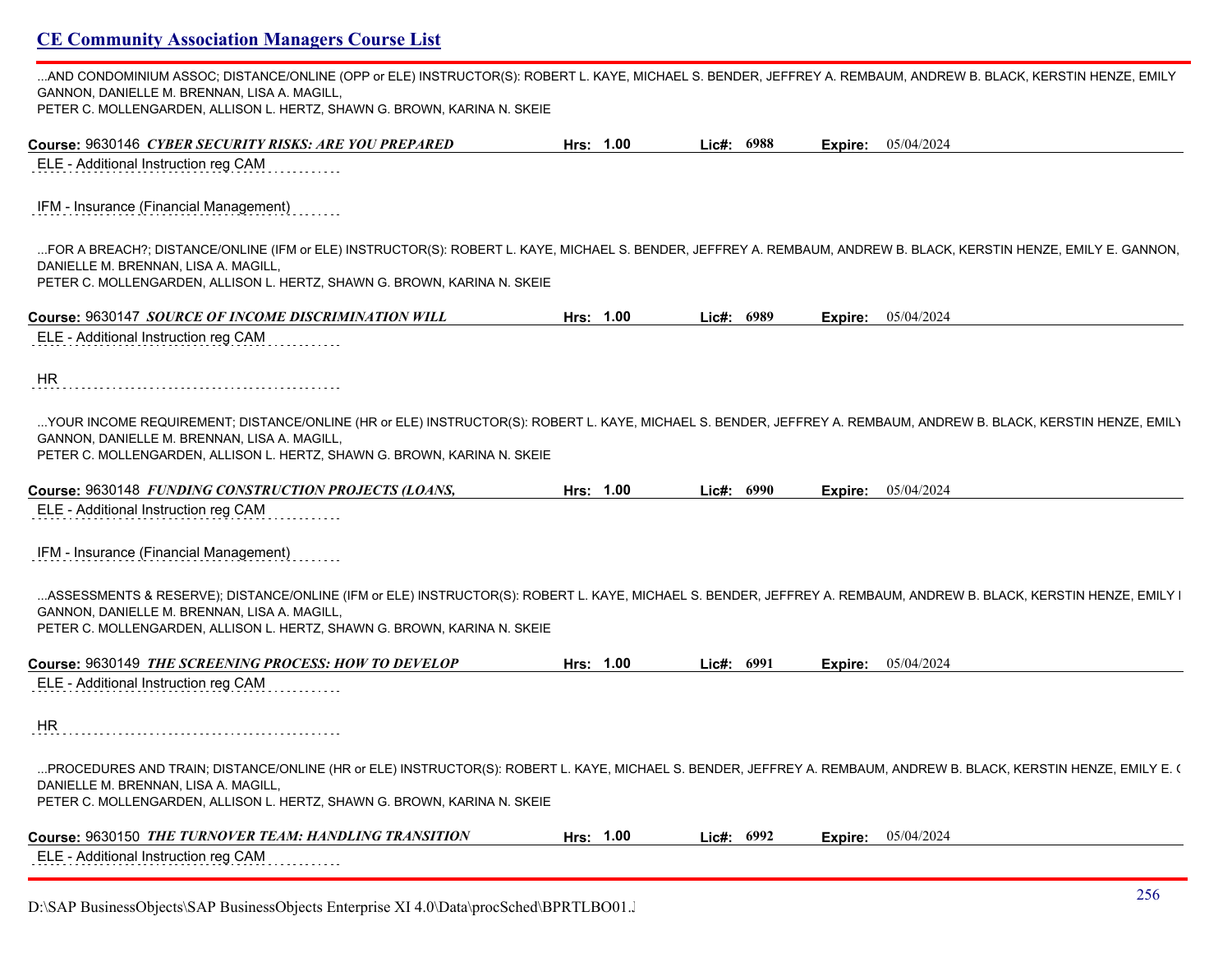...AND CONDOMINIUM ASSOC; DISTANCE/ONLINE (OPP or ELE) INSTRUCTOR(S): ROBERT L. KAYE, MICHAEL S. BENDER, JEFFREY A. REMBAUM, ANDREW B. BLACK, KERSTIN HENZE, EMILY GANNON, DANIELLE M. BRENNAN, LISA A. MAGILL,
PETER C. MOLLENGARDEN, ALLISON L. HERTZ, SHAWN G. BROWN, KARINA N. SKEIE

**Course:** 9630146 ***CYBER SECURITY RISKS: ARE YOU PREPARED*** **Hrs:** 1.00 **Lic#:** 6988 **Expire:** 05/04/2024

ELE - Additional Instruction reg CAM

IFM - Insurance (Financial Management)

...FOR A BREACH?; DISTANCE/ONLINE (IFM or ELE) INSTRUCTOR(S): ROBERT L. KAYE, MICHAEL S. BENDER, JEFFREY A. REMBAUM, ANDREW B. BLACK, KERSTIN HENZE, EMILY E. GANNON, DANIELLE M. BRENNAN, LISA A. MAGILL,
PETER C. MOLLENGARDEN, ALLISON L. HERTZ, SHAWN G. BROWN, KARINA N. SKEIE

**Course:** 9630147 ***SOURCE OF INCOME DISCRIMINATION WILL*** **Hrs:** 1.00 **Lic#:** 6989 **Expire:** 05/04/2024

ELE - Additional Instruction reg CAM

HR

...YOUR INCOME REQUIREMENT; DISTANCE/ONLINE (HR or ELE) INSTRUCTOR(S): ROBERT L. KAYE, MICHAEL S. BENDER, JEFFREY A. REMBAUM, ANDREW B. BLACK, KERSTIN HENZE, EMILY GANNON, DANIELLE M. BRENNAN, LISA A. MAGILL,
PETER C. MOLLENGARDEN, ALLISON L. HERTZ, SHAWN G. BROWN, KARINA N. SKEIE

**Course:** 9630148 ***FUNDING CONSTRUCTION PROJECTS (LOANS,*** **Hrs:** 1.00 **Lic#:** 6990 **Expire:** 05/04/2024

ELE - Additional Instruction reg CAM

IFM - Insurance (Financial Management)

...ASSESSMENTS & RESERVE); DISTANCE/ONLINE (IFM or ELE) INSTRUCTOR(S): ROBERT L. KAYE, MICHAEL S. BENDER, JEFFREY A. REMBAUM, ANDREW B. BLACK, KERSTIN HENZE, EMILY I GANNON, DANIELLE M. BRENNAN, LISA A. MAGILL,
PETER C. MOLLENGARDEN, ALLISON L. HERTZ, SHAWN G. BROWN, KARINA N. SKEIE

**Course:** 9630149 ***THE SCREENING PROCESS: HOW TO DEVELOP*** **Hrs:** 1.00 **Lic#:** 6991 **Expire:** 05/04/2024

ELE - Additional Instruction reg CAM

HR

...PROCEDURES AND TRAIN; DISTANCE/ONLINE (HR or ELE) INSTRUCTOR(S): ROBERT L. KAYE, MICHAEL S. BENDER, JEFFREY A. REMBAUM, ANDREW B. BLACK, KERSTIN HENZE, EMILY E. G DANIELLE M. BRENNAN, LISA A. MAGILL,
PETER C. MOLLENGARDEN, ALLISON L. HERTZ, SHAWN G. BROWN, KARINA N. SKEIE

**Course:** 9630150 ***THE TURNOVER TEAM: HANDLING TRANSITION*** **Hrs:** 1.00 **Lic#:** 6992 **Expire:** 05/04/2024

ELE - Additional Instruction reg CAM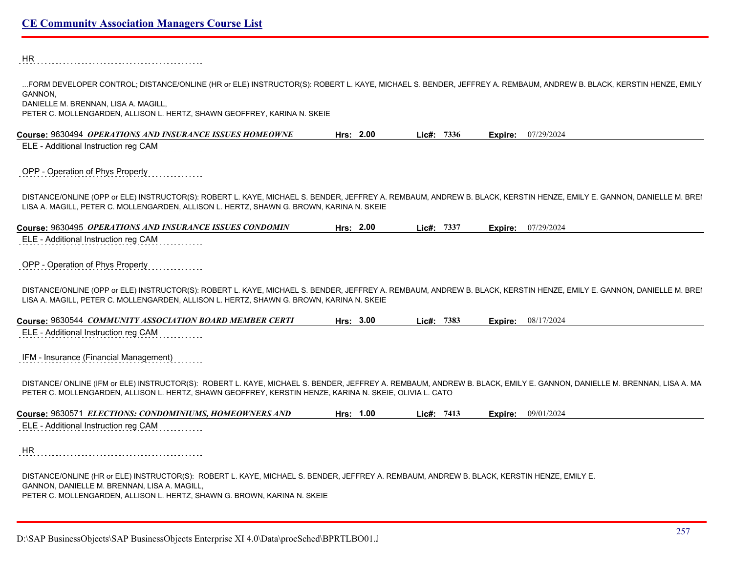HR

...FORM DEVELOPER CONTROL; DISTANCE/ONLINE (HR or ELE) INSTRUCTOR(S): ROBERT L. KAYE, MICHAEL S. BENDER, JEFFREY A. REMBAUM, ANDREW B. BLACK, KERSTIN HENZE, EMILY GANNON,
DANIELLE M. BRENNAN, LISA A. MAGILL,
PETER C. MOLLENGARDEN, ALLISON L. HERTZ, SHAWN GEOFFREY, KARINA N. SKEIE

**Course:** 9630494 ***OPERATIONS AND INSURANCE ISSUES HOMEOWNE*** **Hrs:** 2.00 **Lic#:** 7336 **Expire:** 07/29/2024

ELE - Additional Instruction reg CAM

OPP - Operation of Phys Property

DISTANCE/ONLINE (OPP or ELE) INSTRUCTOR(S): ROBERT L. KAYE, MICHAEL S. BENDER, JEFFREY A. REMBAUM, ANDREW B. BLACK, KERSTIN HENZE, EMILY E. GANNON, DANIELLE M. BREI
LISA A. MAGILL, PETER C. MOLLENGARDEN, ALLISON L. HERTZ, SHAWN G. BROWN, KARINA N. SKEIE

**Course:** 9630495 ***OPERATIONS AND INSURANCE ISSUES CONDOMIN*** **Hrs:** 2.00 **Lic#:** 7337 **Expire:** 07/29/2024

ELE - Additional Instruction reg CAM

OPP - Operation of Phys Property

DISTANCE/ONLINE (OPP or ELE) INSTRUCTOR(S): ROBERT L. KAYE, MICHAEL S. BENDER, JEFFREY A. REMBAUM, ANDREW B. BLACK, KERSTIN HENZE, EMILY E. GANNON, DANIELLE M. BREI
LISA A. MAGILL, PETER C. MOLLENGARDEN, ALLISON L. HERTZ, SHAWN G. BROWN, KARINA N. SKEIE

**Course:** 9630544 ***COMMUNITY ASSOCIATION BOARD MEMBER CERTI*** **Hrs:** 3.00 **Lic#:** 7383 **Expire:** 08/17/2024

ELE - Additional Instruction reg CAM

IFM - Insurance (Financial Management)

DISTANCE/ ONLINE (IFM or ELE) INSTRUCTOR(S): ROBERT L. KAYE, MICHAEL S. BENDER, JEFFREY A. REMBAUM, ANDREW B. BLACK, EMILY E. GANNON, DANIELLE M. BRENNAN, LISA A. MA
PETER C. MOLLENGARDEN, ALLISON L. HERTZ, SHAWN GEOFFREY, KERSTIN HENZE, KARINA N. SKEIE, OLIVIA L. CATO

**Course:** 9630571 ***ELECTIONS: CONDOMINIUMS, HOMEOWNERS AND*** **Hrs:** 1.00 **Lic#:** 7413 **Expire:** 09/01/2024

ELE - Additional Instruction reg CAM

HR

DISTANCE/ONLINE (HR or ELE) INSTRUCTOR(S): ROBERT L. KAYE, MICHAEL S. BENDER, JEFFREY A. REMBAUM, ANDREW B. BLACK, KERSTIN HENZE, EMILY E.
GANNON, DANIELLE M. BRENNAN, LISA A. MAGILL,
PETER C. MOLLENGARDEN, ALLISON L. HERTZ, SHAWN G. BROWN, KARINA N. SKEIE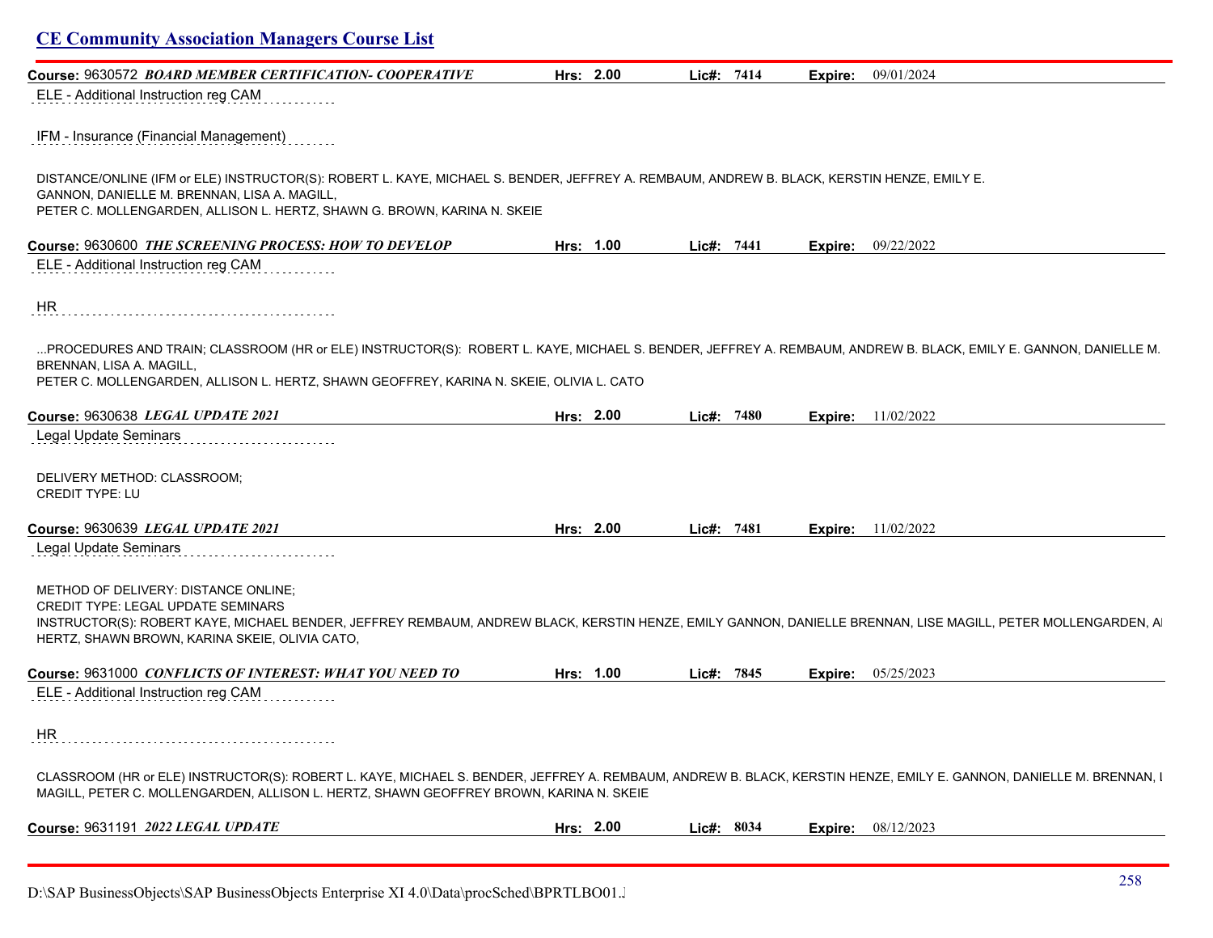**Course:** 9630572 ***BOARD MEMBER CERTIFICATION- COOPERATIVE*** **Hrs:** 2.00 **Lic#:** 7414 **Expire:** 09/01/2024

ELE - Additional Instruction reg CAM

IFM - Insurance (Financial Management)

DISTANCE/ONLINE (IFM or ELE) INSTRUCTOR(S): ROBERT L. KAYE, MICHAEL S. BENDER, JEFFREY A. REMBAUM, ANDREW B. BLACK, KERSTIN HENZE, EMILY E. GANNON, DANIELLE M. BRENNAN, LISA A. MAGILL,
PETER C. MOLLENGARDEN, ALLISON L. HERTZ, SHAWN G. BROWN, KARINA N. SKEIE

**Course:** 9630600 ***THE SCREENING PROCESS: HOW TO DEVELOP*** **Hrs:** 1.00 **Lic#:** 7441 **Expire:** 09/22/2022

ELE - Additional Instruction reg CAM

HR

...PROCEDURES AND TRAIN; CLASSROOM (HR or ELE) INSTRUCTOR(S): ROBERT L. KAYE, MICHAEL S. BENDER, JEFFREY A. REMBAUM, ANDREW B. BLACK, EMILY E. GANNON, DANIELLE M. BRENNAN, LISA A. MAGILL,
PETER C. MOLLENGARDEN, ALLISON L. HERTZ, SHAWN GEOFFREY, KARINA N. SKEIE, OLIVIA L. CATO

**Course:** 9630638 ***LEGAL UPDATE 2021*** **Hrs:** 2.00 **Lic#:** 7480 **Expire:** 11/02/2022

Legal Update Seminars

DELIVERY METHOD: CLASSROOM;
CREDIT TYPE: LU

**Course:** 9630639 ***LEGAL UPDATE 2021*** **Hrs:** 2.00 **Lic#:** 7481 **Expire:** 11/02/2022

Legal Update Seminars

METHOD OF DELIVERY: DISTANCE ONLINE;
CREDIT TYPE: LEGAL UPDATE SEMINARS
INSTRUCTOR(S): ROBERT KAYE, MICHAEL BENDER, JEFFREY REMBAUM, ANDREW BLACK, KERSTIN HENZE, EMILY GANNON, DANIELLE BRENNAN, LISE MAGILL, PETER MOLLENGARDEN, AI HERTZ, SHAWN BROWN, KARINA SKEIE, OLIVIA CATO,

**Course:** 9631000 ***CONFLICTS OF INTEREST: WHAT YOU NEED TO*** **Hrs:** 1.00 **Lic#:** 7845 **Expire:** 05/25/2023

ELE - Additional Instruction reg CAM

HR

CLASSROOM (HR or ELE) INSTRUCTOR(S): ROBERT L. KAYE, MICHAEL S. BENDER, JEFFREY A. REMBAUM, ANDREW B. BLACK, KERSTIN HENZE, EMILY E. GANNON, DANIELLE M. BRENNAN, I MAGILL, PETER C. MOLLENGARDEN, ALLISON L. HERTZ, SHAWN GEOFFREY BROWN, KARINA N. SKEIE

**Course:** 9631191 ***2022 LEGAL UPDATE*** **Hrs:** 2.00 **Lic#:** 8034 **Expire:** 08/12/2023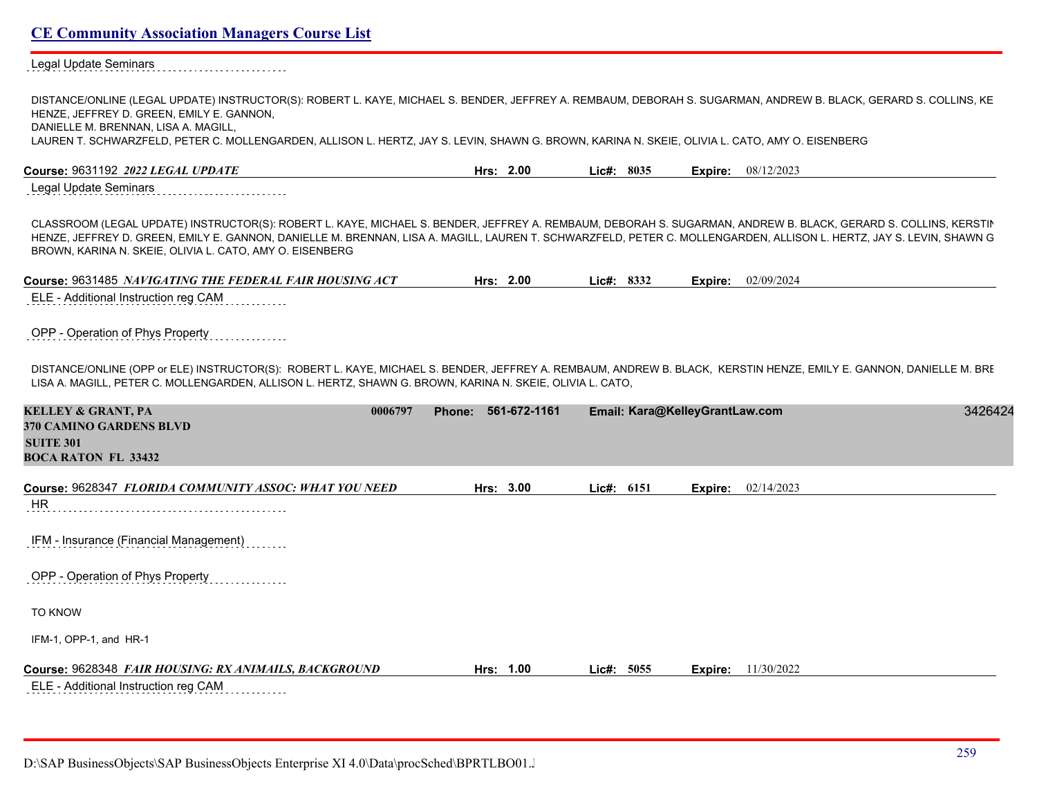Legal Update Seminars

DISTANCE/ONLINE (LEGAL UPDATE) INSTRUCTOR(S): ROBERT L. KAYE, MICHAEL S. BENDER, JEFFREY A. REMBAUM, DEBORAH S. SUGARMAN, ANDREW B. BLACK, GERARD S. COLLINS, KE HENZE, JEFFREY D. GREEN, EMILY E. GANNON,
DANIELLE M. BRENNAN, LISA A. MAGILL,
LAUREN T. SCHWARZFELD, PETER C. MOLLENGARDEN, ALLISON L. HERTZ, JAY S. LEVIN, SHAWN G. BROWN, KARINA N. SKEIE, OLIVIA L. CATO, AMY O. EISENBERG

**Course:** 9631192 ***2022 LEGAL UPDATE*** **Hrs:** **2.00** **Lic#:** **8035** **Expire:** 08/12/2023

Legal Update Seminars

CLASSROOM (LEGAL UPDATE) INSTRUCTOR(S): ROBERT L. KAYE, MICHAEL S. BENDER, JEFFREY A. REMBAUM, DEBORAH S. SUGARMAN, ANDREW B. BLACK, GERARD S. COLLINS, KERSTIN HENZE, JEFFREY D. GREEN, EMILY E. GANNON, DANIELLE M. BRENNAN, LISA A. MAGILL, LAUREN T. SCHWARZFELD, PETER C. MOLLENGARDEN, ALLISON L. HERTZ, JAY S. LEVIN, SHAWN G BROWN, KARINA N. SKEIE, OLIVIA L. CATO, AMY O. EISENBERG

**Course:** 9631485 ***NAVIGATING THE FEDERAL FAIR HOUSING ACT*** **Hrs:** **2.00** **Lic#:** **8332** **Expire:** 02/09/2024

ELE - Additional Instruction reg CAM

OPP - Operation of Phys Property

DISTANCE/ONLINE (OPP or ELE) INSTRUCTOR(S): ROBERT L. KAYE, MICHAEL S. BENDER, JEFFREY A. REMBAUM, ANDREW B. BLACK, KERSTIN HENZE, EMILY E. GANNON, DANIELLE M. BRE LISA A. MAGILL, PETER C. MOLLENGARDEN, ALLISON L. HERTZ, SHAWN G. BROWN, KARINA N. SKEIE, OLIVIA L. CATO,

**KELLEY & GRANT, PA** **0006797** **Phone: 561-672-1161** **Email: Kara@KelleyGrantLaw.com** 3426424
**370 CAMINO GARDENS BLVD**
**SUITE 301**
**BOCA RATON FL 33432**

**Course:** 9628347 ***FLORIDA COMMUNITY ASSOC: WHAT YOU NEED*** **Hrs:** **3.00** **Lic#:** **6151** **Expire:** 02/14/2023

HR

IFM - Insurance (Financial Management)

OPP - Operation of Phys Property

TO KNOW

IFM-1, OPP-1, and HR-1

**Course:** 9628348 ***FAIR HOUSING: RX ANIMAILS, BACKGROUND*** **Hrs:** **1.00** **Lic#:** **5055** **Expire:** 11/30/2022

ELE - Additional Instruction reg CAM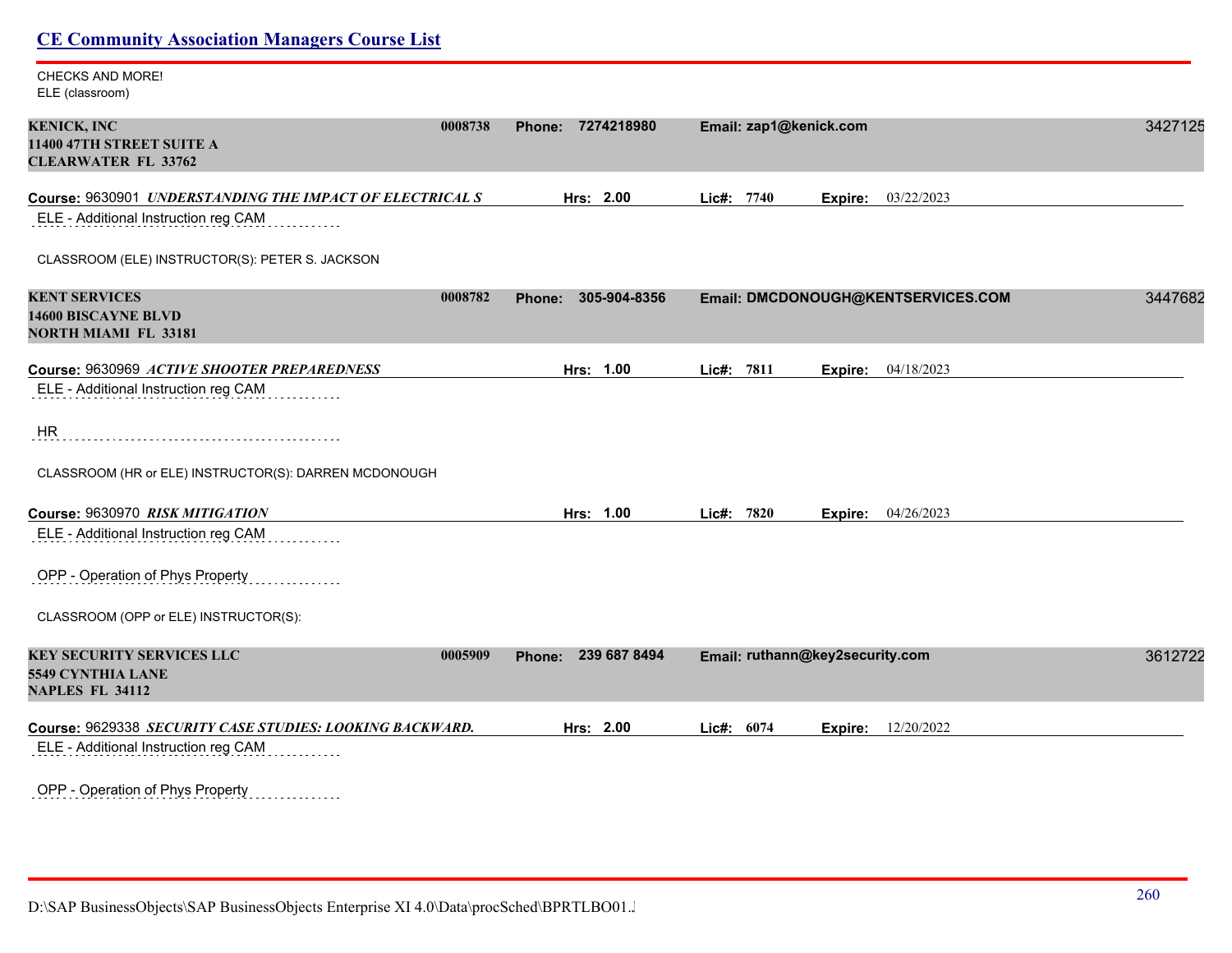CHECKS AND MORE!
ELE (classroom)

**KENICK, INC** 0008738 **Phone: 7274218980** **Email: zap1@kenick.com** 3427125
**11400 47TH STREET SUITE A**
**CLEARWATER FL 33762**

**Course:** 9630901 ***UNDERSTANDING THE IMPACT OF ELECTRICAL S*** **Hrs: 2.00** **Lic#: 7740** **Expire:** 03/22/2023

ELE - Additional Instruction reg CAM

CLASSROOM (ELE) INSTRUCTOR(S): PETER S. JACKSON

**KENT SERVICES** 0008782 **Phone: 305-904-8356** **Email: DMCDONOUGH@KENTSERVICES.COM** 3447682
**14600 BISCAYNE BLVD**
**NORTH MIAMI FL 33181**

**Course:** 9630969 ***ACTIVE SHOOTER PREPAREDNESS*** **Hrs: 1.00** **Lic#: 7811** **Expire:** 04/18/2023

ELE - Additional Instruction reg CAM

HR

CLASSROOM (HR or ELE) INSTRUCTOR(S): DARREN MCDONOUGH

**Course:** 9630970 ***RISK MITIGATION*** **Hrs: 1.00** **Lic#: 7820** **Expire:** 04/26/2023

ELE - Additional Instruction reg CAM

OPP - Operation of Phys Property

CLASSROOM (OPP or ELE) INSTRUCTOR(S):

**KEY SECURITY SERVICES LLC** 0005909 **Phone: 239 687 8494** **Email: ruthann@key2security.com** 3612722
**5549 CYNTHIA LANE**
**NAPLES FL 34112**

**Course:** 9629338 ***SECURITY CASE STUDIES: LOOKING BACKWARD.*** **Hrs: 2.00** **Lic#: 6074** **Expire:** 12/20/2022

ELE - Additional Instruction reg CAM

OPP - Operation of Phys Property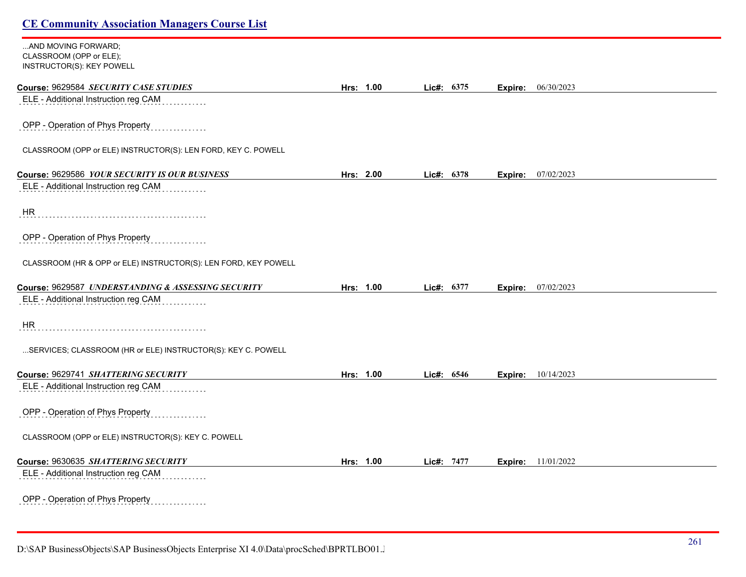...AND MOVING FORWARD;
CLASSROOM (OPP or ELE);
INSTRUCTOR(S): KEY POWELL

**Course:** 9629584 ***SECURITY CASE STUDIES*** **Hrs:** 1.00 **Lic#:** 6375 **Expire:** 06/30/2023

ELE - Additional Instruction reg CAM

OPP - Operation of Phys Property

CLASSROOM (OPP or ELE) INSTRUCTOR(S): LEN FORD, KEY C. POWELL

**Course:** 9629586 ***YOUR SECURITY IS OUR BUSINESS*** **Hrs:** 2.00 **Lic#:** 6378 **Expire:** 07/02/2023

ELE - Additional Instruction reg CAM

HR

OPP - Operation of Phys Property

CLASSROOM (HR & OPP or ELE) INSTRUCTOR(S): LEN FORD, KEY POWELL

**Course:** 9629587 ***UNDERSTANDING & ASSESSING SECURITY*** **Hrs:** 1.00 **Lic#:** 6377 **Expire:** 07/02/2023

ELE - Additional Instruction reg CAM

HR

...SERVICES; CLASSROOM (HR or ELE) INSTRUCTOR(S): KEY C. POWELL

**Course:** 9629741 ***SHATTERING SECURITY*** **Hrs:** 1.00 **Lic#:** 6546 **Expire:** 10/14/2023

ELE - Additional Instruction reg CAM

OPP - Operation of Phys Property

CLASSROOM (OPP or ELE) INSTRUCTOR(S): KEY C. POWELL

**Course:** 9630635 ***SHATTERING SECURITY*** **Hrs:** 1.00 **Lic#:** 7477 **Expire:** 11/01/2022

ELE - Additional Instruction reg CAM

OPP - Operation of Phys Property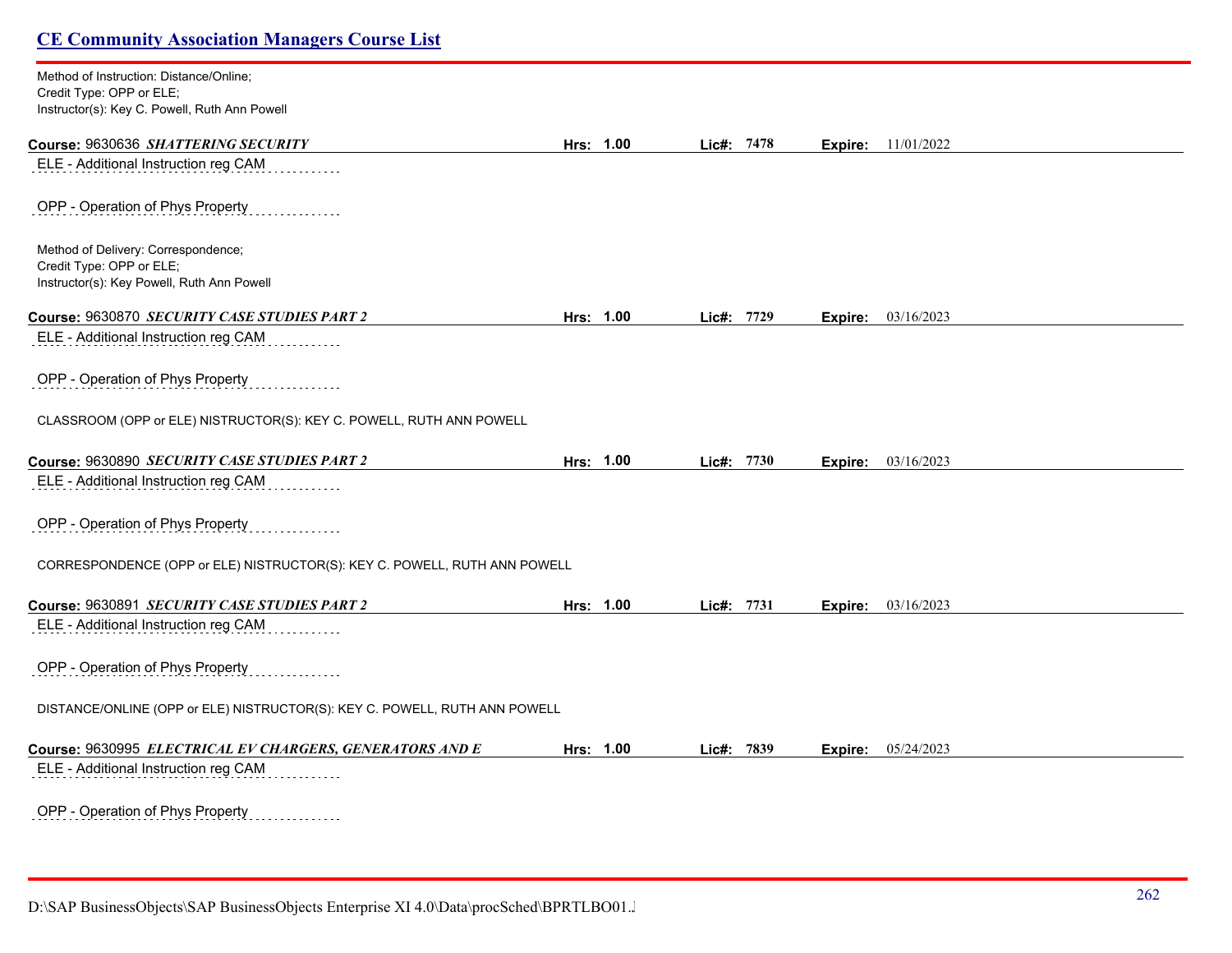Method of Instruction: Distance/Online;
Credit Type: OPP or ELE;
Instructor(s): Key C. Powell, Ruth Ann Powell

**Course:** 9630636 ***SHATTERING SECURITY*** **Hrs:** **1.00** **Lic#:** **7478** **Expire:** 11/01/2022

ELE - Additional Instruction reg CAM

OPP - Operation of Phys Property

Method of Delivery: Correspondence;
Credit Type: OPP or ELE;
Instructor(s): Key Powell, Ruth Ann Powell

**Course:** 9630870 ***SECURITY CASE STUDIES PART 2*** **Hrs:** **1.00** **Lic#:** **7729** **Expire:** 03/16/2023

ELE - Additional Instruction reg CAM

OPP - Operation of Phys Property

CLASSROOM (OPP or ELE) NISTRUCTOR(S): KEY C. POWELL, RUTH ANN POWELL

**Course:** 9630890 ***SECURITY CASE STUDIES PART 2*** **Hrs:** **1.00** **Lic#:** **7730** **Expire:** 03/16/2023

ELE - Additional Instruction reg CAM

OPP - Operation of Phys Property

CORRESPONDENCE (OPP or ELE) NISTRUCTOR(S): KEY C. POWELL, RUTH ANN POWELL

**Course:** 9630891 ***SECURITY CASE STUDIES PART 2*** **Hrs:** **1.00** **Lic#:** **7731** **Expire:** 03/16/2023

ELE - Additional Instruction reg CAM

OPP - Operation of Phys Property

DISTANCE/ONLINE (OPP or ELE) NISTRUCTOR(S): KEY C. POWELL, RUTH ANN POWELL

**Course:** 9630995 ***ELECTRICAL EV CHARGERS, GENERATORS AND E*** **Hrs:** **1.00** **Lic#:** **7839** **Expire:** 05/24/2023

ELE - Additional Instruction reg CAM

OPP - Operation of Phys Property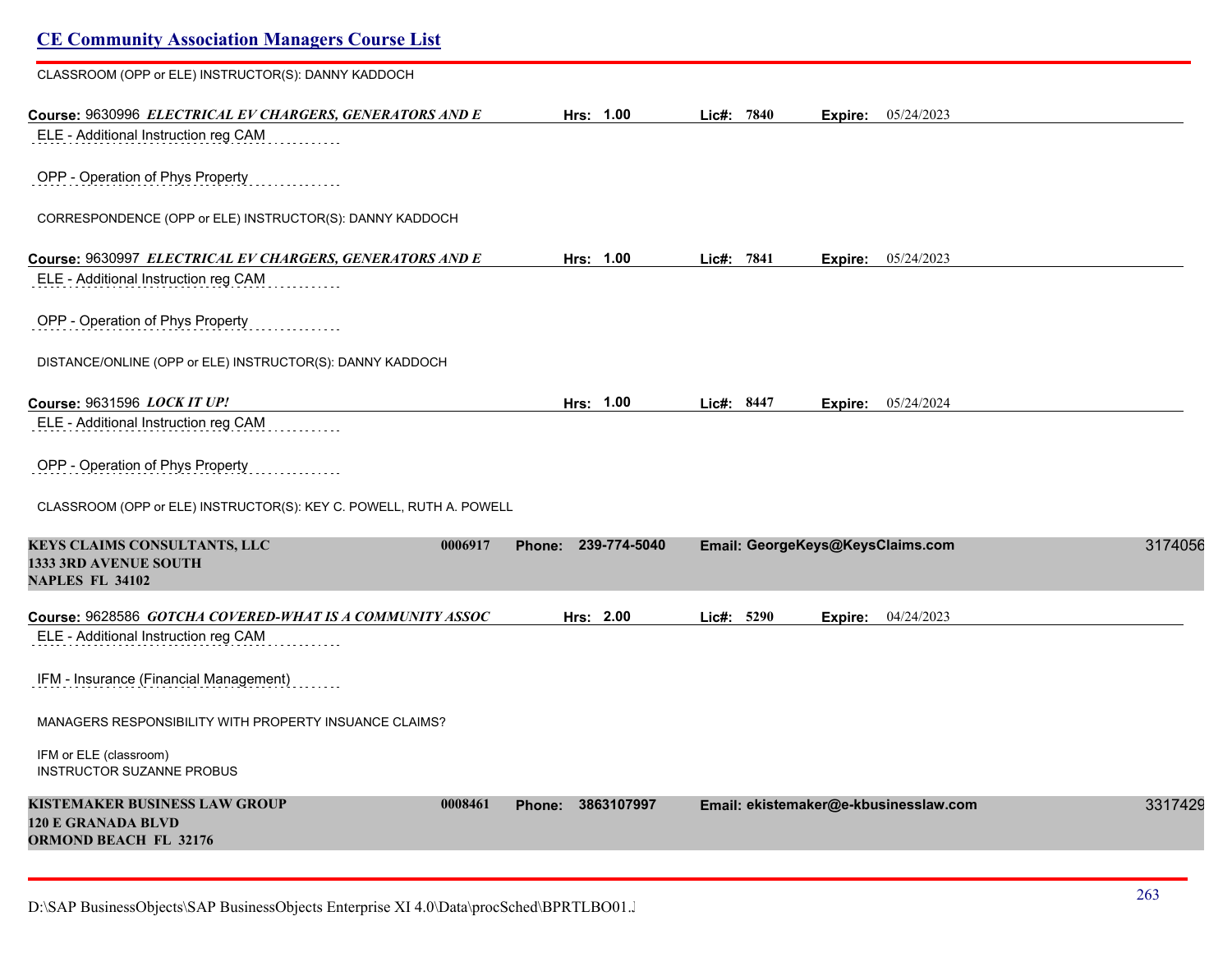CLASSROOM (OPP or ELE) INSTRUCTOR(S): DANNY KADDOCH

**Course:** 9630996 ***ELECTRICAL EV CHARGERS, GENERATORS AND E*** **Hrs:** 1.00 **Lic#:** 7840 **Expire:** 05/24/2023

ELE - Additional Instruction reg CAM

OPP - Operation of Phys Property

CORRESPONDENCE (OPP or ELE) INSTRUCTOR(S): DANNY KADDOCH

**Course:** 9630997 ***ELECTRICAL EV CHARGERS, GENERATORS AND E*** **Hrs:** 1.00 **Lic#:** 7841 **Expire:** 05/24/2023

ELE - Additional Instruction reg CAM

OPP - Operation of Phys Property

DISTANCE/ONLINE (OPP or ELE) INSTRUCTOR(S): DANNY KADDOCH

**Course:** 9631596 ***LOCK IT UP!*** **Hrs:** 1.00 **Lic#:** 8447 **Expire:** 05/24/2024

ELE - Additional Instruction reg CAM

OPP - Operation of Phys Property

CLASSROOM (OPP or ELE) INSTRUCTOR(S): KEY C. POWELL, RUTH A. POWELL

**KEYS CLAIMS CONSULTANTS, LLC** 0006917 **Phone:** 239-774-5040 **Email:** GeorgeKeys@KeysClaims.com 3174056
**1333 3RD AVENUE SOUTH**
**NAPLES FL 34102**

**Course:** 9628586 ***GOTCHA COVERED-WHAT IS A COMMUNITY ASSOC*** **Hrs:** 2.00 **Lic#:** 5290 **Expire:** 04/24/2023

ELE - Additional Instruction reg CAM

IFM - Insurance (Financial Management)

MANAGERS RESPONSIBILITY WITH PROPERTY INSUANCE CLAIMS?

IFM or ELE (classroom)
INSTRUCTOR SUZANNE PROBUS

**KISTEMAKER BUSINESS LAW GROUP** 0008461 **Phone:** 3863107997 **Email:** ekistemaker@e-kbusinesslaw.com 3317429
**120 E GRANADA BLVD**
**ORMOND BEACH FL 32176**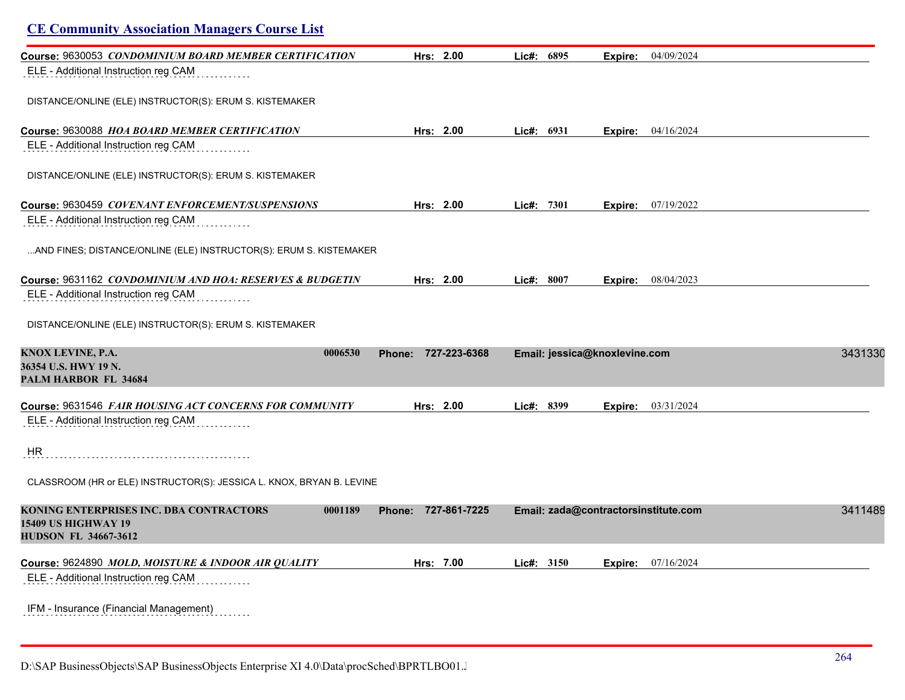**Course:** 9630053 ***CONDOMINIUM BOARD MEMBER CERTIFICATION*** **Hrs: 2.00** **Lic#: 6895** **Expire:** 04/09/2024

ELE - Additional Instruction reg CAM

DISTANCE/ONLINE (ELE) INSTRUCTOR(S): ERUM S. KISTEMAKER

**Course:** 9630088 ***HOA BOARD MEMBER CERTIFICATION*** **Hrs: 2.00** **Lic#: 6931** **Expire:** 04/16/2024

ELE - Additional Instruction reg CAM

DISTANCE/ONLINE (ELE) INSTRUCTOR(S): ERUM S. KISTEMAKER

**Course:** 9630459 ***COVENANT ENFORCEMENT/SUSPENSIONS*** **Hrs: 2.00** **Lic#: 7301** **Expire:** 07/19/2022

ELE - Additional Instruction reg CAM

...AND FINES; DISTANCE/ONLINE (ELE) INSTRUCTOR(S): ERUM S. KISTEMAKER

**Course:** 9631162 ***CONDOMINIUM AND HOA: RESERVES & BUDGETIN*** **Hrs: 2.00** **Lic#: 8007** **Expire:** 08/04/2023

ELE - Additional Instruction reg CAM

DISTANCE/ONLINE (ELE) INSTRUCTOR(S): ERUM S. KISTEMAKER

**KNOX LEVINE, P.A.** **0006530** **Phone: 727-223-6368** **Email: jessica@knoxlevine.com** 3431330
**36354 U.S. HWY 19 N.**
**PALM HARBOR FL 34684**

**Course:** 9631546 ***FAIR HOUSING ACT CONCERNS FOR COMMUNITY*** **Hrs: 2.00** **Lic#: 8399** **Expire:** 03/31/2024

ELE - Additional Instruction reg CAM

HR

CLASSROOM (HR or ELE) INSTRUCTOR(S): JESSICA L. KNOX, BRYAN B. LEVINE

**KONING ENTERPRISES INC. DBA CONTRACTORS** **0001189** **Phone: 727-861-7225** **Email: zada@contractorsinstitute.com** 3411489
**15409 US HIGHWAY 19**
**HUDSON FL 34667-3612**

**Course:** 9624890 ***MOLD, MOISTURE & INDOOR AIR QUALITY*** **Hrs: 7.00** **Lic#: 3150** **Expire:** 07/16/2024

ELE - Additional Instruction reg CAM

IFM - Insurance (Financial Management)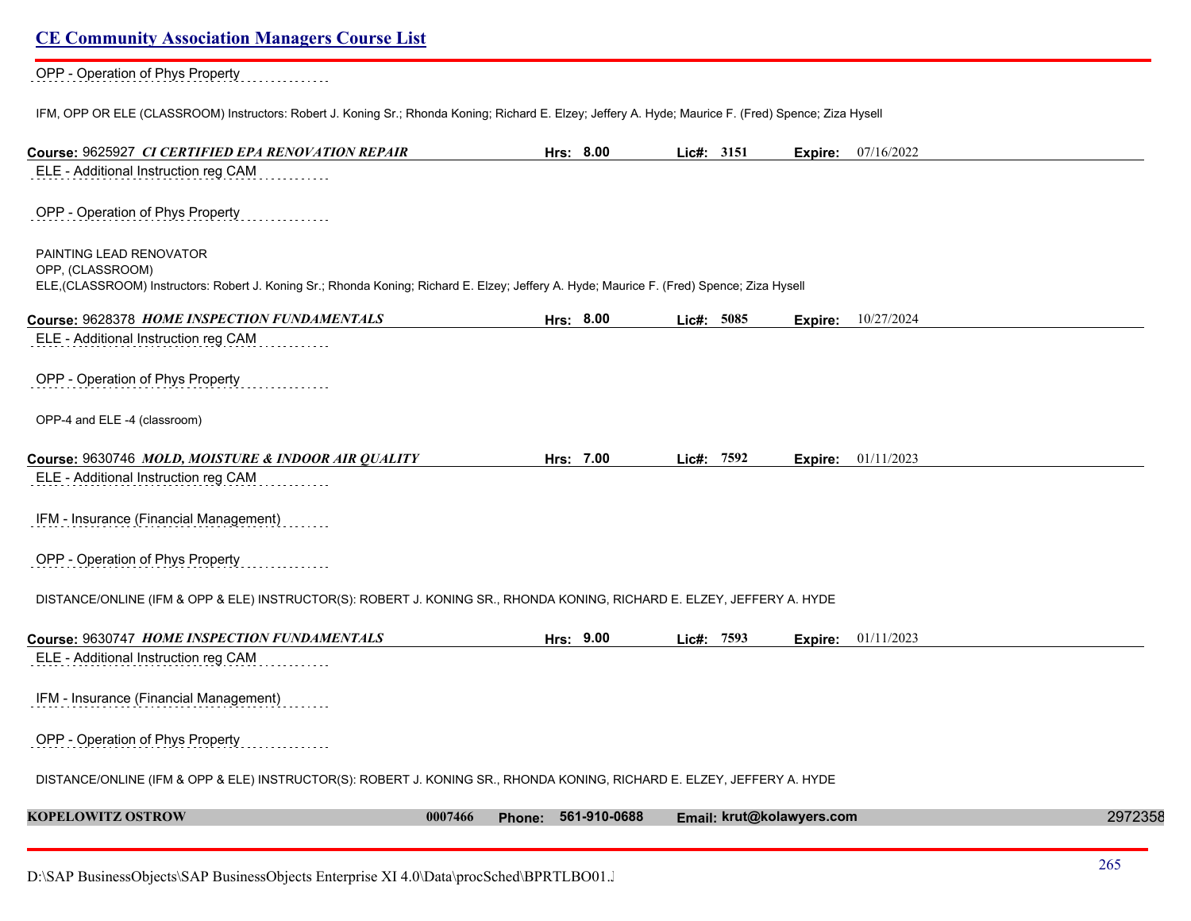OPP - Operation of Phys Property

IFM, OPP OR ELE (CLASSROOM) Instructors: Robert J. Koning Sr.; Rhonda Koning; Richard E. Elzey; Jeffery A. Hyde; Maurice F. (Fred) Spence; Ziza Hysell

**Course:** 9625927 ***CI CERTIFIED EPA RENOVATION REPAIR*** **Hrs:** 8.00 **Lic#:** 3151 **Expire:** 07/16/2022

ELE - Additional Instruction reg CAM

OPP - Operation of Phys Property

PAINTING LEAD RENOVATOR
OPP, (CLASSROOM)
ELE,(CLASSROOM) Instructors: Robert J. Koning Sr.; Rhonda Koning; Richard E. Elzey; Jeffery A. Hyde; Maurice F. (Fred) Spence; Ziza Hysell

**Course:** 9628378 ***HOME INSPECTION FUNDAMENTALS*** **Hrs:** 8.00 **Lic#:** 5085 **Expire:** 10/27/2024

ELE - Additional Instruction reg CAM

OPP - Operation of Phys Property

OPP-4 and ELE -4 (classroom)

**Course:** 9630746 ***MOLD, MOISTURE & INDOOR AIR QUALITY*** **Hrs:** 7.00 **Lic#:** 7592 **Expire:** 01/11/2023

ELE - Additional Instruction reg CAM

IFM - Insurance (Financial Management)

OPP - Operation of Phys Property

DISTANCE/ONLINE (IFM & OPP & ELE) INSTRUCTOR(S): ROBERT J. KONING SR., RHONDA KONING, RICHARD E. ELZEY, JEFFERY A. HYDE

**Course:** 9630747 ***HOME INSPECTION FUNDAMENTALS*** **Hrs:** 9.00 **Lic#:** 7593 **Expire:** 01/11/2023

ELE - Additional Instruction reg CAM

IFM - Insurance (Financial Management)

OPP - Operation of Phys Property

DISTANCE/ONLINE (IFM & OPP & ELE) INSTRUCTOR(S): ROBERT J. KONING SR., RHONDA KONING, RICHARD E. ELZEY, JEFFERY A. HYDE

**KOPELOWITZ OSTROW** 0007466 **Phone:** 561-910-0688 **Email:** krut@kolawyers.com 2972358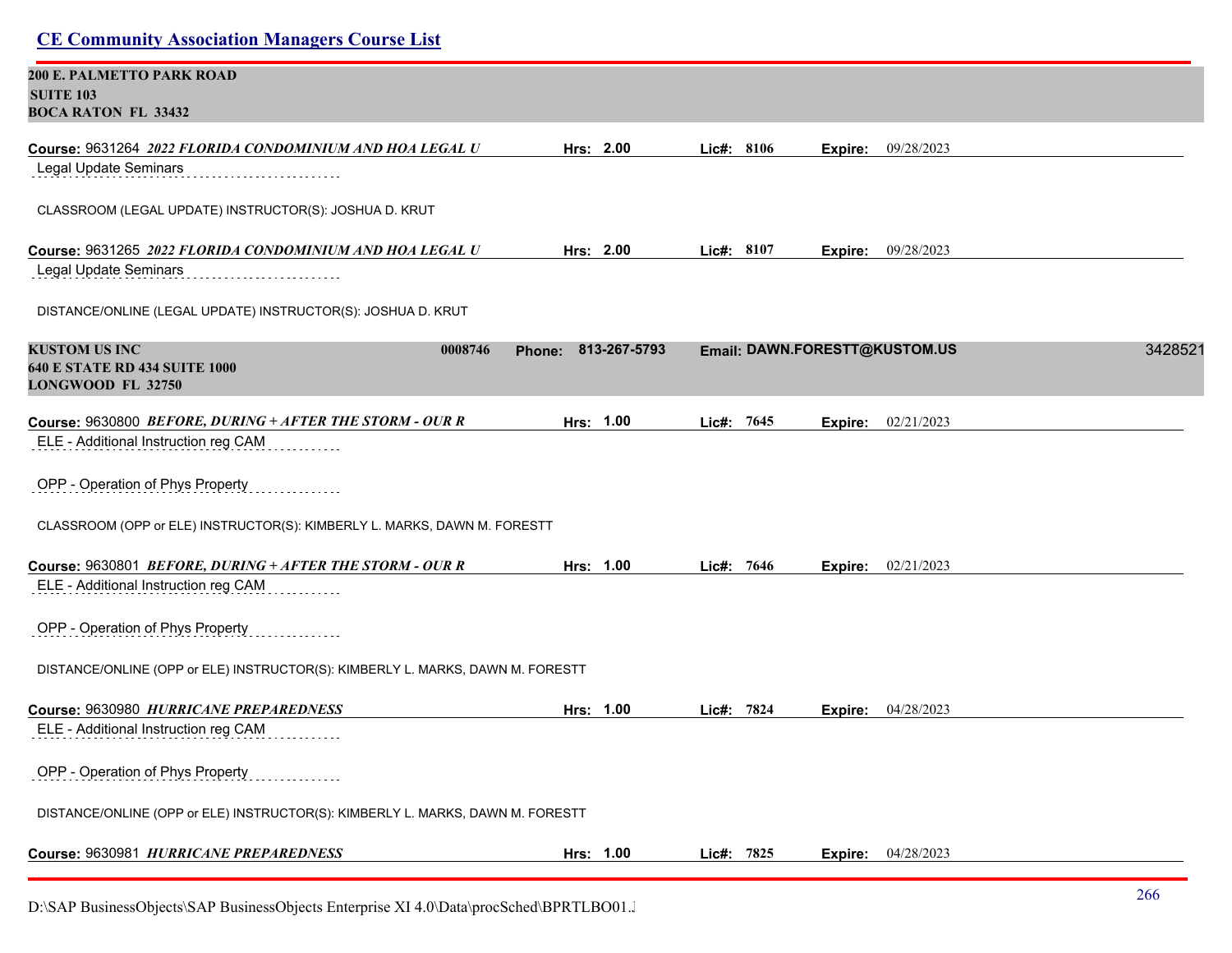**200 E. PALMETTO PARK ROAD**
**SUITE 103**
**BOCA RATON FL 33432**

**Course:** 9631264 ***2022 FLORIDA CONDOMINIUM AND HOA LEGAL U*** **Hrs:** 2.00 **Lic#:** 8106 **Expire:** 09/28/2023

Legal Update Seminars

CLASSROOM (LEGAL UPDATE) INSTRUCTOR(S): JOSHUA D. KRUT

**Course:** 9631265 ***2022 FLORIDA CONDOMINIUM AND HOA LEGAL U*** **Hrs:** 2.00 **Lic#:** 8107 **Expire:** 09/28/2023

Legal Update Seminars

DISTANCE/ONLINE (LEGAL UPDATE) INSTRUCTOR(S): JOSHUA D. KRUT

**KUSTOM US INC** 0008746 **Phone:** 813-267-5793 **Email:** DAWN.FORESTT@KUSTOM.US 3428521
**640 E STATE RD 434 SUITE 1000**
**LONGWOOD FL 32750**

**Course:** 9630800 ***BEFORE, DURING + AFTER THE STORM - OUR R*** **Hrs:** 1.00 **Lic#:** 7645 **Expire:** 02/21/2023

ELE - Additional Instruction reg CAM

OPP - Operation of Phys Property

CLASSROOM (OPP or ELE) INSTRUCTOR(S): KIMBERLY L. MARKS, DAWN M. FORESTT

**Course:** 9630801 ***BEFORE, DURING + AFTER THE STORM - OUR R*** **Hrs:** 1.00 **Lic#:** 7646 **Expire:** 02/21/2023

ELE - Additional Instruction reg CAM

OPP - Operation of Phys Property

DISTANCE/ONLINE (OPP or ELE) INSTRUCTOR(S): KIMBERLY L. MARKS, DAWN M. FORESTT

**Course:** 9630980 ***HURRICANE PREPAREDNESS*** **Hrs:** 1.00 **Lic#:** 7824 **Expire:** 04/28/2023

ELE - Additional Instruction reg CAM

OPP - Operation of Phys Property

DISTANCE/ONLINE (OPP or ELE) INSTRUCTOR(S): KIMBERLY L. MARKS, DAWN M. FORESTT

**Course:** 9630981 ***HURRICANE PREPAREDNESS*** **Hrs:** 1.00 **Lic#:** 7825 **Expire:** 04/28/2023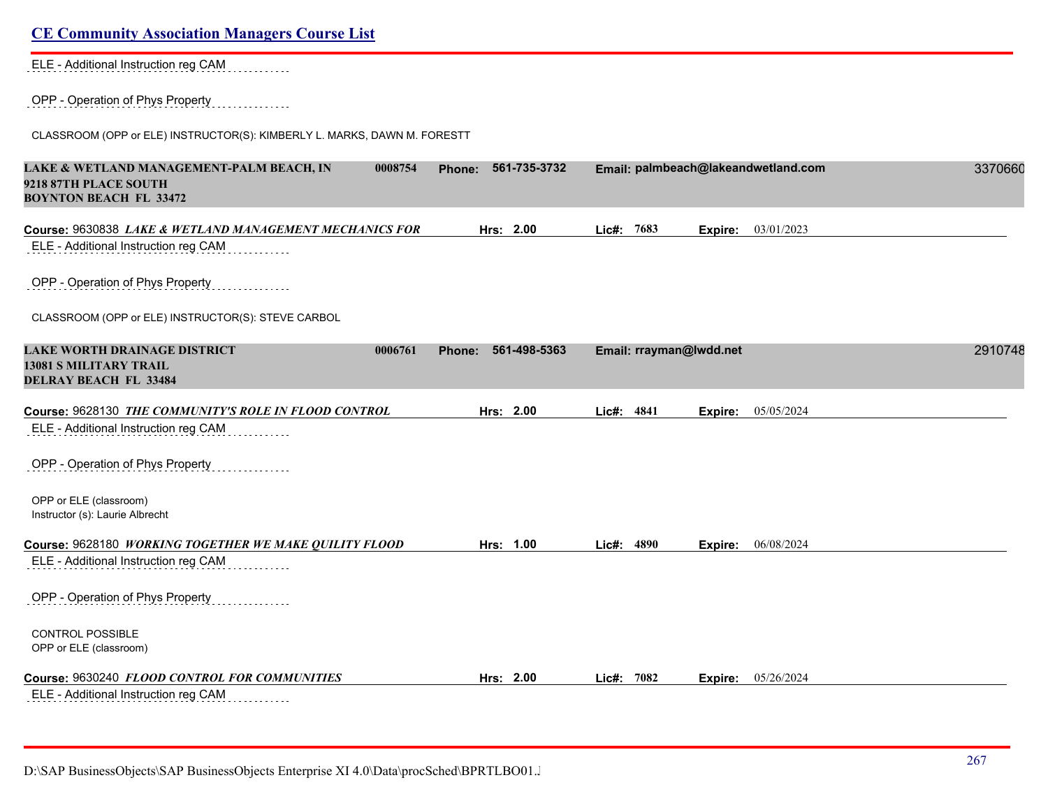ELE - Additional Instruction reg CAM

OPP - Operation of Phys Property

CLASSROOM (OPP or ELE) INSTRUCTOR(S): KIMBERLY L. MARKS, DAWN M. FORESTT

**LAKE & WETLAND MANAGEMENT-PALM BEACH, IN** 0008754 **Phone:** 561-735-3732 **Email:** palmbeach@lakeandwetland.com 3370660
**9218 87TH PLACE SOUTH**
**BOYNTON BEACH FL 33472**

**Course:** 9630838 ***LAKE & WETLAND MANAGEMENT MECHANICS FOR*** **Hrs:** 2.00 **Lic#:** 7683 **Expire:** 03/01/2023

ELE - Additional Instruction reg CAM

OPP - Operation of Phys Property

CLASSROOM (OPP or ELE) INSTRUCTOR(S): STEVE CARBOL

**LAKE WORTH DRAINAGE DISTRICT** 0006761 **Phone:** 561-498-5363 **Email:** rrayman@lwdd.net 2910748
**13081 S MILITARY TRAIL**
**DELRAY BEACH FL 33484**

**Course:** 9628130 ***THE COMMUNITY'S ROLE IN FLOOD CONTROL*** **Hrs:** 2.00 **Lic#:** 4841 **Expire:** 05/05/2024

ELE - Additional Instruction reg CAM

OPP - Operation of Phys Property

OPP or ELE (classroom)
Instructor (s): Laurie Albrecht

**Course:** 9628180 ***WORKING TOGETHER WE MAKE QUILITY FLOOD*** **Hrs:** 1.00 **Lic#:** 4890 **Expire:** 06/08/2024

ELE - Additional Instruction reg CAM

OPP - Operation of Phys Property

CONTROL POSSIBLE
OPP or ELE (classroom)

**Course:** 9630240 ***FLOOD CONTROL FOR COMMUNITIES*** **Hrs:** 2.00 **Lic#:** 7082 **Expire:** 05/26/2024

ELE - Additional Instruction reg CAM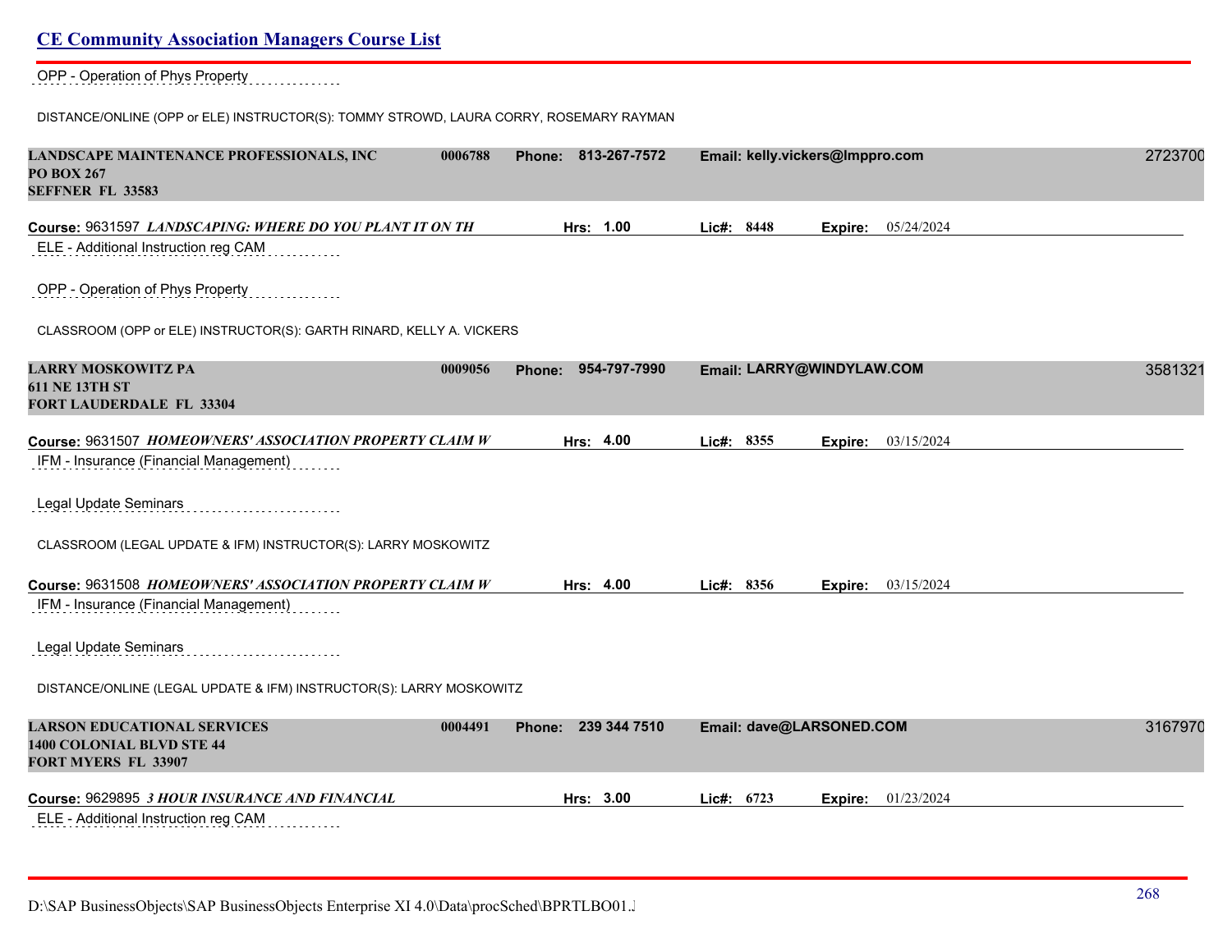OPP - Operation of Phys Property

DISTANCE/ONLINE (OPP or ELE) INSTRUCTOR(S): TOMMY STROWD, LAURA CORRY, ROSEMARY RAYMAN

**LANDSCAPE MAINTENANCE PROFESSIONALS, INC** 0006788 **Phone:** 813-267-7572 **Email:** kelly.vickers@lmppro.com 2723700
**PO BOX 267**
**SEFFNER FL 33583**

**Course:** 9631597 ***LANDSCAPING: WHERE DO YOU PLANT IT ON TH*** **Hrs:** 1.00 **Lic#:** 8448 **Expire:** 05/24/2024

ELE - Additional Instruction reg CAM

OPP - Operation of Phys Property

CLASSROOM (OPP or ELE) INSTRUCTOR(S): GARTH RINARD, KELLY A. VICKERS

**LARRY MOSKOWITZ PA** 0009056 **Phone:** 954-797-7990 **Email:** LARRY@WINDYLAW.COM 3581321
**611 NE 13TH ST**
**FORT LAUDERDALE FL 33304**

**Course:** 9631507 ***HOMEOWNERS' ASSOCIATION PROPERTY CLAIM W*** **Hrs:** 4.00 **Lic#:** 8355 **Expire:** 03/15/2024

IFM - Insurance (Financial Management)

Legal Update Seminars

CLASSROOM (LEGAL UPDATE & IFM) INSTRUCTOR(S): LARRY MOSKOWITZ

**Course:** 9631508 ***HOMEOWNERS' ASSOCIATION PROPERTY CLAIM W*** **Hrs:** 4.00 **Lic#:** 8356 **Expire:** 03/15/2024

IFM - Insurance (Financial Management)

Legal Update Seminars

DISTANCE/ONLINE (LEGAL UPDATE & IFM) INSTRUCTOR(S): LARRY MOSKOWITZ

**LARSON EDUCATIONAL SERVICES** 0004491 **Phone:** 239 344 7510 **Email:** dave@LARSONED.COM 3167970
**1400 COLONIAL BLVD STE 44**
**FORT MYERS FL 33907**

**Course:** 9629895 ***3 HOUR INSURANCE AND FINANCIAL*** **Hrs:** 3.00 **Lic#:** 6723 **Expire:** 01/23/2024

ELE - Additional Instruction reg CAM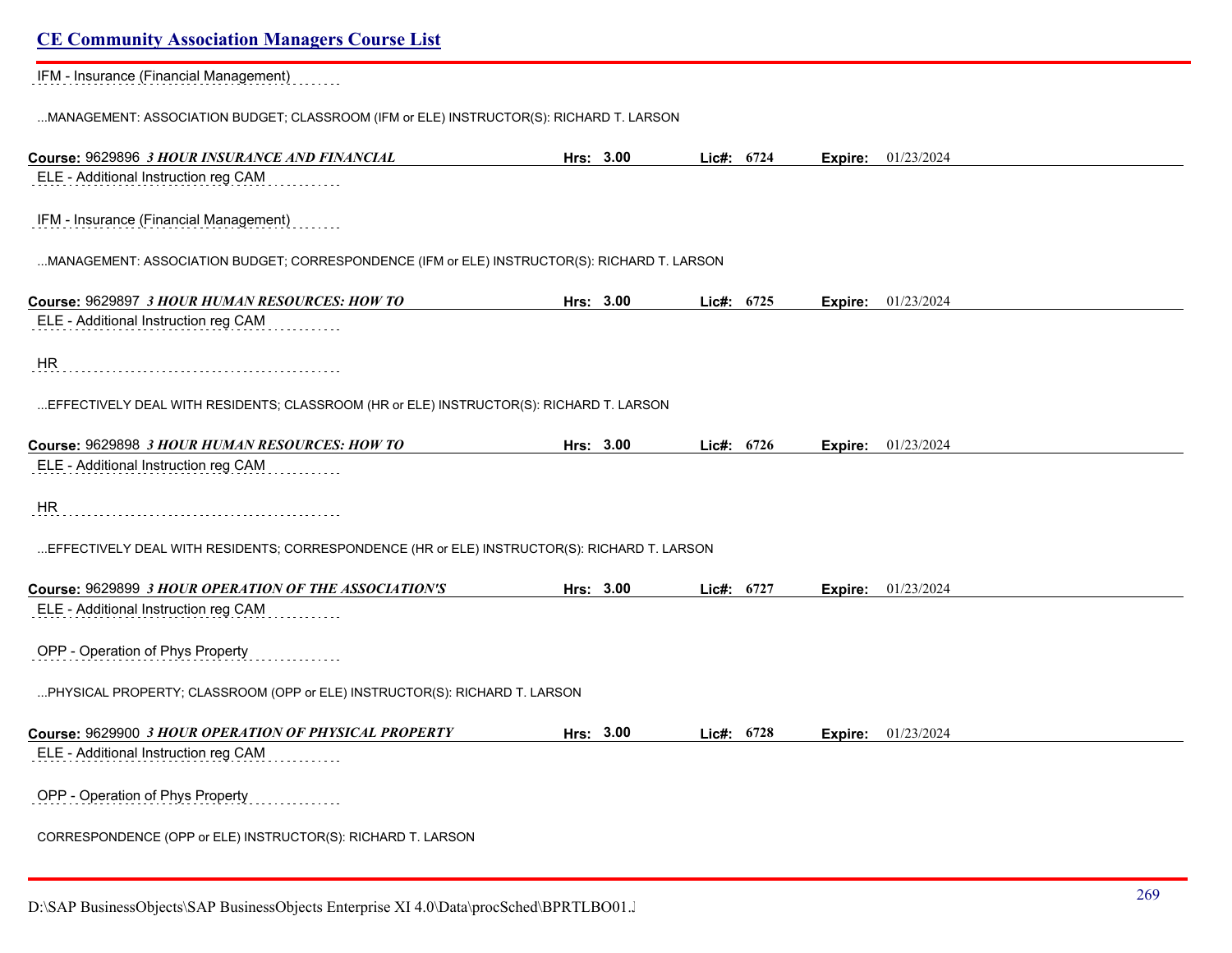IFM - Insurance (Financial Management)

...MANAGEMENT: ASSOCIATION BUDGET; CLASSROOM (IFM or ELE) INSTRUCTOR(S): RICHARD T. LARSON

**Course:** 9629896 ***3 HOUR INSURANCE AND FINANCIAL*** **Hrs: 3.00** **Lic#: 6724** **Expire:** 01/23/2024

ELE - Additional Instruction reg CAM

IFM - Insurance (Financial Management)

...MANAGEMENT: ASSOCIATION BUDGET; CORRESPONDENCE (IFM or ELE) INSTRUCTOR(S): RICHARD T. LARSON

**Course:** 9629897 ***3 HOUR HUMAN RESOURCES: HOW TO*** **Hrs: 3.00** **Lic#: 6725** **Expire:** 01/23/2024

ELE - Additional Instruction reg CAM

HR

...EFFECTIVELY DEAL WITH RESIDENTS; CLASSROOM (HR or ELE) INSTRUCTOR(S): RICHARD T. LARSON

**Course:** 9629898 ***3 HOUR HUMAN RESOURCES: HOW TO*** **Hrs: 3.00** **Lic#: 6726** **Expire:** 01/23/2024

ELE - Additional Instruction reg CAM

HR

...EFFECTIVELY DEAL WITH RESIDENTS; CORRESPONDENCE (HR or ELE) INSTRUCTOR(S): RICHARD T. LARSON

**Course:** 9629899 ***3 HOUR OPERATION OF THE ASSOCIATION'S*** **Hrs: 3.00** **Lic#: 6727** **Expire:** 01/23/2024

ELE - Additional Instruction reg CAM

OPP - Operation of Phys Property

...PHYSICAL PROPERTY; CLASSROOM (OPP or ELE) INSTRUCTOR(S): RICHARD T. LARSON

**Course:** 9629900 ***3 HOUR OPERATION OF PHYSICAL PROPERTY*** **Hrs: 3.00** **Lic#: 6728** **Expire:** 01/23/2024

ELE - Additional Instruction reg CAM

OPP - Operation of Phys Property

CORRESPONDENCE (OPP or ELE) INSTRUCTOR(S): RICHARD T. LARSON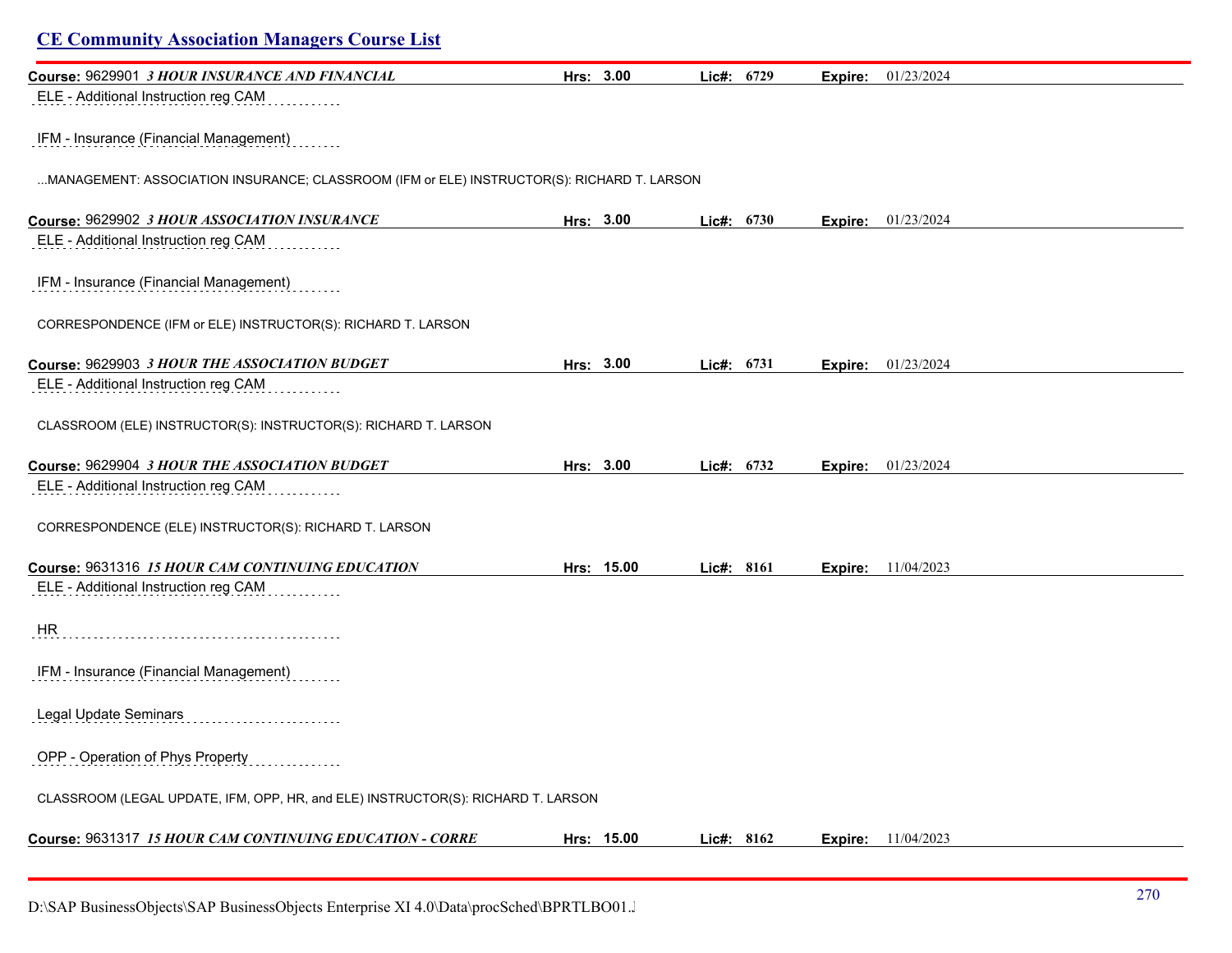## CE Community Association Managers Course List

**Course:** 9629901 ***3 HOUR INSURANCE AND FINANCIAL*** **Hrs:** **3.00** **Lic#:** **6729** **Expire:** 01/23/2024

ELE - Additional Instruction reg CAM

IFM - Insurance (Financial Management)

...MANAGEMENT: ASSOCIATION INSURANCE; CLASSROOM (IFM or ELE) INSTRUCTOR(S): RICHARD T. LARSON

**Course:** 9629902 ***3 HOUR ASSOCIATION INSURANCE*** **Hrs:** **3.00** **Lic#:** **6730** **Expire:** 01/23/2024

ELE - Additional Instruction reg CAM

IFM - Insurance (Financial Management)

CORRESPONDENCE (IFM or ELE) INSTRUCTOR(S): RICHARD T. LARSON

**Course:** 9629903 ***3 HOUR THE ASSOCIATION BUDGET*** **Hrs:** **3.00** **Lic#:** **6731** **Expire:** 01/23/2024

ELE - Additional Instruction reg CAM

CLASSROOM (ELE) INSTRUCTOR(S): INSTRUCTOR(S): RICHARD T. LARSON

**Course:** 9629904 ***3 HOUR THE ASSOCIATION BUDGET*** **Hrs:** **3.00** **Lic#:** **6732** **Expire:** 01/23/2024

ELE - Additional Instruction reg CAM

CORRESPONDENCE (ELE) INSTRUCTOR(S): RICHARD T. LARSON

**Course:** 9631316 ***15 HOUR CAM CONTINUING EDUCATION*** **Hrs:** **15.00** **Lic#:** **8161** **Expire:** 11/04/2023

ELE - Additional Instruction reg CAM

HR

IFM - Insurance (Financial Management)

Legal Update Seminars

OPP - Operation of Phys Property

CLASSROOM (LEGAL UPDATE, IFM, OPP, HR, and ELE) INSTRUCTOR(S): RICHARD T. LARSON

**Course:** 9631317 ***15 HOUR CAM CONTINUING EDUCATION - CORRE*** **Hrs:** **15.00** **Lic#:** **8162** **Expire:** 11/04/2023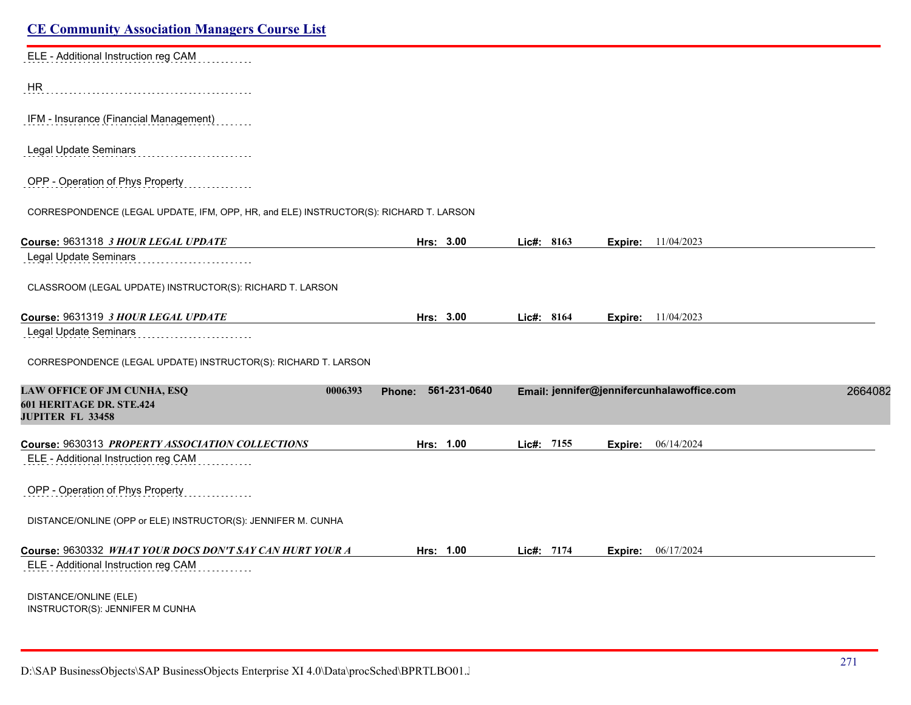ELE - Additional Instruction reg CAM

HR

IFM - Insurance (Financial Management)

Legal Update Seminars

OPP - Operation of Phys Property

CORRESPONDENCE (LEGAL UPDATE, IFM, OPP, HR, and ELE) INSTRUCTOR(S): RICHARD T. LARSON

**Course:** 9631318 ***3 HOUR LEGAL UPDATE*** **Hrs:** 3.00 **Lic#:** 8163 **Expire:** 11/04/2023

Legal Update Seminars

CLASSROOM (LEGAL UPDATE) INSTRUCTOR(S): RICHARD T. LARSON

**Course:** 9631319 ***3 HOUR LEGAL UPDATE*** **Hrs:** 3.00 **Lic#:** 8164 **Expire:** 11/04/2023

Legal Update Seminars

CORRESPONDENCE (LEGAL UPDATE) INSTRUCTOR(S): RICHARD T. LARSON

**LAW OFFICE OF JM CUNHA, ESQ** **0006393** **Phone: 561-231-0640** **Email: jennifer@jennifercunhalawoffice.com** 2664082
**601 HERITAGE DR. STE.424**
**JUPITER FL 33458**

**Course:** 9630313 ***PROPERTY ASSOCIATION COLLECTIONS*** **Hrs:** 1.00 **Lic#:** 7155 **Expire:** 06/14/2024

ELE - Additional Instruction reg CAM

OPP - Operation of Phys Property

DISTANCE/ONLINE (OPP or ELE) INSTRUCTOR(S): JENNIFER M. CUNHA

**Course:** 9630332 ***WHAT YOUR DOCS DON'T SAY CAN HURT YOUR A*** **Hrs:** 1.00 **Lic#:** 7174 **Expire:** 06/17/2024

ELE - Additional Instruction reg CAM

DISTANCE/ONLINE (ELE)
INSTRUCTOR(S): JENNIFER M CUNHA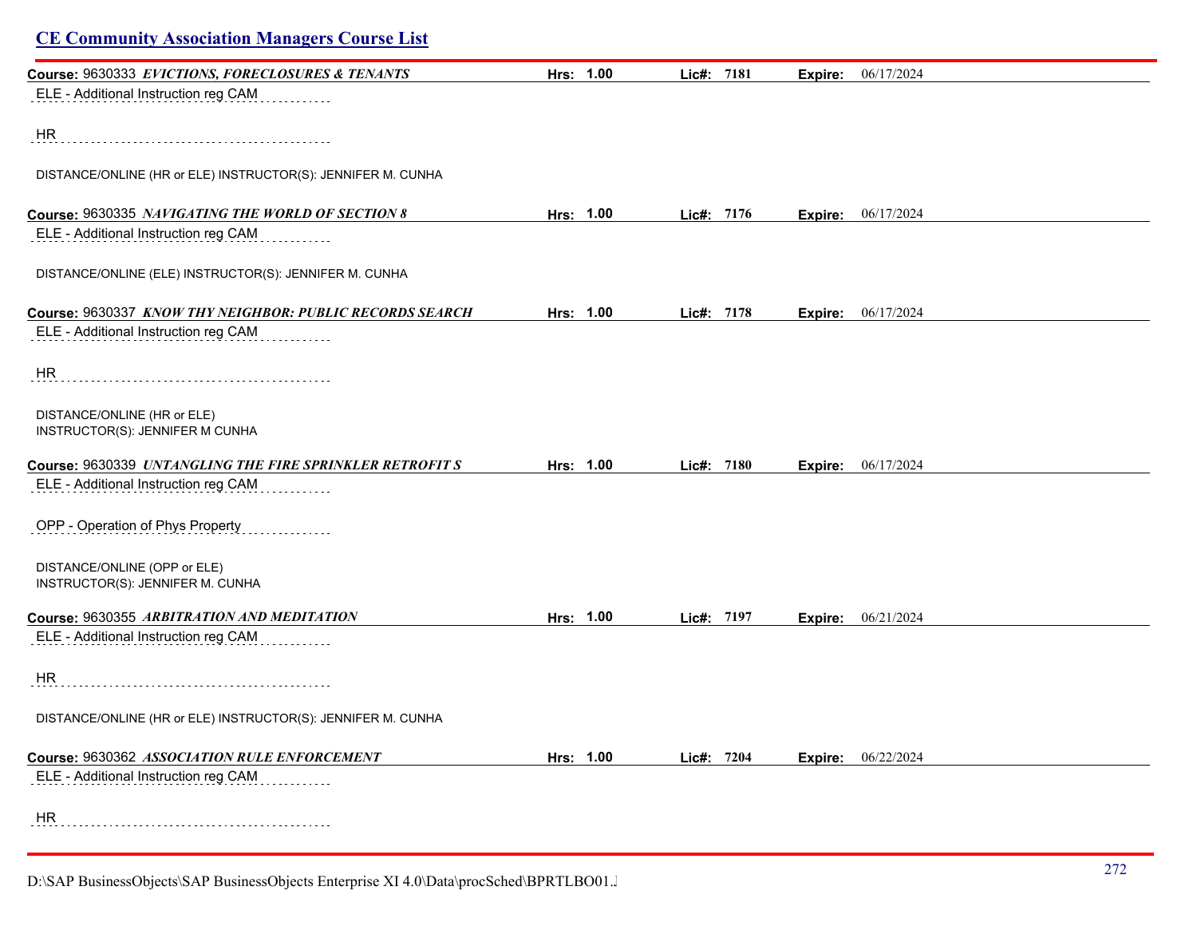## CE Community Association Managers Course List

**Course:** 9630333 ***EVICTIONS, FORECLOSURES & TENANTS*** **Hrs: 1.00** **Lic#: 7181** **Expire:** 06/17/2024

ELE - Additional Instruction reg CAM

HR

DISTANCE/ONLINE (HR or ELE) INSTRUCTOR(S): JENNIFER M. CUNHA

**Course:** 9630335 ***NAVIGATING THE WORLD OF SECTION 8*** **Hrs: 1.00** **Lic#: 7176** **Expire:** 06/17/2024

ELE - Additional Instruction reg CAM

DISTANCE/ONLINE (ELE) INSTRUCTOR(S): JENNIFER M. CUNHA

**Course:** 9630337 ***KNOW THY NEIGHBOR: PUBLIC RECORDS SEARCH*** **Hrs: 1.00** **Lic#: 7178** **Expire:** 06/17/2024

ELE - Additional Instruction reg CAM

HR

DISTANCE/ONLINE (HR or ELE)
INSTRUCTOR(S): JENNIFER M CUNHA

**Course:** 9630339 ***UNTANGLING THE FIRE SPRINKLER RETROFIT S*** **Hrs: 1.00** **Lic#: 7180** **Expire:** 06/17/2024

ELE - Additional Instruction reg CAM

OPP - Operation of Phys Property

DISTANCE/ONLINE (OPP or ELE)
INSTRUCTOR(S): JENNIFER M. CUNHA

**Course:** 9630355 ***ARBITRATION AND MEDITATION*** **Hrs: 1.00** **Lic#: 7197** **Expire:** 06/21/2024

ELE - Additional Instruction reg CAM

HR

DISTANCE/ONLINE (HR or ELE) INSTRUCTOR(S): JENNIFER M. CUNHA

**Course:** 9630362 ***ASSOCIATION RULE ENFORCEMENT*** **Hrs: 1.00** **Lic#: 7204** **Expire:** 06/22/2024

ELE - Additional Instruction reg CAM

HR

D:\SAP BusinessObjects\SAP BusinessObjects Enterprise XI 4.0\Data\procSched\BPRTLBO01.J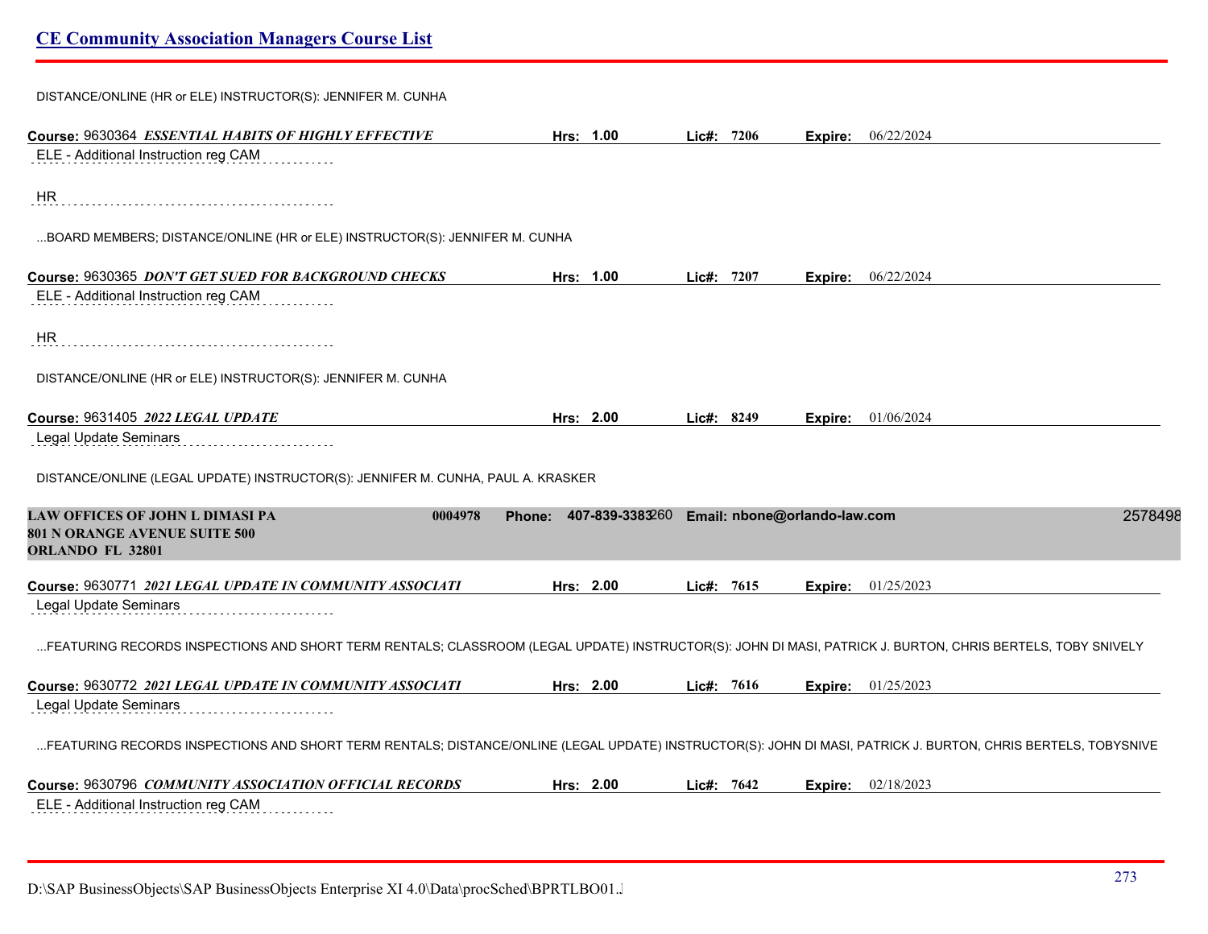DISTANCE/ONLINE (HR or ELE) INSTRUCTOR(S): JENNIFER M. CUNHA

**Course:** 9630364 ***ESSENTIAL HABITS OF HIGHLY EFFECTIVE*** **Hrs:** 1.00 **Lic#:** 7206 **Expire:** 06/22/2024

ELE - Additional Instruction reg CAM

HR

...BOARD MEMBERS; DISTANCE/ONLINE (HR or ELE) INSTRUCTOR(S): JENNIFER M. CUNHA

**Course:** 9630365 ***DON'T GET SUED FOR BACKGROUND CHECKS*** **Hrs:** 1.00 **Lic#:** 7207 **Expire:** 06/22/2024

ELE - Additional Instruction reg CAM

HR

DISTANCE/ONLINE (HR or ELE) INSTRUCTOR(S): JENNIFER M. CUNHA

**Course:** 9631405 ***2022 LEGAL UPDATE*** **Hrs:** 2.00 **Lic#:** 8249 **Expire:** 01/06/2024

Legal Update Seminars

DISTANCE/ONLINE (LEGAL UPDATE) INSTRUCTOR(S): JENNIFER M. CUNHA, PAUL A. KRASKER

**LAW OFFICES OF JOHN L DIMASI PA** 0004978 **Phone:** 407-839-3383260 **Email:** nbone@orlando-law.com 2578498
**801 N ORANGE AVENUE SUITE 500**
**ORLANDO FL 32801**

**Course:** 9630771 ***2021 LEGAL UPDATE IN COMMUNITY ASSOCIATI*** **Hrs:** 2.00 **Lic#:** 7615 **Expire:** 01/25/2023

Legal Update Seminars

...FEATURING RECORDS INSPECTIONS AND SHORT TERM RENTALS; CLASSROOM (LEGAL UPDATE) INSTRUCTOR(S): JOHN DI MASI, PATRICK J. BURTON, CHRIS BERTELS, TOBY SNIVELY

**Course:** 9630772 ***2021 LEGAL UPDATE IN COMMUNITY ASSOCIATI*** **Hrs:** 2.00 **Lic#:** 7616 **Expire:** 01/25/2023

Legal Update Seminars

...FEATURING RECORDS INSPECTIONS AND SHORT TERM RENTALS; DISTANCE/ONLINE (LEGAL UPDATE) INSTRUCTOR(S): JOHN DI MASI, PATRICK J. BURTON, CHRIS BERTELS, TOBYSNIVE

**Course:** 9630796 ***COMMUNITY ASSOCIATION OFFICIAL RECORDS*** **Hrs:** 2.00 **Lic#:** 7642 **Expire:** 02/18/2023

ELE - Additional Instruction reg CAM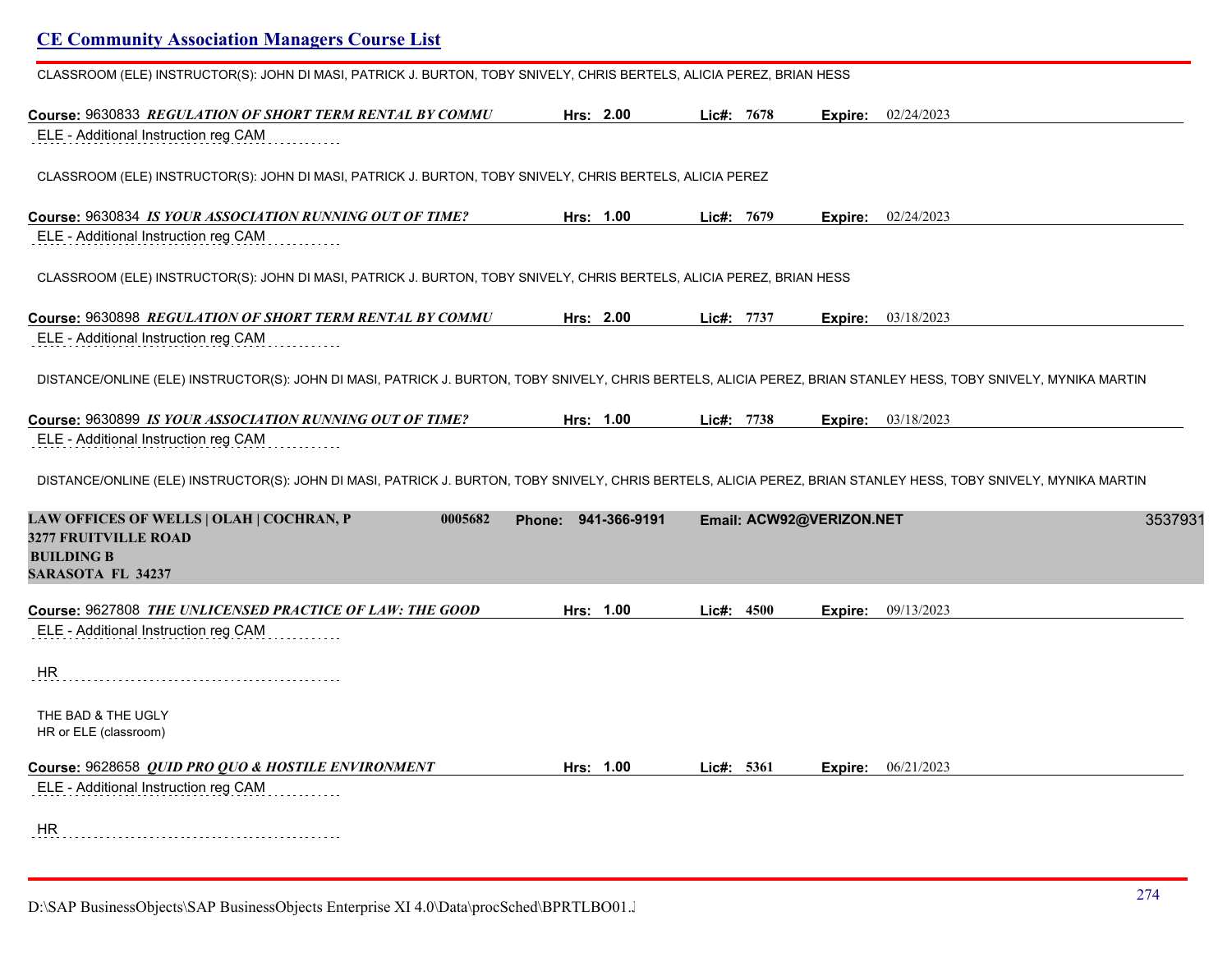CLASSROOM (ELE) INSTRUCTOR(S): JOHN DI MASI, PATRICK J. BURTON, TOBY SNIVELY, CHRIS BERTELS, ALICIA PEREZ, BRIAN HESS

**Course:** 9630833 ***REGULATION OF SHORT TERM RENTAL BY COMMU*** **Hrs:** 2.00 **Lic#:** 7678 **Expire:** 02/24/2023

ELE - Additional Instruction reg CAM

CLASSROOM (ELE) INSTRUCTOR(S): JOHN DI MASI, PATRICK J. BURTON, TOBY SNIVELY, CHRIS BERTELS, ALICIA PEREZ

**Course:** 9630834 ***IS YOUR ASSOCIATION RUNNING OUT OF TIME?*** **Hrs:** 1.00 **Lic#:** 7679 **Expire:** 02/24/2023

ELE - Additional Instruction reg CAM

CLASSROOM (ELE) INSTRUCTOR(S): JOHN DI MASI, PATRICK J. BURTON, TOBY SNIVELY, CHRIS BERTELS, ALICIA PEREZ, BRIAN HESS

**Course:** 9630898 ***REGULATION OF SHORT TERM RENTAL BY COMMU*** **Hrs:** 2.00 **Lic#:** 7737 **Expire:** 03/18/2023

ELE - Additional Instruction reg CAM

DISTANCE/ONLINE (ELE) INSTRUCTOR(S): JOHN DI MASI, PATRICK J. BURTON, TOBY SNIVELY, CHRIS BERTELS, ALICIA PEREZ, BRIAN STANLEY HESS, TOBY SNIVELY, MYNIKA MARTIN

**Course:** 9630899 ***IS YOUR ASSOCIATION RUNNING OUT OF TIME?*** **Hrs:** 1.00 **Lic#:** 7738 **Expire:** 03/18/2023

ELE - Additional Instruction reg CAM

DISTANCE/ONLINE (ELE) INSTRUCTOR(S): JOHN DI MASI, PATRICK J. BURTON, TOBY SNIVELY, CHRIS BERTELS, ALICIA PEREZ, BRIAN STANLEY HESS, TOBY SNIVELY, MYNIKA MARTIN

**LAW OFFICES OF WELLS | OLAH | COCHRAN, P** **0005682** **Phone:** 941-366-9191 **Email:** ACW92@VERIZON.NET 3537931
**3277 FRUITVILLE ROAD**
**BUILDING B**
**SARASOTA FL 34237**

**Course:** 9627808 ***THE UNLICENSED PRACTICE OF LAW: THE GOOD*** **Hrs:** 1.00 **Lic#:** 4500 **Expire:** 09/13/2023

ELE - Additional Instruction reg CAM

HR

THE BAD & THE UGLY
HR or ELE (classroom)

**Course:** 9628658 ***QUID PRO QUO & HOSTILE ENVIRONMENT*** **Hrs:** 1.00 **Lic#:** 5361 **Expire:** 06/21/2023

ELE - Additional Instruction reg CAM

HR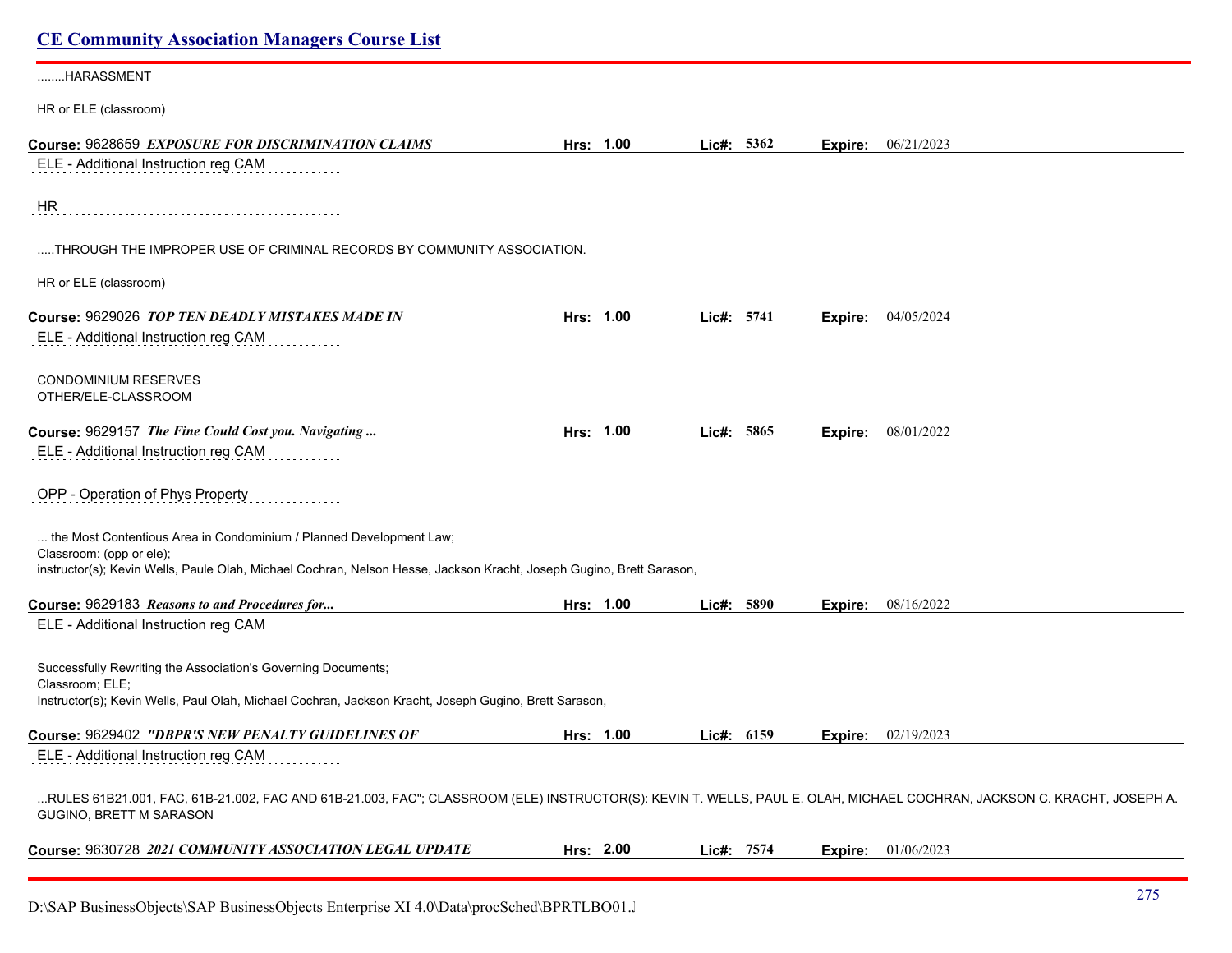........HARASSMENT

HR or ELE (classroom)

**Course:** 9628659 ***EXPOSURE FOR DISCRIMINATION CLAIMS*** **Hrs:** 1.00 **Lic#:** 5362 **Expire:** 06/21/2023

ELE - Additional Instruction reg CAM

HR

.....THROUGH THE IMPROPER USE OF CRIMINAL RECORDS BY COMMUNITY ASSOCIATION.

HR or ELE (classroom)

**Course:** 9629026 ***TOP TEN DEADLY MISTAKES MADE IN*** **Hrs:** 1.00 **Lic#:** 5741 **Expire:** 04/05/2024

ELE - Additional Instruction reg CAM

CONDOMINIUM RESERVES
OTHER/ELE-CLASSROOM

**Course:** 9629157 ***The Fine Could Cost you. Navigating ...*** **Hrs:** 1.00 **Lic#:** 5865 **Expire:** 08/01/2022

ELE - Additional Instruction reg CAM

OPP - Operation of Phys Property

... the Most Contentious Area in Condominium / Planned Development Law;
Classroom: (opp or ele);
instructor(s); Kevin Wells, Paule Olah, Michael Cochran, Nelson Hesse, Jackson Kracht, Joseph Gugino, Brett Sarason,

**Course:** 9629183 ***Reasons to and Procedures for...*** **Hrs:** 1.00 **Lic#:** 5890 **Expire:** 08/16/2022

ELE - Additional Instruction reg CAM

Successfully Rewriting the Association's Governing Documents;
Classroom; ELE;
Instructor(s); Kevin Wells, Paul Olah, Michael Cochran, Jackson Kracht, Joseph Gugino, Brett Sarason,

**Course:** 9629402 ***"DBPR'S NEW PENALTY GUIDELINES OF*** **Hrs:** 1.00 **Lic#:** 6159 **Expire:** 02/19/2023

ELE - Additional Instruction reg CAM

...RULES 61B21.001, FAC, 61B-21.002, FAC AND 61B-21.003, FAC"; CLASSROOM (ELE) INSTRUCTOR(S): KEVIN T. WELLS, PAUL E. OLAH, MICHAEL COCHRAN, JACKSON C. KRACHT, JOSEPH A. GUGINO, BRETT M SARASON

**Course:** 9630728 ***2021 COMMUNITY ASSOCIATION LEGAL UPDATE*** **Hrs:** 2.00 **Lic#:** 7574 **Expire:** 01/06/2023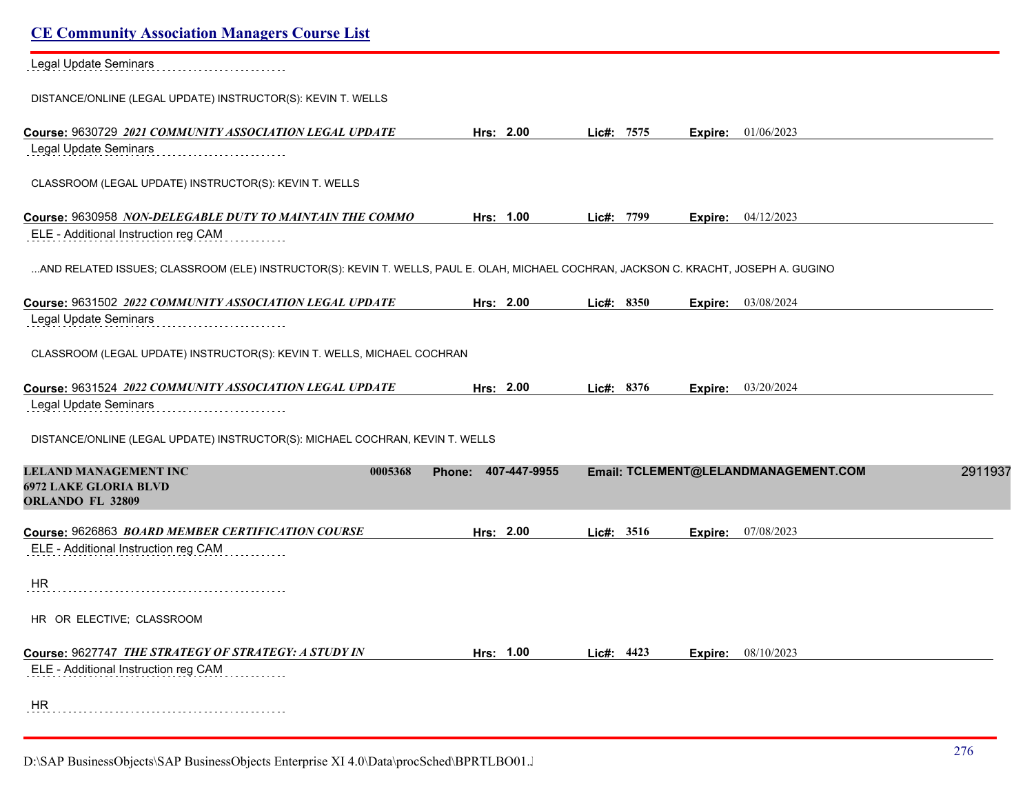Legal Update Seminars

DISTANCE/ONLINE (LEGAL UPDATE) INSTRUCTOR(S): KEVIN T. WELLS

**Course:** 9630729 ***2021 COMMUNITY ASSOCIATION LEGAL UPDATE*** **Hrs:** **2.00** **Lic#:** **7575** **Expire:** 01/06/2023

Legal Update Seminars

CLASSROOM (LEGAL UPDATE) INSTRUCTOR(S): KEVIN T. WELLS

**Course:** 9630958 ***NON-DELEGABLE DUTY TO MAINTAIN THE COMMO*** **Hrs:** **1.00** **Lic#:** **7799** **Expire:** 04/12/2023

ELE - Additional Instruction reg CAM

...AND RELATED ISSUES; CLASSROOM (ELE) INSTRUCTOR(S): KEVIN T. WELLS, PAUL E. OLAH, MICHAEL COCHRAN, JACKSON C. KRACHT, JOSEPH A. GUGINO

**Course:** 9631502 ***2022 COMMUNITY ASSOCIATION LEGAL UPDATE*** **Hrs:** **2.00** **Lic#:** **8350** **Expire:** 03/08/2024

Legal Update Seminars

CLASSROOM (LEGAL UPDATE) INSTRUCTOR(S): KEVIN T. WELLS, MICHAEL COCHRAN

**Course:** 9631524 ***2022 COMMUNITY ASSOCIATION LEGAL UPDATE*** **Hrs:** **2.00** **Lic#:** **8376** **Expire:** 03/20/2024

Legal Update Seminars

DISTANCE/ONLINE (LEGAL UPDATE) INSTRUCTOR(S): MICHAEL COCHRAN, KEVIN T. WELLS

**LELAND MANAGEMENT INC** **0005368** **Phone: 407-447-9955** **Email: TCLEMENT@LELANDMANAGEMENT.COM** 2911937
**6972 LAKE GLORIA BLVD**
**ORLANDO FL 32809**

**Course:** 9626863 ***BOARD MEMBER CERTIFICATION COURSE*** **Hrs:** **2.00** **Lic#:** **3516** **Expire:** 07/08/2023

ELE - Additional Instruction reg CAM

HR

HR OR ELECTIVE; CLASSROOM

**Course:** 9627747 ***THE STRATEGY OF STRATEGY: A STUDY IN*** **Hrs:** **1.00** **Lic#:** **4423** **Expire:** 08/10/2023

ELE - Additional Instruction reg CAM

HR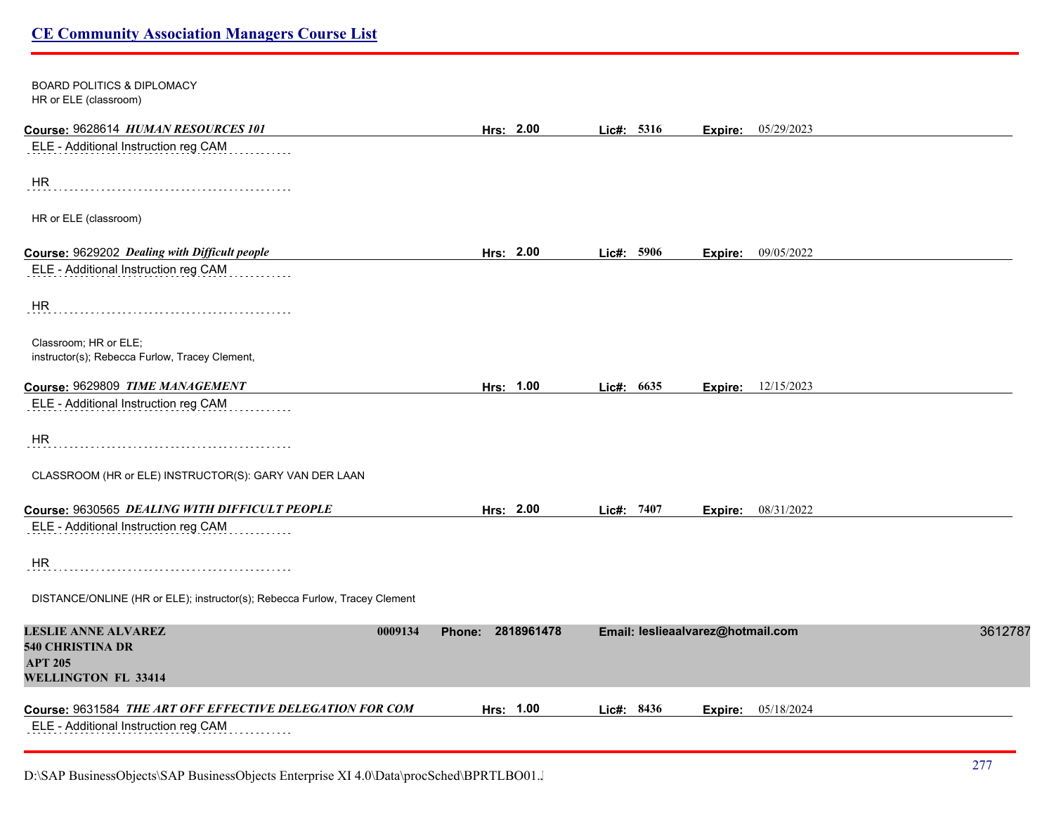BOARD POLITICS & DIPLOMACY
HR or ELE (classroom)

**Course:** 9628614 ***HUMAN RESOURCES 101*** **Hrs: 2.00** **Lic#: 5316** **Expire:** 05/29/2023

ELE - Additional Instruction reg CAM

HR

HR or ELE (classroom)

**Course:** 9629202 ***Dealing with Difficult people*** **Hrs: 2.00** **Lic#: 5906** **Expire:** 09/05/2022

ELE - Additional Instruction reg CAM

HR

Classroom; HR or ELE;
instructor(s); Rebecca Furlow, Tracey Clement,

**Course:** 9629809 ***TIME MANAGEMENT*** **Hrs: 1.00** **Lic#: 6635** **Expire:** 12/15/2023

ELE - Additional Instruction reg CAM

HR

CLASSROOM (HR or ELE) INSTRUCTOR(S): GARY VAN DER LAAN

**Course:** 9630565 ***DEALING WITH DIFFICULT PEOPLE*** **Hrs: 2.00** **Lic#: 7407** **Expire:** 08/31/2022

ELE - Additional Instruction reg CAM

HR

DISTANCE/ONLINE (HR or ELE); instructor(s); Rebecca Furlow, Tracey Clement

**LESLIE ANNE ALVAREZ** **0009134** **Phone: 2818961478** **Email: leslieaalvarez@hotmail.com** 3612787
**540 CHRISTINA DR**
**APT 205**
**WELLINGTON FL 33414**

**Course:** 9631584 ***THE ART OFF EFFECTIVE DELEGATION FOR COM*** **Hrs: 1.00** **Lic#: 8436** **Expire:** 05/18/2024

ELE - Additional Instruction reg CAM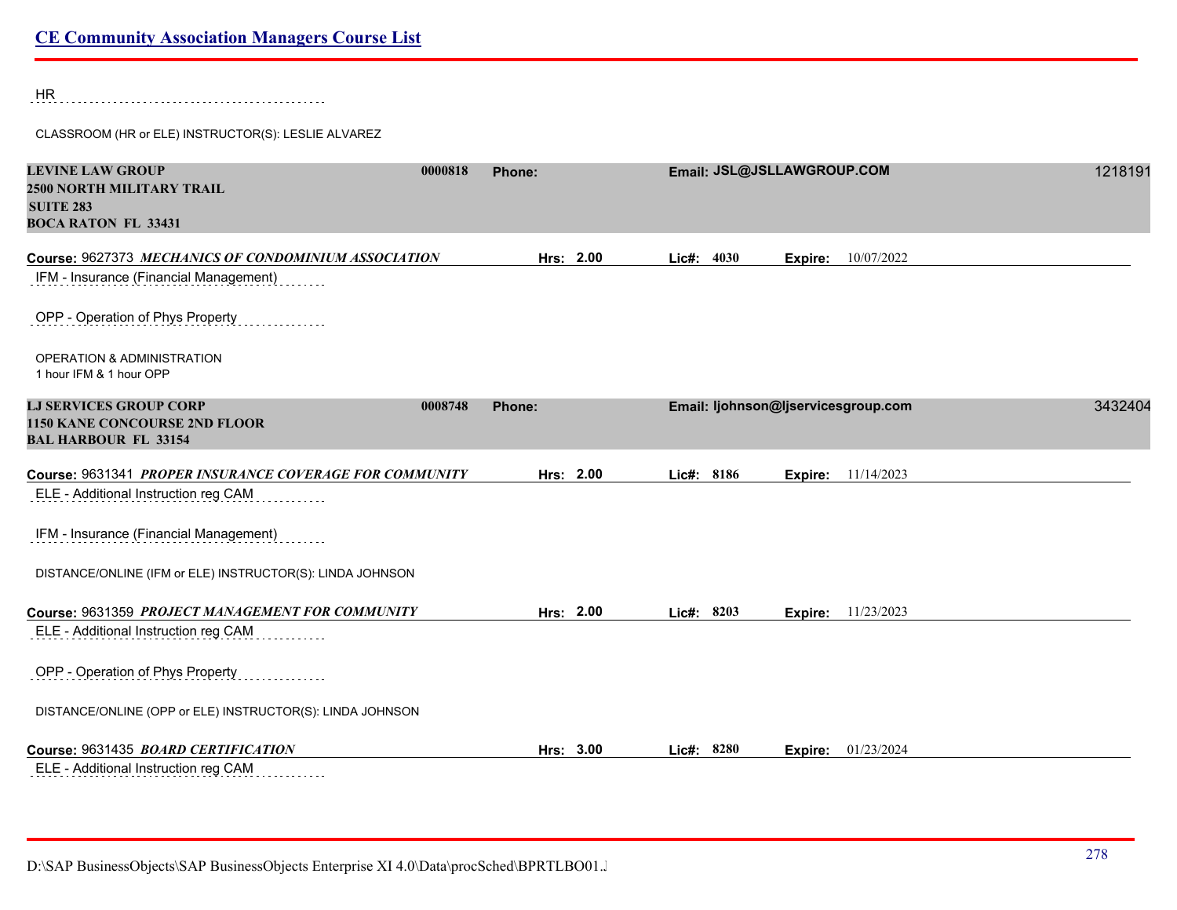HR

CLASSROOM (HR or ELE) INSTRUCTOR(S): LESLIE ALVAREZ

**LEVINE LAW GROUP** **0000818** **Phone:** **Email: JSL@JSLLAWGROUP.COM** 1218191
**2500 NORTH MILITARY TRAIL**
**SUITE 283**
**BOCA RATON FL 33431**

**Course:** 9627373 ***MECHANICS OF CONDOMINIUM ASSOCIATION*** **Hrs: 2.00** **Lic#: 4030** **Expire:** 10/07/2022

IFM - Insurance (Financial Management)

OPP - Operation of Phys Property

OPERATION & ADMINISTRATION
1 hour IFM & 1 hour OPP

**LJ SERVICES GROUP CORP** **0008748** **Phone:** **Email: ljohnson@ljservicesgroup.com** 3432404
**1150 KANE CONCOURSE 2ND FLOOR**
**BAL HARBOUR FL 33154**

**Course:** 9631341 ***PROPER INSURANCE COVERAGE FOR COMMUNITY*** **Hrs: 2.00** **Lic#: 8186** **Expire:** 11/14/2023

ELE - Additional Instruction reg CAM

IFM - Insurance (Financial Management)

DISTANCE/ONLINE (IFM or ELE) INSTRUCTOR(S): LINDA JOHNSON

**Course:** 9631359 ***PROJECT MANAGEMENT FOR COMMUNITY*** **Hrs: 2.00** **Lic#: 8203** **Expire:** 11/23/2023

ELE - Additional Instruction reg CAM

OPP - Operation of Phys Property

DISTANCE/ONLINE (OPP or ELE) INSTRUCTOR(S): LINDA JOHNSON

**Course:** 9631435 ***BOARD CERTIFICATION*** **Hrs: 3.00** **Lic#: 8280** **Expire:** 01/23/2024

ELE - Additional Instruction reg CAM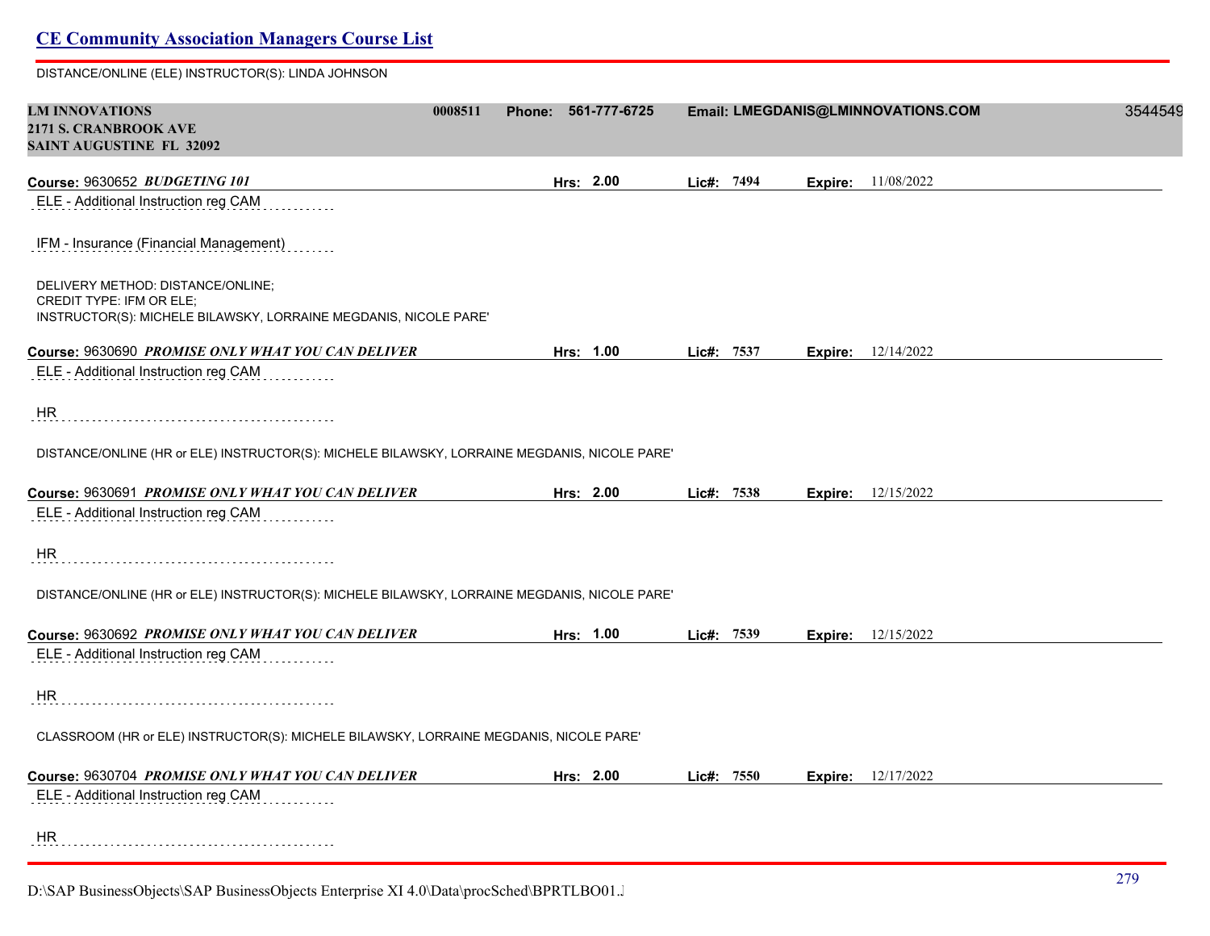DISTANCE/ONLINE (ELE) INSTRUCTOR(S): LINDA JOHNSON

**LM INNOVATIONS** 0008511 Phone: 561-777-6725 Email: LMEGDANIS@LMINNOVATIONS.COM 3544549
**2171 S. CRANBROOK AVE**
**SAINT AUGUSTINE FL 32092**

**Course:** 9630652 ***BUDGETING 101*** **Hrs:** 2.00 **Lic#:** 7494 **Expire:** 11/08/2022

ELE - Additional Instruction reg CAM

IFM - Insurance (Financial Management)

DELIVERY METHOD: DISTANCE/ONLINE;
CREDIT TYPE: IFM OR ELE;
INSTRUCTOR(S): MICHELE BILAWSKY, LORRAINE MEGDANIS, NICOLE PARE'

**Course:** 9630690 ***PROMISE ONLY WHAT YOU CAN DELIVER*** **Hrs:** 1.00 **Lic#:** 7537 **Expire:** 12/14/2022

ELE - Additional Instruction reg CAM

HR

DISTANCE/ONLINE (HR or ELE) INSTRUCTOR(S): MICHELE BILAWSKY, LORRAINE MEGDANIS, NICOLE PARE'

**Course:** 9630691 ***PROMISE ONLY WHAT YOU CAN DELIVER*** **Hrs:** 2.00 **Lic#:** 7538 **Expire:** 12/15/2022

ELE - Additional Instruction reg CAM

HR

DISTANCE/ONLINE (HR or ELE) INSTRUCTOR(S): MICHELE BILAWSKY, LORRAINE MEGDANIS, NICOLE PARE'

**Course:** 9630692 ***PROMISE ONLY WHAT YOU CAN DELIVER*** **Hrs:** 1.00 **Lic#:** 7539 **Expire:** 12/15/2022

ELE - Additional Instruction reg CAM

HR

CLASSROOM (HR or ELE) INSTRUCTOR(S): MICHELE BILAWSKY, LORRAINE MEGDANIS, NICOLE PARE'

**Course:** 9630704 ***PROMISE ONLY WHAT YOU CAN DELIVER*** **Hrs:** 2.00 **Lic#:** 7550 **Expire:** 12/17/2022

ELE - Additional Instruction reg CAM

HR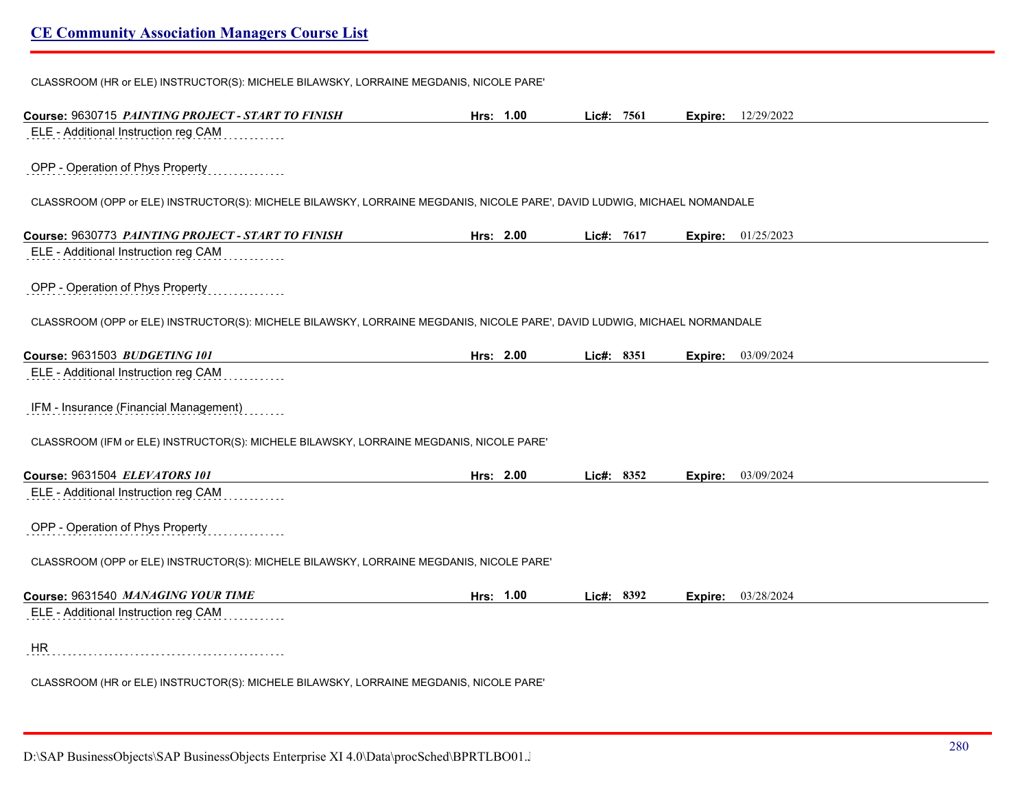CLASSROOM (HR or ELE) INSTRUCTOR(S): MICHELE BILAWSKY, LORRAINE MEGDANIS, NICOLE PARE'

**Course:** 9630715 ***PAINTING PROJECT - START TO FINISH*** **Hrs:** 1.00 **Lic#:** 7561 **Expire:** 12/29/2022

ELE - Additional Instruction reg CAM

OPP - Operation of Phys Property

CLASSROOM (OPP or ELE) INSTRUCTOR(S): MICHELE BILAWSKY, LORRAINE MEGDANIS, NICOLE PARE', DAVID LUDWIG, MICHAEL NOMANDALE

**Course:** 9630773 ***PAINTING PROJECT - START TO FINISH*** **Hrs:** 2.00 **Lic#:** 7617 **Expire:** 01/25/2023

ELE - Additional Instruction reg CAM

OPP - Operation of Phys Property

CLASSROOM (OPP or ELE) INSTRUCTOR(S): MICHELE BILAWSKY, LORRAINE MEGDANIS, NICOLE PARE', DAVID LUDWIG, MICHAEL NORMANDALE

**Course:** 9631503 ***BUDGETING 101*** **Hrs:** 2.00 **Lic#:** 8351 **Expire:** 03/09/2024

ELE - Additional Instruction reg CAM

IFM - Insurance (Financial Management)

CLASSROOM (IFM or ELE) INSTRUCTOR(S): MICHELE BILAWSKY, LORRAINE MEGDANIS, NICOLE PARE'

**Course:** 9631504 ***ELEVATORS 101*** **Hrs:** 2.00 **Lic#:** 8352 **Expire:** 03/09/2024

ELE - Additional Instruction reg CAM

OPP - Operation of Phys Property

CLASSROOM (OPP or ELE) INSTRUCTOR(S): MICHELE BILAWSKY, LORRAINE MEGDANIS, NICOLE PARE'

**Course:** 9631540 ***MANAGING YOUR TIME*** **Hrs:** 1.00 **Lic#:** 8392 **Expire:** 03/28/2024

ELE - Additional Instruction reg CAM

HR

CLASSROOM (HR or ELE) INSTRUCTOR(S): MICHELE BILAWSKY, LORRAINE MEGDANIS, NICOLE PARE'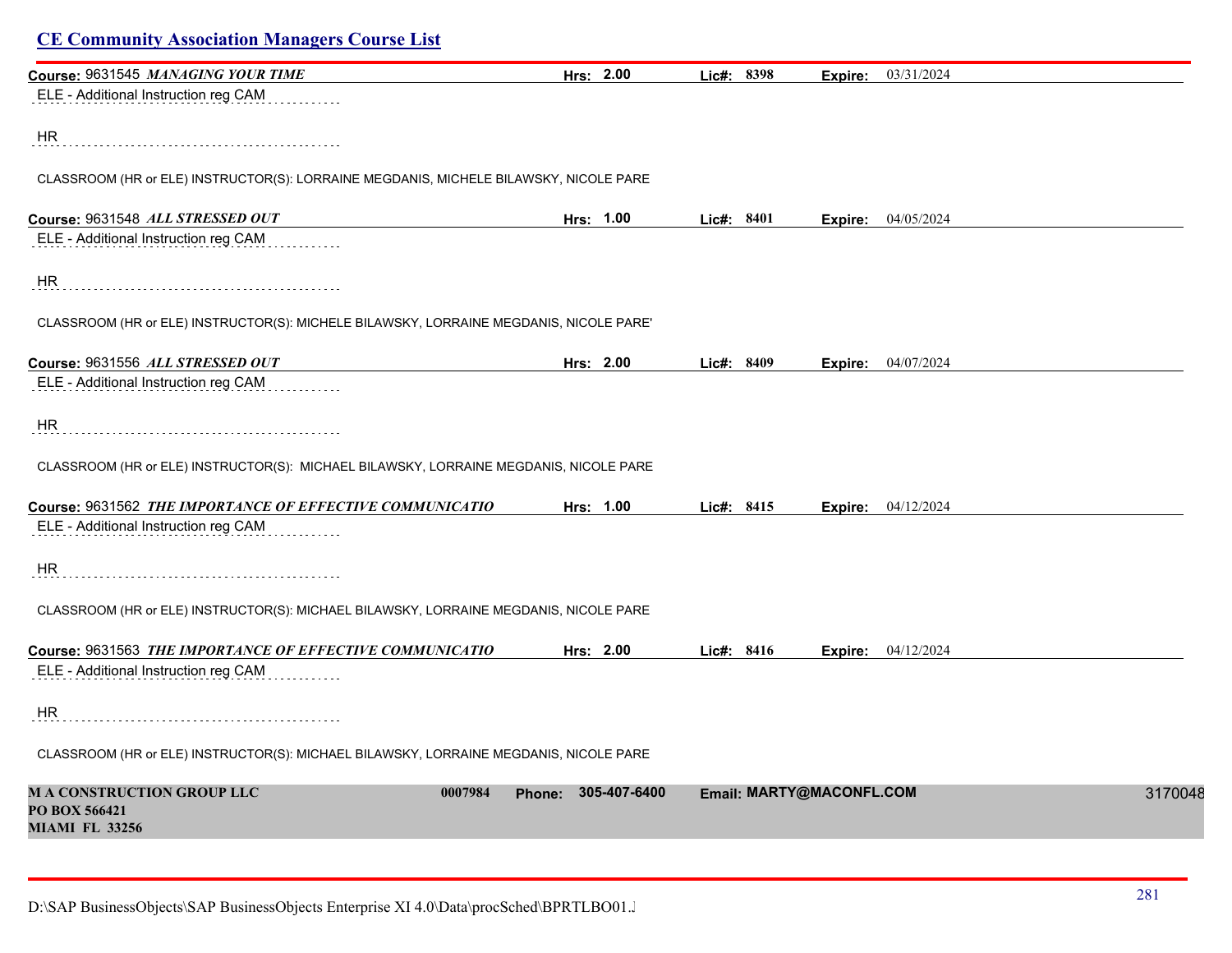## CE Community Association Managers Course List

**Course:** 9631545 ***MANAGING YOUR TIME*** **Hrs: 2.00** **Lic#: 8398** **Expire:** 03/31/2024

ELE - Additional Instruction reg CAM

HR

CLASSROOM (HR or ELE) INSTRUCTOR(S): LORRAINE MEGDANIS, MICHELE BILAWSKY, NICOLE PARE

**Course:** 9631548 ***ALL STRESSED OUT*** **Hrs: 1.00** **Lic#: 8401** **Expire:** 04/05/2024

ELE - Additional Instruction reg CAM

HR

CLASSROOM (HR or ELE) INSTRUCTOR(S): MICHELE BILAWSKY, LORRAINE MEGDANIS, NICOLE PARE'

**Course:** 9631556 ***ALL STRESSED OUT*** **Hrs: 2.00** **Lic#: 8409** **Expire:** 04/07/2024

ELE - Additional Instruction reg CAM

HR

CLASSROOM (HR or ELE) INSTRUCTOR(S): MICHAEL BILAWSKY, LORRAINE MEGDANIS, NICOLE PARE

**Course:** 9631562 ***THE IMPORTANCE OF EFFECTIVE COMMUNICATIO*** **Hrs: 1.00** **Lic#: 8415** **Expire:** 04/12/2024

ELE - Additional Instruction reg CAM

HR

CLASSROOM (HR or ELE) INSTRUCTOR(S): MICHAEL BILAWSKY, LORRAINE MEGDANIS, NICOLE PARE

**Course:** 9631563 ***THE IMPORTANCE OF EFFECTIVE COMMUNICATIO*** **Hrs: 2.00** **Lic#: 8416** **Expire:** 04/12/2024

ELE - Additional Instruction reg CAM

HR

CLASSROOM (HR or ELE) INSTRUCTOR(S): MICHAEL BILAWSKY, LORRAINE MEGDANIS, NICOLE PARE

**M A CONSTRUCTION GROUP LLC** **0007984** **Phone: 305-407-6400** **Email: MARTY@MACONFL.COM** 3170048
**PO BOX 566421**
**MIAMI FL 33256**

D:\SAP BusinessObjects\SAP BusinessObjects Enterprise XI 4.0\Data\procSched\BPRTLBO01.J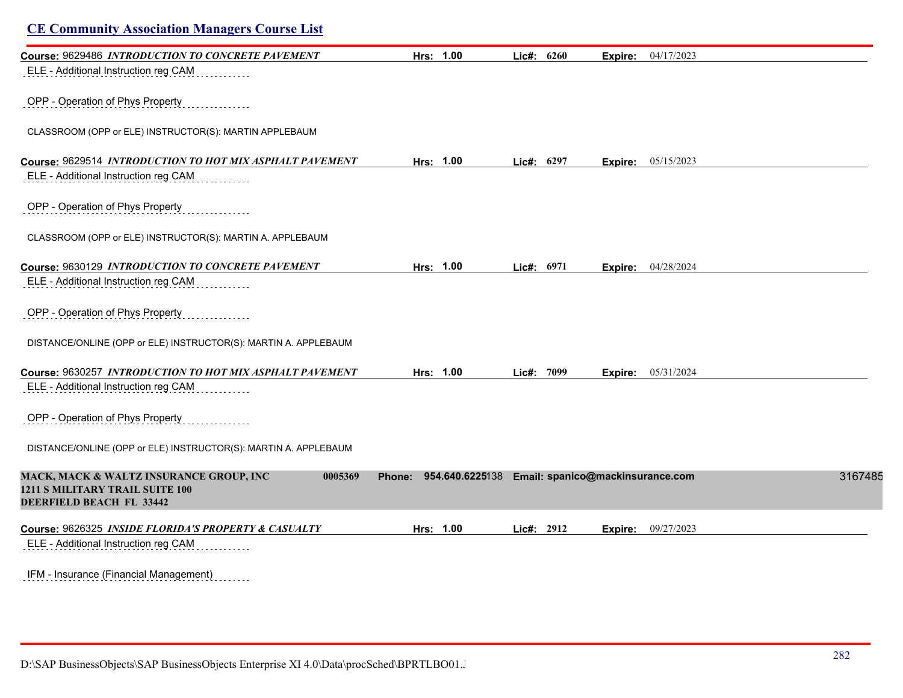## CE Community Association Managers Course List

**Course:** 9629486 ***INTRODUCTION TO CONCRETE PAVEMENT*** **Hrs:** **1.00** **Lic#:** **6260** **Expire:** 04/17/2023

ELE - Additional Instruction reg CAM

OPP - Operation of Phys Property

CLASSROOM (OPP or ELE) INSTRUCTOR(S): MARTIN APPLEBAUM

**Course:** 9629514 ***INTRODUCTION TO HOT MIX ASPHALT PAVEMENT*** **Hrs:** **1.00** **Lic#:** **6297** **Expire:** 05/15/2023

ELE - Additional Instruction reg CAM

OPP - Operation of Phys Property

CLASSROOM (OPP or ELE) INSTRUCTOR(S): MARTIN A. APPLEBAUM

**Course:** 9630129 ***INTRODUCTION TO CONCRETE PAVEMENT*** **Hrs:** **1.00** **Lic#:** **6971** **Expire:** 04/28/2024

ELE - Additional Instruction reg CAM

OPP - Operation of Phys Property

DISTANCE/ONLINE (OPP or ELE) INSTRUCTOR(S): MARTIN A. APPLEBAUM

**Course:** 9630257 ***INTRODUCTION TO HOT MIX ASPHALT PAVEMENT*** **Hrs:** **1.00** **Lic#:** **7099** **Expire:** 05/31/2024

ELE - Additional Instruction reg CAM

OPP - Operation of Phys Property

DISTANCE/ONLINE (OPP or ELE) INSTRUCTOR(S): MARTIN A. APPLEBAUM

**MACK, MACK & WALTZ INSURANCE GROUP, INC** **0005369** **Phone:** **954.640.6225**138 **Email: spanico@mackinsurance.com** 3167485
**1211 S MILITARY TRAIL SUITE 100**
**DEERFIELD BEACH FL 33442**

**Course:** 9626325 ***INSIDE FLORIDA'S PROPERTY & CASUALTY*** **Hrs:** **1.00** **Lic#:** **2912** **Expire:** 09/27/2023

ELE - Additional Instruction reg CAM

IFM - Insurance (Financial Management)

D:\SAP BusinessObjects\SAP BusinessObjects Enterprise XI 4.0\Data\procSched\BPRTLBO01.J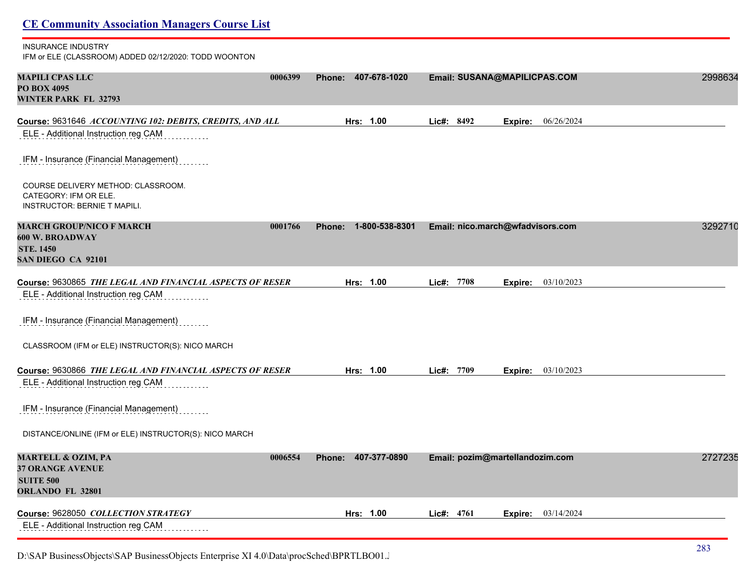INSURANCE INDUSTRY
IFM or ELE (CLASSROOM) ADDED 02/12/2020: TODD WOONTON

**MAPILI CPAS LLC** 0006399 **Phone:** 407-678-1020 **Email:** SUSANA@MAPILICPAS.COM 2998634
**PO BOX 4095**
**WINTER PARK FL 32793**

**Course:** 9631646 ***ACCOUNTING 102: DEBITS, CREDITS, AND ALL*** **Hrs:** 1.00 **Lic#:** 8492 **Expire:** 06/26/2024

ELE - Additional Instruction reg CAM

IFM - Insurance (Financial Management)

COURSE DELIVERY METHOD: CLASSROOM.
CATEGORY: IFM OR ELE.
INSTRUCTOR: BERNIE T MAPILI.

**MARCH GROUP/NICO F MARCH** 0001766 **Phone:** 1-800-538-8301 **Email:** nico.march@wfadvisors.com 3292710
**600 W. BROADWAY**
**STE. 1450**
**SAN DIEGO CA 92101**

**Course:** 9630865 ***THE LEGAL AND FINANCIAL ASPECTS OF RESER*** **Hrs:** 1.00 **Lic#:** 7708 **Expire:** 03/10/2023

ELE - Additional Instruction reg CAM

IFM - Insurance (Financial Management)

CLASSROOM (IFM or ELE) INSTRUCTOR(S): NICO MARCH

**Course:** 9630866 ***THE LEGAL AND FINANCIAL ASPECTS OF RESER*** **Hrs:** 1.00 **Lic#:** 7709 **Expire:** 03/10/2023

ELE - Additional Instruction reg CAM

IFM - Insurance (Financial Management)

DISTANCE/ONLINE (IFM or ELE) INSTRUCTOR(S): NICO MARCH

**MARTELL & OZIM, PA** 0006554 **Phone:** 407-377-0890 **Email:** pozim@martellandozim.com 2727235
**37 ORANGE AVENUE**
**SUITE 500**
**ORLANDO FL 32801**

**Course:** 9628050 ***COLLECTION STRATEGY*** **Hrs:** 1.00 **Lic#:** 4761 **Expire:** 03/14/2024

ELE - Additional Instruction reg CAM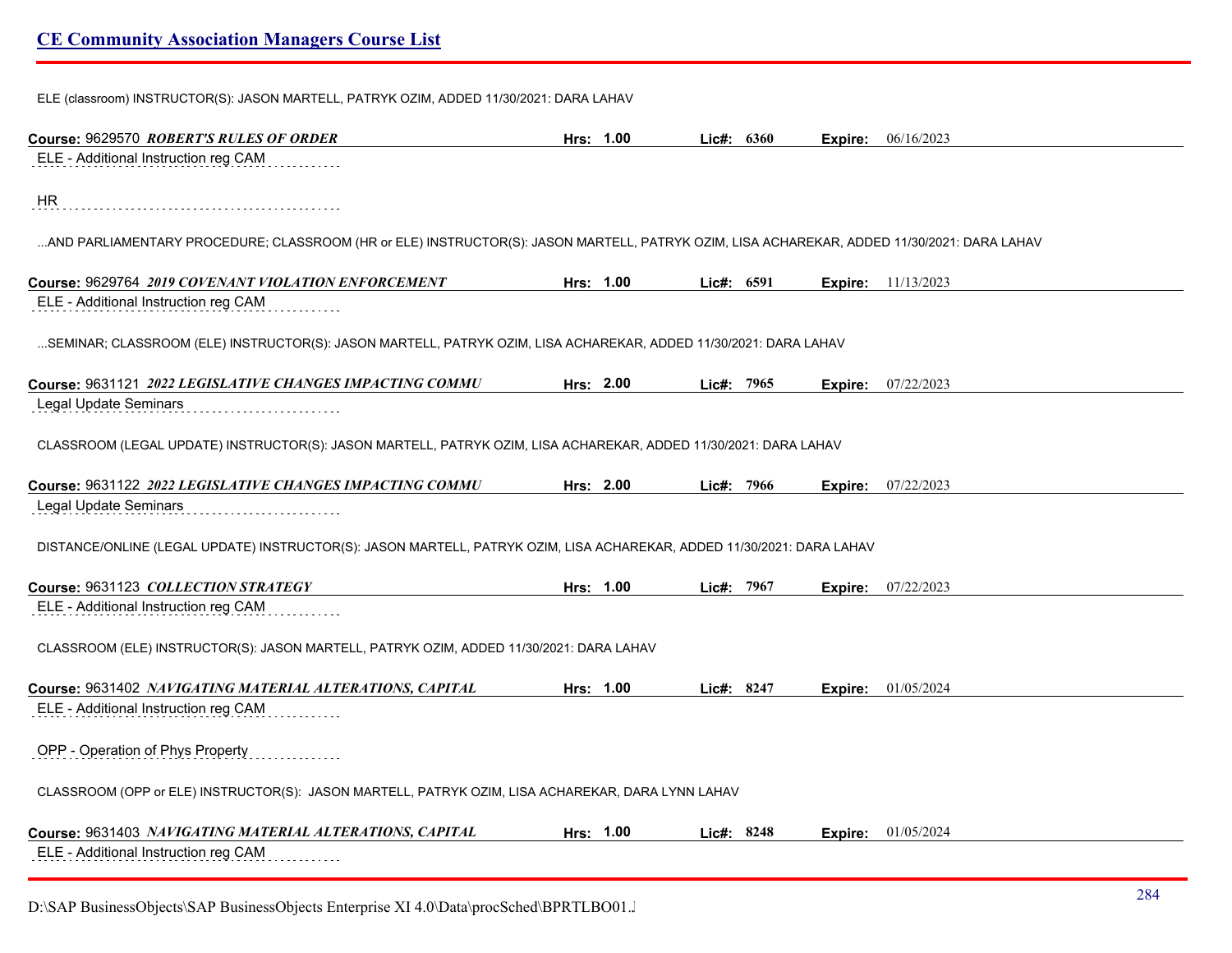ELE (classroom) INSTRUCTOR(S): JASON MARTELL, PATRYK OZIM, ADDED 11/30/2021: DARA LAHAV

**Course:** 9629570 ***ROBERT'S RULES OF ORDER*** **Hrs:** 1.00 **Lic#:** 6360 **Expire:** 06/16/2023

ELE - Additional Instruction reg CAM

HR

...AND PARLIAMENTARY PROCEDURE; CLASSROOM (HR or ELE) INSTRUCTOR(S): JASON MARTELL, PATRYK OZIM, LISA ACHAREKAR, ADDED 11/30/2021: DARA LAHAV

**Course:** 9629764 ***2019 COVENANT VIOLATION ENFORCEMENT*** **Hrs:** 1.00 **Lic#:** 6591 **Expire:** 11/13/2023

ELE - Additional Instruction reg CAM

...SEMINAR; CLASSROOM (ELE) INSTRUCTOR(S): JASON MARTELL, PATRYK OZIM, LISA ACHAREKAR, ADDED 11/30/2021: DARA LAHAV

**Course:** 9631121 ***2022 LEGISLATIVE CHANGES IMPACTING COMMU*** **Hrs:** 2.00 **Lic#:** 7965 **Expire:** 07/22/2023

Legal Update Seminars

CLASSROOM (LEGAL UPDATE) INSTRUCTOR(S): JASON MARTELL, PATRYK OZIM, LISA ACHAREKAR, ADDED 11/30/2021: DARA LAHAV

**Course:** 9631122 ***2022 LEGISLATIVE CHANGES IMPACTING COMMU*** **Hrs:** 2.00 **Lic#:** 7966 **Expire:** 07/22/2023

Legal Update Seminars

DISTANCE/ONLINE (LEGAL UPDATE) INSTRUCTOR(S): JASON MARTELL, PATRYK OZIM, LISA ACHAREKAR, ADDED 11/30/2021: DARA LAHAV

**Course:** 9631123 ***COLLECTION STRATEGY*** **Hrs:** 1.00 **Lic#:** 7967 **Expire:** 07/22/2023

ELE - Additional Instruction reg CAM

CLASSROOM (ELE) INSTRUCTOR(S): JASON MARTELL, PATRYK OZIM, ADDED 11/30/2021: DARA LAHAV

**Course:** 9631402 ***NAVIGATING MATERIAL ALTERATIONS, CAPITAL*** **Hrs:** 1.00 **Lic#:** 8247 **Expire:** 01/05/2024

ELE - Additional Instruction reg CAM

OPP - Operation of Phys Property

CLASSROOM (OPP or ELE) INSTRUCTOR(S): JASON MARTELL, PATRYK OZIM, LISA ACHAREKAR, DARA LYNN LAHAV

**Course:** 9631403 ***NAVIGATING MATERIAL ALTERATIONS, CAPITAL*** **Hrs:** 1.00 **Lic#:** 8248 **Expire:** 01/05/2024

ELE - Additional Instruction reg CAM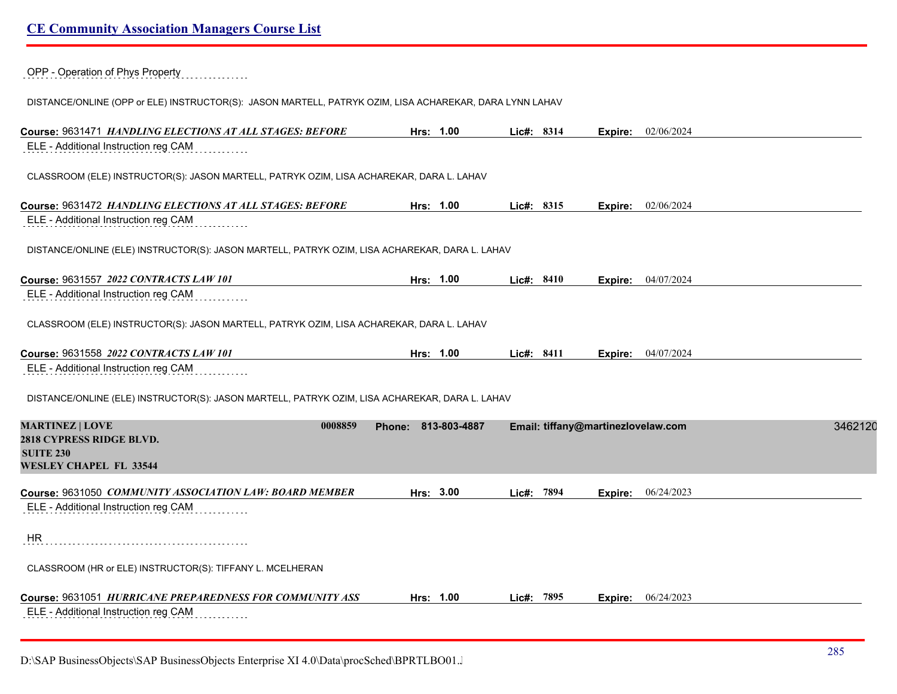OPP - Operation of Phys Property

DISTANCE/ONLINE (OPP or ELE) INSTRUCTOR(S): JASON MARTELL, PATRYK OZIM, LISA ACHAREKAR, DARA LYNN LAHAV

**Course:** 9631471 ***HANDLING ELECTIONS AT ALL STAGES: BEFORE*** **Hrs: 1.00** **Lic#: 8314** **Expire:** 02/06/2024

ELE - Additional Instruction reg CAM

CLASSROOM (ELE) INSTRUCTOR(S): JASON MARTELL, PATRYK OZIM, LISA ACHAREKAR, DARA L. LAHAV

**Course:** 9631472 ***HANDLING ELECTIONS AT ALL STAGES: BEFORE*** **Hrs: 1.00** **Lic#: 8315** **Expire:** 02/06/2024

ELE - Additional Instruction reg CAM

DISTANCE/ONLINE (ELE) INSTRUCTOR(S): JASON MARTELL, PATRYK OZIM, LISA ACHAREKAR, DARA L. LAHAV

**Course:** 9631557 ***2022 CONTRACTS LAW 101*** **Hrs: 1.00** **Lic#: 8410** **Expire:** 04/07/2024

ELE - Additional Instruction reg CAM

CLASSROOM (ELE) INSTRUCTOR(S): JASON MARTELL, PATRYK OZIM, LISA ACHAREKAR, DARA L. LAHAV

**Course:** 9631558 ***2022 CONTRACTS LAW 101*** **Hrs: 1.00** **Lic#: 8411** **Expire:** 04/07/2024

ELE - Additional Instruction reg CAM

DISTANCE/ONLINE (ELE) INSTRUCTOR(S): JASON MARTELL, PATRYK OZIM, LISA ACHAREKAR, DARA L. LAHAV

**MARTINEZ | LOVE** **0008859** **Phone: 813-803-4887** **Email: tiffany@martinezlovelaw.com** 3462120
**2818 CYPRESS RIDGE BLVD.**
**SUITE 230**
**WESLEY CHAPEL FL 33544**

**Course:** 9631050 ***COMMUNITY ASSOCIATION LAW: BOARD MEMBER*** **Hrs: 3.00** **Lic#: 7894** **Expire:** 06/24/2023

ELE - Additional Instruction reg CAM

HR

CLASSROOM (HR or ELE) INSTRUCTOR(S): TIFFANY L. MCELHERAN

**Course:** 9631051 ***HURRICANE PREPAREDNESS FOR COMMUNITY ASS*** **Hrs: 1.00** **Lic#: 7895** **Expire:** 06/24/2023

ELE - Additional Instruction reg CAM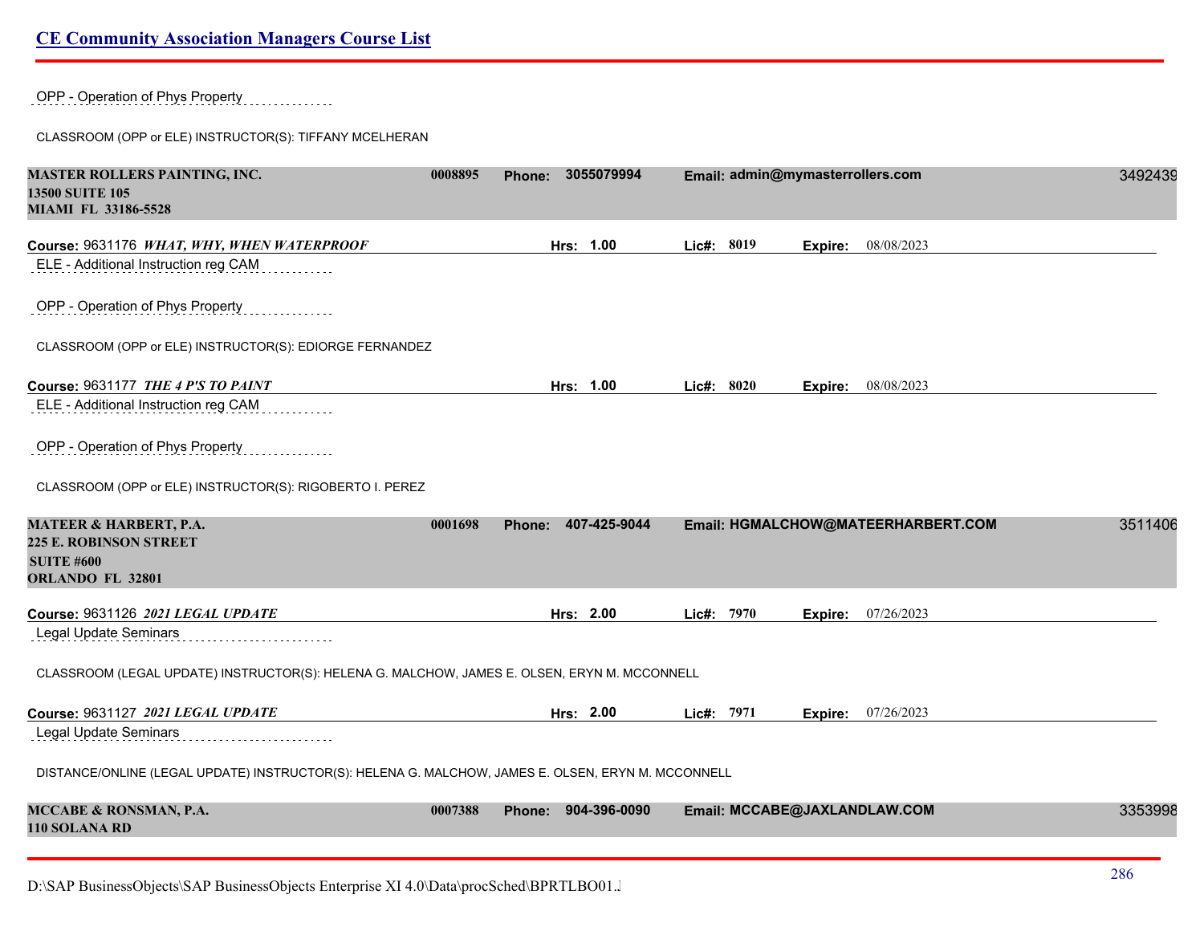OPP - Operation of Phys Property

CLASSROOM (OPP or ELE) INSTRUCTOR(S): TIFFANY MCELHERAN

**MASTER ROLLERS PAINTING, INC.** | **0008895** | **Phone: 3055079994** | **Email: admin@mymasterrollers.com** | 3492439
**13500 SUITE 105**
**MIAMI FL 33186-5528**

**Course:** 9631176 ***WHAT, WHY, WHEN WATERPROOF*** | **Hrs: 1.00** | **Lic#: 8019** | **Expire:** 08/08/2023

ELE - Additional Instruction reg CAM

OPP - Operation of Phys Property

CLASSROOM (OPP or ELE) INSTRUCTOR(S): EDIORGE FERNANDEZ

**Course:** 9631177 ***THE 4 P'S TO PAINT*** | **Hrs: 1.00** | **Lic#: 8020** | **Expire:** 08/08/2023

ELE - Additional Instruction reg CAM

OPP - Operation of Phys Property

CLASSROOM (OPP or ELE) INSTRUCTOR(S): RIGOBERTO I. PEREZ

**MATEER & HARBERT, P.A.** | **0001698** | **Phone: 407-425-9044** | **Email: HGMALCHOW@MATEERHARBERT.COM** | 3511406
**225 E. ROBINSON STREET**
**SUITE #600**
**ORLANDO FL 32801**

**Course:** 9631126 ***2021 LEGAL UPDATE*** | **Hrs: 2.00** | **Lic#: 7970** | **Expire:** 07/26/2023

Legal Update Seminars

CLASSROOM (LEGAL UPDATE) INSTRUCTOR(S): HELENA G. MALCHOW, JAMES E. OLSEN, ERYN M. MCCONNELL

**Course:** 9631127 ***2021 LEGAL UPDATE*** | **Hrs: 2.00** | **Lic#: 7971** | **Expire:** 07/26/2023

Legal Update Seminars

DISTANCE/ONLINE (LEGAL UPDATE) INSTRUCTOR(S): HELENA G. MALCHOW, JAMES E. OLSEN, ERYN M. MCCONNELL

**MCCABE & RONSMAN, P.A.** | **0007388** | **Phone: 904-396-0090** | **Email: MCCABE@JAXLANDLAW.COM** | 3353998
**110 SOLANA RD**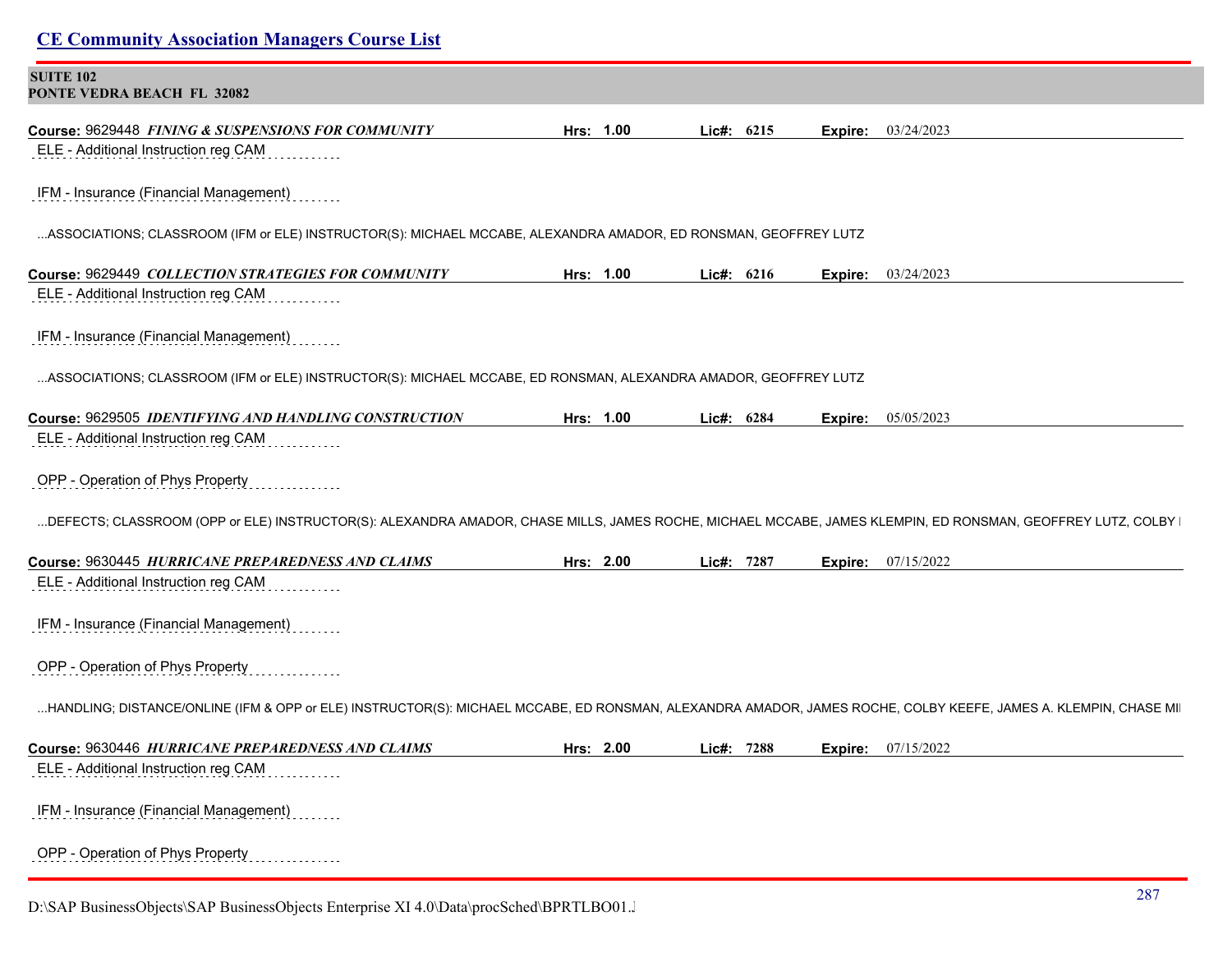**SUITE 102**
**PONTE VEDRA BEACH FL 32082**

**Course:** 9629448 ***FINING & SUSPENSIONS FOR COMMUNITY*** **Hrs:** 1.00 **Lic#:** 6215 **Expire:** 03/24/2023

ELE - Additional Instruction reg CAM

IFM - Insurance (Financial Management)

...ASSOCIATIONS; CLASSROOM (IFM or ELE) INSTRUCTOR(S): MICHAEL MCCABE, ALEXANDRA AMADOR, ED RONSMAN, GEOFFREY LUTZ

**Course:** 9629449 ***COLLECTION STRATEGIES FOR COMMUNITY*** **Hrs:** 1.00 **Lic#:** 6216 **Expire:** 03/24/2023

ELE - Additional Instruction reg CAM

IFM - Insurance (Financial Management)

...ASSOCIATIONS; CLASSROOM (IFM or ELE) INSTRUCTOR(S): MICHAEL MCCABE, ED RONSMAN, ALEXANDRA AMADOR, GEOFFREY LUTZ

**Course:** 9629505 ***IDENTIFYING AND HANDLING CONSTRUCTION*** **Hrs:** 1.00 **Lic#:** 6284 **Expire:** 05/05/2023

ELE - Additional Instruction reg CAM

OPP - Operation of Phys Property

...DEFECTS; CLASSROOM (OPP or ELE) INSTRUCTOR(S): ALEXANDRA AMADOR, CHASE MILLS, JAMES ROCHE, MICHAEL MCCABE, JAMES KLEMPIN, ED RONSMAN, GEOFFREY LUTZ, COLBY I

**Course:** 9630445 ***HURRICANE PREPAREDNESS AND CLAIMS*** **Hrs:** 2.00 **Lic#:** 7287 **Expire:** 07/15/2022

ELE - Additional Instruction reg CAM

IFM - Insurance (Financial Management)

OPP - Operation of Phys Property

...HANDLING; DISTANCE/ONLINE (IFM & OPP or ELE) INSTRUCTOR(S): MICHAEL MCCABE, ED RONSMAN, ALEXANDRA AMADOR, JAMES ROCHE, COLBY KEEFE, JAMES A. KLEMPIN, CHASE MI

**Course:** 9630446 ***HURRICANE PREPAREDNESS AND CLAIMS*** **Hrs:** 2.00 **Lic#:** 7288 **Expire:** 07/15/2022

ELE - Additional Instruction reg CAM

IFM - Insurance (Financial Management)

OPP - Operation of Phys Property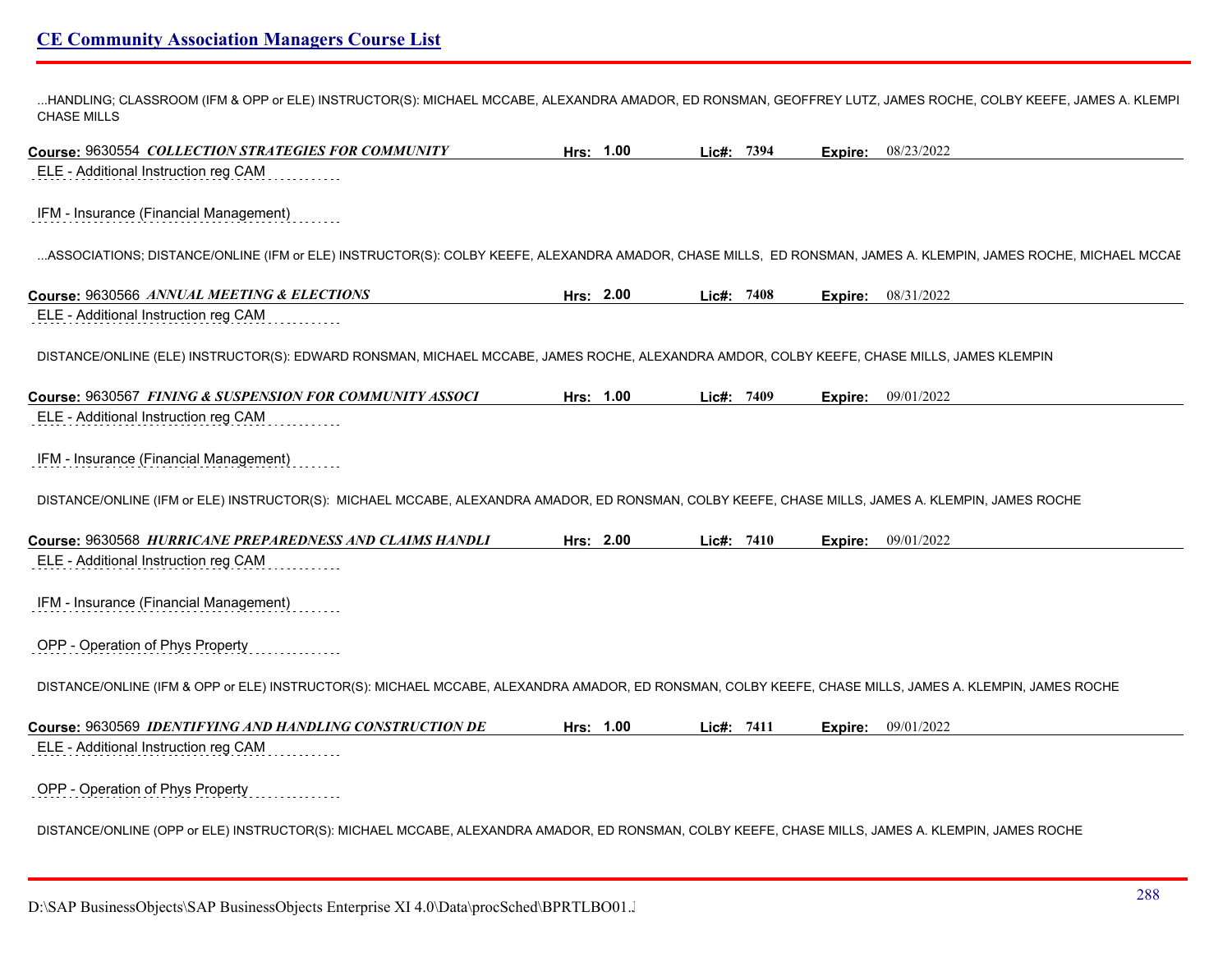...HANDLING; CLASSROOM (IFM & OPP or ELE) INSTRUCTOR(S): MICHAEL MCCABE, ALEXANDRA AMADOR, ED RONSMAN, GEOFFREY LUTZ, JAMES ROCHE, COLBY KEEFE, JAMES A. KLEMPI CHASE MILLS

**Course:** 9630554 ***COLLECTION STRATEGIES FOR COMMUNITY*** **Hrs:** **1.00** **Lic#:** **7394** **Expire:** 08/23/2022

ELE - Additional Instruction reg CAM

IFM - Insurance (Financial Management)

...ASSOCIATIONS; DISTANCE/ONLINE (IFM or ELE) INSTRUCTOR(S): COLBY KEEFE, ALEXANDRA AMADOR, CHASE MILLS, ED RONSMAN, JAMES A. KLEMPIN, JAMES ROCHE, MICHAEL MCCAE

**Course:** 9630566 ***ANNUAL MEETING & ELECTIONS*** **Hrs:** **2.00** **Lic#:** **7408** **Expire:** 08/31/2022

ELE - Additional Instruction reg CAM

DISTANCE/ONLINE (ELE) INSTRUCTOR(S): EDWARD RONSMAN, MICHAEL MCCABE, JAMES ROCHE, ALEXANDRA AMDOR, COLBY KEEFE, CHASE MILLS, JAMES KLEMPIN

**Course:** 9630567 ***FINING & SUSPENSION FOR COMMUNITY ASSOCI*** **Hrs:** **1.00** **Lic#:** **7409** **Expire:** 09/01/2022

ELE - Additional Instruction reg CAM

IFM - Insurance (Financial Management)

DISTANCE/ONLINE (IFM or ELE) INSTRUCTOR(S): MICHAEL MCCABE, ALEXANDRA AMADOR, ED RONSMAN, COLBY KEEFE, CHASE MILLS, JAMES A. KLEMPIN, JAMES ROCHE

**Course:** 9630568 ***HURRICANE PREPAREDNESS AND CLAIMS HANDLI*** **Hrs:** **2.00** **Lic#:** **7410** **Expire:** 09/01/2022

ELE - Additional Instruction reg CAM

IFM - Insurance (Financial Management)

OPP - Operation of Phys Property

DISTANCE/ONLINE (IFM & OPP or ELE) INSTRUCTOR(S): MICHAEL MCCABE, ALEXANDRA AMADOR, ED RONSMAN, COLBY KEEFE, CHASE MILLS, JAMES A. KLEMPIN, JAMES ROCHE

**Course:** 9630569 ***IDENTIFYING AND HANDLING CONSTRUCTION DE*** **Hrs:** **1.00** **Lic#:** **7411** **Expire:** 09/01/2022

ELE - Additional Instruction reg CAM

OPP - Operation of Phys Property

DISTANCE/ONLINE (OPP or ELE) INSTRUCTOR(S): MICHAEL MCCABE, ALEXANDRA AMADOR, ED RONSMAN, COLBY KEEFE, CHASE MILLS, JAMES A. KLEMPIN, JAMES ROCHE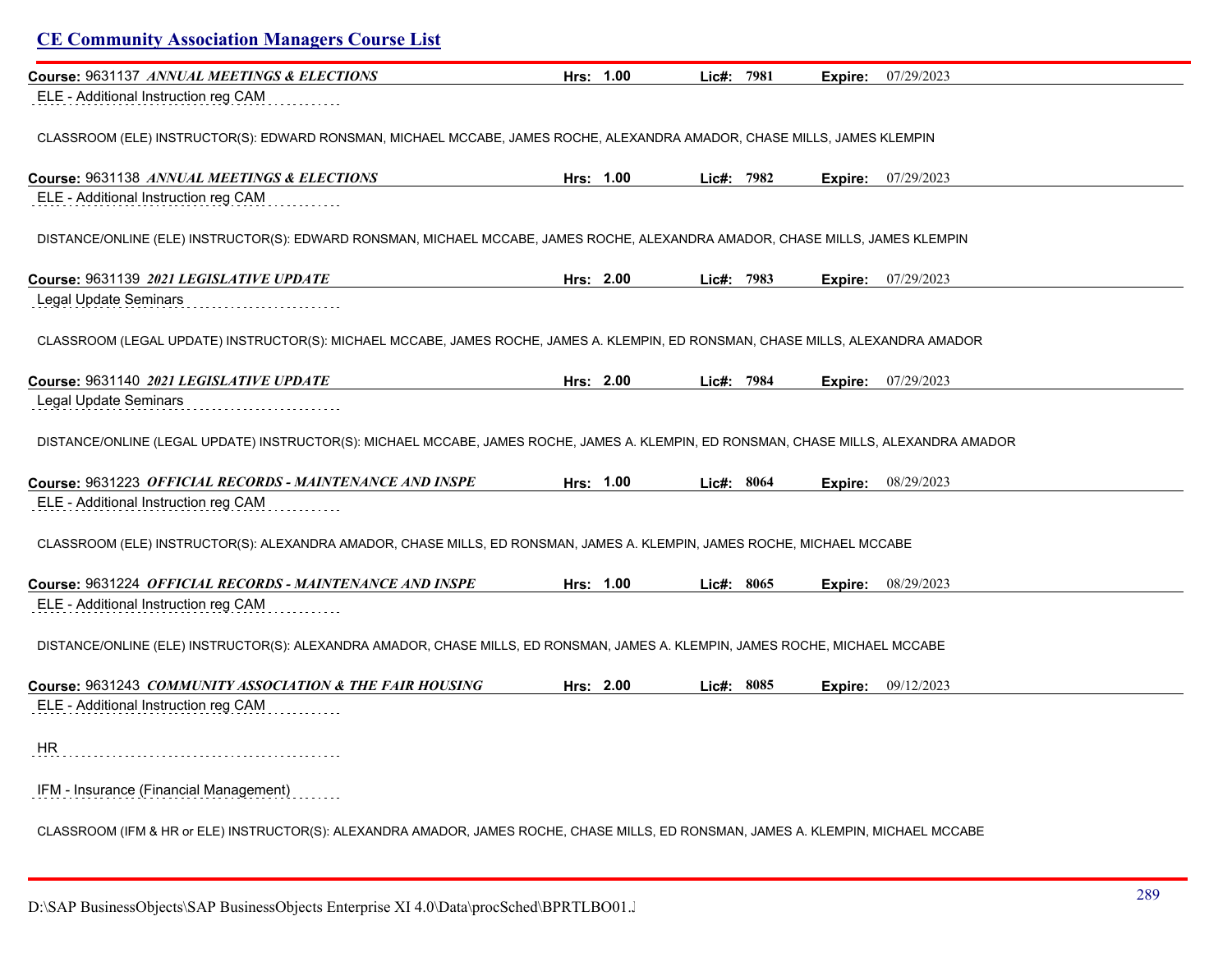## CE Community Association Managers Course List

**Course:** 9631137 ***ANNUAL MEETINGS & ELECTIONS*** **Hrs:** 1.00 **Lic#:** 7981 **Expire:** 07/29/2023

ELE - Additional Instruction reg CAM

CLASSROOM (ELE) INSTRUCTOR(S): EDWARD RONSMAN, MICHAEL MCCABE, JAMES ROCHE, ALEXANDRA AMADOR, CHASE MILLS, JAMES KLEMPIN

**Course:** 9631138 ***ANNUAL MEETINGS & ELECTIONS*** **Hrs:** 1.00 **Lic#:** 7982 **Expire:** 07/29/2023

ELE - Additional Instruction reg CAM

DISTANCE/ONLINE (ELE) INSTRUCTOR(S): EDWARD RONSMAN, MICHAEL MCCABE, JAMES ROCHE, ALEXANDRA AMADOR, CHASE MILLS, JAMES KLEMPIN

**Course:** 9631139 ***2021 LEGISLATIVE UPDATE*** **Hrs:** 2.00 **Lic#:** 7983 **Expire:** 07/29/2023

Legal Update Seminars

CLASSROOM (LEGAL UPDATE) INSTRUCTOR(S): MICHAEL MCCABE, JAMES ROCHE, JAMES A. KLEMPIN, ED RONSMAN, CHASE MILLS, ALEXANDRA AMADOR

**Course:** 9631140 ***2021 LEGISLATIVE UPDATE*** **Hrs:** 2.00 **Lic#:** 7984 **Expire:** 07/29/2023

Legal Update Seminars

DISTANCE/ONLINE (LEGAL UPDATE) INSTRUCTOR(S): MICHAEL MCCABE, JAMES ROCHE, JAMES A. KLEMPIN, ED RONSMAN, CHASE MILLS, ALEXANDRA AMADOR

**Course:** 9631223 ***OFFICIAL RECORDS - MAINTENANCE AND INSPE*** **Hrs:** 1.00 **Lic#:** 8064 **Expire:** 08/29/2023

ELE - Additional Instruction reg CAM

CLASSROOM (ELE) INSTRUCTOR(S): ALEXANDRA AMADOR, CHASE MILLS, ED RONSMAN, JAMES A. KLEMPIN, JAMES ROCHE, MICHAEL MCCABE

**Course:** 9631224 ***OFFICIAL RECORDS - MAINTENANCE AND INSPE*** **Hrs:** 1.00 **Lic#:** 8065 **Expire:** 08/29/2023

ELE - Additional Instruction reg CAM

DISTANCE/ONLINE (ELE) INSTRUCTOR(S): ALEXANDRA AMADOR, CHASE MILLS, ED RONSMAN, JAMES A. KLEMPIN, JAMES ROCHE, MICHAEL MCCABE

**Course:** 9631243 ***COMMUNITY ASSOCIATION & THE FAIR HOUSING*** **Hrs:** 2.00 **Lic#:** 8085 **Expire:** 09/12/2023

ELE - Additional Instruction reg CAM

HR

IFM - Insurance (Financial Management)

CLASSROOM (IFM & HR or ELE) INSTRUCTOR(S): ALEXANDRA AMADOR, JAMES ROCHE, CHASE MILLS, ED RONSMAN, JAMES A. KLEMPIN, MICHAEL MCCABE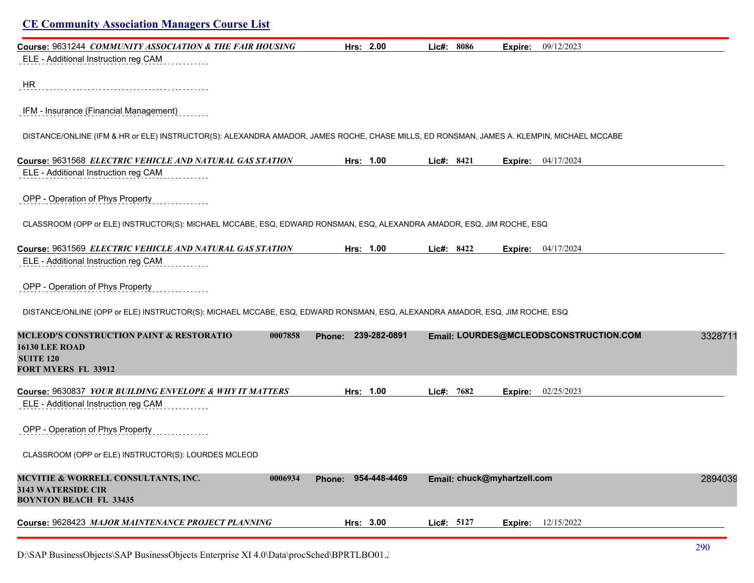## CE Community Association Managers Course List

**Course:** 9631244 ***COMMUNITY ASSOCIATION & THE FAIR HOUSING*** **Hrs:** 2.00 **Lic#:** 8086 **Expire:** 09/12/2023

ELE - Additional Instruction reg CAM

HR

IFM - Insurance (Financial Management)

DISTANCE/ONLINE (IFM & HR or ELE) INSTRUCTOR(S): ALEXANDRA AMADOR, JAMES ROCHE, CHASE MILLS, ED RONSMAN, JAMES A. KLEMPIN, MICHAEL MCCABE

**Course:** 9631568 ***ELECTRIC VEHICLE AND NATURAL GAS STATION*** **Hrs:** 1.00 **Lic#:** 8421 **Expire:** 04/17/2024

ELE - Additional Instruction reg CAM

OPP - Operation of Phys Property

CLASSROOM (OPP or ELE) INSTRUCTOR(S): MICHAEL MCCABE, ESQ, EDWARD RONSMAN, ESQ, ALEXANDRA AMADOR, ESQ, JIM ROCHE, ESQ

**Course:** 9631569 ***ELECTRIC VEHICLE AND NATURAL GAS STATION*** **Hrs:** 1.00 **Lic#:** 8422 **Expire:** 04/17/2024

ELE - Additional Instruction reg CAM

OPP - Operation of Phys Property

DISTANCE/ONLINE (OPP or ELE) INSTRUCTOR(S): MICHAEL MCCABE, ESQ, EDWARD RONSMAN, ESQ, ALEXANDRA AMADOR, ESQ, JIM ROCHE, ESQ

**MCLEOD'S CONSTRUCTION PAINT & RESTORATIO** 0007858 **Phone:** 239-282-0891 **Email:** LOURDES@MCLEODSCONSTRUCTION.COM 3328711
**16130 LEE ROAD**
**SUITE 120**
**FORT MYERS FL 33912**

**Course:** 9630837 ***YOUR BUILDING ENVELOPE & WHY IT MATTERS*** **Hrs:** 1.00 **Lic#:** 7682 **Expire:** 02/25/2023

ELE - Additional Instruction reg CAM

OPP - Operation of Phys Property

CLASSROOM (OPP or ELE) INSTRUCTOR(S): LOURDES MCLEOD

**MCVITIE & WORRELL CONSULTANTS, INC.** 0006934 **Phone:** 954-448-4469 **Email:** chuck@myhartzell.com 2894039
**3143 WATERSIDE CIR**
**BOYNTON BEACH FL 33435**

**Course:** 9628423 ***MAJOR MAINTENANCE PROJECT PLANNING*** **Hrs:** 3.00 **Lic#:** 5127 **Expire:** 12/15/2022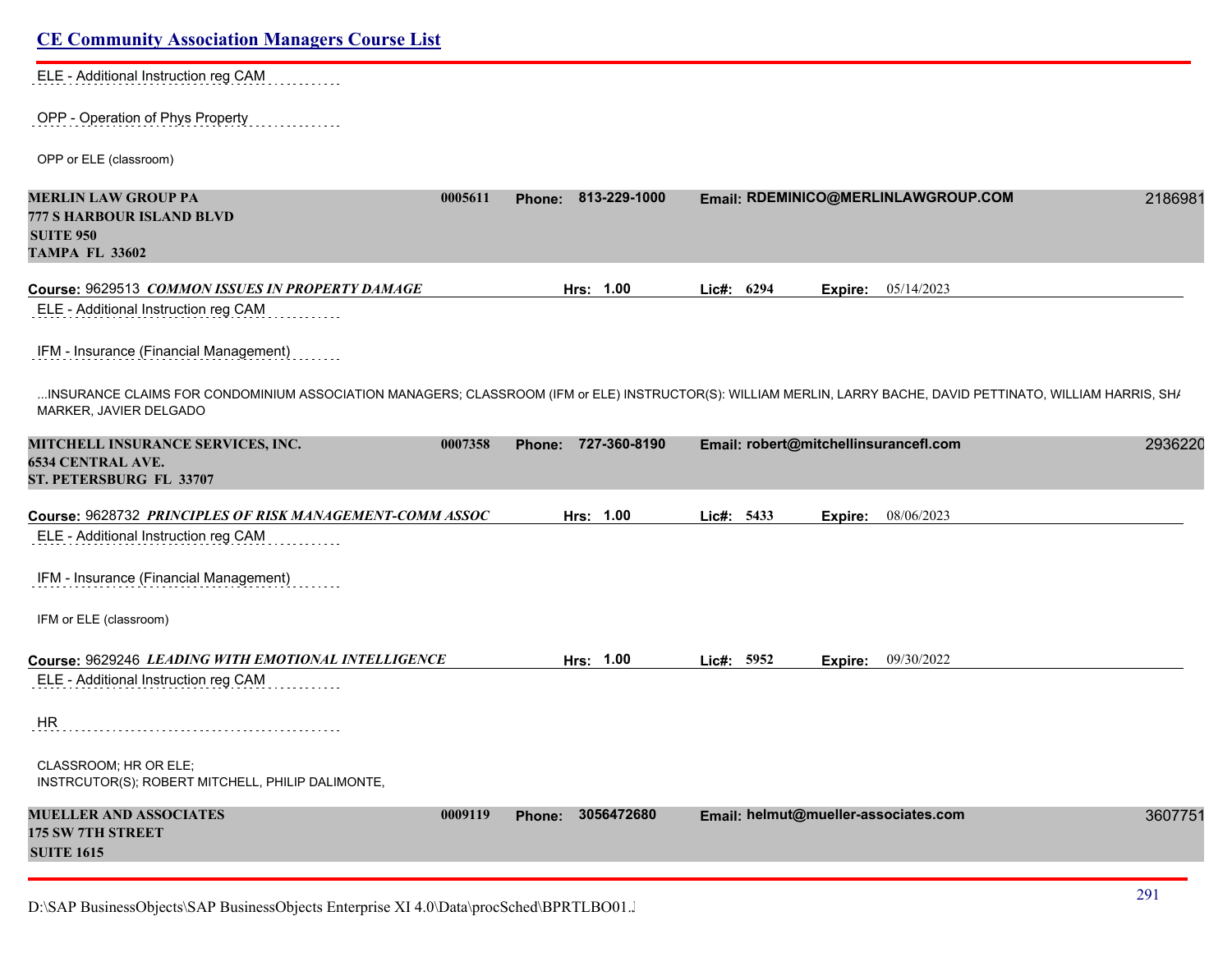## CE Community Association Managers Course List

ELE - Additional Instruction reg CAM

OPP - Operation of Phys Property

OPP or ELE (classroom)

**MERLIN LAW GROUP PA** 0005611 **Phone:** 813-229-1000 **Email:** RDEMINICO@MERLINLAWGROUP.COM 2186981
**777 S HARBOUR ISLAND BLVD**
**SUITE 950**
**TAMPA FL 33602**

**Course:** 9629513 ***COMMON ISSUES IN PROPERTY DAMAGE*** **Hrs:** 1.00 **Lic#:** 6294 **Expire:** 05/14/2023

ELE - Additional Instruction reg CAM

IFM - Insurance (Financial Management)

...INSURANCE CLAIMS FOR CONDOMINIUM ASSOCIATION MANAGERS; CLASSROOM (IFM or ELE) INSTRUCTOR(S): WILLIAM MERLIN, LARRY BACHE, DAVID PETTINATO, WILLIAM HARRIS, SHA MARKER, JAVIER DELGADO

**MITCHELL INSURANCE SERVICES, INC.** 0007358 **Phone:** 727-360-8190 **Email:** robert@mitchellinsurancefl.com 2936220
**6534 CENTRAL AVE.**
**ST. PETERSBURG FL 33707**

**Course:** 9628732 ***PRINCIPLES OF RISK MANAGEMENT-COMM ASSOC*** **Hrs:** 1.00 **Lic#:** 5433 **Expire:** 08/06/2023

ELE - Additional Instruction reg CAM

IFM - Insurance (Financial Management)

IFM or ELE (classroom)

**Course:** 9629246 ***LEADING WITH EMOTIONAL INTELLIGENCE*** **Hrs:** 1.00 **Lic#:** 5952 **Expire:** 09/30/2022

ELE - Additional Instruction reg CAM

HR

CLASSROOM; HR OR ELE;
INSTRCUTOR(S); ROBERT MITCHELL, PHILIP DALIMONTE,

**MUELLER AND ASSOCIATES** 0009119 **Phone:** 3056472680 **Email:** helmut@mueller-associates.com 3607751
**175 SW 7TH STREET**
**SUITE 1615**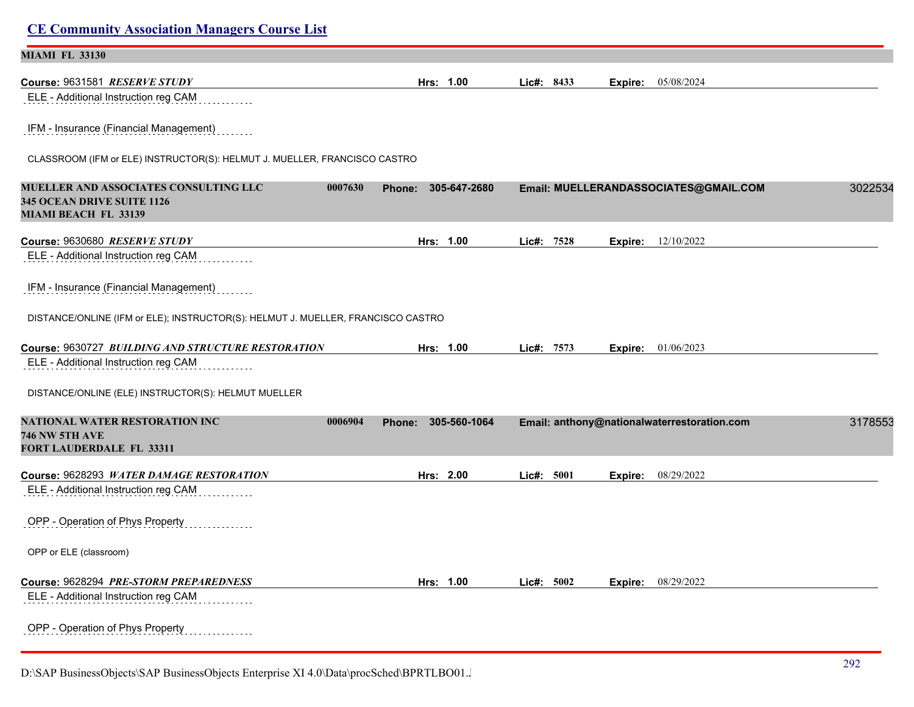**MIAMI FL 33130**

**Course:** 9631581 ***RESERVE STUDY*** **Hrs:** **1.00** **Lic#:** **8433** **Expire:** 05/08/2024

ELE - Additional Instruction reg CAM

IFM - Insurance (Financial Management)

CLASSROOM (IFM or ELE) INSTRUCTOR(S): HELMUT J. MUELLER, FRANCISCO CASTRO

**MUELLER AND ASSOCIATES CONSULTING LLC** **0007630** **Phone: 305-647-2680** **Email: MUELLERANDASSOCIATES@GMAIL.COM** 3022534
**345 OCEAN DRIVE SUITE 1126**
**MIAMI BEACH FL 33139**

**Course:** 9630680 ***RESERVE STUDY*** **Hrs:** **1.00** **Lic#:** **7528** **Expire:** 12/10/2022

ELE - Additional Instruction reg CAM

IFM - Insurance (Financial Management)

DISTANCE/ONLINE (IFM or ELE); INSTRUCTOR(S): HELMUT J. MUELLER, FRANCISCO CASTRO

**Course:** 9630727 ***BUILDING AND STRUCTURE RESTORATION*** **Hrs:** **1.00** **Lic#:** **7573** **Expire:** 01/06/2023

ELE - Additional Instruction reg CAM

DISTANCE/ONLINE (ELE) INSTRUCTOR(S): HELMUT MUELLER

**NATIONAL WATER RESTORATION INC** **0006904** **Phone: 305-560-1064** **Email: anthony@nationalwaterrestoration.com** 3178553
**746 NW 5TH AVE**
**FORT LAUDERDALE FL 33311**

**Course:** 9628293 ***WATER DAMAGE RESTORATION*** **Hrs:** **2.00** **Lic#:** **5001** **Expire:** 08/29/2022

ELE - Additional Instruction reg CAM

OPP - Operation of Phys Property

OPP or ELE (classroom)

**Course:** 9628294 ***PRE-STORM PREPAREDNESS*** **Hrs:** **1.00** **Lic#:** **5002** **Expire:** 08/29/2022

ELE - Additional Instruction reg CAM

OPP - Operation of Phys Property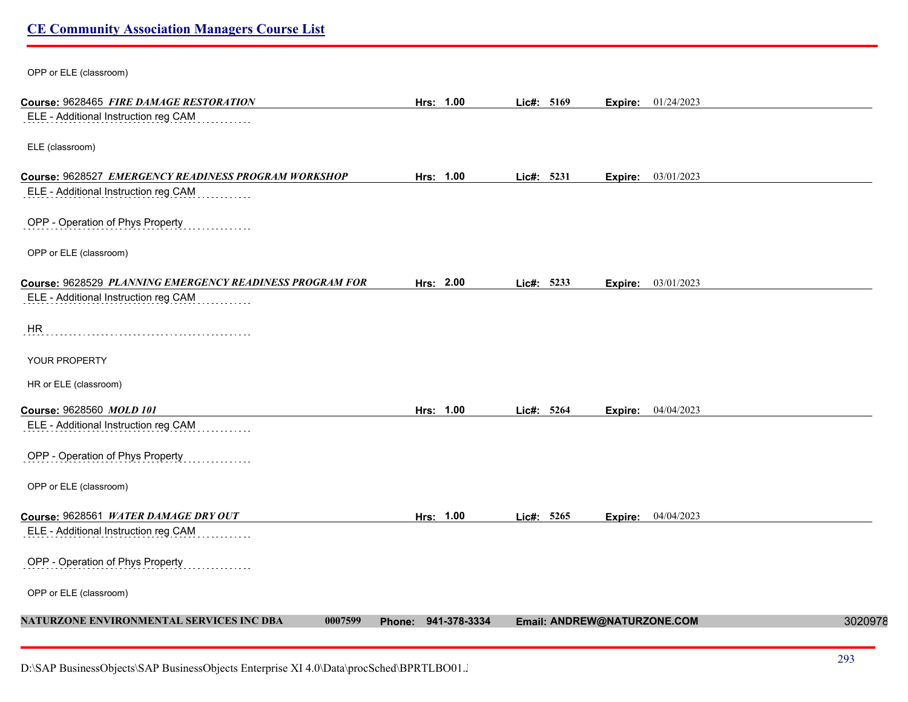OPP or ELE (classroom)

**Course:** 9628465 ***FIRE DAMAGE RESTORATION*** **Hrs: 1.00** **Lic#: 5169** **Expire:** 01/24/2023

ELE - Additional Instruction reg CAM

ELE (classroom)

**Course:** 9628527 ***EMERGENCY READINESS PROGRAM WORKSHOP*** **Hrs: 1.00** **Lic#: 5231** **Expire:** 03/01/2023

ELE - Additional Instruction reg CAM

OPP - Operation of Phys Property

OPP or ELE (classroom)

**Course:** 9628529 ***PLANNING EMERGENCY READINESS PROGRAM FOR*** **Hrs: 2.00** **Lic#: 5233** **Expire:** 03/01/2023

ELE - Additional Instruction reg CAM

HR

YOUR PROPERTY

HR or ELE (classroom)

**Course:** 9628560 ***MOLD 101*** **Hrs: 1.00** **Lic#: 5264** **Expire:** 04/04/2023

ELE - Additional Instruction reg CAM

OPP - Operation of Phys Property

OPP or ELE (classroom)

**Course:** 9628561 ***WATER DAMAGE DRY OUT*** **Hrs: 1.00** **Lic#: 5265** **Expire:** 04/04/2023

ELE - Additional Instruction reg CAM

OPP - Operation of Phys Property

OPP or ELE (classroom)

**NATURZONE ENVIRONMENTAL SERVICES INC DBA** **0007599** **Phone: 941-378-3334** **Email: ANDREW@NATURZONE.COM** 3020978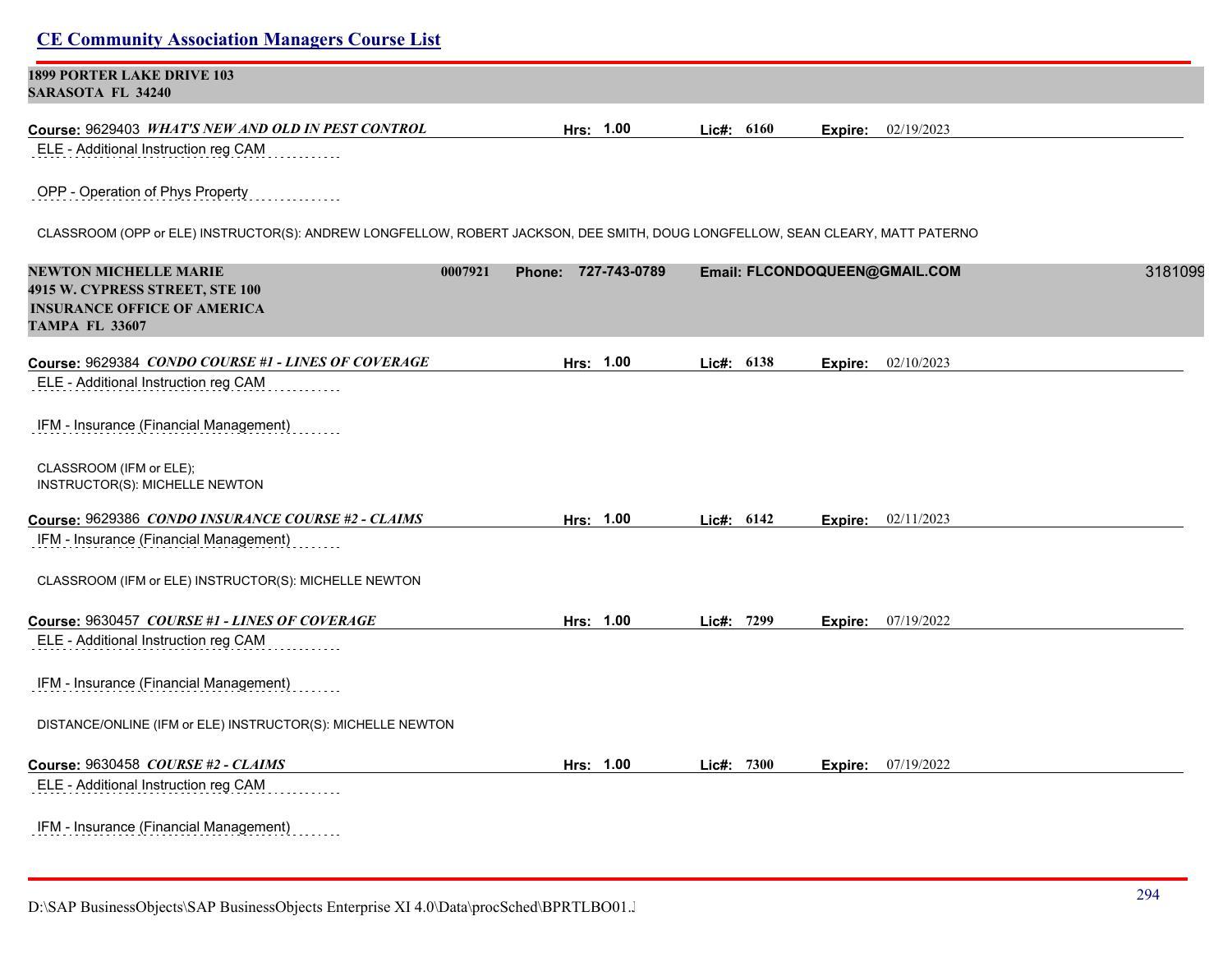**1899 PORTER LAKE DRIVE 103**
**SARASOTA FL 34240**

**Course:** 9629403 ***WHAT'S NEW AND OLD IN PEST CONTROL*** **Hrs: 1.00** **Lic#: 6160** **Expire:** 02/19/2023

ELE - Additional Instruction reg CAM

OPP - Operation of Phys Property

CLASSROOM (OPP or ELE) INSTRUCTOR(S): ANDREW LONGFELLOW, ROBERT JACKSON, DEE SMITH, DOUG LONGFELLOW, SEAN CLEARY, MATT PATERNO

**NEWTON MICHELLE MARIE** **0007921** **Phone: 727-743-0789** **Email: FLCONDOQUEEN@GMAIL.COM** 3181099
**4915 W. CYPRESS STREET, STE 100**
**INSURANCE OFFICE OF AMERICA**
**TAMPA FL 33607**

**Course:** 9629384 ***CONDO COURSE #1 - LINES OF COVERAGE*** **Hrs: 1.00** **Lic#: 6138** **Expire:** 02/10/2023

ELE - Additional Instruction reg CAM

IFM - Insurance (Financial Management)

CLASSROOM (IFM or ELE);
INSTRUCTOR(S): MICHELLE NEWTON

**Course:** 9629386 ***CONDO INSURANCE COURSE #2 - CLAIMS*** **Hrs: 1.00** **Lic#: 6142** **Expire:** 02/11/2023

IFM - Insurance (Financial Management)

CLASSROOM (IFM or ELE) INSTRUCTOR(S): MICHELLE NEWTON

**Course:** 9630457 ***COURSE #1 - LINES OF COVERAGE*** **Hrs: 1.00** **Lic#: 7299** **Expire:** 07/19/2022

ELE - Additional Instruction reg CAM

IFM - Insurance (Financial Management)

DISTANCE/ONLINE (IFM or ELE) INSTRUCTOR(S): MICHELLE NEWTON

**Course:** 9630458 ***COURSE #2 - CLAIMS*** **Hrs: 1.00** **Lic#: 7300** **Expire:** 07/19/2022

ELE - Additional Instruction reg CAM

IFM - Insurance (Financial Management)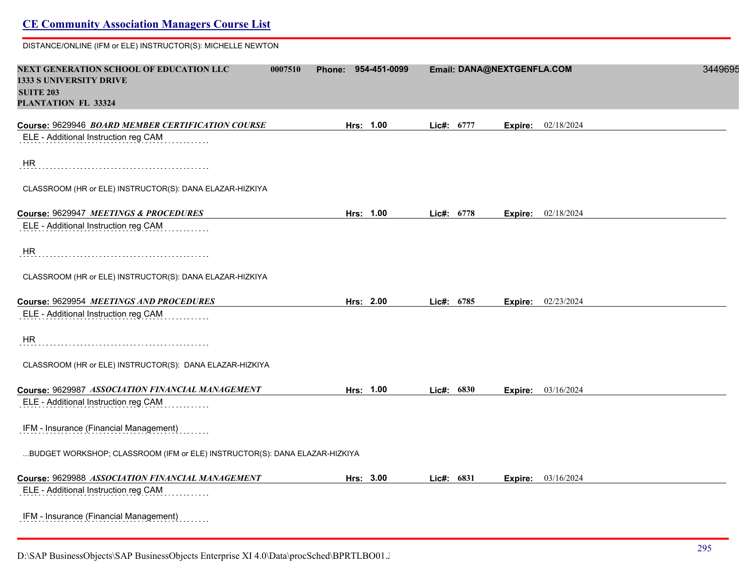DISTANCE/ONLINE (IFM or ELE) INSTRUCTOR(S): MICHELLE NEWTON

**NEXT GENERATION SCHOOL OF EDUCATION LLC** **0007510** **Phone: 954-451-0099** **Email: DANA@NEXTGENFLA.COM** 3449695
**1333 S UNIVERSITY DRIVE**
**SUITE 203**
**PLANTATION FL 33324**

**Course:** 9629946 ***BOARD MEMBER CERTIFICATION COURSE*** **Hrs: 1.00** **Lic#: 6777** **Expire:** 02/18/2024

ELE - Additional Instruction reg CAM

HR

CLASSROOM (HR or ELE) INSTRUCTOR(S): DANA ELAZAR-HIZKIYA

**Course:** 9629947 ***MEETINGS & PROCEDURES*** **Hrs: 1.00** **Lic#: 6778** **Expire:** 02/18/2024

ELE - Additional Instruction reg CAM

HR

CLASSROOM (HR or ELE) INSTRUCTOR(S): DANA ELAZAR-HIZKIYA

**Course:** 9629954 ***MEETINGS AND PROCEDURES*** **Hrs: 2.00** **Lic#: 6785** **Expire:** 02/23/2024

ELE - Additional Instruction reg CAM

HR

CLASSROOM (HR or ELE) INSTRUCTOR(S): DANA ELAZAR-HIZKIYA

**Course:** 9629987 ***ASSOCIATION FINANCIAL MANAGEMENT*** **Hrs: 1.00** **Lic#: 6830** **Expire:** 03/16/2024

ELE - Additional Instruction reg CAM

IFM - Insurance (Financial Management)

...BUDGET WORKSHOP; CLASSROOM (IFM or ELE) INSTRUCTOR(S): DANA ELAZAR-HIZKIYA

**Course:** 9629988 ***ASSOCIATION FINANCIAL MANAGEMENT*** **Hrs: 3.00** **Lic#: 6831** **Expire:** 03/16/2024

ELE - Additional Instruction reg CAM

IFM - Insurance (Financial Management)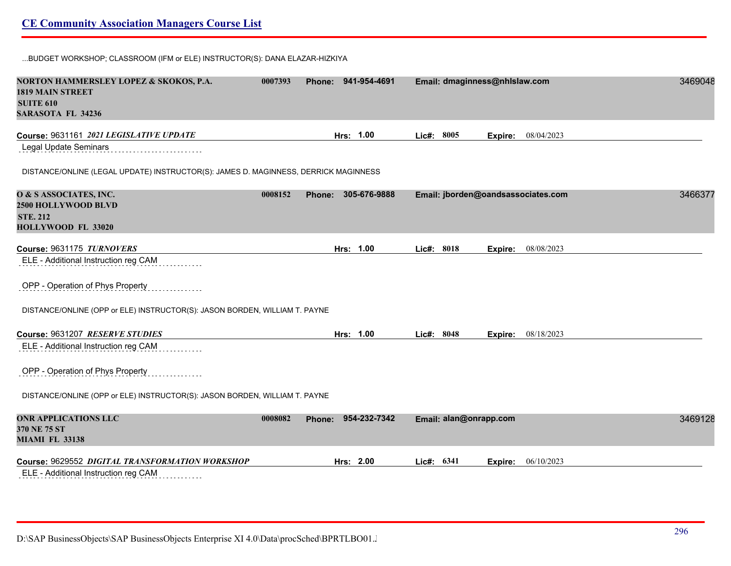...BUDGET WORKSHOP; CLASSROOM (IFM or ELE) INSTRUCTOR(S): DANA ELAZAR-HIZKIYA

**NORTON HAMMERSLEY LOPEZ & SKOKOS, P.A.** 0007393 Phone: 941-954-4691 Email: dmaginness@nhlslaw.com 3469048
**1819 MAIN STREET**
**SUITE 610**
**SARASOTA FL 34236**

Course: 9631161 ***2021 LEGISLATIVE UPDATE*** Hrs: 1.00 Lic#: 8005 Expire: 08/04/2023

Legal Update Seminars

DISTANCE/ONLINE (LEGAL UPDATE) INSTRUCTOR(S): JAMES D. MAGINNESS, DERRICK MAGINNESS

**O & S ASSOCIATES, INC.** 0008152 Phone: 305-676-9888 Email: jborden@oandsassociates.com 3466377
**2500 HOLLYWOOD BLVD**
**STE. 212**
**HOLLYWOOD FL 33020**

Course: 9631175 ***TURNOVERS*** Hrs: 1.00 Lic#: 8018 Expire: 08/08/2023

ELE - Additional Instruction reg CAM

OPP - Operation of Phys Property

DISTANCE/ONLINE (OPP or ELE) INSTRUCTOR(S): JASON BORDEN, WILLIAM T. PAYNE

Course: 9631207 ***RESERVE STUDIES*** Hrs: 1.00 Lic#: 8048 Expire: 08/18/2023

ELE - Additional Instruction reg CAM

OPP - Operation of Phys Property

DISTANCE/ONLINE (OPP or ELE) INSTRUCTOR(S): JASON BORDEN, WILLIAM T. PAYNE

**ONR APPLICATIONS LLC** 0008082 Phone: 954-232-7342 Email: alan@onrapp.com 3469128
**370 NE 75 ST**
**MIAMI FL 33138**

Course: 9629552 ***DIGITAL TRANSFORMATION WORKSHOP*** Hrs: 2.00 Lic#: 6341 Expire: 06/10/2023

ELE - Additional Instruction reg CAM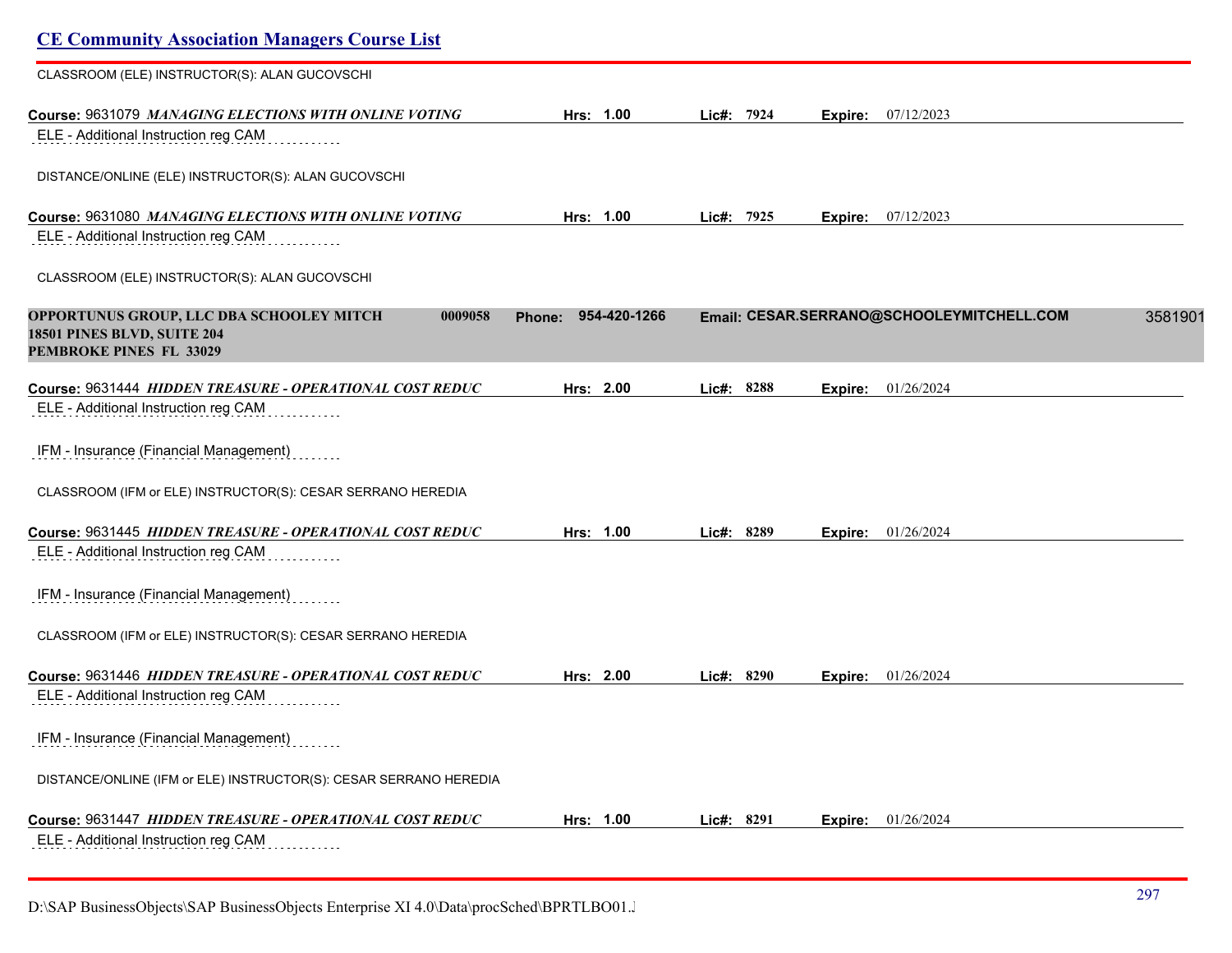CLASSROOM (ELE) INSTRUCTOR(S): ALAN GUCOVSCHI

**Course:** 9631079 ***MANAGING ELECTIONS WITH ONLINE VOTING*** **Hrs:** 1.00 **Lic#:** 7924 **Expire:** 07/12/2023

ELE - Additional Instruction reg CAM

DISTANCE/ONLINE (ELE) INSTRUCTOR(S): ALAN GUCOVSCHI

**Course:** 9631080 ***MANAGING ELECTIONS WITH ONLINE VOTING*** **Hrs:** 1.00 **Lic#:** 7925 **Expire:** 07/12/2023

ELE - Additional Instruction reg CAM

CLASSROOM (ELE) INSTRUCTOR(S): ALAN GUCOVSCHI

**OPPORTUNUS GROUP, LLC DBA SCHOOLEY MITCH** **0009058** **Phone: 954-420-1266** **Email: CESAR.SERRANO@SCHOOLEYMITCHELL.COM** 3581901
**18501 PINES BLVD, SUITE 204**
**PEMBROKE PINES FL 33029**

**Course:** 9631444 ***HIDDEN TREASURE - OPERATIONAL COST REDUC*** **Hrs:** 2.00 **Lic#:** 8288 **Expire:** 01/26/2024

ELE - Additional Instruction reg CAM

IFM - Insurance (Financial Management)

CLASSROOM (IFM or ELE) INSTRUCTOR(S): CESAR SERRANO HEREDIA

**Course:** 9631445 ***HIDDEN TREASURE - OPERATIONAL COST REDUC*** **Hrs:** 1.00 **Lic#:** 8289 **Expire:** 01/26/2024

ELE - Additional Instruction reg CAM

IFM - Insurance (Financial Management)

CLASSROOM (IFM or ELE) INSTRUCTOR(S): CESAR SERRANO HEREDIA

**Course:** 9631446 ***HIDDEN TREASURE - OPERATIONAL COST REDUC*** **Hrs:** 2.00 **Lic#:** 8290 **Expire:** 01/26/2024

ELE - Additional Instruction reg CAM

IFM - Insurance (Financial Management)

DISTANCE/ONLINE (IFM or ELE) INSTRUCTOR(S): CESAR SERRANO HEREDIA

**Course:** 9631447 ***HIDDEN TREASURE - OPERATIONAL COST REDUC*** **Hrs:** 1.00 **Lic#:** 8291 **Expire:** 01/26/2024

ELE - Additional Instruction reg CAM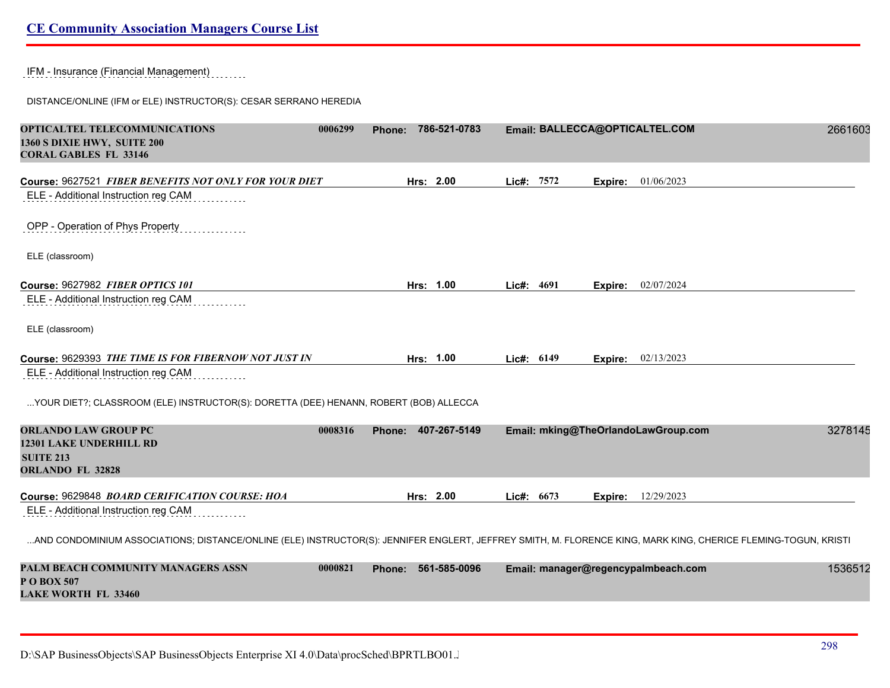IFM - Insurance (Financial Management)

DISTANCE/ONLINE (IFM or ELE) INSTRUCTOR(S): CESAR SERRANO HEREDIA

**OPTICALTEL TELECOMMUNICATIONS** 0006299 **Phone:** 786-521-0783 **Email:** BALLECCA@OPTICALTEL.COM 2661603
**1360 S DIXIE HWY, SUITE 200**
**CORAL GABLES FL 33146**

**Course:** 9627521 ***FIBER BENEFITS NOT ONLY FOR YOUR DIET*** **Hrs:** 2.00 **Lic#:** 7572 **Expire:** 01/06/2023

ELE - Additional Instruction reg CAM

OPP - Operation of Phys Property

ELE (classroom)

**Course:** 9627982 ***FIBER OPTICS 101*** **Hrs:** 1.00 **Lic#:** 4691 **Expire:** 02/07/2024

ELE - Additional Instruction reg CAM

ELE (classroom)

**Course:** 9629393 ***THE TIME IS FOR FIBERNOW NOT JUST IN*** **Hrs:** 1.00 **Lic#:** 6149 **Expire:** 02/13/2023

ELE - Additional Instruction reg CAM

...YOUR DIET?; CLASSROOM (ELE) INSTRUCTOR(S): DORETTA (DEE) HENANN, ROBERT (BOB) ALLECCA

**ORLANDO LAW GROUP PC** 0008316 **Phone:** 407-267-5149 **Email:** mking@TheOrlandoLawGroup.com 3278145
**12301 LAKE UNDERHILL RD**
**SUITE 213**
**ORLANDO FL 32828**

**Course:** 9629848 ***BOARD CERIFICATION COURSE: HOA*** **Hrs:** 2.00 **Lic#:** 6673 **Expire:** 12/29/2023

ELE - Additional Instruction reg CAM

...AND CONDOMINIUM ASSOCIATIONS; DISTANCE/ONLINE (ELE) INSTRUCTOR(S): JENNIFER ENGLERT, JEFFREY SMITH, M. FLORENCE KING, MARK KING, CHERICE FLEMING-TOGUN, KRISTI

**PALM BEACH COMMUNITY MANAGERS ASSN** 0000821 **Phone:** 561-585-0096 **Email:** manager@regencypalmbeach.com 1536512
**P O BOX 507**
**LAKE WORTH FL 33460**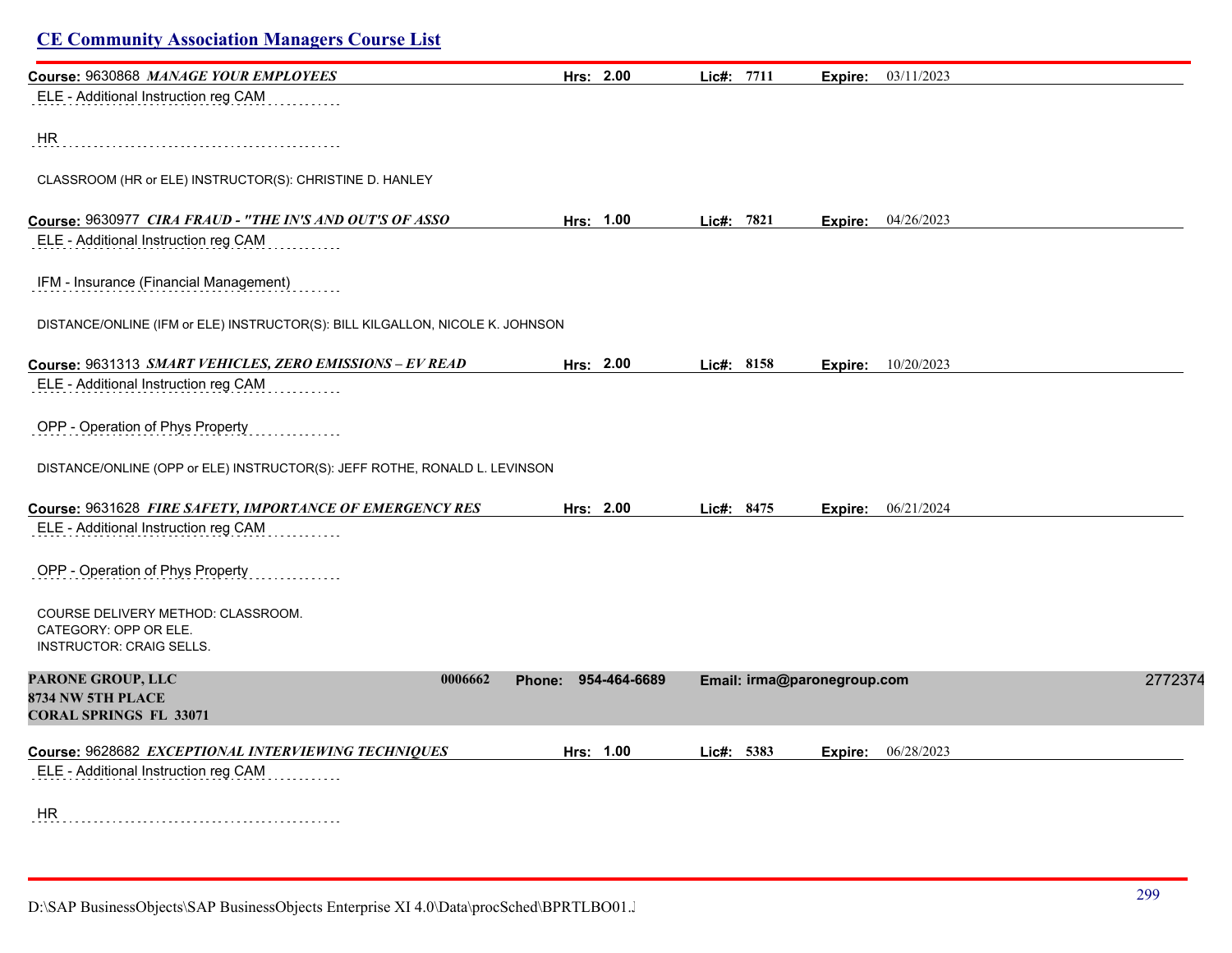## CE Community Association Managers Course List

**Course:** 9630868 ***MANAGE YOUR EMPLOYEES*** **Hrs:** **2.00** **Lic#:** **7711** **Expire:** 03/11/2023

ELE - Additional Instruction reg CAM

HR

CLASSROOM (HR or ELE) INSTRUCTOR(S): CHRISTINE D. HANLEY

**Course:** 9630977 ***CIRA FRAUD - "THE IN'S AND OUT'S OF ASSO*** **Hrs:** **1.00** **Lic#:** **7821** **Expire:** 04/26/2023

ELE - Additional Instruction reg CAM

IFM - Insurance (Financial Management)

DISTANCE/ONLINE (IFM or ELE) INSTRUCTOR(S): BILL KILGALLON, NICOLE K. JOHNSON

**Course:** 9631313 ***SMART VEHICLES, ZERO EMISSIONS – EV READ*** **Hrs:** **2.00** **Lic#:** **8158** **Expire:** 10/20/2023

ELE - Additional Instruction reg CAM

OPP - Operation of Phys Property

DISTANCE/ONLINE (OPP or ELE) INSTRUCTOR(S): JEFF ROTHE, RONALD L. LEVINSON

**Course:** 9631628 ***FIRE SAFETY, IMPORTANCE OF EMERGENCY RES*** **Hrs:** **2.00** **Lic#:** **8475** **Expire:** 06/21/2024

ELE - Additional Instruction reg CAM

OPP - Operation of Phys Property

COURSE DELIVERY METHOD: CLASSROOM.
CATEGORY: OPP OR ELE.
INSTRUCTOR: CRAIG SELLS.

**PARONE GROUP, LLC** **0006662** **Phone: 954-464-6689** **Email: irma@paronegroup.com** 2772374
**8734 NW 5TH PLACE**
**CORAL SPRINGS FL 33071**

**Course:** 9628682 ***EXCEPTIONAL INTERVIEWING TECHNIQUES*** **Hrs:** **1.00** **Lic#:** **5383** **Expire:** 06/28/2023

ELE - Additional Instruction reg CAM

HR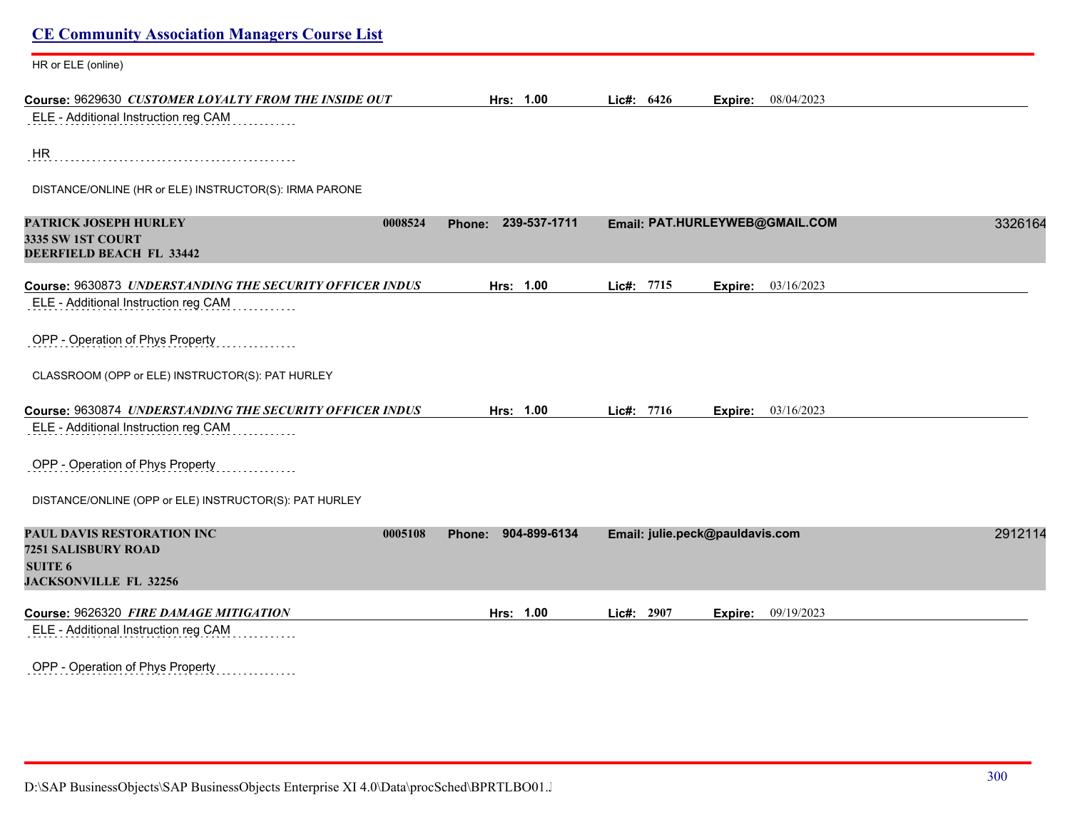HR or ELE (online)

**Course:** 9629630 ***CUSTOMER LOYALTY FROM THE INSIDE OUT*** **Hrs:** 1.00 **Lic#:** 6426 **Expire:** 08/04/2023

ELE - Additional Instruction reg CAM

HR

DISTANCE/ONLINE (HR or ELE) INSTRUCTOR(S): IRMA PARONE

**PATRICK JOSEPH HURLEY** 0008524 **Phone:** 239-537-1711 **Email:** PAT.HURLEYWEB@GMAIL.COM 3326164
**3335 SW 1ST COURT**
**DEERFIELD BEACH FL 33442**

**Course:** 9630873 ***UNDERSTANDING THE SECURITY OFFICER INDUS*** **Hrs:** 1.00 **Lic#:** 7715 **Expire:** 03/16/2023

ELE - Additional Instruction reg CAM

OPP - Operation of Phys Property

CLASSROOM (OPP or ELE) INSTRUCTOR(S): PAT HURLEY

**Course:** 9630874 ***UNDERSTANDING THE SECURITY OFFICER INDUS*** **Hrs:** 1.00 **Lic#:** 7716 **Expire:** 03/16/2023

ELE - Additional Instruction reg CAM

OPP - Operation of Phys Property

DISTANCE/ONLINE (OPP or ELE) INSTRUCTOR(S): PAT HURLEY

**PAUL DAVIS RESTORATION INC** 0005108 **Phone:** 904-899-6134 **Email:** julie.peck@pauldavis.com 2912114
**7251 SALISBURY ROAD**
**SUITE 6**
**JACKSONVILLE FL 32256**

**Course:** 9626320 ***FIRE DAMAGE MITIGATION*** **Hrs:** 1.00 **Lic#:** 2907 **Expire:** 09/19/2023

ELE - Additional Instruction reg CAM

OPP - Operation of Phys Property

D:\SAP BusinessObjects\SAP BusinessObjects Enterprise XI 4.0\Data\procSched\BPRTLBO01.J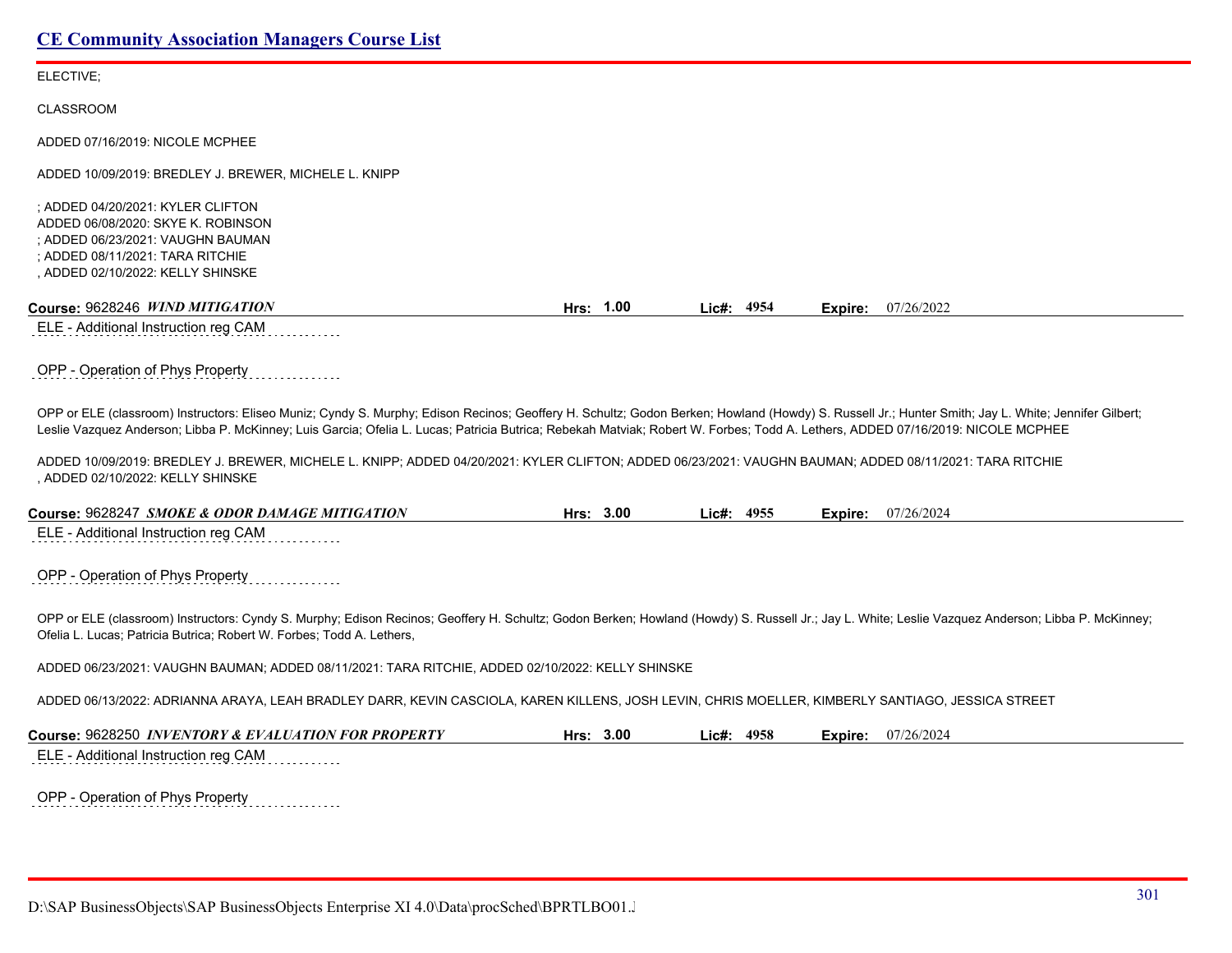ELECTIVE;

CLASSROOM

ADDED 07/16/2019: NICOLE MCPHEE

ADDED 10/09/2019: BREDLEY J. BREWER, MICHELE L. KNIPP

; ADDED 04/20/2021: KYLER CLIFTON
ADDED 06/08/2020: SKYE K. ROBINSON
; ADDED 06/23/2021: VAUGHN BAUMAN
; ADDED 08/11/2021: TARA RITCHIE
, ADDED 02/10/2022: KELLY SHINSKE

**Course:** 9628246 ***WIND MITIGATION*** **Hrs:** **1.00** **Lic#:** **4954** **Expire:** 07/26/2022

ELE - Additional Instruction reg CAM

OPP - Operation of Phys Property

OPP or ELE (classroom) Instructors: Eliseo Muniz; Cyndy S. Murphy; Edison Recinos; Geoffery H. Schultz; Godon Berken; Howland (Howdy) S. Russell Jr.; Hunter Smith; Jay L. White; Jennifer Gilbert; Leslie Vazquez Anderson; Libba P. McKinney; Luis Garcia; Ofelia L. Lucas; Patricia Butrica; Rebekah Matviak; Robert W. Forbes; Todd A. Lethers, ADDED 07/16/2019: NICOLE MCPHEE

ADDED 10/09/2019: BREDLEY J. BREWER, MICHELE L. KNIPP; ADDED 04/20/2021: KYLER CLIFTON; ADDED 06/23/2021: VAUGHN BAUMAN; ADDED 08/11/2021: TARA RITCHIE
, ADDED 02/10/2022: KELLY SHINSKE

**Course:** 9628247 ***SMOKE & ODOR DAMAGE MITIGATION*** **Hrs:** **3.00** **Lic#:** **4955** **Expire:** 07/26/2024

ELE - Additional Instruction reg CAM

OPP - Operation of Phys Property

OPP or ELE (classroom) Instructors: Cyndy S. Murphy; Edison Recinos; Geoffery H. Schultz; Godon Berken; Howland (Howdy) S. Russell Jr.; Jay L. White; Leslie Vazquez Anderson; Libba P. McKinney; Ofelia L. Lucas; Patricia Butrica; Robert W. Forbes; Todd A. Lethers,

ADDED 06/23/2021: VAUGHN BAUMAN; ADDED 08/11/2021: TARA RITCHIE, ADDED 02/10/2022: KELLY SHINSKE

ADDED 06/13/2022: ADRIANNA ARAYA, LEAH BRADLEY DARR, KEVIN CASCIOLA, KAREN KILLENS, JOSH LEVIN, CHRIS MOELLER, KIMBERLY SANTIAGO, JESSICA STREET

**Course:** 9628250 ***INVENTORY & EVALUATION FOR PROPERTY*** **Hrs:** **3.00** **Lic#:** **4958** **Expire:** 07/26/2024

ELE - Additional Instruction reg CAM

OPP - Operation of Phys Property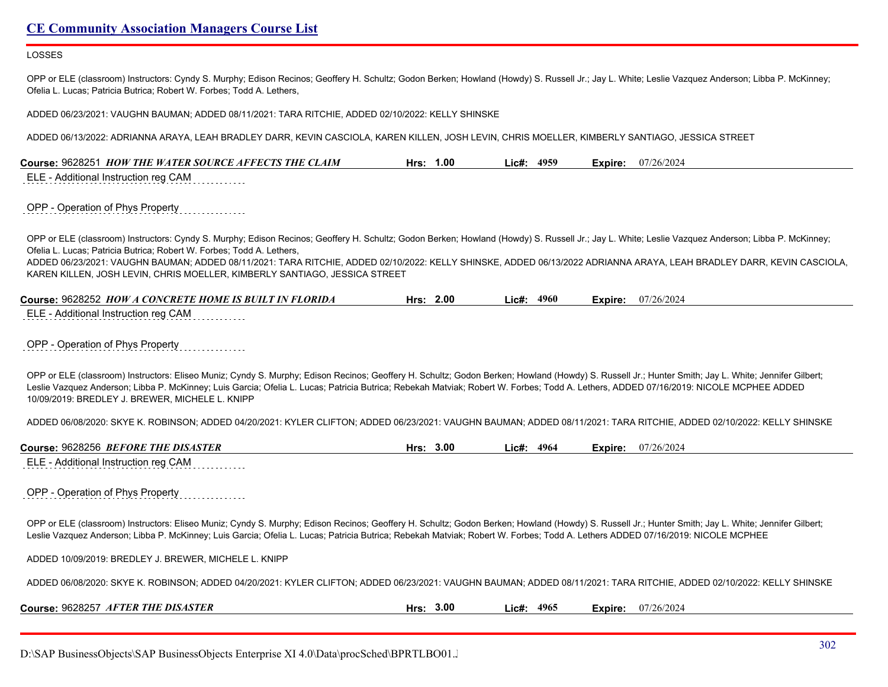LOSSES

OPP or ELE (classroom) Instructors: Cyndy S. Murphy; Edison Recinos; Geoffery H. Schultz; Godon Berken; Howland (Howdy) S. Russell Jr.; Jay L. White; Leslie Vazquez Anderson; Libba P. McKinney; Ofelia L. Lucas; Patricia Butrica; Robert W. Forbes; Todd A. Lethers,

ADDED 06/23/2021: VAUGHN BAUMAN; ADDED 08/11/2021: TARA RITCHIE, ADDED 02/10/2022: KELLY SHINSKE

ADDED 06/13/2022: ADRIANNA ARAYA, LEAH BRADLEY DARR, KEVIN CASCIOLA, KAREN KILLEN, JOSH LEVIN, CHRIS MOELLER, KIMBERLY SANTIAGO, JESSICA STREET

**Course:** 9628251 ***HOW THE WATER SOURCE AFFECTS THE CLAIM*** **Hrs:** 1.00 **Lic#:** 4959 **Expire:** 07/26/2024

ELE - Additional Instruction reg CAM

OPP - Operation of Phys Property

OPP or ELE (classroom) Instructors: Cyndy S. Murphy; Edison Recinos; Geoffery H. Schultz; Godon Berken; Howland (Howdy) S. Russell Jr.; Jay L. White; Leslie Vazquez Anderson; Libba P. McKinney; Ofelia L. Lucas; Patricia Butrica; Robert W. Forbes; Todd A. Lethers,
ADDED 06/23/2021: VAUGHN BAUMAN; ADDED 08/11/2021: TARA RITCHIE, ADDED 02/10/2022: KELLY SHINSKE, ADDED 06/13/2022 ADRIANNA ARAYA, LEAH BRADLEY DARR, KEVIN CASCIOLA, KAREN KILLEN, JOSH LEVIN, CHRIS MOELLER, KIMBERLY SANTIAGO, JESSICA STREET

**Course:** 9628252 ***HOW A CONCRETE HOME IS BUILT IN FLORIDA*** **Hrs:** 2.00 **Lic#:** 4960 **Expire:** 07/26/2024

ELE - Additional Instruction reg CAM

OPP - Operation of Phys Property

OPP or ELE (classroom) Instructors: Eliseo Muniz; Cyndy S. Murphy; Edison Recinos; Geoffery H. Schultz; Godon Berken; Howland (Howdy) S. Russell Jr.; Hunter Smith; Jay L. White; Jennifer Gilbert; Leslie Vazquez Anderson; Libba P. McKinney; Luis Garcia; Ofelia L. Lucas; Patricia Butrica; Rebekah Matviak; Robert W. Forbes; Todd A. Lethers, ADDED 07/16/2019: NICOLE MCPHEE ADDED 10/09/2019: BREDLEY J. BREWER, MICHELE L. KNIPP

ADDED 06/08/2020: SKYE K. ROBINSON; ADDED 04/20/2021: KYLER CLIFTON; ADDED 06/23/2021: VAUGHN BAUMAN; ADDED 08/11/2021: TARA RITCHIE, ADDED 02/10/2022: KELLY SHINSKE

**Course:** 9628256 ***BEFORE THE DISASTER*** **Hrs:** 3.00 **Lic#:** 4964 **Expire:** 07/26/2024

ELE - Additional Instruction reg CAM

OPP - Operation of Phys Property

OPP or ELE (classroom) Instructors: Eliseo Muniz; Cyndy S. Murphy; Edison Recinos; Geoffery H. Schultz; Godon Berken; Howland (Howdy) S. Russell Jr.; Hunter Smith; Jay L. White; Jennifer Gilbert; Leslie Vazquez Anderson; Libba P. McKinney; Luis Garcia; Ofelia L. Lucas; Patricia Butrica; Rebekah Matviak; Robert W. Forbes; Todd A. Lethers ADDED 07/16/2019: NICOLE MCPHEE

ADDED 10/09/2019: BREDLEY J. BREWER, MICHELE L. KNIPP

ADDED 06/08/2020: SKYE K. ROBINSON; ADDED 04/20/2021: KYLER CLIFTON; ADDED 06/23/2021: VAUGHN BAUMAN; ADDED 08/11/2021: TARA RITCHIE, ADDED 02/10/2022: KELLY SHINSKE

**Course:** 9628257 ***AFTER THE DISASTER*** **Hrs:** 3.00 **Lic#:** 4965 **Expire:** 07/26/2024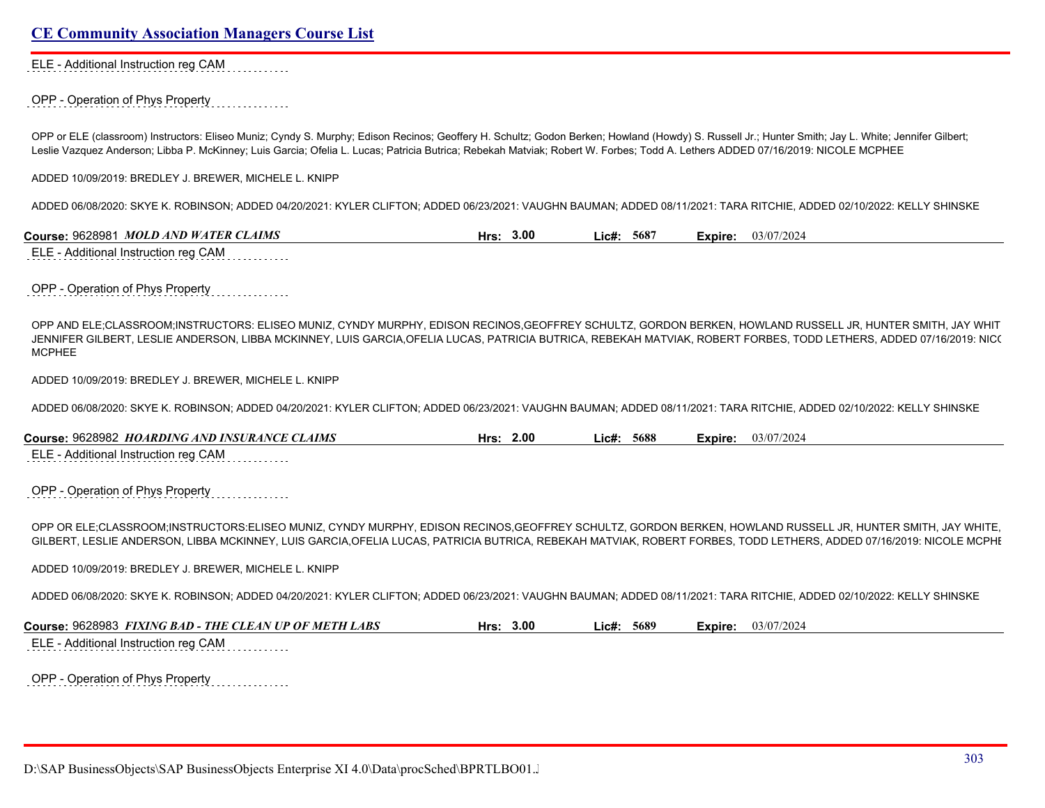ELE - Additional Instruction reg CAM

OPP - Operation of Phys Property

OPP or ELE (classroom) Instructors: Eliseo Muniz; Cyndy S. Murphy; Edison Recinos; Geoffery H. Schultz; Godon Berken; Howland (Howdy) S. Russell Jr.; Hunter Smith; Jay L. White; Jennifer Gilbert; Leslie Vazquez Anderson; Libba P. McKinney; Luis Garcia; Ofelia L. Lucas; Patricia Butrica; Rebekah Matviak; Robert W. Forbes; Todd A. Lethers ADDED 07/16/2019: NICOLE MCPHEE

ADDED 10/09/2019: BREDLEY J. BREWER, MICHELE L. KNIPP

ADDED 06/08/2020: SKYE K. ROBINSON; ADDED 04/20/2021: KYLER CLIFTON; ADDED 06/23/2021: VAUGHN BAUMAN; ADDED 08/11/2021: TARA RITCHIE, ADDED 02/10/2022: KELLY SHINSKE

**Course:** 9628981 ***MOLD AND WATER CLAIMS*** **Hrs:** 3.00 **Lic#:** 5687 **Expire:** 03/07/2024

ELE - Additional Instruction reg CAM

OPP - Operation of Phys Property

OPP AND ELE;CLASSROOM;INSTRUCTORS: ELISEO MUNIZ, CYNDY MURPHY, EDISON RECINOS,GEOFFREY SCHULTZ, GORDON BERKEN, HOWLAND RUSSELL JR, HUNTER SMITH, JAY WHIT JENNIFER GILBERT, LESLIE ANDERSON, LIBBA MCKINNEY, LUIS GARCIA,OFELIA LUCAS, PATRICIA BUTRICA, REBEKAH MATVIAK, ROBERT FORBES, TODD LETHERS, ADDED 07/16/2019: NICO MCPHEE

ADDED 10/09/2019: BREDLEY J. BREWER, MICHELE L. KNIPP

ADDED 06/08/2020: SKYE K. ROBINSON; ADDED 04/20/2021: KYLER CLIFTON; ADDED 06/23/2021: VAUGHN BAUMAN; ADDED 08/11/2021: TARA RITCHIE, ADDED 02/10/2022: KELLY SHINSKE

**Course:** 9628982 ***HOARDING AND INSURANCE CLAIMS*** **Hrs:** 2.00 **Lic#:** 5688 **Expire:** 03/07/2024

ELE - Additional Instruction reg CAM

OPP - Operation of Phys Property

OPP OR ELE;CLASSROOM;INSTRUCTORS:ELISEO MUNIZ, CYNDY MURPHY, EDISON RECINOS,GEOFFREY SCHULTZ, GORDON BERKEN, HOWLAND RUSSELL JR, HUNTER SMITH, JAY WHITE, GILBERT, LESLIE ANDERSON, LIBBA MCKINNEY, LUIS GARCIA,OFELIA LUCAS, PATRICIA BUTRICA, REBEKAH MATVIAK, ROBERT FORBES, TODD LETHERS, ADDED 07/16/2019: NICOLE MCPHE

ADDED 10/09/2019: BREDLEY J. BREWER, MICHELE L. KNIPP

ADDED 06/08/2020: SKYE K. ROBINSON; ADDED 04/20/2021: KYLER CLIFTON; ADDED 06/23/2021: VAUGHN BAUMAN; ADDED 08/11/2021: TARA RITCHIE, ADDED 02/10/2022: KELLY SHINSKE

**Course:** 9628983 ***FIXING BAD - THE CLEAN UP OF METH LABS*** **Hrs:** 3.00 **Lic#:** 5689 **Expire:** 03/07/2024

ELE - Additional Instruction reg CAM

OPP - Operation of Phys Property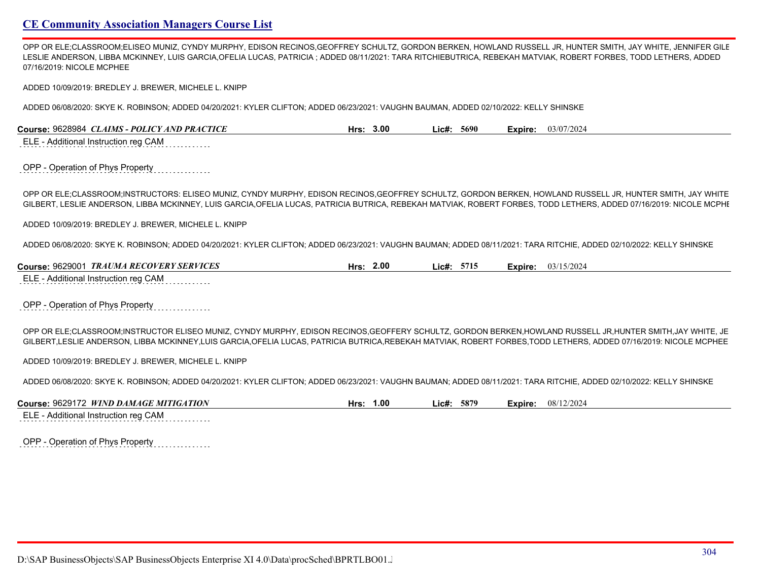## CE Community Association Managers Course List

OPP OR ELE;CLASSROOM;ELISEO MUNIZ, CYNDY MURPHY, EDISON RECINOS,GEOFFREY SCHULTZ, GORDON BERKEN, HOWLAND RUSSELL JR, HUNTER SMITH, JAY WHITE, JENNIFER GILE LESLIE ANDERSON, LIBBA MCKINNEY, LUIS GARCIA,OFELIA LUCAS, PATRICIA ; ADDED 08/11/2021: TARA RITCHIEBUTRICA, REBEKAH MATVIAK, ROBERT FORBES, TODD LETHERS, ADDED 07/16/2019: NICOLE MCPHEE

ADDED 10/09/2019: BREDLEY J. BREWER, MICHELE L. KNIPP

ADDED 06/08/2020: SKYE K. ROBINSON; ADDED 04/20/2021: KYLER CLIFTON; ADDED 06/23/2021: VAUGHN BAUMAN, ADDED 02/10/2022: KELLY SHINSKE

**Course:** 9628984 ***CLAIMS - POLICY AND PRACTICE*** **Hrs:** 3.00 **Lic#:** 5690 **Expire:** 03/07/2024

ELE - Additional Instruction reg CAM

OPP - Operation of Phys Property

OPP OR ELE;CLASSROOM;INSTRUCTORS: ELISEO MUNIZ, CYNDY MURPHY, EDISON RECINOS,GEOFFREY SCHULTZ, GORDON BERKEN, HOWLAND RUSSELL JR, HUNTER SMITH, JAY WHITE GILBERT, LESLIE ANDERSON, LIBBA MCKINNEY, LUIS GARCIA,OFELIA LUCAS, PATRICIA BUTRICA, REBEKAH MATVIAK, ROBERT FORBES, TODD LETHERS, ADDED 07/16/2019: NICOLE MCPHE

ADDED 10/09/2019: BREDLEY J. BREWER, MICHELE L. KNIPP

ADDED 06/08/2020: SKYE K. ROBINSON; ADDED 04/20/2021: KYLER CLIFTON; ADDED 06/23/2021: VAUGHN BAUMAN; ADDED 08/11/2021: TARA RITCHIE, ADDED 02/10/2022: KELLY SHINSKE

**Course:** 9629001 ***TRAUMA RECOVERY SERVICES*** **Hrs:** 2.00 **Lic#:** 5715 **Expire:** 03/15/2024

ELE - Additional Instruction reg CAM

OPP - Operation of Phys Property

OPP OR ELE;CLASSROOM;INSTRUCTOR ELISEO MUNIZ, CYNDY MURPHY, EDISON RECINOS,GEOFFERY SCHULTZ, GORDON BERKEN,HOWLAND RUSSELL JR,HUNTER SMITH,JAY WHITE, JE GILBERT,LESLIE ANDERSON, LIBBA MCKINNEY,LUIS GARCIA,OFELIA LUCAS, PATRICIA BUTRICA,REBEKAH MATVIAK, ROBERT FORBES,TODD LETHERS, ADDED 07/16/2019: NICOLE MCPHEE

ADDED 10/09/2019: BREDLEY J. BREWER, MICHELE L. KNIPP

ADDED 06/08/2020: SKYE K. ROBINSON; ADDED 04/20/2021: KYLER CLIFTON; ADDED 06/23/2021: VAUGHN BAUMAN; ADDED 08/11/2021: TARA RITCHIE, ADDED 02/10/2022: KELLY SHINSKE

**Course:** 9629172 ***WIND DAMAGE MITIGATION*** **Hrs:** 1.00 **Lic#:** 5879 **Expire:** 08/12/2024

ELE - Additional Instruction reg CAM

OPP - Operation of Phys Property

D:\SAP BusinessObjects\SAP BusinessObjects Enterprise XI 4.0\Data\procSched\BPRTLBO01.J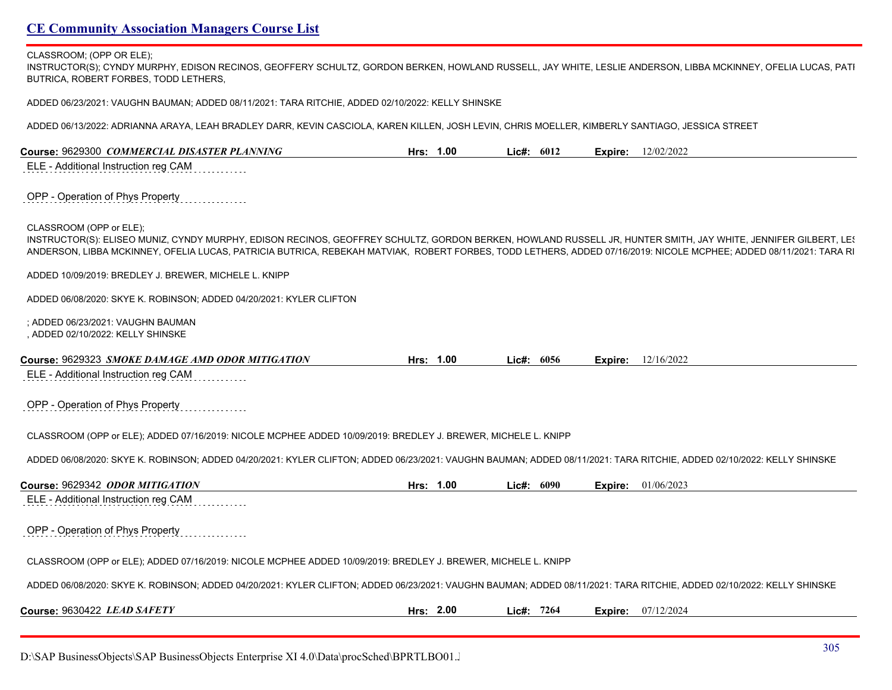CLASSROOM; (OPP OR ELE);
INSTRUCTOR(S); CYNDY MURPHY, EDISON RECINOS, GEOFFERY SCHULTZ, GORDON BERKEN, HOWLAND RUSSELL, JAY WHITE, LESLIE ANDERSON, LIBBA MCKINNEY, OFELIA LUCAS, PATI BUTRICA, ROBERT FORBES, TODD LETHERS,

ADDED 06/23/2021: VAUGHN BAUMAN; ADDED 08/11/2021: TARA RITCHIE, ADDED 02/10/2022: KELLY SHINSKE

ADDED 06/13/2022: ADRIANNA ARAYA, LEAH BRADLEY DARR, KEVIN CASCIOLA, KAREN KILLEN, JOSH LEVIN, CHRIS MOELLER, KIMBERLY SANTIAGO, JESSICA STREET

**Course:** 9629300 ***COMMERCIAL DISASTER PLANNING*** **Hrs:** 1.00 **Lic#:** 6012 **Expire:** 12/02/2022

ELE - Additional Instruction reg CAM

OPP - Operation of Phys Property

CLASSROOM (OPP or ELE);
INSTRUCTOR(S): ELISEO MUNIZ, CYNDY MURPHY, EDISON RECINOS, GEOFFREY SCHULTZ, GORDON BERKEN, HOWLAND RUSSELL JR, HUNTER SMITH, JAY WHITE, JENNIFER GILBERT, LES ANDERSON, LIBBA MCKINNEY, OFELIA LUCAS, PATRICIA BUTRICA, REBEKAH MATVIAK, ROBERT FORBES, TODD LETHERS, ADDED 07/16/2019: NICOLE MCPHEE; ADDED 08/11/2021: TARA RI

ADDED 10/09/2019: BREDLEY J. BREWER, MICHELE L. KNIPP

ADDED 06/08/2020: SKYE K. ROBINSON; ADDED 04/20/2021: KYLER CLIFTON

; ADDED 06/23/2021: VAUGHN BAUMAN
, ADDED 02/10/2022: KELLY SHINSKE

**Course:** 9629323 ***SMOKE DAMAGE AMD ODOR MITIGATION*** **Hrs:** 1.00 **Lic#:** 6056 **Expire:** 12/16/2022

ELE - Additional Instruction reg CAM

OPP - Operation of Phys Property

CLASSROOM (OPP or ELE); ADDED 07/16/2019: NICOLE MCPHEE ADDED 10/09/2019: BREDLEY J. BREWER, MICHELE L. KNIPP

ADDED 06/08/2020: SKYE K. ROBINSON; ADDED 04/20/2021: KYLER CLIFTON; ADDED 06/23/2021: VAUGHN BAUMAN; ADDED 08/11/2021: TARA RITCHIE, ADDED 02/10/2022: KELLY SHINSKE

**Course:** 9629342 ***ODOR MITIGATION*** **Hrs:** 1.00 **Lic#:** 6090 **Expire:** 01/06/2023

ELE - Additional Instruction reg CAM

OPP - Operation of Phys Property

CLASSROOM (OPP or ELE); ADDED 07/16/2019: NICOLE MCPHEE ADDED 10/09/2019: BREDLEY J. BREWER, MICHELE L. KNIPP

ADDED 06/08/2020: SKYE K. ROBINSON; ADDED 04/20/2021: KYLER CLIFTON; ADDED 06/23/2021: VAUGHN BAUMAN; ADDED 08/11/2021: TARA RITCHIE, ADDED 02/10/2022: KELLY SHINSKE

**Course:** 9630422 ***LEAD SAFETY*** **Hrs:** 2.00 **Lic#:** 7264 **Expire:** 07/12/2024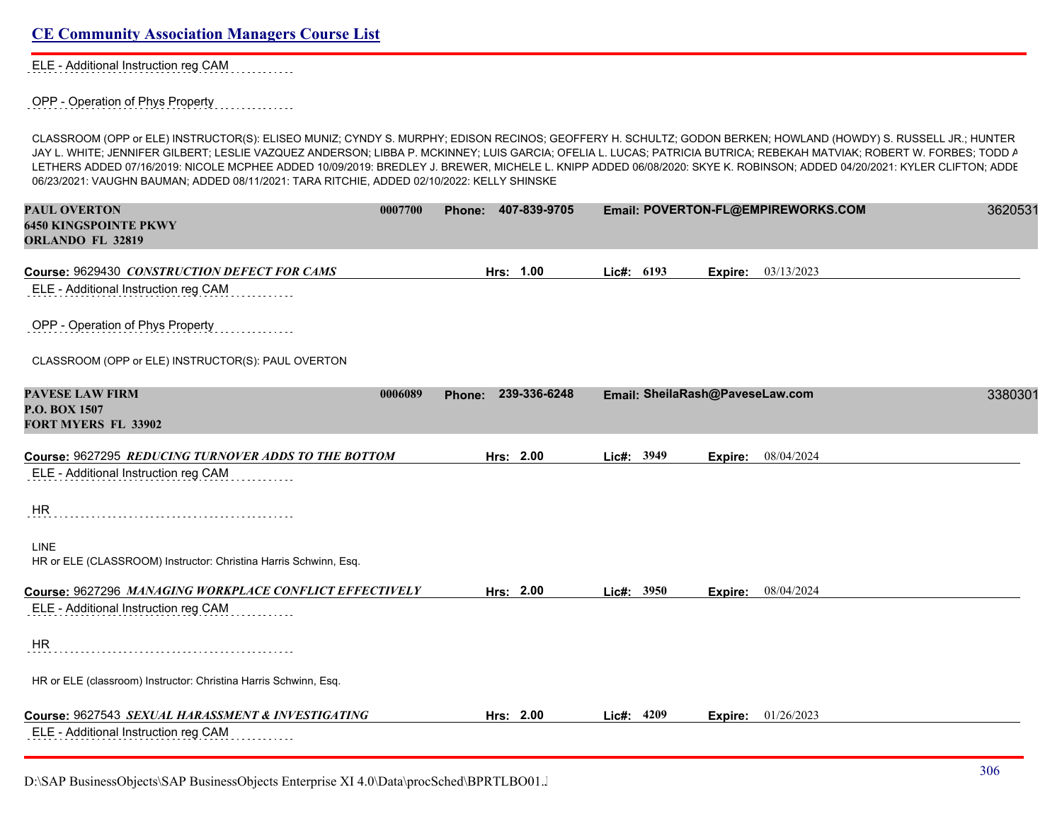ELE - Additional Instruction reg CAM

OPP - Operation of Phys Property

CLASSROOM (OPP or ELE) INSTRUCTOR(S): ELISEO MUNIZ; CYNDY S. MURPHY; EDISON RECINOS; GEOFFERY H. SCHULTZ; GODON BERKEN; HOWLAND (HOWDY) S. RUSSELL JR.; HUNTER JAY L. WHITE; JENNIFER GILBERT; LESLIE VAZQUEZ ANDERSON; LIBBA P. MCKINNEY; LUIS GARCIA; OFELIA L. LUCAS; PATRICIA BUTRICA; REBEKAH MATVIAK; ROBERT W. FORBES; TODD A LETHERS ADDED 07/16/2019: NICOLE MCPHEE ADDED 10/09/2019: BREDLEY J. BREWER, MICHELE L. KNIPP ADDED 06/08/2020: SKYE K. ROBINSON; ADDED 04/20/2021: KYLER CLIFTON; ADDE 06/23/2021: VAUGHN BAUMAN; ADDED 08/11/2021: TARA RITCHIE, ADDED 02/10/2022: KELLY SHINSKE

**PAUL OVERTON** 0007700 **Phone: 407-839-9705** **Email: POVERTON-FL@EMPIREWORKS.COM** 3620531
**6450 KINGSPOINTE PKWY**
**ORLANDO FL 32819**

**Course:** 9629430 ***CONSTRUCTION DEFECT FOR CAMS*** **Hrs: 1.00** **Lic#: 6193** **Expire:** 03/13/2023

ELE - Additional Instruction reg CAM

OPP - Operation of Phys Property

CLASSROOM (OPP or ELE) INSTRUCTOR(S): PAUL OVERTON

**PAVESE LAW FIRM** 0006089 **Phone: 239-336-6248** **Email: SheilaRash@PaveseLaw.com** 3380301
**P.O. BOX 1507**
**FORT MYERS FL 33902**

**Course:** 9627295 ***REDUCING TURNOVER ADDS TO THE BOTTOM*** **Hrs: 2.00** **Lic#: 3949** **Expire:** 08/04/2024

ELE - Additional Instruction reg CAM

HR

LINE
HR or ELE (CLASSROOM) Instructor: Christina Harris Schwinn, Esq.

**Course:** 9627296 ***MANAGING WORKPLACE CONFLICT EFFECTIVELY*** **Hrs: 2.00** **Lic#: 3950** **Expire:** 08/04/2024

ELE - Additional Instruction reg CAM

HR

HR or ELE (classroom) Instructor: Christina Harris Schwinn, Esq.

**Course:** 9627543 ***SEXUAL HARASSMENT & INVESTIGATING*** **Hrs: 2.00** **Lic#: 4209** **Expire:** 01/26/2023

ELE - Additional Instruction reg CAM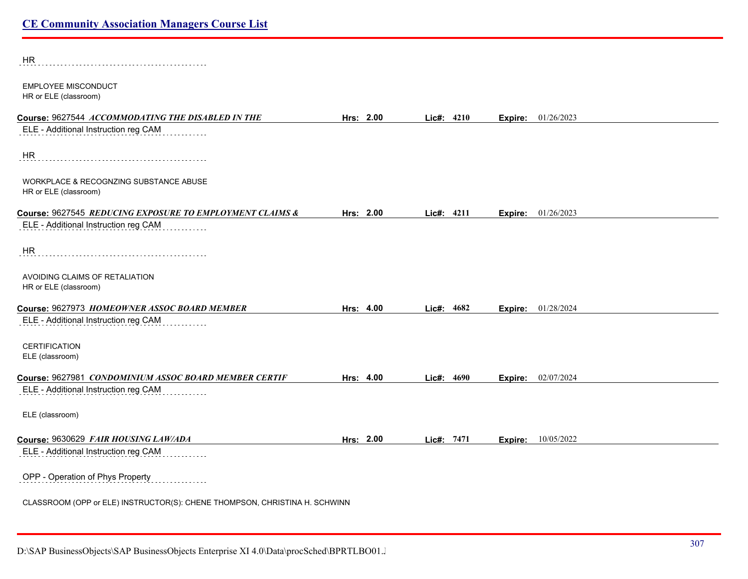HR

EMPLOYEE MISCONDUCT
HR or ELE (classroom)

**Course:** 9627544 ***ACCOMMODATING THE DISABLED IN THE*** **Hrs:** 2.00 **Lic#:** 4210 **Expire:** 01/26/2023

ELE - Additional Instruction reg CAM

HR

WORKPLACE & RECOGNZING SUBSTANCE ABUSE
HR or ELE (classroom)

**Course:** 9627545 ***REDUCING EXPOSURE TO EMPLOYMENT CLAIMS &*** **Hrs:** 2.00 **Lic#:** 4211 **Expire:** 01/26/2023

ELE - Additional Instruction reg CAM

HR

AVOIDING CLAIMS OF RETALIATION
HR or ELE (classroom)

**Course:** 9627973 ***HOMEOWNER ASSOC BOARD MEMBER*** **Hrs:** 4.00 **Lic#:** 4682 **Expire:** 01/28/2024

ELE - Additional Instruction reg CAM

CERTIFICATION
ELE (classroom)

**Course:** 9627981 ***CONDOMINIUM ASSOC BOARD MEMBER CERTIF*** **Hrs:** 4.00 **Lic#:** 4690 **Expire:** 02/07/2024

ELE - Additional Instruction reg CAM

ELE (classroom)

**Course:** 9630629 ***FAIR HOUSING LAW/ADA*** **Hrs:** 2.00 **Lic#:** 7471 **Expire:** 10/05/2022

ELE - Additional Instruction reg CAM

OPP - Operation of Phys Property

CLASSROOM (OPP or ELE) INSTRUCTOR(S): CHENE THOMPSON, CHRISTINA H. SCHWINN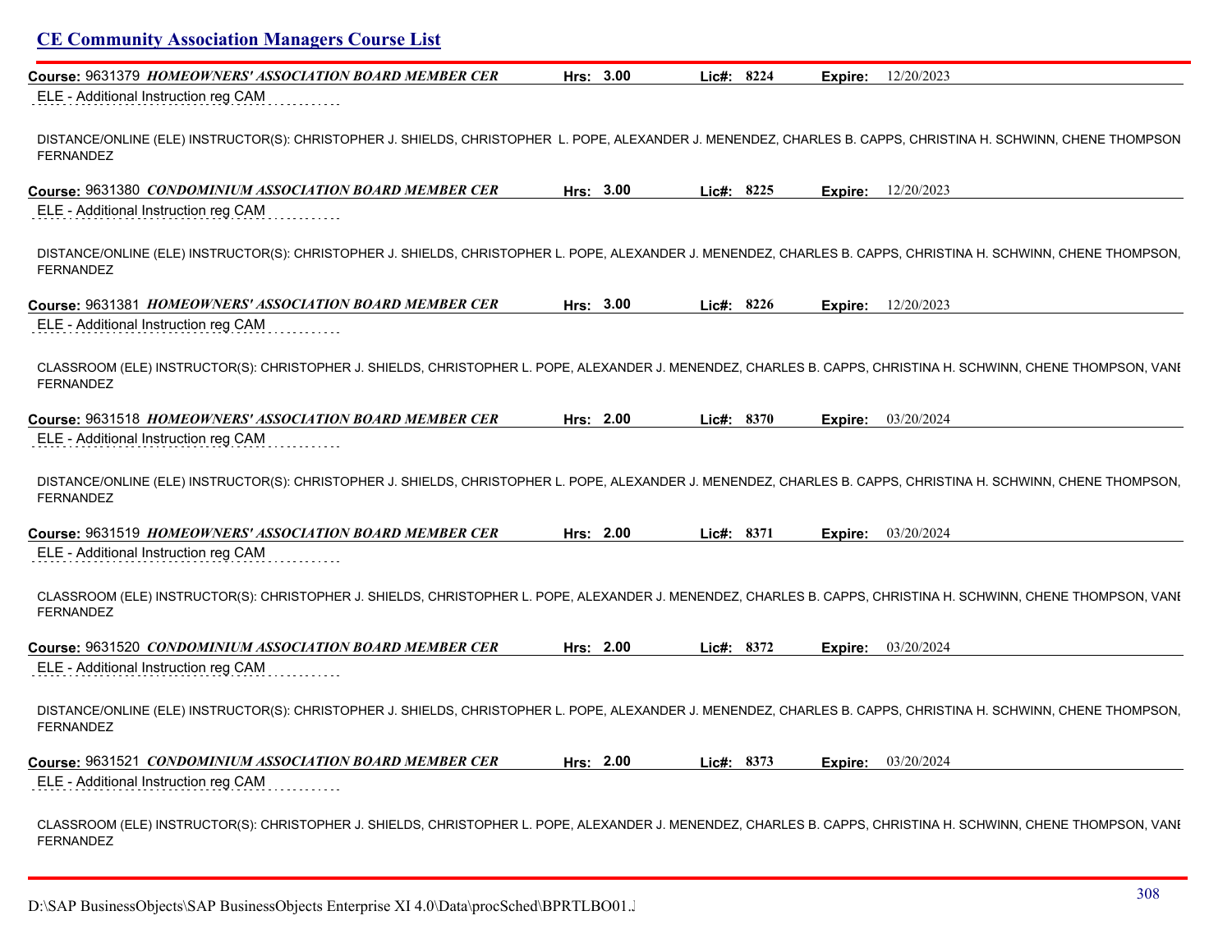## CE Community Association Managers Course List

**Course:** 9631379 ***HOMEOWNERS' ASSOCIATION BOARD MEMBER CER*** **Hrs: 3.00** **Lic#: 8224** **Expire:** 12/20/2023

ELE - Additional Instruction reg CAM

DISTANCE/ONLINE (ELE) INSTRUCTOR(S): CHRISTOPHER J. SHIELDS, CHRISTOPHER L. POPE, ALEXANDER J. MENENDEZ, CHARLES B. CAPPS, CHRISTINA H. SCHWINN, CHENE THOMPSON FERNANDEZ

**Course:** 9631380 ***CONDOMINIUM ASSOCIATION BOARD MEMBER CER*** **Hrs: 3.00** **Lic#: 8225** **Expire:** 12/20/2023

ELE - Additional Instruction reg CAM

DISTANCE/ONLINE (ELE) INSTRUCTOR(S): CHRISTOPHER J. SHIELDS, CHRISTOPHER L. POPE, ALEXANDER J. MENENDEZ, CHARLES B. CAPPS, CHRISTINA H. SCHWINN, CHENE THOMPSON, FERNANDEZ

**Course:** 9631381 ***HOMEOWNERS' ASSOCIATION BOARD MEMBER CER*** **Hrs: 3.00** **Lic#: 8226** **Expire:** 12/20/2023

ELE - Additional Instruction reg CAM

CLASSROOM (ELE) INSTRUCTOR(S): CHRISTOPHER J. SHIELDS, CHRISTOPHER L. POPE, ALEXANDER J. MENENDEZ, CHARLES B. CAPPS, CHRISTINA H. SCHWINN, CHENE THOMPSON, VANI FERNANDEZ

**Course:** 9631518 ***HOMEOWNERS' ASSOCIATION BOARD MEMBER CER*** **Hrs: 2.00** **Lic#: 8370** **Expire:** 03/20/2024

ELE - Additional Instruction reg CAM

DISTANCE/ONLINE (ELE) INSTRUCTOR(S): CHRISTOPHER J. SHIELDS, CHRISTOPHER L. POPE, ALEXANDER J. MENENDEZ, CHARLES B. CAPPS, CHRISTINA H. SCHWINN, CHENE THOMPSON, FERNANDEZ

**Course:** 9631519 ***HOMEOWNERS' ASSOCIATION BOARD MEMBER CER*** **Hrs: 2.00** **Lic#: 8371** **Expire:** 03/20/2024

ELE - Additional Instruction reg CAM

CLASSROOM (ELE) INSTRUCTOR(S): CHRISTOPHER J. SHIELDS, CHRISTOPHER L. POPE, ALEXANDER J. MENENDEZ, CHARLES B. CAPPS, CHRISTINA H. SCHWINN, CHENE THOMPSON, VANI FERNANDEZ

**Course:** 9631520 ***CONDOMINIUM ASSOCIATION BOARD MEMBER CER*** **Hrs: 2.00** **Lic#: 8372** **Expire:** 03/20/2024

ELE - Additional Instruction reg CAM

DISTANCE/ONLINE (ELE) INSTRUCTOR(S): CHRISTOPHER J. SHIELDS, CHRISTOPHER L. POPE, ALEXANDER J. MENENDEZ, CHARLES B. CAPPS, CHRISTINA H. SCHWINN, CHENE THOMPSON, FERNANDEZ

**Course:** 9631521 ***CONDOMINIUM ASSOCIATION BOARD MEMBER CER*** **Hrs: 2.00** **Lic#: 8373** **Expire:** 03/20/2024

ELE - Additional Instruction reg CAM

CLASSROOM (ELE) INSTRUCTOR(S): CHRISTOPHER J. SHIELDS, CHRISTOPHER L. POPE, ALEXANDER J. MENENDEZ, CHARLES B. CAPPS, CHRISTINA H. SCHWINN, CHENE THOMPSON, VANI FERNANDEZ

D:\SAP BusinessObjects\SAP BusinessObjects Enterprise XI 4.0\Data\procSched\BPRTLBO01.J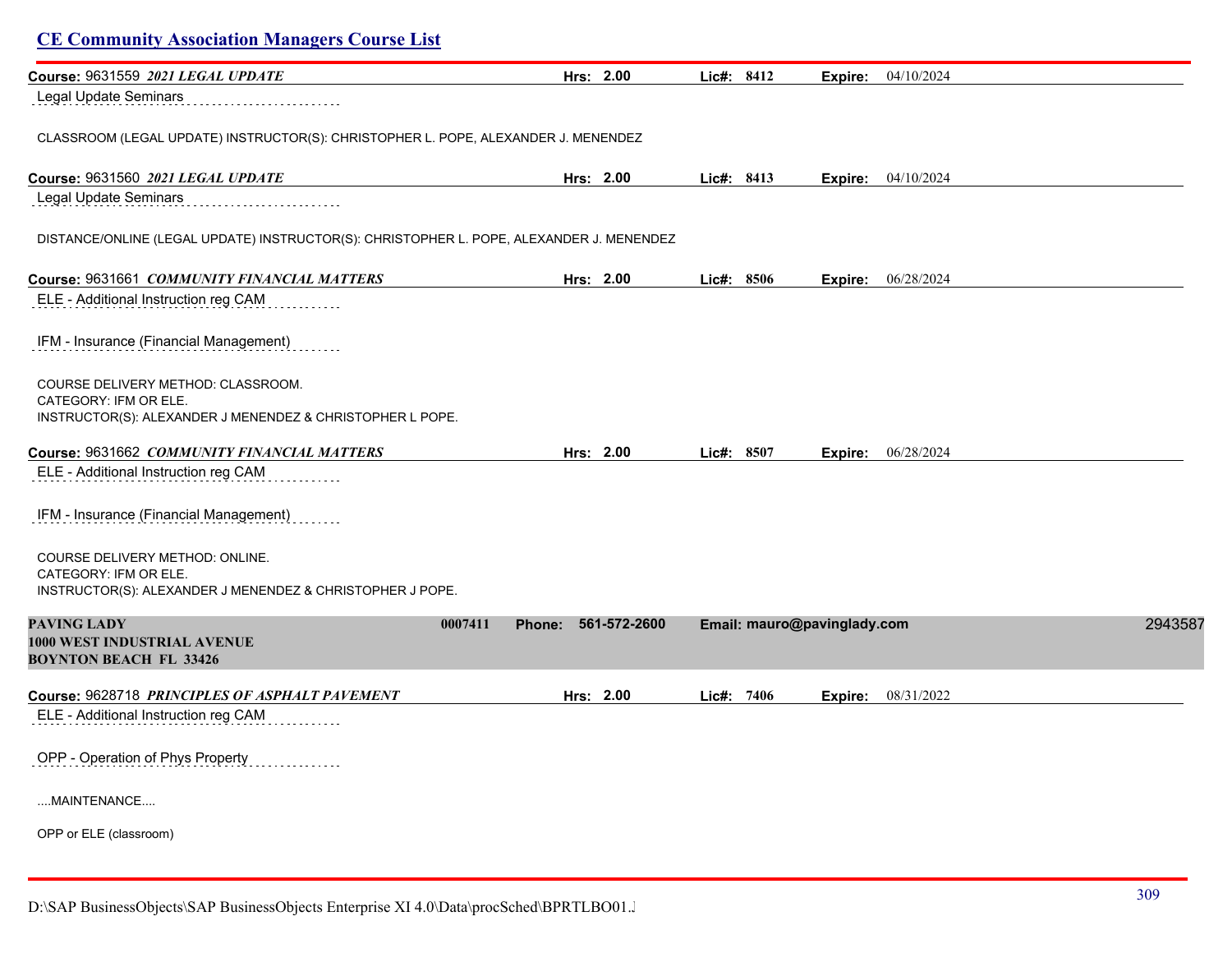**Course:** 9631559 ***2021 LEGAL UPDATE*** **Hrs: 2.00** **Lic#: 8412** **Expire:** 04/10/2024

Legal Update Seminars

CLASSROOM (LEGAL UPDATE) INSTRUCTOR(S): CHRISTOPHER L. POPE, ALEXANDER J. MENENDEZ

**Course:** 9631560 ***2021 LEGAL UPDATE*** **Hrs: 2.00** **Lic#: 8413** **Expire:** 04/10/2024

Legal Update Seminars

DISTANCE/ONLINE (LEGAL UPDATE) INSTRUCTOR(S): CHRISTOPHER L. POPE, ALEXANDER J. MENENDEZ

**Course:** 9631661 ***COMMUNITY FINANCIAL MATTERS*** **Hrs: 2.00** **Lic#: 8506** **Expire:** 06/28/2024

ELE - Additional Instruction reg CAM

IFM - Insurance (Financial Management)

COURSE DELIVERY METHOD: CLASSROOM.
CATEGORY: IFM OR ELE.
INSTRUCTOR(S): ALEXANDER J MENENDEZ & CHRISTOPHER L POPE.

**Course:** 9631662 ***COMMUNITY FINANCIAL MATTERS*** **Hrs: 2.00** **Lic#: 8507** **Expire:** 06/28/2024

ELE - Additional Instruction reg CAM

IFM - Insurance (Financial Management)

COURSE DELIVERY METHOD: ONLINE.
CATEGORY: IFM OR ELE.
INSTRUCTOR(S): ALEXANDER J MENENDEZ & CHRISTOPHER J POPE.

**PAVING LADY** **0007411** **Phone: 561-572-2600** **Email: mauro@pavinglady.com** 2943587
**1000 WEST INDUSTRIAL AVENUE**
**BOYNTON BEACH FL 33426**

**Course:** 9628718 ***PRINCIPLES OF ASPHALT PAVEMENT*** **Hrs: 2.00** **Lic#: 7406** **Expire:** 08/31/2022

ELE - Additional Instruction reg CAM

OPP - Operation of Phys Property

....MAINTENANCE....

OPP or ELE (classroom)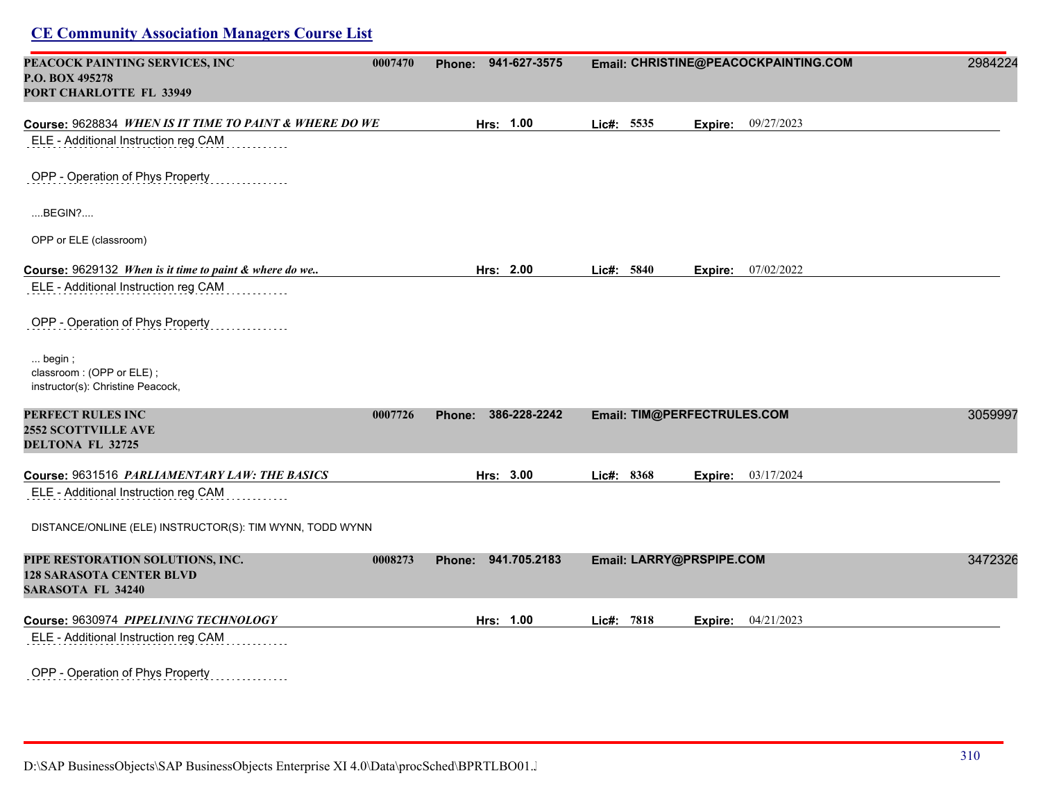# CE Community Association Managers Course List

**PEACOCK PAINTING SERVICES, INC** | 0007470 | Phone: 941-627-3575 | Email: CHRISTINE@PEACOCKPAINTING.COM | 2984224
**P.O. BOX 495278**
**PORT CHARLOTTE FL 33949**

**Course:** 9628834 ***WHEN IS IT TIME TO PAINT & WHERE DO WE*** | **Hrs:** 1.00 | **Lic#:** 5535 | **Expire:** 09/27/2023

ELE - Additional Instruction reg CAM

OPP - Operation of Phys Property

....BEGIN?....

OPP or ELE (classroom)

**Course:** 9629132 ***When is it time to paint & where do we..*** | **Hrs:** 2.00 | **Lic#:** 5840 | **Expire:** 07/02/2022

ELE - Additional Instruction reg CAM

OPP - Operation of Phys Property

... begin ;
classroom : (OPP or ELE) ;
instructor(s): Christine Peacock,

**PERFECT RULES INC** | 0007726 | Phone: 386-228-2242 | Email: TIM@PERFECTRULES.COM | 3059997
**2552 SCOTTVILLE AVE**
**DELTONA FL 32725**

**Course:** 9631516 ***PARLIAMENTARY LAW: THE BASICS*** | **Hrs:** 3.00 | **Lic#:** 8368 | **Expire:** 03/17/2024

ELE - Additional Instruction reg CAM

DISTANCE/ONLINE (ELE) INSTRUCTOR(S): TIM WYNN, TODD WYNN

**PIPE RESTORATION SOLUTIONS, INC.** | 0008273 | Phone: 941.705.2183 | Email: LARRY@PRSPIPE.COM | 3472326
**128 SARASOTA CENTER BLVD**
**SARASOTA FL 34240**

**Course:** 9630974 ***PIPELINING TECHNOLOGY*** | **Hrs:** 1.00 | **Lic#:** 7818 | **Expire:** 04/21/2023

ELE - Additional Instruction reg CAM

OPP - Operation of Phys Property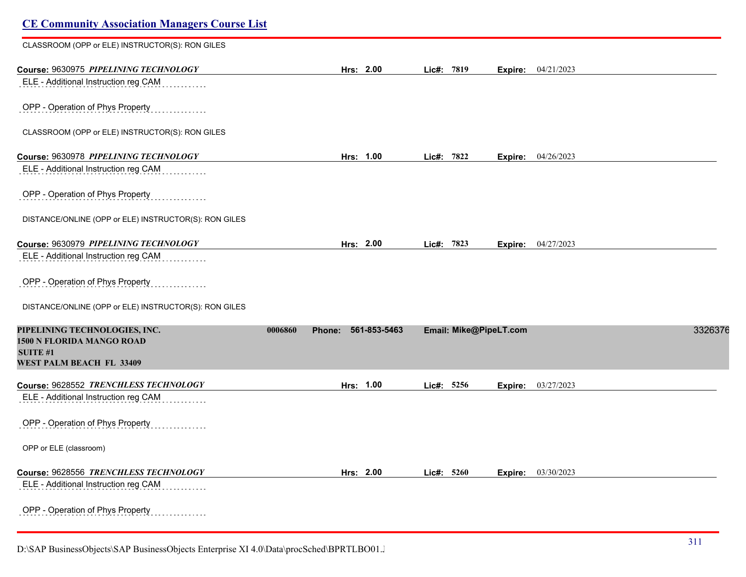CLASSROOM (OPP or ELE) INSTRUCTOR(S): RON GILES

**Course:** 9630975 ***PIPELINING TECHNOLOGY*** **Hrs:** 2.00 **Lic#:** 7819 **Expire:** 04/21/2023

ELE - Additional Instruction reg CAM

OPP - Operation of Phys Property

CLASSROOM (OPP or ELE) INSTRUCTOR(S): RON GILES

**Course:** 9630978 ***PIPELINING TECHNOLOGY*** **Hrs:** 1.00 **Lic#:** 7822 **Expire:** 04/26/2023

ELE - Additional Instruction reg CAM

OPP - Operation of Phys Property

DISTANCE/ONLINE (OPP or ELE) INSTRUCTOR(S): RON GILES

**Course:** 9630979 ***PIPELINING TECHNOLOGY*** **Hrs:** 2.00 **Lic#:** 7823 **Expire:** 04/27/2023

ELE - Additional Instruction reg CAM

OPP - Operation of Phys Property

DISTANCE/ONLINE (OPP or ELE) INSTRUCTOR(S): RON GILES

**PIPELINING TECHNOLOGIES, INC.** 0006860 **Phone: 561-853-5463** **Email: Mike@PipeLT.com** 3326376
**1500 N FLORIDA MANGO ROAD**
**SUITE #1**
**WEST PALM BEACH FL 33409**

**Course:** 9628552 ***TRENCHLESS TECHNOLOGY*** **Hrs:** 1.00 **Lic#:** 5256 **Expire:** 03/27/2023

ELE - Additional Instruction reg CAM

OPP - Operation of Phys Property

OPP or ELE (classroom)

**Course:** 9628556 ***TRENCHLESS TECHNOLOGY*** **Hrs:** 2.00 **Lic#:** 5260 **Expire:** 03/30/2023

ELE - Additional Instruction reg CAM

OPP - Operation of Phys Property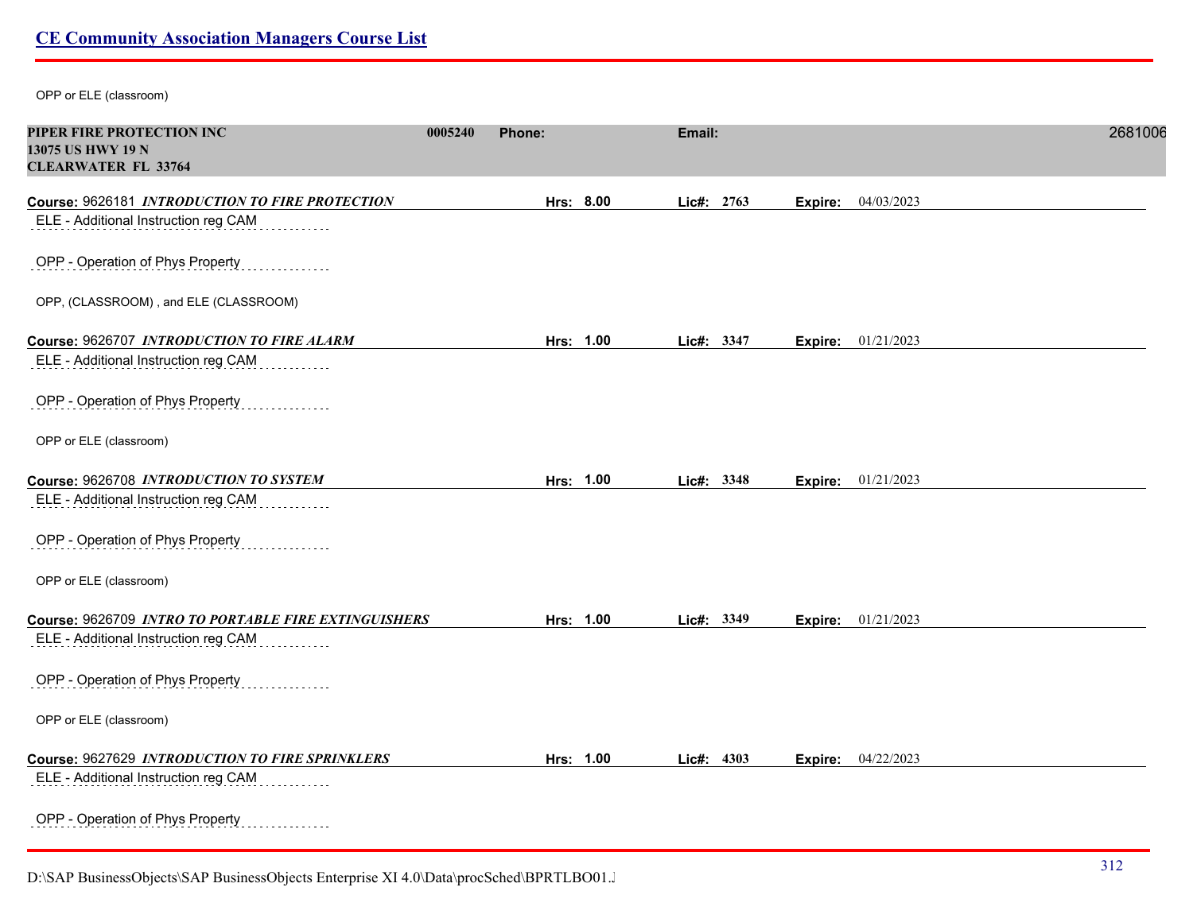OPP or ELE (classroom)

**PIPER FIRE PROTECTION INC** **0005240** **Phone:** **Email:** 2681006
**13075 US HWY 19 N**
**CLEARWATER FL 33764**

**Course:** 9626181 ***INTRODUCTION TO FIRE PROTECTION*** **Hrs: 8.00** **Lic#: 2763** **Expire:** 04/03/2023

ELE - Additional Instruction reg CAM

OPP - Operation of Phys Property

OPP, (CLASSROOM) , and ELE (CLASSROOM)

**Course:** 9626707 ***INTRODUCTION TO FIRE ALARM*** **Hrs: 1.00** **Lic#: 3347** **Expire:** 01/21/2023

ELE - Additional Instruction reg CAM

OPP - Operation of Phys Property

OPP or ELE (classroom)

**Course:** 9626708 ***INTRODUCTION TO SYSTEM*** **Hrs: 1.00** **Lic#: 3348** **Expire:** 01/21/2023

ELE - Additional Instruction reg CAM

OPP - Operation of Phys Property

OPP or ELE (classroom)

**Course:** 9626709 ***INTRO TO PORTABLE FIRE EXTINGUISHERS*** **Hrs: 1.00** **Lic#: 3349** **Expire:** 01/21/2023

ELE - Additional Instruction reg CAM

OPP - Operation of Phys Property

OPP or ELE (classroom)

**Course:** 9627629 ***INTRODUCTION TO FIRE SPRINKLERS*** **Hrs: 1.00** **Lic#: 4303** **Expire:** 04/22/2023

ELE - Additional Instruction reg CAM

OPP - Operation of Phys Property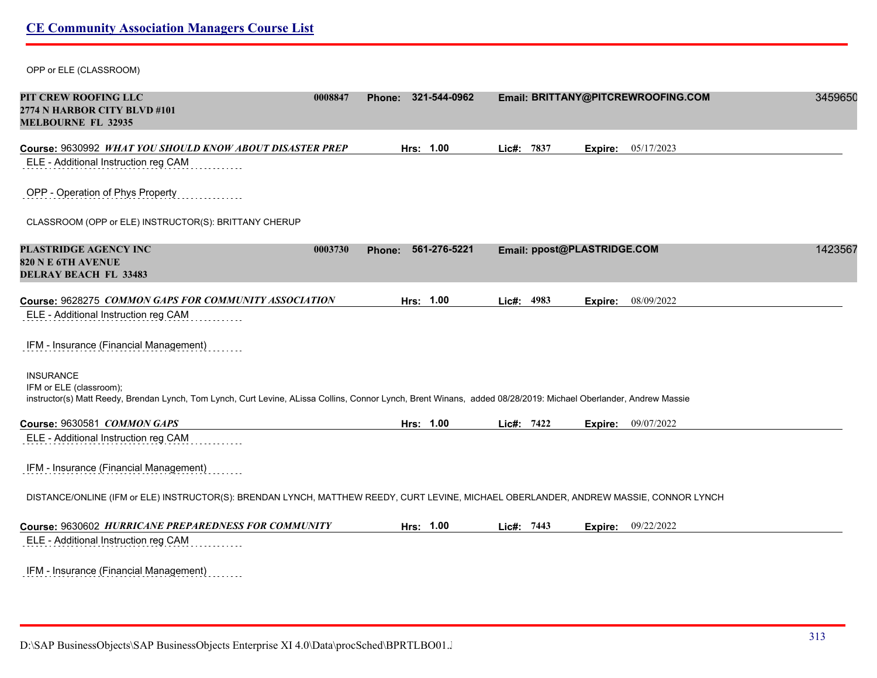OPP or ELE (CLASSROOM)

**PIT CREW ROOFING LLC** 0008847 **Phone: 321-544-0962** **Email: BRITTANY@PITCREWROOFING.COM** 3459650
**2774 N HARBOR CITY BLVD #101**
**MELBOURNE FL 32935**

**Course:** 9630992 ***WHAT YOU SHOULD KNOW ABOUT DISASTER PREP*** **Hrs: 1.00** **Lic#: 7837** **Expire:** 05/17/2023

ELE - Additional Instruction reg CAM

OPP - Operation of Phys Property

CLASSROOM (OPP or ELE) INSTRUCTOR(S): BRITTANY CHERUP

**PLASTRIDGE AGENCY INC** 0003730 **Phone: 561-276-5221** **Email: ppost@PLASTRIDGE.COM** 1423567
**820 N E 6TH AVENUE**
**DELRAY BEACH FL 33483**

**Course:** 9628275 ***COMMON GAPS FOR COMMUNITY ASSOCIATION*** **Hrs: 1.00** **Lic#: 4983** **Expire:** 08/09/2022

ELE - Additional Instruction reg CAM

IFM - Insurance (Financial Management)

INSURANCE
IFM or ELE (classroom);
instructor(s) Matt Reedy, Brendan Lynch, Tom Lynch, Curt Levine, ALissa Collins, Connor Lynch, Brent Winans, added 08/28/2019: Michael Oberlander, Andrew Massie

**Course:** 9630581 ***COMMON GAPS*** **Hrs: 1.00** **Lic#: 7422** **Expire:** 09/07/2022

ELE - Additional Instruction reg CAM

IFM - Insurance (Financial Management)

DISTANCE/ONLINE (IFM or ELE) INSTRUCTOR(S): BRENDAN LYNCH, MATTHEW REEDY, CURT LEVINE, MICHAEL OBERLANDER, ANDREW MASSIE, CONNOR LYNCH

**Course:** 9630602 ***HURRICANE PREPAREDNESS FOR COMMUNITY*** **Hrs: 1.00** **Lic#: 7443** **Expire:** 09/22/2022

ELE - Additional Instruction reg CAM

IFM - Insurance (Financial Management)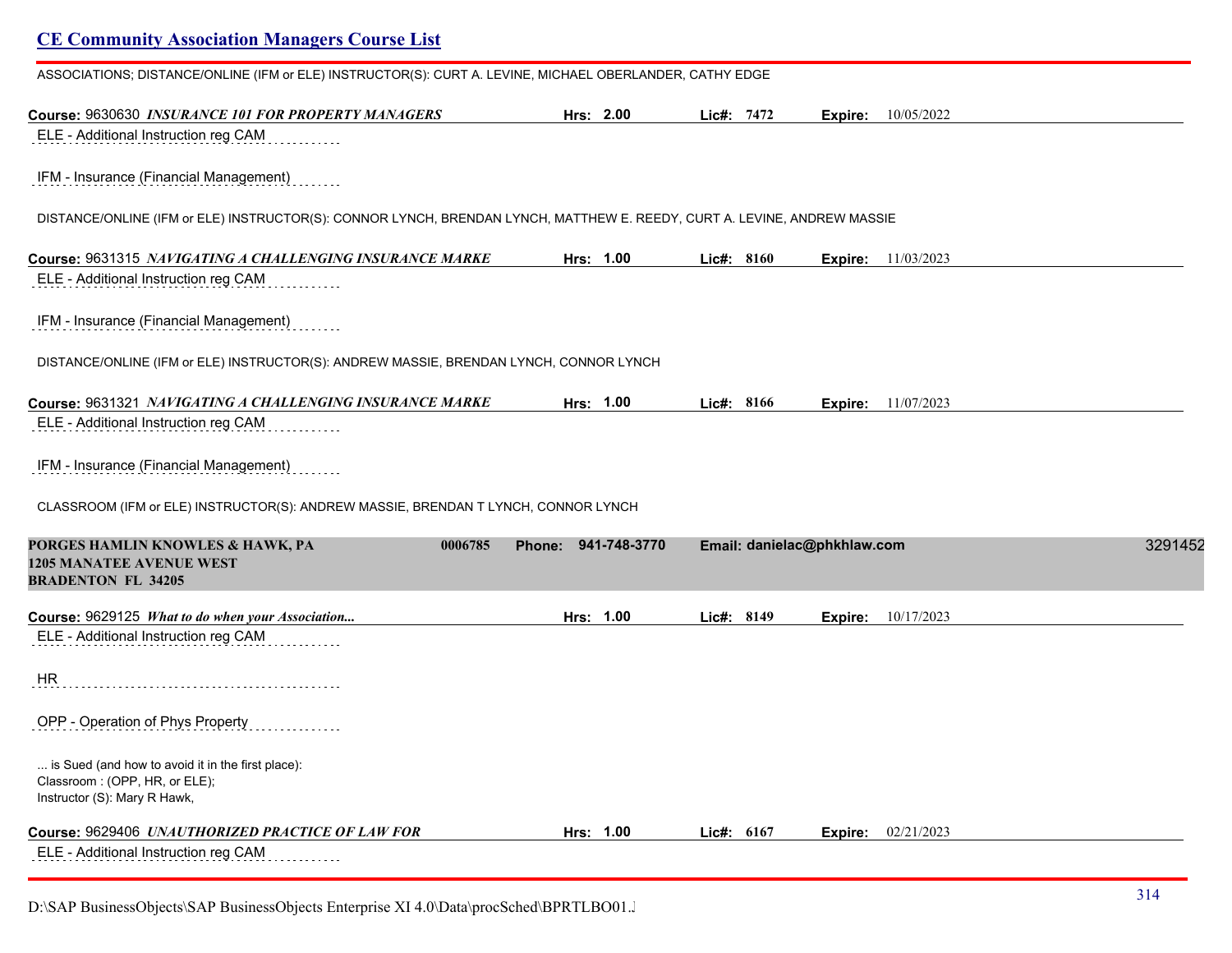ASSOCIATIONS; DISTANCE/ONLINE (IFM or ELE) INSTRUCTOR(S): CURT A. LEVINE, MICHAEL OBERLANDER, CATHY EDGE

**Course:** 9630630 ***INSURANCE 101 FOR PROPERTY MANAGERS*** **Hrs:** 2.00 **Lic#:** 7472 **Expire:** 10/05/2022

ELE - Additional Instruction reg CAM

IFM - Insurance (Financial Management)

DISTANCE/ONLINE (IFM or ELE) INSTRUCTOR(S): CONNOR LYNCH, BRENDAN LYNCH, MATTHEW E. REEDY, CURT A. LEVINE, ANDREW MASSIE

**Course:** 9631315 ***NAVIGATING A CHALLENGING INSURANCE MARKE*** **Hrs:** 1.00 **Lic#:** 8160 **Expire:** 11/03/2023

ELE - Additional Instruction reg CAM

IFM - Insurance (Financial Management)

DISTANCE/ONLINE (IFM or ELE) INSTRUCTOR(S): ANDREW MASSIE, BRENDAN LYNCH, CONNOR LYNCH

**Course:** 9631321 ***NAVIGATING A CHALLENGING INSURANCE MARKE*** **Hrs:** 1.00 **Lic#:** 8166 **Expire:** 11/07/2023

ELE - Additional Instruction reg CAM

IFM - Insurance (Financial Management)

CLASSROOM (IFM or ELE) INSTRUCTOR(S): ANDREW MASSIE, BRENDAN T LYNCH, CONNOR LYNCH

**PORGES HAMLIN KNOWLES & HAWK, PA** 0006785 **Phone:** 941-748-3770 **Email:** danielac@phkhlaw.com 3291452
**1205 MANATEE AVENUE WEST**
**BRADENTON FL 34205**

**Course:** 9629125 ***What to do when your Association...*** **Hrs:** 1.00 **Lic#:** 8149 **Expire:** 10/17/2023

ELE - Additional Instruction reg CAM

HR

OPP - Operation of Phys Property

... is Sued (and how to avoid it in the first place):
Classroom : (OPP, HR, or ELE);
Instructor (S): Mary R Hawk,

**Course:** 9629406 ***UNAUTHORIZED PRACTICE OF LAW FOR*** **Hrs:** 1.00 **Lic#:** 6167 **Expire:** 02/21/2023

ELE - Additional Instruction reg CAM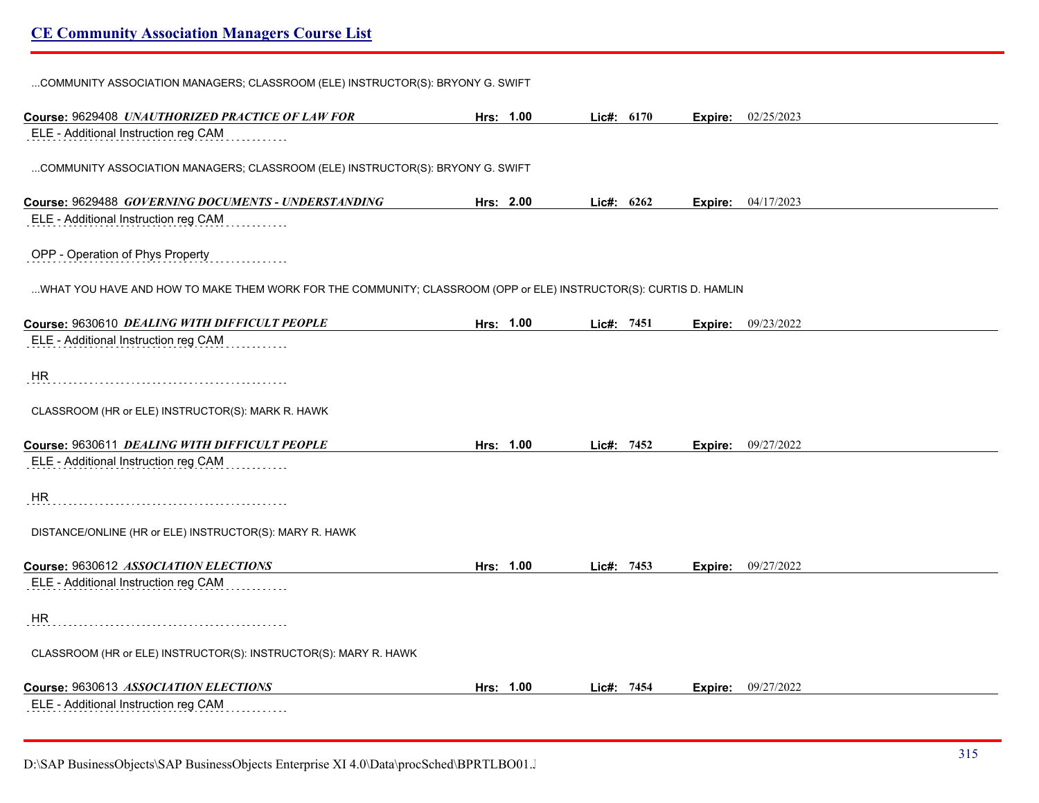...COMMUNITY ASSOCIATION MANAGERS; CLASSROOM (ELE) INSTRUCTOR(S): BRYONY G. SWIFT

**Course:** 9629408 ***UNAUTHORIZED PRACTICE OF LAW FOR*** **Hrs:** **1.00** **Lic#:** **6170** **Expire:** 02/25/2023

ELE - Additional Instruction reg CAM

...COMMUNITY ASSOCIATION MANAGERS; CLASSROOM (ELE) INSTRUCTOR(S): BRYONY G. SWIFT

**Course:** 9629488 ***GOVERNING DOCUMENTS - UNDERSTANDING*** **Hrs:** **2.00** **Lic#:** **6262** **Expire:** 04/17/2023

ELE - Additional Instruction reg CAM

OPP - Operation of Phys Property

...WHAT YOU HAVE AND HOW TO MAKE THEM WORK FOR THE COMMUNITY; CLASSROOM (OPP or ELE) INSTRUCTOR(S): CURTIS D. HAMLIN

**Course:** 9630610 ***DEALING WITH DIFFICULT PEOPLE*** **Hrs:** **1.00** **Lic#:** **7451** **Expire:** 09/23/2022

ELE - Additional Instruction reg CAM

HR

CLASSROOM (HR or ELE) INSTRUCTOR(S): MARK R. HAWK

**Course:** 9630611 ***DEALING WITH DIFFICULT PEOPLE*** **Hrs:** **1.00** **Lic#:** **7452** **Expire:** 09/27/2022

ELE - Additional Instruction reg CAM

HR

DISTANCE/ONLINE (HR or ELE) INSTRUCTOR(S): MARY R. HAWK

**Course:** 9630612 ***ASSOCIATION ELECTIONS*** **Hrs:** **1.00** **Lic#:** **7453** **Expire:** 09/27/2022

ELE - Additional Instruction reg CAM

HR

CLASSROOM (HR or ELE) INSTRUCTOR(S): INSTRUCTOR(S): MARY R. HAWK

**Course:** 9630613 ***ASSOCIATION ELECTIONS*** **Hrs:** **1.00** **Lic#:** **7454** **Expire:** 09/27/2022

ELE - Additional Instruction reg CAM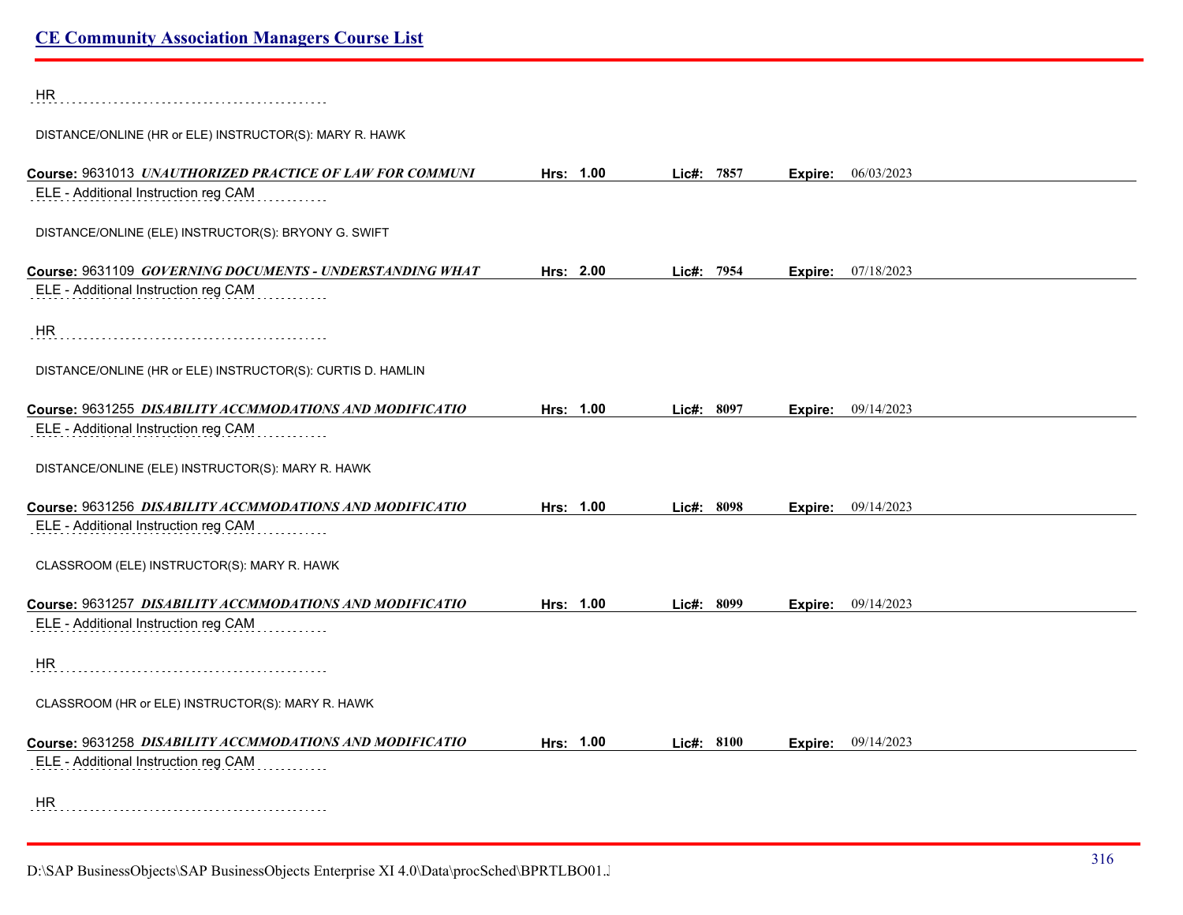HR

DISTANCE/ONLINE (HR or ELE) INSTRUCTOR(S): MARY R. HAWK

**Course:** 9631013 ***UNAUTHORIZED PRACTICE OF LAW FOR COMMUNI*** **Hrs: 1.00** **Lic#: 7857** **Expire:** 06/03/2023

ELE - Additional Instruction reg CAM

DISTANCE/ONLINE (ELE) INSTRUCTOR(S): BRYONY G. SWIFT

**Course:** 9631109 ***GOVERNING DOCUMENTS - UNDERSTANDING WHAT*** **Hrs: 2.00** **Lic#: 7954** **Expire:** 07/18/2023

ELE - Additional Instruction reg CAM

HR

DISTANCE/ONLINE (HR or ELE) INSTRUCTOR(S): CURTIS D. HAMLIN

**Course:** 9631255 ***DISABILITY ACCMMODATIONS AND MODIFICATIO*** **Hrs: 1.00** **Lic#: 8097** **Expire:** 09/14/2023

ELE - Additional Instruction reg CAM

DISTANCE/ONLINE (ELE) INSTRUCTOR(S): MARY R. HAWK

**Course:** 9631256 ***DISABILITY ACCMMODATIONS AND MODIFICATIO*** **Hrs: 1.00** **Lic#: 8098** **Expire:** 09/14/2023

ELE - Additional Instruction reg CAM

CLASSROOM (ELE) INSTRUCTOR(S): MARY R. HAWK

**Course:** 9631257 ***DISABILITY ACCMMODATIONS AND MODIFICATIO*** **Hrs: 1.00** **Lic#: 8099** **Expire:** 09/14/2023

ELE - Additional Instruction reg CAM

HR

CLASSROOM (HR or ELE) INSTRUCTOR(S): MARY R. HAWK

**Course:** 9631258 ***DISABILITY ACCMMODATIONS AND MODIFICATIO*** **Hrs: 1.00** **Lic#: 8100** **Expire:** 09/14/2023

ELE - Additional Instruction reg CAM

HR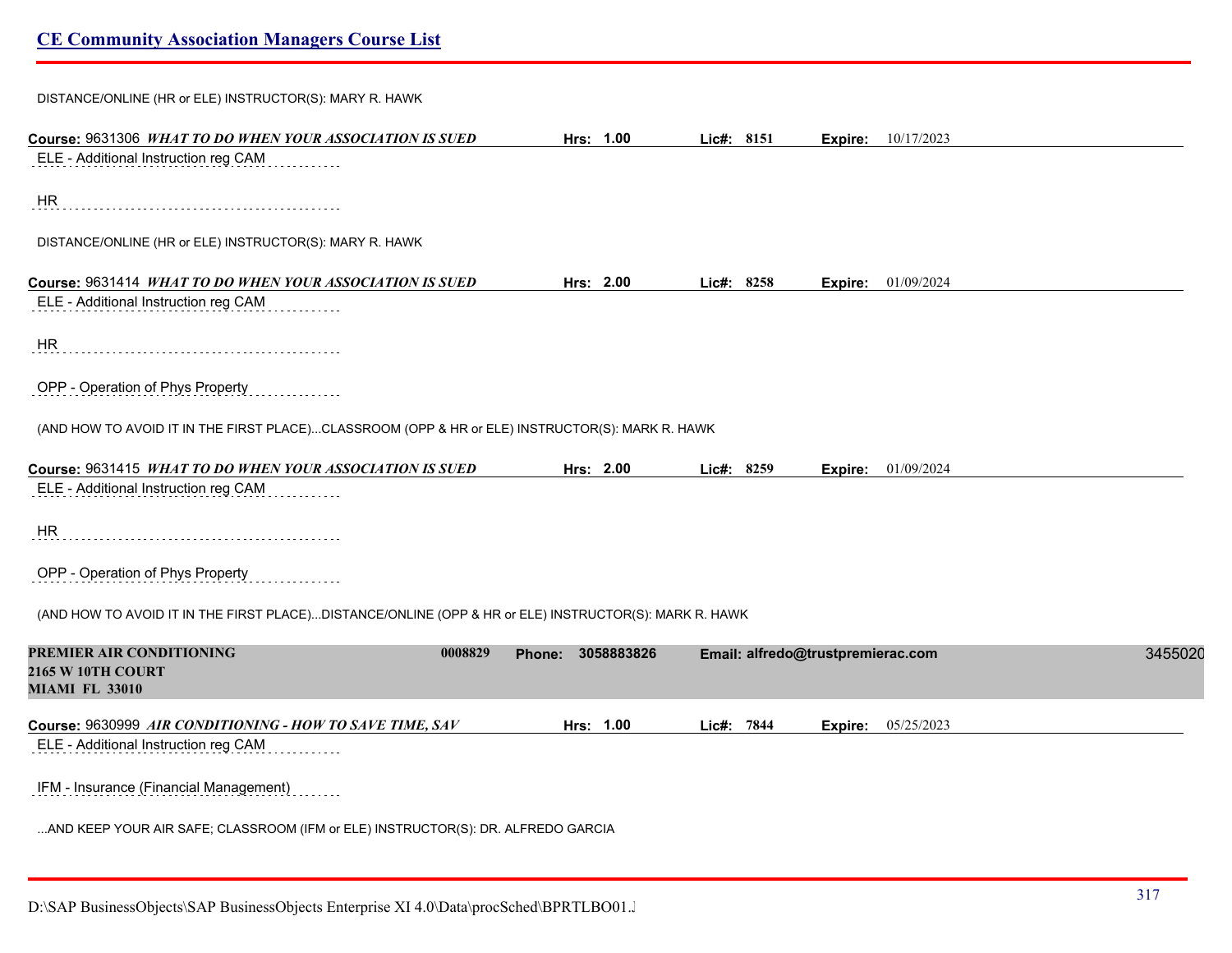DISTANCE/ONLINE (HR or ELE) INSTRUCTOR(S): MARY R. HAWK

**Course:** 9631306 ***WHAT TO DO WHEN YOUR ASSOCIATION IS SUED*** **Hrs: 1.00** **Lic#: 8151** **Expire:** 10/17/2023

ELE - Additional Instruction reg CAM

HR

DISTANCE/ONLINE (HR or ELE) INSTRUCTOR(S): MARY R. HAWK

**Course:** 9631414 ***WHAT TO DO WHEN YOUR ASSOCIATION IS SUED*** **Hrs: 2.00** **Lic#: 8258** **Expire:** 01/09/2024

ELE - Additional Instruction reg CAM

HR

OPP - Operation of Phys Property

(AND HOW TO AVOID IT IN THE FIRST PLACE)...CLASSROOM (OPP & HR or ELE) INSTRUCTOR(S): MARK R. HAWK

**Course:** 9631415 ***WHAT TO DO WHEN YOUR ASSOCIATION IS SUED*** **Hrs: 2.00** **Lic#: 8259** **Expire:** 01/09/2024

ELE - Additional Instruction reg CAM

HR

OPP - Operation of Phys Property

(AND HOW TO AVOID IT IN THE FIRST PLACE)...DISTANCE/ONLINE (OPP & HR or ELE) INSTRUCTOR(S): MARK R. HAWK

**PREMIER AIR CONDITIONING** **0008829** **Phone: 3058883826** **Email: alfredo@trustpremierac.com** 3455020
**2165 W 10TH COURT**
**MIAMI FL 33010**

**Course:** 9630999 ***AIR CONDITIONING - HOW TO SAVE TIME, SAV*** **Hrs: 1.00** **Lic#: 7844** **Expire:** 05/25/2023

ELE - Additional Instruction reg CAM

IFM - Insurance (Financial Management)

...AND KEEP YOUR AIR SAFE; CLASSROOM (IFM or ELE) INSTRUCTOR(S): DR. ALFREDO GARCIA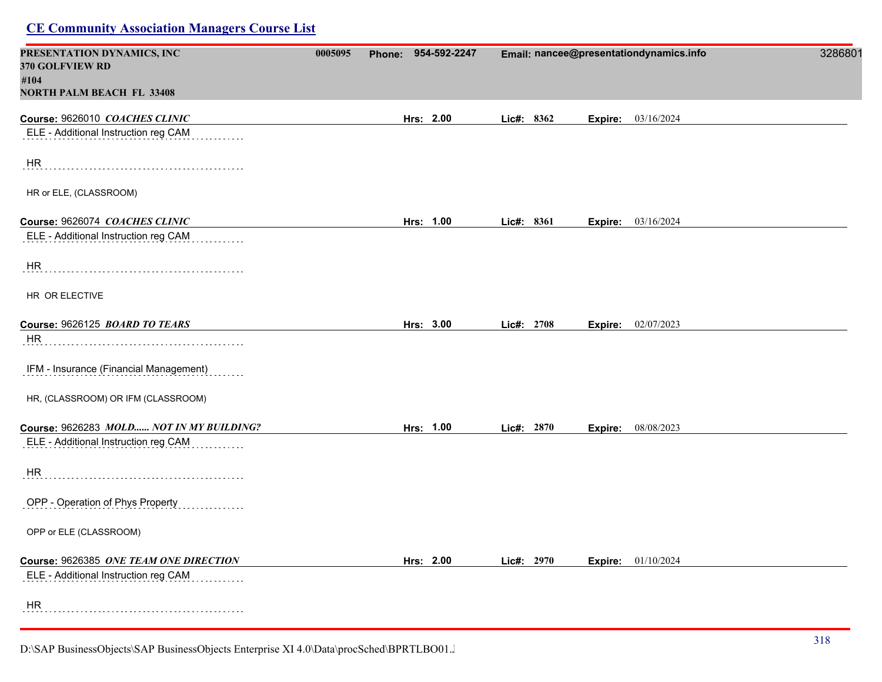## CE Community Association Managers Course List

**PRESENTATION DYNAMICS, INC** **0005095** **Phone: 954-592-2247** **Email: nancee@presentationdynamics.info** 3286801
**370 GOLFVIEW RD**
**#104**
**NORTH PALM BEACH FL 33408**

**Course:** 9626010 ***COACHES CLINIC*** **Hrs: 2.00** **Lic#: 8362** **Expire:** 03/16/2024

ELE - Additional Instruction reg CAM

HR

HR or ELE, (CLASSROOM)

**Course:** 9626074 ***COACHES CLINIC*** **Hrs: 1.00** **Lic#: 8361** **Expire:** 03/16/2024

ELE - Additional Instruction reg CAM

HR

HR OR ELECTIVE

**Course:** 9626125 ***BOARD TO TEARS*** **Hrs: 3.00** **Lic#: 2708** **Expire:** 02/07/2023

HR

IFM - Insurance (Financial Management)

HR, (CLASSROOM) OR IFM (CLASSROOM)

**Course:** 9626283 ***MOLD...... NOT IN MY BUILDING?*** **Hrs: 1.00** **Lic#: 2870** **Expire:** 08/08/2023

ELE - Additional Instruction reg CAM

HR

OPP - Operation of Phys Property

OPP or ELE (CLASSROOM)

**Course:** 9626385 ***ONE TEAM ONE DIRECTION*** **Hrs: 2.00** **Lic#: 2970** **Expire:** 01/10/2024

ELE - Additional Instruction reg CAM

HR

D:\SAP BusinessObjects\SAP BusinessObjects Enterprise XI 4.0\Data\procSched\BPRTLBO01.J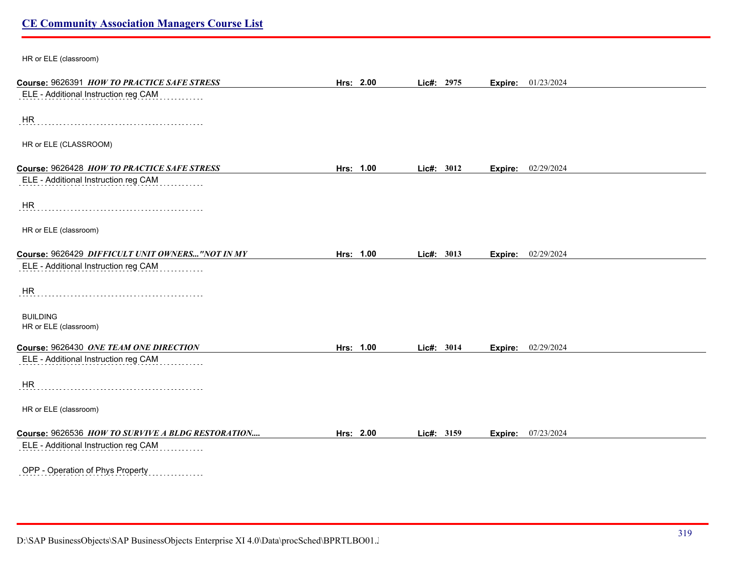HR or ELE (classroom)

**Course:** 9626391 ***HOW TO PRACTICE SAFE STRESS*** **Hrs: 2.00** **Lic#: 2975** **Expire:** 01/23/2024

ELE - Additional Instruction reg CAM

HR

HR or ELE (CLASSROOM)

**Course:** 9626428 ***HOW TO PRACTICE SAFE STRESS*** **Hrs: 1.00** **Lic#: 3012** **Expire:** 02/29/2024

ELE - Additional Instruction reg CAM

HR

HR or ELE (classroom)

**Course:** 9626429 ***DIFFICULT UNIT OWNERS..."NOT IN MY*** **Hrs: 1.00** **Lic#: 3013** **Expire:** 02/29/2024

ELE - Additional Instruction reg CAM

HR

BUILDING
HR or ELE (classroom)

**Course:** 9626430 ***ONE TEAM ONE DIRECTION*** **Hrs: 1.00** **Lic#: 3014** **Expire:** 02/29/2024

ELE - Additional Instruction reg CAM

HR

HR or ELE (classroom)

**Course:** 9626536 ***HOW TO SURVIVE A BLDG RESTORATION....*** **Hrs: 2.00** **Lic#: 3159** **Expire:** 07/23/2024

ELE - Additional Instruction reg CAM

OPP - Operation of Phys Property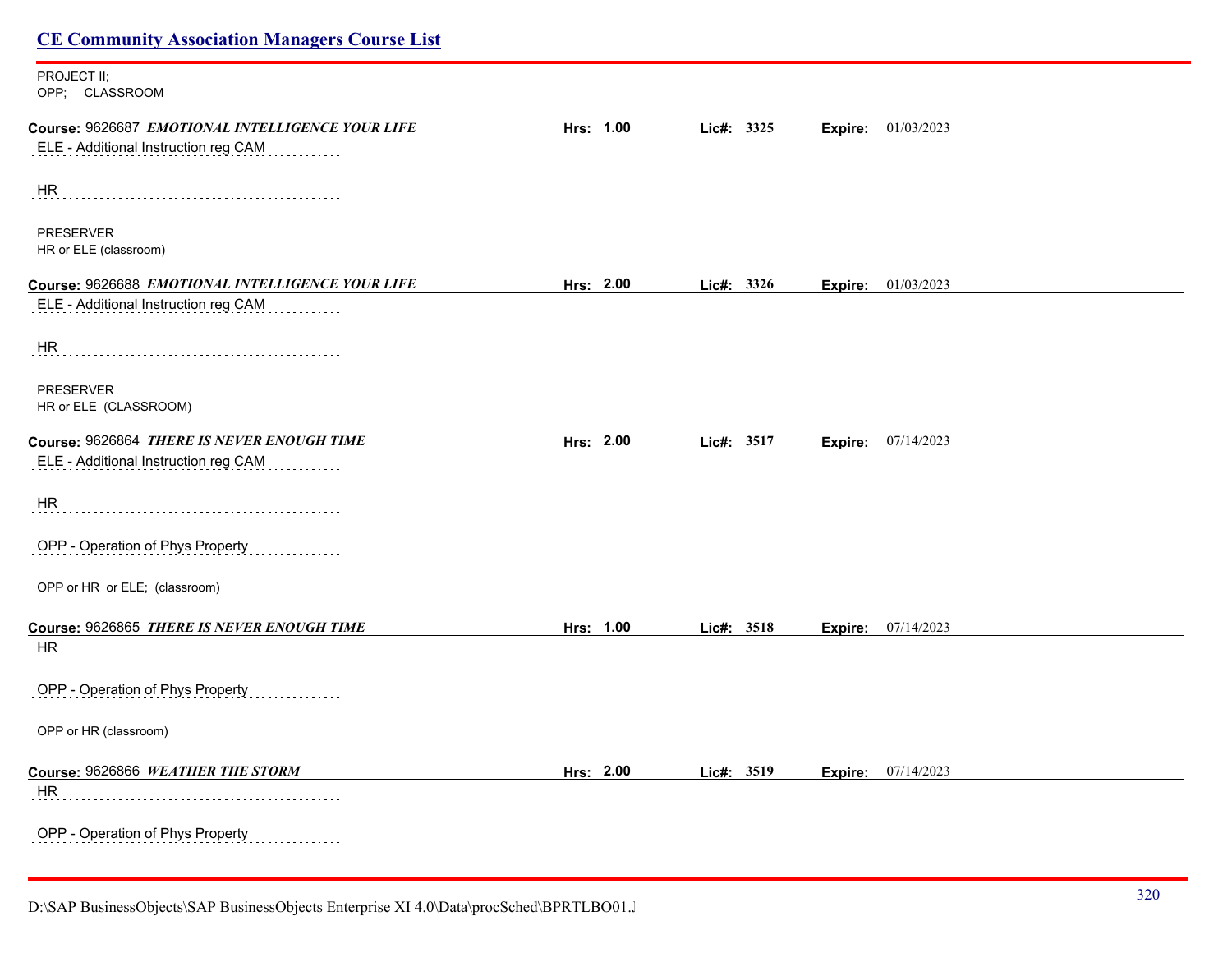PROJECT II;
OPP; CLASSROOM

**Course:** 9626687 ***EMOTIONAL INTELLIGENCE YOUR LIFE*** **Hrs: 1.00** **Lic#: 3325** **Expire:** 01/03/2023

ELE - Additional Instruction reg CAM

HR

PRESERVER
HR or ELE (classroom)

**Course:** 9626688 ***EMOTIONAL INTELLIGENCE YOUR LIFE*** **Hrs: 2.00** **Lic#: 3326** **Expire:** 01/03/2023

ELE - Additional Instruction reg CAM

HR

PRESERVER
HR or ELE (CLASSROOM)

**Course:** 9626864 ***THERE IS NEVER ENOUGH TIME*** **Hrs: 2.00** **Lic#: 3517** **Expire:** 07/14/2023

ELE - Additional Instruction reg CAM

HR

OPP - Operation of Phys Property

OPP or HR or ELE; (classroom)

**Course:** 9626865 ***THERE IS NEVER ENOUGH TIME*** **Hrs: 1.00** **Lic#: 3518** **Expire:** 07/14/2023

HR

OPP - Operation of Phys Property

OPP or HR (classroom)

**Course:** 9626866 ***WEATHER THE STORM*** **Hrs: 2.00** **Lic#: 3519** **Expire:** 07/14/2023

HR

OPP - Operation of Phys Property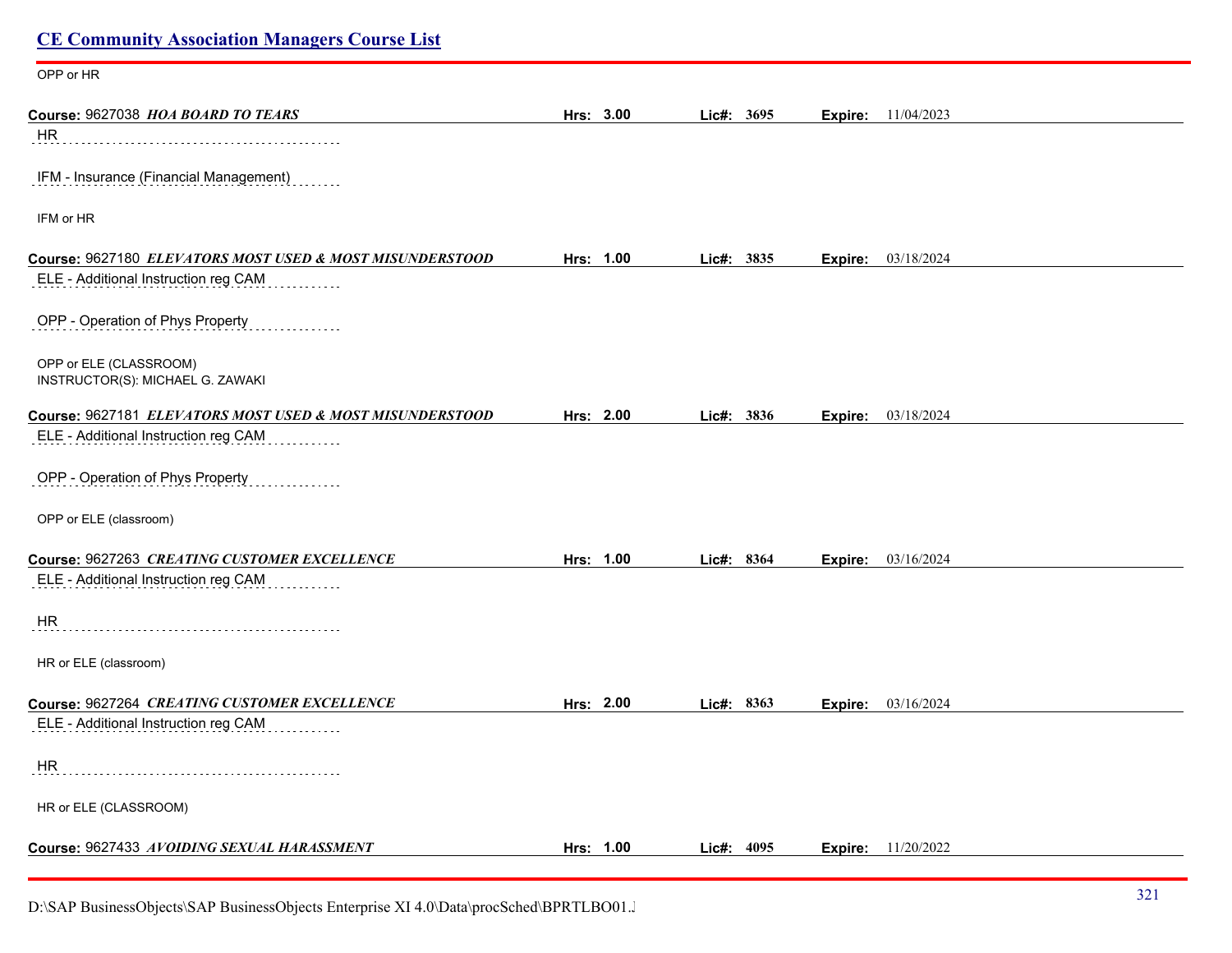OPP or HR

**Course:** 9627038 ***HOA BOARD TO TEARS*** **Hrs:** 3.00 **Lic#:** 3695 **Expire:** 11/04/2023

HR

IFM - Insurance (Financial Management)

IFM or HR

**Course:** 9627180 ***ELEVATORS MOST USED & MOST MISUNDERSTOOD*** **Hrs:** 1.00 **Lic#:** 3835 **Expire:** 03/18/2024

ELE - Additional Instruction reg CAM

OPP - Operation of Phys Property

OPP or ELE (CLASSROOM)
INSTRUCTOR(S): MICHAEL G. ZAWAKI

**Course:** 9627181 ***ELEVATORS MOST USED & MOST MISUNDERSTOOD*** **Hrs:** 2.00 **Lic#:** 3836 **Expire:** 03/18/2024

ELE - Additional Instruction reg CAM

OPP - Operation of Phys Property

OPP or ELE (classroom)

**Course:** 9627263 ***CREATING CUSTOMER EXCELLENCE*** **Hrs:** 1.00 **Lic#:** 8364 **Expire:** 03/16/2024

ELE - Additional Instruction reg CAM

HR

HR or ELE (classroom)

**Course:** 9627264 ***CREATING CUSTOMER EXCELLENCE*** **Hrs:** 2.00 **Lic#:** 8363 **Expire:** 03/16/2024

ELE - Additional Instruction reg CAM

HR

HR or ELE (CLASSROOM)

**Course:** 9627433 ***AVOIDING SEXUAL HARASSMENT*** **Hrs:** 1.00 **Lic#:** 4095 **Expire:** 11/20/2022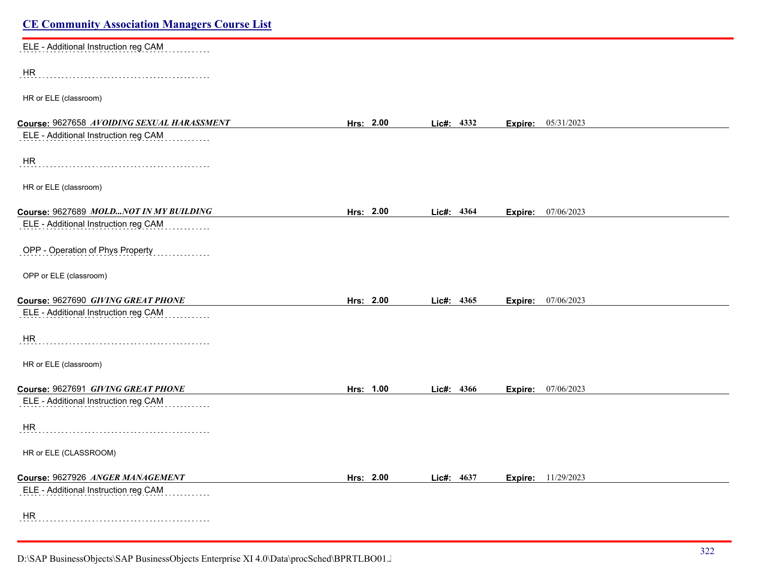ELE - Additional Instruction reg CAM

HR

HR or ELE (classroom)

**Course:** 9627658 ***AVOIDING SEXUAL HARASSMENT*** **Hrs:** 2.00 **Lic#:** 4332 **Expire:** 05/31/2023

ELE - Additional Instruction reg CAM

HR

HR or ELE (classroom)

**Course:** 9627689 ***MOLD...NOT IN MY BUILDING*** **Hrs:** 2.00 **Lic#:** 4364 **Expire:** 07/06/2023

ELE - Additional Instruction reg CAM

OPP - Operation of Phys Property

OPP or ELE (classroom)

**Course:** 9627690 ***GIVING GREAT PHONE*** **Hrs:** 2.00 **Lic#:** 4365 **Expire:** 07/06/2023

ELE - Additional Instruction reg CAM

HR

HR or ELE (classroom)

**Course:** 9627691 ***GIVING GREAT PHONE*** **Hrs:** 1.00 **Lic#:** 4366 **Expire:** 07/06/2023

ELE - Additional Instruction reg CAM

HR

HR or ELE (CLASSROOM)

**Course:** 9627926 ***ANGER MANAGEMENT*** **Hrs:** 2.00 **Lic#:** 4637 **Expire:** 11/29/2023

ELE - Additional Instruction reg CAM

HR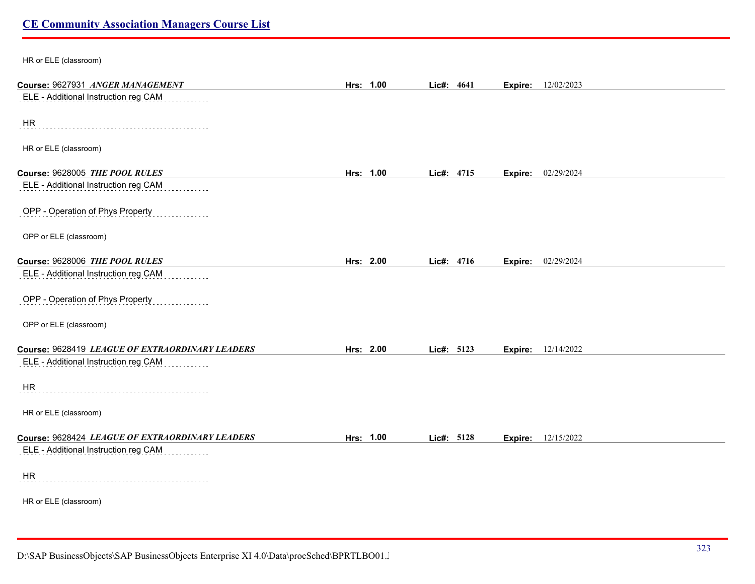HR or ELE (classroom)

**Course:** 9627931 ***ANGER MANAGEMENT*** **Hrs:** **1.00** **Lic#:** **4641** **Expire:** 12/02/2023

ELE - Additional Instruction reg CAM

HR

HR or ELE (classroom)

**Course:** 9628005 ***THE POOL RULES*** **Hrs:** **1.00** **Lic#:** **4715** **Expire:** 02/29/2024

ELE - Additional Instruction reg CAM

OPP - Operation of Phys Property

OPP or ELE (classroom)

**Course:** 9628006 ***THE POOL RULES*** **Hrs:** **2.00** **Lic#:** **4716** **Expire:** 02/29/2024

ELE - Additional Instruction reg CAM

OPP - Operation of Phys Property

OPP or ELE (classroom)

**Course:** 9628419 ***LEAGUE OF EXTRAORDINARY LEADERS*** **Hrs:** **2.00** **Lic#:** **5123** **Expire:** 12/14/2022

ELE - Additional Instruction reg CAM

HR

HR or ELE (classroom)

**Course:** 9628424 ***LEAGUE OF EXTRAORDINARY LEADERS*** **Hrs:** **1.00** **Lic#:** **5128** **Expire:** 12/15/2022

ELE - Additional Instruction reg CAM

HR

HR or ELE (classroom)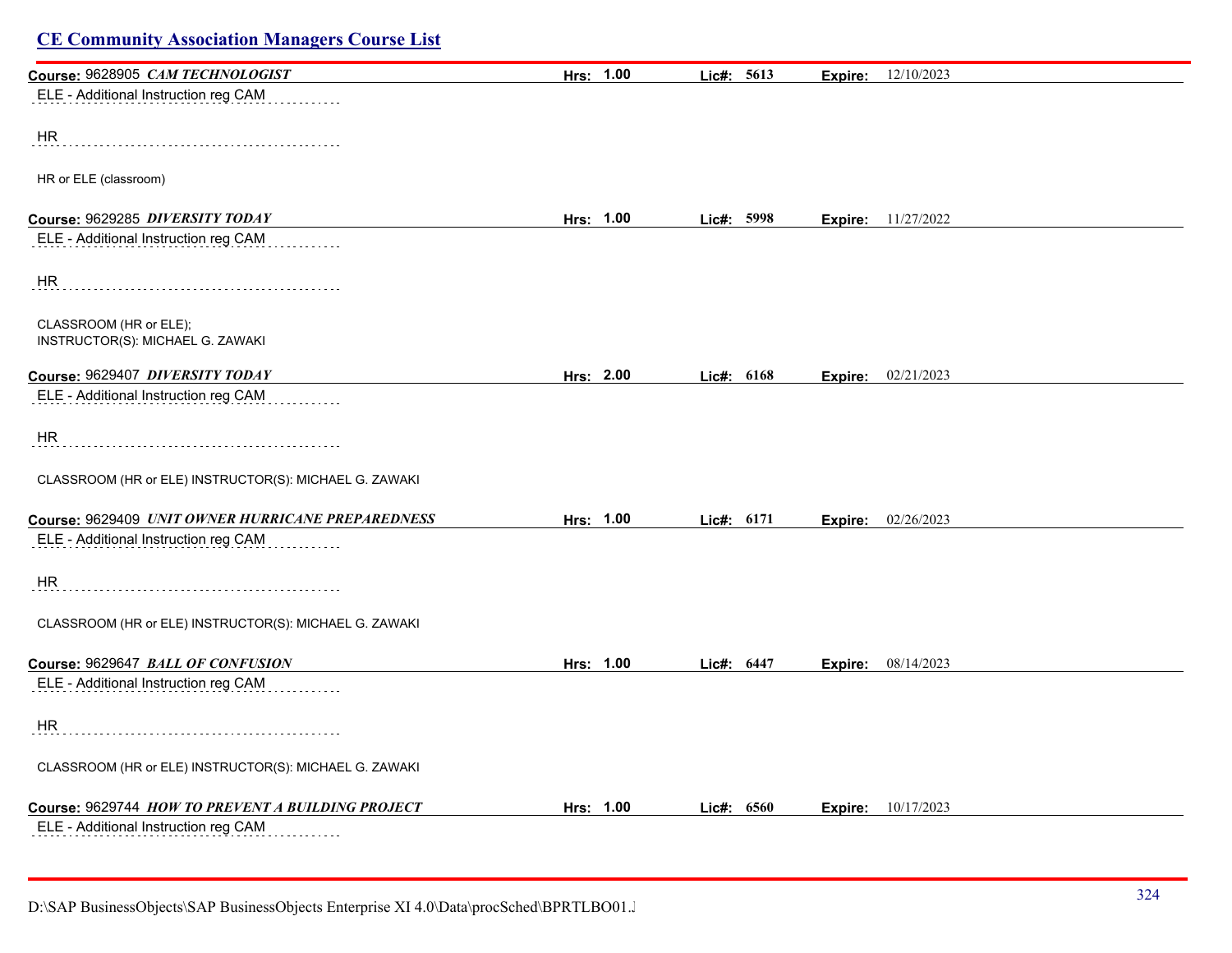## CE Community Association Managers Course List

**Course:** 9628905 ***CAM TECHNOLOGIST*** **Hrs: 1.00** **Lic#: 5613** **Expire:** 12/10/2023

ELE - Additional Instruction reg CAM

HR

HR or ELE (classroom)

**Course:** 9629285 ***DIVERSITY TODAY*** **Hrs: 1.00** **Lic#: 5998** **Expire:** 11/27/2022

ELE - Additional Instruction reg CAM

HR

CLASSROOM (HR or ELE);
INSTRUCTOR(S): MICHAEL G. ZAWAKI

**Course:** 9629407 ***DIVERSITY TODAY*** **Hrs: 2.00** **Lic#: 6168** **Expire:** 02/21/2023

ELE - Additional Instruction reg CAM

HR

CLASSROOM (HR or ELE) INSTRUCTOR(S): MICHAEL G. ZAWAKI

**Course:** 9629409 ***UNIT OWNER HURRICANE PREPAREDNESS*** **Hrs: 1.00** **Lic#: 6171** **Expire:** 02/26/2023

ELE - Additional Instruction reg CAM

HR

CLASSROOM (HR or ELE) INSTRUCTOR(S): MICHAEL G. ZAWAKI

**Course:** 9629647 ***BALL OF CONFUSION*** **Hrs: 1.00** **Lic#: 6447** **Expire:** 08/14/2023

ELE - Additional Instruction reg CAM

HR

CLASSROOM (HR or ELE) INSTRUCTOR(S): MICHAEL G. ZAWAKI

**Course:** 9629744 ***HOW TO PREVENT A BUILDING PROJECT*** **Hrs: 1.00** **Lic#: 6560** **Expire:** 10/17/2023

ELE - Additional Instruction reg CAM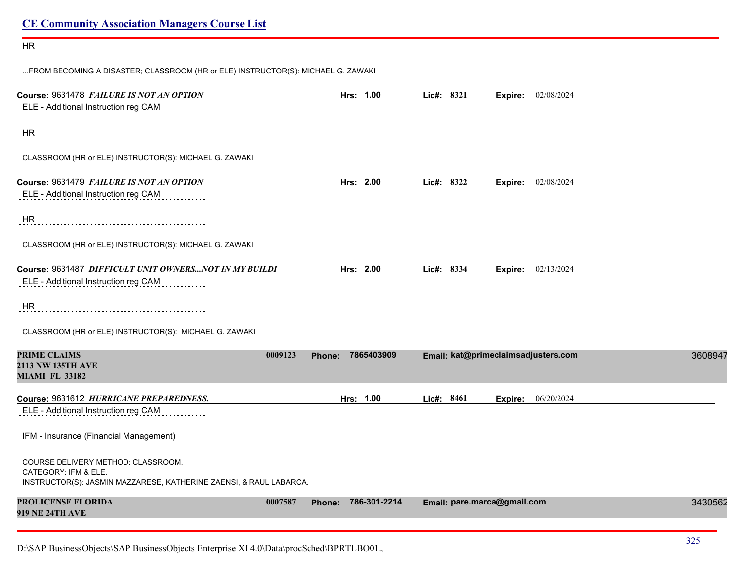HR

...FROM BECOMING A DISASTER; CLASSROOM (HR or ELE) INSTRUCTOR(S): MICHAEL G. ZAWAKI

**Course:** 9631478 ***FAILURE IS NOT AN OPTION*** **Hrs:** 1.00 **Lic#:** 8321 **Expire:** 02/08/2024

ELE - Additional Instruction reg CAM

HR

CLASSROOM (HR or ELE) INSTRUCTOR(S): MICHAEL G. ZAWAKI

**Course:** 9631479 ***FAILURE IS NOT AN OPTION*** **Hrs:** 2.00 **Lic#:** 8322 **Expire:** 02/08/2024

ELE - Additional Instruction reg CAM

HR

CLASSROOM (HR or ELE) INSTRUCTOR(S): MICHAEL G. ZAWAKI

**Course:** 9631487 ***DIFFICULT UNIT OWNERS...NOT IN MY BUILDI*** **Hrs:** 2.00 **Lic#:** 8334 **Expire:** 02/13/2024

ELE - Additional Instruction reg CAM

HR

CLASSROOM (HR or ELE) INSTRUCTOR(S): MICHAEL G. ZAWAKI

**PRIME CLAIMS** 0009123 **Phone:** 7865403909 **Email:** kat@primeclaimsadjusters.com 3608947
**2113 NW 135TH AVE**
**MIAMI FL 33182**

**Course:** 9631612 ***HURRICANE PREPAREDNESS.*** **Hrs:** 1.00 **Lic#:** 8461 **Expire:** 06/20/2024

ELE - Additional Instruction reg CAM

IFM - Insurance (Financial Management)

COURSE DELIVERY METHOD: CLASSROOM.
CATEGORY: IFM & ELE.
INSTRUCTOR(S): JASMIN MAZZARESE, KATHERINE ZAENSI, & RAUL LABARCA.

**PROLICENSE FLORIDA** 0007587 **Phone:** 786-301-2214 **Email:** pare.marca@gmail.com 3430562
**919 NE 24TH AVE**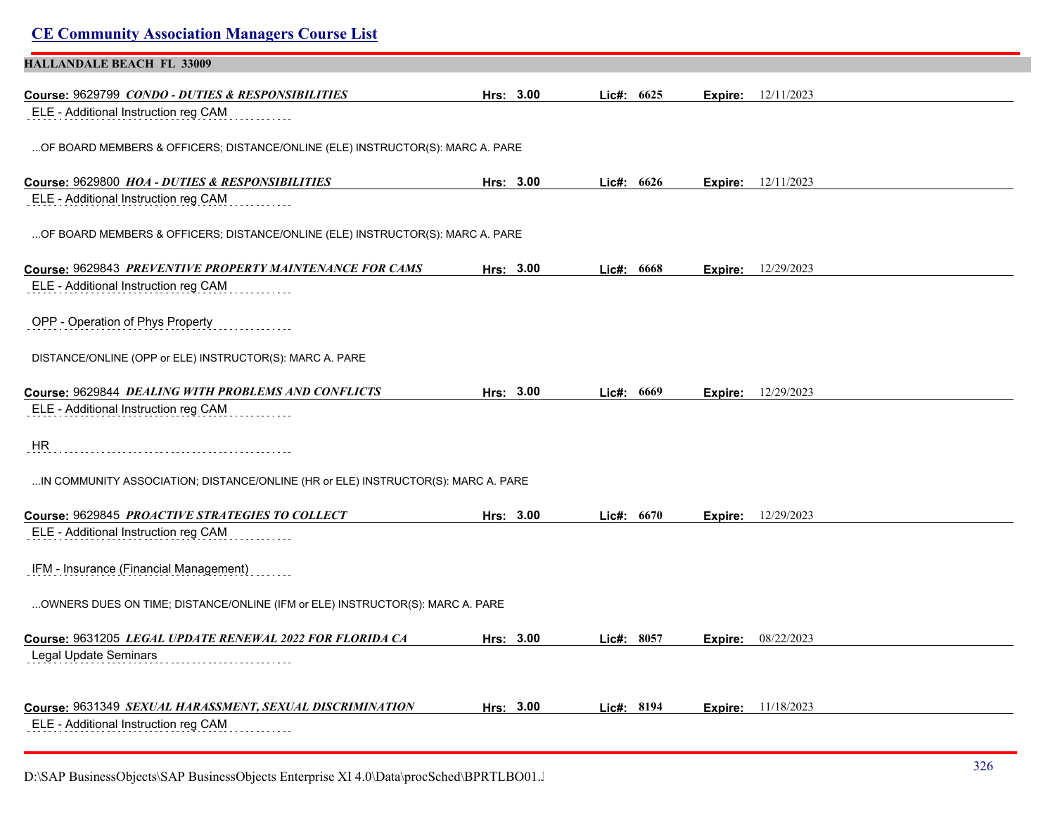# CE Community Association Managers Course List

## HALLANDALE BEACH FL 33009

**Course:** 9629799 ***CONDO - DUTIES & RESPONSIBILITIES*** **Hrs: 3.00** **Lic#: 6625** **Expire:** 12/11/2023

ELE - Additional Instruction reg CAM

...OF BOARD MEMBERS & OFFICERS; DISTANCE/ONLINE (ELE) INSTRUCTOR(S): MARC A. PARE

**Course:** 9629800 ***HOA - DUTIES & RESPONSIBILITIES*** **Hrs: 3.00** **Lic#: 6626** **Expire:** 12/11/2023

ELE - Additional Instruction reg CAM

...OF BOARD MEMBERS & OFFICERS; DISTANCE/ONLINE (ELE) INSTRUCTOR(S): MARC A. PARE

**Course:** 9629843 ***PREVENTIVE PROPERTY MAINTENANCE FOR CAMS*** **Hrs: 3.00** **Lic#: 6668** **Expire:** 12/29/2023

ELE - Additional Instruction reg CAM

OPP - Operation of Phys Property

DISTANCE/ONLINE (OPP or ELE) INSTRUCTOR(S): MARC A. PARE

**Course:** 9629844 ***DEALING WITH PROBLEMS AND CONFLICTS*** **Hrs: 3.00** **Lic#: 6669** **Expire:** 12/29/2023

ELE - Additional Instruction reg CAM

HR

...IN COMMUNITY ASSOCIATION; DISTANCE/ONLINE (HR or ELE) INSTRUCTOR(S): MARC A. PARE

**Course:** 9629845 ***PROACTIVE STRATEGIES TO COLLECT*** **Hrs: 3.00** **Lic#: 6670** **Expire:** 12/29/2023

ELE - Additional Instruction reg CAM

IFM - Insurance (Financial Management)

...OWNERS DUES ON TIME; DISTANCE/ONLINE (IFM or ELE) INSTRUCTOR(S): MARC A. PARE

**Course:** 9631205 ***LEGAL UPDATE RENEWAL 2022 FOR FLORIDA CA*** **Hrs: 3.00** **Lic#: 8057** **Expire:** 08/22/2023

Legal Update Seminars

**Course:** 9631349 ***SEXUAL HARASSMENT, SEXUAL DISCRIMINATION*** **Hrs: 3.00** **Lic#: 8194** **Expire:** 11/18/2023

ELE - Additional Instruction reg CAM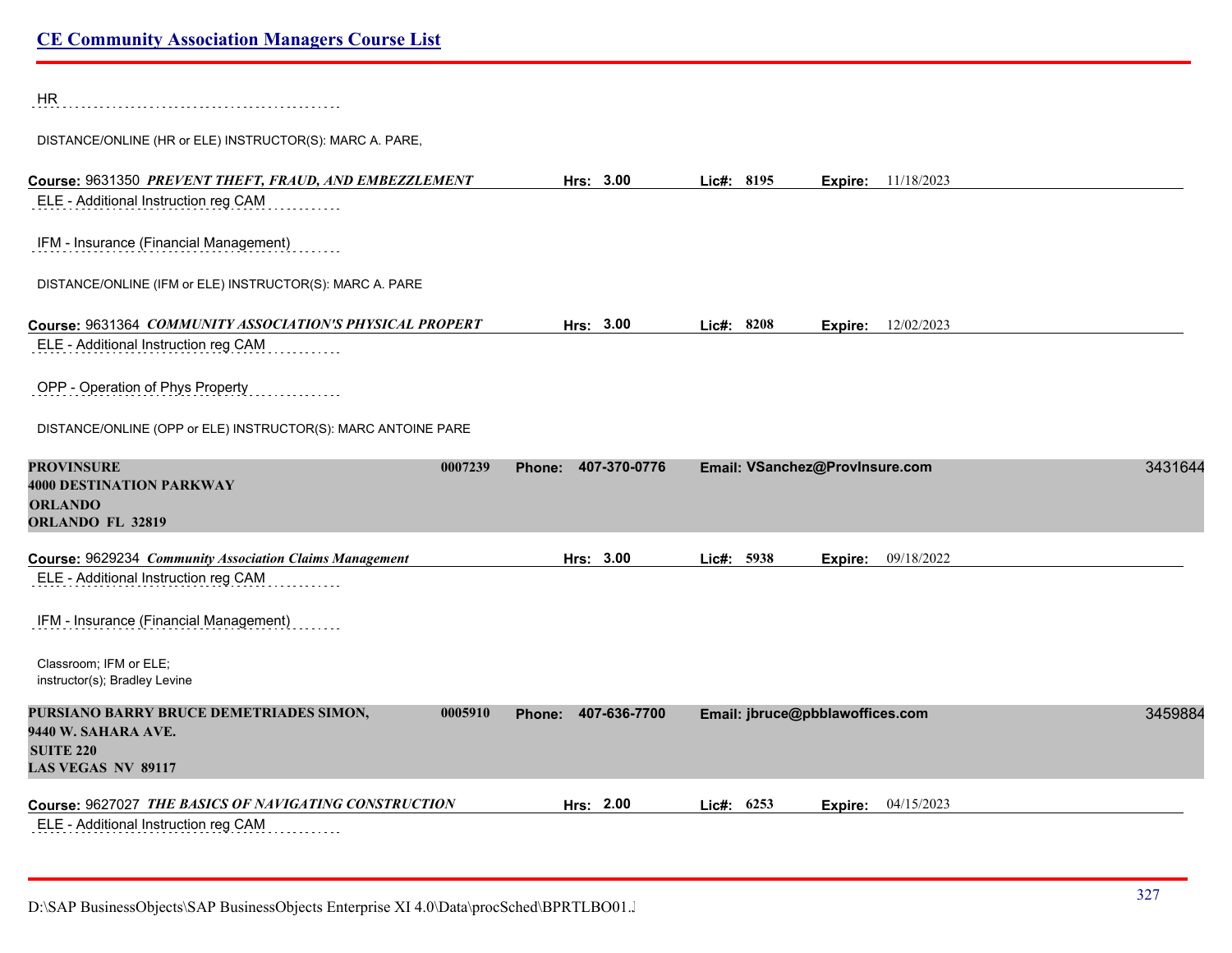HR

DISTANCE/ONLINE (HR or ELE) INSTRUCTOR(S): MARC A. PARE,

**Course:** 9631350 ***PREVENT THEFT, FRAUD, AND EMBEZZLEMENT*** **Hrs:** **3.00** **Lic#:** **8195** **Expire:** 11/18/2023

ELE - Additional Instruction reg CAM

IFM - Insurance (Financial Management)

DISTANCE/ONLINE (IFM or ELE) INSTRUCTOR(S): MARC A. PARE

**Course:** 9631364 ***COMMUNITY ASSOCIATION'S PHYSICAL PROPERT*** **Hrs:** **3.00** **Lic#:** **8208** **Expire:** 12/02/2023

ELE - Additional Instruction reg CAM

OPP - Operation of Phys Property

DISTANCE/ONLINE (OPP or ELE) INSTRUCTOR(S): MARC ANTOINE PARE

**PROVINSURE** **0007239** **Phone: 407-370-0776** **Email: VSanchez@ProvInsure.com** 3431644
**4000 DESTINATION PARKWAY**
**ORLANDO**
**ORLANDO FL 32819**

**Course:** 9629234 ***Community Association Claims Management*** **Hrs:** **3.00** **Lic#:** **5938** **Expire:** 09/18/2022

ELE - Additional Instruction reg CAM

IFM - Insurance (Financial Management)

Classroom; IFM or ELE;
instructor(s); Bradley Levine

**PURSIANO BARRY BRUCE DEMETRIADES SIMON,** **0005910** **Phone: 407-636-7700** **Email: jbruce@pbblawoffices.com** 3459884
**9440 W. SAHARA AVE.**
**SUITE 220**
**LAS VEGAS NV 89117**

**Course:** 9627027 ***THE BASICS OF NAVIGATING CONSTRUCTION*** **Hrs:** **2.00** **Lic#:** **6253** **Expire:** 04/15/2023

ELE - Additional Instruction reg CAM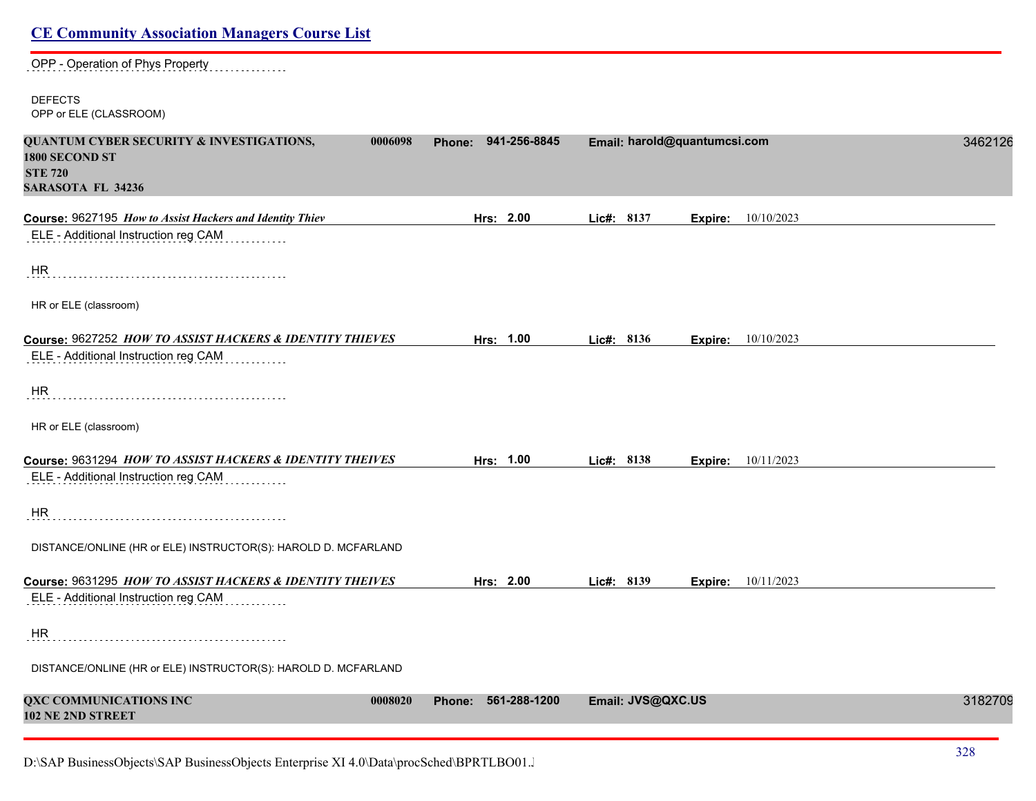## CE Community Association Managers Course List

OPP - Operation of Phys Property

DEFECTS
OPP or ELE (CLASSROOM)

**QUANTUM CYBER SECURITY & INVESTIGATIONS,** **0006098** **Phone: 941-256-8845** **Email: harold@quantumcsi.com** 3462126
**1800 SECOND ST**
**STE 720**
**SARASOTA FL 34236**

**Course:** 9627195 ***How to Assist Hackers and Identity Thiev*** **Hrs: 2.00** **Lic#: 8137** **Expire:** 10/10/2023

ELE - Additional Instruction reg CAM

HR

HR or ELE (classroom)

**Course:** 9627252 ***HOW TO ASSIST HACKERS & IDENTITY THIEVES*** **Hrs: 1.00** **Lic#: 8136** **Expire:** 10/10/2023

ELE - Additional Instruction reg CAM

HR

HR or ELE (classroom)

**Course:** 9631294 ***HOW TO ASSIST HACKERS & IDENTITY THEIVES*** **Hrs: 1.00** **Lic#: 8138** **Expire:** 10/11/2023

ELE - Additional Instruction reg CAM

HR

DISTANCE/ONLINE (HR or ELE) INSTRUCTOR(S): HAROLD D. MCFARLAND

**Course:** 9631295 ***HOW TO ASSIST HACKERS & IDENTITY THEIVES*** **Hrs: 2.00** **Lic#: 8139** **Expire:** 10/11/2023

ELE - Additional Instruction reg CAM

HR

DISTANCE/ONLINE (HR or ELE) INSTRUCTOR(S): HAROLD D. MCFARLAND

**QXC COMMUNICATIONS INC** **0008020** **Phone: 561-288-1200** **Email: JVS@QXC.US** 3182709
**102 NE 2ND STREET**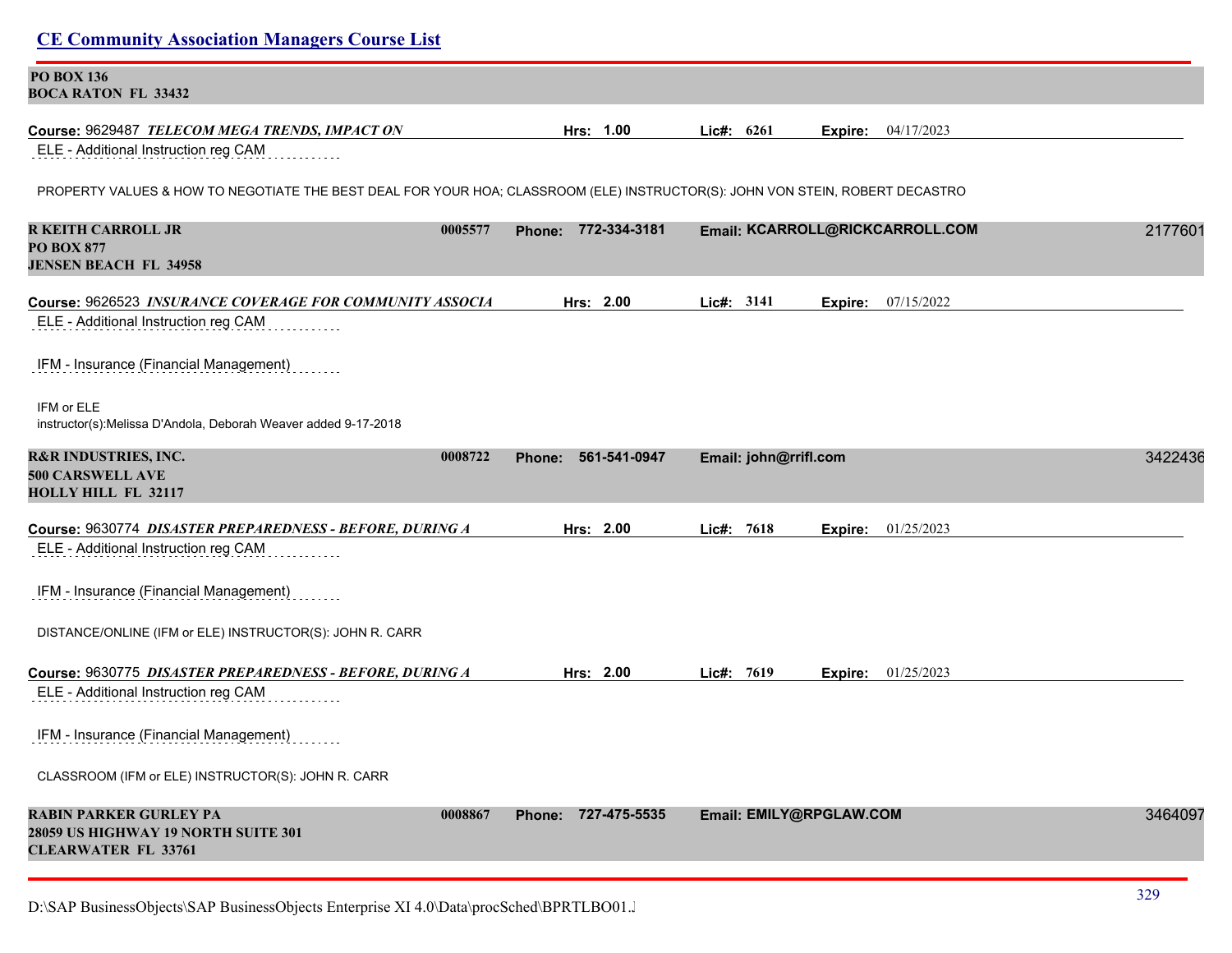**PO BOX 136**
**BOCA RATON FL 33432**

**Course:** 9629487 ***TELECOM MEGA TRENDS, IMPACT ON*** **Hrs:** 1.00 **Lic#:** 6261 **Expire:** 04/17/2023

ELE - Additional Instruction reg CAM

PROPERTY VALUES & HOW TO NEGOTIATE THE BEST DEAL FOR YOUR HOA; CLASSROOM (ELE) INSTRUCTOR(S): JOHN VON STEIN, ROBERT DECASTRO

**R KEITH CARROLL JR** 0005577 **Phone:** 772-334-3181 **Email:** KCARROLL@RICKCARROLL.COM 2177601
**PO BOX 877**
**JENSEN BEACH FL 34958**

**Course:** 9626523 ***INSURANCE COVERAGE FOR COMMUNITY ASSOCIA*** **Hrs:** 2.00 **Lic#:** 3141 **Expire:** 07/15/2022

ELE - Additional Instruction reg CAM

IFM - Insurance (Financial Management)

IFM or ELE
instructor(s):Melissa D'Andola, Deborah Weaver added 9-17-2018

**R&R INDUSTRIES, INC.** 0008722 **Phone:** 561-541-0947 **Email:** john@rrifl.com 3422436
**500 CARSWELL AVE**
**HOLLY HILL FL 32117**

**Course:** 9630774 ***DISASTER PREPAREDNESS - BEFORE, DURING A*** **Hrs:** 2.00 **Lic#:** 7618 **Expire:** 01/25/2023

ELE - Additional Instruction reg CAM

IFM - Insurance (Financial Management)

DISTANCE/ONLINE (IFM or ELE) INSTRUCTOR(S): JOHN R. CARR

**Course:** 9630775 ***DISASTER PREPAREDNESS - BEFORE, DURING A*** **Hrs:** 2.00 **Lic#:** 7619 **Expire:** 01/25/2023

ELE - Additional Instruction reg CAM

IFM - Insurance (Financial Management)

CLASSROOM (IFM or ELE) INSTRUCTOR(S): JOHN R. CARR

**RABIN PARKER GURLEY PA** 0008867 **Phone:** 727-475-5535 **Email:** EMILY@RPGLAW.COM 3464097
**28059 US HIGHWAY 19 NORTH SUITE 301**
**CLEARWATER FL 33761**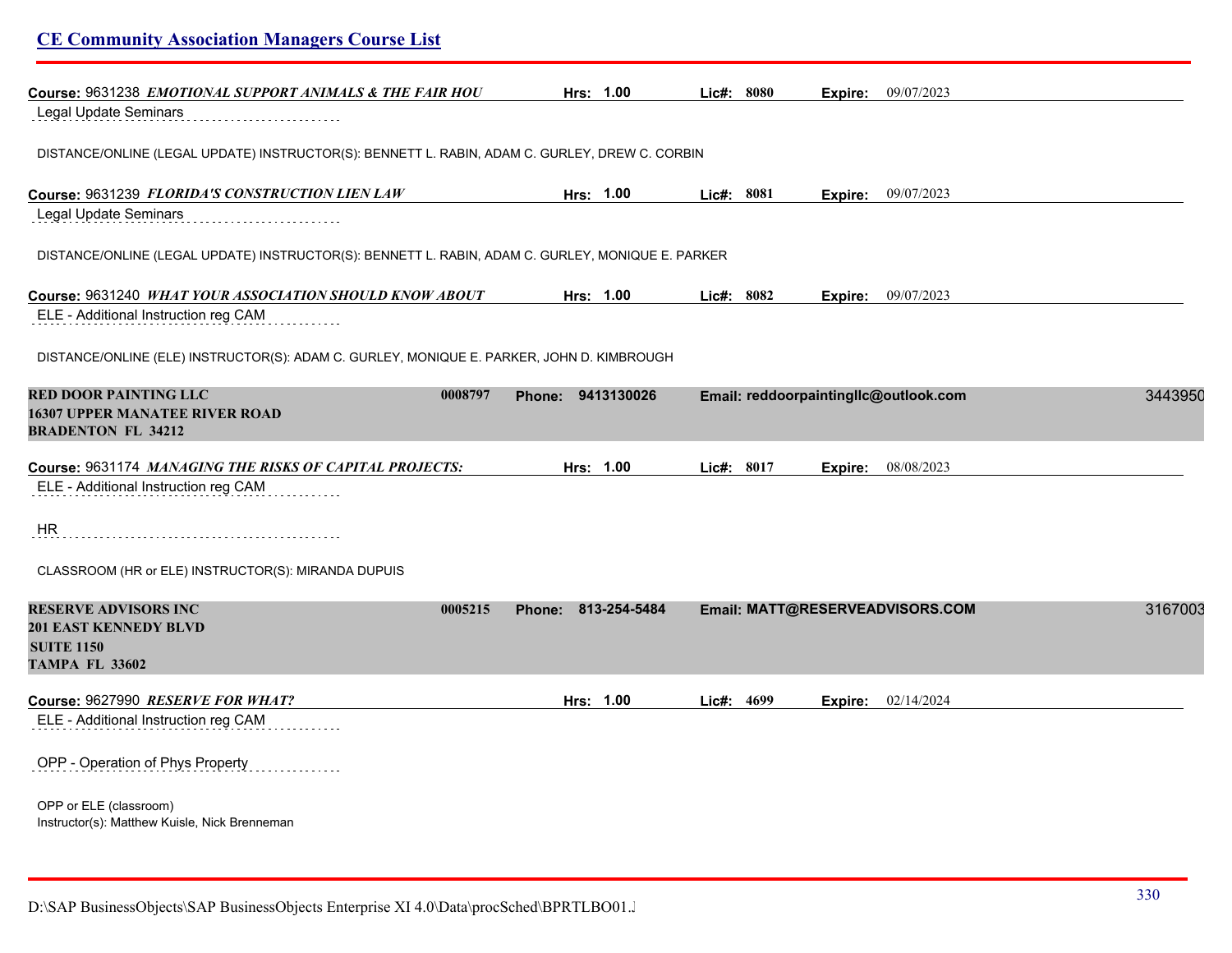**Course:** 9631238 ***EMOTIONAL SUPPORT ANIMALS & THE FAIR HOU*** **Hrs: 1.00** **Lic#: 8080** **Expire:** 09/07/2023

Legal Update Seminars

DISTANCE/ONLINE (LEGAL UPDATE) INSTRUCTOR(S): BENNETT L. RABIN, ADAM C. GURLEY, DREW C. CORBIN

**Course:** 9631239 ***FLORIDA'S CONSTRUCTION LIEN LAW*** **Hrs: 1.00** **Lic#: 8081** **Expire:** 09/07/2023

Legal Update Seminars

DISTANCE/ONLINE (LEGAL UPDATE) INSTRUCTOR(S): BENNETT L. RABIN, ADAM C. GURLEY, MONIQUE E. PARKER

**Course:** 9631240 ***WHAT YOUR ASSOCIATION SHOULD KNOW ABOUT*** **Hrs: 1.00** **Lic#: 8082** **Expire:** 09/07/2023

ELE - Additional Instruction reg CAM

DISTANCE/ONLINE (ELE) INSTRUCTOR(S): ADAM C. GURLEY, MONIQUE E. PARKER, JOHN D. KIMBROUGH

**RED DOOR PAINTING LLC** **0008797** **Phone: 9413130026** **Email: reddoorpaintingllc@outlook.com** 3443950
**16307 UPPER MANATEE RIVER ROAD**
**BRADENTON FL 34212**

**Course:** 9631174 ***MANAGING THE RISKS OF CAPITAL PROJECTS:*** **Hrs: 1.00** **Lic#: 8017** **Expire:** 08/08/2023

ELE - Additional Instruction reg CAM

HR

CLASSROOM (HR or ELE) INSTRUCTOR(S): MIRANDA DUPUIS

**RESERVE ADVISORS INC** **0005215** **Phone: 813-254-5484** **Email: MATT@RESERVEADVISORS.COM** 3167003
**201 EAST KENNEDY BLVD**
**SUITE 1150**
**TAMPA FL 33602**

**Course:** 9627990 ***RESERVE FOR WHAT?*** **Hrs: 1.00** **Lic#: 4699** **Expire:** 02/14/2024

ELE - Additional Instruction reg CAM

OPP - Operation of Phys Property

OPP or ELE (classroom)
Instructor(s): Matthew Kuisle, Nick Brenneman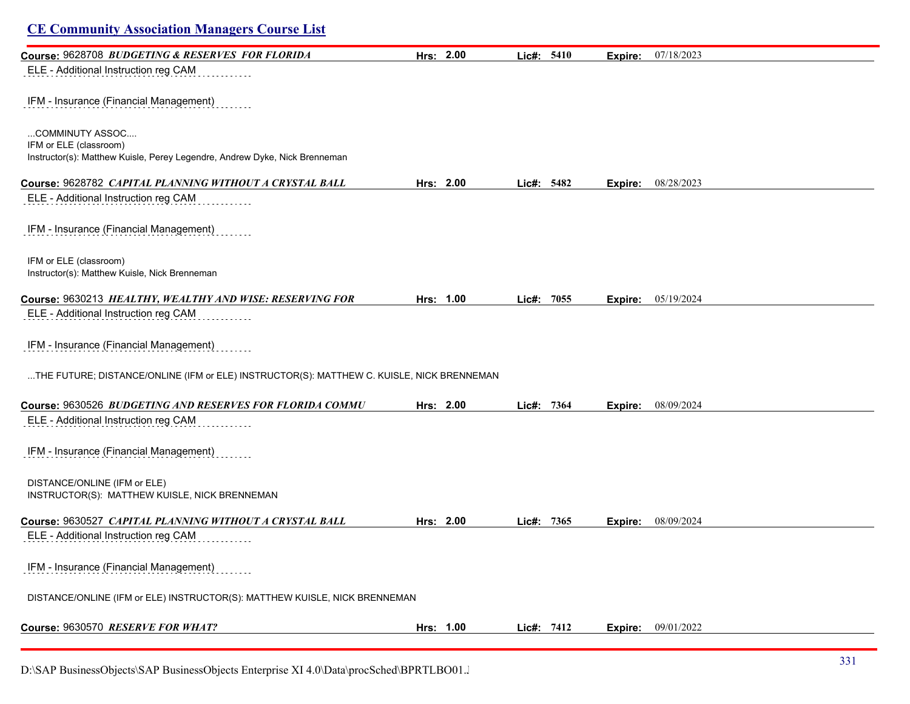## CE Community Association Managers Course List

**Course:** 9628708 ***BUDGETING & RESERVES FOR FLORIDA*** **Hrs: 2.00** **Lic#: 5410** **Expire:** 07/18/2023

ELE - Additional Instruction reg CAM

IFM - Insurance (Financial Management)

...COMMINUTY ASSOC....
IFM or ELE (classroom)
Instructor(s): Matthew Kuisle, Perey Legendre, Andrew Dyke, Nick Brenneman

**Course:** 9628782 ***CAPITAL PLANNING WITHOUT A CRYSTAL BALL*** **Hrs: 2.00** **Lic#: 5482** **Expire:** 08/28/2023

ELE - Additional Instruction reg CAM

IFM - Insurance (Financial Management)

IFM or ELE (classroom)
Instructor(s): Matthew Kuisle, Nick Brenneman

**Course:** 9630213 ***HEALTHY, WEALTHY AND WISE: RESERVING FOR*** **Hrs: 1.00** **Lic#: 7055** **Expire:** 05/19/2024

ELE - Additional Instruction reg CAM

IFM - Insurance (Financial Management)

...THE FUTURE; DISTANCE/ONLINE (IFM or ELE) INSTRUCTOR(S): MATTHEW C. KUISLE, NICK BRENNEMAN

**Course:** 9630526 ***BUDGETING AND RESERVES FOR FLORIDA COMMU*** **Hrs: 2.00** **Lic#: 7364** **Expire:** 08/09/2024

ELE - Additional Instruction reg CAM

IFM - Insurance (Financial Management)

DISTANCE/ONLINE (IFM or ELE)
INSTRUCTOR(S): MATTHEW KUISLE, NICK BRENNEMAN

**Course:** 9630527 ***CAPITAL PLANNING WITHOUT A CRYSTAL BALL*** **Hrs: 2.00** **Lic#: 7365** **Expire:** 08/09/2024

ELE - Additional Instruction reg CAM

IFM - Insurance (Financial Management)

DISTANCE/ONLINE (IFM or ELE) INSTRUCTOR(S): MATTHEW KUISLE, NICK BRENNEMAN

**Course:** 9630570 ***RESERVE FOR WHAT?*** **Hrs: 1.00** **Lic#: 7412** **Expire:** 09/01/2022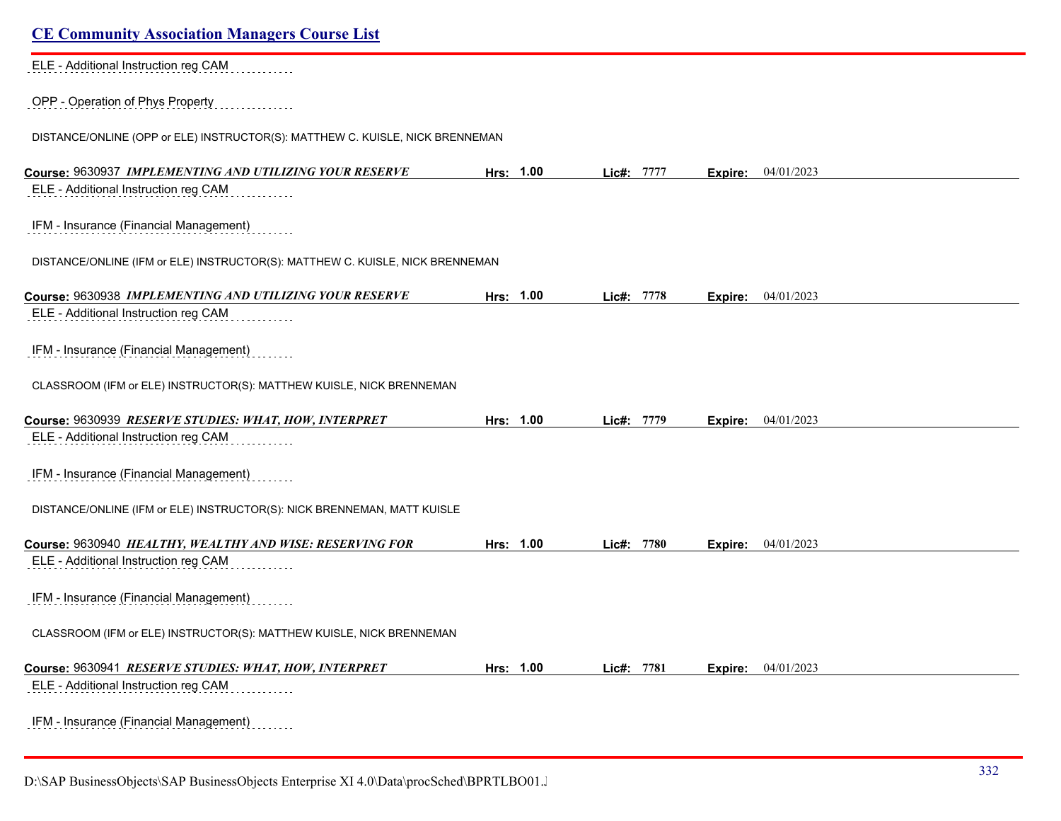ELE - Additional Instruction reg CAM

OPP - Operation of Phys Property

DISTANCE/ONLINE (OPP or ELE) INSTRUCTOR(S): MATTHEW C. KUISLE, NICK BRENNEMAN

**Course:** 9630937 ***IMPLEMENTING AND UTILIZING YOUR RESERVE*** **Hrs: 1.00** **Lic#: 7777** **Expire:** 04/01/2023

ELE - Additional Instruction reg CAM

IFM - Insurance (Financial Management)

DISTANCE/ONLINE (IFM or ELE) INSTRUCTOR(S): MATTHEW C. KUISLE, NICK BRENNEMAN

**Course:** 9630938 ***IMPLEMENTING AND UTILIZING YOUR RESERVE*** **Hrs: 1.00** **Lic#: 7778** **Expire:** 04/01/2023

ELE - Additional Instruction reg CAM

IFM - Insurance (Financial Management)

CLASSROOM (IFM or ELE) INSTRUCTOR(S): MATTHEW KUISLE, NICK BRENNEMAN

**Course:** 9630939 ***RESERVE STUDIES: WHAT, HOW, INTERPRET*** **Hrs: 1.00** **Lic#: 7779** **Expire:** 04/01/2023

ELE - Additional Instruction reg CAM

IFM - Insurance (Financial Management)

DISTANCE/ONLINE (IFM or ELE) INSTRUCTOR(S): NICK BRENNEMAN, MATT KUISLE

**Course:** 9630940 ***HEALTHY, WEALTHY AND WISE: RESERVING FOR*** **Hrs: 1.00** **Lic#: 7780** **Expire:** 04/01/2023

ELE - Additional Instruction reg CAM

IFM - Insurance (Financial Management)

CLASSROOM (IFM or ELE) INSTRUCTOR(S): MATTHEW KUISLE, NICK BRENNEMAN

**Course:** 9630941 ***RESERVE STUDIES: WHAT, HOW, INTERPRET*** **Hrs: 1.00** **Lic#: 7781** **Expire:** 04/01/2023

ELE - Additional Instruction reg CAM

IFM - Insurance (Financial Management)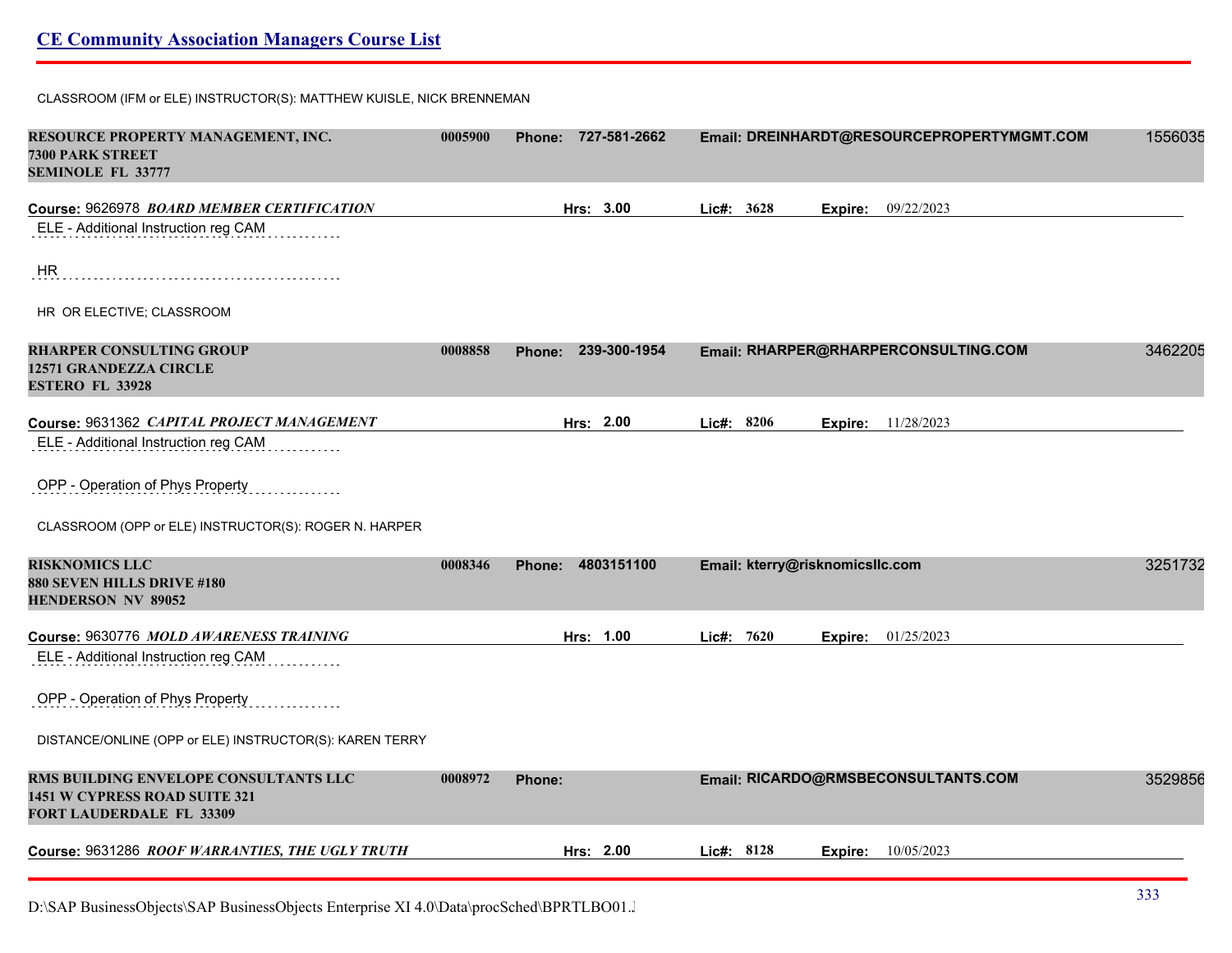## CE Community Association Managers Course List

CLASSROOM (IFM or ELE) INSTRUCTOR(S): MATTHEW KUISLE, NICK BRENNEMAN

**RESOURCE PROPERTY MANAGEMENT, INC.** 0005900 **Phone:** 727-581-2662 **Email:** DREINHARDT@RESOURCEPROPERTYMGMT.COM 1556035
**7300 PARK STREET**
**SEMINOLE FL 33777**

**Course:** 9626978 ***BOARD MEMBER CERTIFICATION*** **Hrs:** 3.00 **Lic#:** 3628 **Expire:** 09/22/2023

ELE - Additional Instruction reg CAM

HR

HR OR ELECTIVE; CLASSROOM

**RHARPER CONSULTING GROUP** 0008858 **Phone:** 239-300-1954 **Email:** RHARPER@RHARPERCONSULTING.COM 3462205
**12571 GRANDEZZA CIRCLE**
**ESTERO FL 33928**

**Course:** 9631362 ***CAPITAL PROJECT MANAGEMENT*** **Hrs:** 2.00 **Lic#:** 8206 **Expire:** 11/28/2023

ELE - Additional Instruction reg CAM

OPP - Operation of Phys Property

CLASSROOM (OPP or ELE) INSTRUCTOR(S): ROGER N. HARPER

**RISKNOMICS LLC** 0008346 **Phone:** 4803151100 **Email:** kterry@risknomicsllc.com 3251732
**880 SEVEN HILLS DRIVE #180**
**HENDERSON NV 89052**

**Course:** 9630776 ***MOLD AWARENESS TRAINING*** **Hrs:** 1.00 **Lic#:** 7620 **Expire:** 01/25/2023

ELE - Additional Instruction reg CAM

OPP - Operation of Phys Property

DISTANCE/ONLINE (OPP or ELE) INSTRUCTOR(S): KAREN TERRY

**RMS BUILDING ENVELOPE CONSULTANTS LLC** 0008972 **Phone:** **Email:** RICARDO@RMSBECONSULTANTS.COM 3529856
**1451 W CYPRESS ROAD SUITE 321**
**FORT LAUDERDALE FL 33309**

**Course:** 9631286 ***ROOF WARRANTIES, THE UGLY TRUTH*** **Hrs:** 2.00 **Lic#:** 8128 **Expire:** 10/05/2023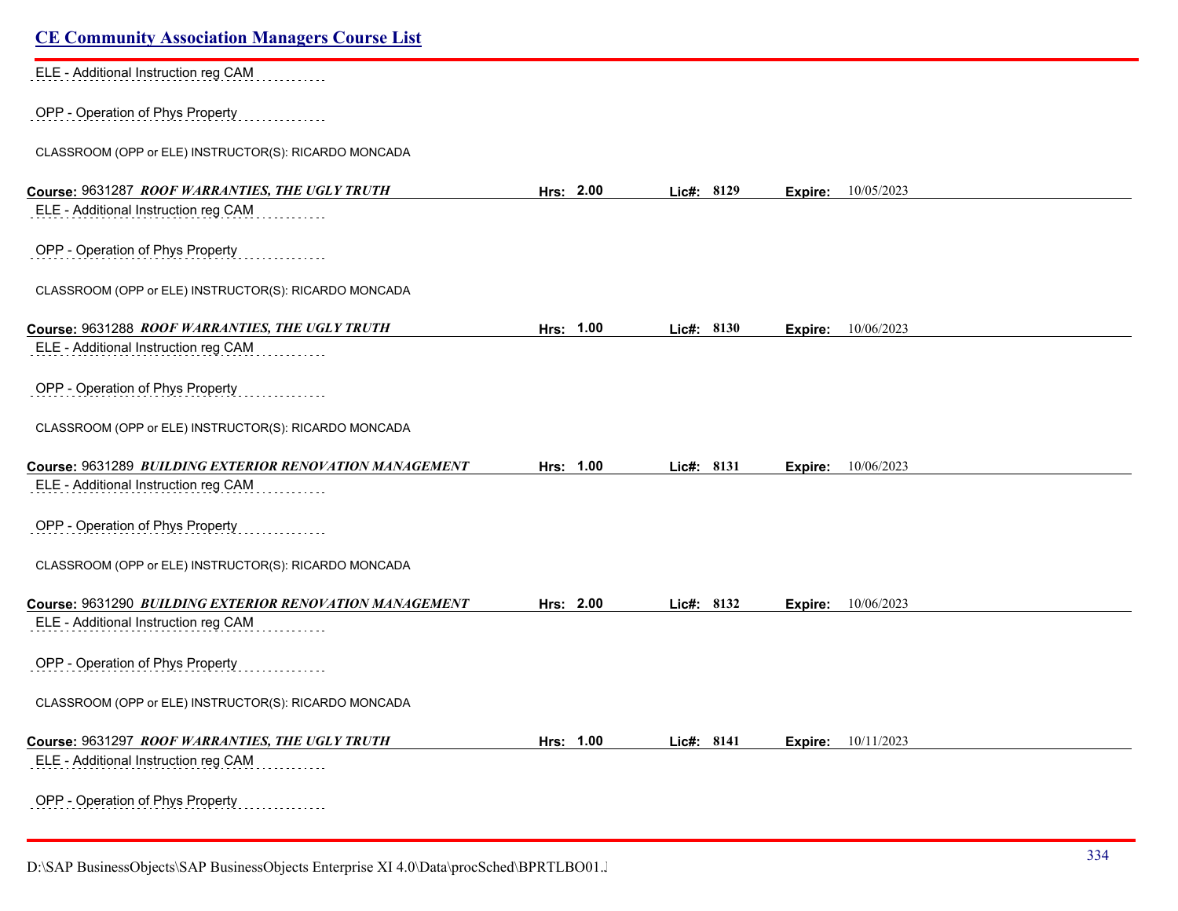ELE - Additional Instruction reg CAM

OPP - Operation of Phys Property

CLASSROOM (OPP or ELE) INSTRUCTOR(S): RICARDO MONCADA

**Course:** 9631287 ***ROOF WARRANTIES, THE UGLY TRUTH*** **Hrs:** **2.00** **Lic#:** **8129** **Expire:** 10/05/2023

ELE - Additional Instruction reg CAM

OPP - Operation of Phys Property

CLASSROOM (OPP or ELE) INSTRUCTOR(S): RICARDO MONCADA

**Course:** 9631288 ***ROOF WARRANTIES, THE UGLY TRUTH*** **Hrs:** **1.00** **Lic#:** **8130** **Expire:** 10/06/2023

ELE - Additional Instruction reg CAM

OPP - Operation of Phys Property

CLASSROOM (OPP or ELE) INSTRUCTOR(S): RICARDO MONCADA

**Course:** 9631289 ***BUILDING EXTERIOR RENOVATION MANAGEMENT*** **Hrs:** **1.00** **Lic#:** **8131** **Expire:** 10/06/2023

ELE - Additional Instruction reg CAM

OPP - Operation of Phys Property

CLASSROOM (OPP or ELE) INSTRUCTOR(S): RICARDO MONCADA

**Course:** 9631290 ***BUILDING EXTERIOR RENOVATION MANAGEMENT*** **Hrs:** **2.00** **Lic#:** **8132** **Expire:** 10/06/2023

ELE - Additional Instruction reg CAM

OPP - Operation of Phys Property

CLASSROOM (OPP or ELE) INSTRUCTOR(S): RICARDO MONCADA

**Course:** 9631297 ***ROOF WARRANTIES, THE UGLY TRUTH*** **Hrs:** **1.00** **Lic#:** **8141** **Expire:** 10/11/2023

ELE - Additional Instruction reg CAM

OPP - Operation of Phys Property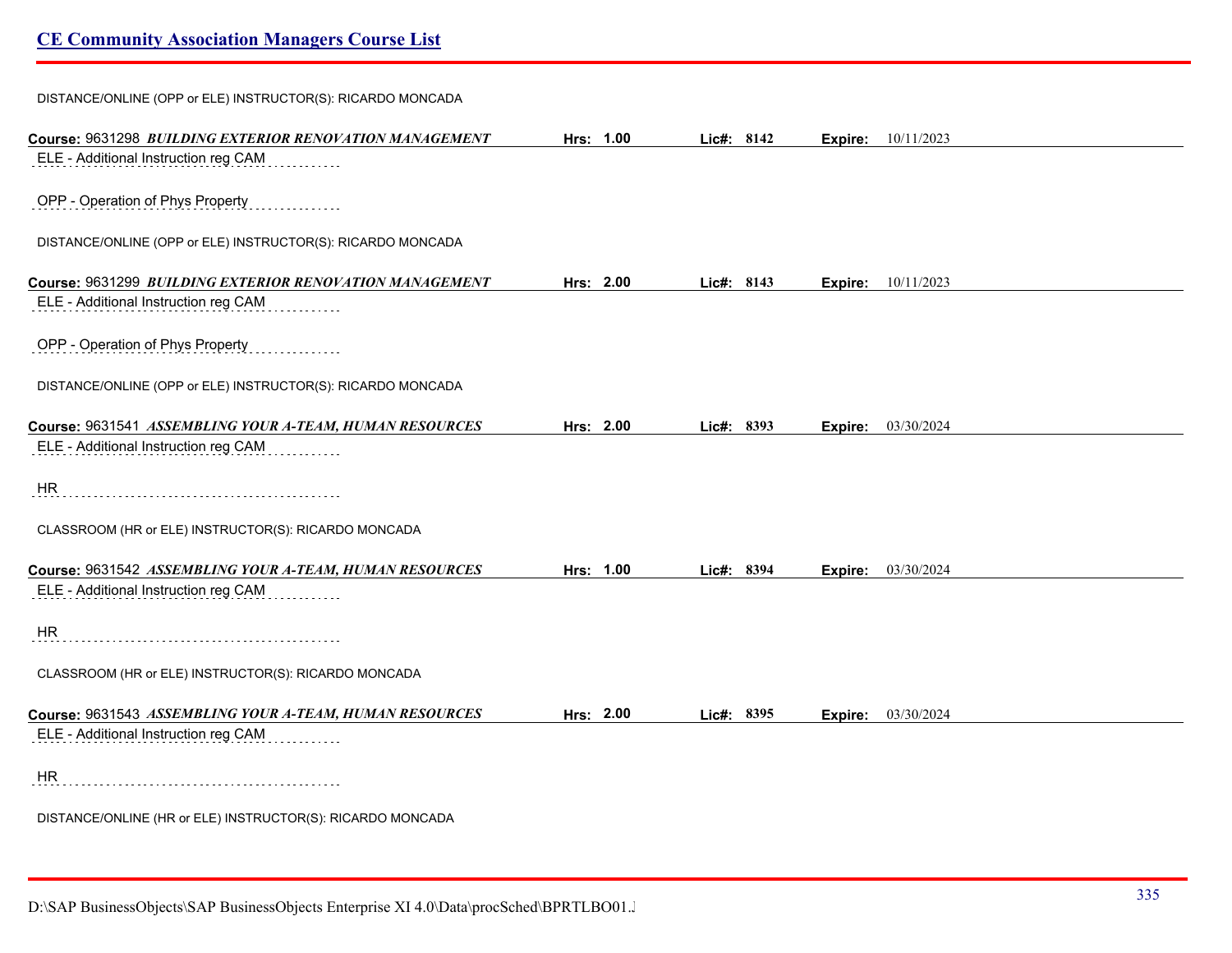## CE Community Association Managers Course List

DISTANCE/ONLINE (OPP or ELE) INSTRUCTOR(S): RICARDO MONCADA

**Course:** 9631298 ***BUILDING EXTERIOR RENOVATION MANAGEMENT*** **Hrs:** **1.00** **Lic#:** **8142** **Expire:** 10/11/2023

ELE - Additional Instruction reg CAM

OPP - Operation of Phys Property

DISTANCE/ONLINE (OPP or ELE) INSTRUCTOR(S): RICARDO MONCADA

**Course:** 9631299 ***BUILDING EXTERIOR RENOVATION MANAGEMENT*** **Hrs:** **2.00** **Lic#:** **8143** **Expire:** 10/11/2023

ELE - Additional Instruction reg CAM

OPP - Operation of Phys Property

DISTANCE/ONLINE (OPP or ELE) INSTRUCTOR(S): RICARDO MONCADA

**Course:** 9631541 ***ASSEMBLING YOUR A-TEAM, HUMAN RESOURCES*** **Hrs:** **2.00** **Lic#:** **8393** **Expire:** 03/30/2024

ELE - Additional Instruction reg CAM

HR

CLASSROOM (HR or ELE) INSTRUCTOR(S): RICARDO MONCADA

**Course:** 9631542 ***ASSEMBLING YOUR A-TEAM, HUMAN RESOURCES*** **Hrs:** **1.00** **Lic#:** **8394** **Expire:** 03/30/2024

ELE - Additional Instruction reg CAM

HR

CLASSROOM (HR or ELE) INSTRUCTOR(S): RICARDO MONCADA

**Course:** 9631543 ***ASSEMBLING YOUR A-TEAM, HUMAN RESOURCES*** **Hrs:** **2.00** **Lic#:** **8395** **Expire:** 03/30/2024

ELE - Additional Instruction reg CAM

HR

DISTANCE/ONLINE (HR or ELE) INSTRUCTOR(S): RICARDO MONCADA

D:\SAP BusinessObjects\SAP BusinessObjects Enterprise XI 4.0\Data\procSched\BPRTLBO01.J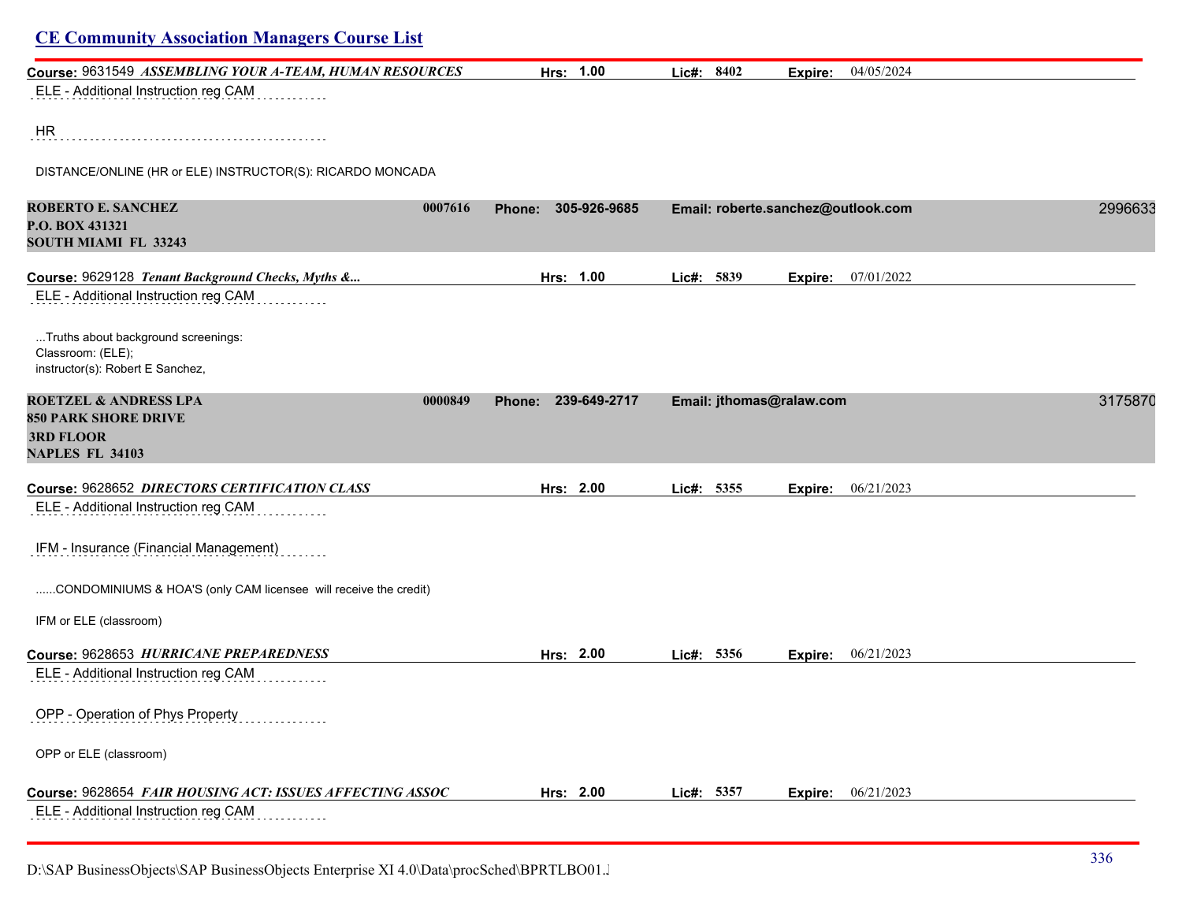## CE Community Association Managers Course List

**Course:** 9631549 ***ASSEMBLING YOUR A-TEAM, HUMAN RESOURCES*** **Hrs:** 1.00 **Lic#:** 8402 **Expire:** 04/05/2024

ELE - Additional Instruction reg CAM

HR

DISTANCE/ONLINE (HR or ELE) INSTRUCTOR(S): RICARDO MONCADA

**ROBERTO E. SANCHEZ** 0007616 **Phone:** 305-926-9685 **Email:** roberte.sanchez@outlook.com 2996633
**P.O. BOX 431321**
**SOUTH MIAMI FL 33243**

**Course:** 9629128 ***Tenant Background Checks, Myths &...*** **Hrs:** 1.00 **Lic#:** 5839 **Expire:** 07/01/2022

ELE - Additional Instruction reg CAM

...Truths about background screenings:
Classroom: (ELE);
instructor(s): Robert E Sanchez,

**ROETZEL & ANDRESS LPA** 0000849 **Phone:** 239-649-2717 **Email:** jthomas@ralaw.com 3175870
**850 PARK SHORE DRIVE**
**3RD FLOOR**
**NAPLES FL 34103**

**Course:** 9628652 ***DIRECTORS CERTIFICATION CLASS*** **Hrs:** 2.00 **Lic#:** 5355 **Expire:** 06/21/2023

ELE - Additional Instruction reg CAM

IFM - Insurance (Financial Management)

......CONDOMINIUMS & HOA'S (only CAM licensee will receive the credit)

IFM or ELE (classroom)

**Course:** 9628653 ***HURRICANE PREPAREDNESS*** **Hrs:** 2.00 **Lic#:** 5356 **Expire:** 06/21/2023

ELE - Additional Instruction reg CAM

OPP - Operation of Phys Property

OPP or ELE (classroom)

**Course:** 9628654 ***FAIR HOUSING ACT: ISSUES AFFECTING ASSOC*** **Hrs:** 2.00 **Lic#:** 5357 **Expire:** 06/21/2023

ELE - Additional Instruction reg CAM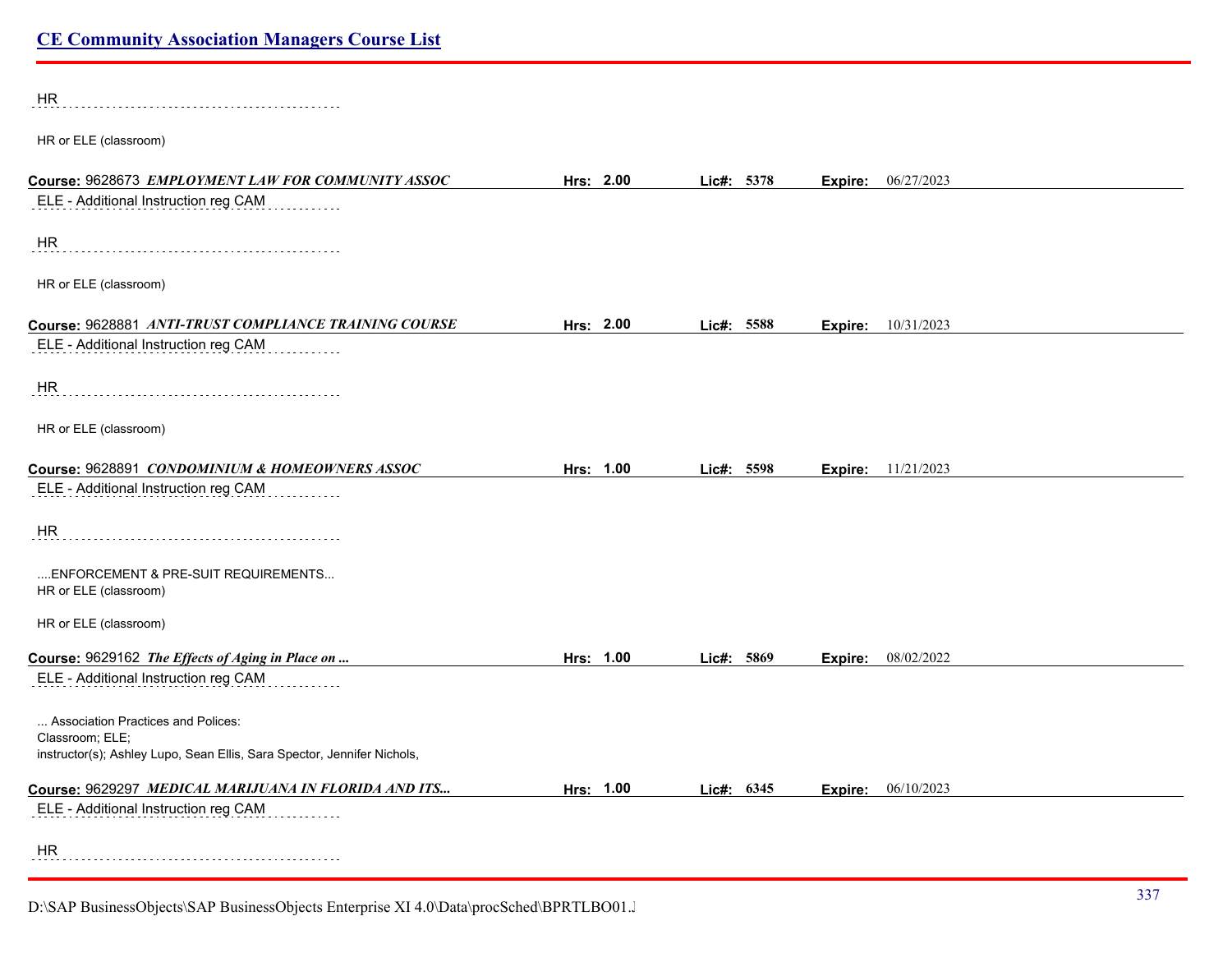HR

HR or ELE (classroom)

**Course:** 9628673 ***EMPLOYMENT LAW FOR COMMUNITY ASSOC*** **Hrs: 2.00** **Lic#: 5378** **Expire:** 06/27/2023

ELE - Additional Instruction reg CAM

HR

HR or ELE (classroom)

**Course:** 9628881 ***ANTI-TRUST COMPLIANCE TRAINING COURSE*** **Hrs: 2.00** **Lic#: 5588** **Expire:** 10/31/2023

ELE - Additional Instruction reg CAM

HR

HR or ELE (classroom)

**Course:** 9628891 ***CONDOMINIUM & HOMEOWNERS ASSOC*** **Hrs: 1.00** **Lic#: 5598** **Expire:** 11/21/2023

ELE - Additional Instruction reg CAM

HR

....ENFORCEMENT & PRE-SUIT REQUIREMENTS...
HR or ELE (classroom)

HR or ELE (classroom)

**Course:** 9629162 ***The Effects of Aging in Place on ...*** **Hrs: 1.00** **Lic#: 5869** **Expire:** 08/02/2022

ELE - Additional Instruction reg CAM

... Association Practices and Polices:
Classroom; ELE;
instructor(s); Ashley Lupo, Sean Ellis, Sara Spector, Jennifer Nichols,

**Course:** 9629297 ***MEDICAL MARIJUANA IN FLORIDA AND ITS...*** **Hrs: 1.00** **Lic#: 6345** **Expire:** 06/10/2023

ELE - Additional Instruction reg CAM

HR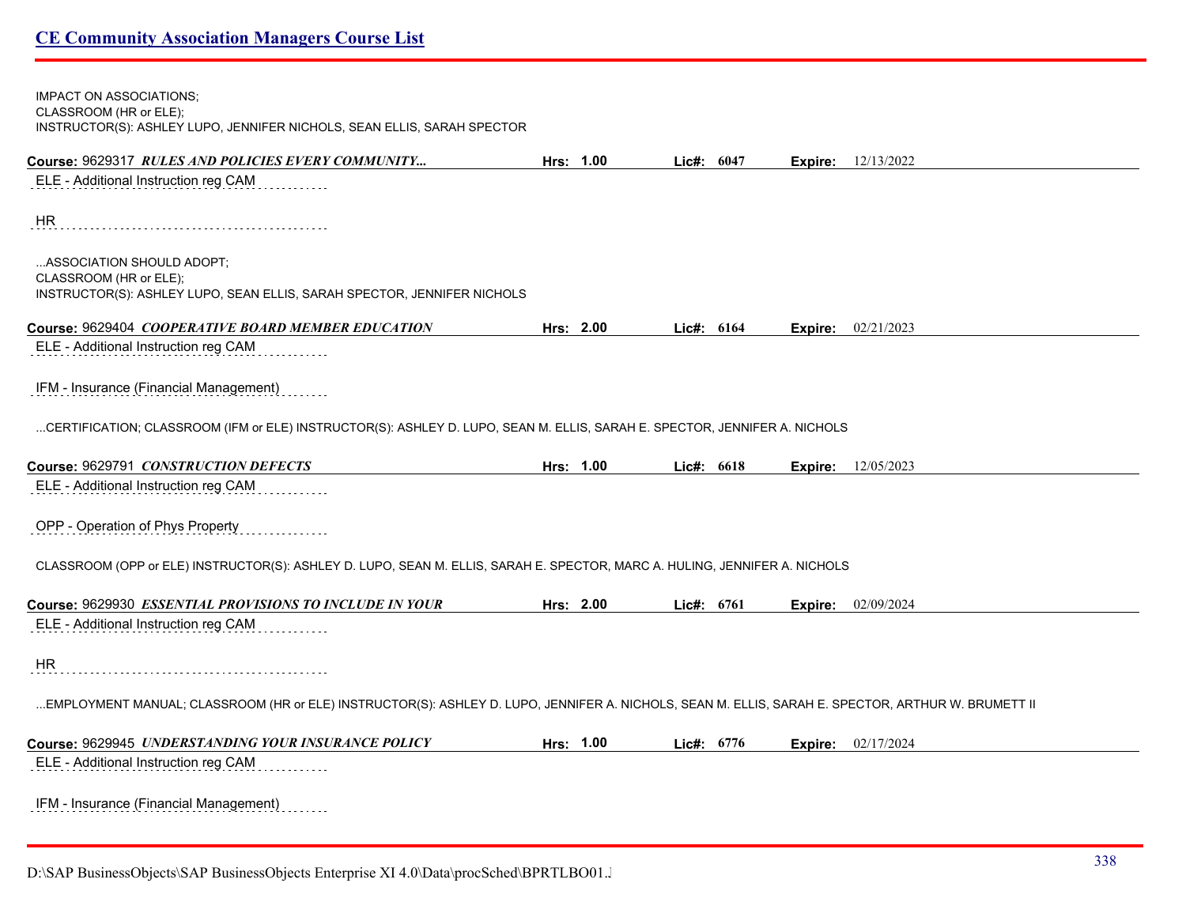IMPACT ON ASSOCIATIONS;
CLASSROOM (HR or ELE);
INSTRUCTOR(S): ASHLEY LUPO, JENNIFER NICHOLS, SEAN ELLIS, SARAH SPECTOR

**Course:** 9629317 ***RULES AND POLICIES EVERY COMMUNITY...*** **Hrs:** 1.00 **Lic#:** 6047 **Expire:** 12/13/2022

ELE - Additional Instruction reg CAM

HR

...ASSOCIATION SHOULD ADOPT;
CLASSROOM (HR or ELE);
INSTRUCTOR(S): ASHLEY LUPO, SEAN ELLIS, SARAH SPECTOR, JENNIFER NICHOLS

**Course:** 9629404 ***COOPERATIVE BOARD MEMBER EDUCATION*** **Hrs:** 2.00 **Lic#:** 6164 **Expire:** 02/21/2023

ELE - Additional Instruction reg CAM

IFM - Insurance (Financial Management)

...CERTIFICATION; CLASSROOM (IFM or ELE) INSTRUCTOR(S): ASHLEY D. LUPO, SEAN M. ELLIS, SARAH E. SPECTOR, JENNIFER A. NICHOLS

**Course:** 9629791 ***CONSTRUCTION DEFECTS*** **Hrs:** 1.00 **Lic#:** 6618 **Expire:** 12/05/2023

ELE - Additional Instruction reg CAM

OPP - Operation of Phys Property

CLASSROOM (OPP or ELE) INSTRUCTOR(S): ASHLEY D. LUPO, SEAN M. ELLIS, SARAH E. SPECTOR, MARC A. HULING, JENNIFER A. NICHOLS

**Course:** 9629930 ***ESSENTIAL PROVISIONS TO INCLUDE IN YOUR*** **Hrs:** 2.00 **Lic#:** 6761 **Expire:** 02/09/2024

ELE - Additional Instruction reg CAM

HR

...EMPLOYMENT MANUAL; CLASSROOM (HR or ELE) INSTRUCTOR(S): ASHLEY D. LUPO, JENNIFER A. NICHOLS, SEAN M. ELLIS, SARAH E. SPECTOR, ARTHUR W. BRUMETT II

**Course:** 9629945 ***UNDERSTANDING YOUR INSURANCE POLICY*** **Hrs:** 1.00 **Lic#:** 6776 **Expire:** 02/17/2024

ELE - Additional Instruction reg CAM

IFM - Insurance (Financial Management)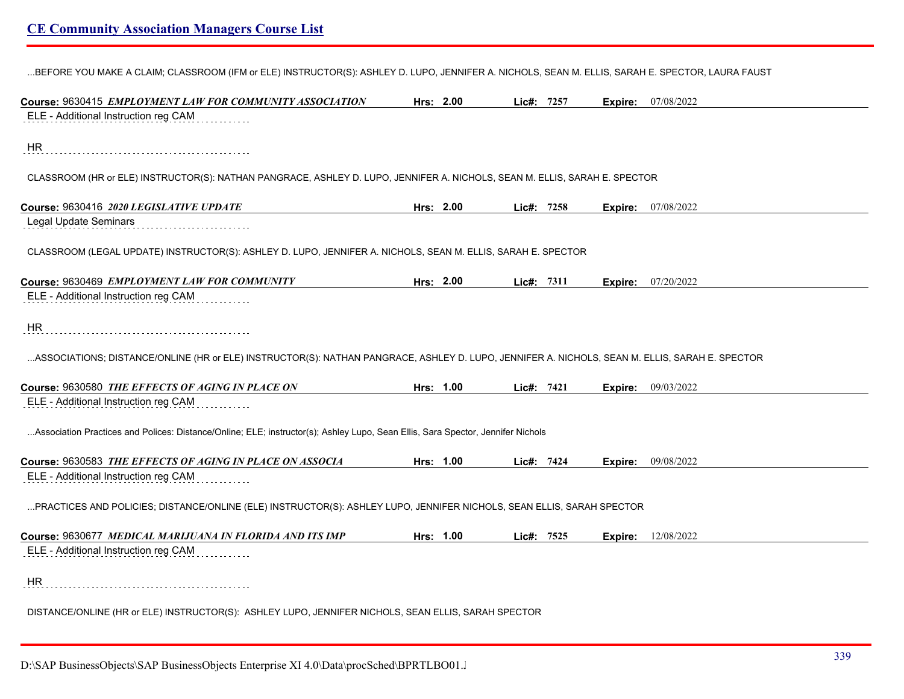...BEFORE YOU MAKE A CLAIM; CLASSROOM (IFM or ELE) INSTRUCTOR(S): ASHLEY D. LUPO, JENNIFER A. NICHOLS, SEAN M. ELLIS, SARAH E. SPECTOR, LAURA FAUST

**Course:** 9630415 ***EMPLOYMENT LAW FOR COMMUNITY ASSOCIATION*** **Hrs: 2.00** **Lic#: 7257** **Expire:** 07/08/2022

ELE - Additional Instruction reg CAM

HR

CLASSROOM (HR or ELE) INSTRUCTOR(S): NATHAN PANGRACE, ASHLEY D. LUPO, JENNIFER A. NICHOLS, SEAN M. ELLIS, SARAH E. SPECTOR

**Course:** 9630416 ***2020 LEGISLATIVE UPDATE*** **Hrs: 2.00** **Lic#: 7258** **Expire:** 07/08/2022

Legal Update Seminars

CLASSROOM (LEGAL UPDATE) INSTRUCTOR(S): ASHLEY D. LUPO, JENNIFER A. NICHOLS, SEAN M. ELLIS, SARAH E. SPECTOR

**Course:** 9630469 ***EMPLOYMENT LAW FOR COMMUNITY*** **Hrs: 2.00** **Lic#: 7311** **Expire:** 07/20/2022

ELE - Additional Instruction reg CAM

HR

...ASSOCIATIONS; DISTANCE/ONLINE (HR or ELE) INSTRUCTOR(S): NATHAN PANGRACE, ASHLEY D. LUPO, JENNIFER A. NICHOLS, SEAN M. ELLIS, SARAH E. SPECTOR

**Course:** 9630580 ***THE EFFECTS OF AGING IN PLACE ON*** **Hrs: 1.00** **Lic#: 7421** **Expire:** 09/03/2022

ELE - Additional Instruction reg CAM

...Association Practices and Polices: Distance/Online; ELE; instructor(s); Ashley Lupo, Sean Ellis, Sara Spector, Jennifer Nichols

**Course:** 9630583 ***THE EFFECTS OF AGING IN PLACE ON ASSOCIA*** **Hrs: 1.00** **Lic#: 7424** **Expire:** 09/08/2022

ELE - Additional Instruction reg CAM

...PRACTICES AND POLICIES; DISTANCE/ONLINE (ELE) INSTRUCTOR(S): ASHLEY LUPO, JENNIFER NICHOLS, SEAN ELLIS, SARAH SPECTOR

**Course:** 9630677 ***MEDICAL MARIJUANA IN FLORIDA AND ITS IMP*** **Hrs: 1.00** **Lic#: 7525** **Expire:** 12/08/2022

ELE - Additional Instruction reg CAM

HR

DISTANCE/ONLINE (HR or ELE) INSTRUCTOR(S): ASHLEY LUPO, JENNIFER NICHOLS, SEAN ELLIS, SARAH SPECTOR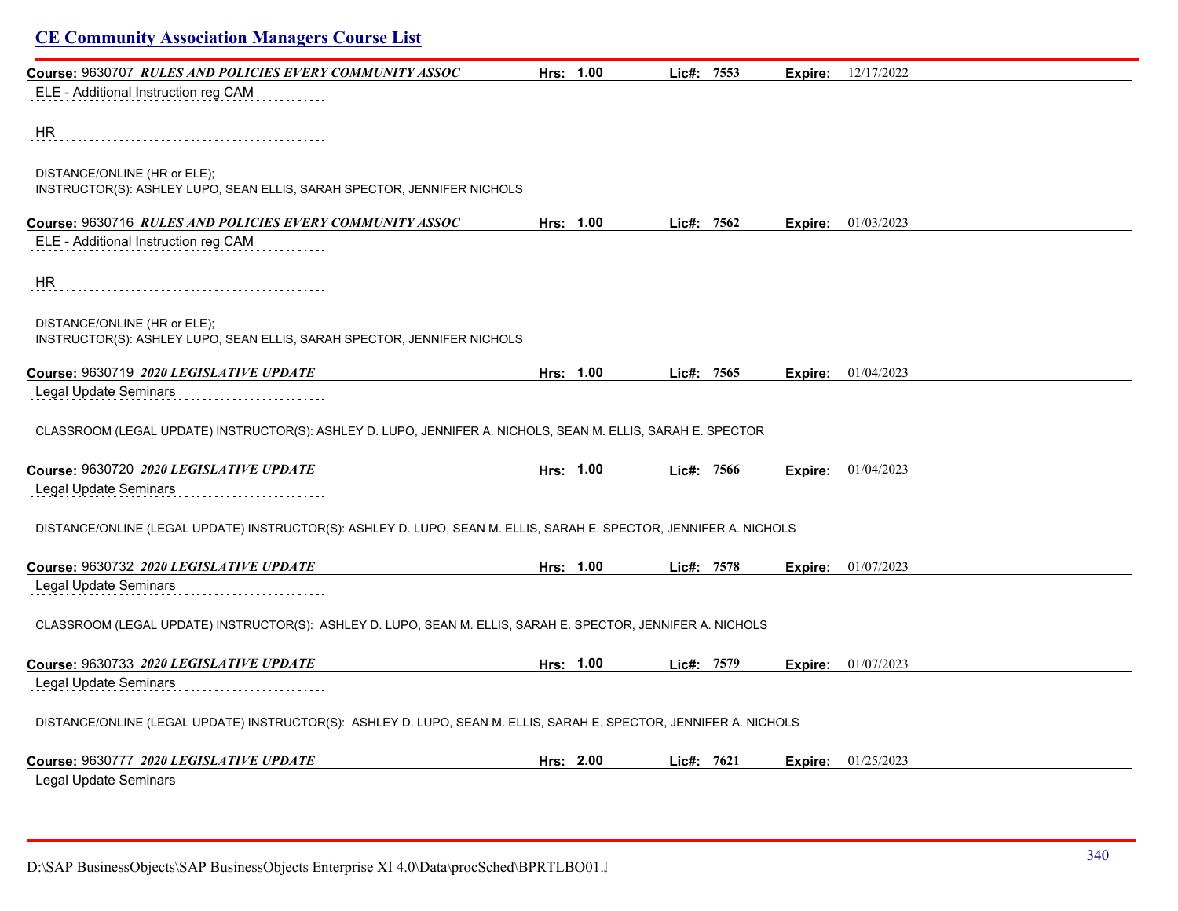## CE Community Association Managers Course List

**Course:** 9630707 ***RULES AND POLICIES EVERY COMMUNITY ASSOC*** **Hrs: 1.00** **Lic#: 7553** **Expire:** 12/17/2022

ELE - Additional Instruction reg CAM

HR

DISTANCE/ONLINE (HR or ELE);
INSTRUCTOR(S): ASHLEY LUPO, SEAN ELLIS, SARAH SPECTOR, JENNIFER NICHOLS

**Course:** 9630716 ***RULES AND POLICIES EVERY COMMUNITY ASSOC*** **Hrs: 1.00** **Lic#: 7562** **Expire:** 01/03/2023

ELE - Additional Instruction reg CAM

HR

DISTANCE/ONLINE (HR or ELE);
INSTRUCTOR(S): ASHLEY LUPO, SEAN ELLIS, SARAH SPECTOR, JENNIFER NICHOLS

**Course:** 9630719 ***2020 LEGISLATIVE UPDATE*** **Hrs: 1.00** **Lic#: 7565** **Expire:** 01/04/2023

Legal Update Seminars

CLASSROOM (LEGAL UPDATE) INSTRUCTOR(S): ASHLEY D. LUPO, JENNIFER A. NICHOLS, SEAN M. ELLIS, SARAH E. SPECTOR

**Course:** 9630720 ***2020 LEGISLATIVE UPDATE*** **Hrs: 1.00** **Lic#: 7566** **Expire:** 01/04/2023

Legal Update Seminars

DISTANCE/ONLINE (LEGAL UPDATE) INSTRUCTOR(S): ASHLEY D. LUPO, SEAN M. ELLIS, SARAH E. SPECTOR, JENNIFER A. NICHOLS

**Course:** 9630732 ***2020 LEGISLATIVE UPDATE*** **Hrs: 1.00** **Lic#: 7578** **Expire:** 01/07/2023

Legal Update Seminars

CLASSROOM (LEGAL UPDATE) INSTRUCTOR(S): ASHLEY D. LUPO, SEAN M. ELLIS, SARAH E. SPECTOR, JENNIFER A. NICHOLS

**Course:** 9630733 ***2020 LEGISLATIVE UPDATE*** **Hrs: 1.00** **Lic#: 7579** **Expire:** 01/07/2023

Legal Update Seminars

DISTANCE/ONLINE (LEGAL UPDATE) INSTRUCTOR(S): ASHLEY D. LUPO, SEAN M. ELLIS, SARAH E. SPECTOR, JENNIFER A. NICHOLS

**Course:** 9630777 ***2020 LEGISLATIVE UPDATE*** **Hrs: 2.00** **Lic#: 7621** **Expire:** 01/25/2023

Legal Update Seminars

D:\SAP BusinessObjects\SAP BusinessObjects Enterprise XI 4.0\Data\procSched\BPRTLBO01.J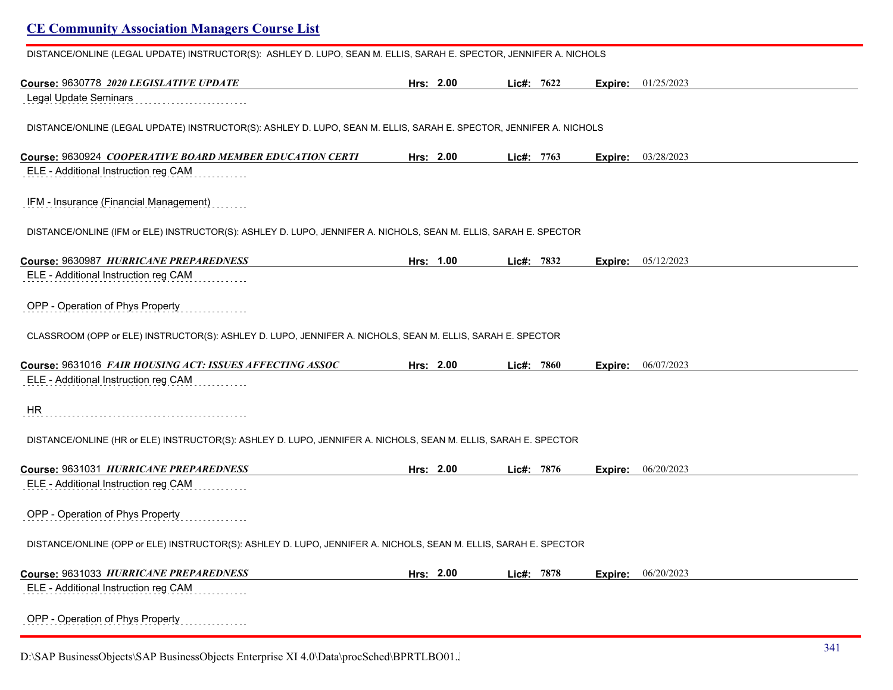DISTANCE/ONLINE (LEGAL UPDATE) INSTRUCTOR(S): ASHLEY D. LUPO, SEAN M. ELLIS, SARAH E. SPECTOR, JENNIFER A. NICHOLS

**Course:** 9630778 ***2020 LEGISLATIVE UPDATE*** **Hrs:** 2.00 **Lic#:** 7622 **Expire:** 01/25/2023

Legal Update Seminars

DISTANCE/ONLINE (LEGAL UPDATE) INSTRUCTOR(S): ASHLEY D. LUPO, SEAN M. ELLIS, SARAH E. SPECTOR, JENNIFER A. NICHOLS

**Course:** 9630924 ***COOPERATIVE BOARD MEMBER EDUCATION CERTI*** **Hrs:** 2.00 **Lic#:** 7763 **Expire:** 03/28/2023

ELE - Additional Instruction reg CAM

IFM - Insurance (Financial Management)

DISTANCE/ONLINE (IFM or ELE) INSTRUCTOR(S): ASHLEY D. LUPO, JENNIFER A. NICHOLS, SEAN M. ELLIS, SARAH E. SPECTOR

**Course:** 9630987 ***HURRICANE PREPAREDNESS*** **Hrs:** 1.00 **Lic#:** 7832 **Expire:** 05/12/2023

ELE - Additional Instruction reg CAM

OPP - Operation of Phys Property

CLASSROOM (OPP or ELE) INSTRUCTOR(S): ASHLEY D. LUPO, JENNIFER A. NICHOLS, SEAN M. ELLIS, SARAH E. SPECTOR

**Course:** 9631016 ***FAIR HOUSING ACT: ISSUES AFFECTING ASSOC*** **Hrs:** 2.00 **Lic#:** 7860 **Expire:** 06/07/2023

ELE - Additional Instruction reg CAM

HR

DISTANCE/ONLINE (HR or ELE) INSTRUCTOR(S): ASHLEY D. LUPO, JENNIFER A. NICHOLS, SEAN M. ELLIS, SARAH E. SPECTOR

**Course:** 9631031 ***HURRICANE PREPAREDNESS*** **Hrs:** 2.00 **Lic#:** 7876 **Expire:** 06/20/2023

ELE - Additional Instruction reg CAM

OPP - Operation of Phys Property

DISTANCE/ONLINE (OPP or ELE) INSTRUCTOR(S): ASHLEY D. LUPO, JENNIFER A. NICHOLS, SEAN M. ELLIS, SARAH E. SPECTOR

**Course:** 9631033 ***HURRICANE PREPAREDNESS*** **Hrs:** 2.00 **Lic#:** 7878 **Expire:** 06/20/2023

ELE - Additional Instruction reg CAM

OPP - Operation of Phys Property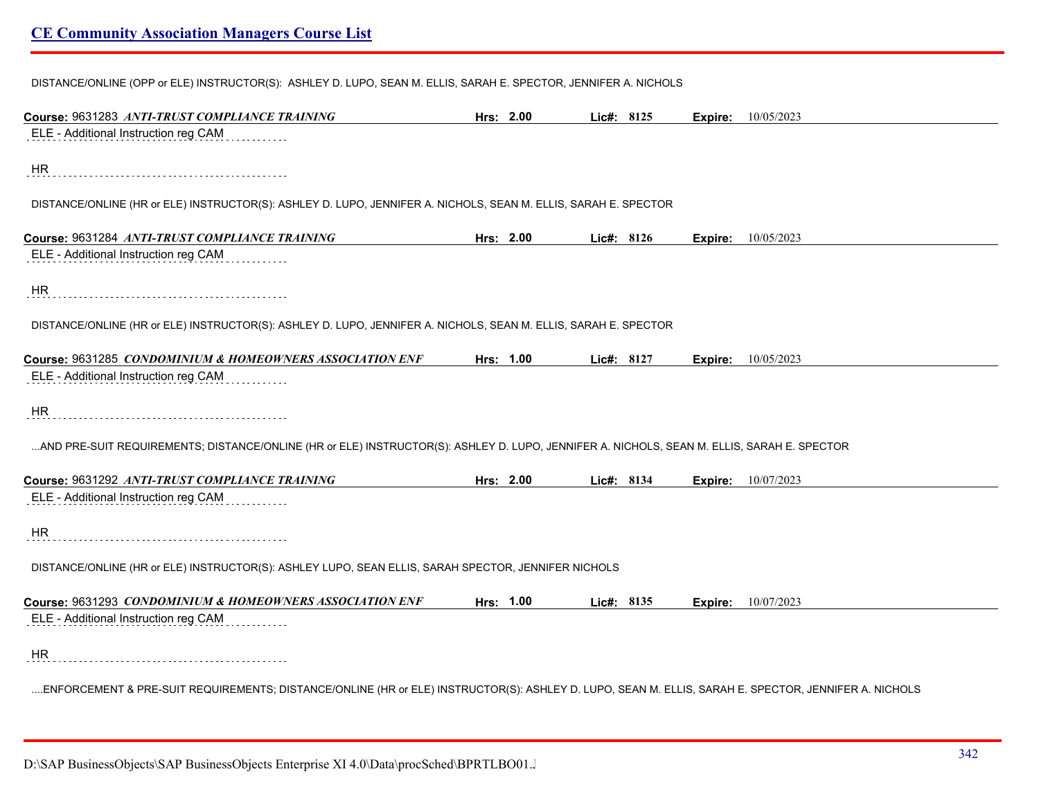## CE Community Association Managers Course List

DISTANCE/ONLINE (OPP or ELE) INSTRUCTOR(S): ASHLEY D. LUPO, SEAN M. ELLIS, SARAH E. SPECTOR, JENNIFER A. NICHOLS

**Course:** 9631283 ***ANTI-TRUST COMPLIANCE TRAINING*** **Hrs:** 2.00 **Lic#:** 8125 **Expire:** 10/05/2023

ELE - Additional Instruction reg CAM

HR

DISTANCE/ONLINE (HR or ELE) INSTRUCTOR(S): ASHLEY D. LUPO, JENNIFER A. NICHOLS, SEAN M. ELLIS, SARAH E. SPECTOR

**Course:** 9631284 ***ANTI-TRUST COMPLIANCE TRAINING*** **Hrs:** 2.00 **Lic#:** 8126 **Expire:** 10/05/2023

ELE - Additional Instruction reg CAM

HR

DISTANCE/ONLINE (HR or ELE) INSTRUCTOR(S): ASHLEY D. LUPO, JENNIFER A. NICHOLS, SEAN M. ELLIS, SARAH E. SPECTOR

**Course:** 9631285 ***CONDOMINIUM & HOMEOWNERS ASSOCIATION ENF*** **Hrs:** 1.00 **Lic#:** 8127 **Expire:** 10/05/2023

ELE - Additional Instruction reg CAM

HR

...AND PRE-SUIT REQUIREMENTS; DISTANCE/ONLINE (HR or ELE) INSTRUCTOR(S): ASHLEY D. LUPO, JENNIFER A. NICHOLS, SEAN M. ELLIS, SARAH E. SPECTOR

**Course:** 9631292 ***ANTI-TRUST COMPLIANCE TRAINING*** **Hrs:** 2.00 **Lic#:** 8134 **Expire:** 10/07/2023

ELE - Additional Instruction reg CAM

HR

DISTANCE/ONLINE (HR or ELE) INSTRUCTOR(S): ASHLEY LUPO, SEAN ELLIS, SARAH SPECTOR, JENNIFER NICHOLS

**Course:** 9631293 ***CONDOMINIUM & HOMEOWNERS ASSOCIATION ENF*** **Hrs:** 1.00 **Lic#:** 8135 **Expire:** 10/07/2023

ELE - Additional Instruction reg CAM

HR

....ENFORCEMENT & PRE-SUIT REQUIREMENTS; DISTANCE/ONLINE (HR or ELE) INSTRUCTOR(S): ASHLEY D. LUPO, SEAN M. ELLIS, SARAH E. SPECTOR, JENNIFER A. NICHOLS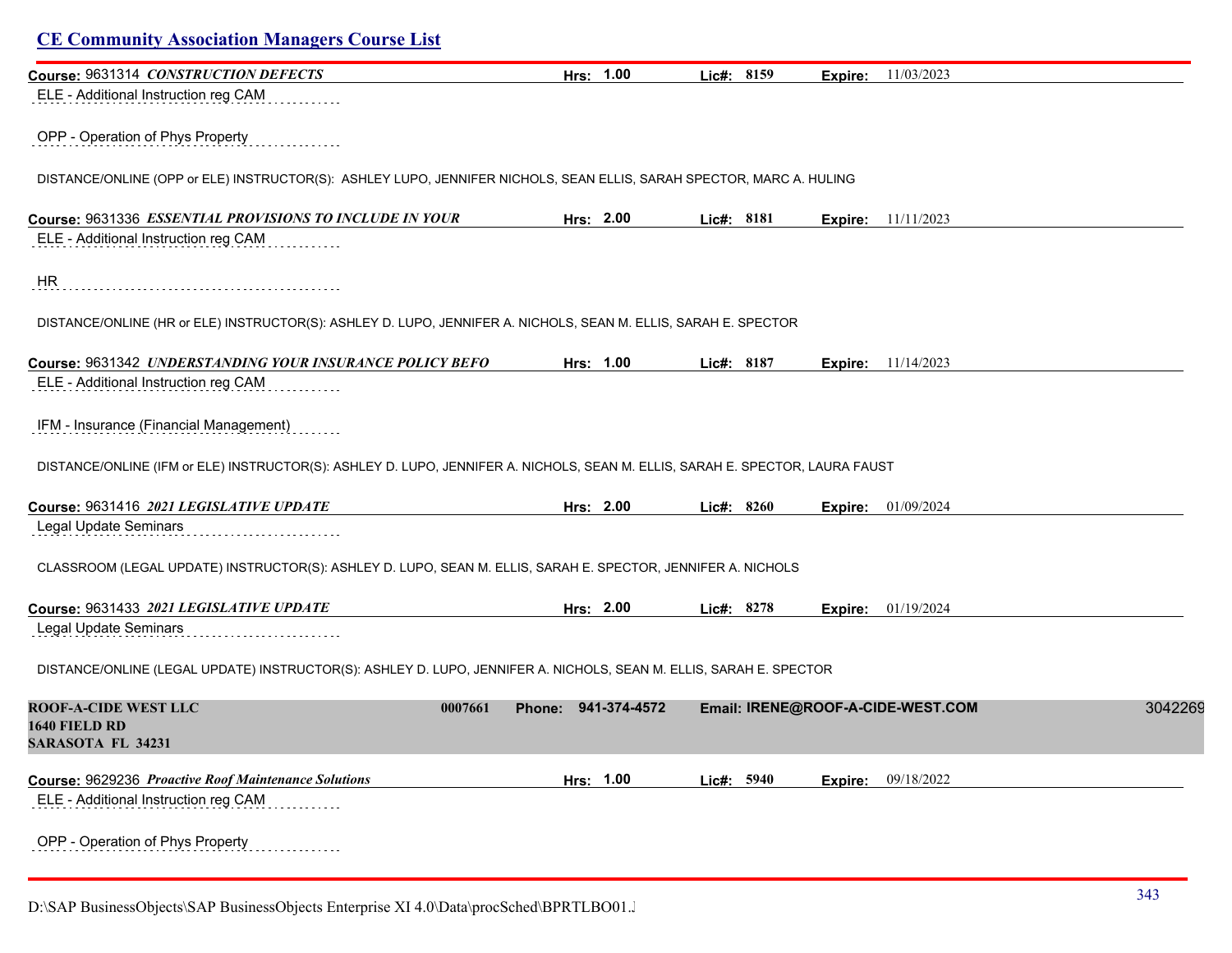## CE Community Association Managers Course List

**Course:** 9631314 ***CONSTRUCTION DEFECTS*** **Hrs:** 1.00 **Lic#:** 8159 **Expire:** 11/03/2023

ELE - Additional Instruction reg CAM

OPP - Operation of Phys Property

DISTANCE/ONLINE (OPP or ELE) INSTRUCTOR(S): ASHLEY LUPO, JENNIFER NICHOLS, SEAN ELLIS, SARAH SPECTOR, MARC A. HULING

**Course:** 9631336 ***ESSENTIAL PROVISIONS TO INCLUDE IN YOUR*** **Hrs:** 2.00 **Lic#:** 8181 **Expire:** 11/11/2023

ELE - Additional Instruction reg CAM

HR

DISTANCE/ONLINE (HR or ELE) INSTRUCTOR(S): ASHLEY D. LUPO, JENNIFER A. NICHOLS, SEAN M. ELLIS, SARAH E. SPECTOR

**Course:** 9631342 ***UNDERSTANDING YOUR INSURANCE POLICY BEFO*** **Hrs:** 1.00 **Lic#:** 8187 **Expire:** 11/14/2023

ELE - Additional Instruction reg CAM

IFM - Insurance (Financial Management)

DISTANCE/ONLINE (IFM or ELE) INSTRUCTOR(S): ASHLEY D. LUPO, JENNIFER A. NICHOLS, SEAN M. ELLIS, SARAH E. SPECTOR, LAURA FAUST

**Course:** 9631416 ***2021 LEGISLATIVE UPDATE*** **Hrs:** 2.00 **Lic#:** 8260 **Expire:** 01/09/2024

Legal Update Seminars

CLASSROOM (LEGAL UPDATE) INSTRUCTOR(S): ASHLEY D. LUPO, SEAN M. ELLIS, SARAH E. SPECTOR, JENNIFER A. NICHOLS

**Course:** 9631433 ***2021 LEGISLATIVE UPDATE*** **Hrs:** 2.00 **Lic#:** 8278 **Expire:** 01/19/2024

Legal Update Seminars

DISTANCE/ONLINE (LEGAL UPDATE) INSTRUCTOR(S): ASHLEY D. LUPO, JENNIFER A. NICHOLS, SEAN M. ELLIS, SARAH E. SPECTOR

**ROOF-A-CIDE WEST LLC** 0007661 **Phone:** 941-374-4572 **Email:** IRENE@ROOF-A-CIDE-WEST.COM 3042269
**1640 FIELD RD**
**SARASOTA FL 34231**

**Course:** 9629236 ***Proactive Roof Maintenance Solutions*** **Hrs:** 1.00 **Lic#:** 5940 **Expire:** 09/18/2022

ELE - Additional Instruction reg CAM

OPP - Operation of Phys Property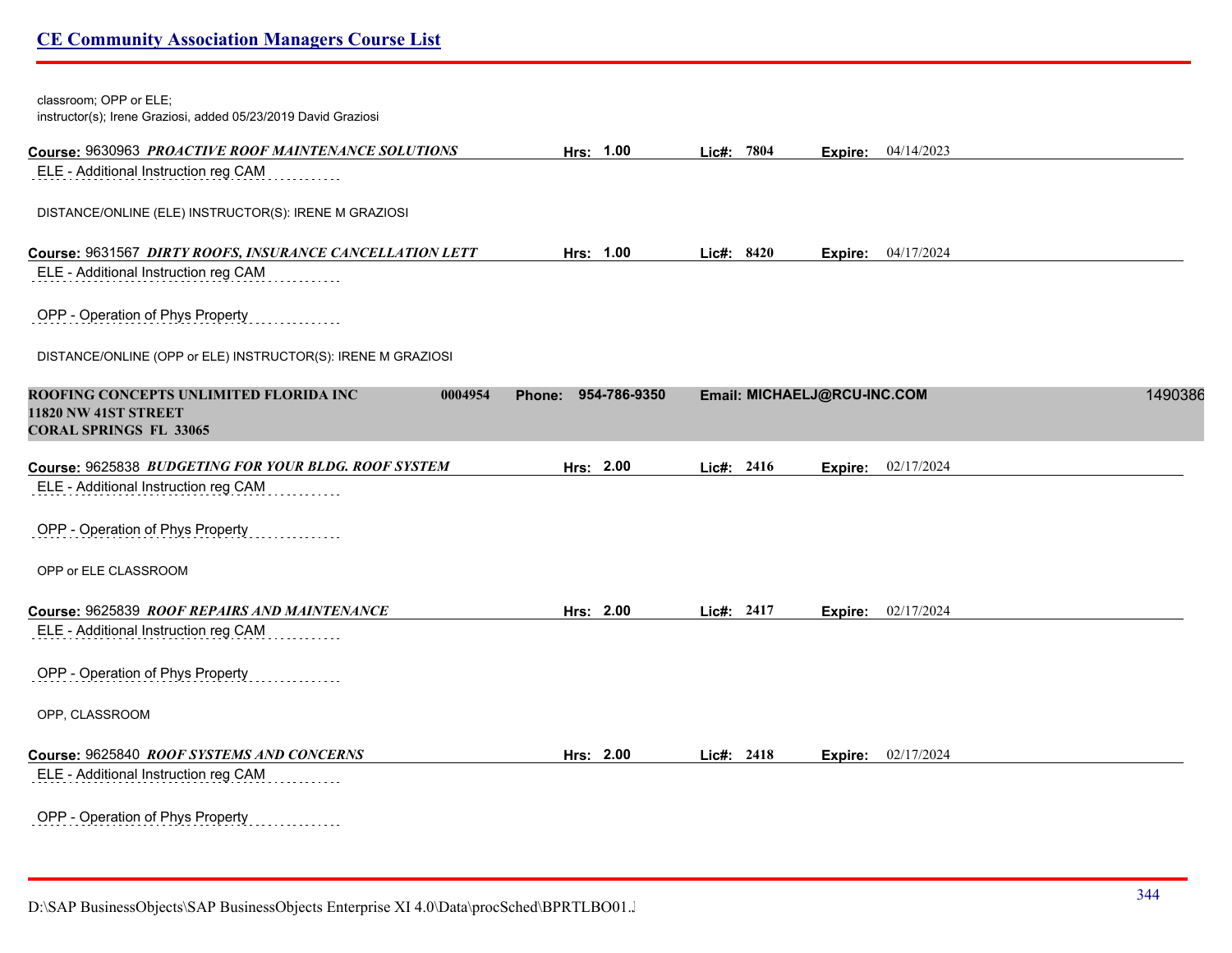classroom; OPP or ELE;
instructor(s); Irene Graziosi, added 05/23/2019 David Graziosi

**Course:** 9630963 ***PROACTIVE ROOF MAINTENANCE SOLUTIONS*** **Hrs:** 1.00 **Lic#:** 7804 **Expire:** 04/14/2023

ELE - Additional Instruction reg CAM

DISTANCE/ONLINE (ELE) INSTRUCTOR(S): IRENE M GRAZIOSI

**Course:** 9631567 ***DIRTY ROOFS, INSURANCE CANCELLATION LETT*** **Hrs:** 1.00 **Lic#:** 8420 **Expire:** 04/17/2024

ELE - Additional Instruction reg CAM

OPP - Operation of Phys Property

DISTANCE/ONLINE (OPP or ELE) INSTRUCTOR(S): IRENE M GRAZIOSI

## ROOFING CONCEPTS UNLIMITED FLORIDA INC 0004954 Phone: 954-786-9350 Email: MICHAELJ@RCU-INC.COM 1490386

**11820 NW 41ST STREET**
**CORAL SPRINGS FL 33065**

**Course:** 9625838 ***BUDGETING FOR YOUR BLDG. ROOF SYSTEM*** **Hrs:** 2.00 **Lic#:** 2416 **Expire:** 02/17/2024

ELE - Additional Instruction reg CAM

OPP - Operation of Phys Property

OPP or ELE CLASSROOM

**Course:** 9625839 ***ROOF REPAIRS AND MAINTENANCE*** **Hrs:** 2.00 **Lic#:** 2417 **Expire:** 02/17/2024

ELE - Additional Instruction reg CAM

OPP - Operation of Phys Property

OPP, CLASSROOM

**Course:** 9625840 ***ROOF SYSTEMS AND CONCERNS*** **Hrs:** 2.00 **Lic#:** 2418 **Expire:** 02/17/2024

ELE - Additional Instruction reg CAM

OPP - Operation of Phys Property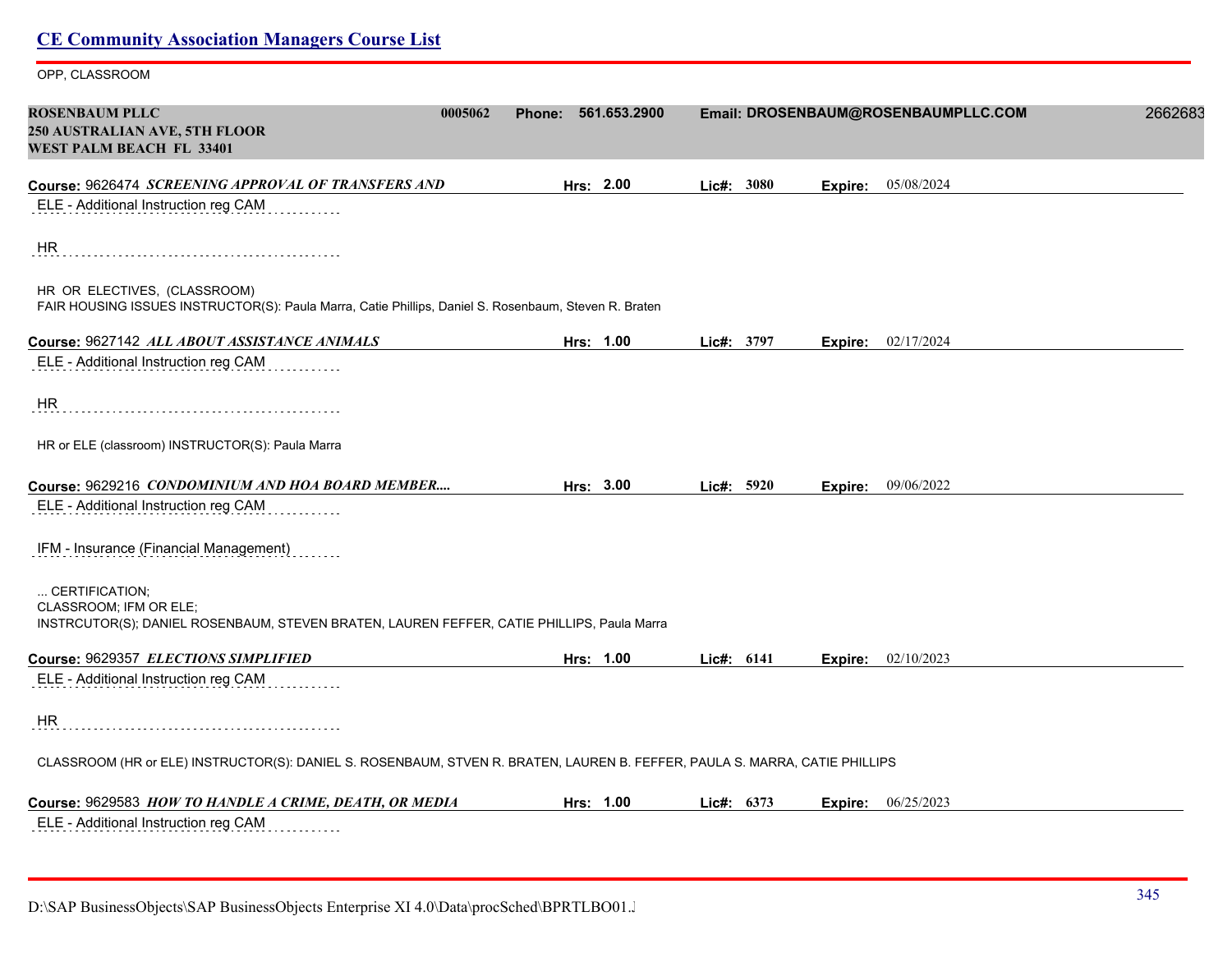# CE Community Association Managers Course List

OPP, CLASSROOM

**ROSENBAUM PLLC** 0005062 **Phone:** 561.653.2900 **Email: DROSENBAUM@ROSENBAUMPLLC.COM** 2662683
**250 AUSTRALIAN AVE, 5TH FLOOR**
**WEST PALM BEACH FL 33401**

**Course:** 9626474 ***SCREENING APPROVAL OF TRANSFERS AND*** **Hrs:** 2.00 **Lic#:** 3080 **Expire:** 05/08/2024

ELE - Additional Instruction reg CAM

HR

HR OR ELECTIVES, (CLASSROOM)
FAIR HOUSING ISSUES INSTRUCTOR(S): Paula Marra, Catie Phillips, Daniel S. Rosenbaum, Steven R. Braten

**Course:** 9627142 ***ALL ABOUT ASSISTANCE ANIMALS*** **Hrs:** 1.00 **Lic#:** 3797 **Expire:** 02/17/2024

ELE - Additional Instruction reg CAM

HR

HR or ELE (classroom) INSTRUCTOR(S): Paula Marra

**Course:** 9629216 ***CONDOMINIUM AND HOA BOARD MEMBER....*** **Hrs:** 3.00 **Lic#:** 5920 **Expire:** 09/06/2022

ELE - Additional Instruction reg CAM

IFM - Insurance (Financial Management)

... CERTIFICATION;
CLASSROOM; IFM OR ELE;
INSTRCUTOR(S); DANIEL ROSENBAUM, STEVEN BRATEN, LAUREN FEFFER, CATIE PHILLIPS, Paula Marra

**Course:** 9629357 ***ELECTIONS SIMPLIFIED*** **Hrs:** 1.00 **Lic#:** 6141 **Expire:** 02/10/2023

ELE - Additional Instruction reg CAM

HR

CLASSROOM (HR or ELE) INSTRUCTOR(S): DANIEL S. ROSENBAUM, STVEN R. BRATEN, LAUREN B. FEFFER, PAULA S. MARRA, CATIE PHILLIPS

**Course:** 9629583 ***HOW TO HANDLE A CRIME, DEATH, OR MEDIA*** **Hrs:** 1.00 **Lic#:** 6373 **Expire:** 06/25/2023

ELE - Additional Instruction reg CAM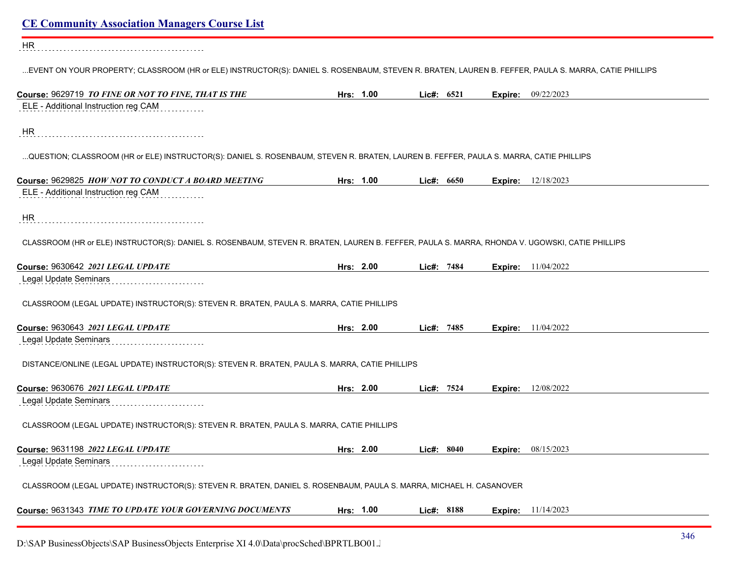HR

...EVENT ON YOUR PROPERTY; CLASSROOM (HR or ELE) INSTRUCTOR(S): DANIEL S. ROSENBAUM, STEVEN R. BRATEN, LAUREN B. FEFFER, PAULA S. MARRA, CATIE PHILLIPS

**Course:** 9629719 ***TO FINE OR NOT TO FINE, THAT IS THE*** **Hrs:** 1.00 **Lic#:** 6521 **Expire:** 09/22/2023

ELE - Additional Instruction reg CAM

HR

...QUESTION; CLASSROOM (HR or ELE) INSTRUCTOR(S): DANIEL S. ROSENBAUM, STEVEN R. BRATEN, LAUREN B. FEFFER, PAULA S. MARRA, CATIE PHILLIPS

**Course:** 9629825 ***HOW NOT TO CONDUCT A BOARD MEETING*** **Hrs:** 1.00 **Lic#:** 6650 **Expire:** 12/18/2023

ELE - Additional Instruction reg CAM

HR

CLASSROOM (HR or ELE) INSTRUCTOR(S): DANIEL S. ROSENBAUM, STEVEN R. BRATEN, LAUREN B. FEFFER, PAULA S. MARRA, RHONDA V. UGOWSKI, CATIE PHILLIPS

**Course:** 9630642 ***2021 LEGAL UPDATE*** **Hrs:** 2.00 **Lic#:** 7484 **Expire:** 11/04/2022

Legal Update Seminars

CLASSROOM (LEGAL UPDATE) INSTRUCTOR(S): STEVEN R. BRATEN, PAULA S. MARRA, CATIE PHILLIPS

**Course:** 9630643 ***2021 LEGAL UPDATE*** **Hrs:** 2.00 **Lic#:** 7485 **Expire:** 11/04/2022

Legal Update Seminars

DISTANCE/ONLINE (LEGAL UPDATE) INSTRUCTOR(S): STEVEN R. BRATEN, PAULA S. MARRA, CATIE PHILLIPS

**Course:** 9630676 ***2021 LEGAL UPDATE*** **Hrs:** 2.00 **Lic#:** 7524 **Expire:** 12/08/2022

Legal Update Seminars

CLASSROOM (LEGAL UPDATE) INSTRUCTOR(S): STEVEN R. BRATEN, PAULA S. MARRA, CATIE PHILLIPS

**Course:** 9631198 ***2022 LEGAL UPDATE*** **Hrs:** 2.00 **Lic#:** 8040 **Expire:** 08/15/2023

Legal Update Seminars

CLASSROOM (LEGAL UPDATE) INSTRUCTOR(S): STEVEN R. BRATEN, DANIEL S. ROSENBAUM, PAULA S. MARRA, MICHAEL H. CASANOVER

**Course:** 9631343 ***TIME TO UPDATE YOUR GOVERNING DOCUMENTS*** **Hrs:** 1.00 **Lic#:** 8188 **Expire:** 11/14/2023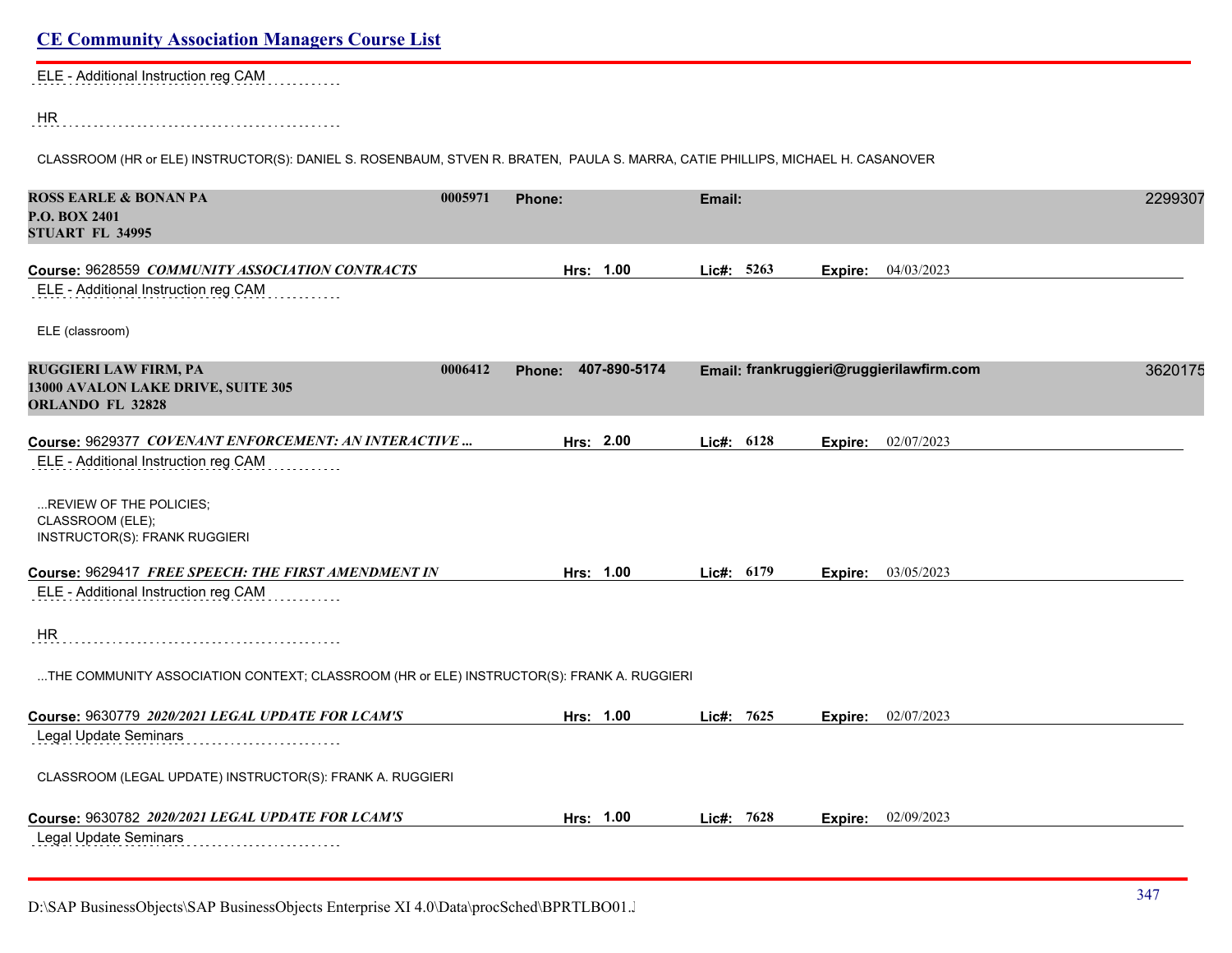ELE - Additional Instruction reg CAM

HR

CLASSROOM (HR or ELE) INSTRUCTOR(S): DANIEL S. ROSENBAUM, STVEN R. BRATEN, PAULA S. MARRA, CATIE PHILLIPS, MICHAEL H. CASANOVER

**ROSS EARLE & BONAN PA** 0005971 **Phone:** **Email:** 2299307
**P.O. BOX 2401**
**STUART FL 34995**

**Course:** 9628559 ***COMMUNITY ASSOCIATION CONTRACTS*** **Hrs: 1.00** **Lic#: 5263** **Expire:** 04/03/2023

ELE - Additional Instruction reg CAM

ELE (classroom)

**RUGGIERI LAW FIRM, PA** 0006412 **Phone: 407-890-5174** **Email: frankruggieri@ruggierilawfirm.com** 3620175
**13000 AVALON LAKE DRIVE, SUITE 305**
**ORLANDO FL 32828**

**Course:** 9629377 ***COVENANT ENFORCEMENT: AN INTERACTIVE ...*** **Hrs: 2.00** **Lic#: 6128** **Expire:** 02/07/2023

ELE - Additional Instruction reg CAM

...REVIEW OF THE POLICIES;
CLASSROOM (ELE);
INSTRUCTOR(S): FRANK RUGGIERI

**Course:** 9629417 ***FREE SPEECH: THE FIRST AMENDMENT IN*** **Hrs: 1.00** **Lic#: 6179** **Expire:** 03/05/2023

ELE - Additional Instruction reg CAM

HR

...THE COMMUNITY ASSOCIATION CONTEXT; CLASSROOM (HR or ELE) INSTRUCTOR(S): FRANK A. RUGGIERI

**Course:** 9630779 ***2020/2021 LEGAL UPDATE FOR LCAM'S*** **Hrs: 1.00** **Lic#: 7625** **Expire:** 02/07/2023

Legal Update Seminars

CLASSROOM (LEGAL UPDATE) INSTRUCTOR(S): FRANK A. RUGGIERI

**Course:** 9630782 ***2020/2021 LEGAL UPDATE FOR LCAM'S*** **Hrs: 1.00** **Lic#: 7628** **Expire:** 02/09/2023

Legal Update Seminars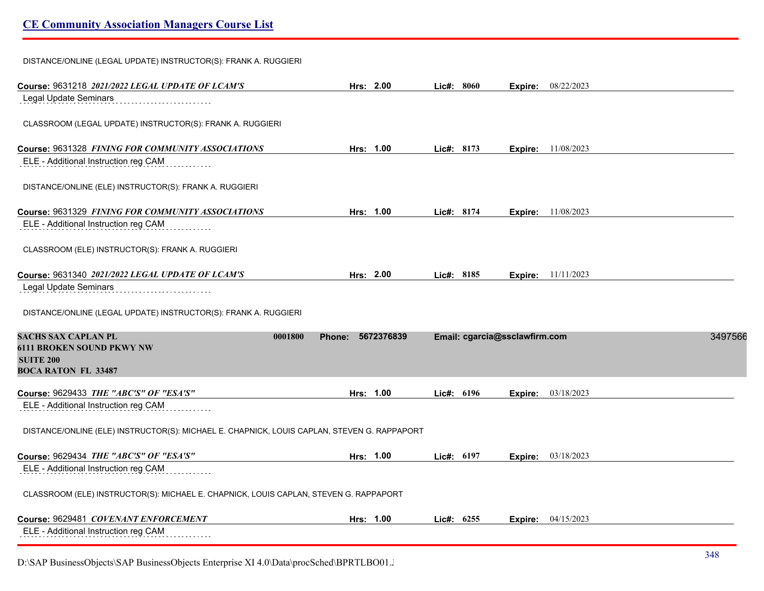DISTANCE/ONLINE (LEGAL UPDATE) INSTRUCTOR(S): FRANK A. RUGGIERI

**Course:** 9631218 ***2021/2022 LEGAL UPDATE OF LCAM'S*** **Hrs:** **2.00** **Lic#:** **8060** **Expire:** 08/22/2023

Legal Update Seminars

CLASSROOM (LEGAL UPDATE) INSTRUCTOR(S): FRANK A. RUGGIERI

**Course:** 9631328 ***FINING FOR COMMUNITY ASSOCIATIONS*** **Hrs:** **1.00** **Lic#:** **8173** **Expire:** 11/08/2023

ELE - Additional Instruction reg CAM

DISTANCE/ONLINE (ELE) INSTRUCTOR(S): FRANK A. RUGGIERI

**Course:** 9631329 ***FINING FOR COMMUNITY ASSOCIATIONS*** **Hrs:** **1.00** **Lic#:** **8174** **Expire:** 11/08/2023

ELE - Additional Instruction reg CAM

CLASSROOM (ELE) INSTRUCTOR(S): FRANK A. RUGGIERI

**Course:** 9631340 ***2021/2022 LEGAL UPDATE OF LCAM'S*** **Hrs:** **2.00** **Lic#:** **8185** **Expire:** 11/11/2023

Legal Update Seminars

DISTANCE/ONLINE (LEGAL UPDATE) INSTRUCTOR(S): FRANK A. RUGGIERI

**SACHS SAX CAPLAN PL** **0001800** **Phone: 5672376839** **Email: cgarcia@ssclawfirm.com** 3497566
**6111 BROKEN SOUND PKWY NW**
**SUITE 200**
**BOCA RATON FL 33487**

**Course:** 9629433 ***THE "ABC'S" OF "ESA'S"*** **Hrs:** **1.00** **Lic#:** **6196** **Expire:** 03/18/2023

ELE - Additional Instruction reg CAM

DISTANCE/ONLINE (ELE) INSTRUCTOR(S): MICHAEL E. CHAPNICK, LOUIS CAPLAN, STEVEN G. RAPPAPORT

**Course:** 9629434 ***THE "ABC'S" OF "ESA'S"*** **Hrs:** **1.00** **Lic#:** **6197** **Expire:** 03/18/2023

ELE - Additional Instruction reg CAM

CLASSROOM (ELE) INSTRUCTOR(S): MICHAEL E. CHAPNICK, LOUIS CAPLAN, STEVEN G. RAPPAPORT

**Course:** 9629481 ***COVENANT ENFORCEMENT*** **Hrs:** **1.00** **Lic#:** **6255** **Expire:** 04/15/2023

ELE - Additional Instruction reg CAM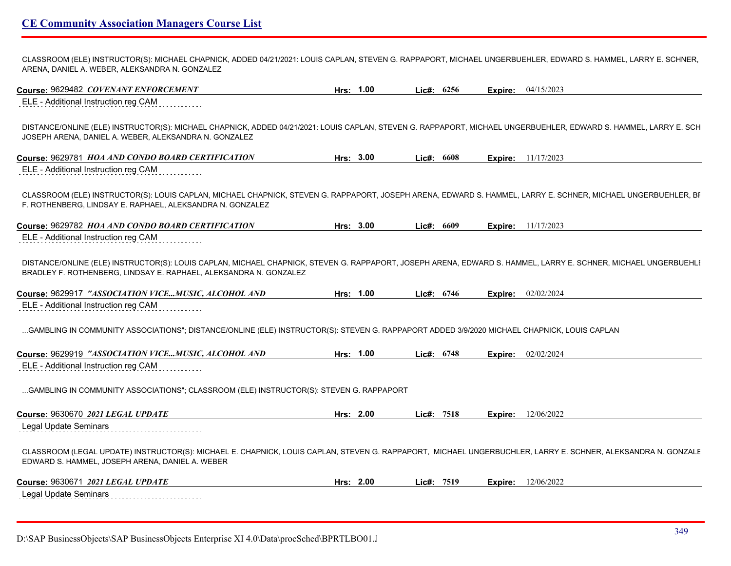CLASSROOM (ELE) INSTRUCTOR(S): MICHAEL CHAPNICK, ADDED 04/21/2021: LOUIS CAPLAN, STEVEN G. RAPPAPORT, MICHAEL UNGERBUEHLER, EDWARD S. HAMMEL, LARRY E. SCHNER, ARENA, DANIEL A. WEBER, ALEKSANDRA N. GONZALEZ

**Course:** 9629482 ***COVENANT ENFORCEMENT*** **Hrs:** 1.00 **Lic#:** 6256 **Expire:** 04/15/2023

ELE - Additional Instruction reg CAM

DISTANCE/ONLINE (ELE) INSTRUCTOR(S): MICHAEL CHAPNICK, ADDED 04/21/2021: LOUIS CAPLAN, STEVEN G. RAPPAPORT, MICHAEL UNGERBUEHLER, EDWARD S. HAMMEL, LARRY E. SCH JOSEPH ARENA, DANIEL A. WEBER, ALEKSANDRA N. GONZALEZ

**Course:** 9629781 ***HOA AND CONDO BOARD CERTIFICATION*** **Hrs:** 3.00 **Lic#:** 6608 **Expire:** 11/17/2023

ELE - Additional Instruction reg CAM

CLASSROOM (ELE) INSTRUCTOR(S): LOUIS CAPLAN, MICHAEL CHAPNICK, STEVEN G. RAPPAPORT, JOSEPH ARENA, EDWARD S. HAMMEL, LARRY E. SCHNER, MICHAEL UNGERBUEHLER, BI F. ROTHENBERG, LINDSAY E. RAPHAEL, ALEKSANDRA N. GONZALEZ

**Course:** 9629782 ***HOA AND CONDO BOARD CERTIFICATION*** **Hrs:** 3.00 **Lic#:** 6609 **Expire:** 11/17/2023

ELE - Additional Instruction reg CAM

DISTANCE/ONLINE (ELE) INSTRUCTOR(S): LOUIS CAPLAN, MICHAEL CHAPNICK, STEVEN G. RAPPAPORT, JOSEPH ARENA, EDWARD S. HAMMEL, LARRY E. SCHNER, MICHAEL UNGERBUEHLI BRADLEY F. ROTHENBERG, LINDSAY E. RAPHAEL, ALEKSANDRA N. GONZALEZ

**Course:** 9629917 ***"ASSOCIATION VICE...MUSIC, ALCOHOL AND*** **Hrs:** 1.00 **Lic#:** 6746 **Expire:** 02/02/2024

ELE - Additional Instruction reg CAM

...GAMBLING IN COMMUNITY ASSOCIATIONS"; DISTANCE/ONLINE (ELE) INSTRUCTOR(S): STEVEN G. RAPPAPORT ADDED 3/9/2020 MICHAEL CHAPNICK, LOUIS CAPLAN

**Course:** 9629919 ***"ASSOCIATION VICE...MUSIC, ALCOHOL AND*** **Hrs:** 1.00 **Lic#:** 6748 **Expire:** 02/02/2024

ELE - Additional Instruction reg CAM

...GAMBLING IN COMMUNITY ASSOCIATIONS"; CLASSROOM (ELE) INSTRUCTOR(S): STEVEN G. RAPPAPORT

**Course:** 9630670 ***2021 LEGAL UPDATE*** **Hrs:** 2.00 **Lic#:** 7518 **Expire:** 12/06/2022

Legal Update Seminars

CLASSROOM (LEGAL UPDATE) INSTRUCTOR(S): MICHAEL E. CHAPNICK, LOUIS CAPLAN, STEVEN G. RAPPAPORT, MICHAEL UNGERBUCHLER, LARRY E. SCHNER, ALEKSANDRA N. GONZALE EDWARD S. HAMMEL, JOSEPH ARENA, DANIEL A. WEBER

**Course:** 9630671 ***2021 LEGAL UPDATE*** **Hrs:** 2.00 **Lic#:** 7519 **Expire:** 12/06/2022

Legal Update Seminars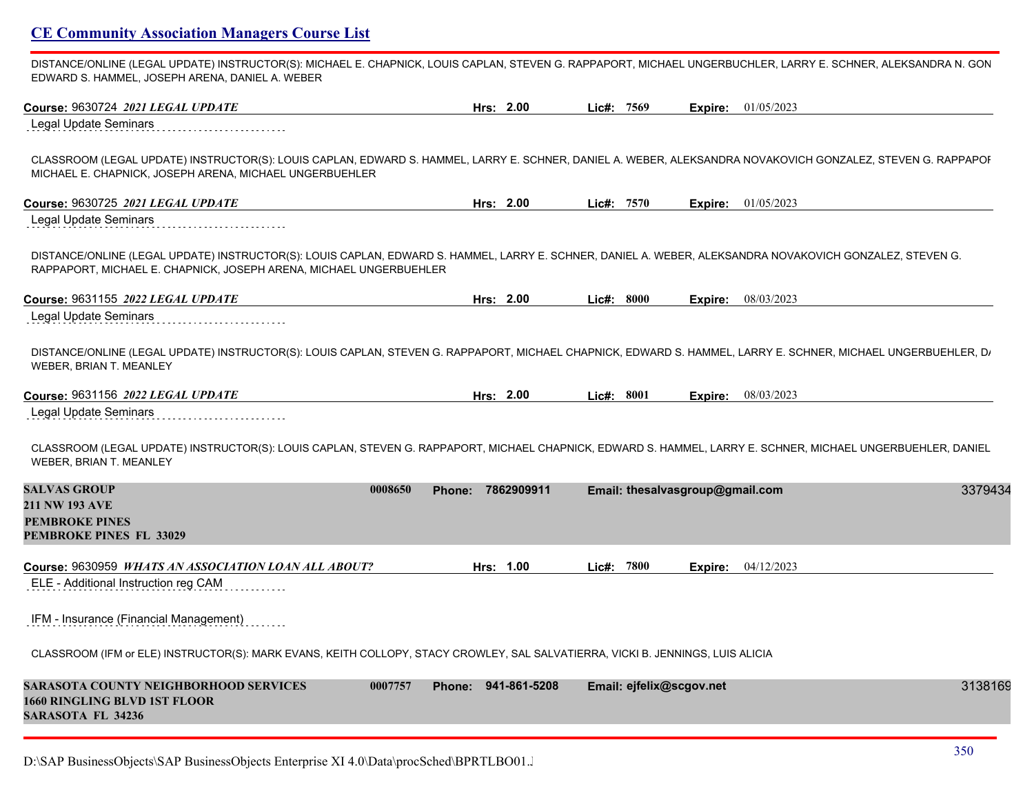DISTANCE/ONLINE (LEGAL UPDATE) INSTRUCTOR(S): MICHAEL E. CHAPNICK, LOUIS CAPLAN, STEVEN G. RAPPAPORT, MICHAEL UNGERBUCHLER, LARRY E. SCHNER, ALEKSANDRA N. GON EDWARD S. HAMMEL, JOSEPH ARENA, DANIEL A. WEBER

**Course:** 9630724 ***2021 LEGAL UPDATE*** **Hrs:** 2.00 **Lic#:** 7569 **Expire:** 01/05/2023

Legal Update Seminars

CLASSROOM (LEGAL UPDATE) INSTRUCTOR(S): LOUIS CAPLAN, EDWARD S. HAMMEL, LARRY E. SCHNER, DANIEL A. WEBER, ALEKSANDRA NOVAKOVICH GONZALEZ, STEVEN G. RAPPAPOR MICHAEL E. CHAPNICK, JOSEPH ARENA, MICHAEL UNGERBUEHLER

**Course:** 9630725 ***2021 LEGAL UPDATE*** **Hrs:** 2.00 **Lic#:** 7570 **Expire:** 01/05/2023

Legal Update Seminars

DISTANCE/ONLINE (LEGAL UPDATE) INSTRUCTOR(S): LOUIS CAPLAN, EDWARD S. HAMMEL, LARRY E. SCHNER, DANIEL A. WEBER, ALEKSANDRA NOVAKOVICH GONZALEZ, STEVEN G. RAPPAPORT, MICHAEL E. CHAPNICK, JOSEPH ARENA, MICHAEL UNGERBUEHLER

**Course:** 9631155 ***2022 LEGAL UPDATE*** **Hrs:** 2.00 **Lic#:** 8000 **Expire:** 08/03/2023

Legal Update Seminars

DISTANCE/ONLINE (LEGAL UPDATE) INSTRUCTOR(S): LOUIS CAPLAN, STEVEN G. RAPPAPORT, MICHAEL CHAPNICK, EDWARD S. HAMMEL, LARRY E. SCHNER, MICHAEL UNGERBUEHLER, D/ WEBER, BRIAN T. MEANLEY

**Course:** 9631156 ***2022 LEGAL UPDATE*** **Hrs:** 2.00 **Lic#:** 8001 **Expire:** 08/03/2023

Legal Update Seminars

CLASSROOM (LEGAL UPDATE) INSTRUCTOR(S): LOUIS CAPLAN, STEVEN G. RAPPAPORT, MICHAEL CHAPNICK, EDWARD S. HAMMEL, LARRY E. SCHNER, MICHAEL UNGERBUEHLER, DANIEL WEBER, BRIAN T. MEANLEY

**SALVAS GROUP** **0008650** **Phone:** 7862909911 **Email:** thesalvasgroup@gmail.com 3379434
**211 NW 193 AVE**
**PEMBROKE PINES**
**PEMBROKE PINES FL 33029**

**Course:** 9630959 ***WHATS AN ASSOCIATION LOAN ALL ABOUT?*** **Hrs:** 1.00 **Lic#:** 7800 **Expire:** 04/12/2023

ELE - Additional Instruction reg CAM

IFM - Insurance (Financial Management)

CLASSROOM (IFM or ELE) INSTRUCTOR(S): MARK EVANS, KEITH COLLOPY, STACY CROWLEY, SAL SALVATIERRA, VICKI B. JENNINGS, LUIS ALICIA

**SARASOTA COUNTY NEIGHBORHOOD SERVICES** **0007757** **Phone:** 941-861-5208 **Email:** ejfelix@scgov.net 3138169
**1660 RINGLING BLVD 1ST FLOOR**
**SARASOTA FL 34236**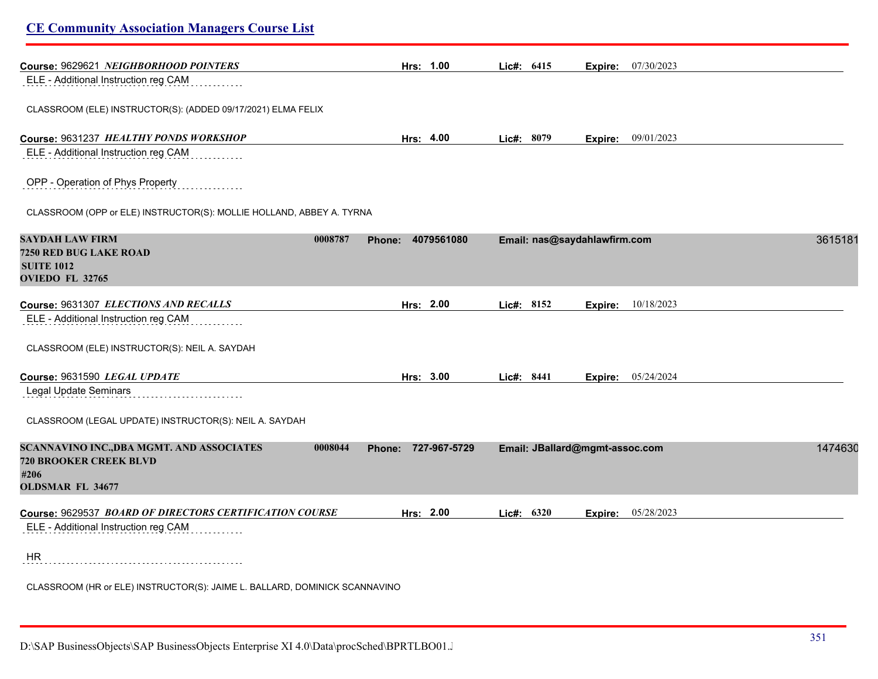**Course:** 9629621 ***NEIGHBORHOOD POINTERS*** **Hrs: 1.00** **Lic#: 6415** **Expire:** 07/30/2023

ELE - Additional Instruction reg CAM

CLASSROOM (ELE) INSTRUCTOR(S): (ADDED 09/17/2021) ELMA FELIX

**Course:** 9631237 ***HEALTHY PONDS WORKSHOP*** **Hrs: 4.00** **Lic#: 8079** **Expire:** 09/01/2023

ELE - Additional Instruction reg CAM

OPP - Operation of Phys Property

CLASSROOM (OPP or ELE) INSTRUCTOR(S): MOLLIE HOLLAND, ABBEY A. TYRNA

**SAYDAH LAW FIRM** **0008787** **Phone: 4079561080** **Email: nas@saydahlawfirm.com** 3615181
**7250 RED BUG LAKE ROAD**
**SUITE 1012**
**OVIEDO FL 32765**

**Course:** 9631307 ***ELECTIONS AND RECALLS*** **Hrs: 2.00** **Lic#: 8152** **Expire:** 10/18/2023

ELE - Additional Instruction reg CAM

CLASSROOM (ELE) INSTRUCTOR(S): NEIL A. SAYDAH

**Course:** 9631590 ***LEGAL UPDATE*** **Hrs: 3.00** **Lic#: 8441** **Expire:** 05/24/2024

Legal Update Seminars

CLASSROOM (LEGAL UPDATE) INSTRUCTOR(S): NEIL A. SAYDAH

**SCANNAVINO INC.,DBA MGMT. AND ASSOCIATES** **0008044** **Phone: 727-967-5729** **Email: JBallard@mgmt-assoc.com** 1474630
**720 BROOKER CREEK BLVD**
**#206**
**OLDSMAR FL 34677**

**Course:** 9629537 ***BOARD OF DIRECTORS CERTIFICATION COURSE*** **Hrs: 2.00** **Lic#: 6320** **Expire:** 05/28/2023

ELE - Additional Instruction reg CAM

HR

CLASSROOM (HR or ELE) INSTRUCTOR(S): JAIME L. BALLARD, DOMINICK SCANNAVINO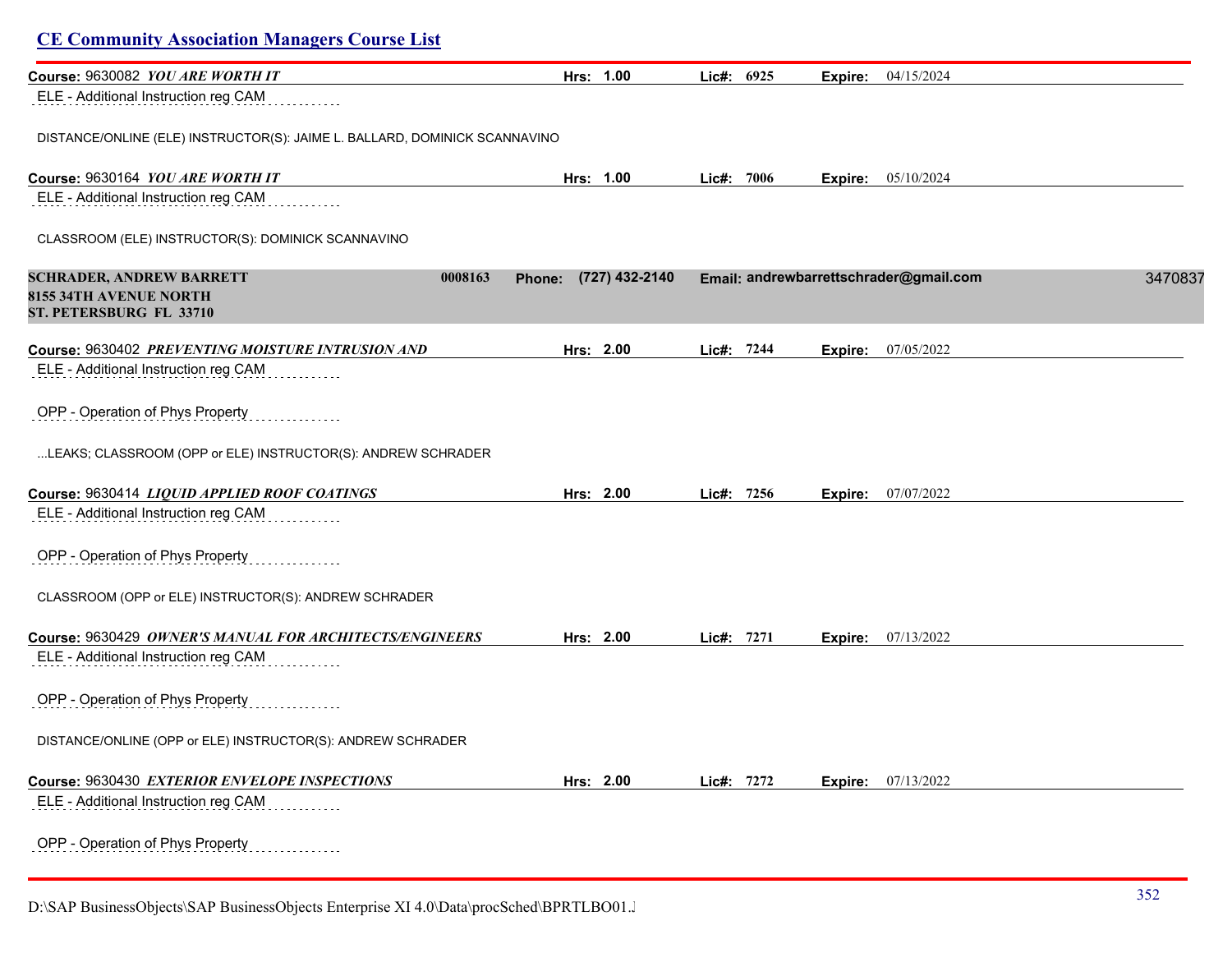## CE Community Association Managers Course List

**Course:** 9630082 ***YOU ARE WORTH IT*** **Hrs:** 1.00 **Lic#:** 6925 **Expire:** 04/15/2024

ELE - Additional Instruction reg CAM

DISTANCE/ONLINE (ELE) INSTRUCTOR(S): JAIME L. BALLARD, DOMINICK SCANNAVINO

**Course:** 9630164 ***YOU ARE WORTH IT*** **Hrs:** 1.00 **Lic#:** 7006 **Expire:** 05/10/2024

ELE - Additional Instruction reg CAM

CLASSROOM (ELE) INSTRUCTOR(S): DOMINICK SCANNAVINO

**SCHRADER, ANDREW BARRETT** 0008163 **Phone:** (727) 432-2140 **Email:** andrewbarrettschrader@gmail.com 3470837
**8155 34TH AVENUE NORTH**
**ST. PETERSBURG FL 33710**

**Course:** 9630402 ***PREVENTING MOISTURE INTRUSION AND*** **Hrs:** 2.00 **Lic#:** 7244 **Expire:** 07/05/2022

ELE - Additional Instruction reg CAM

OPP - Operation of Phys Property

...LEAKS; CLASSROOM (OPP or ELE) INSTRUCTOR(S): ANDREW SCHRADER

**Course:** 9630414 ***LIQUID APPLIED ROOF COATINGS*** **Hrs:** 2.00 **Lic#:** 7256 **Expire:** 07/07/2022

ELE - Additional Instruction reg CAM

OPP - Operation of Phys Property

CLASSROOM (OPP or ELE) INSTRUCTOR(S): ANDREW SCHRADER

**Course:** 9630429 ***OWNER'S MANUAL FOR ARCHITECTS/ENGINEERS*** **Hrs:** 2.00 **Lic#:** 7271 **Expire:** 07/13/2022

ELE - Additional Instruction reg CAM

OPP - Operation of Phys Property

DISTANCE/ONLINE (OPP or ELE) INSTRUCTOR(S): ANDREW SCHRADER

**Course:** 9630430 ***EXTERIOR ENVELOPE INSPECTIONS*** **Hrs:** 2.00 **Lic#:** 7272 **Expire:** 07/13/2022

ELE - Additional Instruction reg CAM

OPP - Operation of Phys Property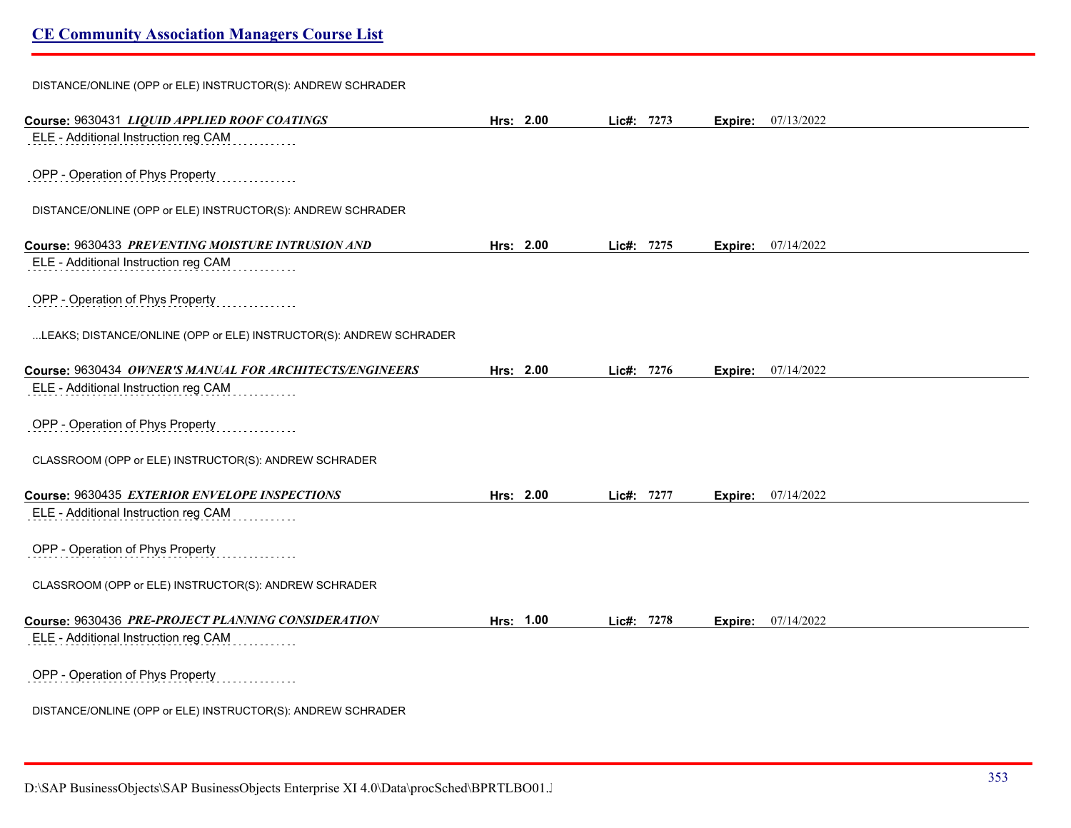DISTANCE/ONLINE (OPP or ELE) INSTRUCTOR(S): ANDREW SCHRADER

**Course:** 9630431 ***LIQUID APPLIED ROOF COATINGS*** **Hrs:** **2.00** **Lic#:** **7273** **Expire:** 07/13/2022

ELE - Additional Instruction reg CAM

OPP - Operation of Phys Property

DISTANCE/ONLINE (OPP or ELE) INSTRUCTOR(S): ANDREW SCHRADER

**Course:** 9630433 ***PREVENTING MOISTURE INTRUSION AND*** **Hrs:** **2.00** **Lic#:** **7275** **Expire:** 07/14/2022

ELE - Additional Instruction reg CAM

OPP - Operation of Phys Property

...LEAKS; DISTANCE/ONLINE (OPP or ELE) INSTRUCTOR(S): ANDREW SCHRADER

**Course:** 9630434 ***OWNER'S MANUAL FOR ARCHITECTS/ENGINEERS*** **Hrs:** **2.00** **Lic#:** **7276** **Expire:** 07/14/2022

ELE - Additional Instruction reg CAM

OPP - Operation of Phys Property

CLASSROOM (OPP or ELE) INSTRUCTOR(S): ANDREW SCHRADER

**Course:** 9630435 ***EXTERIOR ENVELOPE INSPECTIONS*** **Hrs:** **2.00** **Lic#:** **7277** **Expire:** 07/14/2022

ELE - Additional Instruction reg CAM

OPP - Operation of Phys Property

CLASSROOM (OPP or ELE) INSTRUCTOR(S): ANDREW SCHRADER

**Course:** 9630436 ***PRE-PROJECT PLANNING CONSIDERATION*** **Hrs:** **1.00** **Lic#:** **7278** **Expire:** 07/14/2022

ELE - Additional Instruction reg CAM

OPP - Operation of Phys Property

DISTANCE/ONLINE (OPP or ELE) INSTRUCTOR(S): ANDREW SCHRADER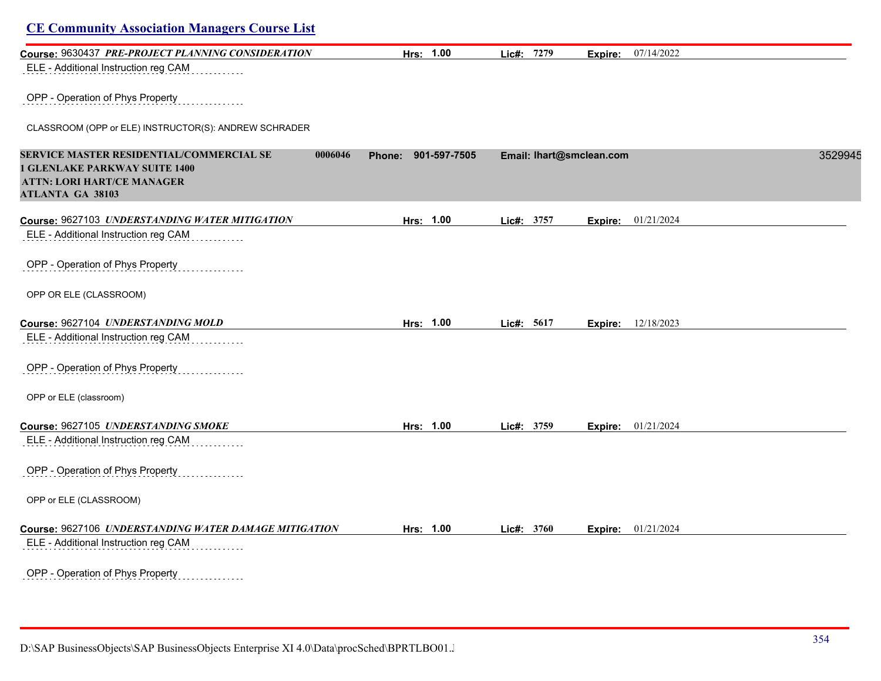**Course:** 9630437 ***PRE-PROJECT PLANNING CONSIDERATION*** **Hrs:** 1.00 **Lic#:** 7279 **Expire:** 07/14/2022

ELE - Additional Instruction reg CAM

OPP - Operation of Phys Property

CLASSROOM (OPP or ELE) INSTRUCTOR(S): ANDREW SCHRADER

**SERVICE MASTER RESIDENTIAL/COMMERCIAL SE** **0006046** **Phone: 901-597-7505** **Email: lhart@smclean.com** 3529945
**1 GLENLAKE PARKWAY SUITE 1400**
**ATTN: LORI HART/CE MANAGER**
**ATLANTA GA 38103**

**Course:** 9627103 ***UNDERSTANDING WATER MITIGATION*** **Hrs:** 1.00 **Lic#:** 3757 **Expire:** 01/21/2024

ELE - Additional Instruction reg CAM

OPP - Operation of Phys Property

OPP OR ELE (CLASSROOM)

**Course:** 9627104 ***UNDERSTANDING MOLD*** **Hrs:** 1.00 **Lic#:** 5617 **Expire:** 12/18/2023

ELE - Additional Instruction reg CAM

OPP - Operation of Phys Property

OPP or ELE (classroom)

**Course:** 9627105 ***UNDERSTANDING SMOKE*** **Hrs:** 1.00 **Lic#:** 3759 **Expire:** 01/21/2024

ELE - Additional Instruction reg CAM

OPP - Operation of Phys Property

OPP or ELE (CLASSROOM)

**Course:** 9627106 ***UNDERSTANDING WATER DAMAGE MITIGATION*** **Hrs:** 1.00 **Lic#:** 3760 **Expire:** 01/21/2024

ELE - Additional Instruction reg CAM

OPP - Operation of Phys Property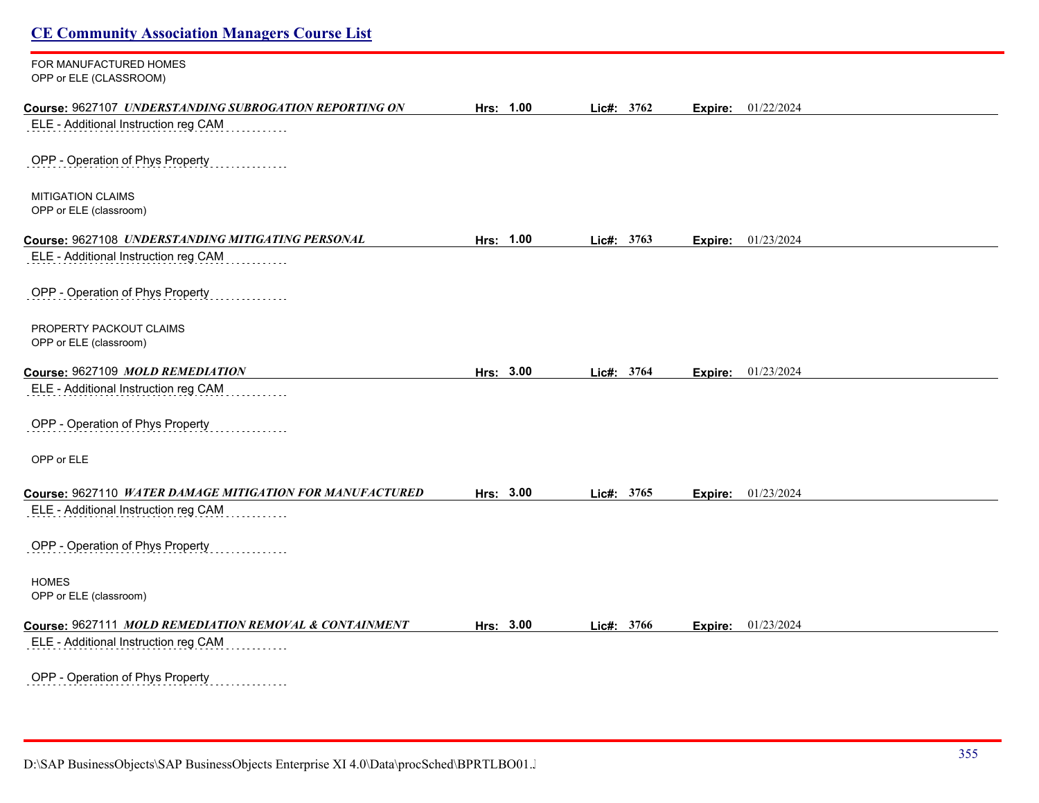FOR MANUFACTURED HOMES
OPP or ELE (CLASSROOM)

**Course:** 9627107 ***UNDERSTANDING SUBROGATION REPORTING ON*** **Hrs:** **1.00** **Lic#:** **3762** **Expire:** 01/22/2024

ELE - Additional Instruction reg CAM

OPP - Operation of Phys Property

MITIGATION CLAIMS
OPP or ELE (classroom)

**Course:** 9627108 ***UNDERSTANDING MITIGATING PERSONAL*** **Hrs:** **1.00** **Lic#:** **3763** **Expire:** 01/23/2024

ELE - Additional Instruction reg CAM

OPP - Operation of Phys Property

PROPERTY PACKOUT CLAIMS
OPP or ELE (classroom)

**Course:** 9627109 ***MOLD REMEDIATION*** **Hrs:** **3.00** **Lic#:** **3764** **Expire:** 01/23/2024

ELE - Additional Instruction reg CAM

OPP - Operation of Phys Property

OPP or ELE

**Course:** 9627110 ***WATER DAMAGE MITIGATION FOR MANUFACTURED*** **Hrs:** **3.00** **Lic#:** **3765** **Expire:** 01/23/2024

ELE - Additional Instruction reg CAM

OPP - Operation of Phys Property

HOMES
OPP or ELE (classroom)

**Course:** 9627111 ***MOLD REMEDIATION REMOVAL & CONTAINMENT*** **Hrs:** **3.00** **Lic#:** **3766** **Expire:** 01/23/2024

ELE - Additional Instruction reg CAM

OPP - Operation of Phys Property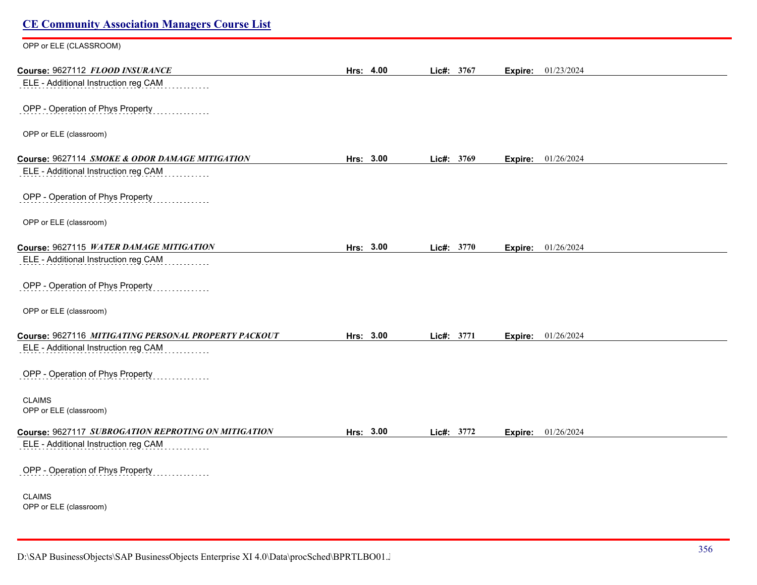## CE Community Association Managers Course List

OPP or ELE (CLASSROOM)

**Course:** 9627112 ***FLOOD INSURANCE*** **Hrs:** **4.00** **Lic#:** **3767** **Expire:** 01/23/2024

ELE - Additional Instruction reg CAM

OPP - Operation of Phys Property

OPP or ELE (classroom)

**Course:** 9627114 ***SMOKE & ODOR DAMAGE MITIGATION*** **Hrs:** **3.00** **Lic#:** **3769** **Expire:** 01/26/2024

ELE - Additional Instruction reg CAM

OPP - Operation of Phys Property

OPP or ELE (classroom)

**Course:** 9627115 ***WATER DAMAGE MITIGATION*** **Hrs:** **3.00** **Lic#:** **3770** **Expire:** 01/26/2024

ELE - Additional Instruction reg CAM

OPP - Operation of Phys Property

OPP or ELE (classroom)

**Course:** 9627116 ***MITIGATING PERSONAL PROPERTY PACKOUT*** **Hrs:** **3.00** **Lic#:** **3771** **Expire:** 01/26/2024

ELE - Additional Instruction reg CAM

OPP - Operation of Phys Property

CLAIMS
OPP or ELE (classroom)

**Course:** 9627117 ***SUBROGATION REPROTING ON MITIGATION*** **Hrs:** **3.00** **Lic#:** **3772** **Expire:** 01/26/2024

ELE - Additional Instruction reg CAM

OPP - Operation of Phys Property

CLAIMS
OPP or ELE (classroom)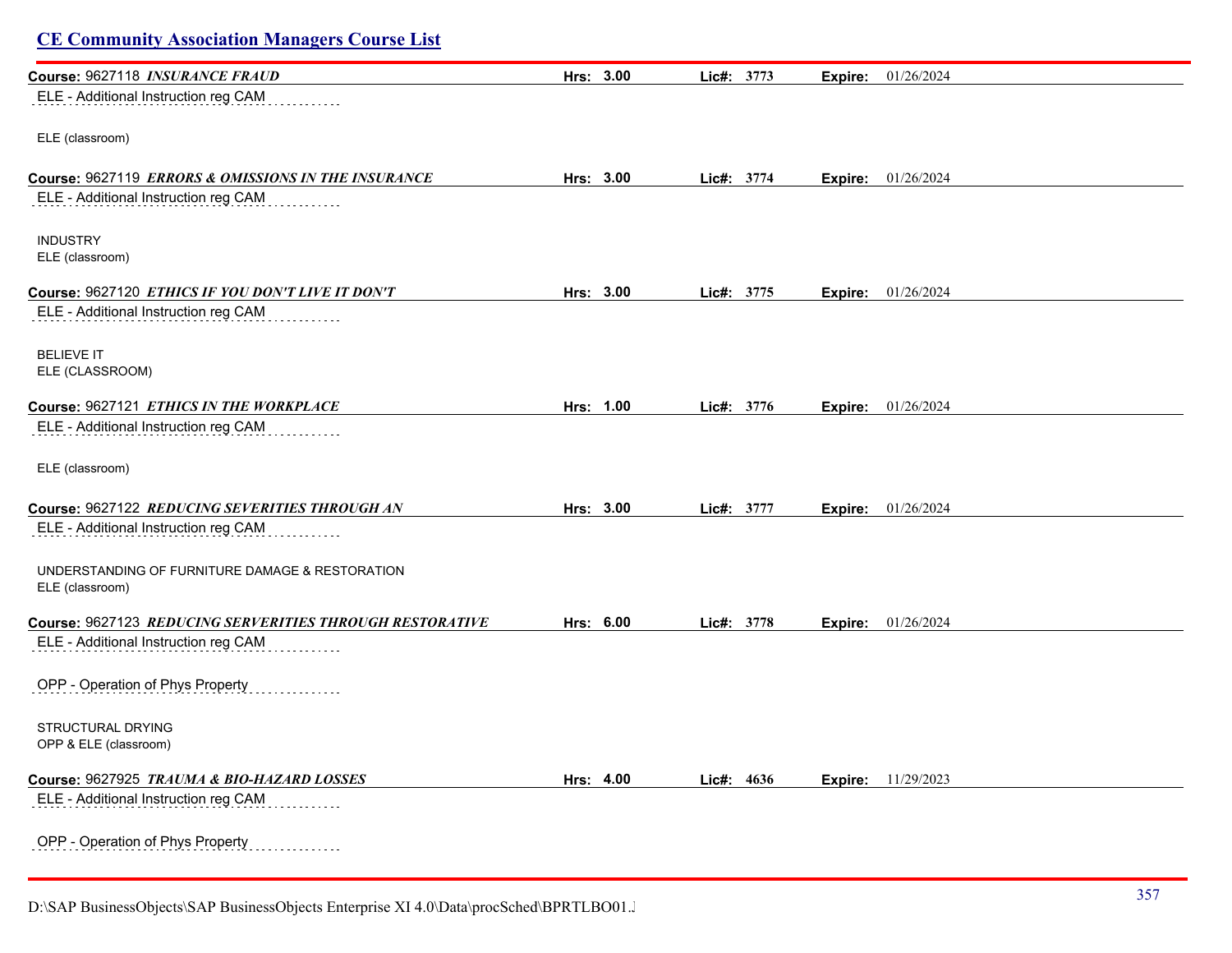## CE Community Association Managers Course List

**Course:** 9627118 ***INSURANCE FRAUD*** **Hrs: 3.00** **Lic#: 3773** **Expire:** 01/26/2024

ELE - Additional Instruction reg CAM

ELE (classroom)

**Course:** 9627119 ***ERRORS & OMISSIONS IN THE INSURANCE*** **Hrs: 3.00** **Lic#: 3774** **Expire:** 01/26/2024

ELE - Additional Instruction reg CAM

INDUSTRY
ELE (classroom)

**Course:** 9627120 ***ETHICS IF YOU DON'T LIVE IT DON'T*** **Hrs: 3.00** **Lic#: 3775** **Expire:** 01/26/2024

ELE - Additional Instruction reg CAM

BELIEVE IT
ELE (CLASSROOM)

**Course:** 9627121 ***ETHICS IN THE WORKPLACE*** **Hrs: 1.00** **Lic#: 3776** **Expire:** 01/26/2024

ELE - Additional Instruction reg CAM

ELE (classroom)

**Course:** 9627122 ***REDUCING SEVERITIES THROUGH AN*** **Hrs: 3.00** **Lic#: 3777** **Expire:** 01/26/2024

ELE - Additional Instruction reg CAM

UNDERSTANDING OF FURNITURE DAMAGE & RESTORATION
ELE (classroom)

**Course:** 9627123 ***REDUCING SERVERITIES THROUGH RESTORATIVE*** **Hrs: 6.00** **Lic#: 3778** **Expire:** 01/26/2024

ELE - Additional Instruction reg CAM

OPP - Operation of Phys Property

STRUCTURAL DRYING
OPP & ELE (classroom)

**Course:** 9627925 ***TRAUMA & BIO-HAZARD LOSSES*** **Hrs: 4.00** **Lic#: 4636** **Expire:** 11/29/2023

ELE - Additional Instruction reg CAM

OPP - Operation of Phys Property

D:\SAP BusinessObjects\SAP BusinessObjects Enterprise XI 4.0\Data\procSched\BPRTLBO01.J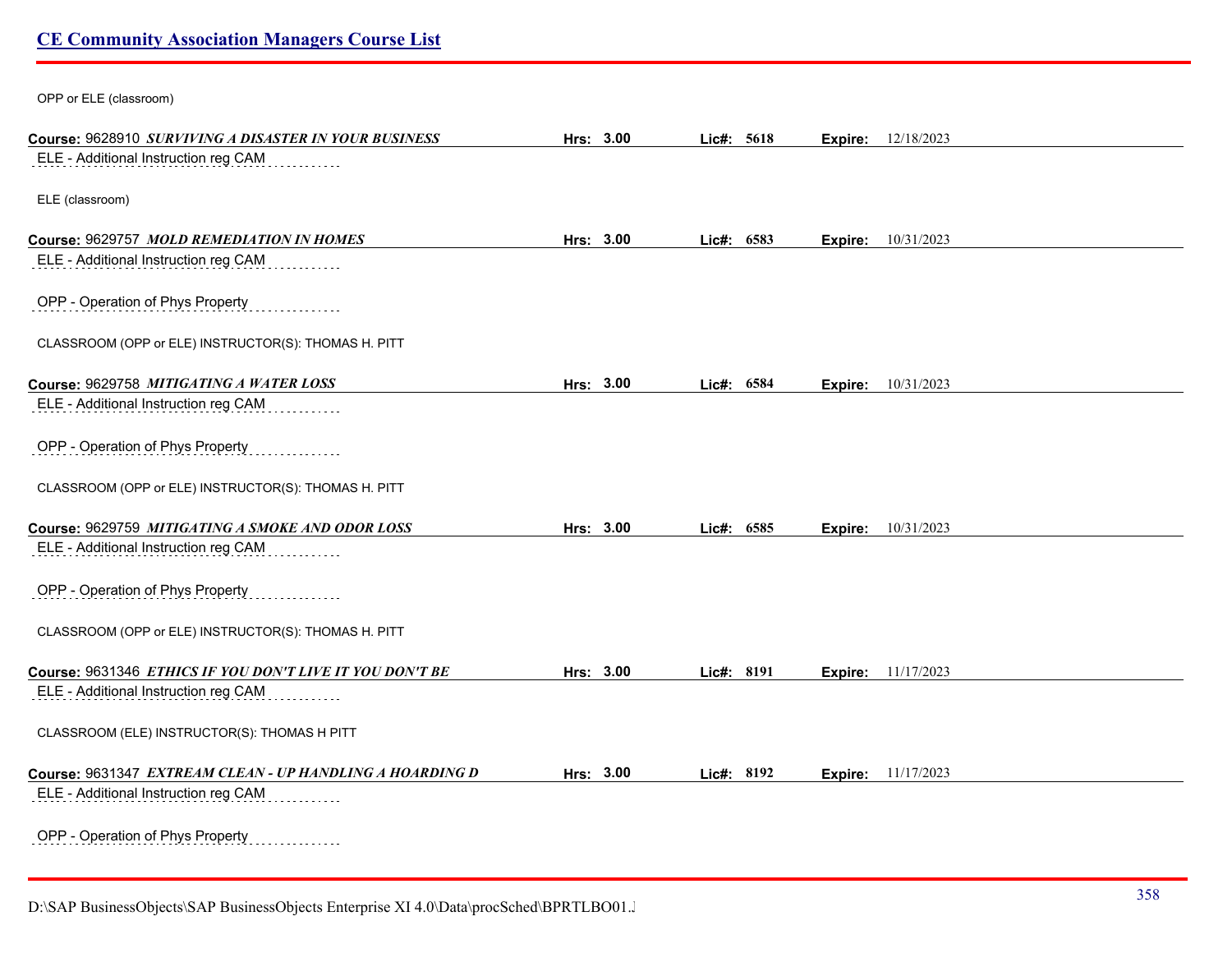OPP or ELE (classroom)

**Course:** 9628910 ***SURVIVING A DISASTER IN YOUR BUSINESS*** **Hrs: 3.00** **Lic#: 5618** **Expire:** 12/18/2023

ELE - Additional Instruction reg CAM

ELE (classroom)

**Course:** 9629757 ***MOLD REMEDIATION IN HOMES*** **Hrs: 3.00** **Lic#: 6583** **Expire:** 10/31/2023

ELE - Additional Instruction reg CAM

OPP - Operation of Phys Property

CLASSROOM (OPP or ELE) INSTRUCTOR(S): THOMAS H. PITT

**Course:** 9629758 ***MITIGATING A WATER LOSS*** **Hrs: 3.00** **Lic#: 6584** **Expire:** 10/31/2023

ELE - Additional Instruction reg CAM

OPP - Operation of Phys Property

CLASSROOM (OPP or ELE) INSTRUCTOR(S): THOMAS H. PITT

**Course:** 9629759 ***MITIGATING A SMOKE AND ODOR LOSS*** **Hrs: 3.00** **Lic#: 6585** **Expire:** 10/31/2023

ELE - Additional Instruction reg CAM

OPP - Operation of Phys Property

CLASSROOM (OPP or ELE) INSTRUCTOR(S): THOMAS H. PITT

**Course:** 9631346 ***ETHICS IF YOU DON'T LIVE IT YOU DON'T BE*** **Hrs: 3.00** **Lic#: 8191** **Expire:** 11/17/2023

ELE - Additional Instruction reg CAM

CLASSROOM (ELE) INSTRUCTOR(S): THOMAS H PITT

**Course:** 9631347 ***EXTREAM CLEAN - UP HANDLING A HOARDING D*** **Hrs: 3.00** **Lic#: 8192** **Expire:** 11/17/2023

ELE - Additional Instruction reg CAM

OPP - Operation of Phys Property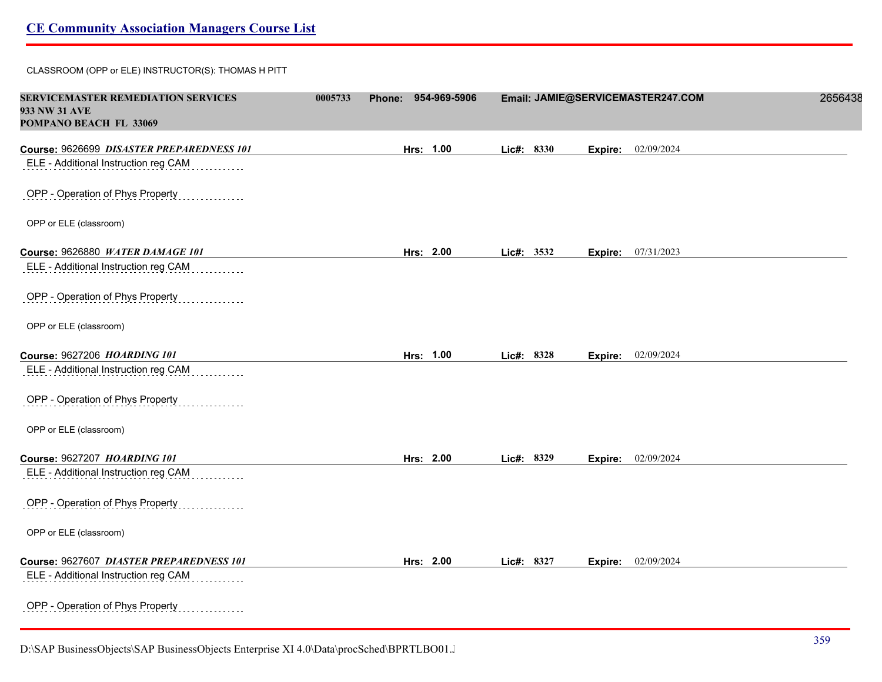## CE Community Association Managers Course List

CLASSROOM (OPP or ELE) INSTRUCTOR(S): THOMAS H PITT

**SERVICEMASTER REMEDIATION SERVICES** 0005733 **Phone:** 954-969-5906 **Email:** JAMIE@SERVICEMASTER247.COM 2656438
**933 NW 31 AVE**
**POMPANO BEACH FL 33069**

**Course:** 9626699 ***DISASTER PREPAREDNESS 101*** **Hrs:** 1.00 **Lic#:** 8330 **Expire:** 02/09/2024

ELE - Additional Instruction reg CAM

OPP - Operation of Phys Property

OPP or ELE (classroom)

**Course:** 9626880 ***WATER DAMAGE 101*** **Hrs:** 2.00 **Lic#:** 3532 **Expire:** 07/31/2023

ELE - Additional Instruction reg CAM

OPP - Operation of Phys Property

OPP or ELE (classroom)

**Course:** 9627206 ***HOARDING 101*** **Hrs:** 1.00 **Lic#:** 8328 **Expire:** 02/09/2024

ELE - Additional Instruction reg CAM

OPP - Operation of Phys Property

OPP or ELE (classroom)

**Course:** 9627207 ***HOARDING 101*** **Hrs:** 2.00 **Lic#:** 8329 **Expire:** 02/09/2024

ELE - Additional Instruction reg CAM

OPP - Operation of Phys Property

OPP or ELE (classroom)

**Course:** 9627607 ***DIASTER PREPAREDNESS 101*** **Hrs:** 2.00 **Lic#:** 8327 **Expire:** 02/09/2024

ELE - Additional Instruction reg CAM

OPP - Operation of Phys Property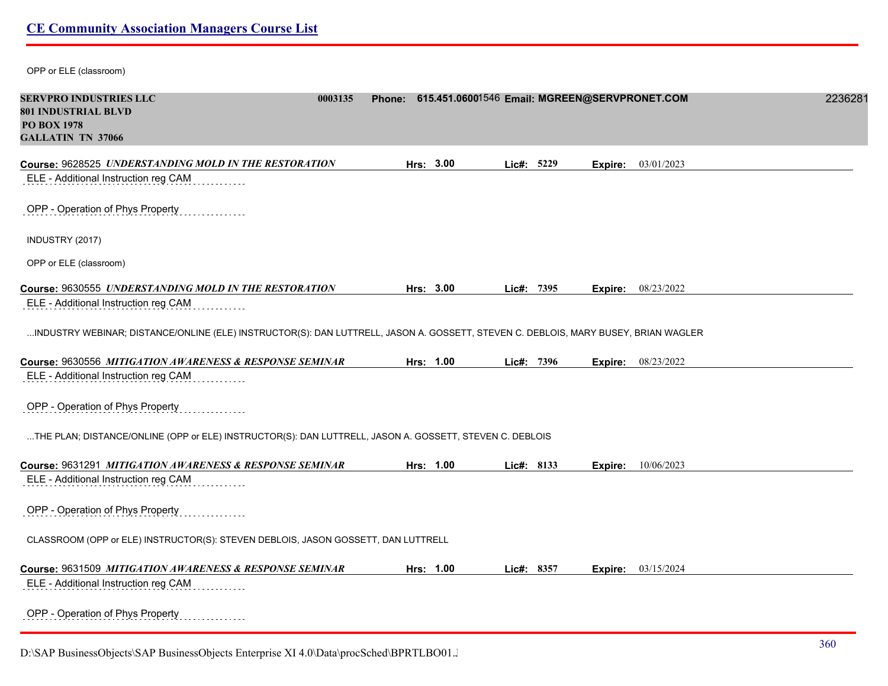OPP or ELE (classroom)

**SERVPRO INDUSTRIES LLC** 0003135 **Phone: 615.451.0600**1546 **Email: MGREEN@SERVPRONET.COM** 2236281
**801 INDUSTRIAL BLVD**
**PO BOX 1978**
**GALLATIN TN 37066**

**Course:** 9628525 ***UNDERSTANDING MOLD IN THE RESTORATION*** **Hrs: 3.00** **Lic#: 5229** **Expire:** 03/01/2023

ELE - Additional Instruction reg CAM

OPP - Operation of Phys Property

INDUSTRY (2017)

OPP or ELE (classroom)

**Course:** 9630555 ***UNDERSTANDING MOLD IN THE RESTORATION*** **Hrs: 3.00** **Lic#: 7395** **Expire:** 08/23/2022

ELE - Additional Instruction reg CAM

...INDUSTRY WEBINAR; DISTANCE/ONLINE (ELE) INSTRUCTOR(S): DAN LUTTRELL, JASON A. GOSSETT, STEVEN C. DEBLOIS, MARY BUSEY, BRIAN WAGLER

**Course:** 9630556 ***MITIGATION AWARENESS & RESPONSE SEMINAR*** **Hrs: 1.00** **Lic#: 7396** **Expire:** 08/23/2022

ELE - Additional Instruction reg CAM

OPP - Operation of Phys Property

...THE PLAN; DISTANCE/ONLINE (OPP or ELE) INSTRUCTOR(S): DAN LUTTRELL, JASON A. GOSSETT, STEVEN C. DEBLOIS

**Course:** 9631291 ***MITIGATION AWARENESS & RESPONSE SEMINAR*** **Hrs: 1.00** **Lic#: 8133** **Expire:** 10/06/2023

ELE - Additional Instruction reg CAM

OPP - Operation of Phys Property

CLASSROOM (OPP or ELE) INSTRUCTOR(S): STEVEN DEBLOIS, JASON GOSSETT, DAN LUTTRELL

**Course:** 9631509 ***MITIGATION AWARENESS & RESPONSE SEMINAR*** **Hrs: 1.00** **Lic#: 8357** **Expire:** 03/15/2024

ELE - Additional Instruction reg CAM

OPP - Operation of Phys Property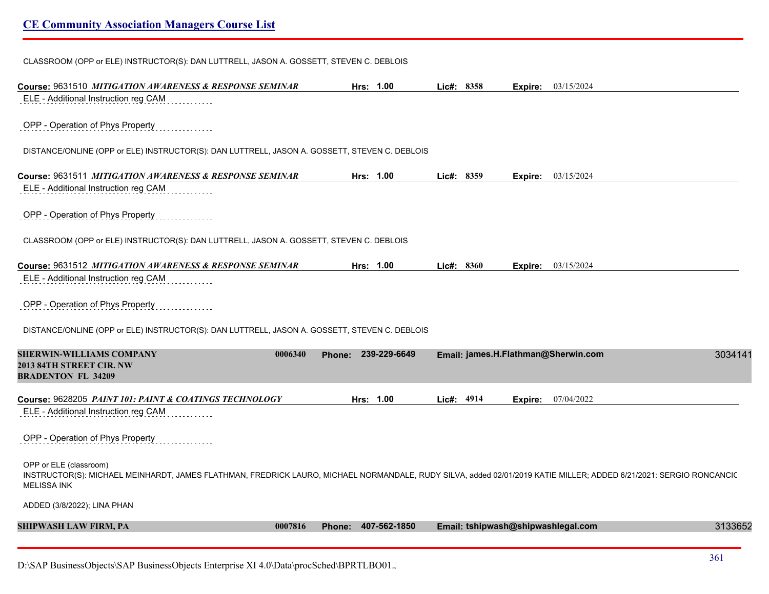CLASSROOM (OPP or ELE) INSTRUCTOR(S): DAN LUTTRELL, JASON A. GOSSETT, STEVEN C. DEBLOIS

**Course:** 9631510 ***MITIGATION AWARENESS & RESPONSE SEMINAR*** **Hrs:** 1.00 **Lic#:** 8358 **Expire:** 03/15/2024

ELE - Additional Instruction reg CAM

OPP - Operation of Phys Property

DISTANCE/ONLINE (OPP or ELE) INSTRUCTOR(S): DAN LUTTRELL, JASON A. GOSSETT, STEVEN C. DEBLOIS

**Course:** 9631511 ***MITIGATION AWARENESS & RESPONSE SEMINAR*** **Hrs:** 1.00 **Lic#:** 8359 **Expire:** 03/15/2024

ELE - Additional Instruction reg CAM

OPP - Operation of Phys Property

CLASSROOM (OPP or ELE) INSTRUCTOR(S): DAN LUTTRELL, JASON A. GOSSETT, STEVEN C. DEBLOIS

**Course:** 9631512 ***MITIGATION AWARENESS & RESPONSE SEMINAR*** **Hrs:** 1.00 **Lic#:** 8360 **Expire:** 03/15/2024

ELE - Additional Instruction reg CAM

OPP - Operation of Phys Property

DISTANCE/ONLINE (OPP or ELE) INSTRUCTOR(S): DAN LUTTRELL, JASON A. GOSSETT, STEVEN C. DEBLOIS

**SHERWIN-WILLIAMS COMPANY** 0006340 **Phone:** 239-229-6649 **Email:** james.H.Flathman@Sherwin.com 3034141
**2013 84TH STREET CIR. NW**
**BRADENTON FL 34209**

**Course:** 9628205 ***PAINT 101: PAINT & COATINGS TECHNOLOGY*** **Hrs:** 1.00 **Lic#:** 4914 **Expire:** 07/04/2022

ELE - Additional Instruction reg CAM

OPP - Operation of Phys Property

OPP or ELE (classroom)
INSTRUCTOR(S): MICHAEL MEINHARDT, JAMES FLATHMAN, FREDRICK LAURO, MICHAEL NORMANDALE, RUDY SILVA, added 02/01/2019 KATIE MILLER; ADDED 6/21/2021: SERGIO RONCANCIC MELISSA INK

ADDED (3/8/2022); LINA PHAN

**SHIPWASH LAW FIRM, PA** 0007816 **Phone:** 407-562-1850 **Email:** tshipwash@shipwashlegal.com 3133652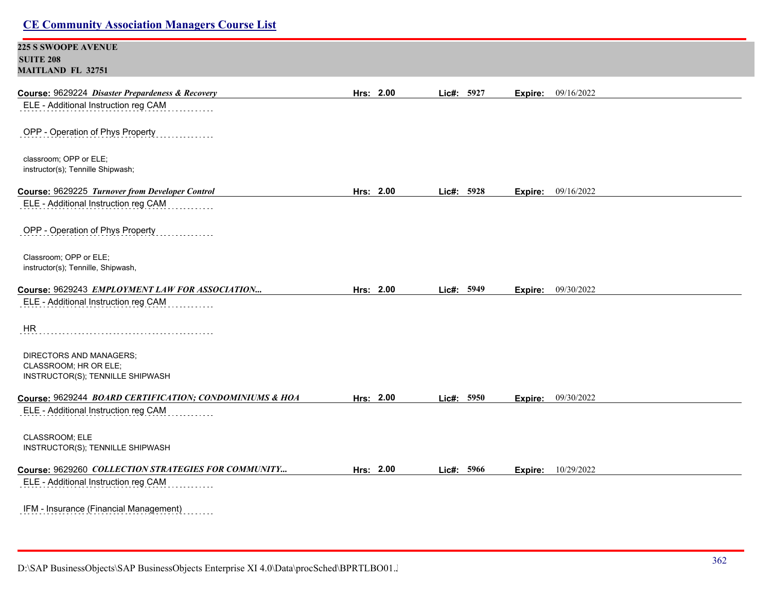**225 S SWOOPE AVENUE**
**SUITE 208**
**MAITLAND FL 32751**

**Course:** 9629224 ***Disaster Prepardeness & Recovery*** **Hrs:** 2.00 **Lic#:** 5927 **Expire:** 09/16/2022

ELE - Additional Instruction reg CAM

OPP - Operation of Phys Property

classroom; OPP or ELE;
instructor(s); Tennille Shipwash;

**Course:** 9629225 ***Turnover from Developer Control*** **Hrs:** 2.00 **Lic#:** 5928 **Expire:** 09/16/2022

ELE - Additional Instruction reg CAM

OPP - Operation of Phys Property

Classroom; OPP or ELE;
instructor(s); Tennille, Shipwash,

**Course:** 9629243 ***EMPLOYMENT LAW FOR ASSOCIATION...*** **Hrs:** 2.00 **Lic#:** 5949 **Expire:** 09/30/2022

ELE - Additional Instruction reg CAM

HR

DIRECTORS AND MANAGERS;
CLASSROOM; HR OR ELE;
INSTRUCTOR(S); TENNILLE SHIPWASH

**Course:** 9629244 ***BOARD CERTIFICATION; CONDOMINIUMS & HOA*** **Hrs:** 2.00 **Lic#:** 5950 **Expire:** 09/30/2022

ELE - Additional Instruction reg CAM

CLASSROOM; ELE
INSTRUCTOR(S); TENNILLE SHIPWASH

**Course:** 9629260 ***COLLECTION STRATEGIES FOR COMMUNITY...*** **Hrs:** 2.00 **Lic#:** 5966 **Expire:** 10/29/2022

ELE - Additional Instruction reg CAM

IFM - Insurance (Financial Management)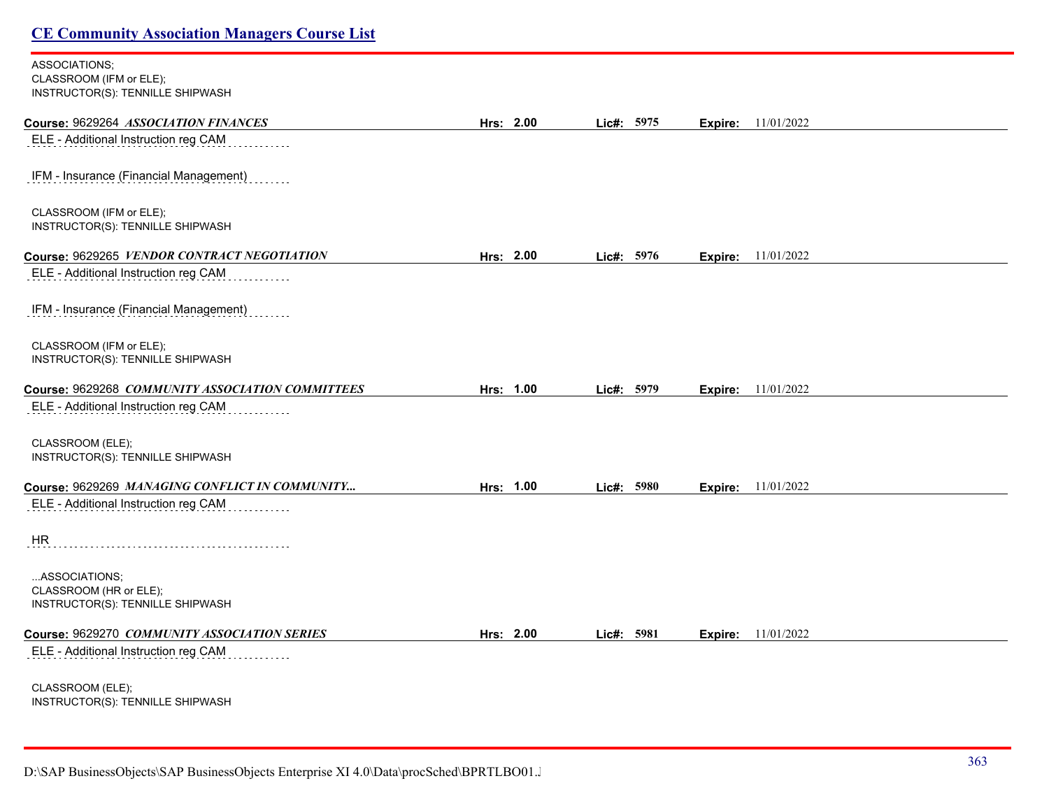ASSOCIATIONS;
CLASSROOM (IFM or ELE);
INSTRUCTOR(S): TENNILLE SHIPWASH

**Course:** 9629264 ***ASSOCIATION FINANCES*** **Hrs:** 2.00 **Lic#:** 5975 **Expire:** 11/01/2022

ELE - Additional Instruction reg CAM

IFM - Insurance (Financial Management)

CLASSROOM (IFM or ELE);
INSTRUCTOR(S): TENNILLE SHIPWASH

**Course:** 9629265 ***VENDOR CONTRACT NEGOTIATION*** **Hrs:** 2.00 **Lic#:** 5976 **Expire:** 11/01/2022

ELE - Additional Instruction reg CAM

IFM - Insurance (Financial Management)

CLASSROOM (IFM or ELE);
INSTRUCTOR(S): TENNILLE SHIPWASH

**Course:** 9629268 ***COMMUNITY ASSOCIATION COMMITTEES*** **Hrs:** 1.00 **Lic#:** 5979 **Expire:** 11/01/2022

ELE - Additional Instruction reg CAM

CLASSROOM (ELE);
INSTRUCTOR(S): TENNILLE SHIPWASH

**Course:** 9629269 ***MANAGING CONFLICT IN COMMUNITY...*** **Hrs:** 1.00 **Lic#:** 5980 **Expire:** 11/01/2022

ELE - Additional Instruction reg CAM

HR

...ASSOCIATIONS;
CLASSROOM (HR or ELE);
INSTRUCTOR(S): TENNILLE SHIPWASH

**Course:** 9629270 ***COMMUNITY ASSOCIATION SERIES*** **Hrs:** 2.00 **Lic#:** 5981 **Expire:** 11/01/2022

ELE - Additional Instruction reg CAM

CLASSROOM (ELE);
INSTRUCTOR(S): TENNILLE SHIPWASH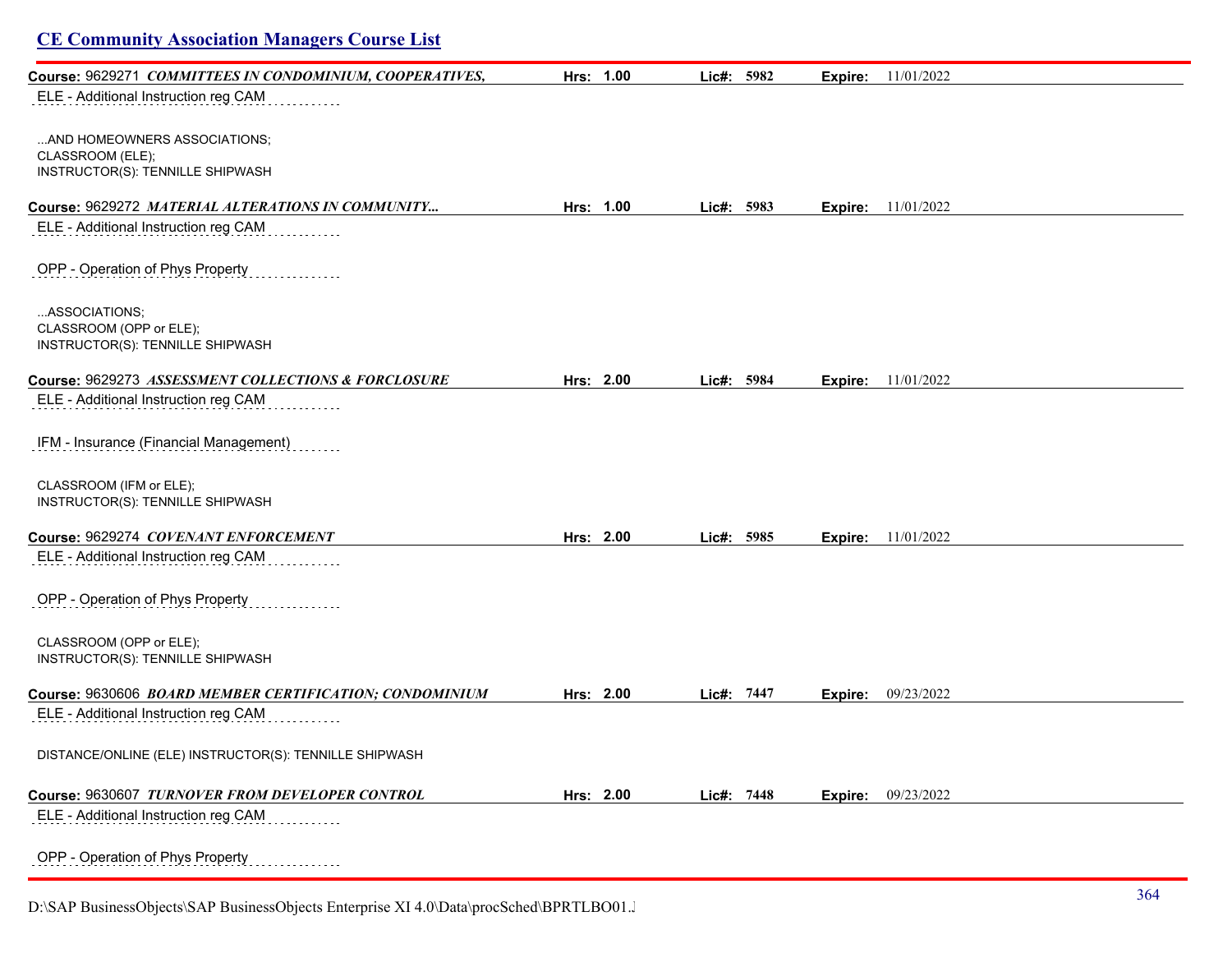## CE Community Association Managers Course List

**Course:** 9629271 ***COMMITTEES IN CONDOMINIUM, COOPERATIVES,*** **Hrs:** 1.00 **Lic#:** 5982 **Expire:** 11/01/2022

ELE - Additional Instruction reg CAM

...AND HOMEOWNERS ASSOCIATIONS;
CLASSROOM (ELE);
INSTRUCTOR(S): TENNILLE SHIPWASH

**Course:** 9629272 ***MATERIAL ALTERATIONS IN COMMUNITY...*** **Hrs:** 1.00 **Lic#:** 5983 **Expire:** 11/01/2022

ELE - Additional Instruction reg CAM

OPP - Operation of Phys Property

...ASSOCIATIONS;
CLASSROOM (OPP or ELE);
INSTRUCTOR(S): TENNILLE SHIPWASH

**Course:** 9629273 ***ASSESSMENT COLLECTIONS & FORCLOSURE*** **Hrs:** 2.00 **Lic#:** 5984 **Expire:** 11/01/2022

ELE - Additional Instruction reg CAM

IFM - Insurance (Financial Management)

CLASSROOM (IFM or ELE);
INSTRUCTOR(S): TENNILLE SHIPWASH

**Course:** 9629274 ***COVENANT ENFORCEMENT*** **Hrs:** 2.00 **Lic#:** 5985 **Expire:** 11/01/2022

ELE - Additional Instruction reg CAM

OPP - Operation of Phys Property

CLASSROOM (OPP or ELE);
INSTRUCTOR(S): TENNILLE SHIPWASH

**Course:** 9630606 ***BOARD MEMBER CERTIFICATION; CONDOMINIUM*** **Hrs:** 2.00 **Lic#:** 7447 **Expire:** 09/23/2022

ELE - Additional Instruction reg CAM

DISTANCE/ONLINE (ELE) INSTRUCTOR(S): TENNILLE SHIPWASH

**Course:** 9630607 ***TURNOVER FROM DEVELOPER CONTROL*** **Hrs:** 2.00 **Lic#:** 7448 **Expire:** 09/23/2022

ELE - Additional Instruction reg CAM

OPP - Operation of Phys Property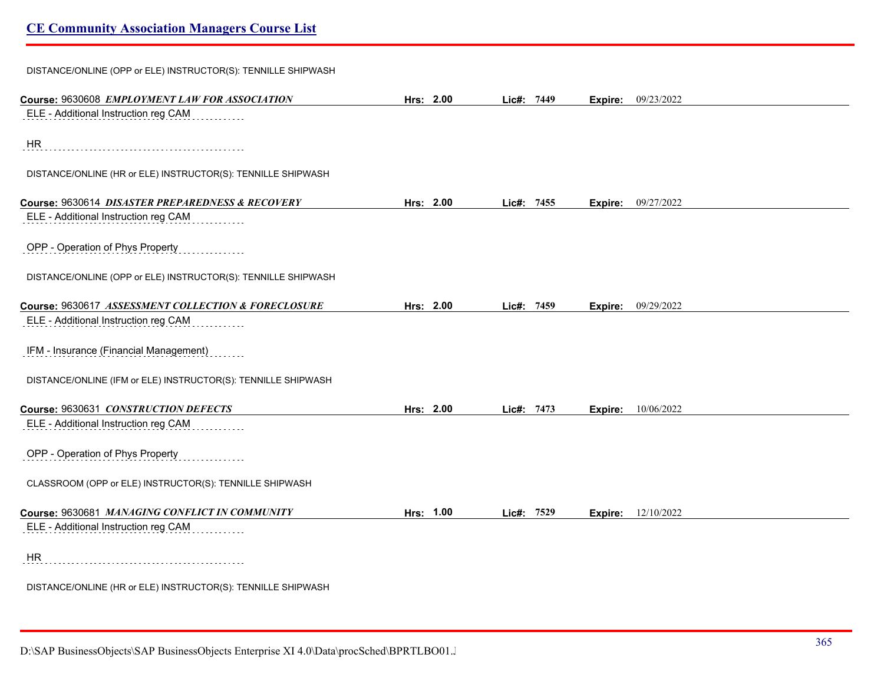DISTANCE/ONLINE (OPP or ELE) INSTRUCTOR(S): TENNILLE SHIPWASH

**Course:** 9630608 ***EMPLOYMENT LAW FOR ASSOCIATION*** **Hrs:** 2.00 **Lic#:** 7449 **Expire:** 09/23/2022

ELE - Additional Instruction reg CAM

HR

DISTANCE/ONLINE (HR or ELE) INSTRUCTOR(S): TENNILLE SHIPWASH

**Course:** 9630614 ***DISASTER PREPAREDNESS & RECOVERY*** **Hrs:** 2.00 **Lic#:** 7455 **Expire:** 09/27/2022

ELE - Additional Instruction reg CAM

OPP - Operation of Phys Property

DISTANCE/ONLINE (OPP or ELE) INSTRUCTOR(S): TENNILLE SHIPWASH

**Course:** 9630617 ***ASSESSMENT COLLECTION & FORECLOSURE*** **Hrs:** 2.00 **Lic#:** 7459 **Expire:** 09/29/2022

ELE - Additional Instruction reg CAM

IFM - Insurance (Financial Management)

DISTANCE/ONLINE (IFM or ELE) INSTRUCTOR(S): TENNILLE SHIPWASH

**Course:** 9630631 ***CONSTRUCTION DEFECTS*** **Hrs:** 2.00 **Lic#:** 7473 **Expire:** 10/06/2022

ELE - Additional Instruction reg CAM

OPP - Operation of Phys Property

CLASSROOM (OPP or ELE) INSTRUCTOR(S): TENNILLE SHIPWASH

**Course:** 9630681 ***MANAGING CONFLICT IN COMMUNITY*** **Hrs:** 1.00 **Lic#:** 7529 **Expire:** 12/10/2022

ELE - Additional Instruction reg CAM

HR

DISTANCE/ONLINE (HR or ELE) INSTRUCTOR(S): TENNILLE SHIPWASH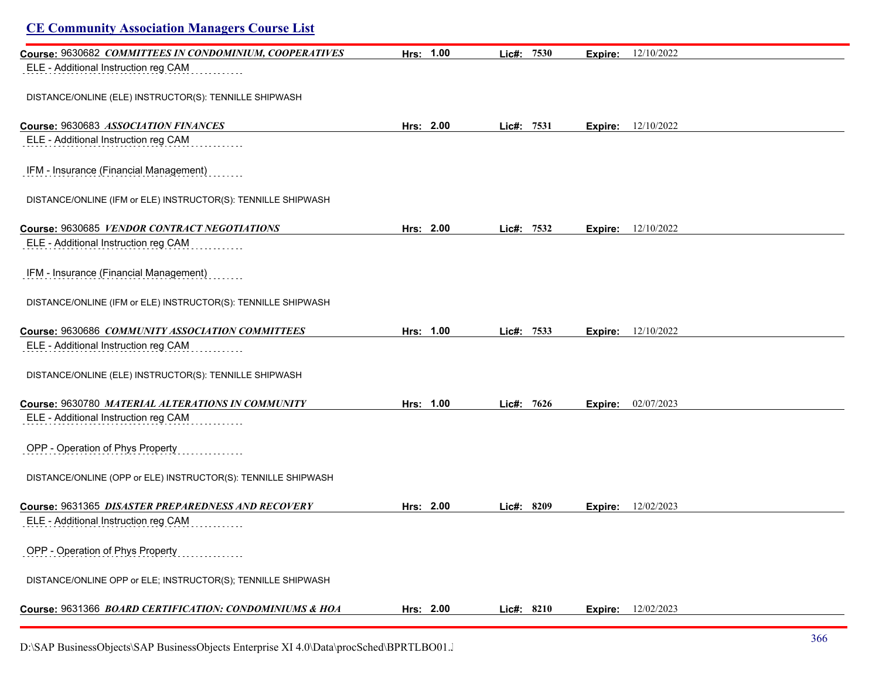## CE Community Association Managers Course List

**Course:** 9630682 ***COMMITTEES IN CONDOMINIUM, COOPERATIVES*** **Hrs:** 1.00 **Lic#:** 7530 **Expire:** 12/10/2022

ELE - Additional Instruction reg CAM

DISTANCE/ONLINE (ELE) INSTRUCTOR(S): TENNILLE SHIPWASH

**Course:** 9630683 ***ASSOCIATION FINANCES*** **Hrs:** 2.00 **Lic#:** 7531 **Expire:** 12/10/2022

ELE - Additional Instruction reg CAM

IFM - Insurance (Financial Management)

DISTANCE/ONLINE (IFM or ELE) INSTRUCTOR(S): TENNILLE SHIPWASH

**Course:** 9630685 ***VENDOR CONTRACT NEGOTIATIONS*** **Hrs:** 2.00 **Lic#:** 7532 **Expire:** 12/10/2022

ELE - Additional Instruction reg CAM

IFM - Insurance (Financial Management)

DISTANCE/ONLINE (IFM or ELE) INSTRUCTOR(S): TENNILLE SHIPWASH

**Course:** 9630686 ***COMMUNITY ASSOCIATION COMMITTEES*** **Hrs:** 1.00 **Lic#:** 7533 **Expire:** 12/10/2022

ELE - Additional Instruction reg CAM

DISTANCE/ONLINE (ELE) INSTRUCTOR(S): TENNILLE SHIPWASH

**Course:** 9630780 ***MATERIAL ALTERATIONS IN COMMUNITY*** **Hrs:** 1.00 **Lic#:** 7626 **Expire:** 02/07/2023

ELE - Additional Instruction reg CAM

OPP - Operation of Phys Property

DISTANCE/ONLINE (OPP or ELE) INSTRUCTOR(S): TENNILLE SHIPWASH

**Course:** 9631365 ***DISASTER PREPAREDNESS AND RECOVERY*** **Hrs:** 2.00 **Lic#:** 8209 **Expire:** 12/02/2023

ELE - Additional Instruction reg CAM

OPP - Operation of Phys Property

DISTANCE/ONLINE OPP or ELE; INSTRUCTOR(S); TENNILLE SHIPWASH

**Course:** 9631366 ***BOARD CERTIFICATION: CONDOMINIUMS & HOA*** **Hrs:** 2.00 **Lic#:** 8210 **Expire:** 12/02/2023

D:\SAP BusinessObjects\SAP BusinessObjects Enterprise XI 4.0\Data\procSched\BPRTLBO01.J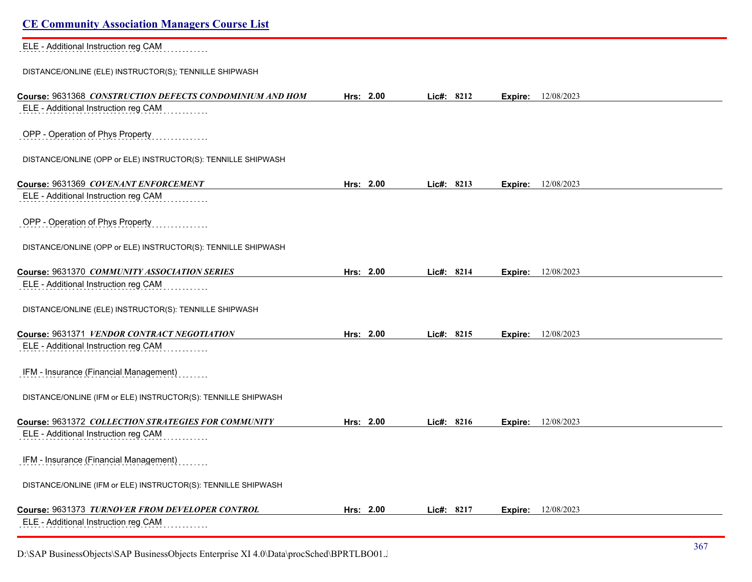ELE - Additional Instruction reg CAM

DISTANCE/ONLINE (ELE) INSTRUCTOR(S); TENNILLE SHIPWASH

**Course:** 9631368 ***CONSTRUCTION DEFECTS CONDOMINIUM AND HOM*** **Hrs:** 2.00 **Lic#:** 8212 **Expire:** 12/08/2023

ELE - Additional Instruction reg CAM

OPP - Operation of Phys Property

DISTANCE/ONLINE (OPP or ELE) INSTRUCTOR(S): TENNILLE SHIPWASH

**Course:** 9631369 ***COVENANT ENFORCEMENT*** **Hrs:** 2.00 **Lic#:** 8213 **Expire:** 12/08/2023

ELE - Additional Instruction reg CAM

OPP - Operation of Phys Property

DISTANCE/ONLINE (OPP or ELE) INSTRUCTOR(S): TENNILLE SHIPWASH

**Course:** 9631370 ***COMMUNITY ASSOCIATION SERIES*** **Hrs:** 2.00 **Lic#:** 8214 **Expire:** 12/08/2023

ELE - Additional Instruction reg CAM

DISTANCE/ONLINE (ELE) INSTRUCTOR(S): TENNILLE SHIPWASH

**Course:** 9631371 ***VENDOR CONTRACT NEGOTIATION*** **Hrs:** 2.00 **Lic#:** 8215 **Expire:** 12/08/2023

ELE - Additional Instruction reg CAM

IFM - Insurance (Financial Management)

DISTANCE/ONLINE (IFM or ELE) INSTRUCTOR(S): TENNILLE SHIPWASH

**Course:** 9631372 ***COLLECTION STRATEGIES FOR COMMUNITY*** **Hrs:** 2.00 **Lic#:** 8216 **Expire:** 12/08/2023

ELE - Additional Instruction reg CAM

IFM - Insurance (Financial Management)

DISTANCE/ONLINE (IFM or ELE) INSTRUCTOR(S): TENNILLE SHIPWASH

**Course:** 9631373 ***TURNOVER FROM DEVELOPER CONTROL*** **Hrs:** 2.00 **Lic#:** 8217 **Expire:** 12/08/2023

ELE - Additional Instruction reg CAM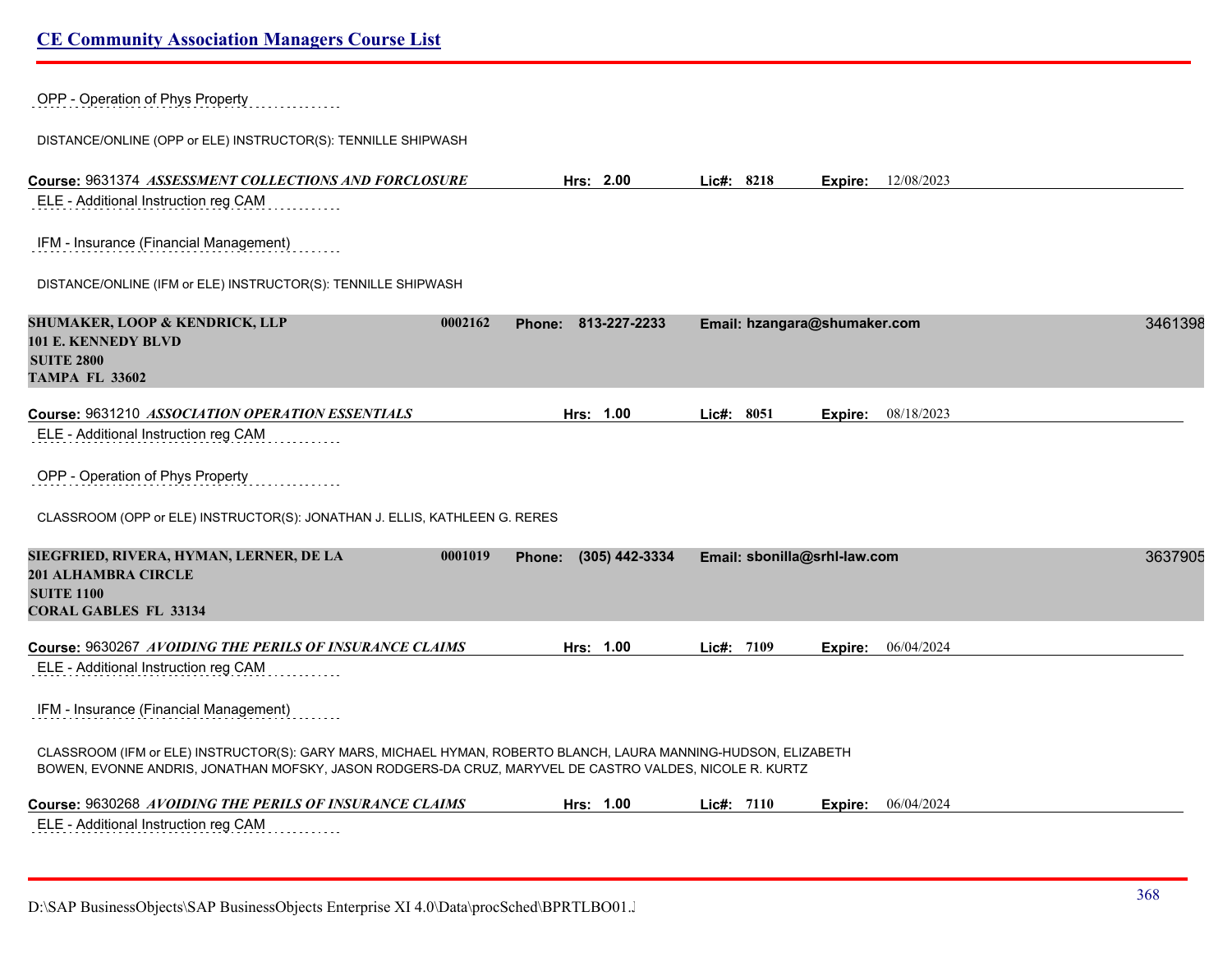OPP - Operation of Phys Property

DISTANCE/ONLINE (OPP or ELE) INSTRUCTOR(S): TENNILLE SHIPWASH

**Course:** 9631374 ***ASSESSMENT COLLECTIONS AND FORCLOSURE*** **Hrs: 2.00** **Lic#: 8218** **Expire:** 12/08/2023

ELE - Additional Instruction reg CAM

IFM - Insurance (Financial Management)

DISTANCE/ONLINE (IFM or ELE) INSTRUCTOR(S): TENNILLE SHIPWASH

**SHUMAKER, LOOP & KENDRICK, LLP** **0002162** **Phone: 813-227-2233** **Email: hzangara@shumaker.com** 3461398
**101 E. KENNEDY BLVD**
**SUITE 2800**
**TAMPA FL 33602**

**Course:** 9631210 ***ASSOCIATION OPERATION ESSENTIALS*** **Hrs: 1.00** **Lic#: 8051** **Expire:** 08/18/2023

ELE - Additional Instruction reg CAM

OPP - Operation of Phys Property

CLASSROOM (OPP or ELE) INSTRUCTOR(S): JONATHAN J. ELLIS, KATHLEEN G. RERES

**SIEGFRIED, RIVERA, HYMAN, LERNER, DE LA** **0001019** **Phone: (305) 442-3334** **Email: sbonilla@srhl-law.com** 3637905
**201 ALHAMBRA CIRCLE**
**SUITE 1100**
**CORAL GABLES FL 33134**

**Course:** 9630267 ***AVOIDING THE PERILS OF INSURANCE CLAIMS*** **Hrs: 1.00** **Lic#: 7109** **Expire:** 06/04/2024

ELE - Additional Instruction reg CAM

IFM - Insurance (Financial Management)

CLASSROOM (IFM or ELE) INSTRUCTOR(S): GARY MARS, MICHAEL HYMAN, ROBERTO BLANCH, LAURA MANNING-HUDSON, ELIZABETH BOWEN, EVONNE ANDRIS, JONATHAN MOFSKY, JASON RODGERS-DA CRUZ, MARYVEL DE CASTRO VALDES, NICOLE R. KURTZ

**Course:** 9630268 ***AVOIDING THE PERILS OF INSURANCE CLAIMS*** **Hrs: 1.00** **Lic#: 7110** **Expire:** 06/04/2024

ELE - Additional Instruction reg CAM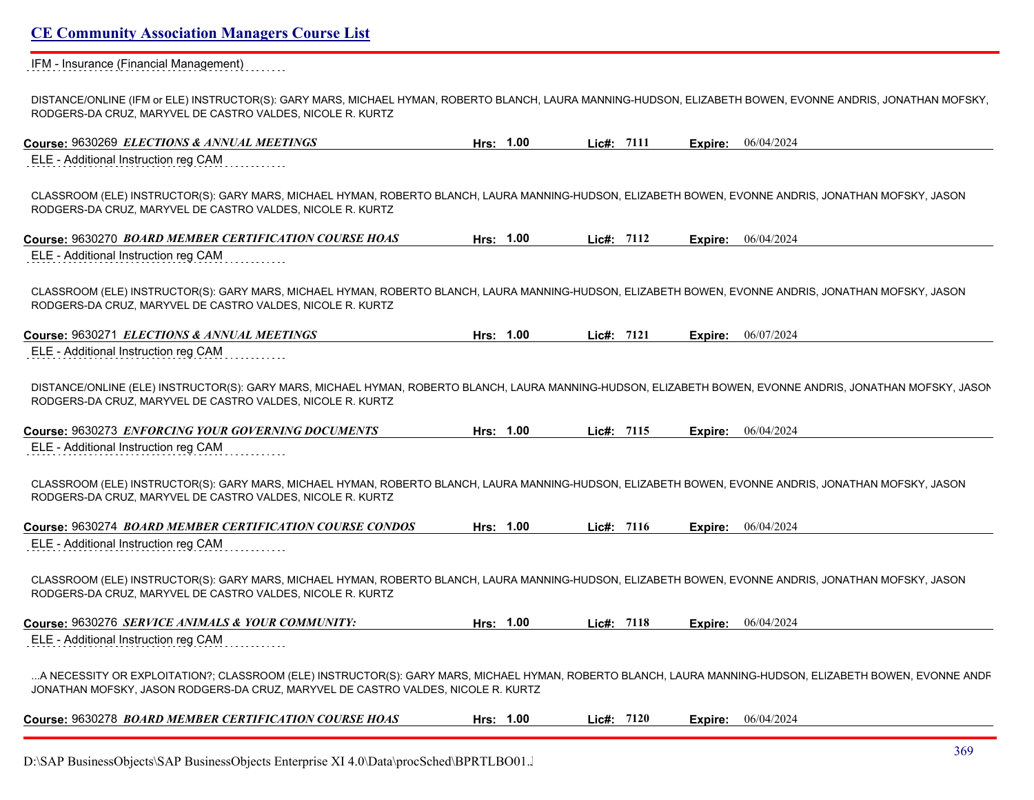IFM - Insurance (Financial Management)

DISTANCE/ONLINE (IFM or ELE) INSTRUCTOR(S): GARY MARS, MICHAEL HYMAN, ROBERTO BLANCH, LAURA MANNING-HUDSON, ELIZABETH BOWEN, EVONNE ANDRIS, JONATHAN MOFSKY, RODGERS-DA CRUZ, MARYVEL DE CASTRO VALDES, NICOLE R. KURTZ

**Course:** 9630269 ***ELECTIONS & ANNUAL MEETINGS*** **Hrs:** **1.00** **Lic#:** **7111** **Expire:** 06/04/2024

ELE - Additional Instruction reg CAM

CLASSROOM (ELE) INSTRUCTOR(S): GARY MARS, MICHAEL HYMAN, ROBERTO BLANCH, LAURA MANNING-HUDSON, ELIZABETH BOWEN, EVONNE ANDRIS, JONATHAN MOFSKY, JASON RODGERS-DA CRUZ, MARYVEL DE CASTRO VALDES, NICOLE R. KURTZ

**Course:** 9630270 ***BOARD MEMBER CERTIFICATION COURSE HOAS*** **Hrs:** **1.00** **Lic#:** **7112** **Expire:** 06/04/2024

ELE - Additional Instruction reg CAM

CLASSROOM (ELE) INSTRUCTOR(S): GARY MARS, MICHAEL HYMAN, ROBERTO BLANCH, LAURA MANNING-HUDSON, ELIZABETH BOWEN, EVONNE ANDRIS, JONATHAN MOFSKY, JASON RODGERS-DA CRUZ, MARYVEL DE CASTRO VALDES, NICOLE R. KURTZ

**Course:** 9630271 ***ELECTIONS & ANNUAL MEETINGS*** **Hrs:** **1.00** **Lic#:** **7121** **Expire:** 06/07/2024

ELE - Additional Instruction reg CAM

DISTANCE/ONLINE (ELE) INSTRUCTOR(S): GARY MARS, MICHAEL HYMAN, ROBERTO BLANCH, LAURA MANNING-HUDSON, ELIZABETH BOWEN, EVONNE ANDRIS, JONATHAN MOFSKY, JASON RODGERS-DA CRUZ, MARYVEL DE CASTRO VALDES, NICOLE R. KURTZ

**Course:** 9630273 ***ENFORCING YOUR GOVERNING DOCUMENTS*** **Hrs:** **1.00** **Lic#:** **7115** **Expire:** 06/04/2024

ELE - Additional Instruction reg CAM

CLASSROOM (ELE) INSTRUCTOR(S): GARY MARS, MICHAEL HYMAN, ROBERTO BLANCH, LAURA MANNING-HUDSON, ELIZABETH BOWEN, EVONNE ANDRIS, JONATHAN MOFSKY, JASON RODGERS-DA CRUZ, MARYVEL DE CASTRO VALDES, NICOLE R. KURTZ

**Course:** 9630274 ***BOARD MEMBER CERTIFICATION COURSE CONDOS*** **Hrs:** **1.00** **Lic#:** **7116** **Expire:** 06/04/2024

ELE - Additional Instruction reg CAM

CLASSROOM (ELE) INSTRUCTOR(S): GARY MARS, MICHAEL HYMAN, ROBERTO BLANCH, LAURA MANNING-HUDSON, ELIZABETH BOWEN, EVONNE ANDRIS, JONATHAN MOFSKY, JASON RODGERS-DA CRUZ, MARYVEL DE CASTRO VALDES, NICOLE R. KURTZ

**Course:** 9630276 ***SERVICE ANIMALS & YOUR COMMUNITY:*** **Hrs:** **1.00** **Lic#:** **7118** **Expire:** 06/04/2024

ELE - Additional Instruction reg CAM

...A NECESSITY OR EXPLOITATION?; CLASSROOM (ELE) INSTRUCTOR(S): GARY MARS, MICHAEL HYMAN, ROBERTO BLANCH, LAURA MANNING-HUDSON, ELIZABETH BOWEN, EVONNE ANDR JONATHAN MOFSKY, JASON RODGERS-DA CRUZ, MARYVEL DE CASTRO VALDES, NICOLE R. KURTZ

**Course:** 9630278 ***BOARD MEMBER CERTIFICATION COURSE HOAS*** **Hrs:** **1.00** **Lic#:** **7120** **Expire:** 06/04/2024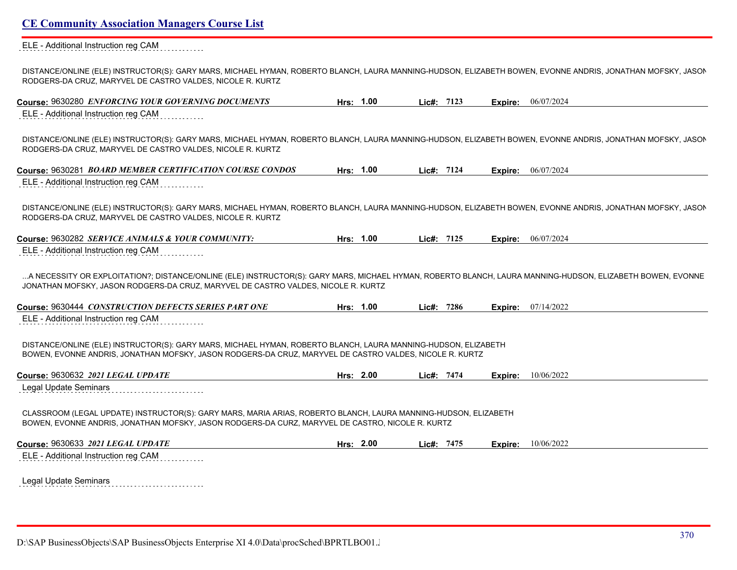ELE - Additional Instruction reg CAM

DISTANCE/ONLINE (ELE) INSTRUCTOR(S): GARY MARS, MICHAEL HYMAN, ROBERTO BLANCH, LAURA MANNING-HUDSON, ELIZABETH BOWEN, EVONNE ANDRIS, JONATHAN MOFSKY, JASON RODGERS-DA CRUZ, MARYVEL DE CASTRO VALDES, NICOLE R. KURTZ

**Course:** 9630280 ***ENFORCING YOUR GOVERNING DOCUMENTS*** **Hrs:** 1.00 **Lic#:** 7123 **Expire:** 06/07/2024

ELE - Additional Instruction reg CAM

DISTANCE/ONLINE (ELE) INSTRUCTOR(S): GARY MARS, MICHAEL HYMAN, ROBERTO BLANCH, LAURA MANNING-HUDSON, ELIZABETH BOWEN, EVONNE ANDRIS, JONATHAN MOFSKY, JASON RODGERS-DA CRUZ, MARYVEL DE CASTRO VALDES, NICOLE R. KURTZ

**Course:** 9630281 ***BOARD MEMBER CERTIFICATION COURSE CONDOS*** **Hrs:** 1.00 **Lic#:** 7124 **Expire:** 06/07/2024

ELE - Additional Instruction reg CAM

DISTANCE/ONLINE (ELE) INSTRUCTOR(S): GARY MARS, MICHAEL HYMAN, ROBERTO BLANCH, LAURA MANNING-HUDSON, ELIZABETH BOWEN, EVONNE ANDRIS, JONATHAN MOFSKY, JASON RODGERS-DA CRUZ, MARYVEL DE CASTRO VALDES, NICOLE R. KURTZ

**Course:** 9630282 ***SERVICE ANIMALS & YOUR COMMUNITY:*** **Hrs:** 1.00 **Lic#:** 7125 **Expire:** 06/07/2024

ELE - Additional Instruction reg CAM

...A NECESSITY OR EXPLOITATION?; DISTANCE/ONLINE (ELE) INSTRUCTOR(S): GARY MARS, MICHAEL HYMAN, ROBERTO BLANCH, LAURA MANNING-HUDSON, ELIZABETH BOWEN, EVONNE JONATHAN MOFSKY, JASON RODGERS-DA CRUZ, MARYVEL DE CASTRO VALDES, NICOLE R. KURTZ

**Course:** 9630444 ***CONSTRUCTION DEFECTS SERIES PART ONE*** **Hrs:** 1.00 **Lic#:** 7286 **Expire:** 07/14/2022

ELE - Additional Instruction reg CAM

DISTANCE/ONLINE (ELE) INSTRUCTOR(S): GARY MARS, MICHAEL HYMAN, ROBERTO BLANCH, LAURA MANNING-HUDSON, ELIZABETH BOWEN, EVONNE ANDRIS, JONATHAN MOFSKY, JASON RODGERS-DA CRUZ, MARYVEL DE CASTRO VALDES, NICOLE R. KURTZ

**Course:** 9630632 ***2021 LEGAL UPDATE*** **Hrs:** 2.00 **Lic#:** 7474 **Expire:** 10/06/2022

Legal Update Seminars

CLASSROOM (LEGAL UPDATE) INSTRUCTOR(S): GARY MARS, MARIA ARIAS, ROBERTO BLANCH, LAURA MANNING-HUDSON, ELIZABETH BOWEN, EVONNE ANDRIS, JONATHAN MOFSKY, JASON RODGERS-DA CURZ, MARYVEL DE CASTRO, NICOLE R. KURTZ

**Course:** 9630633 ***2021 LEGAL UPDATE*** **Hrs:** 2.00 **Lic#:** 7475 **Expire:** 10/06/2022

ELE - Additional Instruction reg CAM

Legal Update Seminars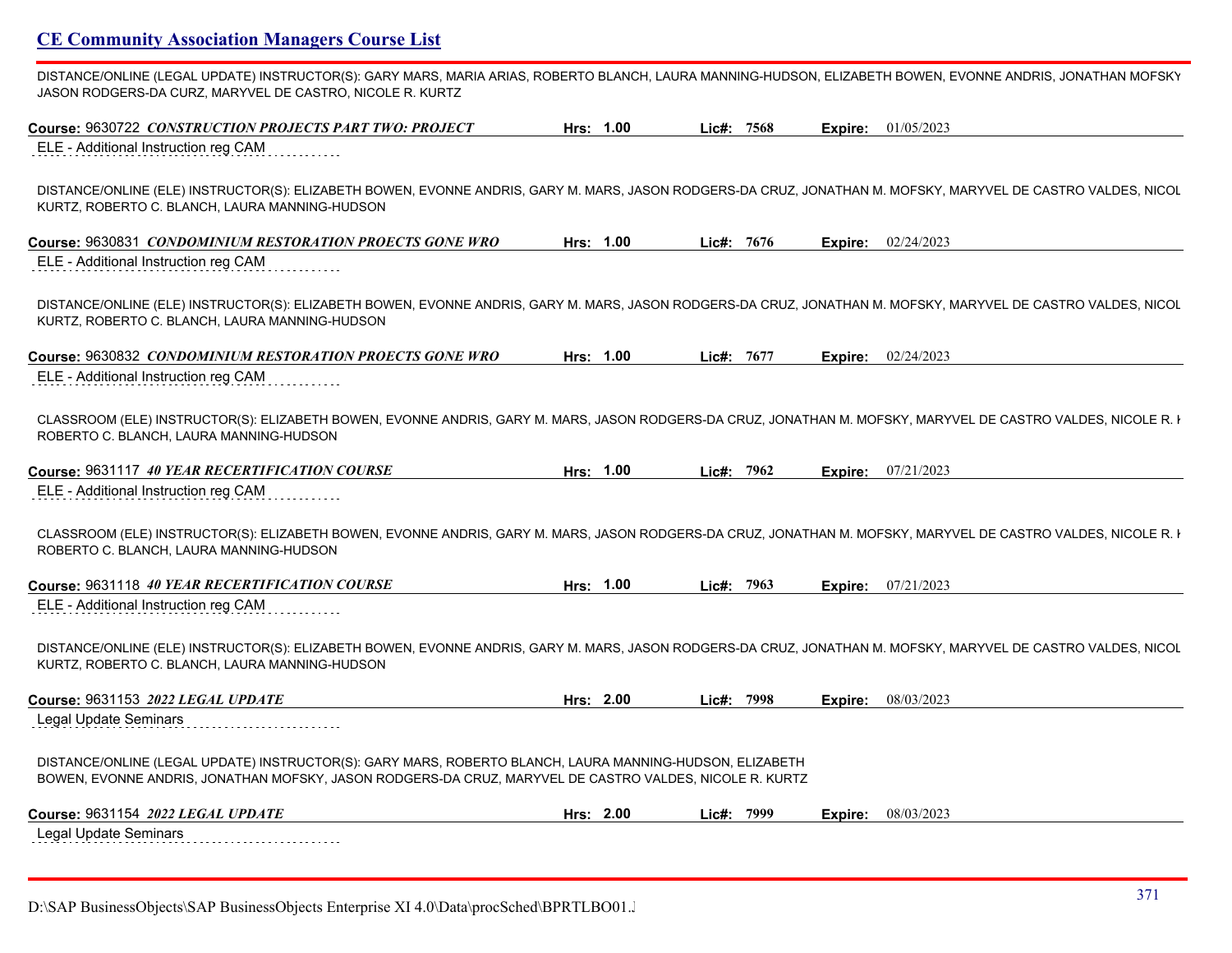DISTANCE/ONLINE (LEGAL UPDATE) INSTRUCTOR(S): GARY MARS, MARIA ARIAS, ROBERTO BLANCH, LAURA MANNING-HUDSON, ELIZABETH BOWEN, EVONNE ANDRIS, JONATHAN MOFSKY JASON RODGERS-DA CURZ, MARYVEL DE CASTRO, NICOLE R. KURTZ

**Course:** 9630722 ***CONSTRUCTION PROJECTS PART TWO: PROJECT*** **Hrs:** 1.00 **Lic#:** 7568 **Expire:** 01/05/2023

ELE - Additional Instruction reg CAM

DISTANCE/ONLINE (ELE) INSTRUCTOR(S): ELIZABETH BOWEN, EVONNE ANDRIS, GARY M. MARS, JASON RODGERS-DA CRUZ, JONATHAN M. MOFSKY, MARYVEL DE CASTRO VALDES, NICOL KURTZ, ROBERTO C. BLANCH, LAURA MANNING-HUDSON

**Course:** 9630831 ***CONDOMINIUM RESTORATION PROECTS GONE WRO*** **Hrs:** 1.00 **Lic#:** 7676 **Expire:** 02/24/2023

ELE - Additional Instruction reg CAM

DISTANCE/ONLINE (ELE) INSTRUCTOR(S): ELIZABETH BOWEN, EVONNE ANDRIS, GARY M. MARS, JASON RODGERS-DA CRUZ, JONATHAN M. MOFSKY, MARYVEL DE CASTRO VALDES, NICOL KURTZ, ROBERTO C. BLANCH, LAURA MANNING-HUDSON

**Course:** 9630832 ***CONDOMINIUM RESTORATION PROECTS GONE WRO*** **Hrs:** 1.00 **Lic#:** 7677 **Expire:** 02/24/2023

ELE - Additional Instruction reg CAM

CLASSROOM (ELE) INSTRUCTOR(S): ELIZABETH BOWEN, EVONNE ANDRIS, GARY M. MARS, JASON RODGERS-DA CRUZ, JONATHAN M. MOFSKY, MARYVEL DE CASTRO VALDES, NICOLE R. K ROBERTO C. BLANCH, LAURA MANNING-HUDSON

**Course:** 9631117 ***40 YEAR RECERTIFICATION COURSE*** **Hrs:** 1.00 **Lic#:** 7962 **Expire:** 07/21/2023

ELE - Additional Instruction reg CAM

CLASSROOM (ELE) INSTRUCTOR(S): ELIZABETH BOWEN, EVONNE ANDRIS, GARY M. MARS, JASON RODGERS-DA CRUZ, JONATHAN M. MOFSKY, MARYVEL DE CASTRO VALDES, NICOLE R. K ROBERTO C. BLANCH, LAURA MANNING-HUDSON

**Course:** 9631118 ***40 YEAR RECERTIFICATION COURSE*** **Hrs:** 1.00 **Lic#:** 7963 **Expire:** 07/21/2023

ELE - Additional Instruction reg CAM

DISTANCE/ONLINE (ELE) INSTRUCTOR(S): ELIZABETH BOWEN, EVONNE ANDRIS, GARY M. MARS, JASON RODGERS-DA CRUZ, JONATHAN M. MOFSKY, MARYVEL DE CASTRO VALDES, NICOL KURTZ, ROBERTO C. BLANCH, LAURA MANNING-HUDSON

**Course:** 9631153 ***2022 LEGAL UPDATE*** **Hrs:** 2.00 **Lic#:** 7998 **Expire:** 08/03/2023

Legal Update Seminars

DISTANCE/ONLINE (LEGAL UPDATE) INSTRUCTOR(S): GARY MARS, ROBERTO BLANCH, LAURA MANNING-HUDSON, ELIZABETH BOWEN, EVONNE ANDRIS, JONATHAN MOFSKY, JASON RODGERS-DA CRUZ, MARYVEL DE CASTRO VALDES, NICOLE R. KURTZ

**Course:** 9631154 ***2022 LEGAL UPDATE*** **Hrs:** 2.00 **Lic#:** 7999 **Expire:** 08/03/2023

Legal Update Seminars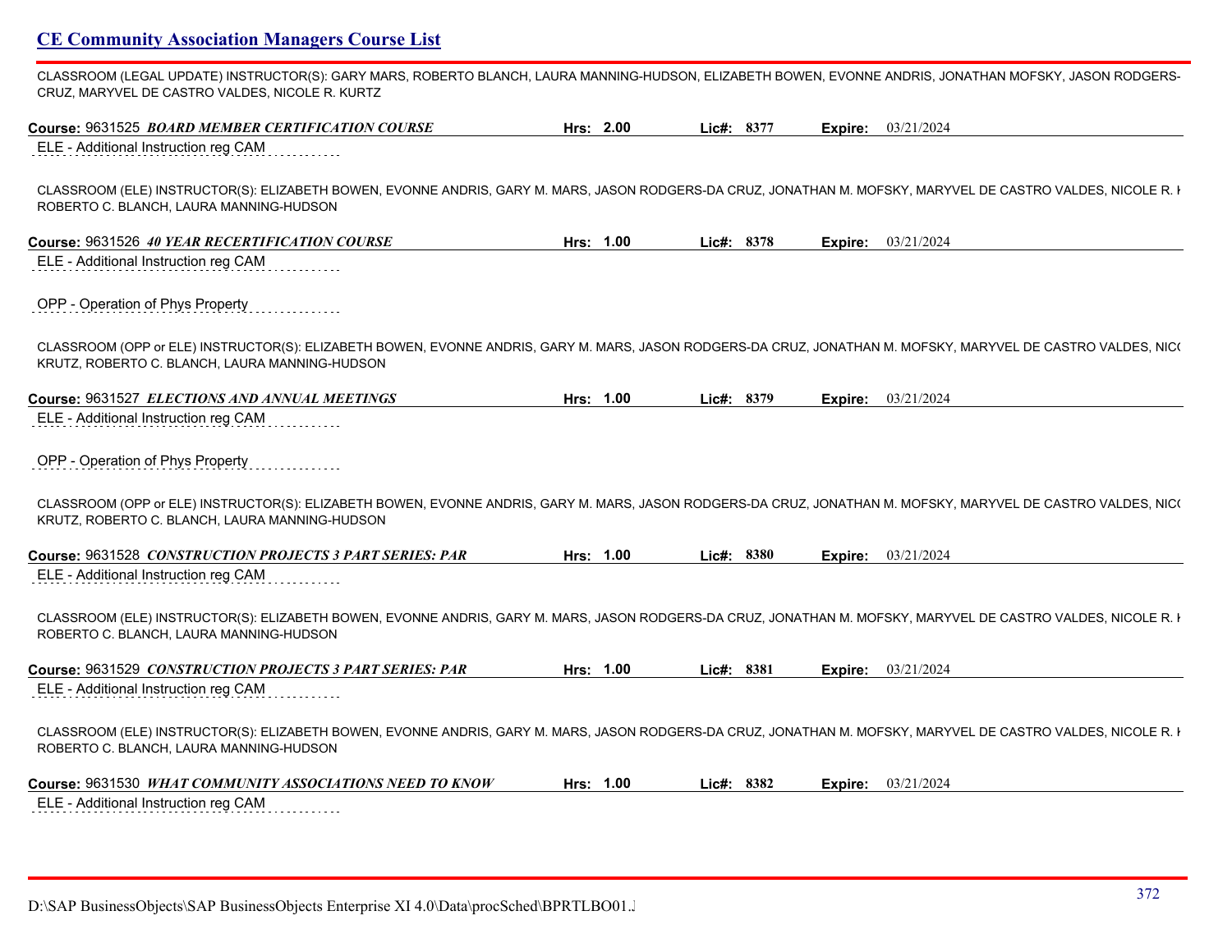## CE Community Association Managers Course List

CLASSROOM (LEGAL UPDATE) INSTRUCTOR(S): GARY MARS, ROBERTO BLANCH, LAURA MANNING-HUDSON, ELIZABETH BOWEN, EVONNE ANDRIS, JONATHAN MOFSKY, JASON RODGERS-CRUZ, MARYVEL DE CASTRO VALDES, NICOLE R. KURTZ

**Course:** 9631525 ***BOARD MEMBER CERTIFICATION COURSE*** **Hrs:** 2.00 **Lic#:** 8377 **Expire:** 03/21/2024

ELE - Additional Instruction reg CAM

CLASSROOM (ELE) INSTRUCTOR(S): ELIZABETH BOWEN, EVONNE ANDRIS, GARY M. MARS, JASON RODGERS-DA CRUZ, JONATHAN M. MOFSKY, MARYVEL DE CASTRO VALDES, NICOLE R. K ROBERTO C. BLANCH, LAURA MANNING-HUDSON

**Course:** 9631526 ***40 YEAR RECERTIFICATION COURSE*** **Hrs:** 1.00 **Lic#:** 8378 **Expire:** 03/21/2024

ELE - Additional Instruction reg CAM

OPP - Operation of Phys Property

CLASSROOM (OPP or ELE) INSTRUCTOR(S): ELIZABETH BOWEN, EVONNE ANDRIS, GARY M. MARS, JASON RODGERS-DA CRUZ, JONATHAN M. MOFSKY, MARYVEL DE CASTRO VALDES, NICO KRUTZ, ROBERTO C. BLANCH, LAURA MANNING-HUDSON

**Course:** 9631527 ***ELECTIONS AND ANNUAL MEETINGS*** **Hrs:** 1.00 **Lic#:** 8379 **Expire:** 03/21/2024

ELE - Additional Instruction reg CAM

OPP - Operation of Phys Property

CLASSROOM (OPP or ELE) INSTRUCTOR(S): ELIZABETH BOWEN, EVONNE ANDRIS, GARY M. MARS, JASON RODGERS-DA CRUZ, JONATHAN M. MOFSKY, MARYVEL DE CASTRO VALDES, NICO KRUTZ, ROBERTO C. BLANCH, LAURA MANNING-HUDSON

**Course:** 9631528 ***CONSTRUCTION PROJECTS 3 PART SERIES: PAR*** **Hrs:** 1.00 **Lic#:** 8380 **Expire:** 03/21/2024

ELE - Additional Instruction reg CAM

CLASSROOM (ELE) INSTRUCTOR(S): ELIZABETH BOWEN, EVONNE ANDRIS, GARY M. MARS, JASON RODGERS-DA CRUZ, JONATHAN M. MOFSKY, MARYVEL DE CASTRO VALDES, NICOLE R. K ROBERTO C. BLANCH, LAURA MANNING-HUDSON

**Course:** 9631529 ***CONSTRUCTION PROJECTS 3 PART SERIES: PAR*** **Hrs:** 1.00 **Lic#:** 8381 **Expire:** 03/21/2024

ELE - Additional Instruction reg CAM

CLASSROOM (ELE) INSTRUCTOR(S): ELIZABETH BOWEN, EVONNE ANDRIS, GARY M. MARS, JASON RODGERS-DA CRUZ, JONATHAN M. MOFSKY, MARYVEL DE CASTRO VALDES, NICOLE R. K ROBERTO C. BLANCH, LAURA MANNING-HUDSON

**Course:** 9631530 ***WHAT COMMUNITY ASSOCIATIONS NEED TO KNOW*** **Hrs:** 1.00 **Lic#:** 8382 **Expire:** 03/21/2024

ELE - Additional Instruction reg CAM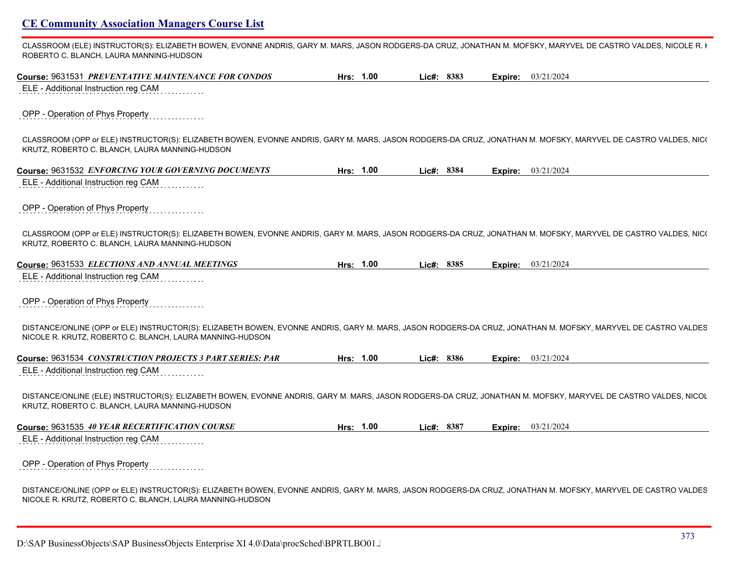## CE Community Association Managers Course List

CLASSROOM (ELE) INSTRUCTOR(S): ELIZABETH BOWEN, EVONNE ANDRIS, GARY M. MARS, JASON RODGERS-DA CRUZ, JONATHAN M. MOFSKY, MARYVEL DE CASTRO VALDES, NICOLE R. K ROBERTO C. BLANCH, LAURA MANNING-HUDSON

**Course:** 9631531 ***PREVENTATIVE MAINTENANCE FOR CONDOS*** **Hrs:** 1.00 **Lic#:** 8383 **Expire:** 03/21/2024

ELE - Additional Instruction reg CAM

OPP - Operation of Phys Property

CLASSROOM (OPP or ELE) INSTRUCTOR(S): ELIZABETH BOWEN, EVONNE ANDRIS, GARY M. MARS, JASON RODGERS-DA CRUZ, JONATHAN M. MOFSKY, MARYVEL DE CASTRO VALDES, NICO KRUTZ, ROBERTO C. BLANCH, LAURA MANNING-HUDSON

**Course:** 9631532 ***ENFORCING YOUR GOVERNING DOCUMENTS*** **Hrs:** 1.00 **Lic#:** 8384 **Expire:** 03/21/2024

ELE - Additional Instruction reg CAM

OPP - Operation of Phys Property

CLASSROOM (OPP or ELE) INSTRUCTOR(S): ELIZABETH BOWEN, EVONNE ANDRIS, GARY M. MARS, JASON RODGERS-DA CRUZ, JONATHAN M. MOFSKY, MARYVEL DE CASTRO VALDES, NICO KRUTZ, ROBERTO C. BLANCH, LAURA MANNING-HUDSON

**Course:** 9631533 ***ELECTIONS AND ANNUAL MEETINGS*** **Hrs:** 1.00 **Lic#:** 8385 **Expire:** 03/21/2024

ELE - Additional Instruction reg CAM

OPP - Operation of Phys Property

DISTANCE/ONLINE (OPP or ELE) INSTRUCTOR(S): ELIZABETH BOWEN, EVONNE ANDRIS, GARY M. MARS, JASON RODGERS-DA CRUZ, JONATHAN M. MOFSKY, MARYVEL DE CASTRO VALDES NICOLE R. KRUTZ, ROBERTO C. BLANCH, LAURA MANNING-HUDSON

**Course:** 9631534 ***CONSTRUCTION PROJECTS 3 PART SERIES: PAR*** **Hrs:** 1.00 **Lic#:** 8386 **Expire:** 03/21/2024

ELE - Additional Instruction reg CAM

DISTANCE/ONLINE (ELE) INSTRUCTOR(S): ELIZABETH BOWEN, EVONNE ANDRIS, GARY M. MARS, JASON RODGERS-DA CRUZ, JONATHAN M. MOFSKY, MARYVEL DE CASTRO VALDES, NICOL KRUTZ, ROBERTO C. BLANCH, LAURA MANNING-HUDSON

**Course:** 9631535 ***40 YEAR RECERTIFICATION COURSE*** **Hrs:** 1.00 **Lic#:** 8387 **Expire:** 03/21/2024

ELE - Additional Instruction reg CAM

OPP - Operation of Phys Property

DISTANCE/ONLINE (OPP or ELE) INSTRUCTOR(S): ELIZABETH BOWEN, EVONNE ANDRIS, GARY M. MARS, JASON RODGERS-DA CRUZ, JONATHAN M. MOFSKY, MARYVEL DE CASTRO VALDES NICOLE R. KRUTZ, ROBERTO C. BLANCH, LAURA MANNING-HUDSON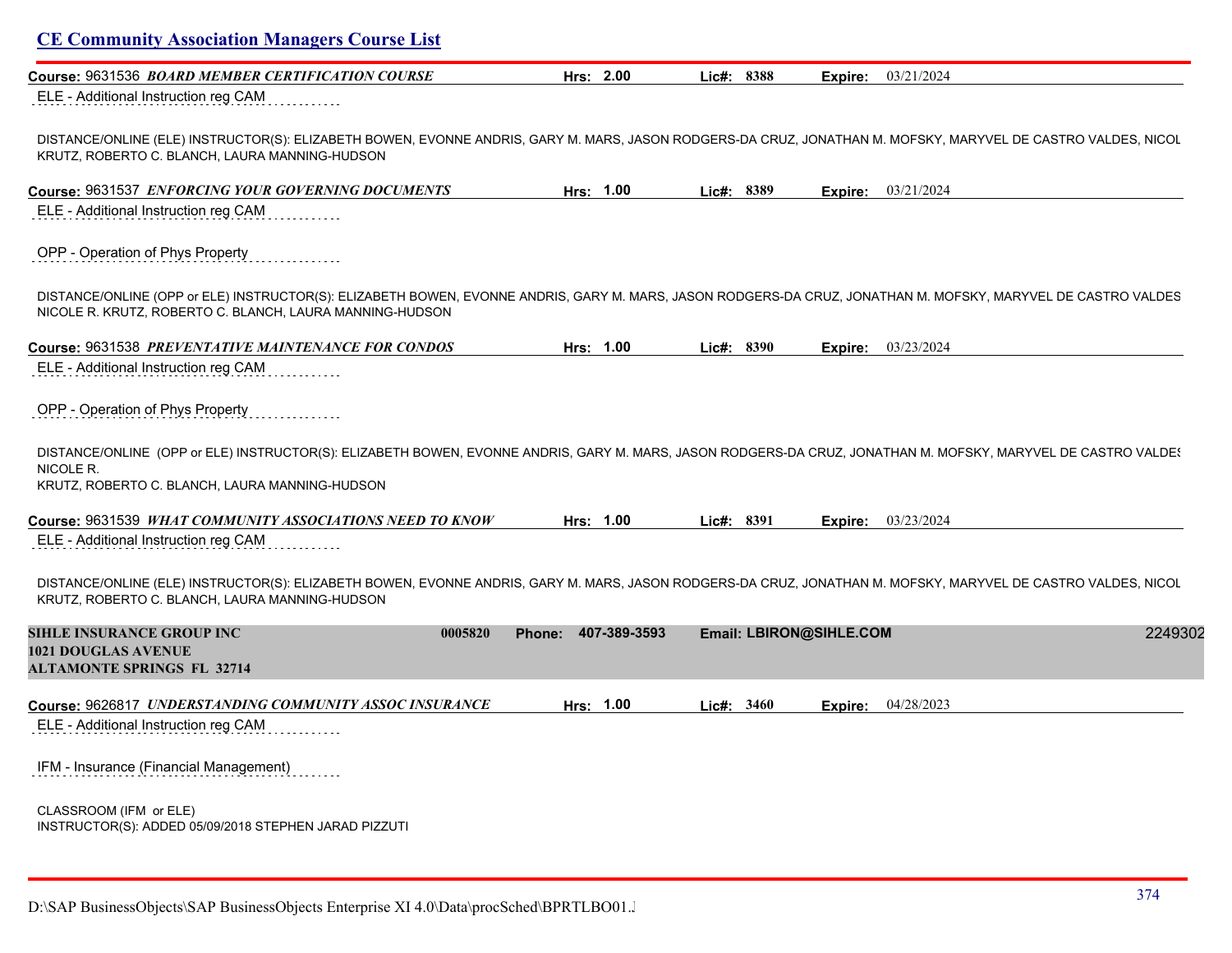# CE Community Association Managers Course List

**Course:** 9631536 ***BOARD MEMBER CERTIFICATION COURSE*** **Hrs: 2.00** **Lic#: 8388** **Expire:** 03/21/2024

ELE - Additional Instruction reg CAM

DISTANCE/ONLINE (ELE) INSTRUCTOR(S): ELIZABETH BOWEN, EVONNE ANDRIS, GARY M. MARS, JASON RODGERS-DA CRUZ, JONATHAN M. MOFSKY, MARYVEL DE CASTRO VALDES, NICOL KRUTZ, ROBERTO C. BLANCH, LAURA MANNING-HUDSON

**Course:** 9631537 ***ENFORCING YOUR GOVERNING DOCUMENTS*** **Hrs: 1.00** **Lic#: 8389** **Expire:** 03/21/2024

ELE - Additional Instruction reg CAM

OPP - Operation of Phys Property

DISTANCE/ONLINE (OPP or ELE) INSTRUCTOR(S): ELIZABETH BOWEN, EVONNE ANDRIS, GARY M. MARS, JASON RODGERS-DA CRUZ, JONATHAN M. MOFSKY, MARYVEL DE CASTRO VALDES NICOLE R. KRUTZ, ROBERTO C. BLANCH, LAURA MANNING-HUDSON

**Course:** 9631538 ***PREVENTATIVE MAINTENANCE FOR CONDOS*** **Hrs: 1.00** **Lic#: 8390** **Expire:** 03/23/2024

ELE - Additional Instruction reg CAM

OPP - Operation of Phys Property

DISTANCE/ONLINE (OPP or ELE) INSTRUCTOR(S): ELIZABETH BOWEN, EVONNE ANDRIS, GARY M. MARS, JASON RODGERS-DA CRUZ, JONATHAN M. MOFSKY, MARYVEL DE CASTRO VALDES NICOLE R.
KRUTZ, ROBERTO C. BLANCH, LAURA MANNING-HUDSON

**Course:** 9631539 ***WHAT COMMUNITY ASSOCIATIONS NEED TO KNOW*** **Hrs: 1.00** **Lic#: 8391** **Expire:** 03/23/2024

ELE - Additional Instruction reg CAM

DISTANCE/ONLINE (ELE) INSTRUCTOR(S): ELIZABETH BOWEN, EVONNE ANDRIS, GARY M. MARS, JASON RODGERS-DA CRUZ, JONATHAN M. MOFSKY, MARYVEL DE CASTRO VALDES, NICOL KRUTZ, ROBERTO C. BLANCH, LAURA MANNING-HUDSON

**SIHLE INSURANCE GROUP INC** **0005820** **Phone: 407-389-3593** **Email: LBIRON@SIHLE.COM** 2249302
**1021 DOUGLAS AVENUE**
**ALTAMONTE SPRINGS FL 32714**

**Course:** 9626817 ***UNDERSTANDING COMMUNITY ASSOC INSURANCE*** **Hrs: 1.00** **Lic#: 3460** **Expire:** 04/28/2023

ELE - Additional Instruction reg CAM

IFM - Insurance (Financial Management)

CLASSROOM (IFM or ELE)
INSTRUCTOR(S): ADDED 05/09/2018 STEPHEN JARAD PIZZUTI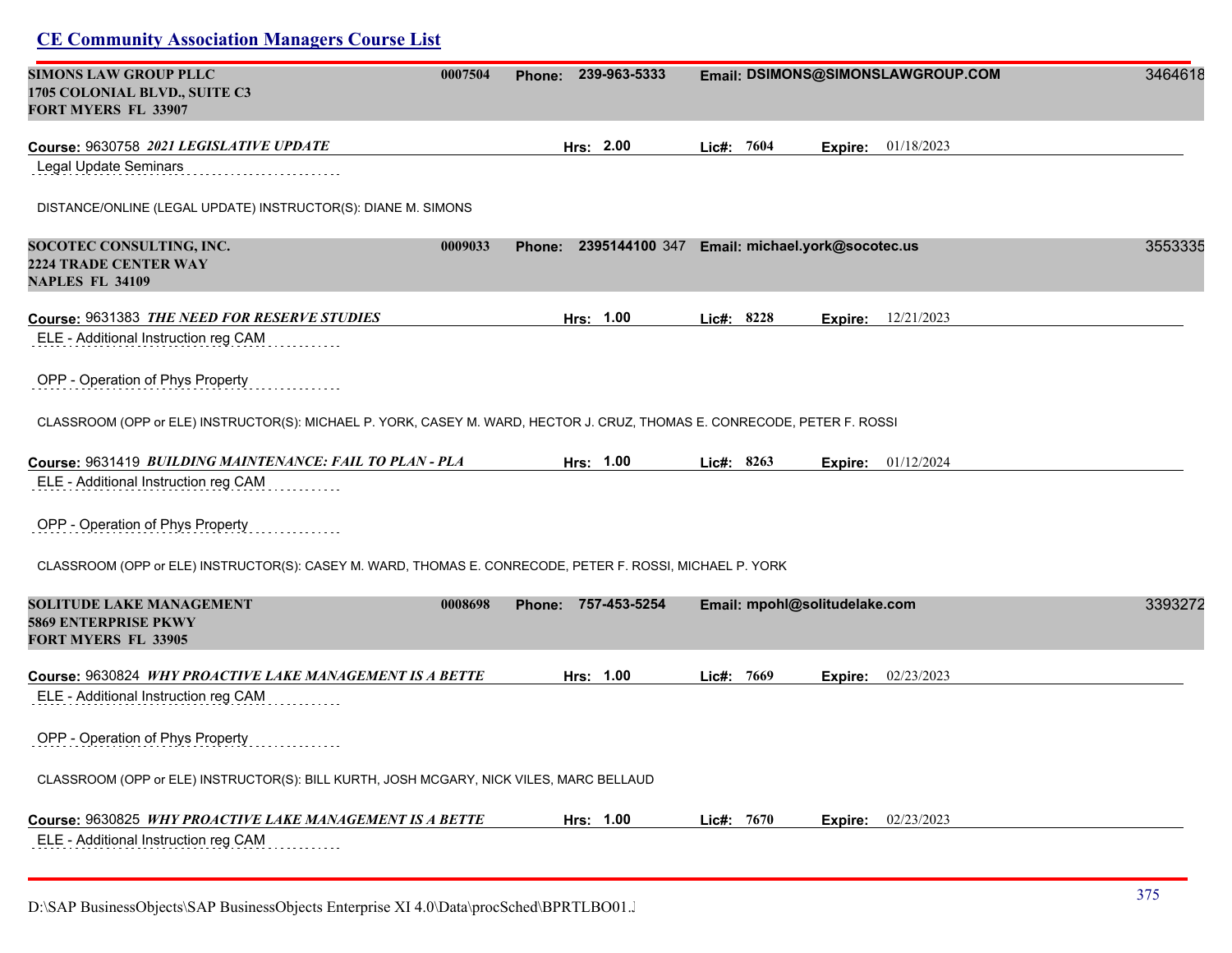## CE Community Association Managers Course List

**SIMONS LAW GROUP PLLC** 0007504 **Phone:** 239-963-5333 **Email:** DSIMONS@SIMONSLAWGROUP.COM 3464618
**1705 COLONIAL BLVD., SUITE C3**
**FORT MYERS FL 33907**

**Course:** 9630758 ***2021 LEGISLATIVE UPDATE*** **Hrs:** 2.00 **Lic#:** 7604 **Expire:** 01/18/2023

Legal Update Seminars

DISTANCE/ONLINE (LEGAL UPDATE) INSTRUCTOR(S): DIANE M. SIMONS

**SOCOTEC CONSULTING, INC.** 0009033 **Phone:** 2395144100 347 **Email:** michael.york@socotec.us 3553335
**2224 TRADE CENTER WAY**
**NAPLES FL 34109**

**Course:** 9631383 ***THE NEED FOR RESERVE STUDIES*** **Hrs:** 1.00 **Lic#:** 8228 **Expire:** 12/21/2023

ELE - Additional Instruction reg CAM

OPP - Operation of Phys Property

CLASSROOM (OPP or ELE) INSTRUCTOR(S): MICHAEL P. YORK, CASEY M. WARD, HECTOR J. CRUZ, THOMAS E. CONRECODE, PETER F. ROSSI

**Course:** 9631419 ***BUILDING MAINTENANCE: FAIL TO PLAN - PLA*** **Hrs:** 1.00 **Lic#:** 8263 **Expire:** 01/12/2024

ELE - Additional Instruction reg CAM

OPP - Operation of Phys Property

CLASSROOM (OPP or ELE) INSTRUCTOR(S): CASEY M. WARD, THOMAS E. CONRECODE, PETER F. ROSSI, MICHAEL P. YORK

**SOLITUDE LAKE MANAGEMENT** 0008698 **Phone:** 757-453-5254 **Email:** mpohl@solitudelake.com 3393272
**5869 ENTERPRISE PKWY**
**FORT MYERS FL 33905**

**Course:** 9630824 ***WHY PROACTIVE LAKE MANAGEMENT IS A BETTE*** **Hrs:** 1.00 **Lic#:** 7669 **Expire:** 02/23/2023

ELE - Additional Instruction reg CAM

OPP - Operation of Phys Property

CLASSROOM (OPP or ELE) INSTRUCTOR(S): BILL KURTH, JOSH MCGARY, NICK VILES, MARC BELLAUD

**Course:** 9630825 ***WHY PROACTIVE LAKE MANAGEMENT IS A BETTE*** **Hrs:** 1.00 **Lic#:** 7670 **Expire:** 02/23/2023

ELE - Additional Instruction reg CAM

D:\SAP BusinessObjects\SAP BusinessObjects Enterprise XI 4.0\Data\procSched\BPRTLBO01.J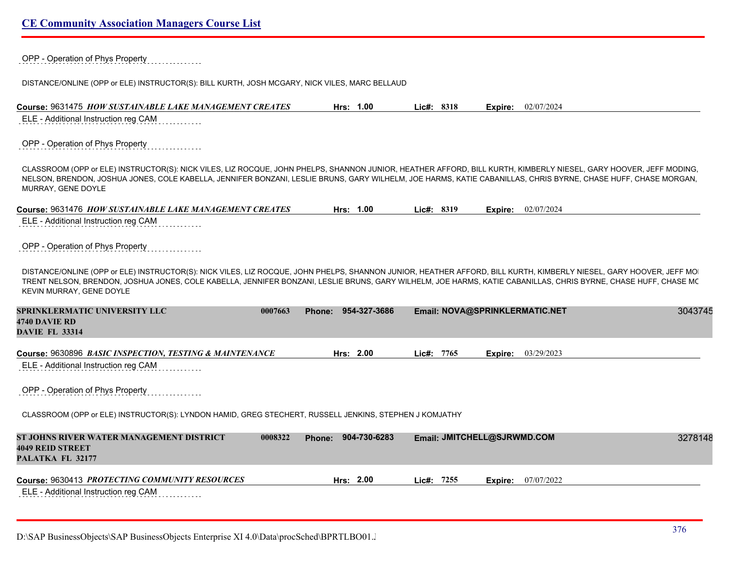OPP - Operation of Phys Property

DISTANCE/ONLINE (OPP or ELE) INSTRUCTOR(S): BILL KURTH, JOSH MCGARY, NICK VILES, MARC BELLAUD

**Course:** 9631475 ***HOW SUSTAINABLE LAKE MANAGEMENT CREATES*** **Hrs:** 1.00 **Lic#:** 8318 **Expire:** 02/07/2024

ELE - Additional Instruction reg CAM

OPP - Operation of Phys Property

CLASSROOM (OPP or ELE) INSTRUCTOR(S): NICK VILES, LIZ ROCQUE, JOHN PHELPS, SHANNON JUNIOR, HEATHER AFFORD, BILL KURTH, KIMBERLY NIESEL, GARY HOOVER, JEFF MODING, NELSON, BRENDON, JOSHUA JONES, COLE KABELLA, JENNIFER BONZANI, LESLIE BRUNS, GARY WILHELM, JOE HARMS, KATIE CABANILLAS, CHRIS BYRNE, CHASE HUFF, CHASE MORGAN, MURRAY, GENE DOYLE

**Course:** 9631476 ***HOW SUSTAINABLE LAKE MANAGEMENT CREATES*** **Hrs:** 1.00 **Lic#:** 8319 **Expire:** 02/07/2024

ELE - Additional Instruction reg CAM

OPP - Operation of Phys Property

DISTANCE/ONLINE (OPP or ELE) INSTRUCTOR(S): NICK VILES, LIZ ROCQUE, JOHN PHELPS, SHANNON JUNIOR, HEATHER AFFORD, BILL KURTH, KIMBERLY NIESEL, GARY HOOVER, JEFF MOI TRENT NELSON, BRENDON, JOSHUA JONES, COLE KABELLA, JENNIFER BONZANI, LESLIE BRUNS, GARY WILHELM, JOE HARMS, KATIE CABANILLAS, CHRIS BYRNE, CHASE HUFF, CHASE MC KEVIN MURRAY, GENE DOYLE

**SPRINKLERMATIC UNIVERSITY LLC** 0007663 **Phone:** 954-327-3686 **Email:** NOVA@SPRINKLERMATIC.NET 3043745
**4740 DAVIE RD**
**DAVIE FL 33314**

**Course:** 9630896 ***BASIC INSPECTION, TESTING & MAINTENANCE*** **Hrs:** 2.00 **Lic#:** 7765 **Expire:** 03/29/2023

ELE - Additional Instruction reg CAM

OPP - Operation of Phys Property

CLASSROOM (OPP or ELE) INSTRUCTOR(S): LYNDON HAMID, GREG STECHERT, RUSSELL JENKINS, STEPHEN J KOMJATHY

**ST JOHNS RIVER WATER MANAGEMENT DISTRICT** 0008322 **Phone:** 904-730-6283 **Email:** JMITCHELL@SJRWMD.COM 3278148
**4049 REID STREET**
**PALATKA FL 32177**

**Course:** 9630413 ***PROTECTING COMMUNITY RESOURCES*** **Hrs:** 2.00 **Lic#:** 7255 **Expire:** 07/07/2022

ELE - Additional Instruction reg CAM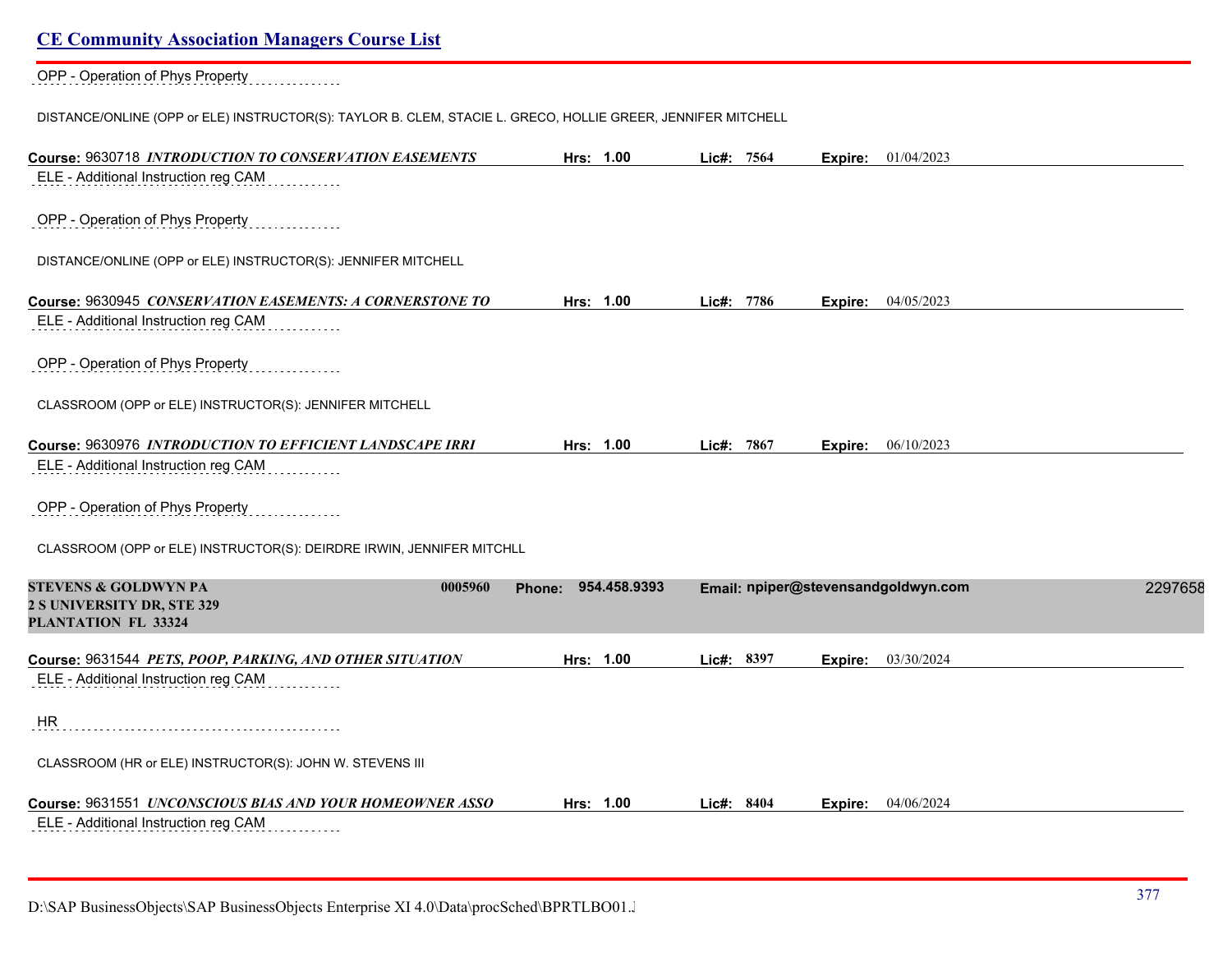OPP - Operation of Phys Property

DISTANCE/ONLINE (OPP or ELE) INSTRUCTOR(S): TAYLOR B. CLEM, STACIE L. GRECO, HOLLIE GREER, JENNIFER MITCHELL

**Course:** 9630718 ***INTRODUCTION TO CONSERVATION EASEMENTS*** **Hrs:** 1.00 **Lic#:** 7564 **Expire:** 01/04/2023

ELE - Additional Instruction reg CAM

OPP - Operation of Phys Property

DISTANCE/ONLINE (OPP or ELE) INSTRUCTOR(S): JENNIFER MITCHELL

**Course:** 9630945 ***CONSERVATION EASEMENTS: A CORNERSTONE TO*** **Hrs:** 1.00 **Lic#:** 7786 **Expire:** 04/05/2023

ELE - Additional Instruction reg CAM

OPP - Operation of Phys Property

CLASSROOM (OPP or ELE) INSTRUCTOR(S): JENNIFER MITCHELL

**Course:** 9630976 ***INTRODUCTION TO EFFICIENT LANDSCAPE IRRI*** **Hrs:** 1.00 **Lic#:** 7867 **Expire:** 06/10/2023

ELE - Additional Instruction reg CAM

OPP - Operation of Phys Property

CLASSROOM (OPP or ELE) INSTRUCTOR(S): DEIRDRE IRWIN, JENNIFER MITCHLL

**STEVENS & GOLDWYN PA** **0005960** **Phone: 954.458.9393** **Email: npiper@stevensandgoldwyn.com** 2297658
**2 S UNIVERSITY DR, STE 329**
**PLANTATION FL 33324**

**Course:** 9631544 ***PETS, POOP, PARKING, AND OTHER SITUATION*** **Hrs:** 1.00 **Lic#:** 8397 **Expire:** 03/30/2024

ELE - Additional Instruction reg CAM

HR

CLASSROOM (HR or ELE) INSTRUCTOR(S): JOHN W. STEVENS III

**Course:** 9631551 ***UNCONSCIOUS BIAS AND YOUR HOMEOWNER ASSO*** **Hrs:** 1.00 **Lic#:** 8404 **Expire:** 04/06/2024

ELE - Additional Instruction reg CAM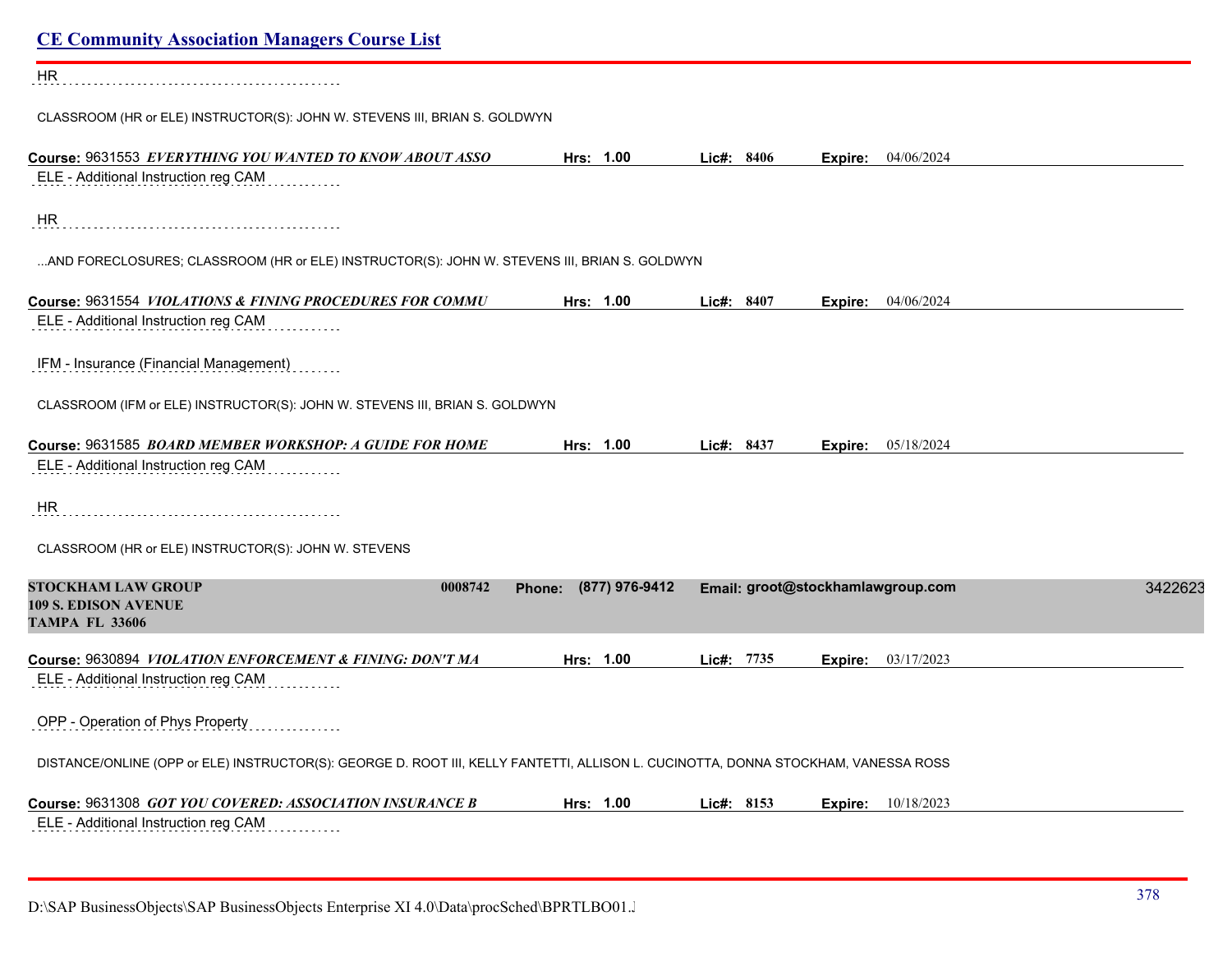HR

CLASSROOM (HR or ELE) INSTRUCTOR(S): JOHN W. STEVENS III, BRIAN S. GOLDWYN

**Course:** 9631553 ***EVERYTHING YOU WANTED TO KNOW ABOUT ASSO*** **Hrs:** 1.00 **Lic#:** 8406 **Expire:** 04/06/2024

ELE - Additional Instruction reg CAM

HR

...AND FORECLOSURES; CLASSROOM (HR or ELE) INSTRUCTOR(S): JOHN W. STEVENS III, BRIAN S. GOLDWYN

**Course:** 9631554 ***VIOLATIONS & FINING PROCEDURES FOR COMMU*** **Hrs:** 1.00 **Lic#:** 8407 **Expire:** 04/06/2024

ELE - Additional Instruction reg CAM

IFM - Insurance (Financial Management)

CLASSROOM (IFM or ELE) INSTRUCTOR(S): JOHN W. STEVENS III, BRIAN S. GOLDWYN

**Course:** 9631585 ***BOARD MEMBER WORKSHOP: A GUIDE FOR HOME*** **Hrs:** 1.00 **Lic#:** 8437 **Expire:** 05/18/2024

ELE - Additional Instruction reg CAM

HR

CLASSROOM (HR or ELE) INSTRUCTOR(S): JOHN W. STEVENS

**STOCKHAM LAW GROUP** 0008742 **Phone:** (877) 976-9412 **Email:** groot@stockhamlawgroup.com 3422623
**109 S. EDISON AVENUE**
**TAMPA FL 33606**

**Course:** 9630894 ***VIOLATION ENFORCEMENT & FINING: DON'T MA*** **Hrs:** 1.00 **Lic#:** 7735 **Expire:** 03/17/2023

ELE - Additional Instruction reg CAM

OPP - Operation of Phys Property

DISTANCE/ONLINE (OPP or ELE) INSTRUCTOR(S): GEORGE D. ROOT III, KELLY FANTETTI, ALLISON L. CUCINOTTA, DONNA STOCKHAM, VANESSA ROSS

**Course:** 9631308 ***GOT YOU COVERED: ASSOCIATION INSURANCE B*** **Hrs:** 1.00 **Lic#:** 8153 **Expire:** 10/18/2023

ELE - Additional Instruction reg CAM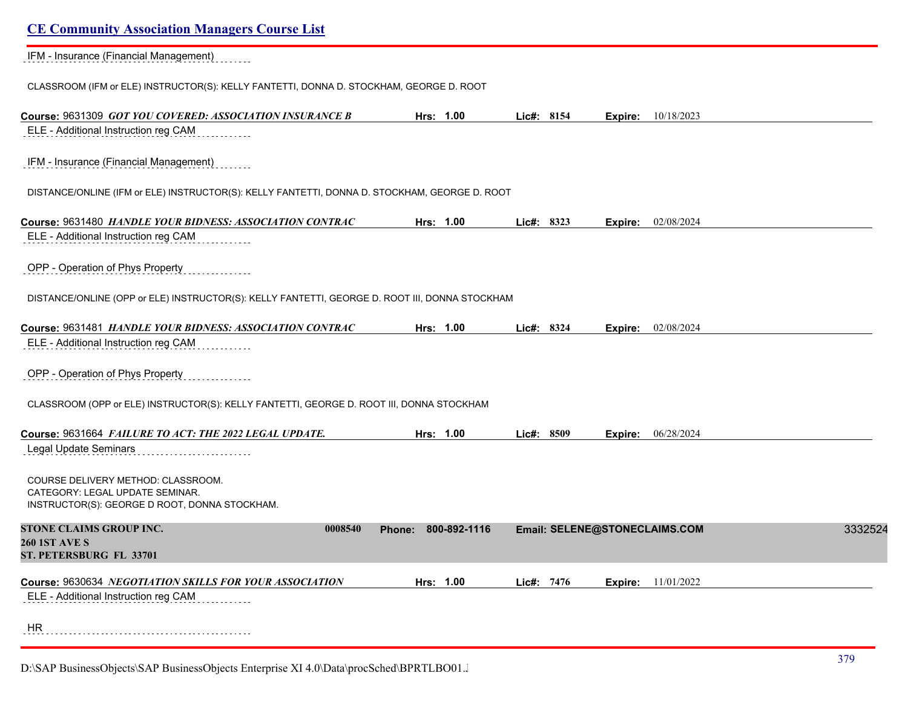IFM - Insurance (Financial Management)

CLASSROOM (IFM or ELE) INSTRUCTOR(S): KELLY FANTETTI, DONNA D. STOCKHAM, GEORGE D. ROOT

**Course:** 9631309 ***GOT YOU COVERED: ASSOCIATION INSURANCE B*** **Hrs:** **1.00** **Lic#:** **8154** **Expire:** 10/18/2023

ELE - Additional Instruction reg CAM

IFM - Insurance (Financial Management)

DISTANCE/ONLINE (IFM or ELE) INSTRUCTOR(S): KELLY FANTETTI, DONNA D. STOCKHAM, GEORGE D. ROOT

**Course:** 9631480 ***HANDLE YOUR BIDNESS: ASSOCIATION CONTRAC*** **Hrs:** **1.00** **Lic#:** **8323** **Expire:** 02/08/2024

ELE - Additional Instruction reg CAM

OPP - Operation of Phys Property

DISTANCE/ONLINE (OPP or ELE) INSTRUCTOR(S): KELLY FANTETTI, GEORGE D. ROOT III, DONNA STOCKHAM

**Course:** 9631481 ***HANDLE YOUR BIDNESS: ASSOCIATION CONTRAC*** **Hrs:** **1.00** **Lic#:** **8324** **Expire:** 02/08/2024

ELE - Additional Instruction reg CAM

OPP - Operation of Phys Property

CLASSROOM (OPP or ELE) INSTRUCTOR(S): KELLY FANTETTI, GEORGE D. ROOT III, DONNA STOCKHAM

**Course:** 9631664 ***FAILURE TO ACT: THE 2022 LEGAL UPDATE.*** **Hrs:** **1.00** **Lic#:** **8509** **Expire:** 06/28/2024

Legal Update Seminars

COURSE DELIVERY METHOD: CLASSROOM.
CATEGORY: LEGAL UPDATE SEMINAR.
INSTRUCTOR(S): GEORGE D ROOT, DONNA STOCKHAM.

**STONE CLAIMS GROUP INC.** **0008540** **Phone: 800-892-1116** **Email: SELENE@STONECLAIMS.COM** 3332524
**260 1ST AVE S**
**ST. PETERSBURG FL 33701**

**Course:** 9630634 ***NEGOTIATION SKILLS FOR YOUR ASSOCIATION*** **Hrs:** **1.00** **Lic#:** **7476** **Expire:** 11/01/2022

ELE - Additional Instruction reg CAM

HR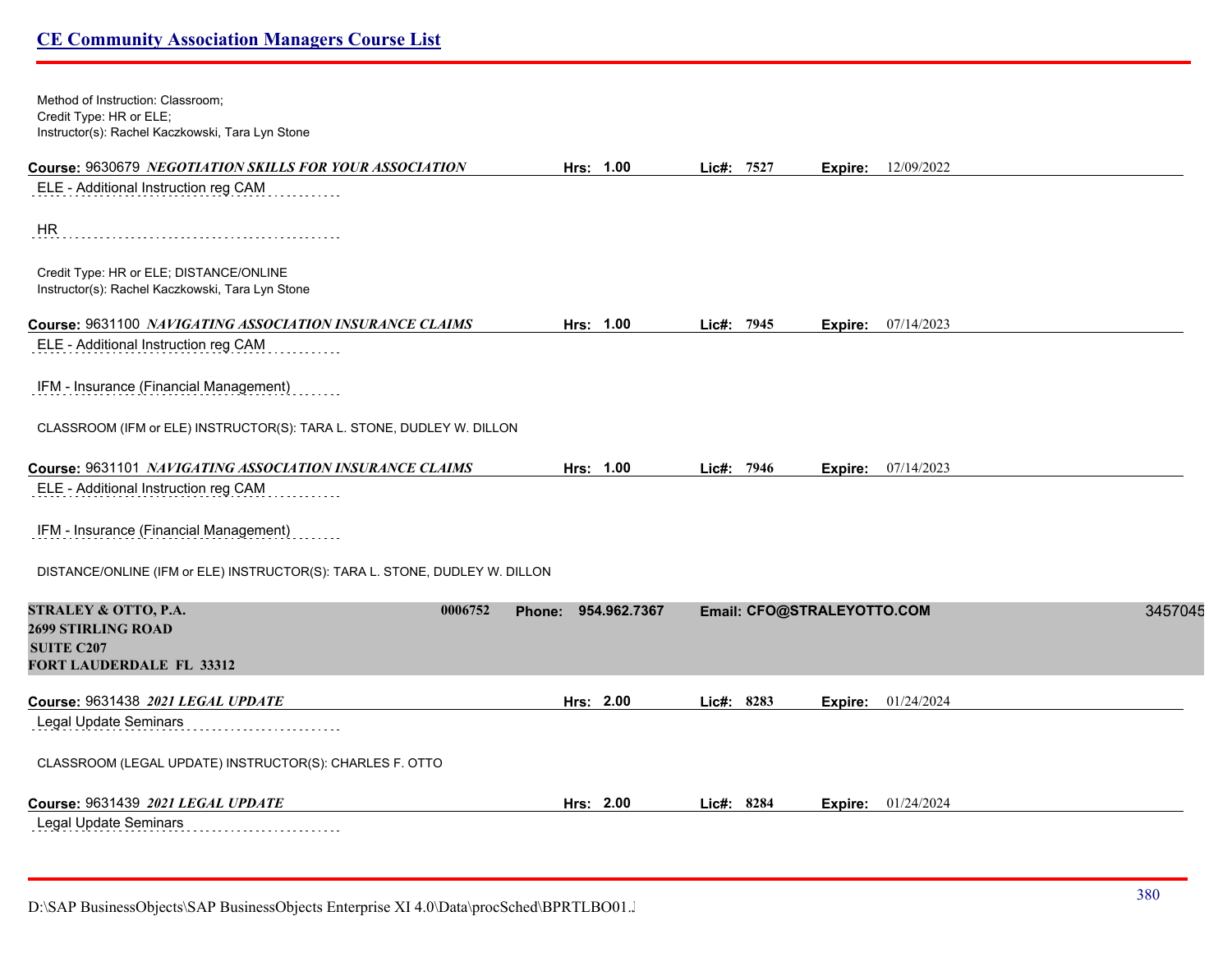Method of Instruction: Classroom;
Credit Type: HR or ELE;
Instructor(s): Rachel Kaczkowski, Tara Lyn Stone

**Course:** 9630679 ***NEGOTIATION SKILLS FOR YOUR ASSOCIATION*** **Hrs: 1.00** **Lic#: 7527** **Expire:** 12/09/2022

ELE - Additional Instruction reg CAM

HR

Credit Type: HR or ELE; DISTANCE/ONLINE
Instructor(s): Rachel Kaczkowski, Tara Lyn Stone

**Course:** 9631100 ***NAVIGATING ASSOCIATION INSURANCE CLAIMS*** **Hrs: 1.00** **Lic#: 7945** **Expire:** 07/14/2023

ELE - Additional Instruction reg CAM

IFM - Insurance (Financial Management)

CLASSROOM (IFM or ELE) INSTRUCTOR(S): TARA L. STONE, DUDLEY W. DILLON

**Course:** 9631101 ***NAVIGATING ASSOCIATION INSURANCE CLAIMS*** **Hrs: 1.00** **Lic#: 7946** **Expire:** 07/14/2023

ELE - Additional Instruction reg CAM

IFM - Insurance (Financial Management)

DISTANCE/ONLINE (IFM or ELE) INSTRUCTOR(S): TARA L. STONE, DUDLEY W. DILLON

**STRALEY & OTTO, P.A.** **0006752** **Phone: 954.962.7367** **Email: CFO@STRALEYOTTO.COM** 3457045
**2699 STIRLING ROAD**
**SUITE C207**
**FORT LAUDERDALE FL 33312**

**Course:** 9631438 ***2021 LEGAL UPDATE*** **Hrs: 2.00** **Lic#: 8283** **Expire:** 01/24/2024

Legal Update Seminars

CLASSROOM (LEGAL UPDATE) INSTRUCTOR(S): CHARLES F. OTTO

**Course:** 9631439 ***2021 LEGAL UPDATE*** **Hrs: 2.00** **Lic#: 8284** **Expire:** 01/24/2024

Legal Update Seminars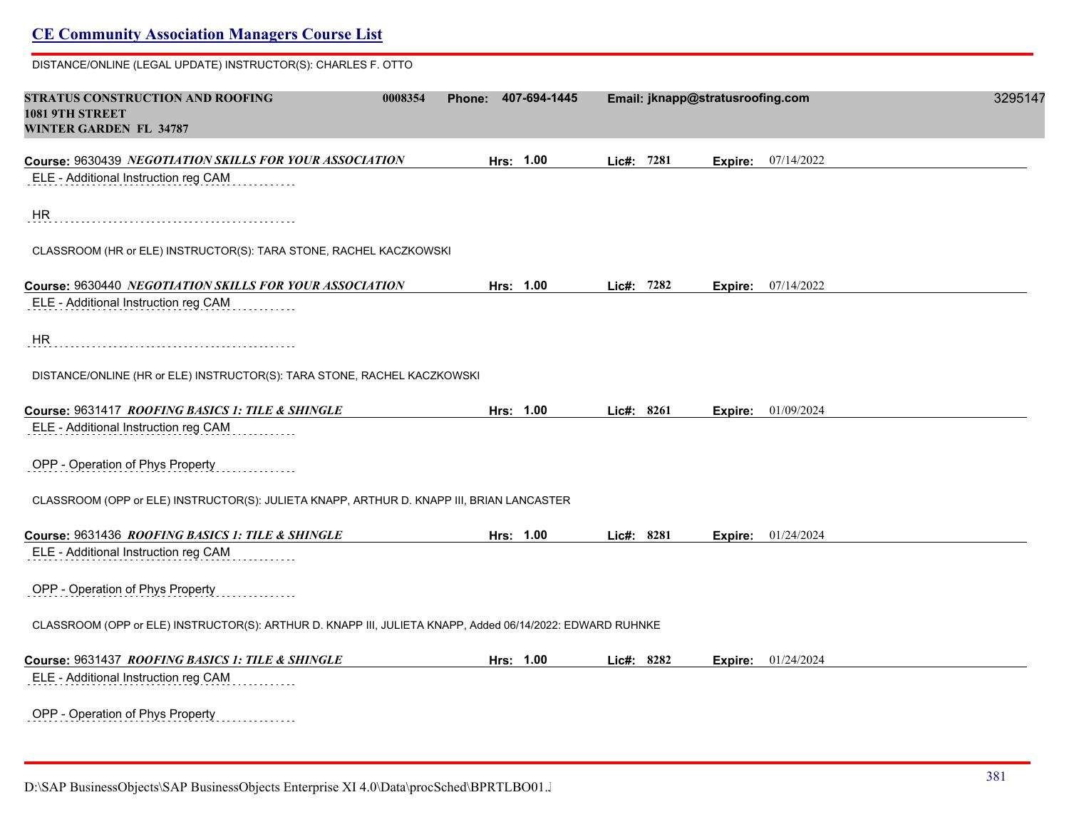DISTANCE/ONLINE (LEGAL UPDATE) INSTRUCTOR(S): CHARLES F. OTTO

**STRATUS CONSTRUCTION AND ROOFING** 0008354 **Phone:** 407-694-1445 **Email:** jknapp@stratusroofing.com 3295147
**1081 9TH STREET**
**WINTER GARDEN FL 34787**

**Course:** 9630439 ***NEGOTIATION SKILLS FOR YOUR ASSOCIATION*** **Hrs:** 1.00 **Lic#:** 7281 **Expire:** 07/14/2022

ELE - Additional Instruction reg CAM

HR

CLASSROOM (HR or ELE) INSTRUCTOR(S): TARA STONE, RACHEL KACZKOWSKI

**Course:** 9630440 ***NEGOTIATION SKILLS FOR YOUR ASSOCIATION*** **Hrs:** 1.00 **Lic#:** 7282 **Expire:** 07/14/2022

ELE - Additional Instruction reg CAM

HR

DISTANCE/ONLINE (HR or ELE) INSTRUCTOR(S): TARA STONE, RACHEL KACZKOWSKI

**Course:** 9631417 ***ROOFING BASICS 1: TILE & SHINGLE*** **Hrs:** 1.00 **Lic#:** 8261 **Expire:** 01/09/2024

ELE - Additional Instruction reg CAM

OPP - Operation of Phys Property

CLASSROOM (OPP or ELE) INSTRUCTOR(S): JULIETA KNAPP, ARTHUR D. KNAPP III, BRIAN LANCASTER

**Course:** 9631436 ***ROOFING BASICS 1: TILE & SHINGLE*** **Hrs:** 1.00 **Lic#:** 8281 **Expire:** 01/24/2024

ELE - Additional Instruction reg CAM

OPP - Operation of Phys Property

CLASSROOM (OPP or ELE) INSTRUCTOR(S): ARTHUR D. KNAPP III, JULIETA KNAPP, Added 06/14/2022: EDWARD RUHNKE

**Course:** 9631437 ***ROOFING BASICS 1: TILE & SHINGLE*** **Hrs:** 1.00 **Lic#:** 8282 **Expire:** 01/24/2024

ELE - Additional Instruction reg CAM

OPP - Operation of Phys Property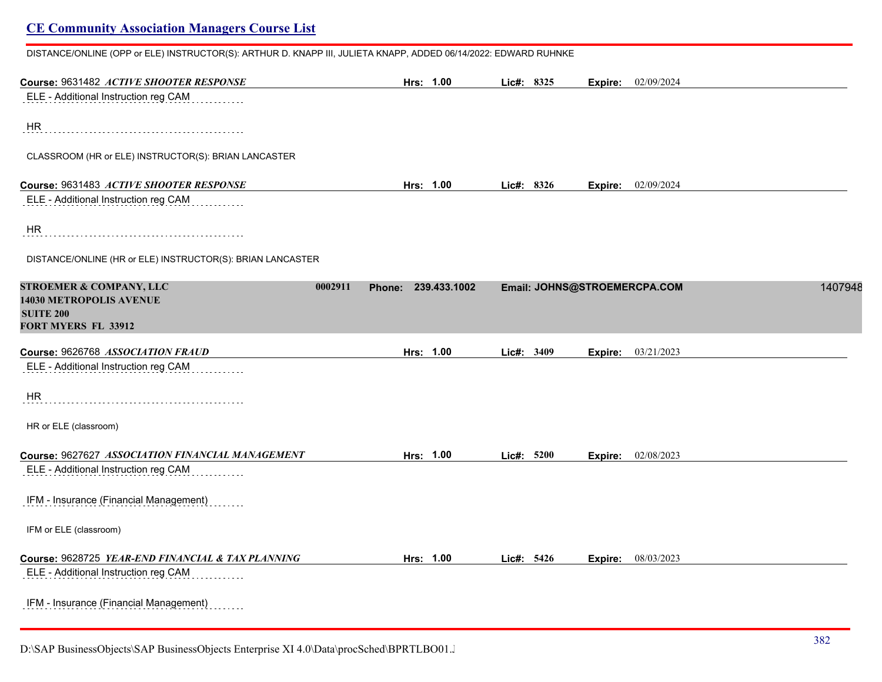DISTANCE/ONLINE (OPP or ELE) INSTRUCTOR(S): ARTHUR D. KNAPP III, JULIETA KNAPP, ADDED 06/14/2022: EDWARD RUHNKE

**Course:** 9631482 ***ACTIVE SHOOTER RESPONSE*** **Hrs: 1.00** **Lic#: 8325** **Expire:** 02/09/2024

ELE - Additional Instruction reg CAM

HR

CLASSROOM (HR or ELE) INSTRUCTOR(S): BRIAN LANCASTER

**Course:** 9631483 ***ACTIVE SHOOTER RESPONSE*** **Hrs: 1.00** **Lic#: 8326** **Expire:** 02/09/2024

ELE - Additional Instruction reg CAM

HR

DISTANCE/ONLINE (HR or ELE) INSTRUCTOR(S): BRIAN LANCASTER

**STROEMER & COMPANY, LLC** **0002911** **Phone: 239.433.1002** **Email: JOHNS@STROEMERCPA.COM** 1407948
**14030 METROPOLIS AVENUE**
**SUITE 200**
**FORT MYERS FL 33912**

**Course:** 9626768 ***ASSOCIATION FRAUD*** **Hrs: 1.00** **Lic#: 3409** **Expire:** 03/21/2023

ELE - Additional Instruction reg CAM

HR

HR or ELE (classroom)

**Course:** 9627627 ***ASSOCIATION FINANCIAL MANAGEMENT*** **Hrs: 1.00** **Lic#: 5200** **Expire:** 02/08/2023

ELE - Additional Instruction reg CAM

IFM - Insurance (Financial Management)

IFM or ELE (classroom)

**Course:** 9628725 ***YEAR-END FINANCIAL & TAX PLANNING*** **Hrs: 1.00** **Lic#: 5426** **Expire:** 08/03/2023

ELE - Additional Instruction reg CAM

IFM - Insurance (Financial Management)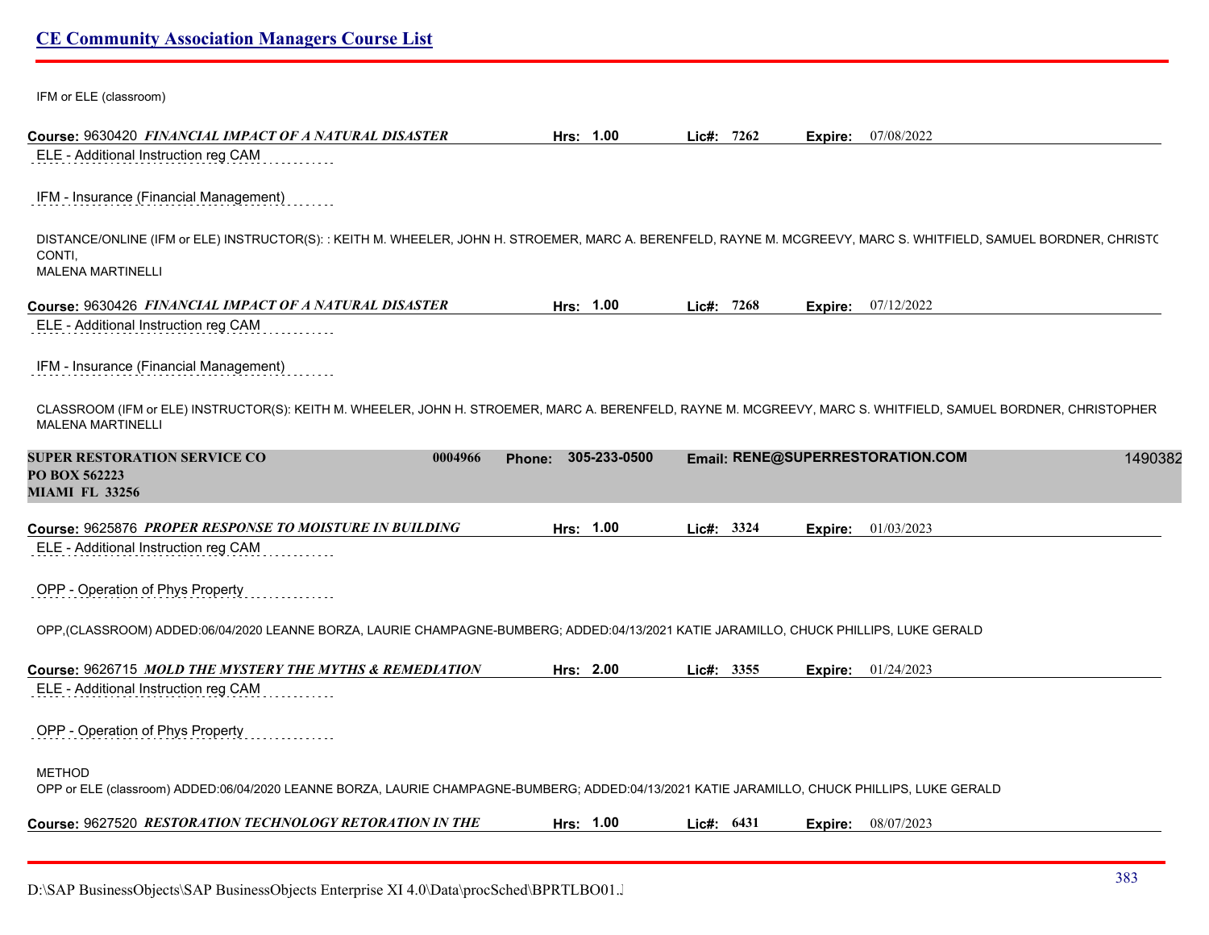IFM or ELE (classroom)

**Course:** 9630420 ***FINANCIAL IMPACT OF A NATURAL DISASTER*** **Hrs:** 1.00 **Lic#:** 7262 **Expire:** 07/08/2022

ELE - Additional Instruction reg CAM

IFM - Insurance (Financial Management)

DISTANCE/ONLINE (IFM or ELE) INSTRUCTOR(S): : KEITH M. WHEELER, JOHN H. STROEMER, MARC A. BERENFELD, RAYNE M. MCGREEVY, MARC S. WHITFIELD, SAMUEL BORDNER, CHRISTO CONTI,
MALENA MARTINELLI

**Course:** 9630426 ***FINANCIAL IMPACT OF A NATURAL DISASTER*** **Hrs:** 1.00 **Lic#:** 7268 **Expire:** 07/12/2022

ELE - Additional Instruction reg CAM

IFM - Insurance (Financial Management)

CLASSROOM (IFM or ELE) INSTRUCTOR(S): KEITH M. WHEELER, JOHN H. STROEMER, MARC A. BERENFELD, RAYNE M. MCGREEVY, MARC S. WHITFIELD, SAMUEL BORDNER, CHRISTOPHER
MALENA MARTINELLI

**SUPER RESTORATION SERVICE CO** 0004966 **Phone:** 305-233-0500 **Email:** RENE@SUPERRESTORATION.COM 1490382
**PO BOX 562223**
**MIAMI FL 33256**

**Course:** 9625876 ***PROPER RESPONSE TO MOISTURE IN BUILDING*** **Hrs:** 1.00 **Lic#:** 3324 **Expire:** 01/03/2023

ELE - Additional Instruction reg CAM

OPP - Operation of Phys Property

OPP,(CLASSROOM) ADDED:06/04/2020 LEANNE BORZA, LAURIE CHAMPAGNE-BUMBERG; ADDED:04/13/2021 KATIE JARAMILLO, CHUCK PHILLIPS, LUKE GERALD

**Course:** 9626715 ***MOLD THE MYSTERY THE MYTHS & REMEDIATION*** **Hrs:** 2.00 **Lic#:** 3355 **Expire:** 01/24/2023

ELE - Additional Instruction reg CAM

OPP - Operation of Phys Property

METHOD
OPP or ELE (classroom) ADDED:06/04/2020 LEANNE BORZA, LAURIE CHAMPAGNE-BUMBERG; ADDED:04/13/2021 KATIE JARAMILLO, CHUCK PHILLIPS, LUKE GERALD

**Course:** 9627520 ***RESTORATION TECHNOLOGY RETORATION IN THE*** **Hrs:** 1.00 **Lic#:** 6431 **Expire:** 08/07/2023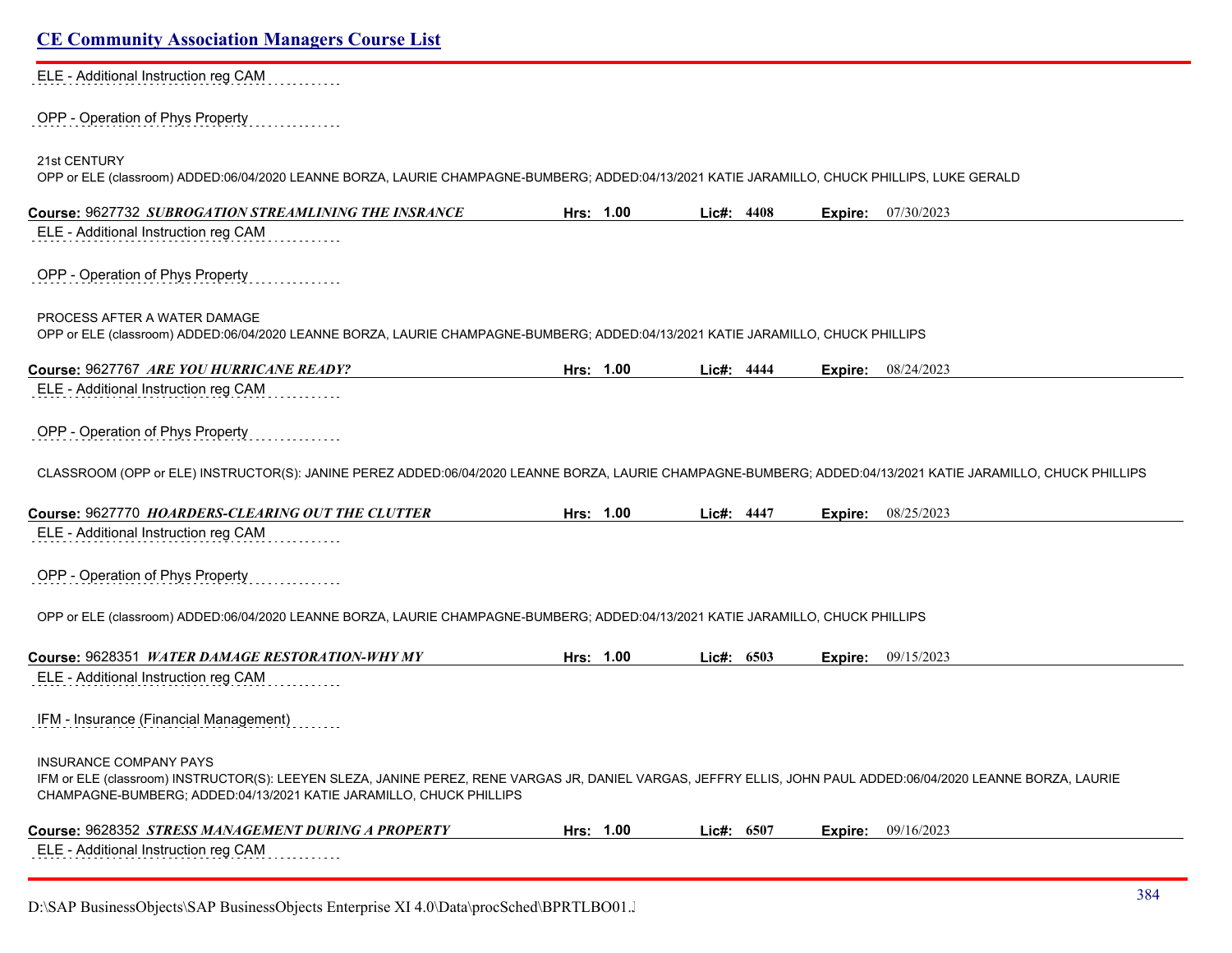ELE - Additional Instruction reg CAM

OPP - Operation of Phys Property

21st CENTURY
OPP or ELE (classroom) ADDED:06/04/2020 LEANNE BORZA, LAURIE CHAMPAGNE-BUMBERG; ADDED:04/13/2021 KATIE JARAMILLO, CHUCK PHILLIPS, LUKE GERALD

**Course:** 9627732 ***SUBROGATION STREAMLINING THE INSRANCE*** **Hrs: 1.00** **Lic#: 4408** **Expire:** 07/30/2023

ELE - Additional Instruction reg CAM

OPP - Operation of Phys Property

PROCESS AFTER A WATER DAMAGE
OPP or ELE (classroom) ADDED:06/04/2020 LEANNE BORZA, LAURIE CHAMPAGNE-BUMBERG; ADDED:04/13/2021 KATIE JARAMILLO, CHUCK PHILLIPS

**Course:** 9627767 ***ARE YOU HURRICANE READY?*** **Hrs: 1.00** **Lic#: 4444** **Expire:** 08/24/2023

ELE - Additional Instruction reg CAM

OPP - Operation of Phys Property

CLASSROOM (OPP or ELE) INSTRUCTOR(S): JANINE PEREZ ADDED:06/04/2020 LEANNE BORZA, LAURIE CHAMPAGNE-BUMBERG; ADDED:04/13/2021 KATIE JARAMILLO, CHUCK PHILLIPS

**Course:** 9627770 ***HOARDERS-CLEARING OUT THE CLUTTER*** **Hrs: 1.00** **Lic#: 4447** **Expire:** 08/25/2023

ELE - Additional Instruction reg CAM

OPP - Operation of Phys Property

OPP or ELE (classroom) ADDED:06/04/2020 LEANNE BORZA, LAURIE CHAMPAGNE-BUMBERG; ADDED:04/13/2021 KATIE JARAMILLO, CHUCK PHILLIPS

**Course:** 9628351 ***WATER DAMAGE RESTORATION-WHY MY*** **Hrs: 1.00** **Lic#: 6503** **Expire:** 09/15/2023

ELE - Additional Instruction reg CAM

IFM - Insurance (Financial Management)

INSURANCE COMPANY PAYS
IFM or ELE (classroom) INSTRUCTOR(S): LEEYEN SLEZA, JANINE PEREZ, RENE VARGAS JR, DANIEL VARGAS, JEFFRY ELLIS, JOHN PAUL ADDED:06/04/2020 LEANNE BORZA, LAURIE CHAMPAGNE-BUMBERG; ADDED:04/13/2021 KATIE JARAMILLO, CHUCK PHILLIPS

**Course:** 9628352 ***STRESS MANAGEMENT DURING A PROPERTY*** **Hrs: 1.00** **Lic#: 6507** **Expire:** 09/16/2023

ELE - Additional Instruction reg CAM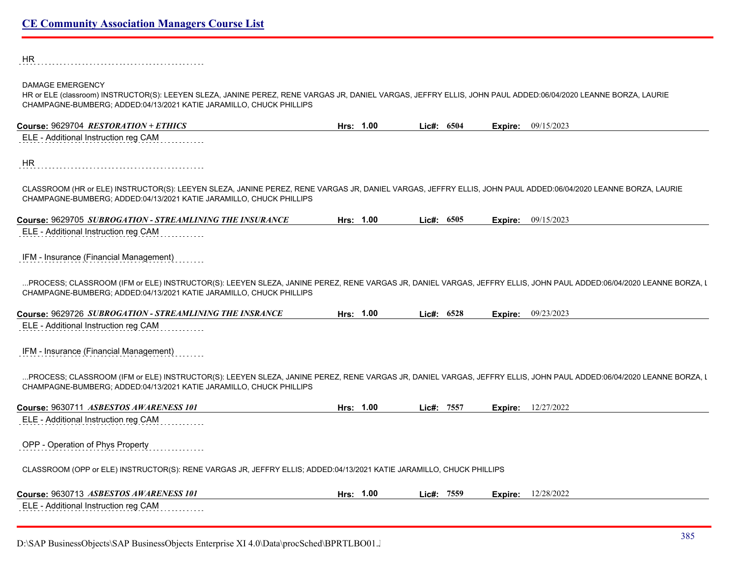HR

DAMAGE EMERGENCY
HR or ELE (classroom) INSTRUCTOR(S): LEEYEN SLEZA, JANINE PEREZ, RENE VARGAS JR, DANIEL VARGAS, JEFFRY ELLIS, JOHN PAUL ADDED:06/04/2020 LEANNE BORZA, LAURIE CHAMPAGNE-BUMBERG; ADDED:04/13/2021 KATIE JARAMILLO, CHUCK PHILLIPS

**Course:** 9629704 ***RESTORATION + ETHICS*** **Hrs:** 1.00 **Lic#:** 6504 **Expire:** 09/15/2023

ELE - Additional Instruction reg CAM

HR

CLASSROOM (HR or ELE) INSTRUCTOR(S): LEEYEN SLEZA, JANINE PEREZ, RENE VARGAS JR, DANIEL VARGAS, JEFFRY ELLIS, JOHN PAUL ADDED:06/04/2020 LEANNE BORZA, LAURIE CHAMPAGNE-BUMBERG; ADDED:04/13/2021 KATIE JARAMILLO, CHUCK PHILLIPS

**Course:** 9629705 ***SUBROGATION - STREAMLINING THE INSURANCE*** **Hrs:** 1.00 **Lic#:** 6505 **Expire:** 09/15/2023

ELE - Additional Instruction reg CAM

IFM - Insurance (Financial Management)

...PROCESS; CLASSROOM (IFM or ELE) INSTRUCTOR(S): LEEYEN SLEZA, JANINE PEREZ, RENE VARGAS JR, DANIEL VARGAS, JEFFRY ELLIS, JOHN PAUL ADDED:06/04/2020 LEANNE BORZA, L CHAMPAGNE-BUMBERG; ADDED:04/13/2021 KATIE JARAMILLO, CHUCK PHILLIPS

**Course:** 9629726 ***SUBROGATION - STREAMLINING THE INSRANCE*** **Hrs:** 1.00 **Lic#:** 6528 **Expire:** 09/23/2023

ELE - Additional Instruction reg CAM

IFM - Insurance (Financial Management)

...PROCESS; CLASSROOM (IFM or ELE) INSTRUCTOR(S): LEEYEN SLEZA, JANINE PEREZ, RENE VARGAS JR, DANIEL VARGAS, JEFFRY ELLIS, JOHN PAUL ADDED:06/04/2020 LEANNE BORZA, L CHAMPAGNE-BUMBERG; ADDED:04/13/2021 KATIE JARAMILLO, CHUCK PHILLIPS

**Course:** 9630711 ***ASBESTOS AWARENESS 101*** **Hrs:** 1.00 **Lic#:** 7557 **Expire:** 12/27/2022

ELE - Additional Instruction reg CAM

OPP - Operation of Phys Property

CLASSROOM (OPP or ELE) INSTRUCTOR(S): RENE VARGAS JR, JEFFRY ELLIS; ADDED:04/13/2021 KATIE JARAMILLO, CHUCK PHILLIPS

**Course:** 9630713 ***ASBESTOS AWARENESS 101*** **Hrs:** 1.00 **Lic#:** 7559 **Expire:** 12/28/2022

ELE - Additional Instruction reg CAM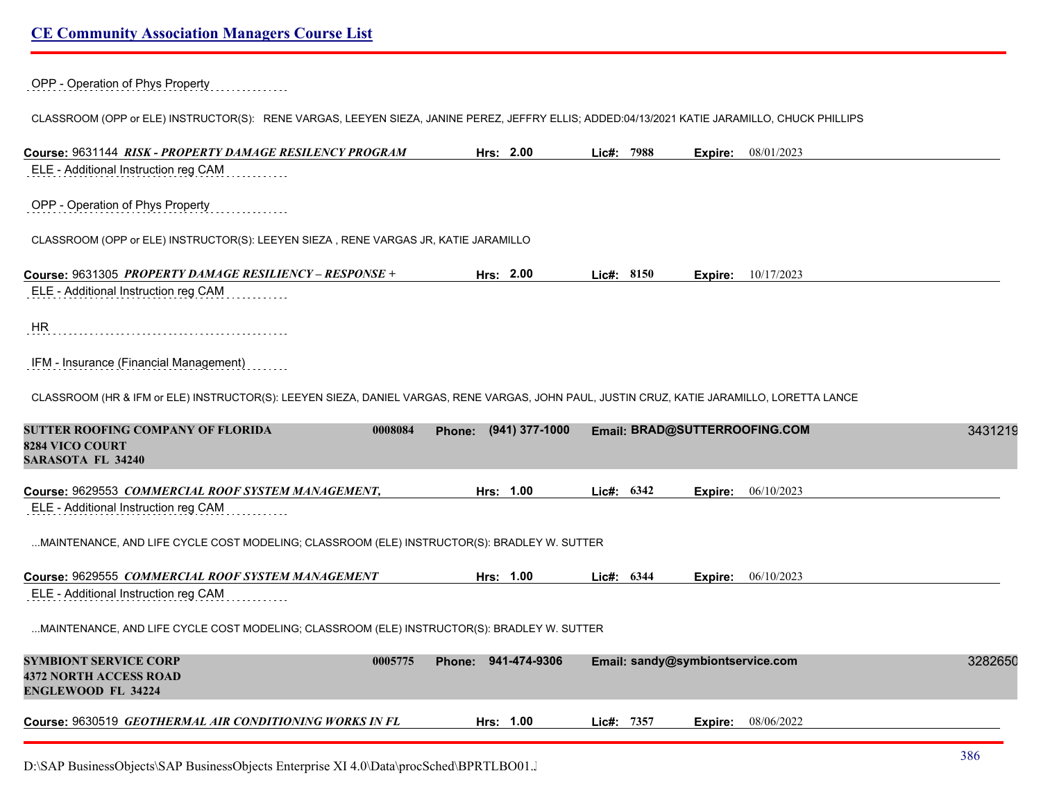OPP - Operation of Phys Property

CLASSROOM (OPP or ELE) INSTRUCTOR(S): RENE VARGAS, LEEYEN SIEZA, JANINE PEREZ, JEFFRY ELLIS; ADDED:04/13/2021 KATIE JARAMILLO, CHUCK PHILLIPS

**Course:** 9631144 ***RISK - PROPERTY DAMAGE RESILENCY PROGRAM*** **Hrs:** 2.00 **Lic#:** 7988 **Expire:** 08/01/2023

ELE - Additional Instruction reg CAM

OPP - Operation of Phys Property

CLASSROOM (OPP or ELE) INSTRUCTOR(S): LEEYEN SIEZA , RENE VARGAS JR, KATIE JARAMILLO

**Course:** 9631305 ***PROPERTY DAMAGE RESILIENCY – RESPONSE +*** **Hrs:** 2.00 **Lic#:** 8150 **Expire:** 10/17/2023

ELE - Additional Instruction reg CAM

HR

IFM - Insurance (Financial Management)

CLASSROOM (HR & IFM or ELE) INSTRUCTOR(S): LEEYEN SIEZA, DANIEL VARGAS, RENE VARGAS, JOHN PAUL, JUSTIN CRUZ, KATIE JARAMILLO, LORETTA LANCE

**SUTTER ROOFING COMPANY OF FLORIDA** 0008084 **Phone:** (941) 377-1000 **Email:** BRAD@SUTTERROOFING.COM 3431219
**8284 VICO COURT**
**SARASOTA FL 34240**

**Course:** 9629553 ***COMMERCIAL ROOF SYSTEM MANAGEMENT,*** **Hrs:** 1.00 **Lic#:** 6342 **Expire:** 06/10/2023

ELE - Additional Instruction reg CAM

...MAINTENANCE, AND LIFE CYCLE COST MODELING; CLASSROOM (ELE) INSTRUCTOR(S): BRADLEY W. SUTTER

**Course:** 9629555 ***COMMERCIAL ROOF SYSTEM MANAGEMENT*** **Hrs:** 1.00 **Lic#:** 6344 **Expire:** 06/10/2023

ELE - Additional Instruction reg CAM

...MAINTENANCE, AND LIFE CYCLE COST MODELING; CLASSROOM (ELE) INSTRUCTOR(S): BRADLEY W. SUTTER

**SYMBIONT SERVICE CORP** 0005775 **Phone:** 941-474-9306 **Email:** sandy@symbiontservice.com 3282650
**4372 NORTH ACCESS ROAD**
**ENGLEWOOD FL 34224**

**Course:** 9630519 ***GEOTHERMAL AIR CONDITIONING WORKS IN FL*** **Hrs:** 1.00 **Lic#:** 7357 **Expire:** 08/06/2022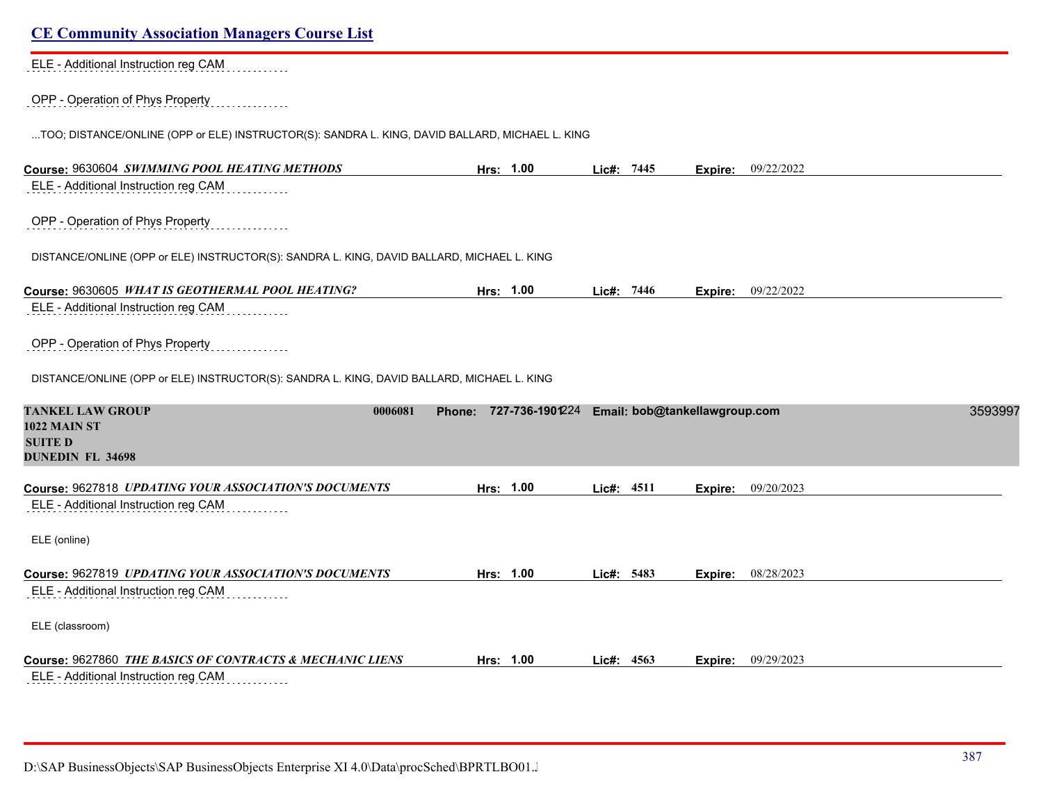ELE - Additional Instruction reg CAM

OPP - Operation of Phys Property

...TOO; DISTANCE/ONLINE (OPP or ELE) INSTRUCTOR(S): SANDRA L. KING, DAVID BALLARD, MICHAEL L. KING

**Course:** 9630604 ***SWIMMING POOL HEATING METHODS*** **Hrs:** 1.00 **Lic#:** 7445 **Expire:** 09/22/2022

ELE - Additional Instruction reg CAM

OPP - Operation of Phys Property

DISTANCE/ONLINE (OPP or ELE) INSTRUCTOR(S): SANDRA L. KING, DAVID BALLARD, MICHAEL L. KING

**Course:** 9630605 ***WHAT IS GEOTHERMAL POOL HEATING?*** **Hrs:** 1.00 **Lic#:** 7446 **Expire:** 09/22/2022

ELE - Additional Instruction reg CAM

OPP - Operation of Phys Property

DISTANCE/ONLINE (OPP or ELE) INSTRUCTOR(S): SANDRA L. KING, DAVID BALLARD, MICHAEL L. KING

**TANKEL LAW GROUP** **0006081** **Phone: 727-736-1901**224 **Email: bob@tankellawgroup.com** 3593997
**1022 MAIN ST**
**SUITE D**
**DUNEDIN FL 34698**

**Course:** 9627818 ***UPDATING YOUR ASSOCIATION'S DOCUMENTS*** **Hrs:** 1.00 **Lic#:** 4511 **Expire:** 09/20/2023

ELE - Additional Instruction reg CAM

ELE (online)

**Course:** 9627819 ***UPDATING YOUR ASSOCIATION'S DOCUMENTS*** **Hrs:** 1.00 **Lic#:** 5483 **Expire:** 08/28/2023

ELE - Additional Instruction reg CAM

ELE (classroom)

**Course:** 9627860 ***THE BASICS OF CONTRACTS & MECHANIC LIENS*** **Hrs:** 1.00 **Lic#:** 4563 **Expire:** 09/29/2023

ELE - Additional Instruction reg CAM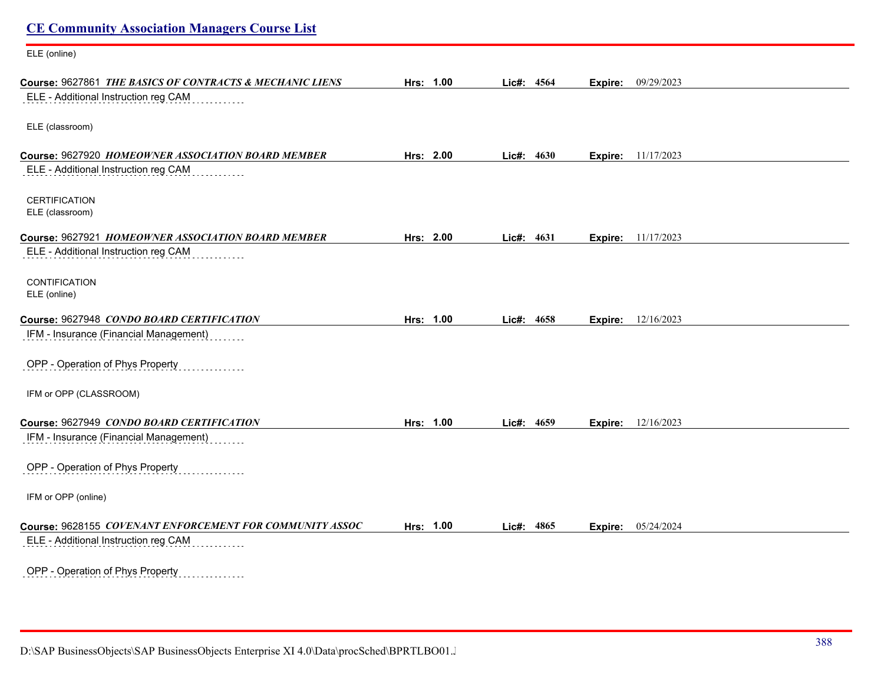## CE Community Association Managers Course List

ELE (online)

**Course:** 9627861 ***THE BASICS OF CONTRACTS & MECHANIC LIENS*** **Hrs:** 1.00 **Lic#:** 4564 **Expire:** 09/29/2023

ELE - Additional Instruction reg CAM

ELE (classroom)

**Course:** 9627920 ***HOMEOWNER ASSOCIATION BOARD MEMBER*** **Hrs:** 2.00 **Lic#:** 4630 **Expire:** 11/17/2023

ELE - Additional Instruction reg CAM

CERTIFICATION
ELE (classroom)

**Course:** 9627921 ***HOMEOWNER ASSOCIATION BOARD MEMBER*** **Hrs:** 2.00 **Lic#:** 4631 **Expire:** 11/17/2023

ELE - Additional Instruction reg CAM

CONTIFICATION
ELE (online)

**Course:** 9627948 ***CONDO BOARD CERTIFICATION*** **Hrs:** 1.00 **Lic#:** 4658 **Expire:** 12/16/2023

IFM - Insurance (Financial Management)

OPP - Operation of Phys Property

IFM or OPP (CLASSROOM)

**Course:** 9627949 ***CONDO BOARD CERTIFICATION*** **Hrs:** 1.00 **Lic#:** 4659 **Expire:** 12/16/2023

IFM - Insurance (Financial Management)

OPP - Operation of Phys Property

IFM or OPP (online)

**Course:** 9628155 ***COVENANT ENFORCEMENT FOR COMMUNITY ASSOC*** **Hrs:** 1.00 **Lic#:** 4865 **Expire:** 05/24/2024

ELE - Additional Instruction reg CAM

OPP - Operation of Phys Property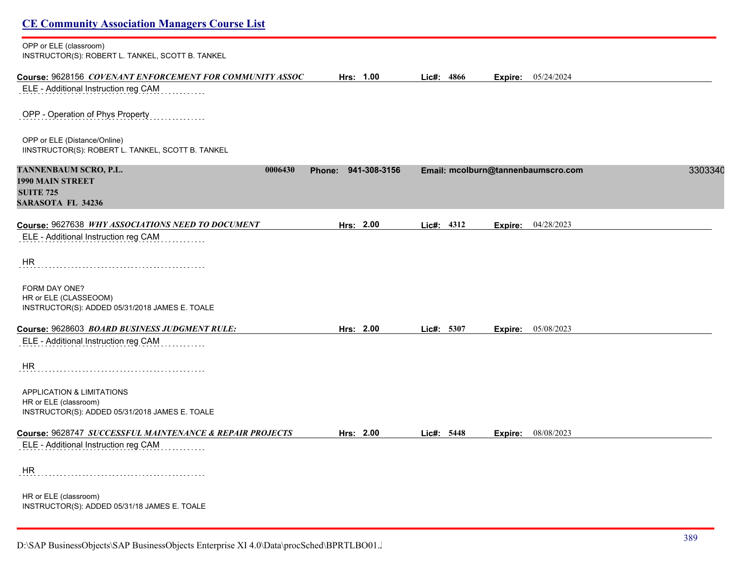OPP or ELE (classroom)
INSTRUCTOR(S): ROBERT L. TANKEL, SCOTT B. TANKEL

**Course:** 9628156 ***COVENANT ENFORCEMENT FOR COMMUNITY ASSOC*** **Hrs:** **1.00** **Lic#:** **4866** **Expire:** 05/24/2024

ELE - Additional Instruction reg CAM

OPP - Operation of Phys Property

OPP or ELE (Distance/Online)
IINSTRUCTOR(S): ROBERT L. TANKEL, SCOTT B. TANKEL

**TANNENBAUM SCRO, P.L.** **0006430** **Phone: 941-308-3156** **Email: mcolburn@tannenbaumscro.com** 3303340
**1990 MAIN STREET**
**SUITE 725**
**SARASOTA FL 34236**

**Course:** 9627638 ***WHY ASSOCIATIONS NEED TO DOCUMENT*** **Hrs:** **2.00** **Lic#:** **4312** **Expire:** 04/28/2023

ELE - Additional Instruction reg CAM

HR

FORM DAY ONE?
HR or ELE (CLASSEOOM)
INSTRUCTOR(S): ADDED 05/31/2018 JAMES E. TOALE

**Course:** 9628603 ***BOARD BUSINESS JUDGMENT RULE:*** **Hrs:** **2.00** **Lic#:** **5307** **Expire:** 05/08/2023

ELE - Additional Instruction reg CAM

HR

APPLICATION & LIMITATIONS
HR or ELE (classroom)
INSTRUCTOR(S): ADDED 05/31/2018 JAMES E. TOALE

**Course:** 9628747 ***SUCCESSFUL MAINTENANCE & REPAIR PROJECTS*** **Hrs:** **2.00** **Lic#:** **5448** **Expire:** 08/08/2023

ELE - Additional Instruction reg CAM

HR

HR or ELE (classroom)
INSTRUCTOR(S): ADDED 05/31/18 JAMES E. TOALE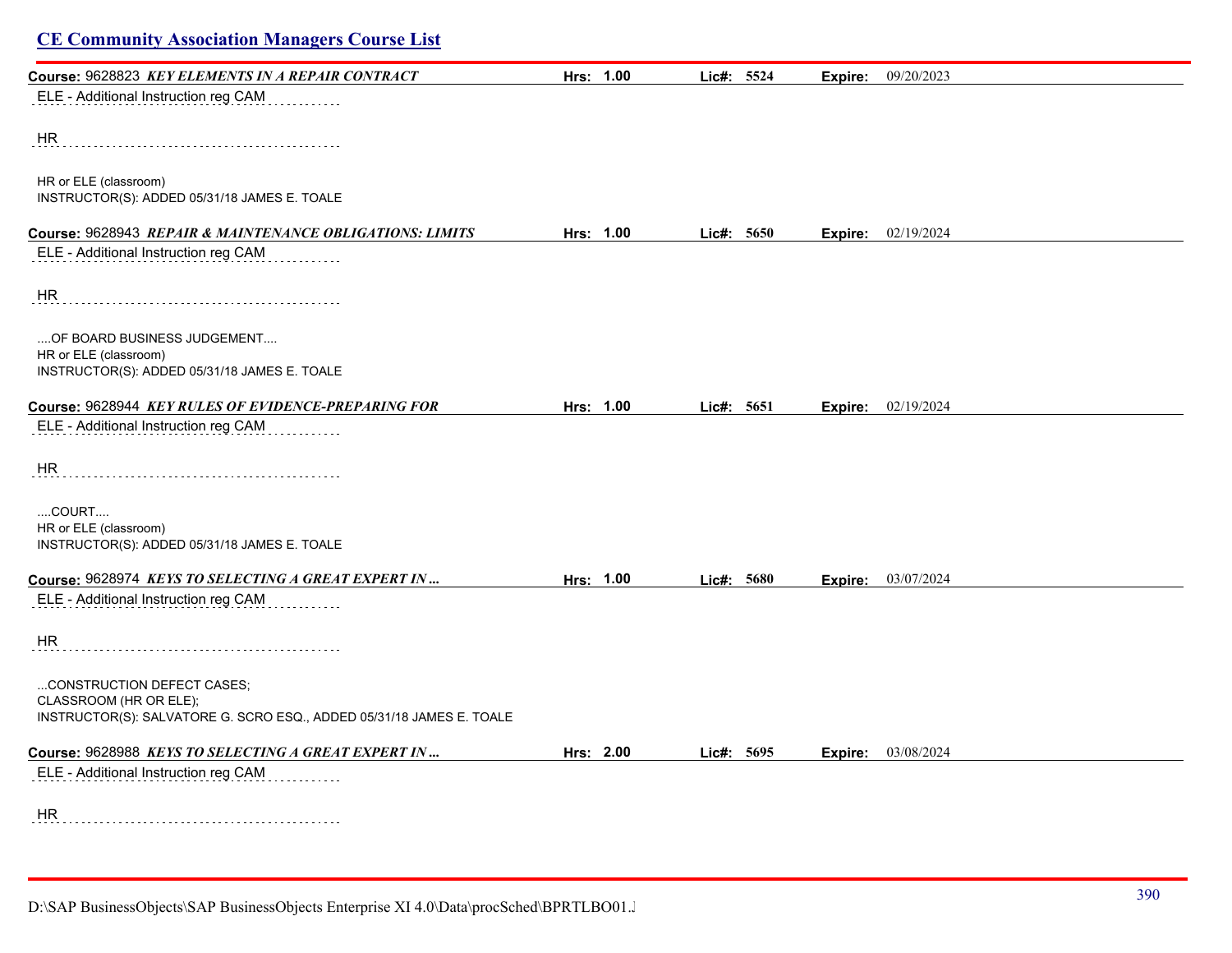## CE Community Association Managers Course List

**Course:** 9628823 ***KEY ELEMENTS IN A REPAIR CONTRACT*** **Hrs: 1.00** **Lic#: 5524** **Expire:** 09/20/2023

ELE - Additional Instruction reg CAM

HR

HR or ELE (classroom)
INSTRUCTOR(S): ADDED 05/31/18 JAMES E. TOALE

**Course:** 9628943 ***REPAIR & MAINTENANCE OBLIGATIONS: LIMITS*** **Hrs: 1.00** **Lic#: 5650** **Expire:** 02/19/2024

ELE - Additional Instruction reg CAM

HR

....OF BOARD BUSINESS JUDGEMENT....
HR or ELE (classroom)
INSTRUCTOR(S): ADDED 05/31/18 JAMES E. TOALE

**Course:** 9628944 ***KEY RULES OF EVIDENCE-PREPARING FOR*** **Hrs: 1.00** **Lic#: 5651** **Expire:** 02/19/2024

ELE - Additional Instruction reg CAM

HR

....COURT....
HR or ELE (classroom)
INSTRUCTOR(S): ADDED 05/31/18 JAMES E. TOALE

**Course:** 9628974 ***KEYS TO SELECTING A GREAT EXPERT IN ...*** **Hrs: 1.00** **Lic#: 5680** **Expire:** 03/07/2024

ELE - Additional Instruction reg CAM

HR

...CONSTRUCTION DEFECT CASES;
CLASSROOM (HR OR ELE);
INSTRUCTOR(S): SALVATORE G. SCRO ESQ., ADDED 05/31/18 JAMES E. TOALE

**Course:** 9628988 ***KEYS TO SELECTING A GREAT EXPERT IN ...*** **Hrs: 2.00** **Lic#: 5695** **Expire:** 03/08/2024

ELE - Additional Instruction reg CAM

HR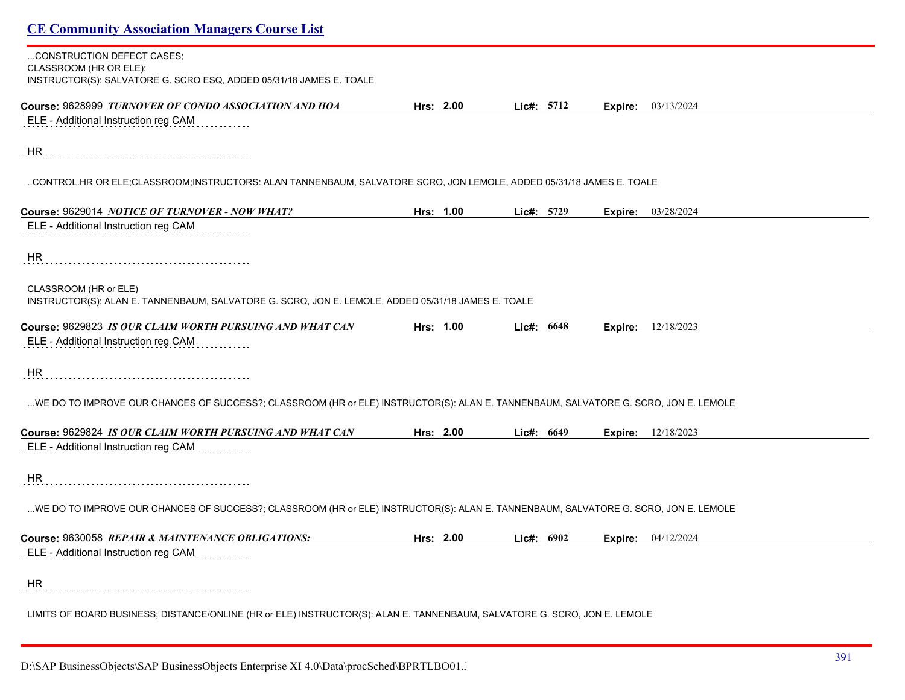...CONSTRUCTION DEFECT CASES;
CLASSROOM (HR OR ELE);
INSTRUCTOR(S): SALVATORE G. SCRO ESQ, ADDED 05/31/18 JAMES E. TOALE

**Course:** 9628999 ***TURNOVER OF CONDO ASSOCIATION AND HOA*** **Hrs:** 2.00 **Lic#:** 5712 **Expire:** 03/13/2024

ELE - Additional Instruction reg CAM

HR

..CONTROL.HR OR ELE;CLASSROOM;INSTRUCTORS: ALAN TANNENBAUM, SALVATORE SCRO, JON LEMOLE, ADDED 05/31/18 JAMES E. TOALE

**Course:** 9629014 ***NOTICE OF TURNOVER - NOW WHAT?*** **Hrs:** 1.00 **Lic#:** 5729 **Expire:** 03/28/2024

ELE - Additional Instruction reg CAM

HR

CLASSROOM (HR or ELE)
INSTRUCTOR(S): ALAN E. TANNENBAUM, SALVATORE G. SCRO, JON E. LEMOLE, ADDED 05/31/18 JAMES E. TOALE

**Course:** 9629823 ***IS OUR CLAIM WORTH PURSUING AND WHAT CAN*** **Hrs:** 1.00 **Lic#:** 6648 **Expire:** 12/18/2023

ELE - Additional Instruction reg CAM

HR

...WE DO TO IMPROVE OUR CHANCES OF SUCCESS?; CLASSROOM (HR or ELE) INSTRUCTOR(S): ALAN E. TANNENBAUM, SALVATORE G. SCRO, JON E. LEMOLE

**Course:** 9629824 ***IS OUR CLAIM WORTH PURSUING AND WHAT CAN*** **Hrs:** 2.00 **Lic#:** 6649 **Expire:** 12/18/2023

ELE - Additional Instruction reg CAM

HR

...WE DO TO IMPROVE OUR CHANCES OF SUCCESS?; CLASSROOM (HR or ELE) INSTRUCTOR(S): ALAN E. TANNENBAUM, SALVATORE G. SCRO, JON E. LEMOLE

**Course:** 9630058 ***REPAIR & MAINTENANCE OBLIGATIONS:*** **Hrs:** 2.00 **Lic#:** 6902 **Expire:** 04/12/2024

ELE - Additional Instruction reg CAM

HR

LIMITS OF BOARD BUSINESS; DISTANCE/ONLINE (HR or ELE) INSTRUCTOR(S): ALAN E. TANNENBAUM, SALVATORE G. SCRO, JON E. LEMOLE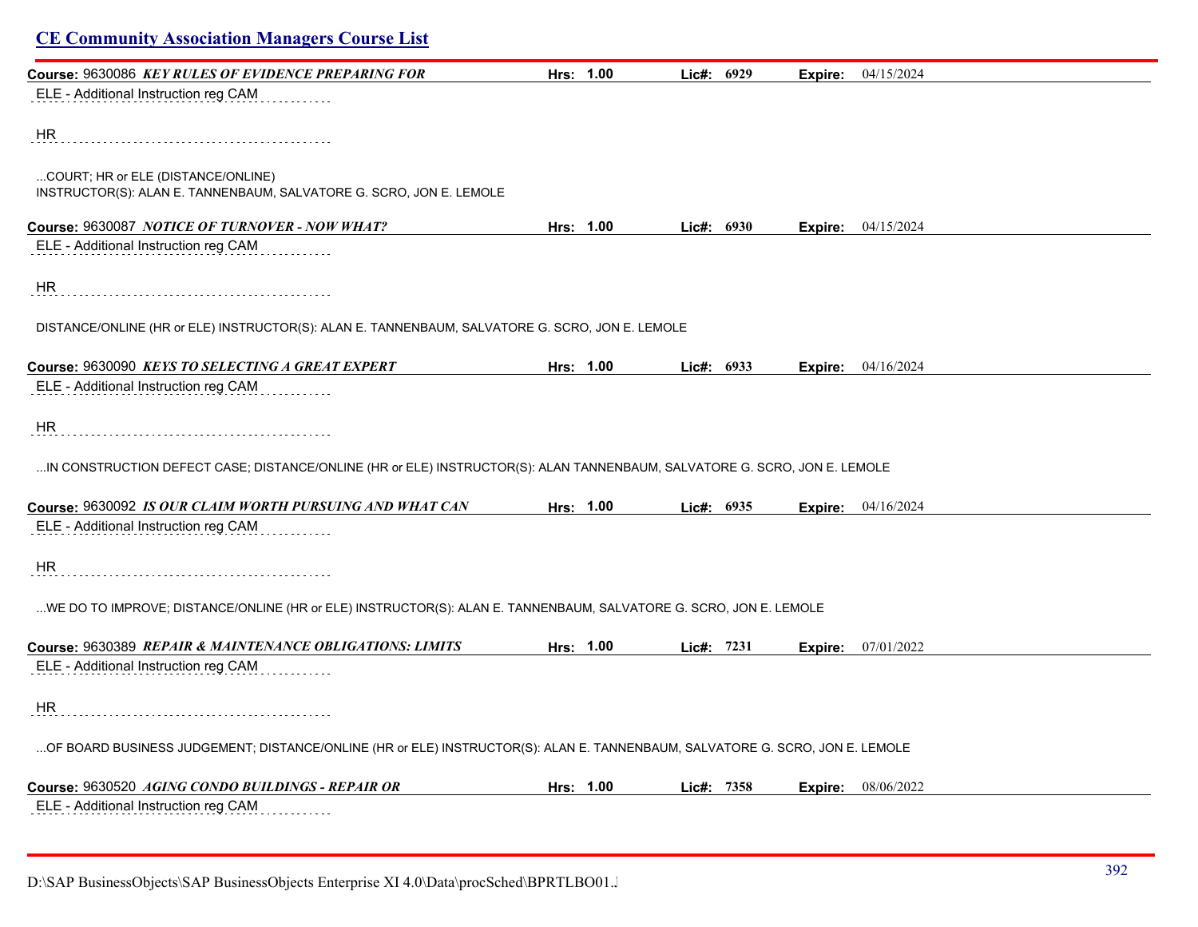## CE Community Association Managers Course List

**Course:** 9630086 ***KEY RULES OF EVIDENCE PREPARING FOR*** **Hrs: 1.00** **Lic#: 6929** **Expire:** 04/15/2024

ELE - Additional Instruction reg CAM

HR

...COURT; HR or ELE (DISTANCE/ONLINE)
INSTRUCTOR(S): ALAN E. TANNENBAUM, SALVATORE G. SCRO, JON E. LEMOLE

**Course:** 9630087 ***NOTICE OF TURNOVER - NOW WHAT?*** **Hrs: 1.00** **Lic#: 6930** **Expire:** 04/15/2024

ELE - Additional Instruction reg CAM

HR

DISTANCE/ONLINE (HR or ELE) INSTRUCTOR(S): ALAN E. TANNENBAUM, SALVATORE G. SCRO, JON E. LEMOLE

**Course:** 9630090 ***KEYS TO SELECTING A GREAT EXPERT*** **Hrs: 1.00** **Lic#: 6933** **Expire:** 04/16/2024

ELE - Additional Instruction reg CAM

HR

...IN CONSTRUCTION DEFECT CASE; DISTANCE/ONLINE (HR or ELE) INSTRUCTOR(S): ALAN TANNENBAUM, SALVATORE G. SCRO, JON E. LEMOLE

**Course:** 9630092 ***IS OUR CLAIM WORTH PURSUING AND WHAT CAN*** **Hrs: 1.00** **Lic#: 6935** **Expire:** 04/16/2024

ELE - Additional Instruction reg CAM

HR

...WE DO TO IMPROVE; DISTANCE/ONLINE (HR or ELE) INSTRUCTOR(S): ALAN E. TANNENBAUM, SALVATORE G. SCRO, JON E. LEMOLE

**Course:** 9630389 ***REPAIR & MAINTENANCE OBLIGATIONS: LIMITS*** **Hrs: 1.00** **Lic#: 7231** **Expire:** 07/01/2022

ELE - Additional Instruction reg CAM

HR

...OF BOARD BUSINESS JUDGEMENT; DISTANCE/ONLINE (HR or ELE) INSTRUCTOR(S): ALAN E. TANNENBAUM, SALVATORE G. SCRO, JON E. LEMOLE

**Course:** 9630520 ***AGING CONDO BUILDINGS - REPAIR OR*** **Hrs: 1.00** **Lic#: 7358** **Expire:** 08/06/2022

ELE - Additional Instruction reg CAM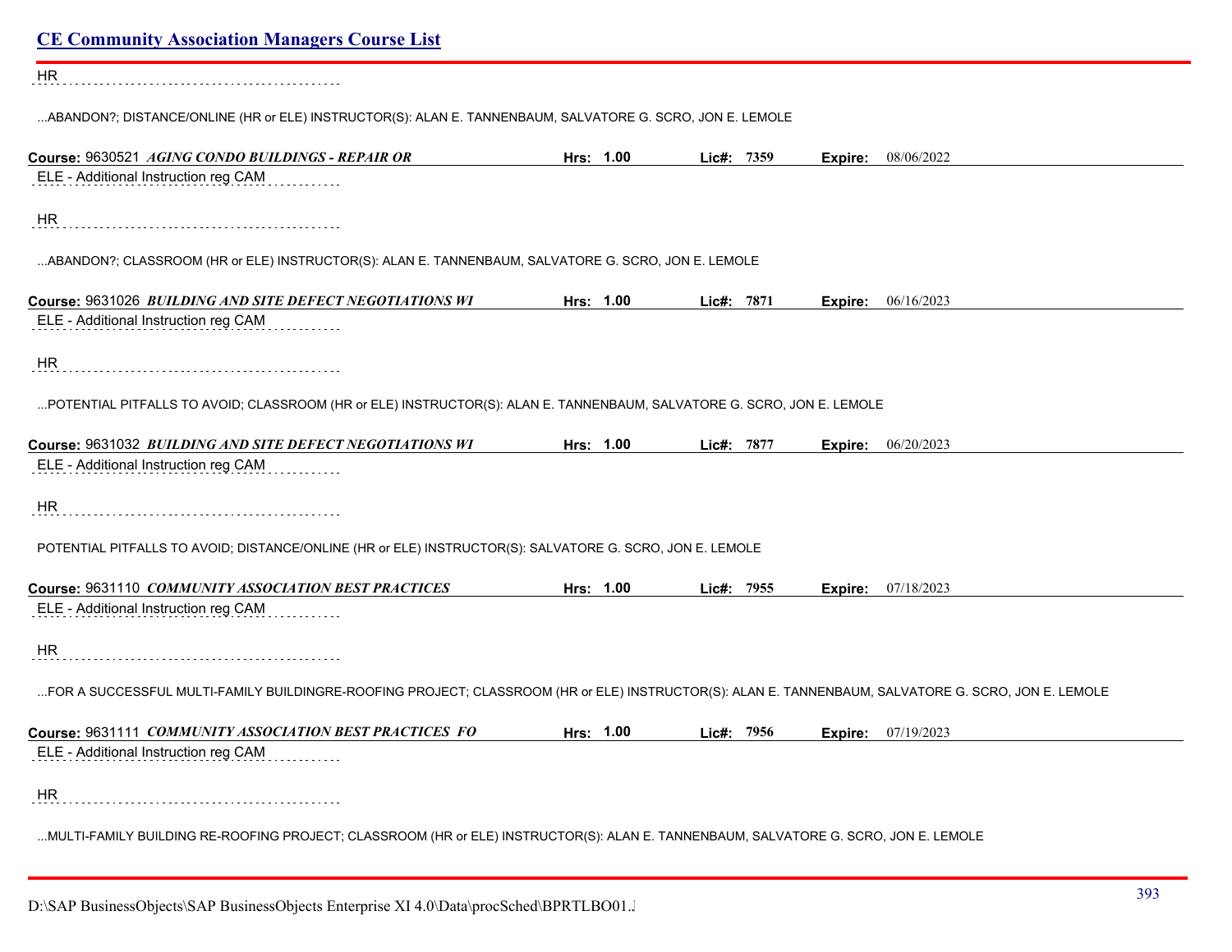HR

...ABANDON?; DISTANCE/ONLINE (HR or ELE) INSTRUCTOR(S): ALAN E. TANNENBAUM, SALVATORE G. SCRO, JON E. LEMOLE

**Course:** 9630521 ***AGING CONDO BUILDINGS - REPAIR OR*** **Hrs: 1.00** **Lic#: 7359** **Expire:** 08/06/2022

ELE - Additional Instruction reg CAM

HR

...ABANDON?; CLASSROOM (HR or ELE) INSTRUCTOR(S): ALAN E. TANNENBAUM, SALVATORE G. SCRO, JON E. LEMOLE

**Course:** 9631026 ***BUILDING AND SITE DEFECT NEGOTIATIONS WI*** **Hrs: 1.00** **Lic#: 7871** **Expire:** 06/16/2023

ELE - Additional Instruction reg CAM

HR

...POTENTIAL PITFALLS TO AVOID; CLASSROOM (HR or ELE) INSTRUCTOR(S): ALAN E. TANNENBAUM, SALVATORE G. SCRO, JON E. LEMOLE

**Course:** 9631032 ***BUILDING AND SITE DEFECT NEGOTIATIONS WI*** **Hrs: 1.00** **Lic#: 7877** **Expire:** 06/20/2023

ELE - Additional Instruction reg CAM

HR

POTENTIAL PITFALLS TO AVOID; DISTANCE/ONLINE (HR or ELE) INSTRUCTOR(S): SALVATORE G. SCRO, JON E. LEMOLE

**Course:** 9631110 ***COMMUNITY ASSOCIATION BEST PRACTICES*** **Hrs: 1.00** **Lic#: 7955** **Expire:** 07/18/2023

ELE - Additional Instruction reg CAM

HR

...FOR A SUCCESSFUL MULTI-FAMILY BUILDINGRE-ROOFING PROJECT; CLASSROOM (HR or ELE) INSTRUCTOR(S): ALAN E. TANNENBAUM, SALVATORE G. SCRO, JON E. LEMOLE

**Course:** 9631111 ***COMMUNITY ASSOCIATION BEST PRACTICES FO*** **Hrs: 1.00** **Lic#: 7956** **Expire:** 07/19/2023

ELE - Additional Instruction reg CAM

HR

...MULTI-FAMILY BUILDING RE-ROOFING PROJECT; CLASSROOM (HR or ELE) INSTRUCTOR(S): ALAN E. TANNENBAUM, SALVATORE G. SCRO, JON E. LEMOLE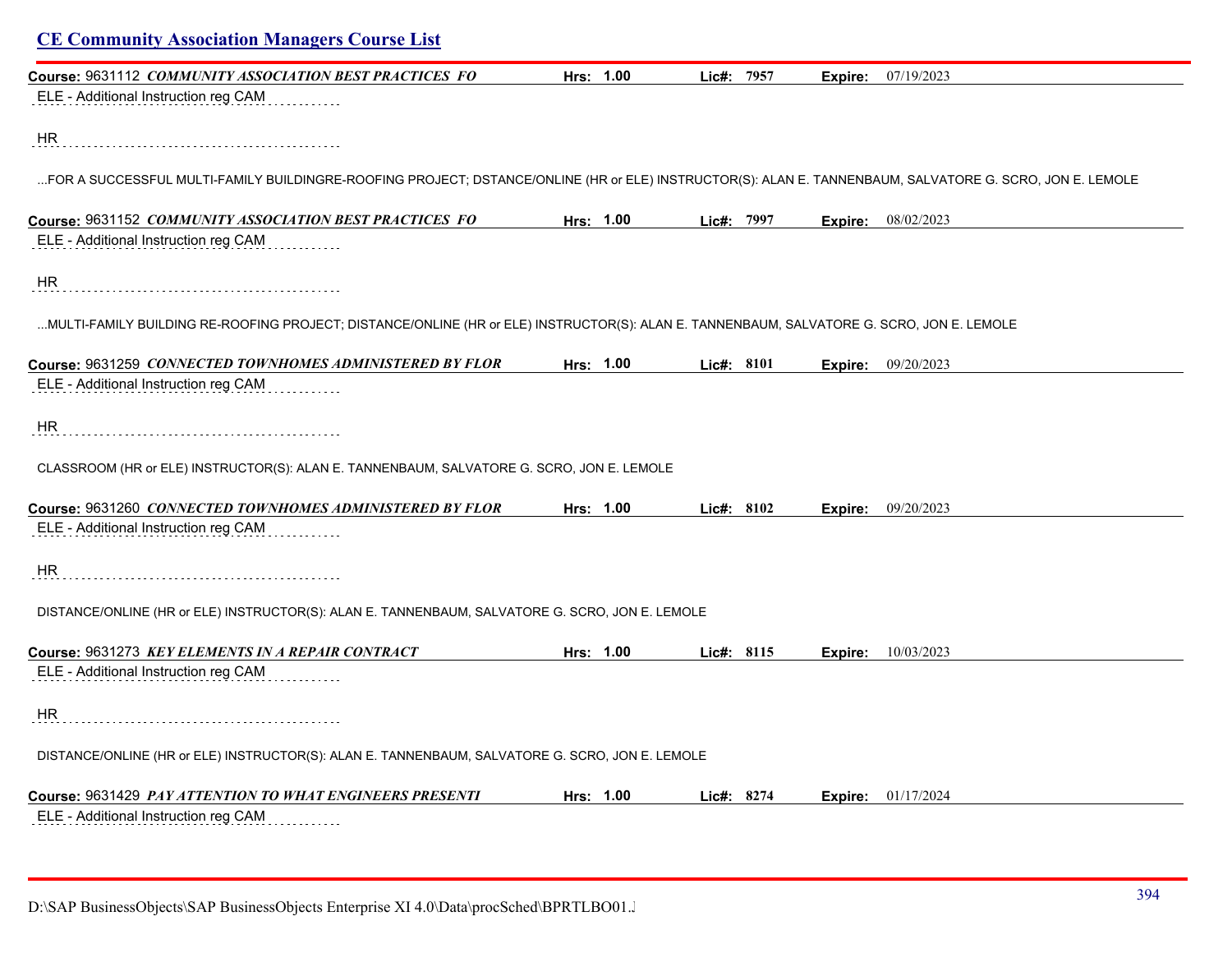## CE Community Association Managers Course List

**Course:** 9631112 ***COMMUNITY ASSOCIATION BEST PRACTICES FO*** **Hrs: 1.00** **Lic#: 7957** **Expire:** 07/19/2023

ELE - Additional Instruction reg CAM

HR

...FOR A SUCCESSFUL MULTI-FAMILY BUILDINGRE-ROOFING PROJECT; DSTANCE/ONLINE (HR or ELE) INSTRUCTOR(S): ALAN E. TANNENBAUM, SALVATORE G. SCRO, JON E. LEMOLE

**Course:** 9631152 ***COMMUNITY ASSOCIATION BEST PRACTICES FO*** **Hrs: 1.00** **Lic#: 7997** **Expire:** 08/02/2023

ELE - Additional Instruction reg CAM

HR

...MULTI-FAMILY BUILDING RE-ROOFING PROJECT; DISTANCE/ONLINE (HR or ELE) INSTRUCTOR(S): ALAN E. TANNENBAUM, SALVATORE G. SCRO, JON E. LEMOLE

**Course:** 9631259 ***CONNECTED TOWNHOMES ADMINISTERED BY FLOR*** **Hrs: 1.00** **Lic#: 8101** **Expire:** 09/20/2023

ELE - Additional Instruction reg CAM

HR

CLASSROOM (HR or ELE) INSTRUCTOR(S): ALAN E. TANNENBAUM, SALVATORE G. SCRO, JON E. LEMOLE

**Course:** 9631260 ***CONNECTED TOWNHOMES ADMINISTERED BY FLOR*** **Hrs: 1.00** **Lic#: 8102** **Expire:** 09/20/2023

ELE - Additional Instruction reg CAM

HR

DISTANCE/ONLINE (HR or ELE) INSTRUCTOR(S): ALAN E. TANNENBAUM, SALVATORE G. SCRO, JON E. LEMOLE

**Course:** 9631273 ***KEY ELEMENTS IN A REPAIR CONTRACT*** **Hrs: 1.00** **Lic#: 8115** **Expire:** 10/03/2023

ELE - Additional Instruction reg CAM

HR

DISTANCE/ONLINE (HR or ELE) INSTRUCTOR(S): ALAN E. TANNENBAUM, SALVATORE G. SCRO, JON E. LEMOLE

**Course:** 9631429 ***PAY ATTENTION TO WHAT ENGINEERS PRESENTI*** **Hrs: 1.00** **Lic#: 8274** **Expire:** 01/17/2024

ELE - Additional Instruction reg CAM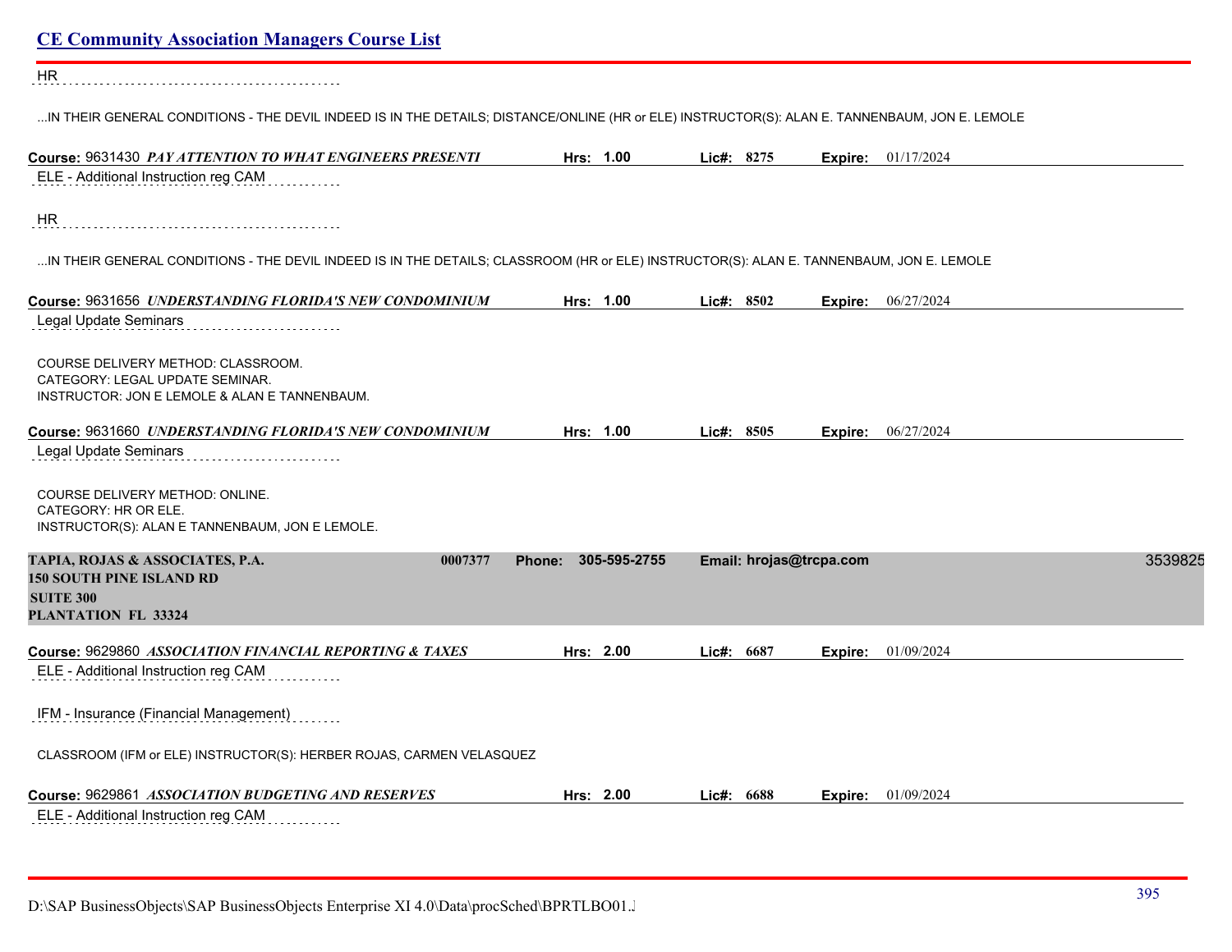HR

...IN THEIR GENERAL CONDITIONS - THE DEVIL INDEED IS IN THE DETAILS; DISTANCE/ONLINE (HR or ELE) INSTRUCTOR(S): ALAN E. TANNENBAUM, JON E. LEMOLE

**Course:** 9631430 ***PAY ATTENTION TO WHAT ENGINEERS PRESENTI*** **Hrs:** 1.00 **Lic#:** 8275 **Expire:** 01/17/2024

ELE - Additional Instruction reg CAM

HR

...IN THEIR GENERAL CONDITIONS - THE DEVIL INDEED IS IN THE DETAILS; CLASSROOM (HR or ELE) INSTRUCTOR(S): ALAN E. TANNENBAUM, JON E. LEMOLE

**Course:** 9631656 ***UNDERSTANDING FLORIDA'S NEW CONDOMINIUM*** **Hrs:** 1.00 **Lic#:** 8502 **Expire:** 06/27/2024

Legal Update Seminars

COURSE DELIVERY METHOD: CLASSROOM.
CATEGORY: LEGAL UPDATE SEMINAR.
INSTRUCTOR: JON E LEMOLE & ALAN E TANNENBAUM.

**Course:** 9631660 ***UNDERSTANDING FLORIDA'S NEW CONDOMINIUM*** **Hrs:** 1.00 **Lic#:** 8505 **Expire:** 06/27/2024

Legal Update Seminars

COURSE DELIVERY METHOD: ONLINE.
CATEGORY: HR OR ELE.
INSTRUCTOR(S): ALAN E TANNENBAUM, JON E LEMOLE.

**TAPIA, ROJAS & ASSOCIATES, P.A.** **0007377** **Phone:** 305-595-2755 **Email:** hrojas@trcpa.com 3539825
**150 SOUTH PINE ISLAND RD**
**SUITE 300**
**PLANTATION FL 33324**

**Course:** 9629860 ***ASSOCIATION FINANCIAL REPORTING & TAXES*** **Hrs:** 2.00 **Lic#:** 6687 **Expire:** 01/09/2024

ELE - Additional Instruction reg CAM

IFM - Insurance (Financial Management)

CLASSROOM (IFM or ELE) INSTRUCTOR(S): HERBER ROJAS, CARMEN VELASQUEZ

**Course:** 9629861 ***ASSOCIATION BUDGETING AND RESERVES*** **Hrs:** 2.00 **Lic#:** 6688 **Expire:** 01/09/2024

ELE - Additional Instruction reg CAM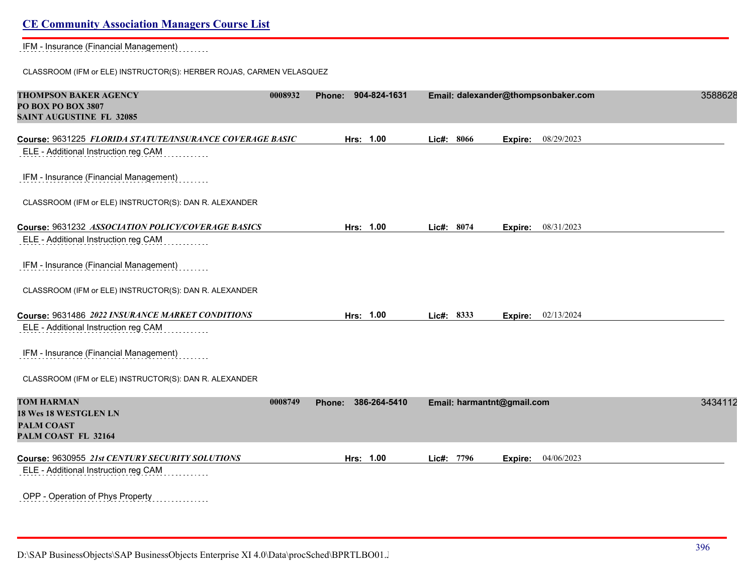## CE Community Association Managers Course List

IFM - Insurance (Financial Management)

CLASSROOM (IFM or ELE) INSTRUCTOR(S): HERBER ROJAS, CARMEN VELASQUEZ

**THOMPSON BAKER AGENCY** 0008932 **Phone:** 904-824-1631 **Email:** dalexander@thompsonbaker.com 3588628
**PO BOX PO BOX 3807**
**SAINT AUGUSTINE FL 32085**

**Course:** 9631225 ***FLORIDA STATUTE/INSURANCE COVERAGE BASIC*** **Hrs:** 1.00 **Lic#:** 8066 **Expire:** 08/29/2023

ELE - Additional Instruction reg CAM

IFM - Insurance (Financial Management)

CLASSROOM (IFM or ELE) INSTRUCTOR(S): DAN R. ALEXANDER

**Course:** 9631232 ***ASSOCIATION POLICY/COVERAGE BASICS*** **Hrs:** 1.00 **Lic#:** 8074 **Expire:** 08/31/2023

ELE - Additional Instruction reg CAM

IFM - Insurance (Financial Management)

CLASSROOM (IFM or ELE) INSTRUCTOR(S): DAN R. ALEXANDER

**Course:** 9631486 ***2022 INSURANCE MARKET CONDITIONS*** **Hrs:** 1.00 **Lic#:** 8333 **Expire:** 02/13/2024

ELE - Additional Instruction reg CAM

IFM - Insurance (Financial Management)

CLASSROOM (IFM or ELE) INSTRUCTOR(S): DAN R. ALEXANDER

**TOM HARMAN** 0008749 **Phone:** 386-264-5410 **Email:** harmantnt@gmail.com 3434112
**18 Wes 18 WESTGLEN LN**
**PALM COAST**
**PALM COAST FL 32164**

**Course:** 9630955 ***21st CENTURY SECURITY SOLUTIONS*** **Hrs:** 1.00 **Lic#:** 7796 **Expire:** 04/06/2023

ELE - Additional Instruction reg CAM

OPP - Operation of Phys Property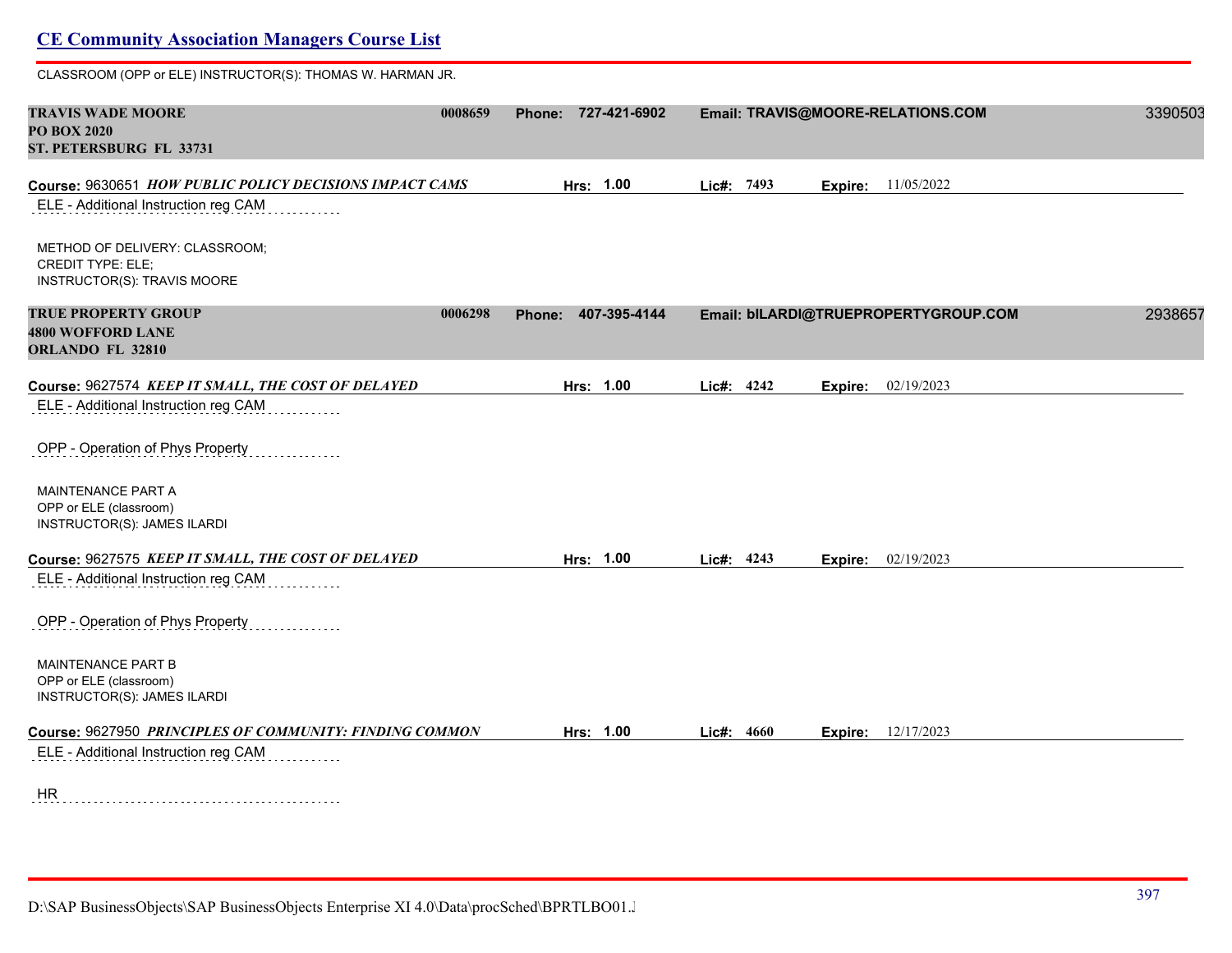## CE Community Association Managers Course List

CLASSROOM (OPP or ELE) INSTRUCTOR(S): THOMAS W. HARMAN JR.

**TRAVIS WADE MOORE** **0008659** **Phone: 727-421-6902** **Email: TRAVIS@MOORE-RELATIONS.COM** 3390503
**PO BOX 2020**
**ST. PETERSBURG FL 33731**

**Course:** 9630651 ***HOW PUBLIC POLICY DECISIONS IMPACT CAMS*** **Hrs: 1.00** **Lic#: 7493** **Expire:** 11/05/2022

ELE - Additional Instruction reg CAM

METHOD OF DELIVERY: CLASSROOM;
CREDIT TYPE: ELE;
INSTRUCTOR(S): TRAVIS MOORE

**TRUE PROPERTY GROUP** **0006298** **Phone: 407-395-4144** **Email: bILARDI@TRUEPROPERTYGROUP.COM** 2938657
**4800 WOFFORD LANE**
**ORLANDO FL 32810**

**Course:** 9627574 ***KEEP IT SMALL, THE COST OF DELAYED*** **Hrs: 1.00** **Lic#: 4242** **Expire:** 02/19/2023

ELE - Additional Instruction reg CAM

OPP - Operation of Phys Property

MAINTENANCE PART A
OPP or ELE (classroom)
INSTRUCTOR(S): JAMES ILARDI

**Course:** 9627575 ***KEEP IT SMALL, THE COST OF DELAYED*** **Hrs: 1.00** **Lic#: 4243** **Expire:** 02/19/2023

ELE - Additional Instruction reg CAM

OPP - Operation of Phys Property

MAINTENANCE PART B
OPP or ELE (classroom)
INSTRUCTOR(S): JAMES ILARDI

**Course:** 9627950 ***PRINCIPLES OF COMMUNITY: FINDING COMMON*** **Hrs: 1.00** **Lic#: 4660** **Expire:** 12/17/2023

ELE - Additional Instruction reg CAM

HR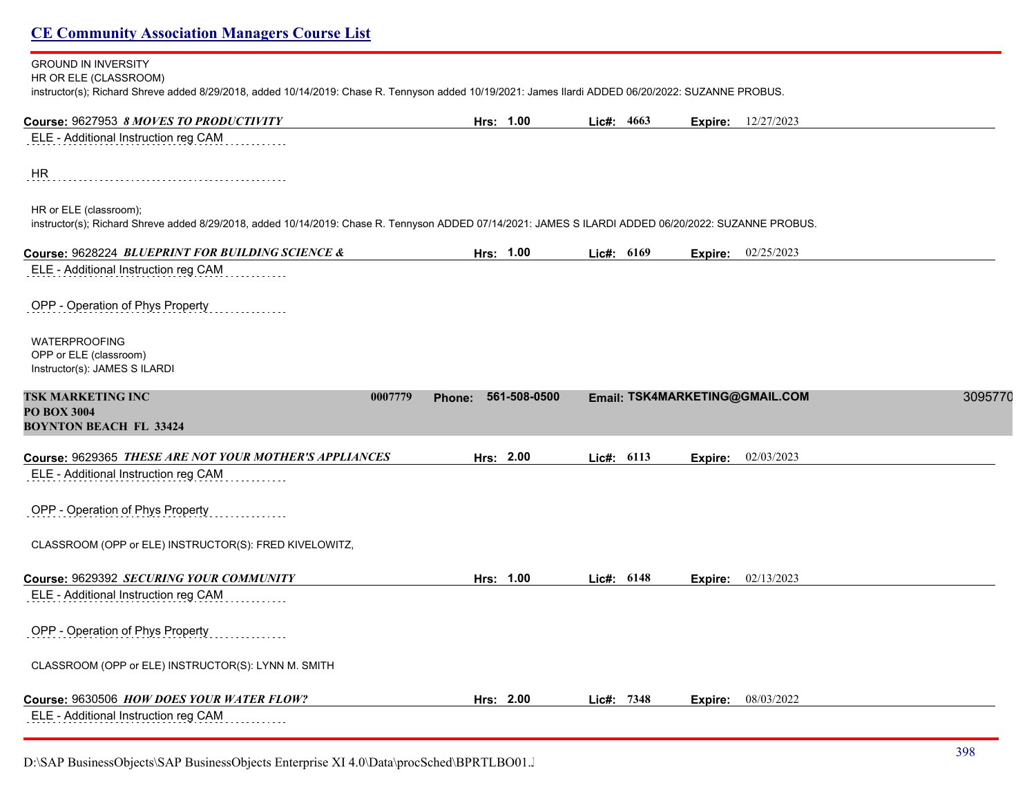GROUND IN INVERSITY
HR OR ELE (CLASSROOM)
instructor(s); Richard Shreve added 8/29/2018, added 10/14/2019: Chase R. Tennyson added 10/19/2021: James Ilardi ADDED 06/20/2022: SUZANNE PROBUS.

**Course:** 9627953 ***8 MOVES TO PRODUCTIVITY*** **Hrs:** 1.00 **Lic#:** 4663 **Expire:** 12/27/2023

ELE - Additional Instruction reg CAM

HR

HR or ELE (classroom);
instructor(s); Richard Shreve added 8/29/2018, added 10/14/2019: Chase R. Tennyson ADDED 07/14/2021: JAMES S ILARDI ADDED 06/20/2022: SUZANNE PROBUS.

**Course:** 9628224 ***BLUEPRINT FOR BUILDING SCIENCE &*** **Hrs:** 1.00 **Lic#:** 6169 **Expire:** 02/25/2023

ELE - Additional Instruction reg CAM

OPP - Operation of Phys Property

WATERPROOFING
OPP or ELE (classroom)
Instructor(s): JAMES S ILARDI

**TSK MARKETING INC** **0007779** **Phone: 561-508-0500** **Email: TSK4MARKETING@GMAIL.COM** 3095770
**PO BOX 3004**
**BOYNTON BEACH FL 33424**

**Course:** 9629365 ***THESE ARE NOT YOUR MOTHER'S APPLIANCES*** **Hrs:** 2.00 **Lic#:** 6113 **Expire:** 02/03/2023

ELE - Additional Instruction reg CAM

OPP - Operation of Phys Property

CLASSROOM (OPP or ELE) INSTRUCTOR(S): FRED KIVELOWITZ,

**Course:** 9629392 ***SECURING YOUR COMMUNITY*** **Hrs:** 1.00 **Lic#:** 6148 **Expire:** 02/13/2023

ELE - Additional Instruction reg CAM

OPP - Operation of Phys Property

CLASSROOM (OPP or ELE) INSTRUCTOR(S): LYNN M. SMITH

**Course:** 9630506 ***HOW DOES YOUR WATER FLOW?*** **Hrs:** 2.00 **Lic#:** 7348 **Expire:** 08/03/2022

ELE - Additional Instruction reg CAM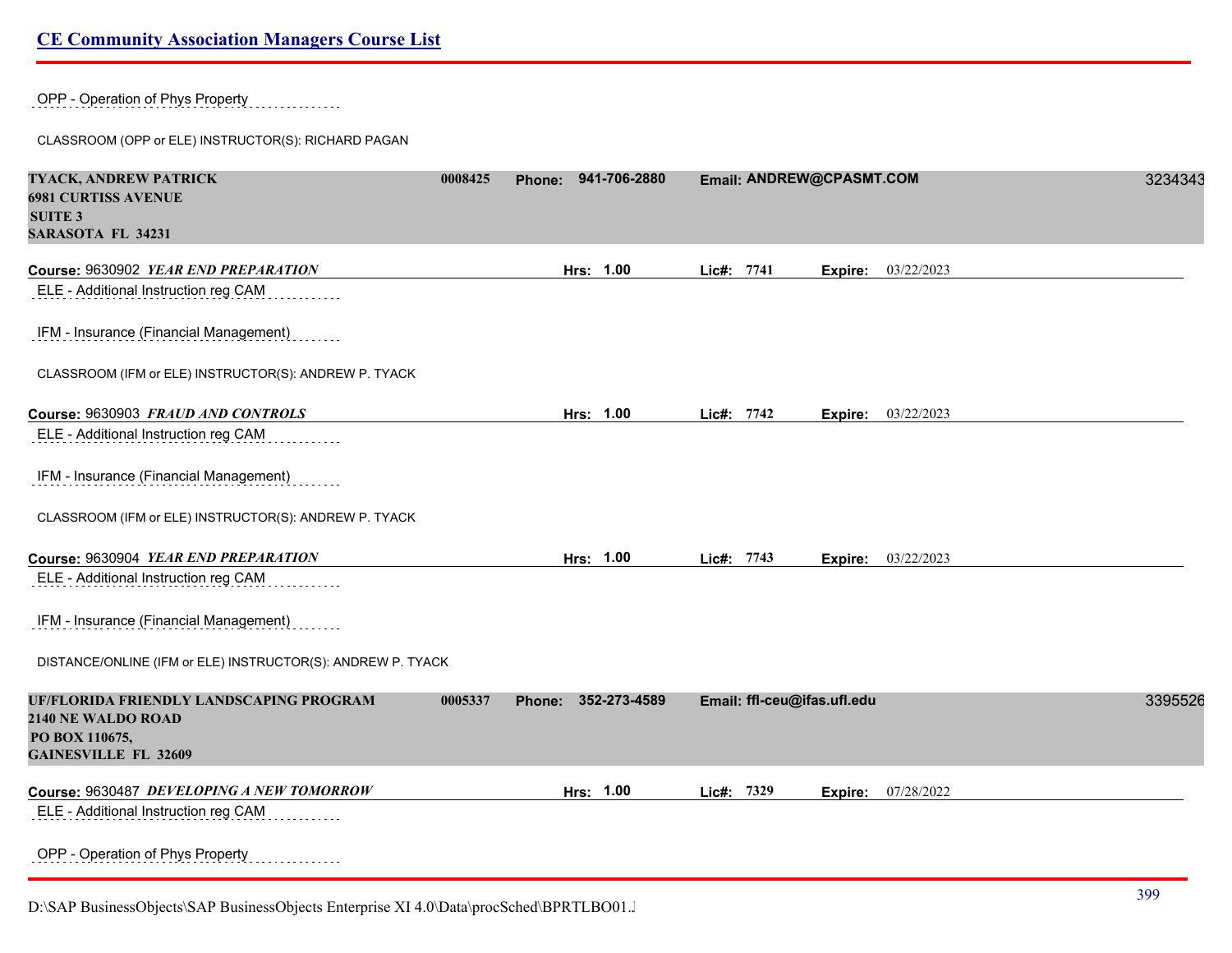OPP - Operation of Phys Property

CLASSROOM (OPP or ELE) INSTRUCTOR(S): RICHARD PAGAN

**TYACK, ANDREW PATRICK** **0008425** **Phone: 941-706-2880** **Email: ANDREW@CPASMT.COM** 3234343
**6981 CURTISS AVENUE**
**SUITE 3**
**SARASOTA FL 34231**

**Course:** 9630902 ***YEAR END PREPARATION*** **Hrs: 1.00** **Lic#: 7741** **Expire:** 03/22/2023

ELE - Additional Instruction reg CAM

IFM - Insurance (Financial Management)

CLASSROOM (IFM or ELE) INSTRUCTOR(S): ANDREW P. TYACK

**Course:** 9630903 ***FRAUD AND CONTROLS*** **Hrs: 1.00** **Lic#: 7742** **Expire:** 03/22/2023

ELE - Additional Instruction reg CAM

IFM - Insurance (Financial Management)

CLASSROOM (IFM or ELE) INSTRUCTOR(S): ANDREW P. TYACK

**Course:** 9630904 ***YEAR END PREPARATION*** **Hrs: 1.00** **Lic#: 7743** **Expire:** 03/22/2023

ELE - Additional Instruction reg CAM

IFM - Insurance (Financial Management)

DISTANCE/ONLINE (IFM or ELE) INSTRUCTOR(S): ANDREW P. TYACK

**UF/FLORIDA FRIENDLY LANDSCAPING PROGRAM** **0005337** **Phone: 352-273-4589** **Email: ffl-ceu@ifas.ufl.edu** 3395526
**2140 NE WALDO ROAD**
**PO BOX 110675,**
**GAINESVILLE FL 32609**

**Course:** 9630487 ***DEVELOPING A NEW TOMORROW*** **Hrs: 1.00** **Lic#: 7329** **Expire:** 07/28/2022

ELE - Additional Instruction reg CAM

OPP - Operation of Phys Property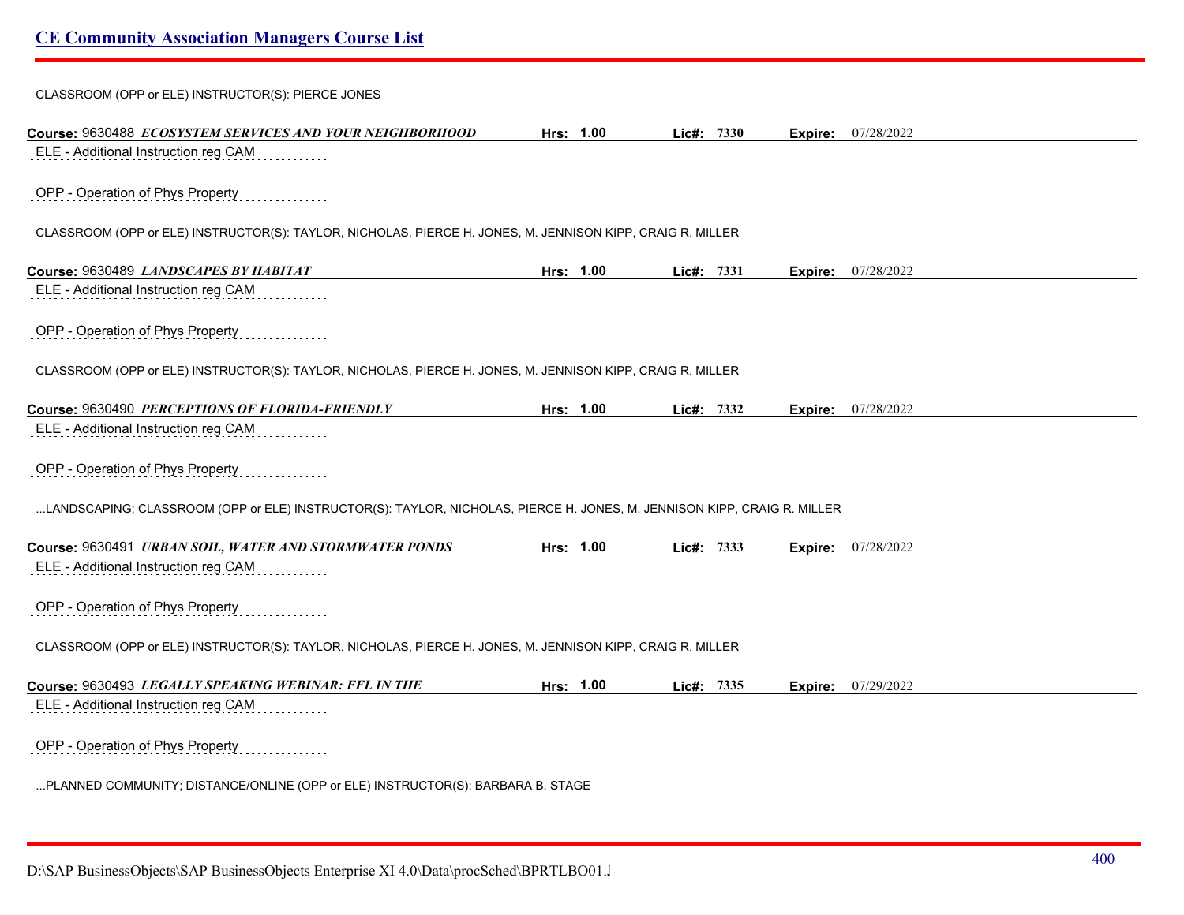CLASSROOM (OPP or ELE) INSTRUCTOR(S): PIERCE JONES

**Course:** 9630488 ***ECOSYSTEM SERVICES AND YOUR NEIGHBORHOOD*** **Hrs:** 1.00 **Lic#:** 7330 **Expire:** 07/28/2022

ELE - Additional Instruction reg CAM

OPP - Operation of Phys Property

CLASSROOM (OPP or ELE) INSTRUCTOR(S): TAYLOR, NICHOLAS, PIERCE H. JONES, M. JENNISON KIPP, CRAIG R. MILLER

**Course:** 9630489 ***LANDSCAPES BY HABITAT*** **Hrs:** 1.00 **Lic#:** 7331 **Expire:** 07/28/2022

ELE - Additional Instruction reg CAM

OPP - Operation of Phys Property

CLASSROOM (OPP or ELE) INSTRUCTOR(S): TAYLOR, NICHOLAS, PIERCE H. JONES, M. JENNISON KIPP, CRAIG R. MILLER

**Course:** 9630490 ***PERCEPTIONS OF FLORIDA-FRIENDLY*** **Hrs:** 1.00 **Lic#:** 7332 **Expire:** 07/28/2022

ELE - Additional Instruction reg CAM

OPP - Operation of Phys Property

...LANDSCAPING; CLASSROOM (OPP or ELE) INSTRUCTOR(S): TAYLOR, NICHOLAS, PIERCE H. JONES, M. JENNISON KIPP, CRAIG R. MILLER

**Course:** 9630491 ***URBAN SOIL, WATER AND STORMWATER PONDS*** **Hrs:** 1.00 **Lic#:** 7333 **Expire:** 07/28/2022

ELE - Additional Instruction reg CAM

OPP - Operation of Phys Property

CLASSROOM (OPP or ELE) INSTRUCTOR(S): TAYLOR, NICHOLAS, PIERCE H. JONES, M. JENNISON KIPP, CRAIG R. MILLER

**Course:** 9630493 ***LEGALLY SPEAKING WEBINAR: FFL IN THE*** **Hrs:** 1.00 **Lic#:** 7335 **Expire:** 07/29/2022

ELE - Additional Instruction reg CAM

OPP - Operation of Phys Property

...PLANNED COMMUNITY; DISTANCE/ONLINE (OPP or ELE) INSTRUCTOR(S): BARBARA B. STAGE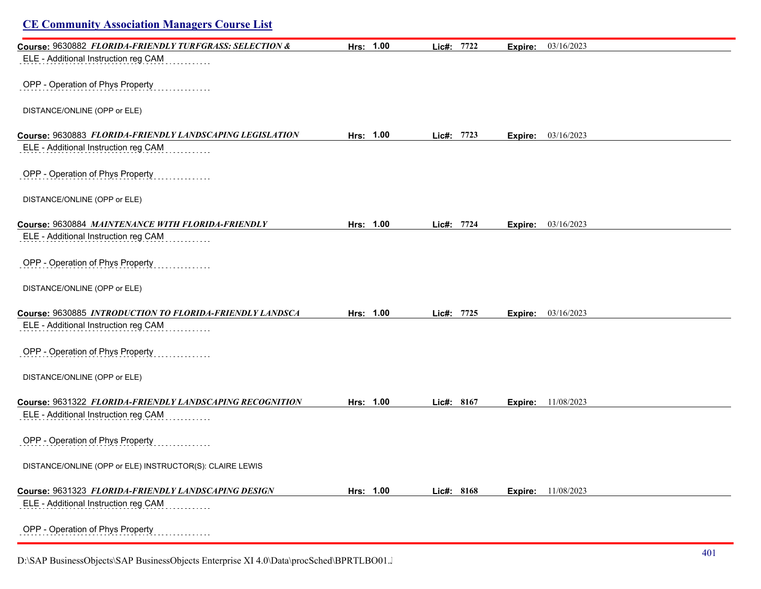## CE Community Association Managers Course List

**Course:** 9630882 ***FLORIDA-FRIENDLY TURFGRASS: SELECTION &*** **Hrs: 1.00** **Lic#: 7722** **Expire:** 03/16/2023

ELE - Additional Instruction reg CAM

OPP - Operation of Phys Property

DISTANCE/ONLINE (OPP or ELE)

**Course:** 9630883 ***FLORIDA-FRIENDLY LANDSCAPING LEGISLATION*** **Hrs: 1.00** **Lic#: 7723** **Expire:** 03/16/2023

ELE - Additional Instruction reg CAM

OPP - Operation of Phys Property

DISTANCE/ONLINE (OPP or ELE)

**Course:** 9630884 ***MAINTENANCE WITH FLORIDA-FRIENDLY*** **Hrs: 1.00** **Lic#: 7724** **Expire:** 03/16/2023

ELE - Additional Instruction reg CAM

OPP - Operation of Phys Property

DISTANCE/ONLINE (OPP or ELE)

**Course:** 9630885 ***INTRODUCTION TO FLORIDA-FRIENDLY LANDSCA*** **Hrs: 1.00** **Lic#: 7725** **Expire:** 03/16/2023

ELE - Additional Instruction reg CAM

OPP - Operation of Phys Property

DISTANCE/ONLINE (OPP or ELE)

**Course:** 9631322 ***FLORIDA-FRIENDLY LANDSCAPING RECOGNITION*** **Hrs: 1.00** **Lic#: 8167** **Expire:** 11/08/2023

ELE - Additional Instruction reg CAM

OPP - Operation of Phys Property

DISTANCE/ONLINE (OPP or ELE) INSTRUCTOR(S): CLAIRE LEWIS

**Course:** 9631323 ***FLORIDA-FRIENDLY LANDSCAPING DESIGN*** **Hrs: 1.00** **Lic#: 8168** **Expire:** 11/08/2023

ELE - Additional Instruction reg CAM

OPP - Operation of Phys Property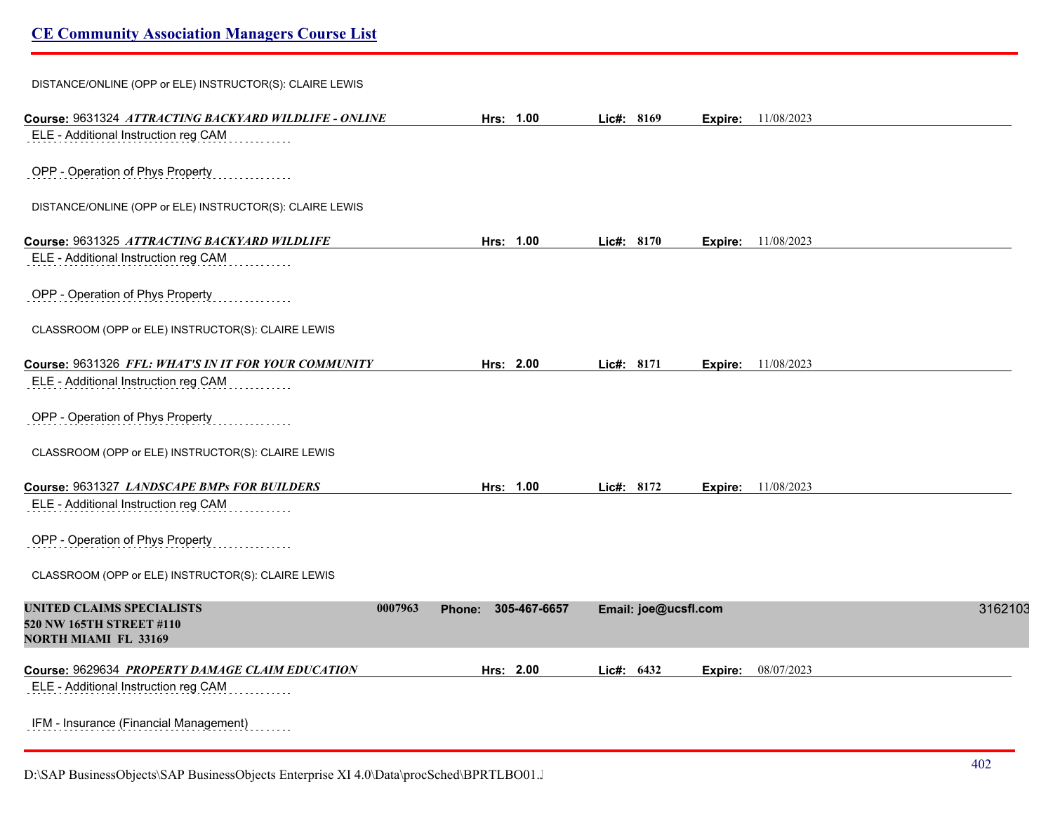DISTANCE/ONLINE (OPP or ELE) INSTRUCTOR(S): CLAIRE LEWIS

**Course:** 9631324 ***ATTRACTING BACKYARD WILDLIFE - ONLINE*** **Hrs: 1.00** **Lic#: 8169** **Expire:** 11/08/2023

ELE - Additional Instruction reg CAM

OPP - Operation of Phys Property

DISTANCE/ONLINE (OPP or ELE) INSTRUCTOR(S): CLAIRE LEWIS

**Course:** 9631325 ***ATTRACTING BACKYARD WILDLIFE*** **Hrs: 1.00** **Lic#: 8170** **Expire:** 11/08/2023

ELE - Additional Instruction reg CAM

OPP - Operation of Phys Property

CLASSROOM (OPP or ELE) INSTRUCTOR(S): CLAIRE LEWIS

**Course:** 9631326 ***FFL: WHAT'S IN IT FOR YOUR COMMUNITY*** **Hrs: 2.00** **Lic#: 8171** **Expire:** 11/08/2023

ELE - Additional Instruction reg CAM

OPP - Operation of Phys Property

CLASSROOM (OPP or ELE) INSTRUCTOR(S): CLAIRE LEWIS

**Course:** 9631327 ***LANDSCAPE BMPs FOR BUILDERS*** **Hrs: 1.00** **Lic#: 8172** **Expire:** 11/08/2023

ELE - Additional Instruction reg CAM

OPP - Operation of Phys Property

CLASSROOM (OPP or ELE) INSTRUCTOR(S): CLAIRE LEWIS

**UNITED CLAIMS SPECIALISTS** **0007963** **Phone: 305-467-6657** **Email: joe@ucsfl.com** 3162103
**520 NW 165TH STREET #110**
**NORTH MIAMI FL 33169**

**Course:** 9629634 ***PROPERTY DAMAGE CLAIM EDUCATION*** **Hrs: 2.00** **Lic#: 6432** **Expire:** 08/07/2023

ELE - Additional Instruction reg CAM

IFM - Insurance (Financial Management)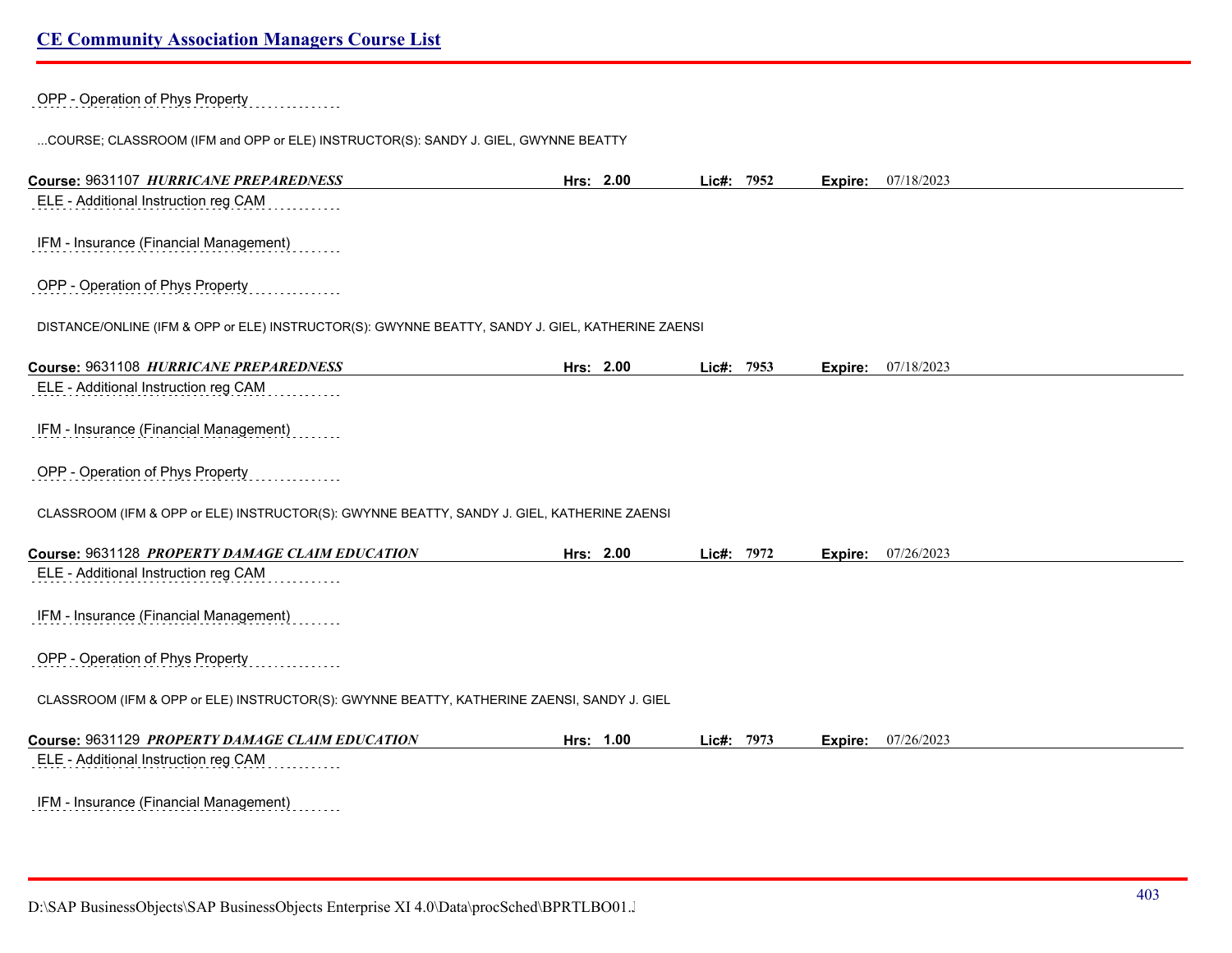OPP - Operation of Phys Property

...COURSE; CLASSROOM (IFM and OPP or ELE) INSTRUCTOR(S): SANDY J. GIEL, GWYNNE BEATTY

**Course:** 9631107 ***HURRICANE PREPAREDNESS*** **Hrs:** 2.00 **Lic#:** 7952 **Expire:** 07/18/2023

ELE - Additional Instruction reg CAM

IFM - Insurance (Financial Management)

OPP - Operation of Phys Property

DISTANCE/ONLINE (IFM & OPP or ELE) INSTRUCTOR(S): GWYNNE BEATTY, SANDY J. GIEL, KATHERINE ZAENSI

**Course:** 9631108 ***HURRICANE PREPAREDNESS*** **Hrs:** 2.00 **Lic#:** 7953 **Expire:** 07/18/2023

ELE - Additional Instruction reg CAM

IFM - Insurance (Financial Management)

OPP - Operation of Phys Property

CLASSROOM (IFM & OPP or ELE) INSTRUCTOR(S): GWYNNE BEATTY, SANDY J. GIEL, KATHERINE ZAENSI

**Course:** 9631128 ***PROPERTY DAMAGE CLAIM EDUCATION*** **Hrs:** 2.00 **Lic#:** 7972 **Expire:** 07/26/2023

ELE - Additional Instruction reg CAM

IFM - Insurance (Financial Management)

OPP - Operation of Phys Property

CLASSROOM (IFM & OPP or ELE) INSTRUCTOR(S): GWYNNE BEATTY, KATHERINE ZAENSI, SANDY J. GIEL

**Course:** 9631129 ***PROPERTY DAMAGE CLAIM EDUCATION*** **Hrs:** 1.00 **Lic#:** 7973 **Expire:** 07/26/2023

ELE - Additional Instruction reg CAM

IFM - Insurance (Financial Management)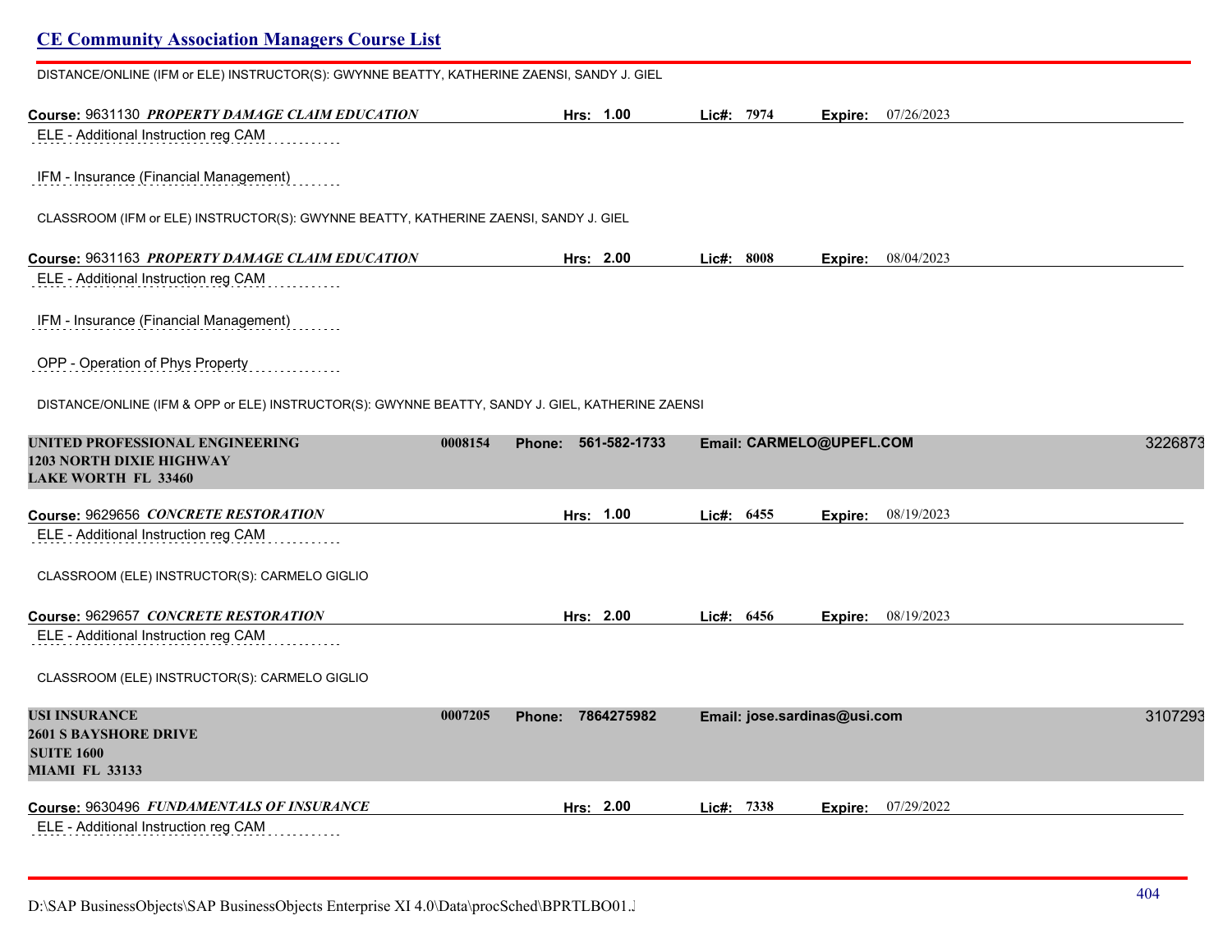## CE Community Association Managers Course List

DISTANCE/ONLINE (IFM or ELE) INSTRUCTOR(S): GWYNNE BEATTY, KATHERINE ZAENSI, SANDY J. GIEL

**Course:** 9631130 ***PROPERTY DAMAGE CLAIM EDUCATION*** **Hrs:** 1.00 **Lic#:** 7974 **Expire:** 07/26/2023

ELE - Additional Instruction reg CAM

IFM - Insurance (Financial Management)

CLASSROOM (IFM or ELE) INSTRUCTOR(S): GWYNNE BEATTY, KATHERINE ZAENSI, SANDY J. GIEL

**Course:** 9631163 ***PROPERTY DAMAGE CLAIM EDUCATION*** **Hrs:** 2.00 **Lic#:** 8008 **Expire:** 08/04/2023

ELE - Additional Instruction reg CAM

IFM - Insurance (Financial Management)

OPP - Operation of Phys Property

DISTANCE/ONLINE (IFM & OPP or ELE) INSTRUCTOR(S): GWYNNE BEATTY, SANDY J. GIEL, KATHERINE ZAENSI

**UNITED PROFESSIONAL ENGINEERING** **0008154** **Phone: 561-582-1733** **Email: CARMELO@UPEFL.COM** 3226873
**1203 NORTH DIXIE HIGHWAY**
**LAKE WORTH FL 33460**

**Course:** 9629656 ***CONCRETE RESTORATION*** **Hrs:** 1.00 **Lic#:** 6455 **Expire:** 08/19/2023

ELE - Additional Instruction reg CAM

CLASSROOM (ELE) INSTRUCTOR(S): CARMELO GIGLIO

**Course:** 9629657 ***CONCRETE RESTORATION*** **Hrs:** 2.00 **Lic#:** 6456 **Expire:** 08/19/2023

ELE - Additional Instruction reg CAM

CLASSROOM (ELE) INSTRUCTOR(S): CARMELO GIGLIO

**USI INSURANCE** **0007205** **Phone: 7864275982** **Email: jose.sardinas@usi.com** 3107293
**2601 S BAYSHORE DRIVE**
**SUITE 1600**
**MIAMI FL 33133**

**Course:** 9630496 ***FUNDAMENTALS OF INSURANCE*** **Hrs:** 2.00 **Lic#:** 7338 **Expire:** 07/29/2022

ELE - Additional Instruction reg CAM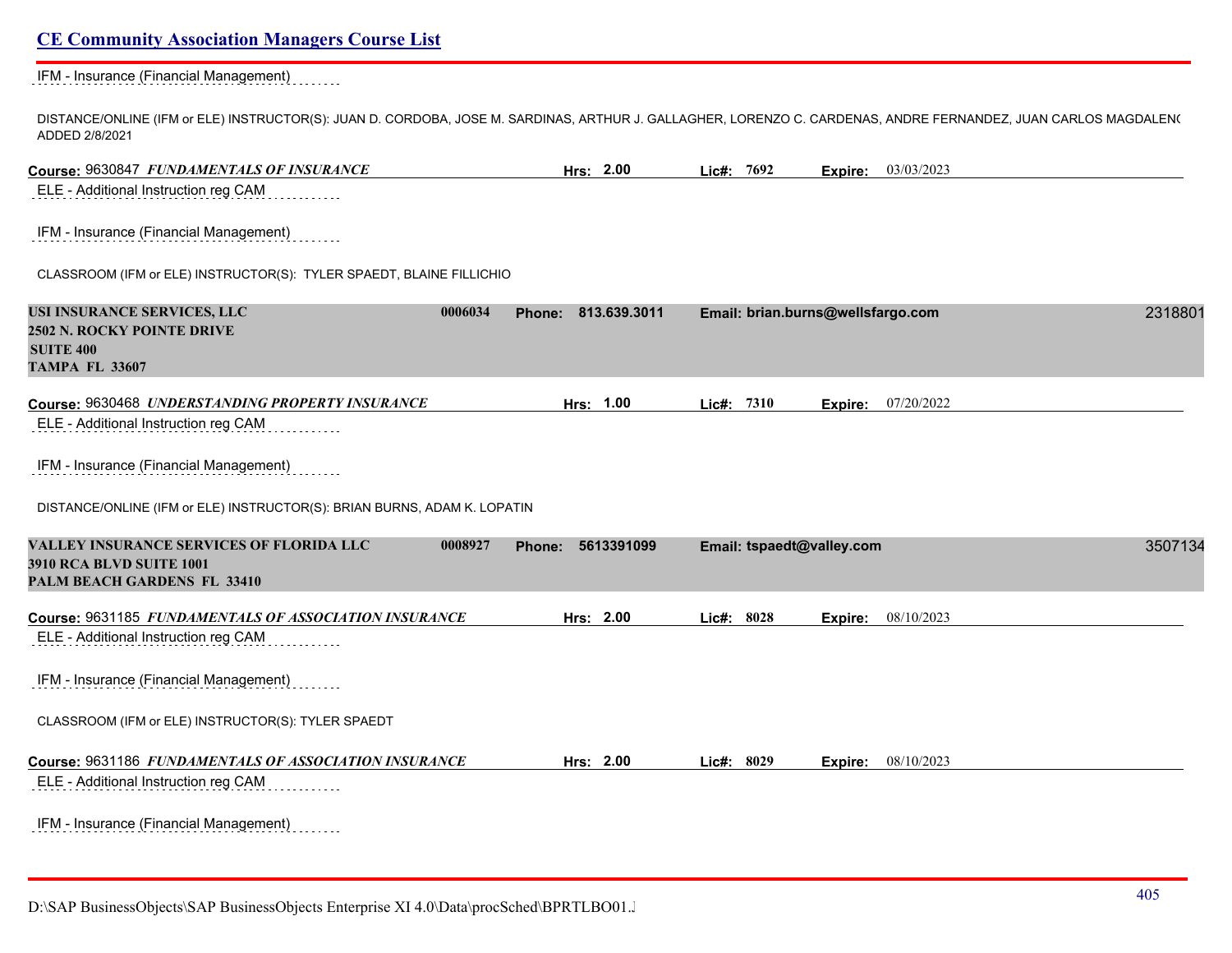IFM - Insurance (Financial Management)

DISTANCE/ONLINE (IFM or ELE) INSTRUCTOR(S): JUAN D. CORDOBA, JOSE M. SARDINAS, ARTHUR J. GALLAGHER, LORENZO C. CARDENAS, ANDRE FERNANDEZ, JUAN CARLOS MAGDALENO ADDED 2/8/2021

**Course:** 9630847 ***FUNDAMENTALS OF INSURANCE*** **Hrs:** **2.00** **Lic#:** **7692** **Expire:** 03/03/2023

ELE - Additional Instruction reg CAM

IFM - Insurance (Financial Management)

CLASSROOM (IFM or ELE) INSTRUCTOR(S): TYLER SPAEDT, BLAINE FILLICHIO

**USI INSURANCE SERVICES, LLC** **0006034** **Phone: 813.639.3011** **Email: brian.burns@wellsfargo.com** 2318801
**2502 N. ROCKY POINTE DRIVE**
**SUITE 400**
**TAMPA FL 33607**

**Course:** 9630468 ***UNDERSTANDING PROPERTY INSURANCE*** **Hrs:** **1.00** **Lic#:** **7310** **Expire:** 07/20/2022

ELE - Additional Instruction reg CAM

IFM - Insurance (Financial Management)

DISTANCE/ONLINE (IFM or ELE) INSTRUCTOR(S): BRIAN BURNS, ADAM K. LOPATIN

**VALLEY INSURANCE SERVICES OF FLORIDA LLC** **0008927** **Phone: 5613391099** **Email: tspaedt@valley.com** 3507134
**3910 RCA BLVD SUITE 1001**
**PALM BEACH GARDENS FL 33410**

**Course:** 9631185 ***FUNDAMENTALS OF ASSOCIATION INSURANCE*** **Hrs:** **2.00** **Lic#:** **8028** **Expire:** 08/10/2023

ELE - Additional Instruction reg CAM

IFM - Insurance (Financial Management)

CLASSROOM (IFM or ELE) INSTRUCTOR(S): TYLER SPAEDT

**Course:** 9631186 ***FUNDAMENTALS OF ASSOCIATION INSURANCE*** **Hrs:** **2.00** **Lic#:** **8029** **Expire:** 08/10/2023

ELE - Additional Instruction reg CAM

IFM - Insurance (Financial Management)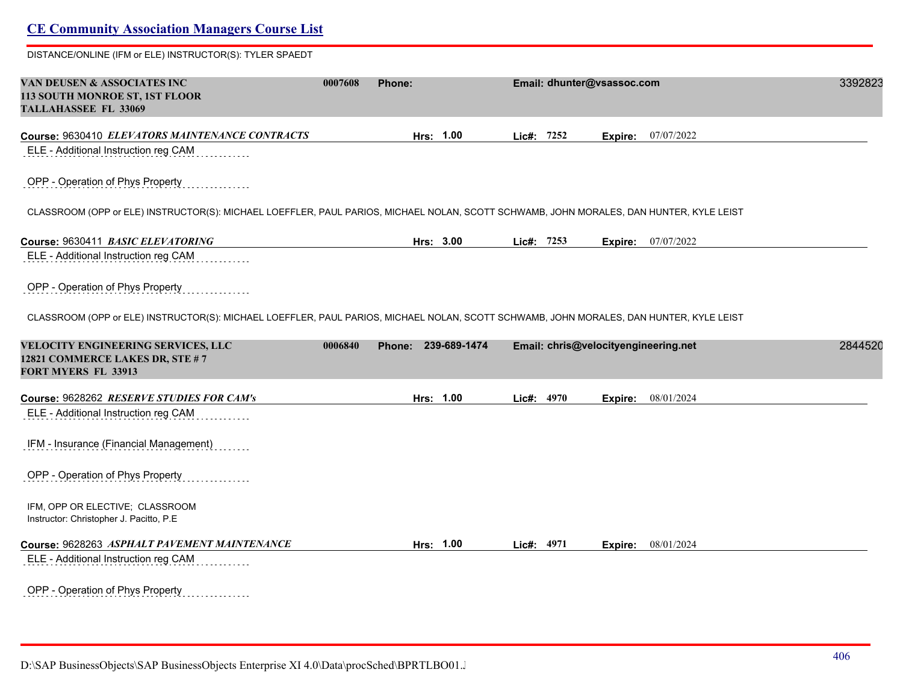# CE Community Association Managers Course List

DISTANCE/ONLINE (IFM or ELE) INSTRUCTOR(S): TYLER SPAEDT

**VAN DEUSEN & ASSOCIATES INC** 0007608 **Phone:** **Email: dhunter@vsassoc.com** 3392823
**113 SOUTH MONROE ST, 1ST FLOOR**
**TALLAHASSEE FL 33069**

**Course:** 9630410 ***ELEVATORS MAINTENANCE CONTRACTS*** **Hrs: 1.00** **Lic#: 7252** **Expire:** 07/07/2022

ELE - Additional Instruction reg CAM

OPP - Operation of Phys Property

CLASSROOM (OPP or ELE) INSTRUCTOR(S): MICHAEL LOEFFLER, PAUL PARIOS, MICHAEL NOLAN, SCOTT SCHWAMB, JOHN MORALES, DAN HUNTER, KYLE LEIST

**Course:** 9630411 ***BASIC ELEVATORING*** **Hrs: 3.00** **Lic#: 7253** **Expire:** 07/07/2022

ELE - Additional Instruction reg CAM

OPP - Operation of Phys Property

CLASSROOM (OPP or ELE) INSTRUCTOR(S): MICHAEL LOEFFLER, PAUL PARIOS, MICHAEL NOLAN, SCOTT SCHWAMB, JOHN MORALES, DAN HUNTER, KYLE LEIST

**VELOCITY ENGINEERING SERVICES, LLC** 0006840 **Phone: 239-689-1474** **Email: chris@velocityengineering.net** 2844520
**12821 COMMERCE LAKES DR, STE # 7**
**FORT MYERS FL 33913**

**Course:** 9628262 ***RESERVE STUDIES FOR CAM's*** **Hrs: 1.00** **Lic#: 4970** **Expire:** 08/01/2024

ELE - Additional Instruction reg CAM

IFM - Insurance (Financial Management)

OPP - Operation of Phys Property

IFM, OPP OR ELECTIVE; CLASSROOM
Instructor: Christopher J. Pacitto, P.E

**Course:** 9628263 ***ASPHALT PAVEMENT MAINTENANCE*** **Hrs: 1.00** **Lic#: 4971** **Expire:** 08/01/2024

ELE - Additional Instruction reg CAM

OPP - Operation of Phys Property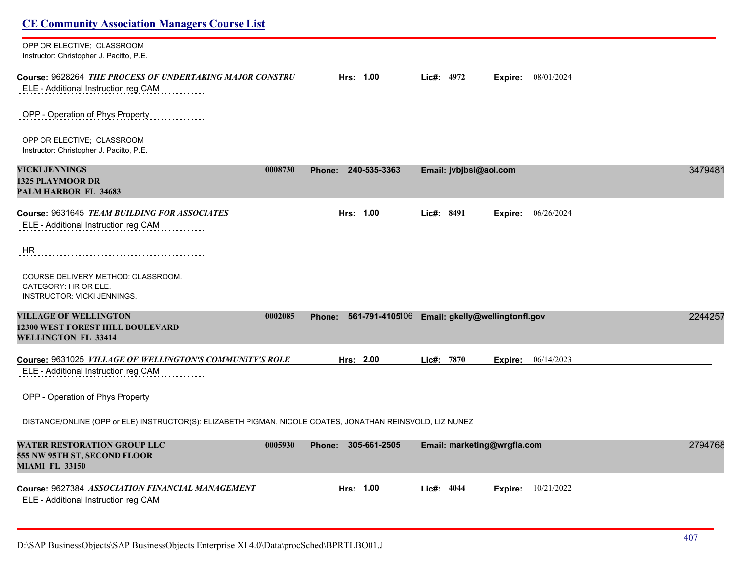OPP OR ELECTIVE; CLASSROOM
Instructor: Christopher J. Pacitto, P.E.

**Course:** 9628264 ***THE PROCESS OF UNDERTAKING MAJOR CONSTRU*** **Hrs:** 1.00 **Lic#:** 4972 **Expire:** 08/01/2024

ELE - Additional Instruction reg CAM

OPP - Operation of Phys Property

OPP OR ELECTIVE; CLASSROOM
Instructor: Christopher J. Pacitto, P.E.

**VICKI JENNINGS** 0008730 **Phone:** 240-535-3363 **Email:** jvbjbsi@aol.com 3479481
**1325 PLAYMOOR DR**
**PALM HARBOR FL 34683**

**Course:** 9631645 ***TEAM BUILDING FOR ASSOCIATES*** **Hrs:** 1.00 **Lic#:** 8491 **Expire:** 06/26/2024

ELE - Additional Instruction reg CAM

HR

COURSE DELIVERY METHOD: CLASSROOM.
CATEGORY: HR OR ELE.
INSTRUCTOR: VICKI JENNINGS.

**VILLAGE OF WELLINGTON** 0002085 **Phone:** 561-791-4105106 **Email:** gkelly@wellingtonfl.gov 2244257
**12300 WEST FOREST HILL BOULEVARD**
**WELLINGTON FL 33414**

**Course:** 9631025 ***VILLAGE OF WELLINGTON'S COMMUNITY'S ROLE*** **Hrs:** 2.00 **Lic#:** 7870 **Expire:** 06/14/2023

ELE - Additional Instruction reg CAM

OPP - Operation of Phys Property

DISTANCE/ONLINE (OPP or ELE) INSTRUCTOR(S): ELIZABETH PIGMAN, NICOLE COATES, JONATHAN REINSVOLD, LIZ NUNEZ

**WATER RESTORATION GROUP LLC** 0005930 **Phone:** 305-661-2505 **Email:** marketing@wrgfla.com 2794768
**555 NW 95TH ST, SECOND FLOOR**
**MIAMI FL 33150**

**Course:** 9627384 ***ASSOCIATION FINANCIAL MANAGEMENT*** **Hrs:** 1.00 **Lic#:** 4044 **Expire:** 10/21/2022

ELE - Additional Instruction reg CAM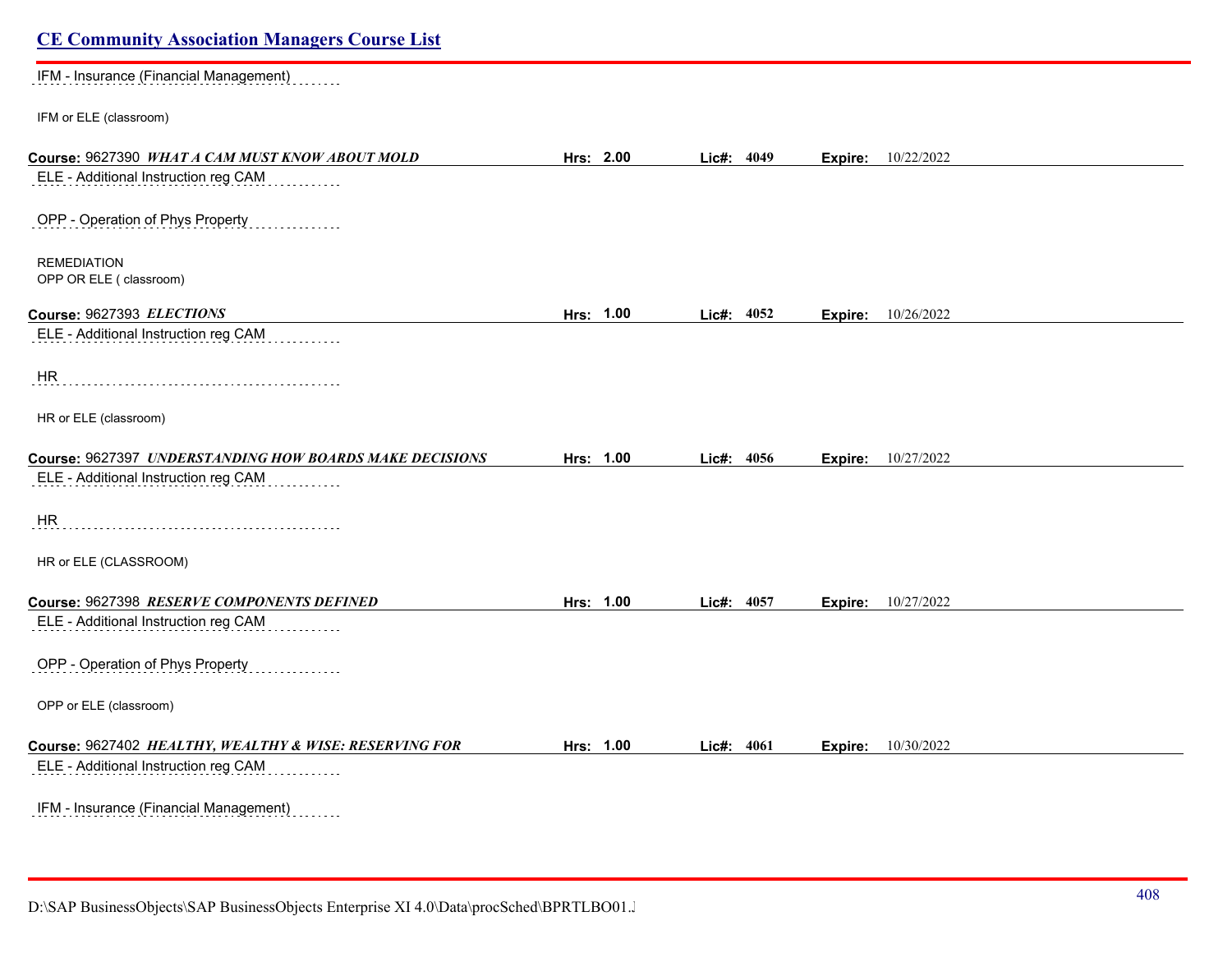IFM - Insurance (Financial Management)

IFM or ELE (classroom)

**Course:** 9627390 ***WHAT A CAM MUST KNOW ABOUT MOLD*** **Hrs:** 2.00 **Lic#:** 4049 **Expire:** 10/22/2022

ELE - Additional Instruction reg CAM

OPP - Operation of Phys Property

REMEDIATION
OPP OR ELE ( classroom)

**Course:** 9627393 ***ELECTIONS*** **Hrs:** 1.00 **Lic#:** 4052 **Expire:** 10/26/2022

ELE - Additional Instruction reg CAM

HR

HR or ELE (classroom)

**Course:** 9627397 ***UNDERSTANDING HOW BOARDS MAKE DECISIONS*** **Hrs:** 1.00 **Lic#:** 4056 **Expire:** 10/27/2022

ELE - Additional Instruction reg CAM

HR

HR or ELE (CLASSROOM)

**Course:** 9627398 ***RESERVE COMPONENTS DEFINED*** **Hrs:** 1.00 **Lic#:** 4057 **Expire:** 10/27/2022

ELE - Additional Instruction reg CAM

OPP - Operation of Phys Property

OPP or ELE (classroom)

**Course:** 9627402 ***HEALTHY, WEALTHY & WISE: RESERVING FOR*** **Hrs:** 1.00 **Lic#:** 4061 **Expire:** 10/30/2022

ELE - Additional Instruction reg CAM

IFM - Insurance (Financial Management)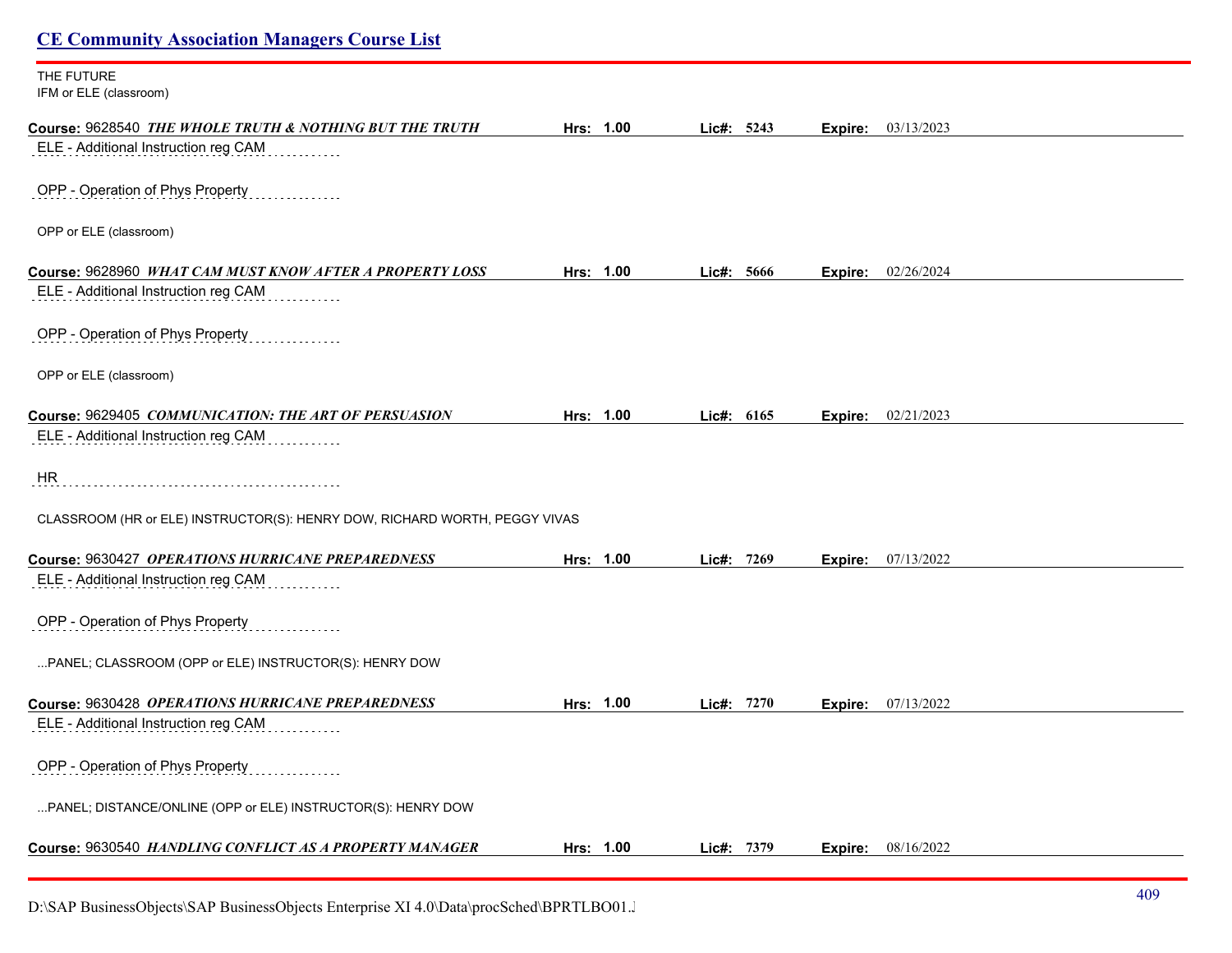THE FUTURE
IFM or ELE (classroom)

**Course:** 9628540 ***THE WHOLE TRUTH & NOTHING BUT THE TRUTH*** **Hrs: 1.00** **Lic#: 5243** **Expire:** 03/13/2023

ELE - Additional Instruction reg CAM

OPP - Operation of Phys Property

OPP or ELE (classroom)

**Course:** 9628960 ***WHAT CAM MUST KNOW AFTER A PROPERTY LOSS*** **Hrs: 1.00** **Lic#: 5666** **Expire:** 02/26/2024

ELE - Additional Instruction reg CAM

OPP - Operation of Phys Property

OPP or ELE (classroom)

**Course:** 9629405 ***COMMUNICATION: THE ART OF PERSUASION*** **Hrs: 1.00** **Lic#: 6165** **Expire:** 02/21/2023

ELE - Additional Instruction reg CAM

HR

CLASSROOM (HR or ELE) INSTRUCTOR(S): HENRY DOW, RICHARD WORTH, PEGGY VIVAS

**Course:** 9630427 ***OPERATIONS HURRICANE PREPAREDNESS*** **Hrs: 1.00** **Lic#: 7269** **Expire:** 07/13/2022

ELE - Additional Instruction reg CAM

OPP - Operation of Phys Property

...PANEL; CLASSROOM (OPP or ELE) INSTRUCTOR(S): HENRY DOW

**Course:** 9630428 ***OPERATIONS HURRICANE PREPAREDNESS*** **Hrs: 1.00** **Lic#: 7270** **Expire:** 07/13/2022

ELE - Additional Instruction reg CAM

OPP - Operation of Phys Property

...PANEL; DISTANCE/ONLINE (OPP or ELE) INSTRUCTOR(S): HENRY DOW

**Course:** 9630540 ***HANDLING CONFLICT AS A PROPERTY MANAGER*** **Hrs: 1.00** **Lic#: 7379** **Expire:** 08/16/2022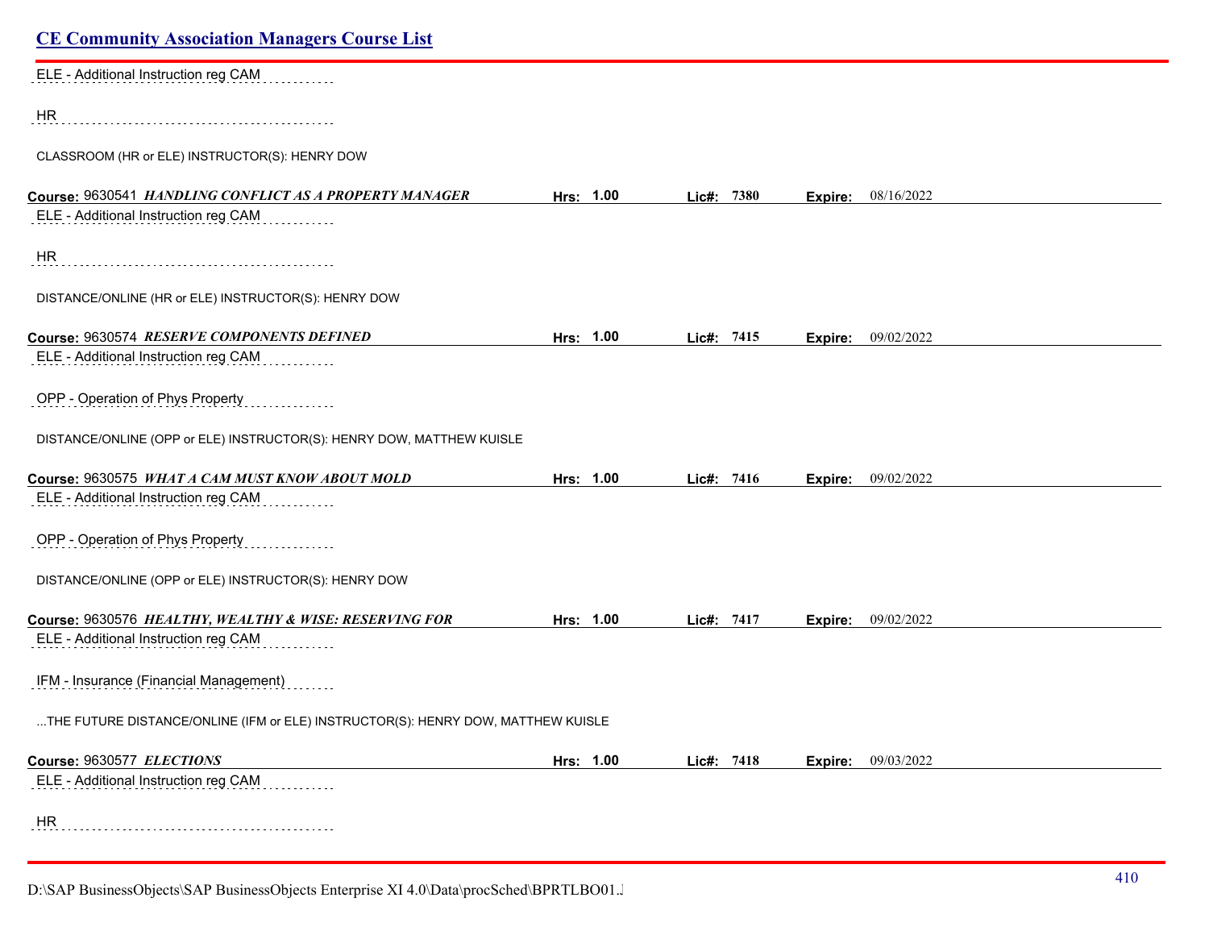ELE - Additional Instruction reg CAM

HR

CLASSROOM (HR or ELE) INSTRUCTOR(S): HENRY DOW

**Course:** 9630541 ***HANDLING CONFLICT AS A PROPERTY MANAGER*** **Hrs:** **1.00** **Lic#:** **7380** **Expire:** 08/16/2022

ELE - Additional Instruction reg CAM

HR

DISTANCE/ONLINE (HR or ELE) INSTRUCTOR(S): HENRY DOW

**Course:** 9630574 ***RESERVE COMPONENTS DEFINED*** **Hrs:** **1.00** **Lic#:** **7415** **Expire:** 09/02/2022

ELE - Additional Instruction reg CAM

OPP - Operation of Phys Property

DISTANCE/ONLINE (OPP or ELE) INSTRUCTOR(S): HENRY DOW, MATTHEW KUISLE

**Course:** 9630575 ***WHAT A CAM MUST KNOW ABOUT MOLD*** **Hrs:** **1.00** **Lic#:** **7416** **Expire:** 09/02/2022

ELE - Additional Instruction reg CAM

OPP - Operation of Phys Property

DISTANCE/ONLINE (OPP or ELE) INSTRUCTOR(S): HENRY DOW

**Course:** 9630576 ***HEALTHY, WEALTHY & WISE: RESERVING FOR*** **Hrs:** **1.00** **Lic#:** **7417** **Expire:** 09/02/2022

ELE - Additional Instruction reg CAM

IFM - Insurance (Financial Management)

...THE FUTURE DISTANCE/ONLINE (IFM or ELE) INSTRUCTOR(S): HENRY DOW, MATTHEW KUISLE

**Course:** 9630577 ***ELECTIONS*** **Hrs:** **1.00** **Lic#:** **7418** **Expire:** 09/03/2022

ELE - Additional Instruction reg CAM

HR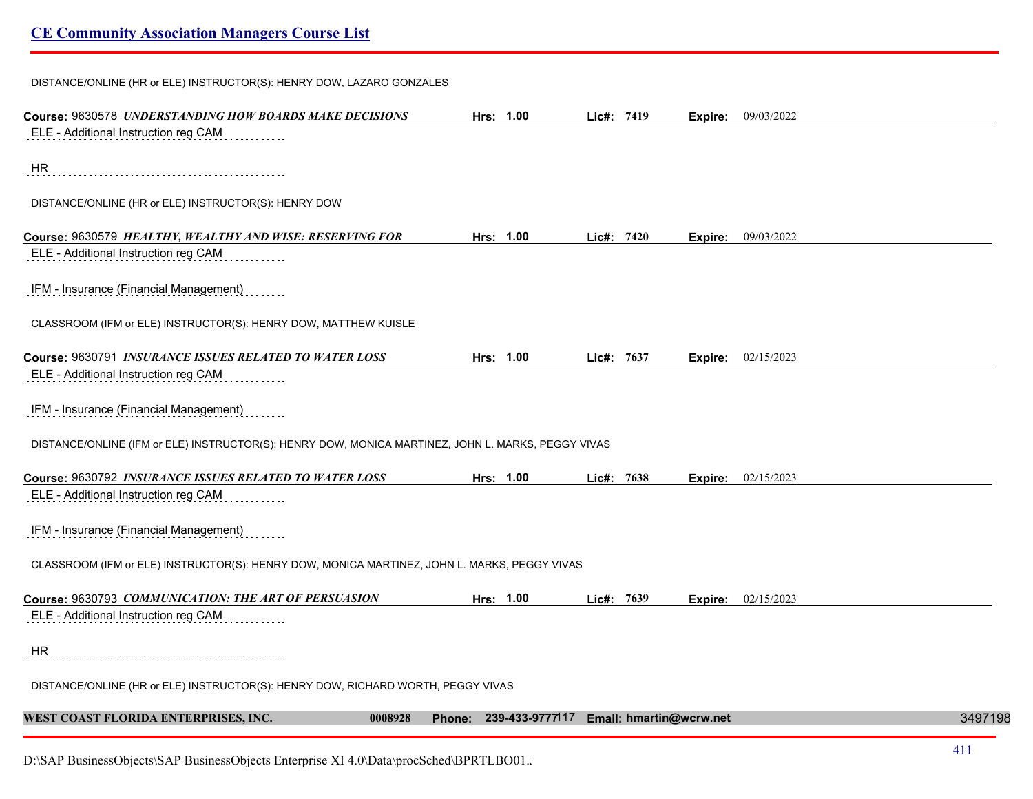DISTANCE/ONLINE (HR or ELE) INSTRUCTOR(S): HENRY DOW, LAZARO GONZALES

**Course:** 9630578 ***UNDERSTANDING HOW BOARDS MAKE DECISIONS*** **Hrs:** **1.00** **Lic#:** **7419** **Expire:** 09/03/2022

ELE - Additional Instruction reg CAM

HR

DISTANCE/ONLINE (HR or ELE) INSTRUCTOR(S): HENRY DOW

**Course:** 9630579 ***HEALTHY, WEALTHY AND WISE: RESERVING FOR*** **Hrs:** **1.00** **Lic#:** **7420** **Expire:** 09/03/2022

ELE - Additional Instruction reg CAM

IFM - Insurance (Financial Management)

CLASSROOM (IFM or ELE) INSTRUCTOR(S): HENRY DOW, MATTHEW KUISLE

**Course:** 9630791 ***INSURANCE ISSUES RELATED TO WATER LOSS*** **Hrs:** **1.00** **Lic#:** **7637** **Expire:** 02/15/2023

ELE - Additional Instruction reg CAM

IFM - Insurance (Financial Management)

DISTANCE/ONLINE (IFM or ELE) INSTRUCTOR(S): HENRY DOW, MONICA MARTINEZ, JOHN L. MARKS, PEGGY VIVAS

**Course:** 9630792 ***INSURANCE ISSUES RELATED TO WATER LOSS*** **Hrs:** **1.00** **Lic#:** **7638** **Expire:** 02/15/2023

ELE - Additional Instruction reg CAM

IFM - Insurance (Financial Management)

CLASSROOM (IFM or ELE) INSTRUCTOR(S): HENRY DOW, MONICA MARTINEZ, JOHN L. MARKS, PEGGY VIVAS

**Course:** 9630793 ***COMMUNICATION: THE ART OF PERSUASION*** **Hrs:** **1.00** **Lic#:** **7639** **Expire:** 02/15/2023

ELE - Additional Instruction reg CAM

HR

DISTANCE/ONLINE (HR or ELE) INSTRUCTOR(S): HENRY DOW, RICHARD WORTH, PEGGY VIVAS

**WEST COAST FLORIDA ENTERPRISES, INC.** **0008928** **Phone:** **239-433-9777117** **Email: hmartin@wcrw.net** 3497198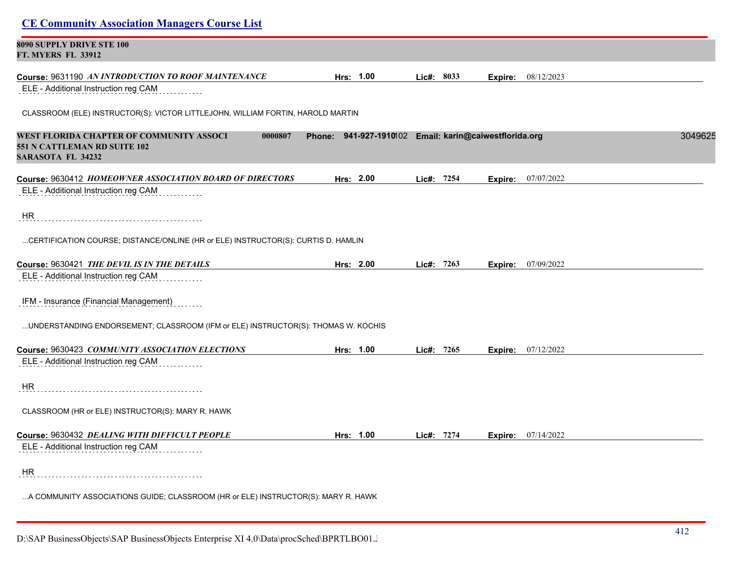## CE Community Association Managers Course List

**8090 SUPPLY DRIVE STE 100**
**FT. MYERS FL 33912**

**Course:** 9631190 ***AN INTRODUCTION TO ROOF MAINTENANCE*** **Hrs: 1.00** **Lic#: 8033** **Expire:** 08/12/2023

ELE - Additional Instruction reg CAM

CLASSROOM (ELE) INSTRUCTOR(S): VICTOR LITTLEJOHN, WILLIAM FORTIN, HAROLD MARTIN

**WEST FLORIDA CHAPTER OF COMMUNITY ASSOCI** **0000807** **Phone: 941-927-1910**102 **Email: karin@caiwestflorida.org** 3049625
**551 N CATTLEMAN RD SUITE 102**
**SARASOTA FL 34232**

**Course:** 9630412 ***HOMEOWNER ASSOCIATION BOARD OF DIRECTORS*** **Hrs: 2.00** **Lic#: 7254** **Expire:** 07/07/2022

ELE - Additional Instruction reg CAM

HR

...CERTIFICATION COURSE; DISTANCE/ONLINE (HR or ELE) INSTRUCTOR(S): CURTIS D. HAMLIN

**Course:** 9630421 ***THE DEVIL IS IN THE DETAILS*** **Hrs: 2.00** **Lic#: 7263** **Expire:** 07/09/2022

ELE - Additional Instruction reg CAM

IFM - Insurance (Financial Management)

...UNDERSTANDING ENDORSEMENT; CLASSROOM (IFM or ELE) INSTRUCTOR(S): THOMAS W. KOCHIS

**Course:** 9630423 ***COMMUNITY ASSOCIATION ELECTIONS*** **Hrs: 1.00** **Lic#: 7265** **Expire:** 07/12/2022

ELE - Additional Instruction reg CAM

HR

CLASSROOM (HR or ELE) INSTRUCTOR(S): MARY R. HAWK

**Course:** 9630432 ***DEALING WITH DIFFICULT PEOPLE*** **Hrs: 1.00** **Lic#: 7274** **Expire:** 07/14/2022

ELE - Additional Instruction reg CAM

HR

...A COMMUNITY ASSOCIATIONS GUIDE; CLASSROOM (HR or ELE) INSTRUCTOR(S): MARY R. HAWK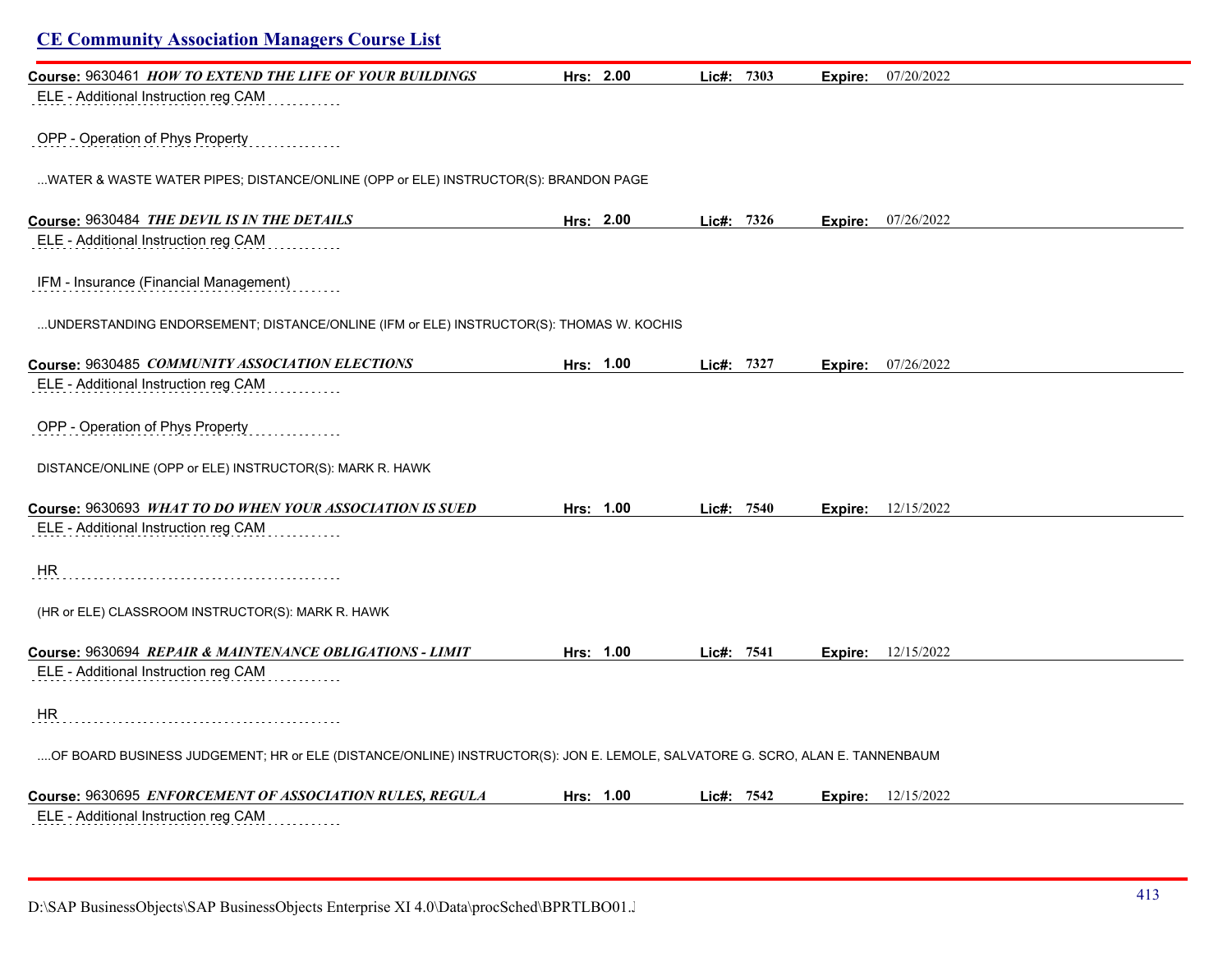## CE Community Association Managers Course List

**Course:** 9630461 ***HOW TO EXTEND THE LIFE OF YOUR BUILDINGS*** **Hrs:** 2.00 **Lic#:** 7303 **Expire:** 07/20/2022

ELE - Additional Instruction reg CAM

OPP - Operation of Phys Property

...WATER & WASTE WATER PIPES; DISTANCE/ONLINE (OPP or ELE) INSTRUCTOR(S): BRANDON PAGE

**Course:** 9630484 ***THE DEVIL IS IN THE DETAILS*** **Hrs:** 2.00 **Lic#:** 7326 **Expire:** 07/26/2022

ELE - Additional Instruction reg CAM

IFM - Insurance (Financial Management)

...UNDERSTANDING ENDORSEMENT; DISTANCE/ONLINE (IFM or ELE) INSTRUCTOR(S): THOMAS W. KOCHIS

**Course:** 9630485 ***COMMUNITY ASSOCIATION ELECTIONS*** **Hrs:** 1.00 **Lic#:** 7327 **Expire:** 07/26/2022

ELE - Additional Instruction reg CAM

OPP - Operation of Phys Property

DISTANCE/ONLINE (OPP or ELE) INSTRUCTOR(S): MARK R. HAWK

**Course:** 9630693 ***WHAT TO DO WHEN YOUR ASSOCIATION IS SUED*** **Hrs:** 1.00 **Lic#:** 7540 **Expire:** 12/15/2022

ELE - Additional Instruction reg CAM

HR

(HR or ELE) CLASSROOM INSTRUCTOR(S): MARK R. HAWK

**Course:** 9630694 ***REPAIR & MAINTENANCE OBLIGATIONS - LIMIT*** **Hrs:** 1.00 **Lic#:** 7541 **Expire:** 12/15/2022

ELE - Additional Instruction reg CAM

HR

....OF BOARD BUSINESS JUDGEMENT; HR or ELE (DISTANCE/ONLINE) INSTRUCTOR(S): JON E. LEMOLE, SALVATORE G. SCRO, ALAN E. TANNENBAUM

**Course:** 9630695 ***ENFORCEMENT OF ASSOCIATION RULES, REGULA*** **Hrs:** 1.00 **Lic#:** 7542 **Expire:** 12/15/2022

ELE - Additional Instruction reg CAM

D:\SAP BusinessObjects\SAP BusinessObjects Enterprise XI 4.0\Data\procSched\BPRTLBO01.J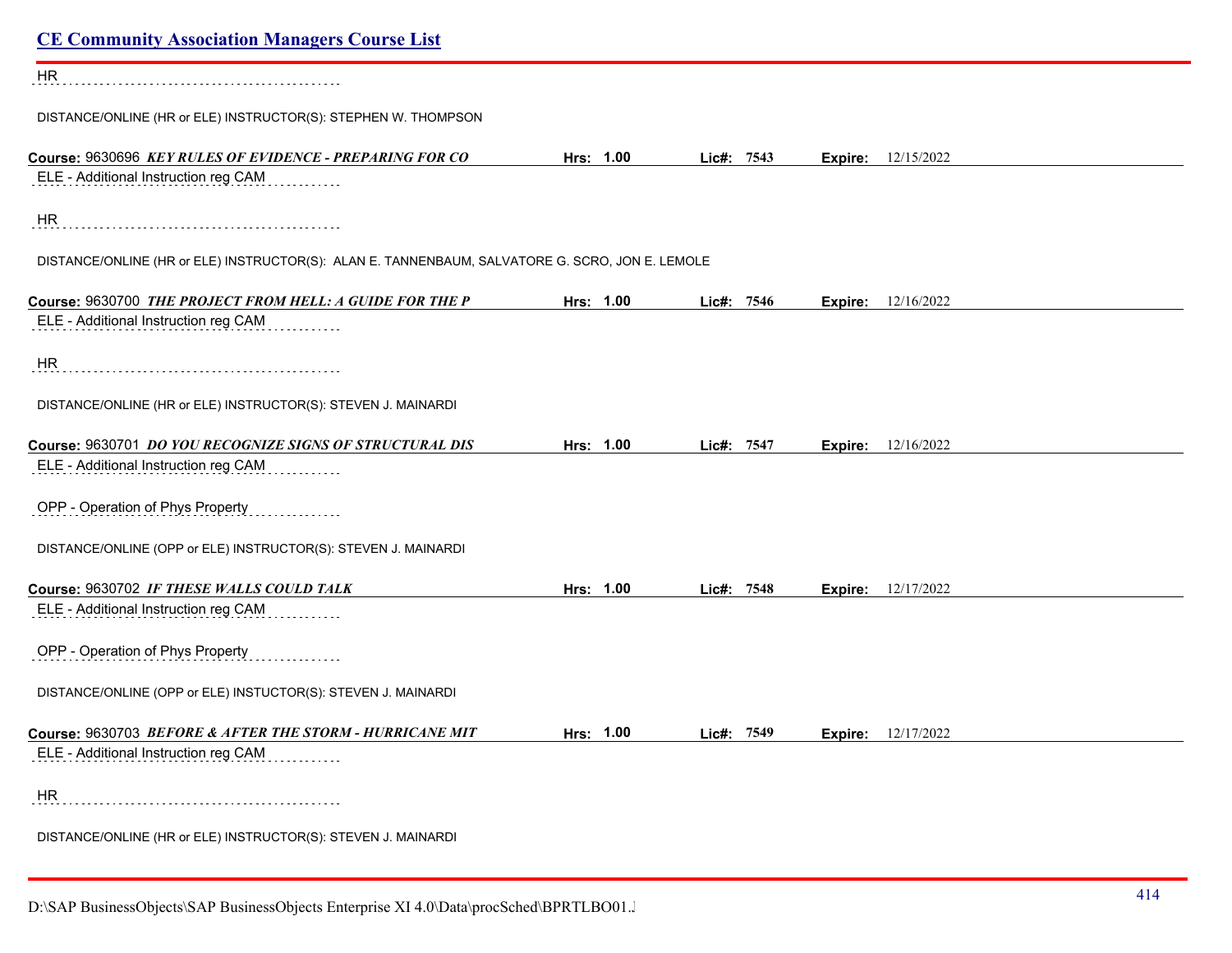HR

DISTANCE/ONLINE (HR or ELE) INSTRUCTOR(S): STEPHEN W. THOMPSON

**Course:** 9630696 ***KEY RULES OF EVIDENCE - PREPARING FOR CO*** **Hrs:** **1.00** **Lic#:** **7543** **Expire:** 12/15/2022

ELE - Additional Instruction reg CAM

HR

DISTANCE/ONLINE (HR or ELE) INSTRUCTOR(S): ALAN E. TANNENBAUM, SALVATORE G. SCRO, JON E. LEMOLE

**Course:** 9630700 ***THE PROJECT FROM HELL: A GUIDE FOR THE P*** **Hrs:** **1.00** **Lic#:** **7546** **Expire:** 12/16/2022

ELE - Additional Instruction reg CAM

HR

DISTANCE/ONLINE (HR or ELE) INSTRUCTOR(S): STEVEN J. MAINARDI

**Course:** 9630701 ***DO YOU RECOGNIZE SIGNS OF STRUCTURAL DIS*** **Hrs:** **1.00** **Lic#:** **7547** **Expire:** 12/16/2022

ELE - Additional Instruction reg CAM

OPP - Operation of Phys Property

DISTANCE/ONLINE (OPP or ELE) INSTRUCTOR(S): STEVEN J. MAINARDI

**Course:** 9630702 ***IF THESE WALLS COULD TALK*** **Hrs:** **1.00** **Lic#:** **7548** **Expire:** 12/17/2022

ELE - Additional Instruction reg CAM

OPP - Operation of Phys Property

DISTANCE/ONLINE (OPP or ELE) INSTUCTOR(S): STEVEN J. MAINARDI

**Course:** 9630703 ***BEFORE & AFTER THE STORM - HURRICANE MIT*** **Hrs:** **1.00** **Lic#:** **7549** **Expire:** 12/17/2022

ELE - Additional Instruction reg CAM

HR

DISTANCE/ONLINE (HR or ELE) INSTRUCTOR(S): STEVEN J. MAINARDI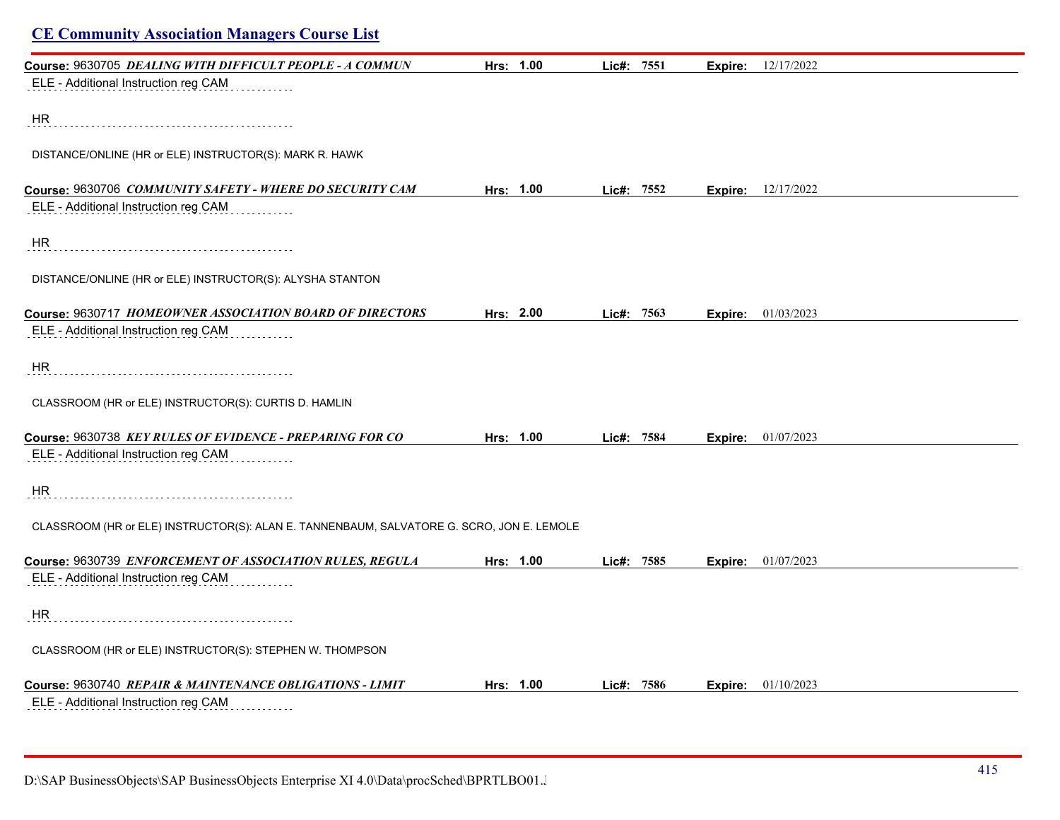## CE Community Association Managers Course List

**Course:** 9630705 ***DEALING WITH DIFFICULT PEOPLE - A COMMUN*** **Hrs: 1.00** **Lic#: 7551** **Expire:** 12/17/2022

ELE - Additional Instruction reg CAM

HR

DISTANCE/ONLINE (HR or ELE) INSTRUCTOR(S): MARK R. HAWK

**Course:** 9630706 ***COMMUNITY SAFETY - WHERE DO SECURITY CAM*** **Hrs: 1.00** **Lic#: 7552** **Expire:** 12/17/2022

ELE - Additional Instruction reg CAM

HR

DISTANCE/ONLINE (HR or ELE) INSTRUCTOR(S): ALYSHA STANTON

**Course:** 9630717 ***HOMEOWNER ASSOCIATION BOARD OF DIRECTORS*** **Hrs: 2.00** **Lic#: 7563** **Expire:** 01/03/2023

ELE - Additional Instruction reg CAM

HR

CLASSROOM (HR or ELE) INSTRUCTOR(S): CURTIS D. HAMLIN

**Course:** 9630738 ***KEY RULES OF EVIDENCE - PREPARING FOR CO*** **Hrs: 1.00** **Lic#: 7584** **Expire:** 01/07/2023

ELE - Additional Instruction reg CAM

HR

CLASSROOM (HR or ELE) INSTRUCTOR(S): ALAN E. TANNENBAUM, SALVATORE G. SCRO, JON E. LEMOLE

**Course:** 9630739 ***ENFORCEMENT OF ASSOCIATION RULES, REGULA*** **Hrs: 1.00** **Lic#: 7585** **Expire:** 01/07/2023

ELE - Additional Instruction reg CAM

HR

CLASSROOM (HR or ELE) INSTRUCTOR(S): STEPHEN W. THOMPSON

**Course:** 9630740 ***REPAIR & MAINTENANCE OBLIGATIONS - LIMIT*** **Hrs: 1.00** **Lic#: 7586** **Expire:** 01/10/2023

ELE - Additional Instruction reg CAM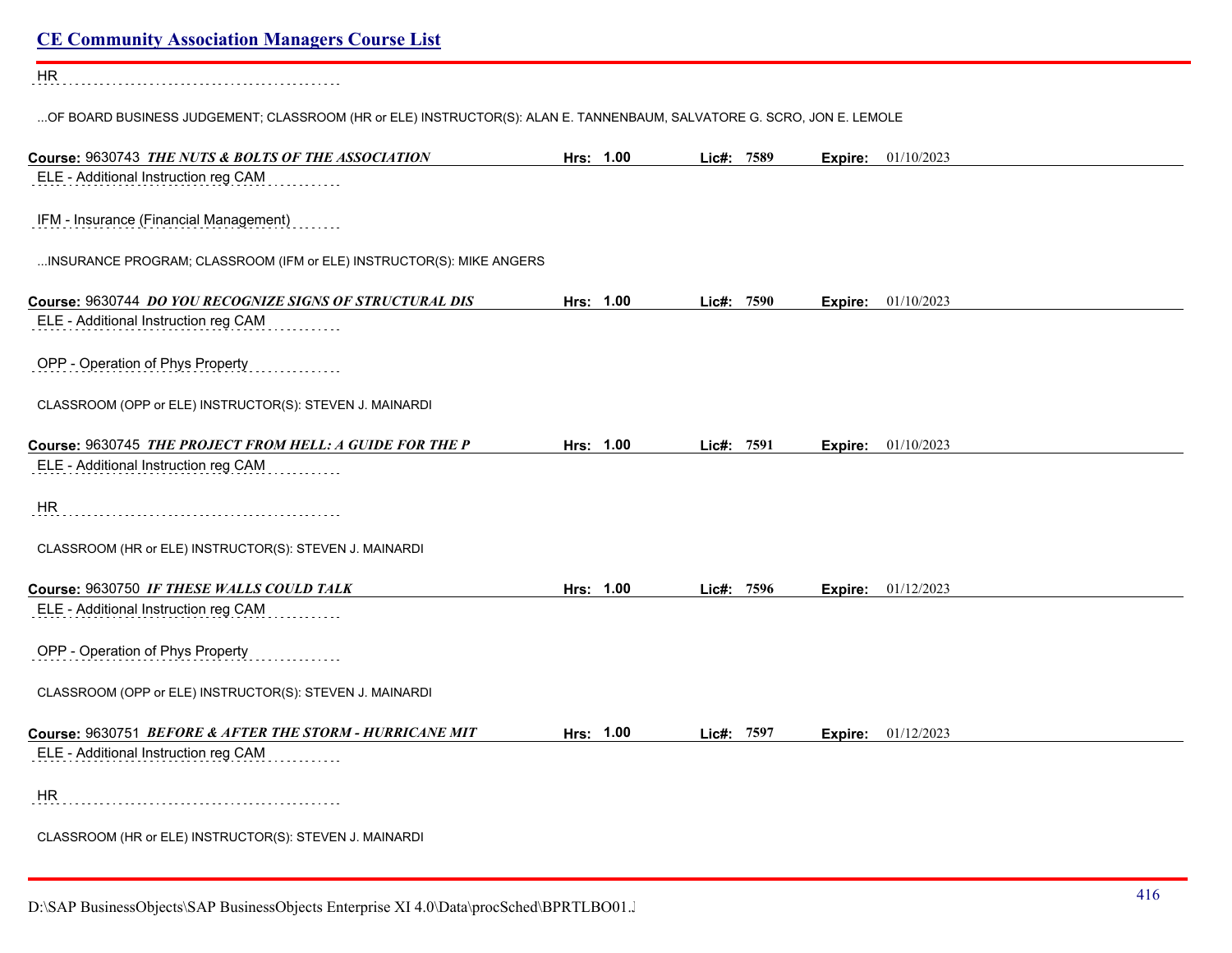HR

...OF BOARD BUSINESS JUDGEMENT; CLASSROOM (HR or ELE) INSTRUCTOR(S): ALAN E. TANNENBAUM, SALVATORE G. SCRO, JON E. LEMOLE

**Course:** 9630743 ***THE NUTS & BOLTS OF THE ASSOCIATION*** **Hrs:** 1.00 **Lic#:** 7589 **Expire:** 01/10/2023

ELE - Additional Instruction reg CAM

IFM - Insurance (Financial Management)

...INSURANCE PROGRAM; CLASSROOM (IFM or ELE) INSTRUCTOR(S): MIKE ANGERS

**Course:** 9630744 ***DO YOU RECOGNIZE SIGNS OF STRUCTURAL DIS*** **Hrs:** 1.00 **Lic#:** 7590 **Expire:** 01/10/2023

ELE - Additional Instruction reg CAM

OPP - Operation of Phys Property

CLASSROOM (OPP or ELE) INSTRUCTOR(S): STEVEN J. MAINARDI

**Course:** 9630745 ***THE PROJECT FROM HELL: A GUIDE FOR THE P*** **Hrs:** 1.00 **Lic#:** 7591 **Expire:** 01/10/2023

ELE - Additional Instruction reg CAM

HR

CLASSROOM (HR or ELE) INSTRUCTOR(S): STEVEN J. MAINARDI

**Course:** 9630750 ***IF THESE WALLS COULD TALK*** **Hrs:** 1.00 **Lic#:** 7596 **Expire:** 01/12/2023

ELE - Additional Instruction reg CAM

OPP - Operation of Phys Property

CLASSROOM (OPP or ELE) INSTRUCTOR(S): STEVEN J. MAINARDI

**Course:** 9630751 ***BEFORE & AFTER THE STORM - HURRICANE MIT*** **Hrs:** 1.00 **Lic#:** 7597 **Expire:** 01/12/2023

ELE - Additional Instruction reg CAM

HR

CLASSROOM (HR or ELE) INSTRUCTOR(S): STEVEN J. MAINARDI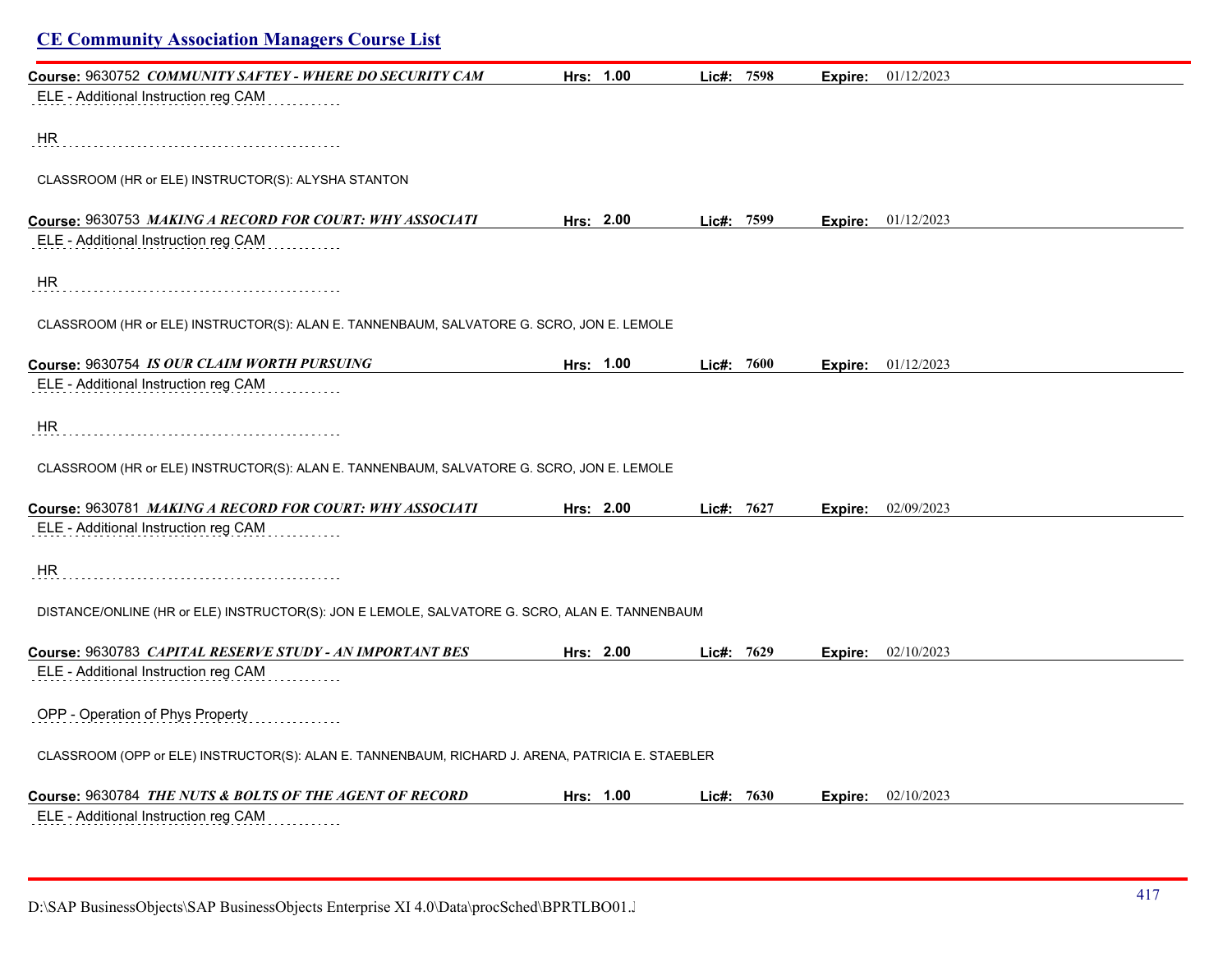## CE Community Association Managers Course List

**Course:** 9630752 ***COMMUNITY SAFTEY - WHERE DO SECURITY CAM*** **Hrs:** 1.00 **Lic#:** 7598 **Expire:** 01/12/2023

ELE - Additional Instruction reg CAM

HR

CLASSROOM (HR or ELE) INSTRUCTOR(S): ALYSHA STANTON

**Course:** 9630753 ***MAKING A RECORD FOR COURT: WHY ASSOCIATI*** **Hrs:** 2.00 **Lic#:** 7599 **Expire:** 01/12/2023

ELE - Additional Instruction reg CAM

HR

CLASSROOM (HR or ELE) INSTRUCTOR(S): ALAN E. TANNENBAUM, SALVATORE G. SCRO, JON E. LEMOLE

**Course:** 9630754 ***IS OUR CLAIM WORTH PURSUING*** **Hrs:** 1.00 **Lic#:** 7600 **Expire:** 01/12/2023

ELE - Additional Instruction reg CAM

HR

CLASSROOM (HR or ELE) INSTRUCTOR(S): ALAN E. TANNENBAUM, SALVATORE G. SCRO, JON E. LEMOLE

**Course:** 9630781 ***MAKING A RECORD FOR COURT: WHY ASSOCIATI*** **Hrs:** 2.00 **Lic#:** 7627 **Expire:** 02/09/2023

ELE - Additional Instruction reg CAM

HR

DISTANCE/ONLINE (HR or ELE) INSTRUCTOR(S): JON E LEMOLE, SALVATORE G. SCRO, ALAN E. TANNENBAUM

**Course:** 9630783 ***CAPITAL RESERVE STUDY - AN IMPORTANT BES*** **Hrs:** 2.00 **Lic#:** 7629 **Expire:** 02/10/2023

ELE - Additional Instruction reg CAM

OPP - Operation of Phys Property

CLASSROOM (OPP or ELE) INSTRUCTOR(S): ALAN E. TANNENBAUM, RICHARD J. ARENA, PATRICIA E. STAEBLER

**Course:** 9630784 ***THE NUTS & BOLTS OF THE AGENT OF RECORD*** **Hrs:** 1.00 **Lic#:** 7630 **Expire:** 02/10/2023

ELE - Additional Instruction reg CAM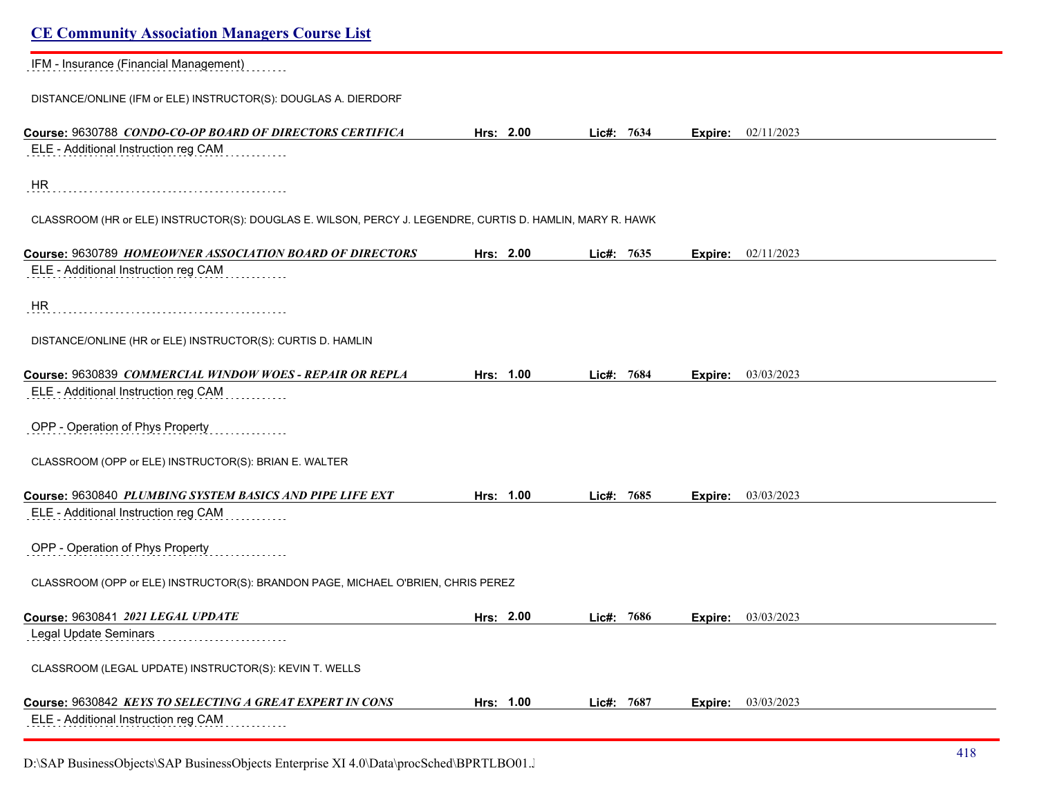IFM - Insurance (Financial Management)

DISTANCE/ONLINE (IFM or ELE) INSTRUCTOR(S): DOUGLAS A. DIERDORF

**Course:** 9630788 ***CONDO-CO-OP BOARD OF DIRECTORS CERTIFICA*** **Hrs:** 2.00 **Lic#:** 7634 **Expire:** 02/11/2023

ELE - Additional Instruction reg CAM

HR

CLASSROOM (HR or ELE) INSTRUCTOR(S): DOUGLAS E. WILSON, PERCY J. LEGENDRE, CURTIS D. HAMLIN, MARY R. HAWK

**Course:** 9630789 ***HOMEOWNER ASSOCIATION BOARD OF DIRECTORS*** **Hrs:** 2.00 **Lic#:** 7635 **Expire:** 02/11/2023

ELE - Additional Instruction reg CAM

HR

DISTANCE/ONLINE (HR or ELE) INSTRUCTOR(S): CURTIS D. HAMLIN

**Course:** 9630839 ***COMMERCIAL WINDOW WOES - REPAIR OR REPLA*** **Hrs:** 1.00 **Lic#:** 7684 **Expire:** 03/03/2023

ELE - Additional Instruction reg CAM

OPP - Operation of Phys Property

CLASSROOM (OPP or ELE) INSTRUCTOR(S): BRIAN E. WALTER

**Course:** 9630840 ***PLUMBING SYSTEM BASICS AND PIPE LIFE EXT*** **Hrs:** 1.00 **Lic#:** 7685 **Expire:** 03/03/2023

ELE - Additional Instruction reg CAM

OPP - Operation of Phys Property

CLASSROOM (OPP or ELE) INSTRUCTOR(S): BRANDON PAGE, MICHAEL O'BRIEN, CHRIS PEREZ

**Course:** 9630841 ***2021 LEGAL UPDATE*** **Hrs:** 2.00 **Lic#:** 7686 **Expire:** 03/03/2023

Legal Update Seminars

CLASSROOM (LEGAL UPDATE) INSTRUCTOR(S): KEVIN T. WELLS

**Course:** 9630842 ***KEYS TO SELECTING A GREAT EXPERT IN CONS*** **Hrs:** 1.00 **Lic#:** 7687 **Expire:** 03/03/2023

ELE - Additional Instruction reg CAM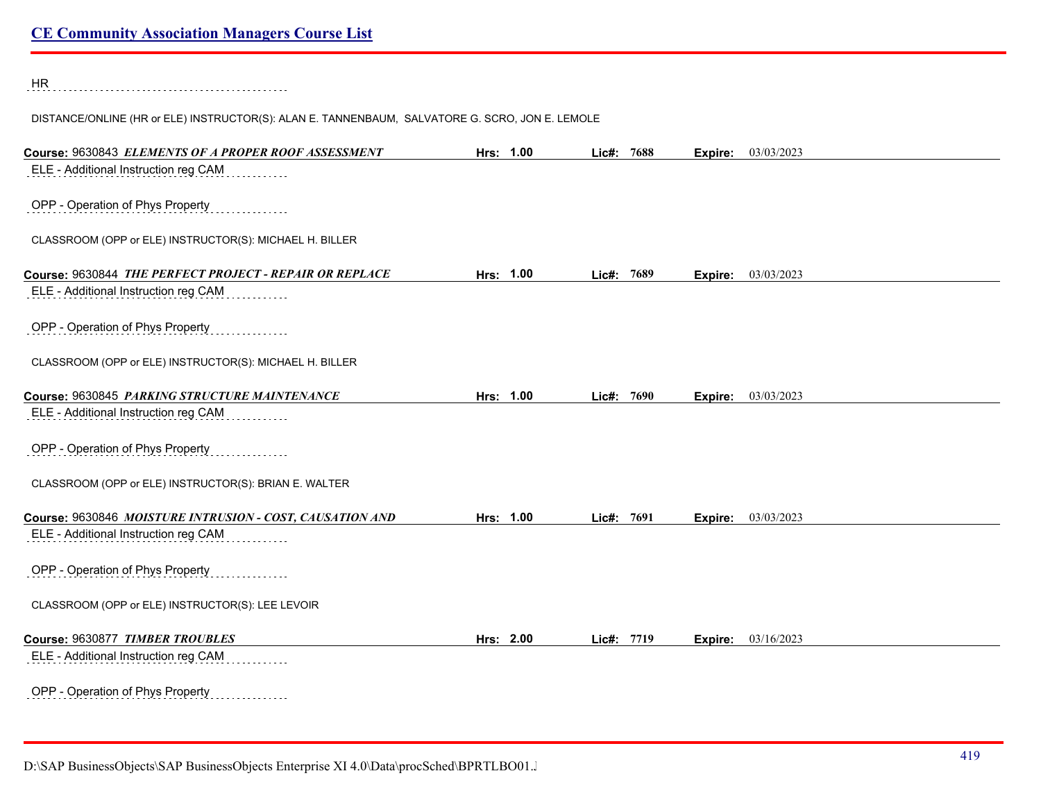HR

DISTANCE/ONLINE (HR or ELE) INSTRUCTOR(S): ALAN E. TANNENBAUM, SALVATORE G. SCRO, JON E. LEMOLE

**Course:** 9630843 ***ELEMENTS OF A PROPER ROOF ASSESSMENT*** **Hrs: 1.00** **Lic#: 7688** **Expire:** 03/03/2023

ELE - Additional Instruction reg CAM

OPP - Operation of Phys Property

CLASSROOM (OPP or ELE) INSTRUCTOR(S): MICHAEL H. BILLER

**Course:** 9630844 ***THE PERFECT PROJECT - REPAIR OR REPLACE*** **Hrs: 1.00** **Lic#: 7689** **Expire:** 03/03/2023

ELE - Additional Instruction reg CAM

OPP - Operation of Phys Property

CLASSROOM (OPP or ELE) INSTRUCTOR(S): MICHAEL H. BILLER

**Course:** 9630845 ***PARKING STRUCTURE MAINTENANCE*** **Hrs: 1.00** **Lic#: 7690** **Expire:** 03/03/2023

ELE - Additional Instruction reg CAM

OPP - Operation of Phys Property

CLASSROOM (OPP or ELE) INSTRUCTOR(S): BRIAN E. WALTER

**Course:** 9630846 ***MOISTURE INTRUSION - COST, CAUSATION AND*** **Hrs: 1.00** **Lic#: 7691** **Expire:** 03/03/2023

ELE - Additional Instruction reg CAM

OPP - Operation of Phys Property

CLASSROOM (OPP or ELE) INSTRUCTOR(S): LEE LEVOIR

**Course:** 9630877 ***TIMBER TROUBLES*** **Hrs: 2.00** **Lic#: 7719** **Expire:** 03/16/2023

ELE - Additional Instruction reg CAM

OPP - Operation of Phys Property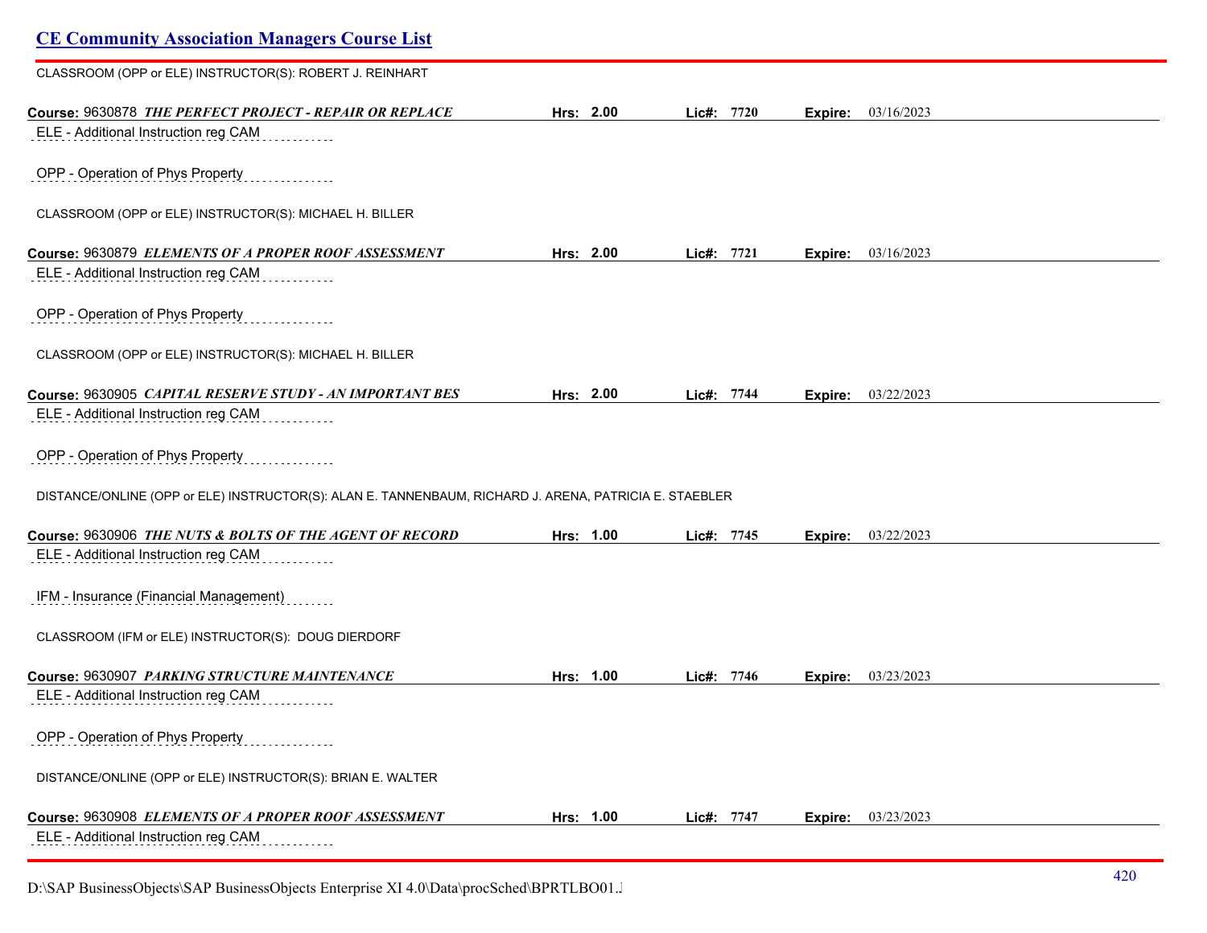## CE Community Association Managers Course List

CLASSROOM (OPP or ELE) INSTRUCTOR(S): ROBERT J. REINHART

**Course:** 9630878 ***THE PERFECT PROJECT - REPAIR OR REPLACE*** **Hrs:** 2.00 **Lic#:** 7720 **Expire:** 03/16/2023

ELE - Additional Instruction reg CAM

OPP - Operation of Phys Property

CLASSROOM (OPP or ELE) INSTRUCTOR(S): MICHAEL H. BILLER

**Course:** 9630879 ***ELEMENTS OF A PROPER ROOF ASSESSMENT*** **Hrs:** 2.00 **Lic#:** 7721 **Expire:** 03/16/2023

ELE - Additional Instruction reg CAM

OPP - Operation of Phys Property

CLASSROOM (OPP or ELE) INSTRUCTOR(S): MICHAEL H. BILLER

**Course:** 9630905 ***CAPITAL RESERVE STUDY - AN IMPORTANT BES*** **Hrs:** 2.00 **Lic#:** 7744 **Expire:** 03/22/2023

ELE - Additional Instruction reg CAM

OPP - Operation of Phys Property

DISTANCE/ONLINE (OPP or ELE) INSTRUCTOR(S): ALAN E. TANNENBAUM, RICHARD J. ARENA, PATRICIA E. STAEBLER

**Course:** 9630906 ***THE NUTS & BOLTS OF THE AGENT OF RECORD*** **Hrs:** 1.00 **Lic#:** 7745 **Expire:** 03/22/2023

ELE - Additional Instruction reg CAM

IFM - Insurance (Financial Management)

CLASSROOM (IFM or ELE) INSTRUCTOR(S): DOUG DIERDORF

**Course:** 9630907 ***PARKING STRUCTURE MAINTENANCE*** **Hrs:** 1.00 **Lic#:** 7746 **Expire:** 03/23/2023

ELE - Additional Instruction reg CAM

OPP - Operation of Phys Property

DISTANCE/ONLINE (OPP or ELE) INSTRUCTOR(S): BRIAN E. WALTER

**Course:** 9630908 ***ELEMENTS OF A PROPER ROOF ASSESSMENT*** **Hrs:** 1.00 **Lic#:** 7747 **Expire:** 03/23/2023

ELE - Additional Instruction reg CAM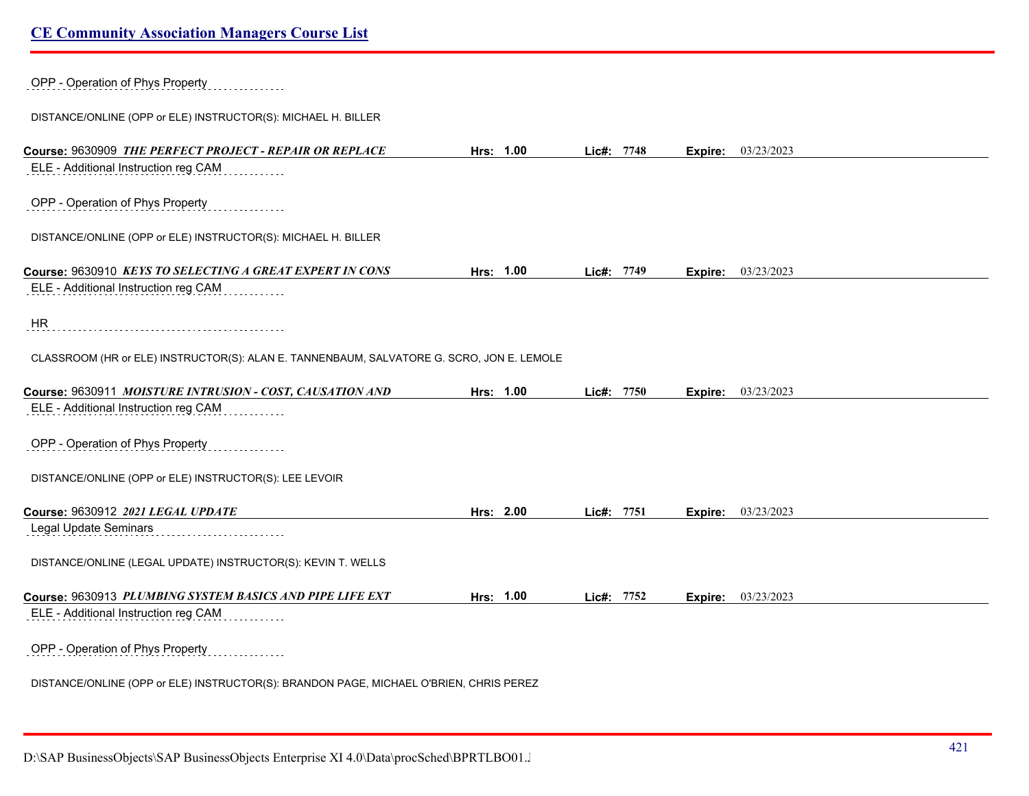OPP - Operation of Phys Property

DISTANCE/ONLINE (OPP or ELE) INSTRUCTOR(S): MICHAEL H. BILLER

**Course:** 9630909 ***THE PERFECT PROJECT - REPAIR OR REPLACE*** **Hrs:** 1.00 **Lic#:** 7748 **Expire:** 03/23/2023

ELE - Additional Instruction reg CAM

OPP - Operation of Phys Property

DISTANCE/ONLINE (OPP or ELE) INSTRUCTOR(S): MICHAEL H. BILLER

**Course:** 9630910 ***KEYS TO SELECTING A GREAT EXPERT IN CONS*** **Hrs:** 1.00 **Lic#:** 7749 **Expire:** 03/23/2023

ELE - Additional Instruction reg CAM

HR

CLASSROOM (HR or ELE) INSTRUCTOR(S): ALAN E. TANNENBAUM, SALVATORE G. SCRO, JON E. LEMOLE

**Course:** 9630911 ***MOISTURE INTRUSION - COST, CAUSATION AND*** **Hrs:** 1.00 **Lic#:** 7750 **Expire:** 03/23/2023

ELE - Additional Instruction reg CAM

OPP - Operation of Phys Property

DISTANCE/ONLINE (OPP or ELE) INSTRUCTOR(S): LEE LEVOIR

**Course:** 9630912 ***2021 LEGAL UPDATE*** **Hrs:** 2.00 **Lic#:** 7751 **Expire:** 03/23/2023

Legal Update Seminars

DISTANCE/ONLINE (LEGAL UPDATE) INSTRUCTOR(S): KEVIN T. WELLS

**Course:** 9630913 ***PLUMBING SYSTEM BASICS AND PIPE LIFE EXT*** **Hrs:** 1.00 **Lic#:** 7752 **Expire:** 03/23/2023

ELE - Additional Instruction reg CAM

OPP - Operation of Phys Property

DISTANCE/ONLINE (OPP or ELE) INSTRUCTOR(S): BRANDON PAGE, MICHAEL O'BRIEN, CHRIS PEREZ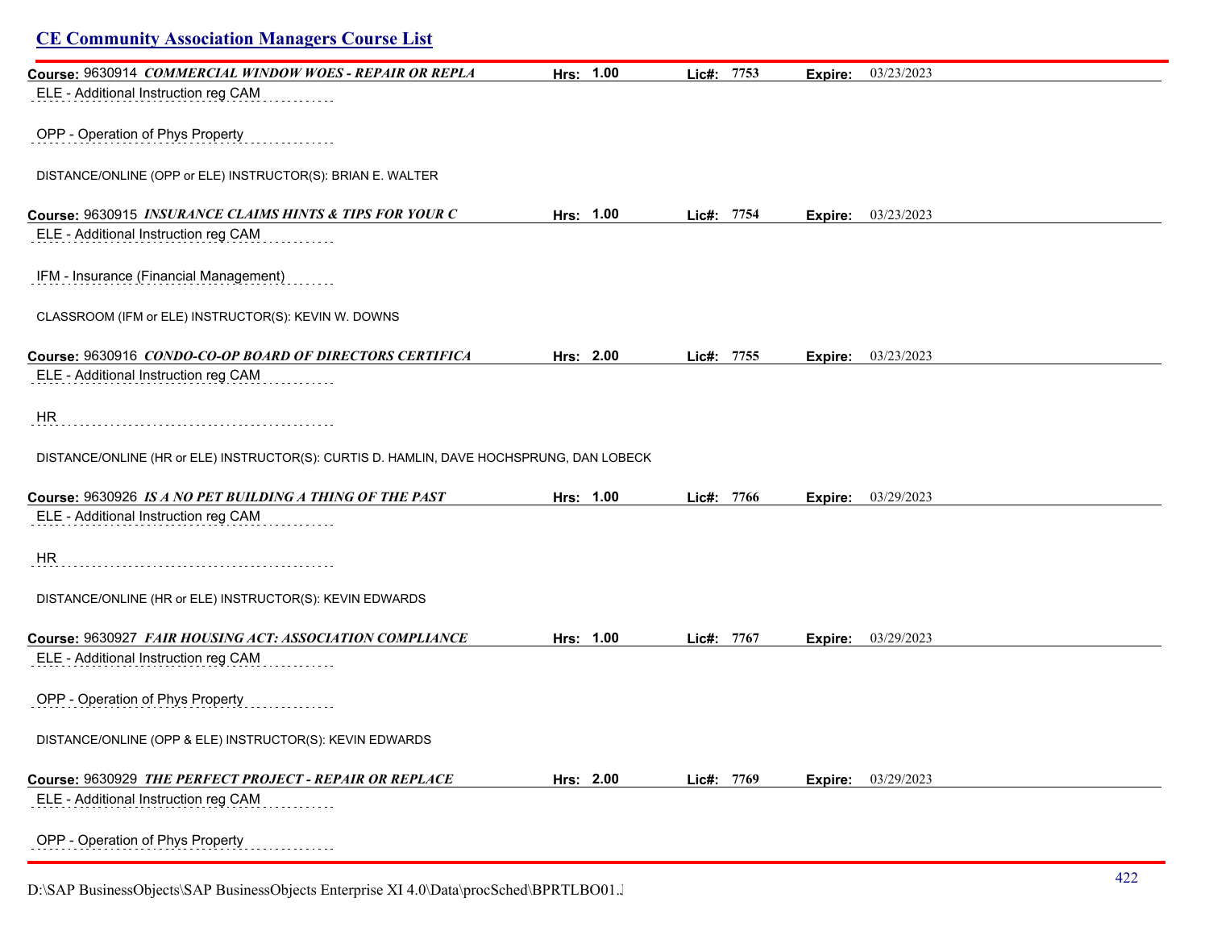## CE Community Association Managers Course List

**Course:** 9630914 ***COMMERCIAL WINDOW WOES - REPAIR OR REPLA*** **Hrs: 1.00** **Lic#: 7753** **Expire:** 03/23/2023

ELE - Additional Instruction reg CAM

OPP - Operation of Phys Property

DISTANCE/ONLINE (OPP or ELE) INSTRUCTOR(S): BRIAN E. WALTER

**Course:** 9630915 ***INSURANCE CLAIMS HINTS & TIPS FOR YOUR C*** **Hrs: 1.00** **Lic#: 7754** **Expire:** 03/23/2023

ELE - Additional Instruction reg CAM

IFM - Insurance (Financial Management)

CLASSROOM (IFM or ELE) INSTRUCTOR(S): KEVIN W. DOWNS

**Course:** 9630916 ***CONDO-CO-OP BOARD OF DIRECTORS CERTIFICA*** **Hrs: 2.00** **Lic#: 7755** **Expire:** 03/23/2023

ELE - Additional Instruction reg CAM

HR

DISTANCE/ONLINE (HR or ELE) INSTRUCTOR(S): CURTIS D. HAMLIN, DAVE HOCHSPRUNG, DAN LOBECK

**Course:** 9630926 ***IS A NO PET BUILDING A THING OF THE PAST*** **Hrs: 1.00** **Lic#: 7766** **Expire:** 03/29/2023

ELE - Additional Instruction reg CAM

HR

DISTANCE/ONLINE (HR or ELE) INSTRUCTOR(S): KEVIN EDWARDS

**Course:** 9630927 ***FAIR HOUSING ACT: ASSOCIATION COMPLIANCE*** **Hrs: 1.00** **Lic#: 7767** **Expire:** 03/29/2023

ELE - Additional Instruction reg CAM

OPP - Operation of Phys Property

DISTANCE/ONLINE (OPP & ELE) INSTRUCTOR(S): KEVIN EDWARDS

**Course:** 9630929 ***THE PERFECT PROJECT - REPAIR OR REPLACE*** **Hrs: 2.00** **Lic#: 7769** **Expire:** 03/29/2023

ELE - Additional Instruction reg CAM

OPP - Operation of Phys Property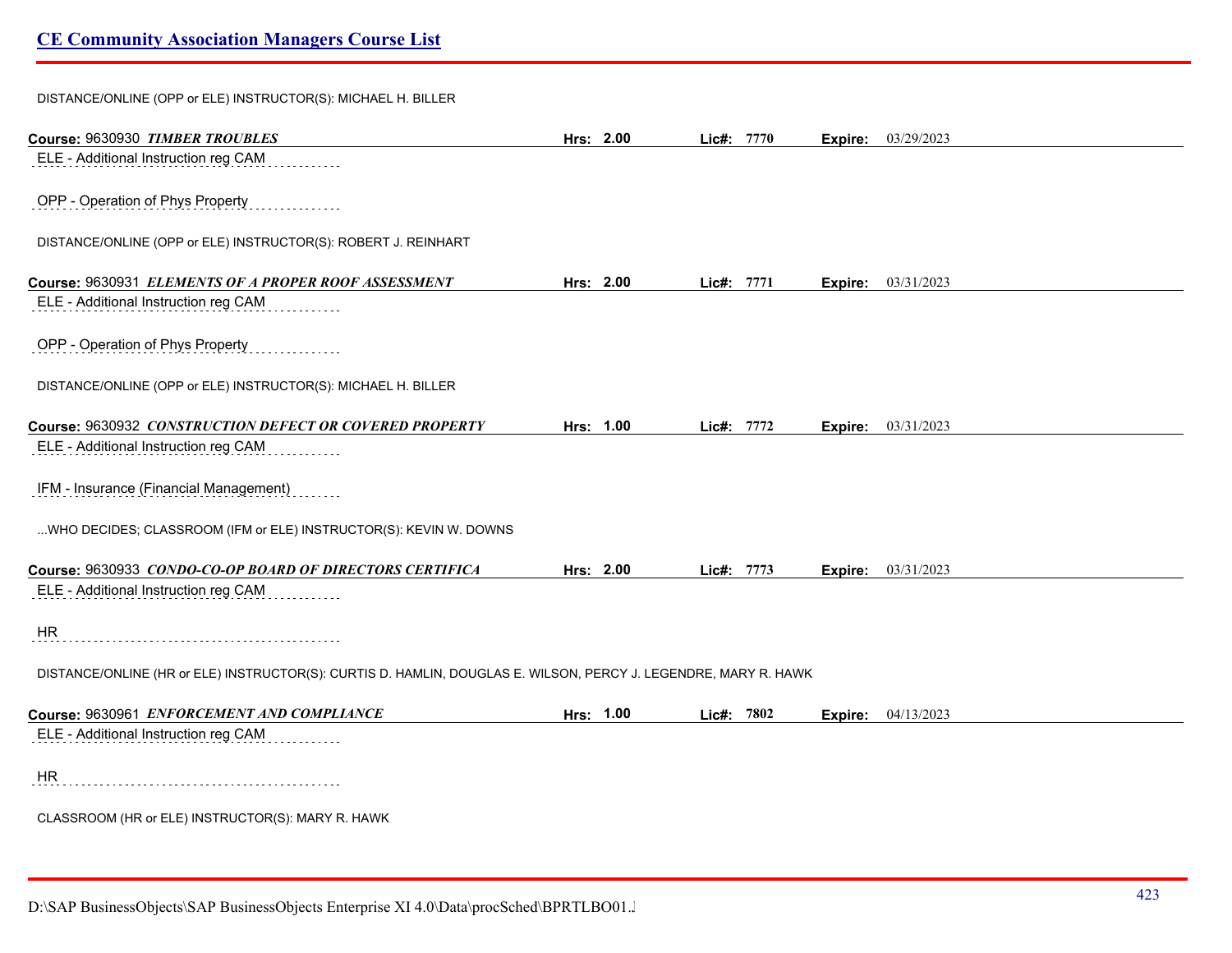DISTANCE/ONLINE (OPP or ELE) INSTRUCTOR(S): MICHAEL H. BILLER

**Course:** 9630930 ***TIMBER TROUBLES*** **Hrs:** 2.00 **Lic#:** 7770 **Expire:** 03/29/2023

ELE - Additional Instruction reg CAM

OPP - Operation of Phys Property

DISTANCE/ONLINE (OPP or ELE) INSTRUCTOR(S): ROBERT J. REINHART

**Course:** 9630931 ***ELEMENTS OF A PROPER ROOF ASSESSMENT*** **Hrs:** 2.00 **Lic#:** 7771 **Expire:** 03/31/2023

ELE - Additional Instruction reg CAM

OPP - Operation of Phys Property

DISTANCE/ONLINE (OPP or ELE) INSTRUCTOR(S): MICHAEL H. BILLER

**Course:** 9630932 ***CONSTRUCTION DEFECT OR COVERED PROPERTY*** **Hrs:** 1.00 **Lic#:** 7772 **Expire:** 03/31/2023

ELE - Additional Instruction reg CAM

IFM - Insurance (Financial Management)

...WHO DECIDES; CLASSROOM (IFM or ELE) INSTRUCTOR(S): KEVIN W. DOWNS

**Course:** 9630933 ***CONDO-CO-OP BOARD OF DIRECTORS CERTIFICA*** **Hrs:** 2.00 **Lic#:** 7773 **Expire:** 03/31/2023

ELE - Additional Instruction reg CAM

HR

DISTANCE/ONLINE (HR or ELE) INSTRUCTOR(S): CURTIS D. HAMLIN, DOUGLAS E. WILSON, PERCY J. LEGENDRE, MARY R. HAWK

**Course:** 9630961 ***ENFORCEMENT AND COMPLIANCE*** **Hrs:** 1.00 **Lic#:** 7802 **Expire:** 04/13/2023

ELE - Additional Instruction reg CAM

HR

CLASSROOM (HR or ELE) INSTRUCTOR(S): MARY R. HAWK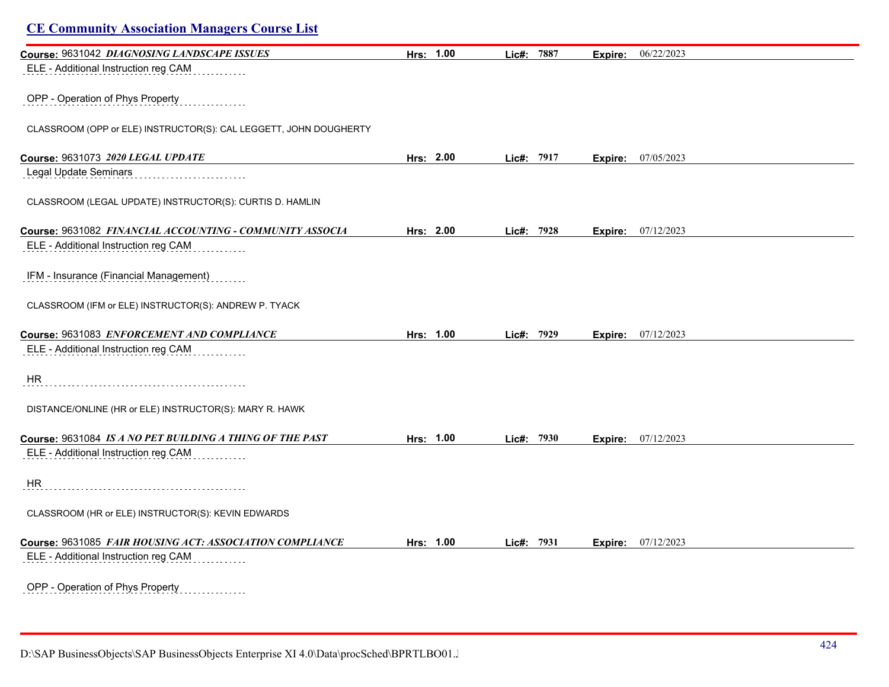## CE Community Association Managers Course List

**Course:** 9631042 ***DIAGNOSING LANDSCAPE ISSUES*** **Hrs:** 1.00 **Lic#:** 7887 **Expire:** 06/22/2023

ELE - Additional Instruction reg CAM

OPP - Operation of Phys Property

CLASSROOM (OPP or ELE) INSTRUCTOR(S): CAL LEGGETT, JOHN DOUGHERTY

**Course:** 9631073 ***2020 LEGAL UPDATE*** **Hrs:** 2.00 **Lic#:** 7917 **Expire:** 07/05/2023

Legal Update Seminars

CLASSROOM (LEGAL UPDATE) INSTRUCTOR(S): CURTIS D. HAMLIN

**Course:** 9631082 ***FINANCIAL ACCOUNTING - COMMUNITY ASSOCIA*** **Hrs:** 2.00 **Lic#:** 7928 **Expire:** 07/12/2023

ELE - Additional Instruction reg CAM

IFM - Insurance (Financial Management)

CLASSROOM (IFM or ELE) INSTRUCTOR(S): ANDREW P. TYACK

**Course:** 9631083 ***ENFORCEMENT AND COMPLIANCE*** **Hrs:** 1.00 **Lic#:** 7929 **Expire:** 07/12/2023

ELE - Additional Instruction reg CAM

HR

DISTANCE/ONLINE (HR or ELE) INSTRUCTOR(S): MARY R. HAWK

**Course:** 9631084 ***IS A NO PET BUILDING A THING OF THE PAST*** **Hrs:** 1.00 **Lic#:** 7930 **Expire:** 07/12/2023

ELE - Additional Instruction reg CAM

HR

CLASSROOM (HR or ELE) INSTRUCTOR(S): KEVIN EDWARDS

**Course:** 9631085 ***FAIR HOUSING ACT: ASSOCIATION COMPLIANCE*** **Hrs:** 1.00 **Lic#:** 7931 **Expire:** 07/12/2023

ELE - Additional Instruction reg CAM

OPP - Operation of Phys Property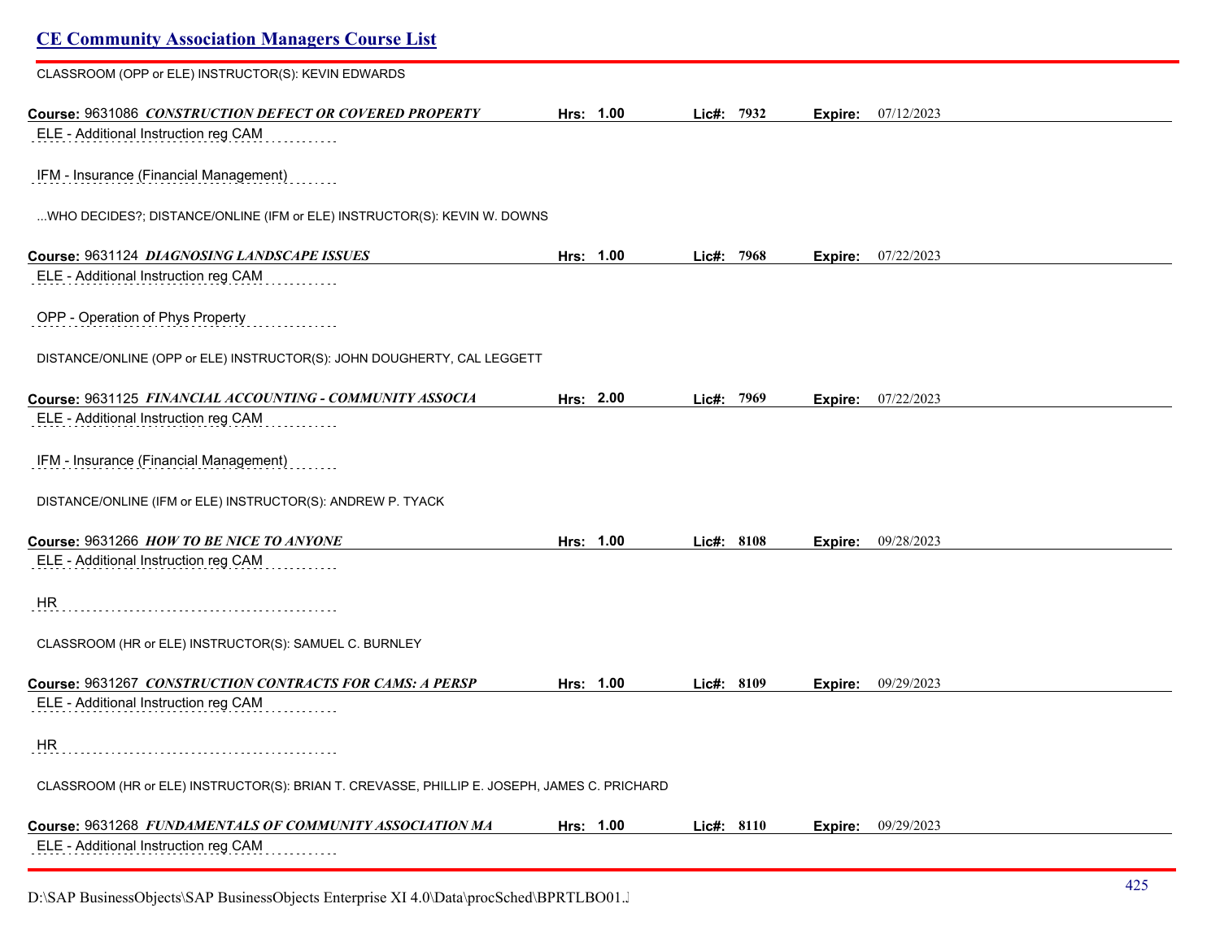CLASSROOM (OPP or ELE) INSTRUCTOR(S): KEVIN EDWARDS

**Course:** 9631086 ***CONSTRUCTION DEFECT OR COVERED PROPERTY*** **Hrs:** **1.00** **Lic#:** **7932** **Expire:** 07/12/2023

ELE - Additional Instruction reg CAM

IFM - Insurance (Financial Management)

...WHO DECIDES?; DISTANCE/ONLINE (IFM or ELE) INSTRUCTOR(S): KEVIN W. DOWNS

**Course:** 9631124 ***DIAGNOSING LANDSCAPE ISSUES*** **Hrs:** **1.00** **Lic#:** **7968** **Expire:** 07/22/2023

ELE - Additional Instruction reg CAM

OPP - Operation of Phys Property

DISTANCE/ONLINE (OPP or ELE) INSTRUCTOR(S): JOHN DOUGHERTY, CAL LEGGETT

**Course:** 9631125 ***FINANCIAL ACCOUNTING - COMMUNITY ASSOCIA*** **Hrs:** **2.00** **Lic#:** **7969** **Expire:** 07/22/2023

ELE - Additional Instruction reg CAM

IFM - Insurance (Financial Management)

DISTANCE/ONLINE (IFM or ELE) INSTRUCTOR(S): ANDREW P. TYACK

**Course:** 9631266 ***HOW TO BE NICE TO ANYONE*** **Hrs:** **1.00** **Lic#:** **8108** **Expire:** 09/28/2023

ELE - Additional Instruction reg CAM

HR

CLASSROOM (HR or ELE) INSTRUCTOR(S): SAMUEL C. BURNLEY

**Course:** 9631267 ***CONSTRUCTION CONTRACTS FOR CAMS: A PERSP*** **Hrs:** **1.00** **Lic#:** **8109** **Expire:** 09/29/2023

ELE - Additional Instruction reg CAM

HR

CLASSROOM (HR or ELE) INSTRUCTOR(S): BRIAN T. CREVASSE, PHILLIP E. JOSEPH, JAMES C. PRICHARD

**Course:** 9631268 ***FUNDAMENTALS OF COMMUNITY ASSOCIATION MA*** **Hrs:** **1.00** **Lic#:** **8110** **Expire:** 09/29/2023

ELE - Additional Instruction reg CAM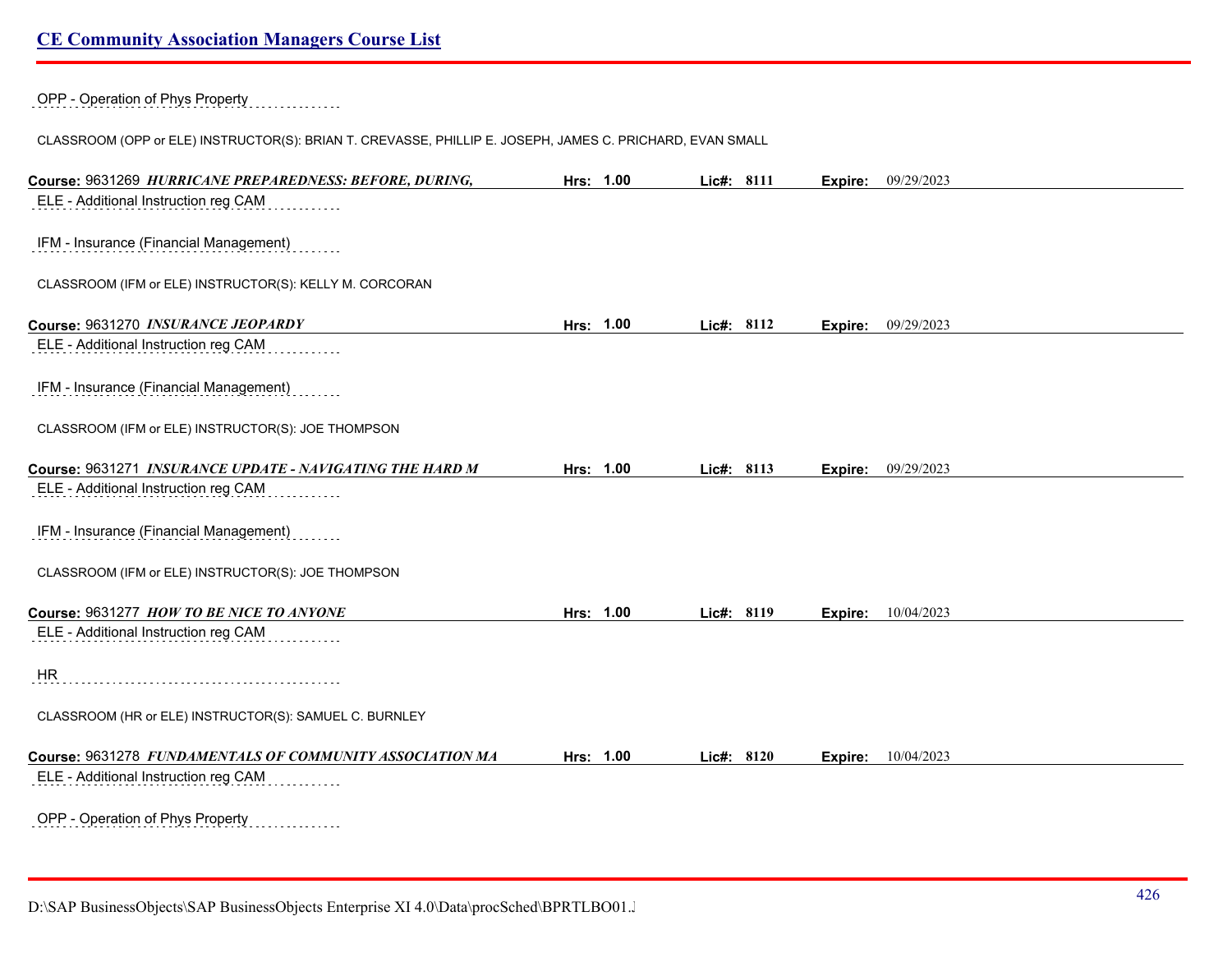OPP - Operation of Phys Property

CLASSROOM (OPP or ELE) INSTRUCTOR(S): BRIAN T. CREVASSE, PHILLIP E. JOSEPH, JAMES C. PRICHARD, EVAN SMALL

**Course:** 9631269 ***HURRICANE PREPAREDNESS: BEFORE, DURING,*** **Hrs: 1.00** **Lic#: 8111** **Expire:** 09/29/2023

ELE - Additional Instruction reg CAM

IFM - Insurance (Financial Management)

CLASSROOM (IFM or ELE) INSTRUCTOR(S): KELLY M. CORCORAN

**Course:** 9631270 ***INSURANCE JEOPARDY*** **Hrs: 1.00** **Lic#: 8112** **Expire:** 09/29/2023

ELE - Additional Instruction reg CAM

IFM - Insurance (Financial Management)

CLASSROOM (IFM or ELE) INSTRUCTOR(S): JOE THOMPSON

**Course:** 9631271 ***INSURANCE UPDATE - NAVIGATING THE HARD M*** **Hrs: 1.00** **Lic#: 8113** **Expire:** 09/29/2023

ELE - Additional Instruction reg CAM

IFM - Insurance (Financial Management)

CLASSROOM (IFM or ELE) INSTRUCTOR(S): JOE THOMPSON

**Course:** 9631277 ***HOW TO BE NICE TO ANYONE*** **Hrs: 1.00** **Lic#: 8119** **Expire:** 10/04/2023

ELE - Additional Instruction reg CAM

HR

CLASSROOM (HR or ELE) INSTRUCTOR(S): SAMUEL C. BURNLEY

**Course:** 9631278 ***FUNDAMENTALS OF COMMUNITY ASSOCIATION MA*** **Hrs: 1.00** **Lic#: 8120** **Expire:** 10/04/2023

ELE - Additional Instruction reg CAM

OPP - Operation of Phys Property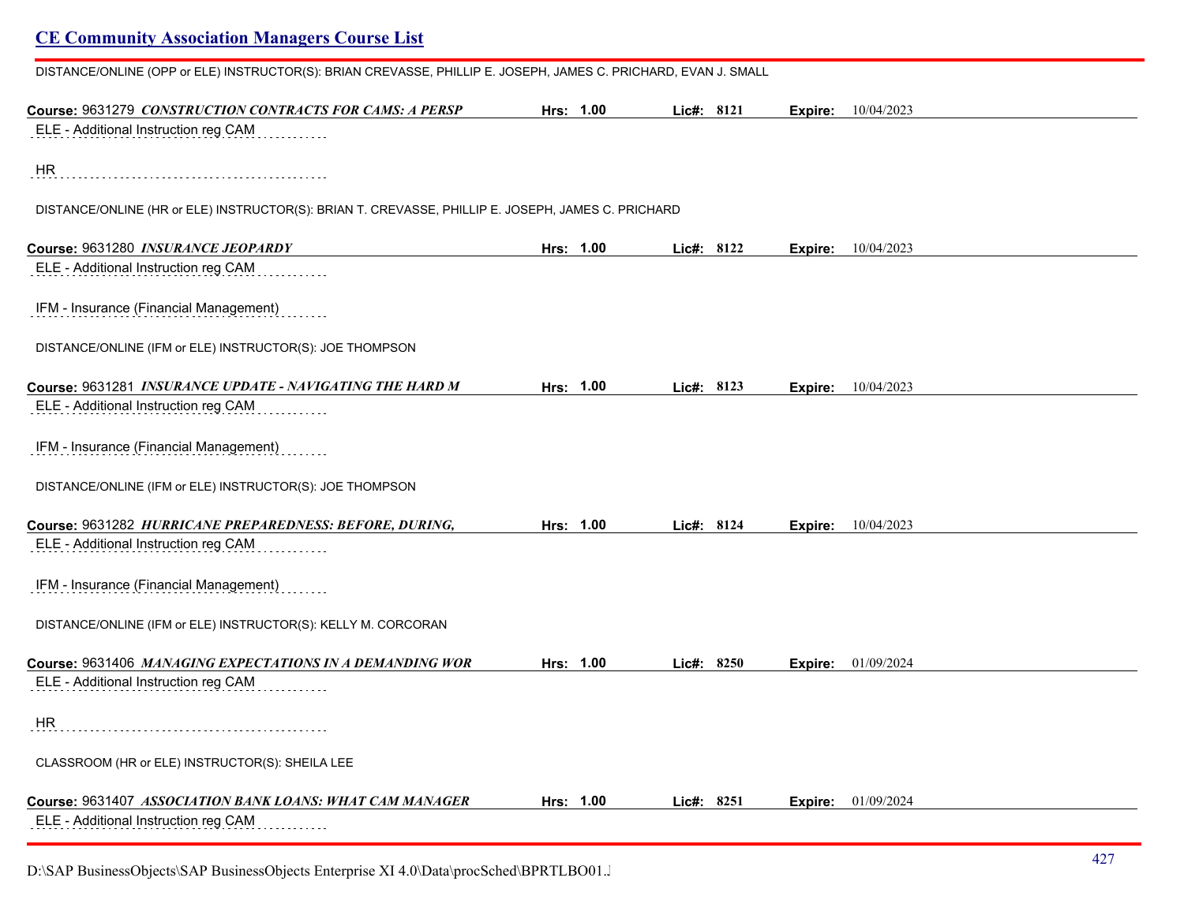# CE Community Association Managers Course List

DISTANCE/ONLINE (OPP or ELE) INSTRUCTOR(S): BRIAN CREVASSE, PHILLIP E. JOSEPH, JAMES C. PRICHARD, EVAN J. SMALL

**Course:** 9631279 ***CONSTRUCTION CONTRACTS FOR CAMS: A PERSP*** **Hrs:** **1.00** **Lic#:** **8121** **Expire:** 10/04/2023

ELE - Additional Instruction reg CAM

HR

DISTANCE/ONLINE (HR or ELE) INSTRUCTOR(S): BRIAN T. CREVASSE, PHILLIP E. JOSEPH, JAMES C. PRICHARD

**Course:** 9631280 ***INSURANCE JEOPARDY*** **Hrs:** **1.00** **Lic#:** **8122** **Expire:** 10/04/2023

ELE - Additional Instruction reg CAM

IFM - Insurance (Financial Management)

DISTANCE/ONLINE (IFM or ELE) INSTRUCTOR(S): JOE THOMPSON

**Course:** 9631281 ***INSURANCE UPDATE - NAVIGATING THE HARD M*** **Hrs:** **1.00** **Lic#:** **8123** **Expire:** 10/04/2023

ELE - Additional Instruction reg CAM

IFM - Insurance (Financial Management)

DISTANCE/ONLINE (IFM or ELE) INSTRUCTOR(S): JOE THOMPSON

**Course:** 9631282 ***HURRICANE PREPAREDNESS: BEFORE, DURING,*** **Hrs:** **1.00** **Lic#:** **8124** **Expire:** 10/04/2023

ELE - Additional Instruction reg CAM

IFM - Insurance (Financial Management)

DISTANCE/ONLINE (IFM or ELE) INSTRUCTOR(S): KELLY M. CORCORAN

**Course:** 9631406 ***MANAGING EXPECTATIONS IN A DEMANDING WOR*** **Hrs:** **1.00** **Lic#:** **8250** **Expire:** 01/09/2024

ELE - Additional Instruction reg CAM

HR

CLASSROOM (HR or ELE) INSTRUCTOR(S): SHEILA LEE

**Course:** 9631407 ***ASSOCIATION BANK LOANS: WHAT CAM MANAGER*** **Hrs:** **1.00** **Lic#:** **8251** **Expire:** 01/09/2024

ELE - Additional Instruction reg CAM

D:\SAP BusinessObjects\SAP BusinessObjects Enterprise XI 4.0\Data\procSched\BPRTLBO01.J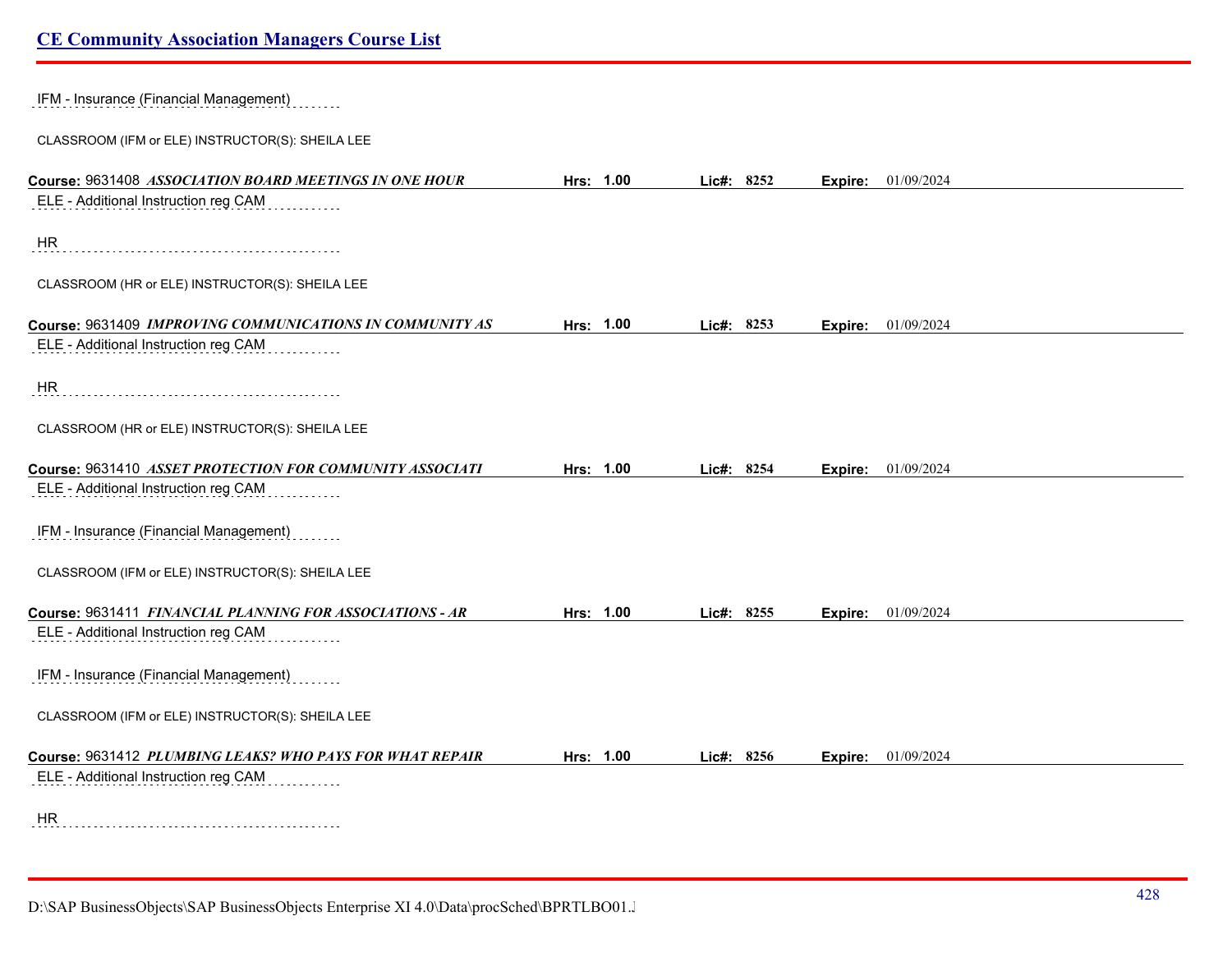IFM - Insurance (Financial Management)

CLASSROOM (IFM or ELE) INSTRUCTOR(S): SHEILA LEE

**Course:** 9631408 ***ASSOCIATION BOARD MEETINGS IN ONE HOUR*** **Hrs: 1.00** **Lic#: 8252** **Expire:** 01/09/2024

ELE - Additional Instruction reg CAM

HR

CLASSROOM (HR or ELE) INSTRUCTOR(S): SHEILA LEE

**Course:** 9631409 ***IMPROVING COMMUNICATIONS IN COMMUNITY AS*** **Hrs: 1.00** **Lic#: 8253** **Expire:** 01/09/2024

ELE - Additional Instruction reg CAM

HR

CLASSROOM (HR or ELE) INSTRUCTOR(S): SHEILA LEE

**Course:** 9631410 ***ASSET PROTECTION FOR COMMUNITY ASSOCIATI*** **Hrs: 1.00** **Lic#: 8254** **Expire:** 01/09/2024

ELE - Additional Instruction reg CAM

IFM - Insurance (Financial Management)

CLASSROOM (IFM or ELE) INSTRUCTOR(S): SHEILA LEE

**Course:** 9631411 ***FINANCIAL PLANNING FOR ASSOCIATIONS - AR*** **Hrs: 1.00** **Lic#: 8255** **Expire:** 01/09/2024

ELE - Additional Instruction reg CAM

IFM - Insurance (Financial Management)

CLASSROOM (IFM or ELE) INSTRUCTOR(S): SHEILA LEE

**Course:** 9631412 ***PLUMBING LEAKS? WHO PAYS FOR WHAT REPAIR*** **Hrs: 1.00** **Lic#: 8256** **Expire:** 01/09/2024

ELE - Additional Instruction reg CAM

HR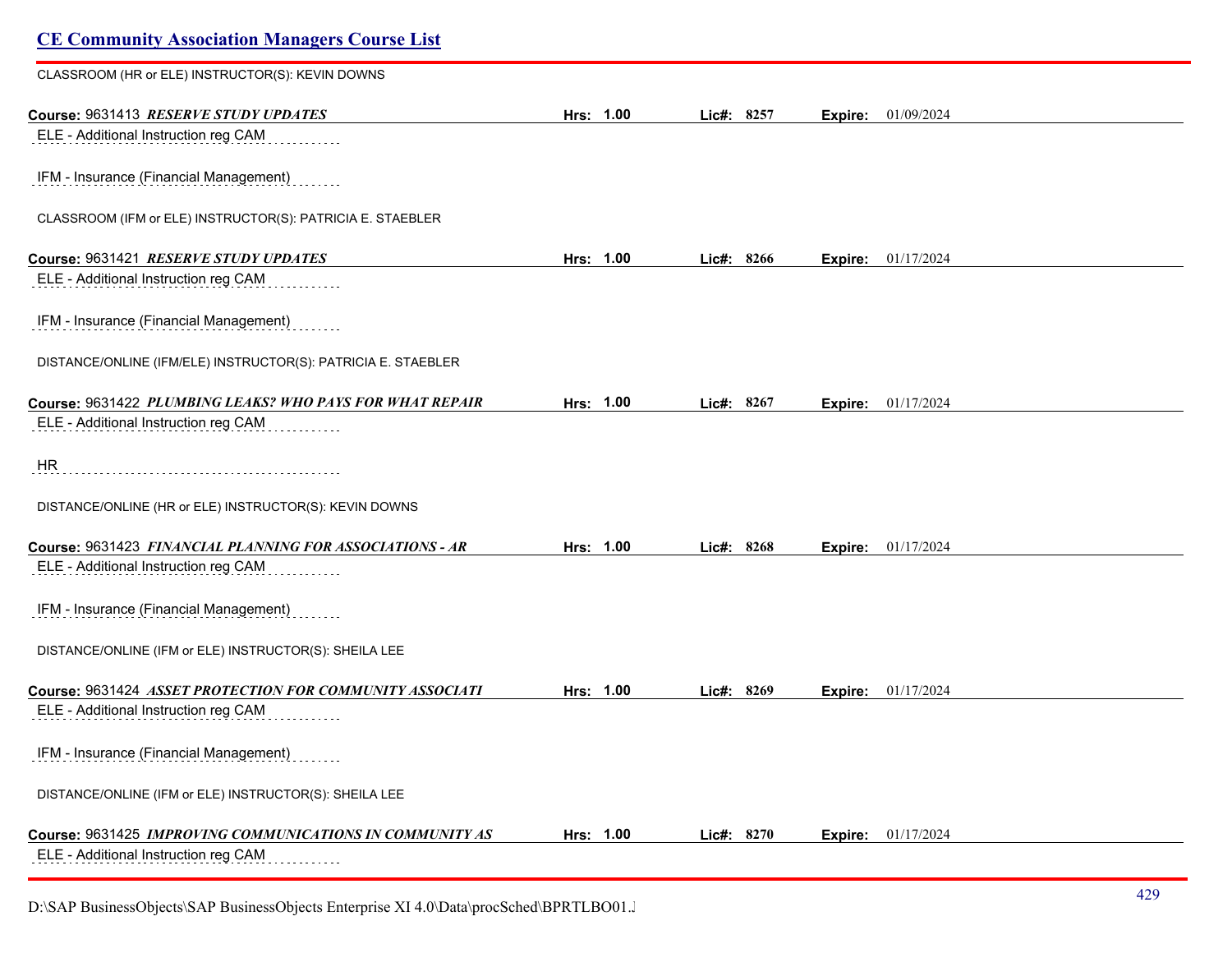## CE Community Association Managers Course List

CLASSROOM (HR or ELE) INSTRUCTOR(S): KEVIN DOWNS

**Course:** 9631413 ***RESERVE STUDY UPDATES*** **Hrs:** 1.00 **Lic#:** 8257 **Expire:** 01/09/2024

ELE - Additional Instruction reg CAM

IFM - Insurance (Financial Management)

CLASSROOM (IFM or ELE) INSTRUCTOR(S): PATRICIA E. STAEBLER

**Course:** 9631421 ***RESERVE STUDY UPDATES*** **Hrs:** 1.00 **Lic#:** 8266 **Expire:** 01/17/2024

ELE - Additional Instruction reg CAM

IFM - Insurance (Financial Management)

DISTANCE/ONLINE (IFM/ELE) INSTRUCTOR(S): PATRICIA E. STAEBLER

**Course:** 9631422 ***PLUMBING LEAKS? WHO PAYS FOR WHAT REPAIR*** **Hrs:** 1.00 **Lic#:** 8267 **Expire:** 01/17/2024

ELE - Additional Instruction reg CAM

HR

DISTANCE/ONLINE (HR or ELE) INSTRUCTOR(S): KEVIN DOWNS

**Course:** 9631423 ***FINANCIAL PLANNING FOR ASSOCIATIONS - AR*** **Hrs:** 1.00 **Lic#:** 8268 **Expire:** 01/17/2024

ELE - Additional Instruction reg CAM

IFM - Insurance (Financial Management)

DISTANCE/ONLINE (IFM or ELE) INSTRUCTOR(S): SHEILA LEE

**Course:** 9631424 ***ASSET PROTECTION FOR COMMUNITY ASSOCIATI*** **Hrs:** 1.00 **Lic#:** 8269 **Expire:** 01/17/2024

ELE - Additional Instruction reg CAM

IFM - Insurance (Financial Management)

DISTANCE/ONLINE (IFM or ELE) INSTRUCTOR(S): SHEILA LEE

**Course:** 9631425 ***IMPROVING COMMUNICATIONS IN COMMUNITY AS*** **Hrs:** 1.00 **Lic#:** 8270 **Expire:** 01/17/2024

ELE - Additional Instruction reg CAM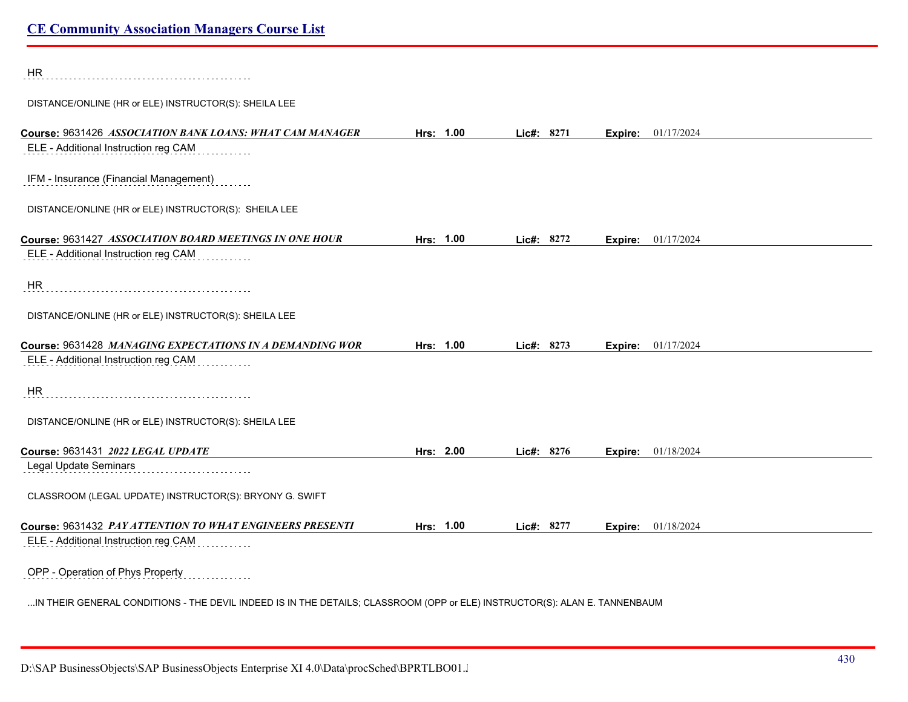HR

DISTANCE/ONLINE (HR or ELE) INSTRUCTOR(S): SHEILA LEE

**Course:** 9631426 ***ASSOCIATION BANK LOANS: WHAT CAM MANAGER*** **Hrs:** 1.00 **Lic#:** 8271 **Expire:** 01/17/2024

ELE - Additional Instruction reg CAM

IFM - Insurance (Financial Management)

DISTANCE/ONLINE (HR or ELE) INSTRUCTOR(S): SHEILA LEE

**Course:** 9631427 ***ASSOCIATION BOARD MEETINGS IN ONE HOUR*** **Hrs:** 1.00 **Lic#:** 8272 **Expire:** 01/17/2024

ELE - Additional Instruction reg CAM

HR

DISTANCE/ONLINE (HR or ELE) INSTRUCTOR(S): SHEILA LEE

**Course:** 9631428 ***MANAGING EXPECTATIONS IN A DEMANDING WOR*** **Hrs:** 1.00 **Lic#:** 8273 **Expire:** 01/17/2024

ELE - Additional Instruction reg CAM

HR

DISTANCE/ONLINE (HR or ELE) INSTRUCTOR(S): SHEILA LEE

**Course:** 9631431 ***2022 LEGAL UPDATE*** **Hrs:** 2.00 **Lic#:** 8276 **Expire:** 01/18/2024

Legal Update Seminars

CLASSROOM (LEGAL UPDATE) INSTRUCTOR(S): BRYONY G. SWIFT

**Course:** 9631432 ***PAY ATTENTION TO WHAT ENGINEERS PRESENTI*** **Hrs:** 1.00 **Lic#:** 8277 **Expire:** 01/18/2024

ELE - Additional Instruction reg CAM

OPP - Operation of Phys Property

...IN THEIR GENERAL CONDITIONS - THE DEVIL INDEED IS IN THE DETAILS; CLASSROOM (OPP or ELE) INSTRUCTOR(S): ALAN E. TANNENBAUM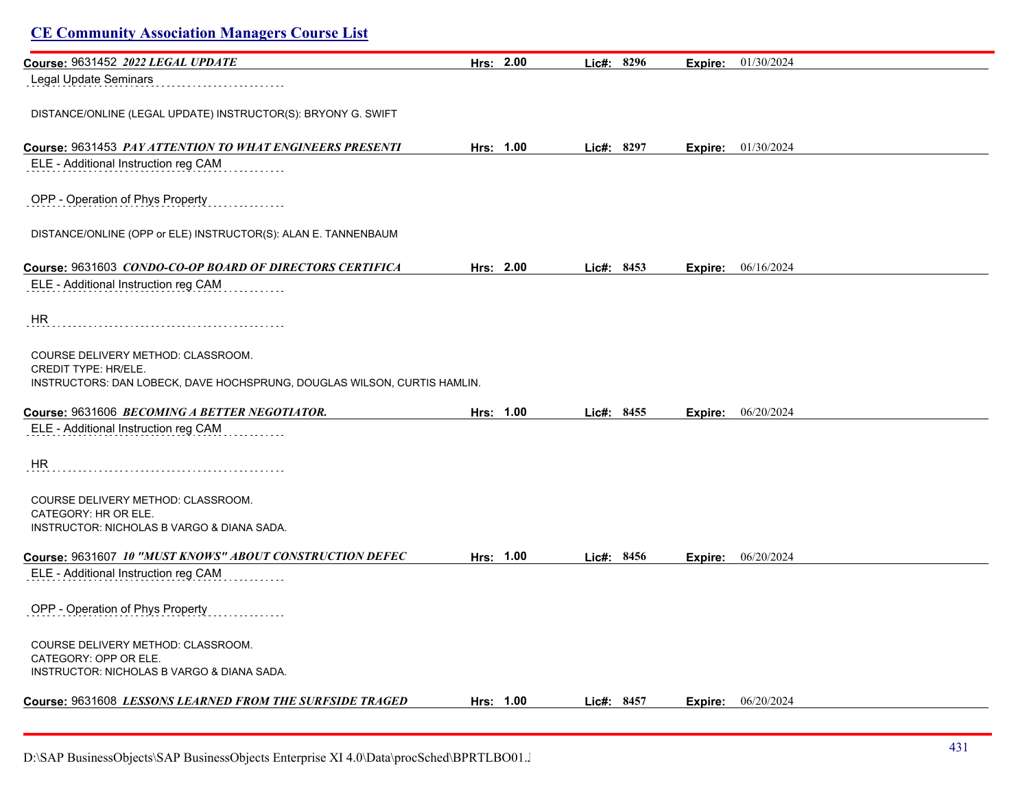## CE Community Association Managers Course List

**Course:** 9631452 ***2022 LEGAL UPDATE*** **Hrs:** 2.00 **Lic#:** 8296 **Expire:** 01/30/2024

Legal Update Seminars

DISTANCE/ONLINE (LEGAL UPDATE) INSTRUCTOR(S): BRYONY G. SWIFT

**Course:** 9631453 ***PAY ATTENTION TO WHAT ENGINEERS PRESENTI*** **Hrs:** 1.00 **Lic#:** 8297 **Expire:** 01/30/2024

ELE - Additional Instruction reg CAM

OPP - Operation of Phys Property

DISTANCE/ONLINE (OPP or ELE) INSTRUCTOR(S): ALAN E. TANNENBAUM

**Course:** 9631603 ***CONDO-CO-OP BOARD OF DIRECTORS CERTIFICA*** **Hrs:** 2.00 **Lic#:** 8453 **Expire:** 06/16/2024

ELE - Additional Instruction reg CAM

HR

COURSE DELIVERY METHOD: CLASSROOM.
CREDIT TYPE: HR/ELE.
INSTRUCTORS: DAN LOBECK, DAVE HOCHSPRUNG, DOUGLAS WILSON, CURTIS HAMLIN.

**Course:** 9631606 ***BECOMING A BETTER NEGOTIATOR.*** **Hrs:** 1.00 **Lic#:** 8455 **Expire:** 06/20/2024

ELE - Additional Instruction reg CAM

HR

COURSE DELIVERY METHOD: CLASSROOM.
CATEGORY: HR OR ELE.
INSTRUCTOR: NICHOLAS B VARGO & DIANA SADA.

**Course:** 9631607 ***10 "MUST KNOWS" ABOUT CONSTRUCTION DEFEC*** **Hrs:** 1.00 **Lic#:** 8456 **Expire:** 06/20/2024

ELE - Additional Instruction reg CAM

OPP - Operation of Phys Property

COURSE DELIVERY METHOD: CLASSROOM.
CATEGORY: OPP OR ELE.
INSTRUCTOR: NICHOLAS B VARGO & DIANA SADA.

**Course:** 9631608 ***LESSONS LEARNED FROM THE SURFSIDE TRAGED*** **Hrs:** 1.00 **Lic#:** 8457 **Expire:** 06/20/2024

D:\SAP BusinessObjects\SAP BusinessObjects Enterprise XI 4.0\Data\procSched\BPRTLBO01.J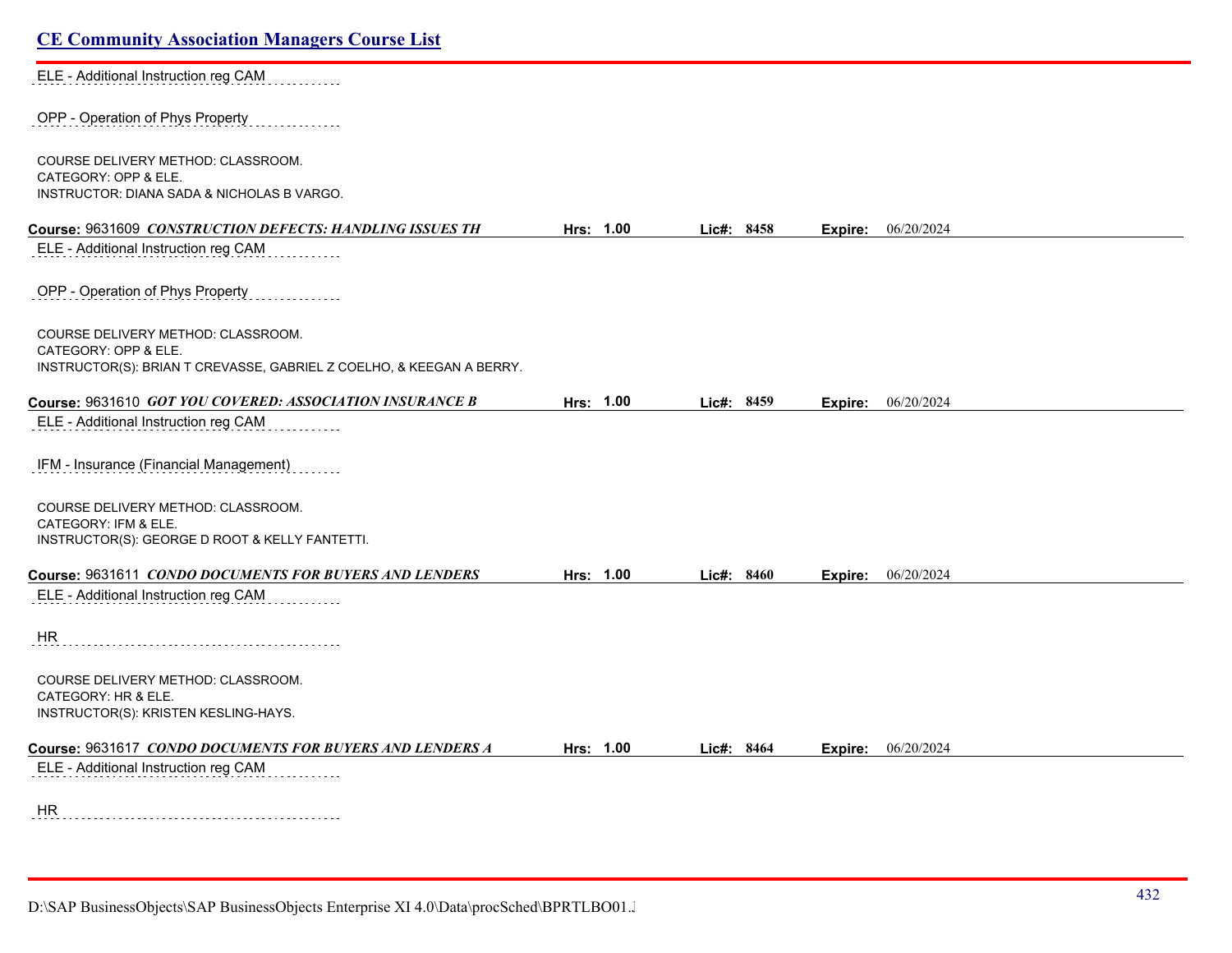ELE - Additional Instruction reg CAM

OPP - Operation of Phys Property

COURSE DELIVERY METHOD: CLASSROOM.
CATEGORY: OPP & ELE.
INSTRUCTOR: DIANA SADA & NICHOLAS B VARGO.

**Course:** 9631609 ***CONSTRUCTION DEFECTS: HANDLING ISSUES TH*** **Hrs:** **1.00** **Lic#:** **8458** **Expire:** 06/20/2024

ELE - Additional Instruction reg CAM

OPP - Operation of Phys Property

COURSE DELIVERY METHOD: CLASSROOM.
CATEGORY: OPP & ELE.
INSTRUCTOR(S): BRIAN T CREVASSE, GABRIEL Z COELHO, & KEEGAN A BERRY.

**Course:** 9631610 ***GOT YOU COVERED: ASSOCIATION INSURANCE B*** **Hrs:** **1.00** **Lic#:** **8459** **Expire:** 06/20/2024

ELE - Additional Instruction reg CAM

IFM - Insurance (Financial Management)

COURSE DELIVERY METHOD: CLASSROOM.
CATEGORY: IFM & ELE.
INSTRUCTOR(S): GEORGE D ROOT & KELLY FANTETTI.

**Course:** 9631611 ***CONDO DOCUMENTS FOR BUYERS AND LENDERS*** **Hrs:** **1.00** **Lic#:** **8460** **Expire:** 06/20/2024

ELE - Additional Instruction reg CAM

HR

COURSE DELIVERY METHOD: CLASSROOM.
CATEGORY: HR & ELE.
INSTRUCTOR(S): KRISTEN KESLING-HAYS.

**Course:** 9631617 ***CONDO DOCUMENTS FOR BUYERS AND LENDERS A*** **Hrs:** **1.00** **Lic#:** **8464** **Expire:** 06/20/2024

ELE - Additional Instruction reg CAM

HR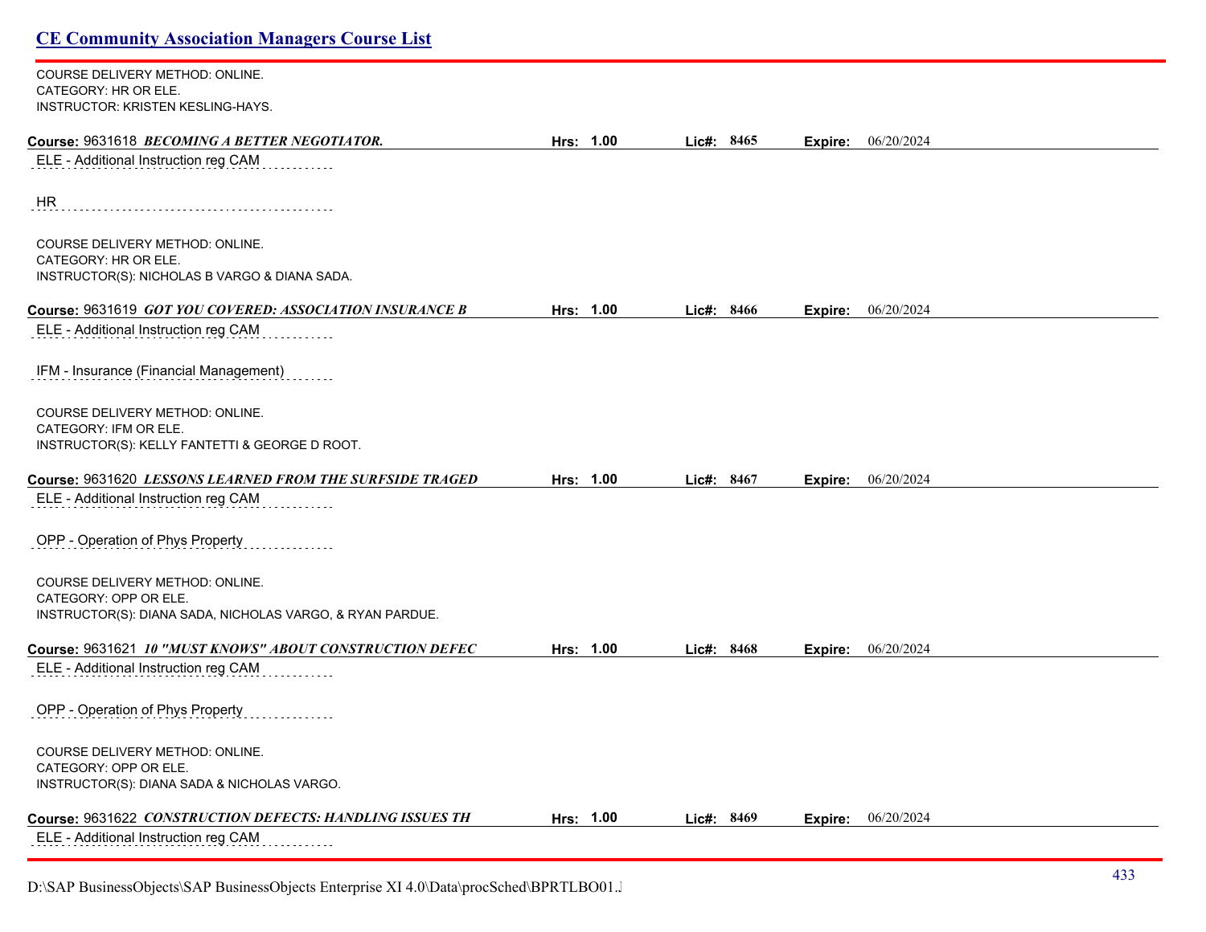COURSE DELIVERY METHOD: ONLINE.
CATEGORY: HR OR ELE.
INSTRUCTOR: KRISTEN KESLING-HAYS.

**Course:** 9631618 ***BECOMING A BETTER NEGOTIATOR.*** **Hrs:** 1.00 **Lic#:** 8465 **Expire:** 06/20/2024

ELE - Additional Instruction reg CAM

HR

COURSE DELIVERY METHOD: ONLINE.
CATEGORY: HR OR ELE.
INSTRUCTOR(S): NICHOLAS B VARGO & DIANA SADA.

**Course:** 9631619 ***GOT YOU COVERED: ASSOCIATION INSURANCE B*** **Hrs:** 1.00 **Lic#:** 8466 **Expire:** 06/20/2024

ELE - Additional Instruction reg CAM

IFM - Insurance (Financial Management)

COURSE DELIVERY METHOD: ONLINE.
CATEGORY: IFM OR ELE.
INSTRUCTOR(S): KELLY FANTETTI & GEORGE D ROOT.

**Course:** 9631620 ***LESSONS LEARNED FROM THE SURFSIDE TRAGED*** **Hrs:** 1.00 **Lic#:** 8467 **Expire:** 06/20/2024

ELE - Additional Instruction reg CAM

OPP - Operation of Phys Property

COURSE DELIVERY METHOD: ONLINE.
CATEGORY: OPP OR ELE.
INSTRUCTOR(S): DIANA SADA, NICHOLAS VARGO, & RYAN PARDUE.

**Course:** 9631621 ***10 "MUST KNOWS" ABOUT CONSTRUCTION DEFEC*** **Hrs:** 1.00 **Lic#:** 8468 **Expire:** 06/20/2024

ELE - Additional Instruction reg CAM

OPP - Operation of Phys Property

COURSE DELIVERY METHOD: ONLINE.
CATEGORY: OPP OR ELE.
INSTRUCTOR(S): DIANA SADA & NICHOLAS VARGO.

**Course:** 9631622 ***CONSTRUCTION DEFECTS: HANDLING ISSUES TH*** **Hrs:** 1.00 **Lic#:** 8469 **Expire:** 06/20/2024

ELE - Additional Instruction reg CAM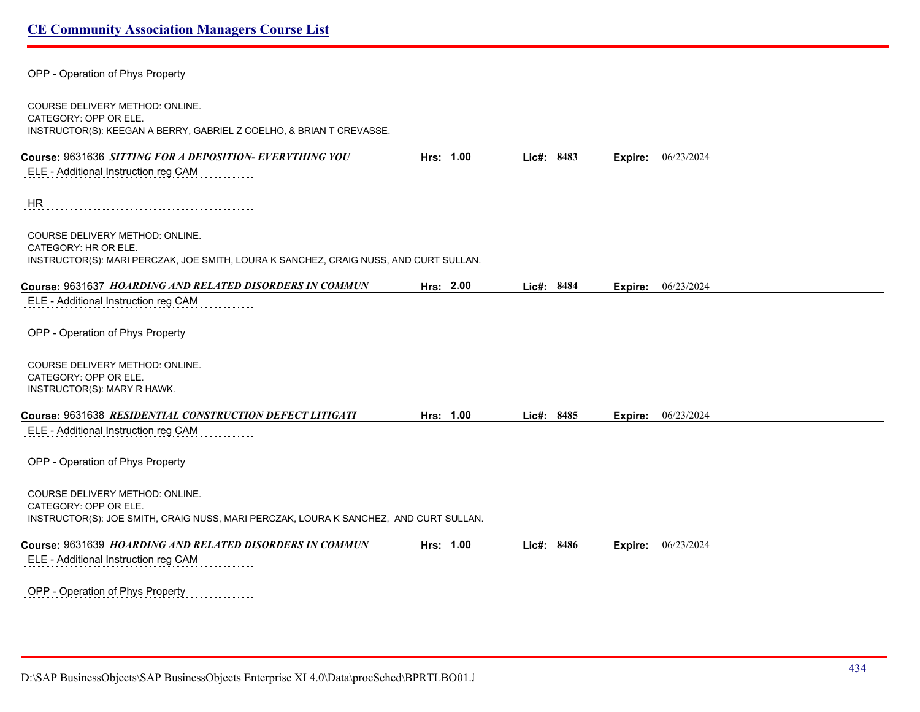OPP - Operation of Phys Property

COURSE DELIVERY METHOD: ONLINE.
CATEGORY: OPP OR ELE.
INSTRUCTOR(S): KEEGAN A BERRY, GABRIEL Z COELHO, & BRIAN T CREVASSE.

**Course:** 9631636 ***SITTING FOR A DEPOSITION- EVERYTHING YOU*** **Hrs:** 1.00 **Lic#:** 8483 **Expire:** 06/23/2024

ELE - Additional Instruction reg CAM

HR

COURSE DELIVERY METHOD: ONLINE.
CATEGORY: HR OR ELE.
INSTRUCTOR(S): MARI PERCZAK, JOE SMITH, LOURA K SANCHEZ, CRAIG NUSS, AND CURT SULLAN.

**Course:** 9631637 ***HOARDING AND RELATED DISORDERS IN COMMUN*** **Hrs:** 2.00 **Lic#:** 8484 **Expire:** 06/23/2024

ELE - Additional Instruction reg CAM

OPP - Operation of Phys Property

COURSE DELIVERY METHOD: ONLINE.
CATEGORY: OPP OR ELE.
INSTRUCTOR(S): MARY R HAWK.

**Course:** 9631638 ***RESIDENTIAL CONSTRUCTION DEFECT LITIGATI*** **Hrs:** 1.00 **Lic#:** 8485 **Expire:** 06/23/2024

ELE - Additional Instruction reg CAM

OPP - Operation of Phys Property

COURSE DELIVERY METHOD: ONLINE.
CATEGORY: OPP OR ELE.
INSTRUCTOR(S): JOE SMITH, CRAIG NUSS, MARI PERCZAK, LOURA K SANCHEZ, AND CURT SULLAN.

**Course:** 9631639 ***HOARDING AND RELATED DISORDERS IN COMMUN*** **Hrs:** 1.00 **Lic#:** 8486 **Expire:** 06/23/2024

ELE - Additional Instruction reg CAM

OPP - Operation of Phys Property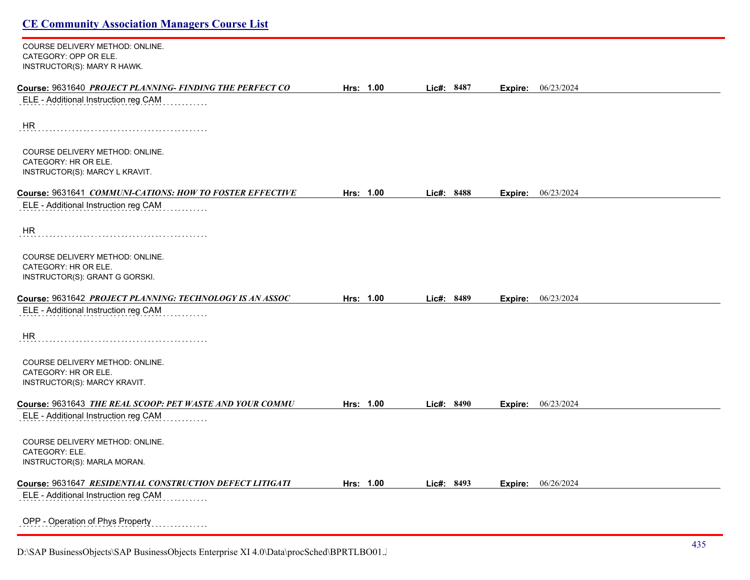COURSE DELIVERY METHOD: ONLINE.
CATEGORY: OPP OR ELE.
INSTRUCTOR(S): MARY R HAWK.

**Course:** 9631640 ***PROJECT PLANNING- FINDING THE PERFECT CO*** **Hrs:** 1.00 **Lic#:** 8487 **Expire:** 06/23/2024

ELE - Additional Instruction reg CAM

HR

COURSE DELIVERY METHOD: ONLINE.
CATEGORY: HR OR ELE.
INSTRUCTOR(S): MARCY L KRAVIT.

**Course:** 9631641 ***COMMUNI-CATIONS: HOW TO FOSTER EFFECTIVE*** **Hrs:** 1.00 **Lic#:** 8488 **Expire:** 06/23/2024

ELE - Additional Instruction reg CAM

HR

COURSE DELIVERY METHOD: ONLINE.
CATEGORY: HR OR ELE.
INSTRUCTOR(S): GRANT G GORSKI.

**Course:** 9631642 ***PROJECT PLANNING: TECHNOLOGY IS AN ASSOC*** **Hrs:** 1.00 **Lic#:** 8489 **Expire:** 06/23/2024

ELE - Additional Instruction reg CAM

HR

COURSE DELIVERY METHOD: ONLINE.
CATEGORY: HR OR ELE.
INSTRUCTOR(S): MARCY KRAVIT.

**Course:** 9631643 ***THE REAL SCOOP: PET WASTE AND YOUR COMMU*** **Hrs:** 1.00 **Lic#:** 8490 **Expire:** 06/23/2024

ELE - Additional Instruction reg CAM

COURSE DELIVERY METHOD: ONLINE.
CATEGORY: ELE.
INSTRUCTOR(S): MARLA MORAN.

**Course:** 9631647 ***RESIDENTIAL CONSTRUCTION DEFECT LITIGATI*** **Hrs:** 1.00 **Lic#:** 8493 **Expire:** 06/26/2024

ELE - Additional Instruction reg CAM

OPP - Operation of Phys Property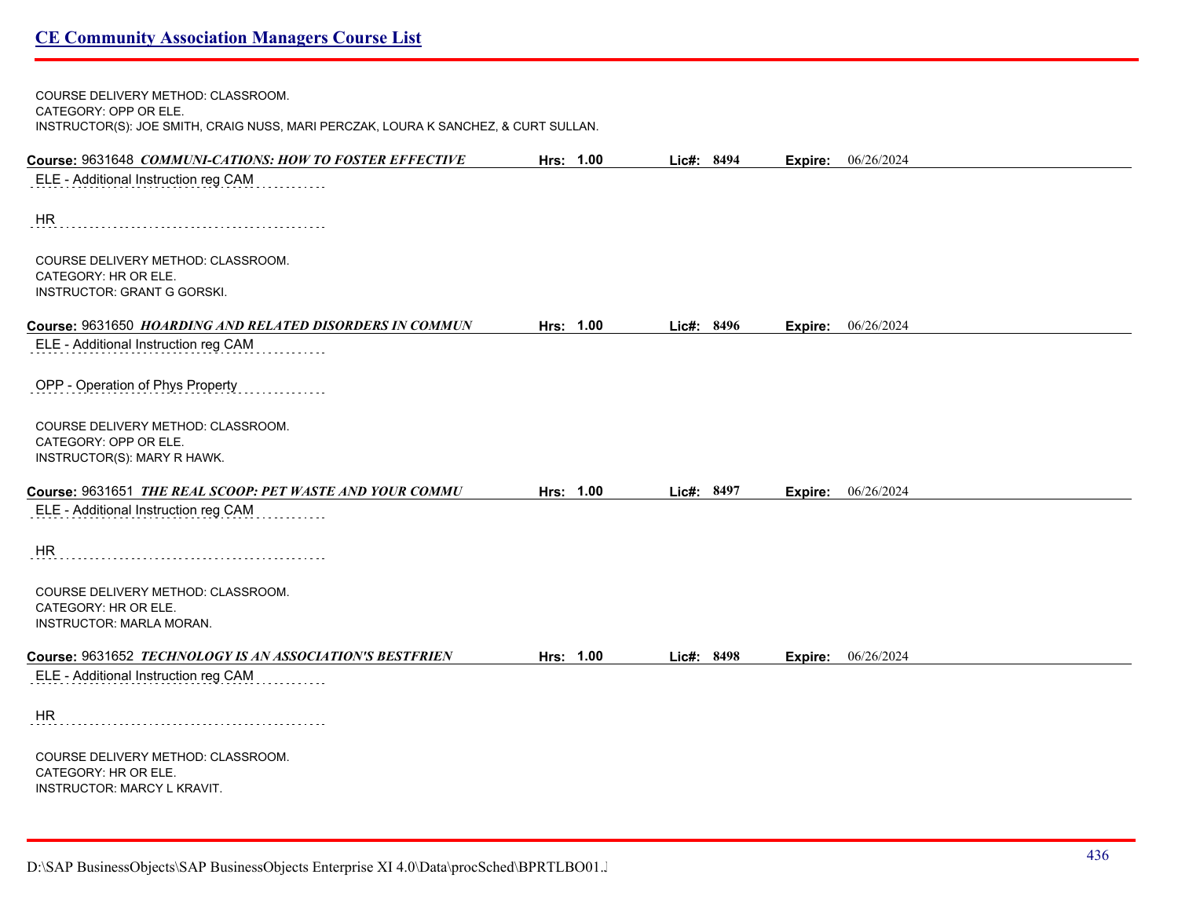COURSE DELIVERY METHOD: CLASSROOM.
CATEGORY: OPP OR ELE.
INSTRUCTOR(S): JOE SMITH, CRAIG NUSS, MARI PERCZAK, LOURA K SANCHEZ, & CURT SULLAN.

**Course:** 9631648 ***COMMUNI-CATIONS: HOW TO FOSTER EFFECTIVE*** **Hrs:** **1.00** **Lic#:** **8494** **Expire:** 06/26/2024

ELE - Additional Instruction reg CAM

HR

COURSE DELIVERY METHOD: CLASSROOM.
CATEGORY: HR OR ELE.
INSTRUCTOR: GRANT G GORSKI.

**Course:** 9631650 ***HOARDING AND RELATED DISORDERS IN COMMUN*** **Hrs:** **1.00** **Lic#:** **8496** **Expire:** 06/26/2024

ELE - Additional Instruction reg CAM

OPP - Operation of Phys Property

COURSE DELIVERY METHOD: CLASSROOM.
CATEGORY: OPP OR ELE.
INSTRUCTOR(S): MARY R HAWK.

**Course:** 9631651 ***THE REAL SCOOP: PET WASTE AND YOUR COMMU*** **Hrs:** **1.00** **Lic#:** **8497** **Expire:** 06/26/2024

ELE - Additional Instruction reg CAM

HR

COURSE DELIVERY METHOD: CLASSROOM.
CATEGORY: HR OR ELE.
INSTRUCTOR: MARLA MORAN.

**Course:** 9631652 ***TECHNOLOGY IS AN ASSOCIATION'S BESTFRIEN*** **Hrs:** **1.00** **Lic#:** **8498** **Expire:** 06/26/2024

ELE - Additional Instruction reg CAM

HR

COURSE DELIVERY METHOD: CLASSROOM.
CATEGORY: HR OR ELE.
INSTRUCTOR: MARCY L KRAVIT.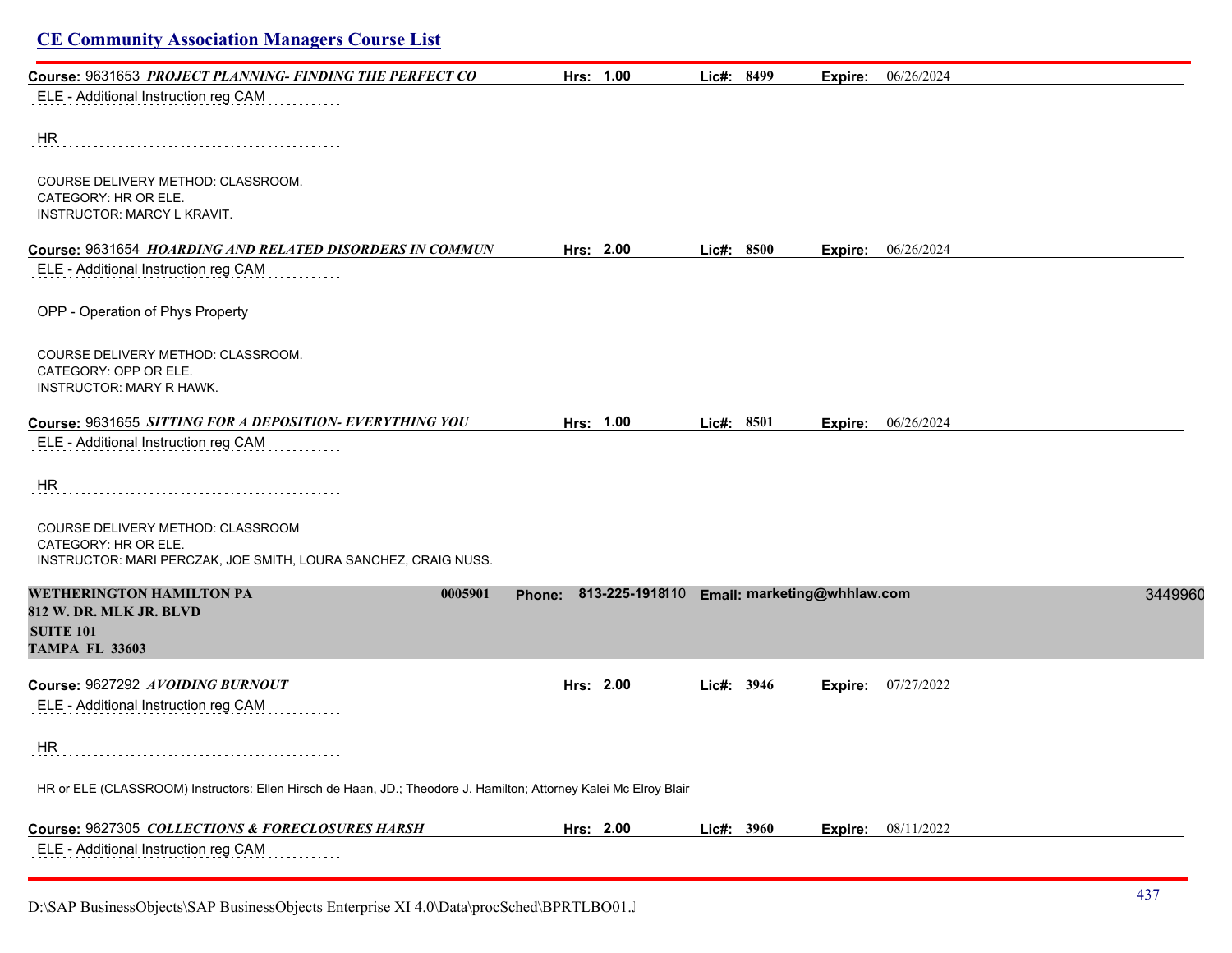## CE Community Association Managers Course List

**Course:** 9631653 ***PROJECT PLANNING- FINDING THE PERFECT CO*** **Hrs:** 1.00 **Lic#:** 8499 **Expire:** 06/26/2024

ELE - Additional Instruction reg CAM

HR

COURSE DELIVERY METHOD: CLASSROOM.
CATEGORY: HR OR ELE.
INSTRUCTOR: MARCY L KRAVIT.

**Course:** 9631654 ***HOARDING AND RELATED DISORDERS IN COMMUN*** **Hrs:** 2.00 **Lic#:** 8500 **Expire:** 06/26/2024

ELE - Additional Instruction reg CAM

OPP - Operation of Phys Property

COURSE DELIVERY METHOD: CLASSROOM.
CATEGORY: OPP OR ELE.
INSTRUCTOR: MARY R HAWK.

**Course:** 9631655 ***SITTING FOR A DEPOSITION- EVERYTHING YOU*** **Hrs:** 1.00 **Lic#:** 8501 **Expire:** 06/26/2024

ELE - Additional Instruction reg CAM

HR

COURSE DELIVERY METHOD: CLASSROOM
CATEGORY: HR OR ELE.
INSTRUCTOR: MARI PERCZAK, JOE SMITH, LOURA SANCHEZ, CRAIG NUSS.

**WETHERINGTON HAMILTON PA** 0005901 **Phone:** 813-225-1918110 **Email:** marketing@whhlaw.com 3449960
**812 W. DR. MLK JR. BLVD**
**SUITE 101**
**TAMPA FL 33603**

**Course:** 9627292 ***AVOIDING BURNOUT*** **Hrs:** 2.00 **Lic#:** 3946 **Expire:** 07/27/2022

ELE - Additional Instruction reg CAM

HR

HR or ELE (CLASSROOM) Instructors: Ellen Hirsch de Haan, JD.; Theodore J. Hamilton; Attorney Kalei Mc Elroy Blair

**Course:** 9627305 ***COLLECTIONS & FORECLOSURES HARSH*** **Hrs:** 2.00 **Lic#:** 3960 **Expire:** 08/11/2022

ELE - Additional Instruction reg CAM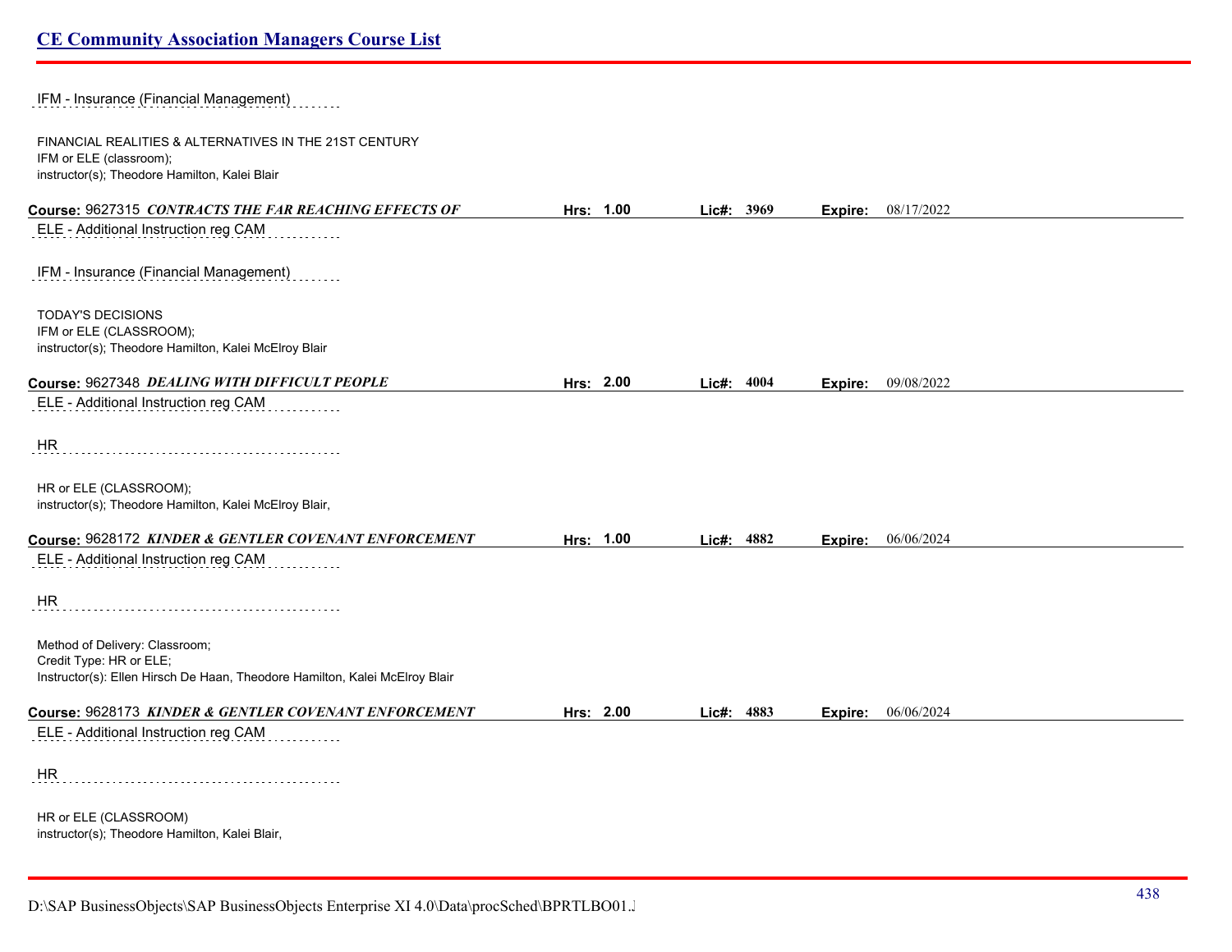IFM - Insurance (Financial Management)

FINANCIAL REALITIES & ALTERNATIVES IN THE 21ST CENTURY
IFM or ELE (classroom);
instructor(s); Theodore Hamilton, Kalei Blair

**Course:** 9627315 ***CONTRACTS THE FAR REACHING EFFECTS OF*** **Hrs:** 1.00 **Lic#:** 3969 **Expire:** 08/17/2022

ELE - Additional Instruction reg CAM

IFM - Insurance (Financial Management)

TODAY'S DECISIONS
IFM or ELE (CLASSROOM);
instructor(s); Theodore Hamilton, Kalei McElroy Blair

**Course:** 9627348 ***DEALING WITH DIFFICULT PEOPLE*** **Hrs:** 2.00 **Lic#:** 4004 **Expire:** 09/08/2022

ELE - Additional Instruction reg CAM

HR

HR or ELE (CLASSROOM);
instructor(s); Theodore Hamilton, Kalei McElroy Blair,

**Course:** 9628172 ***KINDER & GENTLER COVENANT ENFORCEMENT*** **Hrs:** 1.00 **Lic#:** 4882 **Expire:** 06/06/2024

ELE - Additional Instruction reg CAM

HR

Method of Delivery: Classroom;
Credit Type: HR or ELE;
Instructor(s): Ellen Hirsch De Haan, Theodore Hamilton, Kalei McElroy Blair

**Course:** 9628173 ***KINDER & GENTLER COVENANT ENFORCEMENT*** **Hrs:** 2.00 **Lic#:** 4883 **Expire:** 06/06/2024

ELE - Additional Instruction reg CAM

HR

HR or ELE (CLASSROOM)
instructor(s); Theodore Hamilton, Kalei Blair,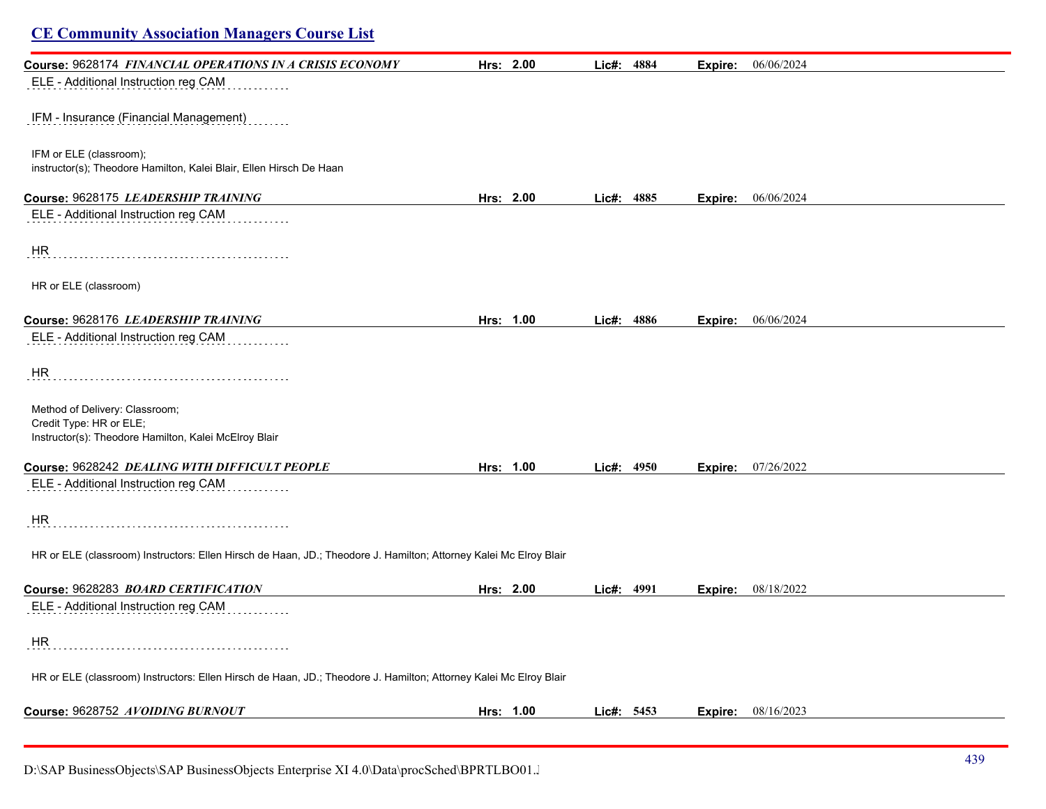## CE Community Association Managers Course List

**Course:** 9628174 ***FINANCIAL OPERATIONS IN A CRISIS ECONOMY*** **Hrs:** 2.00 **Lic#:** 4884 **Expire:** 06/06/2024

ELE - Additional Instruction reg CAM

IFM - Insurance (Financial Management)

IFM or ELE (classroom);
instructor(s); Theodore Hamilton, Kalei Blair, Ellen Hirsch De Haan

**Course:** 9628175 ***LEADERSHIP TRAINING*** **Hrs:** 2.00 **Lic#:** 4885 **Expire:** 06/06/2024

ELE - Additional Instruction reg CAM

HR

HR or ELE (classroom)

**Course:** 9628176 ***LEADERSHIP TRAINING*** **Hrs:** 1.00 **Lic#:** 4886 **Expire:** 06/06/2024

ELE - Additional Instruction reg CAM

HR

Method of Delivery: Classroom;
Credit Type: HR or ELE;
Instructor(s): Theodore Hamilton, Kalei McElroy Blair

**Course:** 9628242 ***DEALING WITH DIFFICULT PEOPLE*** **Hrs:** 1.00 **Lic#:** 4950 **Expire:** 07/26/2022

ELE - Additional Instruction reg CAM

HR

HR or ELE (classroom) Instructors: Ellen Hirsch de Haan, JD.; Theodore J. Hamilton; Attorney Kalei Mc Elroy Blair

**Course:** 9628283 ***BOARD CERTIFICATION*** **Hrs:** 2.00 **Lic#:** 4991 **Expire:** 08/18/2022

ELE - Additional Instruction reg CAM

HR

HR or ELE (classroom) Instructors: Ellen Hirsch de Haan, JD.; Theodore J. Hamilton; Attorney Kalei Mc Elroy Blair

**Course:** 9628752 ***AVOIDING BURNOUT*** **Hrs:** 1.00 **Lic#:** 5453 **Expire:** 08/16/2023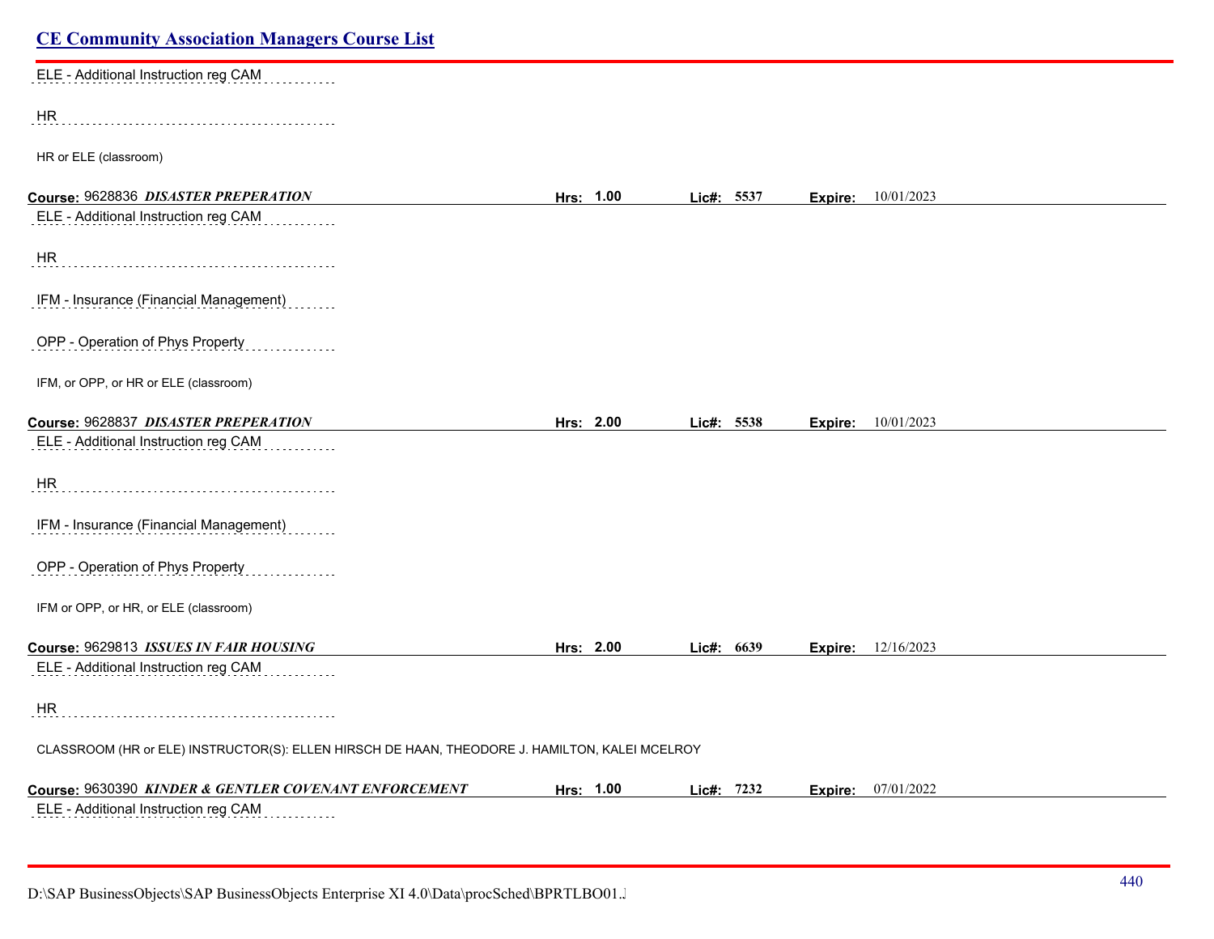## CE Community Association Managers Course List

ELE - Additional Instruction reg CAM

HR

HR or ELE (classroom)

**Course:** 9628836 ***DISASTER PREPERATION*** **Hrs:** **1.00** **Lic#:** **5537** **Expire:** 10/01/2023

ELE - Additional Instruction reg CAM

HR

IFM - Insurance (Financial Management)

OPP - Operation of Phys Property

IFM, or OPP, or HR or ELE (classroom)

**Course:** 9628837 ***DISASTER PREPERATION*** **Hrs:** **2.00** **Lic#:** **5538** **Expire:** 10/01/2023

ELE - Additional Instruction reg CAM

HR

IFM - Insurance (Financial Management)

OPP - Operation of Phys Property

IFM or OPP, or HR, or ELE (classroom)

**Course:** 9629813 ***ISSUES IN FAIR HOUSING*** **Hrs:** **2.00** **Lic#:** **6639** **Expire:** 12/16/2023

ELE - Additional Instruction reg CAM

HR

CLASSROOM (HR or ELE) INSTRUCTOR(S): ELLEN HIRSCH DE HAAN, THEODORE J. HAMILTON, KALEI MCELROY

**Course:** 9630390 ***KINDER & GENTLER COVENANT ENFORCEMENT*** **Hrs:** **1.00** **Lic#:** **7232** **Expire:** 07/01/2022

ELE - Additional Instruction reg CAM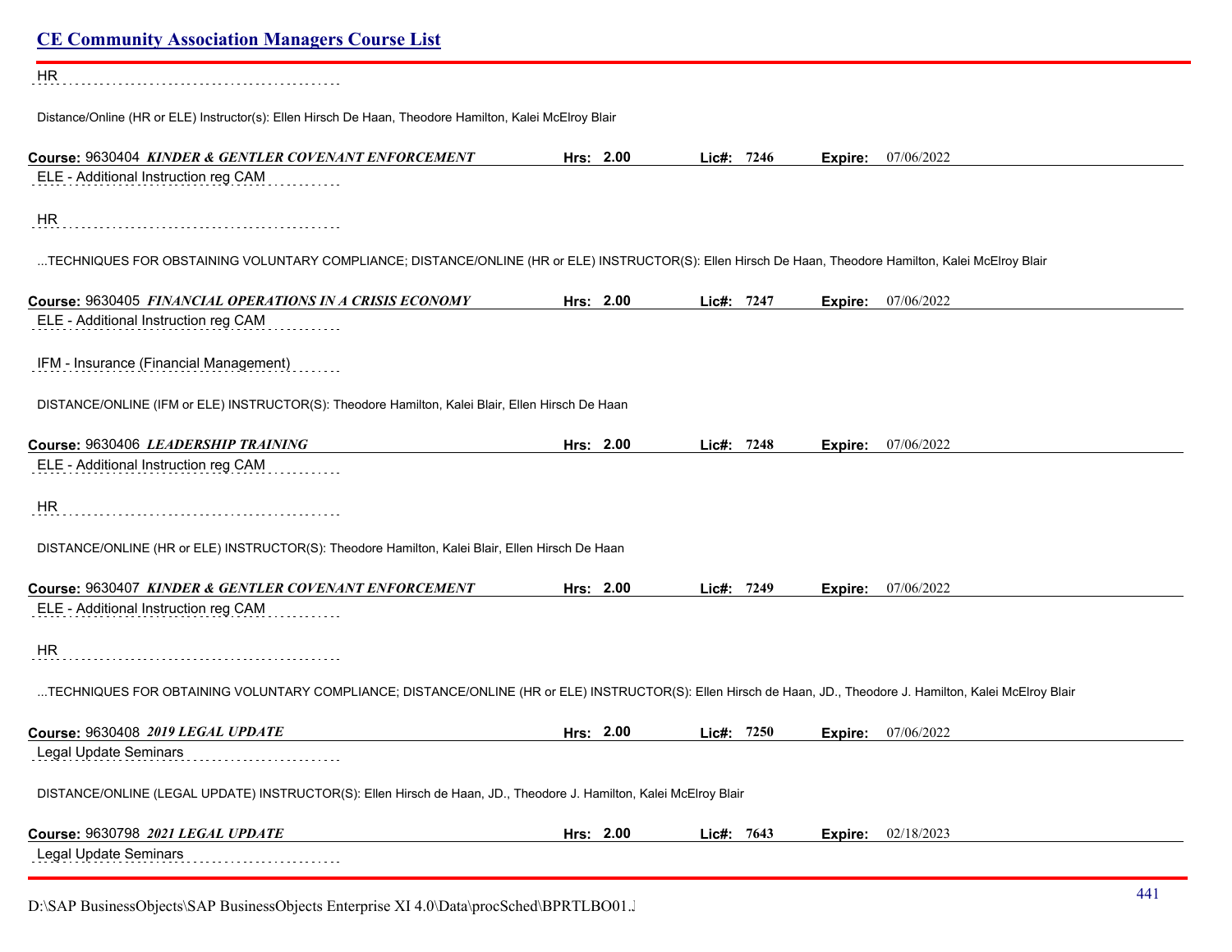HR

Distance/Online (HR or ELE) Instructor(s): Ellen Hirsch De Haan, Theodore Hamilton, Kalei McElroy Blair

**Course:** 9630404 ***KINDER & GENTLER COVENANT ENFORCEMENT*** **Hrs: 2.00** **Lic#: 7246** **Expire:** 07/06/2022

ELE - Additional Instruction reg CAM

HR

...TECHNIQUES FOR OBSTAINING VOLUNTARY COMPLIANCE; DISTANCE/ONLINE (HR or ELE) INSTRUCTOR(S): Ellen Hirsch De Haan, Theodore Hamilton, Kalei McElroy Blair

**Course:** 9630405 ***FINANCIAL OPERATIONS IN A CRISIS ECONOMY*** **Hrs: 2.00** **Lic#: 7247** **Expire:** 07/06/2022

ELE - Additional Instruction reg CAM

IFM - Insurance (Financial Management)

DISTANCE/ONLINE (IFM or ELE) INSTRUCTOR(S): Theodore Hamilton, Kalei Blair, Ellen Hirsch De Haan

**Course:** 9630406 ***LEADERSHIP TRAINING*** **Hrs: 2.00** **Lic#: 7248** **Expire:** 07/06/2022

ELE - Additional Instruction reg CAM

HR

DISTANCE/ONLINE (HR or ELE) INSTRUCTOR(S): Theodore Hamilton, Kalei Blair, Ellen Hirsch De Haan

**Course:** 9630407 ***KINDER & GENTLER COVENANT ENFORCEMENT*** **Hrs: 2.00** **Lic#: 7249** **Expire:** 07/06/2022

ELE - Additional Instruction reg CAM

HR

...TECHNIQUES FOR OBTAINING VOLUNTARY COMPLIANCE; DISTANCE/ONLINE (HR or ELE) INSTRUCTOR(S): Ellen Hirsch de Haan, JD., Theodore J. Hamilton, Kalei McElroy Blair

**Course:** 9630408 ***2019 LEGAL UPDATE*** **Hrs: 2.00** **Lic#: 7250** **Expire:** 07/06/2022

Legal Update Seminars

DISTANCE/ONLINE (LEGAL UPDATE) INSTRUCTOR(S): Ellen Hirsch de Haan, JD., Theodore J. Hamilton, Kalei McElroy Blair

**Course:** 9630798 ***2021 LEGAL UPDATE*** **Hrs: 2.00** **Lic#: 7643** **Expire:** 02/18/2023

Legal Update Seminars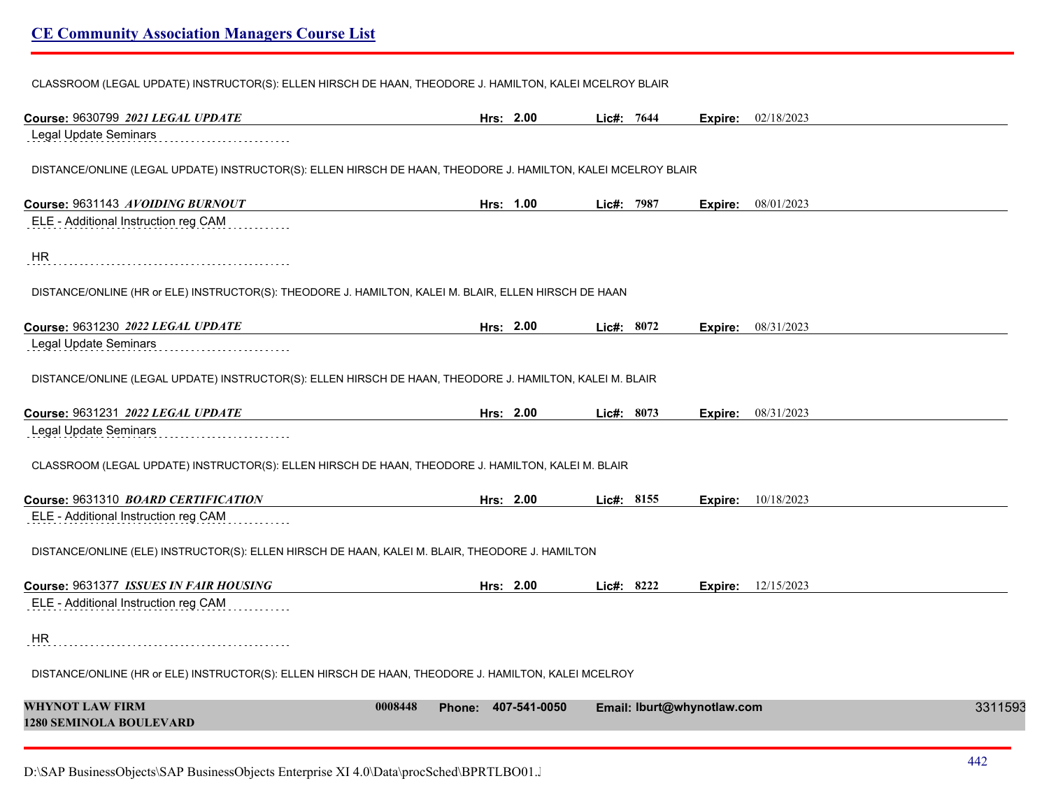CLASSROOM (LEGAL UPDATE) INSTRUCTOR(S): ELLEN HIRSCH DE HAAN, THEODORE J. HAMILTON, KALEI MCELROY BLAIR

**Course:** 9630799 ***2021 LEGAL UPDATE*** **Hrs:** 2.00 **Lic#:** 7644 **Expire:** 02/18/2023

Legal Update Seminars

DISTANCE/ONLINE (LEGAL UPDATE) INSTRUCTOR(S): ELLEN HIRSCH DE HAAN, THEODORE J. HAMILTON, KALEI MCELROY BLAIR

**Course:** 9631143 ***AVOIDING BURNOUT*** **Hrs:** 1.00 **Lic#:** 7987 **Expire:** 08/01/2023

ELE - Additional Instruction reg CAM

HR

DISTANCE/ONLINE (HR or ELE) INSTRUCTOR(S): THEODORE J. HAMILTON, KALEI M. BLAIR, ELLEN HIRSCH DE HAAN

**Course:** 9631230 ***2022 LEGAL UPDATE*** **Hrs:** 2.00 **Lic#:** 8072 **Expire:** 08/31/2023

Legal Update Seminars

DISTANCE/ONLINE (LEGAL UPDATE) INSTRUCTOR(S): ELLEN HIRSCH DE HAAN, THEODORE J. HAMILTON, KALEI M. BLAIR

**Course:** 9631231 ***2022 LEGAL UPDATE*** **Hrs:** 2.00 **Lic#:** 8073 **Expire:** 08/31/2023

Legal Update Seminars

CLASSROOM (LEGAL UPDATE) INSTRUCTOR(S): ELLEN HIRSCH DE HAAN, THEODORE J. HAMILTON, KALEI M. BLAIR

**Course:** 9631310 ***BOARD CERTIFICATION*** **Hrs:** 2.00 **Lic#:** 8155 **Expire:** 10/18/2023

ELE - Additional Instruction reg CAM

DISTANCE/ONLINE (ELE) INSTRUCTOR(S): ELLEN HIRSCH DE HAAN, KALEI M. BLAIR, THEODORE J. HAMILTON

**Course:** 9631377 ***ISSUES IN FAIR HOUSING*** **Hrs:** 2.00 **Lic#:** 8222 **Expire:** 12/15/2023

ELE - Additional Instruction reg CAM

HR

DISTANCE/ONLINE (HR or ELE) INSTRUCTOR(S): ELLEN HIRSCH DE HAAN, THEODORE J. HAMILTON, KALEI MCELROY

**WHYNOT LAW FIRM** 0008448 **Phone:** 407-541-0050 **Email:** lburt@whynotlaw.com 3311593
**1280 SEMINOLA BOULEVARD**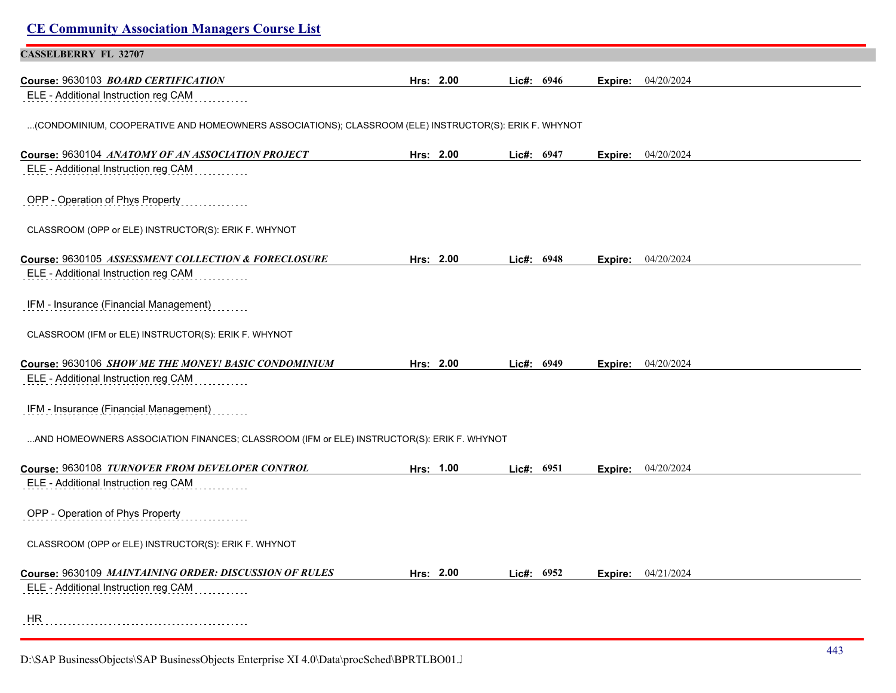# CE Community Association Managers Course List

## CASSELBERRY FL 32707

**Course:** 9630103 ***BOARD CERTIFICATION*** **Hrs:** 2.00 **Lic#:** 6946 **Expire:** 04/20/2024

ELE - Additional Instruction reg CAM

...(CONDOMINIUM, COOPERATIVE AND HOMEOWNERS ASSOCIATIONS); CLASSROOM (ELE) INSTRUCTOR(S): ERIK F. WHYNOT

**Course:** 9630104 ***ANATOMY OF AN ASSOCIATION PROJECT*** **Hrs:** 2.00 **Lic#:** 6947 **Expire:** 04/20/2024

ELE - Additional Instruction reg CAM

OPP - Operation of Phys Property

CLASSROOM (OPP or ELE) INSTRUCTOR(S): ERIK F. WHYNOT

**Course:** 9630105 ***ASSESSMENT COLLECTION & FORECLOSURE*** **Hrs:** 2.00 **Lic#:** 6948 **Expire:** 04/20/2024

ELE - Additional Instruction reg CAM

IFM - Insurance (Financial Management)

CLASSROOM (IFM or ELE) INSTRUCTOR(S): ERIK F. WHYNOT

**Course:** 9630106 ***SHOW ME THE MONEY! BASIC CONDOMINIUM*** **Hrs:** 2.00 **Lic#:** 6949 **Expire:** 04/20/2024

ELE - Additional Instruction reg CAM

IFM - Insurance (Financial Management)

...AND HOMEOWNERS ASSOCIATION FINANCES; CLASSROOM (IFM or ELE) INSTRUCTOR(S): ERIK F. WHYNOT

**Course:** 9630108 ***TURNOVER FROM DEVELOPER CONTROL*** **Hrs:** 1.00 **Lic#:** 6951 **Expire:** 04/20/2024

ELE - Additional Instruction reg CAM

OPP - Operation of Phys Property

CLASSROOM (OPP or ELE) INSTRUCTOR(S): ERIK F. WHYNOT

**Course:** 9630109 ***MAINTAINING ORDER: DISCUSSION OF RULES*** **Hrs:** 2.00 **Lic#:** 6952 **Expire:** 04/21/2024

ELE - Additional Instruction reg CAM

HR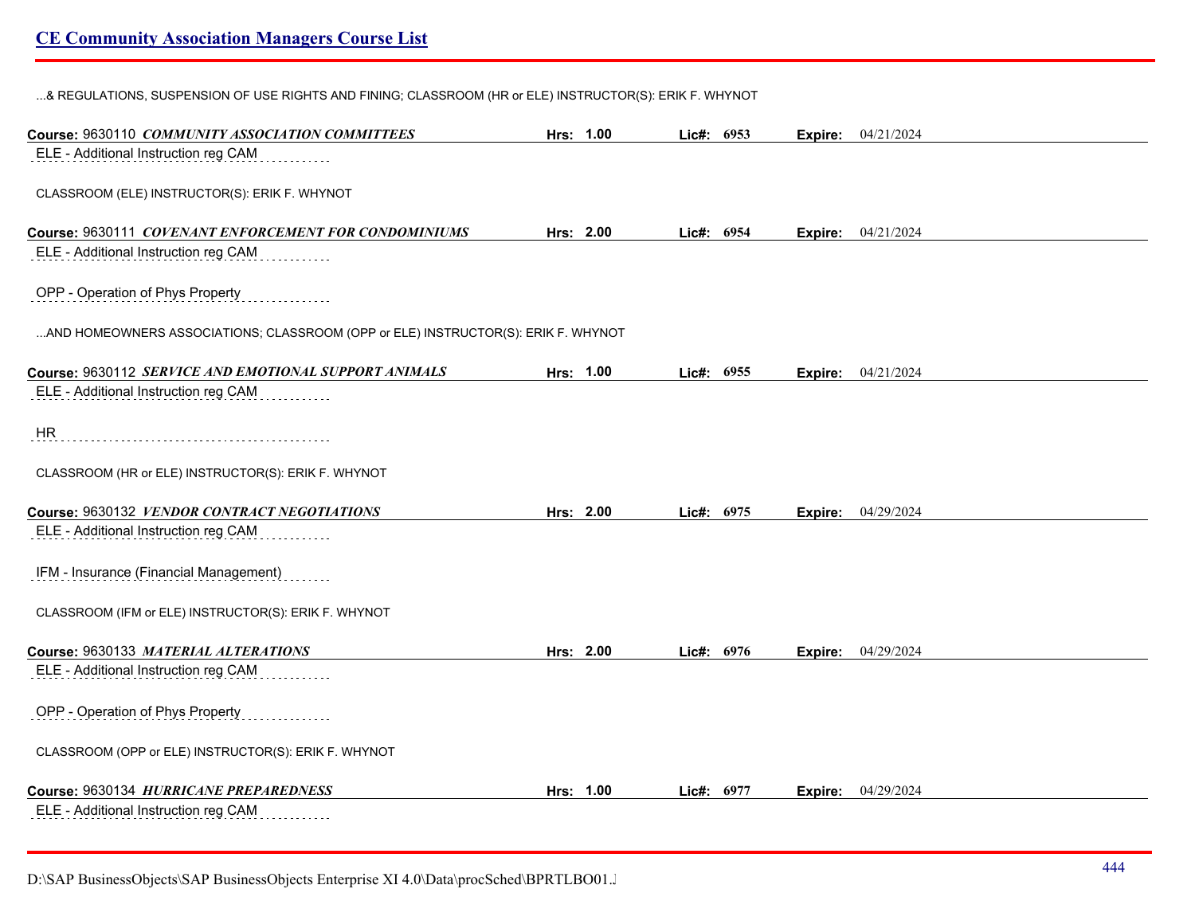...& REGULATIONS, SUSPENSION OF USE RIGHTS AND FINING; CLASSROOM (HR or ELE) INSTRUCTOR(S): ERIK F. WHYNOT

**Course:** 9630110 ***COMMUNITY ASSOCIATION COMMITTEES*** **Hrs:** 1.00 **Lic#:** 6953 **Expire:** 04/21/2024

ELE - Additional Instruction reg CAM

CLASSROOM (ELE) INSTRUCTOR(S): ERIK F. WHYNOT

**Course:** 9630111 ***COVENANT ENFORCEMENT FOR CONDOMINIUMS*** **Hrs:** 2.00 **Lic#:** 6954 **Expire:** 04/21/2024

ELE - Additional Instruction reg CAM

OPP - Operation of Phys Property

...AND HOMEOWNERS ASSOCIATIONS; CLASSROOM (OPP or ELE) INSTRUCTOR(S): ERIK F. WHYNOT

**Course:** 9630112 ***SERVICE AND EMOTIONAL SUPPORT ANIMALS*** **Hrs:** 1.00 **Lic#:** 6955 **Expire:** 04/21/2024

ELE - Additional Instruction reg CAM

HR

CLASSROOM (HR or ELE) INSTRUCTOR(S): ERIK F. WHYNOT

**Course:** 9630132 ***VENDOR CONTRACT NEGOTIATIONS*** **Hrs:** 2.00 **Lic#:** 6975 **Expire:** 04/29/2024

ELE - Additional Instruction reg CAM

IFM - Insurance (Financial Management)

CLASSROOM (IFM or ELE) INSTRUCTOR(S): ERIK F. WHYNOT

**Course:** 9630133 ***MATERIAL ALTERATIONS*** **Hrs:** 2.00 **Lic#:** 6976 **Expire:** 04/29/2024

ELE - Additional Instruction reg CAM

OPP - Operation of Phys Property

CLASSROOM (OPP or ELE) INSTRUCTOR(S): ERIK F. WHYNOT

**Course:** 9630134 ***HURRICANE PREPAREDNESS*** **Hrs:** 1.00 **Lic#:** 6977 **Expire:** 04/29/2024

ELE - Additional Instruction reg CAM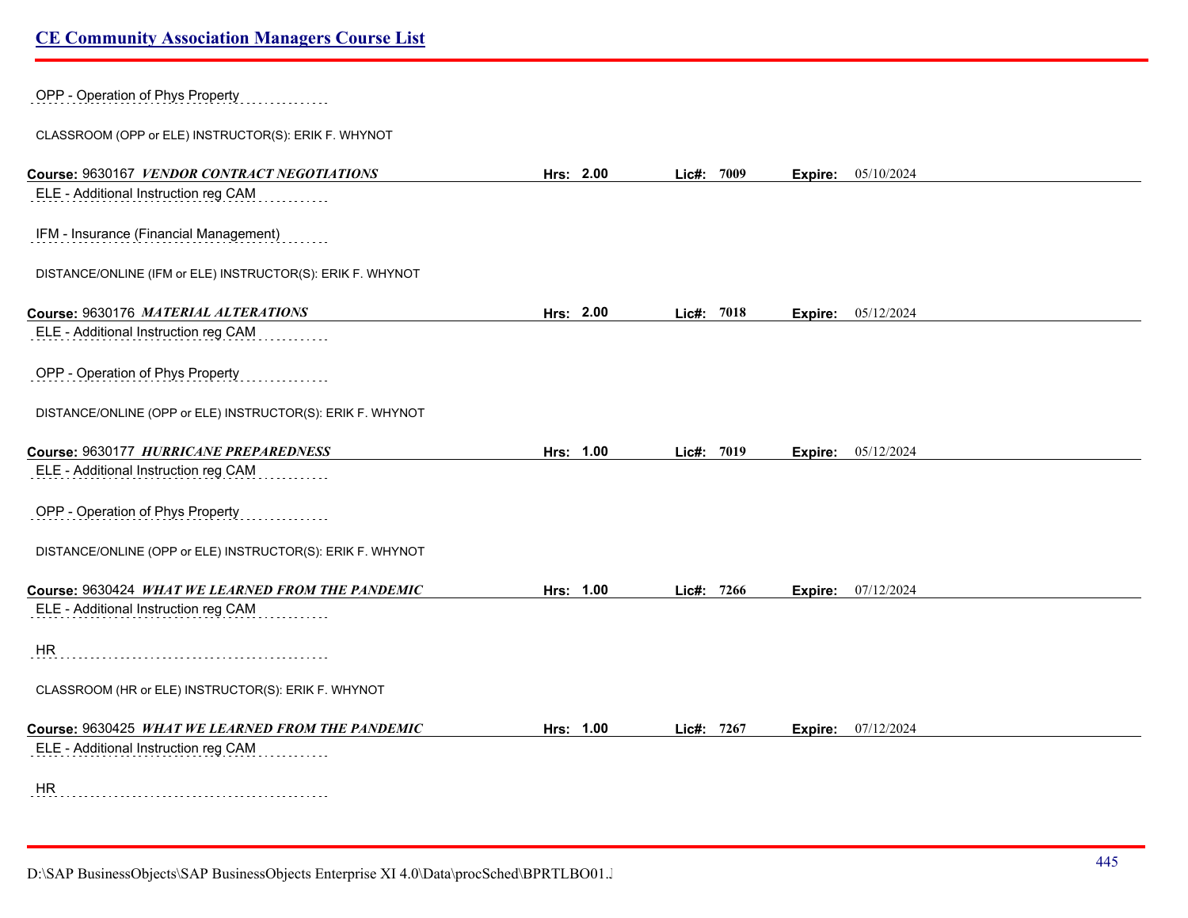OPP - Operation of Phys Property

CLASSROOM (OPP or ELE) INSTRUCTOR(S): ERIK F. WHYNOT

**Course:** 9630167 ***VENDOR CONTRACT NEGOTIATIONS*** **Hrs: 2.00** **Lic#: 7009** **Expire:** 05/10/2024

ELE - Additional Instruction reg CAM

IFM - Insurance (Financial Management)

DISTANCE/ONLINE (IFM or ELE) INSTRUCTOR(S): ERIK F. WHYNOT

**Course:** 9630176 ***MATERIAL ALTERATIONS*** **Hrs: 2.00** **Lic#: 7018** **Expire:** 05/12/2024

ELE - Additional Instruction reg CAM

OPP - Operation of Phys Property

DISTANCE/ONLINE (OPP or ELE) INSTRUCTOR(S): ERIK F. WHYNOT

**Course:** 9630177 ***HURRICANE PREPAREDNESS*** **Hrs: 1.00** **Lic#: 7019** **Expire:** 05/12/2024

ELE - Additional Instruction reg CAM

OPP - Operation of Phys Property

DISTANCE/ONLINE (OPP or ELE) INSTRUCTOR(S): ERIK F. WHYNOT

**Course:** 9630424 ***WHAT WE LEARNED FROM THE PANDEMIC*** **Hrs: 1.00** **Lic#: 7266** **Expire:** 07/12/2024

ELE - Additional Instruction reg CAM

HR

CLASSROOM (HR or ELE) INSTRUCTOR(S): ERIK F. WHYNOT

**Course:** 9630425 ***WHAT WE LEARNED FROM THE PANDEMIC*** **Hrs: 1.00** **Lic#: 7267** **Expire:** 07/12/2024

ELE - Additional Instruction reg CAM

HR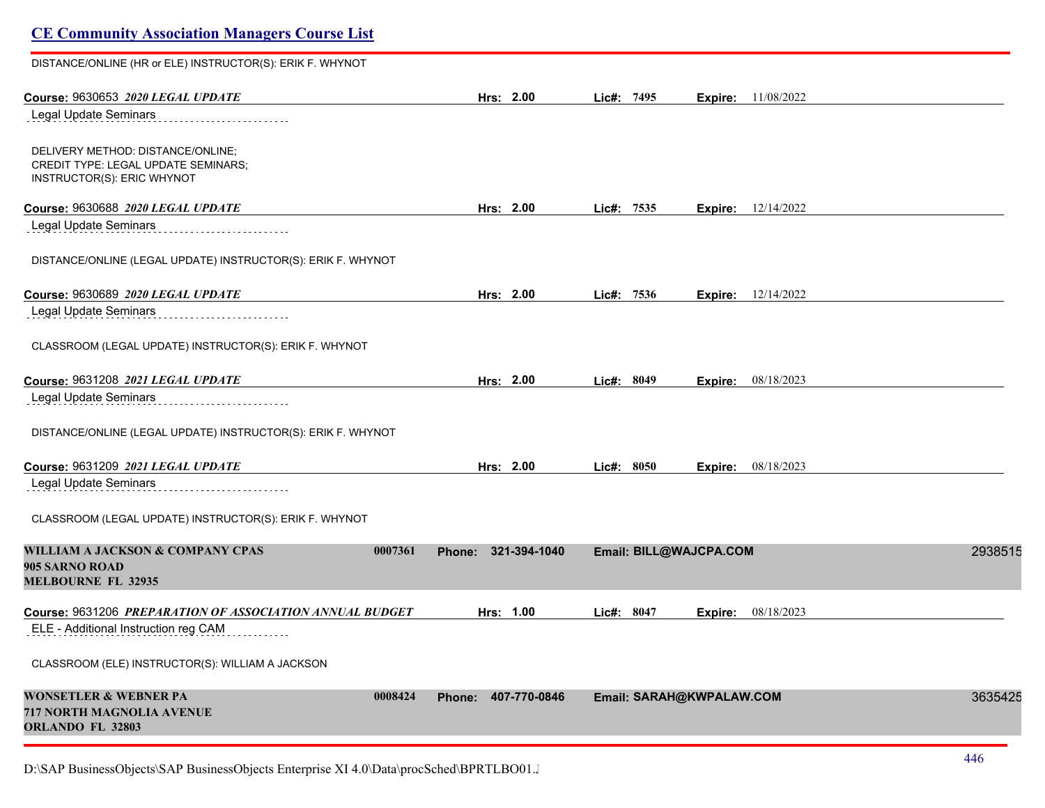DISTANCE/ONLINE (HR or ELE) INSTRUCTOR(S): ERIK F. WHYNOT

**Course:** 9630653 ***2020 LEGAL UPDATE*** **Hrs:** **2.00** **Lic#:** **7495** **Expire:** 11/08/2022

Legal Update Seminars

DELIVERY METHOD: DISTANCE/ONLINE;
CREDIT TYPE: LEGAL UPDATE SEMINARS;
INSTRUCTOR(S): ERIC WHYNOT

**Course:** 9630688 ***2020 LEGAL UPDATE*** **Hrs:** **2.00** **Lic#:** **7535** **Expire:** 12/14/2022

Legal Update Seminars

DISTANCE/ONLINE (LEGAL UPDATE) INSTRUCTOR(S): ERIK F. WHYNOT

**Course:** 9630689 ***2020 LEGAL UPDATE*** **Hrs:** **2.00** **Lic#:** **7536** **Expire:** 12/14/2022

Legal Update Seminars

CLASSROOM (LEGAL UPDATE) INSTRUCTOR(S): ERIK F. WHYNOT

**Course:** 9631208 ***2021 LEGAL UPDATE*** **Hrs:** **2.00** **Lic#:** **8049** **Expire:** 08/18/2023

Legal Update Seminars

DISTANCE/ONLINE (LEGAL UPDATE) INSTRUCTOR(S): ERIK F. WHYNOT

**Course:** 9631209 ***2021 LEGAL UPDATE*** **Hrs:** **2.00** **Lic#:** **8050** **Expire:** 08/18/2023

Legal Update Seminars

CLASSROOM (LEGAL UPDATE) INSTRUCTOR(S): ERIK F. WHYNOT

**WILLIAM A JACKSON & COMPANY CPAS** **0007361** **Phone: 321-394-1040** **Email: BILL@WAJCPA.COM** 2938515
**905 SARNO ROAD**
**MELBOURNE FL 32935**

**Course:** 9631206 ***PREPARATION OF ASSOCIATION ANNUAL BUDGET*** **Hrs:** **1.00** **Lic#:** **8047** **Expire:** 08/18/2023

ELE - Additional Instruction reg CAM

CLASSROOM (ELE) INSTRUCTOR(S): WILLIAM A JACKSON

**WONSETLER & WEBNER PA** **0008424** **Phone: 407-770-0846** **Email: SARAH@KWPALAW.COM** 3635425
**717 NORTH MAGNOLIA AVENUE**
**ORLANDO FL 32803**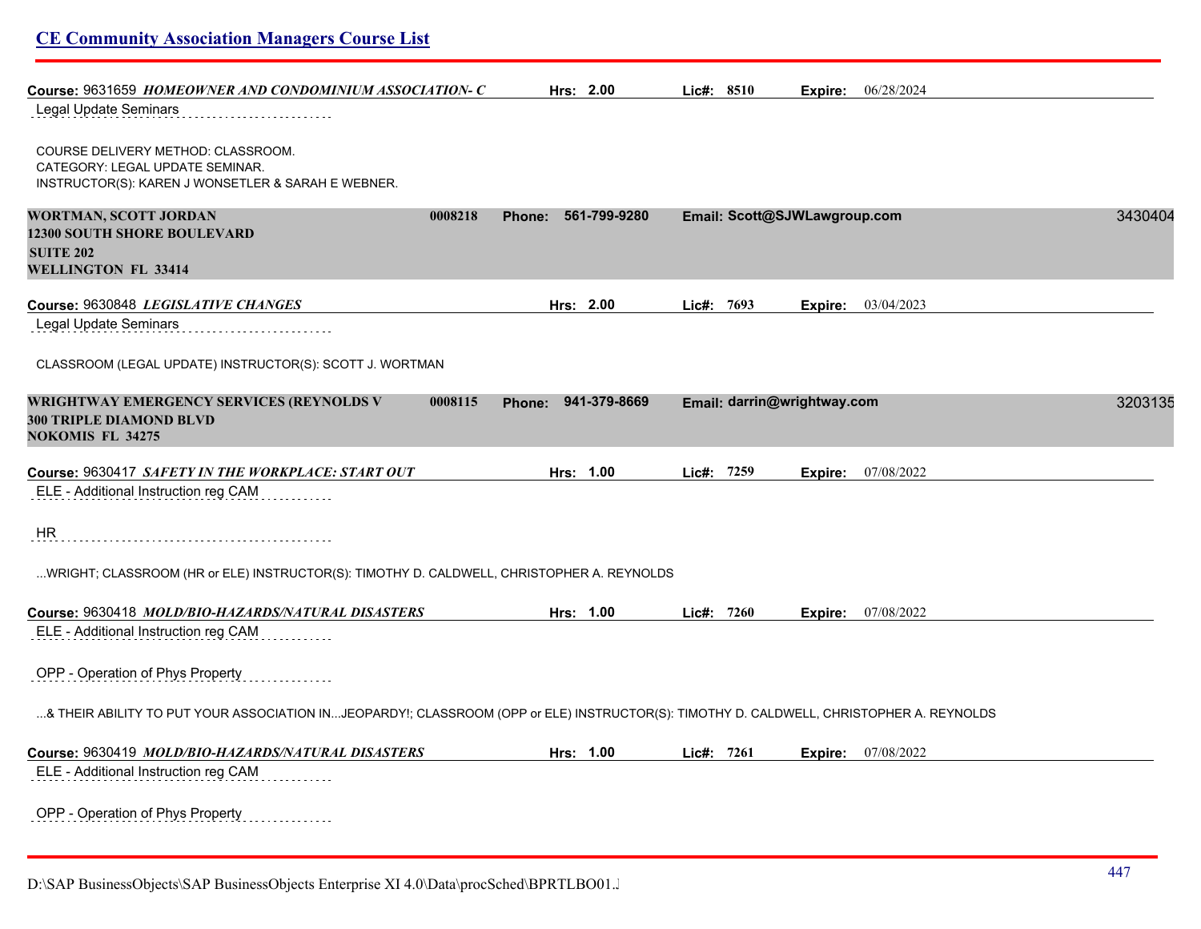**Course:** 9631659 ***HOMEOWNER AND CONDOMINIUM ASSOCIATION- C*** **Hrs: 2.00** **Lic#: 8510** **Expire:** 06/28/2024

Legal Update Seminars

COURSE DELIVERY METHOD: CLASSROOM.
CATEGORY: LEGAL UPDATE SEMINAR.
INSTRUCTOR(S): KAREN J WONSETLER & SARAH E WEBNER.

**WORTMAN, SCOTT JORDAN** **0008218** **Phone: 561-799-9280** **Email: Scott@SJWLawgroup.com** 3430404
**12300 SOUTH SHORE BOULEVARD**
**SUITE 202**
**WELLINGTON FL 33414**

**Course:** 9630848 ***LEGISLATIVE CHANGES*** **Hrs: 2.00** **Lic#: 7693** **Expire:** 03/04/2023

Legal Update Seminars

CLASSROOM (LEGAL UPDATE) INSTRUCTOR(S): SCOTT J. WORTMAN

**WRIGHTWAY EMERGENCY SERVICES (REYNOLDS V** **0008115** **Phone: 941-379-8669** **Email: darrin@wrightway.com** 3203135
**300 TRIPLE DIAMOND BLVD**
**NOKOMIS FL 34275**

**Course:** 9630417 ***SAFETY IN THE WORKPLACE: START OUT*** **Hrs: 1.00** **Lic#: 7259** **Expire:** 07/08/2022

ELE - Additional Instruction reg CAM

HR

...WRIGHT; CLASSROOM (HR or ELE) INSTRUCTOR(S): TIMOTHY D. CALDWELL, CHRISTOPHER A. REYNOLDS

**Course:** 9630418 ***MOLD/BIO-HAZARDS/NATURAL DISASTERS*** **Hrs: 1.00** **Lic#: 7260** **Expire:** 07/08/2022

ELE - Additional Instruction reg CAM

OPP - Operation of Phys Property

...& THEIR ABILITY TO PUT YOUR ASSOCIATION IN...JEOPARDY!; CLASSROOM (OPP or ELE) INSTRUCTOR(S): TIMOTHY D. CALDWELL, CHRISTOPHER A. REYNOLDS

**Course:** 9630419 ***MOLD/BIO-HAZARDS/NATURAL DISASTERS*** **Hrs: 1.00** **Lic#: 7261** **Expire:** 07/08/2022

ELE - Additional Instruction reg CAM

OPP - Operation of Phys Property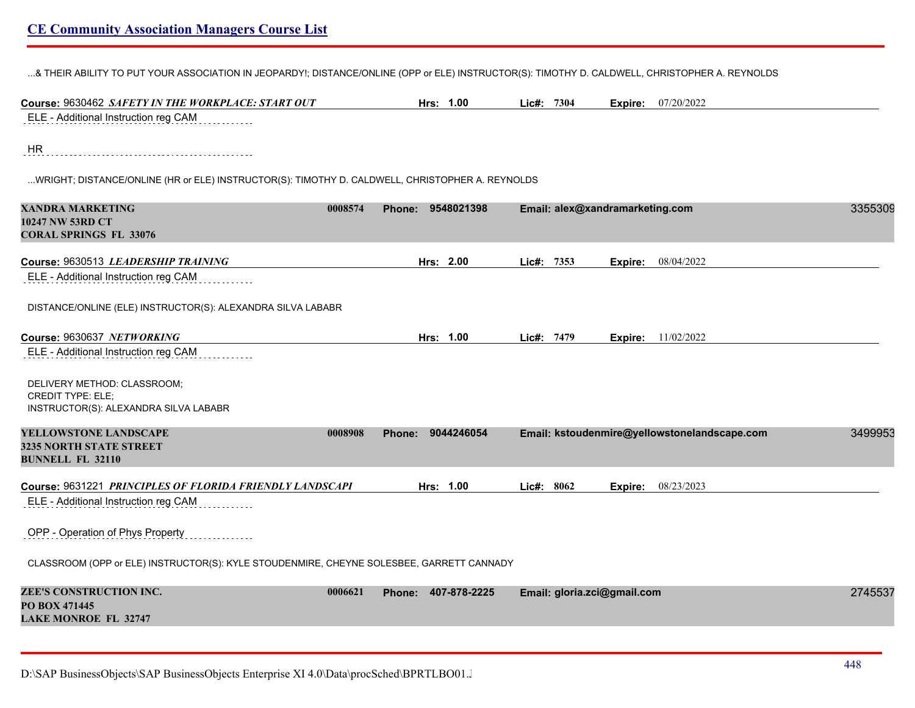...& THEIR ABILITY TO PUT YOUR ASSOCIATION IN JEOPARDY!; DISTANCE/ONLINE (OPP or ELE) INSTRUCTOR(S): TIMOTHY D. CALDWELL, CHRISTOPHER A. REYNOLDS

**Course:** 9630462 ***SAFETY IN THE WORKPLACE: START OUT*** **Hrs:** 1.00 **Lic#:** 7304 **Expire:** 07/20/2022

ELE - Additional Instruction reg CAM

HR

...WRIGHT; DISTANCE/ONLINE (HR or ELE) INSTRUCTOR(S): TIMOTHY D. CALDWELL, CHRISTOPHER A. REYNOLDS

**XANDRA MARKETING** 0008574 **Phone:** 9548021398 **Email:** alex@xandramarketing.com 3355309
**10247 NW 53RD CT**
**CORAL SPRINGS FL 33076**

**Course:** 9630513 ***LEADERSHIP TRAINING*** **Hrs:** 2.00 **Lic#:** 7353 **Expire:** 08/04/2022

ELE - Additional Instruction reg CAM

DISTANCE/ONLINE (ELE) INSTRUCTOR(S): ALEXANDRA SILVA LABABR

**Course:** 9630637 ***NETWORKING*** **Hrs:** 1.00 **Lic#:** 7479 **Expire:** 11/02/2022

ELE - Additional Instruction reg CAM

DELIVERY METHOD: CLASSROOM;
CREDIT TYPE: ELE;
INSTRUCTOR(S): ALEXANDRA SILVA LABABR

**YELLOWSTONE LANDSCAPE** 0008908 **Phone:** 9044246054 **Email:** kstoudenmire@yellowstonelandscape.com 3499953
**3235 NORTH STATE STREET**
**BUNNELL FL 32110**

**Course:** 9631221 ***PRINCIPLES OF FLORIDA FRIENDLY LANDSCAPI*** **Hrs:** 1.00 **Lic#:** 8062 **Expire:** 08/23/2023

ELE - Additional Instruction reg CAM

OPP - Operation of Phys Property

CLASSROOM (OPP or ELE) INSTRUCTOR(S): KYLE STOUDENMIRE, CHEYNE SOLESBEE, GARRETT CANNADY

**ZEE'S CONSTRUCTION INC.** 0006621 **Phone:** 407-878-2225 **Email:** gloria.zci@gmail.com 2745537
**PO BOX 471445**
**LAKE MONROE FL 32747**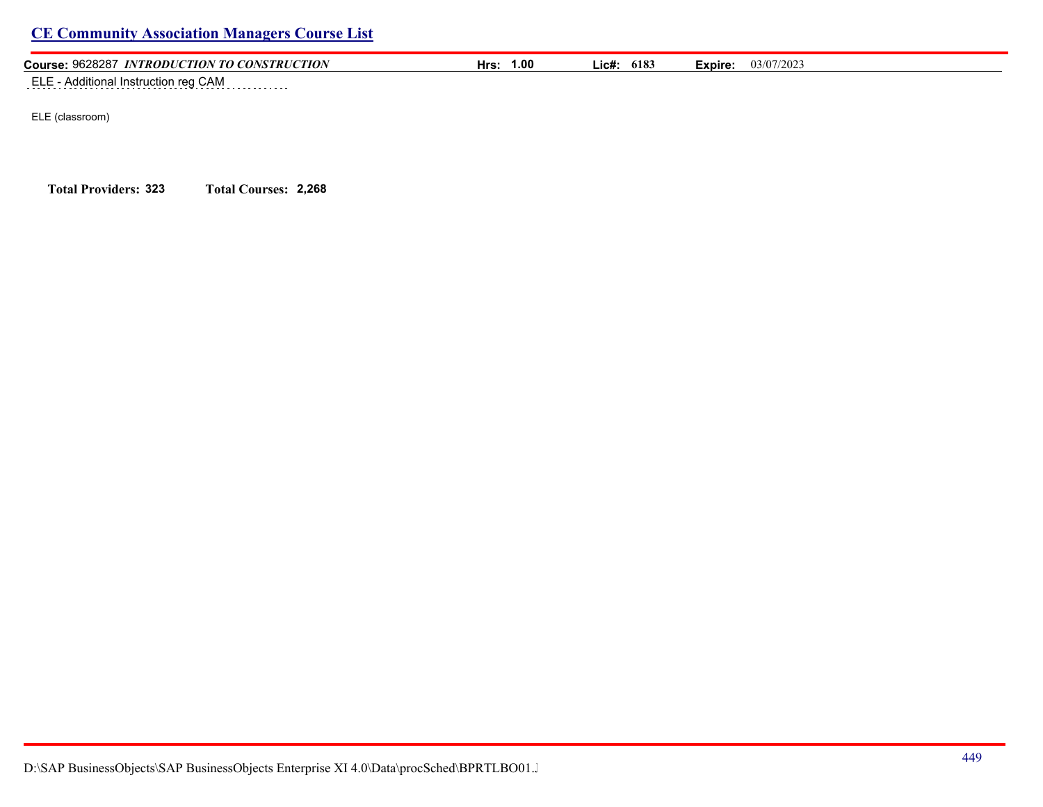## CE Community Association Managers Course List

**Course:** 9628287 ***INTRODUCTION TO CONSTRUCTION*** **Hrs: 1.00** **Lic#: 6183** **Expire:** 03/07/2023

ELE - Additional Instruction reg CAM

ELE (classroom)

**Total Providers: 323** **Total Courses: 2,268**

D:\SAP BusinessObjects\SAP BusinessObjects Enterprise XI 4.0\Data\procSched\BPRTLBO01.J